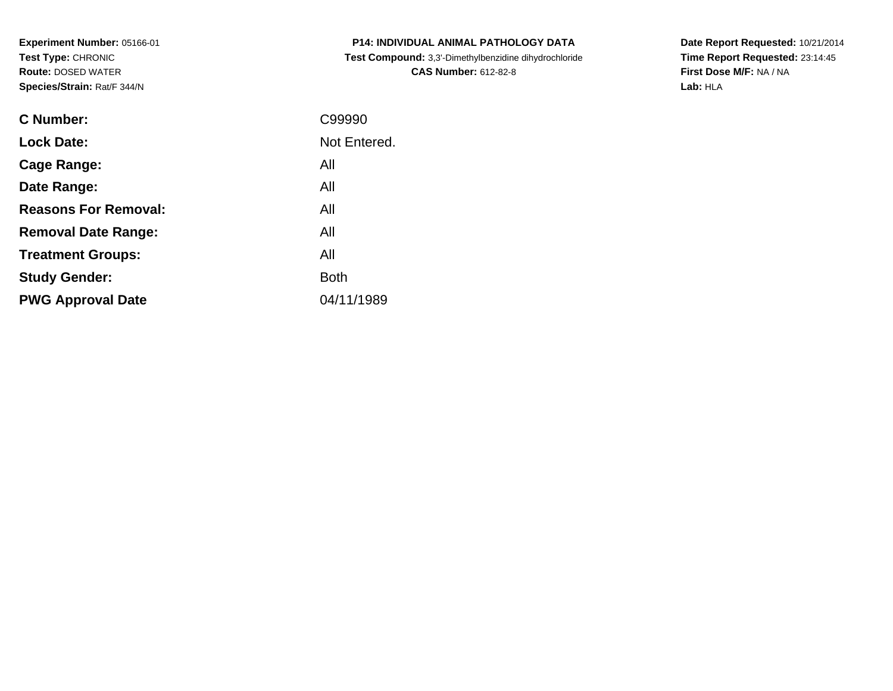**Experiment Number:** 05166-01
**Test Type:** CHRONIC
**Route:** DOSED WATER
**Species/Strain:** Rat/F 344/N

**P14: INDIVIDUAL ANIMAL PATHOLOGY DATA**
**Test Compound:** 3,3'-Dimethylbenzidine dihydrochloride
**CAS Number:** 612-82-8

**Date Report Requested:** 10/21/2014
**Time Report Requested:** 23:14:45
**First Dose M/F:** NA / NA
**Lab:** HLA

| | |
|---|---|
| **C Number:** | C99990 |
| **Lock Date:** | Not Entered. |
| **Cage Range:** | All |
| **Date Range:** | All |
| **Reasons For Removal:** | All |
| **Removal Date Range:** | All |
| **Treatment Groups:** | All |
| **Study Gender:** | Both |
| **PWG Approval Date** | 04/11/1989 |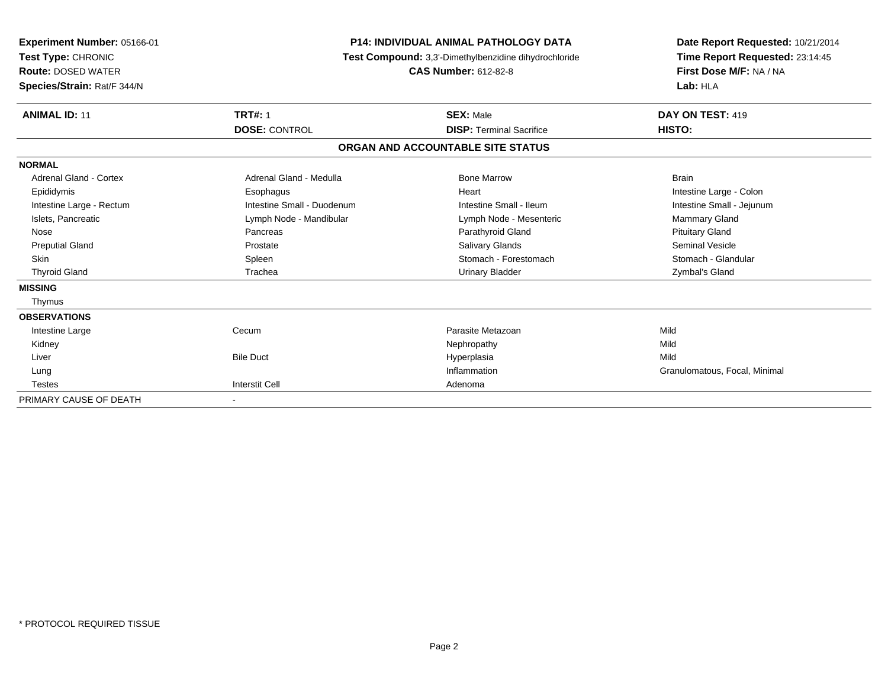**Experiment Number:** 05166-01
**Test Type:** CHRONIC
**Route:** DOSED WATER
**Species/Strain:** Rat/F 344/N

**P14: INDIVIDUAL ANIMAL PATHOLOGY DATA**
**Test Compound:** 3,3'-Dimethylbenzidine dihydrochloride
**CAS Number:** 612-82-8

**Date Report Requested:** 10/21/2014
**Time Report Requested:** 23:14:45
**First Dose M/F:** NA / NA
**Lab:** HLA

| **ANIMAL ID:** 11 | **TRT#:** 1 | **SEX:** Male | **DAY ON TEST:** 419 |
|---|---|---|---|
| | **DOSE:** CONTROL | **DISP:** Terminal Sacrifice | **HISTO:** |

## ORGAN AND ACCOUNTABLE SITE STATUS

| | | | |
|---|---|---|---|
| **NORMAL** | | | |
| Adrenal Gland - Cortex | Adrenal Gland - Medulla | Bone Marrow | Brain |
| Epididymis | Esophagus | Heart | Intestine Large - Colon |
| Intestine Large - Rectum | Intestine Small - Duodenum | Intestine Small - Ileum | Intestine Small - Jejunum |
| Islets, Pancreatic | Lymph Node - Mandibular | Lymph Node - Mesenteric | Mammary Gland |
| Nose | Pancreas | Parathyroid Gland | Pituitary Gland |
| Preputial Gland | Prostate | Salivary Glands | Seminal Vesicle |
| Skin | Spleen | Stomach - Forestomach | Stomach - Glandular |
| Thyroid Gland | Trachea | Urinary Bladder | Zymbal's Gland |
| **MISSING** | | | |
| Thymus | | | |
| **OBSERVATIONS** | | | |
| Intestine Large | Cecum | Parasite Metazoan | Mild |
| Kidney | | Nephropathy | Mild |
| Liver | Bile Duct | Hyperplasia | Mild |
| Lung | | Inflammation | Granulomatous, Focal, Minimal |
| Testes | Interstit Cell | Adenoma | |
| PRIMARY CAUSE OF DEATH | - | | |

\* PROTOCOL REQUIRED TISSUE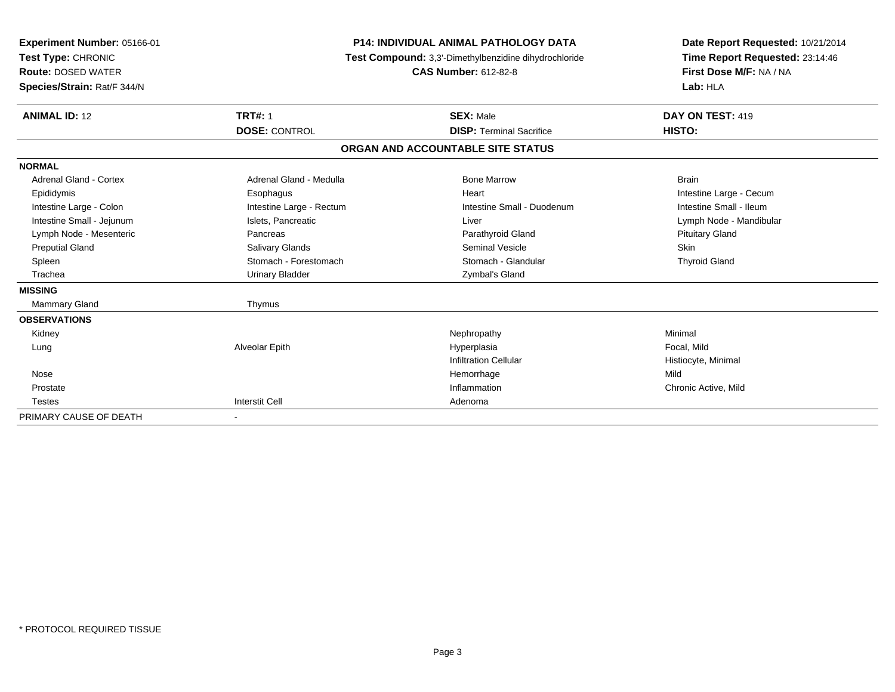**Experiment Number:** 05166-01
**Test Type:** CHRONIC
**Route:** DOSED WATER
**Species/Strain:** Rat/F 344/N

**P14: INDIVIDUAL ANIMAL PATHOLOGY DATA**
**Test Compound:** 3,3'-Dimethylbenzidine dihydrochloride
**CAS Number:** 612-82-8

**Date Report Requested:** 10/21/2014
**Time Report Requested:** 23:14:46
**First Dose M/F:** NA / NA
**Lab:** HLA

| **ANIMAL ID:** 12 | **TRT#:** 1 | **SEX:** Male | **DAY ON TEST:** 419 |
|---|---|---|---|
| | **DOSE:** CONTROL | **DISP:** Terminal Sacrifice | **HISTO:** |

## ORGAN AND ACCOUNTABLE SITE STATUS

| | | | |
|---|---|---|---|
| **NORMAL** | | | |
| Adrenal Gland - Cortex | Adrenal Gland - Medulla | Bone Marrow | Brain |
| Epididymis | Esophagus | Heart | Intestine Large - Cecum |
| Intestine Large - Colon | Intestine Large - Rectum | Intestine Small - Duodenum | Intestine Small - Ileum |
| Intestine Small - Jejunum | Islets, Pancreatic | Liver | Lymph Node - Mandibular |
| Lymph Node - Mesenteric | Pancreas | Parathyroid Gland | Pituitary Gland |
| Preputial Gland | Salivary Glands | Seminal Vesicle | Skin |
| Spleen | Stomach - Forestomach | Stomach - Glandular | Thyroid Gland |
| Trachea | Urinary Bladder | Zymbal's Gland | |
| **MISSING** | | | |
| Mammary Gland | Thymus | | |
| **OBSERVATIONS** | | | |
| Kidney | | Nephropathy | Minimal |
| Lung | Alveolar Epith | Hyperplasia | Focal, Mild |
| | | Infiltration Cellular | Histiocyte, Minimal |
| Nose | | Hemorrhage | Mild |
| Prostate | | Inflammation | Chronic Active, Mild |
| Testes | Interstit Cell | Adenoma | |
| PRIMARY CAUSE OF DEATH | - | | |

* PROTOCOL REQUIRED TISSUE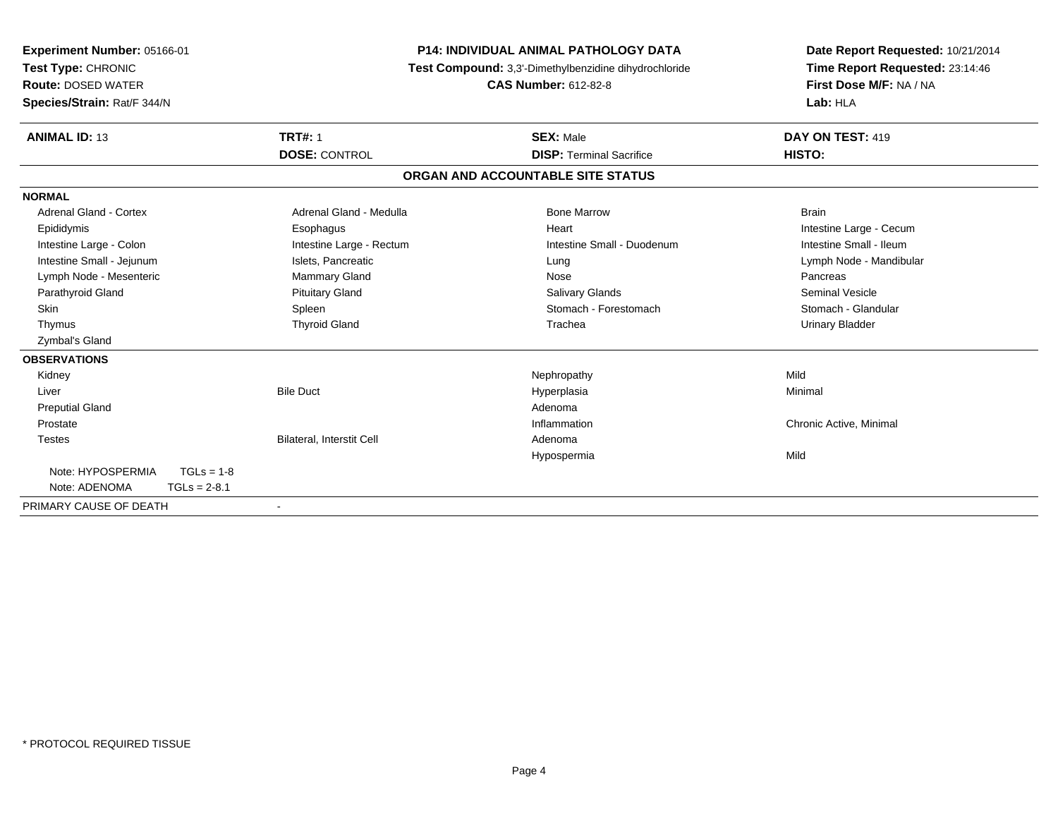**Experiment Number:** 05166-01
**Test Type:** CHRONIC
**Route:** DOSED WATER
**Species/Strain:** Rat/F 344/N

**P14: INDIVIDUAL ANIMAL PATHOLOGY DATA**
**Test Compound:** 3,3'-Dimethylbenzidine dihydrochloride
**CAS Number:** 612-82-8

**Date Report Requested:** 10/21/2014
**Time Report Requested:** 23:14:46
**First Dose M/F:** NA / NA
**Lab:** HLA

| **ANIMAL ID:** 13 | **TRT#:** 1 | **SEX:** Male | **DAY ON TEST:** 419 |
|---|---|---|---|
| | **DOSE:** CONTROL | **DISP:** Terminal Sacrifice | **HISTO:** |

## ORGAN AND ACCOUNTABLE SITE STATUS

**NORMAL**

| | | | |
|---|---|---|---|
| Adrenal Gland - Cortex | Adrenal Gland - Medulla | Bone Marrow | Brain |
| Epididymis | Esophagus | Heart | Intestine Large - Cecum |
| Intestine Large - Colon | Intestine Large - Rectum | Intestine Small - Duodenum | Intestine Small - Ileum |
| Intestine Small - Jejunum | Islets, Pancreatic | Lung | Lymph Node - Mandibular |
| Lymph Node - Mesenteric | Mammary Gland | Nose | Pancreas |
| Parathyroid Gland | Pituitary Gland | Salivary Glands | Seminal Vesicle |
| Skin | Spleen | Stomach - Forestomach | Stomach - Glandular |
| Thymus | Thyroid Gland | Trachea | Urinary Bladder |
| Zymbal's Gland | | | |

**OBSERVATIONS**

| | | | |
|---|---|---|---|
| Kidney | | Nephropathy | Mild |
| Liver | Bile Duct | Hyperplasia | Minimal |
| Preputial Gland | | Adenoma | |
| Prostate | | Inflammation | Chronic Active, Minimal |
| Testes | Bilateral, Interstit Cell | Adenoma | |
| | | Hypospermia | Mild |

Note: HYPOSPERMIA TGLs = 1-8
Note: ADENOMA TGLs = 2-8.1

PRIMARY CAUSE OF DEATH -

* PROTOCOL REQUIRED TISSUE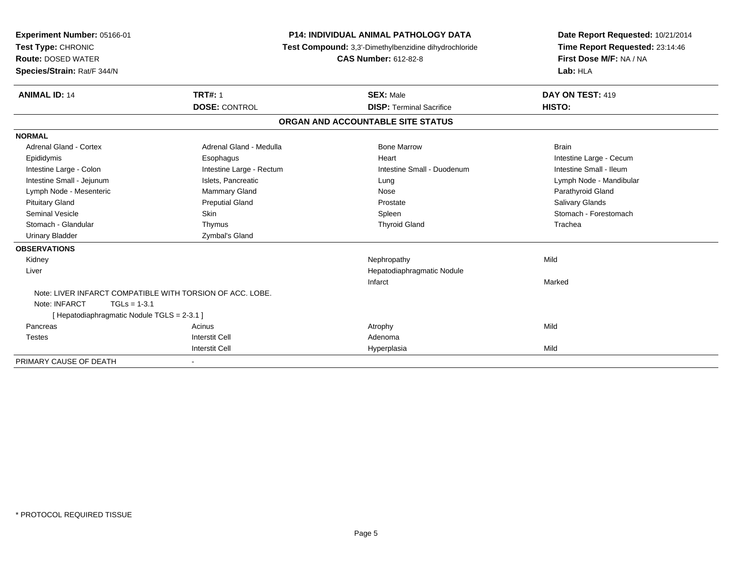**Experiment Number:** 05166-01
**Test Type:** CHRONIC
**Route:** DOSED WATER
**Species/Strain:** Rat/F 344/N

**P14: INDIVIDUAL ANIMAL PATHOLOGY DATA**
**Test Compound:** 3,3'-Dimethylbenzidine dihydrochloride
**CAS Number:** 612-82-8

**Date Report Requested:** 10/21/2014
**Time Report Requested:** 23:14:46
**First Dose M/F:** NA / NA
**Lab:** HLA

| **ANIMAL ID:** 14 | **TRT#:** 1 | **SEX:** Male | **DAY ON TEST:** 419 |
|---|---|---|---|
| | **DOSE:** CONTROL | **DISP:** Terminal Sacrifice | **HISTO:** |

## ORGAN AND ACCOUNTABLE SITE STATUS

**NORMAL**

| | | | |
|---|---|---|---|
| Adrenal Gland - Cortex | Adrenal Gland - Medulla | Bone Marrow | Brain |
| Epididymis | Esophagus | Heart | Intestine Large - Cecum |
| Intestine Large - Colon | Intestine Large - Rectum | Intestine Small - Duodenum | Intestine Small - Ileum |
| Intestine Small - Jejunum | Islets, Pancreatic | Lung | Lymph Node - Mandibular |
| Lymph Node - Mesenteric | Mammary Gland | Nose | Parathyroid Gland |
| Pituitary Gland | Preputial Gland | Prostate | Salivary Glands |
| Seminal Vesicle | Skin | Spleen | Stomach - Forestomach |
| Stomach - Glandular | Thymus | Thyroid Gland | Trachea |
| Urinary Bladder | Zymbal's Gland | | |

**OBSERVATIONS**

| | | | |
|---|---|---|---|
| Kidney | | Nephropathy | Mild |
| Liver | | Hepatodiaphragmatic Nodule | |
| | | Infarct | Marked |

Note: LIVER INFARCT COMPATIBLE WITH TORSION OF ACC. LOBE.
Note: INFARCT TGLs = 1-3.1
[ Hepatodiaphragmatic Nodule TGLS = 2-3.1 ]

| | | | |
|---|---|---|---|
| Pancreas | Acinus | Atrophy | Mild |
| Testes | Interstit Cell | Adenoma | |
| | Interstit Cell | Hyperplasia | Mild |

PRIMARY CAUSE OF DEATH -

* PROTOCOL REQUIRED TISSUE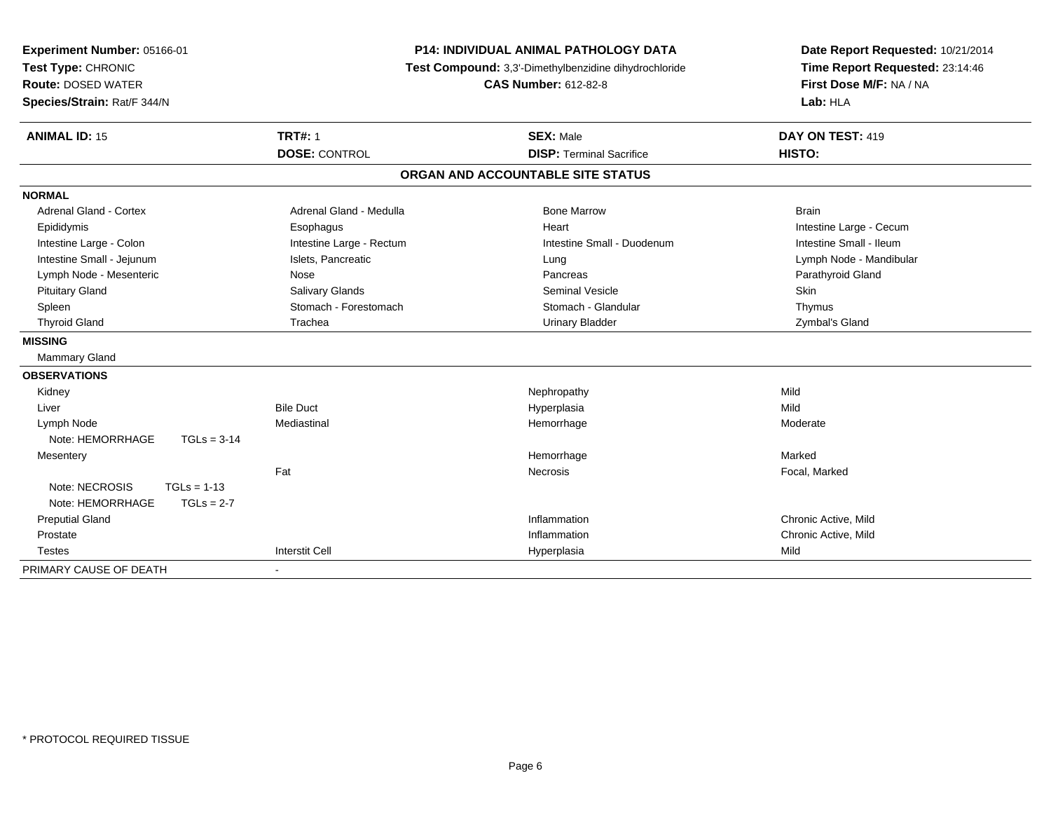**Experiment Number:** 05166-01
**Test Type:** CHRONIC
**Route:** DOSED WATER
**Species/Strain:** Rat/F 344/N

**P14: INDIVIDUAL ANIMAL PATHOLOGY DATA**
**Test Compound:** 3,3'-Dimethylbenzidine dihydrochloride
**CAS Number:** 612-82-8

**Date Report Requested:** 10/21/2014
**Time Report Requested:** 23:14:46
**First Dose M/F:** NA / NA
**Lab:** HLA

| **ANIMAL ID:** 15 | **TRT#:** 1 | **SEX:** Male | **DAY ON TEST:** 419 |
|---|---|---|---|
| | **DOSE:** CONTROL | **DISP:** Terminal Sacrifice | **HISTO:** |

**ORGAN AND ACCOUNTABLE SITE STATUS**

| | | | |
|---|---|---|---|
| **NORMAL** | | | |
| Adrenal Gland - Cortex | Adrenal Gland - Medulla | Bone Marrow | Brain |
| Epididymis | Esophagus | Heart | Intestine Large - Cecum |
| Intestine Large - Colon | Intestine Large - Rectum | Intestine Small - Duodenum | Intestine Small - Ileum |
| Intestine Small - Jejunum | Islets, Pancreatic | Lung | Lymph Node - Mandibular |
| Lymph Node - Mesenteric | Nose | Pancreas | Parathyroid Gland |
| Pituitary Gland | Salivary Glands | Seminal Vesicle | Skin |
| Spleen | Stomach - Forestomach | Stomach - Glandular | Thymus |
| Thyroid Gland | Trachea | Urinary Bladder | Zymbal's Gland |
| **MISSING** | | | |
| Mammary Gland | | | |
| **OBSERVATIONS** | | | |
| Kidney | | Nephropathy | Mild |
| Liver | Bile Duct | Hyperplasia | Mild |
| Lymph Node | Mediastinal | Hemorrhage | Moderate |
| Note: HEMORRHAGE TGLs = 3-14 | | | |
| Mesentery | | Hemorrhage | Marked |
| | Fat | Necrosis | Focal, Marked |
| Note: NECROSIS TGLs = 1-13 | | | |
| Note: HEMORRHAGE TGLs = 2-7 | | | |
| Preputial Gland | | Inflammation | Chronic Active, Mild |
| Prostate | | Inflammation | Chronic Active, Mild |
| Testes | Interstit Cell | Hyperplasia | Mild |
| PRIMARY CAUSE OF DEATH | - | | |

* PROTOCOL REQUIRED TISSUE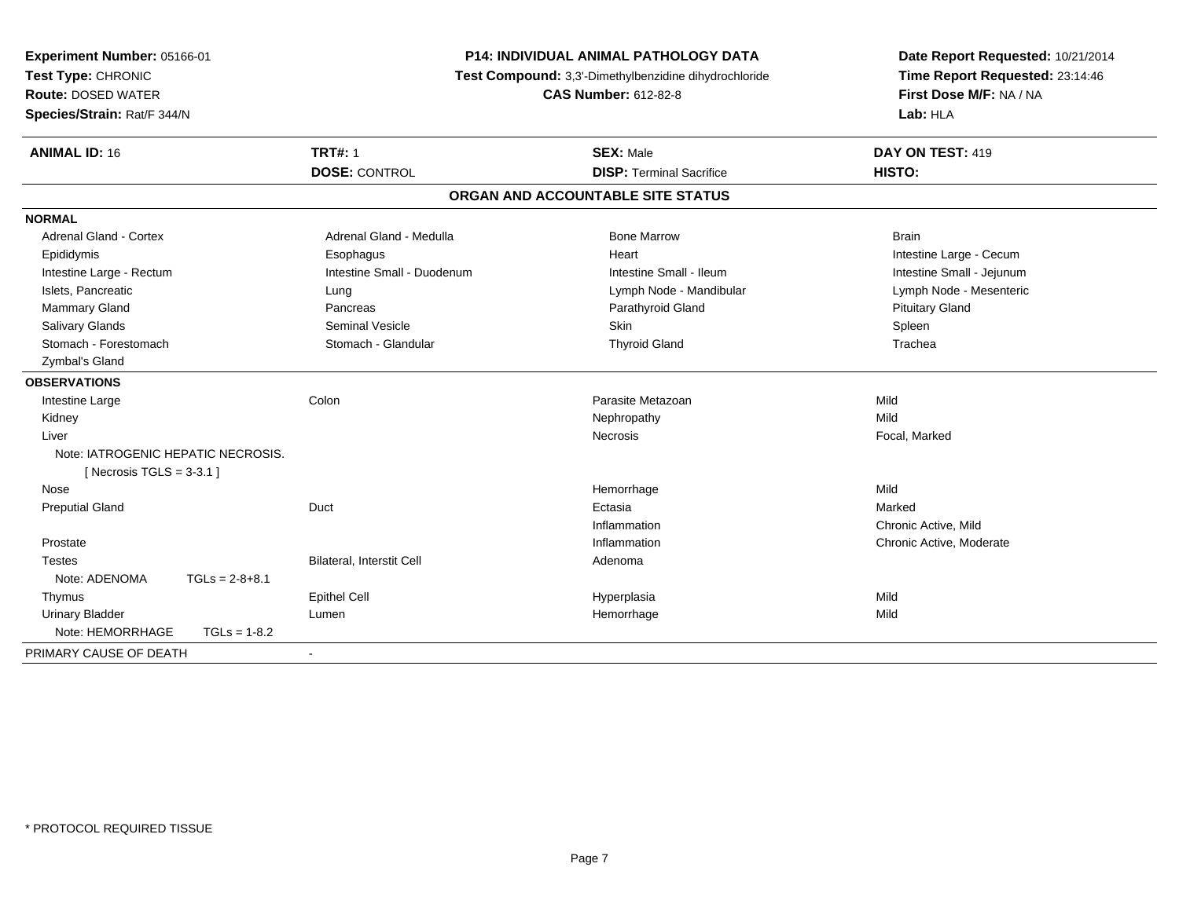**Experiment Number:** 05166-01
**Test Type:** CHRONIC
**Route:** DOSED WATER
**Species/Strain:** Rat/F 344/N

**P14: INDIVIDUAL ANIMAL PATHOLOGY DATA**
**Test Compound:** 3,3'-Dimethylbenzidine dihydrochloride
**CAS Number:** 612-82-8

**Date Report Requested:** 10/21/2014
**Time Report Requested:** 23:14:46
**First Dose M/F:** NA / NA
**Lab:** HLA

| **ANIMAL ID:** 16 | **TRT#:** 1 | **SEX:** Male | **DAY ON TEST:** 419 |
|---|---|---|---|
| | **DOSE:** CONTROL | **DISP:** Terminal Sacrifice | **HISTO:** |

## ORGAN AND ACCOUNTABLE SITE STATUS

| | | | |
|---|---|---|---|
| **NORMAL** | | | |
| Adrenal Gland - Cortex | Adrenal Gland - Medulla | Bone Marrow | Brain |
| Epididymis | Esophagus | Heart | Intestine Large - Cecum |
| Intestine Large - Rectum | Intestine Small - Duodenum | Intestine Small - Ileum | Intestine Small - Jejunum |
| Islets, Pancreatic | Lung | Lymph Node - Mandibular | Lymph Node - Mesenteric |
| Mammary Gland | Pancreas | Parathyroid Gland | Pituitary Gland |
| Salivary Glands | Seminal Vesicle | Skin | Spleen |
| Stomach - Forestomach | Stomach - Glandular | Thyroid Gland | Trachea |
| Zymbal's Gland | | | |
| **OBSERVATIONS** | | | |
| Intestine Large | Colon | Parasite Metazoan | Mild |
| Kidney | | Nephropathy | Mild |
| Liver | | Necrosis | Focal, Marked |
| Note: IATROGENIC HEPATIC NECROSIS. [ Necrosis TGLS = 3-3.1 ] | | | |
| Nose | | Hemorrhage | Mild |
| Preputial Gland | Duct | Ectasia | Marked |
| | | Inflammation | Chronic Active, Mild |
| Prostate | | Inflammation | Chronic Active, Moderate |
| Testes | Bilateral, Interstit Cell | Adenoma | |
| Note: ADENOMA TGLs = 2-8+8.1 | | | |
| Thymus | Epithel Cell | Hyperplasia | Mild |
| Urinary Bladder | Lumen | Hemorrhage | Mild |
| Note: HEMORRHAGE TGLs = 1-8.2 | | | |
| PRIMARY CAUSE OF DEATH | - | | |

* PROTOCOL REQUIRED TISSUE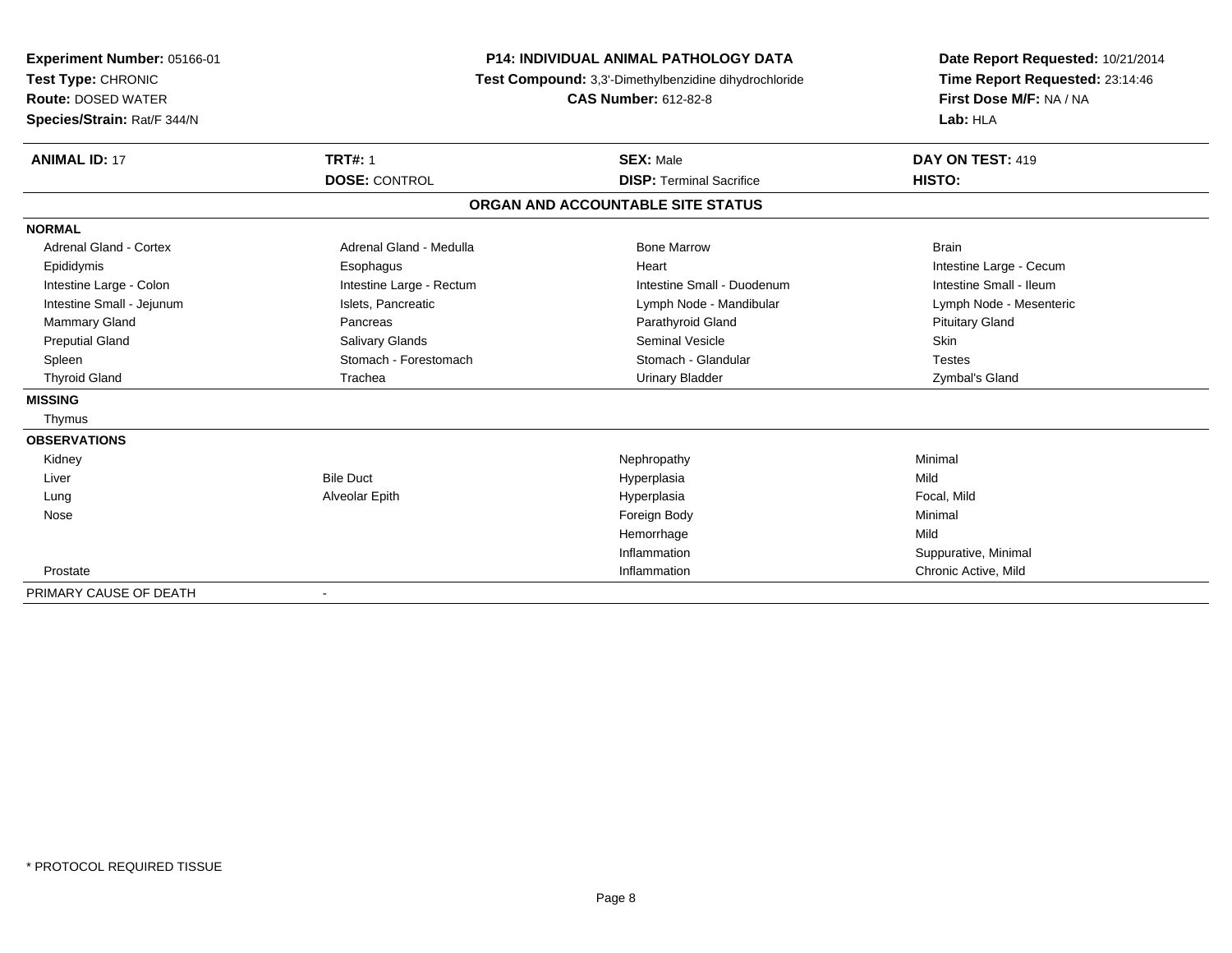**Experiment Number:** 05166-01
**Test Type:** CHRONIC
**Route:** DOSED WATER
**Species/Strain:** Rat/F 344/N

**P14: INDIVIDUAL ANIMAL PATHOLOGY DATA**
**Test Compound:** 3,3'-Dimethylbenzidine dihydrochloride
**CAS Number:** 612-82-8

**Date Report Requested:** 10/21/2014
**Time Report Requested:** 23:14:46
**First Dose M/F:** NA / NA
**Lab:** HLA

| **ANIMAL ID:** 17 | **TRT#:** 1 | **SEX:** Male | **DAY ON TEST:** 419 |
|---|---|---|---|
| | **DOSE:** CONTROL | **DISP:** Terminal Sacrifice | **HISTO:** |

**ORGAN AND ACCOUNTABLE SITE STATUS**

| | | | |
|---|---|---|---|
| **NORMAL** | | | |
| Adrenal Gland - Cortex | Adrenal Gland - Medulla | Bone Marrow | Brain |
| Epididymis | Esophagus | Heart | Intestine Large - Cecum |
| Intestine Large - Colon | Intestine Large - Rectum | Intestine Small - Duodenum | Intestine Small - Ileum |
| Intestine Small - Jejunum | Islets, Pancreatic | Lymph Node - Mandibular | Lymph Node - Mesenteric |
| Mammary Gland | Pancreas | Parathyroid Gland | Pituitary Gland |
| Preputial Gland | Salivary Glands | Seminal Vesicle | Skin |
| Spleen | Stomach - Forestomach | Stomach - Glandular | Testes |
| Thyroid Gland | Trachea | Urinary Bladder | Zymbal's Gland |
| **MISSING** | | | |
| Thymus | | | |
| **OBSERVATIONS** | | | |
| Kidney | | Nephropathy | Minimal |
| Liver | Bile Duct | Hyperplasia | Mild |
| Lung | Alveolar Epith | Hyperplasia | Focal, Mild |
| Nose | | Foreign Body | Minimal |
| | | Hemorrhage | Mild |
| | | Inflammation | Suppurative, Minimal |
| Prostate | | Inflammation | Chronic Active, Mild |
| PRIMARY CAUSE OF DEATH | - | | |

* PROTOCOL REQUIRED TISSUE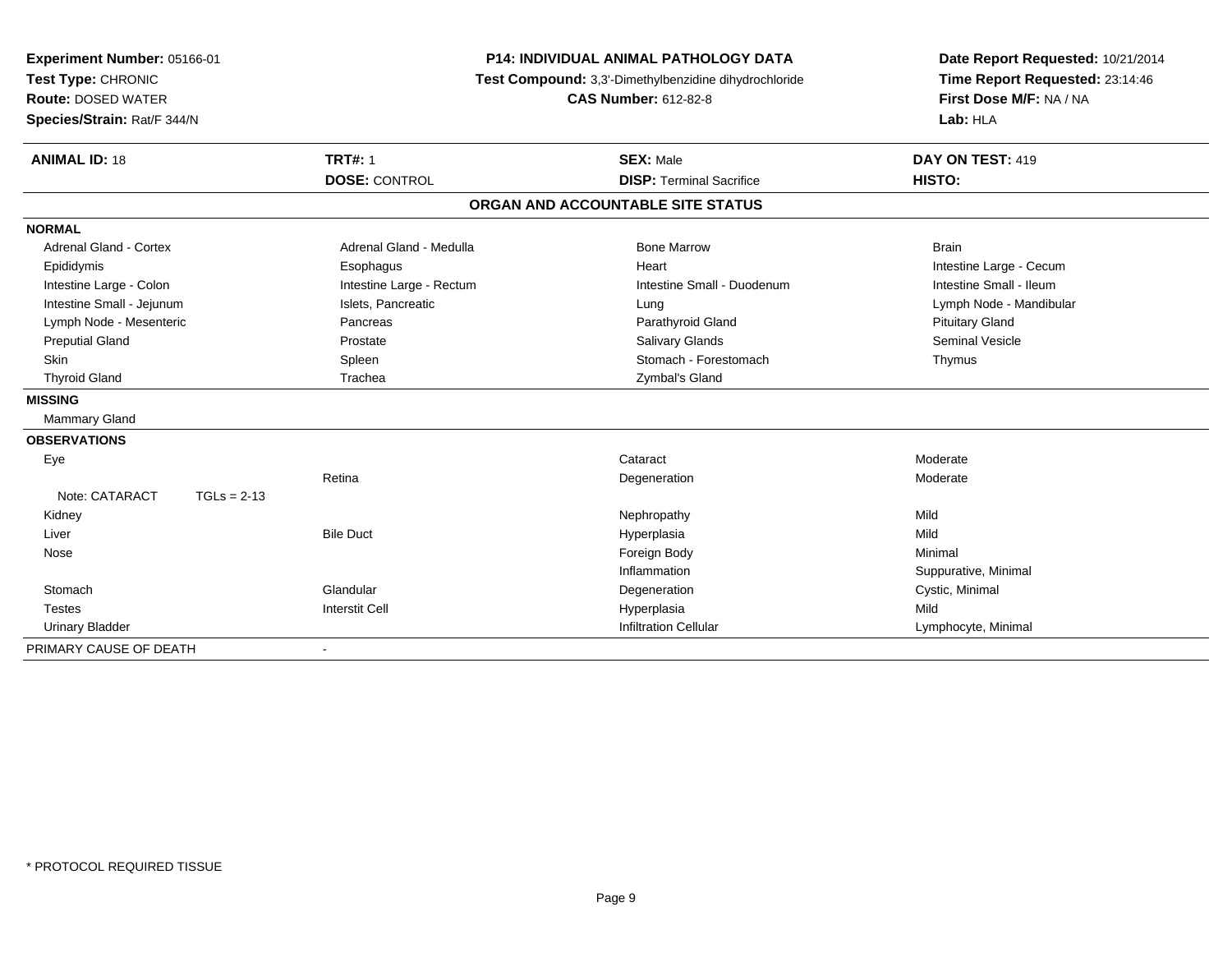**Experiment Number:** 05166-01
**Test Type:** CHRONIC
**Route:** DOSED WATER
**Species/Strain:** Rat/F 344/N

**P14: INDIVIDUAL ANIMAL PATHOLOGY DATA**
**Test Compound:** 3,3'-Dimethylbenzidine dihydrochloride
**CAS Number:** 612-82-8

**Date Report Requested:** 10/21/2014
**Time Report Requested:** 23:14:46
**First Dose M/F:** NA / NA
**Lab:** HLA

| **ANIMAL ID:** 18 | **TRT#:** 1 | **SEX:** Male | **DAY ON TEST:** 419 |
|---|---|---|---|
| | **DOSE:** CONTROL | **DISP:** Terminal Sacrifice | **HISTO:** |

**ORGAN AND ACCOUNTABLE SITE STATUS**

**NORMAL**

| | | | |
|---|---|---|---|
| Adrenal Gland - Cortex | Adrenal Gland - Medulla | Bone Marrow | Brain |
| Epididymis | Esophagus | Heart | Intestine Large - Cecum |
| Intestine Large - Colon | Intestine Large - Rectum | Intestine Small - Duodenum | Intestine Small - Ileum |
| Intestine Small - Jejunum | Islets, Pancreatic | Lung | Lymph Node - Mandibular |
| Lymph Node - Mesenteric | Pancreas | Parathyroid Gland | Pituitary Gland |
| Preputial Gland | Prostate | Salivary Glands | Seminal Vesicle |
| Skin | Spleen | Stomach - Forestomach | Thymus |
| Thyroid Gland | Trachea | Zymbal's Gland | |

**MISSING**

Mammary Gland

**OBSERVATIONS**

| Organ | Site | Observation | Severity |
|---|---|---|---|
| Eye | | Cataract | Moderate |
| | Retina | Degeneration | Moderate |
| Note: CATARACT TGLs = 2-13 | | | |
| Kidney | | Nephropathy | Mild |
| Liver | Bile Duct | Hyperplasia | Mild |
| Nose | | Foreign Body | Minimal |
| | | Inflammation | Suppurative, Minimal |
| Stomach | Glandular | Degeneration | Cystic, Minimal |
| Testes | Interstit Cell | Hyperplasia | Mild |
| Urinary Bladder | | Infiltration Cellular | Lymphocyte, Minimal |

PRIMARY CAUSE OF DEATH -

* PROTOCOL REQUIRED TISSUE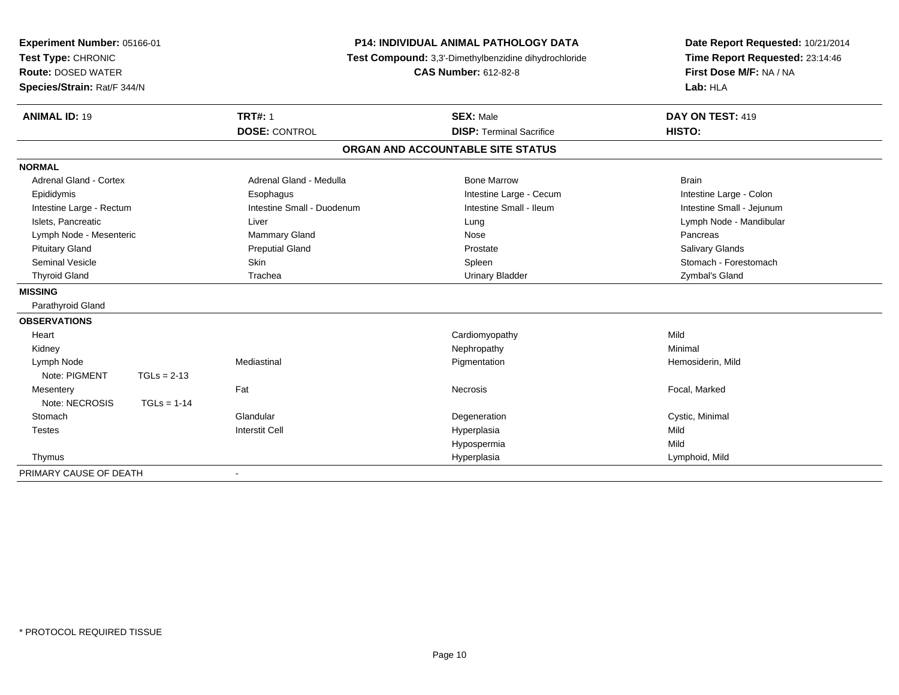**Experiment Number:** 05166-01
**Test Type:** CHRONIC
**Route:** DOSED WATER
**Species/Strain:** Rat/F 344/N

**P14: INDIVIDUAL ANIMAL PATHOLOGY DATA**
**Test Compound:** 3,3'-Dimethylbenzidine dihydrochloride
**CAS Number:** 612-82-8

**Date Report Requested:** 10/21/2014
**Time Report Requested:** 23:14:46
**First Dose M/F:** NA / NA
**Lab:** HLA

| **ANIMAL ID:** 19 | **TRT#:** 1 | **SEX:** Male | **DAY ON TEST:** 419 |
|---|---|---|---|
| | **DOSE:** CONTROL | **DISP:** Terminal Sacrifice | **HISTO:** |

**ORGAN AND ACCOUNTABLE SITE STATUS**

**NORMAL**

| | | | |
|---|---|---|---|
| Adrenal Gland - Cortex | Adrenal Gland - Medulla | Bone Marrow | Brain |
| Epididymis | Esophagus | Intestine Large - Cecum | Intestine Large - Colon |
| Intestine Large - Rectum | Intestine Small - Duodenum | Intestine Small - Ileum | Intestine Small - Jejunum |
| Islets, Pancreatic | Liver | Lung | Lymph Node - Mandibular |
| Lymph Node - Mesenteric | Mammary Gland | Nose | Pancreas |
| Pituitary Gland | Preputial Gland | Prostate | Salivary Glands |
| Seminal Vesicle | Skin | Spleen | Stomach - Forestomach |
| Thyroid Gland | Trachea | Urinary Bladder | Zymbal's Gland |

**MISSING**

Parathyroid Gland

**OBSERVATIONS**

| | | | |
|---|---|---|---|
| Heart | | Cardiomyopathy | Mild |
| Kidney | | Nephropathy | Minimal |
| Lymph Node | Mediastinal | Pigmentation | Hemosiderin, Mild |
| Note: PIGMENT TGLs = 2-13 | | | |
| Mesentery | Fat | Necrosis | Focal, Marked |
| Note: NECROSIS TGLs = 1-14 | | | |
| Stomach | Glandular | Degeneration | Cystic, Minimal |
| Testes | Interstit Cell | Hyperplasia | Mild |
| | | Hypospermia | Mild |
| Thymus | | Hyperplasia | Lymphoid, Mild |

PRIMARY CAUSE OF DEATH -

\* PROTOCOL REQUIRED TISSUE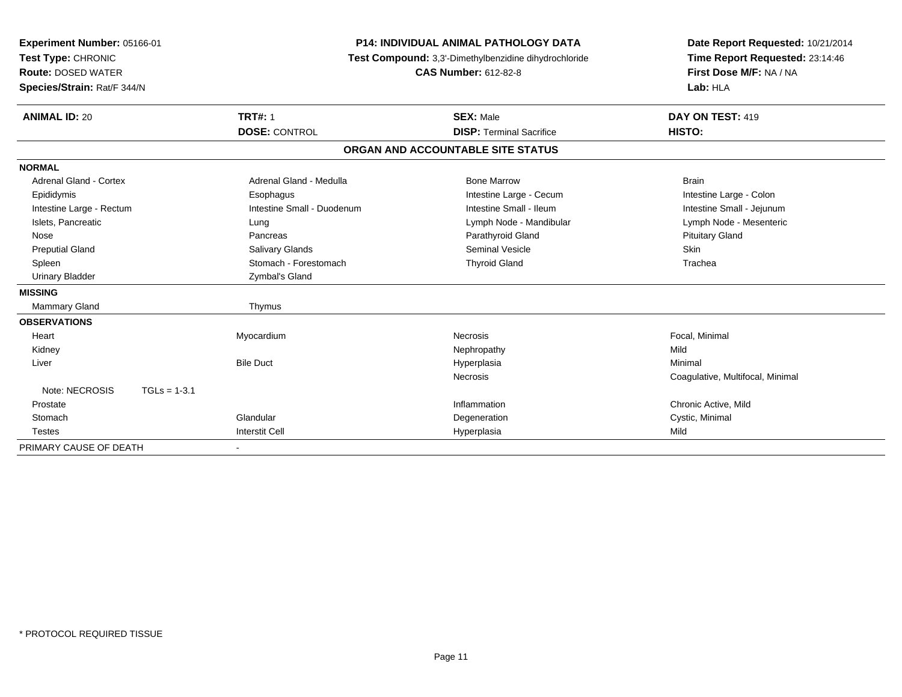**Experiment Number:** 05166-01
**Test Type:** CHRONIC
**Route:** DOSED WATER
**Species/Strain:** Rat/F 344/N

**P14: INDIVIDUAL ANIMAL PATHOLOGY DATA**
**Test Compound:** 3,3'-Dimethylbenzidine dihydrochloride
**CAS Number:** 612-82-8

**Date Report Requested:** 10/21/2014
**Time Report Requested:** 23:14:46
**First Dose M/F:** NA / NA
**Lab:** HLA

| **ANIMAL ID:** 20 | **TRT#:** 1 | **SEX:** Male | **DAY ON TEST:** 419 |
|---|---|---|---|
| | **DOSE:** CONTROL | **DISP:** Terminal Sacrifice | **HISTO:** |

## ORGAN AND ACCOUNTABLE SITE STATUS

**NORMAL**

| | | | |
|---|---|---|---|
| Adrenal Gland - Cortex | Adrenal Gland - Medulla | Bone Marrow | Brain |
| Epididymis | Esophagus | Intestine Large - Cecum | Intestine Large - Colon |
| Intestine Large - Rectum | Intestine Small - Duodenum | Intestine Small - Ileum | Intestine Small - Jejunum |
| Islets, Pancreatic | Lung | Lymph Node - Mandibular | Lymph Node - Mesenteric |
| Nose | Pancreas | Parathyroid Gland | Pituitary Gland |
| Preputial Gland | Salivary Glands | Seminal Vesicle | Skin |
| Spleen | Stomach - Forestomach | Thyroid Gland | Trachea |
| Urinary Bladder | Zymbal's Gland | | |

**MISSING**

| | |
|---|---|
| Mammary Gland | Thymus |

**OBSERVATIONS**

| | | | |
|---|---|---|---|
| Heart | Myocardium | Necrosis | Focal, Minimal |
| Kidney | | Nephropathy | Mild |
| Liver | Bile Duct | Hyperplasia | Minimal |
| | | Necrosis | Coagulative, Multifocal, Minimal |
| Note: NECROSIS TGLs = 1-3.1 | | | |
| Prostate | | Inflammation | Chronic Active, Mild |
| Stomach | Glandular | Degeneration | Cystic, Minimal |
| Testes | Interstit Cell | Hyperplasia | Mild |

PRIMARY CAUSE OF DEATH -

\* PROTOCOL REQUIRED TISSUE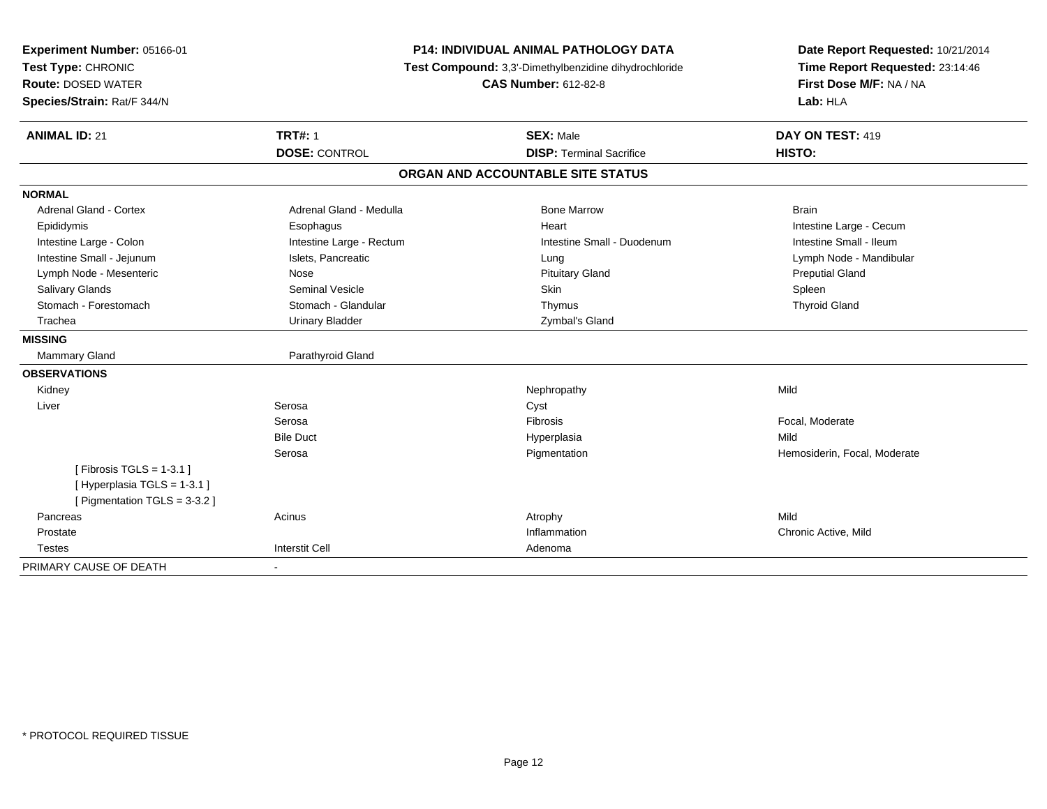**Experiment Number:** 05166-01
**Test Type:** CHRONIC
**Route:** DOSED WATER
**Species/Strain:** Rat/F 344/N

**P14: INDIVIDUAL ANIMAL PATHOLOGY DATA**
**Test Compound:** 3,3'-Dimethylbenzidine dihydrochloride
**CAS Number:** 612-82-8

**Date Report Requested:** 10/21/2014
**Time Report Requested:** 23:14:46
**First Dose M/F:** NA / NA
**Lab:** HLA

| **ANIMAL ID:** 21 | **TRT#:** 1 | **SEX:** Male | **DAY ON TEST:** 419 |
|---|---|---|---|
| | **DOSE:** CONTROL | **DISP:** Terminal Sacrifice | **HISTO:** |

## ORGAN AND ACCOUNTABLE SITE STATUS

| | | | |
|---|---|---|---|
| **NORMAL** | | | |
| Adrenal Gland - Cortex | Adrenal Gland - Medulla | Bone Marrow | Brain |
| Epididymis | Esophagus | Heart | Intestine Large - Cecum |
| Intestine Large - Colon | Intestine Large - Rectum | Intestine Small - Duodenum | Intestine Small - Ileum |
| Intestine Small - Jejunum | Islets, Pancreatic | Lung | Lymph Node - Mandibular |
| Lymph Node - Mesenteric | Nose | Pituitary Gland | Preputial Gland |
| Salivary Glands | Seminal Vesicle | Skin | Spleen |
| Stomach - Forestomach | Stomach - Glandular | Thymus | Thyroid Gland |
| Trachea | Urinary Bladder | Zymbal's Gland | |
| **MISSING** | | | |
| Mammary Gland | Parathyroid Gland | | |
| **OBSERVATIONS** | | | |
| Kidney | | Nephropathy | Mild |
| Liver | Serosa | Cyst | |
| | Serosa | Fibrosis | Focal, Moderate |
| | Bile Duct | Hyperplasia | Mild |
| | Serosa | Pigmentation | Hemosiderin, Focal, Moderate |
| [ Fibrosis TGLS = 1-3.1 ] | | | |
| [ Hyperplasia TGLS = 1-3.1 ] | | | |
| [ Pigmentation TGLS = 3-3.2 ] | | | |
| Pancreas | Acinus | Atrophy | Mild |
| Prostate | | Inflammation | Chronic Active, Mild |
| Testes | Interstit Cell | Adenoma | |
| PRIMARY CAUSE OF DEATH | - | | |

* PROTOCOL REQUIRED TISSUE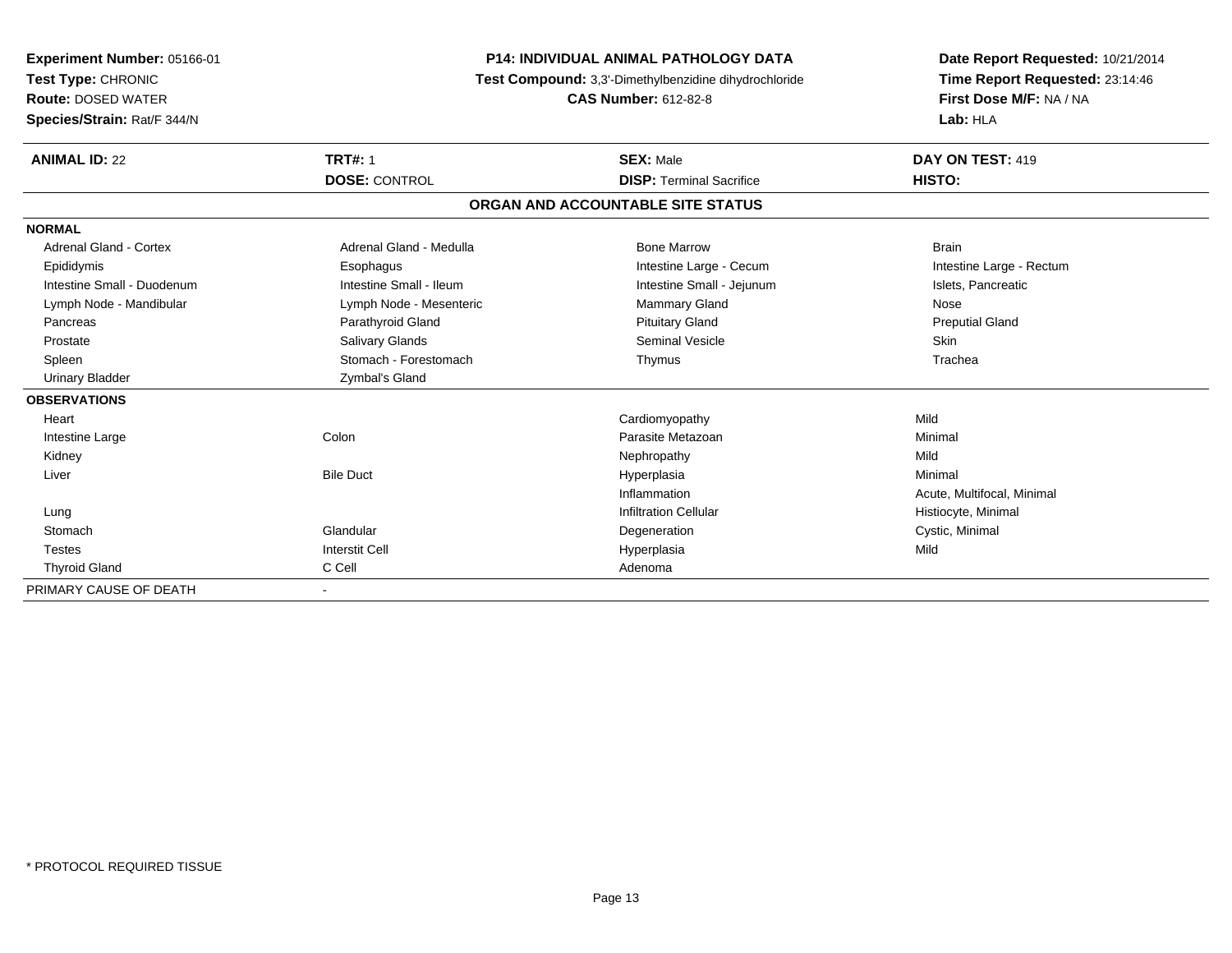**Experiment Number:** 05166-01
**Test Type:** CHRONIC
**Route:** DOSED WATER
**Species/Strain:** Rat/F 344/N

**P14: INDIVIDUAL ANIMAL PATHOLOGY DATA**
**Test Compound:** 3,3'-Dimethylbenzidine dihydrochloride
**CAS Number:** 612-82-8

**Date Report Requested:** 10/21/2014
**Time Report Requested:** 23:14:46
**First Dose M/F:** NA / NA
**Lab:** HLA

| **ANIMAL ID:** 22 | **TRT#:** 1 | **SEX:** Male | **DAY ON TEST:** 419 |
|---|---|---|---|
| | **DOSE:** CONTROL | **DISP:** Terminal Sacrifice | **HISTO:** |

**ORGAN AND ACCOUNTABLE SITE STATUS**

| | | | |
|---|---|---|---|
| **NORMAL** | | | |
| Adrenal Gland - Cortex | Adrenal Gland - Medulla | Bone Marrow | Brain |
| Epididymis | Esophagus | Intestine Large - Cecum | Intestine Large - Rectum |
| Intestine Small - Duodenum | Intestine Small - Ileum | Intestine Small - Jejunum | Islets, Pancreatic |
| Lymph Node - Mandibular | Lymph Node - Mesenteric | Mammary Gland | Nose |
| Pancreas | Parathyroid Gland | Pituitary Gland | Preputial Gland |
| Prostate | Salivary Glands | Seminal Vesicle | Skin |
| Spleen | Stomach - Forestomach | Thymus | Trachea |
| Urinary Bladder | Zymbal's Gland | | |
| **OBSERVATIONS** | | | |
| Heart | | Cardiomyopathy | Mild |
| Intestine Large | Colon | Parasite Metazoan | Minimal |
| Kidney | | Nephropathy | Mild |
| Liver | Bile Duct | Hyperplasia | Minimal |
| | | Inflammation | Acute, Multifocal, Minimal |
| Lung | | Infiltration Cellular | Histiocyte, Minimal |
| Stomach | Glandular | Degeneration | Cystic, Minimal |
| Testes | Interstit Cell | Hyperplasia | Mild |
| Thyroid Gland | C Cell | Adenoma | |
| PRIMARY CAUSE OF DEATH | - | | |

\* PROTOCOL REQUIRED TISSUE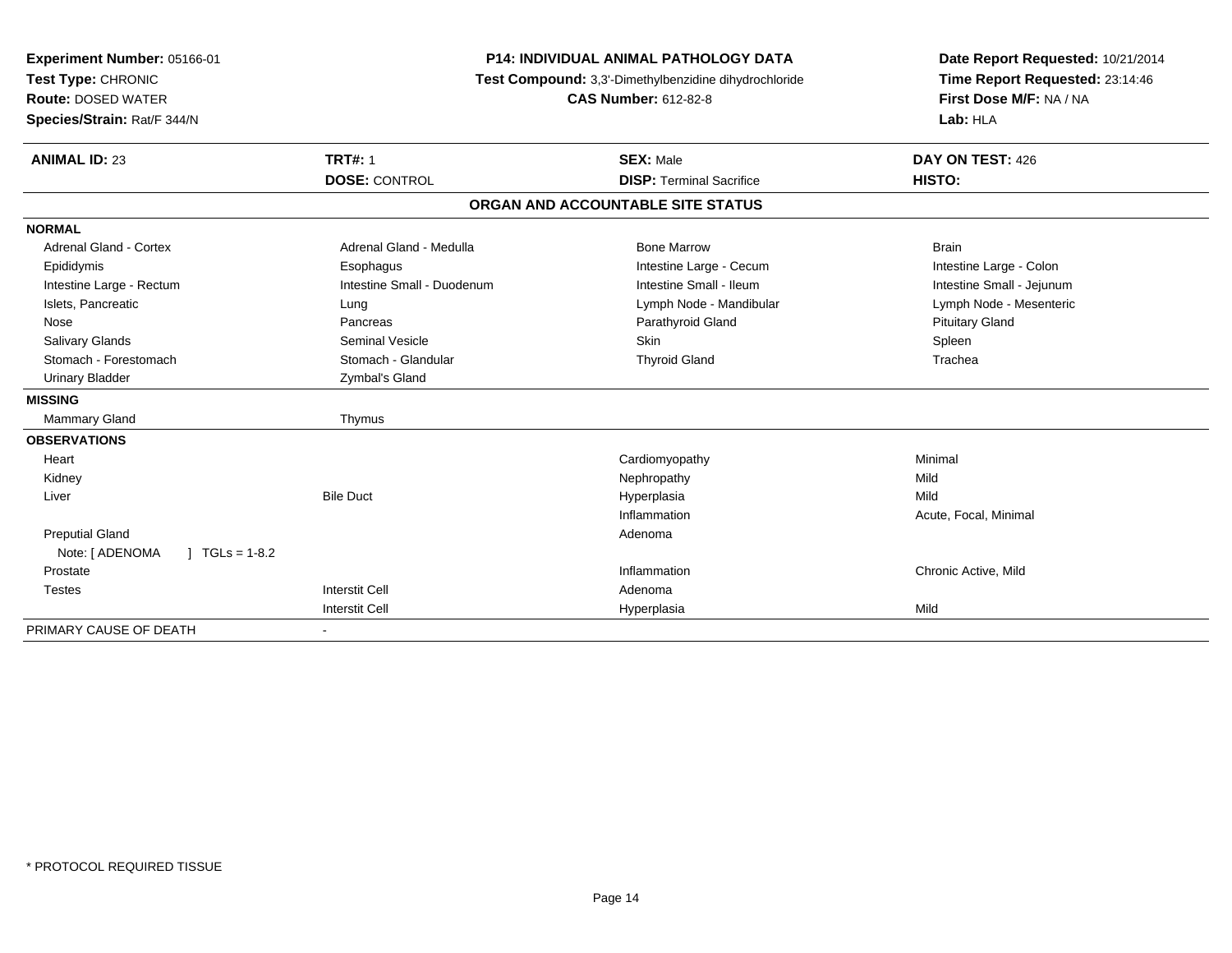**Experiment Number:** 05166-01
**Test Type:** CHRONIC
**Route:** DOSED WATER
**Species/Strain:** Rat/F 344/N

**P14: INDIVIDUAL ANIMAL PATHOLOGY DATA**
**Test Compound:** 3,3'-Dimethylbenzidine dihydrochloride
**CAS Number:** 612-82-8

**Date Report Requested:** 10/21/2014
**Time Report Requested:** 23:14:46
**First Dose M/F:** NA / NA
**Lab:** HLA

| **ANIMAL ID:** 23 | **TRT#:** 1 | **SEX:** Male | **DAY ON TEST:** 426 |
|---|---|---|---|
| | **DOSE:** CONTROL | **DISP:** Terminal Sacrifice | **HISTO:** |

**ORGAN AND ACCOUNTABLE SITE STATUS**

| | | | |
|---|---|---|---|
| **NORMAL** | | | |
| Adrenal Gland - Cortex | Adrenal Gland - Medulla | Bone Marrow | Brain |
| Epididymis | Esophagus | Intestine Large - Cecum | Intestine Large - Colon |
| Intestine Large - Rectum | Intestine Small - Duodenum | Intestine Small - Ileum | Intestine Small - Jejunum |
| Islets, Pancreatic | Lung | Lymph Node - Mandibular | Lymph Node - Mesenteric |
| Nose | Pancreas | Parathyroid Gland | Pituitary Gland |
| Salivary Glands | Seminal Vesicle | Skin | Spleen |
| Stomach - Forestomach | Stomach - Glandular | Thyroid Gland | Trachea |
| Urinary Bladder | Zymbal's Gland | | |
| **MISSING** | | | |
| Mammary Gland | Thymus | | |
| **OBSERVATIONS** | | | |
| Heart | | Cardiomyopathy | Minimal |
| Kidney | | Nephropathy | Mild |
| Liver | Bile Duct | Hyperplasia | Mild |
| | | Inflammation | Acute, Focal, Minimal |
| Preputial Gland | | Adenoma | |
| Note: [ ADENOMA ] TGLs = 1-8.2 | | | |
| Prostate | | Inflammation | Chronic Active, Mild |
| Testes | Interstit Cell | Adenoma | |
| | Interstit Cell | Hyperplasia | Mild |
| PRIMARY CAUSE OF DEATH | - | | |

* PROTOCOL REQUIRED TISSUE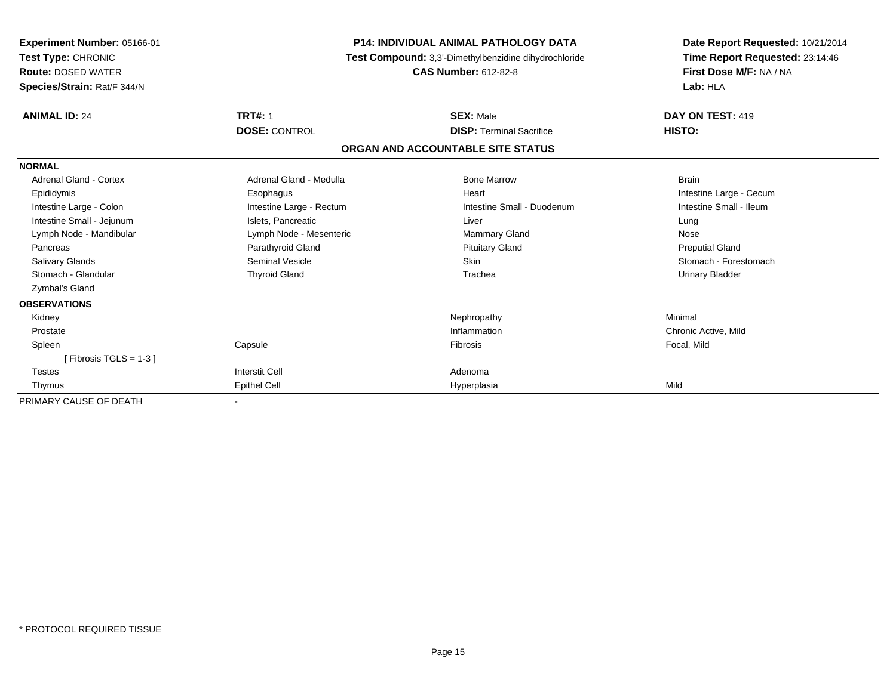**Experiment Number:** 05166-01
**Test Type:** CHRONIC
**Route:** DOSED WATER
**Species/Strain:** Rat/F 344/N

**P14: INDIVIDUAL ANIMAL PATHOLOGY DATA**
**Test Compound:** 3,3'-Dimethylbenzidine dihydrochloride
**CAS Number:** 612-82-8

**Date Report Requested:** 10/21/2014
**Time Report Requested:** 23:14:46
**First Dose M/F:** NA / NA
**Lab:** HLA

| **ANIMAL ID:** 24 | **TRT#:** 1 | **SEX:** Male | **DAY ON TEST:** 419 |
|---|---|---|---|
| | **DOSE:** CONTROL | **DISP:** Terminal Sacrifice | **HISTO:** |

## ORGAN AND ACCOUNTABLE SITE STATUS

**NORMAL**

| | | | |
|---|---|---|---|
| Adrenal Gland - Cortex | Adrenal Gland - Medulla | Bone Marrow | Brain |
| Epididymis | Esophagus | Heart | Intestine Large - Cecum |
| Intestine Large - Colon | Intestine Large - Rectum | Intestine Small - Duodenum | Intestine Small - Ileum |
| Intestine Small - Jejunum | Islets, Pancreatic | Liver | Lung |
| Lymph Node - Mandibular | Lymph Node - Mesenteric | Mammary Gland | Nose |
| Pancreas | Parathyroid Gland | Pituitary Gland | Preputial Gland |
| Salivary Glands | Seminal Vesicle | Skin | Stomach - Forestomach |
| Stomach - Glandular | Thyroid Gland | Trachea | Urinary Bladder |
| Zymbal's Gland | | | |

**OBSERVATIONS**

| | | | |
|---|---|---|---|
| Kidney | | Nephropathy | Minimal |
| Prostate | | Inflammation | Chronic Active, Mild |
| Spleen | Capsule | Fibrosis | Focal, Mild |
| [ Fibrosis TGLS = 1-3 ] | | | |
| Testes | Interstit Cell | Adenoma | |
| Thymus | Epithel Cell | Hyperplasia | Mild |

PRIMARY CAUSE OF DEATH -

\* PROTOCOL REQUIRED TISSUE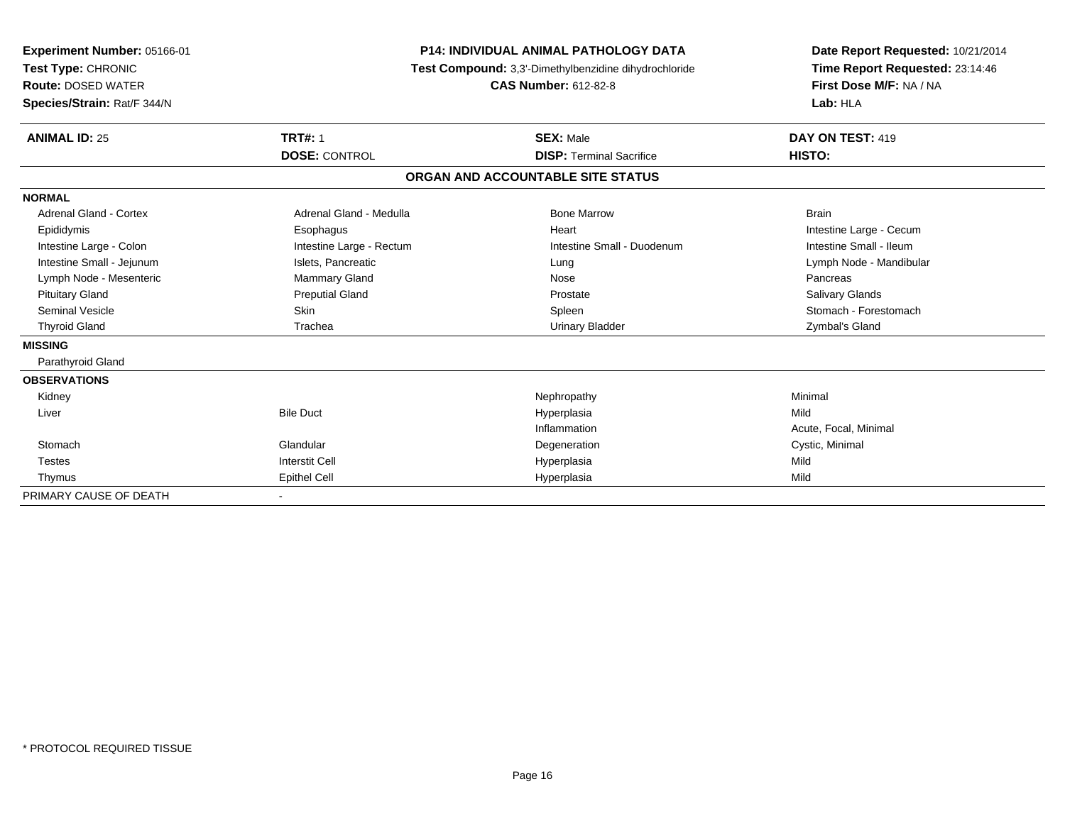**Experiment Number:** 05166-01
**Test Type:** CHRONIC
**Route:** DOSED WATER
**Species/Strain:** Rat/F 344/N

**P14: INDIVIDUAL ANIMAL PATHOLOGY DATA**
**Test Compound:** 3,3'-Dimethylbenzidine dihydrochloride
**CAS Number:** 612-82-8

**Date Report Requested:** 10/21/2014
**Time Report Requested:** 23:14:46
**First Dose M/F:** NA / NA
**Lab:** HLA

| **ANIMAL ID:** 25 | **TRT#:** 1 | **SEX:** Male | **DAY ON TEST:** 419 |
|---|---|---|---|
| | **DOSE:** CONTROL | **DISP:** Terminal Sacrifice | **HISTO:** |

## ORGAN AND ACCOUNTABLE SITE STATUS

**NORMAL**

| | | | |
|---|---|---|---|
| Adrenal Gland - Cortex | Adrenal Gland - Medulla | Bone Marrow | Brain |
| Epididymis | Esophagus | Heart | Intestine Large - Cecum |
| Intestine Large - Colon | Intestine Large - Rectum | Intestine Small - Duodenum | Intestine Small - Ileum |
| Intestine Small - Jejunum | Islets, Pancreatic | Lung | Lymph Node - Mandibular |
| Lymph Node - Mesenteric | Mammary Gland | Nose | Pancreas |
| Pituitary Gland | Preputial Gland | Prostate | Salivary Glands |
| Seminal Vesicle | Skin | Spleen | Stomach - Forestomach |
| Thyroid Gland | Trachea | Urinary Bladder | Zymbal's Gland |

**MISSING**

Parathyroid Gland

**OBSERVATIONS**

| | | | |
|---|---|---|---|
| Kidney | | Nephropathy | Minimal |
| Liver | Bile Duct | Hyperplasia | Mild |
| | | Inflammation | Acute, Focal, Minimal |
| Stomach | Glandular | Degeneration | Cystic, Minimal |
| Testes | Interstit Cell | Hyperplasia | Mild |
| Thymus | Epithel Cell | Hyperplasia | Mild |

PRIMARY CAUSE OF DEATH -

\* PROTOCOL REQUIRED TISSUE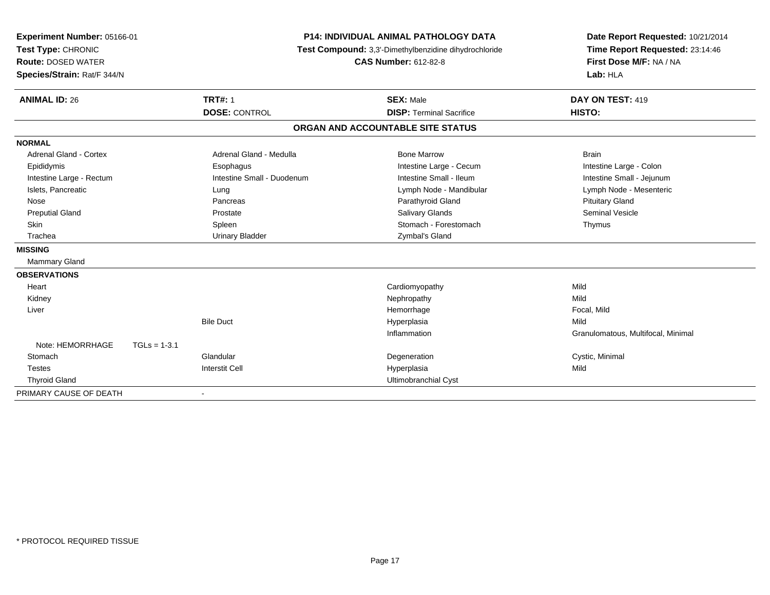**Experiment Number:** 05166-01
**Test Type:** CHRONIC
**Route:** DOSED WATER
**Species/Strain:** Rat/F 344/N

**P14: INDIVIDUAL ANIMAL PATHOLOGY DATA**
**Test Compound:** 3,3'-Dimethylbenzidine dihydrochloride
**CAS Number:** 612-82-8

**Date Report Requested:** 10/21/2014
**Time Report Requested:** 23:14:46
**First Dose M/F:** NA / NA
**Lab:** HLA

| **ANIMAL ID:** 26 | **TRT#:** 1 | **SEX:** Male | **DAY ON TEST:** 419 |
|---|---|---|---|
| | **DOSE:** CONTROL | **DISP:** Terminal Sacrifice | **HISTO:** |

## ORGAN AND ACCOUNTABLE SITE STATUS

**NORMAL**

| | | | |
|---|---|---|---|
| Adrenal Gland - Cortex | Adrenal Gland - Medulla | Bone Marrow | Brain |
| Epididymis | Esophagus | Intestine Large - Cecum | Intestine Large - Colon |
| Intestine Large - Rectum | Intestine Small - Duodenum | Intestine Small - Ileum | Intestine Small - Jejunum |
| Islets, Pancreatic | Lung | Lymph Node - Mandibular | Lymph Node - Mesenteric |
| Nose | Pancreas | Parathyroid Gland | Pituitary Gland |
| Preputial Gland | Prostate | Salivary Glands | Seminal Vesicle |
| Skin | Spleen | Stomach - Forestomach | Thymus |
| Trachea | Urinary Bladder | Zymbal's Gland | |

**MISSING**

Mammary Gland

**OBSERVATIONS**

| | | | |
|---|---|---|---|
| Heart | | Cardiomyopathy | Mild |
| Kidney | | Nephropathy | Mild |
| Liver | | Hemorrhage | Focal, Mild |
| | Bile Duct | Hyperplasia | Mild |
| | | Inflammation | Granulomatous, Multifocal, Minimal |
| Note: HEMORRHAGE TGLs = 1-3.1 | | | |
| Stomach | Glandular | Degeneration | Cystic, Minimal |
| Testes | Interstit Cell | Hyperplasia | Mild |
| Thyroid Gland | | Ultimobranchial Cyst | |

PRIMARY CAUSE OF DEATH -

* PROTOCOL REQUIRED TISSUE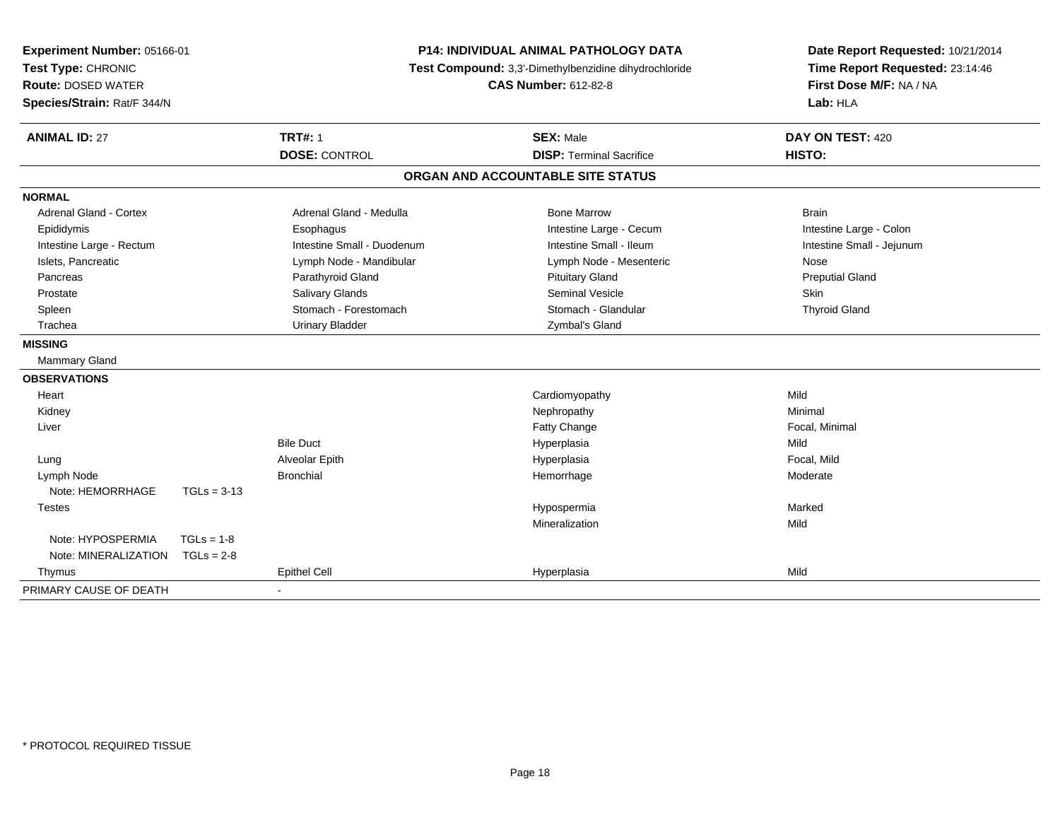**Experiment Number:** 05166-01
**Test Type:** CHRONIC
**Route:** DOSED WATER
**Species/Strain:** Rat/F 344/N

**P14: INDIVIDUAL ANIMAL PATHOLOGY DATA**
**Test Compound:** 3,3'-Dimethylbenzidine dihydrochloride
**CAS Number:** 612-82-8

**Date Report Requested:** 10/21/2014
**Time Report Requested:** 23:14:46
**First Dose M/F:** NA / NA
**Lab:** HLA

| **ANIMAL ID:** 27 | **TRT#:** 1 | **SEX:** Male | **DAY ON TEST:** 420 |
|---|---|---|---|
| | **DOSE:** CONTROL | **DISP:** Terminal Sacrifice | **HISTO:** |

## ORGAN AND ACCOUNTABLE SITE STATUS

**NORMAL**

| | | | |
|---|---|---|---|
| Adrenal Gland - Cortex | Adrenal Gland - Medulla | Bone Marrow | Brain |
| Epididymis | Esophagus | Intestine Large - Cecum | Intestine Large - Colon |
| Intestine Large - Rectum | Intestine Small - Duodenum | Intestine Small - Ileum | Intestine Small - Jejunum |
| Islets, Pancreatic | Lymph Node - Mandibular | Lymph Node - Mesenteric | Nose |
| Pancreas | Parathyroid Gland | Pituitary Gland | Preputial Gland |
| Prostate | Salivary Glands | Seminal Vesicle | Skin |
| Spleen | Stomach - Forestomach | Stomach - Glandular | Thyroid Gland |
| Trachea | Urinary Bladder | Zymbal's Gland | |

**MISSING**

Mammary Gland

**OBSERVATIONS**

| Organ | Site | Observation | Severity |
|---|---|---|---|
| Heart | | Cardiomyopathy | Mild |
| Kidney | | Nephropathy | Minimal |
| Liver | | Fatty Change | Focal, Minimal |
| | Bile Duct | Hyperplasia | Mild |
| Lung | Alveolar Epith | Hyperplasia | Focal, Mild |
| Lymph Node | Bronchial | Hemorrhage | Moderate |
| Note: HEMORRHAGE TGLs = 3-13 | | | |
| Testes | | Hypospermia | Marked |
| | | Mineralization | Mild |
| Note: HYPOSPERMIA TGLs = 1-8 | | | |
| Note: MINERALIZATION TGLs = 2-8 | | | |
| Thymus | Epithel Cell | Hyperplasia | Mild |

PRIMARY CAUSE OF DEATH -

\* PROTOCOL REQUIRED TISSUE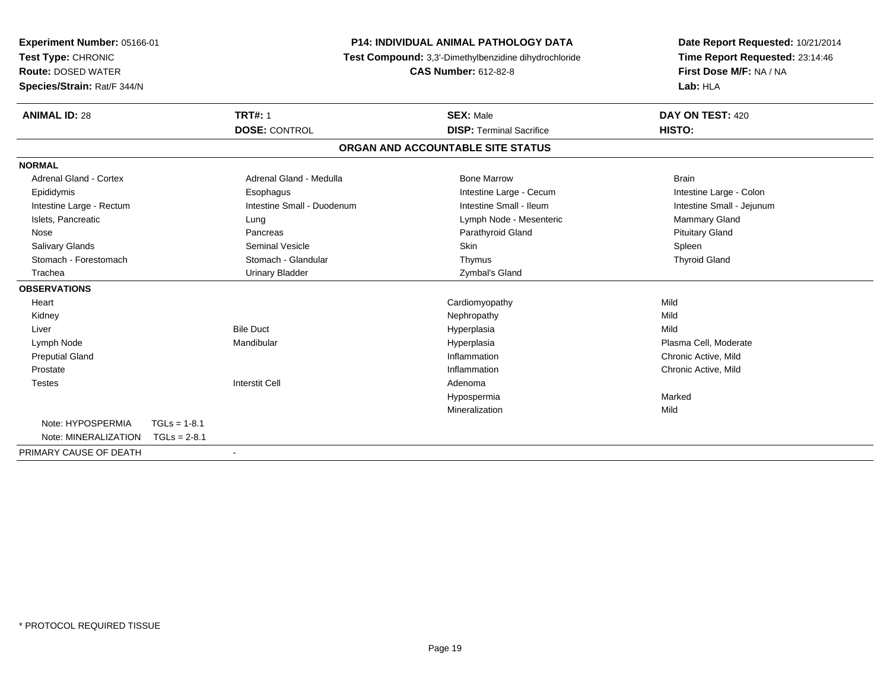**Experiment Number:** 05166-01
**Test Type:** CHRONIC
**Route:** DOSED WATER
**Species/Strain:** Rat/F 344/N

**P14: INDIVIDUAL ANIMAL PATHOLOGY DATA**
**Test Compound:** 3,3'-Dimethylbenzidine dihydrochloride
**CAS Number:** 612-82-8

**Date Report Requested:** 10/21/2014
**Time Report Requested:** 23:14:46
**First Dose M/F:** NA / NA
**Lab:** HLA

| **ANIMAL ID:** 28 | **TRT#:** 1 | **SEX:** Male | **DAY ON TEST:** 420 |
|---|---|---|---|
| | **DOSE:** CONTROL | **DISP:** Terminal Sacrifice | **HISTO:** |

## ORGAN AND ACCOUNTABLE SITE STATUS

**NORMAL**

| | | | |
|---|---|---|---|
| Adrenal Gland - Cortex | Adrenal Gland - Medulla | Bone Marrow | Brain |
| Epididymis | Esophagus | Intestine Large - Cecum | Intestine Large - Colon |
| Intestine Large - Rectum | Intestine Small - Duodenum | Intestine Small - Ileum | Intestine Small - Jejunum |
| Islets, Pancreatic | Lung | Lymph Node - Mesenteric | Mammary Gland |
| Nose | Pancreas | Parathyroid Gland | Pituitary Gland |
| Salivary Glands | Seminal Vesicle | Skin | Spleen |
| Stomach - Forestomach | Stomach - Glandular | Thymus | Thyroid Gland |
| Trachea | Urinary Bladder | Zymbal's Gland | |

**OBSERVATIONS**

| | | | |
|---|---|---|---|
| Heart | | Cardiomyopathy | Mild |
| Kidney | | Nephropathy | Mild |
| Liver | Bile Duct | Hyperplasia | Mild |
| Lymph Node | Mandibular | Hyperplasia | Plasma Cell, Moderate |
| Preputial Gland | | Inflammation | Chronic Active, Mild |
| Prostate | | Inflammation | Chronic Active, Mild |
| Testes | Interstit Cell | Adenoma | |
| | | Hypospermia | Marked |
| | | Mineralization | Mild |

Note: HYPOSPERMIA TGLs = 1-8.1
Note: MINERALIZATION TGLs = 2-8.1

PRIMARY CAUSE OF DEATH -

* PROTOCOL REQUIRED TISSUE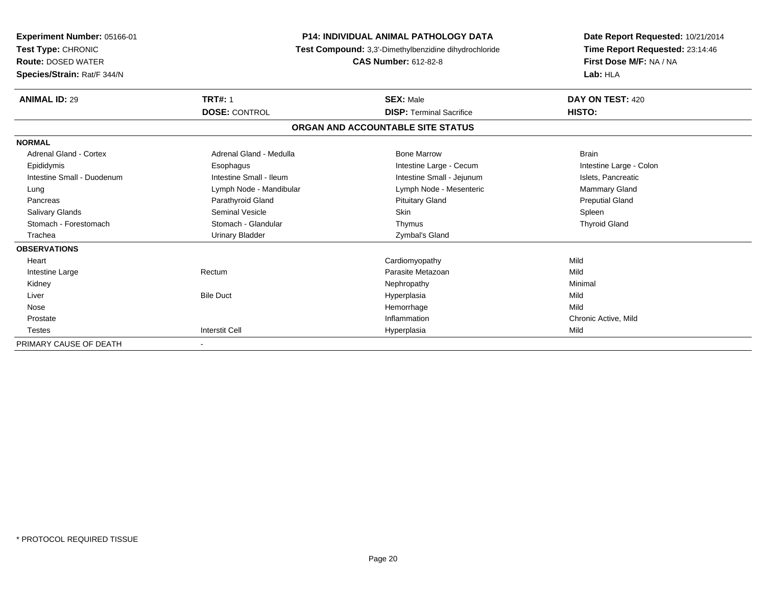**Experiment Number:** 05166-01
**Test Type:** CHRONIC
**Route:** DOSED WATER
**Species/Strain:** Rat/F 344/N

**P14: INDIVIDUAL ANIMAL PATHOLOGY DATA**
**Test Compound:** 3,3'-Dimethylbenzidine dihydrochloride
**CAS Number:** 612-82-8

**Date Report Requested:** 10/21/2014
**Time Report Requested:** 23:14:46
**First Dose M/F:** NA / NA
**Lab:** HLA

| **ANIMAL ID:** 29 | **TRT#:** 1 | **SEX:** Male | **DAY ON TEST:** 420 |
|---|---|---|---|
| | **DOSE:** CONTROL | **DISP:** Terminal Sacrifice | **HISTO:** |

**ORGAN AND ACCOUNTABLE SITE STATUS**

| | | | |
|---|---|---|---|
| **NORMAL** | | | |
| Adrenal Gland - Cortex | Adrenal Gland - Medulla | Bone Marrow | Brain |
| Epididymis | Esophagus | Intestine Large - Cecum | Intestine Large - Colon |
| Intestine Small - Duodenum | Intestine Small - Ileum | Intestine Small - Jejunum | Islets, Pancreatic |
| Lung | Lymph Node - Mandibular | Lymph Node - Mesenteric | Mammary Gland |
| Pancreas | Parathyroid Gland | Pituitary Gland | Preputial Gland |
| Salivary Glands | Seminal Vesicle | Skin | Spleen |
| Stomach - Forestomach | Stomach - Glandular | Thymus | Thyroid Gland |
| Trachea | Urinary Bladder | Zymbal's Gland | |
| **OBSERVATIONS** | | | |
| Heart | | Cardiomyopathy | Mild |
| Intestine Large | Rectum | Parasite Metazoan | Mild |
| Kidney | | Nephropathy | Minimal |
| Liver | Bile Duct | Hyperplasia | Mild |
| Nose | | Hemorrhage | Mild |
| Prostate | | Inflammation | Chronic Active, Mild |
| Testes | Interstit Cell | Hyperplasia | Mild |
| PRIMARY CAUSE OF DEATH | - | | |

\* PROTOCOL REQUIRED TISSUE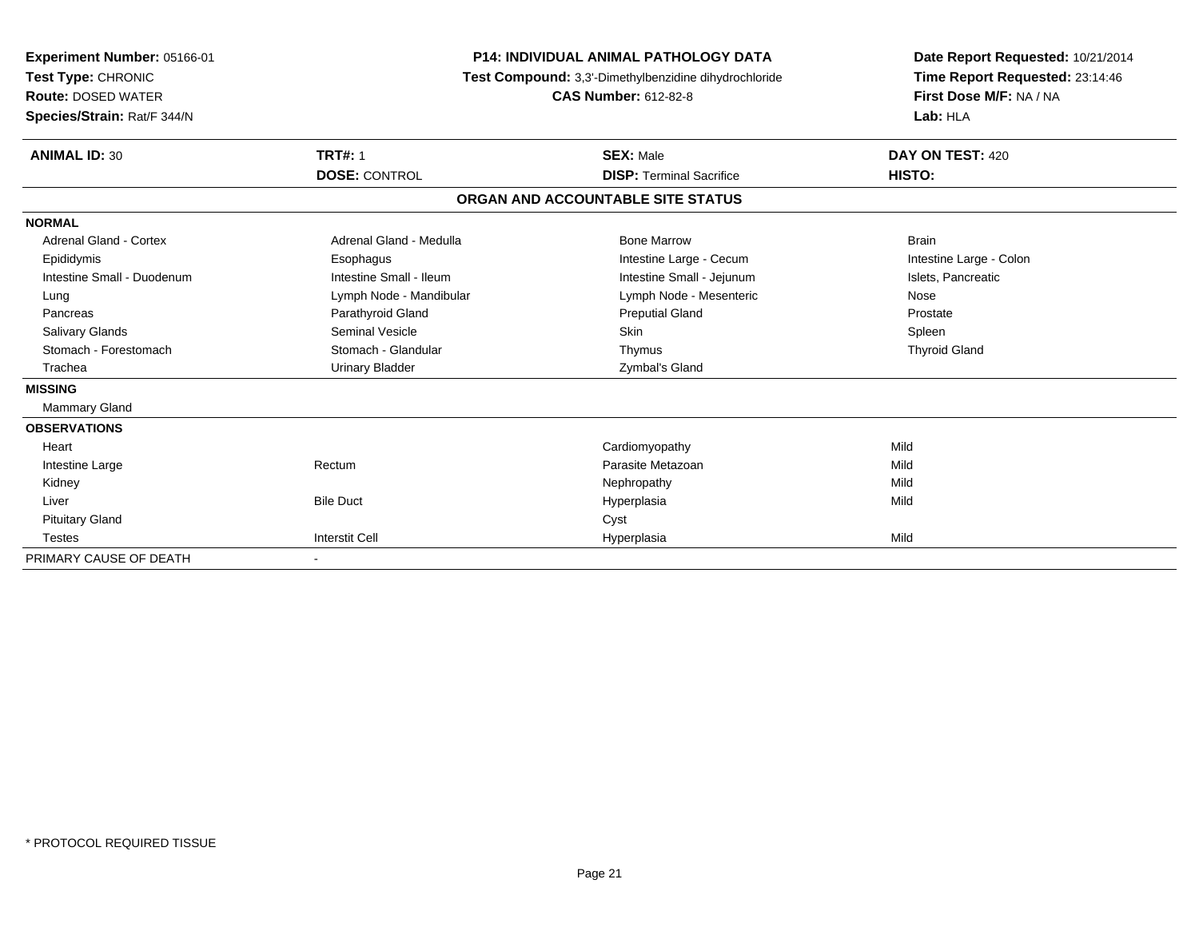**Experiment Number:** 05166-01
**Test Type:** CHRONIC
**Route:** DOSED WATER
**Species/Strain:** Rat/F 344/N

**P14: INDIVIDUAL ANIMAL PATHOLOGY DATA**
**Test Compound:** 3,3'-Dimethylbenzidine dihydrochloride
**CAS Number:** 612-82-8

**Date Report Requested:** 10/21/2014
**Time Report Requested:** 23:14:46
**First Dose M/F:** NA / NA
**Lab:** HLA

| **ANIMAL ID:** 30 | **TRT#:** 1 | **SEX:** Male | **DAY ON TEST:** 420 |
|---|---|---|---|
| | **DOSE:** CONTROL | **DISP:** Terminal Sacrifice | **HISTO:** |

## ORGAN AND ACCOUNTABLE SITE STATUS

**NORMAL**

| | | | |
|---|---|---|---|
| Adrenal Gland - Cortex | Adrenal Gland - Medulla | Bone Marrow | Brain |
| Epididymis | Esophagus | Intestine Large - Cecum | Intestine Large - Colon |
| Intestine Small - Duodenum | Intestine Small - Ileum | Intestine Small - Jejunum | Islets, Pancreatic |
| Lung | Lymph Node - Mandibular | Lymph Node - Mesenteric | Nose |
| Pancreas | Parathyroid Gland | Preputial Gland | Prostate |
| Salivary Glands | Seminal Vesicle | Skin | Spleen |
| Stomach - Forestomach | Stomach - Glandular | Thymus | Thyroid Gland |
| Trachea | Urinary Bladder | Zymbal's Gland | |

**MISSING**

Mammary Gland

**OBSERVATIONS**

| | | | |
|---|---|---|---|
| Heart | | Cardiomyopathy | Mild |
| Intestine Large | Rectum | Parasite Metazoan | Mild |
| Kidney | | Nephropathy | Mild |
| Liver | Bile Duct | Hyperplasia | Mild |
| Pituitary Gland | | Cyst | |
| Testes | Interstit Cell | Hyperplasia | Mild |

PRIMARY CAUSE OF DEATH -

* PROTOCOL REQUIRED TISSUE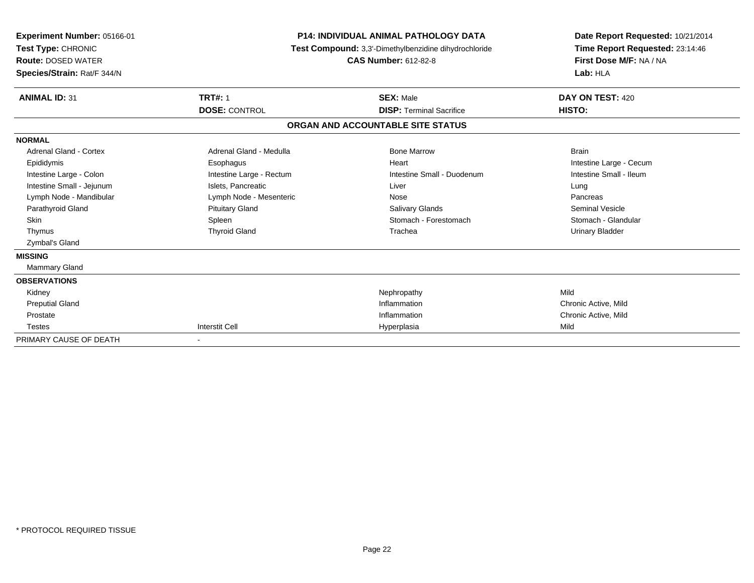**Experiment Number:** 05166-01
**Test Type:** CHRONIC
**Route:** DOSED WATER
**Species/Strain:** Rat/F 344/N

**P14: INDIVIDUAL ANIMAL PATHOLOGY DATA**
**Test Compound:** 3,3'-Dimethylbenzidine dihydrochloride
**CAS Number:** 612-82-8

**Date Report Requested:** 10/21/2014
**Time Report Requested:** 23:14:46
**First Dose M/F:** NA / NA
**Lab:** HLA

| **ANIMAL ID:** 31 | **TRT#:** 1 | **SEX:** Male | **DAY ON TEST:** 420 |
|---|---|---|---|
| | **DOSE:** CONTROL | **DISP:** Terminal Sacrifice | **HISTO:** |

## ORGAN AND ACCOUNTABLE SITE STATUS

| | | | |
|---|---|---|---|
| **NORMAL** | | | |
| Adrenal Gland - Cortex | Adrenal Gland - Medulla | Bone Marrow | Brain |
| Epididymis | Esophagus | Heart | Intestine Large - Cecum |
| Intestine Large - Colon | Intestine Large - Rectum | Intestine Small - Duodenum | Intestine Small - Ileum |
| Intestine Small - Jejunum | Islets, Pancreatic | Liver | Lung |
| Lymph Node - Mandibular | Lymph Node - Mesenteric | Nose | Pancreas |
| Parathyroid Gland | Pituitary Gland | Salivary Glands | Seminal Vesicle |
| Skin | Spleen | Stomach - Forestomach | Stomach - Glandular |
| Thymus | Thyroid Gland | Trachea | Urinary Bladder |
| Zymbal's Gland | | | |
| **MISSING** | | | |
| Mammary Gland | | | |
| **OBSERVATIONS** | | | |
| Kidney | | Nephropathy | Mild |
| Preputial Gland | | Inflammation | Chronic Active, Mild |
| Prostate | | Inflammation | Chronic Active, Mild |
| Testes | Interstit Cell | Hyperplasia | Mild |
| PRIMARY CAUSE OF DEATH | - | | |

* PROTOCOL REQUIRED TISSUE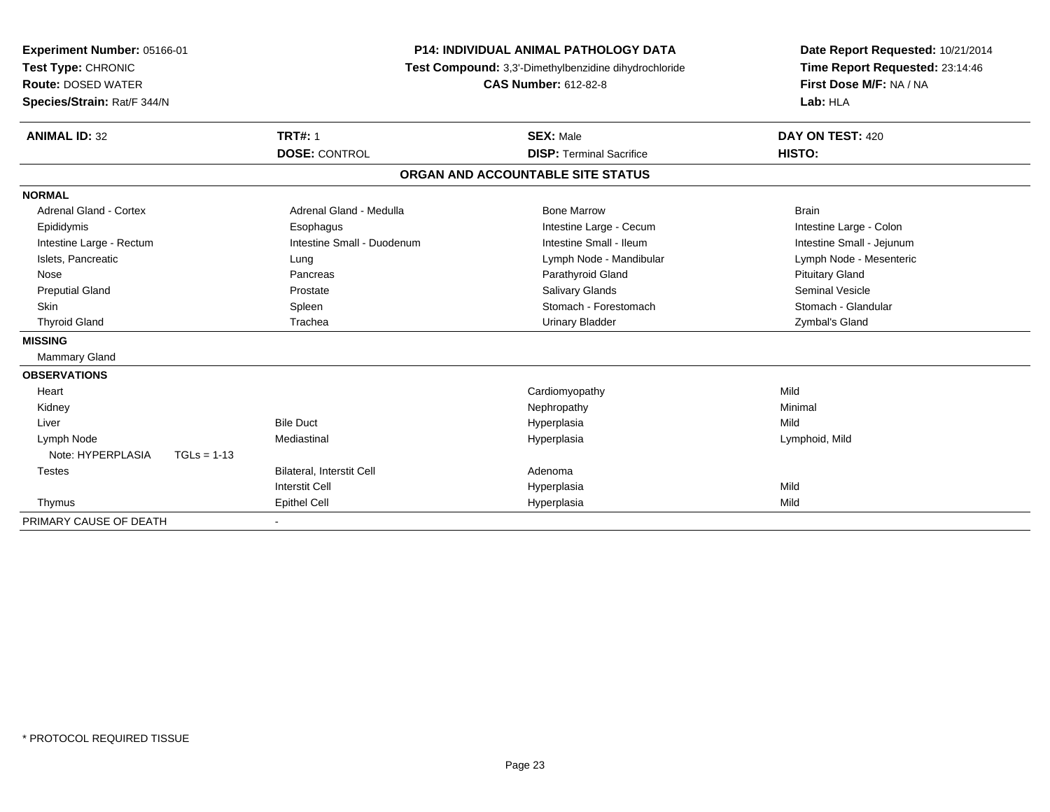**Experiment Number:** 05166-01
**Test Type:** CHRONIC
**Route:** DOSED WATER
**Species/Strain:** Rat/F 344/N

**P14: INDIVIDUAL ANIMAL PATHOLOGY DATA**
**Test Compound:** 3,3'-Dimethylbenzidine dihydrochloride
**CAS Number:** 612-82-8

**Date Report Requested:** 10/21/2014
**Time Report Requested:** 23:14:46
**First Dose M/F:** NA / NA
**Lab:** HLA

| **ANIMAL ID:** 32 | **TRT#:** 1 | **SEX:** Male | **DAY ON TEST:** 420 |
|---|---|---|---|
| | **DOSE:** CONTROL | **DISP:** Terminal Sacrifice | **HISTO:** |

## ORGAN AND ACCOUNTABLE SITE STATUS

| | | | |
|---|---|---|---|
| **NORMAL** | | | |
| Adrenal Gland - Cortex | Adrenal Gland - Medulla | Bone Marrow | Brain |
| Epididymis | Esophagus | Intestine Large - Cecum | Intestine Large - Colon |
| Intestine Large - Rectum | Intestine Small - Duodenum | Intestine Small - Ileum | Intestine Small - Jejunum |
| Islets, Pancreatic | Lung | Lymph Node - Mandibular | Lymph Node - Mesenteric |
| Nose | Pancreas | Parathyroid Gland | Pituitary Gland |
| Preputial Gland | Prostate | Salivary Glands | Seminal Vesicle |
| Skin | Spleen | Stomach - Forestomach | Stomach - Glandular |
| Thyroid Gland | Trachea | Urinary Bladder | Zymbal's Gland |
| **MISSING** | | | |
| Mammary Gland | | | |
| **OBSERVATIONS** | | | |
| Heart | | Cardiomyopathy | Mild |
| Kidney | | Nephropathy | Minimal |
| Liver | Bile Duct | Hyperplasia | Mild |
| Lymph Node | Mediastinal | Hyperplasia | Lymphoid, Mild |
| Note: HYPERPLASIA TGLs = 1-13 | | | |
| Testes | Bilateral, Interstit Cell | Adenoma | |
| | Interstit Cell | Hyperplasia | Mild |
| Thymus | Epithel Cell | Hyperplasia | Mild |
| PRIMARY CAUSE OF DEATH | - | | |

\* PROTOCOL REQUIRED TISSUE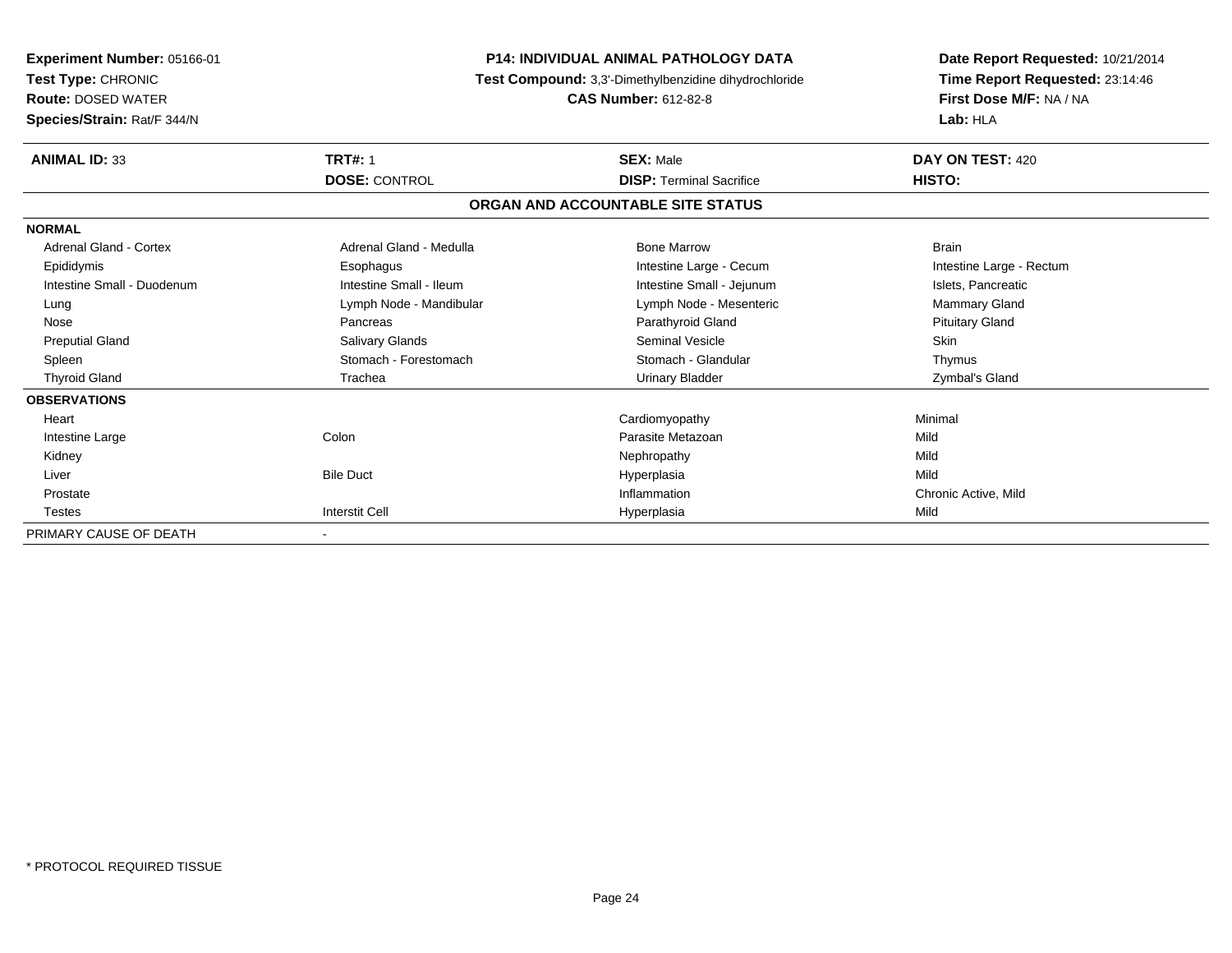**Experiment Number:** 05166-01
**Test Type:** CHRONIC
**Route:** DOSED WATER
**Species/Strain:** Rat/F 344/N

**P14: INDIVIDUAL ANIMAL PATHOLOGY DATA**
**Test Compound:** 3,3'-Dimethylbenzidine dihydrochloride
**CAS Number:** 612-82-8

**Date Report Requested:** 10/21/2014
**Time Report Requested:** 23:14:46
**First Dose M/F:** NA / NA
**Lab:** HLA

| **ANIMAL ID:** 33 | **TRT#:** 1 | **SEX:** Male | **DAY ON TEST:** 420 |
|---|---|---|---|
| | **DOSE:** CONTROL | **DISP:** Terminal Sacrifice | **HISTO:** |

**ORGAN AND ACCOUNTABLE SITE STATUS**

| | | | |
|---|---|---|---|
| **NORMAL** | | | |
| Adrenal Gland - Cortex | Adrenal Gland - Medulla | Bone Marrow | Brain |
| Epididymis | Esophagus | Intestine Large - Cecum | Intestine Large - Rectum |
| Intestine Small - Duodenum | Intestine Small - Ileum | Intestine Small - Jejunum | Islets, Pancreatic |
| Lung | Lymph Node - Mandibular | Lymph Node - Mesenteric | Mammary Gland |
| Nose | Pancreas | Parathyroid Gland | Pituitary Gland |
| Preputial Gland | Salivary Glands | Seminal Vesicle | Skin |
| Spleen | Stomach - Forestomach | Stomach - Glandular | Thymus |
| Thyroid Gland | Trachea | Urinary Bladder | Zymbal's Gland |
| **OBSERVATIONS** | | | |
| Heart | | Cardiomyopathy | Minimal |
| Intestine Large | Colon | Parasite Metazoan | Mild |
| Kidney | | Nephropathy | Mild |
| Liver | Bile Duct | Hyperplasia | Mild |
| Prostate | | Inflammation | Chronic Active, Mild |
| Testes | Interstit Cell | Hyperplasia | Mild |
| PRIMARY CAUSE OF DEATH | - | | |

* PROTOCOL REQUIRED TISSUE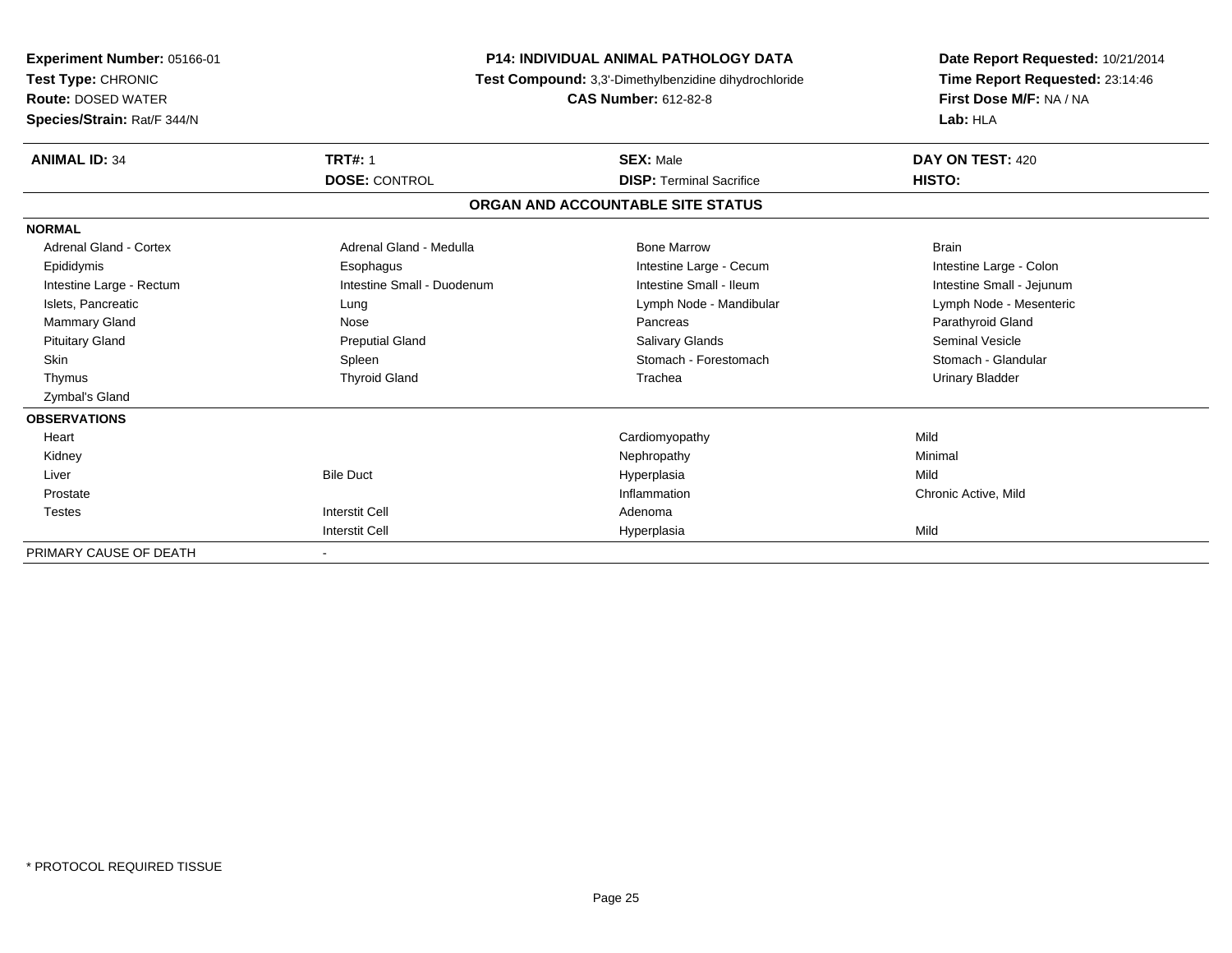**Experiment Number:** 05166-01
**Test Type:** CHRONIC
**Route:** DOSED WATER
**Species/Strain:** Rat/F 344/N

**P14: INDIVIDUAL ANIMAL PATHOLOGY DATA**
**Test Compound:** 3,3'-Dimethylbenzidine dihydrochloride
**CAS Number:** 612-82-8

**Date Report Requested:** 10/21/2014
**Time Report Requested:** 23:14:46
**First Dose M/F:** NA / NA
**Lab:** HLA

| **ANIMAL ID:** 34 | **TRT#:** 1 | **SEX:** Male | **DAY ON TEST:** 420 |
|---|---|---|---|
| | **DOSE:** CONTROL | **DISP:** Terminal Sacrifice | **HISTO:** |

## ORGAN AND ACCOUNTABLE SITE STATUS

**NORMAL**

| | | | |
|---|---|---|---|
| Adrenal Gland - Cortex | Adrenal Gland - Medulla | Bone Marrow | Brain |
| Epididymis | Esophagus | Intestine Large - Cecum | Intestine Large - Colon |
| Intestine Large - Rectum | Intestine Small - Duodenum | Intestine Small - Ileum | Intestine Small - Jejunum |
| Islets, Pancreatic | Lung | Lymph Node - Mandibular | Lymph Node - Mesenteric |
| Mammary Gland | Nose | Pancreas | Parathyroid Gland |
| Pituitary Gland | Preputial Gland | Salivary Glands | Seminal Vesicle |
| Skin | Spleen | Stomach - Forestomach | Stomach - Glandular |
| Thymus | Thyroid Gland | Trachea | Urinary Bladder |
| Zymbal's Gland | | | |

**OBSERVATIONS**

| | | | |
|---|---|---|---|
| Heart | | Cardiomyopathy | Mild |
| Kidney | | Nephropathy | Minimal |
| Liver | Bile Duct | Hyperplasia | Mild |
| Prostate | | Inflammation | Chronic Active, Mild |
| Testes | Interstit Cell | Adenoma | |
| | Interstit Cell | Hyperplasia | Mild |

PRIMARY CAUSE OF DEATH -

* PROTOCOL REQUIRED TISSUE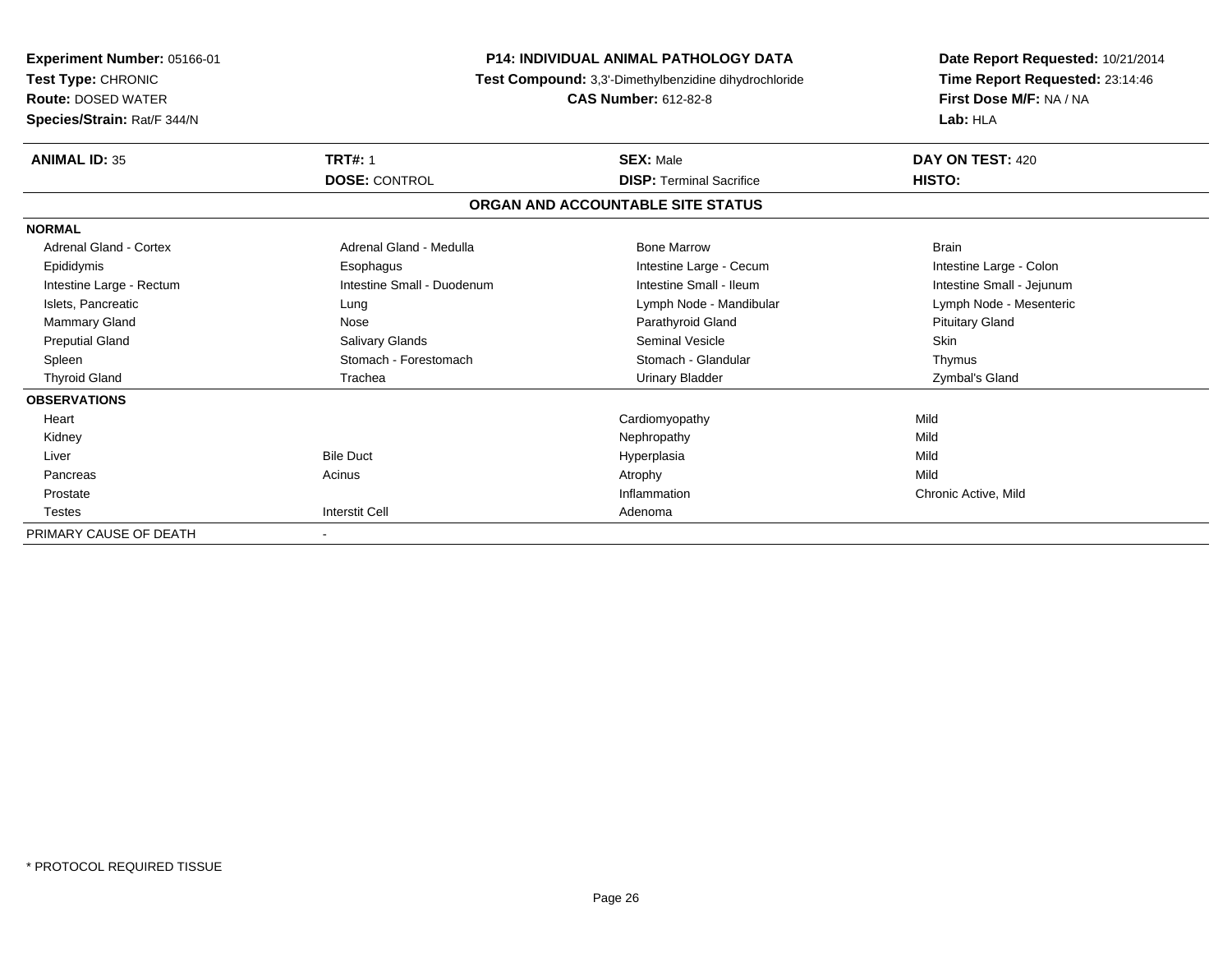**Experiment Number:** 05166-01
**Test Type:** CHRONIC
**Route:** DOSED WATER
**Species/Strain:** Rat/F 344/N

**P14: INDIVIDUAL ANIMAL PATHOLOGY DATA**
**Test Compound:** 3,3'-Dimethylbenzidine dihydrochloride
**CAS Number:** 612-82-8

**Date Report Requested:** 10/21/2014
**Time Report Requested:** 23:14:46
**First Dose M/F:** NA / NA
**Lab:** HLA

| **ANIMAL ID:** 35 | **TRT#:** 1 | **SEX:** Male | **DAY ON TEST:** 420 |
|---|---|---|---|
| | **DOSE:** CONTROL | **DISP:** Terminal Sacrifice | **HISTO:** |

**ORGAN AND ACCOUNTABLE SITE STATUS**

**NORMAL**

| | | | |
|---|---|---|---|
| Adrenal Gland - Cortex | Adrenal Gland - Medulla | Bone Marrow | Brain |
| Epididymis | Esophagus | Intestine Large - Cecum | Intestine Large - Colon |
| Intestine Large - Rectum | Intestine Small - Duodenum | Intestine Small - Ileum | Intestine Small - Jejunum |
| Islets, Pancreatic | Lung | Lymph Node - Mandibular | Lymph Node - Mesenteric |
| Mammary Gland | Nose | Parathyroid Gland | Pituitary Gland |
| Preputial Gland | Salivary Glands | Seminal Vesicle | Skin |
| Spleen | Stomach - Forestomach | Stomach - Glandular | Thymus |
| Thyroid Gland | Trachea | Urinary Bladder | Zymbal's Gland |

**OBSERVATIONS**

| | | | |
|---|---|---|---|
| Heart | | Cardiomyopathy | Mild |
| Kidney | | Nephropathy | Mild |
| Liver | Bile Duct | Hyperplasia | Mild |
| Pancreas | Acinus | Atrophy | Mild |
| Prostate | | Inflammation | Chronic Active, Mild |
| Testes | Interstit Cell | Adenoma | |

PRIMARY CAUSE OF DEATH -

\* PROTOCOL REQUIRED TISSUE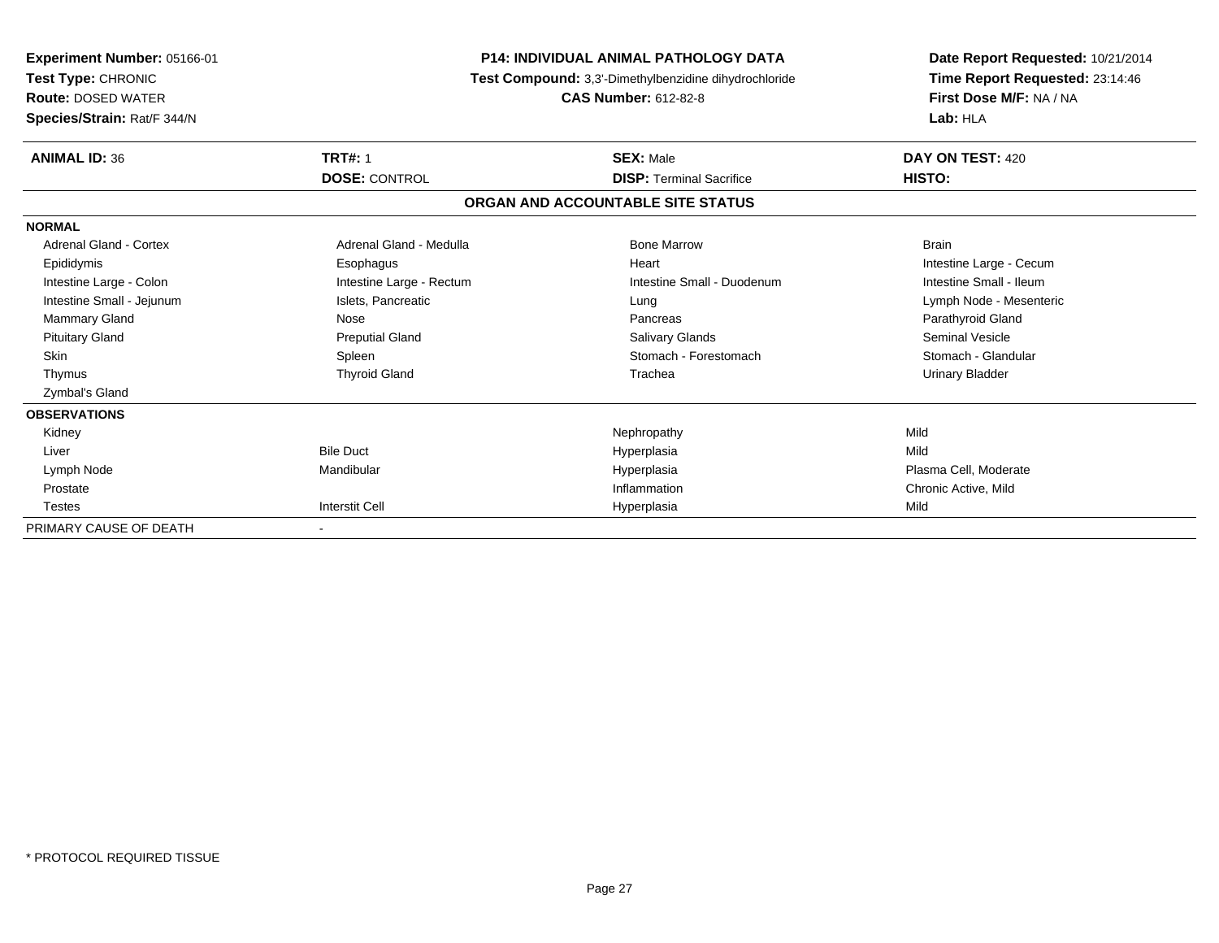**Experiment Number:** 05166-01
**Test Type:** CHRONIC
**Route:** DOSED WATER
**Species/Strain:** Rat/F 344/N

**P14: INDIVIDUAL ANIMAL PATHOLOGY DATA**
**Test Compound:** 3,3'-Dimethylbenzidine dihydrochloride
**CAS Number:** 612-82-8

**Date Report Requested:** 10/21/2014
**Time Report Requested:** 23:14:46
**First Dose M/F:** NA / NA
**Lab:** HLA

| **ANIMAL ID:** 36 | **TRT#:** 1 | **SEX:** Male | **DAY ON TEST:** 420 |
|---|---|---|---|
| | **DOSE:** CONTROL | **DISP:** Terminal Sacrifice | **HISTO:** |

## ORGAN AND ACCOUNTABLE SITE STATUS

| | | | |
|---|---|---|---|
| **NORMAL** | | | |
| Adrenal Gland - Cortex | Adrenal Gland - Medulla | Bone Marrow | Brain |
| Epididymis | Esophagus | Heart | Intestine Large - Cecum |
| Intestine Large - Colon | Intestine Large - Rectum | Intestine Small - Duodenum | Intestine Small - Ileum |
| Intestine Small - Jejunum | Islets, Pancreatic | Lung | Lymph Node - Mesenteric |
| Mammary Gland | Nose | Pancreas | Parathyroid Gland |
| Pituitary Gland | Preputial Gland | Salivary Glands | Seminal Vesicle |
| Skin | Spleen | Stomach - Forestomach | Stomach - Glandular |
| Thymus | Thyroid Gland | Trachea | Urinary Bladder |
| Zymbal's Gland | | | |
| **OBSERVATIONS** | | | |
| Kidney | | Nephropathy | Mild |
| Liver | Bile Duct | Hyperplasia | Mild |
| Lymph Node | Mandibular | Hyperplasia | Plasma Cell, Moderate |
| Prostate | | Inflammation | Chronic Active, Mild |
| Testes | Interstit Cell | Hyperplasia | Mild |
| PRIMARY CAUSE OF DEATH | - | | |

* PROTOCOL REQUIRED TISSUE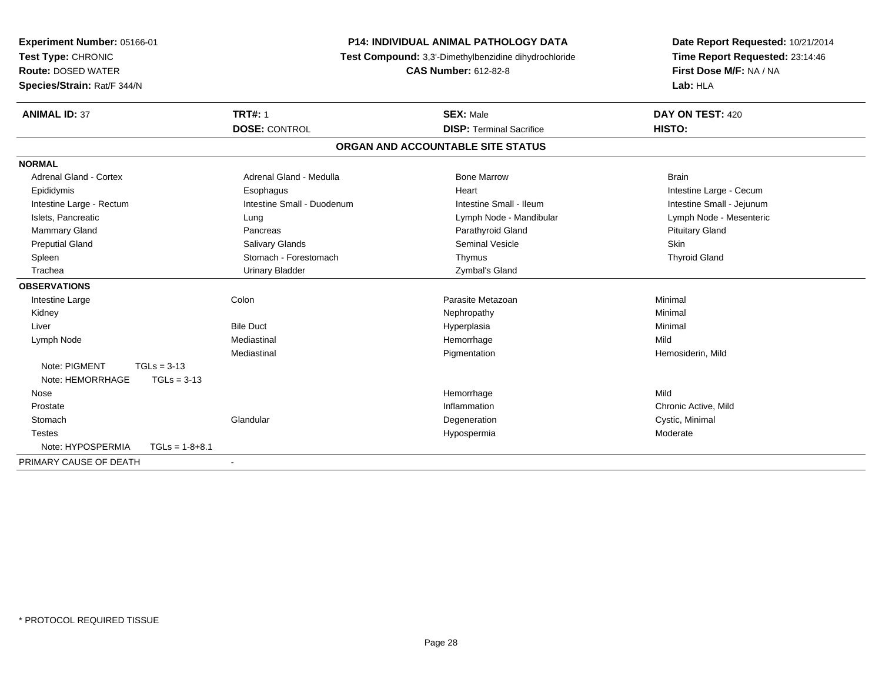**Experiment Number:** 05166-01
**Test Type:** CHRONIC
**Route:** DOSED WATER
**Species/Strain:** Rat/F 344/N

**P14: INDIVIDUAL ANIMAL PATHOLOGY DATA**
**Test Compound:** 3,3'-Dimethylbenzidine dihydrochloride
**CAS Number:** 612-82-8

**Date Report Requested:** 10/21/2014
**Time Report Requested:** 23:14:46
**First Dose M/F:** NA / NA
**Lab:** HLA

| **ANIMAL ID:** 37 | **TRT#:** 1 | **SEX:** Male | **DAY ON TEST:** 420 |
|---|---|---|---|
| | **DOSE:** CONTROL | **DISP:** Terminal Sacrifice | **HISTO:** |

## ORGAN AND ACCOUNTABLE SITE STATUS

**NORMAL**

| | | | |
|---|---|---|---|
| Adrenal Gland - Cortex | Adrenal Gland - Medulla | Bone Marrow | Brain |
| Epididymis | Esophagus | Heart | Intestine Large - Cecum |
| Intestine Large - Rectum | Intestine Small - Duodenum | Intestine Small - Ileum | Intestine Small - Jejunum |
| Islets, Pancreatic | Lung | Lymph Node - Mandibular | Lymph Node - Mesenteric |
| Mammary Gland | Pancreas | Parathyroid Gland | Pituitary Gland |
| Preputial Gland | Salivary Glands | Seminal Vesicle | Skin |
| Spleen | Stomach - Forestomach | Thymus | Thyroid Gland |
| Trachea | Urinary Bladder | Zymbal's Gland | |

**OBSERVATIONS**

| | | | |
|---|---|---|---|
| Intestine Large | Colon | Parasite Metazoan | Minimal |
| Kidney | | Nephropathy | Minimal |
| Liver | Bile Duct | Hyperplasia | Minimal |
| Lymph Node | Mediastinal | Hemorrhage | Mild |
| | Mediastinal | Pigmentation | Hemosiderin, Mild |
| Note: PIGMENT TGLs = 3-13 | | | |
| Note: HEMORRHAGE TGLs = 3-13 | | | |
| Nose | | Hemorrhage | Mild |
| Prostate | | Inflammation | Chronic Active, Mild |
| Stomach | Glandular | Degeneration | Cystic, Minimal |
| Testes | | Hypospermia | Moderate |
| Note: HYPOSPERMIA TGLs = 1-8+8.1 | | | |

PRIMARY CAUSE OF DEATH -

\* PROTOCOL REQUIRED TISSUE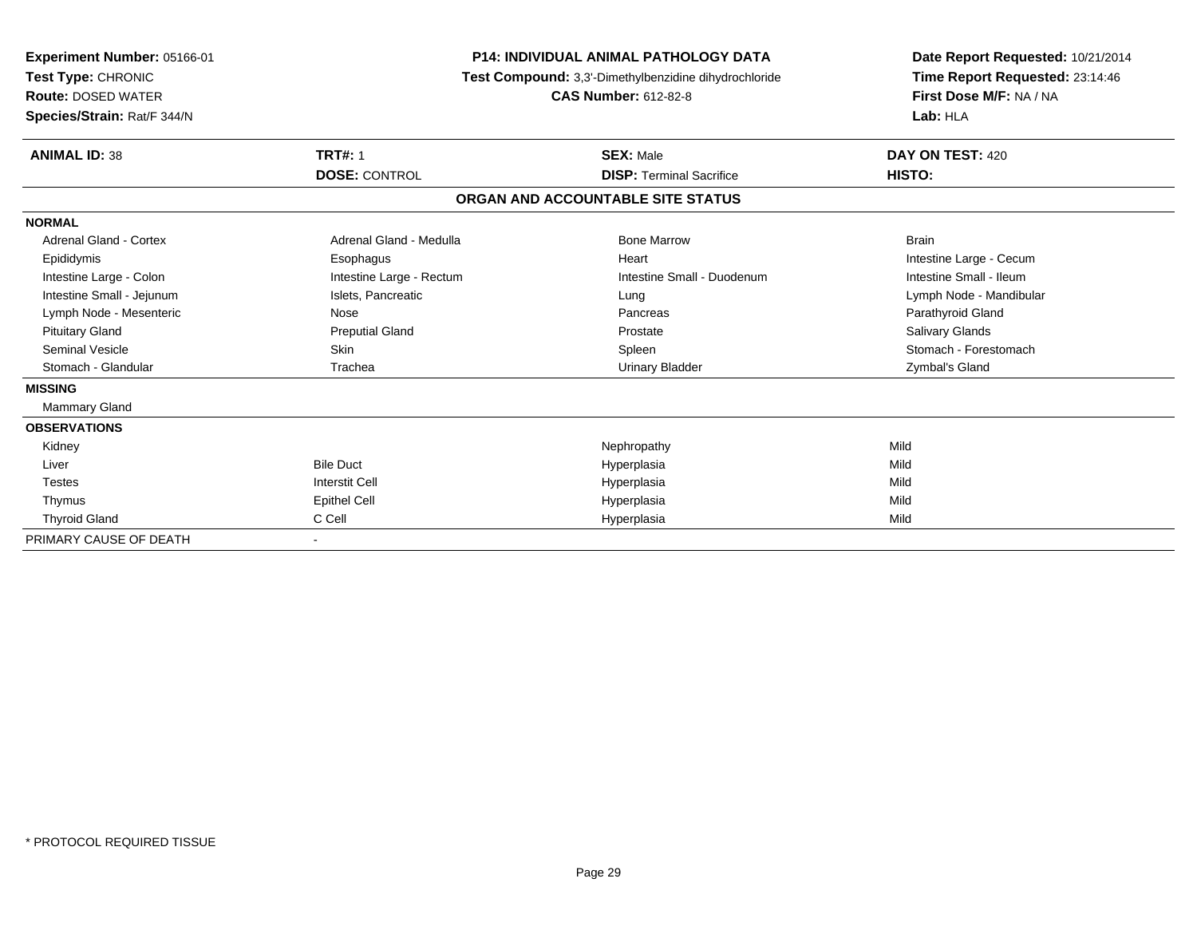**Experiment Number:** 05166-01
**Test Type:** CHRONIC
**Route:** DOSED WATER
**Species/Strain:** Rat/F 344/N

**P14: INDIVIDUAL ANIMAL PATHOLOGY DATA**
**Test Compound:** 3,3'-Dimethylbenzidine dihydrochloride
**CAS Number:** 612-82-8

**Date Report Requested:** 10/21/2014
**Time Report Requested:** 23:14:46
**First Dose M/F:** NA / NA
**Lab:** HLA

| **ANIMAL ID:** 38 | **TRT#:** 1 | **SEX:** Male | **DAY ON TEST:** 420 |
|---|---|---|---|
| | **DOSE:** CONTROL | **DISP:** Terminal Sacrifice | **HISTO:** |

## ORGAN AND ACCOUNTABLE SITE STATUS

| | | | |
|---|---|---|---|
| **NORMAL** | | | |
| Adrenal Gland - Cortex | Adrenal Gland - Medulla | Bone Marrow | Brain |
| Epididymis | Esophagus | Heart | Intestine Large - Cecum |
| Intestine Large - Colon | Intestine Large - Rectum | Intestine Small - Duodenum | Intestine Small - Ileum |
| Intestine Small - Jejunum | Islets, Pancreatic | Lung | Lymph Node - Mandibular |
| Lymph Node - Mesenteric | Nose | Pancreas | Parathyroid Gland |
| Pituitary Gland | Preputial Gland | Prostate | Salivary Glands |
| Seminal Vesicle | Skin | Spleen | Stomach - Forestomach |
| Stomach - Glandular | Trachea | Urinary Bladder | Zymbal's Gland |
| **MISSING** | | | |
| Mammary Gland | | | |
| **OBSERVATIONS** | | | |
| Kidney | | Nephropathy | Mild |
| Liver | Bile Duct | Hyperplasia | Mild |
| Testes | Interstit Cell | Hyperplasia | Mild |
| Thymus | Epithel Cell | Hyperplasia | Mild |
| Thyroid Gland | C Cell | Hyperplasia | Mild |
| PRIMARY CAUSE OF DEATH | - | | |

* PROTOCOL REQUIRED TISSUE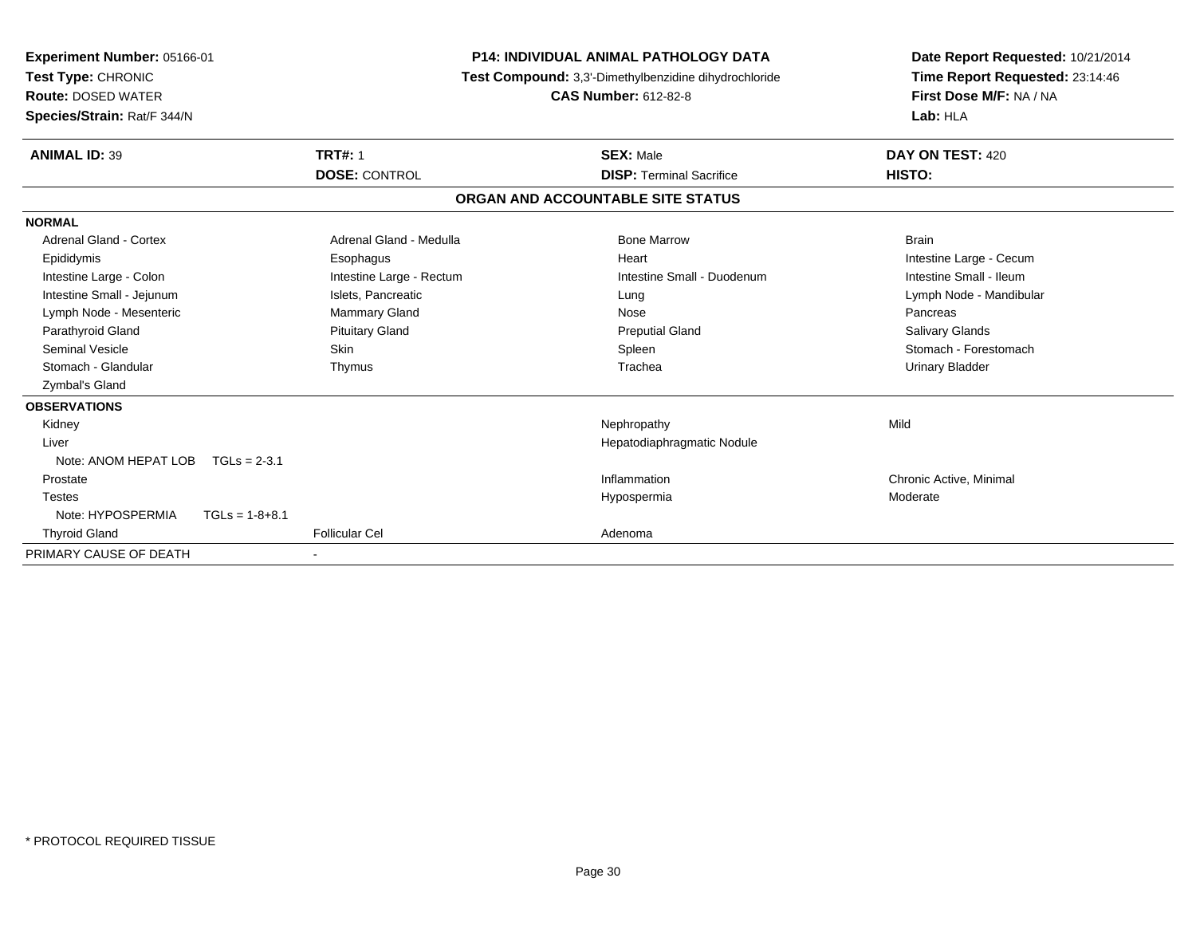**Experiment Number:** 05166-01
**Test Type:** CHRONIC
**Route:** DOSED WATER
**Species/Strain:** Rat/F 344/N

**P14: INDIVIDUAL ANIMAL PATHOLOGY DATA**
**Test Compound:** 3,3'-Dimethylbenzidine dihydrochloride
**CAS Number:** 612-82-8

**Date Report Requested:** 10/21/2014
**Time Report Requested:** 23:14:46
**First Dose M/F:** NA / NA
**Lab:** HLA

| **ANIMAL ID:** 39 | **TRT#:** 1 | **SEX:** Male | **DAY ON TEST:** 420 |
|---|---|---|---|
| | **DOSE:** CONTROL | **DISP:** Terminal Sacrifice | **HISTO:** |

**ORGAN AND ACCOUNTABLE SITE STATUS**

**NORMAL**

| | | | |
|---|---|---|---|
| Adrenal Gland - Cortex | Adrenal Gland - Medulla | Bone Marrow | Brain |
| Epididymis | Esophagus | Heart | Intestine Large - Cecum |
| Intestine Large - Colon | Intestine Large - Rectum | Intestine Small - Duodenum | Intestine Small - Ileum |
| Intestine Small - Jejunum | Islets, Pancreatic | Lung | Lymph Node - Mandibular |
| Lymph Node - Mesenteric | Mammary Gland | Nose | Pancreas |
| Parathyroid Gland | Pituitary Gland | Preputial Gland | Salivary Glands |
| Seminal Vesicle | Skin | Spleen | Stomach - Forestomach |
| Stomach - Glandular | Thymus | Trachea | Urinary Bladder |
| Zymbal's Gland | | | |

**OBSERVATIONS**

| | | | |
|---|---|---|---|
| Kidney | | Nephropathy | Mild |
| Liver | | Hepatodiaphragmatic Nodule | |
| Note: ANOM HEPAT LOB TGLs = 2-3.1 | | | |
| Prostate | | Inflammation | Chronic Active, Minimal |
| Testes | | Hypospermia | Moderate |
| Note: HYPOSPERMIA TGLs = 1-8+8.1 | | | |
| Thyroid Gland | Follicular Cel | Adenoma | |

PRIMARY CAUSE OF DEATH -

* PROTOCOL REQUIRED TISSUE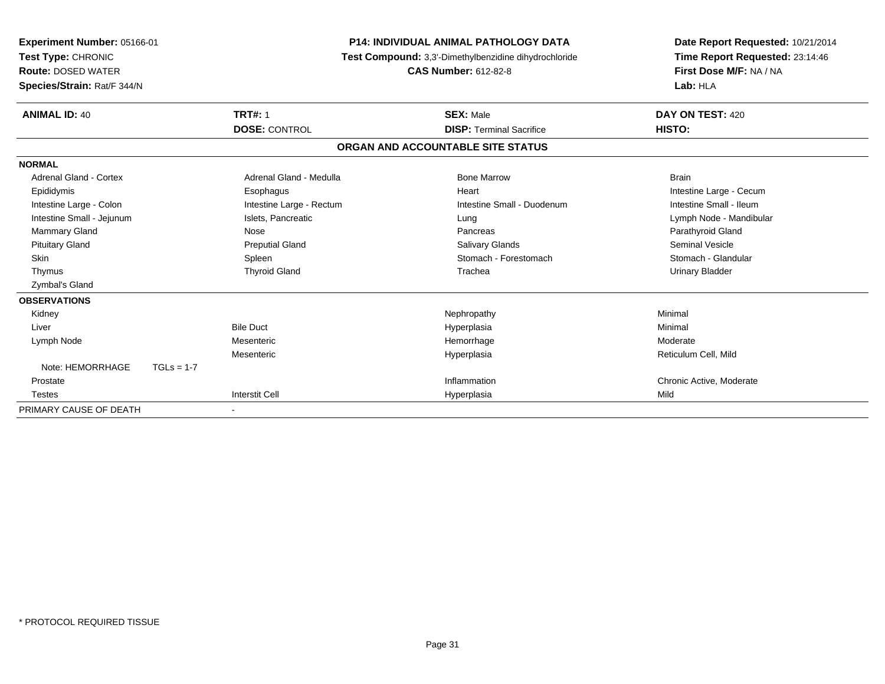**Experiment Number:** 05166-01
**Test Type:** CHRONIC
**Route:** DOSED WATER
**Species/Strain:** Rat/F 344/N

**P14: INDIVIDUAL ANIMAL PATHOLOGY DATA**
**Test Compound:** 3,3'-Dimethylbenzidine dihydrochloride
**CAS Number:** 612-82-8

**Date Report Requested:** 10/21/2014
**Time Report Requested:** 23:14:46
**First Dose M/F:** NA / NA
**Lab:** HLA

| **ANIMAL ID:** 40 | **TRT#:** 1 | **SEX:** Male | **DAY ON TEST:** 420 |
|---|---|---|---|
| | **DOSE:** CONTROL | **DISP:** Terminal Sacrifice | **HISTO:** |

**ORGAN AND ACCOUNTABLE SITE STATUS**

**NORMAL**

| | | | |
|---|---|---|---|
| Adrenal Gland - Cortex | Adrenal Gland - Medulla | Bone Marrow | Brain |
| Epididymis | Esophagus | Heart | Intestine Large - Cecum |
| Intestine Large - Colon | Intestine Large - Rectum | Intestine Small - Duodenum | Intestine Small - Ileum |
| Intestine Small - Jejunum | Islets, Pancreatic | Lung | Lymph Node - Mandibular |
| Mammary Gland | Nose | Pancreas | Parathyroid Gland |
| Pituitary Gland | Preputial Gland | Salivary Glands | Seminal Vesicle |
| Skin | Spleen | Stomach - Forestomach | Stomach - Glandular |
| Thymus | Thyroid Gland | Trachea | Urinary Bladder |
| Zymbal's Gland | | | |

**OBSERVATIONS**

| | | | |
|---|---|---|---|
| Kidney | | Nephropathy | Minimal |
| Liver | Bile Duct | Hyperplasia | Minimal |
| Lymph Node | Mesenteric | Hemorrhage | Moderate |
| | Mesenteric | Hyperplasia | Reticulum Cell, Mild |
| Note: HEMORRHAGE TGLs = 1-7 | | | |
| Prostate | | Inflammation | Chronic Active, Moderate |
| Testes | Interstit Cell | Hyperplasia | Mild |

PRIMARY CAUSE OF DEATH -

\* PROTOCOL REQUIRED TISSUE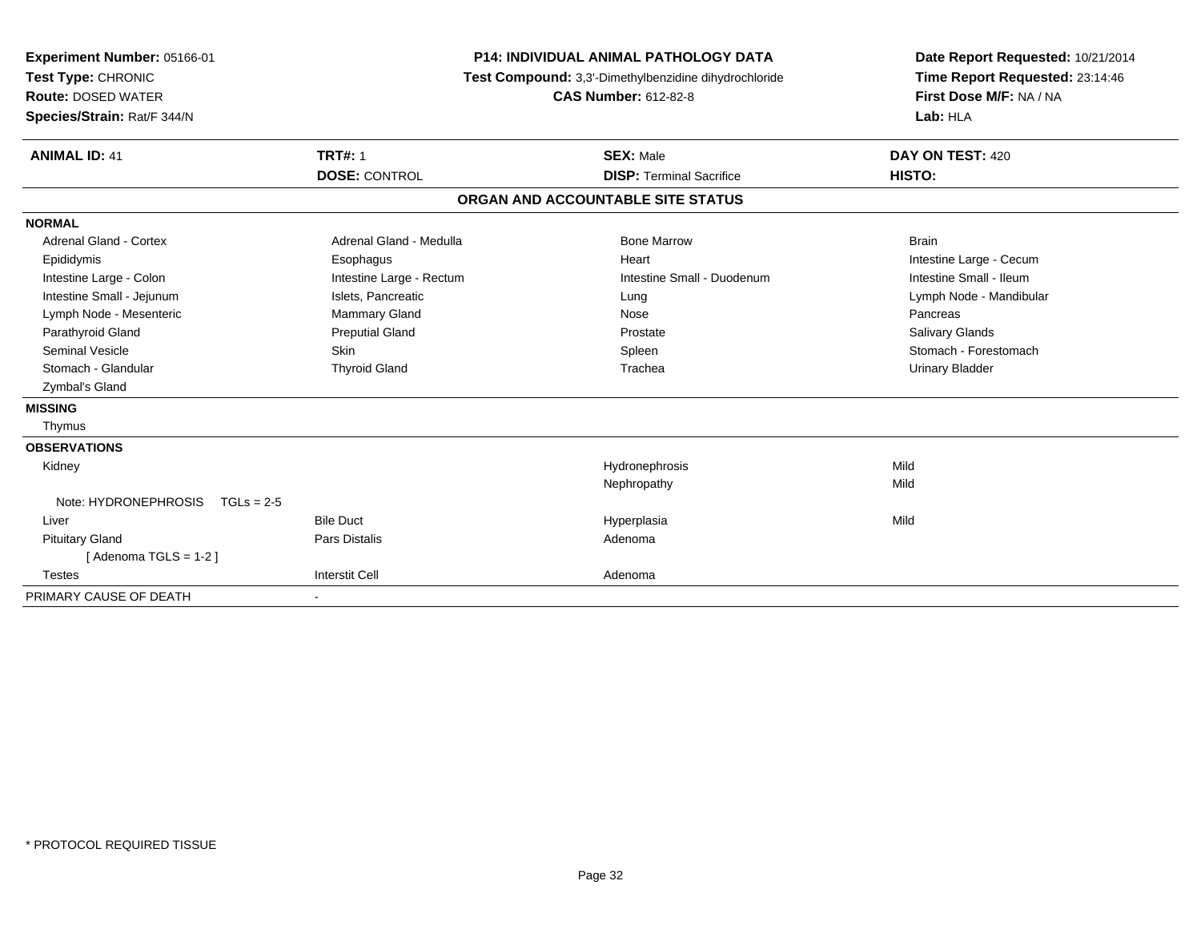**Experiment Number:** 05166-01
**Test Type:** CHRONIC
**Route:** DOSED WATER
**Species/Strain:** Rat/F 344/N

**P14: INDIVIDUAL ANIMAL PATHOLOGY DATA**
**Test Compound:** 3,3'-Dimethylbenzidine dihydrochloride
**CAS Number:** 612-82-8

**Date Report Requested:** 10/21/2014
**Time Report Requested:** 23:14:46
**First Dose M/F:** NA / NA
**Lab:** HLA

| **ANIMAL ID:** 41 | **TRT#:** 1 | **SEX:** Male | **DAY ON TEST:** 420 |
|---|---|---|---|
| | **DOSE:** CONTROL | **DISP:** Terminal Sacrifice | **HISTO:** |

## ORGAN AND ACCOUNTABLE SITE STATUS

**NORMAL**

| | | | |
|---|---|---|---|
| Adrenal Gland - Cortex | Adrenal Gland - Medulla | Bone Marrow | Brain |
| Epididymis | Esophagus | Heart | Intestine Large - Cecum |
| Intestine Large - Colon | Intestine Large - Rectum | Intestine Small - Duodenum | Intestine Small - Ileum |
| Intestine Small - Jejunum | Islets, Pancreatic | Lung | Lymph Node - Mandibular |
| Lymph Node - Mesenteric | Mammary Gland | Nose | Pancreas |
| Parathyroid Gland | Preputial Gland | Prostate | Salivary Glands |
| Seminal Vesicle | Skin | Spleen | Stomach - Forestomach |
| Stomach - Glandular | Thyroid Gland | Trachea | Urinary Bladder |
| Zymbal's Gland | | | |

**MISSING**

Thymus

**OBSERVATIONS**

| | | | |
|---|---|---|---|
| Kidney | | Hydronephrosis | Mild |
| | | Nephropathy | Mild |
| Note: HYDRONEPHROSIS TGLs = 2-5 | | | |
| Liver | Bile Duct | Hyperplasia | Mild |
| Pituitary Gland | Pars Distalis | Adenoma | |
| [ Adenoma TGLS = 1-2 ] | | | |
| Testes | Interstit Cell | Adenoma | |

PRIMARY CAUSE OF DEATH -

* PROTOCOL REQUIRED TISSUE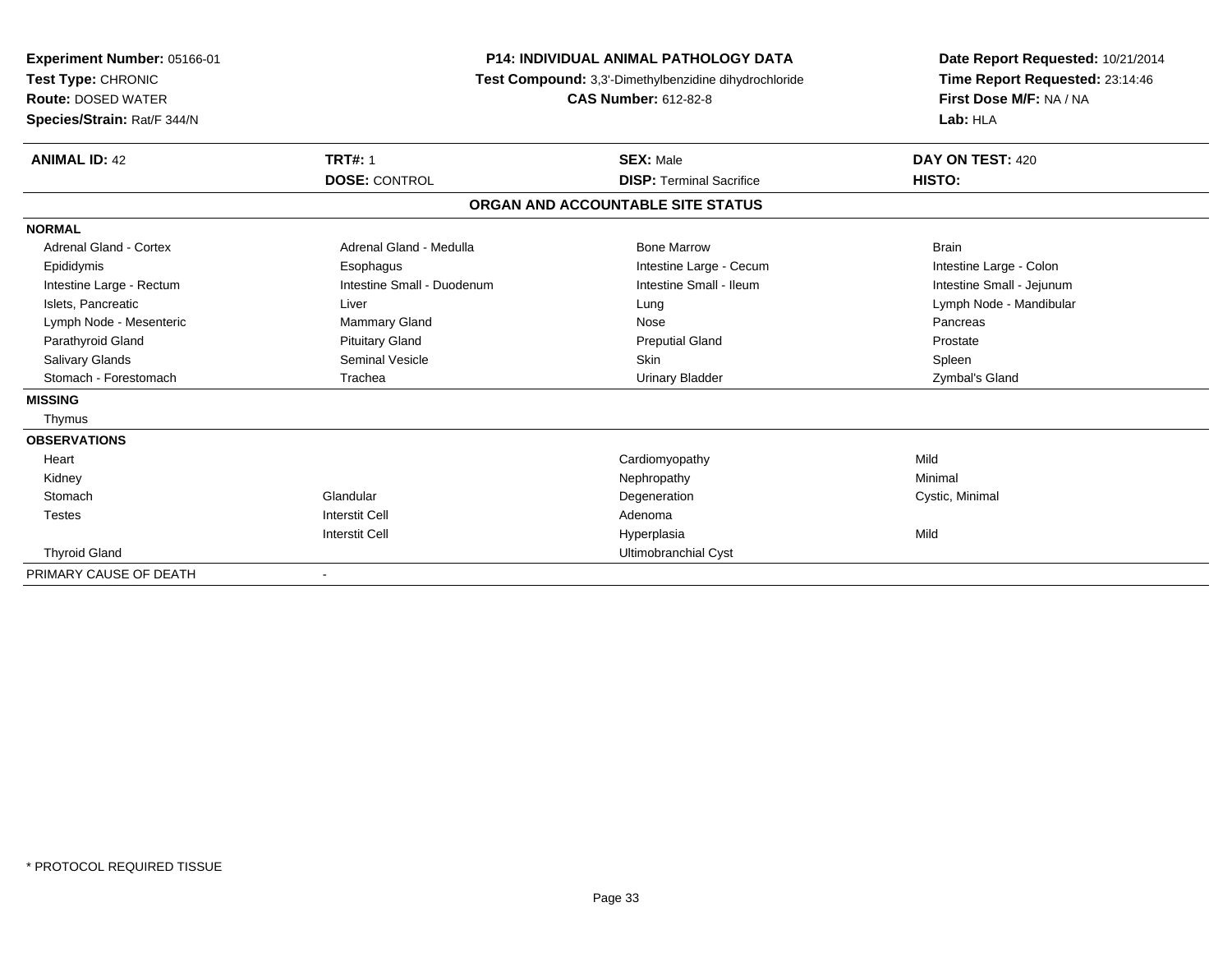**Experiment Number:** 05166-01
**Test Type:** CHRONIC
**Route:** DOSED WATER
**Species/Strain:** Rat/F 344/N

**P14: INDIVIDUAL ANIMAL PATHOLOGY DATA**
**Test Compound:** 3,3'-Dimethylbenzidine dihydrochloride
**CAS Number:** 612-82-8

**Date Report Requested:** 10/21/2014
**Time Report Requested:** 23:14:46
**First Dose M/F:** NA / NA
**Lab:** HLA

| **ANIMAL ID:** 42 | **TRT#:** 1 | **SEX:** Male | **DAY ON TEST:** 420 |
|---|---|---|---|
| | **DOSE:** CONTROL | **DISP:** Terminal Sacrifice | **HISTO:** |

**ORGAN AND ACCOUNTABLE SITE STATUS**

| | | | |
|---|---|---|---|
| **NORMAL** | | | |
| Adrenal Gland - Cortex | Adrenal Gland - Medulla | Bone Marrow | Brain |
| Epididymis | Esophagus | Intestine Large - Cecum | Intestine Large - Colon |
| Intestine Large - Rectum | Intestine Small - Duodenum | Intestine Small - Ileum | Intestine Small - Jejunum |
| Islets, Pancreatic | Liver | Lung | Lymph Node - Mandibular |
| Lymph Node - Mesenteric | Mammary Gland | Nose | Pancreas |
| Parathyroid Gland | Pituitary Gland | Preputial Gland | Prostate |
| Salivary Glands | Seminal Vesicle | Skin | Spleen |
| Stomach - Forestomach | Trachea | Urinary Bladder | Zymbal's Gland |
| **MISSING** | | | |
| Thymus | | | |
| **OBSERVATIONS** | | | |
| Heart | | Cardiomyopathy | Mild |
| Kidney | | Nephropathy | Minimal |
| Stomach | Glandular | Degeneration | Cystic, Minimal |
| Testes | Interstit Cell | Adenoma | |
| | Interstit Cell | Hyperplasia | Mild |
| Thyroid Gland | | Ultimobranchial Cyst | |
| PRIMARY CAUSE OF DEATH | - | | |

\* PROTOCOL REQUIRED TISSUE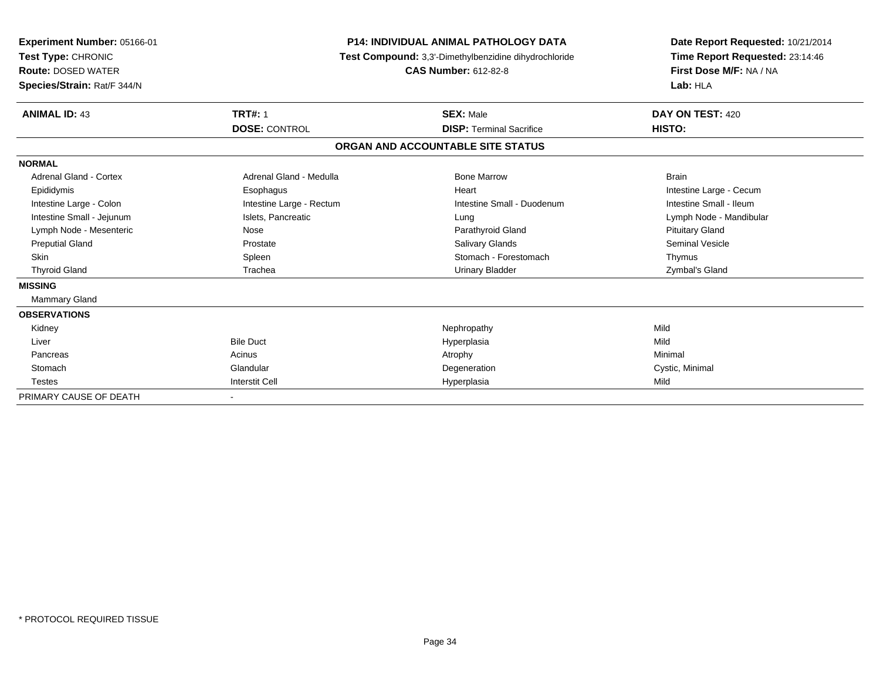**Experiment Number:** 05166-01
**Test Type:** CHRONIC
**Route:** DOSED WATER
**Species/Strain:** Rat/F 344/N

**P14: INDIVIDUAL ANIMAL PATHOLOGY DATA**
**Test Compound:** 3,3'-Dimethylbenzidine dihydrochloride
**CAS Number:** 612-82-8

**Date Report Requested:** 10/21/2014
**Time Report Requested:** 23:14:46
**First Dose M/F:** NA / NA
**Lab:** HLA

| **ANIMAL ID:** 43 | **TRT#:** 1 | **SEX:** Male | **DAY ON TEST:** 420 |
|---|---|---|---|
| | **DOSE:** CONTROL | **DISP:** Terminal Sacrifice | **HISTO:** |

## ORGAN AND ACCOUNTABLE SITE STATUS

| | | | |
|---|---|---|---|
| **NORMAL** | | | |
| Adrenal Gland - Cortex | Adrenal Gland - Medulla | Bone Marrow | Brain |
| Epididymis | Esophagus | Heart | Intestine Large - Cecum |
| Intestine Large - Colon | Intestine Large - Rectum | Intestine Small - Duodenum | Intestine Small - Ileum |
| Intestine Small - Jejunum | Islets, Pancreatic | Lung | Lymph Node - Mandibular |
| Lymph Node - Mesenteric | Nose | Parathyroid Gland | Pituitary Gland |
| Preputial Gland | Prostate | Salivary Glands | Seminal Vesicle |
| Skin | Spleen | Stomach - Forestomach | Thymus |
| Thyroid Gland | Trachea | Urinary Bladder | Zymbal's Gland |
| **MISSING** | | | |
| Mammary Gland | | | |
| **OBSERVATIONS** | | | |
| Kidney | | Nephropathy | Mild |
| Liver | Bile Duct | Hyperplasia | Mild |
| Pancreas | Acinus | Atrophy | Minimal |
| Stomach | Glandular | Degeneration | Cystic, Minimal |
| Testes | Interstit Cell | Hyperplasia | Mild |
| PRIMARY CAUSE OF DEATH | - | | |

* PROTOCOL REQUIRED TISSUE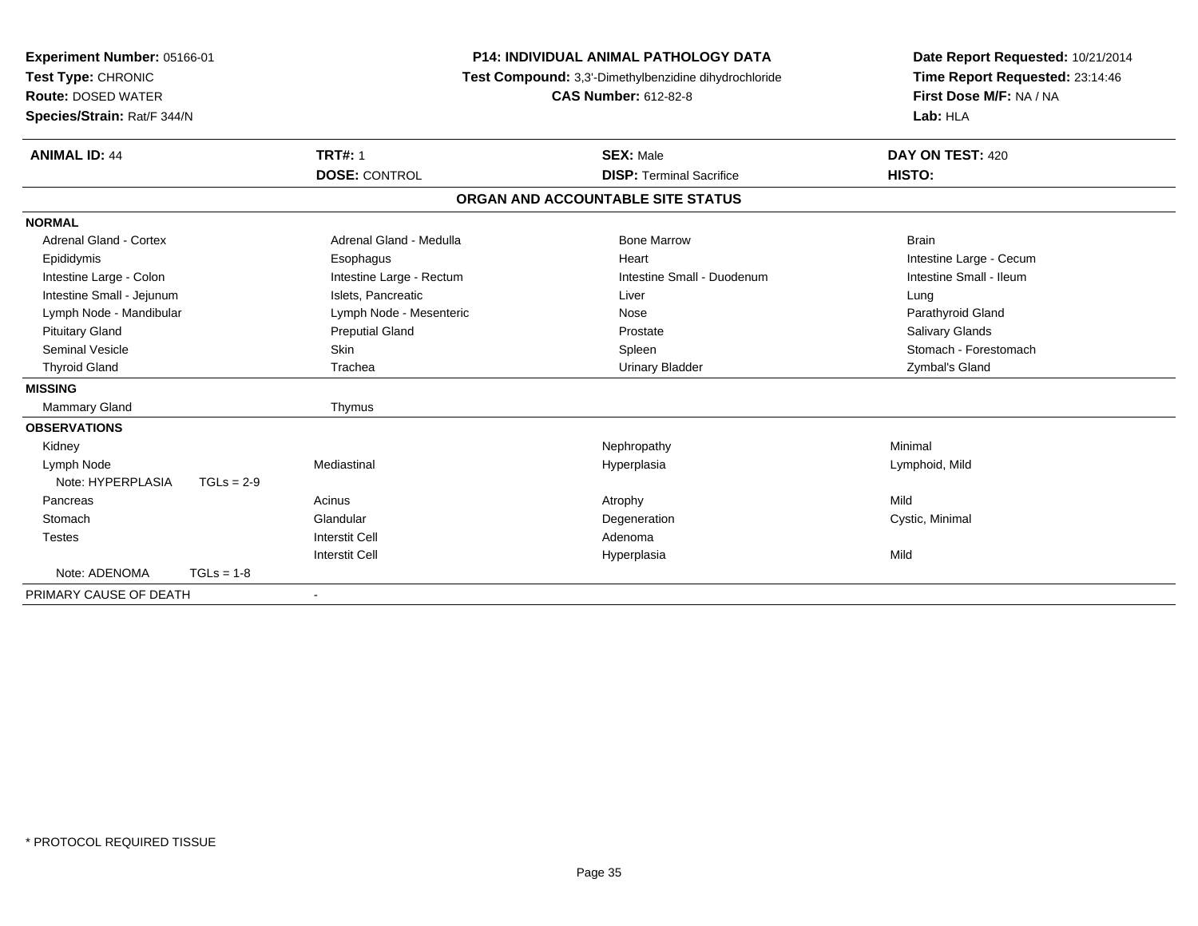**Experiment Number:** 05166-01
**Test Type:** CHRONIC
**Route:** DOSED WATER
**Species/Strain:** Rat/F 344/N

**P14: INDIVIDUAL ANIMAL PATHOLOGY DATA**
**Test Compound:** 3,3'-Dimethylbenzidine dihydrochloride
**CAS Number:** 612-82-8

**Date Report Requested:** 10/21/2014
**Time Report Requested:** 23:14:46
**First Dose M/F:** NA / NA
**Lab:** HLA

| **ANIMAL ID:** 44 | **TRT#:** 1 | **SEX:** Male | **DAY ON TEST:** 420 |
|---|---|---|---|
| | **DOSE:** CONTROL | **DISP:** Terminal Sacrifice | **HISTO:** |

**ORGAN AND ACCOUNTABLE SITE STATUS**

| | | | |
|---|---|---|---|
| **NORMAL** | | | |
| Adrenal Gland - Cortex | Adrenal Gland - Medulla | Bone Marrow | Brain |
| Epididymis | Esophagus | Heart | Intestine Large - Cecum |
| Intestine Large - Colon | Intestine Large - Rectum | Intestine Small - Duodenum | Intestine Small - Ileum |
| Intestine Small - Jejunum | Islets, Pancreatic | Liver | Lung |
| Lymph Node - Mandibular | Lymph Node - Mesenteric | Nose | Parathyroid Gland |
| Pituitary Gland | Preputial Gland | Prostate | Salivary Glands |
| Seminal Vesicle | Skin | Spleen | Stomach - Forestomach |
| Thyroid Gland | Trachea | Urinary Bladder | Zymbal's Gland |
| **MISSING** | | | |
| Mammary Gland | Thymus | | |
| **OBSERVATIONS** | | | |
| Kidney | | Nephropathy | Minimal |
| Lymph Node | Mediastinal | Hyperplasia | Lymphoid, Mild |
| Note: HYPERPLASIA TGLs = 2-9 | | | |
| Pancreas | Acinus | Atrophy | Mild |
| Stomach | Glandular | Degeneration | Cystic, Minimal |
| Testes | Interstit Cell | Adenoma | |
| | Interstit Cell | Hyperplasia | Mild |
| Note: ADENOMA TGLs = 1-8 | | | |
| PRIMARY CAUSE OF DEATH | - | | |

\* PROTOCOL REQUIRED TISSUE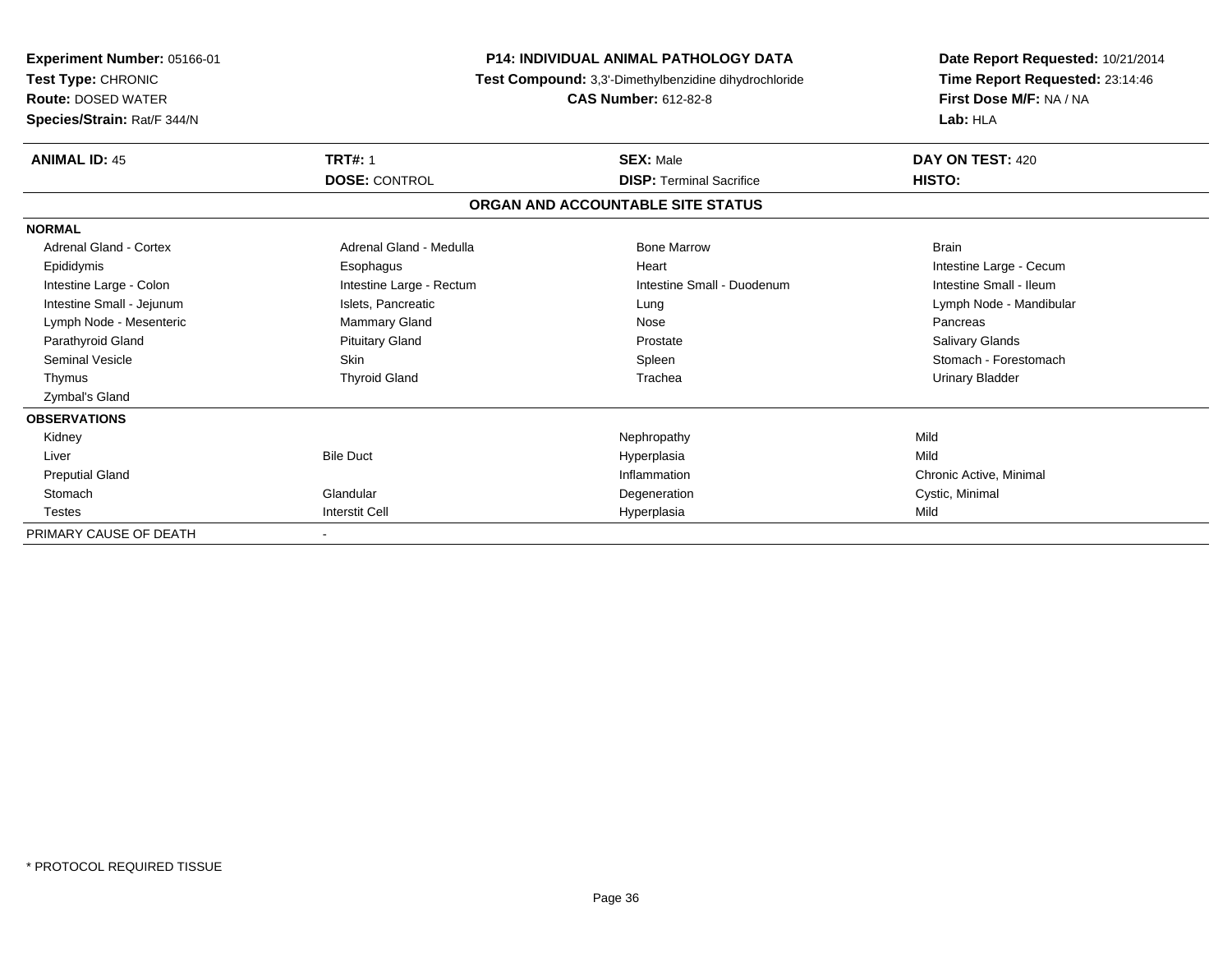**Experiment Number:** 05166-01
**Test Type:** CHRONIC
**Route:** DOSED WATER
**Species/Strain:** Rat/F 344/N

**P14: INDIVIDUAL ANIMAL PATHOLOGY DATA**
**Test Compound:** 3,3'-Dimethylbenzidine dihydrochloride
**CAS Number:** 612-82-8

**Date Report Requested:** 10/21/2014
**Time Report Requested:** 23:14:46
**First Dose M/F:** NA / NA
**Lab:** HLA

| **ANIMAL ID:** 45 | **TRT#:** 1 | **SEX:** Male | **DAY ON TEST:** 420 |
|---|---|---|---|
| | **DOSE:** CONTROL | **DISP:** Terminal Sacrifice | **HISTO:** |

**ORGAN AND ACCOUNTABLE SITE STATUS**

| | | | |
|---|---|---|---|
| **NORMAL** | | | |
| Adrenal Gland - Cortex | Adrenal Gland - Medulla | Bone Marrow | Brain |
| Epididymis | Esophagus | Heart | Intestine Large - Cecum |
| Intestine Large - Colon | Intestine Large - Rectum | Intestine Small - Duodenum | Intestine Small - Ileum |
| Intestine Small - Jejunum | Islets, Pancreatic | Lung | Lymph Node - Mandibular |
| Lymph Node - Mesenteric | Mammary Gland | Nose | Pancreas |
| Parathyroid Gland | Pituitary Gland | Prostate | Salivary Glands |
| Seminal Vesicle | Skin | Spleen | Stomach - Forestomach |
| Thymus | Thyroid Gland | Trachea | Urinary Bladder |
| Zymbal's Gland | | | |
| **OBSERVATIONS** | | | |
| Kidney | | Nephropathy | Mild |
| Liver | Bile Duct | Hyperplasia | Mild |
| Preputial Gland | | Inflammation | Chronic Active, Minimal |
| Stomach | Glandular | Degeneration | Cystic, Minimal |
| Testes | Interstit Cell | Hyperplasia | Mild |
| PRIMARY CAUSE OF DEATH | - | | |

* PROTOCOL REQUIRED TISSUE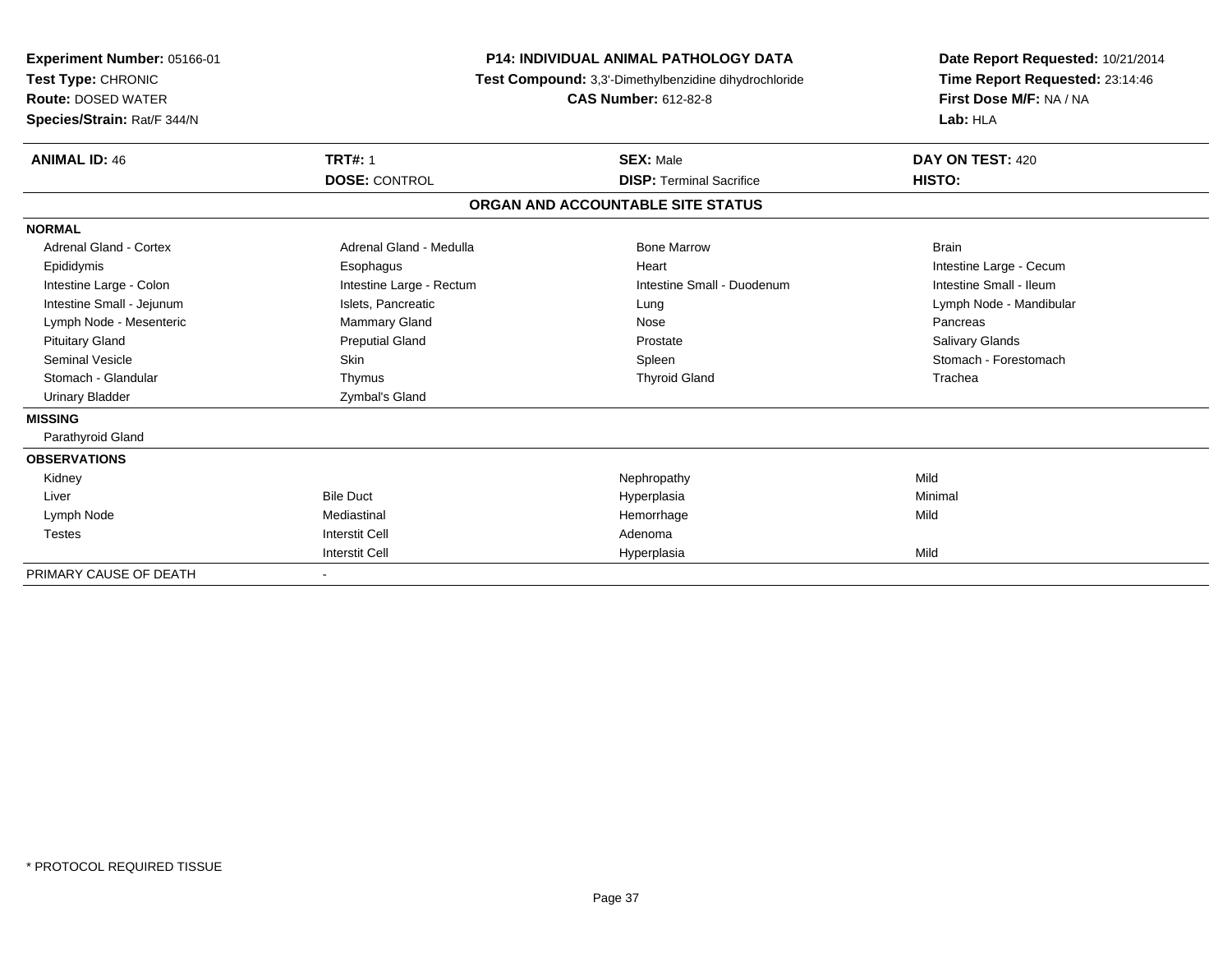**Experiment Number:** 05166-01
**Test Type:** CHRONIC
**Route:** DOSED WATER
**Species/Strain:** Rat/F 344/N

**P14: INDIVIDUAL ANIMAL PATHOLOGY DATA**
**Test Compound:** 3,3'-Dimethylbenzidine dihydrochloride
**CAS Number:** 612-82-8

**Date Report Requested:** 10/21/2014
**Time Report Requested:** 23:14:46
**First Dose M/F:** NA / NA
**Lab:** HLA

| **ANIMAL ID:** 46 | **TRT#:** 1 | **SEX:** Male | **DAY ON TEST:** 420 |
|---|---|---|---|
| | **DOSE:** CONTROL | **DISP:** Terminal Sacrifice | **HISTO:** |

## ORGAN AND ACCOUNTABLE SITE STATUS

| | | | |
|---|---|---|---|
| **NORMAL** | | | |
| Adrenal Gland - Cortex | Adrenal Gland - Medulla | Bone Marrow | Brain |
| Epididymis | Esophagus | Heart | Intestine Large - Cecum |
| Intestine Large - Colon | Intestine Large - Rectum | Intestine Small - Duodenum | Intestine Small - Ileum |
| Intestine Small - Jejunum | Islets, Pancreatic | Lung | Lymph Node - Mandibular |
| Lymph Node - Mesenteric | Mammary Gland | Nose | Pancreas |
| Pituitary Gland | Preputial Gland | Prostate | Salivary Glands |
| Seminal Vesicle | Skin | Spleen | Stomach - Forestomach |
| Stomach - Glandular | Thymus | Thyroid Gland | Trachea |
| Urinary Bladder | Zymbal's Gland | | |
| **MISSING** | | | |
| Parathyroid Gland | | | |
| **OBSERVATIONS** | | | |
| Kidney | | Nephropathy | Mild |
| Liver | Bile Duct | Hyperplasia | Minimal |
| Lymph Node | Mediastinal | Hemorrhage | Mild |
| Testes | Interstit Cell | Adenoma | |
| | Interstit Cell | Hyperplasia | Mild |
| PRIMARY CAUSE OF DEATH | - | | |

* PROTOCOL REQUIRED TISSUE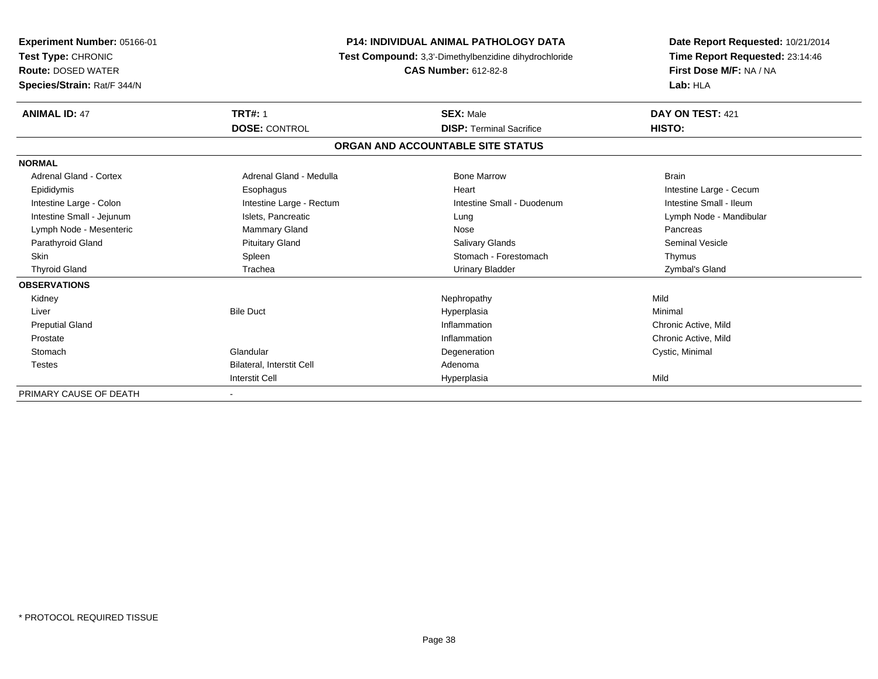**Experiment Number:** 05166-01
**Test Type:** CHRONIC
**Route:** DOSED WATER
**Species/Strain:** Rat/F 344/N

**P14: INDIVIDUAL ANIMAL PATHOLOGY DATA**
**Test Compound:** 3,3'-Dimethylbenzidine dihydrochloride
**CAS Number:** 612-82-8

**Date Report Requested:** 10/21/2014
**Time Report Requested:** 23:14:46
**First Dose M/F:** NA / NA
**Lab:** HLA

| **ANIMAL ID:** 47 | **TRT#:** 1 | **SEX:** Male | **DAY ON TEST:** 421 |
|---|---|---|---|
| | **DOSE:** CONTROL | **DISP:** Terminal Sacrifice | **HISTO:** |

## ORGAN AND ACCOUNTABLE SITE STATUS

| | | | |
|---|---|---|---|
| **NORMAL** | | | |
| Adrenal Gland - Cortex | Adrenal Gland - Medulla | Bone Marrow | Brain |
| Epididymis | Esophagus | Heart | Intestine Large - Cecum |
| Intestine Large - Colon | Intestine Large - Rectum | Intestine Small - Duodenum | Intestine Small - Ileum |
| Intestine Small - Jejunum | Islets, Pancreatic | Lung | Lymph Node - Mandibular |
| Lymph Node - Mesenteric | Mammary Gland | Nose | Pancreas |
| Parathyroid Gland | Pituitary Gland | Salivary Glands | Seminal Vesicle |
| Skin | Spleen | Stomach - Forestomach | Thymus |
| Thyroid Gland | Trachea | Urinary Bladder | Zymbal's Gland |
| **OBSERVATIONS** | | | |
| Kidney | | Nephropathy | Mild |
| Liver | Bile Duct | Hyperplasia | Minimal |
| Preputial Gland | | Inflammation | Chronic Active, Mild |
| Prostate | | Inflammation | Chronic Active, Mild |
| Stomach | Glandular | Degeneration | Cystic, Minimal |
| Testes | Bilateral, Interstit Cell | Adenoma | |
| | Interstit Cell | Hyperplasia | Mild |
| PRIMARY CAUSE OF DEATH | - | | |

* PROTOCOL REQUIRED TISSUE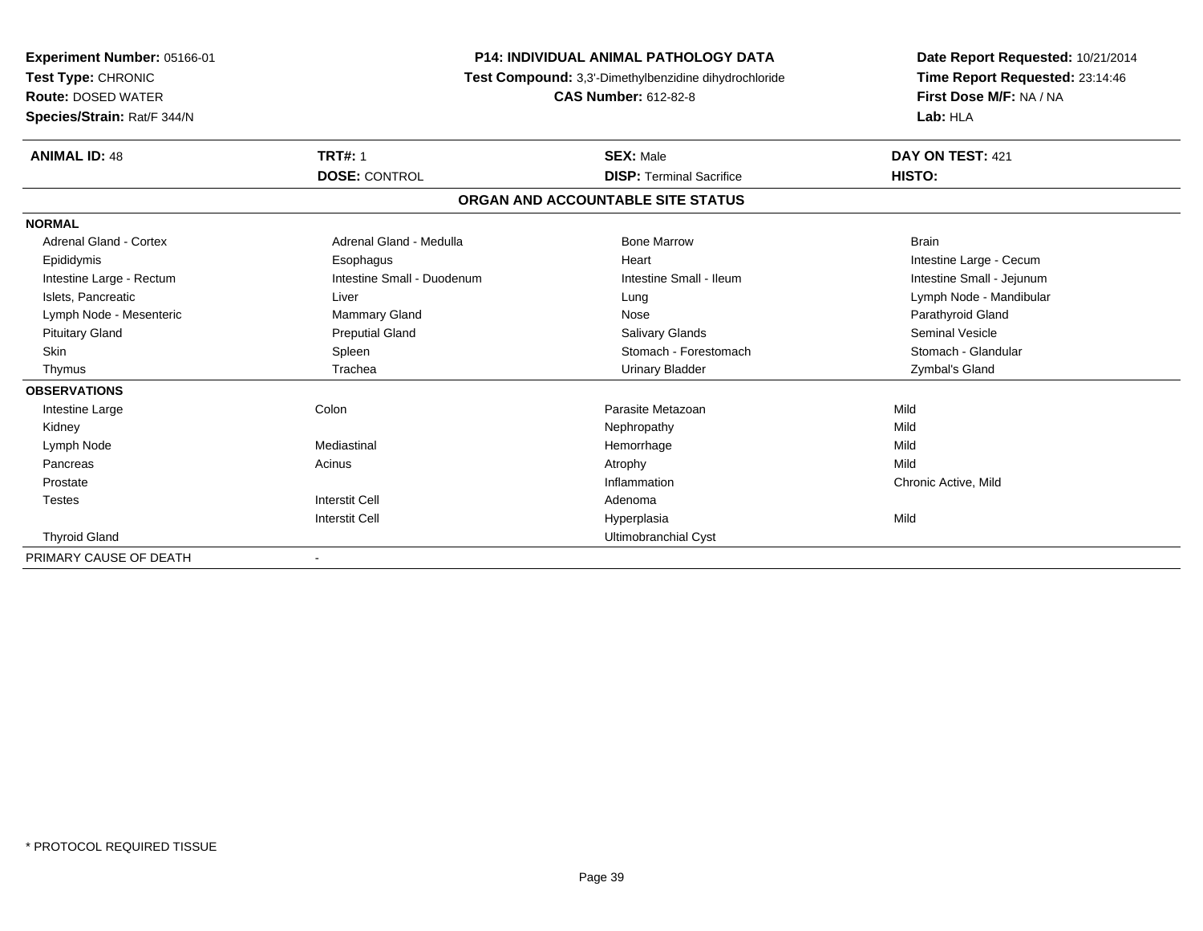**Experiment Number:** 05166-01
**Test Type:** CHRONIC
**Route:** DOSED WATER
**Species/Strain:** Rat/F 344/N

**P14: INDIVIDUAL ANIMAL PATHOLOGY DATA**
**Test Compound:** 3,3'-Dimethylbenzidine dihydrochloride
**CAS Number:** 612-82-8

**Date Report Requested:** 10/21/2014
**Time Report Requested:** 23:14:46
**First Dose M/F:** NA / NA
**Lab:** HLA

| **ANIMAL ID:** 48 | **TRT#:** 1 | **SEX:** Male | **DAY ON TEST:** 421 |
|---|---|---|---|
| | **DOSE:** CONTROL | **DISP:** Terminal Sacrifice | **HISTO:** |

## ORGAN AND ACCOUNTABLE SITE STATUS

**NORMAL**

| | | | |
|---|---|---|---|
| Adrenal Gland - Cortex | Adrenal Gland - Medulla | Bone Marrow | Brain |
| Epididymis | Esophagus | Heart | Intestine Large - Cecum |
| Intestine Large - Rectum | Intestine Small - Duodenum | Intestine Small - Ileum | Intestine Small - Jejunum |
| Islets, Pancreatic | Liver | Lung | Lymph Node - Mandibular |
| Lymph Node - Mesenteric | Mammary Gland | Nose | Parathyroid Gland |
| Pituitary Gland | Preputial Gland | Salivary Glands | Seminal Vesicle |
| Skin | Spleen | Stomach - Forestomach | Stomach - Glandular |
| Thymus | Trachea | Urinary Bladder | Zymbal's Gland |

**OBSERVATIONS**

| | | | |
|---|---|---|---|
| Intestine Large | Colon | Parasite Metazoan | Mild |
| Kidney | | Nephropathy | Mild |
| Lymph Node | Mediastinal | Hemorrhage | Mild |
| Pancreas | Acinus | Atrophy | Mild |
| Prostate | | Inflammation | Chronic Active, Mild |
| Testes | Interstit Cell | Adenoma | |
| | Interstit Cell | Hyperplasia | Mild |
| Thyroid Gland | | Ultimobranchial Cyst | |

PRIMARY CAUSE OF DEATH -

* PROTOCOL REQUIRED TISSUE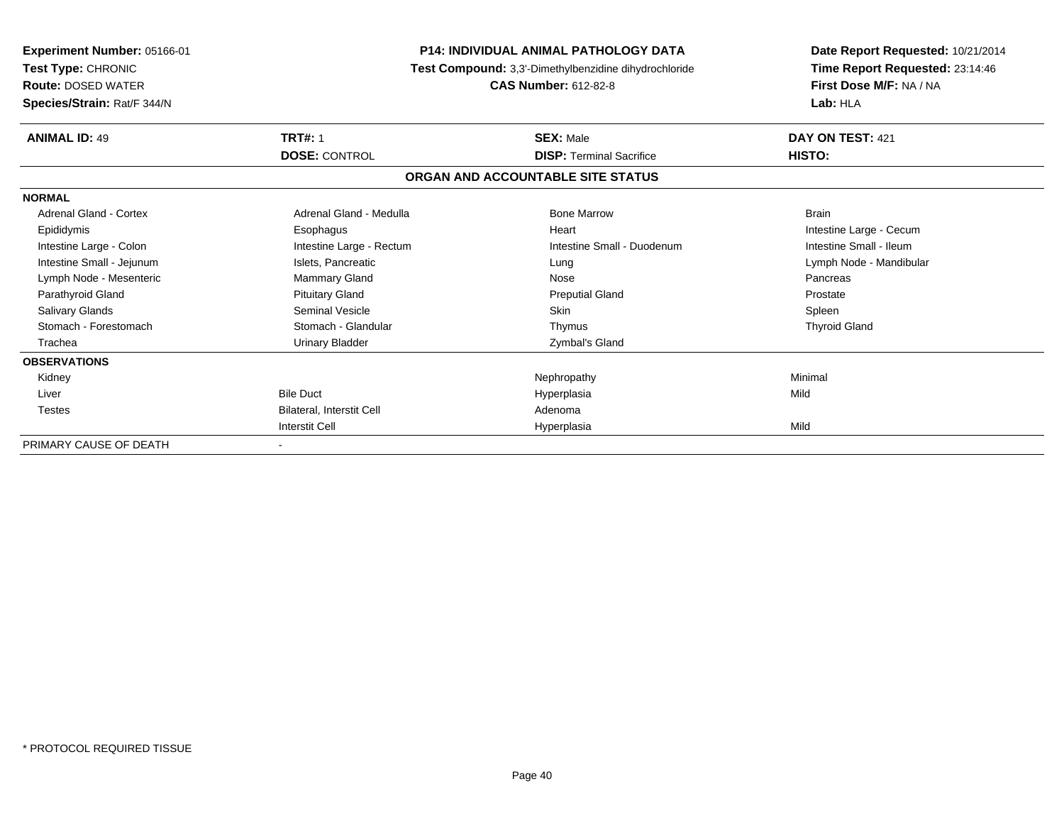**Experiment Number:** 05166-01
**Test Type:** CHRONIC
**Route:** DOSED WATER
**Species/Strain:** Rat/F 344/N

**P14: INDIVIDUAL ANIMAL PATHOLOGY DATA**
**Test Compound:** 3,3'-Dimethylbenzidine dihydrochloride
**CAS Number:** 612-82-8

**Date Report Requested:** 10/21/2014
**Time Report Requested:** 23:14:46
**First Dose M/F:** NA / NA
**Lab:** HLA

| **ANIMAL ID:** 49 | **TRT#:** 1 | **SEX:** Male | **DAY ON TEST:** 421 |
|---|---|---|---|
| | **DOSE:** CONTROL | **DISP:** Terminal Sacrifice | **HISTO:** |

## ORGAN AND ACCOUNTABLE SITE STATUS

| | | | |
|---|---|---|---|
| **NORMAL** | | | |
| Adrenal Gland - Cortex | Adrenal Gland - Medulla | Bone Marrow | Brain |
| Epididymis | Esophagus | Heart | Intestine Large - Cecum |
| Intestine Large - Colon | Intestine Large - Rectum | Intestine Small - Duodenum | Intestine Small - Ileum |
| Intestine Small - Jejunum | Islets, Pancreatic | Lung | Lymph Node - Mandibular |
| Lymph Node - Mesenteric | Mammary Gland | Nose | Pancreas |
| Parathyroid Gland | Pituitary Gland | Preputial Gland | Prostate |
| Salivary Glands | Seminal Vesicle | Skin | Spleen |
| Stomach - Forestomach | Stomach - Glandular | Thymus | Thyroid Gland |
| Trachea | Urinary Bladder | Zymbal's Gland | |
| **OBSERVATIONS** | | | |
| Kidney | | Nephropathy | Minimal |
| Liver | Bile Duct | Hyperplasia | Mild |
| Testes | Bilateral, Interstit Cell | Adenoma | |
| | Interstit Cell | Hyperplasia | Mild |
| PRIMARY CAUSE OF DEATH | - | | |

\* PROTOCOL REQUIRED TISSUE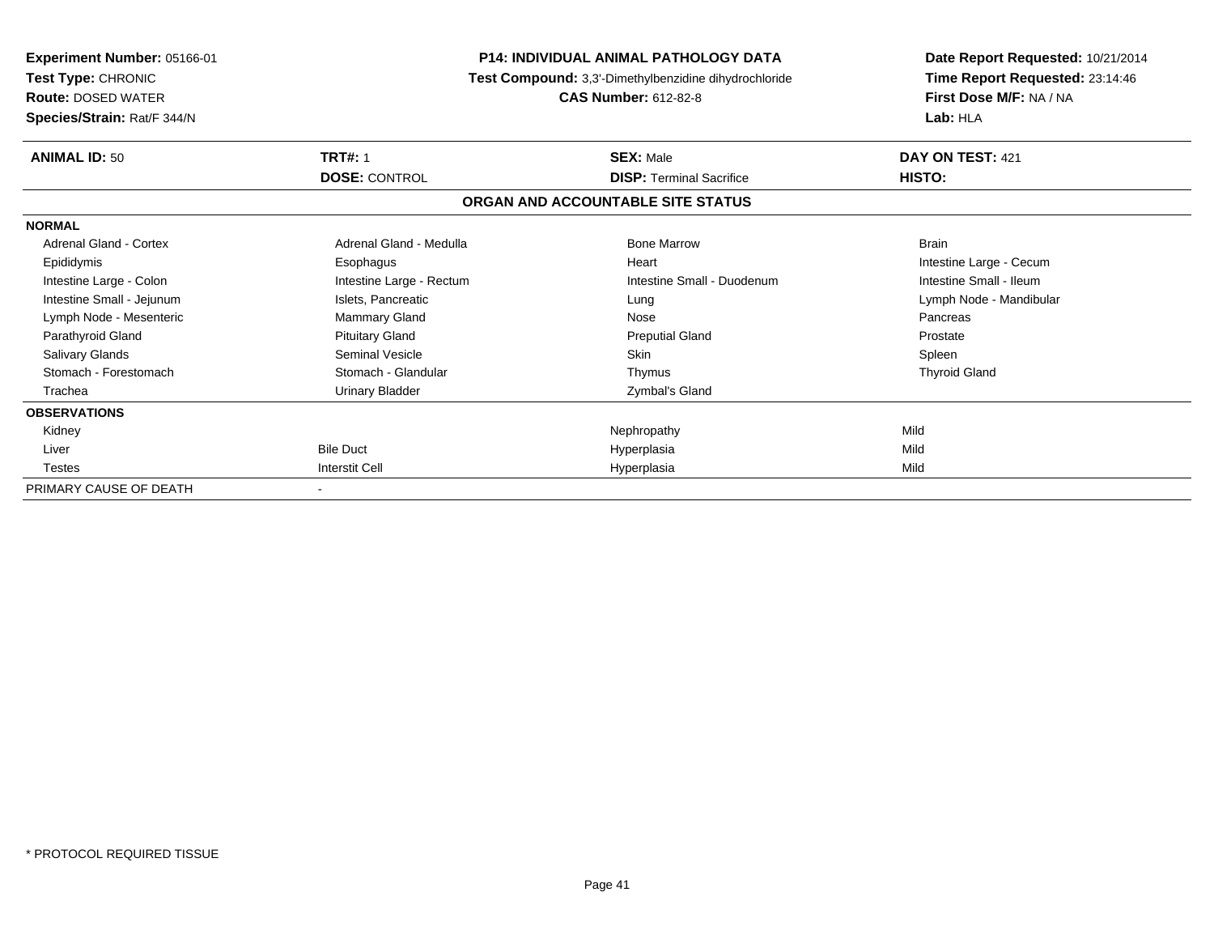**Experiment Number:** 05166-01
**Test Type:** CHRONIC
**Route:** DOSED WATER
**Species/Strain:** Rat/F 344/N

**P14: INDIVIDUAL ANIMAL PATHOLOGY DATA**
**Test Compound:** 3,3'-Dimethylbenzidine dihydrochloride
**CAS Number:** 612-82-8

**Date Report Requested:** 10/21/2014
**Time Report Requested:** 23:14:46
**First Dose M/F:** NA / NA
**Lab:** HLA

| **ANIMAL ID:** 50 | **TRT#:** 1 | **SEX:** Male | **DAY ON TEST:** 421 |
|---|---|---|---|
| | **DOSE:** CONTROL | **DISP:** Terminal Sacrifice | **HISTO:** |

## ORGAN AND ACCOUNTABLE SITE STATUS

| | | | |
|---|---|---|---|
| **NORMAL** | | | |
| Adrenal Gland - Cortex | Adrenal Gland - Medulla | Bone Marrow | Brain |
| Epididymis | Esophagus | Heart | Intestine Large - Cecum |
| Intestine Large - Colon | Intestine Large - Rectum | Intestine Small - Duodenum | Intestine Small - Ileum |
| Intestine Small - Jejunum | Islets, Pancreatic | Lung | Lymph Node - Mandibular |
| Lymph Node - Mesenteric | Mammary Gland | Nose | Pancreas |
| Parathyroid Gland | Pituitary Gland | Preputial Gland | Prostate |
| Salivary Glands | Seminal Vesicle | Skin | Spleen |
| Stomach - Forestomach | Stomach - Glandular | Thymus | Thyroid Gland |
| Trachea | Urinary Bladder | Zymbal's Gland | |
| **OBSERVATIONS** | | | |
| Kidney | | Nephropathy | Mild |
| Liver | Bile Duct | Hyperplasia | Mild |
| Testes | Interstit Cell | Hyperplasia | Mild |
| PRIMARY CAUSE OF DEATH | - | | |

\* PROTOCOL REQUIRED TISSUE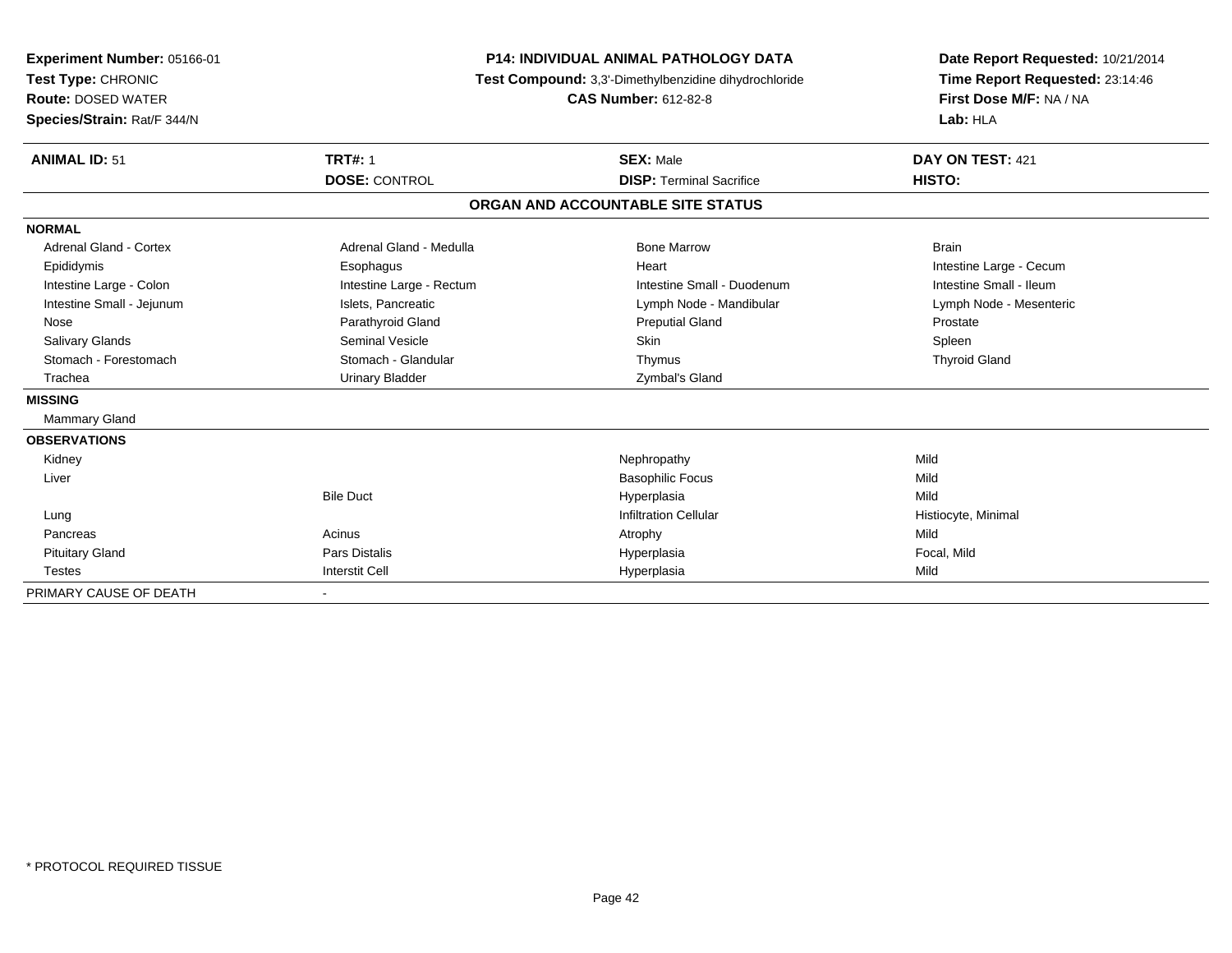**Experiment Number:** 05166-01
**Test Type:** CHRONIC
**Route:** DOSED WATER
**Species/Strain:** Rat/F 344/N

**P14: INDIVIDUAL ANIMAL PATHOLOGY DATA**
**Test Compound:** 3,3'-Dimethylbenzidine dihydrochloride
**CAS Number:** 612-82-8

**Date Report Requested:** 10/21/2014
**Time Report Requested:** 23:14:46
**First Dose M/F:** NA / NA
**Lab:** HLA

| **ANIMAL ID:** 51 | **TRT#:** 1 | **SEX:** Male | **DAY ON TEST:** 421 |
|---|---|---|---|
| | **DOSE:** CONTROL | **DISP:** Terminal Sacrifice | **HISTO:** |

## ORGAN AND ACCOUNTABLE SITE STATUS

| | | | |
|---|---|---|---|
| **NORMAL** | | | |
| Adrenal Gland - Cortex | Adrenal Gland - Medulla | Bone Marrow | Brain |
| Epididymis | Esophagus | Heart | Intestine Large - Cecum |
| Intestine Large - Colon | Intestine Large - Rectum | Intestine Small - Duodenum | Intestine Small - Ileum |
| Intestine Small - Jejunum | Islets, Pancreatic | Lymph Node - Mandibular | Lymph Node - Mesenteric |
| Nose | Parathyroid Gland | Preputial Gland | Prostate |
| Salivary Glands | Seminal Vesicle | Skin | Spleen |
| Stomach - Forestomach | Stomach - Glandular | Thymus | Thyroid Gland |
| Trachea | Urinary Bladder | Zymbal's Gland | |
| **MISSING** | | | |
| Mammary Gland | | | |
| **OBSERVATIONS** | | | |
| Kidney | | Nephropathy | Mild |
| Liver | | Basophilic Focus | Mild |
| | Bile Duct | Hyperplasia | Mild |
| Lung | | Infiltration Cellular | Histiocyte, Minimal |
| Pancreas | Acinus | Atrophy | Mild |
| Pituitary Gland | Pars Distalis | Hyperplasia | Focal, Mild |
| Testes | Interstit Cell | Hyperplasia | Mild |
| PRIMARY CAUSE OF DEATH | - | | |

\* PROTOCOL REQUIRED TISSUE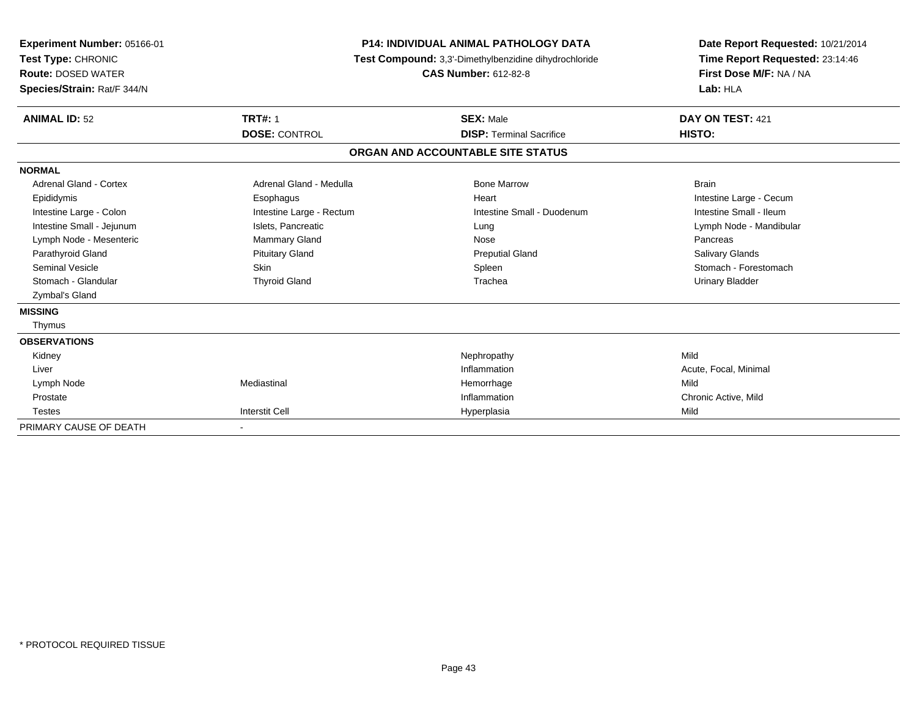**Experiment Number:** 05166-01
**Test Type:** CHRONIC
**Route:** DOSED WATER
**Species/Strain:** Rat/F 344/N

**P14: INDIVIDUAL ANIMAL PATHOLOGY DATA**
**Test Compound:** 3,3'-Dimethylbenzidine dihydrochloride
**CAS Number:** 612-82-8

**Date Report Requested:** 10/21/2014
**Time Report Requested:** 23:14:46
**First Dose M/F:** NA / NA
**Lab:** HLA

| **ANIMAL ID:** 52 | **TRT#:** 1 | **SEX:** Male | **DAY ON TEST:** 421 |
|---|---|---|---|
| | **DOSE:** CONTROL | **DISP:** Terminal Sacrifice | **HISTO:** |

## ORGAN AND ACCOUNTABLE SITE STATUS

| | | | |
|---|---|---|---|
| **NORMAL** | | | |
| Adrenal Gland - Cortex | Adrenal Gland - Medulla | Bone Marrow | Brain |
| Epididymis | Esophagus | Heart | Intestine Large - Cecum |
| Intestine Large - Colon | Intestine Large - Rectum | Intestine Small - Duodenum | Intestine Small - Ileum |
| Intestine Small - Jejunum | Islets, Pancreatic | Lung | Lymph Node - Mandibular |
| Lymph Node - Mesenteric | Mammary Gland | Nose | Pancreas |
| Parathyroid Gland | Pituitary Gland | Preputial Gland | Salivary Glands |
| Seminal Vesicle | Skin | Spleen | Stomach - Forestomach |
| Stomach - Glandular | Thyroid Gland | Trachea | Urinary Bladder |
| Zymbal's Gland | | | |
| **MISSING** | | | |
| Thymus | | | |
| **OBSERVATIONS** | | | |
| Kidney | | Nephropathy | Mild |
| Liver | | Inflammation | Acute, Focal, Minimal |
| Lymph Node | Mediastinal | Hemorrhage | Mild |
| Prostate | | Inflammation | Chronic Active, Mild |
| Testes | Interstit Cell | Hyperplasia | Mild |
| PRIMARY CAUSE OF DEATH | - | | |

* PROTOCOL REQUIRED TISSUE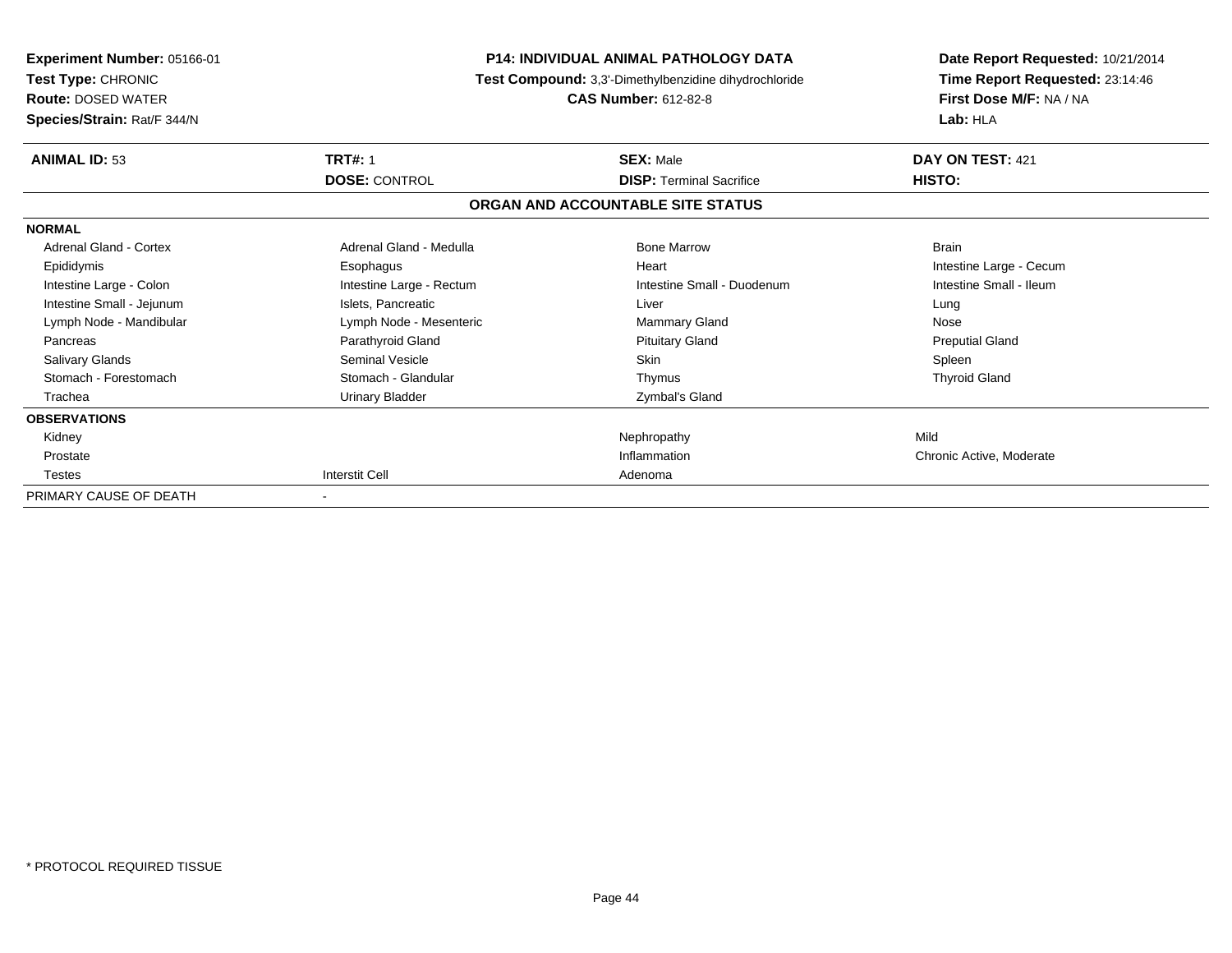**Experiment Number:** 05166-01
**Test Type:** CHRONIC
**Route:** DOSED WATER
**Species/Strain:** Rat/F 344/N

**P14: INDIVIDUAL ANIMAL PATHOLOGY DATA**
**Test Compound:** 3,3'-Dimethylbenzidine dihydrochloride
**CAS Number:** 612-82-8

**Date Report Requested:** 10/21/2014
**Time Report Requested:** 23:14:46
**First Dose M/F:** NA / NA
**Lab:** HLA

| **ANIMAL ID:** 53 | **TRT#:** 1 | **SEX:** Male | **DAY ON TEST:** 421 |
|---|---|---|---|
| | **DOSE:** CONTROL | **DISP:** Terminal Sacrifice | **HISTO:** |

**ORGAN AND ACCOUNTABLE SITE STATUS**

| | | | |
|---|---|---|---|
| **NORMAL** | | | |
| Adrenal Gland - Cortex | Adrenal Gland - Medulla | Bone Marrow | Brain |
| Epididymis | Esophagus | Heart | Intestine Large - Cecum |
| Intestine Large - Colon | Intestine Large - Rectum | Intestine Small - Duodenum | Intestine Small - Ileum |
| Intestine Small - Jejunum | Islets, Pancreatic | Liver | Lung |
| Lymph Node - Mandibular | Lymph Node - Mesenteric | Mammary Gland | Nose |
| Pancreas | Parathyroid Gland | Pituitary Gland | Preputial Gland |
| Salivary Glands | Seminal Vesicle | Skin | Spleen |
| Stomach - Forestomach | Stomach - Glandular | Thymus | Thyroid Gland |
| Trachea | Urinary Bladder | Zymbal's Gland | |
| **OBSERVATIONS** | | | |
| Kidney | | Nephropathy | Mild |
| Prostate | | Inflammation | Chronic Active, Moderate |
| Testes | Interstit Cell | Adenoma | |
| PRIMARY CAUSE OF DEATH | - | | |

\* PROTOCOL REQUIRED TISSUE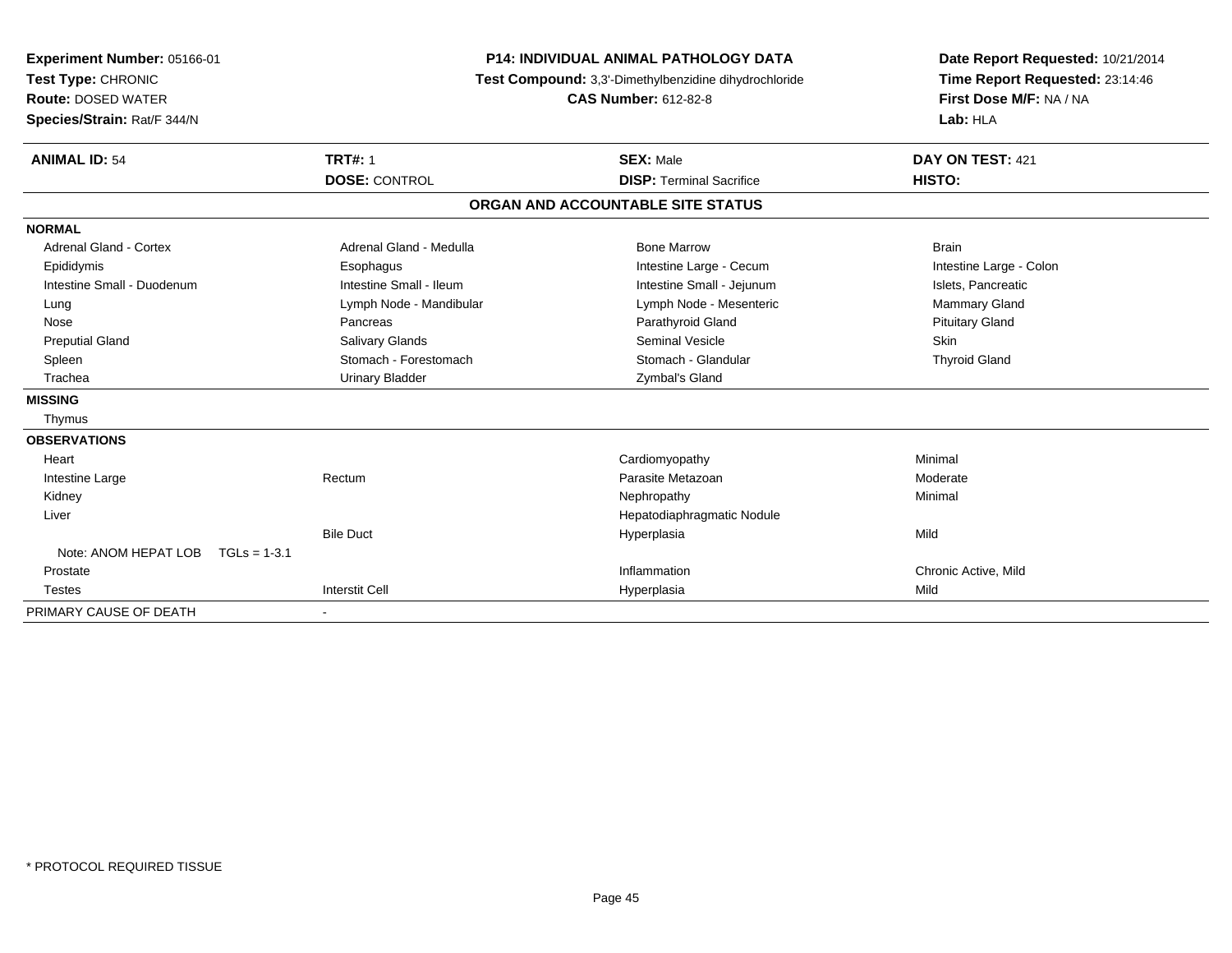**Experiment Number:** 05166-01
**Test Type:** CHRONIC
**Route:** DOSED WATER
**Species/Strain:** Rat/F 344/N

**P14: INDIVIDUAL ANIMAL PATHOLOGY DATA**
**Test Compound:** 3,3'-Dimethylbenzidine dihydrochloride
**CAS Number:** 612-82-8

**Date Report Requested:** 10/21/2014
**Time Report Requested:** 23:14:46
**First Dose M/F:** NA / NA
**Lab:** HLA

| **ANIMAL ID:** 54 | **TRT#:** 1 | **SEX:** Male | **DAY ON TEST:** 421 |
|---|---|---|---|
| | **DOSE:** CONTROL | **DISP:** Terminal Sacrifice | **HISTO:** |

**ORGAN AND ACCOUNTABLE SITE STATUS**

**NORMAL**

| | | | |
|---|---|---|---|
| Adrenal Gland - Cortex | Adrenal Gland - Medulla | Bone Marrow | Brain |
| Epididymis | Esophagus | Intestine Large - Cecum | Intestine Large - Colon |
| Intestine Small - Duodenum | Intestine Small - Ileum | Intestine Small - Jejunum | Islets, Pancreatic |
| Lung | Lymph Node - Mandibular | Lymph Node - Mesenteric | Mammary Gland |
| Nose | Pancreas | Parathyroid Gland | Pituitary Gland |
| Preputial Gland | Salivary Glands | Seminal Vesicle | Skin |
| Spleen | Stomach - Forestomach | Stomach - Glandular | Thyroid Gland |
| Trachea | Urinary Bladder | Zymbal's Gland | |

**MISSING**

Thymus

**OBSERVATIONS**

| | | | |
|---|---|---|---|
| Heart | | Cardiomyopathy | Minimal |
| Intestine Large | Rectum | Parasite Metazoan | Moderate |
| Kidney | | Nephropathy | Minimal |
| Liver | | Hepatodiaphragmatic Nodule | |
| | Bile Duct | Hyperplasia | Mild |
| Note: ANOM HEPAT LOB TGLs = 1-3.1 | | | |
| Prostate | | Inflammation | Chronic Active, Mild |
| Testes | Interstit Cell | Hyperplasia | Mild |

PRIMARY CAUSE OF DEATH -

\* PROTOCOL REQUIRED TISSUE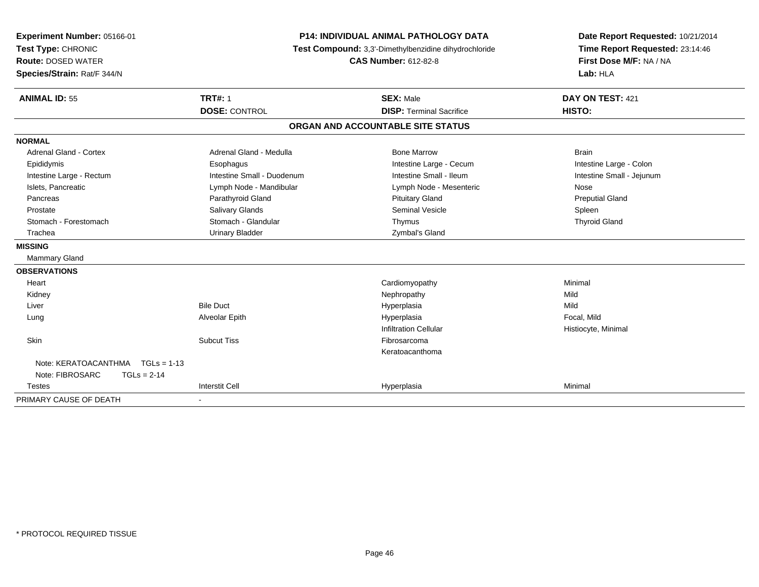**Experiment Number:** 05166-01
**Test Type:** CHRONIC
**Route:** DOSED WATER
**Species/Strain:** Rat/F 344/N

**P14: INDIVIDUAL ANIMAL PATHOLOGY DATA**
**Test Compound:** 3,3'-Dimethylbenzidine dihydrochloride
**CAS Number:** 612-82-8

**Date Report Requested:** 10/21/2014
**Time Report Requested:** 23:14:46
**First Dose M/F:** NA / NA
**Lab:** HLA

| **ANIMAL ID:** 55 | **TRT#:** 1 | **SEX:** Male | **DAY ON TEST:** 421 |
|---|---|---|---|
| | **DOSE:** CONTROL | **DISP:** Terminal Sacrifice | **HISTO:** |

## ORGAN AND ACCOUNTABLE SITE STATUS

| | | | |
|---|---|---|---|
| **NORMAL** | | | |
| Adrenal Gland - Cortex | Adrenal Gland - Medulla | Bone Marrow | Brain |
| Epididymis | Esophagus | Intestine Large - Cecum | Intestine Large - Colon |
| Intestine Large - Rectum | Intestine Small - Duodenum | Intestine Small - Ileum | Intestine Small - Jejunum |
| Islets, Pancreatic | Lymph Node - Mandibular | Lymph Node - Mesenteric | Nose |
| Pancreas | Parathyroid Gland | Pituitary Gland | Preputial Gland |
| Prostate | Salivary Glands | Seminal Vesicle | Spleen |
| Stomach - Forestomach | Stomach - Glandular | Thymus | Thyroid Gland |
| Trachea | Urinary Bladder | Zymbal's Gland | |
| **MISSING** | | | |
| Mammary Gland | | | |
| **OBSERVATIONS** | | | |
| Heart | | Cardiomyopathy | Minimal |
| Kidney | | Nephropathy | Mild |
| Liver | Bile Duct | Hyperplasia | Mild |
| Lung | Alveolar Epith | Hyperplasia | Focal, Mild |
| | | Infiltration Cellular | Histiocyte, Minimal |
| Skin | Subcut Tiss | Fibrosarcoma | |
| | | Keratoacanthoma | |
| Note: KERATOACANTHMA TGLs = 1-13 | | | |
| Note: FIBROSARC TGLs = 2-14 | | | |
| Testes | Interstit Cell | Hyperplasia | Minimal |
| PRIMARY CAUSE OF DEATH | - | | |

* PROTOCOL REQUIRED TISSUE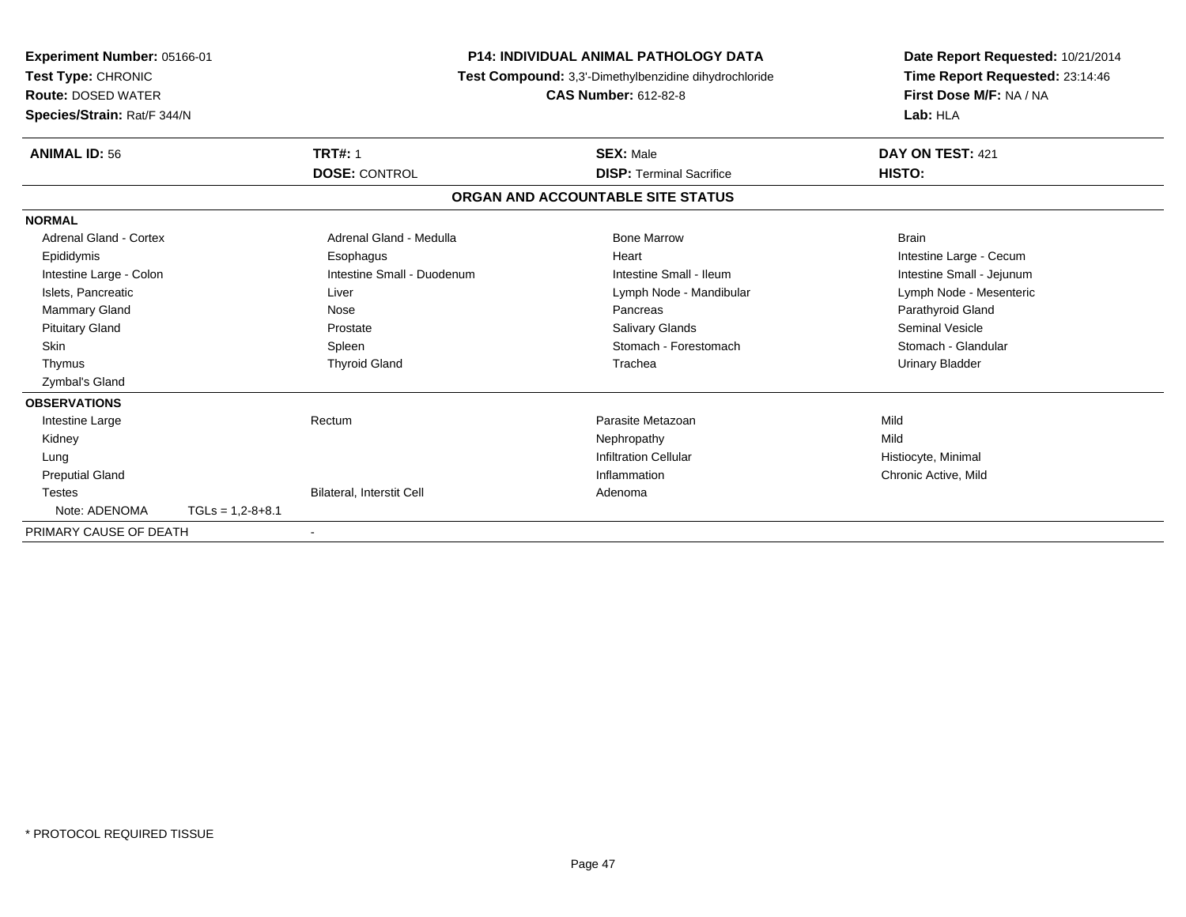**Experiment Number:** 05166-01
**Test Type:** CHRONIC
**Route:** DOSED WATER
**Species/Strain:** Rat/F 344/N

**P14: INDIVIDUAL ANIMAL PATHOLOGY DATA**
**Test Compound:** 3,3'-Dimethylbenzidine dihydrochloride
**CAS Number:** 612-82-8

**Date Report Requested:** 10/21/2014
**Time Report Requested:** 23:14:46
**First Dose M/F:** NA / NA
**Lab:** HLA

| **ANIMAL ID:** 56 | **TRT#:** 1 | **SEX:** Male | **DAY ON TEST:** 421 |
|---|---|---|---|
| | **DOSE:** CONTROL | **DISP:** Terminal Sacrifice | **HISTO:** |

## ORGAN AND ACCOUNTABLE SITE STATUS

**NORMAL**

| | | | |
|---|---|---|---|
| Adrenal Gland - Cortex | Adrenal Gland - Medulla | Bone Marrow | Brain |
| Epididymis | Esophagus | Heart | Intestine Large - Cecum |
| Intestine Large - Colon | Intestine Small - Duodenum | Intestine Small - Ileum | Intestine Small - Jejunum |
| Islets, Pancreatic | Liver | Lymph Node - Mandibular | Lymph Node - Mesenteric |
| Mammary Gland | Nose | Pancreas | Parathyroid Gland |
| Pituitary Gland | Prostate | Salivary Glands | Seminal Vesicle |
| Skin | Spleen | Stomach - Forestomach | Stomach - Glandular |
| Thymus | Thyroid Gland | Trachea | Urinary Bladder |
| Zymbal's Gland | | | |

**OBSERVATIONS**

| | | | |
|---|---|---|---|
| Intestine Large | Rectum | Parasite Metazoan | Mild |
| Kidney | | Nephropathy | Mild |
| Lung | | Infiltration Cellular | Histiocyte, Minimal |
| Preputial Gland | | Inflammation | Chronic Active, Mild |
| Testes | Bilateral, Interstit Cell | Adenoma | |
| Note: ADENOMA TGLs = 1,2-8+8.1 | | | |

PRIMARY CAUSE OF DEATH -

\* PROTOCOL REQUIRED TISSUE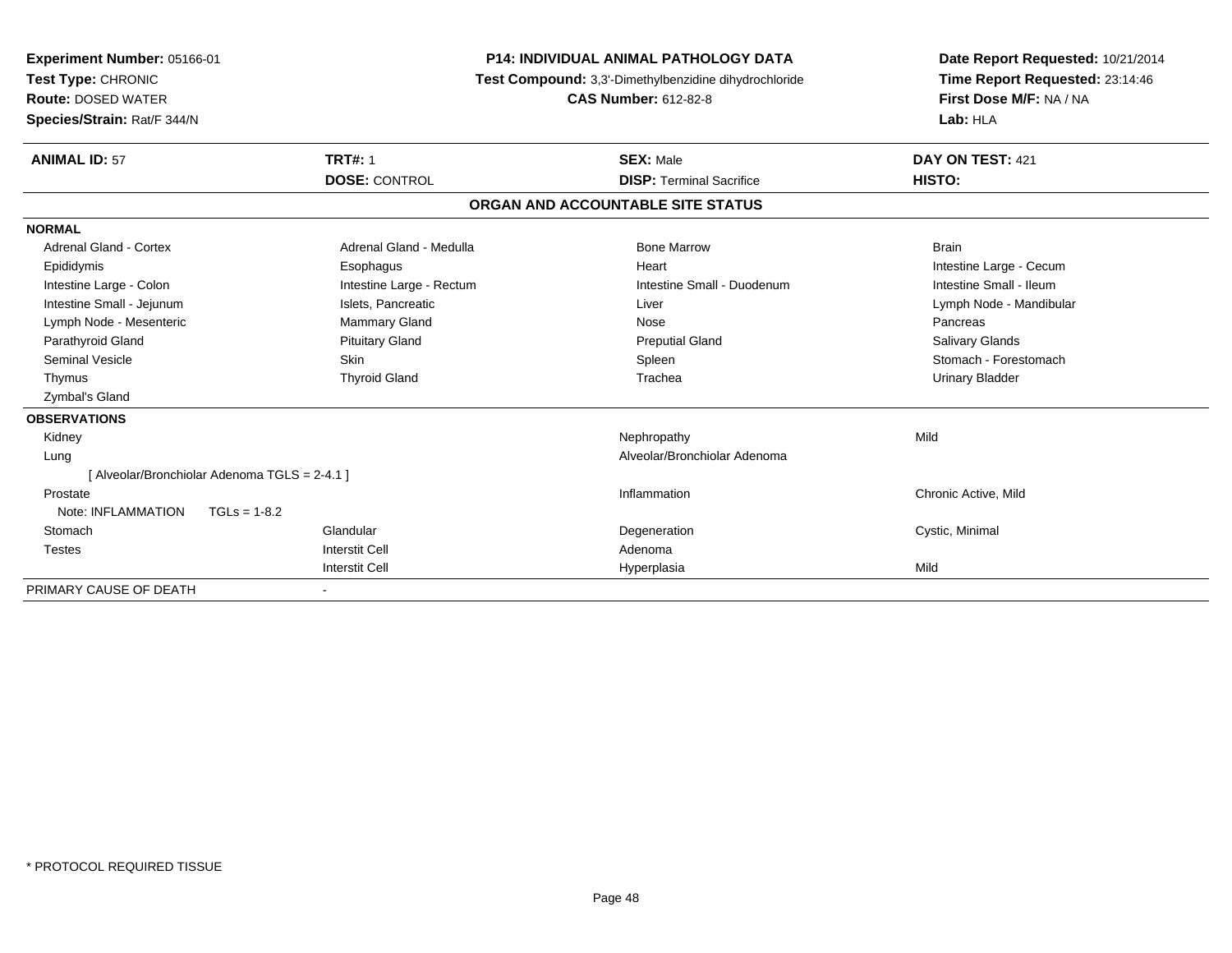**Experiment Number:** 05166-01
**Test Type:** CHRONIC
**Route:** DOSED WATER
**Species/Strain:** Rat/F 344/N

**P14: INDIVIDUAL ANIMAL PATHOLOGY DATA**
**Test Compound:** 3,3'-Dimethylbenzidine dihydrochloride
**CAS Number:** 612-82-8

**Date Report Requested:** 10/21/2014
**Time Report Requested:** 23:14:46
**First Dose M/F:** NA / NA
**Lab:** HLA

| **ANIMAL ID:** 57 | **TRT#:** 1 | **SEX:** Male | **DAY ON TEST:** 421 |
|---|---|---|---|
| | **DOSE:** CONTROL | **DISP:** Terminal Sacrifice | **HISTO:** |

## ORGAN AND ACCOUNTABLE SITE STATUS

| | | | |
|---|---|---|---|
| **NORMAL** | | | |
| Adrenal Gland - Cortex | Adrenal Gland - Medulla | Bone Marrow | Brain |
| Epididymis | Esophagus | Heart | Intestine Large - Cecum |
| Intestine Large - Colon | Intestine Large - Rectum | Intestine Small - Duodenum | Intestine Small - Ileum |
| Intestine Small - Jejunum | Islets, Pancreatic | Liver | Lymph Node - Mandibular |
| Lymph Node - Mesenteric | Mammary Gland | Nose | Pancreas |
| Parathyroid Gland | Pituitary Gland | Preputial Gland | Salivary Glands |
| Seminal Vesicle | Skin | Spleen | Stomach - Forestomach |
| Thymus | Thyroid Gland | Trachea | Urinary Bladder |
| Zymbal's Gland | | | |
| **OBSERVATIONS** | | | |
| Kidney | | Nephropathy | Mild |
| Lung | | Alveolar/Bronchiolar Adenoma | |
| [ Alveolar/Bronchiolar Adenoma TGLS = 2-4.1 ] | | | |
| Prostate | | Inflammation | Chronic Active, Mild |
| Note: INFLAMMATION TGLs = 1-8.2 | | | |
| Stomach | Glandular | Degeneration | Cystic, Minimal |
| Testes | Interstit Cell | Adenoma | |
| | Interstit Cell | Hyperplasia | Mild |
| PRIMARY CAUSE OF DEATH | - | | |

\* PROTOCOL REQUIRED TISSUE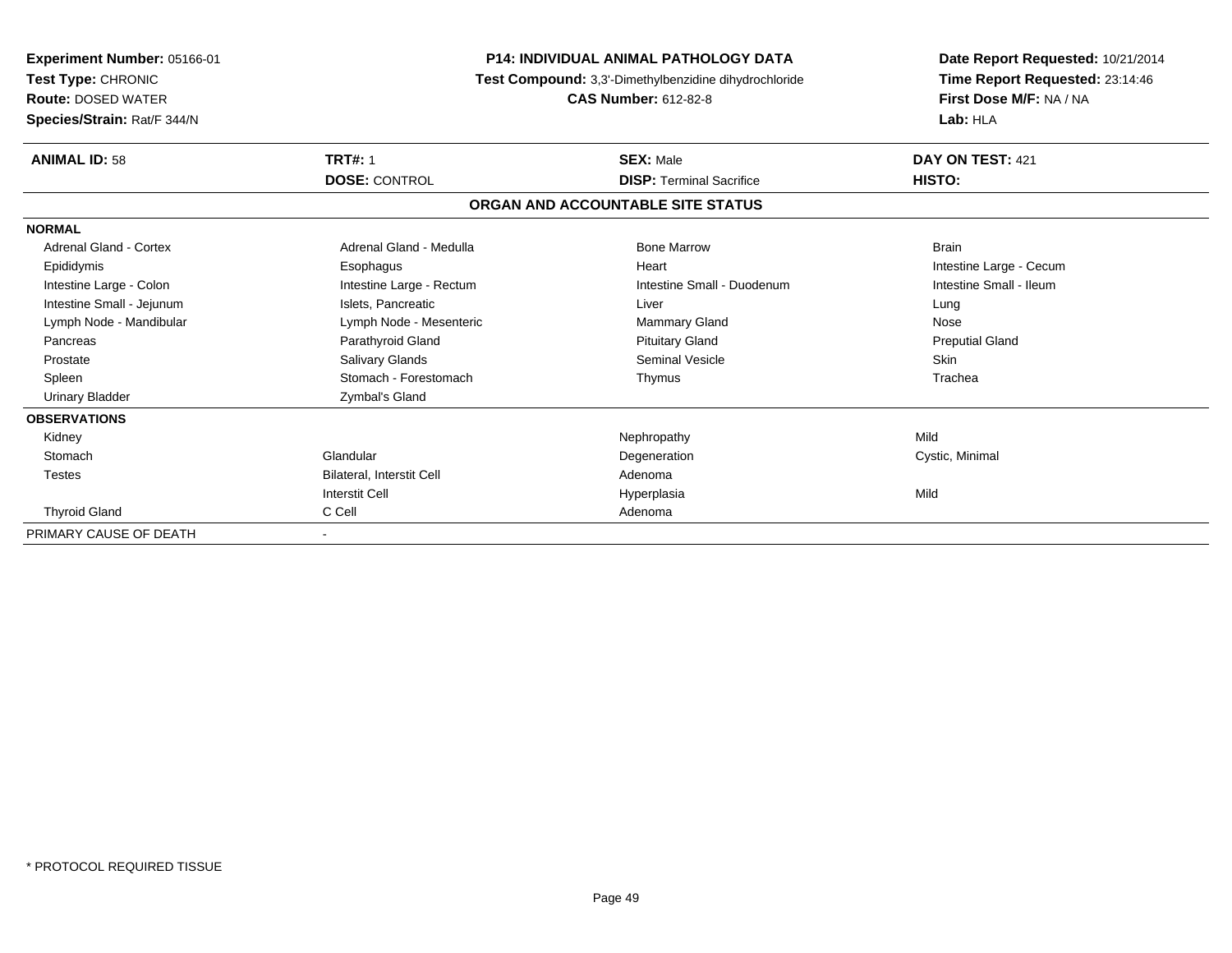**Experiment Number:** 05166-01
**Test Type:** CHRONIC
**Route:** DOSED WATER
**Species/Strain:** Rat/F 344/N

**P14: INDIVIDUAL ANIMAL PATHOLOGY DATA**
**Test Compound:** 3,3'-Dimethylbenzidine dihydrochloride
**CAS Number:** 612-82-8

**Date Report Requested:** 10/21/2014
**Time Report Requested:** 23:14:46
**First Dose M/F:** NA / NA
**Lab:** HLA

| **ANIMAL ID:** 58 | **TRT#:** 1 | **SEX:** Male | **DAY ON TEST:** 421 |
|---|---|---|---|
| | **DOSE:** CONTROL | **DISP:** Terminal Sacrifice | **HISTO:** |

**ORGAN AND ACCOUNTABLE SITE STATUS**

| | | | |
|---|---|---|---|
| **NORMAL** | | | |
| Adrenal Gland - Cortex | Adrenal Gland - Medulla | Bone Marrow | Brain |
| Epididymis | Esophagus | Heart | Intestine Large - Cecum |
| Intestine Large - Colon | Intestine Large - Rectum | Intestine Small - Duodenum | Intestine Small - Ileum |
| Intestine Small - Jejunum | Islets, Pancreatic | Liver | Lung |
| Lymph Node - Mandibular | Lymph Node - Mesenteric | Mammary Gland | Nose |
| Pancreas | Parathyroid Gland | Pituitary Gland | Preputial Gland |
| Prostate | Salivary Glands | Seminal Vesicle | Skin |
| Spleen | Stomach - Forestomach | Thymus | Trachea |
| Urinary Bladder | Zymbal's Gland | | |
| **OBSERVATIONS** | | | |
| Kidney | | Nephropathy | Mild |
| Stomach | Glandular | Degeneration | Cystic, Minimal |
| Testes | Bilateral, Interstit Cell | Adenoma | |
| | Interstit Cell | Hyperplasia | Mild |
| Thyroid Gland | C Cell | Adenoma | |
| PRIMARY CAUSE OF DEATH | - | | |

\* PROTOCOL REQUIRED TISSUE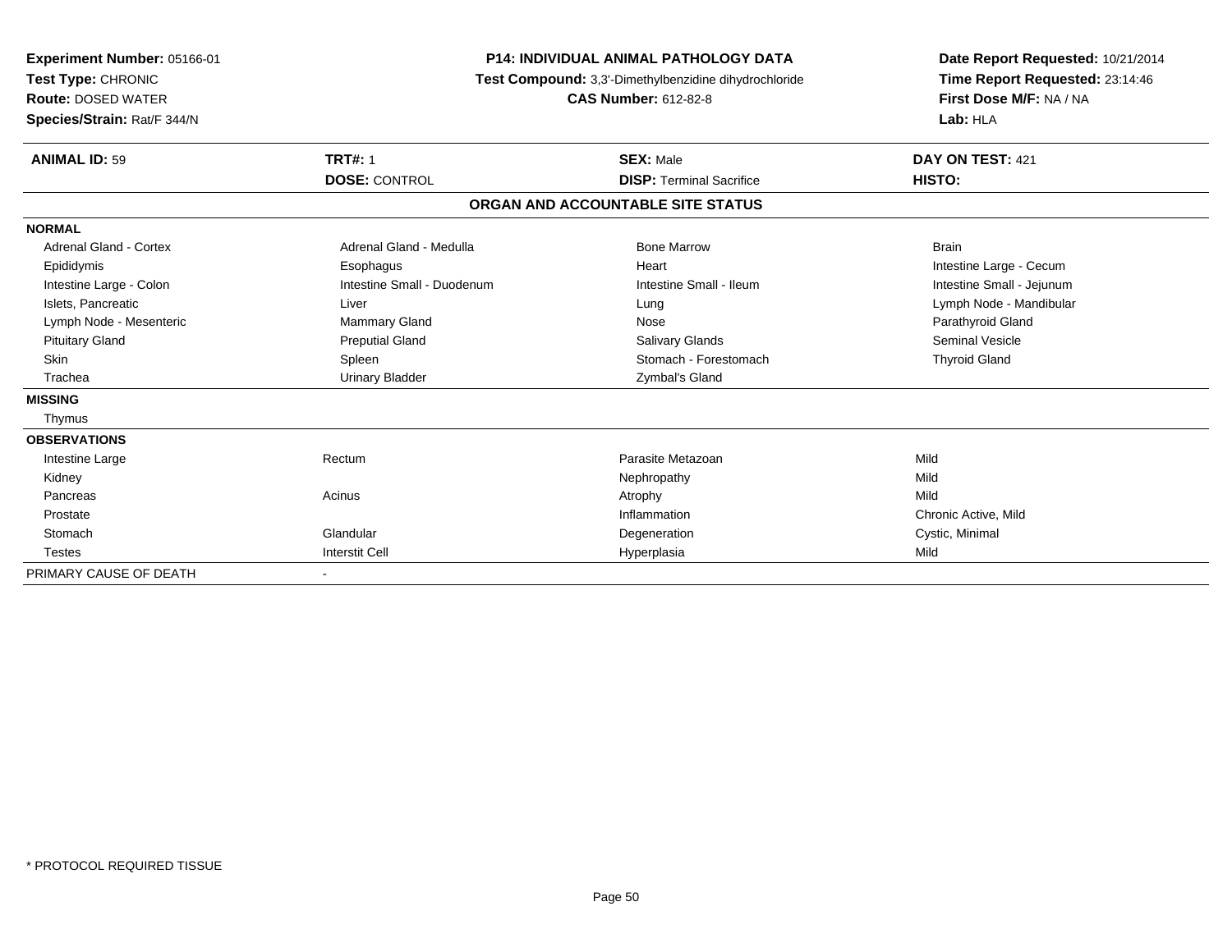**Experiment Number:** 05166-01
**Test Type:** CHRONIC
**Route:** DOSED WATER
**Species/Strain:** Rat/F 344/N

**P14: INDIVIDUAL ANIMAL PATHOLOGY DATA**
**Test Compound:** 3,3'-Dimethylbenzidine dihydrochloride
**CAS Number:** 612-82-8

**Date Report Requested:** 10/21/2014
**Time Report Requested:** 23:14:46
**First Dose M/F:** NA / NA
**Lab:** HLA

| **ANIMAL ID:** 59 | **TRT#:** 1 | **SEX:** Male | **DAY ON TEST:** 421 |
|---|---|---|---|
| | **DOSE:** CONTROL | **DISP:** Terminal Sacrifice | **HISTO:** |

**ORGAN AND ACCOUNTABLE SITE STATUS**

| | | | |
|---|---|---|---|
| **NORMAL** | | | |
| Adrenal Gland - Cortex | Adrenal Gland - Medulla | Bone Marrow | Brain |
| Epididymis | Esophagus | Heart | Intestine Large - Cecum |
| Intestine Large - Colon | Intestine Small - Duodenum | Intestine Small - Ileum | Intestine Small - Jejunum |
| Islets, Pancreatic | Liver | Lung | Lymph Node - Mandibular |
| Lymph Node - Mesenteric | Mammary Gland | Nose | Parathyroid Gland |
| Pituitary Gland | Preputial Gland | Salivary Glands | Seminal Vesicle |
| Skin | Spleen | Stomach - Forestomach | Thyroid Gland |
| Trachea | Urinary Bladder | Zymbal's Gland | |
| **MISSING** | | | |
| Thymus | | | |
| **OBSERVATIONS** | | | |
| Intestine Large | Rectum | Parasite Metazoan | Mild |
| Kidney | | Nephropathy | Mild |
| Pancreas | Acinus | Atrophy | Mild |
| Prostate | | Inflammation | Chronic Active, Mild |
| Stomach | Glandular | Degeneration | Cystic, Minimal |
| Testes | Interstit Cell | Hyperplasia | Mild |
| PRIMARY CAUSE OF DEATH | - | | |

\* PROTOCOL REQUIRED TISSUE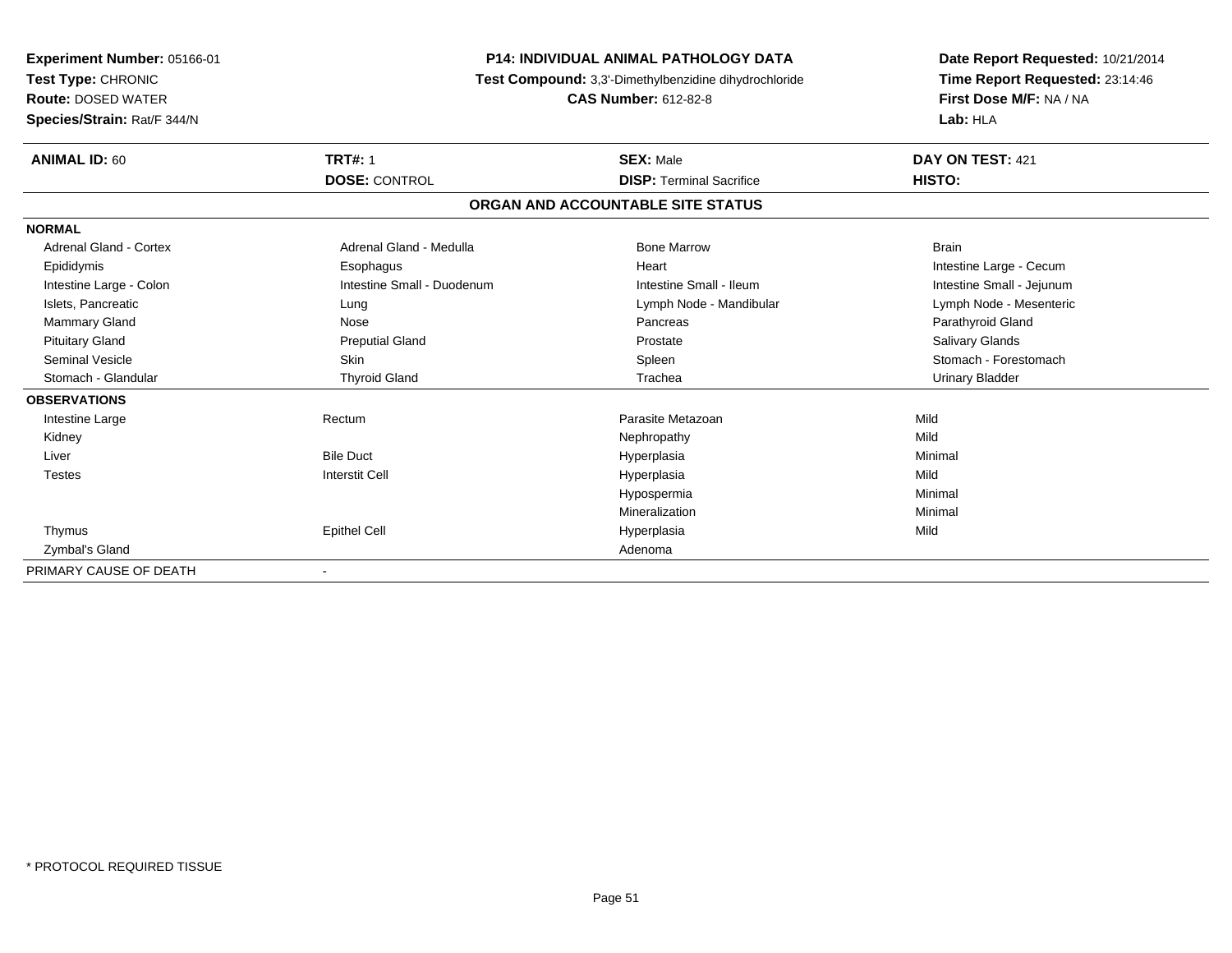**Experiment Number:** 05166-01
**Test Type:** CHRONIC
**Route:** DOSED WATER
**Species/Strain:** Rat/F 344/N

**P14: INDIVIDUAL ANIMAL PATHOLOGY DATA**
**Test Compound:** 3,3'-Dimethylbenzidine dihydrochloride
**CAS Number:** 612-82-8

**Date Report Requested:** 10/21/2014
**Time Report Requested:** 23:14:46
**First Dose M/F:** NA / NA
**Lab:** HLA

| **ANIMAL ID:** 60 | **TRT#:** 1 | **SEX:** Male | **DAY ON TEST:** 421 |
|---|---|---|---|
| | **DOSE:** CONTROL | **DISP:** Terminal Sacrifice | **HISTO:** |

## ORGAN AND ACCOUNTABLE SITE STATUS

| | | | |
|---|---|---|---|
| **NORMAL** | | | |
| Adrenal Gland - Cortex | Adrenal Gland - Medulla | Bone Marrow | Brain |
| Epididymis | Esophagus | Heart | Intestine Large - Cecum |
| Intestine Large - Colon | Intestine Small - Duodenum | Intestine Small - Ileum | Intestine Small - Jejunum |
| Islets, Pancreatic | Lung | Lymph Node - Mandibular | Lymph Node - Mesenteric |
| Mammary Gland | Nose | Pancreas | Parathyroid Gland |
| Pituitary Gland | Preputial Gland | Prostate | Salivary Glands |
| Seminal Vesicle | Skin | Spleen | Stomach - Forestomach |
| Stomach - Glandular | Thyroid Gland | Trachea | Urinary Bladder |
| **OBSERVATIONS** | | | |
| Intestine Large | Rectum | Parasite Metazoan | Mild |
| Kidney | | Nephropathy | Mild |
| Liver | Bile Duct | Hyperplasia | Minimal |
| Testes | Interstit Cell | Hyperplasia | Mild |
| | | Hypospermia | Minimal |
| | | Mineralization | Minimal |
| Thymus | Epithel Cell | Hyperplasia | Mild |
| Zymbal's Gland | | Adenoma | |
| PRIMARY CAUSE OF DEATH | - | | |

\* PROTOCOL REQUIRED TISSUE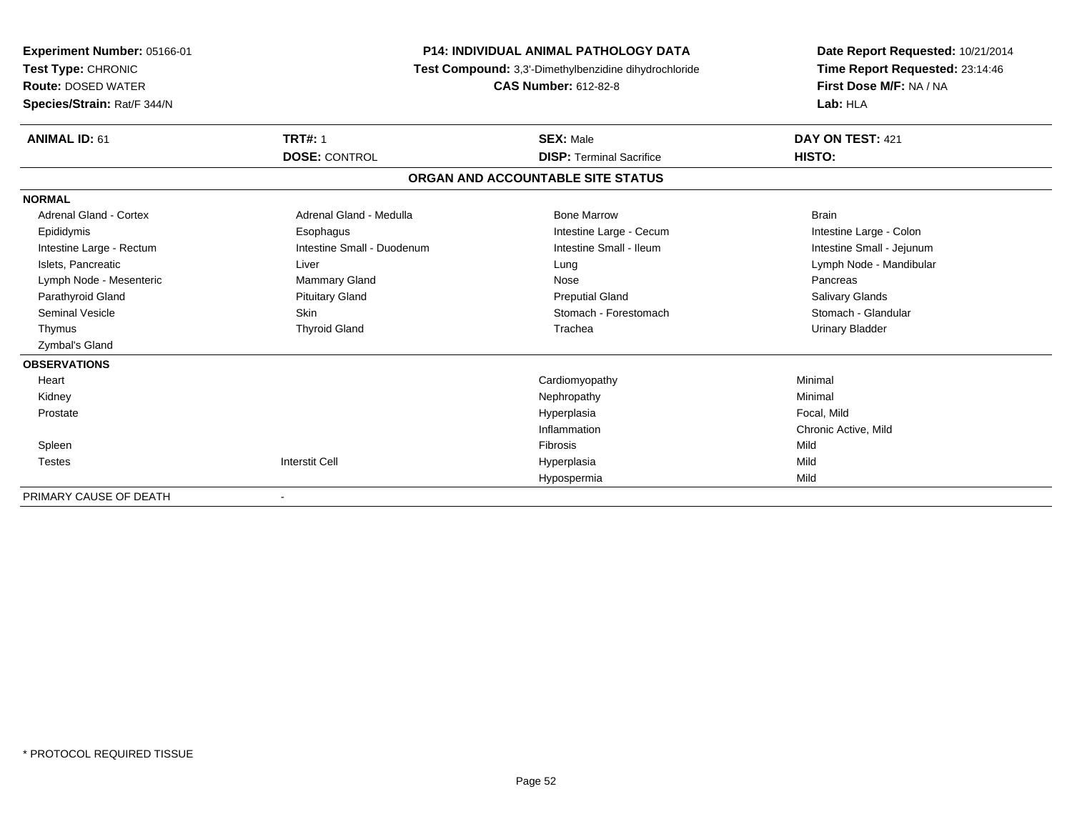**Experiment Number:** 05166-01
**Test Type:** CHRONIC
**Route:** DOSED WATER
**Species/Strain:** Rat/F 344/N

**P14: INDIVIDUAL ANIMAL PATHOLOGY DATA**
**Test Compound:** 3,3'-Dimethylbenzidine dihydrochloride
**CAS Number:** 612-82-8

**Date Report Requested:** 10/21/2014
**Time Report Requested:** 23:14:46
**First Dose M/F:** NA / NA
**Lab:** HLA

| **ANIMAL ID:** 61 | **TRT#:** 1 | **SEX:** Male | **DAY ON TEST:** 421 |
|---|---|---|---|
| | **DOSE:** CONTROL | **DISP:** Terminal Sacrifice | **HISTO:** |

**ORGAN AND ACCOUNTABLE SITE STATUS**

| | | | |
|---|---|---|---|
| **NORMAL** | | | |
| Adrenal Gland - Cortex | Adrenal Gland - Medulla | Bone Marrow | Brain |
| Epididymis | Esophagus | Intestine Large - Cecum | Intestine Large - Colon |
| Intestine Large - Rectum | Intestine Small - Duodenum | Intestine Small - Ileum | Intestine Small - Jejunum |
| Islets, Pancreatic | Liver | Lung | Lymph Node - Mandibular |
| Lymph Node - Mesenteric | Mammary Gland | Nose | Pancreas |
| Parathyroid Gland | Pituitary Gland | Preputial Gland | Salivary Glands |
| Seminal Vesicle | Skin | Stomach - Forestomach | Stomach - Glandular |
| Thymus | Thyroid Gland | Trachea | Urinary Bladder |
| Zymbal's Gland | | | |
| **OBSERVATIONS** | | | |
| Heart | | Cardiomyopathy | Minimal |
| Kidney | | Nephropathy | Minimal |
| Prostate | | Hyperplasia | Focal, Mild |
| | | Inflammation | Chronic Active, Mild |
| Spleen | | Fibrosis | Mild |
| Testes | Interstit Cell | Hyperplasia | Mild |
| | | Hypospermia | Mild |
| PRIMARY CAUSE OF DEATH | - | | |

* PROTOCOL REQUIRED TISSUE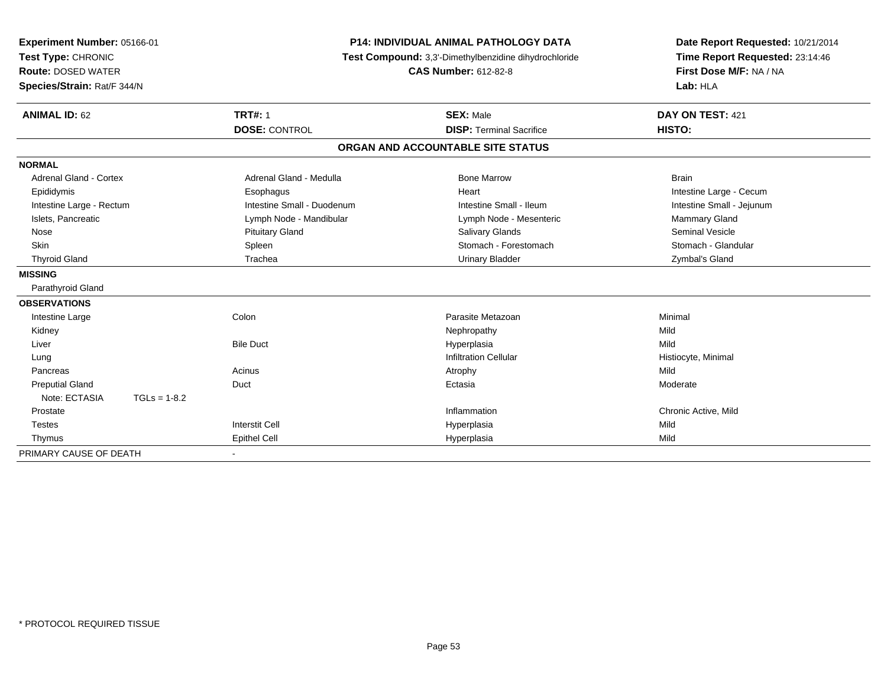**Experiment Number:** 05166-01
**Test Type:** CHRONIC
**Route:** DOSED WATER
**Species/Strain:** Rat/F 344/N

**P14: INDIVIDUAL ANIMAL PATHOLOGY DATA**
**Test Compound:** 3,3'-Dimethylbenzidine dihydrochloride
**CAS Number:** 612-82-8

**Date Report Requested:** 10/21/2014
**Time Report Requested:** 23:14:46
**First Dose M/F:** NA / NA
**Lab:** HLA

| **ANIMAL ID:** 62 | **TRT#:** 1 | **SEX:** Male | **DAY ON TEST:** 421 |
|---|---|---|---|
| | **DOSE:** CONTROL | **DISP:** Terminal Sacrifice | **HISTO:** |

**ORGAN AND ACCOUNTABLE SITE STATUS**

**NORMAL**

| | | | |
|---|---|---|---|
| Adrenal Gland - Cortex | Adrenal Gland - Medulla | Bone Marrow | Brain |
| Epididymis | Esophagus | Heart | Intestine Large - Cecum |
| Intestine Large - Rectum | Intestine Small - Duodenum | Intestine Small - Ileum | Intestine Small - Jejunum |
| Islets, Pancreatic | Lymph Node - Mandibular | Lymph Node - Mesenteric | Mammary Gland |
| Nose | Pituitary Gland | Salivary Glands | Seminal Vesicle |
| Skin | Spleen | Stomach - Forestomach | Stomach - Glandular |
| Thyroid Gland | Trachea | Urinary Bladder | Zymbal's Gland |

**MISSING**

Parathyroid Gland

**OBSERVATIONS**

| | | | |
|---|---|---|---|
| Intestine Large | Colon | Parasite Metazoan | Minimal |
| Kidney | | Nephropathy | Mild |
| Liver | Bile Duct | Hyperplasia | Mild |
| Lung | | Infiltration Cellular | Histiocyte, Minimal |
| Pancreas | Acinus | Atrophy | Mild |
| Preputial Gland | Duct | Ectasia | Moderate |
| Note: ECTASIA TGLs = 1-8.2 | | | |
| Prostate | | Inflammation | Chronic Active, Mild |
| Testes | Interstit Cell | Hyperplasia | Mild |
| Thymus | Epithel Cell | Hyperplasia | Mild |

PRIMARY CAUSE OF DEATH -

* PROTOCOL REQUIRED TISSUE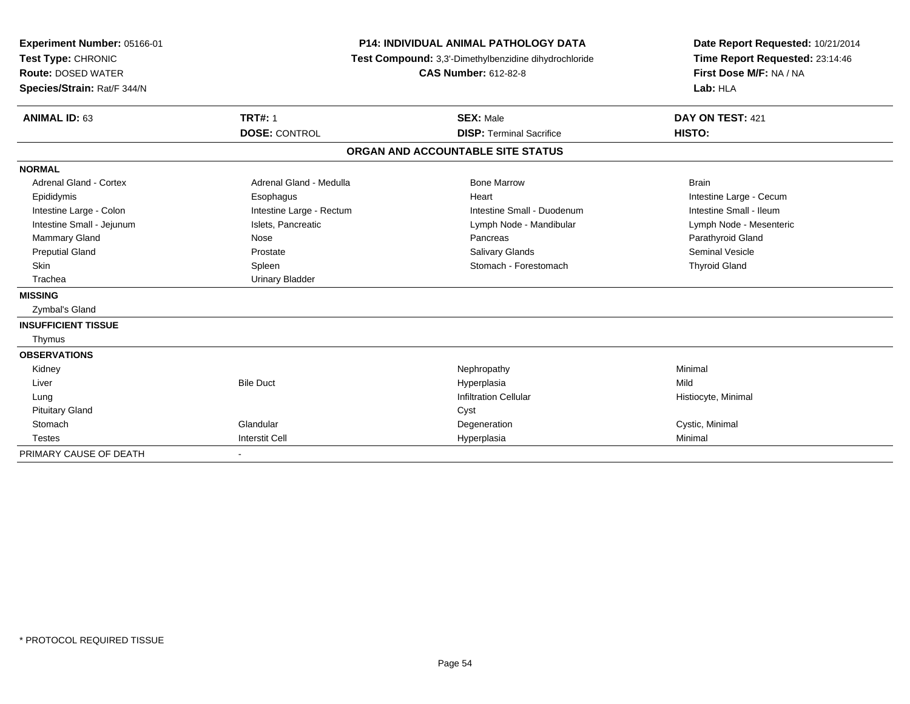**Experiment Number:** 05166-01
**Test Type:** CHRONIC
**Route:** DOSED WATER
**Species/Strain:** Rat/F 344/N

**P14: INDIVIDUAL ANIMAL PATHOLOGY DATA**
**Test Compound:** 3,3'-Dimethylbenzidine dihydrochloride
**CAS Number:** 612-82-8

**Date Report Requested:** 10/21/2014
**Time Report Requested:** 23:14:46
**First Dose M/F:** NA / NA
**Lab:** HLA

| **ANIMAL ID:** 63 | **TRT#:** 1 | **SEX:** Male | **DAY ON TEST:** 421 |
|---|---|---|---|
| | **DOSE:** CONTROL | **DISP:** Terminal Sacrifice | **HISTO:** |

## ORGAN AND ACCOUNTABLE SITE STATUS

| | | | |
|---|---|---|---|
| **NORMAL** | | | |
| Adrenal Gland - Cortex | Adrenal Gland - Medulla | Bone Marrow | Brain |
| Epididymis | Esophagus | Heart | Intestine Large - Cecum |
| Intestine Large - Colon | Intestine Large - Rectum | Intestine Small - Duodenum | Intestine Small - Ileum |
| Intestine Small - Jejunum | Islets, Pancreatic | Lymph Node - Mandibular | Lymph Node - Mesenteric |
| Mammary Gland | Nose | Pancreas | Parathyroid Gland |
| Preputial Gland | Prostate | Salivary Glands | Seminal Vesicle |
| Skin | Spleen | Stomach - Forestomach | Thyroid Gland |
| Trachea | Urinary Bladder | | |
| **MISSING** | | | |
| Zymbal's Gland | | | |
| **INSUFFICIENT TISSUE** | | | |
| Thymus | | | |
| **OBSERVATIONS** | | | |
| Kidney | | Nephropathy | Minimal |
| Liver | Bile Duct | Hyperplasia | Mild |
| Lung | | Infiltration Cellular | Histiocyte, Minimal |
| Pituitary Gland | | Cyst | |
| Stomach | Glandular | Degeneration | Cystic, Minimal |
| Testes | Interstit Cell | Hyperplasia | Minimal |
| PRIMARY CAUSE OF DEATH | - | | |

\* PROTOCOL REQUIRED TISSUE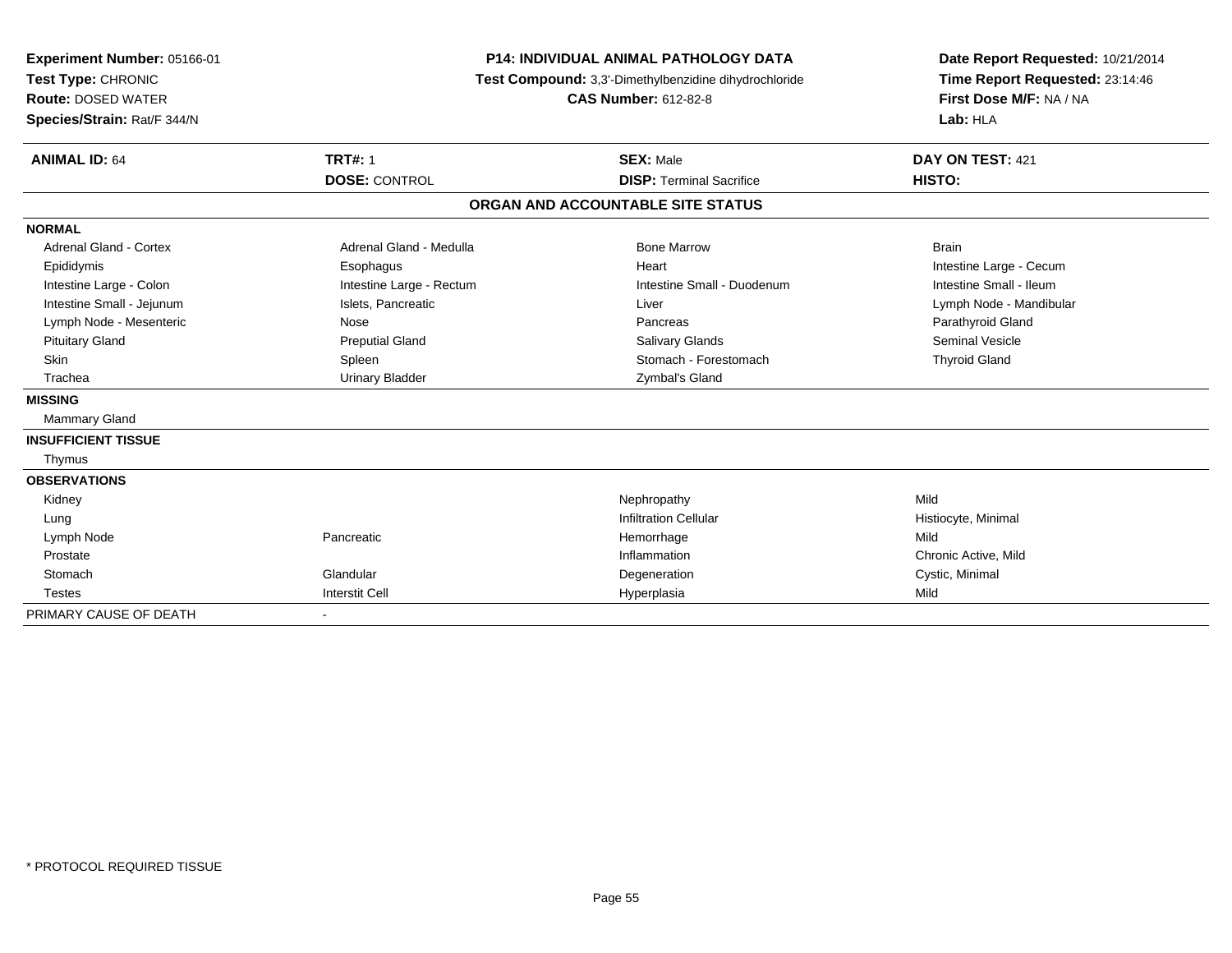**Experiment Number:** 05166-01
**Test Type:** CHRONIC
**Route:** DOSED WATER
**Species/Strain:** Rat/F 344/N

**P14: INDIVIDUAL ANIMAL PATHOLOGY DATA**
**Test Compound:** 3,3'-Dimethylbenzidine dihydrochloride
**CAS Number:** 612-82-8

**Date Report Requested:** 10/21/2014
**Time Report Requested:** 23:14:46
**First Dose M/F:** NA / NA
**Lab:** HLA

| **ANIMAL ID:** 64 | **TRT#:** 1 | **SEX:** Male | **DAY ON TEST:** 421 |
|---|---|---|---|
| | **DOSE:** CONTROL | **DISP:** Terminal Sacrifice | **HISTO:** |

**ORGAN AND ACCOUNTABLE SITE STATUS**

| | | | |
|---|---|---|---|
| **NORMAL** | | | |
| Adrenal Gland - Cortex | Adrenal Gland - Medulla | Bone Marrow | Brain |
| Epididymis | Esophagus | Heart | Intestine Large - Cecum |
| Intestine Large - Colon | Intestine Large - Rectum | Intestine Small - Duodenum | Intestine Small - Ileum |
| Intestine Small - Jejunum | Islets, Pancreatic | Liver | Lymph Node - Mandibular |
| Lymph Node - Mesenteric | Nose | Pancreas | Parathyroid Gland |
| Pituitary Gland | Preputial Gland | Salivary Glands | Seminal Vesicle |
| Skin | Spleen | Stomach - Forestomach | Thyroid Gland |
| Trachea | Urinary Bladder | Zymbal's Gland | |
| **MISSING** | | | |
| Mammary Gland | | | |
| **INSUFFICIENT TISSUE** | | | |
| Thymus | | | |
| **OBSERVATIONS** | | | |
| Kidney | | Nephropathy | Mild |
| Lung | | Infiltration Cellular | Histiocyte, Minimal |
| Lymph Node | Pancreatic | Hemorrhage | Mild |
| Prostate | | Inflammation | Chronic Active, Mild |
| Stomach | Glandular | Degeneration | Cystic, Minimal |
| Testes | Interstit Cell | Hyperplasia | Mild |
| PRIMARY CAUSE OF DEATH | - | | |

\* PROTOCOL REQUIRED TISSUE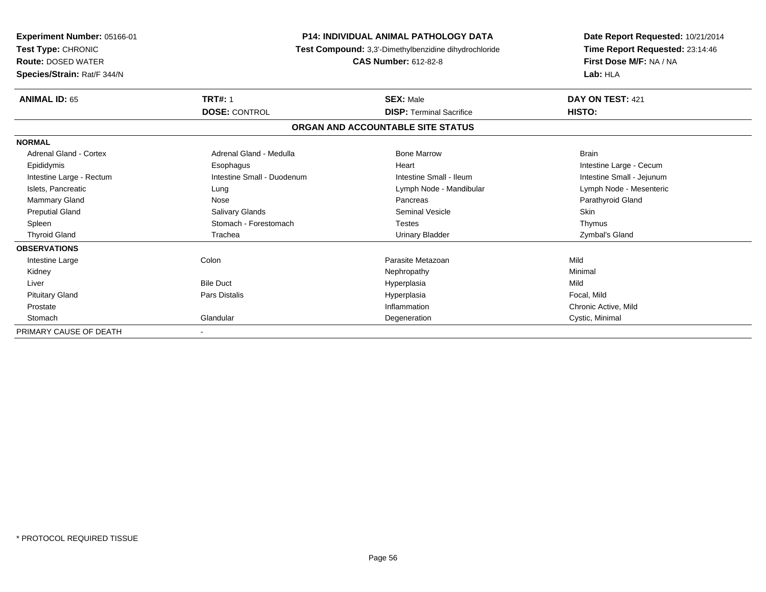**Experiment Number:** 05166-01
**Test Type:** CHRONIC
**Route:** DOSED WATER
**Species/Strain:** Rat/F 344/N

**P14: INDIVIDUAL ANIMAL PATHOLOGY DATA**
**Test Compound:** 3,3'-Dimethylbenzidine dihydrochloride
**CAS Number:** 612-82-8

**Date Report Requested:** 10/21/2014
**Time Report Requested:** 23:14:46
**First Dose M/F:** NA / NA
**Lab:** HLA

| **ANIMAL ID:** 65 | **TRT#:** 1 | **SEX:** Male | **DAY ON TEST:** 421 |
|---|---|---|---|
| | **DOSE:** CONTROL | **DISP:** Terminal Sacrifice | **HISTO:** |

**ORGAN AND ACCOUNTABLE SITE STATUS**

| | | | |
|---|---|---|---|
| **NORMAL** | | | |
| Adrenal Gland - Cortex | Adrenal Gland - Medulla | Bone Marrow | Brain |
| Epididymis | Esophagus | Heart | Intestine Large - Cecum |
| Intestine Large - Rectum | Intestine Small - Duodenum | Intestine Small - Ileum | Intestine Small - Jejunum |
| Islets, Pancreatic | Lung | Lymph Node - Mandibular | Lymph Node - Mesenteric |
| Mammary Gland | Nose | Pancreas | Parathyroid Gland |
| Preputial Gland | Salivary Glands | Seminal Vesicle | Skin |
| Spleen | Stomach - Forestomach | Testes | Thymus |
| Thyroid Gland | Trachea | Urinary Bladder | Zymbal's Gland |
| **OBSERVATIONS** | | | |
| Intestine Large | Colon | Parasite Metazoan | Mild |
| Kidney | | Nephropathy | Minimal |
| Liver | Bile Duct | Hyperplasia | Mild |
| Pituitary Gland | Pars Distalis | Hyperplasia | Focal, Mild |
| Prostate | | Inflammation | Chronic Active, Mild |
| Stomach | Glandular | Degeneration | Cystic, Minimal |
| PRIMARY CAUSE OF DEATH | - | | |

* PROTOCOL REQUIRED TISSUE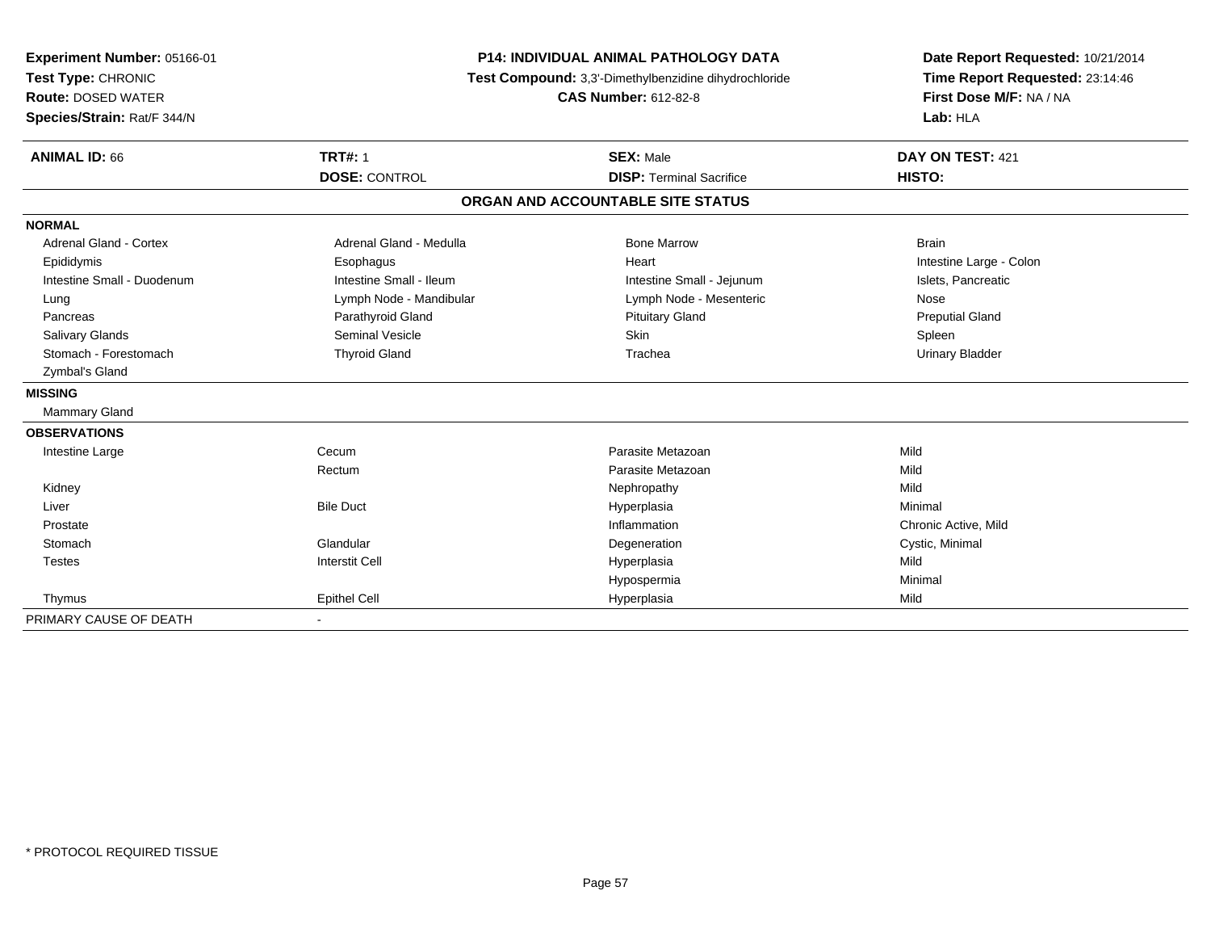**Experiment Number:** 05166-01
**Test Type:** CHRONIC
**Route:** DOSED WATER
**Species/Strain:** Rat/F 344/N

**P14: INDIVIDUAL ANIMAL PATHOLOGY DATA**
**Test Compound:** 3,3'-Dimethylbenzidine dihydrochloride
**CAS Number:** 612-82-8

**Date Report Requested:** 10/21/2014
**Time Report Requested:** 23:14:46
**First Dose M/F:** NA / NA
**Lab:** HLA

| **ANIMAL ID:** 66 | **TRT#:** 1 | **SEX:** Male | **DAY ON TEST:** 421 |
|---|---|---|---|
| | **DOSE:** CONTROL | **DISP:** Terminal Sacrifice | **HISTO:** |

**ORGAN AND ACCOUNTABLE SITE STATUS**

| | | | |
|---|---|---|---|
| **NORMAL** | | | |
| Adrenal Gland - Cortex | Adrenal Gland - Medulla | Bone Marrow | Brain |
| Epididymis | Esophagus | Heart | Intestine Large - Colon |
| Intestine Small - Duodenum | Intestine Small - Ileum | Intestine Small - Jejunum | Islets, Pancreatic |
| Lung | Lymph Node - Mandibular | Lymph Node - Mesenteric | Nose |
| Pancreas | Parathyroid Gland | Pituitary Gland | Preputial Gland |
| Salivary Glands | Seminal Vesicle | Skin | Spleen |
| Stomach - Forestomach | Thyroid Gland | Trachea | Urinary Bladder |
| Zymbal's Gland | | | |
| **MISSING** | | | |
| Mammary Gland | | | |
| **OBSERVATIONS** | | | |
| Intestine Large | Cecum | Parasite Metazoan | Mild |
| | Rectum | Parasite Metazoan | Mild |
| Kidney | | Nephropathy | Mild |
| Liver | Bile Duct | Hyperplasia | Minimal |
| Prostate | | Inflammation | Chronic Active, Mild |
| Stomach | Glandular | Degeneration | Cystic, Minimal |
| Testes | Interstit Cell | Hyperplasia | Mild |
| | | Hypospermia | Minimal |
| Thymus | Epithel Cell | Hyperplasia | Mild |
| PRIMARY CAUSE OF DEATH | - | | |

* PROTOCOL REQUIRED TISSUE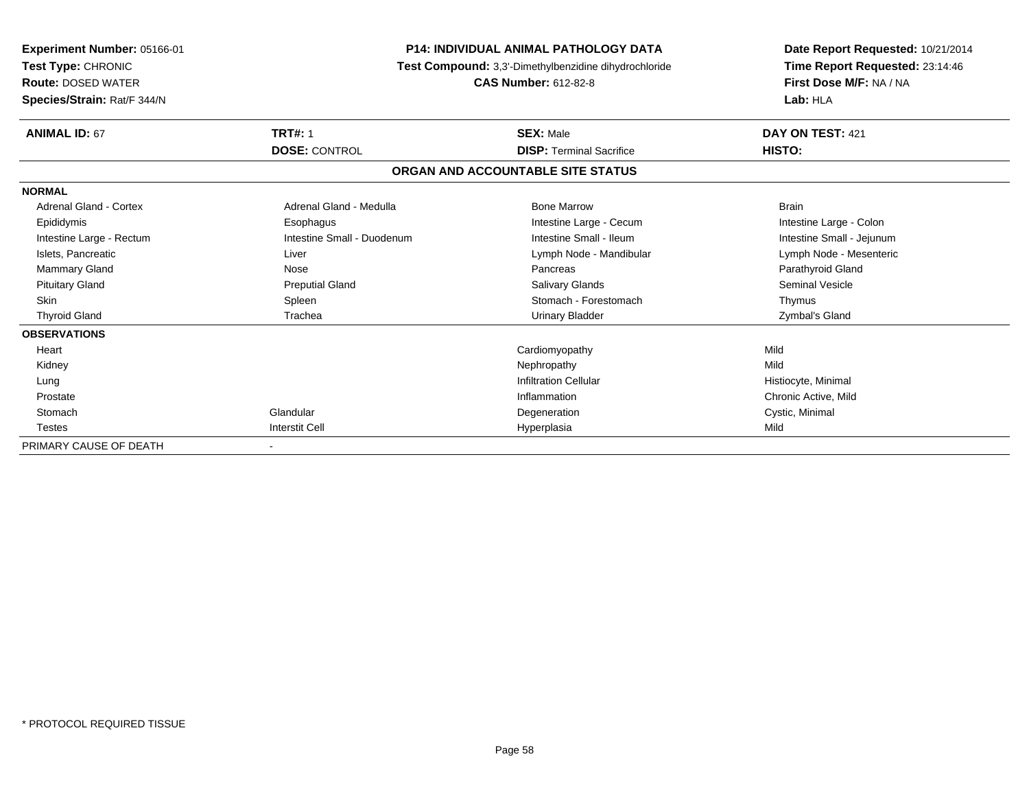**Experiment Number:** 05166-01
**Test Type:** CHRONIC
**Route:** DOSED WATER
**Species/Strain:** Rat/F 344/N

**P14: INDIVIDUAL ANIMAL PATHOLOGY DATA**
**Test Compound:** 3,3'-Dimethylbenzidine dihydrochloride
**CAS Number:** 612-82-8

**Date Report Requested:** 10/21/2014
**Time Report Requested:** 23:14:46
**First Dose M/F:** NA / NA
**Lab:** HLA

| **ANIMAL ID:** 67 | **TRT#:** 1 | **SEX:** Male | **DAY ON TEST:** 421 |
|---|---|---|---|
| | **DOSE:** CONTROL | **DISP:** Terminal Sacrifice | **HISTO:** |

**ORGAN AND ACCOUNTABLE SITE STATUS**

| | | | |
|---|---|---|---|
| **NORMAL** | | | |
| Adrenal Gland - Cortex | Adrenal Gland - Medulla | Bone Marrow | Brain |
| Epididymis | Esophagus | Intestine Large - Cecum | Intestine Large - Colon |
| Intestine Large - Rectum | Intestine Small - Duodenum | Intestine Small - Ileum | Intestine Small - Jejunum |
| Islets, Pancreatic | Liver | Lymph Node - Mandibular | Lymph Node - Mesenteric |
| Mammary Gland | Nose | Pancreas | Parathyroid Gland |
| Pituitary Gland | Preputial Gland | Salivary Glands | Seminal Vesicle |
| Skin | Spleen | Stomach - Forestomach | Thymus |
| Thyroid Gland | Trachea | Urinary Bladder | Zymbal's Gland |
| **OBSERVATIONS** | | | |
| Heart | | Cardiomyopathy | Mild |
| Kidney | | Nephropathy | Mild |
| Lung | | Infiltration Cellular | Histiocyte, Minimal |
| Prostate | | Inflammation | Chronic Active, Mild |
| Stomach | Glandular | Degeneration | Cystic, Minimal |
| Testes | Interstit Cell | Hyperplasia | Mild |
| PRIMARY CAUSE OF DEATH | - | | |

\* PROTOCOL REQUIRED TISSUE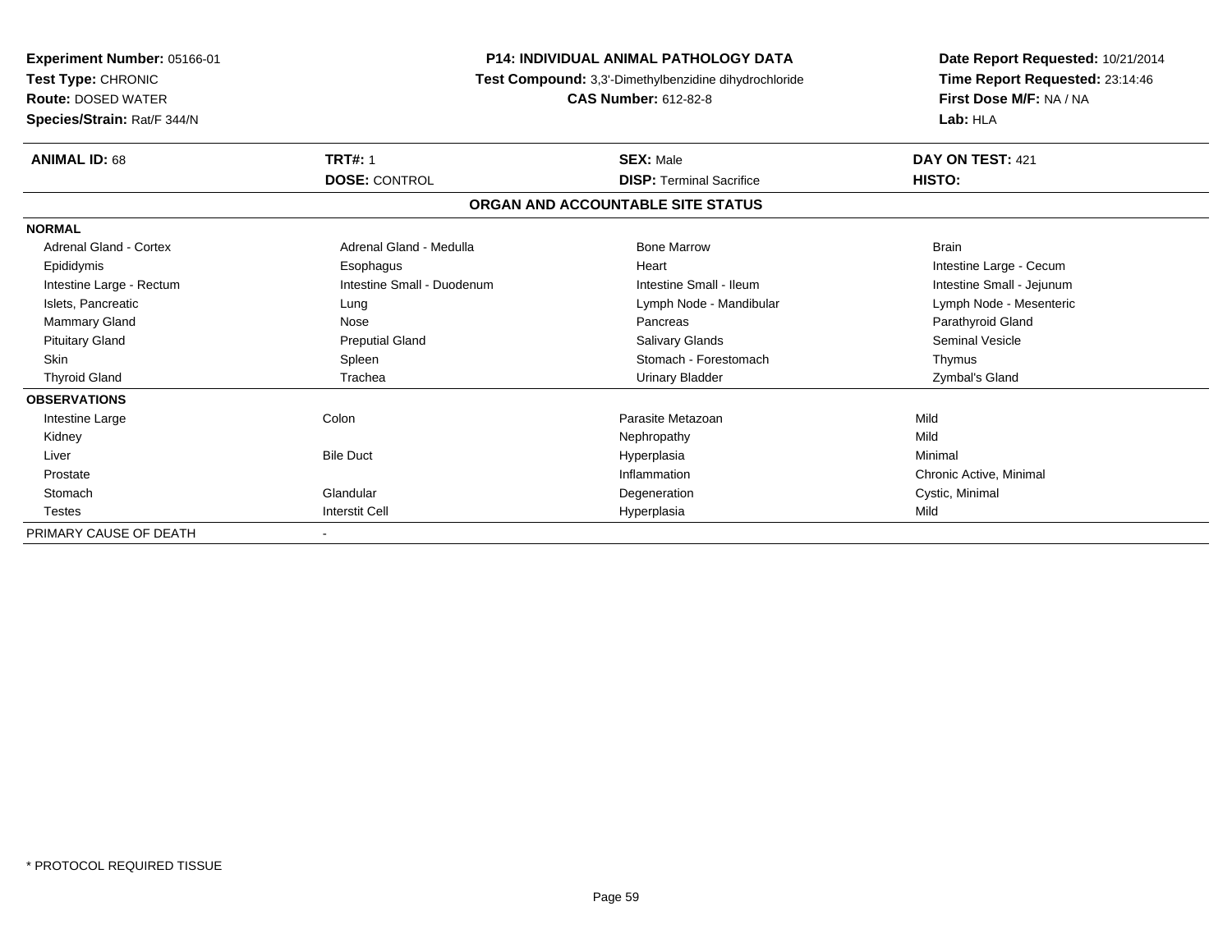**Experiment Number:** 05166-01
**Test Type:** CHRONIC
**Route:** DOSED WATER
**Species/Strain:** Rat/F 344/N

**P14: INDIVIDUAL ANIMAL PATHOLOGY DATA**
**Test Compound:** 3,3'-Dimethylbenzidine dihydrochloride
**CAS Number:** 612-82-8

**Date Report Requested:** 10/21/2014
**Time Report Requested:** 23:14:46
**First Dose M/F:** NA / NA
**Lab:** HLA

| **ANIMAL ID:** 68 | **TRT#:** 1 | **SEX:** Male | **DAY ON TEST:** 421 |
|---|---|---|---|
| | **DOSE:** CONTROL | **DISP:** Terminal Sacrifice | **HISTO:** |

**ORGAN AND ACCOUNTABLE SITE STATUS**

| | | | |
|---|---|---|---|
| **NORMAL** | | | |
| Adrenal Gland - Cortex | Adrenal Gland - Medulla | Bone Marrow | Brain |
| Epididymis | Esophagus | Heart | Intestine Large - Cecum |
| Intestine Large - Rectum | Intestine Small - Duodenum | Intestine Small - Ileum | Intestine Small - Jejunum |
| Islets, Pancreatic | Lung | Lymph Node - Mandibular | Lymph Node - Mesenteric |
| Mammary Gland | Nose | Pancreas | Parathyroid Gland |
| Pituitary Gland | Preputial Gland | Salivary Glands | Seminal Vesicle |
| Skin | Spleen | Stomach - Forestomach | Thymus |
| Thyroid Gland | Trachea | Urinary Bladder | Zymbal's Gland |
| **OBSERVATIONS** | | | |
| Intestine Large | Colon | Parasite Metazoan | Mild |
| Kidney | | Nephropathy | Mild |
| Liver | Bile Duct | Hyperplasia | Minimal |
| Prostate | | Inflammation | Chronic Active, Minimal |
| Stomach | Glandular | Degeneration | Cystic, Minimal |
| Testes | Interstit Cell | Hyperplasia | Mild |
| PRIMARY CAUSE OF DEATH | - | | |

* PROTOCOL REQUIRED TISSUE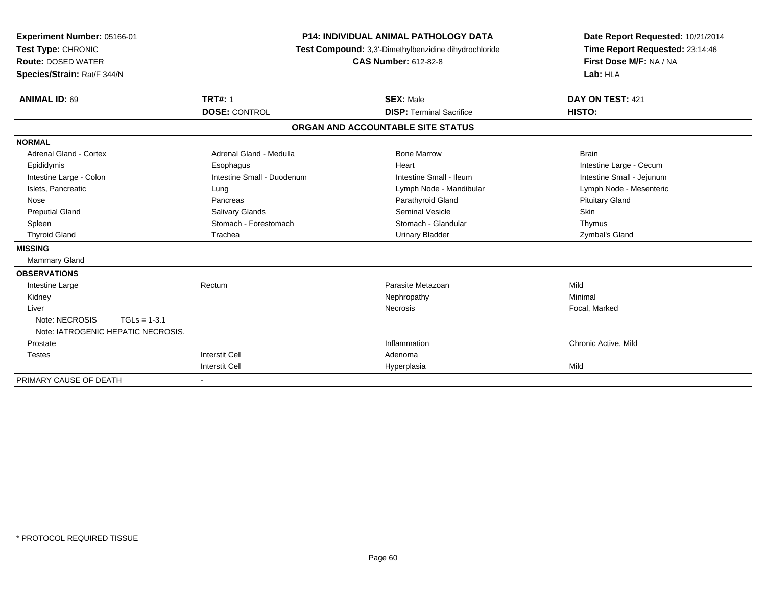**Experiment Number:** 05166-01
**Test Type:** CHRONIC
**Route:** DOSED WATER
**Species/Strain:** Rat/F 344/N

**P14: INDIVIDUAL ANIMAL PATHOLOGY DATA**
**Test Compound:** 3,3'-Dimethylbenzidine dihydrochloride
**CAS Number:** 612-82-8

**Date Report Requested:** 10/21/2014
**Time Report Requested:** 23:14:46
**First Dose M/F:** NA / NA
**Lab:** HLA

| **ANIMAL ID:** 69 | **TRT#:** 1 | **SEX:** Male | **DAY ON TEST:** 421 |
|---|---|---|---|
| | **DOSE:** CONTROL | **DISP:** Terminal Sacrifice | **HISTO:** |

**ORGAN AND ACCOUNTABLE SITE STATUS**

**NORMAL**

| | | | |
|---|---|---|---|
| Adrenal Gland - Cortex | Adrenal Gland - Medulla | Bone Marrow | Brain |
| Epididymis | Esophagus | Heart | Intestine Large - Cecum |
| Intestine Large - Colon | Intestine Small - Duodenum | Intestine Small - Ileum | Intestine Small - Jejunum |
| Islets, Pancreatic | Lung | Lymph Node - Mandibular | Lymph Node - Mesenteric |
| Nose | Pancreas | Parathyroid Gland | Pituitary Gland |
| Preputial Gland | Salivary Glands | Seminal Vesicle | Skin |
| Spleen | Stomach - Forestomach | Stomach - Glandular | Thymus |
| Thyroid Gland | Trachea | Urinary Bladder | Zymbal's Gland |

**MISSING**

Mammary Gland

**OBSERVATIONS**

| | | | |
|---|---|---|---|
| Intestine Large | Rectum | Parasite Metazoan | Mild |
| Kidney | | Nephropathy | Minimal |
| Liver | | Necrosis | Focal, Marked |
| Note: NECROSIS TGLs = 1-3.1 | | | |
| Note: IATROGENIC HEPATIC NECROSIS. | | | |
| Prostate | | Inflammation | Chronic Active, Mild |
| Testes | Interstit Cell | Adenoma | |
| | Interstit Cell | Hyperplasia | Mild |

PRIMARY CAUSE OF DEATH -

* PROTOCOL REQUIRED TISSUE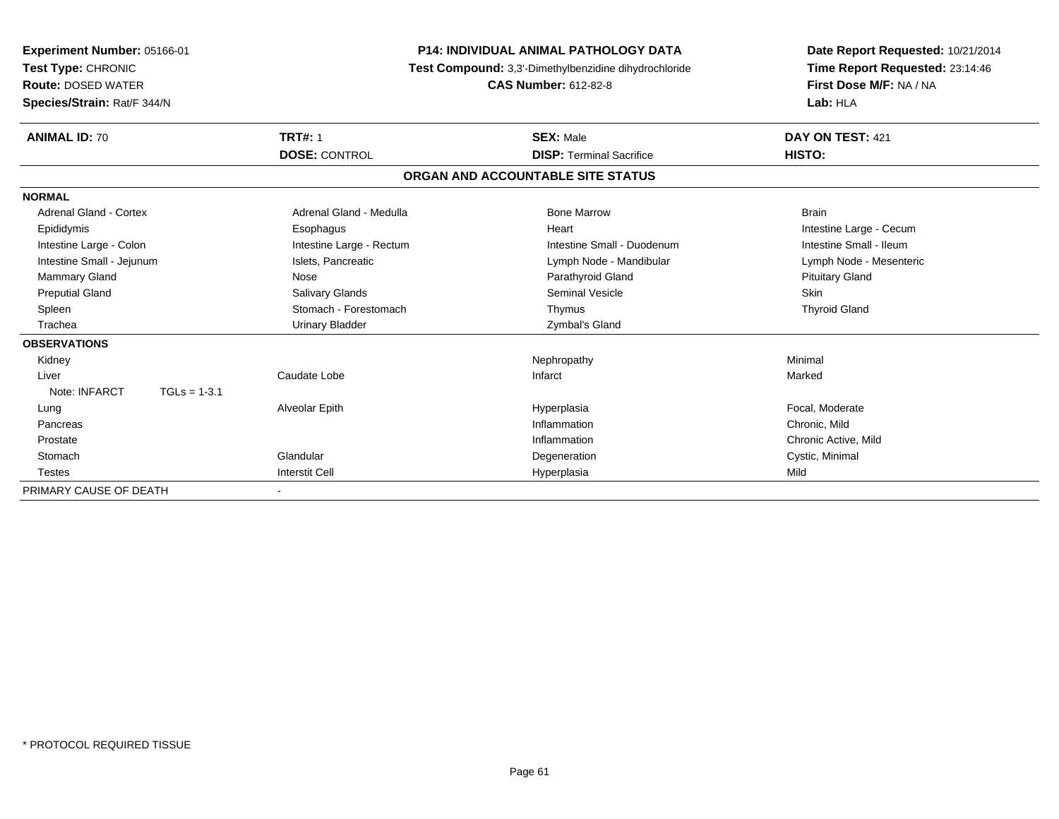**Experiment Number:** 05166-01
**Test Type:** CHRONIC
**Route:** DOSED WATER
**Species/Strain:** Rat/F 344/N

**P14: INDIVIDUAL ANIMAL PATHOLOGY DATA**
**Test Compound:** 3,3'-Dimethylbenzidine dihydrochloride
**CAS Number:** 612-82-8

**Date Report Requested:** 10/21/2014
**Time Report Requested:** 23:14:46
**First Dose M/F:** NA / NA
**Lab:** HLA

| **ANIMAL ID:** 70 | **TRT#:** 1 | **SEX:** Male | **DAY ON TEST:** 421 |
|---|---|---|---|
| | **DOSE:** CONTROL | **DISP:** Terminal Sacrifice | **HISTO:** |

**ORGAN AND ACCOUNTABLE SITE STATUS**

| | | | |
|---|---|---|---|
| **NORMAL** | | | |
| Adrenal Gland - Cortex | Adrenal Gland - Medulla | Bone Marrow | Brain |
| Epididymis | Esophagus | Heart | Intestine Large - Cecum |
| Intestine Large - Colon | Intestine Large - Rectum | Intestine Small - Duodenum | Intestine Small - Ileum |
| Intestine Small - Jejunum | Islets, Pancreatic | Lymph Node - Mandibular | Lymph Node - Mesenteric |
| Mammary Gland | Nose | Parathyroid Gland | Pituitary Gland |
| Preputial Gland | Salivary Glands | Seminal Vesicle | Skin |
| Spleen | Stomach - Forestomach | Thymus | Thyroid Gland |
| Trachea | Urinary Bladder | Zymbal's Gland | |
| **OBSERVATIONS** | | | |
| Kidney | | Nephropathy | Minimal |
| Liver | Caudate Lobe | Infarct | Marked |
| Note: INFARCT TGLs = 1-3.1 | | | |
| Lung | Alveolar Epith | Hyperplasia | Focal, Moderate |
| Pancreas | | Inflammation | Chronic, Mild |
| Prostate | | Inflammation | Chronic Active, Mild |
| Stomach | Glandular | Degeneration | Cystic, Minimal |
| Testes | Interstit Cell | Hyperplasia | Mild |
| PRIMARY CAUSE OF DEATH | - | | |

* PROTOCOL REQUIRED TISSUE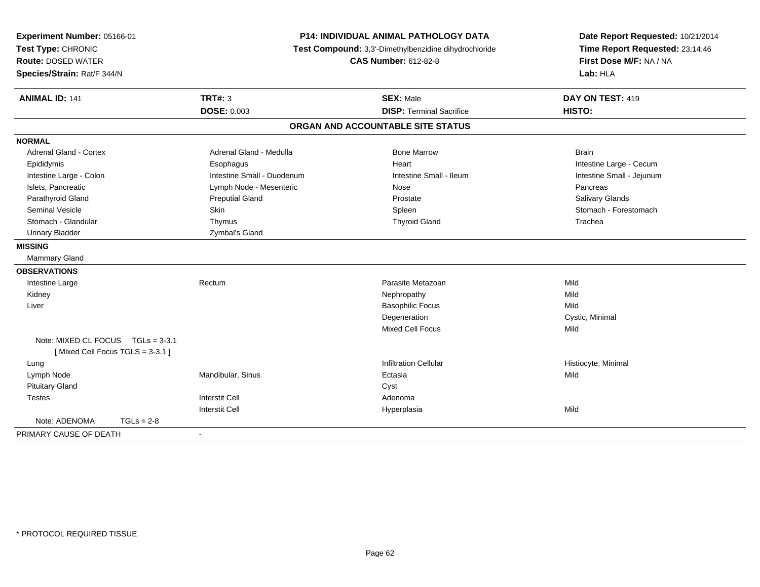**Experiment Number:** 05166-01
**Test Type:** CHRONIC
**Route:** DOSED WATER
**Species/Strain:** Rat/F 344/N

**P14: INDIVIDUAL ANIMAL PATHOLOGY DATA**
**Test Compound:** 3,3'-Dimethylbenzidine dihydrochloride
**CAS Number:** 612-82-8

**Date Report Requested:** 10/21/2014
**Time Report Requested:** 23:14:46
**First Dose M/F:** NA / NA
**Lab:** HLA

| **ANIMAL ID:** 141 | **TRT#:** 3 | **SEX:** Male | **DAY ON TEST:** 419 |
|---|---|---|---|
| | **DOSE:** 0.003 | **DISP:** Terminal Sacrifice | **HISTO:** |

## ORGAN AND ACCOUNTABLE SITE STATUS

**NORMAL**

| | | | |
|---|---|---|---|
| Adrenal Gland - Cortex | Adrenal Gland - Medulla | Bone Marrow | Brain |
| Epididymis | Esophagus | Heart | Intestine Large - Cecum |
| Intestine Large - Colon | Intestine Small - Duodenum | Intestine Small - Ileum | Intestine Small - Jejunum |
| Islets, Pancreatic | Lymph Node - Mesenteric | Nose | Pancreas |
| Parathyroid Gland | Preputial Gland | Prostate | Salivary Glands |
| Seminal Vesicle | Skin | Spleen | Stomach - Forestomach |
| Stomach - Glandular | Thymus | Thyroid Gland | Trachea |
| Urinary Bladder | Zymbal's Gland | | |

**MISSING**

Mammary Gland

**OBSERVATIONS**

| | | | |
|---|---|---|---|
| Intestine Large | Rectum | Parasite Metazoan | Mild |
| Kidney | | Nephropathy | Mild |
| Liver | | Basophilic Focus | Mild |
| | | Degeneration | Cystic, Minimal |
| | | Mixed Cell Focus | Mild |
| Note: MIXED CL FOCUS TGLs = 3-3.1 [ Mixed Cell Focus TGLS = 3-3.1 ] | | | |
| Lung | | Infiltration Cellular | Histiocyte, Minimal |
| Lymph Node | Mandibular, Sinus | Ectasia | Mild |
| Pituitary Gland | | Cyst | |
| Testes | Interstit Cell | Adenoma | |
| | Interstit Cell | Hyperplasia | Mild |
| Note: ADENOMA TGLs = 2-8 | | | |

PRIMARY CAUSE OF DEATH -

\* PROTOCOL REQUIRED TISSUE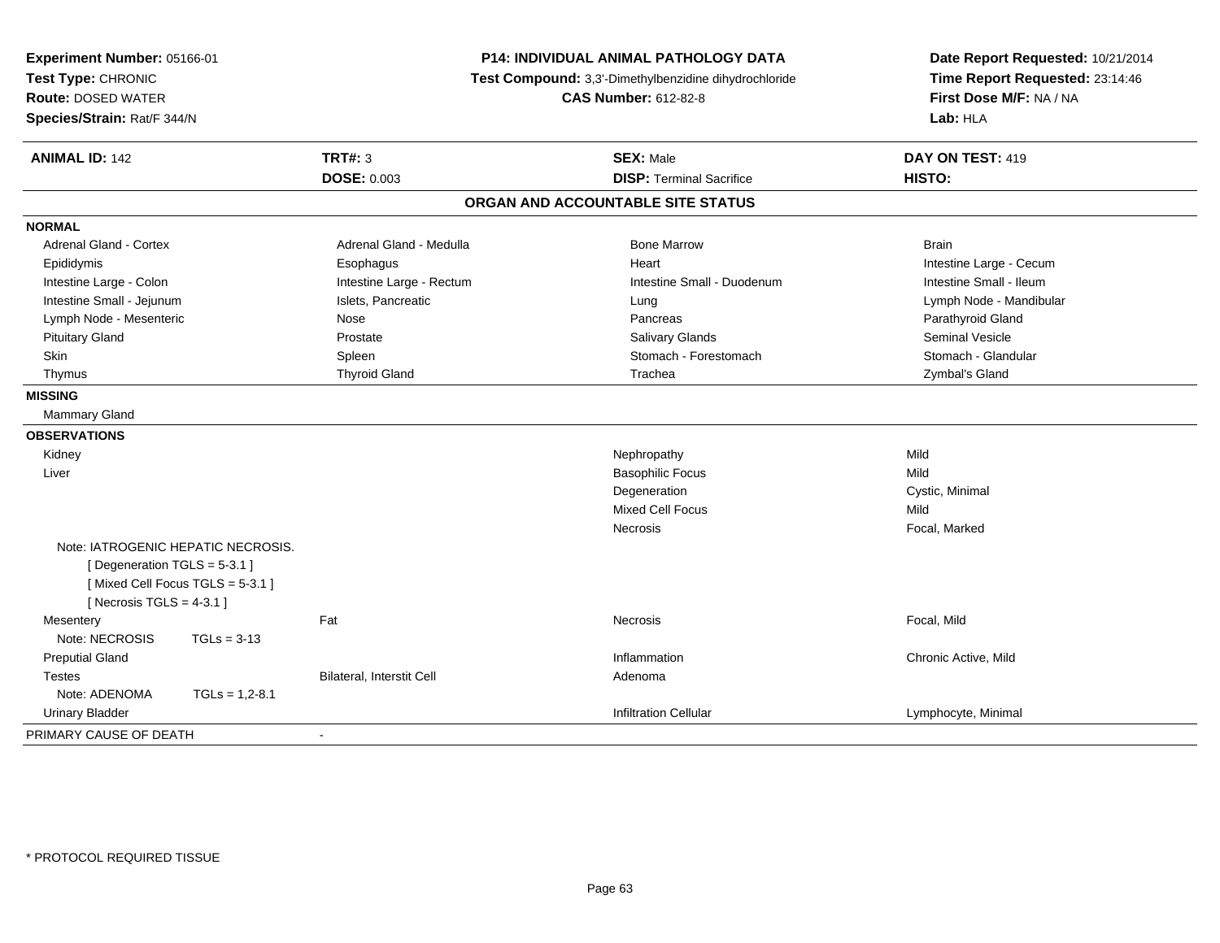**Experiment Number:** 05166-01
**Test Type:** CHRONIC
**Route:** DOSED WATER
**Species/Strain:** Rat/F 344/N

**P14: INDIVIDUAL ANIMAL PATHOLOGY DATA**
**Test Compound:** 3,3'-Dimethylbenzidine dihydrochloride
**CAS Number:** 612-82-8

**Date Report Requested:** 10/21/2014
**Time Report Requested:** 23:14:46
**First Dose M/F:** NA / NA
**Lab:** HLA

| **ANIMAL ID:** 142 | **TRT#:** 3 | **SEX:** Male | **DAY ON TEST:** 419 |
|---|---|---|---|
| | **DOSE:** 0.003 | **DISP:** Terminal Sacrifice | **HISTO:** |

## ORGAN AND ACCOUNTABLE SITE STATUS

**NORMAL**

| | | | |
|---|---|---|---|
| Adrenal Gland - Cortex | Adrenal Gland - Medulla | Bone Marrow | Brain |
| Epididymis | Esophagus | Heart | Intestine Large - Cecum |
| Intestine Large - Colon | Intestine Large - Rectum | Intestine Small - Duodenum | Intestine Small - Ileum |
| Intestine Small - Jejunum | Islets, Pancreatic | Lung | Lymph Node - Mandibular |
| Lymph Node - Mesenteric | Nose | Pancreas | Parathyroid Gland |
| Pituitary Gland | Prostate | Salivary Glands | Seminal Vesicle |
| Skin | Spleen | Stomach - Forestomach | Stomach - Glandular |
| Thymus | Thyroid Gland | Trachea | Zymbal's Gland |

**MISSING**

Mammary Gland

**OBSERVATIONS**

| | | | |
|---|---|---|---|
| Kidney | | Nephropathy | Mild |
| Liver | | Basophilic Focus | Mild |
| | | Degeneration | Cystic, Minimal |
| | | Mixed Cell Focus | Mild |
| | | Necrosis | Focal, Marked |
| Note: IATROGENIC HEPATIC NECROSIS. [ Degeneration TGLS = 5-3.1 ] [ Mixed Cell Focus TGLS = 5-3.1 ] [ Necrosis TGLS = 4-3.1 ] | | | |
| Mesentery | Fat | Necrosis | Focal, Mild |
| Note: NECROSIS TGLs = 3-13 | | | |
| Preputial Gland | | Inflammation | Chronic Active, Mild |
| Testes | Bilateral, Interstit Cell | Adenoma | |
| Note: ADENOMA TGLs = 1,2-8.1 | | | |
| Urinary Bladder | | Infiltration Cellular | Lymphocyte, Minimal |

PRIMARY CAUSE OF DEATH -

\* PROTOCOL REQUIRED TISSUE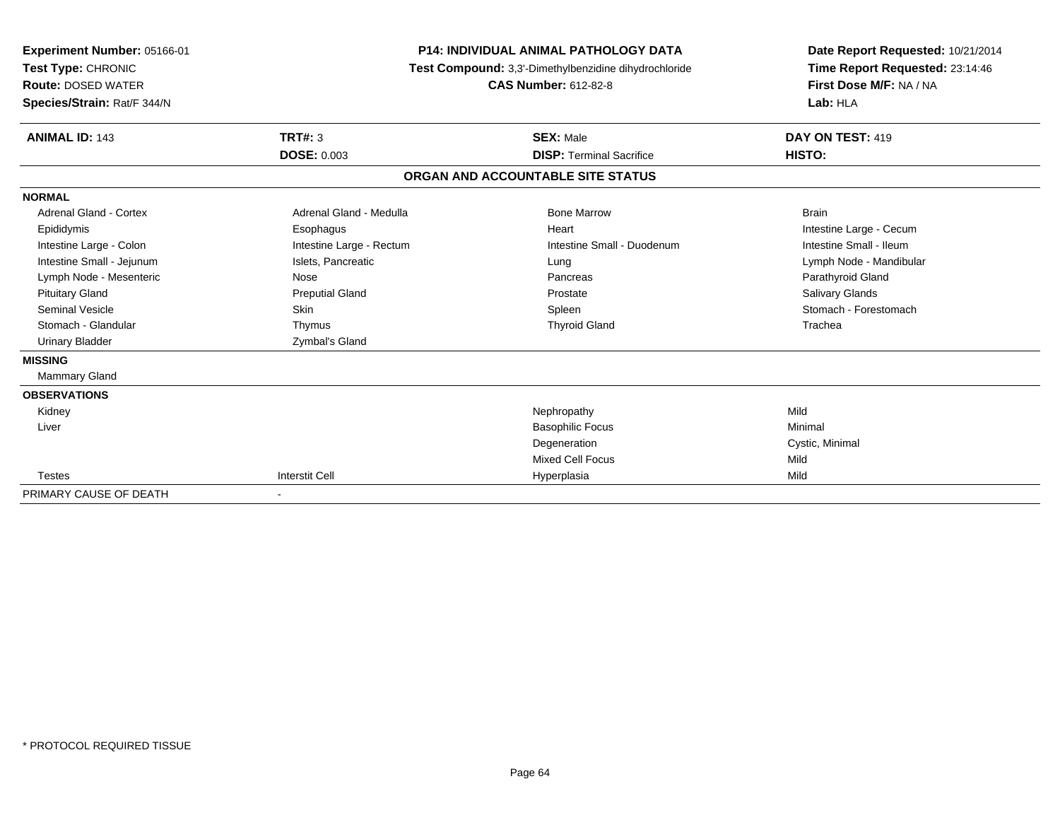**Experiment Number:** 05166-01
**Test Type:** CHRONIC
**Route:** DOSED WATER
**Species/Strain:** Rat/F 344/N

**P14: INDIVIDUAL ANIMAL PATHOLOGY DATA**
**Test Compound:** 3,3'-Dimethylbenzidine dihydrochloride
**CAS Number:** 612-82-8

**Date Report Requested:** 10/21/2014
**Time Report Requested:** 23:14:46
**First Dose M/F:** NA / NA
**Lab:** HLA

| **ANIMAL ID:** 143 | **TRT#:** 3 | **SEX:** Male | **DAY ON TEST:** 419 |
|---|---|---|---|
| | **DOSE:** 0.003 | **DISP:** Terminal Sacrifice | **HISTO:** |

**ORGAN AND ACCOUNTABLE SITE STATUS**

**NORMAL**

| | | | |
|---|---|---|---|
| Adrenal Gland - Cortex | Adrenal Gland - Medulla | Bone Marrow | Brain |
| Epididymis | Esophagus | Heart | Intestine Large - Cecum |
| Intestine Large - Colon | Intestine Large - Rectum | Intestine Small - Duodenum | Intestine Small - Ileum |
| Intestine Small - Jejunum | Islets, Pancreatic | Lung | Lymph Node - Mandibular |
| Lymph Node - Mesenteric | Nose | Pancreas | Parathyroid Gland |
| Pituitary Gland | Preputial Gland | Prostate | Salivary Glands |
| Seminal Vesicle | Skin | Spleen | Stomach - Forestomach |
| Stomach - Glandular | Thymus | Thyroid Gland | Trachea |
| Urinary Bladder | Zymbal's Gland | | |

**MISSING**

Mammary Gland

**OBSERVATIONS**

| | | | |
|---|---|---|---|
| Kidney | | Nephropathy | Mild |
| Liver | | Basophilic Focus | Minimal |
| | | Degeneration | Cystic, Minimal |
| | | Mixed Cell Focus | Mild |
| Testes | Interstit Cell | Hyperplasia | Mild |

PRIMARY CAUSE OF DEATH -

* PROTOCOL REQUIRED TISSUE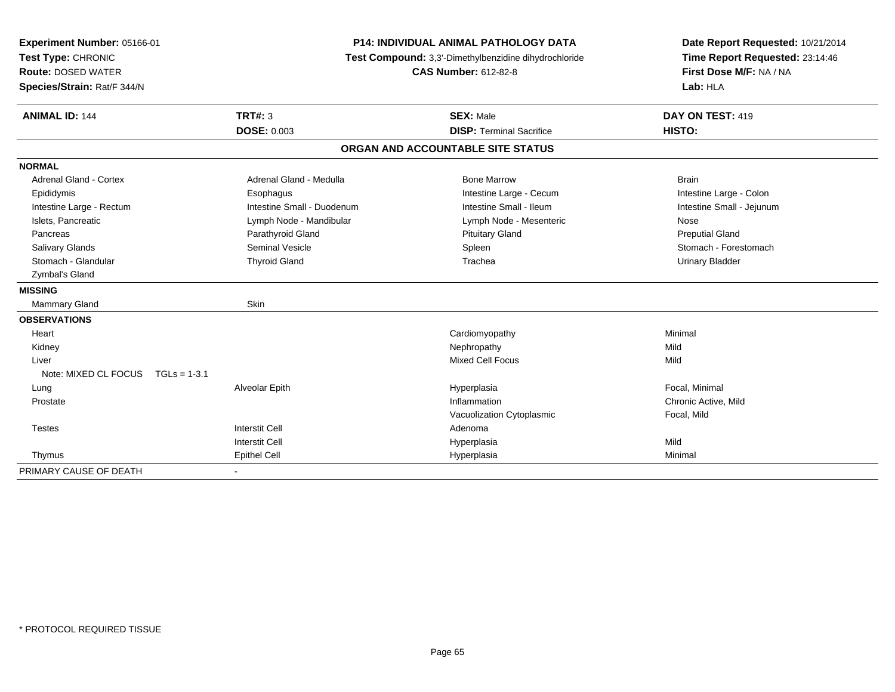**Experiment Number:** 05166-01
**Test Type:** CHRONIC
**Route:** DOSED WATER
**Species/Strain:** Rat/F 344/N

**P14: INDIVIDUAL ANIMAL PATHOLOGY DATA**
**Test Compound:** 3,3'-Dimethylbenzidine dihydrochloride
**CAS Number:** 612-82-8

**Date Report Requested:** 10/21/2014
**Time Report Requested:** 23:14:46
**First Dose M/F:** NA / NA
**Lab:** HLA

| **ANIMAL ID:** 144 | **TRT#:** 3 | **SEX:** Male | **DAY ON TEST:** 419 |
|---|---|---|---|
| | **DOSE:** 0.003 | **DISP:** Terminal Sacrifice | **HISTO:** |

## ORGAN AND ACCOUNTABLE SITE STATUS

| | | | |
|---|---|---|---|
| **NORMAL** | | | |
| Adrenal Gland - Cortex | Adrenal Gland - Medulla | Bone Marrow | Brain |
| Epididymis | Esophagus | Intestine Large - Cecum | Intestine Large - Colon |
| Intestine Large - Rectum | Intestine Small - Duodenum | Intestine Small - Ileum | Intestine Small - Jejunum |
| Islets, Pancreatic | Lymph Node - Mandibular | Lymph Node - Mesenteric | Nose |
| Pancreas | Parathyroid Gland | Pituitary Gland | Preputial Gland |
| Salivary Glands | Seminal Vesicle | Spleen | Stomach - Forestomach |
| Stomach - Glandular | Thyroid Gland | Trachea | Urinary Bladder |
| Zymbal's Gland | | | |
| **MISSING** | | | |
| Mammary Gland | Skin | | |
| **OBSERVATIONS** | | | |
| Heart | | Cardiomyopathy | Minimal |
| Kidney | | Nephropathy | Mild |
| Liver | | Mixed Cell Focus | Mild |
| Note: MIXED CL FOCUS TGLs = 1-3.1 | | | |
| Lung | Alveolar Epith | Hyperplasia | Focal, Minimal |
| Prostate | | Inflammation | Chronic Active, Mild |
| | | Vacuolization Cytoplasmic | Focal, Mild |
| Testes | Interstit Cell | Adenoma | |
| | Interstit Cell | Hyperplasia | Mild |
| Thymus | Epithel Cell | Hyperplasia | Minimal |
| PRIMARY CAUSE OF DEATH | - | | |

\* PROTOCOL REQUIRED TISSUE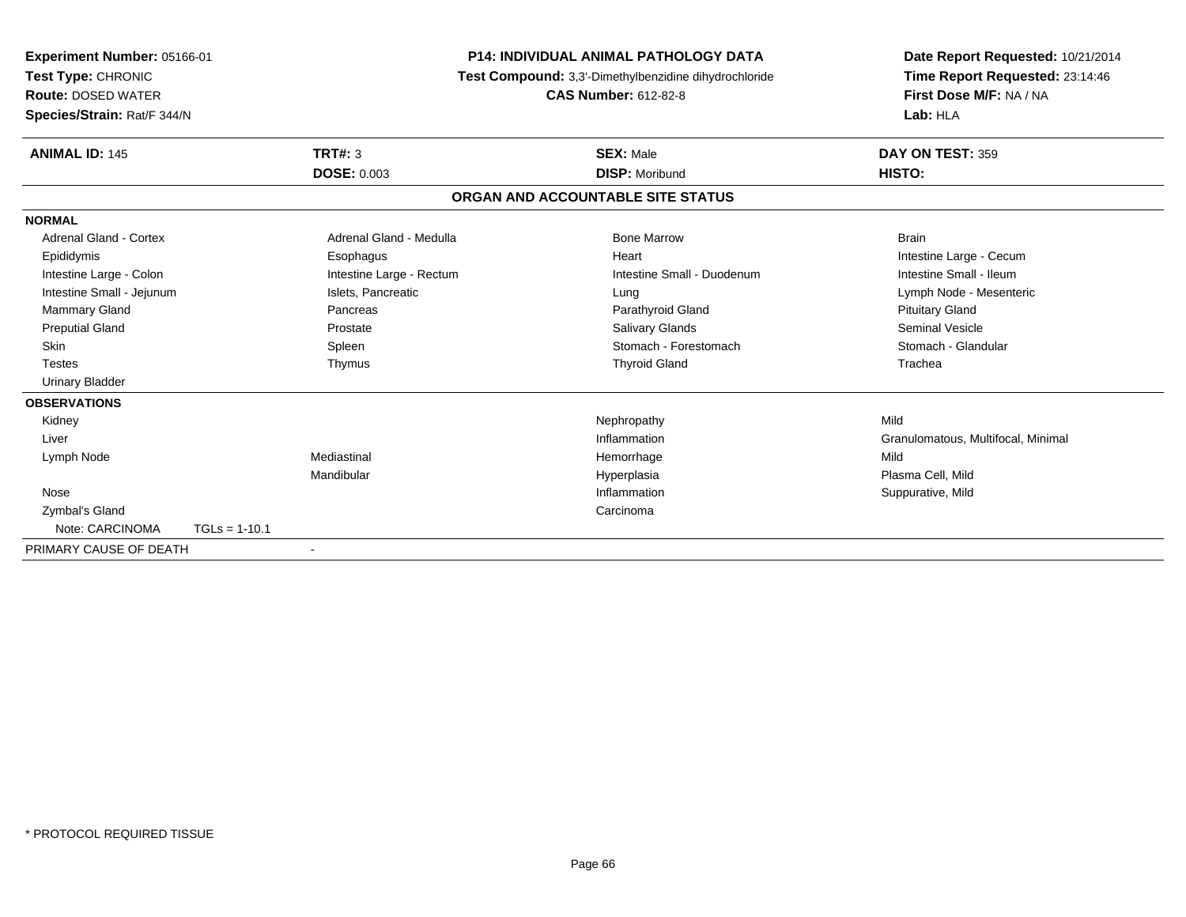**Experiment Number:** 05166-01
**Test Type:** CHRONIC
**Route:** DOSED WATER
**Species/Strain:** Rat/F 344/N

**P14: INDIVIDUAL ANIMAL PATHOLOGY DATA**
**Test Compound:** 3,3'-Dimethylbenzidine dihydrochloride
**CAS Number:** 612-82-8

**Date Report Requested:** 10/21/2014
**Time Report Requested:** 23:14:46
**First Dose M/F:** NA / NA
**Lab:** HLA

| **ANIMAL ID:** 145 | **TRT#:** 3 | **SEX:** Male | **DAY ON TEST:** 359 |
|---|---|---|---|
| | **DOSE:** 0.003 | **DISP:** Moribund | **HISTO:** |

## ORGAN AND ACCOUNTABLE SITE STATUS

**NORMAL**

| | | | |
|---|---|---|---|
| Adrenal Gland - Cortex | Adrenal Gland - Medulla | Bone Marrow | Brain |
| Epididymis | Esophagus | Heart | Intestine Large - Cecum |
| Intestine Large - Colon | Intestine Large - Rectum | Intestine Small - Duodenum | Intestine Small - Ileum |
| Intestine Small - Jejunum | Islets, Pancreatic | Lung | Lymph Node - Mesenteric |
| Mammary Gland | Pancreas | Parathyroid Gland | Pituitary Gland |
| Preputial Gland | Prostate | Salivary Glands | Seminal Vesicle |
| Skin | Spleen | Stomach - Forestomach | Stomach - Glandular |
| Testes | Thymus | Thyroid Gland | Trachea |
| Urinary Bladder | | | |

**OBSERVATIONS**

| | | | |
|---|---|---|---|
| Kidney | | Nephropathy | Mild |
| Liver | | Inflammation | Granulomatous, Multifocal, Minimal |
| Lymph Node | Mediastinal | Hemorrhage | Mild |
| | Mandibular | Hyperplasia | Plasma Cell, Mild |
| Nose | | Inflammation | Suppurative, Mild |
| Zymbal's Gland | | Carcinoma | |
| Note: CARCINOMA TGLs = 1-10.1 | | | |

PRIMARY CAUSE OF DEATH -

* PROTOCOL REQUIRED TISSUE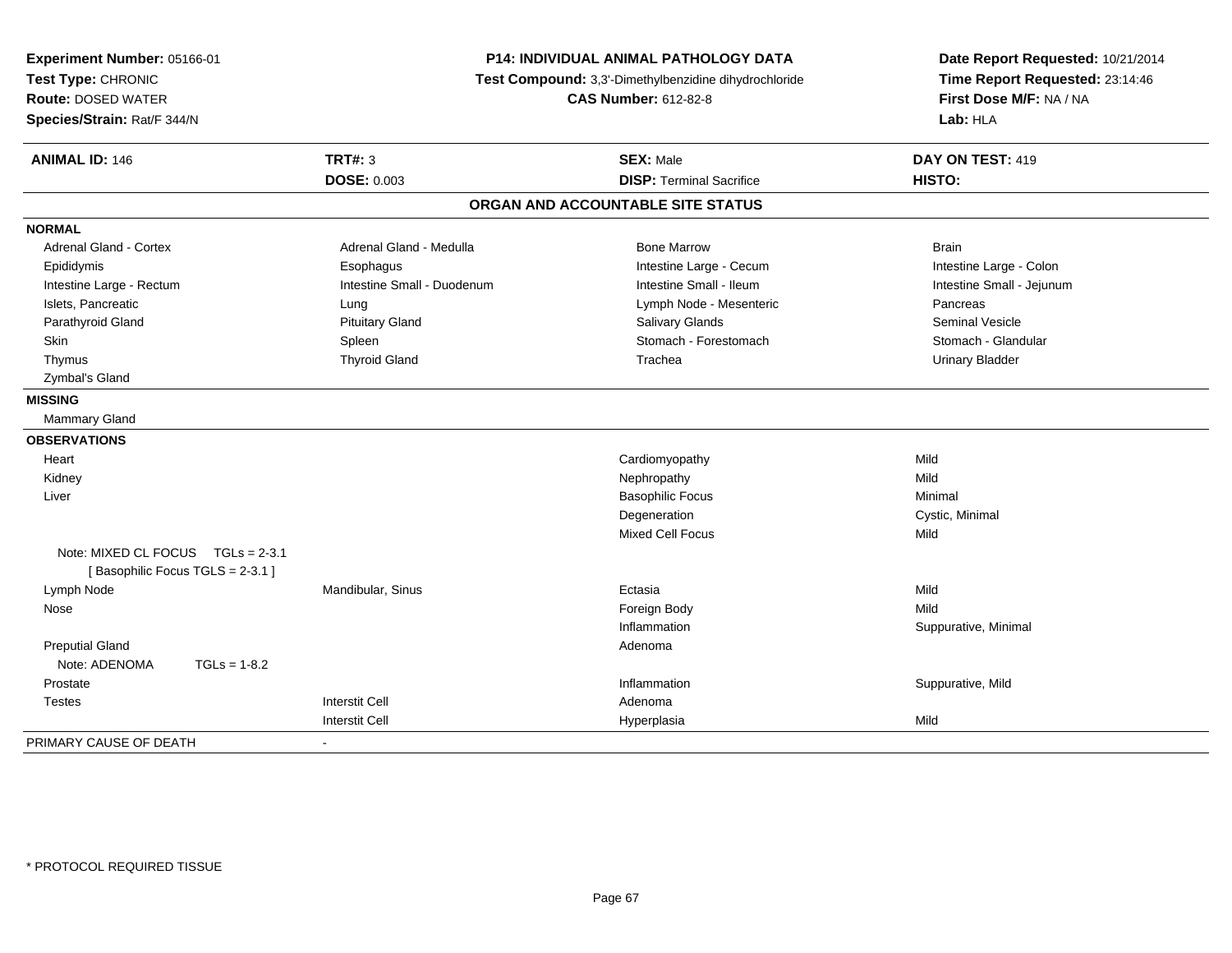**Experiment Number:** 05166-01
**Test Type:** CHRONIC
**Route:** DOSED WATER
**Species/Strain:** Rat/F 344/N

**P14: INDIVIDUAL ANIMAL PATHOLOGY DATA**
**Test Compound:** 3,3'-Dimethylbenzidine dihydrochloride
**CAS Number:** 612-82-8

**Date Report Requested:** 10/21/2014
**Time Report Requested:** 23:14:46
**First Dose M/F:** NA / NA
**Lab:** HLA

| **ANIMAL ID:** 146 | **TRT#:** 3 | **SEX:** Male | **DAY ON TEST:** 419 |
|---|---|---|---|
| | **DOSE:** 0.003 | **DISP:** Terminal Sacrifice | **HISTO:** |

## ORGAN AND ACCOUNTABLE SITE STATUS

**NORMAL**

| | | | |
|---|---|---|---|
| Adrenal Gland - Cortex | Adrenal Gland - Medulla | Bone Marrow | Brain |
| Epididymis | Esophagus | Intestine Large - Cecum | Intestine Large - Colon |
| Intestine Large - Rectum | Intestine Small - Duodenum | Intestine Small - Ileum | Intestine Small - Jejunum |
| Islets, Pancreatic | Lung | Lymph Node - Mesenteric | Pancreas |
| Parathyroid Gland | Pituitary Gland | Salivary Glands | Seminal Vesicle |
| Skin | Spleen | Stomach - Forestomach | Stomach - Glandular |
| Thymus | Thyroid Gland | Trachea | Urinary Bladder |
| Zymbal's Gland | | | |

**MISSING**

Mammary Gland

**OBSERVATIONS**

| | | | |
|---|---|---|---|
| Heart | | Cardiomyopathy | Mild |
| Kidney | | Nephropathy | Mild |
| Liver | | Basophilic Focus | Minimal |
| | | Degeneration | Cystic, Minimal |
| | | Mixed Cell Focus | Mild |
| Note: MIXED CL FOCUS TGLs = 2-3.1 [ Basophilic Focus TGLS = 2-3.1 ] | | | |
| Lymph Node | Mandibular, Sinus | Ectasia | Mild |
| Nose | | Foreign Body | Mild |
| | | Inflammation | Suppurative, Minimal |
| Preputial Gland | | Adenoma | |
| Note: ADENOMA TGLs = 1-8.2 | | | |
| Prostate | | Inflammation | Suppurative, Mild |
| Testes | Interstit Cell | Adenoma | |
| | Interstit Cell | Hyperplasia | Mild |

PRIMARY CAUSE OF DEATH -

\* PROTOCOL REQUIRED TISSUE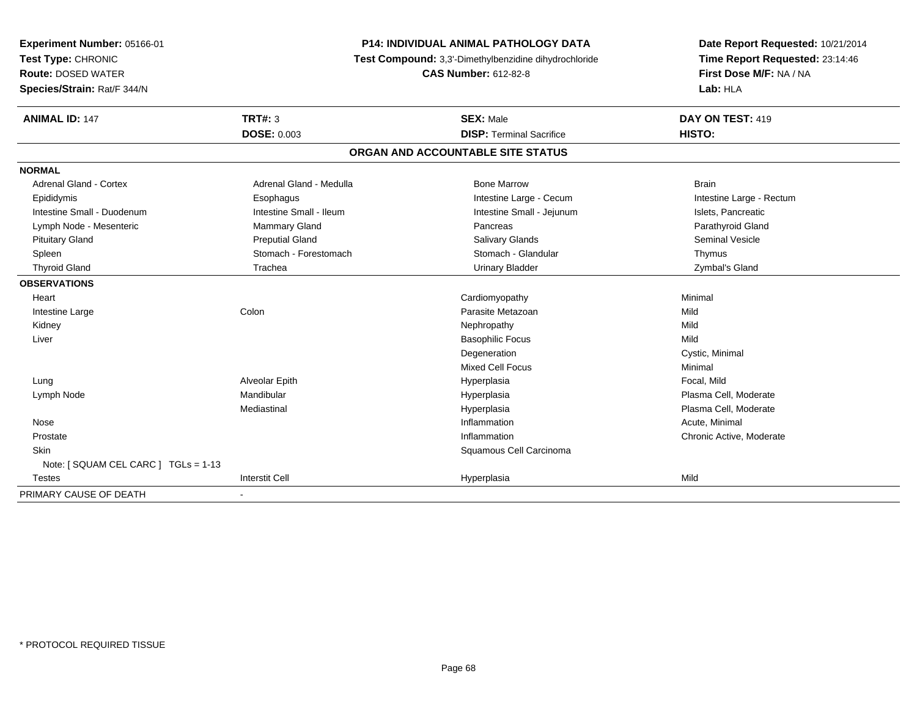**Experiment Number:** 05166-01
**Test Type:** CHRONIC
**Route:** DOSED WATER
**Species/Strain:** Rat/F 344/N

**P14: INDIVIDUAL ANIMAL PATHOLOGY DATA**
**Test Compound:** 3,3'-Dimethylbenzidine dihydrochloride
**CAS Number:** 612-82-8

**Date Report Requested:** 10/21/2014
**Time Report Requested:** 23:14:46
**First Dose M/F:** NA / NA
**Lab:** HLA

| **ANIMAL ID:** 147 | **TRT#:** 3 | **SEX:** Male | **DAY ON TEST:** 419 |
|---|---|---|---|
| | **DOSE:** 0.003 | **DISP:** Terminal Sacrifice | **HISTO:** |

## ORGAN AND ACCOUNTABLE SITE STATUS

**NORMAL**

| | | | |
|---|---|---|---|
| Adrenal Gland - Cortex | Adrenal Gland - Medulla | Bone Marrow | Brain |
| Epididymis | Esophagus | Intestine Large - Cecum | Intestine Large - Rectum |
| Intestine Small - Duodenum | Intestine Small - Ileum | Intestine Small - Jejunum | Islets, Pancreatic |
| Lymph Node - Mesenteric | Mammary Gland | Pancreas | Parathyroid Gland |
| Pituitary Gland | Preputial Gland | Salivary Glands | Seminal Vesicle |
| Spleen | Stomach - Forestomach | Stomach - Glandular | Thymus |
| Thyroid Gland | Trachea | Urinary Bladder | Zymbal's Gland |

**OBSERVATIONS**

| | | | |
|---|---|---|---|
| Heart | | Cardiomyopathy | Minimal |
| Intestine Large | Colon | Parasite Metazoan | Mild |
| Kidney | | Nephropathy | Mild |
| Liver | | Basophilic Focus | Mild |
| | | Degeneration | Cystic, Minimal |
| | | Mixed Cell Focus | Minimal |
| Lung | Alveolar Epith | Hyperplasia | Focal, Mild |
| Lymph Node | Mandibular | Hyperplasia | Plasma Cell, Moderate |
| | Mediastinal | Hyperplasia | Plasma Cell, Moderate |
| Nose | | Inflammation | Acute, Minimal |
| Prostate | | Inflammation | Chronic Active, Moderate |
| Skin | | Squamous Cell Carcinoma | |
| Note: [ SQUAM CEL CARC ] TGLs = 1-13 | | | |
| Testes | Interstit Cell | Hyperplasia | Mild |

PRIMARY CAUSE OF DEATH -

\* PROTOCOL REQUIRED TISSUE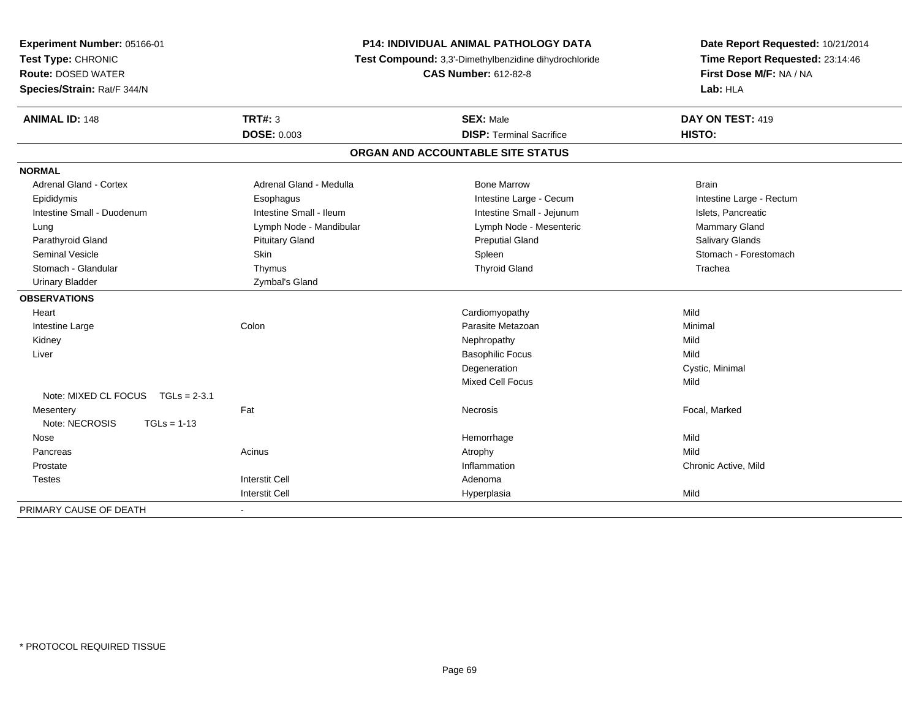**Experiment Number:** 05166-01
**Test Type:** CHRONIC
**Route:** DOSED WATER
**Species/Strain:** Rat/F 344/N

**P14: INDIVIDUAL ANIMAL PATHOLOGY DATA**
**Test Compound:** 3,3'-Dimethylbenzidine dihydrochloride
**CAS Number:** 612-82-8

**Date Report Requested:** 10/21/2014
**Time Report Requested:** 23:14:46
**First Dose M/F:** NA / NA
**Lab:** HLA

| **ANIMAL ID:** 148 | **TRT#:** 3 | **SEX:** Male | **DAY ON TEST:** 419 |
|---|---|---|---|
| | **DOSE:** 0.003 | **DISP:** Terminal Sacrifice | **HISTO:** |

## ORGAN AND ACCOUNTABLE SITE STATUS

**NORMAL**

| | | | |
|---|---|---|---|
| Adrenal Gland - Cortex | Adrenal Gland - Medulla | Bone Marrow | Brain |
| Epididymis | Esophagus | Intestine Large - Cecum | Intestine Large - Rectum |
| Intestine Small - Duodenum | Intestine Small - Ileum | Intestine Small - Jejunum | Islets, Pancreatic |
| Lung | Lymph Node - Mandibular | Lymph Node - Mesenteric | Mammary Gland |
| Parathyroid Gland | Pituitary Gland | Preputial Gland | Salivary Glands |
| Seminal Vesicle | Skin | Spleen | Stomach - Forestomach |
| Stomach - Glandular | Thymus | Thyroid Gland | Trachea |
| Urinary Bladder | Zymbal's Gland | | |

**OBSERVATIONS**

| | | | |
|---|---|---|---|
| Heart | | Cardiomyopathy | Mild |
| Intestine Large | Colon | Parasite Metazoan | Minimal |
| Kidney | | Nephropathy | Mild |
| Liver | | Basophilic Focus | Mild |
| | | Degeneration | Cystic, Minimal |
| | | Mixed Cell Focus | Mild |
| Note: MIXED CL FOCUS TGLs = 2-3.1 | | | |
| Mesentery | Fat | Necrosis | Focal, Marked |
| Note: NECROSIS TGLs = 1-13 | | | |
| Nose | | Hemorrhage | Mild |
| Pancreas | Acinus | Atrophy | Mild |
| Prostate | | Inflammation | Chronic Active, Mild |
| Testes | Interstit Cell | Adenoma | |
| | Interstit Cell | Hyperplasia | Mild |

| | |
|---|---|
| PRIMARY CAUSE OF DEATH | - |

\* PROTOCOL REQUIRED TISSUE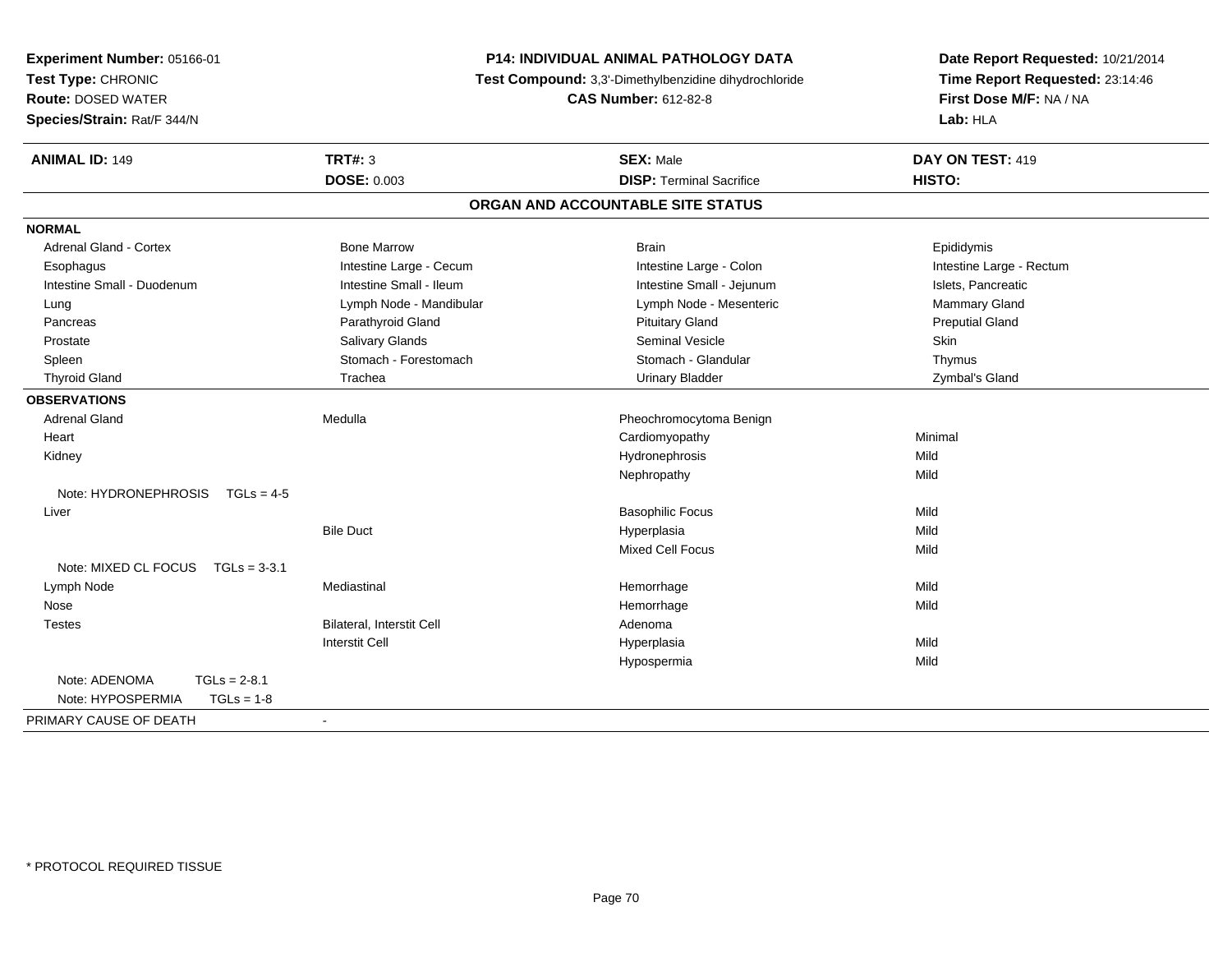**Experiment Number:** 05166-01
**Test Type:** CHRONIC
**Route:** DOSED WATER
**Species/Strain:** Rat/F 344/N

**P14: INDIVIDUAL ANIMAL PATHOLOGY DATA**
**Test Compound:** 3,3'-Dimethylbenzidine dihydrochloride
**CAS Number:** 612-82-8

**Date Report Requested:** 10/21/2014
**Time Report Requested:** 23:14:46
**First Dose M/F:** NA / NA
**Lab:** HLA

| **ANIMAL ID:** 149 | **TRT#:** 3 | **SEX:** Male | **DAY ON TEST:** 419 |
|---|---|---|---|
| | **DOSE:** 0.003 | **DISP:** Terminal Sacrifice | **HISTO:** |

## ORGAN AND ACCOUNTABLE SITE STATUS

**NORMAL**

| | | | |
|---|---|---|---|
| Adrenal Gland - Cortex | Bone Marrow | Brain | Epididymis |
| Esophagus | Intestine Large - Cecum | Intestine Large - Colon | Intestine Large - Rectum |
| Intestine Small - Duodenum | Intestine Small - Ileum | Intestine Small - Jejunum | Islets, Pancreatic |
| Lung | Lymph Node - Mandibular | Lymph Node - Mesenteric | Mammary Gland |
| Pancreas | Parathyroid Gland | Pituitary Gland | Preputial Gland |
| Prostate | Salivary Glands | Seminal Vesicle | Skin |
| Spleen | Stomach - Forestomach | Stomach - Glandular | Thymus |
| Thyroid Gland | Trachea | Urinary Bladder | Zymbal's Gland |

**OBSERVATIONS**

| | | | |
|---|---|---|---|
| Adrenal Gland | Medulla | Pheochromocytoma Benign | |
| Heart | | Cardiomyopathy | Minimal |
| Kidney | | Hydronephrosis | Mild |
| | | Nephropathy | Mild |
| Note: HYDRONEPHROSIS TGLs = 4-5 | | | |
| Liver | | Basophilic Focus | Mild |
| | Bile Duct | Hyperplasia | Mild |
| | | Mixed Cell Focus | Mild |
| Note: MIXED CL FOCUS TGLs = 3-3.1 | | | |
| Lymph Node | Mediastinal | Hemorrhage | Mild |
| Nose | | Hemorrhage | Mild |
| Testes | Bilateral, Interstit Cell | Adenoma | |
| | Interstit Cell | Hyperplasia | Mild |
| | | Hypospermia | Mild |
| Note: ADENOMA TGLs = 2-8.1 | | | |
| Note: HYPOSPERMIA TGLs = 1-8 | | | |

PRIMARY CAUSE OF DEATH -

\* PROTOCOL REQUIRED TISSUE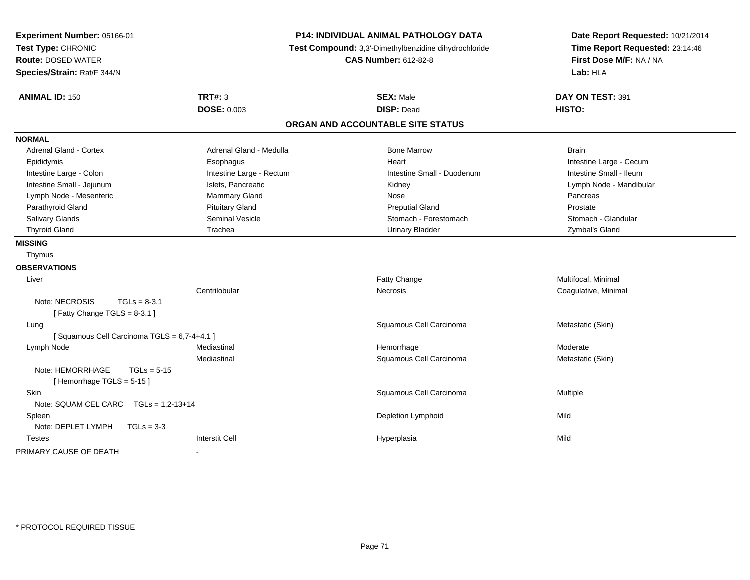**Experiment Number:** 05166-01
**Test Type:** CHRONIC
**Route:** DOSED WATER
**Species/Strain:** Rat/F 344/N

**P14: INDIVIDUAL ANIMAL PATHOLOGY DATA**
**Test Compound:** 3,3'-Dimethylbenzidine dihydrochloride
**CAS Number:** 612-82-8

**Date Report Requested:** 10/21/2014
**Time Report Requested:** 23:14:46
**First Dose M/F:** NA / NA
**Lab:** HLA

| **ANIMAL ID:** 150 | **TRT#:** 3 | **SEX:** Male | **DAY ON TEST:** 391 |
|---|---|---|---|
| | **DOSE:** 0.003 | **DISP:** Dead | **HISTO:** |

## ORGAN AND ACCOUNTABLE SITE STATUS

**NORMAL**

| | | | |
|---|---|---|---|
| Adrenal Gland - Cortex | Adrenal Gland - Medulla | Bone Marrow | Brain |
| Epididymis | Esophagus | Heart | Intestine Large - Cecum |
| Intestine Large - Colon | Intestine Large - Rectum | Intestine Small - Duodenum | Intestine Small - Ileum |
| Intestine Small - Jejunum | Islets, Pancreatic | Kidney | Lymph Node - Mandibular |
| Lymph Node - Mesenteric | Mammary Gland | Nose | Pancreas |
| Parathyroid Gland | Pituitary Gland | Preputial Gland | Prostate |
| Salivary Glands | Seminal Vesicle | Stomach - Forestomach | Stomach - Glandular |
| Thyroid Gland | Trachea | Urinary Bladder | Zymbal's Gland |

**MISSING**

Thymus

**OBSERVATIONS**

| | | | |
|---|---|---|---|
| Liver | | Fatty Change | Multifocal, Minimal |
| | Centrilobular | Necrosis | Coagulative, Minimal |
| Note: NECROSIS TGLs = 8-3.1 | | | |
| [ Fatty Change TGLS = 8-3.1 ] | | | |
| Lung | | Squamous Cell Carcinoma | Metastatic (Skin) |
| [ Squamous Cell Carcinoma TGLS = 6,7-4+4.1 ] | | | |
| Lymph Node | Mediastinal | Hemorrhage | Moderate |
| | Mediastinal | Squamous Cell Carcinoma | Metastatic (Skin) |
| Note: HEMORRHAGE TGLs = 5-15 | | | |
| [ Hemorrhage TGLS = 5-15 ] | | | |
| Skin | | Squamous Cell Carcinoma | Multiple |
| Note: SQUAM CEL CARC TGLs = 1,2-13+14 | | | |
| Spleen | | Depletion Lymphoid | Mild |
| Note: DEPLET LYMPH TGLs = 3-3 | | | |
| Testes | Interstit Cell | Hyperplasia | Mild |

PRIMARY CAUSE OF DEATH -

\* PROTOCOL REQUIRED TISSUE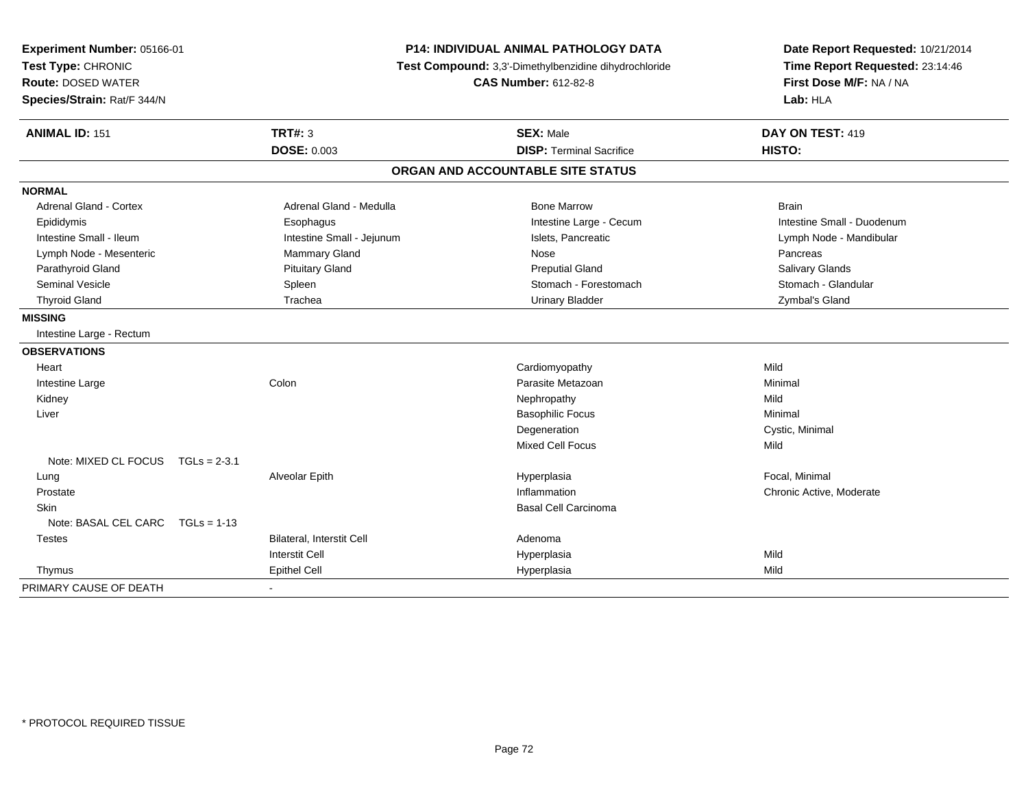**Experiment Number:** 05166-01
**Test Type:** CHRONIC
**Route:** DOSED WATER
**Species/Strain:** Rat/F 344/N

**P14: INDIVIDUAL ANIMAL PATHOLOGY DATA**
**Test Compound:** 3,3'-Dimethylbenzidine dihydrochloride
**CAS Number:** 612-82-8

**Date Report Requested:** 10/21/2014
**Time Report Requested:** 23:14:46
**First Dose M/F:** NA / NA
**Lab:** HLA

| **ANIMAL ID:** 151 | **TRT#:** 3 | **SEX:** Male | **DAY ON TEST:** 419 |
|---|---|---|---|
| | **DOSE:** 0.003 | **DISP:** Terminal Sacrifice | **HISTO:** |

## ORGAN AND ACCOUNTABLE SITE STATUS

**NORMAL**

| | | | |
|---|---|---|---|
| Adrenal Gland - Cortex | Adrenal Gland - Medulla | Bone Marrow | Brain |
| Epididymis | Esophagus | Intestine Large - Cecum | Intestine Small - Duodenum |
| Intestine Small - Ileum | Intestine Small - Jejunum | Islets, Pancreatic | Lymph Node - Mandibular |
| Lymph Node - Mesenteric | Mammary Gland | Nose | Pancreas |
| Parathyroid Gland | Pituitary Gland | Preputial Gland | Salivary Glands |
| Seminal Vesicle | Spleen | Stomach - Forestomach | Stomach - Glandular |
| Thyroid Gland | Trachea | Urinary Bladder | Zymbal's Gland |

**MISSING**

Intestine Large - Rectum

**OBSERVATIONS**

| | | | |
|---|---|---|---|
| Heart | | Cardiomyopathy | Mild |
| Intestine Large | Colon | Parasite Metazoan | Minimal |
| Kidney | | Nephropathy | Mild |
| Liver | | Basophilic Focus | Minimal |
| | | Degeneration | Cystic, Minimal |
| | | Mixed Cell Focus | Mild |
| Note: MIXED CL FOCUS TGLs = 2-3.1 | | | |
| Lung | Alveolar Epith | Hyperplasia | Focal, Minimal |
| Prostate | | Inflammation | Chronic Active, Moderate |
| Skin | | Basal Cell Carcinoma | |
| Note: BASAL CEL CARC TGLs = 1-13 | | | |
| Testes | Bilateral, Interstit Cell | Adenoma | |
| | Interstit Cell | Hyperplasia | Mild |
| Thymus | Epithel Cell | Hyperplasia | Mild |

PRIMARY CAUSE OF DEATH -

\* PROTOCOL REQUIRED TISSUE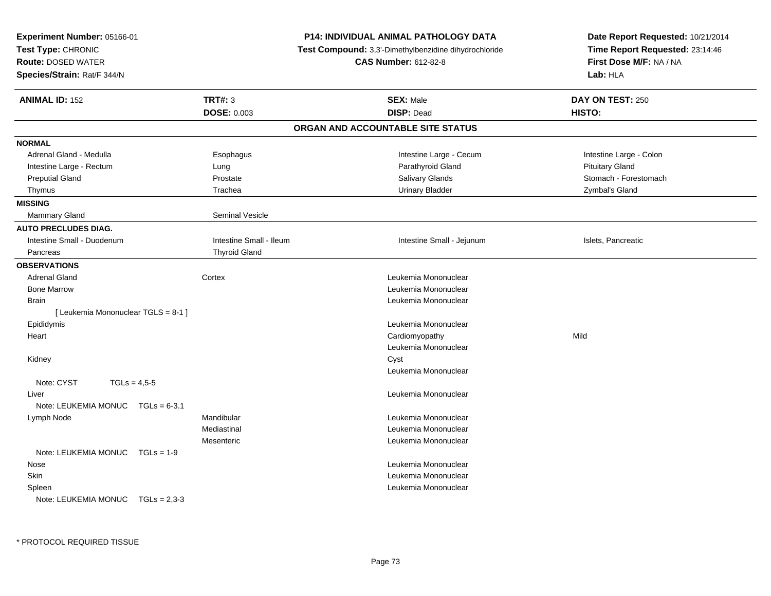**Experiment Number:** 05166-01
**Test Type:** CHRONIC
**Route:** DOSED WATER
**Species/Strain:** Rat/F 344/N

**P14: INDIVIDUAL ANIMAL PATHOLOGY DATA**
**Test Compound:** 3,3'-Dimethylbenzidine dihydrochloride
**CAS Number:** 612-82-8

**Date Report Requested:** 10/21/2014
**Time Report Requested:** 23:14:46
**First Dose M/F:** NA / NA
**Lab:** HLA

| **ANIMAL ID:** 152 | **TRT#:** 3 | **SEX:** Male | **DAY ON TEST:** 250 |
|---|---|---|---|
| | **DOSE:** 0.003 | **DISP:** Dead | **HISTO:** |

## ORGAN AND ACCOUNTABLE SITE STATUS

**NORMAL**

| | | | |
|---|---|---|---|
| Adrenal Gland - Medulla | Esophagus | Intestine Large - Cecum | Intestine Large - Colon |
| Intestine Large - Rectum | Lung | Parathyroid Gland | Pituitary Gland |
| Preputial Gland | Prostate | Salivary Glands | Stomach - Forestomach |
| Thymus | Trachea | Urinary Bladder | Zymbal's Gland |

**MISSING**

| | |
|---|---|
| Mammary Gland | Seminal Vesicle |

**AUTO PRECLUDES DIAG.**

| | | | |
|---|---|---|---|
| Intestine Small - Duodenum | Intestine Small - Ileum | Intestine Small - Jejunum | Islets, Pancreatic |
| Pancreas | Thyroid Gland | | |

**OBSERVATIONS**

| | | | |
|---|---|---|---|
| Adrenal Gland | Cortex | Leukemia Mononuclear | |
| Bone Marrow | | Leukemia Mononuclear | |
| Brain | | Leukemia Mononuclear | |
| [ Leukemia Mononuclear TGLS = 8-1 ] | | | |
| Epididymis | | Leukemia Mononuclear | |
| Heart | | Cardiomyopathy | Mild |
| | | Leukemia Mononuclear | |
| Kidney | | Cyst | |
| | | Leukemia Mononuclear | |
| Note: CYST TGLs = 4,5-5 | | | |
| Liver | | Leukemia Mononuclear | |
| Note: LEUKEMIA MONUC TGLs = 6-3.1 | | | |
| Lymph Node | Mandibular | Leukemia Mononuclear | |
| | Mediastinal | Leukemia Mononuclear | |
| | Mesenteric | Leukemia Mononuclear | |
| Note: LEUKEMIA MONUC TGLs = 1-9 | | | |
| Nose | | Leukemia Mononuclear | |
| Skin | | Leukemia Mononuclear | |
| Spleen | | Leukemia Mononuclear | |
| Note: LEUKEMIA MONUC TGLs = 2,3-3 | | | |

* PROTOCOL REQUIRED TISSUE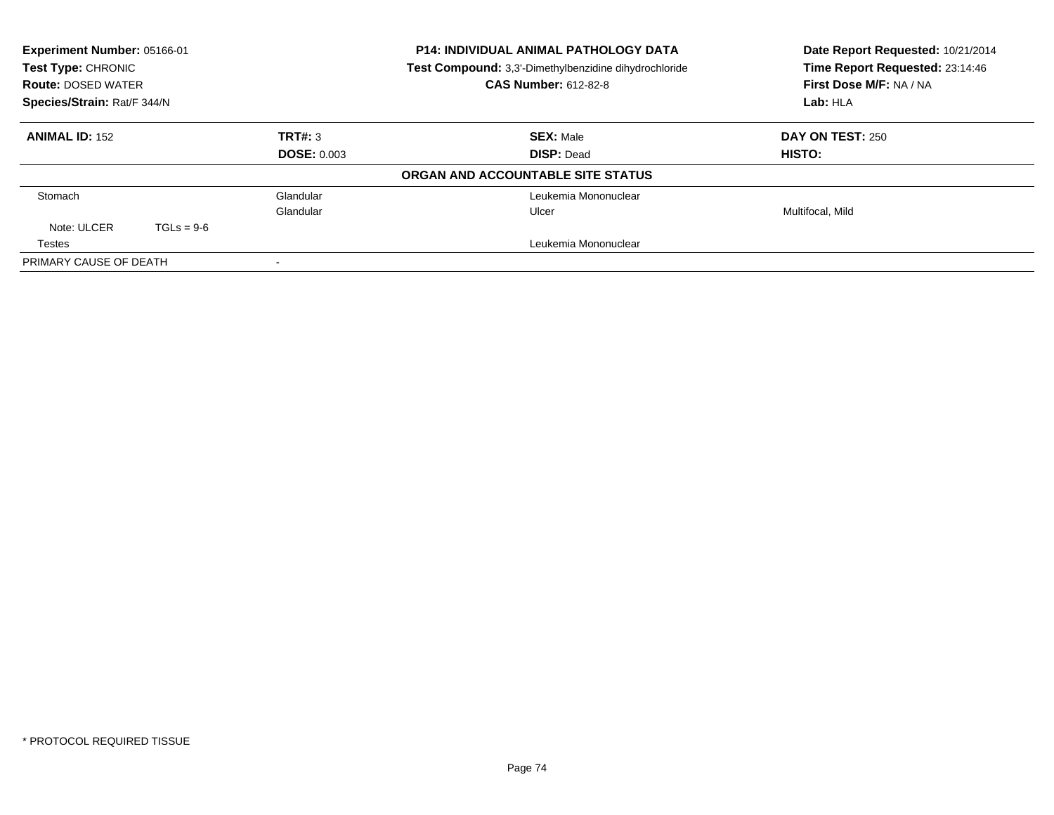**Experiment Number:** 05166-01
**Test Type:** CHRONIC
**Route:** DOSED WATER
**Species/Strain:** Rat/F 344/N

**P14: INDIVIDUAL ANIMAL PATHOLOGY DATA**
**Test Compound:** 3,3'-Dimethylbenzidine dihydrochloride
**CAS Number:** 612-82-8

**Date Report Requested:** 10/21/2014
**Time Report Requested:** 23:14:46
**First Dose M/F:** NA / NA
**Lab:** HLA

| **ANIMAL ID:** 152 | **TRT#:** 3 | **SEX:** Male | **DAY ON TEST:** 250 |
|---|---|---|---|
| | **DOSE:** 0.003 | **DISP:** Dead | **HISTO:** |

**ORGAN AND ACCOUNTABLE SITE STATUS**

| | | | |
|---|---|---|---|
| Stomach | Glandular | Leukemia Mononuclear | |
| | Glandular | Ulcer | Multifocal, Mild |
| Note: ULCER TGLs = 9-6 | | | |
| Testes | | Leukemia Mononuclear | |
| PRIMARY CAUSE OF DEATH | - | | |

\* PROTOCOL REQUIRED TISSUE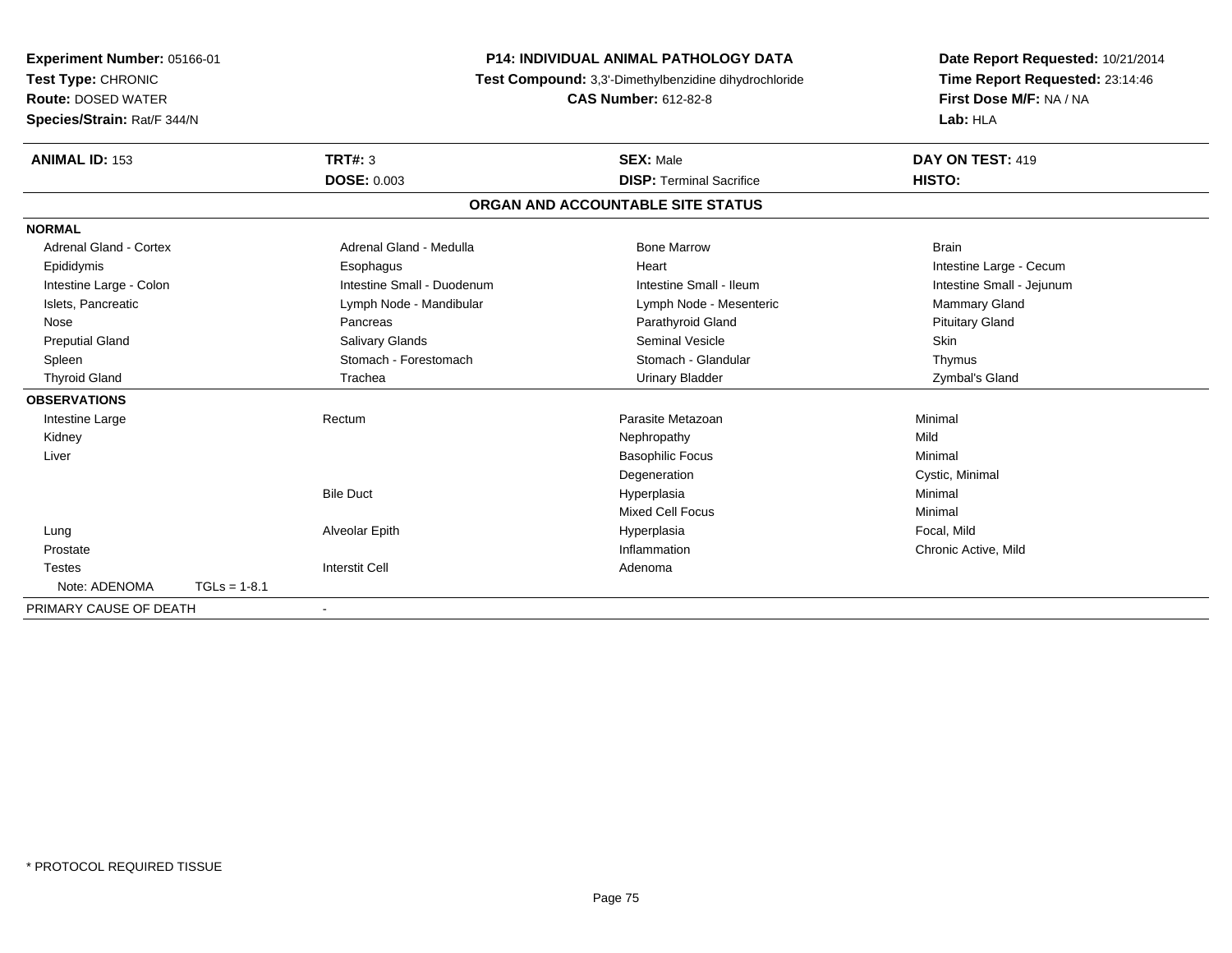**Experiment Number:** 05166-01
**Test Type:** CHRONIC
**Route:** DOSED WATER
**Species/Strain:** Rat/F 344/N

**P14: INDIVIDUAL ANIMAL PATHOLOGY DATA**
**Test Compound:** 3,3'-Dimethylbenzidine dihydrochloride
**CAS Number:** 612-82-8

**Date Report Requested:** 10/21/2014
**Time Report Requested:** 23:14:46
**First Dose M/F:** NA / NA
**Lab:** HLA

| **ANIMAL ID:** 153 | **TRT#:** 3 | **SEX:** Male | **DAY ON TEST:** 419 |
|---|---|---|---|
| | **DOSE:** 0.003 | **DISP:** Terminal Sacrifice | **HISTO:** |

## ORGAN AND ACCOUNTABLE SITE STATUS

**NORMAL**

| | | | |
|---|---|---|---|
| Adrenal Gland - Cortex | Adrenal Gland - Medulla | Bone Marrow | Brain |
| Epididymis | Esophagus | Heart | Intestine Large - Cecum |
| Intestine Large - Colon | Intestine Small - Duodenum | Intestine Small - Ileum | Intestine Small - Jejunum |
| Islets, Pancreatic | Lymph Node - Mandibular | Lymph Node - Mesenteric | Mammary Gland |
| Nose | Pancreas | Parathyroid Gland | Pituitary Gland |
| Preputial Gland | Salivary Glands | Seminal Vesicle | Skin |
| Spleen | Stomach - Forestomach | Stomach - Glandular | Thymus |
| Thyroid Gland | Trachea | Urinary Bladder | Zymbal's Gland |

**OBSERVATIONS**

| | | | |
|---|---|---|---|
| Intestine Large | Rectum | Parasite Metazoan | Minimal |
| Kidney | | Nephropathy | Mild |
| Liver | | Basophilic Focus | Minimal |
| | | Degeneration | Cystic, Minimal |
| | Bile Duct | Hyperplasia | Minimal |
| | | Mixed Cell Focus | Minimal |
| Lung | Alveolar Epith | Hyperplasia | Focal, Mild |
| Prostate | | Inflammation | Chronic Active, Mild |
| Testes | Interstit Cell | Adenoma | |
| Note: ADENOMA TGLs = 1-8.1 | | | |

PRIMARY CAUSE OF DEATH -

* PROTOCOL REQUIRED TISSUE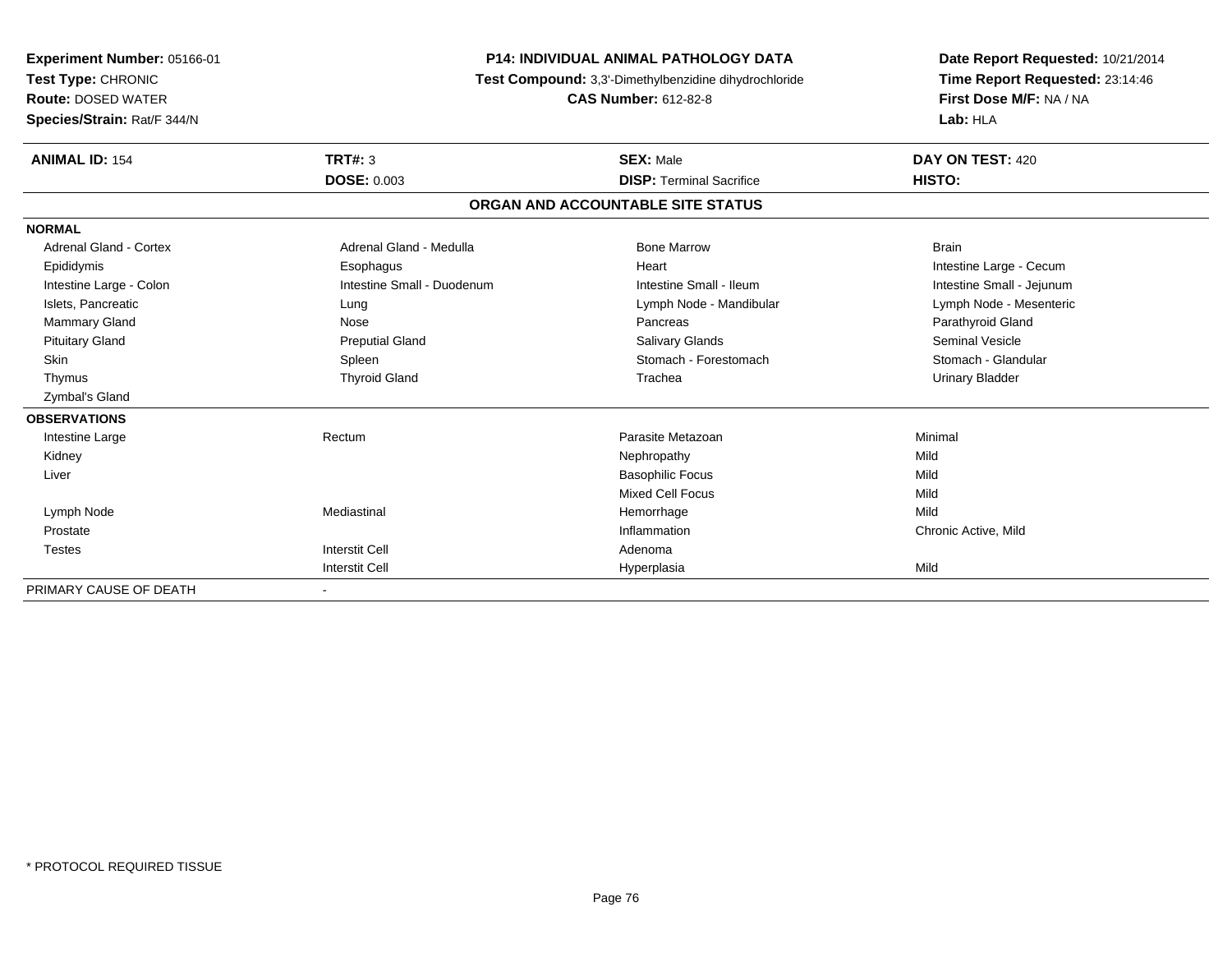**Experiment Number:** 05166-01
**Test Type:** CHRONIC
**Route:** DOSED WATER
**Species/Strain:** Rat/F 344/N

**P14: INDIVIDUAL ANIMAL PATHOLOGY DATA**
**Test Compound:** 3,3'-Dimethylbenzidine dihydrochloride
**CAS Number:** 612-82-8

**Date Report Requested:** 10/21/2014
**Time Report Requested:** 23:14:46
**First Dose M/F:** NA / NA
**Lab:** HLA

| **ANIMAL ID:** 154 | **TRT#:** 3 | **SEX:** Male | **DAY ON TEST:** 420 |
|---|---|---|---|
| | **DOSE:** 0.003 | **DISP:** Terminal Sacrifice | **HISTO:** |

**ORGAN AND ACCOUNTABLE SITE STATUS**

**NORMAL**

| | | | |
|---|---|---|---|
| Adrenal Gland - Cortex | Adrenal Gland - Medulla | Bone Marrow | Brain |
| Epididymis | Esophagus | Heart | Intestine Large - Cecum |
| Intestine Large - Colon | Intestine Small - Duodenum | Intestine Small - Ileum | Intestine Small - Jejunum |
| Islets, Pancreatic | Lung | Lymph Node - Mandibular | Lymph Node - Mesenteric |
| Mammary Gland | Nose | Pancreas | Parathyroid Gland |
| Pituitary Gland | Preputial Gland | Salivary Glands | Seminal Vesicle |
| Skin | Spleen | Stomach - Forestomach | Stomach - Glandular |
| Thymus | Thyroid Gland | Trachea | Urinary Bladder |
| Zymbal's Gland | | | |

**OBSERVATIONS**

| | | | |
|---|---|---|---|
| Intestine Large | Rectum | Parasite Metazoan | Minimal |
| Kidney | | Nephropathy | Mild |
| Liver | | Basophilic Focus | Mild |
| | | Mixed Cell Focus | Mild |
| Lymph Node | Mediastinal | Hemorrhage | Mild |
| Prostate | | Inflammation | Chronic Active, Mild |
| Testes | Interstit Cell | Adenoma | |
| | Interstit Cell | Hyperplasia | Mild |

| | |
|---|---|
| PRIMARY CAUSE OF DEATH | - |

* PROTOCOL REQUIRED TISSUE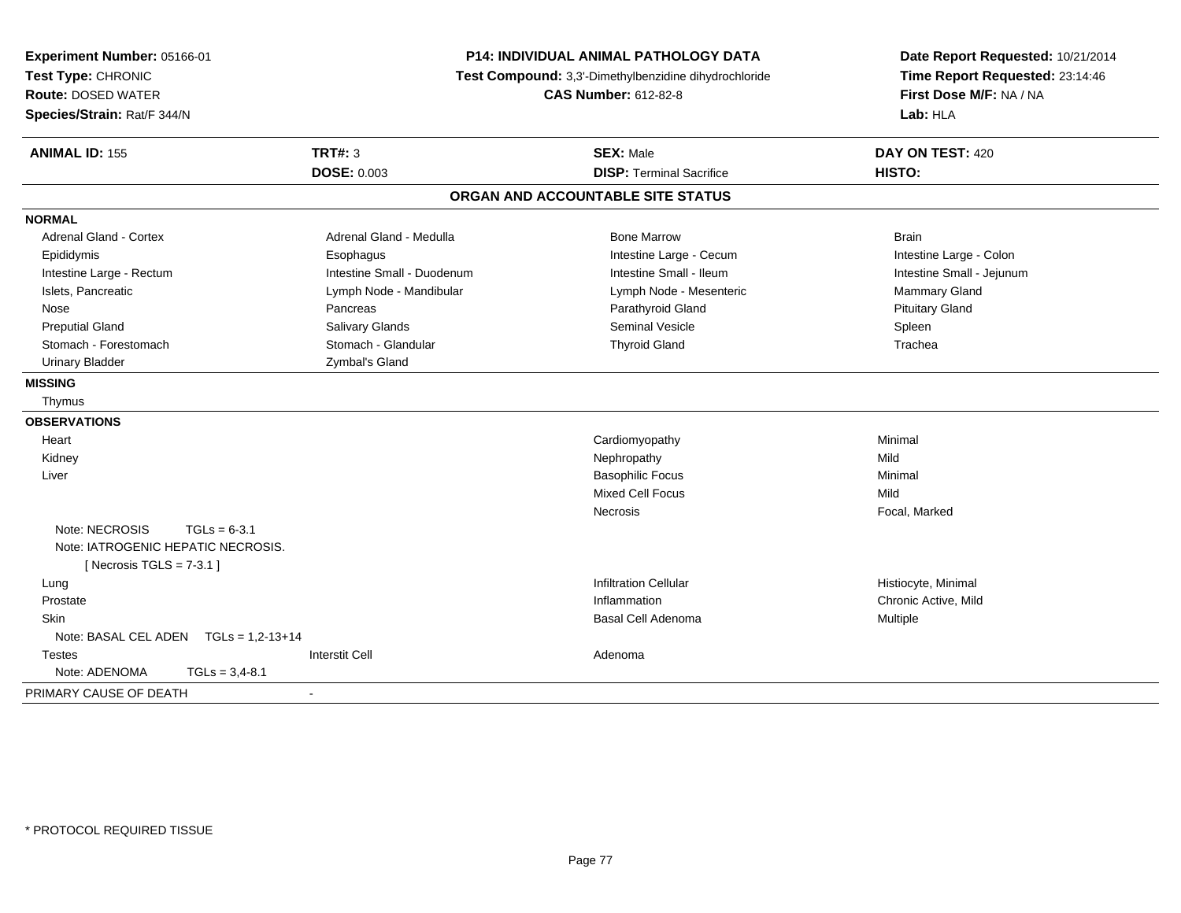**Experiment Number:** 05166-01
**Test Type:** CHRONIC
**Route:** DOSED WATER
**Species/Strain:** Rat/F 344/N

**P14: INDIVIDUAL ANIMAL PATHOLOGY DATA**
**Test Compound:** 3,3'-Dimethylbenzidine dihydrochloride
**CAS Number:** 612-82-8

**Date Report Requested:** 10/21/2014
**Time Report Requested:** 23:14:46
**First Dose M/F:** NA / NA
**Lab:** HLA

| **ANIMAL ID:** 155 | **TRT#:** 3 | **SEX:** Male | **DAY ON TEST:** 420 |
|---|---|---|---|
| | **DOSE:** 0.003 | **DISP:** Terminal Sacrifice | **HISTO:** |

## ORGAN AND ACCOUNTABLE SITE STATUS

**NORMAL**

| | | | |
|---|---|---|---|
| Adrenal Gland - Cortex | Adrenal Gland - Medulla | Bone Marrow | Brain |
| Epididymis | Esophagus | Intestine Large - Cecum | Intestine Large - Colon |
| Intestine Large - Rectum | Intestine Small - Duodenum | Intestine Small - Ileum | Intestine Small - Jejunum |
| Islets, Pancreatic | Lymph Node - Mandibular | Lymph Node - Mesenteric | Mammary Gland |
| Nose | Pancreas | Parathyroid Gland | Pituitary Gland |
| Preputial Gland | Salivary Glands | Seminal Vesicle | Spleen |
| Stomach - Forestomach | Stomach - Glandular | Thyroid Gland | Trachea |
| Urinary Bladder | Zymbal's Gland | | |

**MISSING**

Thymus

**OBSERVATIONS**

| | | | |
|---|---|---|---|
| Heart | | Cardiomyopathy | Minimal |
| Kidney | | Nephropathy | Mild |
| Liver | | Basophilic Focus | Minimal |
| | | Mixed Cell Focus | Mild |
| | | Necrosis | Focal, Marked |
| Note: NECROSIS TGLs = 6-3.1 | | | |
| Note: IATROGENIC HEPATIC NECROSIS. | | | |
| [ Necrosis TGLS = 7-3.1 ] | | | |
| Lung | | Infiltration Cellular | Histiocyte, Minimal |
| Prostate | | Inflammation | Chronic Active, Mild |
| Skin | | Basal Cell Adenoma | Multiple |
| Note: BASAL CEL ADEN TGLs = 1,2-13+14 | | | |
| Testes | Interstit Cell | Adenoma | |
| Note: ADENOMA TGLs = 3,4-8.1 | | | |

PRIMARY CAUSE OF DEATH -

* PROTOCOL REQUIRED TISSUE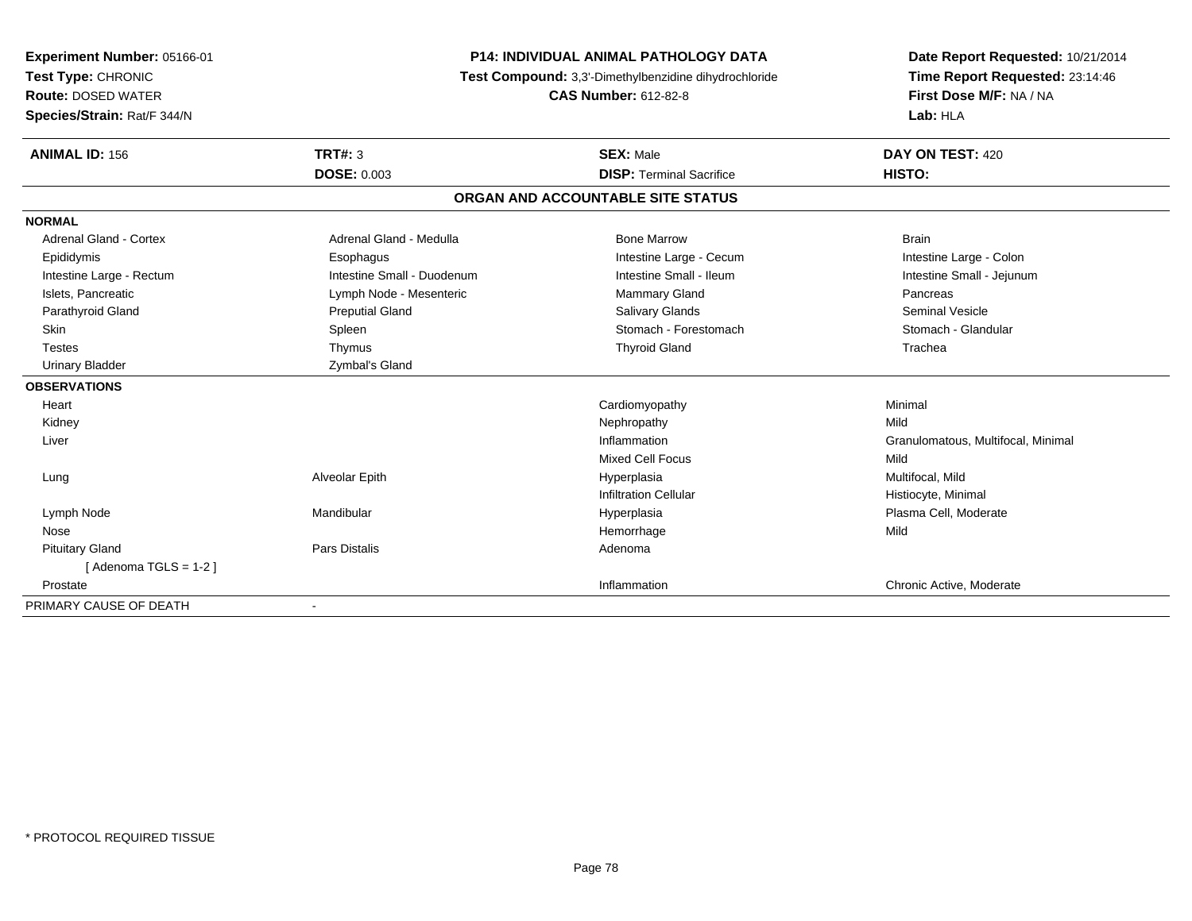**Experiment Number:** 05166-01
**Test Type:** CHRONIC
**Route:** DOSED WATER
**Species/Strain:** Rat/F 344/N

**P14: INDIVIDUAL ANIMAL PATHOLOGY DATA**
**Test Compound:** 3,3'-Dimethylbenzidine dihydrochloride
**CAS Number:** 612-82-8

**Date Report Requested:** 10/21/2014
**Time Report Requested:** 23:14:46
**First Dose M/F:** NA / NA
**Lab:** HLA

| **ANIMAL ID:** 156 | **TRT#:** 3 | **SEX:** Male | **DAY ON TEST:** 420 |
|---|---|---|---|
| | **DOSE:** 0.003 | **DISP:** Terminal Sacrifice | **HISTO:** |

## ORGAN AND ACCOUNTABLE SITE STATUS

**NORMAL**

| | | | |
|---|---|---|---|
| Adrenal Gland - Cortex | Adrenal Gland - Medulla | Bone Marrow | Brain |
| Epididymis | Esophagus | Intestine Large - Cecum | Intestine Large - Colon |
| Intestine Large - Rectum | Intestine Small - Duodenum | Intestine Small - Ileum | Intestine Small - Jejunum |
| Islets, Pancreatic | Lymph Node - Mesenteric | Mammary Gland | Pancreas |
| Parathyroid Gland | Preputial Gland | Salivary Glands | Seminal Vesicle |
| Skin | Spleen | Stomach - Forestomach | Stomach - Glandular |
| Testes | Thymus | Thyroid Gland | Trachea |
| Urinary Bladder | Zymbal's Gland | | |

**OBSERVATIONS**

| | | | |
|---|---|---|---|
| Heart | | Cardiomyopathy | Minimal |
| Kidney | | Nephropathy | Mild |
| Liver | | Inflammation | Granulomatous, Multifocal, Minimal |
| | | Mixed Cell Focus | Mild |
| Lung | Alveolar Epith | Hyperplasia | Multifocal, Mild |
| | | Infiltration Cellular | Histiocyte, Minimal |
| Lymph Node | Mandibular | Hyperplasia | Plasma Cell, Moderate |
| Nose | | Hemorrhage | Mild |
| Pituitary Gland | Pars Distalis | Adenoma | |
| [ Adenoma TGLS = 1-2 ] | | | |
| Prostate | | Inflammation | Chronic Active, Moderate |

PRIMARY CAUSE OF DEATH -

* PROTOCOL REQUIRED TISSUE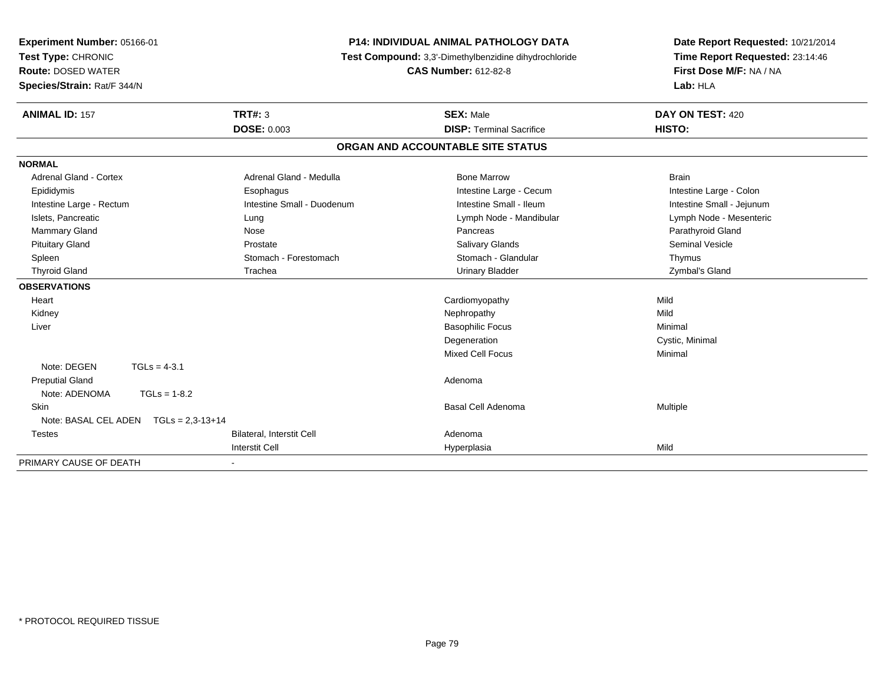**Experiment Number:** 05166-01
**Test Type:** CHRONIC
**Route:** DOSED WATER
**Species/Strain:** Rat/F 344/N

**P14: INDIVIDUAL ANIMAL PATHOLOGY DATA**
**Test Compound:** 3,3'-Dimethylbenzidine dihydrochloride
**CAS Number:** 612-82-8

**Date Report Requested:** 10/21/2014
**Time Report Requested:** 23:14:46
**First Dose M/F:** NA / NA
**Lab:** HLA

| **ANIMAL ID:** 157 | **TRT#:** 3 | **SEX:** Male | **DAY ON TEST:** 420 |
|---|---|---|---|
| | **DOSE:** 0.003 | **DISP:** Terminal Sacrifice | **HISTO:** |

## ORGAN AND ACCOUNTABLE SITE STATUS

**NORMAL**

| | | | |
|---|---|---|---|
| Adrenal Gland - Cortex | Adrenal Gland - Medulla | Bone Marrow | Brain |
| Epididymis | Esophagus | Intestine Large - Cecum | Intestine Large - Colon |
| Intestine Large - Rectum | Intestine Small - Duodenum | Intestine Small - Ileum | Intestine Small - Jejunum |
| Islets, Pancreatic | Lung | Lymph Node - Mandibular | Lymph Node - Mesenteric |
| Mammary Gland | Nose | Pancreas | Parathyroid Gland |
| Pituitary Gland | Prostate | Salivary Glands | Seminal Vesicle |
| Spleen | Stomach - Forestomach | Stomach - Glandular | Thymus |
| Thyroid Gland | Trachea | Urinary Bladder | Zymbal's Gland |

**OBSERVATIONS**

| | | | |
|---|---|---|---|
| Heart | | Cardiomyopathy | Mild |
| Kidney | | Nephropathy | Mild |
| Liver | | Basophilic Focus | Minimal |
| | | Degeneration | Cystic, Minimal |
| | | Mixed Cell Focus | Minimal |
| Note: DEGEN TGLs = 4-3.1 | | | |
| Preputial Gland | | Adenoma | |
| Note: ADENOMA TGLs = 1-8.2 | | | |
| Skin | | Basal Cell Adenoma | Multiple |
| Note: BASAL CEL ADEN TGLs = 2,3-13+14 | | | |
| Testes | Bilateral, Interstit Cell | Adenoma | |
| | Interstit Cell | Hyperplasia | Mild |
| PRIMARY CAUSE OF DEATH | - | | |

\* PROTOCOL REQUIRED TISSUE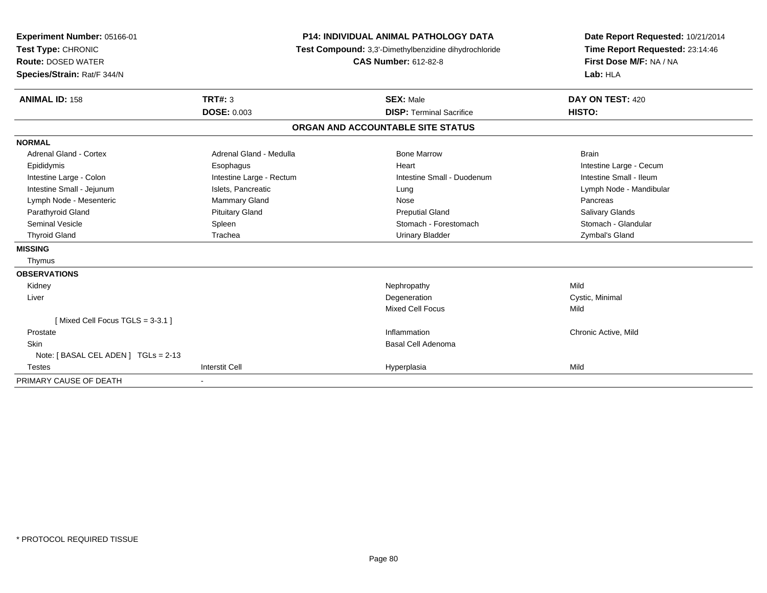**Experiment Number:** 05166-01
**Test Type:** CHRONIC
**Route:** DOSED WATER
**Species/Strain:** Rat/F 344/N

**P14: INDIVIDUAL ANIMAL PATHOLOGY DATA**
**Test Compound:** 3,3'-Dimethylbenzidine dihydrochloride
**CAS Number:** 612-82-8

**Date Report Requested:** 10/21/2014
**Time Report Requested:** 23:14:46
**First Dose M/F:** NA / NA
**Lab:** HLA

| **ANIMAL ID:** 158 | **TRT#:** 3 | **SEX:** Male | **DAY ON TEST:** 420 |
|---|---|---|---|
| | **DOSE:** 0.003 | **DISP:** Terminal Sacrifice | **HISTO:** |

## ORGAN AND ACCOUNTABLE SITE STATUS

| | | | |
|---|---|---|---|
| **NORMAL** | | | |
| Adrenal Gland - Cortex | Adrenal Gland - Medulla | Bone Marrow | Brain |
| Epididymis | Esophagus | Heart | Intestine Large - Cecum |
| Intestine Large - Colon | Intestine Large - Rectum | Intestine Small - Duodenum | Intestine Small - Ileum |
| Intestine Small - Jejunum | Islets, Pancreatic | Lung | Lymph Node - Mandibular |
| Lymph Node - Mesenteric | Mammary Gland | Nose | Pancreas |
| Parathyroid Gland | Pituitary Gland | Preputial Gland | Salivary Glands |
| Seminal Vesicle | Spleen | Stomach - Forestomach | Stomach - Glandular |
| Thyroid Gland | Trachea | Urinary Bladder | Zymbal's Gland |
| **MISSING** | | | |
| Thymus | | | |
| **OBSERVATIONS** | | | |
| Kidney | | Nephropathy | Mild |
| Liver | | Degeneration | Cystic, Minimal |
| | | Mixed Cell Focus | Mild |
| [ Mixed Cell Focus TGLS = 3-3.1 ] | | | |
| Prostate | | Inflammation | Chronic Active, Mild |
| Skin | | Basal Cell Adenoma | |
| Note: [ BASAL CEL ADEN ] TGLs = 2-13 | | | |
| Testes | Interstit Cell | Hyperplasia | Mild |
| PRIMARY CAUSE OF DEATH | - | | |

* PROTOCOL REQUIRED TISSUE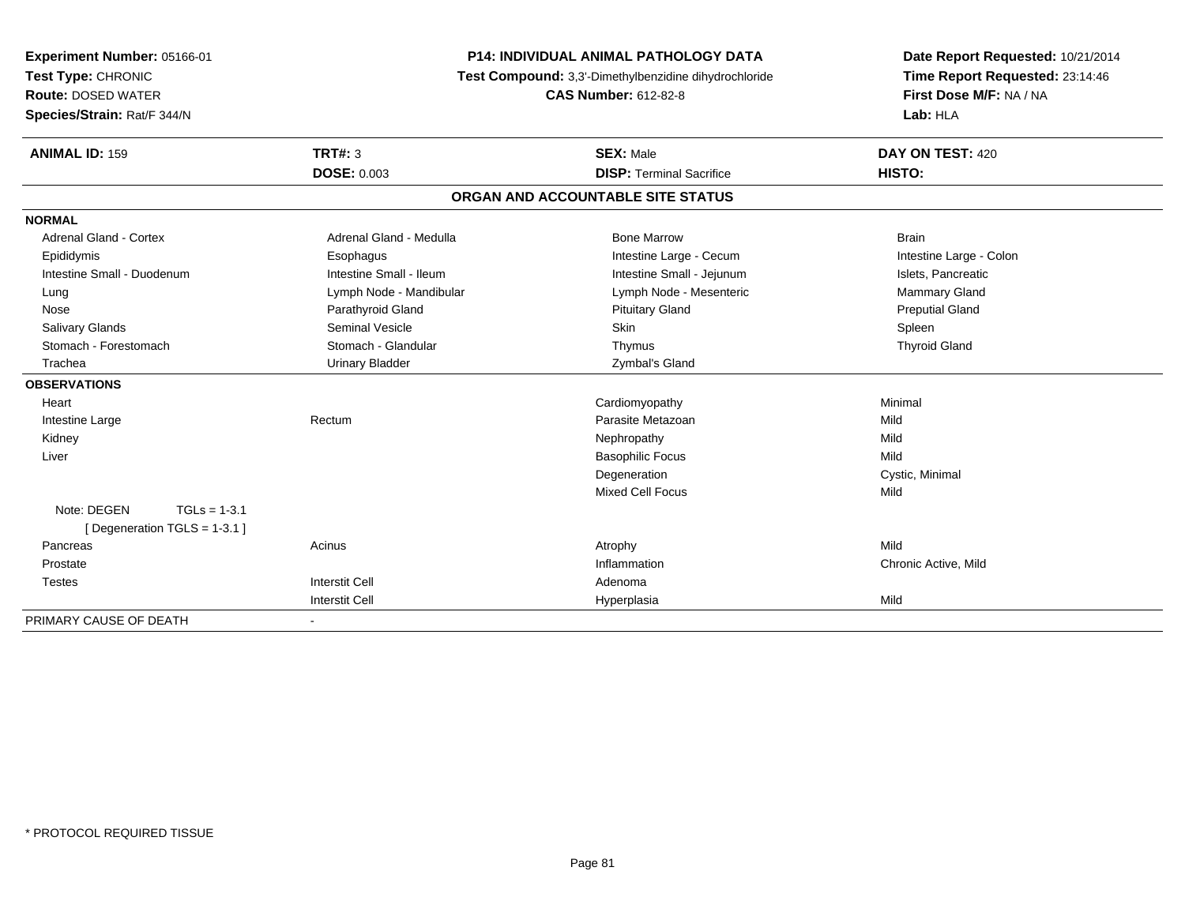**Experiment Number:** 05166-01
**Test Type:** CHRONIC
**Route:** DOSED WATER
**Species/Strain:** Rat/F 344/N

**P14: INDIVIDUAL ANIMAL PATHOLOGY DATA**
**Test Compound:** 3,3'-Dimethylbenzidine dihydrochloride
**CAS Number:** 612-82-8

**Date Report Requested:** 10/21/2014
**Time Report Requested:** 23:14:46
**First Dose M/F:** NA / NA
**Lab:** HLA

| **ANIMAL ID:** 159 | **TRT#:** 3 | **SEX:** Male | **DAY ON TEST:** 420 |
|---|---|---|---|
| | **DOSE:** 0.003 | **DISP:** Terminal Sacrifice | **HISTO:** |

## ORGAN AND ACCOUNTABLE SITE STATUS

**NORMAL**

| | | | |
|---|---|---|---|
| Adrenal Gland - Cortex | Adrenal Gland - Medulla | Bone Marrow | Brain |
| Epididymis | Esophagus | Intestine Large - Cecum | Intestine Large - Colon |
| Intestine Small - Duodenum | Intestine Small - Ileum | Intestine Small - Jejunum | Islets, Pancreatic |
| Lung | Lymph Node - Mandibular | Lymph Node - Mesenteric | Mammary Gland |
| Nose | Parathyroid Gland | Pituitary Gland | Preputial Gland |
| Salivary Glands | Seminal Vesicle | Skin | Spleen |
| Stomach - Forestomach | Stomach - Glandular | Thymus | Thyroid Gland |
| Trachea | Urinary Bladder | Zymbal's Gland | |

**OBSERVATIONS**

| | | | |
|---|---|---|---|
| Heart | | Cardiomyopathy | Minimal |
| Intestine Large | Rectum | Parasite Metazoan | Mild |
| Kidney | | Nephropathy | Mild |
| Liver | | Basophilic Focus | Mild |
| | | Degeneration | Cystic, Minimal |
| | | Mixed Cell Focus | Mild |
| Note: DEGEN TGLs = 1-3.1 [ Degeneration TGLS = 1-3.1 ] | | | |
| Pancreas | Acinus | Atrophy | Mild |
| Prostate | | Inflammation | Chronic Active, Mild |
| Testes | Interstit Cell | Adenoma | |
| | Interstit Cell | Hyperplasia | Mild |

PRIMARY CAUSE OF DEATH -

* PROTOCOL REQUIRED TISSUE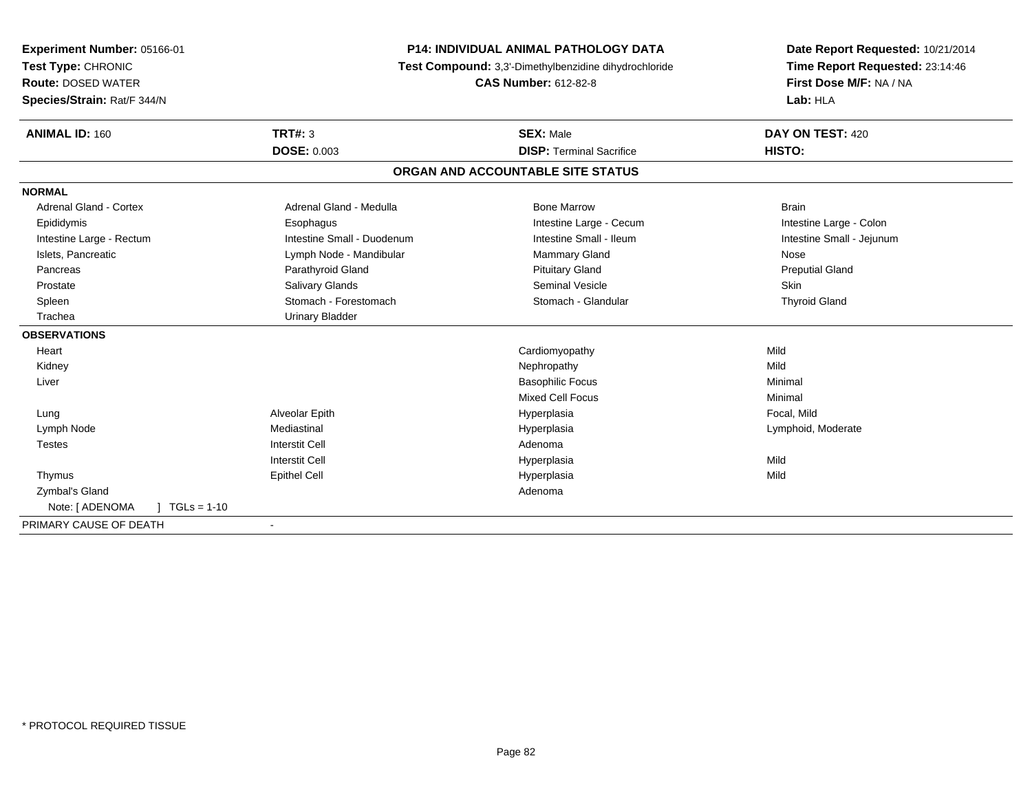**Experiment Number:** 05166-01
**Test Type:** CHRONIC
**Route:** DOSED WATER
**Species/Strain:** Rat/F 344/N

**P14: INDIVIDUAL ANIMAL PATHOLOGY DATA**
**Test Compound:** 3,3'-Dimethylbenzidine dihydrochloride
**CAS Number:** 612-82-8

**Date Report Requested:** 10/21/2014
**Time Report Requested:** 23:14:46
**First Dose M/F:** NA / NA
**Lab:** HLA

| **ANIMAL ID:** 160 | **TRT#:** 3 | **SEX:** Male | **DAY ON TEST:** 420 |
|---|---|---|---|
| | **DOSE:** 0.003 | **DISP:** Terminal Sacrifice | **HISTO:** |

## ORGAN AND ACCOUNTABLE SITE STATUS

| | | | |
|---|---|---|---|
| **NORMAL** | | | |
| Adrenal Gland - Cortex | Adrenal Gland - Medulla | Bone Marrow | Brain |
| Epididymis | Esophagus | Intestine Large - Cecum | Intestine Large - Colon |
| Intestine Large - Rectum | Intestine Small - Duodenum | Intestine Small - Ileum | Intestine Small - Jejunum |
| Islets, Pancreatic | Lymph Node - Mandibular | Mammary Gland | Nose |
| Pancreas | Parathyroid Gland | Pituitary Gland | Preputial Gland |
| Prostate | Salivary Glands | Seminal Vesicle | Skin |
| Spleen | Stomach - Forestomach | Stomach - Glandular | Thyroid Gland |
| Trachea | Urinary Bladder | | |
| **OBSERVATIONS** | | | |
| Heart | | Cardiomyopathy | Mild |
| Kidney | | Nephropathy | Mild |
| Liver | | Basophilic Focus | Minimal |
| | | Mixed Cell Focus | Minimal |
| Lung | Alveolar Epith | Hyperplasia | Focal, Mild |
| Lymph Node | Mediastinal | Hyperplasia | Lymphoid, Moderate |
| Testes | Interstit Cell | Adenoma | |
| | Interstit Cell | Hyperplasia | Mild |
| Thymus | Epithel Cell | Hyperplasia | Mild |
| Zymbal's Gland | | Adenoma | |
| Note: [ ADENOMA ] TGLs = 1-10 | | | |
| PRIMARY CAUSE OF DEATH | - | | |

* PROTOCOL REQUIRED TISSUE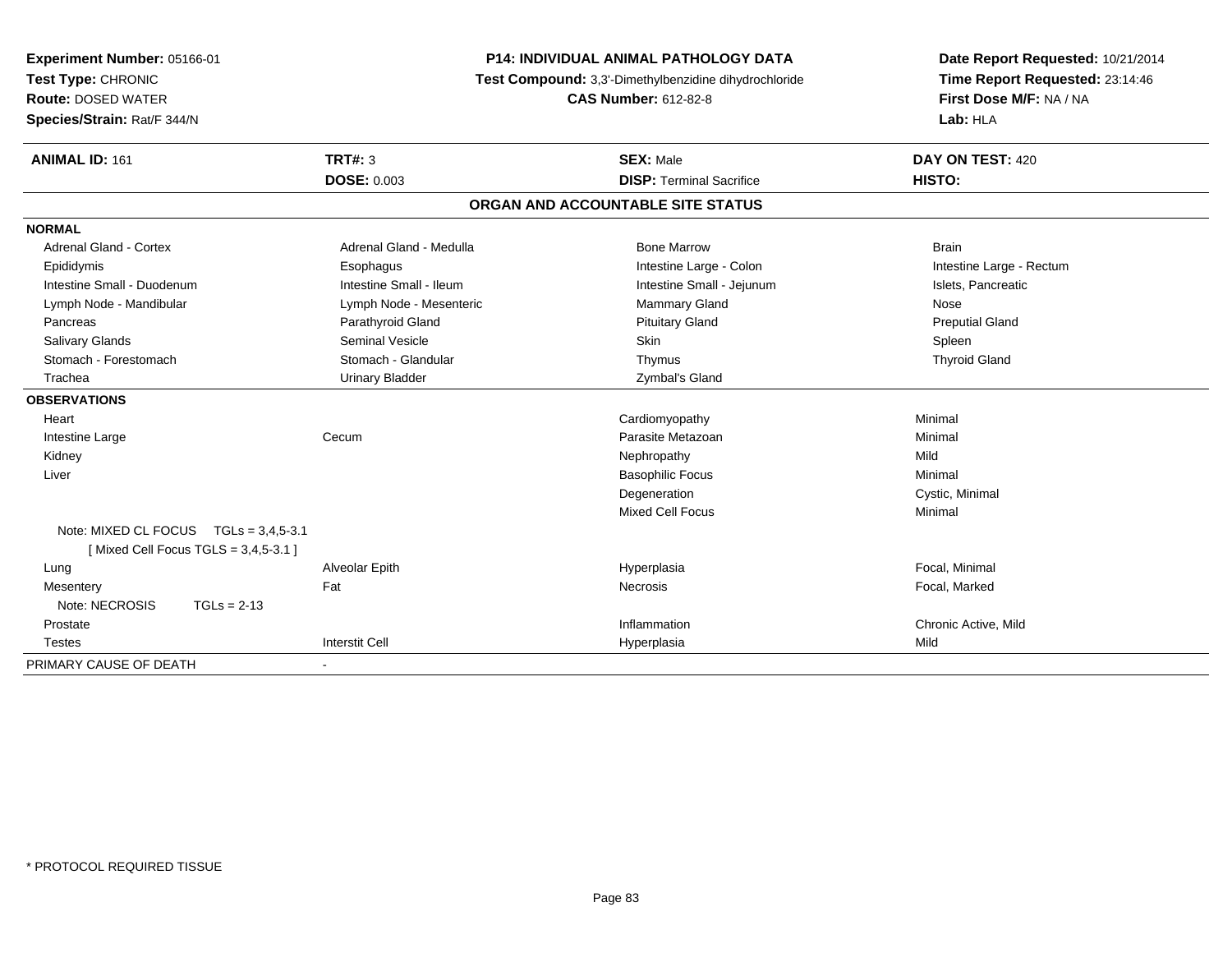**Experiment Number:** 05166-01
**Test Type:** CHRONIC
**Route:** DOSED WATER
**Species/Strain:** Rat/F 344/N

**P14: INDIVIDUAL ANIMAL PATHOLOGY DATA**
**Test Compound:** 3,3'-Dimethylbenzidine dihydrochloride
**CAS Number:** 612-82-8

**Date Report Requested:** 10/21/2014
**Time Report Requested:** 23:14:46
**First Dose M/F:** NA / NA
**Lab:** HLA

| **ANIMAL ID:** 161 | **TRT#:** 3 | **SEX:** Male | **DAY ON TEST:** 420 |
|---|---|---|---|
| | **DOSE:** 0.003 | **DISP:** Terminal Sacrifice | **HISTO:** |

## ORGAN AND ACCOUNTABLE SITE STATUS

**NORMAL**

| | | | |
|---|---|---|---|
| Adrenal Gland - Cortex | Adrenal Gland - Medulla | Bone Marrow | Brain |
| Epididymis | Esophagus | Intestine Large - Colon | Intestine Large - Rectum |
| Intestine Small - Duodenum | Intestine Small - Ileum | Intestine Small - Jejunum | Islets, Pancreatic |
| Lymph Node - Mandibular | Lymph Node - Mesenteric | Mammary Gland | Nose |
| Pancreas | Parathyroid Gland | Pituitary Gland | Preputial Gland |
| Salivary Glands | Seminal Vesicle | Skin | Spleen |
| Stomach - Forestomach | Stomach - Glandular | Thymus | Thyroid Gland |
| Trachea | Urinary Bladder | Zymbal's Gland | |

**OBSERVATIONS**

| | | | |
|---|---|---|---|
| Heart | | Cardiomyopathy | Minimal |
| Intestine Large | Cecum | Parasite Metazoan | Minimal |
| Kidney | | Nephropathy | Mild |
| Liver | | Basophilic Focus | Minimal |
| | | Degeneration | Cystic, Minimal |
| | | Mixed Cell Focus | Minimal |
| Note: MIXED CL FOCUS TGLs = 3,4,5-3.1 [ Mixed Cell Focus TGLS = 3,4,5-3.1 ] | | | |
| Lung | Alveolar Epith | Hyperplasia | Focal, Minimal |
| Mesentery | Fat | Necrosis | Focal, Marked |
| Note: NECROSIS TGLs = 2-13 | | | |
| Prostate | | Inflammation | Chronic Active, Mild |
| Testes | Interstit Cell | Hyperplasia | Mild |

PRIMARY CAUSE OF DEATH -

* PROTOCOL REQUIRED TISSUE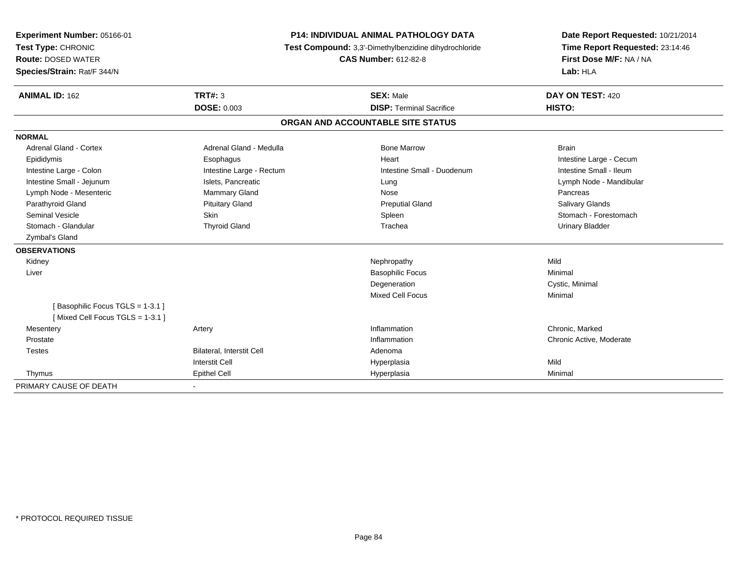**Experiment Number:** 05166-01
**Test Type:** CHRONIC
**Route:** DOSED WATER
**Species/Strain:** Rat/F 344/N

**P14: INDIVIDUAL ANIMAL PATHOLOGY DATA**
**Test Compound:** 3,3'-Dimethylbenzidine dihydrochloride
**CAS Number:** 612-82-8

**Date Report Requested:** 10/21/2014
**Time Report Requested:** 23:14:46
**First Dose M/F:** NA / NA
**Lab:** HLA

| **ANIMAL ID:** 162 | **TRT#:** 3 | **SEX:** Male | **DAY ON TEST:** 420 |
|---|---|---|---|
| | **DOSE:** 0.003 | **DISP:** Terminal Sacrifice | **HISTO:** |

## ORGAN AND ACCOUNTABLE SITE STATUS

**NORMAL**

| | | | |
|---|---|---|---|
| Adrenal Gland - Cortex | Adrenal Gland - Medulla | Bone Marrow | Brain |
| Epididymis | Esophagus | Heart | Intestine Large - Cecum |
| Intestine Large - Colon | Intestine Large - Rectum | Intestine Small - Duodenum | Intestine Small - Ileum |
| Intestine Small - Jejunum | Islets, Pancreatic | Lung | Lymph Node - Mandibular |
| Lymph Node - Mesenteric | Mammary Gland | Nose | Pancreas |
| Parathyroid Gland | Pituitary Gland | Preputial Gland | Salivary Glands |
| Seminal Vesicle | Skin | Spleen | Stomach - Forestomach |
| Stomach - Glandular | Thyroid Gland | Trachea | Urinary Bladder |
| Zymbal's Gland | | | |

**OBSERVATIONS**

| | | | |
|---|---|---|---|
| Kidney | | Nephropathy | Mild |
| Liver | | Basophilic Focus | Minimal |
| | | Degeneration | Cystic, Minimal |
| | | Mixed Cell Focus | Minimal |
| [ Basophilic Focus TGLS = 1-3.1 ] | | | |
| [ Mixed Cell Focus TGLS = 1-3.1 ] | | | |
| Mesentery | Artery | Inflammation | Chronic, Marked |
| Prostate | | Inflammation | Chronic Active, Moderate |
| Testes | Bilateral, Interstit Cell | Adenoma | |
| | Interstit Cell | Hyperplasia | Mild |
| Thymus | Epithel Cell | Hyperplasia | Minimal |

PRIMARY CAUSE OF DEATH -

* PROTOCOL REQUIRED TISSUE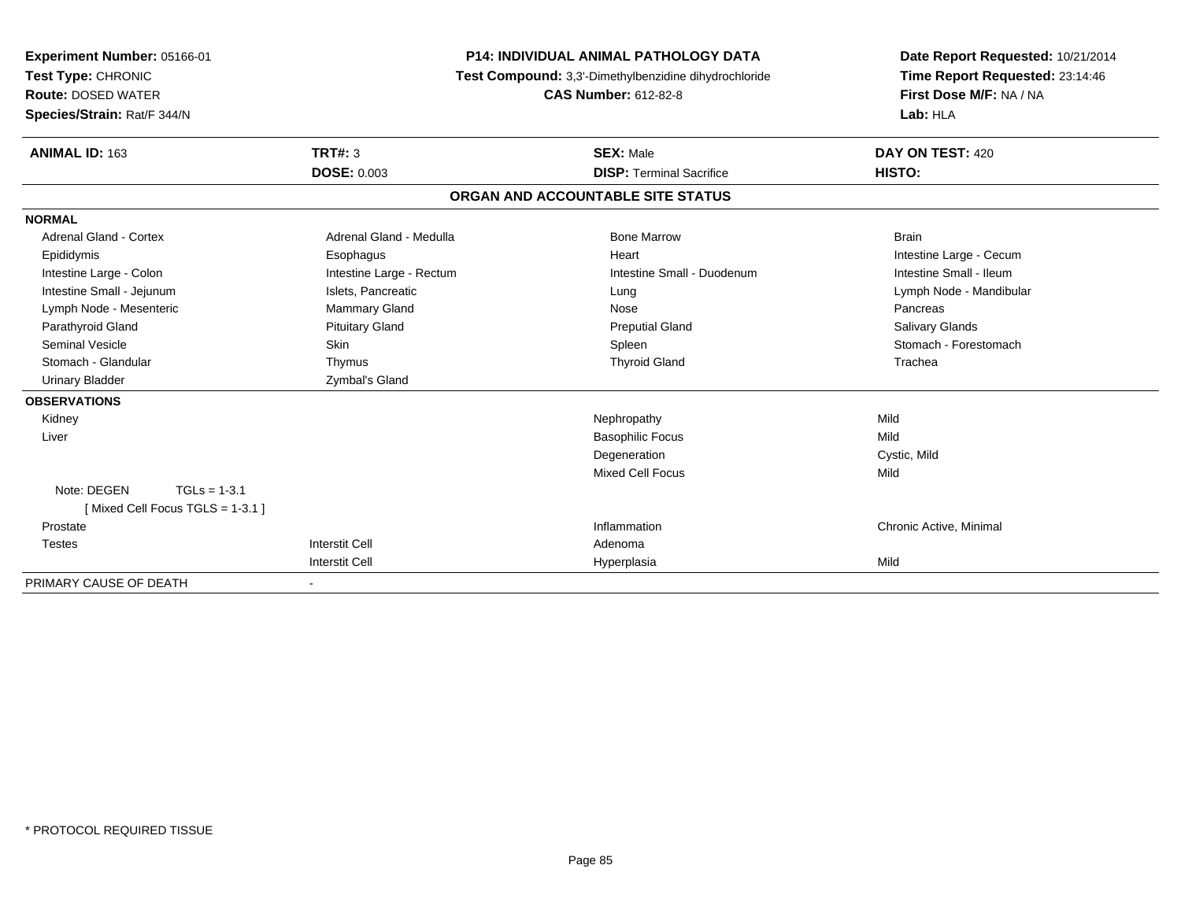**Experiment Number:** 05166-01
**Test Type:** CHRONIC
**Route:** DOSED WATER
**Species/Strain:** Rat/F 344/N

**P14: INDIVIDUAL ANIMAL PATHOLOGY DATA**
**Test Compound:** 3,3'-Dimethylbenzidine dihydrochloride
**CAS Number:** 612-82-8

**Date Report Requested:** 10/21/2014
**Time Report Requested:** 23:14:46
**First Dose M/F:** NA / NA
**Lab:** HLA

| **ANIMAL ID:** 163 | **TRT#:** 3 | **SEX:** Male | **DAY ON TEST:** 420 |
|---|---|---|---|
| | **DOSE:** 0.003 | **DISP:** Terminal Sacrifice | **HISTO:** |

## ORGAN AND ACCOUNTABLE SITE STATUS

| | | | |
|---|---|---|---|
| **NORMAL** | | | |
| Adrenal Gland - Cortex | Adrenal Gland - Medulla | Bone Marrow | Brain |
| Epididymis | Esophagus | Heart | Intestine Large - Cecum |
| Intestine Large - Colon | Intestine Large - Rectum | Intestine Small - Duodenum | Intestine Small - Ileum |
| Intestine Small - Jejunum | Islets, Pancreatic | Lung | Lymph Node - Mandibular |
| Lymph Node - Mesenteric | Mammary Gland | Nose | Pancreas |
| Parathyroid Gland | Pituitary Gland | Preputial Gland | Salivary Glands |
| Seminal Vesicle | Skin | Spleen | Stomach - Forestomach |
| Stomach - Glandular | Thymus | Thyroid Gland | Trachea |
| Urinary Bladder | Zymbal's Gland | | |
| **OBSERVATIONS** | | | |
| Kidney | | Nephropathy | Mild |
| Liver | | Basophilic Focus | Mild |
| | | Degeneration | Cystic, Mild |
| | | Mixed Cell Focus | Mild |
| Note: DEGEN TGLs = 1-3.1 [ Mixed Cell Focus TGLS = 1-3.1 ] | | | |
| Prostate | | Inflammation | Chronic Active, Minimal |
| Testes | Interstit Cell | Adenoma | |
| | Interstit Cell | Hyperplasia | Mild |
| PRIMARY CAUSE OF DEATH | - | | |

* PROTOCOL REQUIRED TISSUE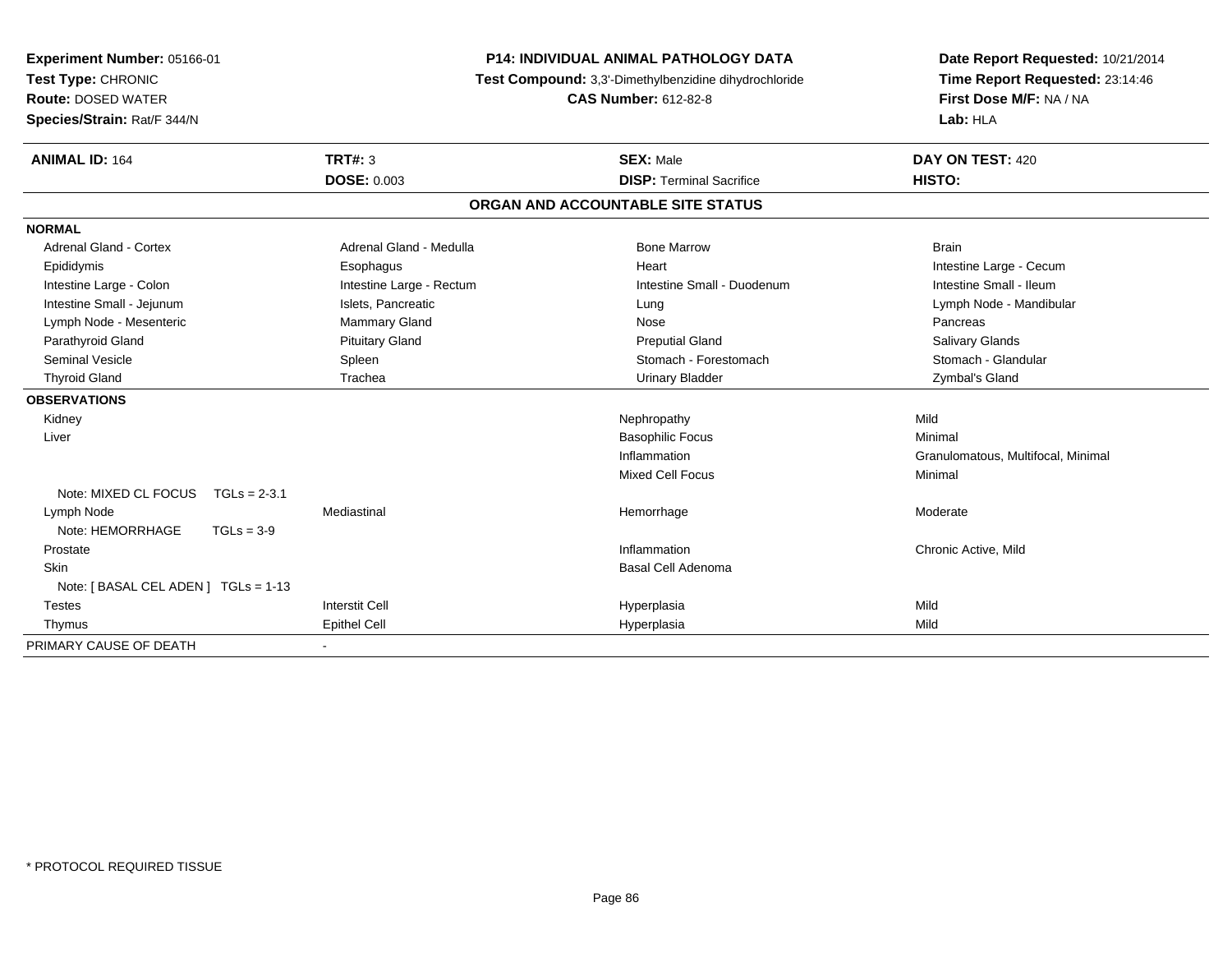**Experiment Number:** 05166-01
**Test Type:** CHRONIC
**Route:** DOSED WATER
**Species/Strain:** Rat/F 344/N

**P14: INDIVIDUAL ANIMAL PATHOLOGY DATA**
**Test Compound:** 3,3'-Dimethylbenzidine dihydrochloride
**CAS Number:** 612-82-8

**Date Report Requested:** 10/21/2014
**Time Report Requested:** 23:14:46
**First Dose M/F:** NA / NA
**Lab:** HLA

| **ANIMAL ID:** 164 | **TRT#:** 3 | **SEX:** Male | **DAY ON TEST:** 420 |
|---|---|---|---|
| | **DOSE:** 0.003 | **DISP:** Terminal Sacrifice | **HISTO:** |

## ORGAN AND ACCOUNTABLE SITE STATUS

| | | | |
|---|---|---|---|
| **NORMAL** | | | |
| Adrenal Gland - Cortex | Adrenal Gland - Medulla | Bone Marrow | Brain |
| Epididymis | Esophagus | Heart | Intestine Large - Cecum |
| Intestine Large - Colon | Intestine Large - Rectum | Intestine Small - Duodenum | Intestine Small - Ileum |
| Intestine Small - Jejunum | Islets, Pancreatic | Lung | Lymph Node - Mandibular |
| Lymph Node - Mesenteric | Mammary Gland | Nose | Pancreas |
| Parathyroid Gland | Pituitary Gland | Preputial Gland | Salivary Glands |
| Seminal Vesicle | Spleen | Stomach - Forestomach | Stomach - Glandular |
| Thyroid Gland | Trachea | Urinary Bladder | Zymbal's Gland |
| **OBSERVATIONS** | | | |
| Kidney | | Nephropathy | Mild |
| Liver | | Basophilic Focus | Minimal |
| | | Inflammation | Granulomatous, Multifocal, Minimal |
| | | Mixed Cell Focus | Minimal |
| Note: MIXED CL FOCUS TGLs = 2-3.1 | | | |
| Lymph Node | Mediastinal | Hemorrhage | Moderate |
| Note: HEMORRHAGE TGLs = 3-9 | | | |
| Prostate | | Inflammation | Chronic Active, Mild |
| Skin | | Basal Cell Adenoma | |
| Note: [ BASAL CEL ADEN ] TGLs = 1-13 | | | |
| Testes | Interstit Cell | Hyperplasia | Mild |
| Thymus | Epithel Cell | Hyperplasia | Mild |
| PRIMARY CAUSE OF DEATH | - | | |

* PROTOCOL REQUIRED TISSUE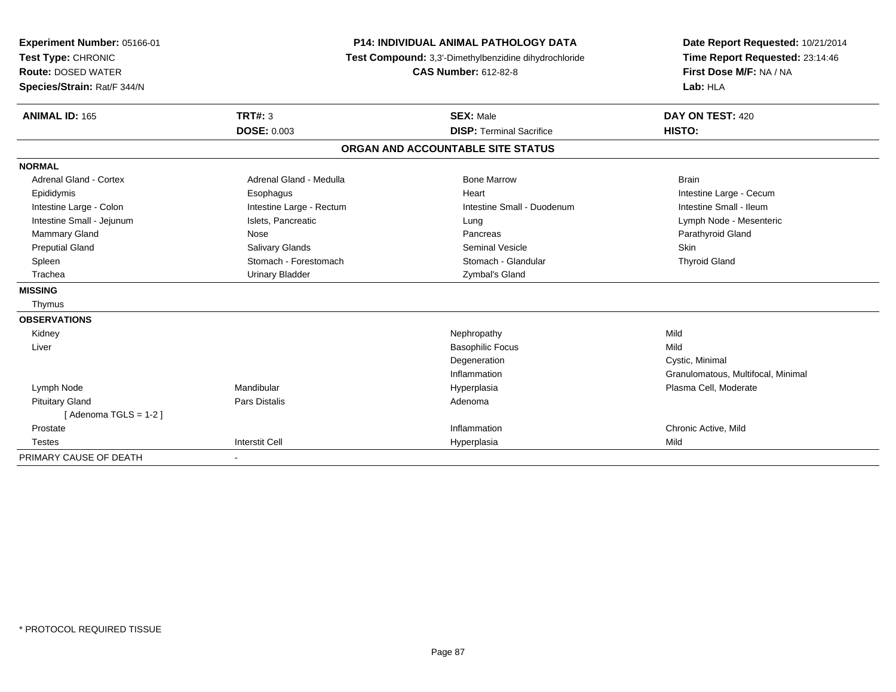**Experiment Number:** 05166-01
**Test Type:** CHRONIC
**Route:** DOSED WATER
**Species/Strain:** Rat/F 344/N

**P14: INDIVIDUAL ANIMAL PATHOLOGY DATA**
**Test Compound:** 3,3'-Dimethylbenzidine dihydrochloride
**CAS Number:** 612-82-8

**Date Report Requested:** 10/21/2014
**Time Report Requested:** 23:14:46
**First Dose M/F:** NA / NA
**Lab:** HLA

| **ANIMAL ID:** 165 | **TRT#:** 3 | **SEX:** Male | **DAY ON TEST:** 420 |
|---|---|---|---|
| | **DOSE:** 0.003 | **DISP:** Terminal Sacrifice | **HISTO:** |

## ORGAN AND ACCOUNTABLE SITE STATUS

| | | | |
|---|---|---|---|
| **NORMAL** | | | |
| Adrenal Gland - Cortex | Adrenal Gland - Medulla | Bone Marrow | Brain |
| Epididymis | Esophagus | Heart | Intestine Large - Cecum |
| Intestine Large - Colon | Intestine Large - Rectum | Intestine Small - Duodenum | Intestine Small - Ileum |
| Intestine Small - Jejunum | Islets, Pancreatic | Lung | Lymph Node - Mesenteric |
| Mammary Gland | Nose | Pancreas | Parathyroid Gland |
| Preputial Gland | Salivary Glands | Seminal Vesicle | Skin |
| Spleen | Stomach - Forestomach | Stomach - Glandular | Thyroid Gland |
| Trachea | Urinary Bladder | Zymbal's Gland | |
| **MISSING** | | | |
| Thymus | | | |
| **OBSERVATIONS** | | | |
| Kidney | | Nephropathy | Mild |
| Liver | | Basophilic Focus | Mild |
| | | Degeneration | Cystic, Minimal |
| | | Inflammation | Granulomatous, Multifocal, Minimal |
| Lymph Node | Mandibular | Hyperplasia | Plasma Cell, Moderate |
| Pituitary Gland | Pars Distalis | Adenoma | |
| [ Adenoma TGLS = 1-2 ] | | | |
| Prostate | | Inflammation | Chronic Active, Mild |
| Testes | Interstit Cell | Hyperplasia | Mild |
| PRIMARY CAUSE OF DEATH | - | | |

* PROTOCOL REQUIRED TISSUE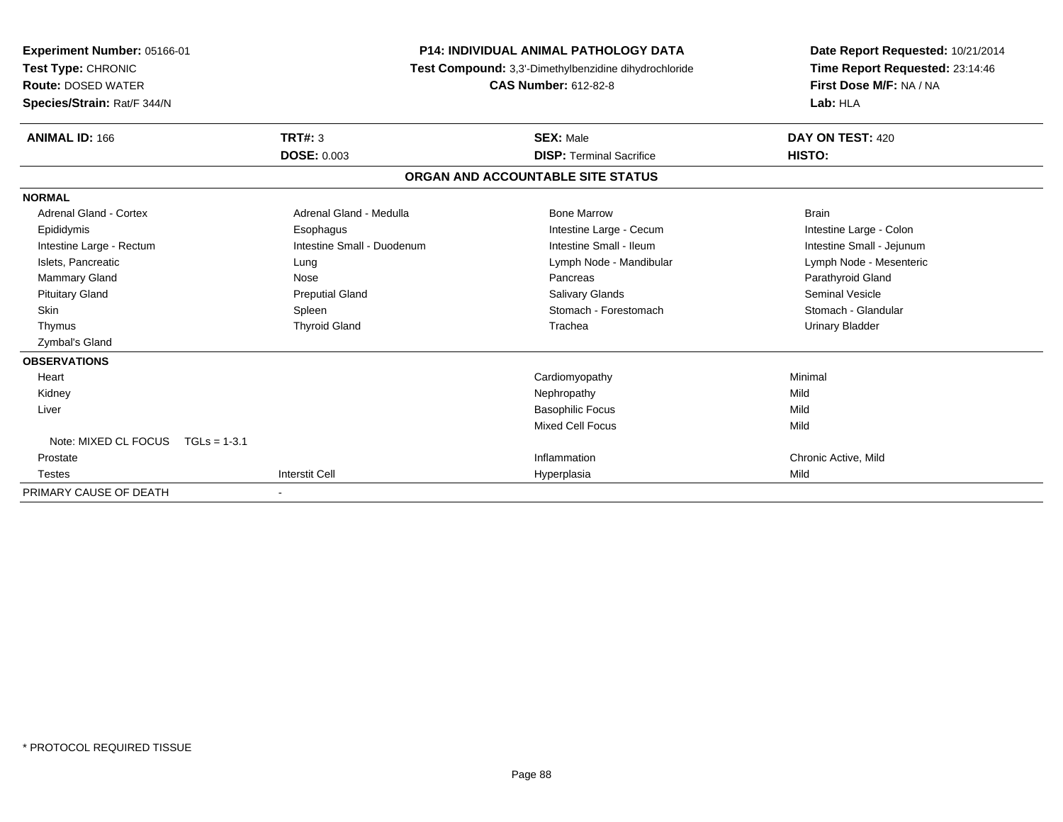**Experiment Number:** 05166-01
**Test Type:** CHRONIC
**Route:** DOSED WATER
**Species/Strain:** Rat/F 344/N

**P14: INDIVIDUAL ANIMAL PATHOLOGY DATA**
**Test Compound:** 3,3'-Dimethylbenzidine dihydrochloride
**CAS Number:** 612-82-8

**Date Report Requested:** 10/21/2014
**Time Report Requested:** 23:14:46
**First Dose M/F:** NA / NA
**Lab:** HLA

| **ANIMAL ID:** 166 | **TRT#:** 3 | **SEX:** Male | **DAY ON TEST:** 420 |
|---|---|---|---|
| | **DOSE:** 0.003 | **DISP:** Terminal Sacrifice | **HISTO:** |

## ORGAN AND ACCOUNTABLE SITE STATUS

| | | | |
|---|---|---|---|
| **NORMAL** | | | |
| Adrenal Gland - Cortex | Adrenal Gland - Medulla | Bone Marrow | Brain |
| Epididymis | Esophagus | Intestine Large - Cecum | Intestine Large - Colon |
| Intestine Large - Rectum | Intestine Small - Duodenum | Intestine Small - Ileum | Intestine Small - Jejunum |
| Islets, Pancreatic | Lung | Lymph Node - Mandibular | Lymph Node - Mesenteric |
| Mammary Gland | Nose | Pancreas | Parathyroid Gland |
| Pituitary Gland | Preputial Gland | Salivary Glands | Seminal Vesicle |
| Skin | Spleen | Stomach - Forestomach | Stomach - Glandular |
| Thymus | Thyroid Gland | Trachea | Urinary Bladder |
| Zymbal's Gland | | | |
| **OBSERVATIONS** | | | |
| Heart | | Cardiomyopathy | Minimal |
| Kidney | | Nephropathy | Mild |
| Liver | | Basophilic Focus | Mild |
| | | Mixed Cell Focus | Mild |
| Note: MIXED CL FOCUS TGLs = 1-3.1 | | | |
| Prostate | | Inflammation | Chronic Active, Mild |
| Testes | Interstit Cell | Hyperplasia | Mild |
| PRIMARY CAUSE OF DEATH | - | | |

* PROTOCOL REQUIRED TISSUE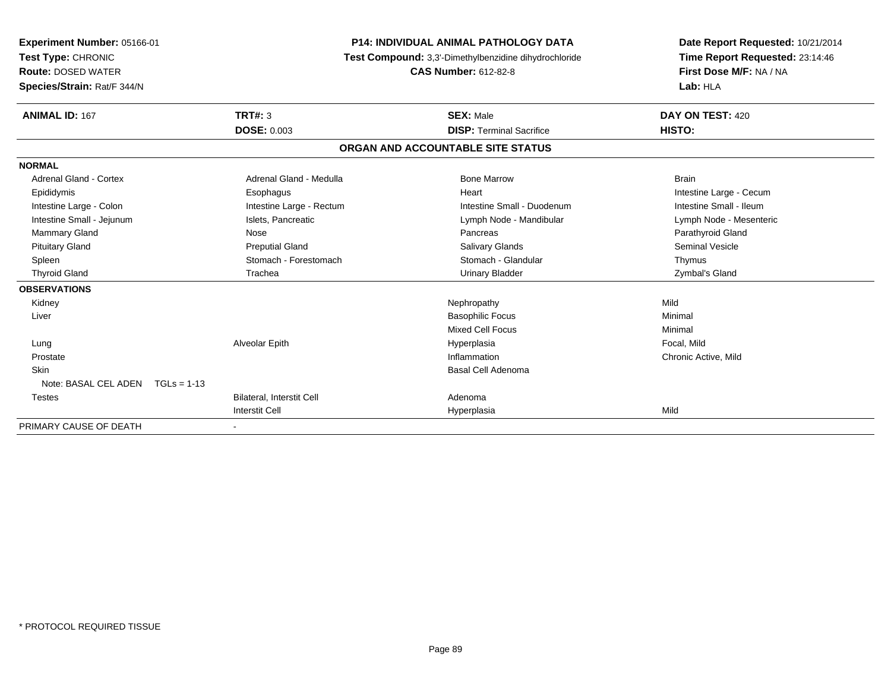**Experiment Number:** 05166-01
**Test Type:** CHRONIC
**Route:** DOSED WATER
**Species/Strain:** Rat/F 344/N

**P14: INDIVIDUAL ANIMAL PATHOLOGY DATA**
**Test Compound:** 3,3'-Dimethylbenzidine dihydrochloride
**CAS Number:** 612-82-8

**Date Report Requested:** 10/21/2014
**Time Report Requested:** 23:14:46
**First Dose M/F:** NA / NA
**Lab:** HLA

| **ANIMAL ID:** 167 | **TRT#:** 3 | **SEX:** Male | **DAY ON TEST:** 420 |
|---|---|---|---|
| | **DOSE:** 0.003 | **DISP:** Terminal Sacrifice | **HISTO:** |

## ORGAN AND ACCOUNTABLE SITE STATUS

| | | | |
|---|---|---|---|
| **NORMAL** | | | |
| Adrenal Gland - Cortex | Adrenal Gland - Medulla | Bone Marrow | Brain |
| Epididymis | Esophagus | Heart | Intestine Large - Cecum |
| Intestine Large - Colon | Intestine Large - Rectum | Intestine Small - Duodenum | Intestine Small - Ileum |
| Intestine Small - Jejunum | Islets, Pancreatic | Lymph Node - Mandibular | Lymph Node - Mesenteric |
| Mammary Gland | Nose | Pancreas | Parathyroid Gland |
| Pituitary Gland | Preputial Gland | Salivary Glands | Seminal Vesicle |
| Spleen | Stomach - Forestomach | Stomach - Glandular | Thymus |
| Thyroid Gland | Trachea | Urinary Bladder | Zymbal's Gland |
| **OBSERVATIONS** | | | |
| Kidney | | Nephropathy | Mild |
| Liver | | Basophilic Focus | Minimal |
| | | Mixed Cell Focus | Minimal |
| Lung | Alveolar Epith | Hyperplasia | Focal, Mild |
| Prostate | | Inflammation | Chronic Active, Mild |
| Skin | | Basal Cell Adenoma | |
| Note: BASAL CEL ADEN TGLs = 1-13 | | | |
| Testes | Bilateral, Interstit Cell | Adenoma | |
| | Interstit Cell | Hyperplasia | Mild |
| PRIMARY CAUSE OF DEATH | - | | |

\* PROTOCOL REQUIRED TISSUE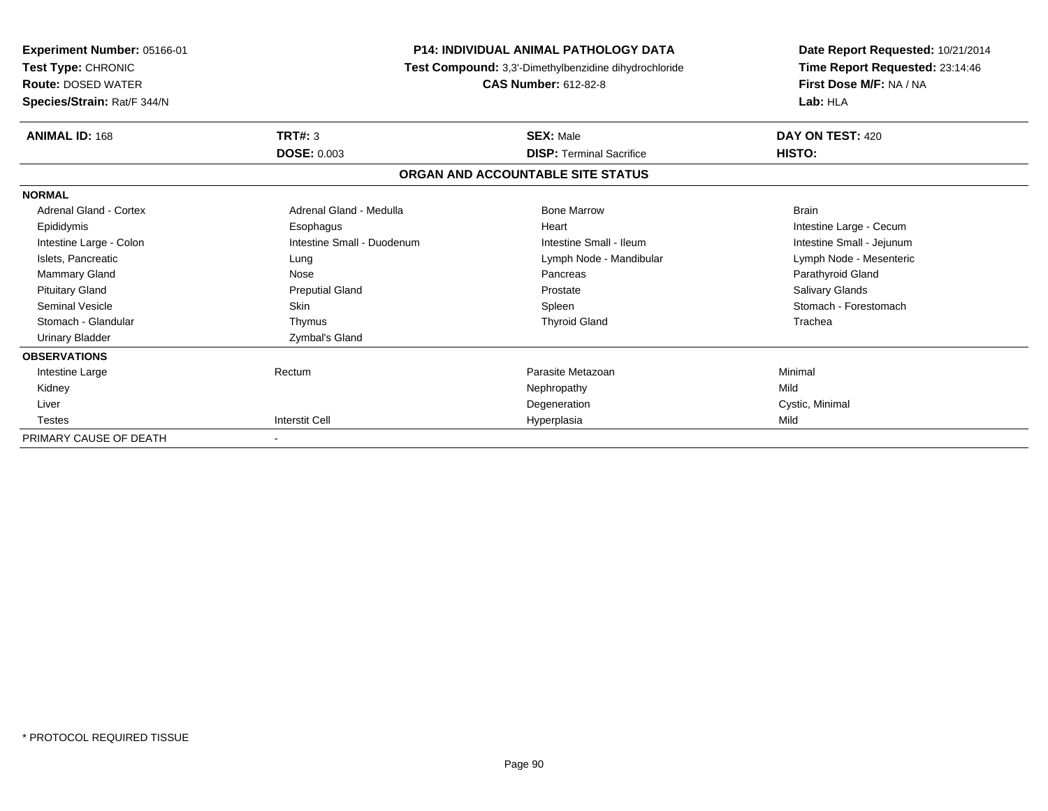**Experiment Number:** 05166-01
**Test Type:** CHRONIC
**Route:** DOSED WATER
**Species/Strain:** Rat/F 344/N

**P14: INDIVIDUAL ANIMAL PATHOLOGY DATA**
**Test Compound:** 3,3'-Dimethylbenzidine dihydrochloride
**CAS Number:** 612-82-8

**Date Report Requested:** 10/21/2014
**Time Report Requested:** 23:14:46
**First Dose M/F:** NA / NA
**Lab:** HLA

| **ANIMAL ID:** 168 | **TRT#:** 3 | **SEX:** Male | **DAY ON TEST:** 420 |
|---|---|---|---|
| | **DOSE:** 0.003 | **DISP:** Terminal Sacrifice | **HISTO:** |

**ORGAN AND ACCOUNTABLE SITE STATUS**

| | | | |
|---|---|---|---|
| **NORMAL** | | | |
| Adrenal Gland - Cortex | Adrenal Gland - Medulla | Bone Marrow | Brain |
| Epididymis | Esophagus | Heart | Intestine Large - Cecum |
| Intestine Large - Colon | Intestine Small - Duodenum | Intestine Small - Ileum | Intestine Small - Jejunum |
| Islets, Pancreatic | Lung | Lymph Node - Mandibular | Lymph Node - Mesenteric |
| Mammary Gland | Nose | Pancreas | Parathyroid Gland |
| Pituitary Gland | Preputial Gland | Prostate | Salivary Glands |
| Seminal Vesicle | Skin | Spleen | Stomach - Forestomach |
| Stomach - Glandular | Thymus | Thyroid Gland | Trachea |
| Urinary Bladder | Zymbal's Gland | | |
| **OBSERVATIONS** | | | |
| Intestine Large | Rectum | Parasite Metazoan | Minimal |
| Kidney | | Nephropathy | Mild |
| Liver | | Degeneration | Cystic, Minimal |
| Testes | Interstit Cell | Hyperplasia | Mild |
| PRIMARY CAUSE OF DEATH | - | | |

* PROTOCOL REQUIRED TISSUE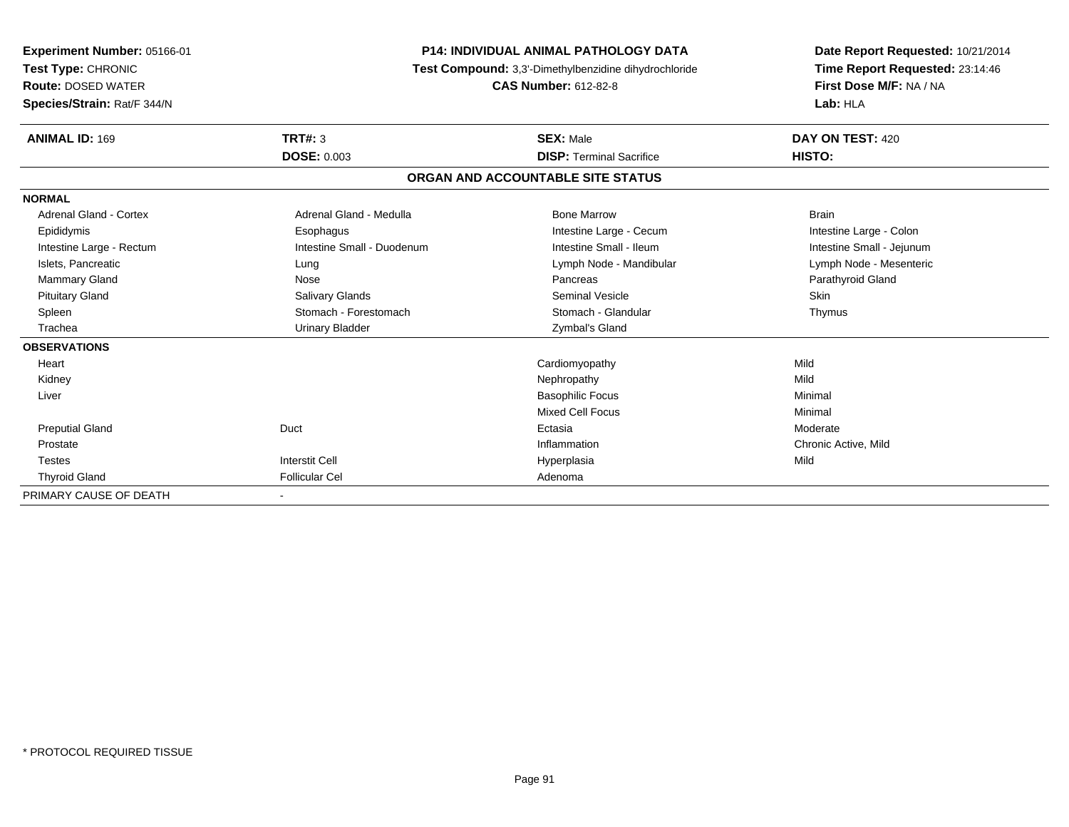**Experiment Number:** 05166-01
**Test Type:** CHRONIC
**Route:** DOSED WATER
**Species/Strain:** Rat/F 344/N

**P14: INDIVIDUAL ANIMAL PATHOLOGY DATA**
**Test Compound:** 3,3'-Dimethylbenzidine dihydrochloride
**CAS Number:** 612-82-8

**Date Report Requested:** 10/21/2014
**Time Report Requested:** 23:14:46
**First Dose M/F:** NA / NA
**Lab:** HLA

| **ANIMAL ID:** 169 | **TRT#:** 3 | **SEX:** Male | **DAY ON TEST:** 420 |
|---|---|---|---|
| | **DOSE:** 0.003 | **DISP:** Terminal Sacrifice | **HISTO:** |

## ORGAN AND ACCOUNTABLE SITE STATUS

| | | | |
|---|---|---|---|
| **NORMAL** | | | |
| Adrenal Gland - Cortex | Adrenal Gland - Medulla | Bone Marrow | Brain |
| Epididymis | Esophagus | Intestine Large - Cecum | Intestine Large - Colon |
| Intestine Large - Rectum | Intestine Small - Duodenum | Intestine Small - Ileum | Intestine Small - Jejunum |
| Islets, Pancreatic | Lung | Lymph Node - Mandibular | Lymph Node - Mesenteric |
| Mammary Gland | Nose | Pancreas | Parathyroid Gland |
| Pituitary Gland | Salivary Glands | Seminal Vesicle | Skin |
| Spleen | Stomach - Forestomach | Stomach - Glandular | Thymus |
| Trachea | Urinary Bladder | Zymbal's Gland | |
| **OBSERVATIONS** | | | |
| Heart | | Cardiomyopathy | Mild |
| Kidney | | Nephropathy | Mild |
| Liver | | Basophilic Focus | Minimal |
| | | Mixed Cell Focus | Minimal |
| Preputial Gland | Duct | Ectasia | Moderate |
| Prostate | | Inflammation | Chronic Active, Mild |
| Testes | Interstit Cell | Hyperplasia | Mild |
| Thyroid Gland | Follicular Cel | Adenoma | |
| PRIMARY CAUSE OF DEATH | - | | |

* PROTOCOL REQUIRED TISSUE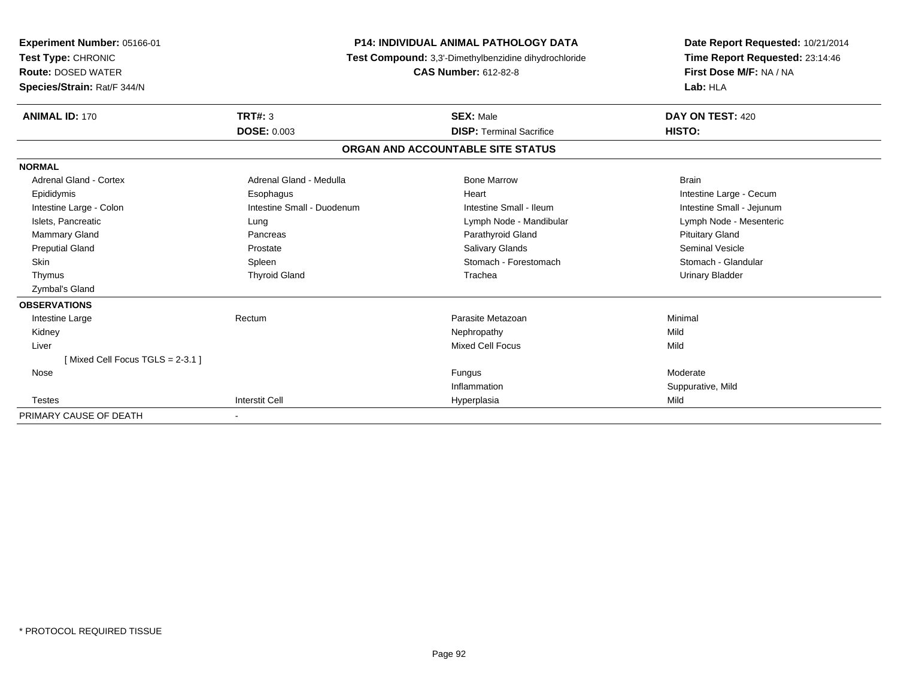**Experiment Number:** 05166-01
**Test Type:** CHRONIC
**Route:** DOSED WATER
**Species/Strain:** Rat/F 344/N

**P14: INDIVIDUAL ANIMAL PATHOLOGY DATA**
**Test Compound:** 3,3'-Dimethylbenzidine dihydrochloride
**CAS Number:** 612-82-8

**Date Report Requested:** 10/21/2014
**Time Report Requested:** 23:14:46
**First Dose M/F:** NA / NA
**Lab:** HLA

| **ANIMAL ID:** 170 | **TRT#:** 3 | **SEX:** Male | **DAY ON TEST:** 420 |
|---|---|---|---|
| | **DOSE:** 0.003 | **DISP:** Terminal Sacrifice | **HISTO:** |

**ORGAN AND ACCOUNTABLE SITE STATUS**

| | | | |
|---|---|---|---|
| **NORMAL** | | | |
| Adrenal Gland - Cortex | Adrenal Gland - Medulla | Bone Marrow | Brain |
| Epididymis | Esophagus | Heart | Intestine Large - Cecum |
| Intestine Large - Colon | Intestine Small - Duodenum | Intestine Small - Ileum | Intestine Small - Jejunum |
| Islets, Pancreatic | Lung | Lymph Node - Mandibular | Lymph Node - Mesenteric |
| Mammary Gland | Pancreas | Parathyroid Gland | Pituitary Gland |
| Preputial Gland | Prostate | Salivary Glands | Seminal Vesicle |
| Skin | Spleen | Stomach - Forestomach | Stomach - Glandular |
| Thymus | Thyroid Gland | Trachea | Urinary Bladder |
| Zymbal's Gland | | | |
| **OBSERVATIONS** | | | |
| Intestine Large | Rectum | Parasite Metazoan | Minimal |
| Kidney | | Nephropathy | Mild |
| Liver | | Mixed Cell Focus | Mild |
| [ Mixed Cell Focus TGLS = 2-3.1 ] | | | |
| Nose | | Fungus | Moderate |
| | | Inflammation | Suppurative, Mild |
| Testes | Interstit Cell | Hyperplasia | Mild |
| PRIMARY CAUSE OF DEATH | - | | |

* PROTOCOL REQUIRED TISSUE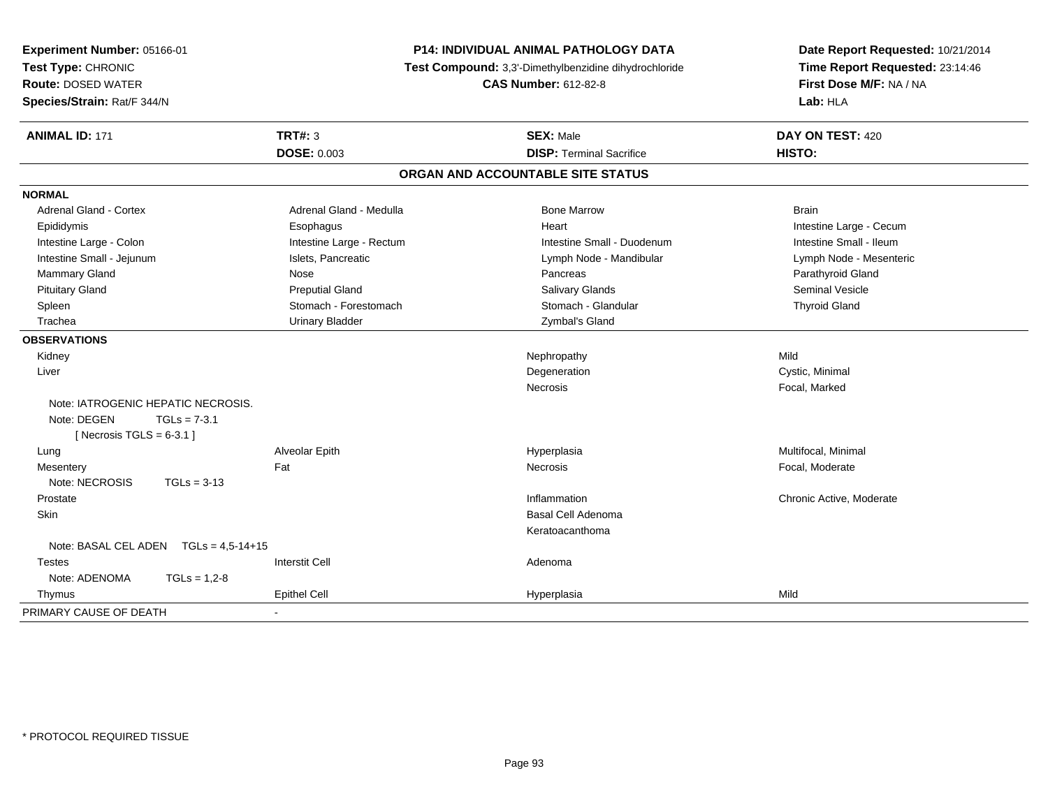**Experiment Number:** 05166-01
**Test Type:** CHRONIC
**Route:** DOSED WATER
**Species/Strain:** Rat/F 344/N

**P14: INDIVIDUAL ANIMAL PATHOLOGY DATA**
**Test Compound:** 3,3'-Dimethylbenzidine dihydrochloride
**CAS Number:** 612-82-8

**Date Report Requested:** 10/21/2014
**Time Report Requested:** 23:14:46
**First Dose M/F:** NA / NA
**Lab:** HLA

| **ANIMAL ID:** 171 | **TRT#:** 3 | **SEX:** Male | **DAY ON TEST:** 420 |
|---|---|---|---|
| | **DOSE:** 0.003 | **DISP:** Terminal Sacrifice | **HISTO:** |

## ORGAN AND ACCOUNTABLE SITE STATUS

| | | | |
|---|---|---|---|
| **NORMAL** | | | |
| Adrenal Gland - Cortex | Adrenal Gland - Medulla | Bone Marrow | Brain |
| Epididymis | Esophagus | Heart | Intestine Large - Cecum |
| Intestine Large - Colon | Intestine Large - Rectum | Intestine Small - Duodenum | Intestine Small - Ileum |
| Intestine Small - Jejunum | Islets, Pancreatic | Lymph Node - Mandibular | Lymph Node - Mesenteric |
| Mammary Gland | Nose | Pancreas | Parathyroid Gland |
| Pituitary Gland | Preputial Gland | Salivary Glands | Seminal Vesicle |
| Spleen | Stomach - Forestomach | Stomach - Glandular | Thyroid Gland |
| Trachea | Urinary Bladder | Zymbal's Gland | |
| **OBSERVATIONS** | | | |
| Kidney | | Nephropathy | Mild |
| Liver | | Degeneration | Cystic, Minimal |
| | | Necrosis | Focal, Marked |
| Note: IATROGENIC HEPATIC NECROSIS. | | | |
| Note: DEGEN TGLs = 7-3.1 | | | |
| [ Necrosis TGLS = 6-3.1 ] | | | |
| Lung | Alveolar Epith | Hyperplasia | Multifocal, Minimal |
| Mesentery | Fat | Necrosis | Focal, Moderate |
| Note: NECROSIS TGLs = 3-13 | | | |
| Prostate | | Inflammation | Chronic Active, Moderate |
| Skin | | Basal Cell Adenoma | |
| | | Keratoacanthoma | |
| Note: BASAL CEL ADEN TGLs = 4,5-14+15 | | | |
| Testes | Interstit Cell | Adenoma | |
| Note: ADENOMA TGLs = 1,2-8 | | | |
| Thymus | Epithel Cell | Hyperplasia | Mild |
| PRIMARY CAUSE OF DEATH | - | | |

* PROTOCOL REQUIRED TISSUE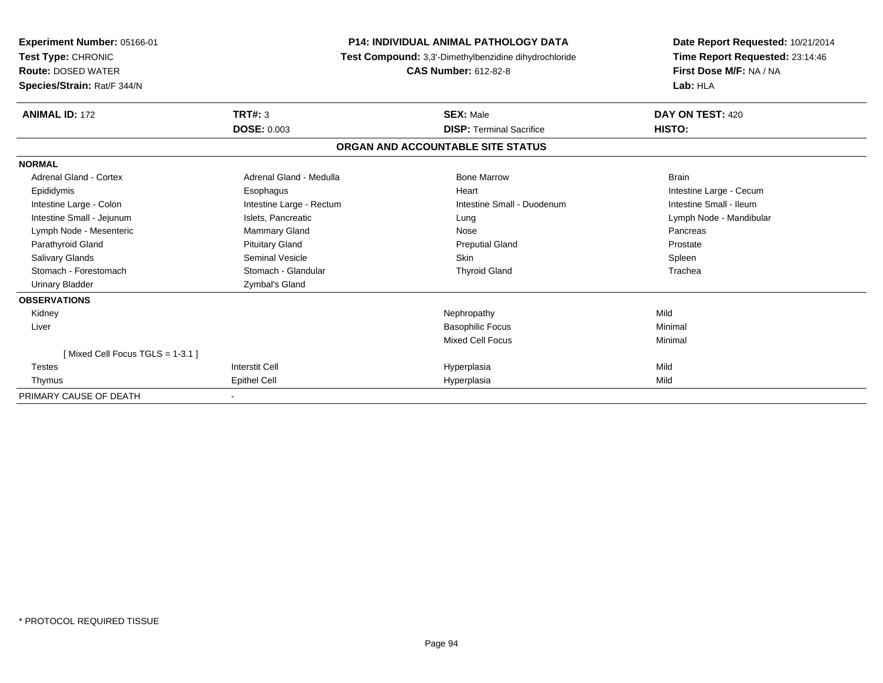**Experiment Number:** 05166-01
**Test Type:** CHRONIC
**Route:** DOSED WATER
**Species/Strain:** Rat/F 344/N

**P14: INDIVIDUAL ANIMAL PATHOLOGY DATA**
**Test Compound:** 3,3'-Dimethylbenzidine dihydrochloride
**CAS Number:** 612-82-8

**Date Report Requested:** 10/21/2014
**Time Report Requested:** 23:14:46
**First Dose M/F:** NA / NA
**Lab:** HLA

| **ANIMAL ID:** 172 | **TRT#:** 3 | **SEX:** Male | **DAY ON TEST:** 420 |
|---|---|---|---|
| | **DOSE:** 0.003 | **DISP:** Terminal Sacrifice | **HISTO:** |

## ORGAN AND ACCOUNTABLE SITE STATUS

| | | | |
|---|---|---|---|
| **NORMAL** | | | |
| Adrenal Gland - Cortex | Adrenal Gland - Medulla | Bone Marrow | Brain |
| Epididymis | Esophagus | Heart | Intestine Large - Cecum |
| Intestine Large - Colon | Intestine Large - Rectum | Intestine Small - Duodenum | Intestine Small - Ileum |
| Intestine Small - Jejunum | Islets, Pancreatic | Lung | Lymph Node - Mandibular |
| Lymph Node - Mesenteric | Mammary Gland | Nose | Pancreas |
| Parathyroid Gland | Pituitary Gland | Preputial Gland | Prostate |
| Salivary Glands | Seminal Vesicle | Skin | Spleen |
| Stomach - Forestomach | Stomach - Glandular | Thyroid Gland | Trachea |
| Urinary Bladder | Zymbal's Gland | | |
| **OBSERVATIONS** | | | |
| Kidney | | Nephropathy | Mild |
| Liver | | Basophilic Focus | Minimal |
| | | Mixed Cell Focus | Minimal |
| [ Mixed Cell Focus TGLS = 1-3.1 ] | | | |
| Testes | Interstit Cell | Hyperplasia | Mild |
| Thymus | Epithel Cell | Hyperplasia | Mild |
| PRIMARY CAUSE OF DEATH | - | | |

\* PROTOCOL REQUIRED TISSUE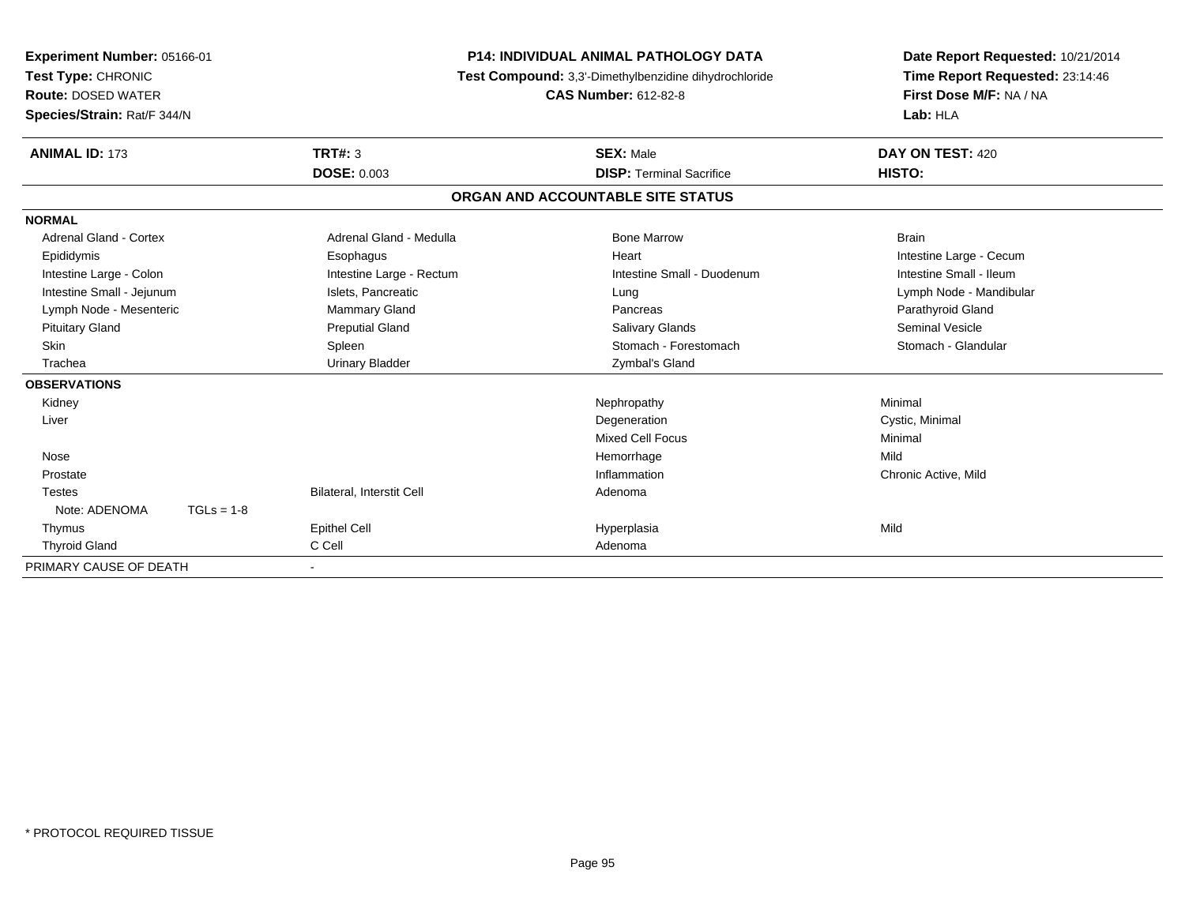**Experiment Number:** 05166-01
**Test Type:** CHRONIC
**Route:** DOSED WATER
**Species/Strain:** Rat/F 344/N

**P14: INDIVIDUAL ANIMAL PATHOLOGY DATA**
**Test Compound:** 3,3'-Dimethylbenzidine dihydrochloride
**CAS Number:** 612-82-8

**Date Report Requested:** 10/21/2014
**Time Report Requested:** 23:14:46
**First Dose M/F:** NA / NA
**Lab:** HLA

| **ANIMAL ID:** 173 | **TRT#:** 3 | **SEX:** Male | **DAY ON TEST:** 420 |
|---|---|---|---|
| | **DOSE:** 0.003 | **DISP:** Terminal Sacrifice | **HISTO:** |

## ORGAN AND ACCOUNTABLE SITE STATUS

**NORMAL**

| | | | |
|---|---|---|---|
| Adrenal Gland - Cortex | Adrenal Gland - Medulla | Bone Marrow | Brain |
| Epididymis | Esophagus | Heart | Intestine Large - Cecum |
| Intestine Large - Colon | Intestine Large - Rectum | Intestine Small - Duodenum | Intestine Small - Ileum |
| Intestine Small - Jejunum | Islets, Pancreatic | Lung | Lymph Node - Mandibular |
| Lymph Node - Mesenteric | Mammary Gland | Pancreas | Parathyroid Gland |
| Pituitary Gland | Preputial Gland | Salivary Glands | Seminal Vesicle |
| Skin | Spleen | Stomach - Forestomach | Stomach - Glandular |
| Trachea | Urinary Bladder | Zymbal's Gland | |

**OBSERVATIONS**

| | | | |
|---|---|---|---|
| Kidney | | Nephropathy | Minimal |
| Liver | | Degeneration | Cystic, Minimal |
| | | Mixed Cell Focus | Minimal |
| Nose | | Hemorrhage | Mild |
| Prostate | | Inflammation | Chronic Active, Mild |
| Testes | Bilateral, Interstit Cell | Adenoma | |
| Note: ADENOMA TGLs = 1-8 | | | |
| Thymus | Epithel Cell | Hyperplasia | Mild |
| Thyroid Gland | C Cell | Adenoma | |

PRIMARY CAUSE OF DEATH -

\* PROTOCOL REQUIRED TISSUE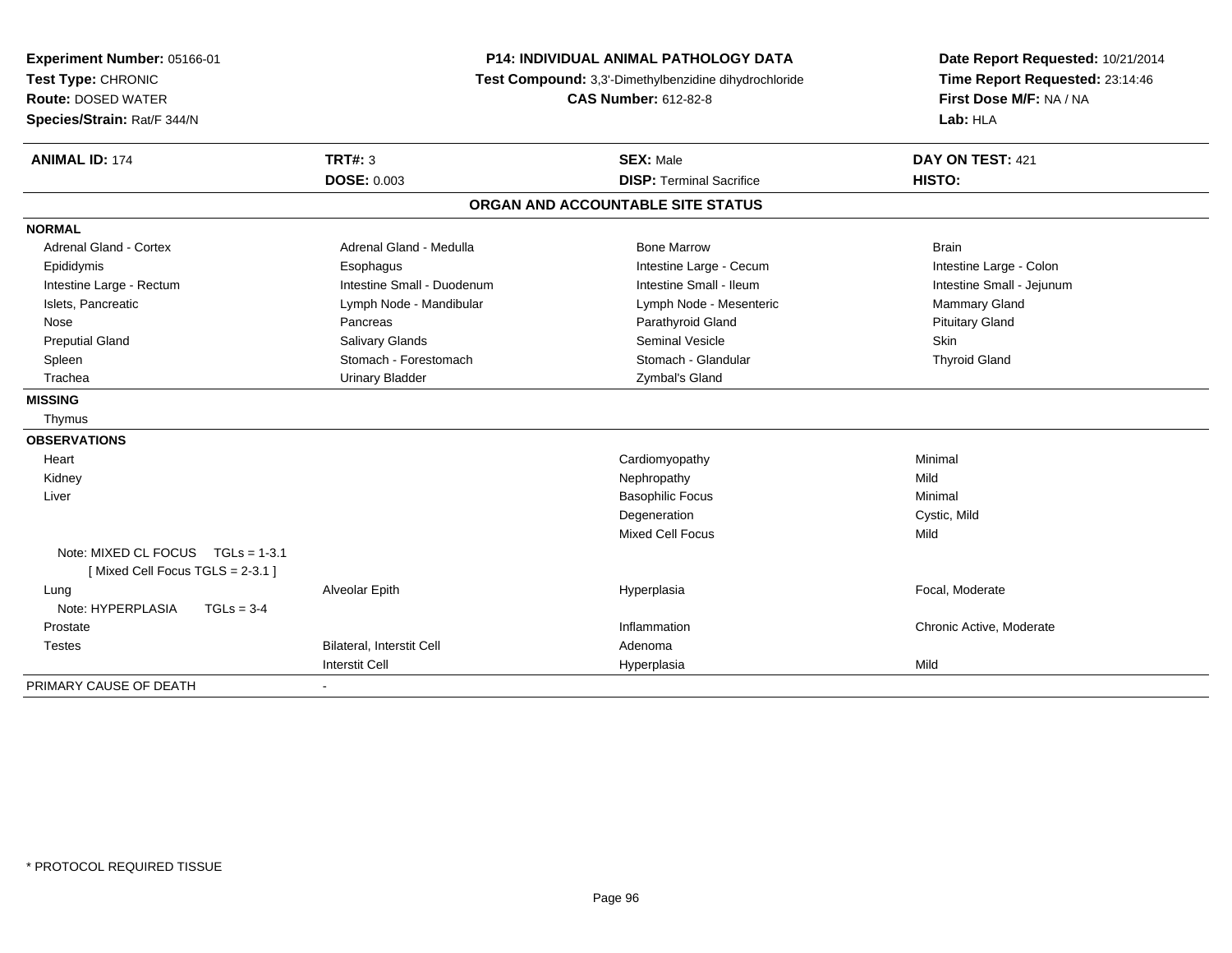**Experiment Number:** 05166-01
**Test Type:** CHRONIC
**Route:** DOSED WATER
**Species/Strain:** Rat/F 344/N

**P14: INDIVIDUAL ANIMAL PATHOLOGY DATA**
**Test Compound:** 3,3'-Dimethylbenzidine dihydrochloride
**CAS Number:** 612-82-8

**Date Report Requested:** 10/21/2014
**Time Report Requested:** 23:14:46
**First Dose M/F:** NA / NA
**Lab:** HLA

| **ANIMAL ID:** 174 | **TRT#:** 3 | **SEX:** Male | **DAY ON TEST:** 421 |
|---|---|---|---|
| | **DOSE:** 0.003 | **DISP:** Terminal Sacrifice | **HISTO:** |

## ORGAN AND ACCOUNTABLE SITE STATUS

**NORMAL**

| | | | |
|---|---|---|---|
| Adrenal Gland - Cortex | Adrenal Gland - Medulla | Bone Marrow | Brain |
| Epididymis | Esophagus | Intestine Large - Cecum | Intestine Large - Colon |
| Intestine Large - Rectum | Intestine Small - Duodenum | Intestine Small - Ileum | Intestine Small - Jejunum |
| Islets, Pancreatic | Lymph Node - Mandibular | Lymph Node - Mesenteric | Mammary Gland |
| Nose | Pancreas | Parathyroid Gland | Pituitary Gland |
| Preputial Gland | Salivary Glands | Seminal Vesicle | Skin |
| Spleen | Stomach - Forestomach | Stomach - Glandular | Thyroid Gland |
| Trachea | Urinary Bladder | Zymbal's Gland | |

**MISSING**

Thymus

**OBSERVATIONS**

| | | | |
|---|---|---|---|
| Heart | | Cardiomyopathy | Minimal |
| Kidney | | Nephropathy | Mild |
| Liver | | Basophilic Focus | Minimal |
| | | Degeneration | Cystic, Mild |
| | | Mixed Cell Focus | Mild |
| Note: MIXED CL FOCUS TGLs = 1-3.1 [ Mixed Cell Focus TGLS = 2-3.1 ] | | | |
| Lung | Alveolar Epith | Hyperplasia | Focal, Moderate |
| Note: HYPERPLASIA TGLs = 3-4 | | | |
| Prostate | | Inflammation | Chronic Active, Moderate |
| Testes | Bilateral, Interstit Cell | Adenoma | |
| | Interstit Cell | Hyperplasia | Mild |

PRIMARY CAUSE OF DEATH -

* PROTOCOL REQUIRED TISSUE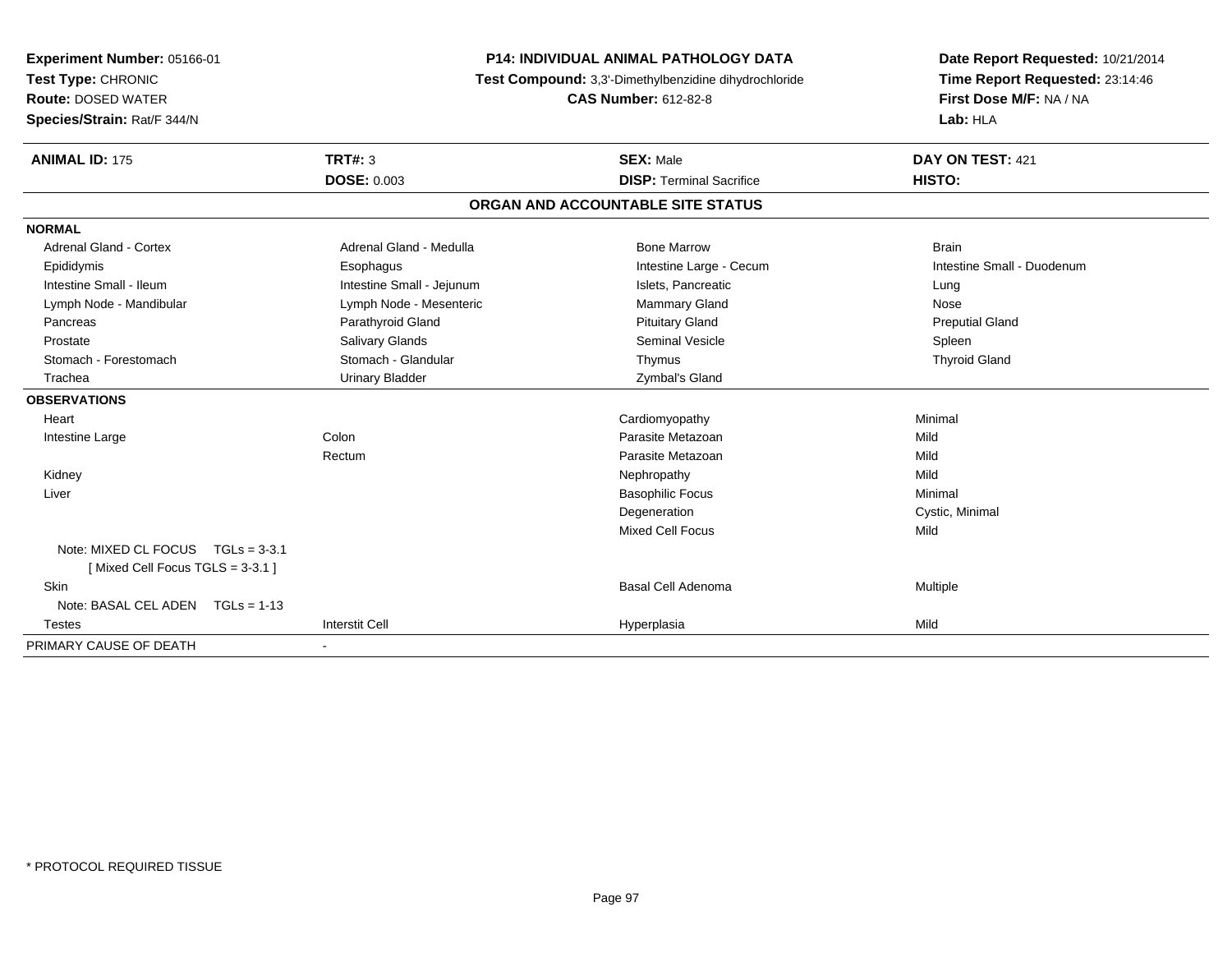**Experiment Number:** 05166-01
**Test Type:** CHRONIC
**Route:** DOSED WATER
**Species/Strain:** Rat/F 344/N

**P14: INDIVIDUAL ANIMAL PATHOLOGY DATA**
**Test Compound:** 3,3'-Dimethylbenzidine dihydrochloride
**CAS Number:** 612-82-8

**Date Report Requested:** 10/21/2014
**Time Report Requested:** 23:14:46
**First Dose M/F:** NA / NA
**Lab:** HLA

| **ANIMAL ID:** 175 | **TRT#:** 3 | **SEX:** Male | **DAY ON TEST:** 421 |
|---|---|---|---|
| | **DOSE:** 0.003 | **DISP:** Terminal Sacrifice | **HISTO:** |

## ORGAN AND ACCOUNTABLE SITE STATUS

**NORMAL**

| | | | |
|---|---|---|---|
| Adrenal Gland - Cortex | Adrenal Gland - Medulla | Bone Marrow | Brain |
| Epididymis | Esophagus | Intestine Large - Cecum | Intestine Small - Duodenum |
| Intestine Small - Ileum | Intestine Small - Jejunum | Islets, Pancreatic | Lung |
| Lymph Node - Mandibular | Lymph Node - Mesenteric | Mammary Gland | Nose |
| Pancreas | Parathyroid Gland | Pituitary Gland | Preputial Gland |
| Prostate | Salivary Glands | Seminal Vesicle | Spleen |
| Stomach - Forestomach | Stomach - Glandular | Thymus | Thyroid Gland |
| Trachea | Urinary Bladder | Zymbal's Gland | |

**OBSERVATIONS**

| | | | |
|---|---|---|---|
| Heart | | Cardiomyopathy | Minimal |
| Intestine Large | Colon | Parasite Metazoan | Mild |
| | Rectum | Parasite Metazoan | Mild |
| Kidney | | Nephropathy | Mild |
| Liver | | Basophilic Focus | Minimal |
| | | Degeneration | Cystic, Minimal |
| | | Mixed Cell Focus | Mild |
| Note: MIXED CL FOCUS TGLs = 3-3.1 [ Mixed Cell Focus TGLS = 3-3.1 ] | | | |
| Skin | | Basal Cell Adenoma | Multiple |
| Note: BASAL CEL ADEN TGLs = 1-13 | | | |
| Testes | Interstit Cell | Hyperplasia | Mild |

PRIMARY CAUSE OF DEATH -

* PROTOCOL REQUIRED TISSUE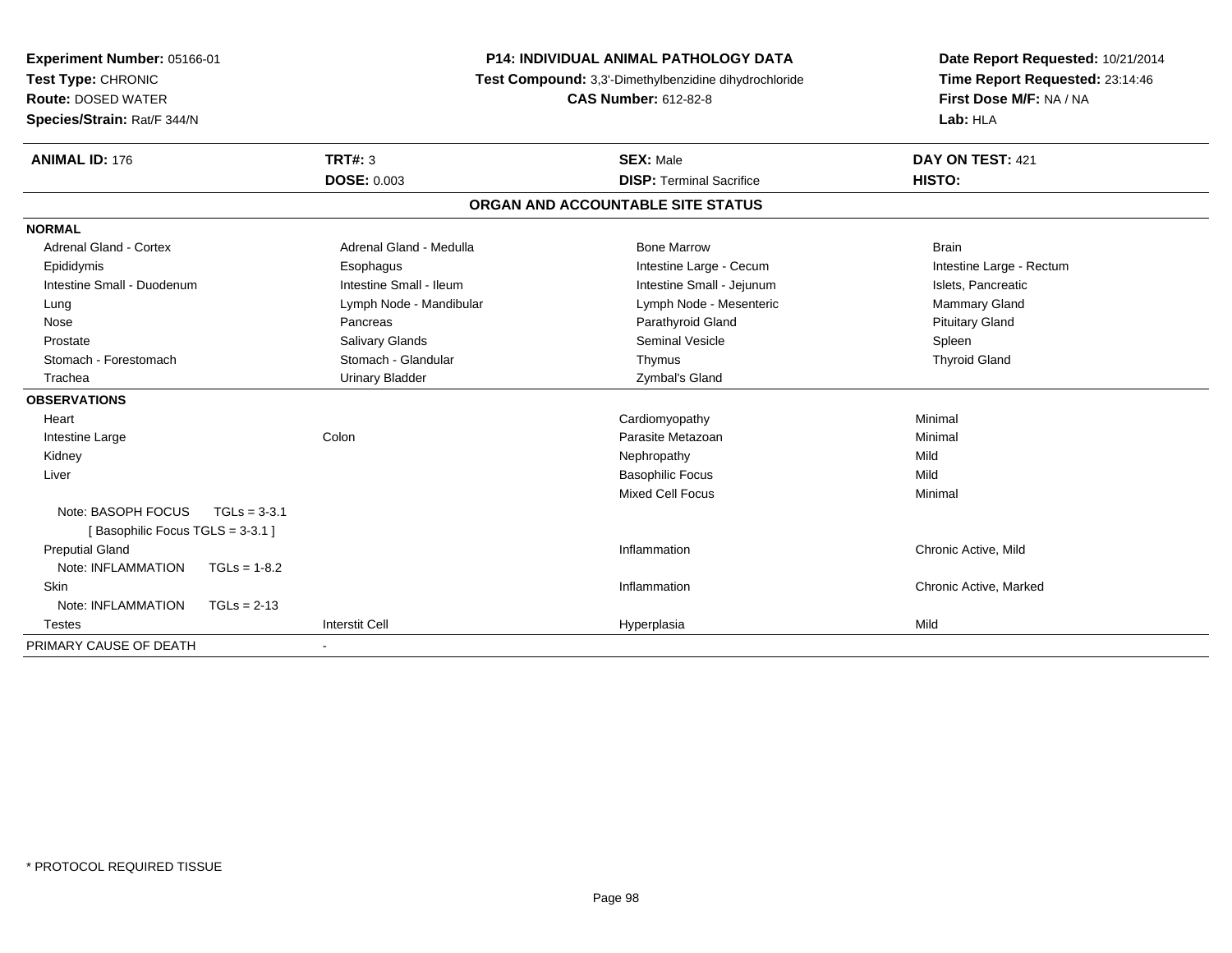**Experiment Number:** 05166-01
**Test Type:** CHRONIC
**Route:** DOSED WATER
**Species/Strain:** Rat/F 344/N

**P14: INDIVIDUAL ANIMAL PATHOLOGY DATA**
**Test Compound:** 3,3'-Dimethylbenzidine dihydrochloride
**CAS Number:** 612-82-8

**Date Report Requested:** 10/21/2014
**Time Report Requested:** 23:14:46
**First Dose M/F:** NA / NA
**Lab:** HLA

| **ANIMAL ID:** 176 | **TRT#:** 3 | **SEX:** Male | **DAY ON TEST:** 421 |
|---|---|---|---|
| | **DOSE:** 0.003 | **DISP:** Terminal Sacrifice | **HISTO:** |

## ORGAN AND ACCOUNTABLE SITE STATUS

**NORMAL**

| | | | |
|---|---|---|---|
| Adrenal Gland - Cortex | Adrenal Gland - Medulla | Bone Marrow | Brain |
| Epididymis | Esophagus | Intestine Large - Cecum | Intestine Large - Rectum |
| Intestine Small - Duodenum | Intestine Small - Ileum | Intestine Small - Jejunum | Islets, Pancreatic |
| Lung | Lymph Node - Mandibular | Lymph Node - Mesenteric | Mammary Gland |
| Nose | Pancreas | Parathyroid Gland | Pituitary Gland |
| Prostate | Salivary Glands | Seminal Vesicle | Spleen |
| Stomach - Forestomach | Stomach - Glandular | Thymus | Thyroid Gland |
| Trachea | Urinary Bladder | Zymbal's Gland | |

**OBSERVATIONS**

| | | | |
|---|---|---|---|
| Heart | | Cardiomyopathy | Minimal |
| Intestine Large | Colon | Parasite Metazoan | Minimal |
| Kidney | | Nephropathy | Mild |
| Liver | | Basophilic Focus | Mild |
| | | Mixed Cell Focus | Minimal |
| Note: BASOPH FOCUS TGLs = 3-3.1 [ Basophilic Focus TGLS = 3-3.1 ] | | | |
| Preputial Gland | | Inflammation | Chronic Active, Mild |
| Note: INFLAMMATION TGLs = 1-8.2 | | | |
| Skin | | Inflammation | Chronic Active, Marked |
| Note: INFLAMMATION TGLs = 2-13 | | | |
| Testes | Interstit Cell | Hyperplasia | Mild |

PRIMARY CAUSE OF DEATH -

* PROTOCOL REQUIRED TISSUE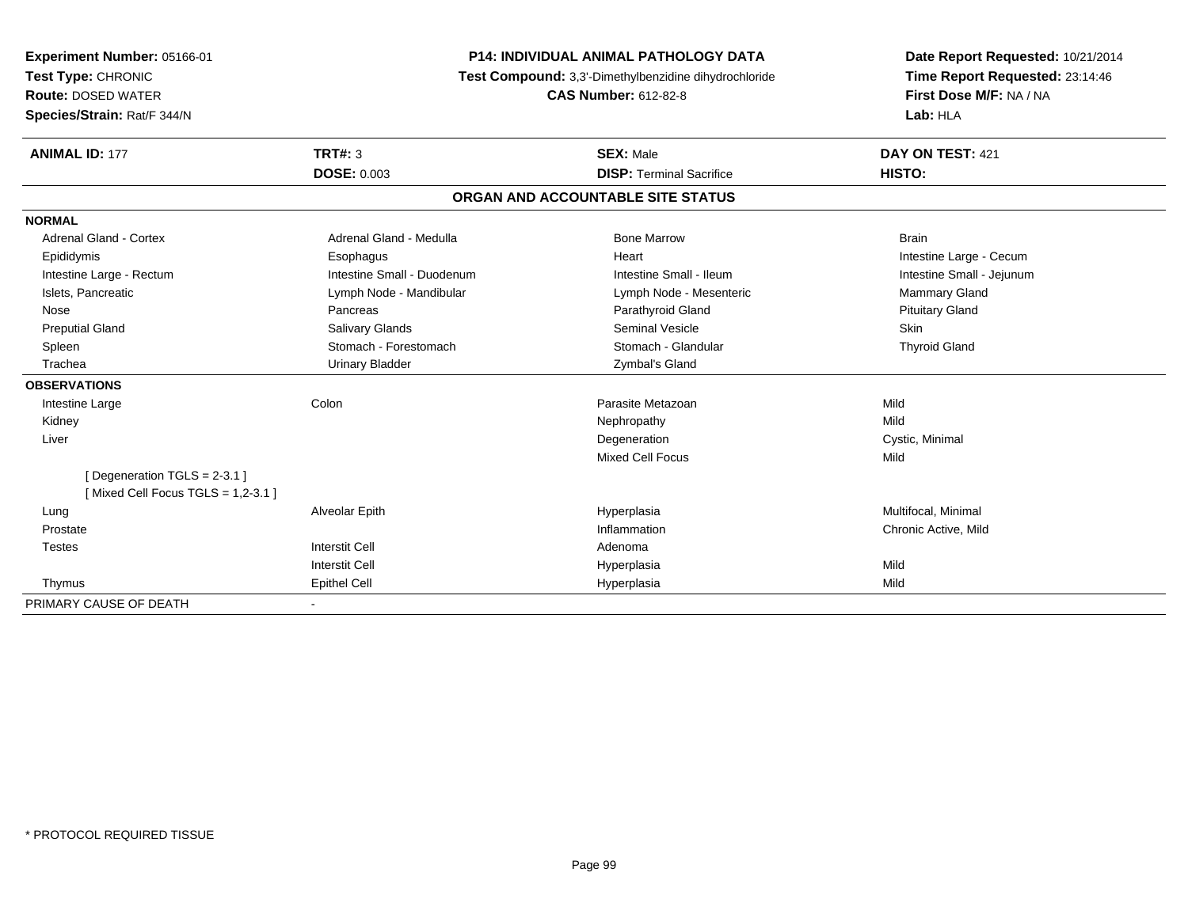**Experiment Number:** 05166-01
**Test Type:** CHRONIC
**Route:** DOSED WATER
**Species/Strain:** Rat/F 344/N

**P14: INDIVIDUAL ANIMAL PATHOLOGY DATA**
**Test Compound:** 3,3'-Dimethylbenzidine dihydrochloride
**CAS Number:** 612-82-8

**Date Report Requested:** 10/21/2014
**Time Report Requested:** 23:14:46
**First Dose M/F:** NA / NA
**Lab:** HLA

| **ANIMAL ID:** 177 | **TRT#:** 3 | **SEX:** Male | **DAY ON TEST:** 421 |
|---|---|---|---|
| | **DOSE:** 0.003 | **DISP:** Terminal Sacrifice | **HISTO:** |

## ORGAN AND ACCOUNTABLE SITE STATUS

| | | | |
|---|---|---|---|
| **NORMAL** | | | |
| Adrenal Gland - Cortex | Adrenal Gland - Medulla | Bone Marrow | Brain |
| Epididymis | Esophagus | Heart | Intestine Large - Cecum |
| Intestine Large - Rectum | Intestine Small - Duodenum | Intestine Small - Ileum | Intestine Small - Jejunum |
| Islets, Pancreatic | Lymph Node - Mandibular | Lymph Node - Mesenteric | Mammary Gland |
| Nose | Pancreas | Parathyroid Gland | Pituitary Gland |
| Preputial Gland | Salivary Glands | Seminal Vesicle | Skin |
| Spleen | Stomach - Forestomach | Stomach - Glandular | Thyroid Gland |
| Trachea | Urinary Bladder | Zymbal's Gland | |
| **OBSERVATIONS** | | | |
| Intestine Large | Colon | Parasite Metazoan | Mild |
| Kidney | | Nephropathy | Mild |
| Liver | | Degeneration | Cystic, Minimal |
| | | Mixed Cell Focus | Mild |
| [ Degeneration TGLS = 2-3.1 ] | | | |
| [ Mixed Cell Focus TGLS = 1,2-3.1 ] | | | |
| Lung | Alveolar Epith | Hyperplasia | Multifocal, Minimal |
| Prostate | | Inflammation | Chronic Active, Mild |
| Testes | Interstit Cell | Adenoma | |
| | Interstit Cell | Hyperplasia | Mild |
| Thymus | Epithel Cell | Hyperplasia | Mild |
| PRIMARY CAUSE OF DEATH | - | | |

* PROTOCOL REQUIRED TISSUE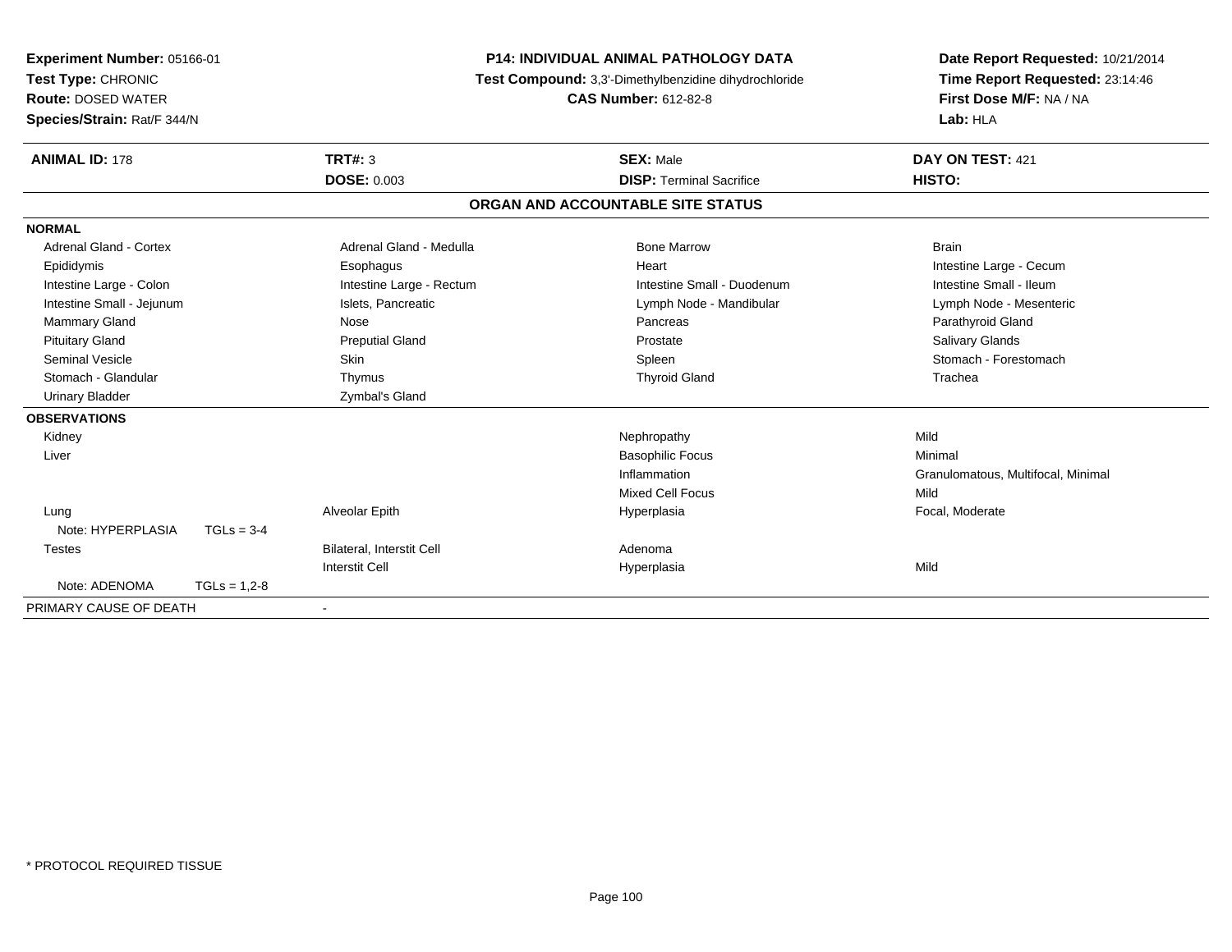**Experiment Number:** 05166-01
**Test Type:** CHRONIC
**Route:** DOSED WATER
**Species/Strain:** Rat/F 344/N

**P14: INDIVIDUAL ANIMAL PATHOLOGY DATA**
**Test Compound:** 3,3'-Dimethylbenzidine dihydrochloride
**CAS Number:** 612-82-8

**Date Report Requested:** 10/21/2014
**Time Report Requested:** 23:14:46
**First Dose M/F:** NA / NA
**Lab:** HLA

| **ANIMAL ID:** 178 | **TRT#:** 3 | **SEX:** Male | **DAY ON TEST:** 421 |
|---|---|---|---|
| | **DOSE:** 0.003 | **DISP:** Terminal Sacrifice | **HISTO:** |

## ORGAN AND ACCOUNTABLE SITE STATUS

| | | | |
|---|---|---|---|
| **NORMAL** | | | |
| Adrenal Gland - Cortex | Adrenal Gland - Medulla | Bone Marrow | Brain |
| Epididymis | Esophagus | Heart | Intestine Large - Cecum |
| Intestine Large - Colon | Intestine Large - Rectum | Intestine Small - Duodenum | Intestine Small - Ileum |
| Intestine Small - Jejunum | Islets, Pancreatic | Lymph Node - Mandibular | Lymph Node - Mesenteric |
| Mammary Gland | Nose | Pancreas | Parathyroid Gland |
| Pituitary Gland | Preputial Gland | Prostate | Salivary Glands |
| Seminal Vesicle | Skin | Spleen | Stomach - Forestomach |
| Stomach - Glandular | Thymus | Thyroid Gland | Trachea |
| Urinary Bladder | Zymbal's Gland | | |
| **OBSERVATIONS** | | | |
| Kidney | | Nephropathy | Mild |
| Liver | | Basophilic Focus | Minimal |
| | | Inflammation | Granulomatous, Multifocal, Minimal |
| | | Mixed Cell Focus | Mild |
| Lung | Alveolar Epith | Hyperplasia | Focal, Moderate |
| Note: HYPERPLASIA TGLs = 3-4 | | | |
| Testes | Bilateral, Interstit Cell | Adenoma | |
| | Interstit Cell | Hyperplasia | Mild |
| Note: ADENOMA TGLs = 1,2-8 | | | |
| PRIMARY CAUSE OF DEATH | - | | |

\* PROTOCOL REQUIRED TISSUE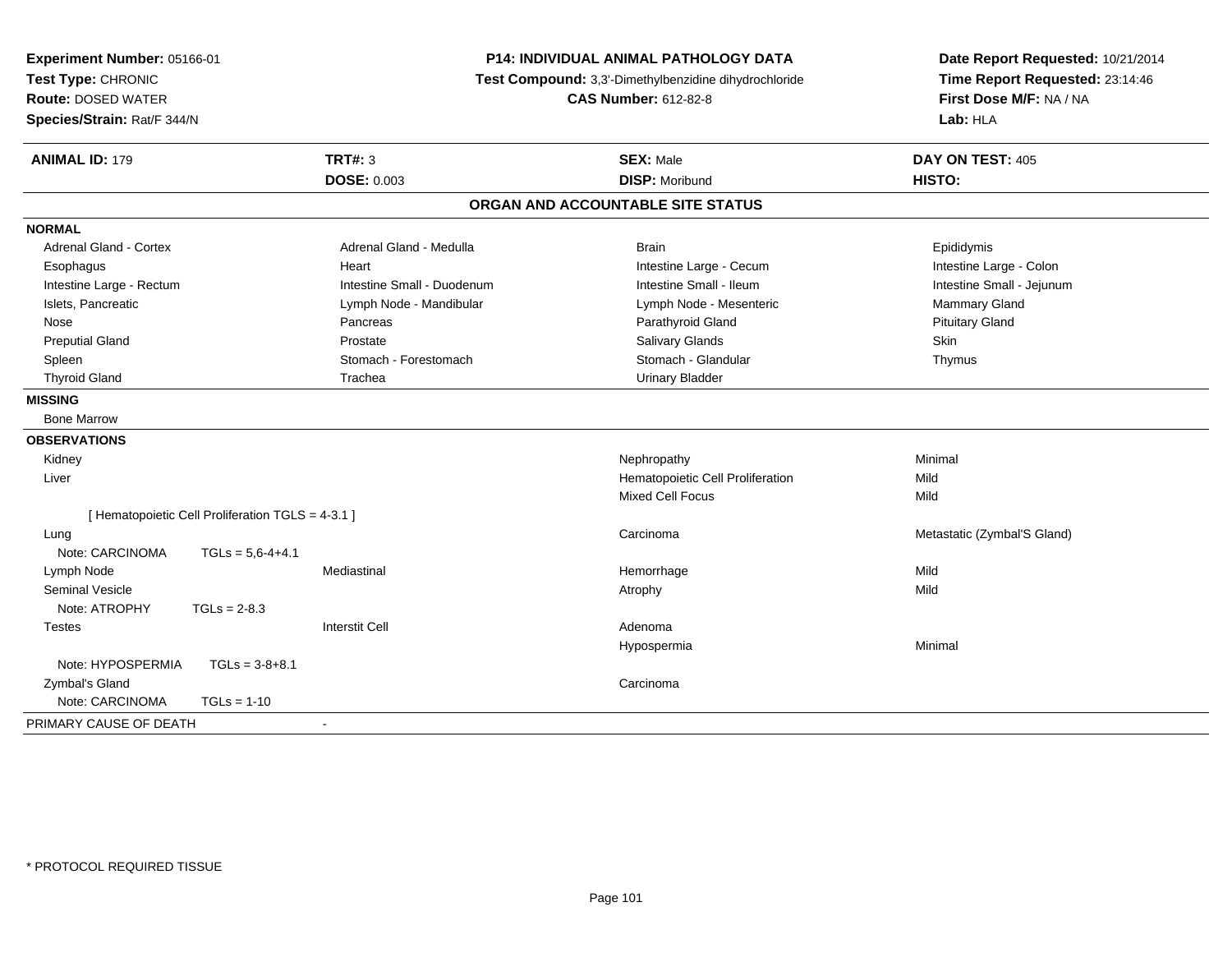**Experiment Number:** 05166-01
**Test Type:** CHRONIC
**Route:** DOSED WATER
**Species/Strain:** Rat/F 344/N

**P14: INDIVIDUAL ANIMAL PATHOLOGY DATA**
**Test Compound:** 3,3'-Dimethylbenzidine dihydrochloride
**CAS Number:** 612-82-8

**Date Report Requested:** 10/21/2014
**Time Report Requested:** 23:14:46
**First Dose M/F:** NA / NA
**Lab:** HLA

| **ANIMAL ID:** 179 | **TRT#:** 3 | **SEX:** Male | **DAY ON TEST:** 405 |
|---|---|---|---|
| | **DOSE:** 0.003 | **DISP:** Moribund | **HISTO:** |

## ORGAN AND ACCOUNTABLE SITE STATUS

**NORMAL**

| | | | |
|---|---|---|---|
| Adrenal Gland - Cortex | Adrenal Gland - Medulla | Brain | Epididymis |
| Esophagus | Heart | Intestine Large - Cecum | Intestine Large - Colon |
| Intestine Large - Rectum | Intestine Small - Duodenum | Intestine Small - Ileum | Intestine Small - Jejunum |
| Islets, Pancreatic | Lymph Node - Mandibular | Lymph Node - Mesenteric | Mammary Gland |
| Nose | Pancreas | Parathyroid Gland | Pituitary Gland |
| Preputial Gland | Prostate | Salivary Glands | Skin |
| Spleen | Stomach - Forestomach | Stomach - Glandular | Thymus |
| Thyroid Gland | Trachea | Urinary Bladder | |

**MISSING**

Bone Marrow

**OBSERVATIONS**

| | | | |
|---|---|---|---|
| Kidney | | Nephropathy | Minimal |
| Liver | | Hematopoietic Cell Proliferation | Mild |
| | | Mixed Cell Focus | Mild |
| [ Hematopoietic Cell Proliferation TGLS = 4-3.1 ] | | | |
| Lung | | Carcinoma | Metastatic (Zymbal'S Gland) |
| Note: CARCINOMA TGLs = 5,6-4+4.1 | | | |
| Lymph Node | Mediastinal | Hemorrhage | Mild |
| Seminal Vesicle | | Atrophy | Mild |
| Note: ATROPHY TGLs = 2-8.3 | | | |
| Testes | Interstit Cell | Adenoma | |
| | | Hypospermia | Minimal |
| Note: HYPOSPERMIA TGLs = 3-8+8.1 | | | |
| Zymbal's Gland | | Carcinoma | |
| Note: CARCINOMA TGLs = 1-10 | | | |

PRIMARY CAUSE OF DEATH -

* PROTOCOL REQUIRED TISSUE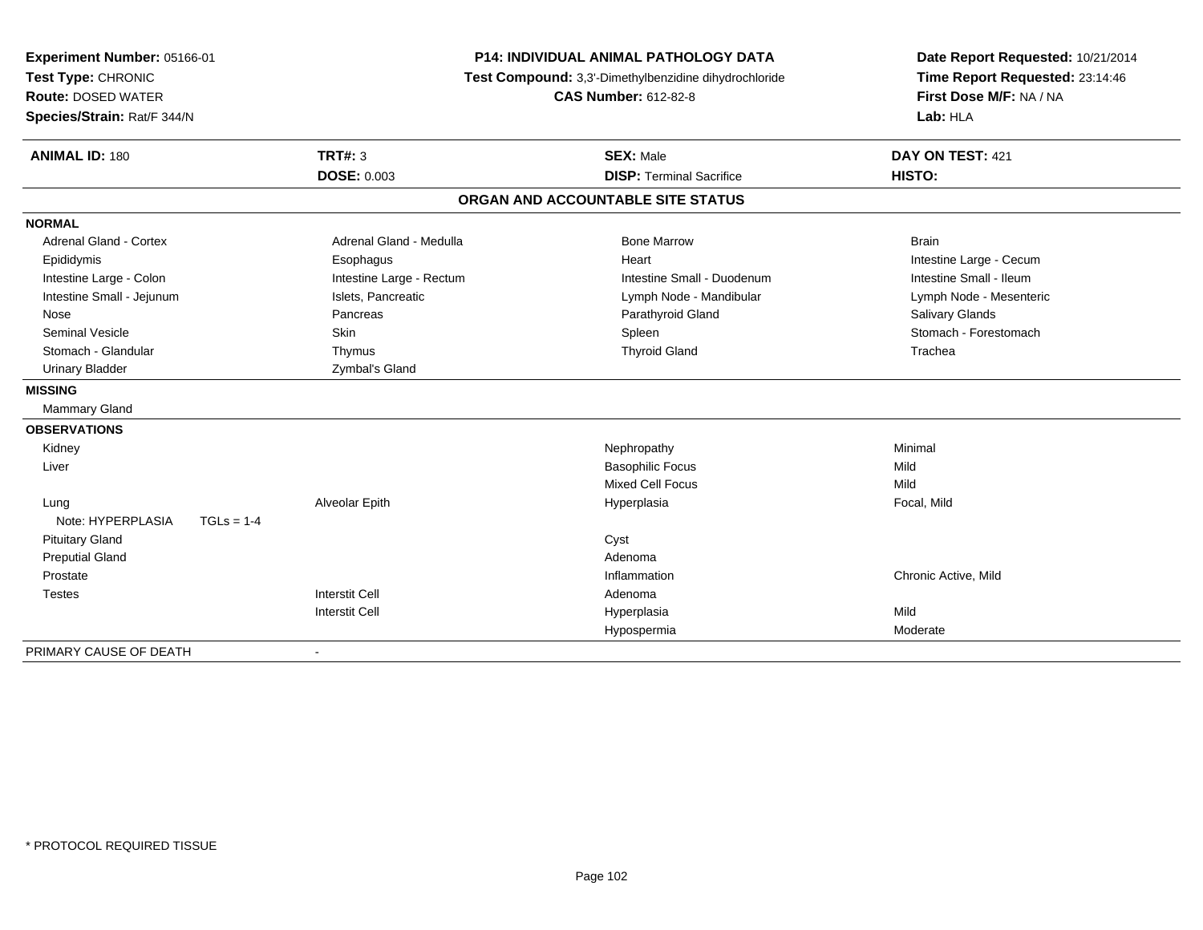**Experiment Number:** 05166-01
**Test Type:** CHRONIC
**Route:** DOSED WATER
**Species/Strain:** Rat/F 344/N

**P14: INDIVIDUAL ANIMAL PATHOLOGY DATA**
**Test Compound:** 3,3'-Dimethylbenzidine dihydrochloride
**CAS Number:** 612-82-8

**Date Report Requested:** 10/21/2014
**Time Report Requested:** 23:14:46
**First Dose M/F:** NA / NA
**Lab:** HLA

| **ANIMAL ID:** 180 | **TRT#:** 3 | **SEX:** Male | **DAY ON TEST:** 421 |
|---|---|---|---|
| | **DOSE:** 0.003 | **DISP:** Terminal Sacrifice | **HISTO:** |

## ORGAN AND ACCOUNTABLE SITE STATUS

| | | | |
|---|---|---|---|
| **NORMAL** | | | |
| Adrenal Gland - Cortex | Adrenal Gland - Medulla | Bone Marrow | Brain |
| Epididymis | Esophagus | Heart | Intestine Large - Cecum |
| Intestine Large - Colon | Intestine Large - Rectum | Intestine Small - Duodenum | Intestine Small - Ileum |
| Intestine Small - Jejunum | Islets, Pancreatic | Lymph Node - Mandibular | Lymph Node - Mesenteric |
| Nose | Pancreas | Parathyroid Gland | Salivary Glands |
| Seminal Vesicle | Skin | Spleen | Stomach - Forestomach |
| Stomach - Glandular | Thymus | Thyroid Gland | Trachea |
| Urinary Bladder | Zymbal's Gland | | |
| **MISSING** | | | |
| Mammary Gland | | | |
| **OBSERVATIONS** | | | |
| Kidney | | Nephropathy | Minimal |
| Liver | | Basophilic Focus | Mild |
| | | Mixed Cell Focus | Mild |
| Lung | Alveolar Epith | Hyperplasia | Focal, Mild |
| Note: HYPERPLASIA TGLs = 1-4 | | | |
| Pituitary Gland | | Cyst | |
| Preputial Gland | | Adenoma | |
| Prostate | | Inflammation | Chronic Active, Mild |
| Testes | Interstit Cell | Adenoma | |
| | Interstit Cell | Hyperplasia | Mild |
| | | Hypospermia | Moderate |
| PRIMARY CAUSE OF DEATH | - | | |

* PROTOCOL REQUIRED TISSUE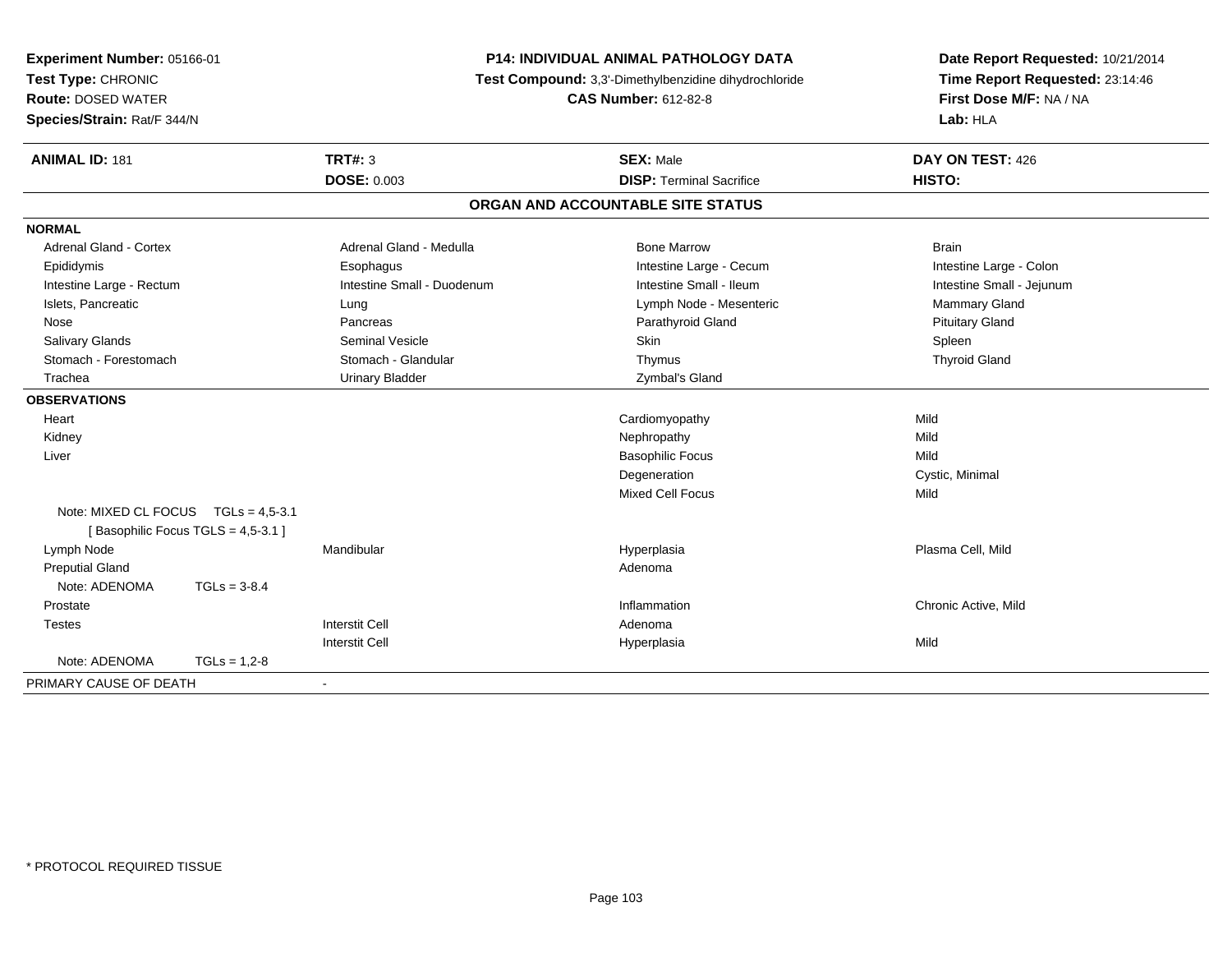**Experiment Number:** 05166-01
**Test Type:** CHRONIC
**Route:** DOSED WATER
**Species/Strain:** Rat/F 344/N

**P14: INDIVIDUAL ANIMAL PATHOLOGY DATA**
**Test Compound:** 3,3'-Dimethylbenzidine dihydrochloride
**CAS Number:** 612-82-8

**Date Report Requested:** 10/21/2014
**Time Report Requested:** 23:14:46
**First Dose M/F:** NA / NA
**Lab:** HLA

| **ANIMAL ID:** 181 | **TRT#:** 3 | **SEX:** Male | **DAY ON TEST:** 426 |
|---|---|---|---|
| | **DOSE:** 0.003 | **DISP:** Terminal Sacrifice | **HISTO:** |

## ORGAN AND ACCOUNTABLE SITE STATUS

**NORMAL**

| | | | |
|---|---|---|---|
| Adrenal Gland - Cortex | Adrenal Gland - Medulla | Bone Marrow | Brain |
| Epididymis | Esophagus | Intestine Large - Cecum | Intestine Large - Colon |
| Intestine Large - Rectum | Intestine Small - Duodenum | Intestine Small - Ileum | Intestine Small - Jejunum |
| Islets, Pancreatic | Lung | Lymph Node - Mesenteric | Mammary Gland |
| Nose | Pancreas | Parathyroid Gland | Pituitary Gland |
| Salivary Glands | Seminal Vesicle | Skin | Spleen |
| Stomach - Forestomach | Stomach - Glandular | Thymus | Thyroid Gland |
| Trachea | Urinary Bladder | Zymbal's Gland | |

**OBSERVATIONS**

| | | | |
|---|---|---|---|
| Heart | | Cardiomyopathy | Mild |
| Kidney | | Nephropathy | Mild |
| Liver | | Basophilic Focus | Mild |
| | | Degeneration | Cystic, Minimal |
| | | Mixed Cell Focus | Mild |
| Note: MIXED CL FOCUS TGLs = 4,5-3.1 [ Basophilic Focus TGLS = 4,5-3.1 ] | | | |
| Lymph Node | Mandibular | Hyperplasia | Plasma Cell, Mild |
| Preputial Gland | | Adenoma | |
| Note: ADENOMA TGLs = 3-8.4 | | | |
| Prostate | | Inflammation | Chronic Active, Mild |
| Testes | Interstit Cell | Adenoma | |
| | Interstit Cell | Hyperplasia | Mild |
| Note: ADENOMA TGLs = 1,2-8 | | | |

PRIMARY CAUSE OF DEATH -

* PROTOCOL REQUIRED TISSUE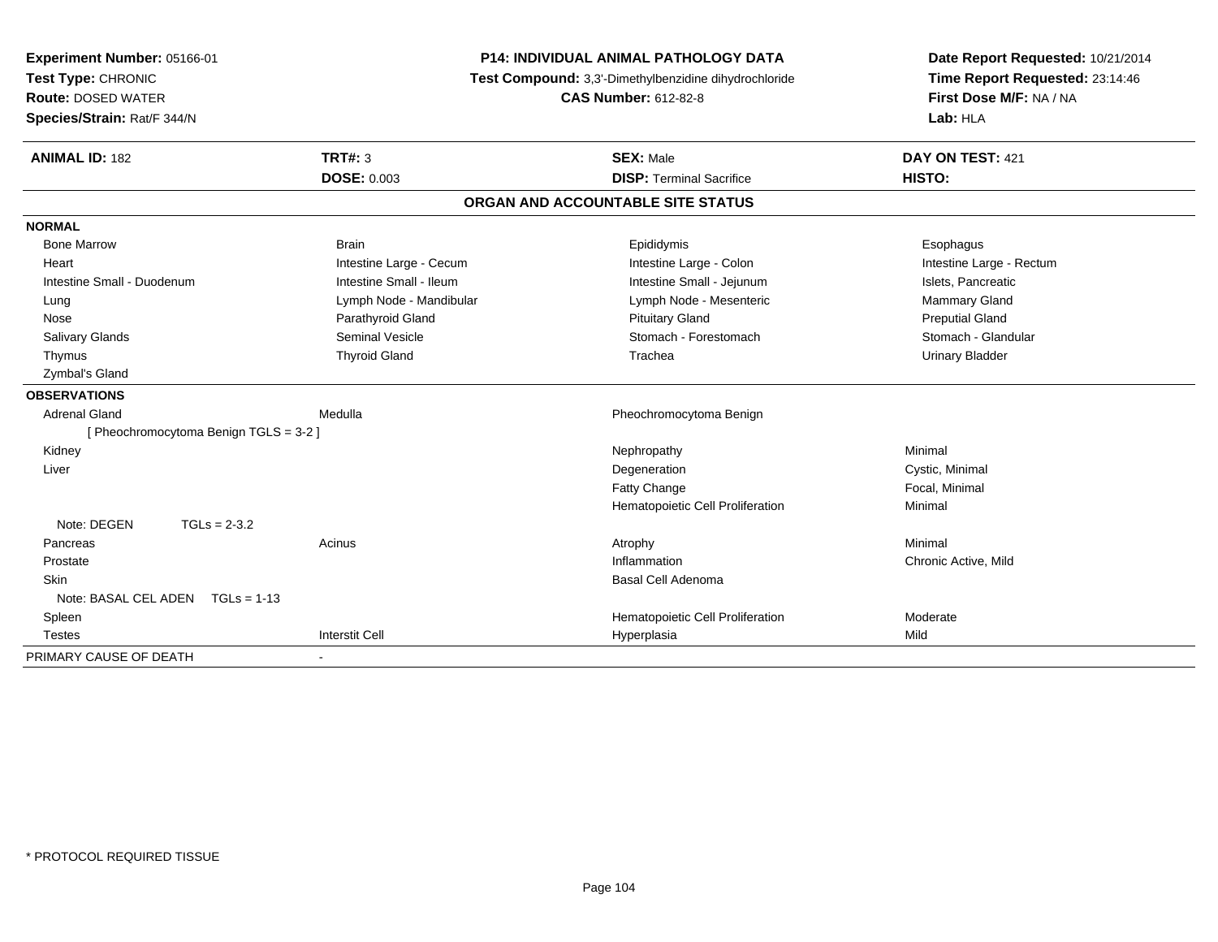**Experiment Number:** 05166-01
**Test Type:** CHRONIC
**Route:** DOSED WATER
**Species/Strain:** Rat/F 344/N

**P14: INDIVIDUAL ANIMAL PATHOLOGY DATA**
**Test Compound:** 3,3'-Dimethylbenzidine dihydrochloride
**CAS Number:** 612-82-8

**Date Report Requested:** 10/21/2014
**Time Report Requested:** 23:14:46
**First Dose M/F:** NA / NA
**Lab:** HLA

| **ANIMAL ID:** 182 | **TRT#:** 3 | **SEX:** Male | **DAY ON TEST:** 421 |
|---|---|---|---|
| | **DOSE:** 0.003 | **DISP:** Terminal Sacrifice | **HISTO:** |

## ORGAN AND ACCOUNTABLE SITE STATUS

**NORMAL**

| | | | |
|---|---|---|---|
| Bone Marrow | Brain | Epididymis | Esophagus |
| Heart | Intestine Large - Cecum | Intestine Large - Colon | Intestine Large - Rectum |
| Intestine Small - Duodenum | Intestine Small - Ileum | Intestine Small - Jejunum | Islets, Pancreatic |
| Lung | Lymph Node - Mandibular | Lymph Node - Mesenteric | Mammary Gland |
| Nose | Parathyroid Gland | Pituitary Gland | Preputial Gland |
| Salivary Glands | Seminal Vesicle | Stomach - Forestomach | Stomach - Glandular |
| Thymus | Thyroid Gland | Trachea | Urinary Bladder |
| Zymbal's Gland | | | |

**OBSERVATIONS**

| | | | |
|---|---|---|---|
| Adrenal Gland | Medulla | Pheochromocytoma Benign | |
| [ Pheochromocytoma Benign TGLS = 3-2 ] | | | |
| Kidney | | Nephropathy | Minimal |
| Liver | | Degeneration | Cystic, Minimal |
| | | Fatty Change | Focal, Minimal |
| | | Hematopoietic Cell Proliferation | Minimal |
| Note: DEGEN TGLs = 2-3.2 | | | |
| Pancreas | Acinus | Atrophy | Minimal |
| Prostate | | Inflammation | Chronic Active, Mild |
| Skin | | Basal Cell Adenoma | |
| Note: BASAL CEL ADEN TGLs = 1-13 | | | |
| Spleen | | Hematopoietic Cell Proliferation | Moderate |
| Testes | Interstit Cell | Hyperplasia | Mild |

PRIMARY CAUSE OF DEATH -

* PROTOCOL REQUIRED TISSUE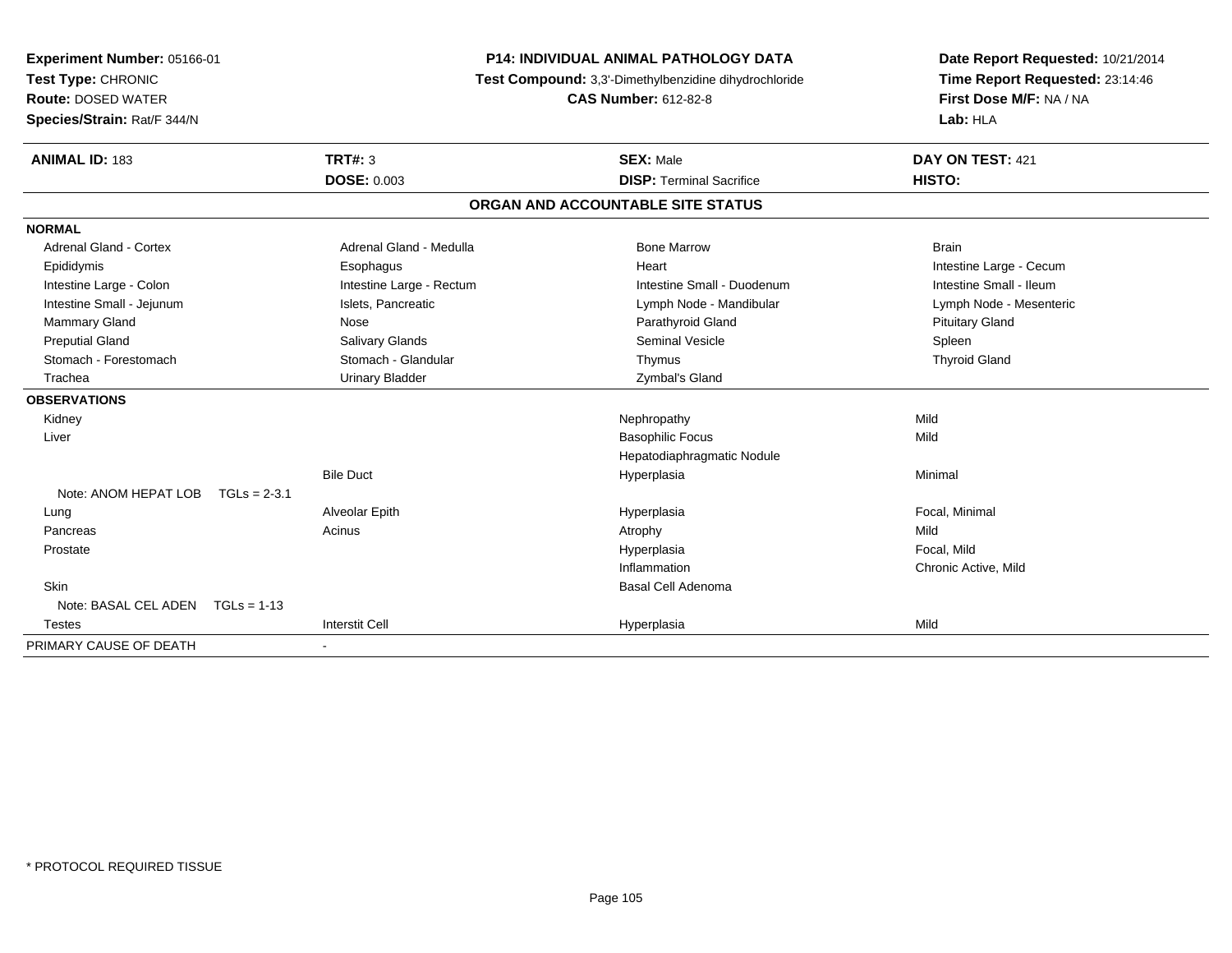**Experiment Number:** 05166-01
**Test Type:** CHRONIC
**Route:** DOSED WATER
**Species/Strain:** Rat/F 344/N

**P14: INDIVIDUAL ANIMAL PATHOLOGY DATA**
**Test Compound:** 3,3'-Dimethylbenzidine dihydrochloride
**CAS Number:** 612-82-8

**Date Report Requested:** 10/21/2014
**Time Report Requested:** 23:14:46
**First Dose M/F:** NA / NA
**Lab:** HLA

| **ANIMAL ID:** 183 | **TRT#:** 3 | **SEX:** Male | **DAY ON TEST:** 421 |
|---|---|---|---|
| | **DOSE:** 0.003 | **DISP:** Terminal Sacrifice | **HISTO:** |

## ORGAN AND ACCOUNTABLE SITE STATUS

| | | | |
|---|---|---|---|
| **NORMAL** | | | |
| Adrenal Gland - Cortex | Adrenal Gland - Medulla | Bone Marrow | Brain |
| Epididymis | Esophagus | Heart | Intestine Large - Cecum |
| Intestine Large - Colon | Intestine Large - Rectum | Intestine Small - Duodenum | Intestine Small - Ileum |
| Intestine Small - Jejunum | Islets, Pancreatic | Lymph Node - Mandibular | Lymph Node - Mesenteric |
| Mammary Gland | Nose | Parathyroid Gland | Pituitary Gland |
| Preputial Gland | Salivary Glands | Seminal Vesicle | Spleen |
| Stomach - Forestomach | Stomach - Glandular | Thymus | Thyroid Gland |
| Trachea | Urinary Bladder | Zymbal's Gland | |
| **OBSERVATIONS** | | | |
| Kidney | | Nephropathy | Mild |
| Liver | | Basophilic Focus | Mild |
| | | Hepatodiaphragmatic Nodule | |
| | Bile Duct | Hyperplasia | Minimal |
| Note: ANOM HEPAT LOB TGLs = 2-3.1 | | | |
| Lung | Alveolar Epith | Hyperplasia | Focal, Minimal |
| Pancreas | Acinus | Atrophy | Mild |
| Prostate | | Hyperplasia | Focal, Mild |
| | | Inflammation | Chronic Active, Mild |
| Skin | | Basal Cell Adenoma | |
| Note: BASAL CEL ADEN TGLs = 1-13 | | | |
| Testes | Interstit Cell | Hyperplasia | Mild |
| PRIMARY CAUSE OF DEATH | - | | |

* PROTOCOL REQUIRED TISSUE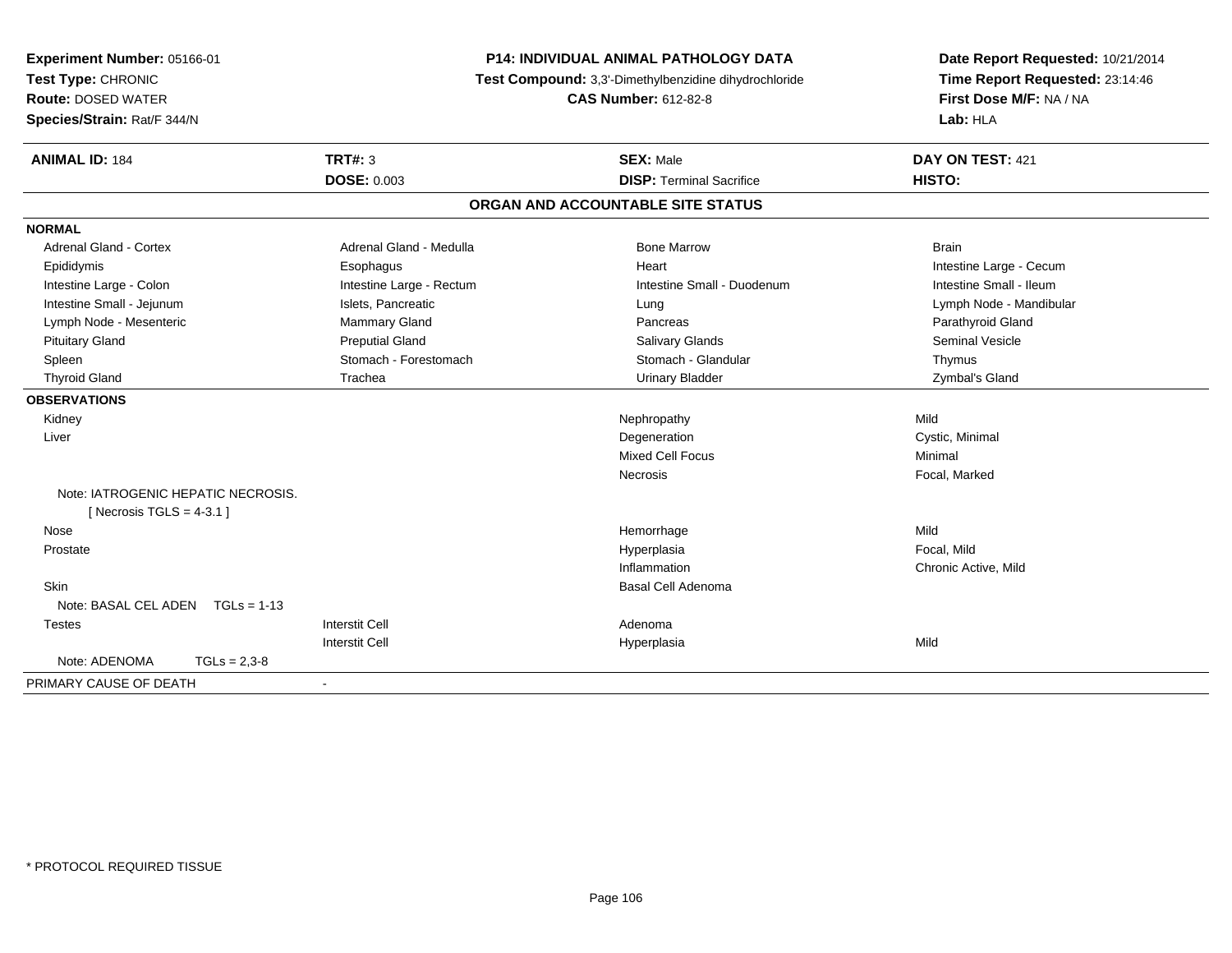**Experiment Number:** 05166-01
**Test Type:** CHRONIC
**Route:** DOSED WATER
**Species/Strain:** Rat/F 344/N

**P14: INDIVIDUAL ANIMAL PATHOLOGY DATA**
**Test Compound:** 3,3'-Dimethylbenzidine dihydrochloride
**CAS Number:** 612-82-8

**Date Report Requested:** 10/21/2014
**Time Report Requested:** 23:14:46
**First Dose M/F:** NA / NA
**Lab:** HLA

| **ANIMAL ID:** 184 | **TRT#:** 3 | **SEX:** Male | **DAY ON TEST:** 421 |
|---|---|---|---|
| | **DOSE:** 0.003 | **DISP:** Terminal Sacrifice | **HISTO:** |

## ORGAN AND ACCOUNTABLE SITE STATUS

**NORMAL**

| | | | |
|---|---|---|---|
| Adrenal Gland - Cortex | Adrenal Gland - Medulla | Bone Marrow | Brain |
| Epididymis | Esophagus | Heart | Intestine Large - Cecum |
| Intestine Large - Colon | Intestine Large - Rectum | Intestine Small - Duodenum | Intestine Small - Ileum |
| Intestine Small - Jejunum | Islets, Pancreatic | Lung | Lymph Node - Mandibular |
| Lymph Node - Mesenteric | Mammary Gland | Pancreas | Parathyroid Gland |
| Pituitary Gland | Preputial Gland | Salivary Glands | Seminal Vesicle |
| Spleen | Stomach - Forestomach | Stomach - Glandular | Thymus |
| Thyroid Gland | Trachea | Urinary Bladder | Zymbal's Gland |

**OBSERVATIONS**

| | | | |
|---|---|---|---|
| Kidney | | Nephropathy | Mild |
| Liver | | Degeneration | Cystic, Minimal |
| | | Mixed Cell Focus | Minimal |
| | | Necrosis | Focal, Marked |
| Note: IATROGENIC HEPATIC NECROSIS. [ Necrosis TGLS = 4-3.1 ] | | | |
| Nose | | Hemorrhage | Mild |
| Prostate | | Hyperplasia | Focal, Mild |
| | | Inflammation | Chronic Active, Mild |
| Skin | | Basal Cell Adenoma | |
| Note: BASAL CEL ADEN TGLs = 1-13 | | | |
| Testes | Interstit Cell | Adenoma | |
| | Interstit Cell | Hyperplasia | Mild |
| Note: ADENOMA TGLs = 2,3-8 | | | |

PRIMARY CAUSE OF DEATH -

\* PROTOCOL REQUIRED TISSUE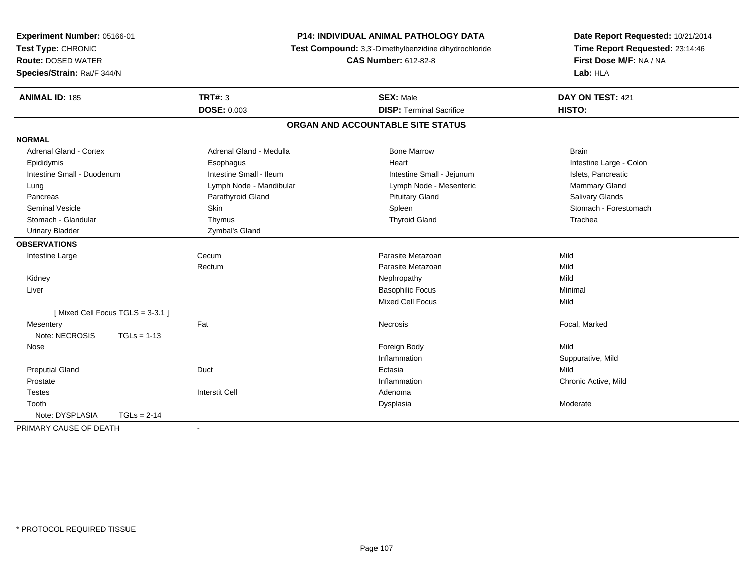**Experiment Number:** 05166-01
**Test Type:** CHRONIC
**Route:** DOSED WATER
**Species/Strain:** Rat/F 344/N

**P14: INDIVIDUAL ANIMAL PATHOLOGY DATA**
**Test Compound:** 3,3'-Dimethylbenzidine dihydrochloride
**CAS Number:** 612-82-8

**Date Report Requested:** 10/21/2014
**Time Report Requested:** 23:14:46
**First Dose M/F:** NA / NA
**Lab:** HLA

| **ANIMAL ID:** 185 | **TRT#:** 3 | **SEX:** Male | **DAY ON TEST:** 421 |
|---|---|---|---|
| | **DOSE:** 0.003 | **DISP:** Terminal Sacrifice | **HISTO:** |

## ORGAN AND ACCOUNTABLE SITE STATUS

**NORMAL**

| | | | |
|---|---|---|---|
| Adrenal Gland - Cortex | Adrenal Gland - Medulla | Bone Marrow | Brain |
| Epididymis | Esophagus | Heart | Intestine Large - Colon |
| Intestine Small - Duodenum | Intestine Small - Ileum | Intestine Small - Jejunum | Islets, Pancreatic |
| Lung | Lymph Node - Mandibular | Lymph Node - Mesenteric | Mammary Gland |
| Pancreas | Parathyroid Gland | Pituitary Gland | Salivary Glands |
| Seminal Vesicle | Skin | Spleen | Stomach - Forestomach |
| Stomach - Glandular | Thymus | Thyroid Gland | Trachea |
| Urinary Bladder | Zymbal's Gland | | |

**OBSERVATIONS**

| | | | |
|---|---|---|---|
| Intestine Large | Cecum | Parasite Metazoan | Mild |
| | Rectum | Parasite Metazoan | Mild |
| Kidney | | Nephropathy | Mild |
| Liver | | Basophilic Focus | Minimal |
| | | Mixed Cell Focus | Mild |
| [ Mixed Cell Focus TGLS = 3-3.1 ] | | | |
| Mesentery | Fat | Necrosis | Focal, Marked |
| Note: NECROSIS TGLs = 1-13 | | | |
| Nose | | Foreign Body | Mild |
| | | Inflammation | Suppurative, Mild |
| Preputial Gland | Duct | Ectasia | Mild |
| Prostate | | Inflammation | Chronic Active, Mild |
| Testes | Interstit Cell | Adenoma | |
| Tooth | | Dysplasia | Moderate |
| Note: DYSPLASIA TGLs = 2-14 | | | |

PRIMARY CAUSE OF DEATH -

\* PROTOCOL REQUIRED TISSUE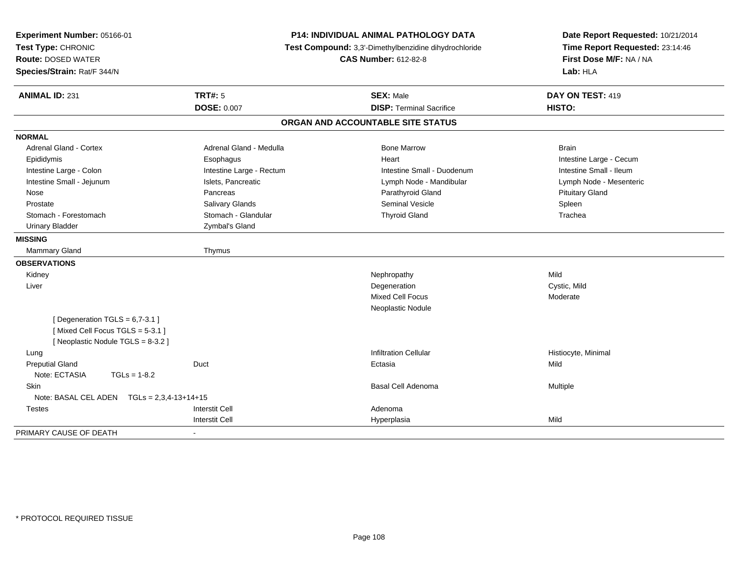**Experiment Number:** 05166-01
**Test Type:** CHRONIC
**Route:** DOSED WATER
**Species/Strain:** Rat/F 344/N

**P14: INDIVIDUAL ANIMAL PATHOLOGY DATA**
**Test Compound:** 3,3'-Dimethylbenzidine dihydrochloride
**CAS Number:** 612-82-8

**Date Report Requested:** 10/21/2014
**Time Report Requested:** 23:14:46
**First Dose M/F:** NA / NA
**Lab:** HLA

| **ANIMAL ID:** 231 | **TRT#:** 5 | **SEX:** Male | **DAY ON TEST:** 419 |
|---|---|---|---|
| | **DOSE:** 0.007 | **DISP:** Terminal Sacrifice | **HISTO:** |

## ORGAN AND ACCOUNTABLE SITE STATUS

| | | | |
|---|---|---|---|
| **NORMAL** | | | |
| Adrenal Gland - Cortex | Adrenal Gland - Medulla | Bone Marrow | Brain |
| Epididymis | Esophagus | Heart | Intestine Large - Cecum |
| Intestine Large - Colon | Intestine Large - Rectum | Intestine Small - Duodenum | Intestine Small - Ileum |
| Intestine Small - Jejunum | Islets, Pancreatic | Lymph Node - Mandibular | Lymph Node - Mesenteric |
| Nose | Pancreas | Parathyroid Gland | Pituitary Gland |
| Prostate | Salivary Glands | Seminal Vesicle | Spleen |
| Stomach - Forestomach | Stomach - Glandular | Thyroid Gland | Trachea |
| Urinary Bladder | Zymbal's Gland | | |
| **MISSING** | | | |
| Mammary Gland | Thymus | | |
| **OBSERVATIONS** | | | |
| Kidney | | Nephropathy | Mild |
| Liver | | Degeneration | Cystic, Mild |
| | | Mixed Cell Focus | Moderate |
| | | Neoplastic Nodule | |
| [ Degeneration TGLS = 6,7-3.1 ] | | | |
| [ Mixed Cell Focus TGLS = 5-3.1 ] | | | |
| [ Neoplastic Nodule TGLS = 8-3.2 ] | | | |
| Lung | | Infiltration Cellular | Histiocyte, Minimal |
| Preputial Gland | Duct | Ectasia | Mild |
| Note: ECTASIA TGLs = 1-8.2 | | | |
| Skin | | Basal Cell Adenoma | Multiple |
| Note: BASAL CEL ADEN TGLs = 2,3,4-13+14+15 | | | |
| Testes | Interstit Cell | Adenoma | |
| | Interstit Cell | Hyperplasia | Mild |
| PRIMARY CAUSE OF DEATH | - | | |

\* PROTOCOL REQUIRED TISSUE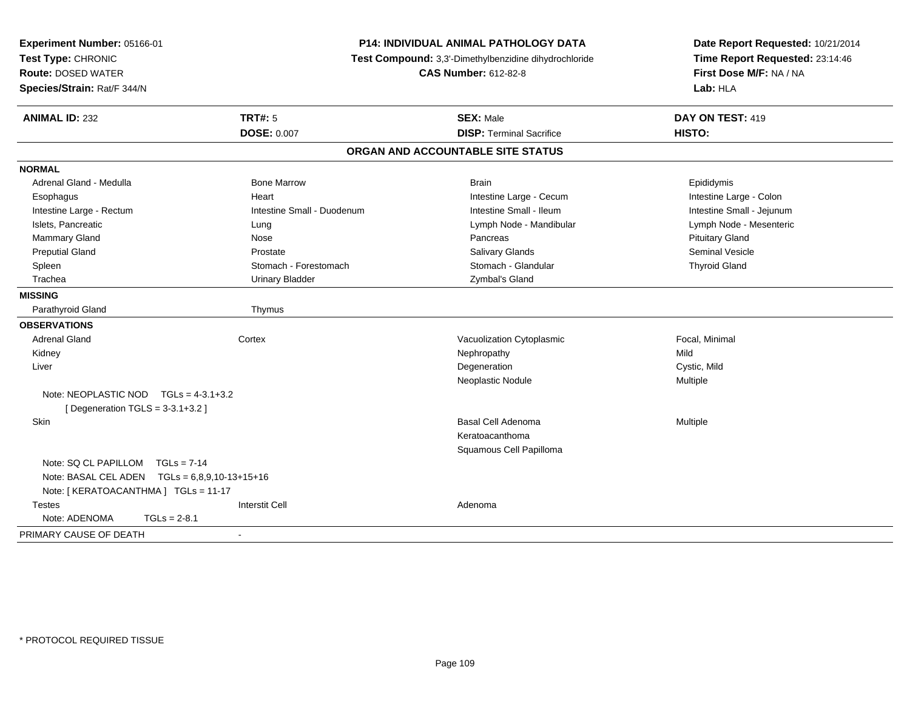**Experiment Number:** 05166-01
**Test Type:** CHRONIC
**Route:** DOSED WATER
**Species/Strain:** Rat/F 344/N

**P14: INDIVIDUAL ANIMAL PATHOLOGY DATA**
**Test Compound:** 3,3'-Dimethylbenzidine dihydrochloride
**CAS Number:** 612-82-8

**Date Report Requested:** 10/21/2014
**Time Report Requested:** 23:14:46
**First Dose M/F:** NA / NA
**Lab:** HLA

| **ANIMAL ID:** 232 | **TRT#:** 5 | **SEX:** Male | **DAY ON TEST:** 419 |
|---|---|---|---|
| | **DOSE:** 0.007 | **DISP:** Terminal Sacrifice | **HISTO:** |

## ORGAN AND ACCOUNTABLE SITE STATUS

**NORMAL**

| | | | |
|---|---|---|---|
| Adrenal Gland - Medulla | Bone Marrow | Brain | Epididymis |
| Esophagus | Heart | Intestine Large - Cecum | Intestine Large - Colon |
| Intestine Large - Rectum | Intestine Small - Duodenum | Intestine Small - Ileum | Intestine Small - Jejunum |
| Islets, Pancreatic | Lung | Lymph Node - Mandibular | Lymph Node - Mesenteric |
| Mammary Gland | Nose | Pancreas | Pituitary Gland |
| Preputial Gland | Prostate | Salivary Glands | Seminal Vesicle |
| Spleen | Stomach - Forestomach | Stomach - Glandular | Thyroid Gland |
| Trachea | Urinary Bladder | Zymbal's Gland | |

**MISSING**

| | |
|---|---|
| Parathyroid Gland | Thymus |

**OBSERVATIONS**

| | | | |
|---|---|---|---|
| Adrenal Gland | Cortex | Vacuolization Cytoplasmic | Focal, Minimal |
| Kidney | | Nephropathy | Mild |
| Liver | | Degeneration | Cystic, Mild |
| | | Neoplastic Nodule | Multiple |

Note: NEOPLASTIC NOD TGLs = 4-3.1+3.2
[ Degeneration TGLS = 3-3.1+3.2 ]

| | | | |
|---|---|---|---|
| Skin | | Basal Cell Adenoma | Multiple |
| | | Keratoacanthoma | |
| | | Squamous Cell Papilloma | |

Note: SQ CL PAPILLOM TGLs = 7-14
Note: BASAL CEL ADEN TGLs = 6,8,9,10-13+15+16
Note: [ KERATOACANTHMA ] TGLs = 11-17

| | | | |
|---|---|---|---|
| Testes | Interstit Cell | Adenoma | |

Note: ADENOMA TGLs = 2-8.1

PRIMARY CAUSE OF DEATH -

* PROTOCOL REQUIRED TISSUE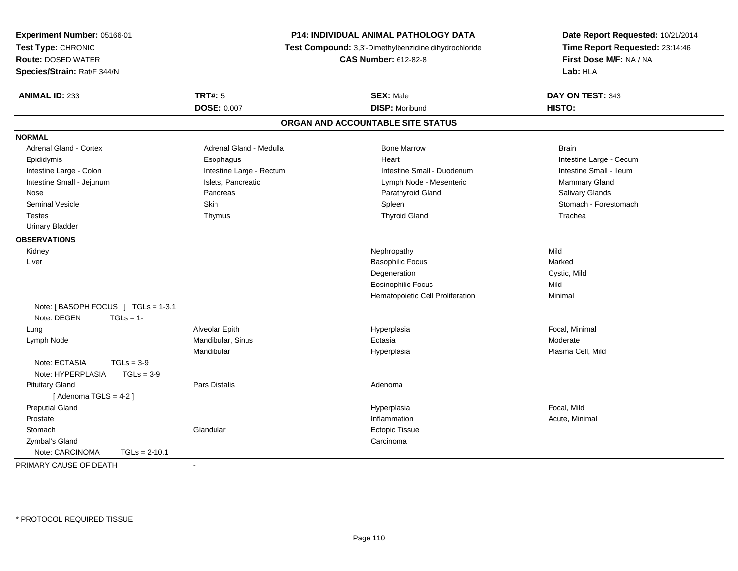**Experiment Number:** 05166-01
**Test Type:** CHRONIC
**Route:** DOSED WATER
**Species/Strain:** Rat/F 344/N

**P14: INDIVIDUAL ANIMAL PATHOLOGY DATA**
**Test Compound:** 3,3'-Dimethylbenzidine dihydrochloride
**CAS Number:** 612-82-8

**Date Report Requested:** 10/21/2014
**Time Report Requested:** 23:14:46
**First Dose M/F:** NA / NA
**Lab:** HLA

| **ANIMAL ID:** 233 | **TRT#:** 5 | **SEX:** Male | **DAY ON TEST:** 343 |
|---|---|---|---|
| | **DOSE:** 0.007 | **DISP:** Moribund | **HISTO:** |

## ORGAN AND ACCOUNTABLE SITE STATUS

**NORMAL**

| | | | |
|---|---|---|---|
| Adrenal Gland - Cortex | Adrenal Gland - Medulla | Bone Marrow | Brain |
| Epididymis | Esophagus | Heart | Intestine Large - Cecum |
| Intestine Large - Colon | Intestine Large - Rectum | Intestine Small - Duodenum | Intestine Small - Ileum |
| Intestine Small - Jejunum | Islets, Pancreatic | Lymph Node - Mesenteric | Mammary Gland |
| Nose | Pancreas | Parathyroid Gland | Salivary Glands |
| Seminal Vesicle | Skin | Spleen | Stomach - Forestomach |
| Testes | Thymus | Thyroid Gland | Trachea |
| Urinary Bladder | | | |

**OBSERVATIONS**

| | | | |
|---|---|---|---|
| Kidney | | Nephropathy | Mild |
| Liver | | Basophilic Focus | Marked |
| | | Degeneration | Cystic, Mild |
| | | Eosinophilic Focus | Mild |
| | | Hematopoietic Cell Proliferation | Minimal |
| Note: [ BASOPH FOCUS ] TGLs = 1-3.1 | | | |
| Note: DEGEN TGLs = 1- | | | |
| Lung | Alveolar Epith | Hyperplasia | Focal, Minimal |
| Lymph Node | Mandibular, Sinus | Ectasia | Moderate |
| | Mandibular | Hyperplasia | Plasma Cell, Mild |
| Note: ECTASIA TGLs = 3-9 | | | |
| Note: HYPERPLASIA TGLs = 3-9 | | | |
| Pituitary Gland | Pars Distalis | Adenoma | |
| [ Adenoma TGLS = 4-2 ] | | | |
| Preputial Gland | | Hyperplasia | Focal, Mild |
| Prostate | | Inflammation | Acute, Minimal |
| Stomach | Glandular | Ectopic Tissue | |
| Zymbal's Gland | | Carcinoma | |
| Note: CARCINOMA TGLs = 2-10.1 | | | |

PRIMARY CAUSE OF DEATH -

\* PROTOCOL REQUIRED TISSUE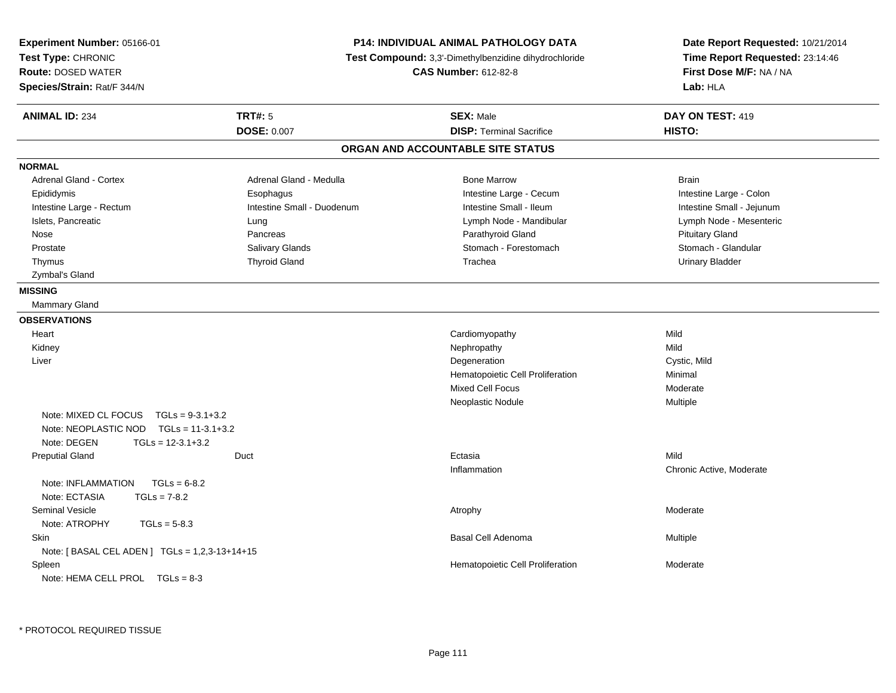**Experiment Number:** 05166-01
**Test Type:** CHRONIC
**Route:** DOSED WATER
**Species/Strain:** Rat/F 344/N

**P14: INDIVIDUAL ANIMAL PATHOLOGY DATA**
**Test Compound:** 3,3'-Dimethylbenzidine dihydrochloride
**CAS Number:** 612-82-8

**Date Report Requested:** 10/21/2014
**Time Report Requested:** 23:14:46
**First Dose M/F:** NA / NA
**Lab:** HLA

| **ANIMAL ID:** 234 | **TRT#:** 5 | **SEX:** Male | **DAY ON TEST:** 419 |
|---|---|---|---|
| | **DOSE:** 0.007 | **DISP:** Terminal Sacrifice | **HISTO:** |

## ORGAN AND ACCOUNTABLE SITE STATUS

**NORMAL**

| | | | |
|---|---|---|---|
| Adrenal Gland - Cortex | Adrenal Gland - Medulla | Bone Marrow | Brain |
| Epididymis | Esophagus | Intestine Large - Cecum | Intestine Large - Colon |
| Intestine Large - Rectum | Intestine Small - Duodenum | Intestine Small - Ileum | Intestine Small - Jejunum |
| Islets, Pancreatic | Lung | Lymph Node - Mandibular | Lymph Node - Mesenteric |
| Nose | Pancreas | Parathyroid Gland | Pituitary Gland |
| Prostate | Salivary Glands | Stomach - Forestomach | Stomach - Glandular |
| Thymus | Thyroid Gland | Trachea | Urinary Bladder |
| Zymbal's Gland | | | |

**MISSING**

Mammary Gland

**OBSERVATIONS**

| Organ | Site | Observation | Severity |
|---|---|---|---|
| Heart | | Cardiomyopathy | Mild |
| Kidney | | Nephropathy | Mild |
| Liver | | Degeneration | Cystic, Mild |
| | | Hematopoietic Cell Proliferation | Minimal |
| | | Mixed Cell Focus | Moderate |
| | | Neoplastic Nodule | Multiple |
| Note: MIXED CL FOCUS TGLs = 9-3.1+3.2 | | | |
| Note: NEOPLASTIC NOD TGLs = 11-3.1+3.2 | | | |
| Note: DEGEN TGLs = 12-3.1+3.2 | | | |
| Preputial Gland | Duct | Ectasia | Mild |
| | | Inflammation | Chronic Active, Moderate |
| Note: INFLAMMATION TGLs = 6-8.2 | | | |
| Note: ECTASIA TGLs = 7-8.2 | | | |
| Seminal Vesicle | | Atrophy | Moderate |
| Note: ATROPHY TGLs = 5-8.3 | | | |
| Skin | | Basal Cell Adenoma | Multiple |
| Note: [ BASAL CEL ADEN ] TGLs = 1,2,3-13+14+15 | | | |
| Spleen | | Hematopoietic Cell Proliferation | Moderate |
| Note: HEMA CELL PROL TGLs = 8-3 | | | |

* PROTOCOL REQUIRED TISSUE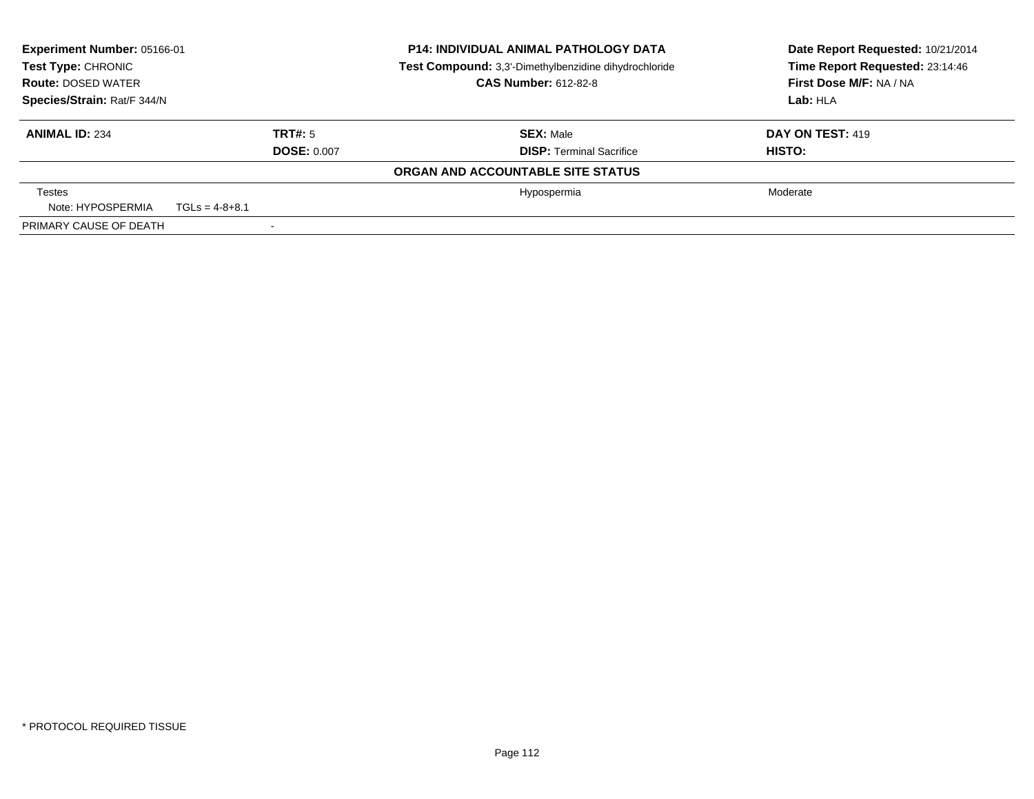**Experiment Number:** 05166-01
**Test Type:** CHRONIC
**Route:** DOSED WATER
**Species/Strain:** Rat/F 344/N

**P14: INDIVIDUAL ANIMAL PATHOLOGY DATA**
**Test Compound:** 3,3'-Dimethylbenzidine dihydrochloride
**CAS Number:** 612-82-8

**Date Report Requested:** 10/21/2014
**Time Report Requested:** 23:14:46
**First Dose M/F:** NA / NA
**Lab:** HLA

| **ANIMAL ID:** 234 | **TRT#:** 5 | **SEX:** Male | **DAY ON TEST:** 419 |
|---|---|---|---|
| | **DOSE:** 0.007 | **DISP:** Terminal Sacrifice | **HISTO:** |

**ORGAN AND ACCOUNTABLE SITE STATUS**

| | | | |
|---|---|---|---|
| Testes | | Hypospermia | Moderate |
| Note: HYPOSPERMIA TGLs = 4-8+8.1 | | | |
| PRIMARY CAUSE OF DEATH | - | | |

* PROTOCOL REQUIRED TISSUE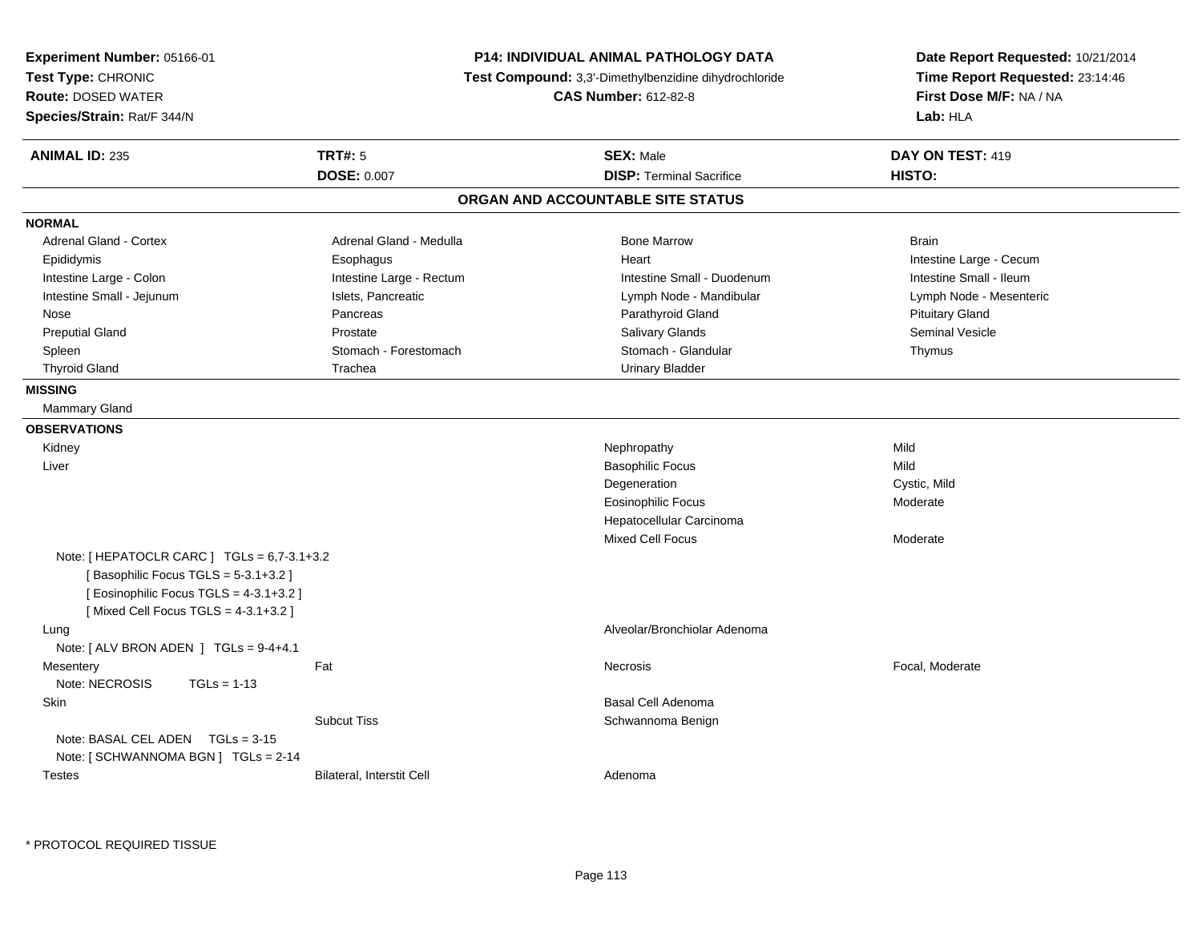**Experiment Number:** 05166-01
**Test Type:** CHRONIC
**Route:** DOSED WATER
**Species/Strain:** Rat/F 344/N

**P14: INDIVIDUAL ANIMAL PATHOLOGY DATA**
**Test Compound:** 3,3'-Dimethylbenzidine dihydrochloride
**CAS Number:** 612-82-8

**Date Report Requested:** 10/21/2014
**Time Report Requested:** 23:14:46
**First Dose M/F:** NA / NA
**Lab:** HLA

| **ANIMAL ID:** 235 | **TRT#:** 5 | **SEX:** Male | **DAY ON TEST:** 419 |
|---|---|---|---|
| | **DOSE:** 0.007 | **DISP:** Terminal Sacrifice | **HISTO:** |

## ORGAN AND ACCOUNTABLE SITE STATUS

**NORMAL**

| | | | |
|---|---|---|---|
| Adrenal Gland - Cortex | Adrenal Gland - Medulla | Bone Marrow | Brain |
| Epididymis | Esophagus | Heart | Intestine Large - Cecum |
| Intestine Large - Colon | Intestine Large - Rectum | Intestine Small - Duodenum | Intestine Small - Ileum |
| Intestine Small - Jejunum | Islets, Pancreatic | Lymph Node - Mandibular | Lymph Node - Mesenteric |
| Nose | Pancreas | Parathyroid Gland | Pituitary Gland |
| Preputial Gland | Prostate | Salivary Glands | Seminal Vesicle |
| Spleen | Stomach - Forestomach | Stomach - Glandular | Thymus |
| Thyroid Gland | Trachea | Urinary Bladder | |

**MISSING**

Mammary Gland

**OBSERVATIONS**

| | | | |
|---|---|---|---|
| Kidney | | Nephropathy | Mild |
| Liver | | Basophilic Focus | Mild |
| | | Degeneration | Cystic, Mild |
| | | Eosinophilic Focus | Moderate |
| | | Hepatocellular Carcinoma | |
| | | Mixed Cell Focus | Moderate |
| Note: [ HEPATOCLR CARC ] TGLs = 6,7-3.1+3.2 | | | |
| [ Basophilic Focus TGLS = 5-3.1+3.2 ] | | | |
| [ Eosinophilic Focus TGLS = 4-3.1+3.2 ] | | | |
| [ Mixed Cell Focus TGLS = 4-3.1+3.2 ] | | | |
| Lung | | Alveolar/Bronchiolar Adenoma | |
| Note: [ ALV BRON ADEN ] TGLs = 9-4+4.1 | | | |
| Mesentery | Fat | Necrosis | Focal, Moderate |
| Note: NECROSIS TGLs = 1-13 | | | |
| Skin | | Basal Cell Adenoma | |
| | Subcut Tiss | Schwannoma Benign | |
| Note: BASAL CEL ADEN TGLs = 3-15 | | | |
| Note: [ SCHWANNOMA BGN ] TGLs = 2-14 | | | |
| Testes | Bilateral, Interstit Cell | Adenoma | |

\* PROTOCOL REQUIRED TISSUE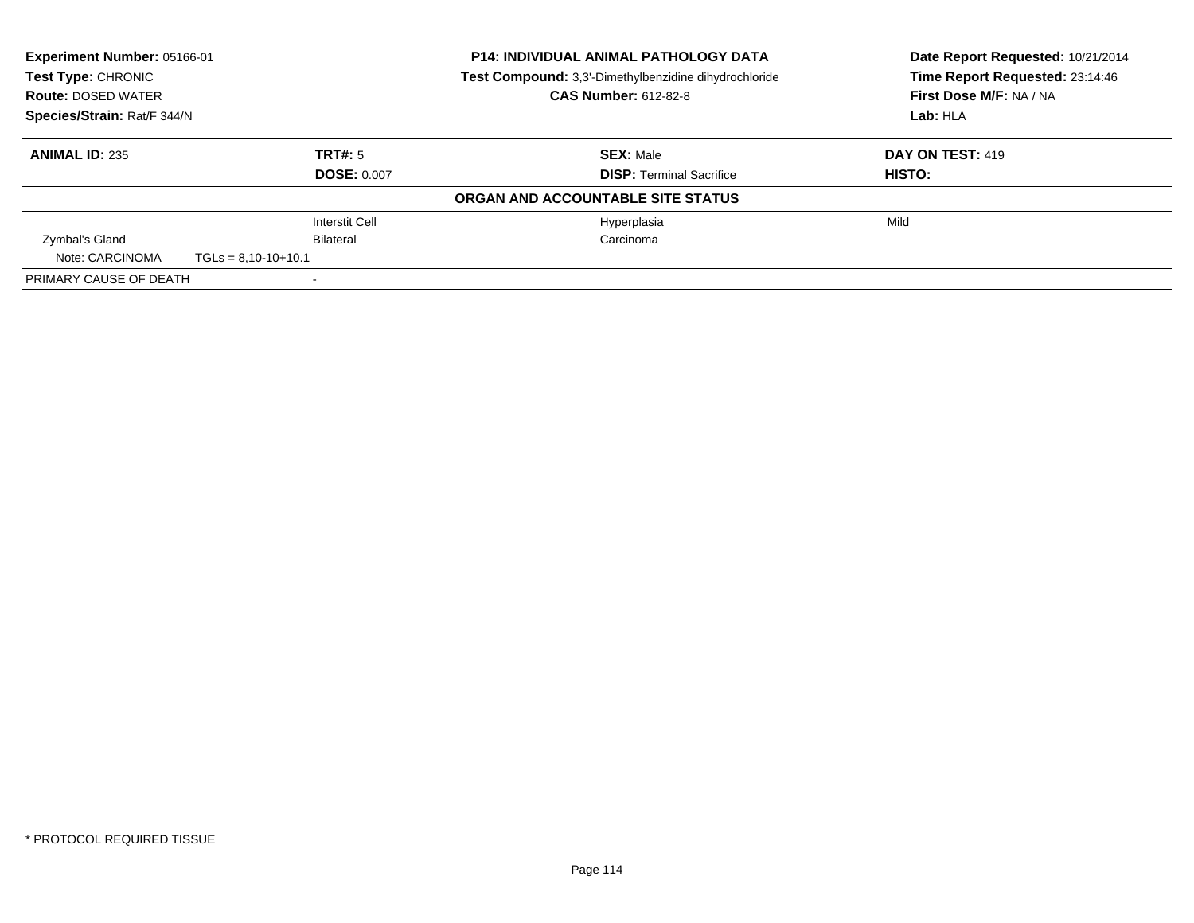**Experiment Number:** 05166-01
**Test Type:** CHRONIC
**Route:** DOSED WATER
**Species/Strain:** Rat/F 344/N

**P14: INDIVIDUAL ANIMAL PATHOLOGY DATA**
**Test Compound:** 3,3'-Dimethylbenzidine dihydrochloride
**CAS Number:** 612-82-8

**Date Report Requested:** 10/21/2014
**Time Report Requested:** 23:14:46
**First Dose M/F:** NA / NA
**Lab:** HLA

| **ANIMAL ID:** 235 | **TRT#:** 5 | **SEX:** Male | **DAY ON TEST:** 419 |
|---|---|---|---|
| | **DOSE:** 0.007 | **DISP:** Terminal Sacrifice | **HISTO:** |

**ORGAN AND ACCOUNTABLE SITE STATUS**

| | | | |
|---|---|---|---|
| | Interstit Cell | Hyperplasia | Mild |
| Zymbal's Gland | Bilateral | Carcinoma | |
| Note: CARCINOMA TGLs = 8,10-10+10.1 | | | |
| PRIMARY CAUSE OF DEATH | - | | |

* PROTOCOL REQUIRED TISSUE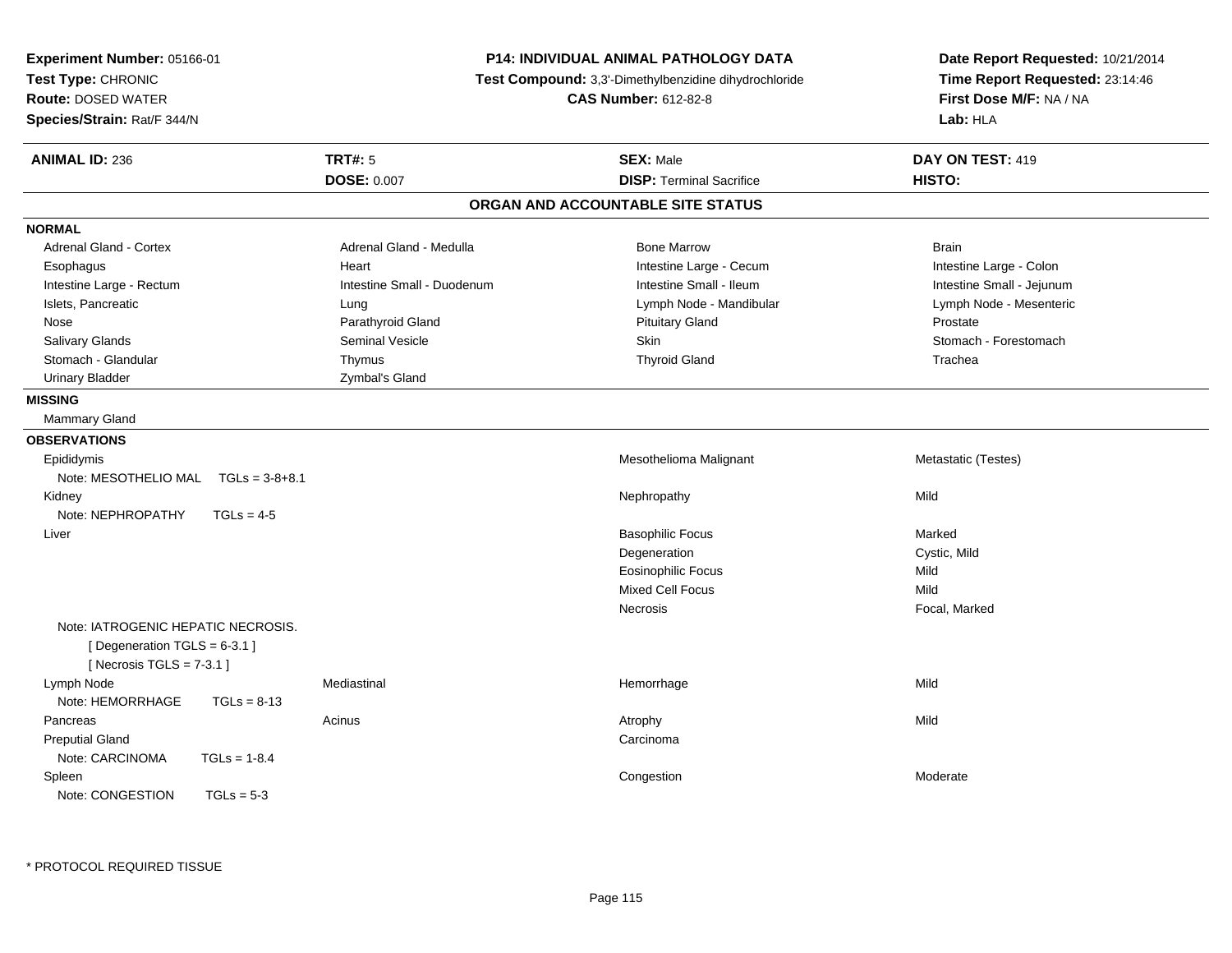**Experiment Number:** 05166-01
**Test Type:** CHRONIC
**Route:** DOSED WATER
**Species/Strain:** Rat/F 344/N

**P14: INDIVIDUAL ANIMAL PATHOLOGY DATA**
**Test Compound:** 3,3'-Dimethylbenzidine dihydrochloride
**CAS Number:** 612-82-8

**Date Report Requested:** 10/21/2014
**Time Report Requested:** 23:14:46
**First Dose M/F:** NA / NA
**Lab:** HLA

| **ANIMAL ID:** 236 | **TRT#:** 5 | **SEX:** Male | **DAY ON TEST:** 419 |
|---|---|---|---|
| | **DOSE:** 0.007 | **DISP:** Terminal Sacrifice | **HISTO:** |

## ORGAN AND ACCOUNTABLE SITE STATUS

**NORMAL**

| | | | |
|---|---|---|---|
| Adrenal Gland - Cortex | Adrenal Gland - Medulla | Bone Marrow | Brain |
| Esophagus | Heart | Intestine Large - Cecum | Intestine Large - Colon |
| Intestine Large - Rectum | Intestine Small - Duodenum | Intestine Small - Ileum | Intestine Small - Jejunum |
| Islets, Pancreatic | Lung | Lymph Node - Mandibular | Lymph Node - Mesenteric |
| Nose | Parathyroid Gland | Pituitary Gland | Prostate |
| Salivary Glands | Seminal Vesicle | Skin | Stomach - Forestomach |
| Stomach - Glandular | Thymus | Thyroid Gland | Trachea |
| Urinary Bladder | Zymbal's Gland | | |

**MISSING**

Mammary Gland

**OBSERVATIONS**

| Organ | Site | Observation | Qualifier |
|---|---|---|---|
| Epididymis | | Mesothelioma Malignant | Metastatic (Testes) |
| Note: MESOTHELIO MAL TGLs = 3-8+8.1 | | | |
| Kidney | | Nephropathy | Mild |
| Note: NEPHROPATHY TGLs = 4-5 | | | |
| Liver | | Basophilic Focus | Marked |
| | | Degeneration | Cystic, Mild |
| | | Eosinophilic Focus | Mild |
| | | Mixed Cell Focus | Mild |
| | | Necrosis | Focal, Marked |
| Note: IATROGENIC HEPATIC NECROSIS. [ Degeneration TGLS = 6-3.1 ] [ Necrosis TGLS = 7-3.1 ] | | | |
| Lymph Node | Mediastinal | Hemorrhage | Mild |
| Note: HEMORRHAGE TGLs = 8-13 | | | |
| Pancreas | Acinus | Atrophy | Mild |
| Preputial Gland | | Carcinoma | |
| Note: CARCINOMA TGLs = 1-8.4 | | | |
| Spleen | | Congestion | Moderate |
| Note: CONGESTION TGLs = 5-3 | | | |

\* PROTOCOL REQUIRED TISSUE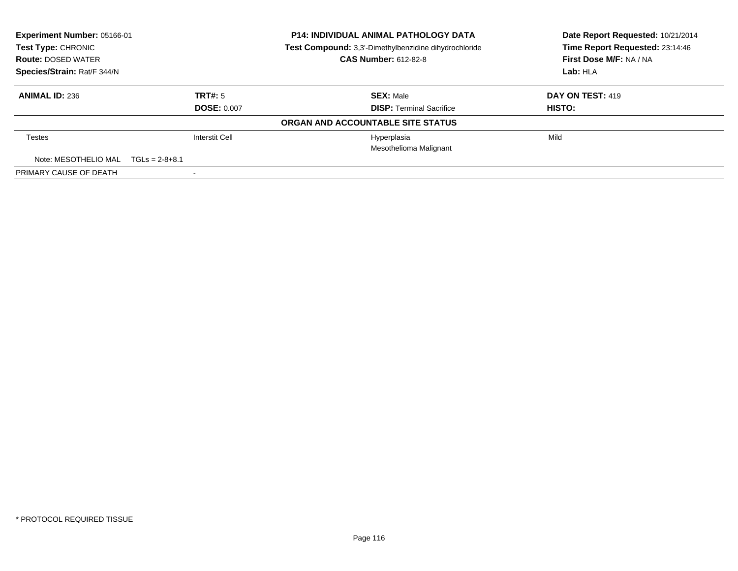**Experiment Number:** 05166-01
**Test Type:** CHRONIC
**Route:** DOSED WATER
**Species/Strain:** Rat/F 344/N

**P14: INDIVIDUAL ANIMAL PATHOLOGY DATA**
**Test Compound:** 3,3'-Dimethylbenzidine dihydrochloride
**CAS Number:** 612-82-8

**Date Report Requested:** 10/21/2014
**Time Report Requested:** 23:14:46
**First Dose M/F:** NA / NA
**Lab:** HLA

| **ANIMAL ID:** 236 | **TRT#:** 5 | **SEX:** Male | **DAY ON TEST:** 419 |
|---|---|---|---|
| | **DOSE:** 0.007 | **DISP:** Terminal Sacrifice | **HISTO:** |

**ORGAN AND ACCOUNTABLE SITE STATUS**

| | | | |
|---|---|---|---|
| Testes | Interstit Cell | Hyperplasia | Mild |
| | | Mesothelioma Malignant | |
| Note: MESOTHELIO MAL TGLs = 2-8+8.1 | | | |
| PRIMARY CAUSE OF DEATH | - | | |

* PROTOCOL REQUIRED TISSUE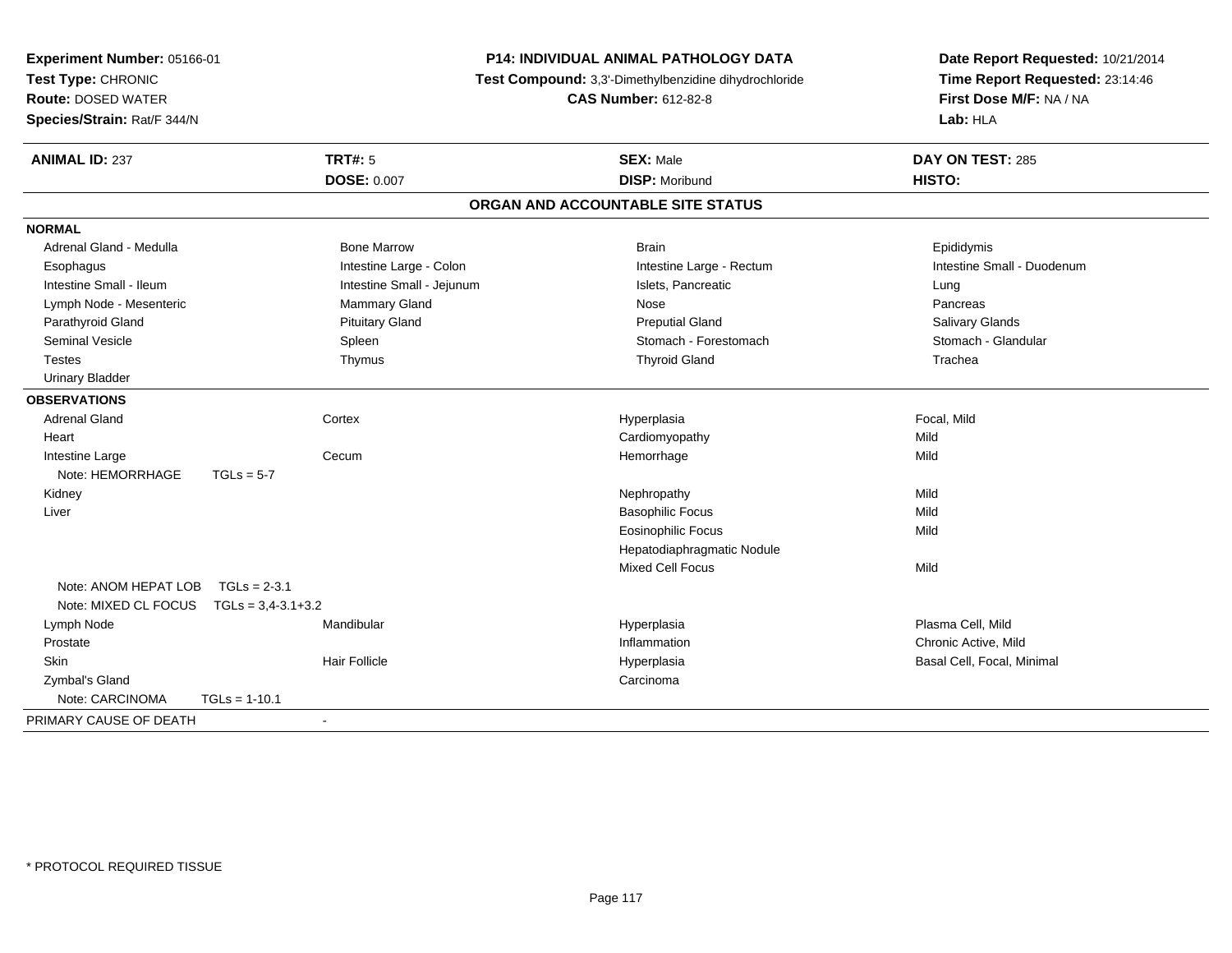**Experiment Number:** 05166-01
**Test Type:** CHRONIC
**Route:** DOSED WATER
**Species/Strain:** Rat/F 344/N

**P14: INDIVIDUAL ANIMAL PATHOLOGY DATA**
**Test Compound:** 3,3'-Dimethylbenzidine dihydrochloride
**CAS Number:** 612-82-8

**Date Report Requested:** 10/21/2014
**Time Report Requested:** 23:14:46
**First Dose M/F:** NA / NA
**Lab:** HLA

| **ANIMAL ID:** 237 | **TRT#:** 5 | **SEX:** Male | **DAY ON TEST:** 285 |
|---|---|---|---|
| | **DOSE:** 0.007 | **DISP:** Moribund | **HISTO:** |

## ORGAN AND ACCOUNTABLE SITE STATUS

**NORMAL**

| | | | |
|---|---|---|---|
| Adrenal Gland - Medulla | Bone Marrow | Brain | Epididymis |
| Esophagus | Intestine Large - Colon | Intestine Large - Rectum | Intestine Small - Duodenum |
| Intestine Small - Ileum | Intestine Small - Jejunum | Islets, Pancreatic | Lung |
| Lymph Node - Mesenteric | Mammary Gland | Nose | Pancreas |
| Parathyroid Gland | Pituitary Gland | Preputial Gland | Salivary Glands |
| Seminal Vesicle | Spleen | Stomach - Forestomach | Stomach - Glandular |
| Testes | Thymus | Thyroid Gland | Trachea |
| Urinary Bladder | | | |

**OBSERVATIONS**

| | | | |
|---|---|---|---|
| Adrenal Gland | Cortex | Hyperplasia | Focal, Mild |
| Heart | | Cardiomyopathy | Mild |
| Intestine Large | Cecum | Hemorrhage | Mild |
| Note: HEMORRHAGE TGLs = 5-7 | | | |
| Kidney | | Nephropathy | Mild |
| Liver | | Basophilic Focus | Mild |
| | | Eosinophilic Focus | Mild |
| | | Hepatodiaphragmatic Nodule | |
| | | Mixed Cell Focus | Mild |
| Note: ANOM HEPAT LOB TGLs = 2-3.1 | | | |
| Note: MIXED CL FOCUS TGLs = 3,4-3.1+3.2 | | | |
| Lymph Node | Mandibular | Hyperplasia | Plasma Cell, Mild |
| Prostate | | Inflammation | Chronic Active, Mild |
| Skin | Hair Follicle | Hyperplasia | Basal Cell, Focal, Minimal |
| Zymbal's Gland | | Carcinoma | |
| Note: CARCINOMA TGLs = 1-10.1 | | | |

PRIMARY CAUSE OF DEATH -

* PROTOCOL REQUIRED TISSUE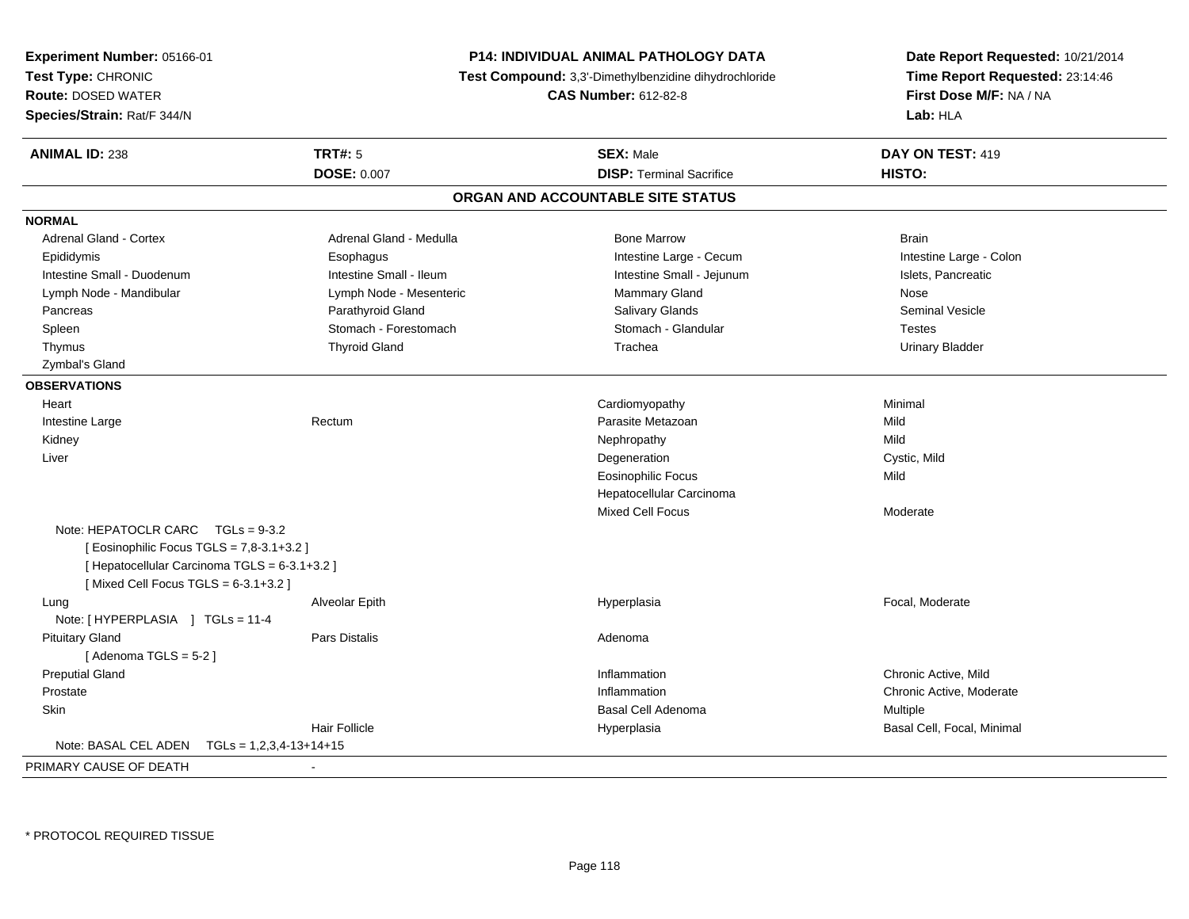**Experiment Number:** 05166-01
**Test Type:** CHRONIC
**Route:** DOSED WATER
**Species/Strain:** Rat/F 344/N

**P14: INDIVIDUAL ANIMAL PATHOLOGY DATA**
**Test Compound:** 3,3'-Dimethylbenzidine dihydrochloride
**CAS Number:** 612-82-8

**Date Report Requested:** 10/21/2014
**Time Report Requested:** 23:14:46
**First Dose M/F:** NA / NA
**Lab:** HLA

| **ANIMAL ID:** 238 | **TRT#:** 5 | **SEX:** Male | **DAY ON TEST:** 419 |
|---|---|---|---|
| | **DOSE:** 0.007 | **DISP:** Terminal Sacrifice | **HISTO:** |

## ORGAN AND ACCOUNTABLE SITE STATUS

**NORMAL**

| | | | |
|---|---|---|---|
| Adrenal Gland - Cortex | Adrenal Gland - Medulla | Bone Marrow | Brain |
| Epididymis | Esophagus | Intestine Large - Cecum | Intestine Large - Colon |
| Intestine Small - Duodenum | Intestine Small - Ileum | Intestine Small - Jejunum | Islets, Pancreatic |
| Lymph Node - Mandibular | Lymph Node - Mesenteric | Mammary Gland | Nose |
| Pancreas | Parathyroid Gland | Salivary Glands | Seminal Vesicle |
| Spleen | Stomach - Forestomach | Stomach - Glandular | Testes |
| Thymus | Thyroid Gland | Trachea | Urinary Bladder |
| Zymbal's Gland | | | |

**OBSERVATIONS**

| | | | |
|---|---|---|---|
| Heart | | Cardiomyopathy | Minimal |
| Intestine Large | Rectum | Parasite Metazoan | Mild |
| Kidney | | Nephropathy | Mild |
| Liver | | Degeneration | Cystic, Mild |
| | | Eosinophilic Focus | Mild |
| | | Hepatocellular Carcinoma | |
| | | Mixed Cell Focus | Moderate |
| Note: HEPATOCLR CARC TGLs = 9-3.2 | | | |
| [ Eosinophilic Focus TGLS = 7,8-3.1+3.2 ] | | | |
| [ Hepatocellular Carcinoma TGLS = 6-3.1+3.2 ] | | | |
| [ Mixed Cell Focus TGLS = 6-3.1+3.2 ] | | | |
| Lung | Alveolar Epith | Hyperplasia | Focal, Moderate |
| Note: [ HYPERPLASIA ] TGLs = 11-4 | | | |
| Pituitary Gland | Pars Distalis | Adenoma | |
| [ Adenoma TGLS = 5-2 ] | | | |
| Preputial Gland | | Inflammation | Chronic Active, Mild |
| Prostate | | Inflammation | Chronic Active, Moderate |
| Skin | | Basal Cell Adenoma | Multiple |
| | Hair Follicle | Hyperplasia | Basal Cell, Focal, Minimal |
| Note: BASAL CEL ADEN TGLs = 1,2,3,4-13+14+15 | | | |

PRIMARY CAUSE OF DEATH -

* PROTOCOL REQUIRED TISSUE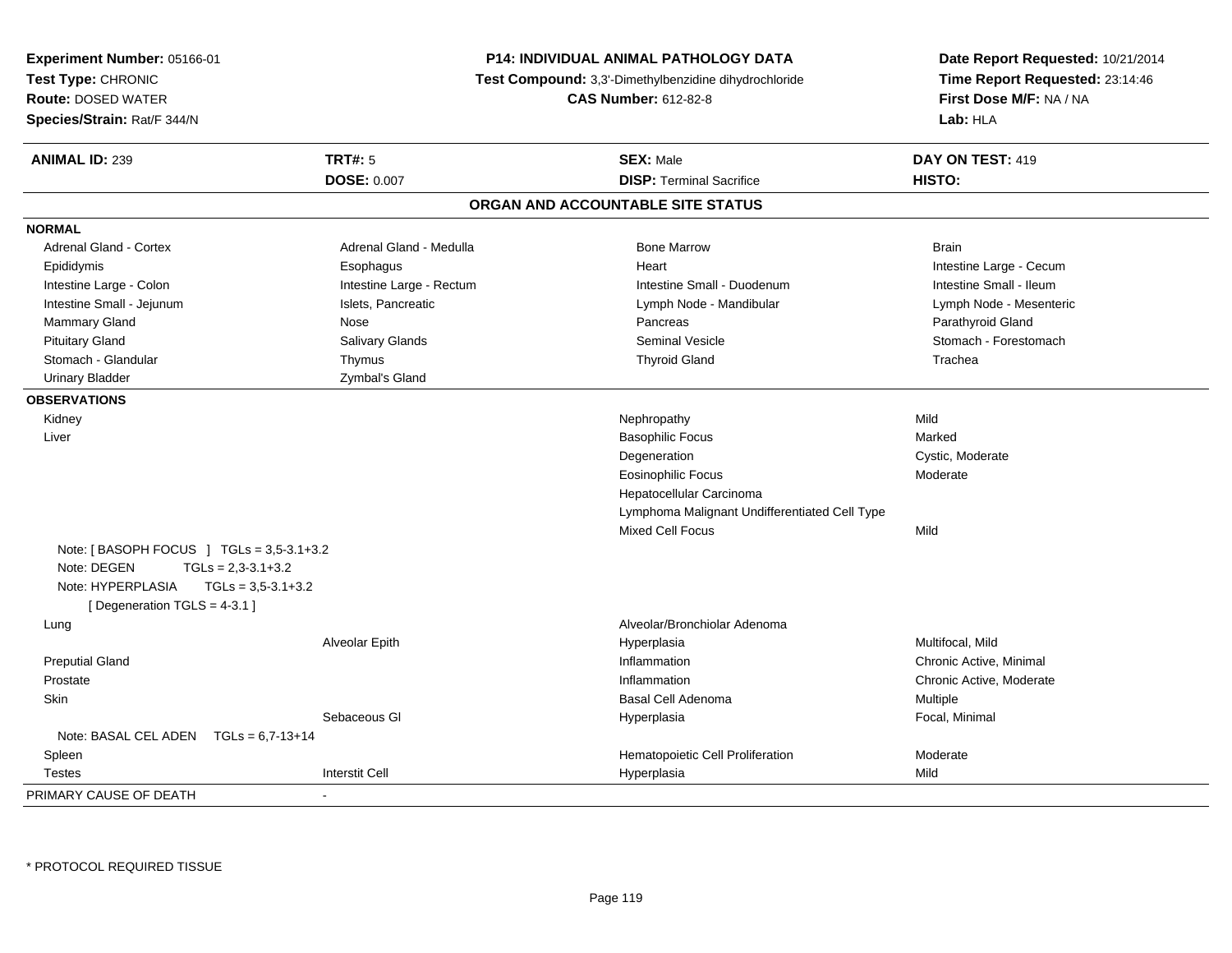**Experiment Number:** 05166-01
**Test Type:** CHRONIC
**Route:** DOSED WATER
**Species/Strain:** Rat/F 344/N

**P14: INDIVIDUAL ANIMAL PATHOLOGY DATA**
**Test Compound:** 3,3'-Dimethylbenzidine dihydrochloride
**CAS Number:** 612-82-8

**Date Report Requested:** 10/21/2014
**Time Report Requested:** 23:14:46
**First Dose M/F:** NA / NA
**Lab:** HLA

| **ANIMAL ID:** 239 | **TRT#:** 5 | **SEX:** Male | **DAY ON TEST:** 419 |
|---|---|---|---|
| | **DOSE:** 0.007 | **DISP:** Terminal Sacrifice | **HISTO:** |

## ORGAN AND ACCOUNTABLE SITE STATUS

**NORMAL**

| | | | |
|---|---|---|---|
| Adrenal Gland - Cortex | Adrenal Gland - Medulla | Bone Marrow | Brain |
| Epididymis | Esophagus | Heart | Intestine Large - Cecum |
| Intestine Large - Colon | Intestine Large - Rectum | Intestine Small - Duodenum | Intestine Small - Ileum |
| Intestine Small - Jejunum | Islets, Pancreatic | Lymph Node - Mandibular | Lymph Node - Mesenteric |
| Mammary Gland | Nose | Pancreas | Parathyroid Gland |
| Pituitary Gland | Salivary Glands | Seminal Vesicle | Stomach - Forestomach |
| Stomach - Glandular | Thymus | Thyroid Gland | Trachea |
| Urinary Bladder | Zymbal's Gland | | |

**OBSERVATIONS**

| | | | |
|---|---|---|---|
| Kidney | | Nephropathy | Mild |
| Liver | | Basophilic Focus | Marked |
| | | Degeneration | Cystic, Moderate |
| | | Eosinophilic Focus | Moderate |
| | | Hepatocellular Carcinoma | |
| | | Lymphoma Malignant Undifferentiated Cell Type | |
| | | Mixed Cell Focus | Mild |
| Note: [ BASOPH FOCUS ] TGLs = 3,5-3.1+3.2 | | | |
| Note: DEGEN TGLs = 2,3-3.1+3.2 | | | |
| Note: HYPERPLASIA TGLs = 3,5-3.1+3.2 | | | |
| [ Degeneration TGLS = 4-3.1 ] | | | |
| Lung | | Alveolar/Bronchiolar Adenoma | |
| | Alveolar Epith | Hyperplasia | Multifocal, Mild |
| Preputial Gland | | Inflammation | Chronic Active, Minimal |
| Prostate | | Inflammation | Chronic Active, Moderate |
| Skin | | Basal Cell Adenoma | Multiple |
| | Sebaceous Gl | Hyperplasia | Focal, Minimal |
| Note: BASAL CEL ADEN TGLs = 6,7-13+14 | | | |
| Spleen | | Hematopoietic Cell Proliferation | Moderate |
| Testes | Interstit Cell | Hyperplasia | Mild |

PRIMARY CAUSE OF DEATH -

* PROTOCOL REQUIRED TISSUE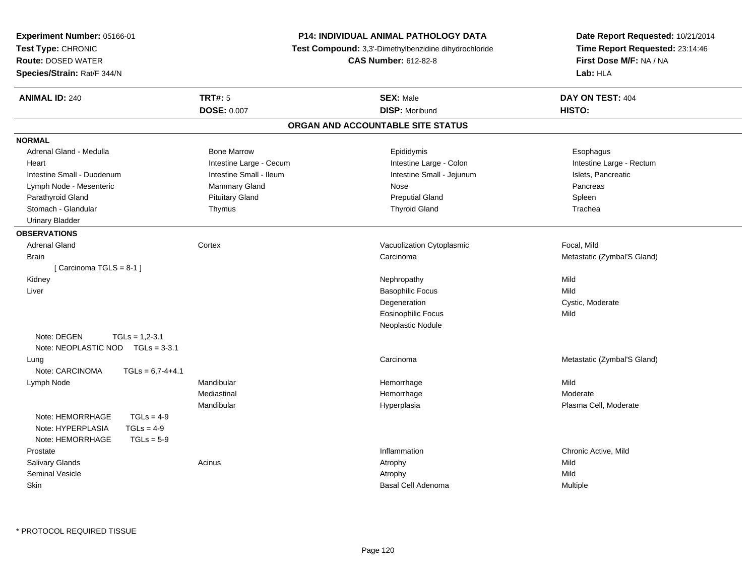**Experiment Number:** 05166-01
**Test Type:** CHRONIC
**Route:** DOSED WATER
**Species/Strain:** Rat/F 344/N

**P14: INDIVIDUAL ANIMAL PATHOLOGY DATA**
**Test Compound:** 3,3'-Dimethylbenzidine dihydrochloride
**CAS Number:** 612-82-8

**Date Report Requested:** 10/21/2014
**Time Report Requested:** 23:14:46
**First Dose M/F:** NA / NA
**Lab:** HLA

| **ANIMAL ID:** 240 | **TRT#:** 5 | **SEX:** Male | **DAY ON TEST:** 404 |
|---|---|---|---|
| | **DOSE:** 0.007 | **DISP:** Moribund | **HISTO:** |

## ORGAN AND ACCOUNTABLE SITE STATUS

### NORMAL

| | | | |
|---|---|---|---|
| Adrenal Gland - Medulla | Bone Marrow | Epididymis | Esophagus |
| Heart | Intestine Large - Cecum | Intestine Large - Colon | Intestine Large - Rectum |
| Intestine Small - Duodenum | Intestine Small - Ileum | Intestine Small - Jejunum | Islets, Pancreatic |
| Lymph Node - Mesenteric | Mammary Gland | Nose | Pancreas |
| Parathyroid Gland | Pituitary Gland | Preputial Gland | Spleen |
| Stomach - Glandular | Thymus | Thyroid Gland | Trachea |
| Urinary Bladder | | | |

### OBSERVATIONS

| | | | |
|---|---|---|---|
| Adrenal Gland | Cortex | Vacuolization Cytoplasmic | Focal, Mild |
| Brain | | Carcinoma | Metastatic (Zymbal'S Gland) |
| [ Carcinoma TGLS = 8-1 ] | | | |
| Kidney | | Nephropathy | Mild |
| Liver | | Basophilic Focus | Mild |
| | | Degeneration | Cystic, Moderate |
| | | Eosinophilic Focus | Mild |
| | | Neoplastic Nodule | |
| Note: DEGEN TGLs = 1,2-3.1 | | | |
| Note: NEOPLASTIC NOD TGLs = 3-3.1 | | | |
| Lung | | Carcinoma | Metastatic (Zymbal'S Gland) |
| Note: CARCINOMA TGLs = 6,7-4+4.1 | | | |
| Lymph Node | Mandibular | Hemorrhage | Mild |
| | Mediastinal | Hemorrhage | Moderate |
| | Mandibular | Hyperplasia | Plasma Cell, Moderate |
| Note: HEMORRHAGE TGLs = 4-9 | | | |
| Note: HYPERPLASIA TGLs = 4-9 | | | |
| Note: HEMORRHAGE TGLs = 5-9 | | | |
| Prostate | | Inflammation | Chronic Active, Mild |
| Salivary Glands | Acinus | Atrophy | Mild |
| Seminal Vesicle | | Atrophy | Mild |
| Skin | | Basal Cell Adenoma | Multiple |

* PROTOCOL REQUIRED TISSUE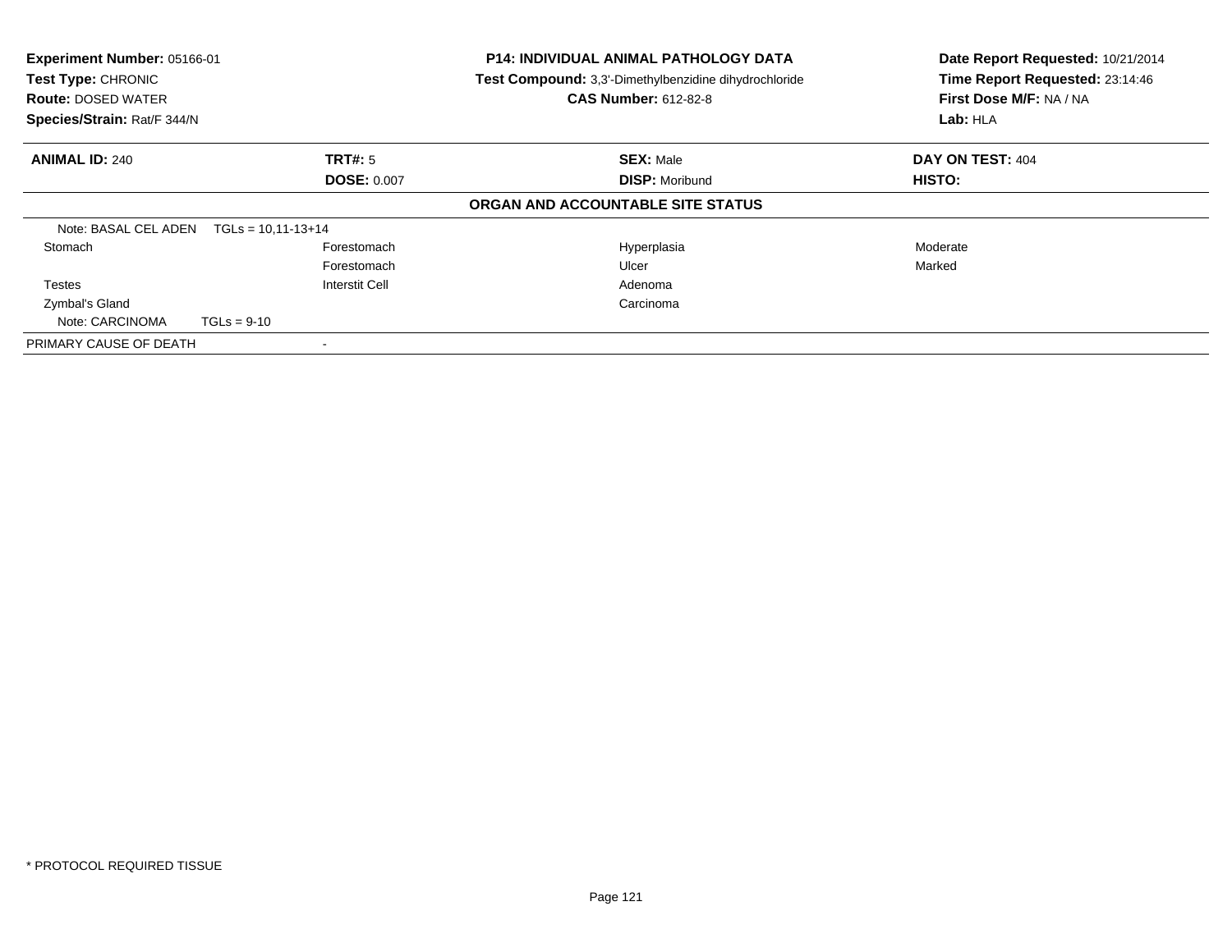**Experiment Number:** 05166-01
**Test Type:** CHRONIC
**Route:** DOSED WATER
**Species/Strain:** Rat/F 344/N

**P14: INDIVIDUAL ANIMAL PATHOLOGY DATA**
**Test Compound:** 3,3'-Dimethylbenzidine dihydrochloride
**CAS Number:** 612-82-8

**Date Report Requested:** 10/21/2014
**Time Report Requested:** 23:14:46
**First Dose M/F:** NA / NA
**Lab:** HLA

| **ANIMAL ID:** 240 | **TRT#:** 5 | **SEX:** Male | **DAY ON TEST:** 404 |
|---|---|---|---|
| | **DOSE:** 0.007 | **DISP:** Moribund | **HISTO:** |

**ORGAN AND ACCOUNTABLE SITE STATUS**

| | | | |
|---|---|---|---|
| Note: BASAL CEL ADEN TGLs = 10,11-13+14 | | | |
| Stomach | Forestomach | Hyperplasia | Moderate |
| | Forestomach | Ulcer | Marked |
| Testes | Interstit Cell | Adenoma | |
| Zymbal's Gland | | Carcinoma | |
| Note: CARCINOMA TGLs = 9-10 | | | |
| PRIMARY CAUSE OF DEATH | - | | |

* PROTOCOL REQUIRED TISSUE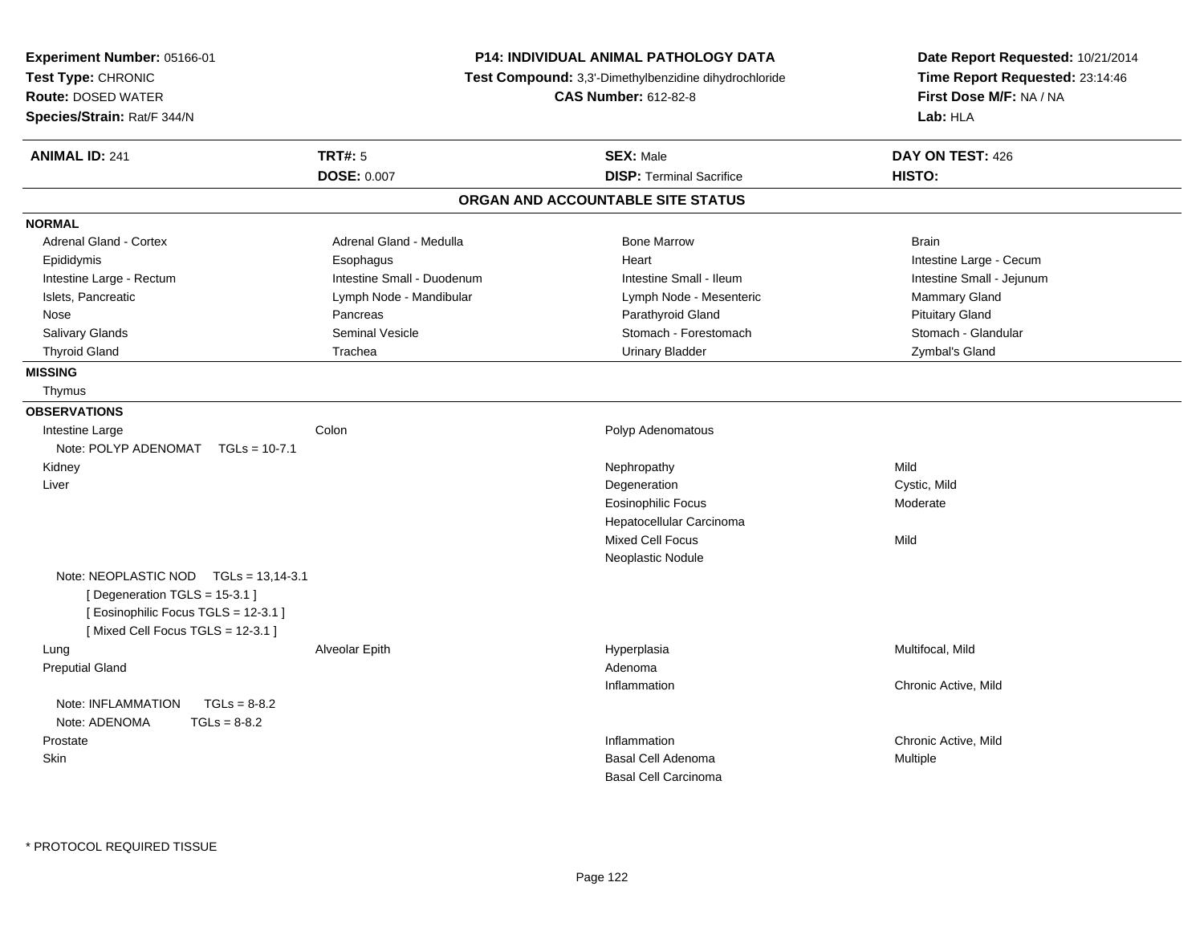**Experiment Number:** 05166-01
**Test Type:** CHRONIC
**Route:** DOSED WATER
**Species/Strain:** Rat/F 344/N

**P14: INDIVIDUAL ANIMAL PATHOLOGY DATA**
**Test Compound:** 3,3'-Dimethylbenzidine dihydrochloride
**CAS Number:** 612-82-8

**Date Report Requested:** 10/21/2014
**Time Report Requested:** 23:14:46
**First Dose M/F:** NA / NA
**Lab:** HLA

| **ANIMAL ID:** 241 | **TRT#:** 5 | **SEX:** Male | **DAY ON TEST:** 426 |
|---|---|---|---|
| | **DOSE:** 0.007 | **DISP:** Terminal Sacrifice | **HISTO:** |

## ORGAN AND ACCOUNTABLE SITE STATUS

**NORMAL**

| | | | |
|---|---|---|---|
| Adrenal Gland - Cortex | Adrenal Gland - Medulla | Bone Marrow | Brain |
| Epididymis | Esophagus | Heart | Intestine Large - Cecum |
| Intestine Large - Rectum | Intestine Small - Duodenum | Intestine Small - Ileum | Intestine Small - Jejunum |
| Islets, Pancreatic | Lymph Node - Mandibular | Lymph Node - Mesenteric | Mammary Gland |
| Nose | Pancreas | Parathyroid Gland | Pituitary Gland |
| Salivary Glands | Seminal Vesicle | Stomach - Forestomach | Stomach - Glandular |
| Thyroid Gland | Trachea | Urinary Bladder | Zymbal's Gland |

**MISSING**

Thymus

**OBSERVATIONS**

| | | | |
|---|---|---|---|
| Intestine Large | Colon | Polyp Adenomatous | |
| Note: POLYP ADENOMAT TGLs = 10-7.1 | | | |
| Kidney | | Nephropathy | Mild |
| Liver | | Degeneration | Cystic, Mild |
| | | Eosinophilic Focus | Moderate |
| | | Hepatocellular Carcinoma | |
| | | Mixed Cell Focus | Mild |
| | | Neoplastic Nodule | |
| Note: NEOPLASTIC NOD TGLs = 13,14-3.1 | | | |
| [ Degeneration TGLS = 15-3.1 ] | | | |
| [ Eosinophilic Focus TGLS = 12-3.1 ] | | | |
| [ Mixed Cell Focus TGLS = 12-3.1 ] | | | |
| Lung | Alveolar Epith | Hyperplasia | Multifocal, Mild |
| Preputial Gland | | Adenoma | |
| | | Inflammation | Chronic Active, Mild |
| Note: INFLAMMATION TGLs = 8-8.2 | | | |
| Note: ADENOMA TGLs = 8-8.2 | | | |
| Prostate | | Inflammation | Chronic Active, Mild |
| Skin | | Basal Cell Adenoma | Multiple |
| | | Basal Cell Carcinoma | |

\* PROTOCOL REQUIRED TISSUE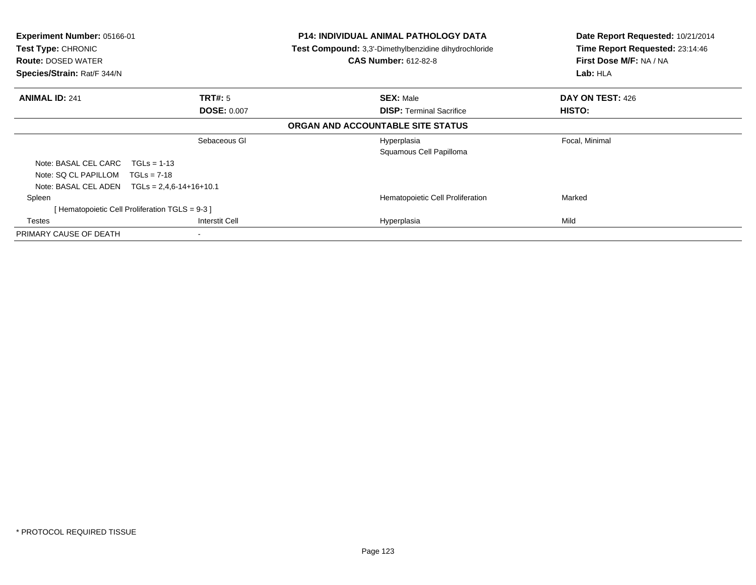**Experiment Number:** 05166-01
**Test Type:** CHRONIC
**Route:** DOSED WATER
**Species/Strain:** Rat/F 344/N

**P14: INDIVIDUAL ANIMAL PATHOLOGY DATA**
**Test Compound:** 3,3'-Dimethylbenzidine dihydrochloride
**CAS Number:** 612-82-8

**Date Report Requested:** 10/21/2014
**Time Report Requested:** 23:14:46
**First Dose M/F:** NA / NA
**Lab:** HLA

| **ANIMAL ID:** 241 | **TRT#:** 5 | **SEX:** Male | **DAY ON TEST:** 426 |
|---|---|---|---|
| | **DOSE:** 0.007 | **DISP:** Terminal Sacrifice | **HISTO:** |

**ORGAN AND ACCOUNTABLE SITE STATUS**

| | | | |
|---|---|---|---|
| | Sebaceous Gl | Hyperplasia | Focal, Minimal |
| | | Squamous Cell Papilloma | |
| Note: BASAL CEL CARC TGLs = 1-13 | | | |
| Note: SQ CL PAPILLOM TGLs = 7-18 | | | |
| Note: BASAL CEL ADEN TGLs = 2,4,6-14+16+10.1 | | | |
| Spleen | | Hematopoietic Cell Proliferation | Marked |
| [ Hematopoietic Cell Proliferation TGLS = 9-3 ] | | | |
| Testes | Interstit Cell | Hyperplasia | Mild |
| PRIMARY CAUSE OF DEATH | - | | |

* PROTOCOL REQUIRED TISSUE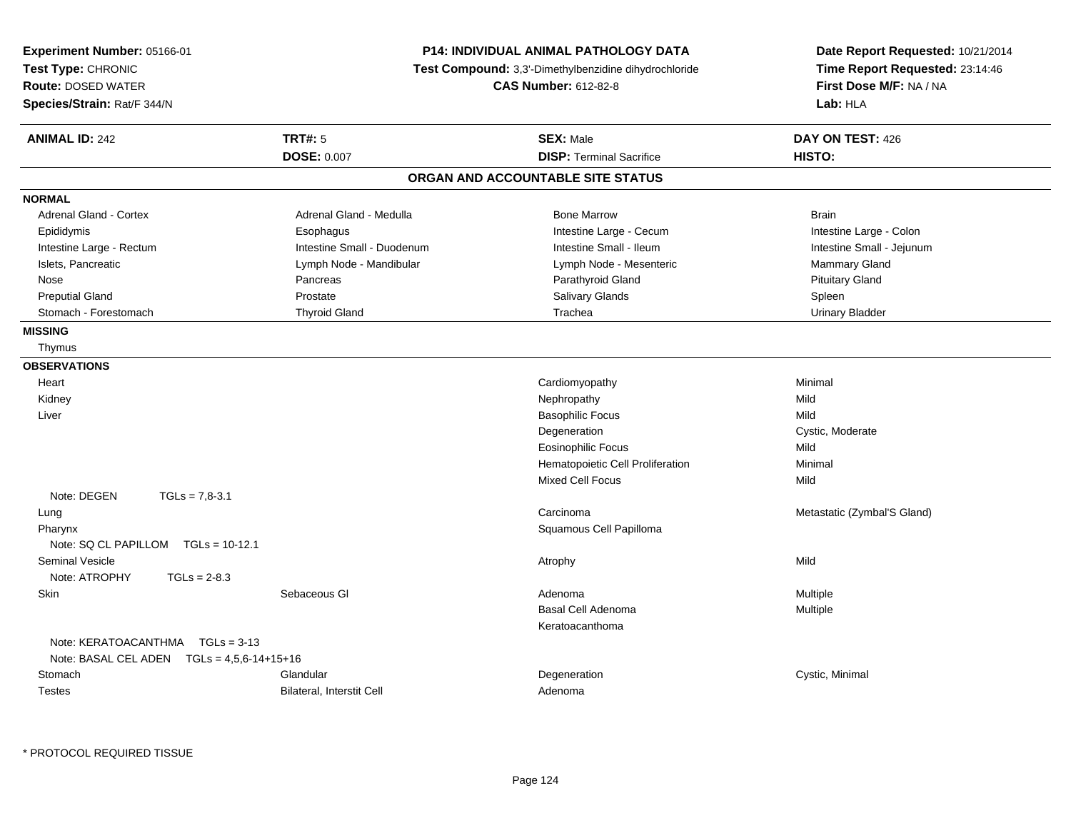**Experiment Number:** 05166-01
**Test Type:** CHRONIC
**Route:** DOSED WATER
**Species/Strain:** Rat/F 344/N

**P14: INDIVIDUAL ANIMAL PATHOLOGY DATA**
**Test Compound:** 3,3'-Dimethylbenzidine dihydrochloride
**CAS Number:** 612-82-8

**Date Report Requested:** 10/21/2014
**Time Report Requested:** 23:14:46
**First Dose M/F:** NA / NA
**Lab:** HLA

| **ANIMAL ID:** 242 | **TRT#:** 5 | **SEX:** Male | **DAY ON TEST:** 426 |
|---|---|---|---|
| | **DOSE:** 0.007 | **DISP:** Terminal Sacrifice | **HISTO:** |

## ORGAN AND ACCOUNTABLE SITE STATUS

**NORMAL**

| | | | |
|---|---|---|---|
| Adrenal Gland - Cortex | Adrenal Gland - Medulla | Bone Marrow | Brain |
| Epididymis | Esophagus | Intestine Large - Cecum | Intestine Large - Colon |
| Intestine Large - Rectum | Intestine Small - Duodenum | Intestine Small - Ileum | Intestine Small - Jejunum |
| Islets, Pancreatic | Lymph Node - Mandibular | Lymph Node - Mesenteric | Mammary Gland |
| Nose | Pancreas | Parathyroid Gland | Pituitary Gland |
| Preputial Gland | Prostate | Salivary Glands | Spleen |
| Stomach - Forestomach | Thyroid Gland | Trachea | Urinary Bladder |

**MISSING**

Thymus

**OBSERVATIONS**

| Organ | Site | Observation | Qualifier |
|---|---|---|---|
| Heart | | Cardiomyopathy | Minimal |
| Kidney | | Nephropathy | Mild |
| Liver | | Basophilic Focus | Mild |
| | | Degeneration | Cystic, Moderate |
| | | Eosinophilic Focus | Mild |
| | | Hematopoietic Cell Proliferation | Minimal |
| | | Mixed Cell Focus | Mild |
| Note: DEGEN TGLs = 7,8-3.1 | | | |
| Lung | | Carcinoma | Metastatic (Zymbal'S Gland) |
| Pharynx | | Squamous Cell Papilloma | |
| Note: SQ CL PAPILLOM TGLs = 10-12.1 | | | |
| Seminal Vesicle | | Atrophy | Mild |
| Note: ATROPHY TGLs = 2-8.3 | | | |
| Skin | Sebaceous Gl | Adenoma | Multiple |
| | | Basal Cell Adenoma | Multiple |
| | | Keratoacanthoma | |
| Note: KERATOACANTHMA TGLs = 3-13 | | | |
| Note: BASAL CEL ADEN TGLs = 4,5,6-14+15+16 | | | |
| Stomach | Glandular | Degeneration | Cystic, Minimal |
| Testes | Bilateral, Interstit Cell | Adenoma | |

\* PROTOCOL REQUIRED TISSUE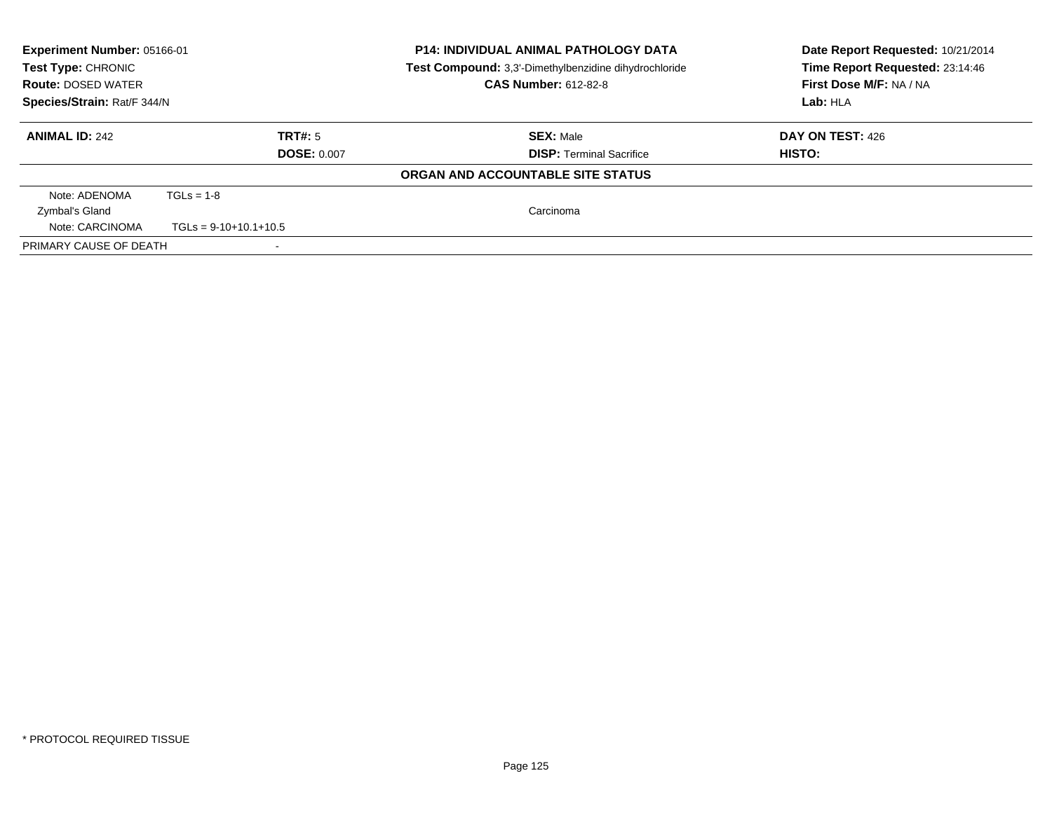**Experiment Number:** 05166-01
**Test Type:** CHRONIC
**Route:** DOSED WATER
**Species/Strain:** Rat/F 344/N

**P14: INDIVIDUAL ANIMAL PATHOLOGY DATA**
**Test Compound:** 3,3'-Dimethylbenzidine dihydrochloride
**CAS Number:** 612-82-8

**Date Report Requested:** 10/21/2014
**Time Report Requested:** 23:14:46
**First Dose M/F:** NA / NA
**Lab:** HLA

| **ANIMAL ID:** 242 | **TRT#:** 5 | **SEX:** Male | **DAY ON TEST:** 426 |
|---|---|---|---|
| | **DOSE:** 0.007 | **DISP:** Terminal Sacrifice | **HISTO:** |

**ORGAN AND ACCOUNTABLE SITE STATUS**

| | | |
|---|---|---|
| Note: ADENOMA | TGLs = 1-8 | |
| Zymbal's Gland | | Carcinoma |
| Note: CARCINOMA | TGLs = 9-10+10.1+10.5 | |
| PRIMARY CAUSE OF DEATH | - | |

* PROTOCOL REQUIRED TISSUE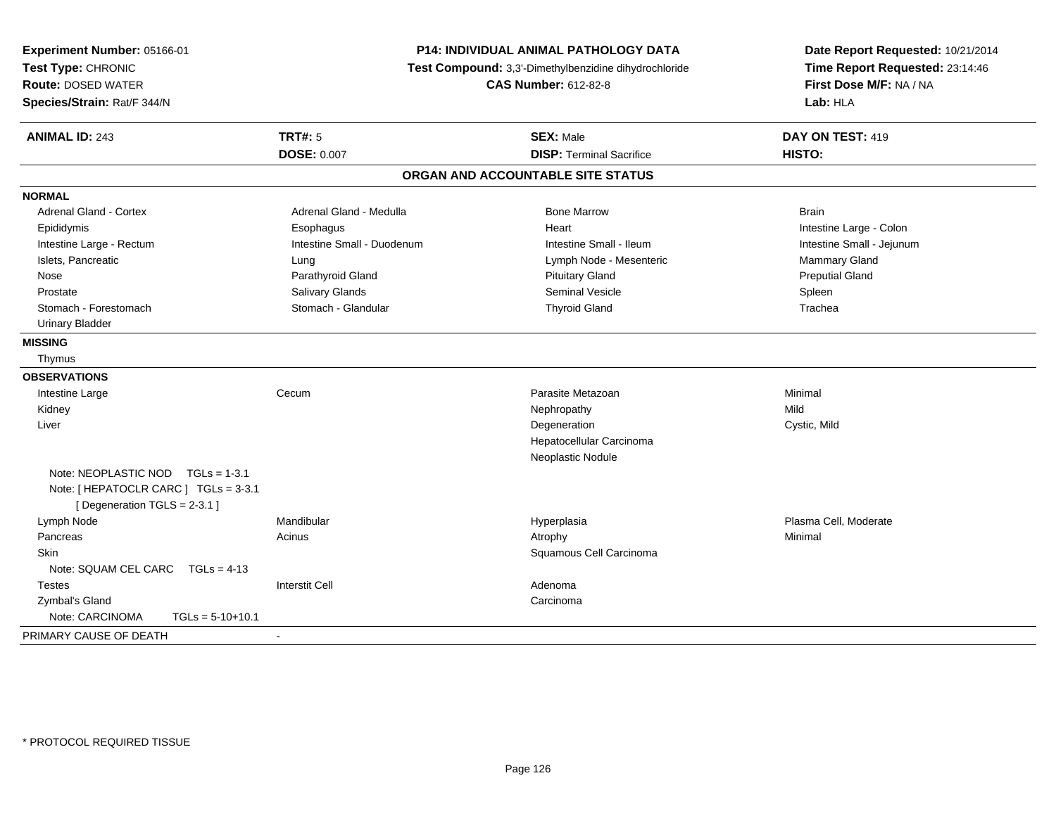**Experiment Number:** 05166-01
**Test Type:** CHRONIC
**Route:** DOSED WATER
**Species/Strain:** Rat/F 344/N

**P14: INDIVIDUAL ANIMAL PATHOLOGY DATA**
**Test Compound:** 3,3'-Dimethylbenzidine dihydrochloride
**CAS Number:** 612-82-8

**Date Report Requested:** 10/21/2014
**Time Report Requested:** 23:14:46
**First Dose M/F:** NA / NA
**Lab:** HLA

| **ANIMAL ID:** 243 | **TRT#:** 5 | **SEX:** Male | **DAY ON TEST:** 419 |
|---|---|---|---|
| | **DOSE:** 0.007 | **DISP:** Terminal Sacrifice | **HISTO:** |

## ORGAN AND ACCOUNTABLE SITE STATUS

**NORMAL**

| | | | |
|---|---|---|---|
| Adrenal Gland - Cortex | Adrenal Gland - Medulla | Bone Marrow | Brain |
| Epididymis | Esophagus | Heart | Intestine Large - Colon |
| Intestine Large - Rectum | Intestine Small - Duodenum | Intestine Small - Ileum | Intestine Small - Jejunum |
| Islets, Pancreatic | Lung | Lymph Node - Mesenteric | Mammary Gland |
| Nose | Parathyroid Gland | Pituitary Gland | Preputial Gland |
| Prostate | Salivary Glands | Seminal Vesicle | Spleen |
| Stomach - Forestomach | Stomach - Glandular | Thyroid Gland | Trachea |
| Urinary Bladder | | | |

**MISSING**

Thymus

**OBSERVATIONS**

| | | | |
|---|---|---|---|
| Intestine Large | Cecum | Parasite Metazoan | Minimal |
| Kidney | | Nephropathy | Mild |
| Liver | | Degeneration | Cystic, Mild |
| | | Hepatocellular Carcinoma | |
| | | Neoplastic Nodule | |
| Note: NEOPLASTIC NOD TGLs = 1-3.1 | | | |
| Note: [ HEPATOCLR CARC ] TGLs = 3-3.1 | | | |
| [ Degeneration TGLS = 2-3.1 ] | | | |
| Lymph Node | Mandibular | Hyperplasia | Plasma Cell, Moderate |
| Pancreas | Acinus | Atrophy | Minimal |
| Skin | | Squamous Cell Carcinoma | |
| Note: SQUAM CEL CARC TGLs = 4-13 | | | |
| Testes | Interstit Cell | Adenoma | |
| Zymbal's Gland | | Carcinoma | |
| Note: CARCINOMA TGLs = 5-10+10.1 | | | |

PRIMARY CAUSE OF DEATH -

* PROTOCOL REQUIRED TISSUE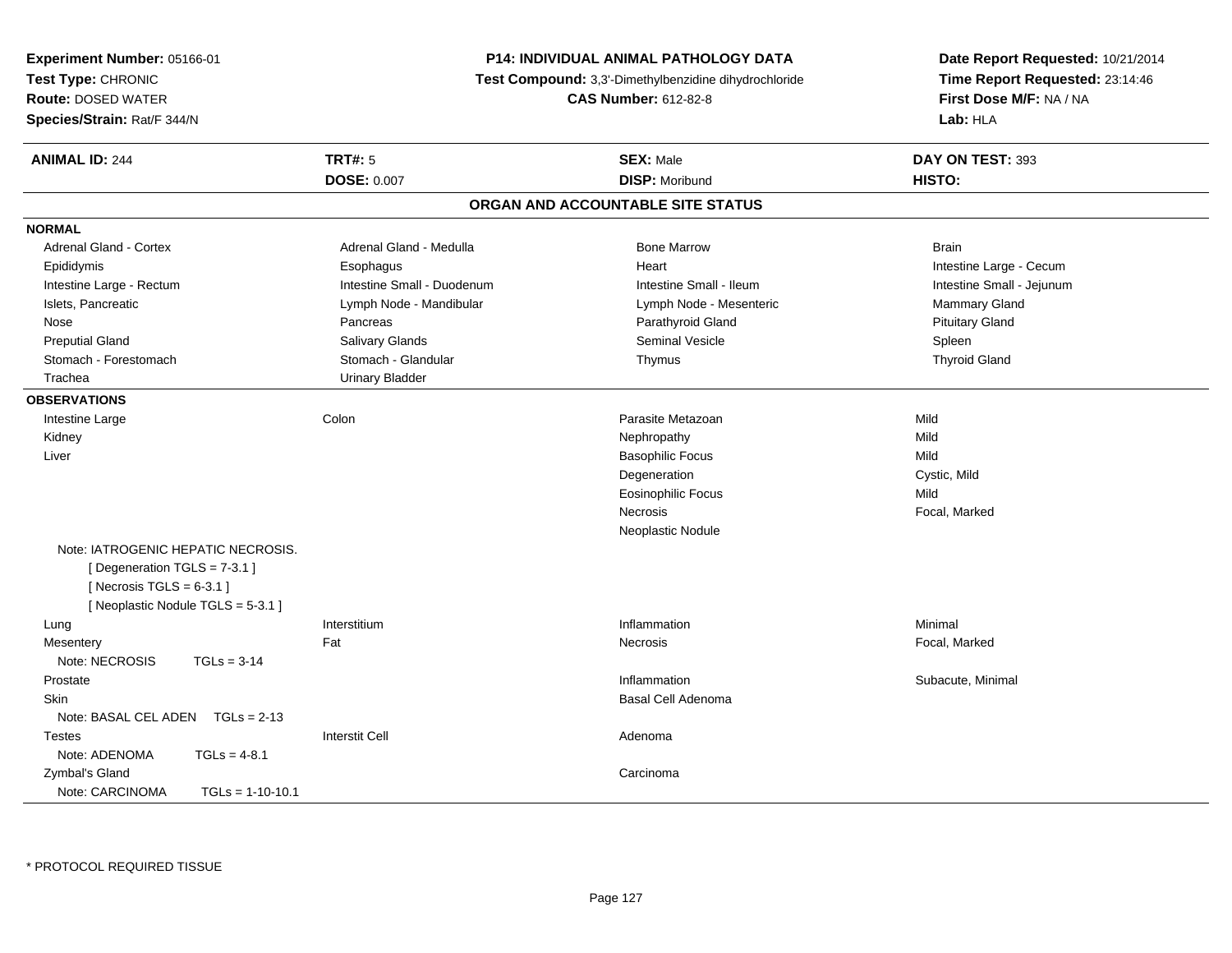**Experiment Number:** 05166-01
**Test Type:** CHRONIC
**Route:** DOSED WATER
**Species/Strain:** Rat/F 344/N

**P14: INDIVIDUAL ANIMAL PATHOLOGY DATA**
**Test Compound:** 3,3'-Dimethylbenzidine dihydrochloride
**CAS Number:** 612-82-8

**Date Report Requested:** 10/21/2014
**Time Report Requested:** 23:14:46
**First Dose M/F:** NA / NA
**Lab:** HLA

| **ANIMAL ID:** 244 | **TRT#:** 5 | **SEX:** Male | **DAY ON TEST:** 393 |
|---|---|---|---|
| | **DOSE:** 0.007 | **DISP:** Moribund | **HISTO:** |

## ORGAN AND ACCOUNTABLE SITE STATUS

**NORMAL**

| | | | |
|---|---|---|---|
| Adrenal Gland - Cortex | Adrenal Gland - Medulla | Bone Marrow | Brain |
| Epididymis | Esophagus | Heart | Intestine Large - Cecum |
| Intestine Large - Rectum | Intestine Small - Duodenum | Intestine Small - Ileum | Intestine Small - Jejunum |
| Islets, Pancreatic | Lymph Node - Mandibular | Lymph Node - Mesenteric | Mammary Gland |
| Nose | Pancreas | Parathyroid Gland | Pituitary Gland |
| Preputial Gland | Salivary Glands | Seminal Vesicle | Spleen |
| Stomach - Forestomach | Stomach - Glandular | Thymus | Thyroid Gland |
| Trachea | Urinary Bladder | | |

**OBSERVATIONS**

| | | | |
|---|---|---|---|
| Intestine Large | Colon | Parasite Metazoan | Mild |
| Kidney | | Nephropathy | Mild |
| Liver | | Basophilic Focus | Mild |
| | | Degeneration | Cystic, Mild |
| | | Eosinophilic Focus | Mild |
| | | Necrosis | Focal, Marked |
| | | Neoplastic Nodule | |
| Note: IATROGENIC HEPATIC NECROSIS.<br>[ Degeneration TGLS = 7-3.1 ]<br>[ Necrosis TGLS = 6-3.1 ]<br>[ Neoplastic Nodule TGLS = 5-3.1 ] | | | |
| Lung | Interstitium | Inflammation | Minimal |
| Mesentery | Fat | Necrosis | Focal, Marked |
| Note: NECROSIS TGLs = 3-14 | | | |
| Prostate | | Inflammation | Subacute, Minimal |
| Skin | | Basal Cell Adenoma | |
| Note: BASAL CEL ADEN TGLs = 2-13 | | | |
| Testes | Interstit Cell | Adenoma | |
| Note: ADENOMA TGLs = 4-8.1 | | | |
| Zymbal's Gland | | Carcinoma | |
| Note: CARCINOMA TGLs = 1-10-10.1 | | | |

* PROTOCOL REQUIRED TISSUE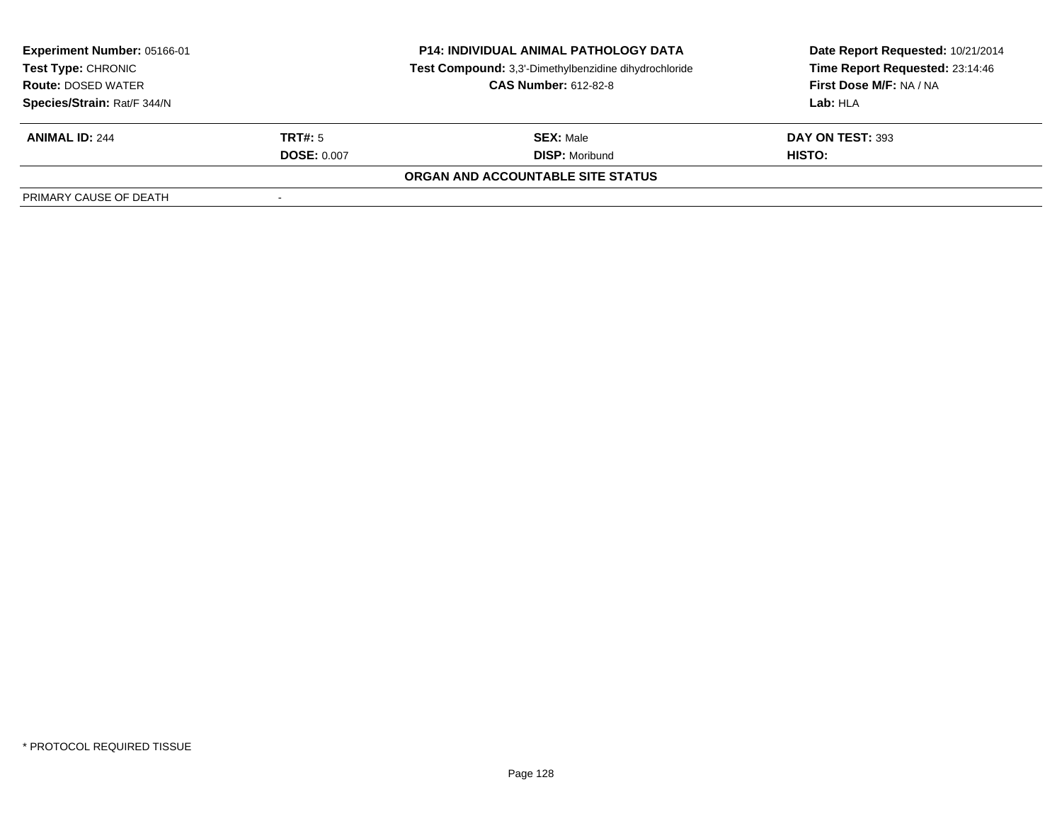**Experiment Number:** 05166-01
**Test Type:** CHRONIC
**Route:** DOSED WATER
**Species/Strain:** Rat/F 344/N

**P14: INDIVIDUAL ANIMAL PATHOLOGY DATA**
**Test Compound:** 3,3'-Dimethylbenzidine dihydrochloride
**CAS Number:** 612-82-8

**Date Report Requested:** 10/21/2014
**Time Report Requested:** 23:14:46
**First Dose M/F:** NA / NA
**Lab:** HLA

| **ANIMAL ID:** 244 | **TRT#:** 5 | **SEX:** Male | **DAY ON TEST:** 393 |
|---|---|---|---|
| | **DOSE:** 0.007 | **DISP:** Moribund | **HISTO:** |

**ORGAN AND ACCOUNTABLE SITE STATUS**

| PRIMARY CAUSE OF DEATH | - |
|---|---|

\* PROTOCOL REQUIRED TISSUE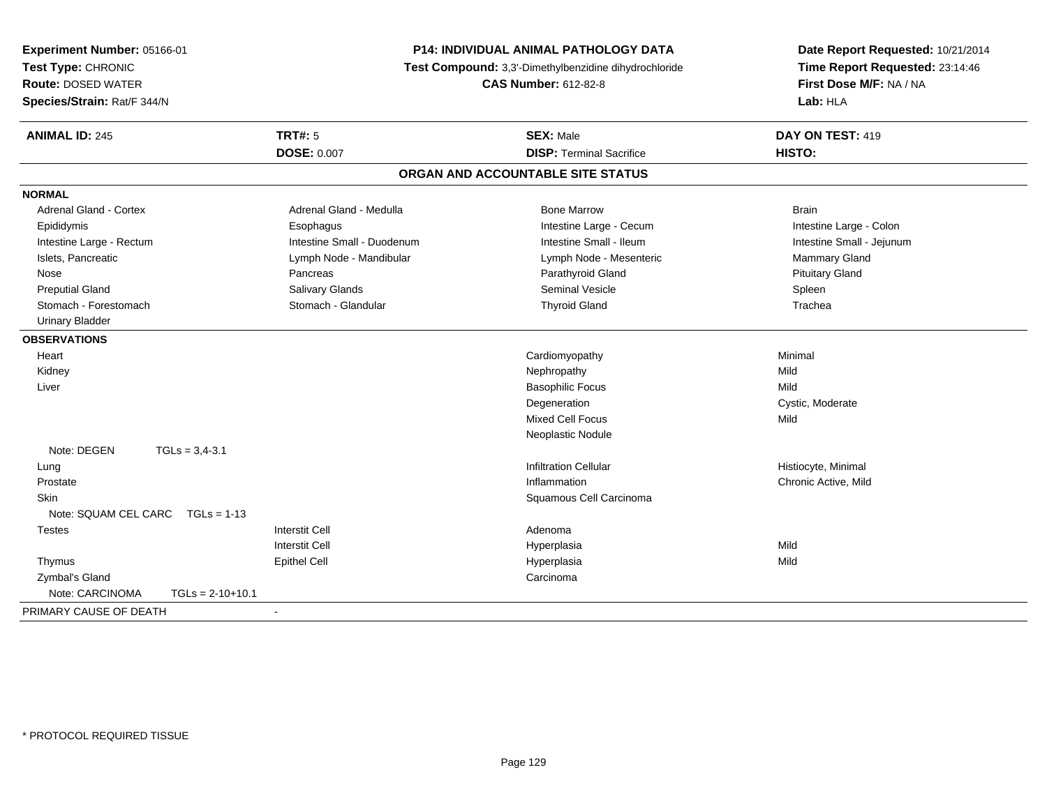**Experiment Number:** 05166-01
**Test Type:** CHRONIC
**Route:** DOSED WATER
**Species/Strain:** Rat/F 344/N

**P14: INDIVIDUAL ANIMAL PATHOLOGY DATA**
**Test Compound:** 3,3'-Dimethylbenzidine dihydrochloride
**CAS Number:** 612-82-8

**Date Report Requested:** 10/21/2014
**Time Report Requested:** 23:14:46
**First Dose M/F:** NA / NA
**Lab:** HLA

| **ANIMAL ID:** 245 | **TRT#:** 5 | **SEX:** Male | **DAY ON TEST:** 419 |
|---|---|---|---|
| | **DOSE:** 0.007 | **DISP:** Terminal Sacrifice | **HISTO:** |

## ORGAN AND ACCOUNTABLE SITE STATUS

**NORMAL**

| | | | |
|---|---|---|---|
| Adrenal Gland - Cortex | Adrenal Gland - Medulla | Bone Marrow | Brain |
| Epididymis | Esophagus | Intestine Large - Cecum | Intestine Large - Colon |
| Intestine Large - Rectum | Intestine Small - Duodenum | Intestine Small - Ileum | Intestine Small - Jejunum |
| Islets, Pancreatic | Lymph Node - Mandibular | Lymph Node - Mesenteric | Mammary Gland |
| Nose | Pancreas | Parathyroid Gland | Pituitary Gland |
| Preputial Gland | Salivary Glands | Seminal Vesicle | Spleen |
| Stomach - Forestomach | Stomach - Glandular | Thyroid Gland | Trachea |
| Urinary Bladder | | | |

**OBSERVATIONS**

| | | | |
|---|---|---|---|
| Heart | | Cardiomyopathy | Minimal |
| Kidney | | Nephropathy | Mild |
| Liver | | Basophilic Focus | Mild |
| | | Degeneration | Cystic, Moderate |
| | | Mixed Cell Focus | Mild |
| | | Neoplastic Nodule | |
| Note: DEGEN TGLs = 3,4-3.1 | | | |
| Lung | | Infiltration Cellular | Histiocyte, Minimal |
| Prostate | | Inflammation | Chronic Active, Mild |
| Skin | | Squamous Cell Carcinoma | |
| Note: SQUAM CEL CARC TGLs = 1-13 | | | |
| Testes | Interstit Cell | Adenoma | |
| | Interstit Cell | Hyperplasia | Mild |
| Thymus | Epithel Cell | Hyperplasia | Mild |
| Zymbal's Gland | | Carcinoma | |
| Note: CARCINOMA TGLs = 2-10+10.1 | | | |

PRIMARY CAUSE OF DEATH -

* PROTOCOL REQUIRED TISSUE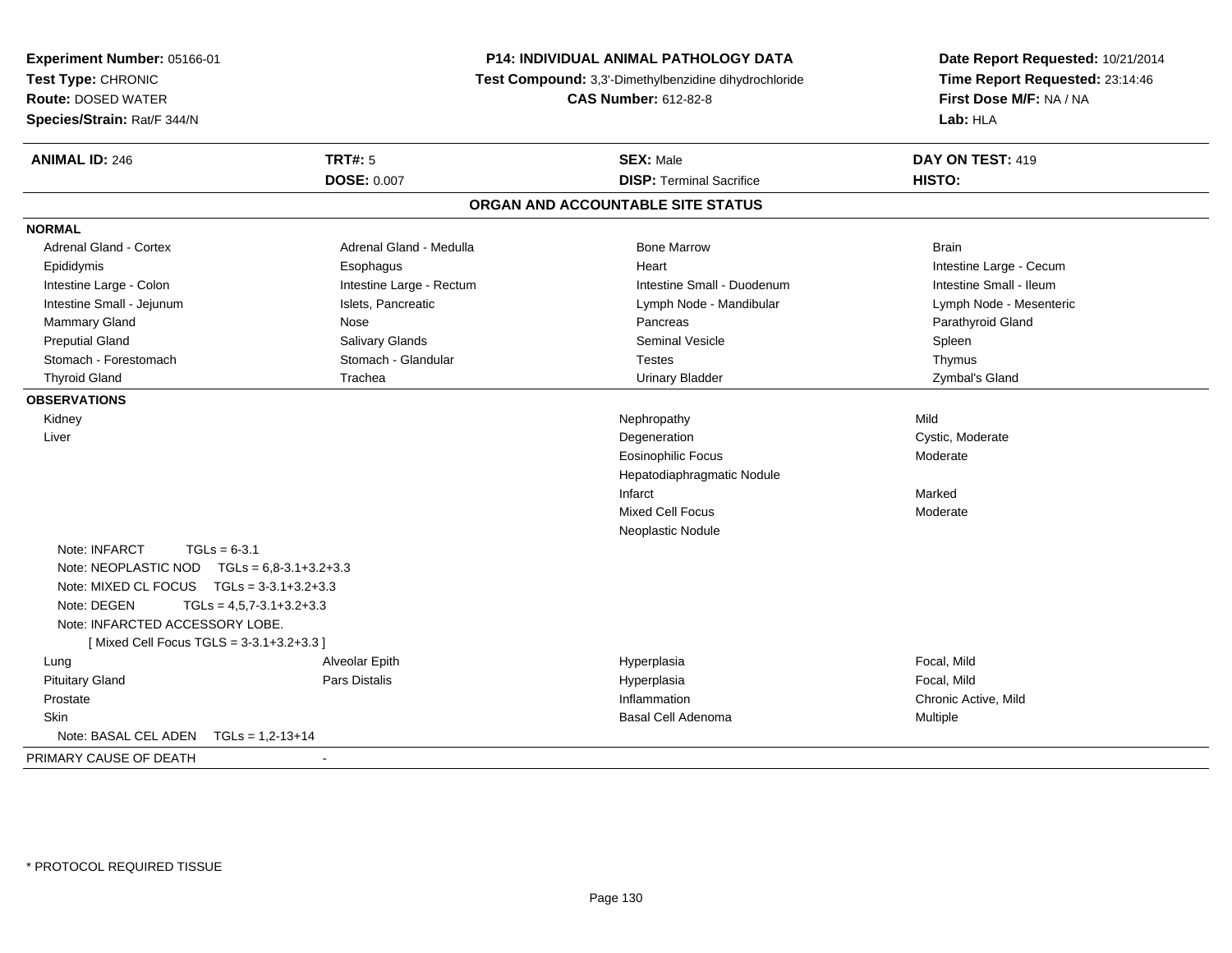**Experiment Number:** 05166-01
**Test Type:** CHRONIC
**Route:** DOSED WATER
**Species/Strain:** Rat/F 344/N

**P14: INDIVIDUAL ANIMAL PATHOLOGY DATA**
**Test Compound:** 3,3'-Dimethylbenzidine dihydrochloride
**CAS Number:** 612-82-8

**Date Report Requested:** 10/21/2014
**Time Report Requested:** 23:14:46
**First Dose M/F:** NA / NA
**Lab:** HLA

| **ANIMAL ID:** 246 | **TRT#:** 5 | **SEX:** Male | **DAY ON TEST:** 419 |
|---|---|---|---|
| | **DOSE:** 0.007 | **DISP:** Terminal Sacrifice | **HISTO:** |

## ORGAN AND ACCOUNTABLE SITE STATUS

**NORMAL**

| | | | |
|---|---|---|---|
| Adrenal Gland - Cortex | Adrenal Gland - Medulla | Bone Marrow | Brain |
| Epididymis | Esophagus | Heart | Intestine Large - Cecum |
| Intestine Large - Colon | Intestine Large - Rectum | Intestine Small - Duodenum | Intestine Small - Ileum |
| Intestine Small - Jejunum | Islets, Pancreatic | Lymph Node - Mandibular | Lymph Node - Mesenteric |
| Mammary Gland | Nose | Pancreas | Parathyroid Gland |
| Preputial Gland | Salivary Glands | Seminal Vesicle | Spleen |
| Stomach - Forestomach | Stomach - Glandular | Testes | Thymus |
| Thyroid Gland | Trachea | Urinary Bladder | Zymbal's Gland |

**OBSERVATIONS**

| | | | |
|---|---|---|---|
| Kidney | | Nephropathy | Mild |
| Liver | | Degeneration | Cystic, Moderate |
| | | Eosinophilic Focus | Moderate |
| | | Hepatodiaphragmatic Nodule | |
| | | Infarct | Marked |
| | | Mixed Cell Focus | Moderate |
| | | Neoplastic Nodule | |

Note: INFARCT TGLs = 6-3.1
Note: NEOPLASTIC NOD TGLs = 6,8-3.1+3.2+3.3
Note: MIXED CL FOCUS TGLs = 3-3.1+3.2+3.3
Note: DEGEN TGLs = 4,5,7-3.1+3.2+3.3
Note: INFARCTED ACCESSORY LOBE.
[ Mixed Cell Focus TGLS = 3-3.1+3.2+3.3 ]

| | | | |
|---|---|---|---|
| Lung | Alveolar Epith | Hyperplasia | Focal, Mild |
| Pituitary Gland | Pars Distalis | Hyperplasia | Focal, Mild |
| Prostate | | Inflammation | Chronic Active, Mild |
| Skin | | Basal Cell Adenoma | Multiple |

Note: BASAL CEL ADEN TGLs = 1,2-13+14

PRIMARY CAUSE OF DEATH -

\* PROTOCOL REQUIRED TISSUE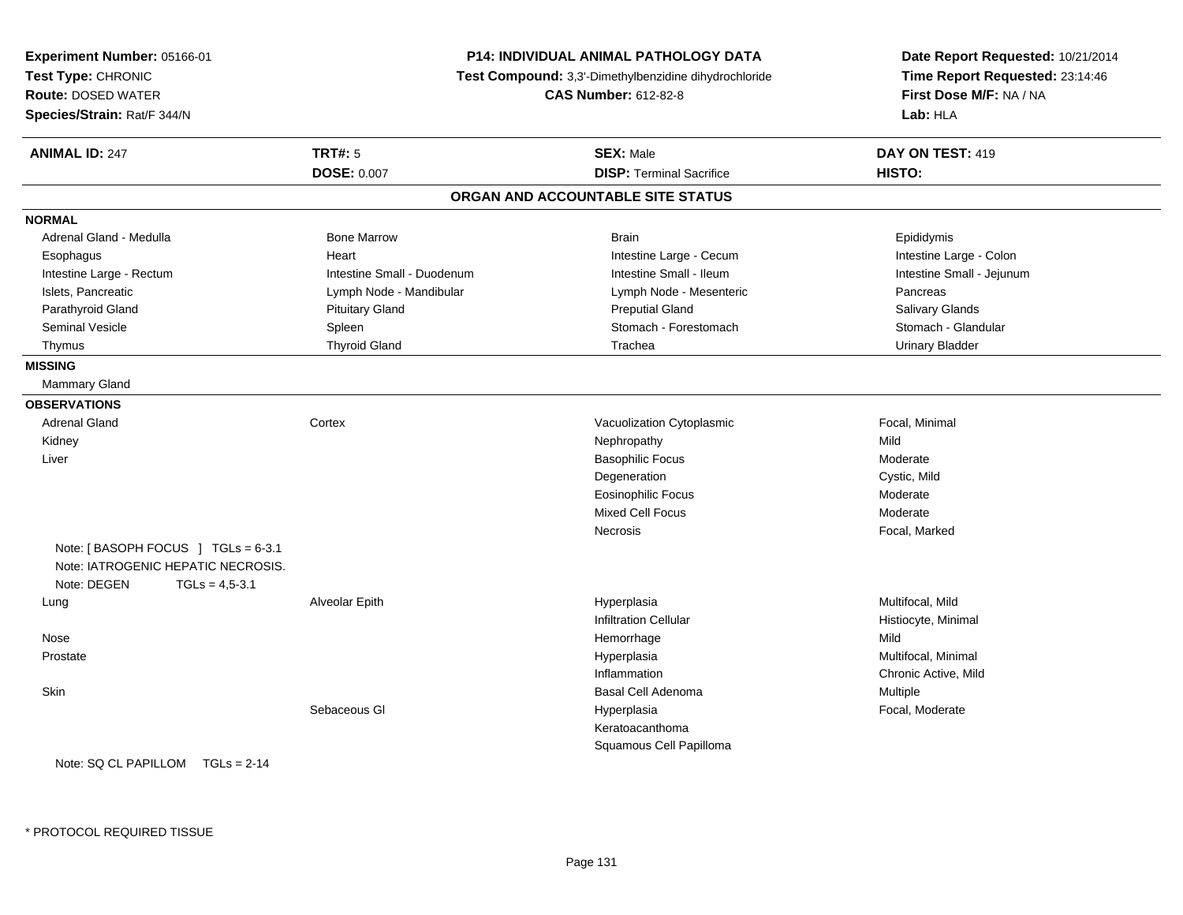**Experiment Number:** 05166-01
**Test Type:** CHRONIC
**Route:** DOSED WATER
**Species/Strain:** Rat/F 344/N

**P14: INDIVIDUAL ANIMAL PATHOLOGY DATA**
**Test Compound:** 3,3'-Dimethylbenzidine dihydrochloride
**CAS Number:** 612-82-8

**Date Report Requested:** 10/21/2014
**Time Report Requested:** 23:14:46
**First Dose M/F:** NA / NA
**Lab:** HLA

| **ANIMAL ID:** 247 | **TRT#:** 5 | **SEX:** Male | **DAY ON TEST:** 419 |
|---|---|---|---|
| | **DOSE:** 0.007 | **DISP:** Terminal Sacrifice | **HISTO:** |

## ORGAN AND ACCOUNTABLE SITE STATUS

**NORMAL**

| | | | |
|---|---|---|---|
| Adrenal Gland - Medulla | Bone Marrow | Brain | Epididymis |
| Esophagus | Heart | Intestine Large - Cecum | Intestine Large - Colon |
| Intestine Large - Rectum | Intestine Small - Duodenum | Intestine Small - Ileum | Intestine Small - Jejunum |
| Islets, Pancreatic | Lymph Node - Mandibular | Lymph Node - Mesenteric | Pancreas |
| Parathyroid Gland | Pituitary Gland | Preputial Gland | Salivary Glands |
| Seminal Vesicle | Spleen | Stomach - Forestomach | Stomach - Glandular |
| Thymus | Thyroid Gland | Trachea | Urinary Bladder |

**MISSING**

Mammary Gland

**OBSERVATIONS**

| | | | |
|---|---|---|---|
| Adrenal Gland | Cortex | Vacuolization Cytoplasmic | Focal, Minimal |
| Kidney | | Nephropathy | Mild |
| Liver | | Basophilic Focus | Moderate |
| | | Degeneration | Cystic, Mild |
| | | Eosinophilic Focus | Moderate |
| | | Mixed Cell Focus | Moderate |
| | | Necrosis | Focal, Marked |
| Note: [ BASOPH FOCUS ] TGLs = 6-3.1 | | | |
| Note: IATROGENIC HEPATIC NECROSIS. | | | |
| Note: DEGEN TGLs = 4,5-3.1 | | | |
| Lung | Alveolar Epith | Hyperplasia | Multifocal, Mild |
| | | Infiltration Cellular | Histiocyte, Minimal |
| Nose | | Hemorrhage | Mild |
| Prostate | | Hyperplasia | Multifocal, Minimal |
| | | Inflammation | Chronic Active, Mild |
| Skin | | Basal Cell Adenoma | Multiple |
| | Sebaceous Gl | Hyperplasia | Focal, Moderate |
| | | Keratoacanthoma | |
| | | Squamous Cell Papilloma | |
| Note: SQ CL PAPILLOM TGLs = 2-14 | | | |

\* PROTOCOL REQUIRED TISSUE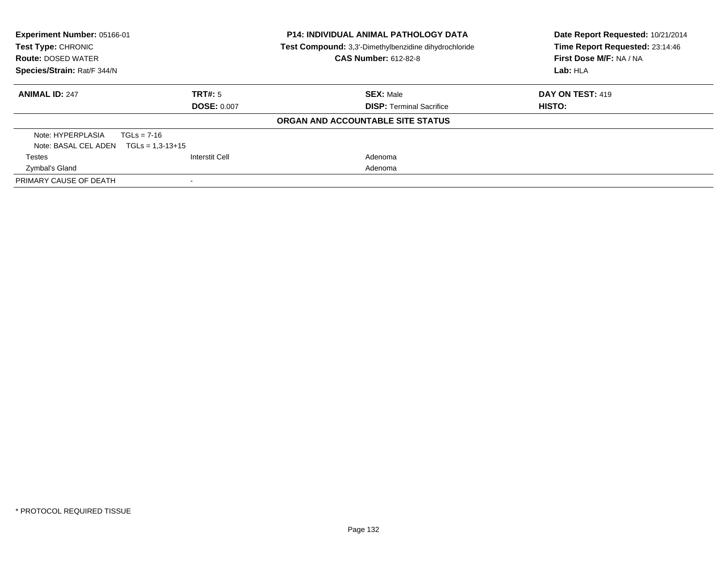**Experiment Number:** 05166-01
**Test Type:** CHRONIC
**Route:** DOSED WATER
**Species/Strain:** Rat/F 344/N

**P14: INDIVIDUAL ANIMAL PATHOLOGY DATA**
**Test Compound:** 3,3'-Dimethylbenzidine dihydrochloride
**CAS Number:** 612-82-8

**Date Report Requested:** 10/21/2014
**Time Report Requested:** 23:14:46
**First Dose M/F:** NA / NA
**Lab:** HLA

| **ANIMAL ID:** 247 | **TRT#:** 5 | **SEX:** Male | **DAY ON TEST:** 419 |
|---|---|---|---|
| | **DOSE:** 0.007 | **DISP:** Terminal Sacrifice | **HISTO:** |

**ORGAN AND ACCOUNTABLE SITE STATUS**

| | | |
|---|---|---|
| Note: HYPERPLASIA TGLs = 7-16 | | |
| Note: BASAL CEL ADEN TGLs = 1,3-13+15 | | |
| Testes | Interstit Cell | Adenoma |
| Zymbal's Gland | | Adenoma |
| PRIMARY CAUSE OF DEATH | - | |

* PROTOCOL REQUIRED TISSUE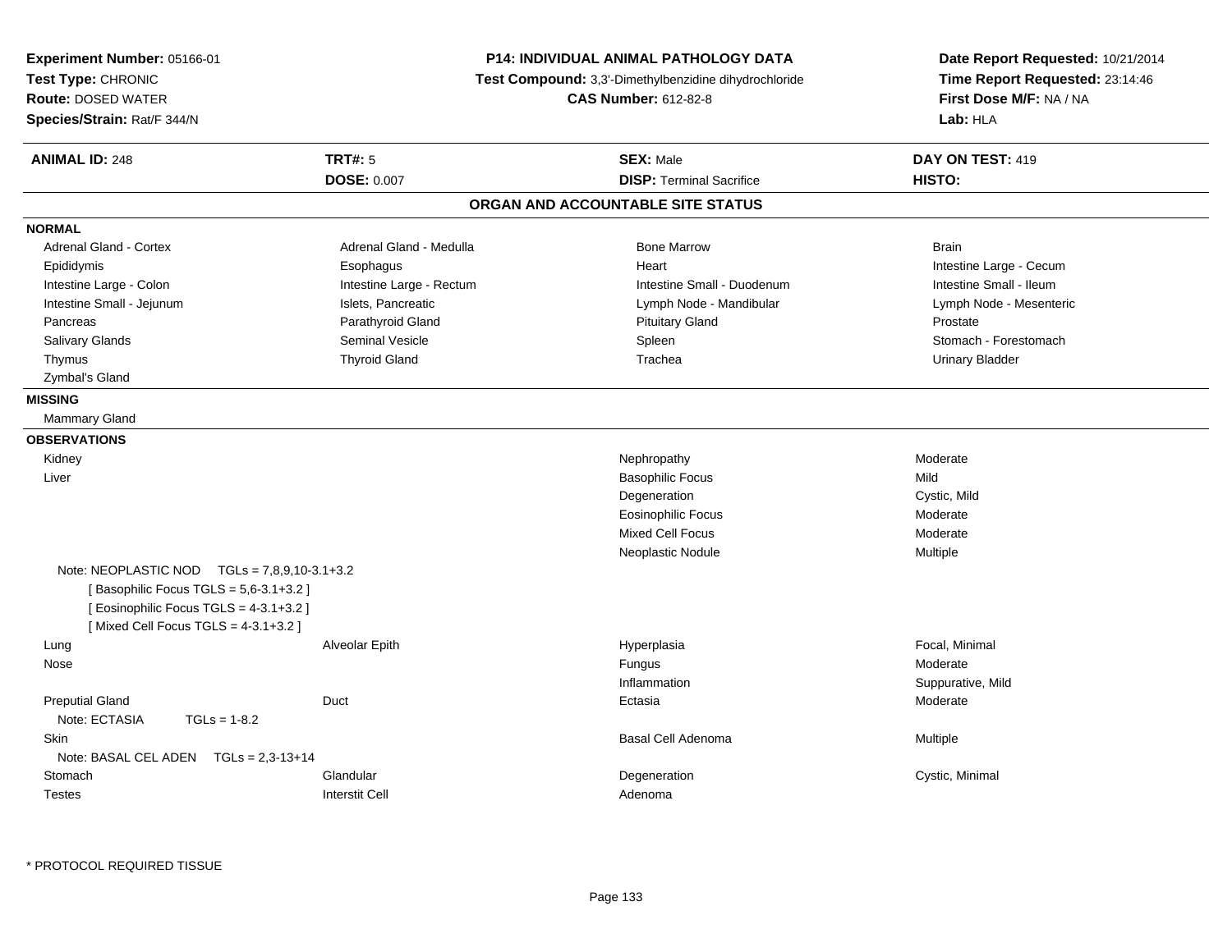**Experiment Number:** 05166-01
**Test Type:** CHRONIC
**Route:** DOSED WATER
**Species/Strain:** Rat/F 344/N

**P14: INDIVIDUAL ANIMAL PATHOLOGY DATA**
**Test Compound:** 3,3'-Dimethylbenzidine dihydrochloride
**CAS Number:** 612-82-8

**Date Report Requested:** 10/21/2014
**Time Report Requested:** 23:14:46
**First Dose M/F:** NA / NA
**Lab:** HLA

| **ANIMAL ID:** 248 | **TRT#:** 5 | **SEX:** Male | **DAY ON TEST:** 419 |
|---|---|---|---|
| | **DOSE:** 0.007 | **DISP:** Terminal Sacrifice | **HISTO:** |

## ORGAN AND ACCOUNTABLE SITE STATUS

**NORMAL**

| | | | |
|---|---|---|---|
| Adrenal Gland - Cortex | Adrenal Gland - Medulla | Bone Marrow | Brain |
| Epididymis | Esophagus | Heart | Intestine Large - Cecum |
| Intestine Large - Colon | Intestine Large - Rectum | Intestine Small - Duodenum | Intestine Small - Ileum |
| Intestine Small - Jejunum | Islets, Pancreatic | Lymph Node - Mandibular | Lymph Node - Mesenteric |
| Pancreas | Parathyroid Gland | Pituitary Gland | Prostate |
| Salivary Glands | Seminal Vesicle | Spleen | Stomach - Forestomach |
| Thymus | Thyroid Gland | Trachea | Urinary Bladder |
| Zymbal's Gland | | | |

**MISSING**

Mammary Gland

**OBSERVATIONS**

| | | | |
|---|---|---|---|
| Kidney | | Nephropathy | Moderate |
| Liver | | Basophilic Focus | Mild |
| | | Degeneration | Cystic, Mild |
| | | Eosinophilic Focus | Moderate |
| | | Mixed Cell Focus | Moderate |
| | | Neoplastic Nodule | Multiple |
| Note: NEOPLASTIC NOD TGLs = 7,8,9,10-3.1+3.2 [ Basophilic Focus TGLS = 5,6-3.1+3.2 ] [ Eosinophilic Focus TGLS = 4-3.1+3.2 ] [ Mixed Cell Focus TGLS = 4-3.1+3.2 ] | | | |
| Lung | Alveolar Epith | Hyperplasia | Focal, Minimal |
| Nose | | Fungus | Moderate |
| | | Inflammation | Suppurative, Mild |
| Preputial Gland | Duct | Ectasia | Moderate |
| Note: ECTASIA TGLs = 1-8.2 | | | |
| Skin | | Basal Cell Adenoma | Multiple |
| Note: BASAL CEL ADEN TGLs = 2,3-13+14 | | | |
| Stomach | Glandular | Degeneration | Cystic, Minimal |
| Testes | Interstit Cell | Adenoma | |

* PROTOCOL REQUIRED TISSUE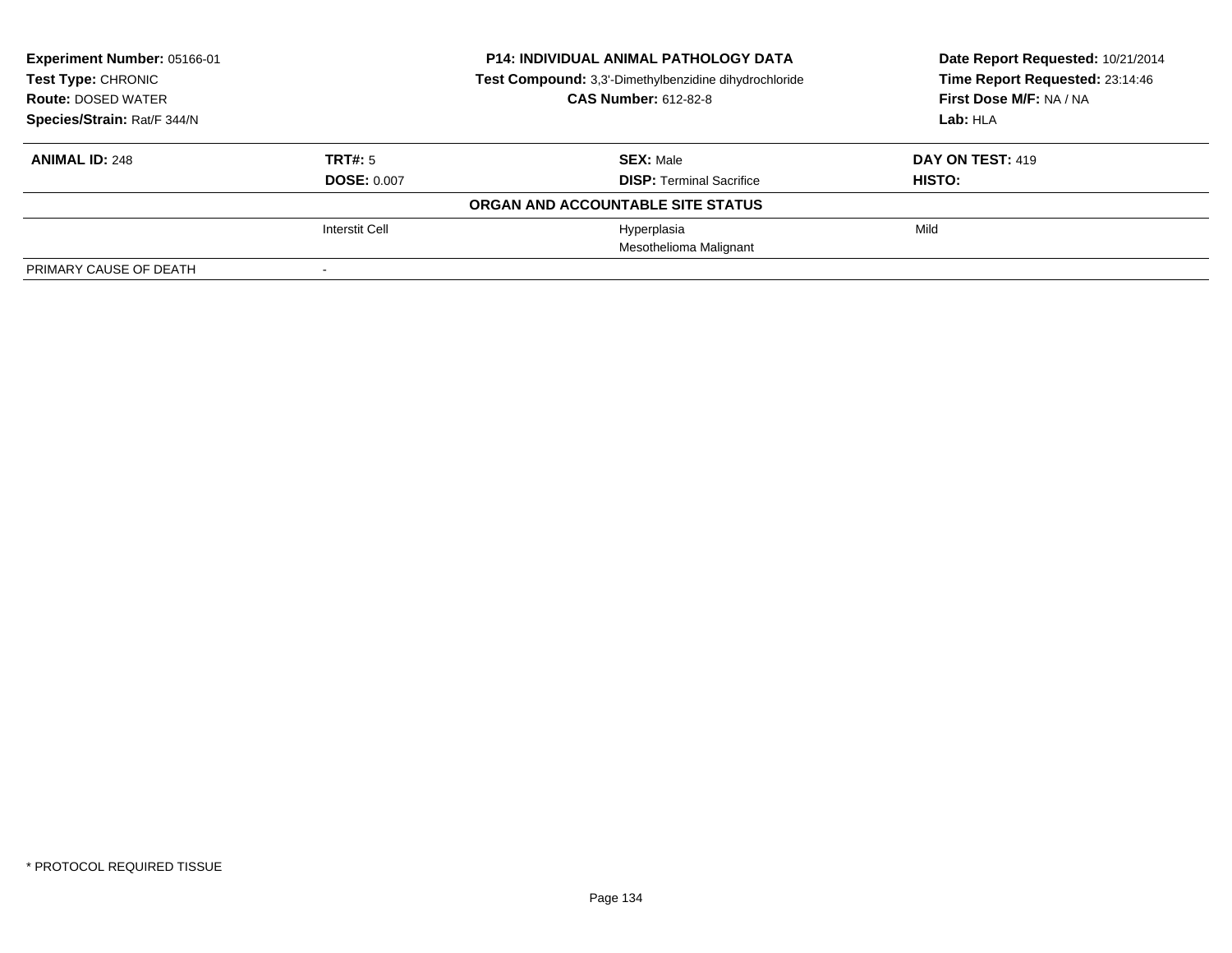**Experiment Number:** 05166-01
**Test Type:** CHRONIC
**Route:** DOSED WATER
**Species/Strain:** Rat/F 344/N

**P14: INDIVIDUAL ANIMAL PATHOLOGY DATA**
**Test Compound:** 3,3'-Dimethylbenzidine dihydrochloride
**CAS Number:** 612-82-8

**Date Report Requested:** 10/21/2014
**Time Report Requested:** 23:14:46
**First Dose M/F:** NA / NA
**Lab:** HLA

| **ANIMAL ID:** 248 | **TRT#:** 5 | **SEX:** Male | **DAY ON TEST:** 419 |
|---|---|---|---|
| | **DOSE:** 0.007 | **DISP:** Terminal Sacrifice | **HISTO:** |
| | | **ORGAN AND ACCOUNTABLE SITE STATUS** | |
| | Interstit Cell | Hyperplasia | Mild |
| | | Mesothelioma Malignant | |
| PRIMARY CAUSE OF DEATH | - | | |

* PROTOCOL REQUIRED TISSUE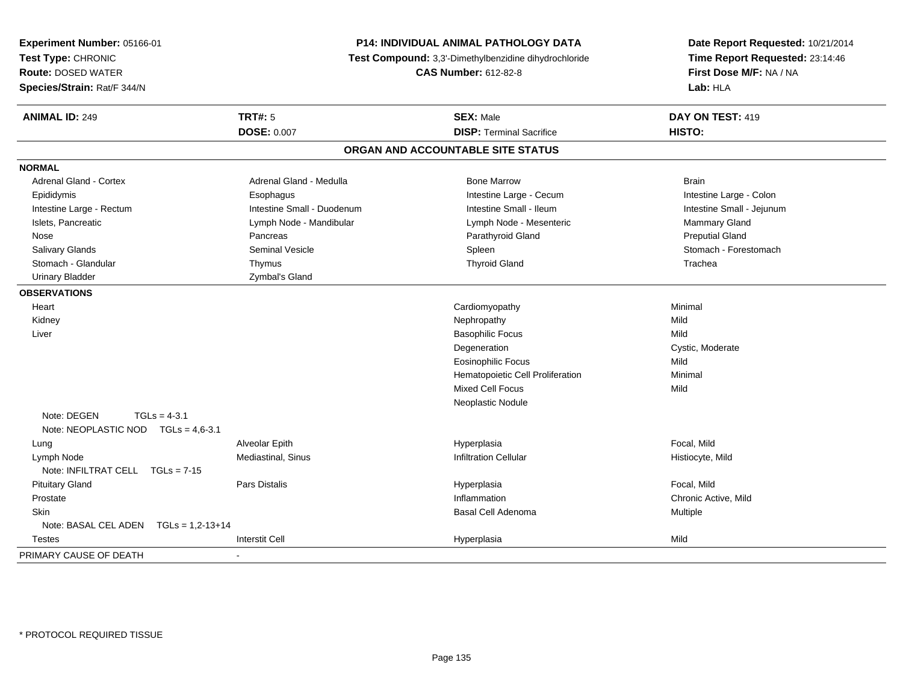**Experiment Number:** 05166-01
**Test Type:** CHRONIC
**Route:** DOSED WATER
**Species/Strain:** Rat/F 344/N

**P14: INDIVIDUAL ANIMAL PATHOLOGY DATA**
**Test Compound:** 3,3'-Dimethylbenzidine dihydrochloride
**CAS Number:** 612-82-8

**Date Report Requested:** 10/21/2014
**Time Report Requested:** 23:14:46
**First Dose M/F:** NA / NA
**Lab:** HLA

| **ANIMAL ID:** 249 | **TRT#:** 5 | **SEX:** Male | **DAY ON TEST:** 419 |
|---|---|---|---|
| | **DOSE:** 0.007 | **DISP:** Terminal Sacrifice | **HISTO:** |

## ORGAN AND ACCOUNTABLE SITE STATUS

**NORMAL**

| | | | |
|---|---|---|---|
| Adrenal Gland - Cortex | Adrenal Gland - Medulla | Bone Marrow | Brain |
| Epididymis | Esophagus | Intestine Large - Cecum | Intestine Large - Colon |
| Intestine Large - Rectum | Intestine Small - Duodenum | Intestine Small - Ileum | Intestine Small - Jejunum |
| Islets, Pancreatic | Lymph Node - Mandibular | Lymph Node - Mesenteric | Mammary Gland |
| Nose | Pancreas | Parathyroid Gland | Preputial Gland |
| Salivary Glands | Seminal Vesicle | Spleen | Stomach - Forestomach |
| Stomach - Glandular | Thymus | Thyroid Gland | Trachea |
| Urinary Bladder | Zymbal's Gland | | |

**OBSERVATIONS**

| | | | |
|---|---|---|---|
| Heart | | Cardiomyopathy | Minimal |
| Kidney | | Nephropathy | Mild |
| Liver | | Basophilic Focus | Mild |
| | | Degeneration | Cystic, Moderate |
| | | Eosinophilic Focus | Mild |
| | | Hematopoietic Cell Proliferation | Minimal |
| | | Mixed Cell Focus | Mild |
| | | Neoplastic Nodule | |
| Note: DEGEN TGLs = 4-3.1 | | | |
| Note: NEOPLASTIC NOD TGLs = 4,6-3.1 | | | |
| Lung | Alveolar Epith | Hyperplasia | Focal, Mild |
| Lymph Node | Mediastinal, Sinus | Infiltration Cellular | Histiocyte, Mild |
| Note: INFILTRAT CELL TGLs = 7-15 | | | |
| Pituitary Gland | Pars Distalis | Hyperplasia | Focal, Mild |
| Prostate | | Inflammation | Chronic Active, Mild |
| Skin | | Basal Cell Adenoma | Multiple |
| Note: BASAL CEL ADEN TGLs = 1,2-13+14 | | | |
| Testes | Interstit Cell | Hyperplasia | Mild |

PRIMARY CAUSE OF DEATH -

* PROTOCOL REQUIRED TISSUE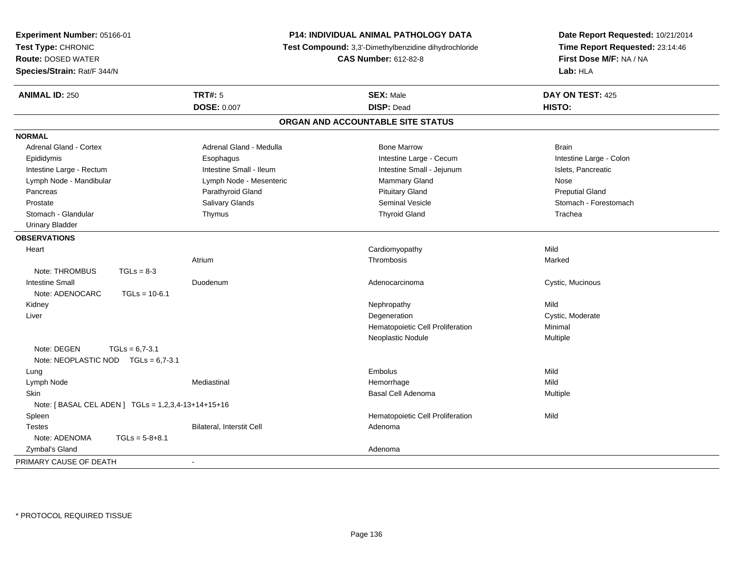**Experiment Number:** 05166-01
**Test Type:** CHRONIC
**Route:** DOSED WATER
**Species/Strain:** Rat/F 344/N

**P14: INDIVIDUAL ANIMAL PATHOLOGY DATA**
**Test Compound:** 3,3'-Dimethylbenzidine dihydrochloride
**CAS Number:** 612-82-8

**Date Report Requested:** 10/21/2014
**Time Report Requested:** 23:14:46
**First Dose M/F:** NA / NA
**Lab:** HLA

| **ANIMAL ID:** 250 | **TRT#:** 5 | **SEX:** Male | **DAY ON TEST:** 425 |
|---|---|---|---|
| | **DOSE:** 0.007 | **DISP:** Dead | **HISTO:** |

## ORGAN AND ACCOUNTABLE SITE STATUS

**NORMAL**

| | | | |
|---|---|---|---|
| Adrenal Gland - Cortex | Adrenal Gland - Medulla | Bone Marrow | Brain |
| Epididymis | Esophagus | Intestine Large - Cecum | Intestine Large - Colon |
| Intestine Large - Rectum | Intestine Small - Ileum | Intestine Small - Jejunum | Islets, Pancreatic |
| Lymph Node - Mandibular | Lymph Node - Mesenteric | Mammary Gland | Nose |
| Pancreas | Parathyroid Gland | Pituitary Gland | Preputial Gland |
| Prostate | Salivary Glands | Seminal Vesicle | Stomach - Forestomach |
| Stomach - Glandular | Thymus | Thyroid Gland | Trachea |
| Urinary Bladder | | | |

**OBSERVATIONS**

| | | | |
|---|---|---|---|
| Heart | | Cardiomyopathy | Mild |
| | Atrium | Thrombosis | Marked |
| Note: THROMBUS TGLs = 8-3 | | | |
| Intestine Small | Duodenum | Adenocarcinoma | Cystic, Mucinous |
| Note: ADENOCARC TGLs = 10-6.1 | | | |
| Kidney | | Nephropathy | Mild |
| Liver | | Degeneration | Cystic, Moderate |
| | | Hematopoietic Cell Proliferation | Minimal |
| | | Neoplastic Nodule | Multiple |
| Note: DEGEN TGLs = 6,7-3.1 | | | |
| Note: NEOPLASTIC NOD TGLs = 6,7-3.1 | | | |
| Lung | | Embolus | Mild |
| Lymph Node | Mediastinal | Hemorrhage | Mild |
| Skin | | Basal Cell Adenoma | Multiple |
| Note: [ BASAL CEL ADEN ] TGLs = 1,2,3,4-13+14+15+16 | | | |
| Spleen | | Hematopoietic Cell Proliferation | Mild |
| Testes | Bilateral, Interstit Cell | Adenoma | |
| Note: ADENOMA TGLs = 5-8+8.1 | | | |
| Zymbal's Gland | | Adenoma | |

PRIMARY CAUSE OF DEATH -

* PROTOCOL REQUIRED TISSUE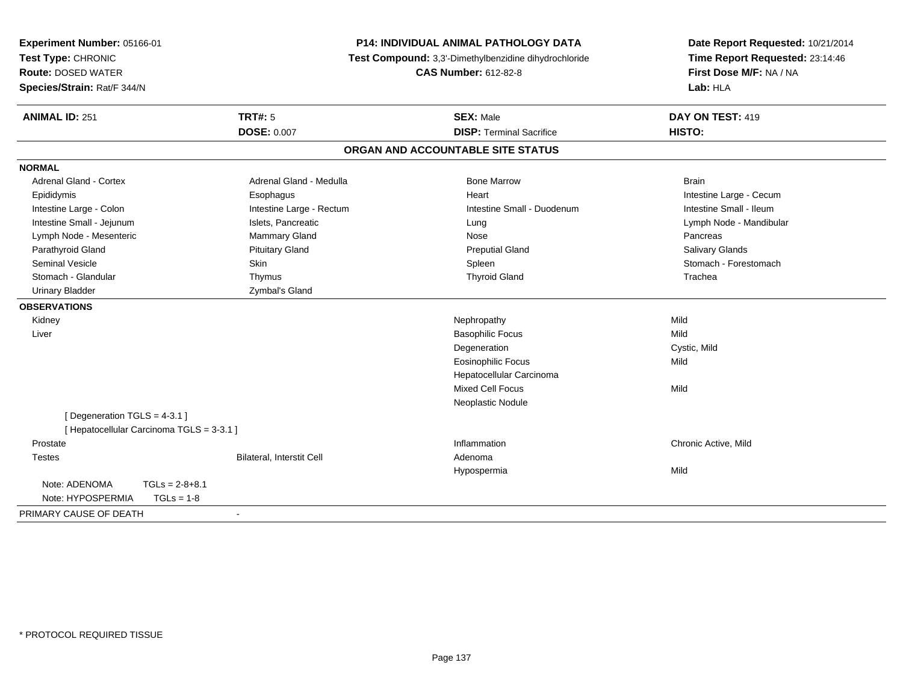**Experiment Number:** 05166-01
**Test Type:** CHRONIC
**Route:** DOSED WATER
**Species/Strain:** Rat/F 344/N

**P14: INDIVIDUAL ANIMAL PATHOLOGY DATA**
**Test Compound:** 3,3'-Dimethylbenzidine dihydrochloride
**CAS Number:** 612-82-8

**Date Report Requested:** 10/21/2014
**Time Report Requested:** 23:14:46
**First Dose M/F:** NA / NA
**Lab:** HLA

| **ANIMAL ID:** 251 | **TRT#:** 5 | **SEX:** Male | **DAY ON TEST:** 419 |
|---|---|---|---|
| | **DOSE:** 0.007 | **DISP:** Terminal Sacrifice | **HISTO:** |

## ORGAN AND ACCOUNTABLE SITE STATUS

**NORMAL**

| | | | |
|---|---|---|---|
| Adrenal Gland - Cortex | Adrenal Gland - Medulla | Bone Marrow | Brain |
| Epididymis | Esophagus | Heart | Intestine Large - Cecum |
| Intestine Large - Colon | Intestine Large - Rectum | Intestine Small - Duodenum | Intestine Small - Ileum |
| Intestine Small - Jejunum | Islets, Pancreatic | Lung | Lymph Node - Mandibular |
| Lymph Node - Mesenteric | Mammary Gland | Nose | Pancreas |
| Parathyroid Gland | Pituitary Gland | Preputial Gland | Salivary Glands |
| Seminal Vesicle | Skin | Spleen | Stomach - Forestomach |
| Stomach - Glandular | Thymus | Thyroid Gland | Trachea |
| Urinary Bladder | Zymbal's Gland | | |

**OBSERVATIONS**

| | | | |
|---|---|---|---|
| Kidney | | Nephropathy | Mild |
| Liver | | Basophilic Focus | Mild |
| | | Degeneration | Cystic, Mild |
| | | Eosinophilic Focus | Mild |
| | | Hepatocellular Carcinoma | |
| | | Mixed Cell Focus | Mild |
| | | Neoplastic Nodule | |
| [ Degeneration TGLS = 4-3.1 ] | | | |
| [ Hepatocellular Carcinoma TGLS = 3-3.1 ] | | | |
| Prostate | | Inflammation | Chronic Active, Mild |
| Testes | Bilateral, Interstit Cell | Adenoma | |
| | | Hypospermia | Mild |
| Note: ADENOMA TGLs = 2-8+8.1 | | | |
| Note: HYPOSPERMIA TGLs = 1-8 | | | |

PRIMARY CAUSE OF DEATH -

* PROTOCOL REQUIRED TISSUE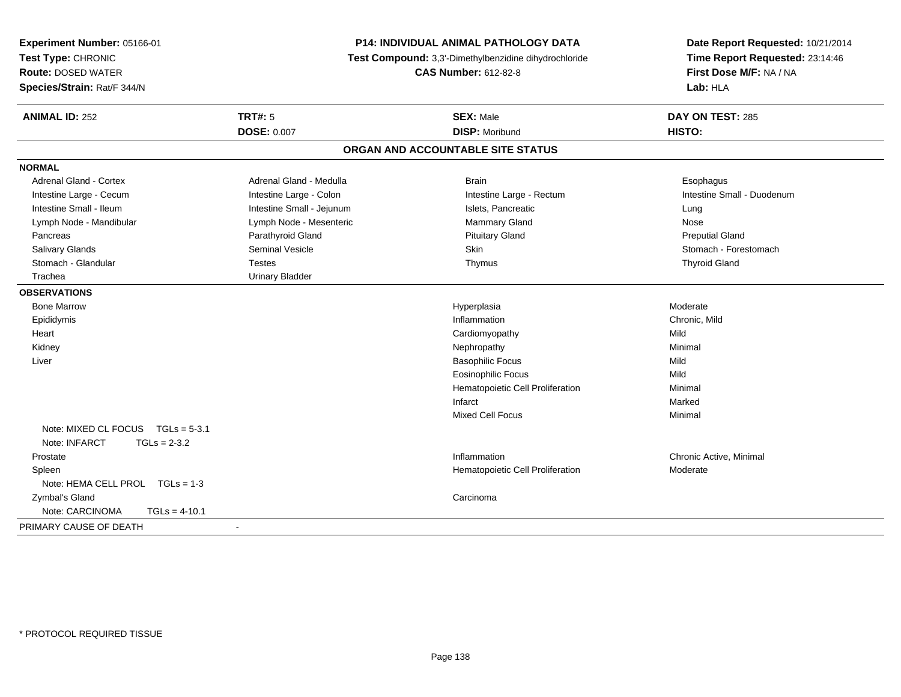**Experiment Number:** 05166-01
**Test Type:** CHRONIC
**Route:** DOSED WATER
**Species/Strain:** Rat/F 344/N

**P14: INDIVIDUAL ANIMAL PATHOLOGY DATA**
**Test Compound:** 3,3'-Dimethylbenzidine dihydrochloride
**CAS Number:** 612-82-8

**Date Report Requested:** 10/21/2014
**Time Report Requested:** 23:14:46
**First Dose M/F:** NA / NA
**Lab:** HLA

| **ANIMAL ID:** 252 | **TRT#:** 5 | **SEX:** Male | **DAY ON TEST:** 285 |
|---|---|---|---|
| | **DOSE:** 0.007 | **DISP:** Moribund | **HISTO:** |

## ORGAN AND ACCOUNTABLE SITE STATUS

**NORMAL**

| | | | |
|---|---|---|---|
| Adrenal Gland - Cortex | Adrenal Gland - Medulla | Brain | Esophagus |
| Intestine Large - Cecum | Intestine Large - Colon | Intestine Large - Rectum | Intestine Small - Duodenum |
| Intestine Small - Ileum | Intestine Small - Jejunum | Islets, Pancreatic | Lung |
| Lymph Node - Mandibular | Lymph Node - Mesenteric | Mammary Gland | Nose |
| Pancreas | Parathyroid Gland | Pituitary Gland | Preputial Gland |
| Salivary Glands | Seminal Vesicle | Skin | Stomach - Forestomach |
| Stomach - Glandular | Testes | Thymus | Thyroid Gland |
| Trachea | Urinary Bladder | | |

**OBSERVATIONS**

| Organ | Observation | Severity |
|---|---|---|
| Bone Marrow | Hyperplasia | Moderate |
| Epididymis | Inflammation | Chronic, Mild |
| Heart | Cardiomyopathy | Mild |
| Kidney | Nephropathy | Minimal |
| Liver | Basophilic Focus | Mild |
| | Eosinophilic Focus | Mild |
| | Hematopoietic Cell Proliferation | Minimal |
| | Infarct | Marked |
| | Mixed Cell Focus | Minimal |
| Note: MIXED CL FOCUS TGLs = 5-3.1 | | |
| Note: INFARCT TGLs = 2-3.2 | | |
| Prostate | Inflammation | Chronic Active, Minimal |
| Spleen | Hematopoietic Cell Proliferation | Moderate |
| Note: HEMA CELL PROL TGLs = 1-3 | | |
| Zymbal's Gland | Carcinoma | |
| Note: CARCINOMA TGLs = 4-10.1 | | |

PRIMARY CAUSE OF DEATH -

* PROTOCOL REQUIRED TISSUE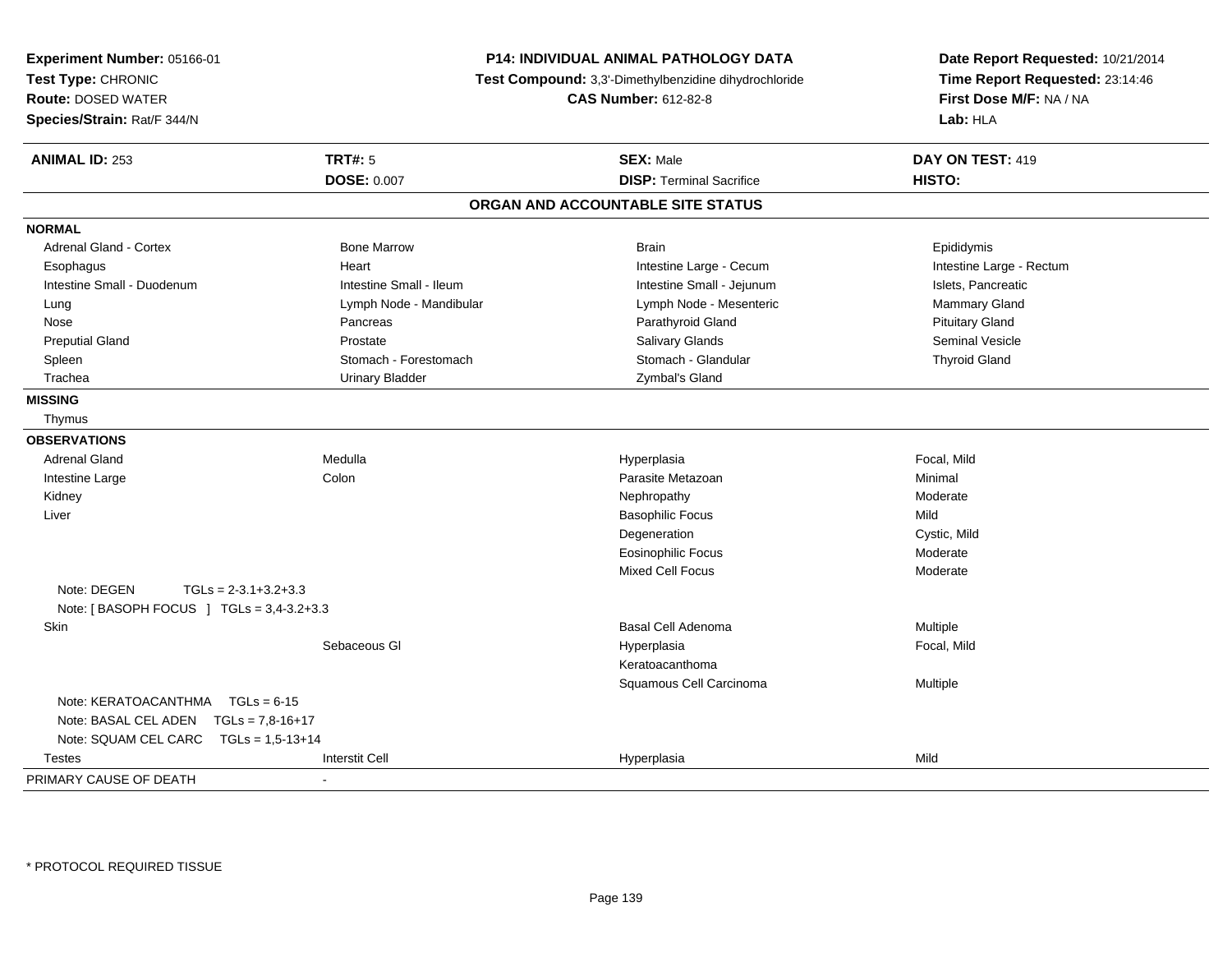**Experiment Number:** 05166-01
**Test Type:** CHRONIC
**Route:** DOSED WATER
**Species/Strain:** Rat/F 344/N

**P14: INDIVIDUAL ANIMAL PATHOLOGY DATA**
**Test Compound:** 3,3'-Dimethylbenzidine dihydrochloride
**CAS Number:** 612-82-8

**Date Report Requested:** 10/21/2014
**Time Report Requested:** 23:14:46
**First Dose M/F:** NA / NA
**Lab:** HLA

| **ANIMAL ID:** 253 | **TRT#:** 5 | **SEX:** Male | **DAY ON TEST:** 419 |
|---|---|---|---|
| | **DOSE:** 0.007 | **DISP:** Terminal Sacrifice | **HISTO:** |

## ORGAN AND ACCOUNTABLE SITE STATUS

**NORMAL**

| | | | |
|---|---|---|---|
| Adrenal Gland - Cortex | Bone Marrow | Brain | Epididymis |
| Esophagus | Heart | Intestine Large - Cecum | Intestine Large - Rectum |
| Intestine Small - Duodenum | Intestine Small - Ileum | Intestine Small - Jejunum | Islets, Pancreatic |
| Lung | Lymph Node - Mandibular | Lymph Node - Mesenteric | Mammary Gland |
| Nose | Pancreas | Parathyroid Gland | Pituitary Gland |
| Preputial Gland | Prostate | Salivary Glands | Seminal Vesicle |
| Spleen | Stomach - Forestomach | Stomach - Glandular | Thyroid Gland |
| Trachea | Urinary Bladder | Zymbal's Gland | |

**MISSING**

Thymus

**OBSERVATIONS**

| | | | |
|---|---|---|---|
| Adrenal Gland | Medulla | Hyperplasia | Focal, Mild |
| Intestine Large | Colon | Parasite Metazoan | Minimal |
| Kidney | | Nephropathy | Moderate |
| Liver | | Basophilic Focus | Mild |
| | | Degeneration | Cystic, Mild |
| | | Eosinophilic Focus | Moderate |
| | | Mixed Cell Focus | Moderate |
| Note: DEGEN TGLs = 2-3.1+3.2+3.3 | | | |
| Note: [ BASOPH FOCUS ] TGLs = 3,4-3.2+3.3 | | | |
| Skin | | Basal Cell Adenoma | Multiple |
| | Sebaceous Gl | Hyperplasia | Focal, Mild |
| | | Keratoacanthoma | |
| | | Squamous Cell Carcinoma | Multiple |
| Note: KERATOACANTHMA TGLs = 6-15 | | | |
| Note: BASAL CEL ADEN TGLs = 7,8-16+17 | | | |
| Note: SQUAM CEL CARC TGLs = 1,5-13+14 | | | |
| Testes | Interstit Cell | Hyperplasia | Mild |

PRIMARY CAUSE OF DEATH -

* PROTOCOL REQUIRED TISSUE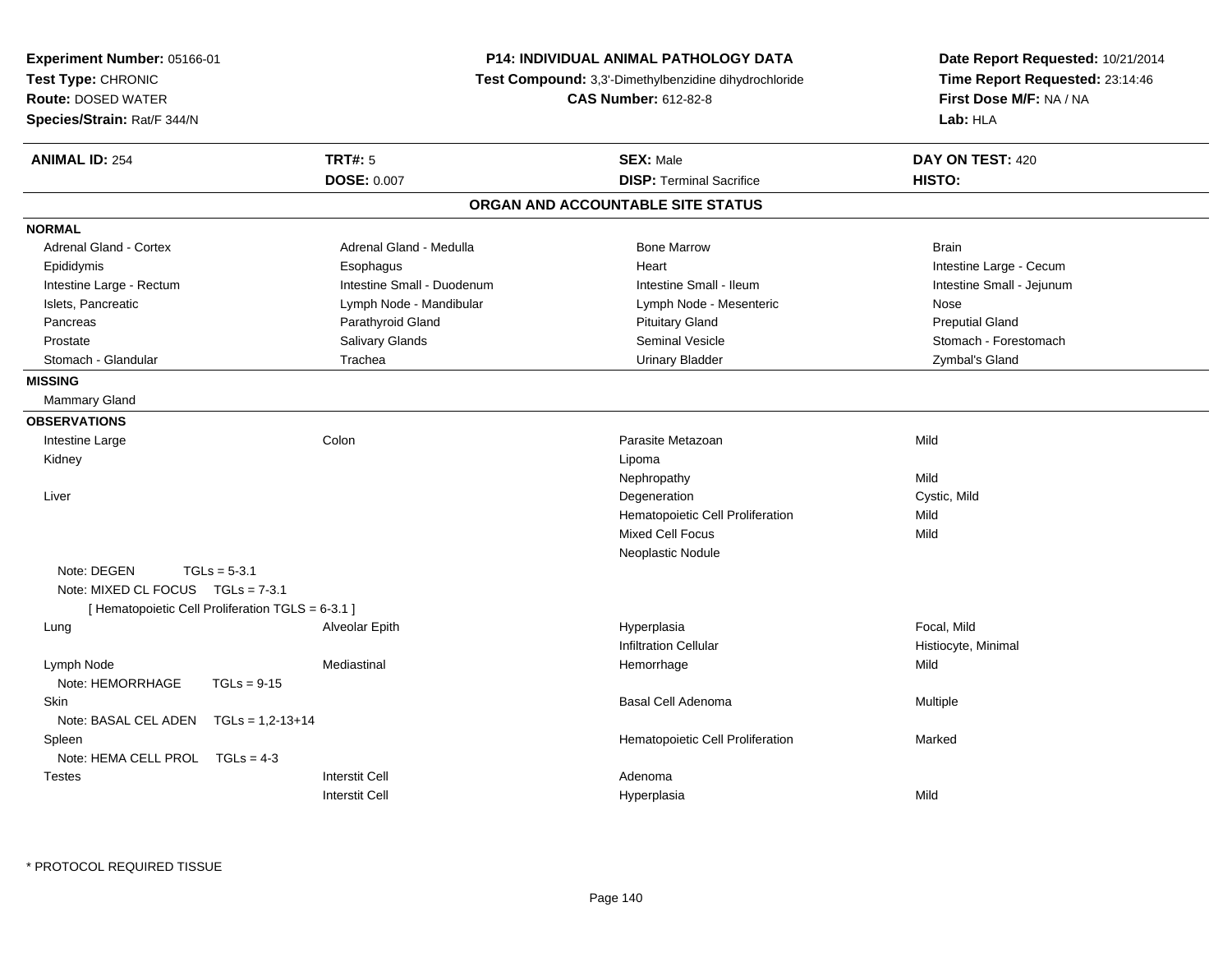**Experiment Number:** 05166-01
**Test Type:** CHRONIC
**Route:** DOSED WATER
**Species/Strain:** Rat/F 344/N

**P14: INDIVIDUAL ANIMAL PATHOLOGY DATA**
**Test Compound:** 3,3'-Dimethylbenzidine dihydrochloride
**CAS Number:** 612-82-8

**Date Report Requested:** 10/21/2014
**Time Report Requested:** 23:14:46
**First Dose M/F:** NA / NA
**Lab:** HLA

| **ANIMAL ID:** 254 | **TRT#:** 5 | **SEX:** Male | **DAY ON TEST:** 420 |
|---|---|---|---|
| | **DOSE:** 0.007 | **DISP:** Terminal Sacrifice | **HISTO:** |

## ORGAN AND ACCOUNTABLE SITE STATUS

**NORMAL**

| | | | |
|---|---|---|---|
| Adrenal Gland - Cortex | Adrenal Gland - Medulla | Bone Marrow | Brain |
| Epididymis | Esophagus | Heart | Intestine Large - Cecum |
| Intestine Large - Rectum | Intestine Small - Duodenum | Intestine Small - Ileum | Intestine Small - Jejunum |
| Islets, Pancreatic | Lymph Node - Mandibular | Lymph Node - Mesenteric | Nose |
| Pancreas | Parathyroid Gland | Pituitary Gland | Preputial Gland |
| Prostate | Salivary Glands | Seminal Vesicle | Stomach - Forestomach |
| Stomach - Glandular | Trachea | Urinary Bladder | Zymbal's Gland |

**MISSING**

Mammary Gland

**OBSERVATIONS**

| Organ | Site | Observation | Severity |
|---|---|---|---|
| Intestine Large | Colon | Parasite Metazoan | Mild |
| Kidney | | Lipoma | |
| | | Nephropathy | Mild |
| Liver | | Degeneration | Cystic, Mild |
| | | Hematopoietic Cell Proliferation | Mild |
| | | Mixed Cell Focus | Mild |
| | | Neoplastic Nodule | |
| Note: DEGEN TGLs = 5-3.1 | | | |
| Note: MIXED CL FOCUS TGLs = 7-3.1 | | | |
| [ Hematopoietic Cell Proliferation TGLS = 6-3.1 ] | | | |
| Lung | Alveolar Epith | Hyperplasia | Focal, Mild |
| | | Infiltration Cellular | Histiocyte, Minimal |
| Lymph Node | Mediastinal | Hemorrhage | Mild |
| Note: HEMORRHAGE TGLs = 9-15 | | | |
| Skin | | Basal Cell Adenoma | Multiple |
| Note: BASAL CEL ADEN TGLs = 1,2-13+14 | | | |
| Spleen | | Hematopoietic Cell Proliferation | Marked |
| Note: HEMA CELL PROL TGLs = 4-3 | | | |
| Testes | Interstit Cell | Adenoma | |
| | Interstit Cell | Hyperplasia | Mild |

* PROTOCOL REQUIRED TISSUE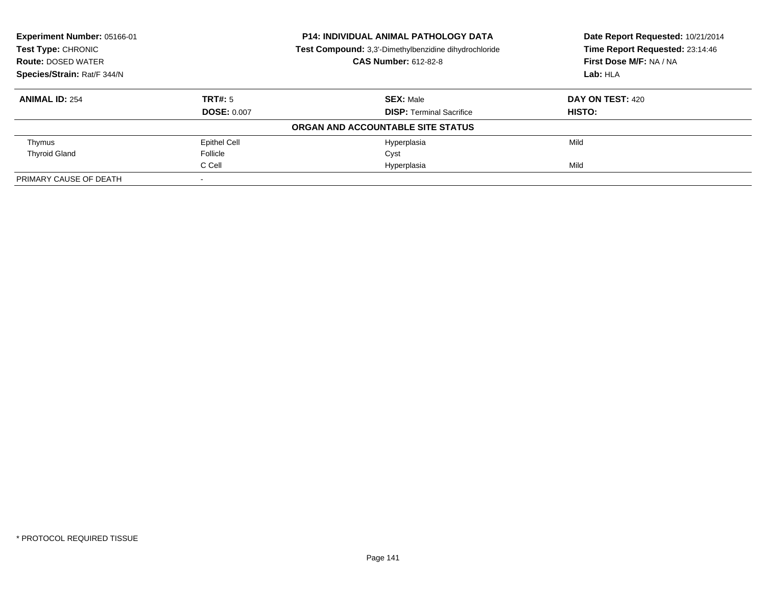**Experiment Number:** 05166-01
**Test Type:** CHRONIC
**Route:** DOSED WATER
**Species/Strain:** Rat/F 344/N

**P14: INDIVIDUAL ANIMAL PATHOLOGY DATA**
**Test Compound:** 3,3'-Dimethylbenzidine dihydrochloride
**CAS Number:** 612-82-8

**Date Report Requested:** 10/21/2014
**Time Report Requested:** 23:14:46
**First Dose M/F:** NA / NA
**Lab:** HLA

| **ANIMAL ID:** 254 | **TRT#:** 5 | **SEX:** Male | **DAY ON TEST:** 420 |
|---|---|---|---|
| | **DOSE:** 0.007 | **DISP:** Terminal Sacrifice | **HISTO:** |

**ORGAN AND ACCOUNTABLE SITE STATUS**

| | | | |
|---|---|---|---|
| Thymus | Epithel Cell | Hyperplasia | Mild |
| Thyroid Gland | Follicle | Cyst | |
| | C Cell | Hyperplasia | Mild |
| PRIMARY CAUSE OF DEATH | - | | |

* PROTOCOL REQUIRED TISSUE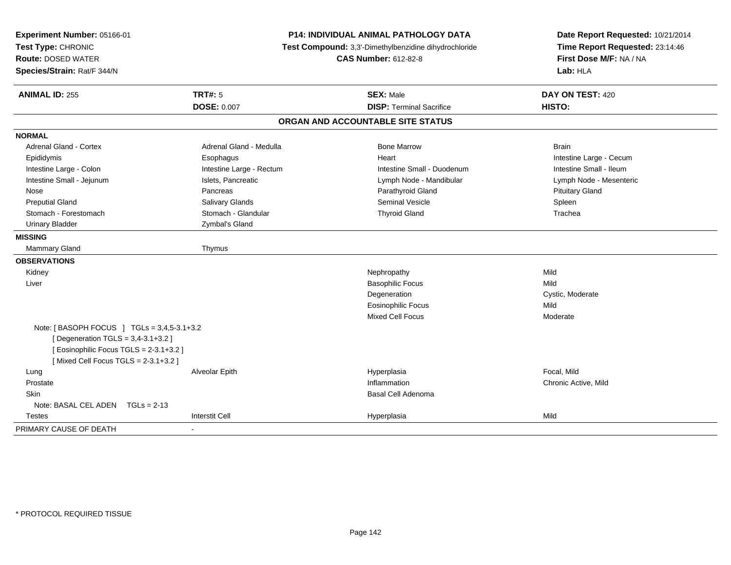**Experiment Number:** 05166-01
**Test Type:** CHRONIC
**Route:** DOSED WATER
**Species/Strain:** Rat/F 344/N

**P14: INDIVIDUAL ANIMAL PATHOLOGY DATA**
**Test Compound:** 3,3'-Dimethylbenzidine dihydrochloride
**CAS Number:** 612-82-8

**Date Report Requested:** 10/21/2014
**Time Report Requested:** 23:14:46
**First Dose M/F:** NA / NA
**Lab:** HLA

| **ANIMAL ID:** 255 | **TRT#:** 5 | **SEX:** Male | **DAY ON TEST:** 420 |
|---|---|---|---|
| | **DOSE:** 0.007 | **DISP:** Terminal Sacrifice | **HISTO:** |

## ORGAN AND ACCOUNTABLE SITE STATUS

**NORMAL**

| | | | |
|---|---|---|---|
| Adrenal Gland - Cortex | Adrenal Gland - Medulla | Bone Marrow | Brain |
| Epididymis | Esophagus | Heart | Intestine Large - Cecum |
| Intestine Large - Colon | Intestine Large - Rectum | Intestine Small - Duodenum | Intestine Small - Ileum |
| Intestine Small - Jejunum | Islets, Pancreatic | Lymph Node - Mandibular | Lymph Node - Mesenteric |
| Nose | Pancreas | Parathyroid Gland | Pituitary Gland |
| Preputial Gland | Salivary Glands | Seminal Vesicle | Spleen |
| Stomach - Forestomach | Stomach - Glandular | Thyroid Gland | Trachea |
| Urinary Bladder | Zymbal's Gland | | |

**MISSING**

| | |
|---|---|
| Mammary Gland | Thymus |

**OBSERVATIONS**

| | | | |
|---|---|---|---|
| Kidney | | Nephropathy | Mild |
| Liver | | Basophilic Focus | Mild |
| | | Degeneration | Cystic, Moderate |
| | | Eosinophilic Focus | Mild |
| | | Mixed Cell Focus | Moderate |
| Note: [ BASOPH FOCUS ] TGLs = 3,4,5-3.1+3.2<br>[ Degeneration TGLS = 3,4-3.1+3.2 ]<br>[ Eosinophilic Focus TGLS = 2-3.1+3.2 ]<br>[ Mixed Cell Focus TGLS = 2-3.1+3.2 ] | | | |
| Lung | Alveolar Epith | Hyperplasia | Focal, Mild |
| Prostate | | Inflammation | Chronic Active, Mild |
| Skin | | Basal Cell Adenoma | |
| Note: BASAL CEL ADEN TGLs = 2-13 | | | |
| Testes | Interstit Cell | Hyperplasia | Mild |

PRIMARY CAUSE OF DEATH -

\* PROTOCOL REQUIRED TISSUE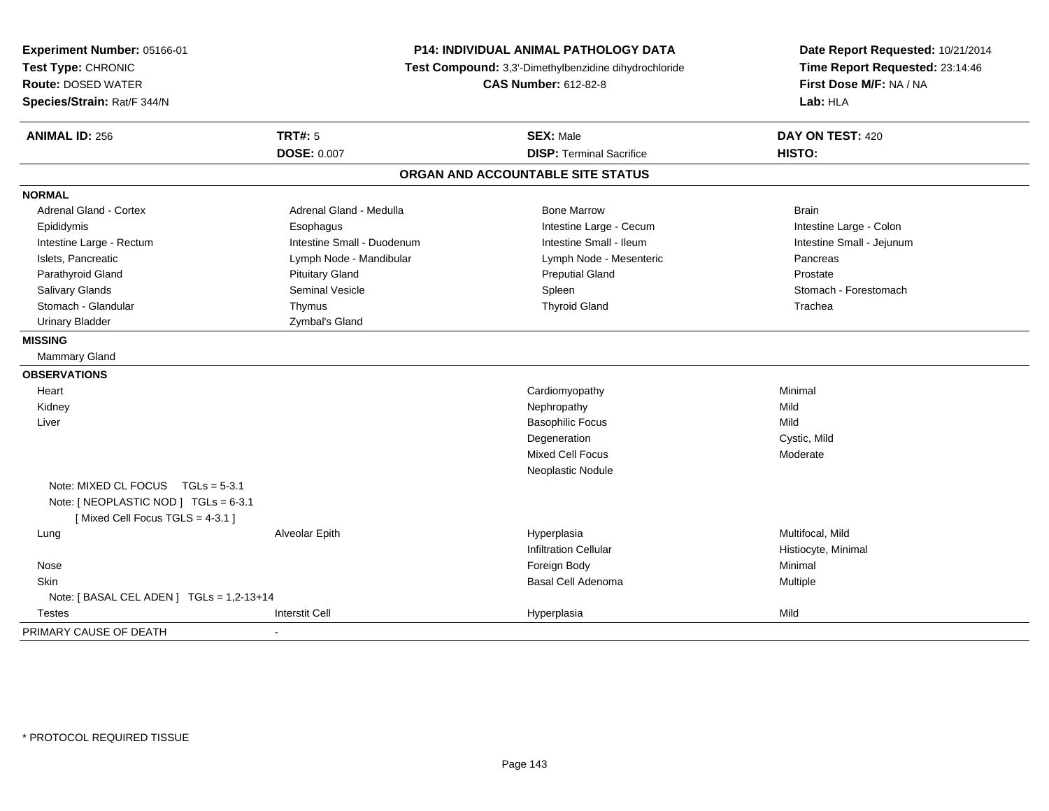**Experiment Number:** 05166-01
**Test Type:** CHRONIC
**Route:** DOSED WATER
**Species/Strain:** Rat/F 344/N

**P14: INDIVIDUAL ANIMAL PATHOLOGY DATA**
**Test Compound:** 3,3'-Dimethylbenzidine dihydrochloride
**CAS Number:** 612-82-8

**Date Report Requested:** 10/21/2014
**Time Report Requested:** 23:14:46
**First Dose M/F:** NA / NA
**Lab:** HLA

| **ANIMAL ID:** 256 | **TRT#:** 5 | **SEX:** Male | **DAY ON TEST:** 420 |
|---|---|---|---|
| | **DOSE:** 0.007 | **DISP:** Terminal Sacrifice | **HISTO:** |

## ORGAN AND ACCOUNTABLE SITE STATUS

| | | | |
|---|---|---|---|
| **NORMAL** | | | |
| Adrenal Gland - Cortex | Adrenal Gland - Medulla | Bone Marrow | Brain |
| Epididymis | Esophagus | Intestine Large - Cecum | Intestine Large - Colon |
| Intestine Large - Rectum | Intestine Small - Duodenum | Intestine Small - Ileum | Intestine Small - Jejunum |
| Islets, Pancreatic | Lymph Node - Mandibular | Lymph Node - Mesenteric | Pancreas |
| Parathyroid Gland | Pituitary Gland | Preputial Gland | Prostate |
| Salivary Glands | Seminal Vesicle | Spleen | Stomach - Forestomach |
| Stomach - Glandular | Thymus | Thyroid Gland | Trachea |
| Urinary Bladder | Zymbal's Gland | | |
| **MISSING** | | | |
| Mammary Gland | | | |
| **OBSERVATIONS** | | | |
| Heart | | Cardiomyopathy | Minimal |
| Kidney | | Nephropathy | Mild |
| Liver | | Basophilic Focus | Mild |
| | | Degeneration | Cystic, Mild |
| | | Mixed Cell Focus | Moderate |
| | | Neoplastic Nodule | |
| Note: MIXED CL FOCUS TGLs = 5-3.1 | | | |
| Note: [ NEOPLASTIC NOD ] TGLs = 6-3.1 | | | |
| [ Mixed Cell Focus TGLS = 4-3.1 ] | | | |
| Lung | Alveolar Epith | Hyperplasia | Multifocal, Mild |
| | | Infiltration Cellular | Histiocyte, Minimal |
| Nose | | Foreign Body | Minimal |
| Skin | | Basal Cell Adenoma | Multiple |
| Note: [ BASAL CEL ADEN ] TGLs = 1,2-13+14 | | | |
| Testes | Interstit Cell | Hyperplasia | Mild |
| PRIMARY CAUSE OF DEATH | - | | |

\* PROTOCOL REQUIRED TISSUE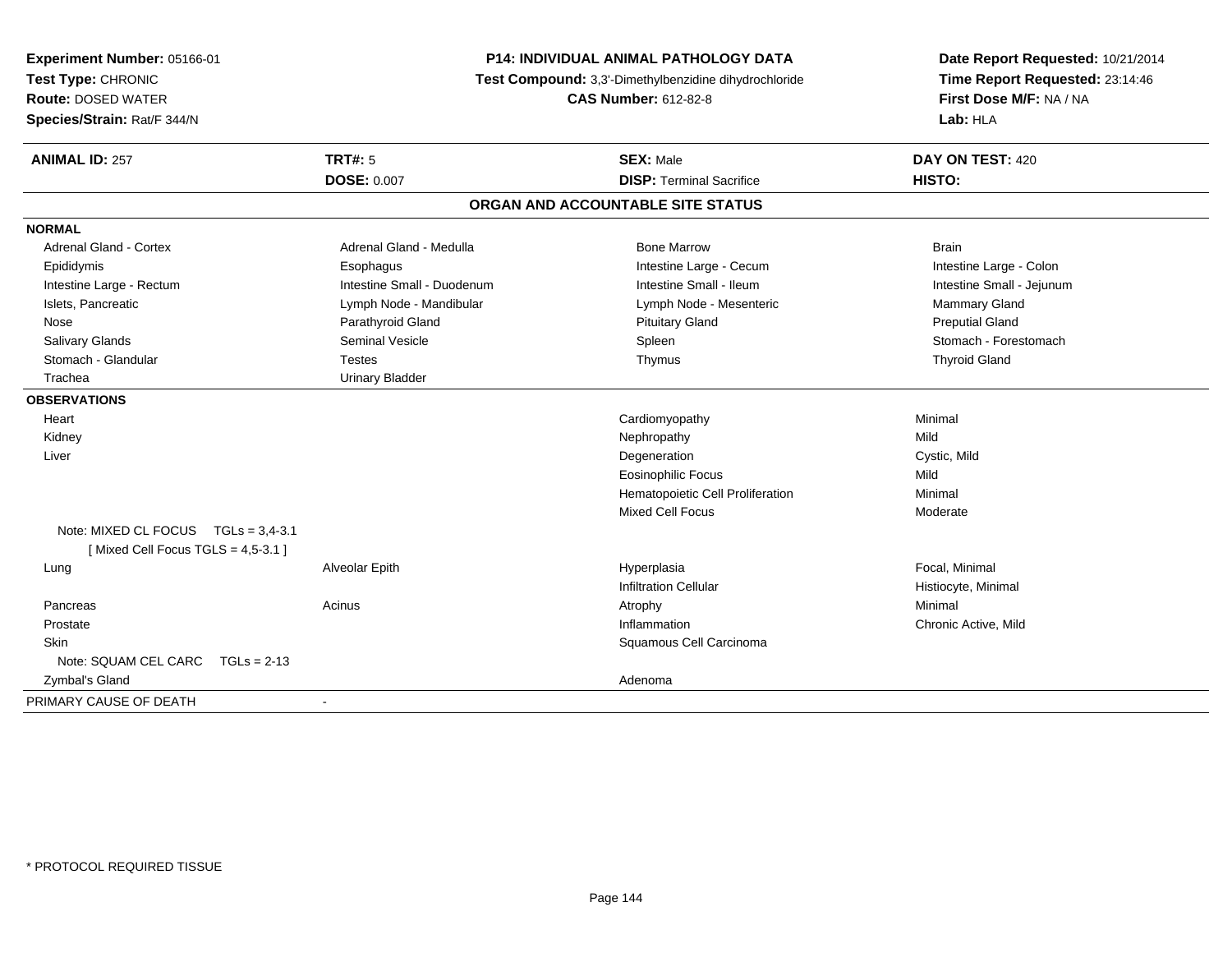**Experiment Number:** 05166-01
**Test Type:** CHRONIC
**Route:** DOSED WATER
**Species/Strain:** Rat/F 344/N

**P14: INDIVIDUAL ANIMAL PATHOLOGY DATA**
**Test Compound:** 3,3'-Dimethylbenzidine dihydrochloride
**CAS Number:** 612-82-8

**Date Report Requested:** 10/21/2014
**Time Report Requested:** 23:14:46
**First Dose M/F:** NA / NA
**Lab:** HLA

| **ANIMAL ID:** 257 | **TRT#:** 5 | **SEX:** Male | **DAY ON TEST:** 420 |
|---|---|---|---|
| | **DOSE:** 0.007 | **DISP:** Terminal Sacrifice | **HISTO:** |

## ORGAN AND ACCOUNTABLE SITE STATUS

**NORMAL**

| | | | |
|---|---|---|---|
| Adrenal Gland - Cortex | Adrenal Gland - Medulla | Bone Marrow | Brain |
| Epididymis | Esophagus | Intestine Large - Cecum | Intestine Large - Colon |
| Intestine Large - Rectum | Intestine Small - Duodenum | Intestine Small - Ileum | Intestine Small - Jejunum |
| Islets, Pancreatic | Lymph Node - Mandibular | Lymph Node - Mesenteric | Mammary Gland |
| Nose | Parathyroid Gland | Pituitary Gland | Preputial Gland |
| Salivary Glands | Seminal Vesicle | Spleen | Stomach - Forestomach |
| Stomach - Glandular | Testes | Thymus | Thyroid Gland |
| Trachea | Urinary Bladder | | |

**OBSERVATIONS**

| | | | |
|---|---|---|---|
| Heart | | Cardiomyopathy | Minimal |
| Kidney | | Nephropathy | Mild |
| Liver | | Degeneration | Cystic, Mild |
| | | Eosinophilic Focus | Mild |
| | | Hematopoietic Cell Proliferation | Minimal |
| | | Mixed Cell Focus | Moderate |
| Note: MIXED CL FOCUS TGLs = 3,4-3.1 [ Mixed Cell Focus TGLS = 4,5-3.1 ] | | | |
| Lung | Alveolar Epith | Hyperplasia | Focal, Minimal |
| | | Infiltration Cellular | Histiocyte, Minimal |
| Pancreas | Acinus | Atrophy | Minimal |
| Prostate | | Inflammation | Chronic Active, Mild |
| Skin | | Squamous Cell Carcinoma | |
| Note: SQUAM CEL CARC TGLs = 2-13 | | | |
| Zymbal's Gland | | Adenoma | |

PRIMARY CAUSE OF DEATH -

* PROTOCOL REQUIRED TISSUE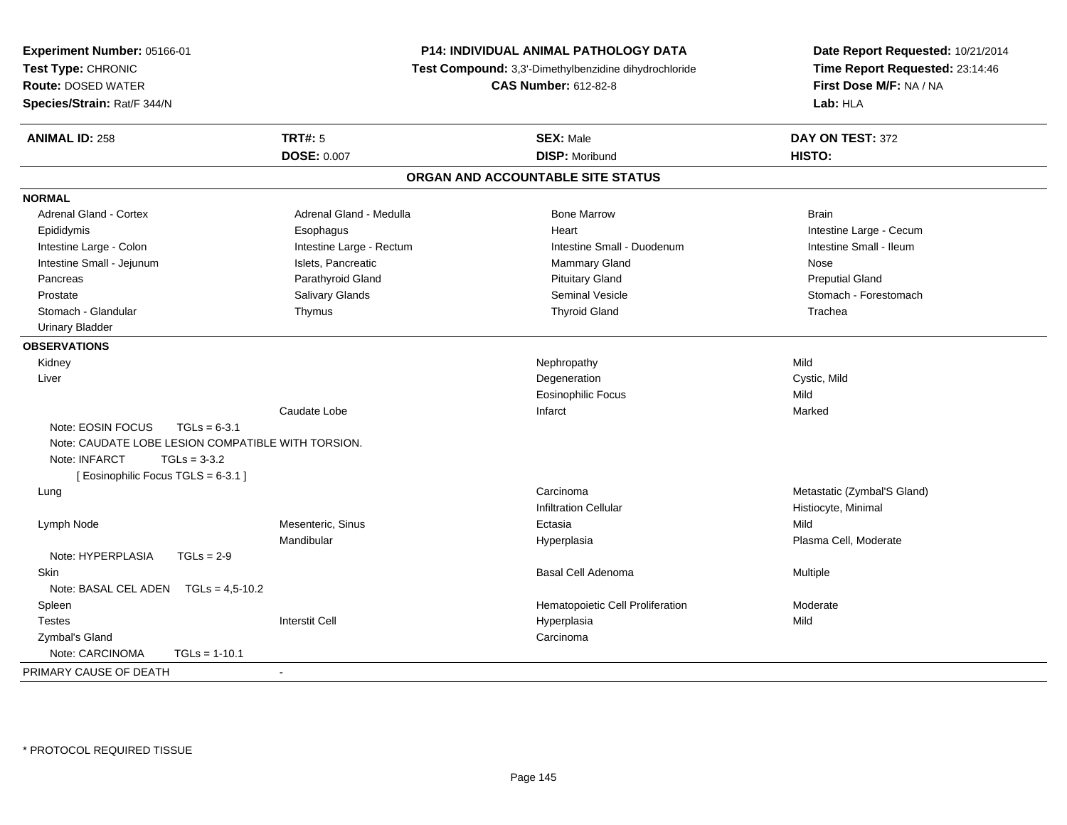**Experiment Number:** 05166-01
**Test Type:** CHRONIC
**Route:** DOSED WATER
**Species/Strain:** Rat/F 344/N

**P14: INDIVIDUAL ANIMAL PATHOLOGY DATA**
**Test Compound:** 3,3'-Dimethylbenzidine dihydrochloride
**CAS Number:** 612-82-8

**Date Report Requested:** 10/21/2014
**Time Report Requested:** 23:14:46
**First Dose M/F:** NA / NA
**Lab:** HLA

| **ANIMAL ID:** 258 | **TRT#:** 5 | **SEX:** Male | **DAY ON TEST:** 372 |
|---|---|---|---|
| | **DOSE:** 0.007 | **DISP:** Moribund | **HISTO:** |

## ORGAN AND ACCOUNTABLE SITE STATUS

**NORMAL**

| | | | |
|---|---|---|---|
| Adrenal Gland - Cortex | Adrenal Gland - Medulla | Bone Marrow | Brain |
| Epididymis | Esophagus | Heart | Intestine Large - Cecum |
| Intestine Large - Colon | Intestine Large - Rectum | Intestine Small - Duodenum | Intestine Small - Ileum |
| Intestine Small - Jejunum | Islets, Pancreatic | Mammary Gland | Nose |
| Pancreas | Parathyroid Gland | Pituitary Gland | Preputial Gland |
| Prostate | Salivary Glands | Seminal Vesicle | Stomach - Forestomach |
| Stomach - Glandular | Thymus | Thyroid Gland | Trachea |
| Urinary Bladder | | | |

**OBSERVATIONS**

| | | | |
|---|---|---|---|
| Kidney | | Nephropathy | Mild |
| Liver | | Degeneration | Cystic, Mild |
| | | Eosinophilic Focus | Mild |
| | Caudate Lobe | Infarct | Marked |
| Note: EOSIN FOCUS TGLs = 6-3.1 | | | |
| Note: CAUDATE LOBE LESION COMPATIBLE WITH TORSION. | | | |
| Note: INFARCT TGLs = 3-3.2 | | | |
| [ Eosinophilic Focus TGLS = 6-3.1 ] | | | |
| Lung | | Carcinoma | Metastatic (Zymbal'S Gland) |
| | | Infiltration Cellular | Histiocyte, Minimal |
| Lymph Node | Mesenteric, Sinus | Ectasia | Mild |
| | Mandibular | Hyperplasia | Plasma Cell, Moderate |
| Note: HYPERPLASIA TGLs = 2-9 | | | |
| Skin | | Basal Cell Adenoma | Multiple |
| Note: BASAL CEL ADEN TGLs = 4,5-10.2 | | | |
| Spleen | | Hematopoietic Cell Proliferation | Moderate |
| Testes | Interstit Cell | Hyperplasia | Mild |
| Zymbal's Gland | | Carcinoma | |
| Note: CARCINOMA TGLs = 1-10.1 | | | |

PRIMARY CAUSE OF DEATH -

* PROTOCOL REQUIRED TISSUE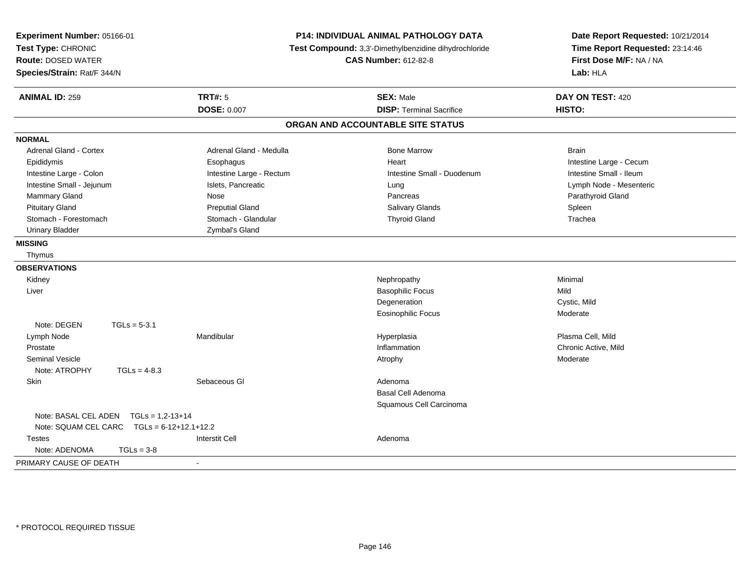**Experiment Number:** 05166-01
**Test Type:** CHRONIC
**Route:** DOSED WATER
**Species/Strain:** Rat/F 344/N

**P14: INDIVIDUAL ANIMAL PATHOLOGY DATA**
**Test Compound:** 3,3'-Dimethylbenzidine dihydrochloride
**CAS Number:** 612-82-8

**Date Report Requested:** 10/21/2014
**Time Report Requested:** 23:14:46
**First Dose M/F:** NA / NA
**Lab:** HLA

| **ANIMAL ID:** 259 | **TRT#:** 5 | **SEX:** Male | **DAY ON TEST:** 420 |
|---|---|---|---|
| | **DOSE:** 0.007 | **DISP:** Terminal Sacrifice | **HISTO:** |

## ORGAN AND ACCOUNTABLE SITE STATUS

**NORMAL**

| | | | |
|---|---|---|---|
| Adrenal Gland - Cortex | Adrenal Gland - Medulla | Bone Marrow | Brain |
| Epididymis | Esophagus | Heart | Intestine Large - Cecum |
| Intestine Large - Colon | Intestine Large - Rectum | Intestine Small - Duodenum | Intestine Small - Ileum |
| Intestine Small - Jejunum | Islets, Pancreatic | Lung | Lymph Node - Mesenteric |
| Mammary Gland | Nose | Pancreas | Parathyroid Gland |
| Pituitary Gland | Preputial Gland | Salivary Glands | Spleen |
| Stomach - Forestomach | Stomach - Glandular | Thyroid Gland | Trachea |
| Urinary Bladder | Zymbal's Gland | | |

**MISSING**

Thymus

**OBSERVATIONS**

| | | | |
|---|---|---|---|
| Kidney | | Nephropathy | Minimal |
| Liver | | Basophilic Focus | Mild |
| | | Degeneration | Cystic, Mild |
| | | Eosinophilic Focus | Moderate |
| Note: DEGEN TGLs = 5-3.1 | | | |
| Lymph Node | Mandibular | Hyperplasia | Plasma Cell, Mild |
| Prostate | | Inflammation | Chronic Active, Mild |
| Seminal Vesicle | | Atrophy | Moderate |
| Note: ATROPHY TGLs = 4-8.3 | | | |
| Skin | Sebaceous Gl | Adenoma | |
| | | Basal Cell Adenoma | |
| | | Squamous Cell Carcinoma | |
| Note: BASAL CEL ADEN TGLs = 1,2-13+14 | | | |
| Note: SQUAM CEL CARC TGLs = 6-12+12.1+12.2 | | | |
| Testes | Interstit Cell | Adenoma | |
| Note: ADENOMA TGLs = 3-8 | | | |

PRIMARY CAUSE OF DEATH -

\* PROTOCOL REQUIRED TISSUE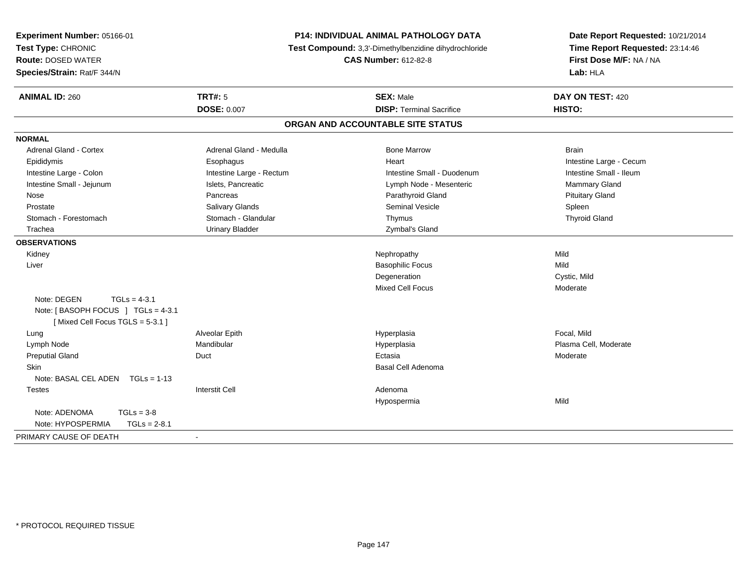**Experiment Number:** 05166-01
**Test Type:** CHRONIC
**Route:** DOSED WATER
**Species/Strain:** Rat/F 344/N

**P14: INDIVIDUAL ANIMAL PATHOLOGY DATA**
**Test Compound:** 3,3'-Dimethylbenzidine dihydrochloride
**CAS Number:** 612-82-8

**Date Report Requested:** 10/21/2014
**Time Report Requested:** 23:14:46
**First Dose M/F:** NA / NA
**Lab:** HLA

| **ANIMAL ID:** 260 | **TRT#:** 5 | **SEX:** Male | **DAY ON TEST:** 420 |
|---|---|---|---|
| | **DOSE:** 0.007 | **DISP:** Terminal Sacrifice | **HISTO:** |

## ORGAN AND ACCOUNTABLE SITE STATUS

**NORMAL**

| | | | |
|---|---|---|---|
| Adrenal Gland - Cortex | Adrenal Gland - Medulla | Bone Marrow | Brain |
| Epididymis | Esophagus | Heart | Intestine Large - Cecum |
| Intestine Large - Colon | Intestine Large - Rectum | Intestine Small - Duodenum | Intestine Small - Ileum |
| Intestine Small - Jejunum | Islets, Pancreatic | Lymph Node - Mesenteric | Mammary Gland |
| Nose | Pancreas | Parathyroid Gland | Pituitary Gland |
| Prostate | Salivary Glands | Seminal Vesicle | Spleen |
| Stomach - Forestomach | Stomach - Glandular | Thymus | Thyroid Gland |
| Trachea | Urinary Bladder | Zymbal's Gland | |

**OBSERVATIONS**

| | | | |
|---|---|---|---|
| Kidney | | Nephropathy | Mild |
| Liver | | Basophilic Focus | Mild |
| | | Degeneration | Cystic, Mild |
| | | Mixed Cell Focus | Moderate |
| Note: DEGEN TGLs = 4-3.1 | | | |
| Note: [ BASOPH FOCUS ] TGLs = 4-3.1 | | | |
| [ Mixed Cell Focus TGLS = 5-3.1 ] | | | |
| Lung | Alveolar Epith | Hyperplasia | Focal, Mild |
| Lymph Node | Mandibular | Hyperplasia | Plasma Cell, Moderate |
| Preputial Gland | Duct | Ectasia | Moderate |
| Skin | | Basal Cell Adenoma | |
| Note: BASAL CEL ADEN TGLs = 1-13 | | | |
| Testes | Interstit Cell | Adenoma | |
| | | Hypospermia | Mild |
| Note: ADENOMA TGLs = 3-8 | | | |
| Note: HYPOSPERMIA TGLs = 2-8.1 | | | |

PRIMARY CAUSE OF DEATH -

* PROTOCOL REQUIRED TISSUE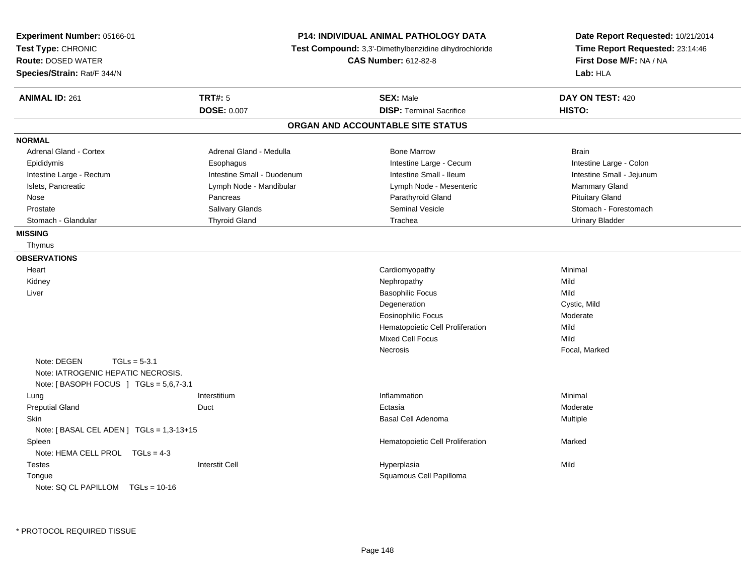**Experiment Number:** 05166-01
**Test Type:** CHRONIC
**Route:** DOSED WATER
**Species/Strain:** Rat/F 344/N

**P14: INDIVIDUAL ANIMAL PATHOLOGY DATA**
**Test Compound:** 3,3'-Dimethylbenzidine dihydrochloride
**CAS Number:** 612-82-8

**Date Report Requested:** 10/21/2014
**Time Report Requested:** 23:14:46
**First Dose M/F:** NA / NA
**Lab:** HLA

| **ANIMAL ID:** 261 | **TRT#:** 5 | **SEX:** Male | **DAY ON TEST:** 420 |
|---|---|---|---|
| | **DOSE:** 0.007 | **DISP:** Terminal Sacrifice | **HISTO:** |

## ORGAN AND ACCOUNTABLE SITE STATUS

### NORMAL

| | | | |
|---|---|---|---|
| Adrenal Gland - Cortex | Adrenal Gland - Medulla | Bone Marrow | Brain |
| Epididymis | Esophagus | Intestine Large - Cecum | Intestine Large - Colon |
| Intestine Large - Rectum | Intestine Small - Duodenum | Intestine Small - Ileum | Intestine Small - Jejunum |
| Islets, Pancreatic | Lymph Node - Mandibular | Lymph Node - Mesenteric | Mammary Gland |
| Nose | Pancreas | Parathyroid Gland | Pituitary Gland |
| Prostate | Salivary Glands | Seminal Vesicle | Stomach - Forestomach |
| Stomach - Glandular | Thyroid Gland | Trachea | Urinary Bladder |

### MISSING

Thymus

### OBSERVATIONS

| Organ | Site | Observation | Severity |
|---|---|---|---|
| Heart | | Cardiomyopathy | Minimal |
| Kidney | | Nephropathy | Mild |
| Liver | | Basophilic Focus | Mild |
| | | Degeneration | Cystic, Mild |
| | | Eosinophilic Focus | Moderate |
| | | Hematopoietic Cell Proliferation | Mild |
| | | Mixed Cell Focus | Mild |
| | | Necrosis | Focal, Marked |
| Note: DEGEN TGLs = 5-3.1 | | | |
| Note: IATROGENIC HEPATIC NECROSIS. | | | |
| Note: [ BASOPH FOCUS ] TGLs = 5,6,7-3.1 | | | |
| Lung | Interstitium | Inflammation | Minimal |
| Preputial Gland | Duct | Ectasia | Moderate |
| Skin | | Basal Cell Adenoma | Multiple |
| Note: [ BASAL CEL ADEN ] TGLs = 1,3-13+15 | | | |
| Spleen | | Hematopoietic Cell Proliferation | Marked |
| Note: HEMA CELL PROL TGLs = 4-3 | | | |
| Testes | Interstit Cell | Hyperplasia | Mild |
| Tongue | | Squamous Cell Papilloma | |
| Note: SQ CL PAPILLOM TGLs = 10-16 | | | |

* PROTOCOL REQUIRED TISSUE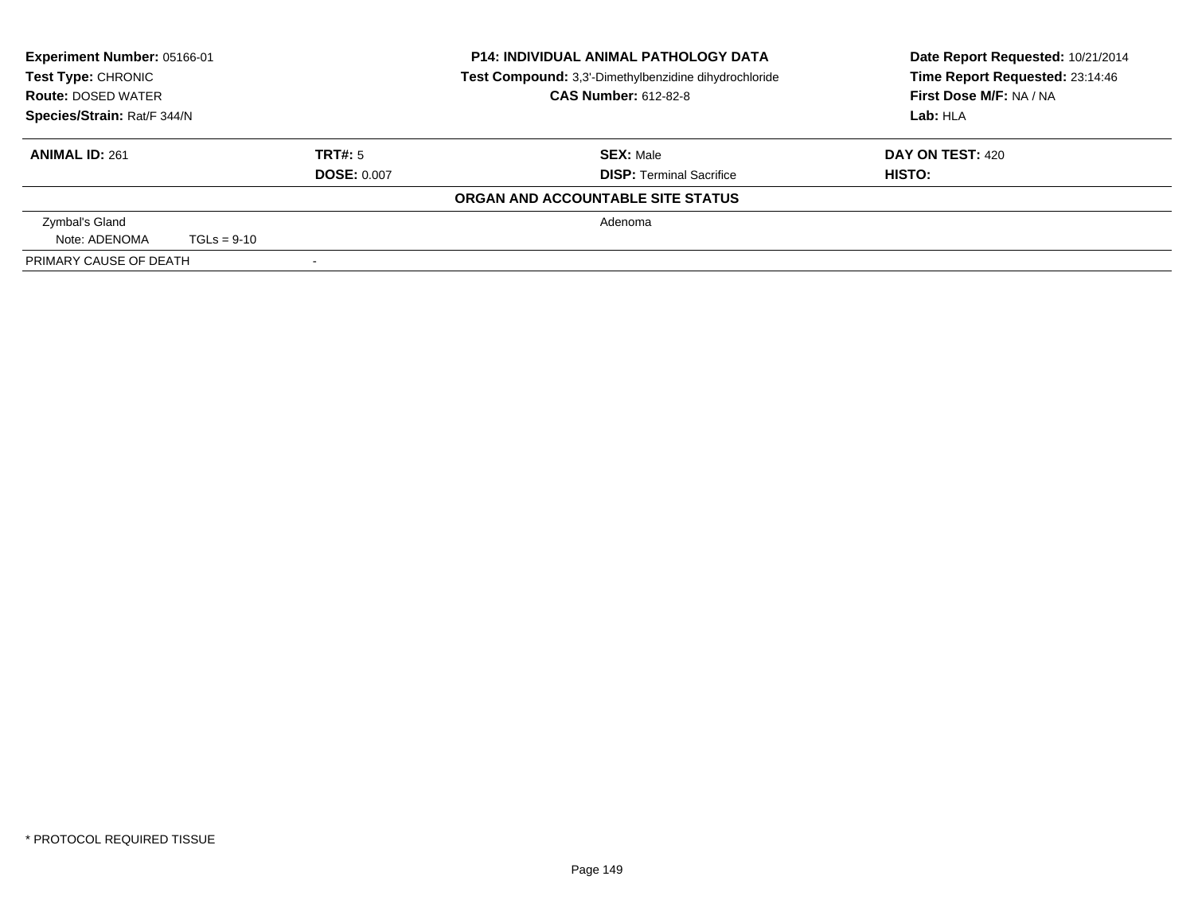**Experiment Number:** 05166-01
**Test Type:** CHRONIC
**Route:** DOSED WATER
**Species/Strain:** Rat/F 344/N

**P14: INDIVIDUAL ANIMAL PATHOLOGY DATA**
**Test Compound:** 3,3'-Dimethylbenzidine dihydrochloride
**CAS Number:** 612-82-8

**Date Report Requested:** 10/21/2014
**Time Report Requested:** 23:14:46
**First Dose M/F:** NA / NA
**Lab:** HLA

| **ANIMAL ID:** 261 | **TRT#:** 5 | **SEX:** Male | **DAY ON TEST:** 420 |
|---|---|---|---|
| | **DOSE:** 0.007 | **DISP:** Terminal Sacrifice | **HISTO:** |

**ORGAN AND ACCOUNTABLE SITE STATUS**

| | | |
|---|---|---|
| Zymbal's Gland | | Adenoma |
| Note: ADENOMA TGLs = 9-10 | | |
| PRIMARY CAUSE OF DEATH | - | |

* PROTOCOL REQUIRED TISSUE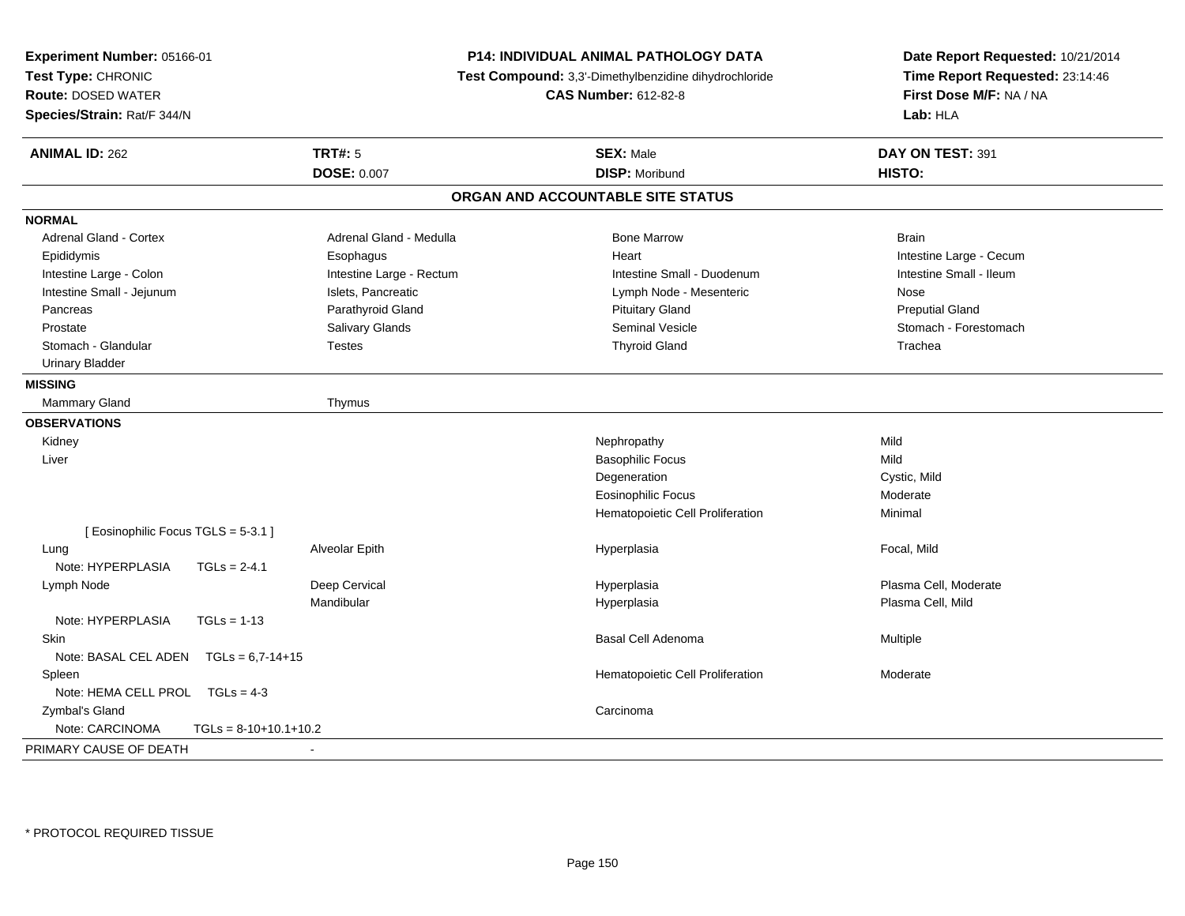**Experiment Number:** 05166-01
**Test Type:** CHRONIC
**Route:** DOSED WATER
**Species/Strain:** Rat/F 344/N

**P14: INDIVIDUAL ANIMAL PATHOLOGY DATA**
**Test Compound:** 3,3'-Dimethylbenzidine dihydrochloride
**CAS Number:** 612-82-8

**Date Report Requested:** 10/21/2014
**Time Report Requested:** 23:14:46
**First Dose M/F:** NA / NA
**Lab:** HLA

| **ANIMAL ID:** 262 | **TRT#:** 5 | **SEX:** Male | **DAY ON TEST:** 391 |
|---|---|---|---|
| | **DOSE:** 0.007 | **DISP:** Moribund | **HISTO:** |

## ORGAN AND ACCOUNTABLE SITE STATUS

**NORMAL**

| | | | |
|---|---|---|---|
| Adrenal Gland - Cortex | Adrenal Gland - Medulla | Bone Marrow | Brain |
| Epididymis | Esophagus | Heart | Intestine Large - Cecum |
| Intestine Large - Colon | Intestine Large - Rectum | Intestine Small - Duodenum | Intestine Small - Ileum |
| Intestine Small - Jejunum | Islets, Pancreatic | Lymph Node - Mesenteric | Nose |
| Pancreas | Parathyroid Gland | Pituitary Gland | Preputial Gland |
| Prostate | Salivary Glands | Seminal Vesicle | Stomach - Forestomach |
| Stomach - Glandular | Testes | Thyroid Gland | Trachea |
| Urinary Bladder | | | |

**MISSING**

| | |
|---|---|
| Mammary Gland | Thymus |

**OBSERVATIONS**

| | | | |
|---|---|---|---|
| Kidney | | Nephropathy | Mild |
| Liver | | Basophilic Focus | Mild |
| | | Degeneration | Cystic, Mild |
| | | Eosinophilic Focus | Moderate |
| | | Hematopoietic Cell Proliferation | Minimal |
| [ Eosinophilic Focus TGLS = 5-3.1 ] | | | |
| Lung | Alveolar Epith | Hyperplasia | Focal, Mild |
| Note: HYPERPLASIA TGLs = 2-4.1 | | | |
| Lymph Node | Deep Cervical | Hyperplasia | Plasma Cell, Moderate |
| | Mandibular | Hyperplasia | Plasma Cell, Mild |
| Note: HYPERPLASIA TGLs = 1-13 | | | |
| Skin | | Basal Cell Adenoma | Multiple |
| Note: BASAL CEL ADEN TGLs = 6,7-14+15 | | | |
| Spleen | | Hematopoietic Cell Proliferation | Moderate |
| Note: HEMA CELL PROL TGLs = 4-3 | | | |
| Zymbal's Gland | | Carcinoma | |
| Note: CARCINOMA TGLs = 8-10+10.1+10.2 | | | |

PRIMARY CAUSE OF DEATH -

* PROTOCOL REQUIRED TISSUE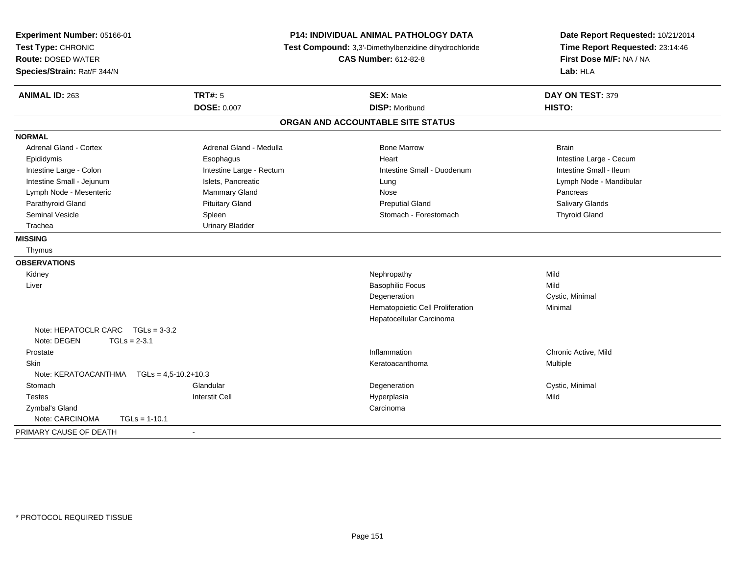**Experiment Number:** 05166-01
**Test Type:** CHRONIC
**Route:** DOSED WATER
**Species/Strain:** Rat/F 344/N

**P14: INDIVIDUAL ANIMAL PATHOLOGY DATA**
**Test Compound:** 3,3'-Dimethylbenzidine dihydrochloride
**CAS Number:** 612-82-8

**Date Report Requested:** 10/21/2014
**Time Report Requested:** 23:14:46
**First Dose M/F:** NA / NA
**Lab:** HLA

| **ANIMAL ID:** 263 | **TRT#:** 5 | **SEX:** Male | **DAY ON TEST:** 379 |
|---|---|---|---|
| | **DOSE:** 0.007 | **DISP:** Moribund | **HISTO:** |

## ORGAN AND ACCOUNTABLE SITE STATUS

**NORMAL**

| | | | |
|---|---|---|---|
| Adrenal Gland - Cortex | Adrenal Gland - Medulla | Bone Marrow | Brain |
| Epididymis | Esophagus | Heart | Intestine Large - Cecum |
| Intestine Large - Colon | Intestine Large - Rectum | Intestine Small - Duodenum | Intestine Small - Ileum |
| Intestine Small - Jejunum | Islets, Pancreatic | Lung | Lymph Node - Mandibular |
| Lymph Node - Mesenteric | Mammary Gland | Nose | Pancreas |
| Parathyroid Gland | Pituitary Gland | Preputial Gland | Salivary Glands |
| Seminal Vesicle | Spleen | Stomach - Forestomach | Thyroid Gland |
| Trachea | Urinary Bladder | | |

**MISSING**

Thymus

**OBSERVATIONS**

| | | | |
|---|---|---|---|
| Kidney | | Nephropathy | Mild |
| Liver | | Basophilic Focus | Mild |
| | | Degeneration | Cystic, Minimal |
| | | Hematopoietic Cell Proliferation | Minimal |
| | | Hepatocellular Carcinoma | |
| Note: HEPATOCLR CARC TGLs = 3-3.2 | | | |
| Note: DEGEN TGLs = 2-3.1 | | | |
| Prostate | | Inflammation | Chronic Active, Mild |
| Skin | | Keratoacanthoma | Multiple |
| Note: KERATOACANTHMA TGLs = 4,5-10.2+10.3 | | | |
| Stomach | Glandular | Degeneration | Cystic, Minimal |
| Testes | Interstit Cell | Hyperplasia | Mild |
| Zymbal's Gland | | Carcinoma | |
| Note: CARCINOMA TGLs = 1-10.1 | | | |

PRIMARY CAUSE OF DEATH -

\* PROTOCOL REQUIRED TISSUE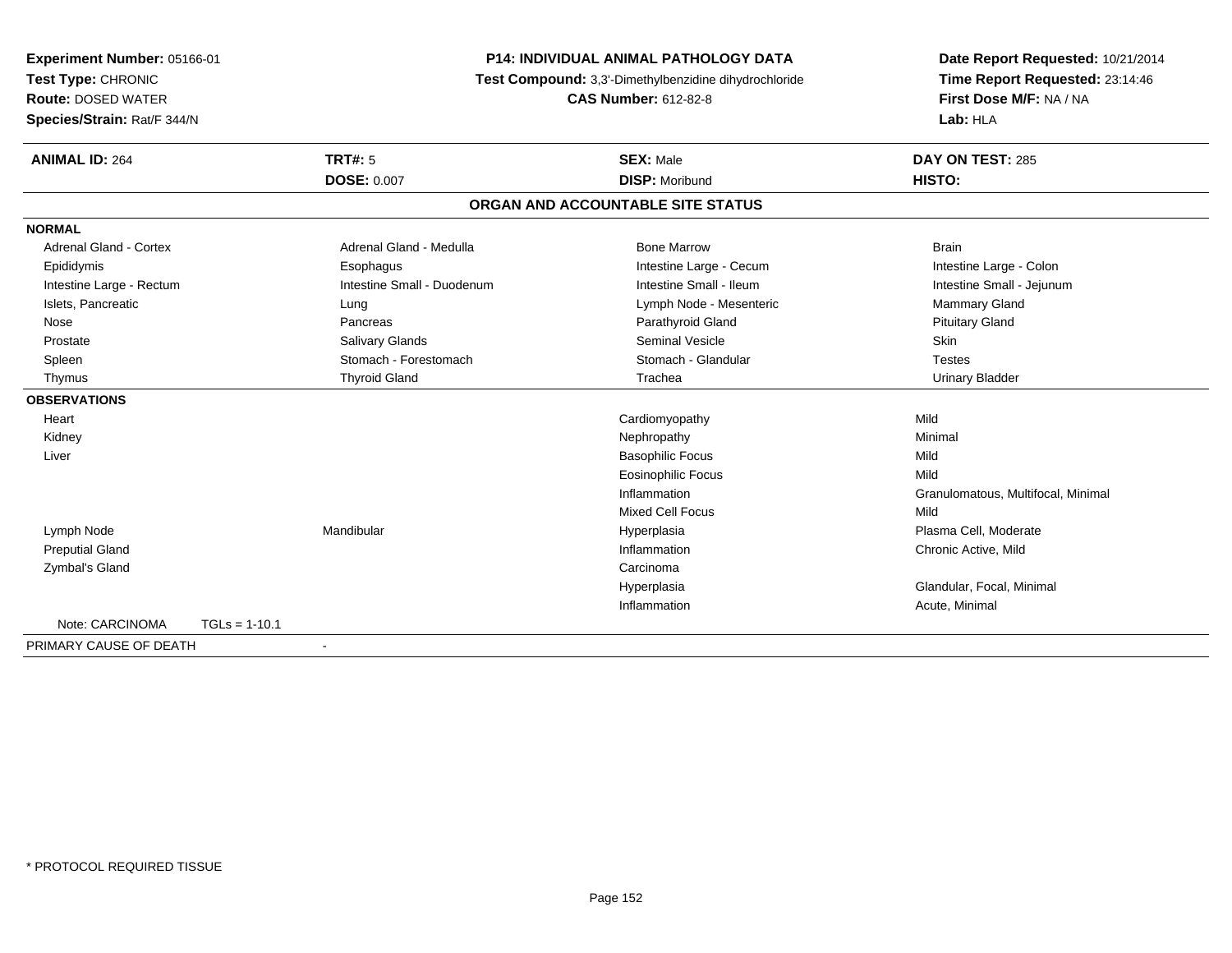**Experiment Number:** 05166-01
**Test Type:** CHRONIC
**Route:** DOSED WATER
**Species/Strain:** Rat/F 344/N

**P14: INDIVIDUAL ANIMAL PATHOLOGY DATA**
**Test Compound:** 3,3'-Dimethylbenzidine dihydrochloride
**CAS Number:** 612-82-8

**Date Report Requested:** 10/21/2014
**Time Report Requested:** 23:14:46
**First Dose M/F:** NA / NA
**Lab:** HLA

| **ANIMAL ID:** 264 | **TRT#:** 5 | **SEX:** Male | **DAY ON TEST:** 285 |
|---|---|---|---|
| | **DOSE:** 0.007 | **DISP:** Moribund | **HISTO:** |

## ORGAN AND ACCOUNTABLE SITE STATUS

**NORMAL**

| | | | |
|---|---|---|---|
| Adrenal Gland - Cortex | Adrenal Gland - Medulla | Bone Marrow | Brain |
| Epididymis | Esophagus | Intestine Large - Cecum | Intestine Large - Colon |
| Intestine Large - Rectum | Intestine Small - Duodenum | Intestine Small - Ileum | Intestine Small - Jejunum |
| Islets, Pancreatic | Lung | Lymph Node - Mesenteric | Mammary Gland |
| Nose | Pancreas | Parathyroid Gland | Pituitary Gland |
| Prostate | Salivary Glands | Seminal Vesicle | Skin |
| Spleen | Stomach - Forestomach | Stomach - Glandular | Testes |
| Thymus | Thyroid Gland | Trachea | Urinary Bladder |

**OBSERVATIONS**

| | | | |
|---|---|---|---|
| Heart | | Cardiomyopathy | Mild |
| Kidney | | Nephropathy | Minimal |
| Liver | | Basophilic Focus | Mild |
| | | Eosinophilic Focus | Mild |
| | | Inflammation | Granulomatous, Multifocal, Minimal |
| | | Mixed Cell Focus | Mild |
| Lymph Node | Mandibular | Hyperplasia | Plasma Cell, Moderate |
| Preputial Gland | | Inflammation | Chronic Active, Mild |
| Zymbal's Gland | | Carcinoma | |
| | | Hyperplasia | Glandular, Focal, Minimal |
| | | Inflammation | Acute, Minimal |

Note: CARCINOMA TGLs = 1-10.1

PRIMARY CAUSE OF DEATH -

* PROTOCOL REQUIRED TISSUE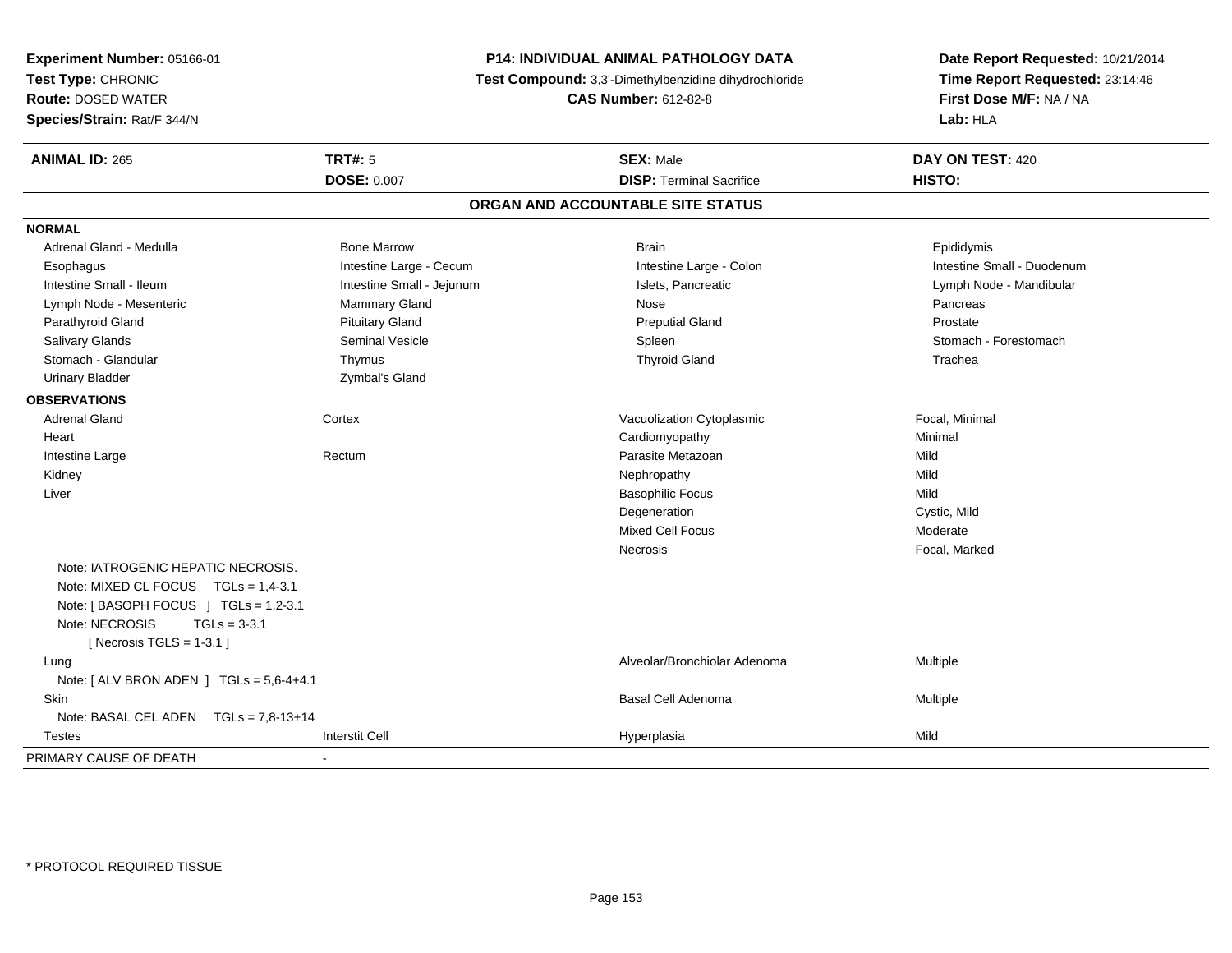**Experiment Number:** 05166-01
**Test Type:** CHRONIC
**Route:** DOSED WATER
**Species/Strain:** Rat/F 344/N

**P14: INDIVIDUAL ANIMAL PATHOLOGY DATA**
**Test Compound:** 3,3'-Dimethylbenzidine dihydrochloride
**CAS Number:** 612-82-8

**Date Report Requested:** 10/21/2014
**Time Report Requested:** 23:14:46
**First Dose M/F:** NA / NA
**Lab:** HLA

| **ANIMAL ID:** 265 | **TRT#:** 5 | **SEX:** Male | **DAY ON TEST:** 420 |
|---|---|---|---|
| | **DOSE:** 0.007 | **DISP:** Terminal Sacrifice | **HISTO:** |

## ORGAN AND ACCOUNTABLE SITE STATUS

**NORMAL**

| | | | |
|---|---|---|---|
| Adrenal Gland - Medulla | Bone Marrow | Brain | Epididymis |
| Esophagus | Intestine Large - Cecum | Intestine Large - Colon | Intestine Small - Duodenum |
| Intestine Small - Ileum | Intestine Small - Jejunum | Islets, Pancreatic | Lymph Node - Mandibular |
| Lymph Node - Mesenteric | Mammary Gland | Nose | Pancreas |
| Parathyroid Gland | Pituitary Gland | Preputial Gland | Prostate |
| Salivary Glands | Seminal Vesicle | Spleen | Stomach - Forestomach |
| Stomach - Glandular | Thymus | Thyroid Gland | Trachea |
| Urinary Bladder | Zymbal's Gland | | |

**OBSERVATIONS**

| | | | |
|---|---|---|---|
| Adrenal Gland | Cortex | Vacuolization Cytoplasmic | Focal, Minimal |
| Heart | | Cardiomyopathy | Minimal |
| Intestine Large | Rectum | Parasite Metazoan | Mild |
| Kidney | | Nephropathy | Mild |
| Liver | | Basophilic Focus | Mild |
| | | Degeneration | Cystic, Mild |
| | | Mixed Cell Focus | Moderate |
| | | Necrosis | Focal, Marked |
| Note: IATROGENIC HEPATIC NECROSIS. | | | |
| Note: MIXED CL FOCUS TGLs = 1,4-3.1 | | | |
| Note: [ BASOPH FOCUS ] TGLs = 1,2-3.1 | | | |
| Note: NECROSIS TGLs = 3-3.1 | | | |
| [ Necrosis TGLS = 1-3.1 ] | | | |
| Lung | | Alveolar/Bronchiolar Adenoma | Multiple |
| Note: [ ALV BRON ADEN ] TGLs = 5,6-4+4.1 | | | |
| Skin | | Basal Cell Adenoma | Multiple |
| Note: BASAL CEL ADEN TGLs = 7,8-13+14 | | | |
| Testes | Interstit Cell | Hyperplasia | Mild |

PRIMARY CAUSE OF DEATH -

\* PROTOCOL REQUIRED TISSUE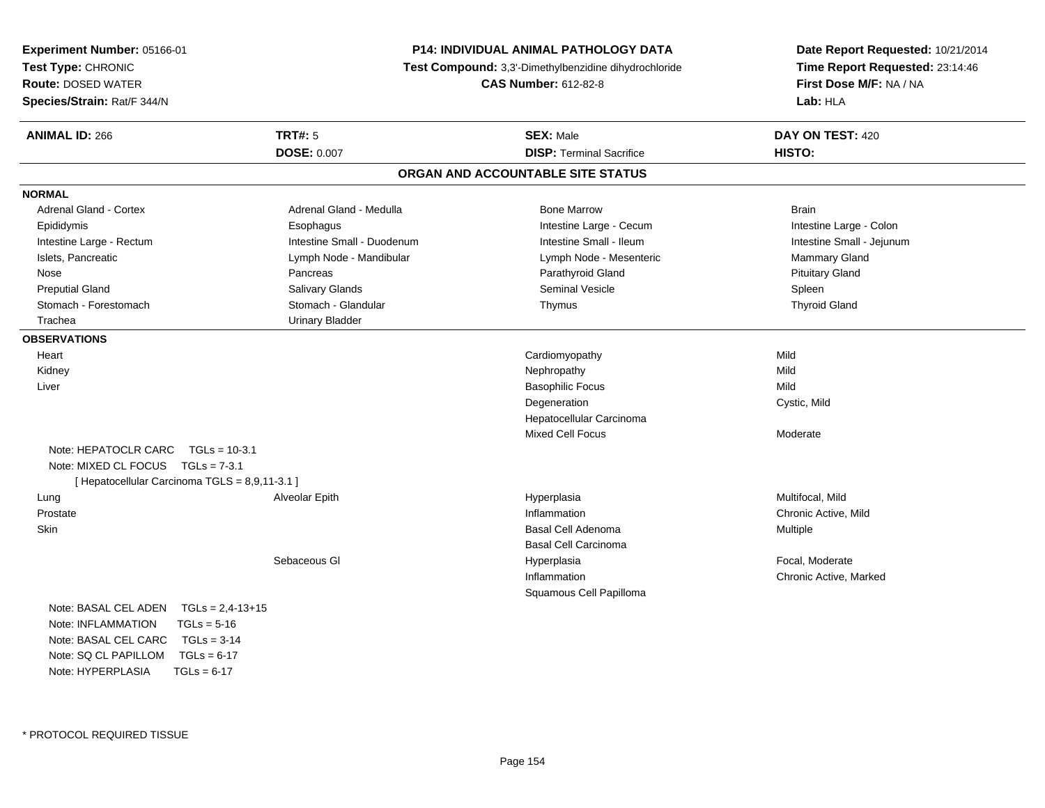**Experiment Number:** 05166-01
**Test Type:** CHRONIC
**Route:** DOSED WATER
**Species/Strain:** Rat/F 344/N

**P14: INDIVIDUAL ANIMAL PATHOLOGY DATA**
**Test Compound:** 3,3'-Dimethylbenzidine dihydrochloride
**CAS Number:** 612-82-8

**Date Report Requested:** 10/21/2014
**Time Report Requested:** 23:14:46
**First Dose M/F:** NA / NA
**Lab:** HLA

| **ANIMAL ID:** 266 | **TRT#:** 5 | **SEX:** Male | **DAY ON TEST:** 420 |
|---|---|---|---|
| | **DOSE:** 0.007 | **DISP:** Terminal Sacrifice | **HISTO:** |

## ORGAN AND ACCOUNTABLE SITE STATUS

**NORMAL**

| | | | |
|---|---|---|---|
| Adrenal Gland - Cortex | Adrenal Gland - Medulla | Bone Marrow | Brain |
| Epididymis | Esophagus | Intestine Large - Cecum | Intestine Large - Colon |
| Intestine Large - Rectum | Intestine Small - Duodenum | Intestine Small - Ileum | Intestine Small - Jejunum |
| Islets, Pancreatic | Lymph Node - Mandibular | Lymph Node - Mesenteric | Mammary Gland |
| Nose | Pancreas | Parathyroid Gland | Pituitary Gland |
| Preputial Gland | Salivary Glands | Seminal Vesicle | Spleen |
| Stomach - Forestomach | Stomach - Glandular | Thymus | Thyroid Gland |
| Trachea | Urinary Bladder | | |

**OBSERVATIONS**

| | | | |
|---|---|---|---|
| Heart | | Cardiomyopathy | Mild |
| Kidney | | Nephropathy | Mild |
| Liver | | Basophilic Focus | Mild |
| | | Degeneration | Cystic, Mild |
| | | Hepatocellular Carcinoma | |
| | | Mixed Cell Focus | Moderate |

Note: HEPATOCLR CARC TGLs = 10-3.1
Note: MIXED CL FOCUS TGLs = 7-3.1
[ Hepatocellular Carcinoma TGLS = 8,9,11-3.1 ]

| | | | |
|---|---|---|---|
| Lung | Alveolar Epith | Hyperplasia | Multifocal, Mild |
| Prostate | | Inflammation | Chronic Active, Mild |
| Skin | | Basal Cell Adenoma | Multiple |
| | | Basal Cell Carcinoma | |
| | Sebaceous Gl | Hyperplasia | Focal, Moderate |
| | | Inflammation | Chronic Active, Marked |
| | | Squamous Cell Papilloma | |

Note: BASAL CEL ADEN TGLs = 2,4-13+15
Note: INFLAMMATION TGLs = 5-16
Note: BASAL CEL CARC TGLs = 3-14
Note: SQ CL PAPILLOM TGLs = 6-17
Note: HYPERPLASIA TGLs = 6-17

* PROTOCOL REQUIRED TISSUE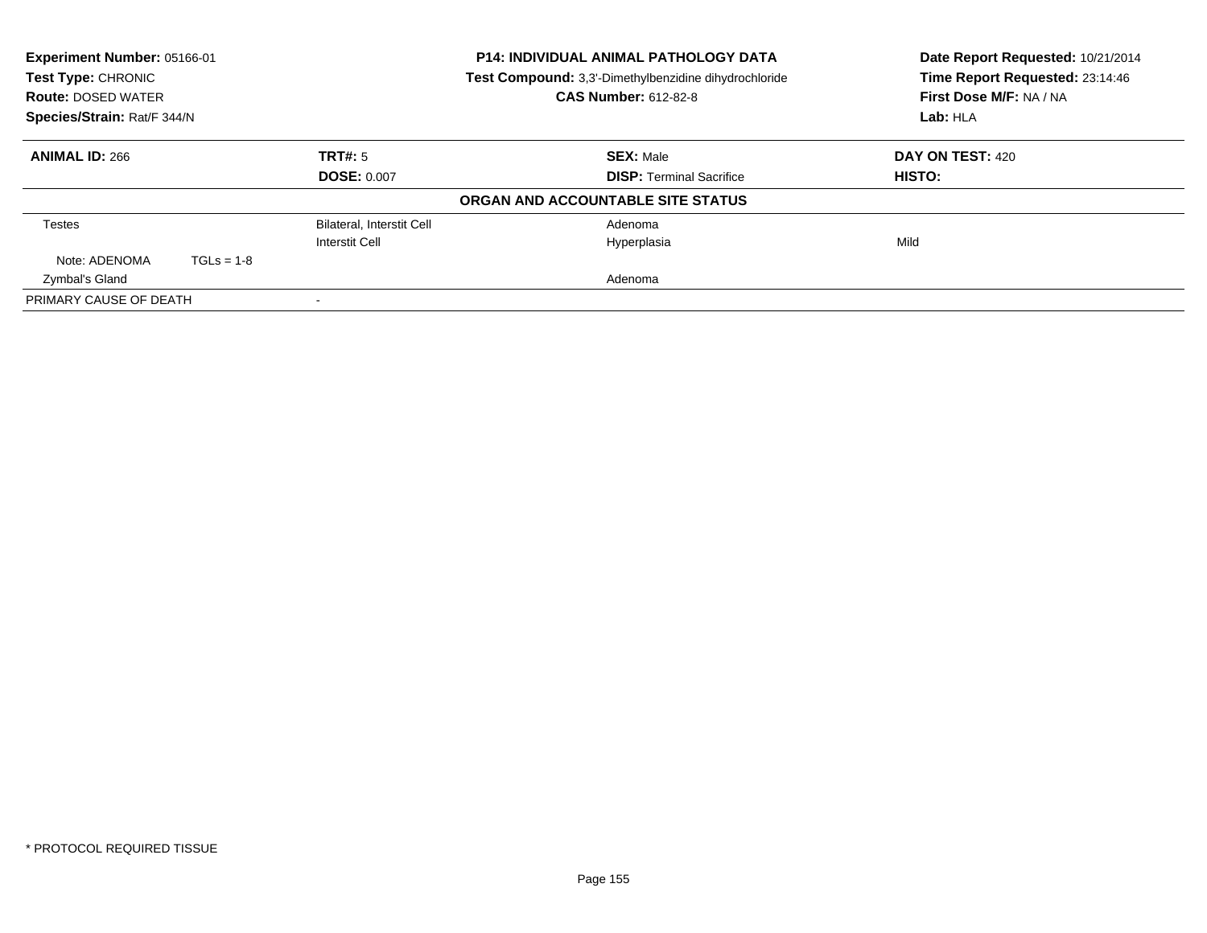**Experiment Number:** 05166-01
**Test Type:** CHRONIC
**Route:** DOSED WATER
**Species/Strain:** Rat/F 344/N

**P14: INDIVIDUAL ANIMAL PATHOLOGY DATA**
**Test Compound:** 3,3'-Dimethylbenzidine dihydrochloride
**CAS Number:** 612-82-8

**Date Report Requested:** 10/21/2014
**Time Report Requested:** 23:14:46
**First Dose M/F:** NA / NA
**Lab:** HLA

| **ANIMAL ID:** 266 | **TRT#:** 5 | **SEX:** Male | **DAY ON TEST:** 420 |
|---|---|---|---|
| | **DOSE:** 0.007 | **DISP:** Terminal Sacrifice | **HISTO:** |

**ORGAN AND ACCOUNTABLE SITE STATUS**

| | | | |
|---|---|---|---|
| Testes | Bilateral, Interstit Cell | Adenoma | |
| | Interstit Cell | Hyperplasia | Mild |
| Note: ADENOMA TGLs = 1-8 | | | |
| Zymbal's Gland | | Adenoma | |
| PRIMARY CAUSE OF DEATH | - | | |

\* PROTOCOL REQUIRED TISSUE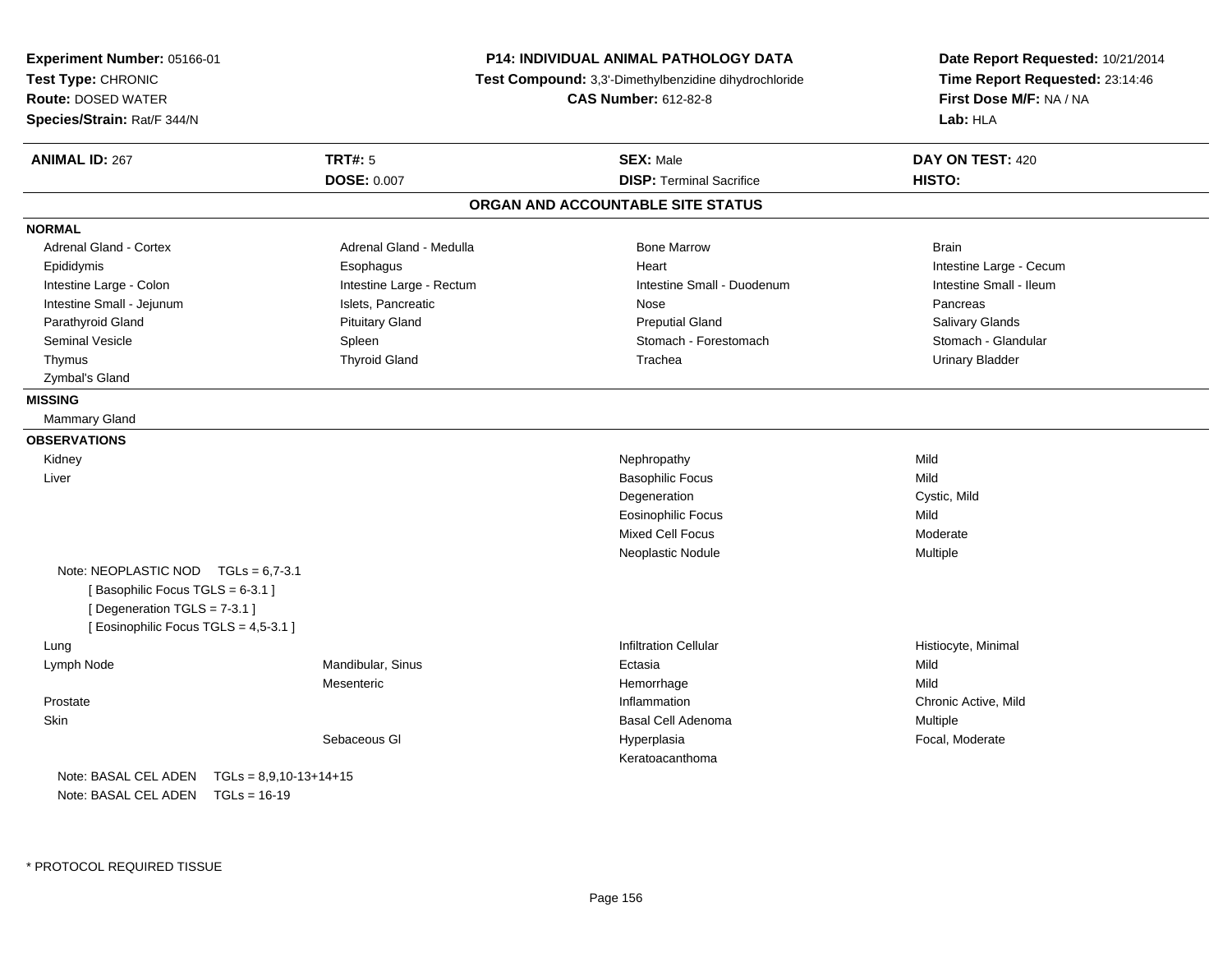**Experiment Number:** 05166-01
**Test Type:** CHRONIC
**Route:** DOSED WATER
**Species/Strain:** Rat/F 344/N

**P14: INDIVIDUAL ANIMAL PATHOLOGY DATA**
**Test Compound:** 3,3'-Dimethylbenzidine dihydrochloride
**CAS Number:** 612-82-8

**Date Report Requested:** 10/21/2014
**Time Report Requested:** 23:14:46
**First Dose M/F:** NA / NA
**Lab:** HLA

| **ANIMAL ID:** 267 | **TRT#:** 5 | **SEX:** Male | **DAY ON TEST:** 420 |
|---|---|---|---|
| | **DOSE:** 0.007 | **DISP:** Terminal Sacrifice | **HISTO:** |

## ORGAN AND ACCOUNTABLE SITE STATUS

**NORMAL**

| | | | |
|---|---|---|---|
| Adrenal Gland - Cortex | Adrenal Gland - Medulla | Bone Marrow | Brain |
| Epididymis | Esophagus | Heart | Intestine Large - Cecum |
| Intestine Large - Colon | Intestine Large - Rectum | Intestine Small - Duodenum | Intestine Small - Ileum |
| Intestine Small - Jejunum | Islets, Pancreatic | Nose | Pancreas |
| Parathyroid Gland | Pituitary Gland | Preputial Gland | Salivary Glands |
| Seminal Vesicle | Spleen | Stomach - Forestomach | Stomach - Glandular |
| Thymus | Thyroid Gland | Trachea | Urinary Bladder |
| Zymbal's Gland | | | |

**MISSING**

Mammary Gland

**OBSERVATIONS**

| | | | |
|---|---|---|---|
| Kidney | | Nephropathy | Mild |
| Liver | | Basophilic Focus | Mild |
| | | Degeneration | Cystic, Mild |
| | | Eosinophilic Focus | Mild |
| | | Mixed Cell Focus | Moderate |
| | | Neoplastic Nodule | Multiple |

Note: NEOPLASTIC NOD TGLs = 6,7-3.1
[ Basophilic Focus TGLS = 6-3.1 ]
[ Degeneration TGLS = 7-3.1 ]
[ Eosinophilic Focus TGLS = 4,5-3.1 ]

| | | | |
|---|---|---|---|
| Lung | | Infiltration Cellular | Histiocyte, Minimal |
| Lymph Node | Mandibular, Sinus | Ectasia | Mild |
| | Mesenteric | Hemorrhage | Mild |
| Prostate | | Inflammation | Chronic Active, Mild |
| Skin | | Basal Cell Adenoma | Multiple |
| | Sebaceous Gl | Hyperplasia | Focal, Moderate |
| | | Keratoacanthoma | |

Note: BASAL CEL ADEN TGLs = 8,9,10-13+14+15
Note: BASAL CEL ADEN TGLs = 16-19

\* PROTOCOL REQUIRED TISSUE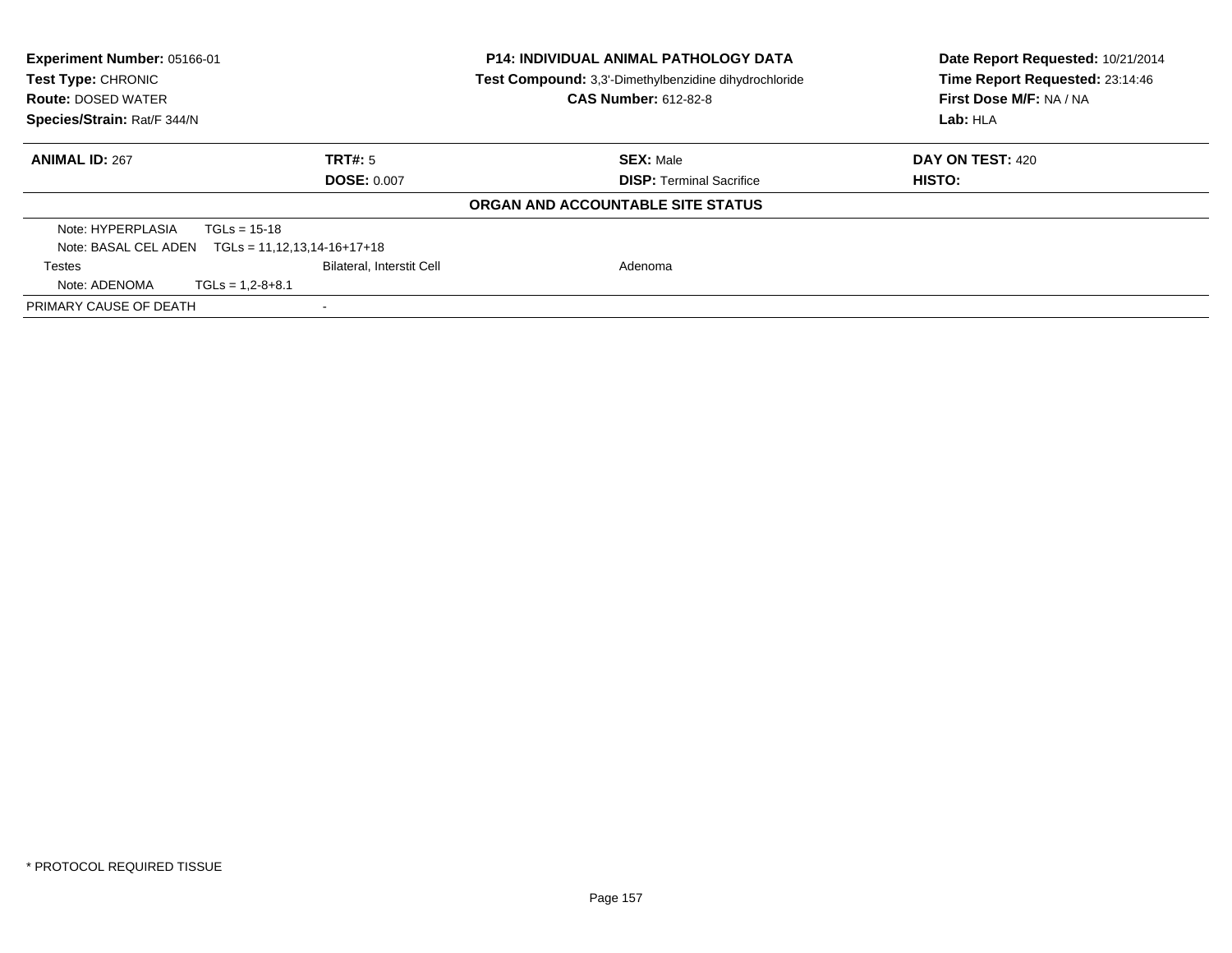**Experiment Number:** 05166-01
**Test Type:** CHRONIC
**Route:** DOSED WATER
**Species/Strain:** Rat/F 344/N

**P14: INDIVIDUAL ANIMAL PATHOLOGY DATA**
**Test Compound:** 3,3'-Dimethylbenzidine dihydrochloride
**CAS Number:** 612-82-8

**Date Report Requested:** 10/21/2014
**Time Report Requested:** 23:14:46
**First Dose M/F:** NA / NA
**Lab:** HLA

| **ANIMAL ID:** 267 | **TRT#:** 5 | **SEX:** Male | **DAY ON TEST:** 420 |
|---|---|---|---|
| | **DOSE:** 0.007 | **DISP:** Terminal Sacrifice | **HISTO:** |

**ORGAN AND ACCOUNTABLE SITE STATUS**

| | | |
|---|---|---|
| Note: HYPERPLASIA TGLs = 15-18 | | |
| Note: BASAL CEL ADEN TGLs = 11,12,13,14-16+17+18 | | |
| Testes | Bilateral, Interstit Cell | Adenoma |
| Note: ADENOMA TGLs = 1,2-8+8.1 | | |
| PRIMARY CAUSE OF DEATH | - | |

* PROTOCOL REQUIRED TISSUE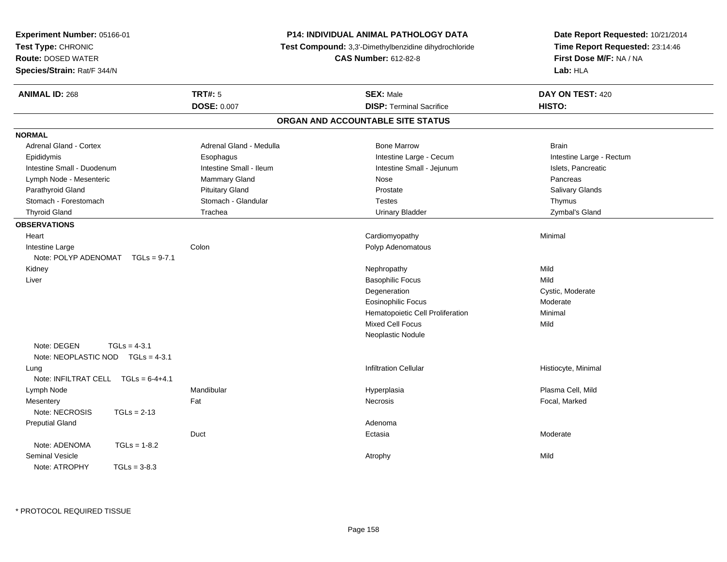**Experiment Number:** 05166-01
**Test Type:** CHRONIC
**Route:** DOSED WATER
**Species/Strain:** Rat/F 344/N

**P14: INDIVIDUAL ANIMAL PATHOLOGY DATA**
**Test Compound:** 3,3'-Dimethylbenzidine dihydrochloride
**CAS Number:** 612-82-8

**Date Report Requested:** 10/21/2014
**Time Report Requested:** 23:14:46
**First Dose M/F:** NA / NA
**Lab:** HLA

| **ANIMAL ID:** 268 | **TRT#:** 5 | **SEX:** Male | **DAY ON TEST:** 420 |
|---|---|---|---|
| | **DOSE:** 0.007 | **DISP:** Terminal Sacrifice | **HISTO:** |

## ORGAN AND ACCOUNTABLE SITE STATUS

**NORMAL**

| | | | |
|---|---|---|---|
| Adrenal Gland - Cortex | Adrenal Gland - Medulla | Bone Marrow | Brain |
| Epididymis | Esophagus | Intestine Large - Cecum | Intestine Large - Rectum |
| Intestine Small - Duodenum | Intestine Small - Ileum | Intestine Small - Jejunum | Islets, Pancreatic |
| Lymph Node - Mesenteric | Mammary Gland | Nose | Pancreas |
| Parathyroid Gland | Pituitary Gland | Prostate | Salivary Glands |
| Stomach - Forestomach | Stomach - Glandular | Testes | Thymus |
| Thyroid Gland | Trachea | Urinary Bladder | Zymbal's Gland |

**OBSERVATIONS**

| Organ | Site | Observation | Severity |
|---|---|---|---|
| Heart | | Cardiomyopathy | Minimal |
| Intestine Large | Colon | Polyp Adenomatous | |
| Note: POLYP ADENOMAT TGLs = 9-7.1 | | | |
| Kidney | | Nephropathy | Mild |
| Liver | | Basophilic Focus | Mild |
| | | Degeneration | Cystic, Moderate |
| | | Eosinophilic Focus | Moderate |
| | | Hematopoietic Cell Proliferation | Minimal |
| | | Mixed Cell Focus | Mild |
| | | Neoplastic Nodule | |
| Note: DEGEN TGLs = 4-3.1 | | | |
| Note: NEOPLASTIC NOD TGLs = 4-3.1 | | | |
| Lung | | Infiltration Cellular | Histiocyte, Minimal |
| Note: INFILTRAT CELL TGLs = 6-4+4.1 | | | |
| Lymph Node | Mandibular | Hyperplasia | Plasma Cell, Mild |
| Mesentery | Fat | Necrosis | Focal, Marked |
| Note: NECROSIS TGLs = 2-13 | | | |
| Preputial Gland | | Adenoma | |
| | Duct | Ectasia | Moderate |
| Note: ADENOMA TGLs = 1-8.2 | | | |
| Seminal Vesicle | | Atrophy | Mild |
| Note: ATROPHY TGLs = 3-8.3 | | | |

* PROTOCOL REQUIRED TISSUE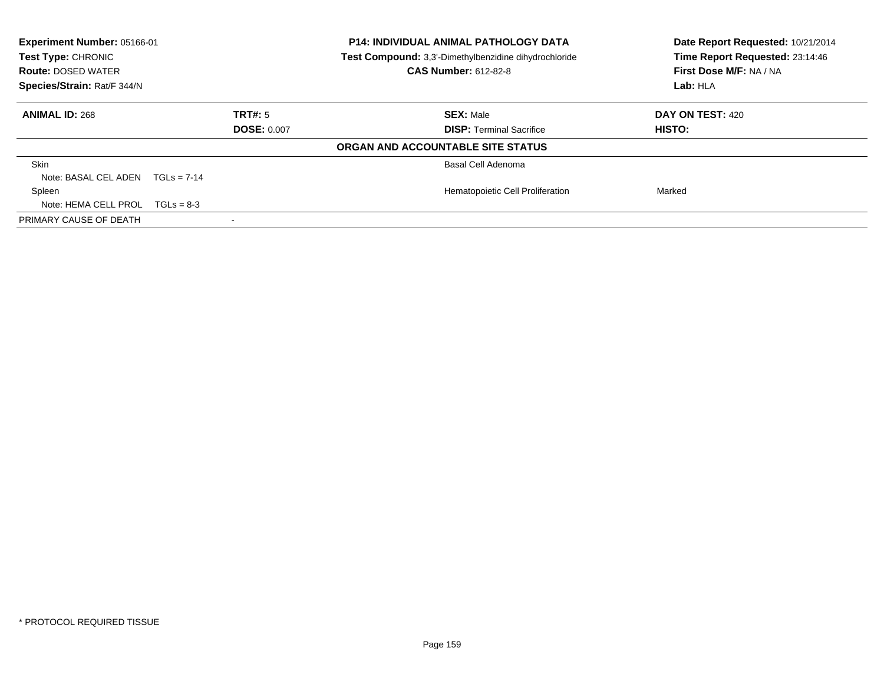**Experiment Number:** 05166-01
**Test Type:** CHRONIC
**Route:** DOSED WATER
**Species/Strain:** Rat/F 344/N

**P14: INDIVIDUAL ANIMAL PATHOLOGY DATA**
**Test Compound:** 3,3'-Dimethylbenzidine dihydrochloride
**CAS Number:** 612-82-8

**Date Report Requested:** 10/21/2014
**Time Report Requested:** 23:14:46
**First Dose M/F:** NA / NA
**Lab:** HLA

| **ANIMAL ID:** 268 | **TRT#:** 5 | **SEX:** Male | **DAY ON TEST:** 420 |
|---|---|---|---|
| | **DOSE:** 0.007 | **DISP:** Terminal Sacrifice | **HISTO:** |

**ORGAN AND ACCOUNTABLE SITE STATUS**

| | | | |
|---|---|---|---|
| Skin | | Basal Cell Adenoma | |
| Note: BASAL CEL ADEN TGLs = 7-14 | | | |
| Spleen | | Hematopoietic Cell Proliferation | Marked |
| Note: HEMA CELL PROL TGLs = 8-3 | | | |
| PRIMARY CAUSE OF DEATH | - | | |

\* PROTOCOL REQUIRED TISSUE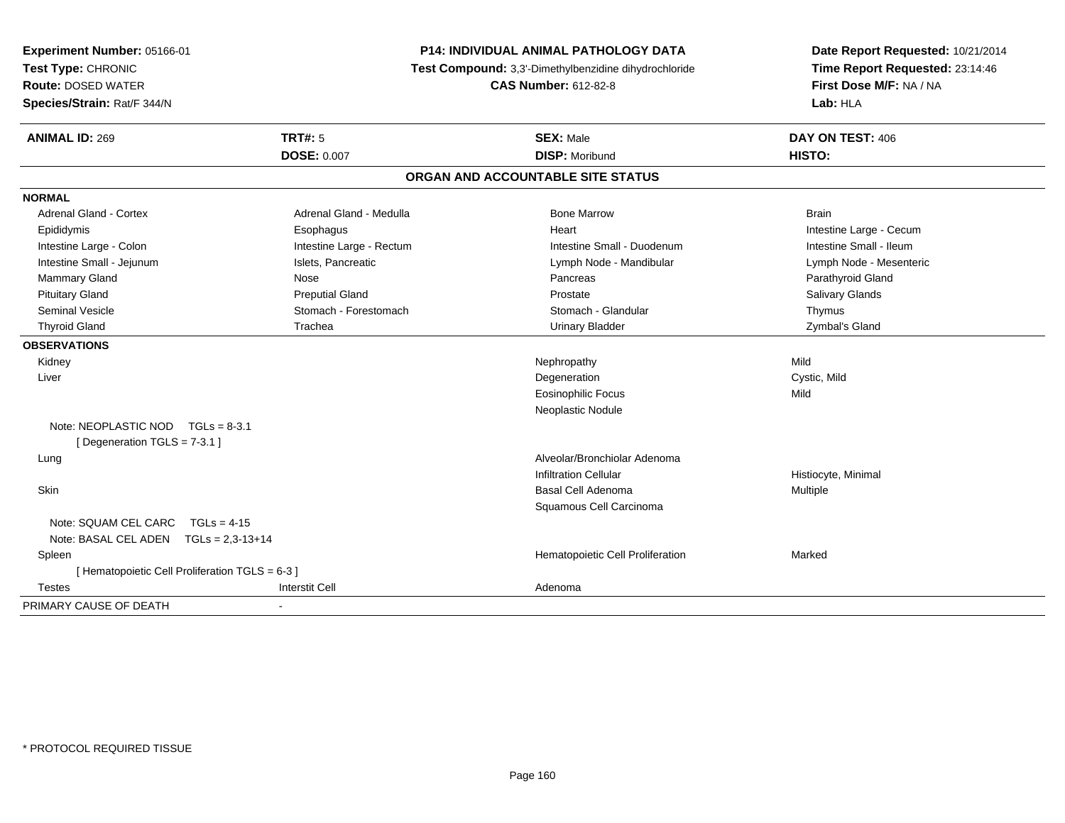**Experiment Number:** 05166-01
**Test Type:** CHRONIC
**Route:** DOSED WATER
**Species/Strain:** Rat/F 344/N

**P14: INDIVIDUAL ANIMAL PATHOLOGY DATA**
**Test Compound:** 3,3'-Dimethylbenzidine dihydrochloride
**CAS Number:** 612-82-8

**Date Report Requested:** 10/21/2014
**Time Report Requested:** 23:14:46
**First Dose M/F:** NA / NA
**Lab:** HLA

| **ANIMAL ID:** 269 | **TRT#:** 5 | **SEX:** Male | **DAY ON TEST:** 406 |
|---|---|---|---|
| | **DOSE:** 0.007 | **DISP:** Moribund | **HISTO:** |

## ORGAN AND ACCOUNTABLE SITE STATUS

**NORMAL**

| | | | |
|---|---|---|---|
| Adrenal Gland - Cortex | Adrenal Gland - Medulla | Bone Marrow | Brain |
| Epididymis | Esophagus | Heart | Intestine Large - Cecum |
| Intestine Large - Colon | Intestine Large - Rectum | Intestine Small - Duodenum | Intestine Small - Ileum |
| Intestine Small - Jejunum | Islets, Pancreatic | Lymph Node - Mandibular | Lymph Node - Mesenteric |
| Mammary Gland | Nose | Pancreas | Parathyroid Gland |
| Pituitary Gland | Preputial Gland | Prostate | Salivary Glands |
| Seminal Vesicle | Stomach - Forestomach | Stomach - Glandular | Thymus |
| Thyroid Gland | Trachea | Urinary Bladder | Zymbal's Gland |

**OBSERVATIONS**

| | | | |
|---|---|---|---|
| Kidney | | Nephropathy | Mild |
| Liver | | Degeneration | Cystic, Mild |
| | | Eosinophilic Focus | Mild |
| | | Neoplastic Nodule | |
| Note: NEOPLASTIC NOD TGLs = 8-3.1 | | | |
| [ Degeneration TGLS = 7-3.1 ] | | | |
| Lung | | Alveolar/Bronchiolar Adenoma | |
| | | Infiltration Cellular | Histiocyte, Minimal |
| Skin | | Basal Cell Adenoma | Multiple |
| | | Squamous Cell Carcinoma | |
| Note: SQUAM CEL CARC TGLs = 4-15 | | | |
| Note: BASAL CEL ADEN TGLs = 2,3-13+14 | | | |
| Spleen | | Hematopoietic Cell Proliferation | Marked |
| [ Hematopoietic Cell Proliferation TGLS = 6-3 ] | | | |
| Testes | Interstit Cell | Adenoma | |

PRIMARY CAUSE OF DEATH -

* PROTOCOL REQUIRED TISSUE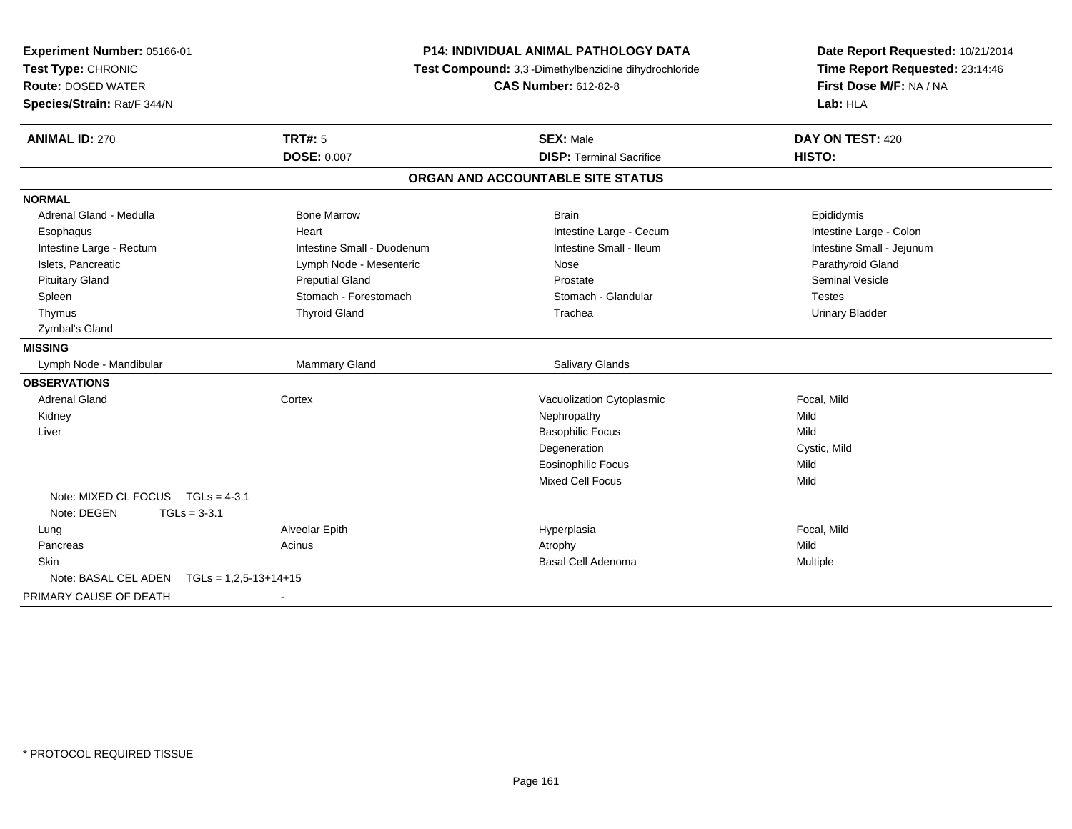**Experiment Number:** 05166-01
**Test Type:** CHRONIC
**Route:** DOSED WATER
**Species/Strain:** Rat/F 344/N

**P14: INDIVIDUAL ANIMAL PATHOLOGY DATA**
**Test Compound:** 3,3'-Dimethylbenzidine dihydrochloride
**CAS Number:** 612-82-8

**Date Report Requested:** 10/21/2014
**Time Report Requested:** 23:14:46
**First Dose M/F:** NA / NA
**Lab:** HLA

| **ANIMAL ID:** 270 | **TRT#:** 5 | **SEX:** Male | **DAY ON TEST:** 420 |
|---|---|---|---|
| | **DOSE:** 0.007 | **DISP:** Terminal Sacrifice | **HISTO:** |

## ORGAN AND ACCOUNTABLE SITE STATUS

| | | | |
|---|---|---|---|
| **NORMAL** | | | |
| Adrenal Gland - Medulla | Bone Marrow | Brain | Epididymis |
| Esophagus | Heart | Intestine Large - Cecum | Intestine Large - Colon |
| Intestine Large - Rectum | Intestine Small - Duodenum | Intestine Small - Ileum | Intestine Small - Jejunum |
| Islets, Pancreatic | Lymph Node - Mesenteric | Nose | Parathyroid Gland |
| Pituitary Gland | Preputial Gland | Prostate | Seminal Vesicle |
| Spleen | Stomach - Forestomach | Stomach - Glandular | Testes |
| Thymus | Thyroid Gland | Trachea | Urinary Bladder |
| Zymbal's Gland | | | |
| **MISSING** | | | |
| Lymph Node - Mandibular | Mammary Gland | Salivary Glands | |
| **OBSERVATIONS** | | | |
| Adrenal Gland | Cortex | Vacuolization Cytoplasmic | Focal, Mild |
| Kidney | | Nephropathy | Mild |
| Liver | | Basophilic Focus | Mild |
| | | Degeneration | Cystic, Mild |
| | | Eosinophilic Focus | Mild |
| | | Mixed Cell Focus | Mild |
| Note: MIXED CL FOCUS TGLs = 4-3.1 | | | |
| Note: DEGEN TGLs = 3-3.1 | | | |
| Lung | Alveolar Epith | Hyperplasia | Focal, Mild |
| Pancreas | Acinus | Atrophy | Mild |
| Skin | | Basal Cell Adenoma | Multiple |
| Note: BASAL CEL ADEN TGLs = 1,2,5-13+14+15 | | | |
| PRIMARY CAUSE OF DEATH | - | | |

\* PROTOCOL REQUIRED TISSUE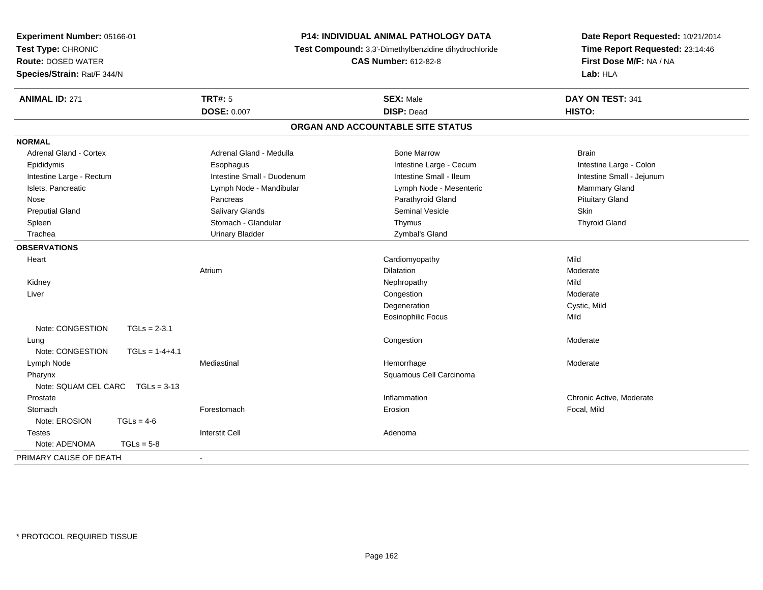**Experiment Number:** 05166-01
**Test Type:** CHRONIC
**Route:** DOSED WATER
**Species/Strain:** Rat/F 344/N

**P14: INDIVIDUAL ANIMAL PATHOLOGY DATA**
**Test Compound:** 3,3'-Dimethylbenzidine dihydrochloride
**CAS Number:** 612-82-8

**Date Report Requested:** 10/21/2014
**Time Report Requested:** 23:14:46
**First Dose M/F:** NA / NA
**Lab:** HLA

| **ANIMAL ID:** 271 | **TRT#:** 5 | **SEX:** Male | **DAY ON TEST:** 341 |
|---|---|---|---|
| | **DOSE:** 0.007 | **DISP:** Dead | **HISTO:** |

## ORGAN AND ACCOUNTABLE SITE STATUS

**NORMAL**

| | | | |
|---|---|---|---|
| Adrenal Gland - Cortex | Adrenal Gland - Medulla | Bone Marrow | Brain |
| Epididymis | Esophagus | Intestine Large - Cecum | Intestine Large - Colon |
| Intestine Large - Rectum | Intestine Small - Duodenum | Intestine Small - Ileum | Intestine Small - Jejunum |
| Islets, Pancreatic | Lymph Node - Mandibular | Lymph Node - Mesenteric | Mammary Gland |
| Nose | Pancreas | Parathyroid Gland | Pituitary Gland |
| Preputial Gland | Salivary Glands | Seminal Vesicle | Skin |
| Spleen | Stomach - Glandular | Thymus | Thyroid Gland |
| Trachea | Urinary Bladder | Zymbal's Gland | |

**OBSERVATIONS**

| | | | |
|---|---|---|---|
| Heart | | Cardiomyopathy | Mild |
| | Atrium | Dilatation | Moderate |
| Kidney | | Nephropathy | Mild |
| Liver | | Congestion | Moderate |
| | | Degeneration | Cystic, Mild |
| | | Eosinophilic Focus | Mild |
| Note: CONGESTION TGLs = 2-3.1 | | | |
| Lung | | Congestion | Moderate |
| Note: CONGESTION TGLs = 1-4+4.1 | | | |
| Lymph Node | Mediastinal | Hemorrhage | Moderate |
| Pharynx | | Squamous Cell Carcinoma | |
| Note: SQUAM CEL CARC TGLs = 3-13 | | | |
| Prostate | | Inflammation | Chronic Active, Moderate |
| Stomach | Forestomach | Erosion | Focal, Mild |
| Note: EROSION TGLs = 4-6 | | | |
| Testes | Interstit Cell | Adenoma | |
| Note: ADENOMA TGLs = 5-8 | | | |

PRIMARY CAUSE OF DEATH -

\* PROTOCOL REQUIRED TISSUE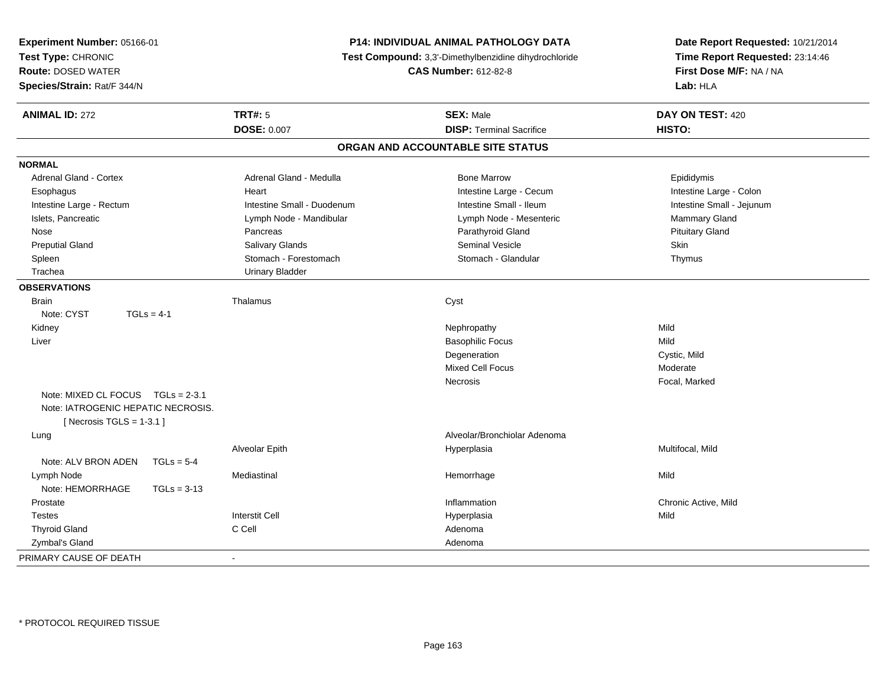**Experiment Number:** 05166-01
**Test Type:** CHRONIC
**Route:** DOSED WATER
**Species/Strain:** Rat/F 344/N

**P14: INDIVIDUAL ANIMAL PATHOLOGY DATA**
**Test Compound:** 3,3'-Dimethylbenzidine dihydrochloride
**CAS Number:** 612-82-8

**Date Report Requested:** 10/21/2014
**Time Report Requested:** 23:14:46
**First Dose M/F:** NA / NA
**Lab:** HLA

| **ANIMAL ID:** 272 | **TRT#:** 5 | **SEX:** Male | **DAY ON TEST:** 420 |
|---|---|---|---|
| | **DOSE:** 0.007 | **DISP:** Terminal Sacrifice | **HISTO:** |

## ORGAN AND ACCOUNTABLE SITE STATUS

**NORMAL**

| | | | |
|---|---|---|---|
| Adrenal Gland - Cortex | Adrenal Gland - Medulla | Bone Marrow | Epididymis |
| Esophagus | Heart | Intestine Large - Cecum | Intestine Large - Colon |
| Intestine Large - Rectum | Intestine Small - Duodenum | Intestine Small - Ileum | Intestine Small - Jejunum |
| Islets, Pancreatic | Lymph Node - Mandibular | Lymph Node - Mesenteric | Mammary Gland |
| Nose | Pancreas | Parathyroid Gland | Pituitary Gland |
| Preputial Gland | Salivary Glands | Seminal Vesicle | Skin |
| Spleen | Stomach - Forestomach | Stomach - Glandular | Thymus |
| Trachea | Urinary Bladder | | |

**OBSERVATIONS**

| | | | |
|---|---|---|---|
| Brain | Thalamus | Cyst | |
| Note: CYST TGLs = 4-1 | | | |
| Kidney | | Nephropathy | Mild |
| Liver | | Basophilic Focus | Mild |
| | | Degeneration | Cystic, Mild |
| | | Mixed Cell Focus | Moderate |
| | | Necrosis | Focal, Marked |
| Note: MIXED CL FOCUS TGLs = 2-3.1 | | | |
| Note: IATROGENIC HEPATIC NECROSIS. [ Necrosis TGLS = 1-3.1 ] | | | |
| Lung | | Alveolar/Bronchiolar Adenoma | |
| | Alveolar Epith | Hyperplasia | Multifocal, Mild |
| Note: ALV BRON ADEN TGLs = 5-4 | | | |
| Lymph Node | Mediastinal | Hemorrhage | Mild |
| Note: HEMORRHAGE TGLs = 3-13 | | | |
| Prostate | | Inflammation | Chronic Active, Mild |
| Testes | Interstit Cell | Hyperplasia | Mild |
| Thyroid Gland | C Cell | Adenoma | |
| Zymbal's Gland | | Adenoma | |

PRIMARY CAUSE OF DEATH -

* PROTOCOL REQUIRED TISSUE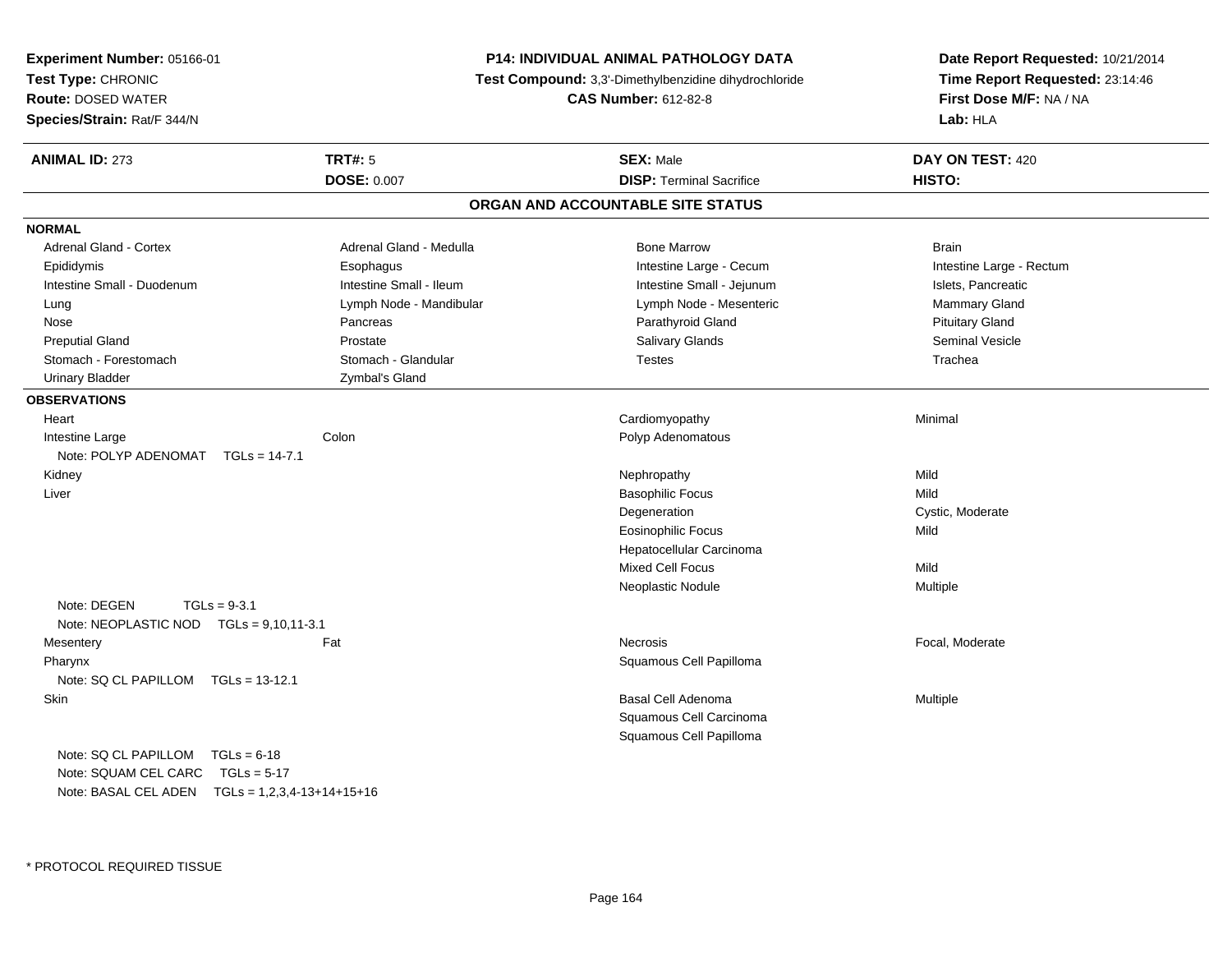**Experiment Number:** 05166-01
**Test Type:** CHRONIC
**Route:** DOSED WATER
**Species/Strain:** Rat/F 344/N

**P14: INDIVIDUAL ANIMAL PATHOLOGY DATA**
**Test Compound:** 3,3'-Dimethylbenzidine dihydrochloride
**CAS Number:** 612-82-8

**Date Report Requested:** 10/21/2014
**Time Report Requested:** 23:14:46
**First Dose M/F:** NA / NA
**Lab:** HLA

| **ANIMAL ID:** 273 | **TRT#:** 5 | **SEX:** Male | **DAY ON TEST:** 420 |
|---|---|---|---|
| | **DOSE:** 0.007 | **DISP:** Terminal Sacrifice | **HISTO:** |

## ORGAN AND ACCOUNTABLE SITE STATUS

**NORMAL**

| | | | |
|---|---|---|---|
| Adrenal Gland - Cortex | Adrenal Gland - Medulla | Bone Marrow | Brain |
| Epididymis | Esophagus | Intestine Large - Cecum | Intestine Large - Rectum |
| Intestine Small - Duodenum | Intestine Small - Ileum | Intestine Small - Jejunum | Islets, Pancreatic |
| Lung | Lymph Node - Mandibular | Lymph Node - Mesenteric | Mammary Gland |
| Nose | Pancreas | Parathyroid Gland | Pituitary Gland |
| Preputial Gland | Prostate | Salivary Glands | Seminal Vesicle |
| Stomach - Forestomach | Stomach - Glandular | Testes | Trachea |
| Urinary Bladder | Zymbal's Gland | | |

**OBSERVATIONS**

| | | | |
|---|---|---|---|
| Heart | | Cardiomyopathy | Minimal |
| Intestine Large | Colon | Polyp Adenomatous | |
| Note: POLYP ADENOMAT TGLs = 14-7.1 | | | |
| Kidney | | Nephropathy | Mild |
| Liver | | Basophilic Focus | Mild |
| | | Degeneration | Cystic, Moderate |
| | | Eosinophilic Focus | Mild |
| | | Hepatocellular Carcinoma | |
| | | Mixed Cell Focus | Mild |
| | | Neoplastic Nodule | Multiple |
| Note: DEGEN TGLs = 9-3.1 | | | |
| Note: NEOPLASTIC NOD TGLs = 9,10,11-3.1 | | | |
| Mesentery | Fat | Necrosis | Focal, Moderate |
| Pharynx | | Squamous Cell Papilloma | |
| Note: SQ CL PAPILLOM TGLs = 13-12.1 | | | |
| Skin | | Basal Cell Adenoma | Multiple |
| | | Squamous Cell Carcinoma | |
| | | Squamous Cell Papilloma | |
| Note: SQ CL PAPILLOM TGLs = 6-18 | | | |
| Note: SQUAM CEL CARC TGLs = 5-17 | | | |
| Note: BASAL CEL ADEN TGLs = 1,2,3,4-13+14+15+16 | | | |

* PROTOCOL REQUIRED TISSUE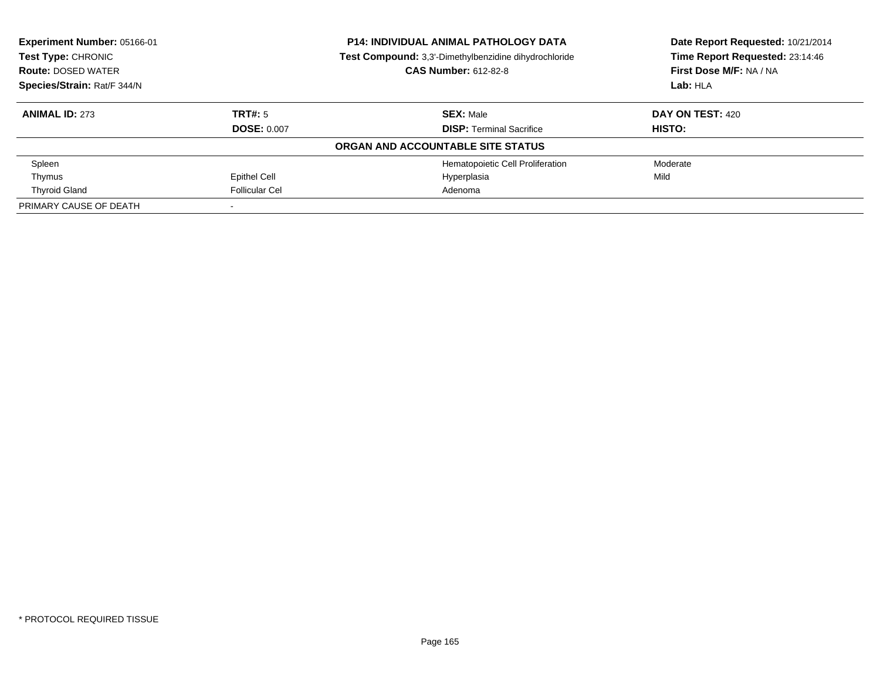**Experiment Number:** 05166-01
**Test Type:** CHRONIC
**Route:** DOSED WATER
**Species/Strain:** Rat/F 344/N

**P14: INDIVIDUAL ANIMAL PATHOLOGY DATA**
**Test Compound:** 3,3'-Dimethylbenzidine dihydrochloride
**CAS Number:** 612-82-8

**Date Report Requested:** 10/21/2014
**Time Report Requested:** 23:14:46
**First Dose M/F:** NA / NA
**Lab:** HLA

| **ANIMAL ID:** 273 | **TRT#:** 5 | **SEX:** Male | **DAY ON TEST:** 420 |
|---|---|---|---|
| | **DOSE:** 0.007 | **DISP:** Terminal Sacrifice | **HISTO:** |
| | | **ORGAN AND ACCOUNTABLE SITE STATUS** | |
| Spleen | | Hematopoietic Cell Proliferation | Moderate |
| Thymus | Epithel Cell | Hyperplasia | Mild |
| Thyroid Gland | Follicular Cel | Adenoma | |
| PRIMARY CAUSE OF DEATH | - | | |

* PROTOCOL REQUIRED TISSUE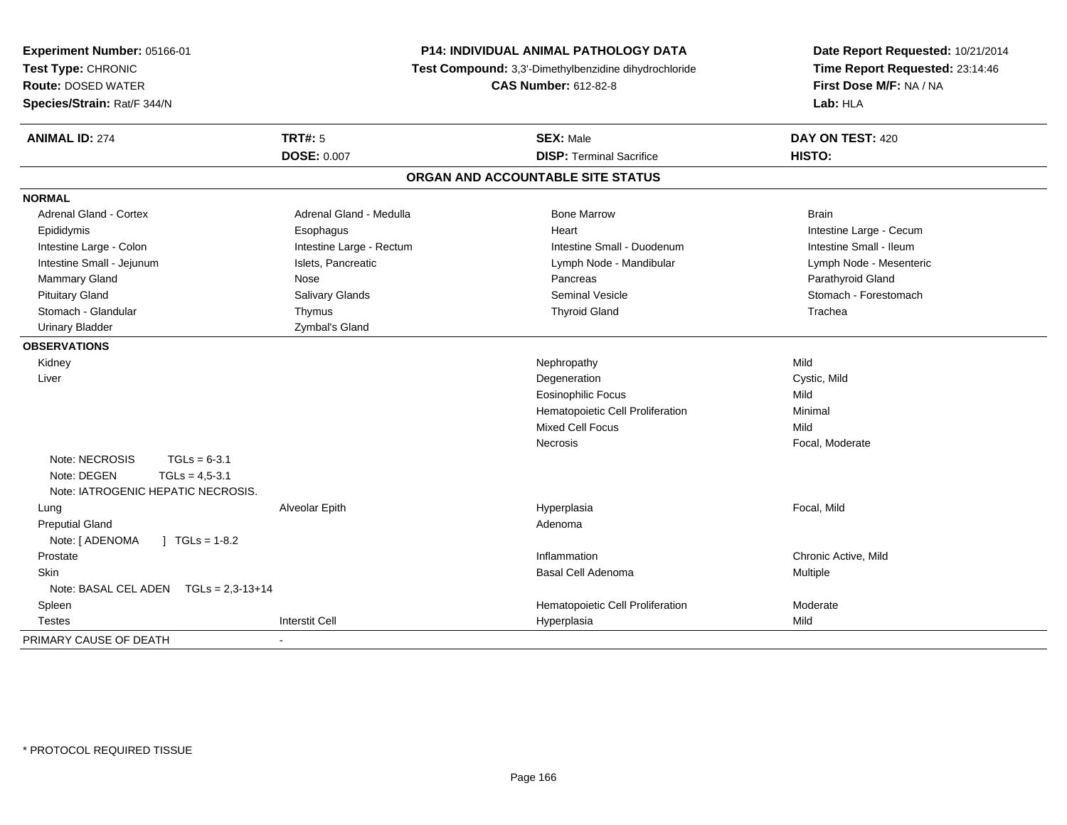**Experiment Number:** 05166-01
**Test Type:** CHRONIC
**Route:** DOSED WATER
**Species/Strain:** Rat/F 344/N

**P14: INDIVIDUAL ANIMAL PATHOLOGY DATA**
**Test Compound:** 3,3'-Dimethylbenzidine dihydrochloride
**CAS Number:** 612-82-8

**Date Report Requested:** 10/21/2014
**Time Report Requested:** 23:14:46
**First Dose M/F:** NA / NA
**Lab:** HLA

| **ANIMAL ID:** 274 | **TRT#:** 5 | **SEX:** Male | **DAY ON TEST:** 420 |
|---|---|---|---|
| | **DOSE:** 0.007 | **DISP:** Terminal Sacrifice | **HISTO:** |

## ORGAN AND ACCOUNTABLE SITE STATUS

**NORMAL**

| | | | |
|---|---|---|---|
| Adrenal Gland - Cortex | Adrenal Gland - Medulla | Bone Marrow | Brain |
| Epididymis | Esophagus | Heart | Intestine Large - Cecum |
| Intestine Large - Colon | Intestine Large - Rectum | Intestine Small - Duodenum | Intestine Small - Ileum |
| Intestine Small - Jejunum | Islets, Pancreatic | Lymph Node - Mandibular | Lymph Node - Mesenteric |
| Mammary Gland | Nose | Pancreas | Parathyroid Gland |
| Pituitary Gland | Salivary Glands | Seminal Vesicle | Stomach - Forestomach |
| Stomach - Glandular | Thymus | Thyroid Gland | Trachea |
| Urinary Bladder | Zymbal's Gland | | |

**OBSERVATIONS**

| | | | |
|---|---|---|---|
| Kidney | | Nephropathy | Mild |
| Liver | | Degeneration | Cystic, Mild |
| | | Eosinophilic Focus | Mild |
| | | Hematopoietic Cell Proliferation | Minimal |
| | | Mixed Cell Focus | Mild |
| | | Necrosis | Focal, Moderate |
| Note: NECROSIS TGLs = 6-3.1 | | | |
| Note: DEGEN TGLs = 4,5-3.1 | | | |
| Note: IATROGENIC HEPATIC NECROSIS. | | | |
| Lung | Alveolar Epith | Hyperplasia | Focal, Mild |
| Preputial Gland | | Adenoma | |
| Note: [ ADENOMA ] TGLs = 1-8.2 | | | |
| Prostate | | Inflammation | Chronic Active, Mild |
| Skin | | Basal Cell Adenoma | Multiple |
| Note: BASAL CEL ADEN TGLs = 2,3-13+14 | | | |
| Spleen | | Hematopoietic Cell Proliferation | Moderate |
| Testes | Interstit Cell | Hyperplasia | Mild |

PRIMARY CAUSE OF DEATH -

\* PROTOCOL REQUIRED TISSUE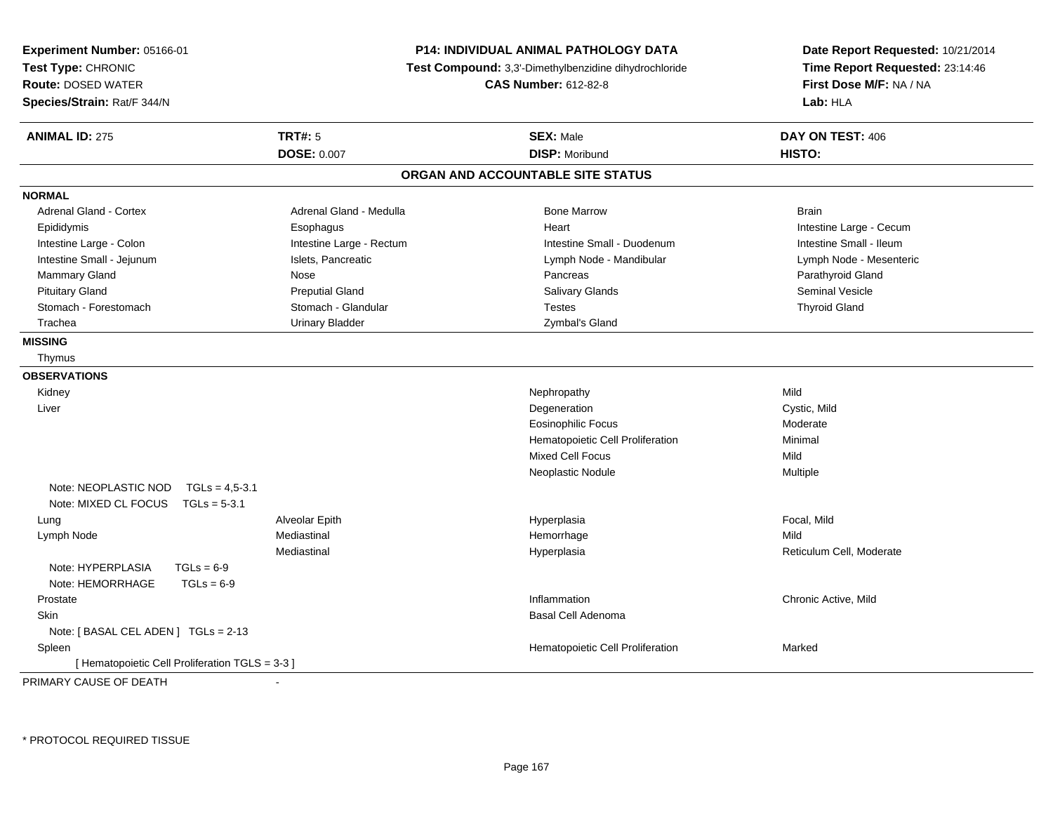**Experiment Number:** 05166-01
**Test Type:** CHRONIC
**Route:** DOSED WATER
**Species/Strain:** Rat/F 344/N

**P14: INDIVIDUAL ANIMAL PATHOLOGY DATA**
**Test Compound:** 3,3'-Dimethylbenzidine dihydrochloride
**CAS Number:** 612-82-8

**Date Report Requested:** 10/21/2014
**Time Report Requested:** 23:14:46
**First Dose M/F:** NA / NA
**Lab:** HLA

| **ANIMAL ID:** 275 | **TRT#:** 5 | **SEX:** Male | **DAY ON TEST:** 406 |
|---|---|---|---|
| | **DOSE:** 0.007 | **DISP:** Moribund | **HISTO:** |

## ORGAN AND ACCOUNTABLE SITE STATUS

**NORMAL**

| | | | |
|---|---|---|---|
| Adrenal Gland - Cortex | Adrenal Gland - Medulla | Bone Marrow | Brain |
| Epididymis | Esophagus | Heart | Intestine Large - Cecum |
| Intestine Large - Colon | Intestine Large - Rectum | Intestine Small - Duodenum | Intestine Small - Ileum |
| Intestine Small - Jejunum | Islets, Pancreatic | Lymph Node - Mandibular | Lymph Node - Mesenteric |
| Mammary Gland | Nose | Pancreas | Parathyroid Gland |
| Pituitary Gland | Preputial Gland | Salivary Glands | Seminal Vesicle |
| Stomach - Forestomach | Stomach - Glandular | Testes | Thyroid Gland |
| Trachea | Urinary Bladder | Zymbal's Gland | |

**MISSING**

Thymus

**OBSERVATIONS**

| | | | |
|---|---|---|---|
| Kidney | | Nephropathy | Mild |
| Liver | | Degeneration | Cystic, Mild |
| | | Eosinophilic Focus | Moderate |
| | | Hematopoietic Cell Proliferation | Minimal |
| | | Mixed Cell Focus | Mild |
| | | Neoplastic Nodule | Multiple |
| Note: NEOPLASTIC NOD TGLs = 4,5-3.1 | | | |
| Note: MIXED CL FOCUS TGLs = 5-3.1 | | | |
| Lung | Alveolar Epith | Hyperplasia | Focal, Mild |
| Lymph Node | Mediastinal | Hemorrhage | Mild |
| | Mediastinal | Hyperplasia | Reticulum Cell, Moderate |
| Note: HYPERPLASIA TGLs = 6-9 | | | |
| Note: HEMORRHAGE TGLs = 6-9 | | | |
| Prostate | | Inflammation | Chronic Active, Mild |
| Skin | | Basal Cell Adenoma | |
| Note: [ BASAL CEL ADEN ] TGLs = 2-13 | | | |
| Spleen | | Hematopoietic Cell Proliferation | Marked |
| [ Hematopoietic Cell Proliferation TGLS = 3-3 ] | | | |

PRIMARY CAUSE OF DEATH -

* PROTOCOL REQUIRED TISSUE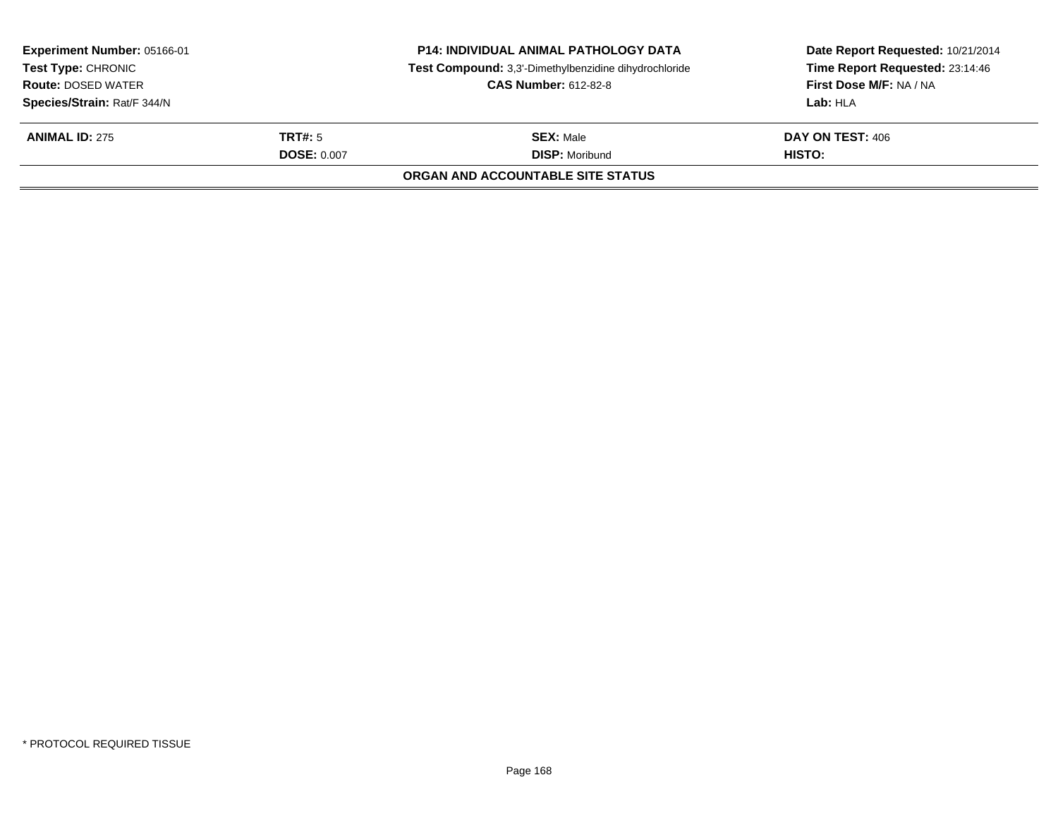| **Experiment Number:** 05166-01 | **P14: INDIVIDUAL ANIMAL PATHOLOGY DATA** | **Date Report Requested:** 10/21/2014 |
|---|---|---|
| **Test Type:** CHRONIC | **Test Compound:** 3,3'-Dimethylbenzidine dihydrochloride | **Time Report Requested:** 23:14:46 |
| **Route:** DOSED WATER | **CAS Number:** 612-82-8 | **First Dose M/F:** NA / NA |
| **Species/Strain:** Rat/F 344/N | | **Lab:** HLA |

| **ANIMAL ID:** 275 | **TRT#:** 5 | **SEX:** Male | **DAY ON TEST:** 406 |
|---|---|---|---|
| | **DOSE:** 0.007 | **DISP:** Moribund | **HISTO:** |

**ORGAN AND ACCOUNTABLE SITE STATUS**

\* PROTOCOL REQUIRED TISSUE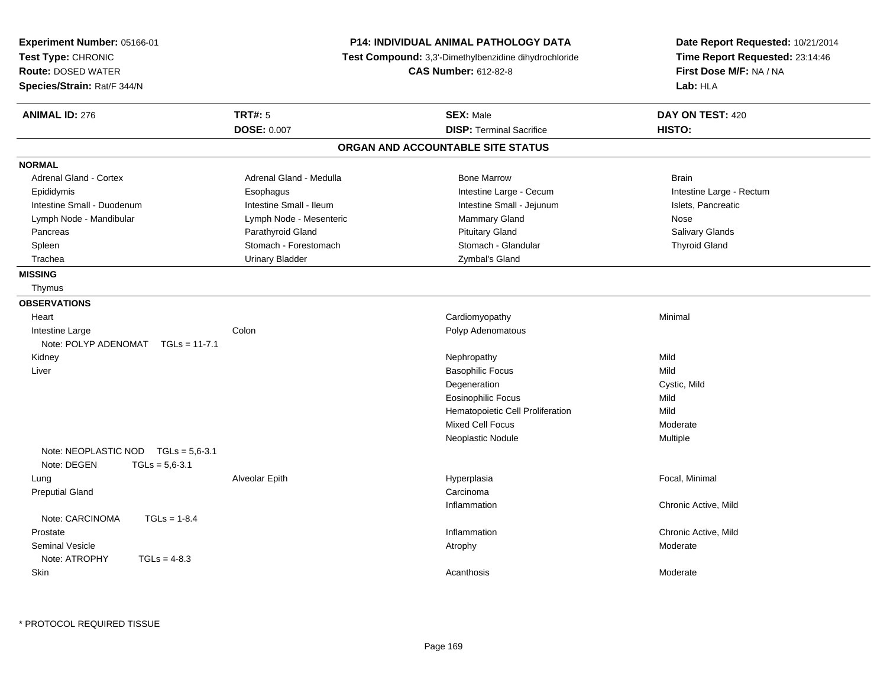**Experiment Number:** 05166-01
**Test Type:** CHRONIC
**Route:** DOSED WATER
**Species/Strain:** Rat/F 344/N

**P14: INDIVIDUAL ANIMAL PATHOLOGY DATA**
**Test Compound:** 3,3'-Dimethylbenzidine dihydrochloride
**CAS Number:** 612-82-8

**Date Report Requested:** 10/21/2014
**Time Report Requested:** 23:14:46
**First Dose M/F:** NA / NA
**Lab:** HLA

| **ANIMAL ID:** 276 | **TRT#:** 5 | **SEX:** Male | **DAY ON TEST:** 420 |
|---|---|---|---|
| | **DOSE:** 0.007 | **DISP:** Terminal Sacrifice | **HISTO:** |

## ORGAN AND ACCOUNTABLE SITE STATUS

**NORMAL**

| | | | |
|---|---|---|---|
| Adrenal Gland - Cortex | Adrenal Gland - Medulla | Bone Marrow | Brain |
| Epididymis | Esophagus | Intestine Large - Cecum | Intestine Large - Rectum |
| Intestine Small - Duodenum | Intestine Small - Ileum | Intestine Small - Jejunum | Islets, Pancreatic |
| Lymph Node - Mandibular | Lymph Node - Mesenteric | Mammary Gland | Nose |
| Pancreas | Parathyroid Gland | Pituitary Gland | Salivary Glands |
| Spleen | Stomach - Forestomach | Stomach - Glandular | Thyroid Gland |
| Trachea | Urinary Bladder | Zymbal's Gland | |

**MISSING**

Thymus

**OBSERVATIONS**

| | | | |
|---|---|---|---|
| Heart | | Cardiomyopathy | Minimal |
| Intestine Large | Colon | Polyp Adenomatous | |
| Note: POLYP ADENOMAT TGLs = 11-7.1 | | | |
| Kidney | | Nephropathy | Mild |
| Liver | | Basophilic Focus | Mild |
| | | Degeneration | Cystic, Mild |
| | | Eosinophilic Focus | Mild |
| | | Hematopoietic Cell Proliferation | Mild |
| | | Mixed Cell Focus | Moderate |
| | | Neoplastic Nodule | Multiple |
| Note: NEOPLASTIC NOD TGLs = 5,6-3.1 | | | |
| Note: DEGEN TGLs = 5,6-3.1 | | | |
| Lung | Alveolar Epith | Hyperplasia | Focal, Minimal |
| Preputial Gland | | Carcinoma | |
| | | Inflammation | Chronic Active, Mild |
| Note: CARCINOMA TGLs = 1-8.4 | | | |
| Prostate | | Inflammation | Chronic Active, Mild |
| Seminal Vesicle | | Atrophy | Moderate |
| Note: ATROPHY TGLs = 4-8.3 | | | |
| Skin | | Acanthosis | Moderate |

* PROTOCOL REQUIRED TISSUE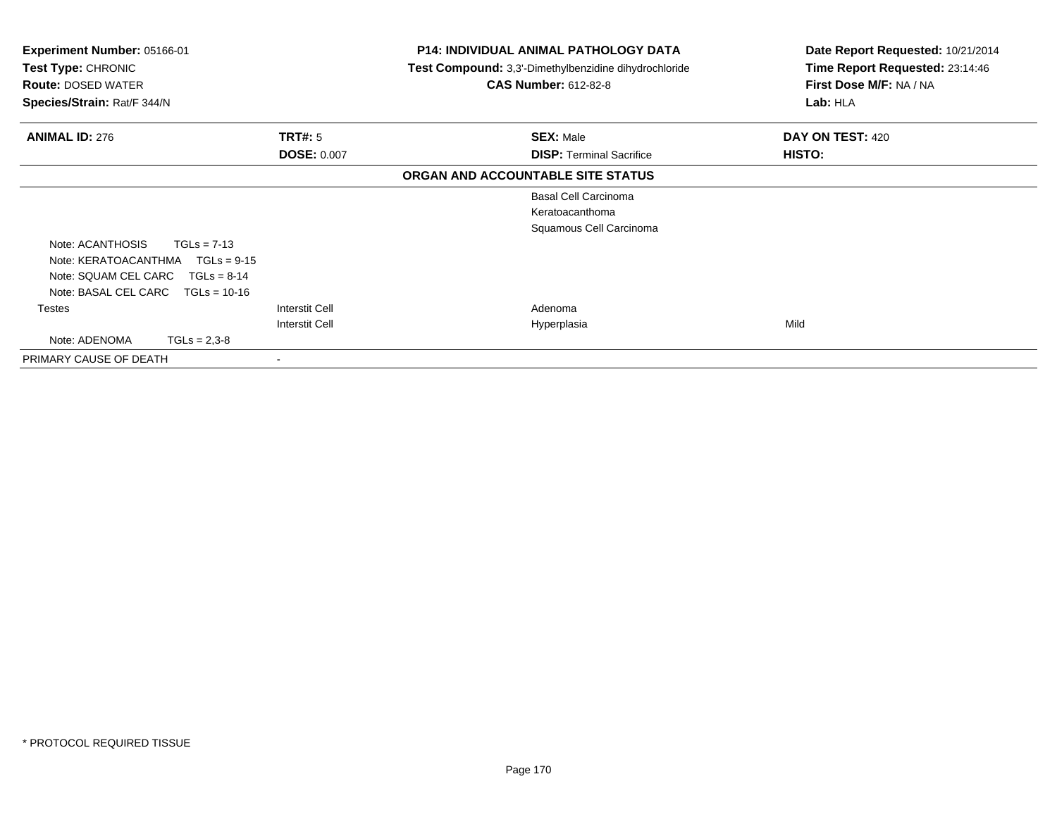**Experiment Number:** 05166-01
**Test Type:** CHRONIC
**Route:** DOSED WATER
**Species/Strain:** Rat/F 344/N

**P14: INDIVIDUAL ANIMAL PATHOLOGY DATA**
**Test Compound:** 3,3'-Dimethylbenzidine dihydrochloride
**CAS Number:** 612-82-8

**Date Report Requested:** 10/21/2014
**Time Report Requested:** 23:14:46
**First Dose M/F:** NA / NA
**Lab:** HLA

| **ANIMAL ID:** 276 | **TRT#:** 5 | **SEX:** Male | **DAY ON TEST:** 420 |
|---|---|---|---|
| | **DOSE:** 0.007 | **DISP:** Terminal Sacrifice | **HISTO:** |

**ORGAN AND ACCOUNTABLE SITE STATUS**

| | | | |
|---|---|---|---|
| | | Basal Cell Carcinoma | |
| | | Keratoacanthoma | |
| | | Squamous Cell Carcinoma | |
| Note: ACANTHOSIS TGLs = 7-13 | | | |
| Note: KERATOACANTHMA TGLs = 9-15 | | | |
| Note: SQUAM CEL CARC TGLs = 8-14 | | | |
| Note: BASAL CEL CARC TGLs = 10-16 | | | |
| Testes | Interstit Cell | Adenoma | |
| | Interstit Cell | Hyperplasia | Mild |
| Note: ADENOMA TGLs = 2,3-8 | | | |
| PRIMARY CAUSE OF DEATH | - | | |

\* PROTOCOL REQUIRED TISSUE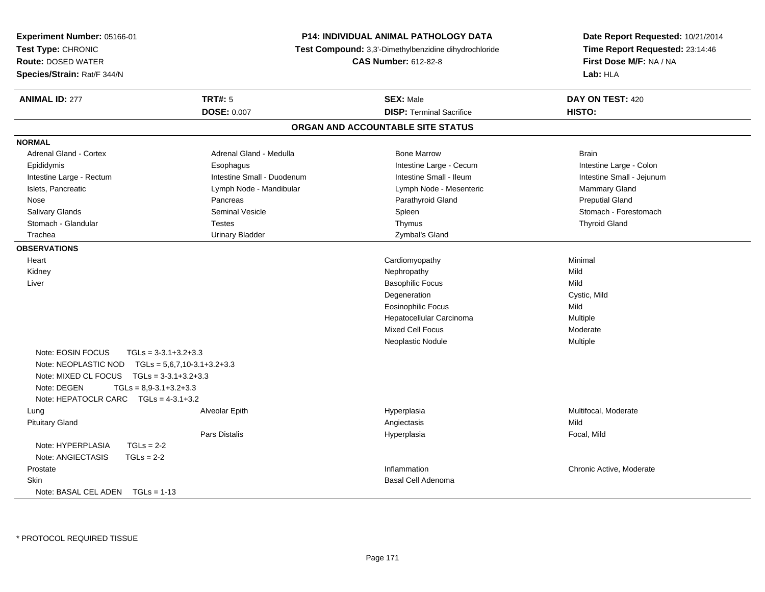**Experiment Number:** 05166-01
**Test Type:** CHRONIC
**Route:** DOSED WATER
**Species/Strain:** Rat/F 344/N

**P14: INDIVIDUAL ANIMAL PATHOLOGY DATA**
**Test Compound:** 3,3'-Dimethylbenzidine dihydrochloride
**CAS Number:** 612-82-8

**Date Report Requested:** 10/21/2014
**Time Report Requested:** 23:14:46
**First Dose M/F:** NA / NA
**Lab:** HLA

| **ANIMAL ID:** 277 | **TRT#:** 5 | **SEX:** Male | **DAY ON TEST:** 420 |
|---|---|---|---|
| | **DOSE:** 0.007 | **DISP:** Terminal Sacrifice | **HISTO:** |

## ORGAN AND ACCOUNTABLE SITE STATUS

**NORMAL**

| | | | |
|---|---|---|---|
| Adrenal Gland - Cortex | Adrenal Gland - Medulla | Bone Marrow | Brain |
| Epididymis | Esophagus | Intestine Large - Cecum | Intestine Large - Colon |
| Intestine Large - Rectum | Intestine Small - Duodenum | Intestine Small - Ileum | Intestine Small - Jejunum |
| Islets, Pancreatic | Lymph Node - Mandibular | Lymph Node - Mesenteric | Mammary Gland |
| Nose | Pancreas | Parathyroid Gland | Preputial Gland |
| Salivary Glands | Seminal Vesicle | Spleen | Stomach - Forestomach |
| Stomach - Glandular | Testes | Thymus | Thyroid Gland |
| Trachea | Urinary Bladder | Zymbal's Gland | |

**OBSERVATIONS**

| | | | |
|---|---|---|---|
| Heart | | Cardiomyopathy | Minimal |
| Kidney | | Nephropathy | Mild |
| Liver | | Basophilic Focus | Mild |
| | | Degeneration | Cystic, Mild |
| | | Eosinophilic Focus | Mild |
| | | Hepatocellular Carcinoma | Multiple |
| | | Mixed Cell Focus | Moderate |
| | | Neoplastic Nodule | Multiple |
| Note: EOSIN FOCUS TGLs = 3-3.1+3.2+3.3 | | | |
| Note: NEOPLASTIC NOD TGLs = 5,6,7,10-3.1+3.2+3.3 | | | |
| Note: MIXED CL FOCUS TGLs = 3-3.1+3.2+3.3 | | | |
| Note: DEGEN TGLs = 8,9-3.1+3.2+3.3 | | | |
| Note: HEPATOCLR CARC TGLs = 4-3.1+3.2 | | | |
| Lung | Alveolar Epith | Hyperplasia | Multifocal, Moderate |
| Pituitary Gland | | Angiectasis | Mild |
| | Pars Distalis | Hyperplasia | Focal, Mild |
| Note: HYPERPLASIA TGLs = 2-2 | | | |
| Note: ANGIECTASIS TGLs = 2-2 | | | |
| Prostate | | Inflammation | Chronic Active, Moderate |
| Skin | | Basal Cell Adenoma | |
| Note: BASAL CEL ADEN TGLs = 1-13 | | | |

* PROTOCOL REQUIRED TISSUE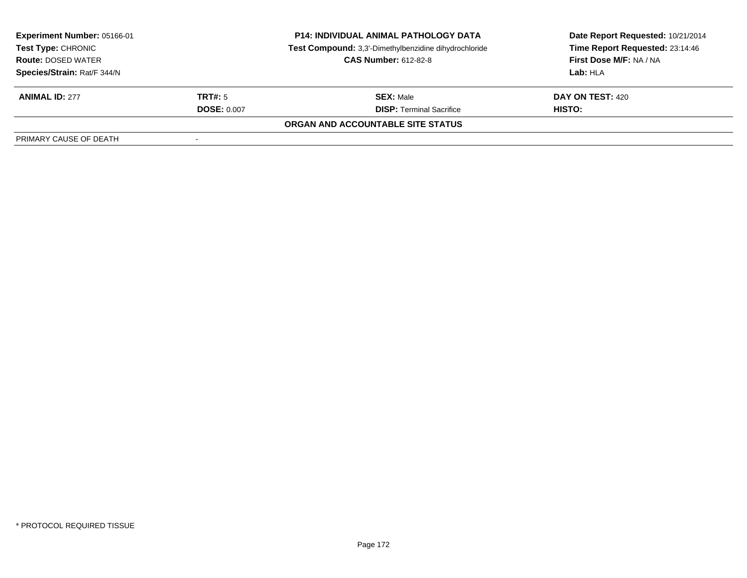**Experiment Number:** 05166-01
**Test Type:** CHRONIC
**Route:** DOSED WATER
**Species/Strain:** Rat/F 344/N

**P14: INDIVIDUAL ANIMAL PATHOLOGY DATA**
**Test Compound:** 3,3'-Dimethylbenzidine dihydrochloride
**CAS Number:** 612-82-8

**Date Report Requested:** 10/21/2014
**Time Report Requested:** 23:14:46
**First Dose M/F:** NA / NA
**Lab:** HLA

| **ANIMAL ID:** 277 | **TRT#:** 5 | **SEX:** Male | **DAY ON TEST:** 420 |
|---|---|---|---|
| | **DOSE:** 0.007 | **DISP:** Terminal Sacrifice | **HISTO:** |

**ORGAN AND ACCOUNTABLE SITE STATUS**

| PRIMARY CAUSE OF DEATH | - |
|---|---|

* PROTOCOL REQUIRED TISSUE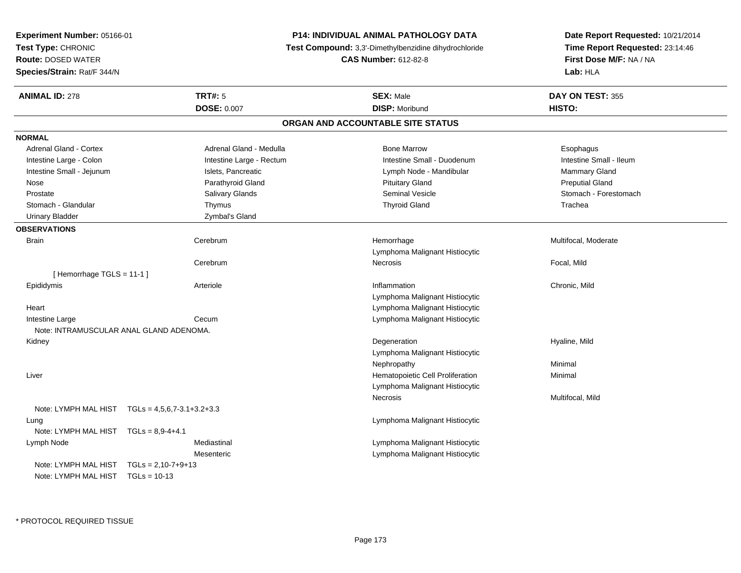**Experiment Number:** 05166-01
**Test Type:** CHRONIC
**Route:** DOSED WATER
**Species/Strain:** Rat/F 344/N

**P14: INDIVIDUAL ANIMAL PATHOLOGY DATA**
**Test Compound:** 3,3'-Dimethylbenzidine dihydrochloride
**CAS Number:** 612-82-8

**Date Report Requested:** 10/21/2014
**Time Report Requested:** 23:14:46
**First Dose M/F:** NA / NA
**Lab:** HLA

| **ANIMAL ID:** 278 | **TRT#:** 5 | **SEX:** Male | **DAY ON TEST:** 355 |
|---|---|---|---|
| | **DOSE:** 0.007 | **DISP:** Moribund | **HISTO:** |

## ORGAN AND ACCOUNTABLE SITE STATUS

**NORMAL**

| | | | |
|---|---|---|---|
| Adrenal Gland - Cortex | Adrenal Gland - Medulla | Bone Marrow | Esophagus |
| Intestine Large - Colon | Intestine Large - Rectum | Intestine Small - Duodenum | Intestine Small - Ileum |
| Intestine Small - Jejunum | Islets, Pancreatic | Lymph Node - Mandibular | Mammary Gland |
| Nose | Parathyroid Gland | Pituitary Gland | Preputial Gland |
| Prostate | Salivary Glands | Seminal Vesicle | Stomach - Forestomach |
| Stomach - Glandular | Thymus | Thyroid Gland | Trachea |
| Urinary Bladder | Zymbal's Gland | | |

**OBSERVATIONS**

| | | | |
|---|---|---|---|
| Brain | Cerebrum | Hemorrhage | Multifocal, Moderate |
| | | Lymphoma Malignant Histiocytic | |
| | Cerebrum | Necrosis | Focal, Mild |
| [ Hemorrhage TGLS = 11-1 ] | | | |
| Epididymis | Arteriole | Inflammation | Chronic, Mild |
| | | Lymphoma Malignant Histiocytic | |
| Heart | | Lymphoma Malignant Histiocytic | |
| Intestine Large | Cecum | Lymphoma Malignant Histiocytic | |
| Note: INTRAMUSCULAR ANAL GLAND ADENOMA. | | | |
| Kidney | | Degeneration | Hyaline, Mild |
| | | Lymphoma Malignant Histiocytic | |
| | | Nephropathy | Minimal |
| Liver | | Hematopoietic Cell Proliferation | Minimal |
| | | Lymphoma Malignant Histiocytic | |
| | | Necrosis | Multifocal, Mild |
| Note: LYMPH MAL HIST TGLs = 4,5,6,7-3.1+3.2+3.3 | | | |
| Lung | | Lymphoma Malignant Histiocytic | |
| Note: LYMPH MAL HIST TGLs = 8,9-4+4.1 | | | |
| Lymph Node | Mediastinal | Lymphoma Malignant Histiocytic | |
| | Mesenteric | Lymphoma Malignant Histiocytic | |
| Note: LYMPH MAL HIST TGLs = 2,10-7+9+13 | | | |
| Note: LYMPH MAL HIST TGLs = 10-13 | | | |

* PROTOCOL REQUIRED TISSUE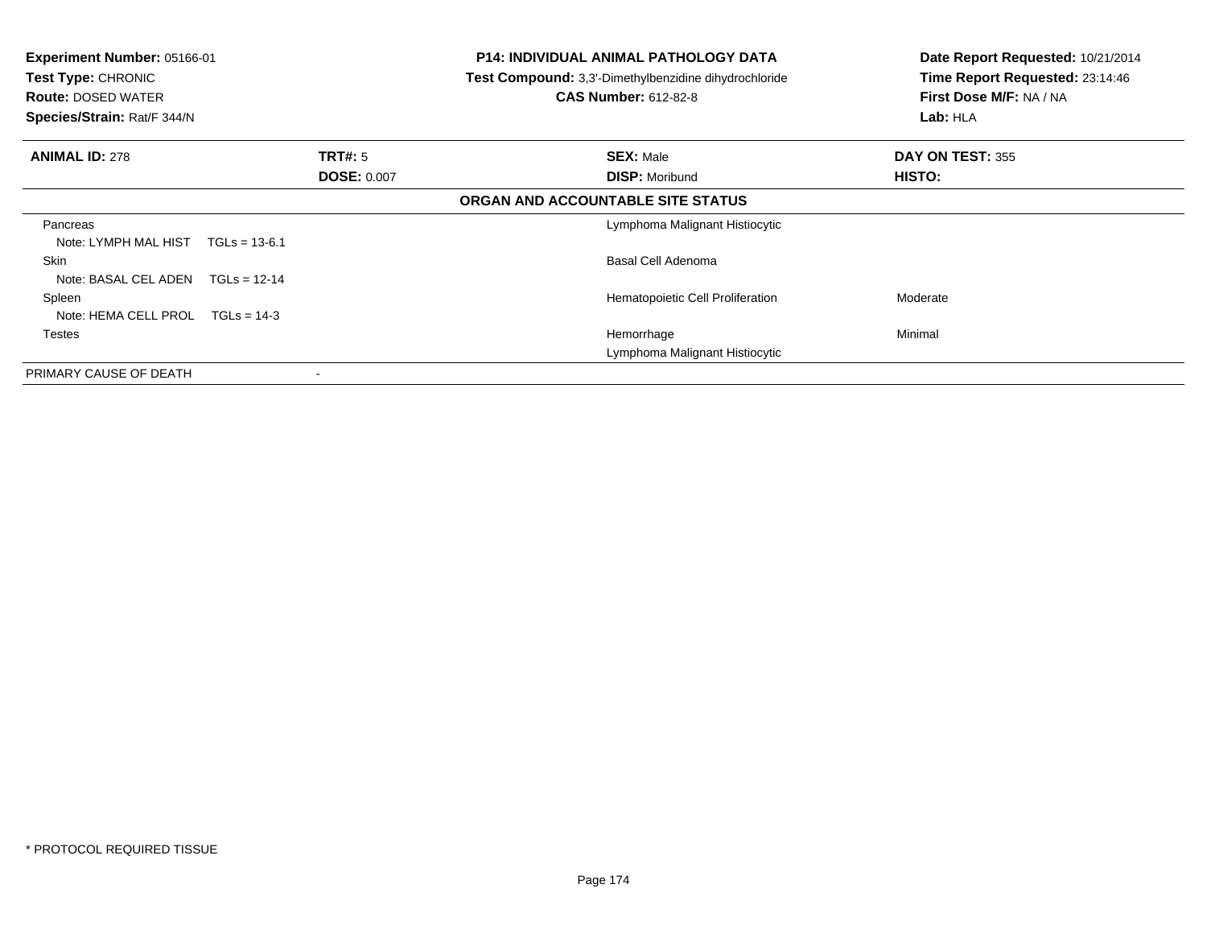**Experiment Number:** 05166-01
**Test Type:** CHRONIC
**Route:** DOSED WATER
**Species/Strain:** Rat/F 344/N

**P14: INDIVIDUAL ANIMAL PATHOLOGY DATA**
**Test Compound:** 3,3'-Dimethylbenzidine dihydrochloride
**CAS Number:** 612-82-8

**Date Report Requested:** 10/21/2014
**Time Report Requested:** 23:14:46
**First Dose M/F:** NA / NA
**Lab:** HLA

| **ANIMAL ID:** 278 | **TRT#:** 5 | **SEX:** Male | **DAY ON TEST:** 355 |
|---|---|---|---|
| | **DOSE:** 0.007 | **DISP:** Moribund | **HISTO:** |

**ORGAN AND ACCOUNTABLE SITE STATUS**

| Organ | | Finding | Severity |
|---|---|---|---|
| Pancreas | | Lymphoma Malignant Histiocytic | |
| Note: LYMPH MAL HIST TGLs = 13-6.1 | | | |
| Skin | | Basal Cell Adenoma | |
| Note: BASAL CEL ADEN TGLs = 12-14 | | | |
| Spleen | | Hematopoietic Cell Proliferation | Moderate |
| Note: HEMA CELL PROL TGLs = 14-3 | | | |
| Testes | | Hemorrhage | Minimal |
| | | Lymphoma Malignant Histiocytic | |
| PRIMARY CAUSE OF DEATH | - | | |

* PROTOCOL REQUIRED TISSUE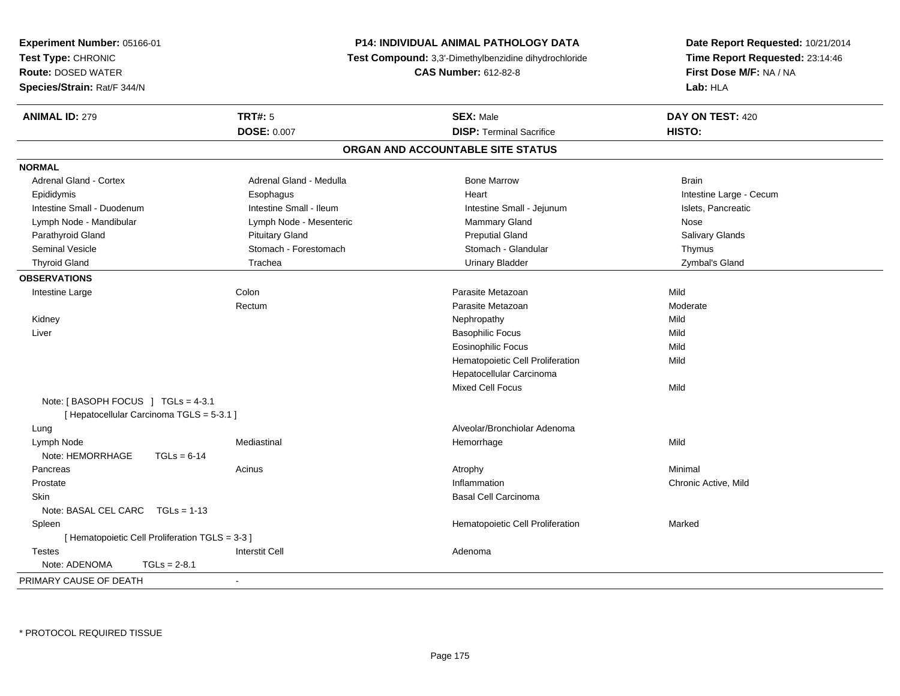**Experiment Number:** 05166-01
**Test Type:** CHRONIC
**Route:** DOSED WATER
**Species/Strain:** Rat/F 344/N

**P14: INDIVIDUAL ANIMAL PATHOLOGY DATA**
**Test Compound:** 3,3'-Dimethylbenzidine dihydrochloride
**CAS Number:** 612-82-8

**Date Report Requested:** 10/21/2014
**Time Report Requested:** 23:14:46
**First Dose M/F:** NA / NA
**Lab:** HLA

| **ANIMAL ID:** 279 | **TRT#:** 5 | **SEX:** Male | **DAY ON TEST:** 420 |
|---|---|---|---|
| | **DOSE:** 0.007 | **DISP:** Terminal Sacrifice | **HISTO:** |

## ORGAN AND ACCOUNTABLE SITE STATUS

**NORMAL**

| | | | |
|---|---|---|---|
| Adrenal Gland - Cortex | Adrenal Gland - Medulla | Bone Marrow | Brain |
| Epididymis | Esophagus | Heart | Intestine Large - Cecum |
| Intestine Small - Duodenum | Intestine Small - Ileum | Intestine Small - Jejunum | Islets, Pancreatic |
| Lymph Node - Mandibular | Lymph Node - Mesenteric | Mammary Gland | Nose |
| Parathyroid Gland | Pituitary Gland | Preputial Gland | Salivary Glands |
| Seminal Vesicle | Stomach - Forestomach | Stomach - Glandular | Thymus |
| Thyroid Gland | Trachea | Urinary Bladder | Zymbal's Gland |

**OBSERVATIONS**

| Organ | Site | Observation | Severity |
|---|---|---|---|
| Intestine Large | Colon | Parasite Metazoan | Mild |
| | Rectum | Parasite Metazoan | Moderate |
| Kidney | | Nephropathy | Mild |
| Liver | | Basophilic Focus | Mild |
| | | Eosinophilic Focus | Mild |
| | | Hematopoietic Cell Proliferation | Mild |
| | | Hepatocellular Carcinoma | |
| | | Mixed Cell Focus | Mild |
| Note: [ BASOPH FOCUS ] TGLs = 4-3.1 [ Hepatocellular Carcinoma TGLS = 5-3.1 ] | | | |
| Lung | | Alveolar/Bronchiolar Adenoma | |
| Lymph Node | Mediastinal | Hemorrhage | Mild |
| Note: HEMORRHAGE TGLs = 6-14 | | | |
| Pancreas | Acinus | Atrophy | Minimal |
| Prostate | | Inflammation | Chronic Active, Mild |
| Skin | | Basal Cell Carcinoma | |
| Note: BASAL CEL CARC TGLs = 1-13 | | | |
| Spleen | | Hematopoietic Cell Proliferation | Marked |
| [ Hematopoietic Cell Proliferation TGLS = 3-3 ] | | | |
| Testes | Interstit Cell | Adenoma | |
| Note: ADENOMA TGLs = 2-8.1 | | | |

PRIMARY CAUSE OF DEATH -

\* PROTOCOL REQUIRED TISSUE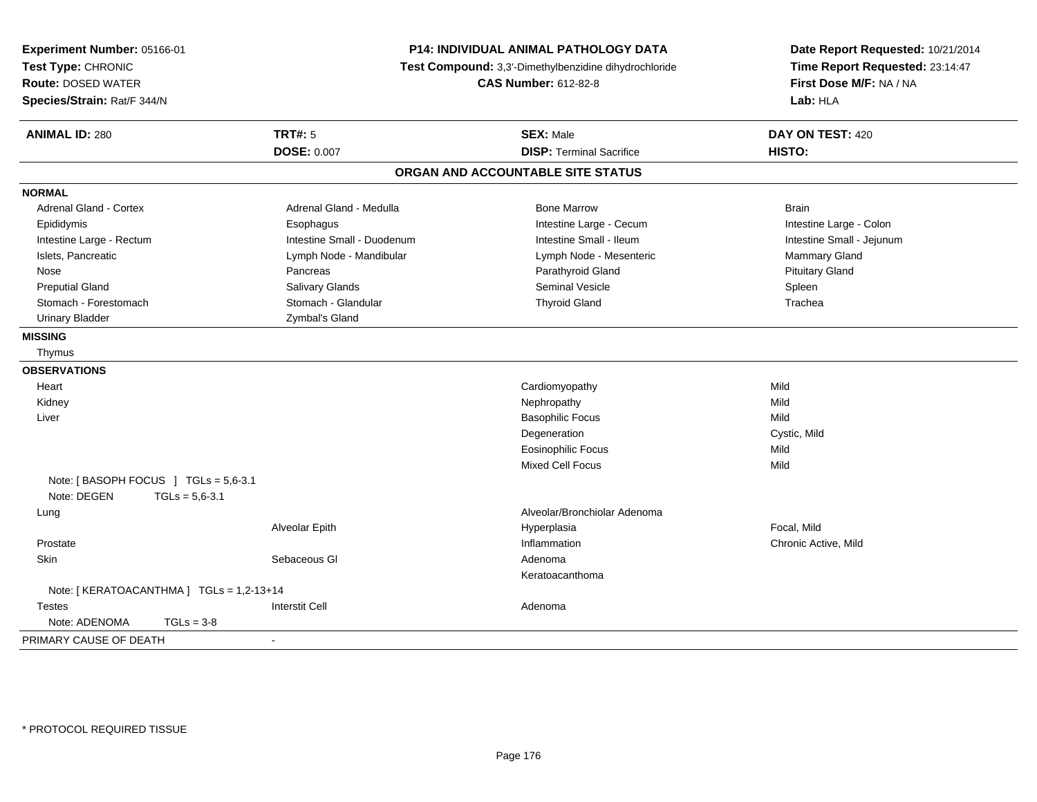**Experiment Number:** 05166-01
**Test Type:** CHRONIC
**Route:** DOSED WATER
**Species/Strain:** Rat/F 344/N

**P14: INDIVIDUAL ANIMAL PATHOLOGY DATA**
**Test Compound:** 3,3'-Dimethylbenzidine dihydrochloride
**CAS Number:** 612-82-8

**Date Report Requested:** 10/21/2014
**Time Report Requested:** 23:14:47
**First Dose M/F:** NA / NA
**Lab:** HLA

| **ANIMAL ID:** 280 | **TRT#:** 5 | **SEX:** Male | **DAY ON TEST:** 420 |
|---|---|---|---|
| | **DOSE:** 0.007 | **DISP:** Terminal Sacrifice | **HISTO:** |

## ORGAN AND ACCOUNTABLE SITE STATUS

**NORMAL**

| | | | |
|---|---|---|---|
| Adrenal Gland - Cortex | Adrenal Gland - Medulla | Bone Marrow | Brain |
| Epididymis | Esophagus | Intestine Large - Cecum | Intestine Large - Colon |
| Intestine Large - Rectum | Intestine Small - Duodenum | Intestine Small - Ileum | Intestine Small - Jejunum |
| Islets, Pancreatic | Lymph Node - Mandibular | Lymph Node - Mesenteric | Mammary Gland |
| Nose | Pancreas | Parathyroid Gland | Pituitary Gland |
| Preputial Gland | Salivary Glands | Seminal Vesicle | Spleen |
| Stomach - Forestomach | Stomach - Glandular | Thyroid Gland | Trachea |
| Urinary Bladder | Zymbal's Gland | | |

**MISSING**

Thymus

**OBSERVATIONS**

| | | | |
|---|---|---|---|
| Heart | | Cardiomyopathy | Mild |
| Kidney | | Nephropathy | Mild |
| Liver | | Basophilic Focus | Mild |
| | | Degeneration | Cystic, Mild |
| | | Eosinophilic Focus | Mild |
| | | Mixed Cell Focus | Mild |
| Note: [ BASOPH FOCUS ] TGLs = 5,6-3.1 | | | |
| Note: DEGEN TGLs = 5,6-3.1 | | | |
| Lung | | Alveolar/Bronchiolar Adenoma | |
| | Alveolar Epith | Hyperplasia | Focal, Mild |
| Prostate | | Inflammation | Chronic Active, Mild |
| Skin | Sebaceous Gl | Adenoma | |
| | | Keratoacanthoma | |
| Note: [ KERATOACANTHMA ] TGLs = 1,2-13+14 | | | |
| Testes | Interstit Cell | Adenoma | |
| Note: ADENOMA TGLs = 3-8 | | | |

PRIMARY CAUSE OF DEATH -

\* PROTOCOL REQUIRED TISSUE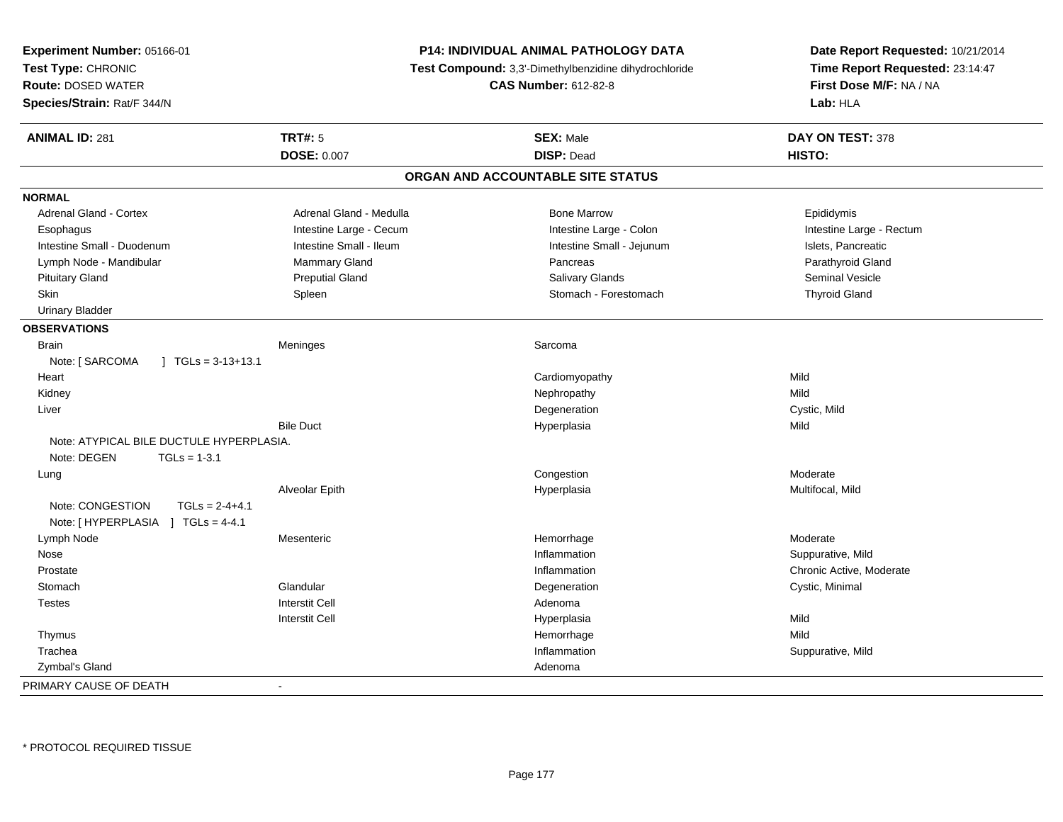**Experiment Number:** 05166-01
**Test Type:** CHRONIC
**Route:** DOSED WATER
**Species/Strain:** Rat/F 344/N

**P14: INDIVIDUAL ANIMAL PATHOLOGY DATA**
**Test Compound:** 3,3'-Dimethylbenzidine dihydrochloride
**CAS Number:** 612-82-8

**Date Report Requested:** 10/21/2014
**Time Report Requested:** 23:14:47
**First Dose M/F:** NA / NA
**Lab:** HLA

| **ANIMAL ID:** 281 | **TRT#:** 5 | **SEX:** Male | **DAY ON TEST:** 378 |
|---|---|---|---|
| | **DOSE:** 0.007 | **DISP:** Dead | **HISTO:** |

## ORGAN AND ACCOUNTABLE SITE STATUS

**NORMAL**

| | | | |
|---|---|---|---|
| Adrenal Gland - Cortex | Adrenal Gland - Medulla | Bone Marrow | Epididymis |
| Esophagus | Intestine Large - Cecum | Intestine Large - Colon | Intestine Large - Rectum |
| Intestine Small - Duodenum | Intestine Small - Ileum | Intestine Small - Jejunum | Islets, Pancreatic |
| Lymph Node - Mandibular | Mammary Gland | Pancreas | Parathyroid Gland |
| Pituitary Gland | Preputial Gland | Salivary Glands | Seminal Vesicle |
| Skin | Spleen | Stomach - Forestomach | Thyroid Gland |
| Urinary Bladder | | | |

**OBSERVATIONS**

| Organ | Site | Observation | Severity |
|---|---|---|---|
| Brain | Meninges | Sarcoma | |
| Note: [ SARCOMA ] TGLs = 3-13+13.1 | | | |
| Heart | | Cardiomyopathy | Mild |
| Kidney | | Nephropathy | Mild |
| Liver | | Degeneration | Cystic, Mild |
| | Bile Duct | Hyperplasia | Mild |
| Note: ATYPICAL BILE DUCTULE HYPERPLASIA. | | | |
| Note: DEGEN TGLs = 1-3.1 | | | |
| Lung | | Congestion | Moderate |
| | Alveolar Epith | Hyperplasia | Multifocal, Mild |
| Note: CONGESTION TGLs = 2-4+4.1 | | | |
| Note: [ HYPERPLASIA ] TGLs = 4-4.1 | | | |
| Lymph Node | Mesenteric | Hemorrhage | Moderate |
| Nose | | Inflammation | Suppurative, Mild |
| Prostate | | Inflammation | Chronic Active, Moderate |
| Stomach | Glandular | Degeneration | Cystic, Minimal |
| Testes | Interstit Cell | Adenoma | |
| | Interstit Cell | Hyperplasia | Mild |
| Thymus | | Hemorrhage | Mild |
| Trachea | | Inflammation | Suppurative, Mild |
| Zymbal's Gland | | Adenoma | |

PRIMARY CAUSE OF DEATH -

\* PROTOCOL REQUIRED TISSUE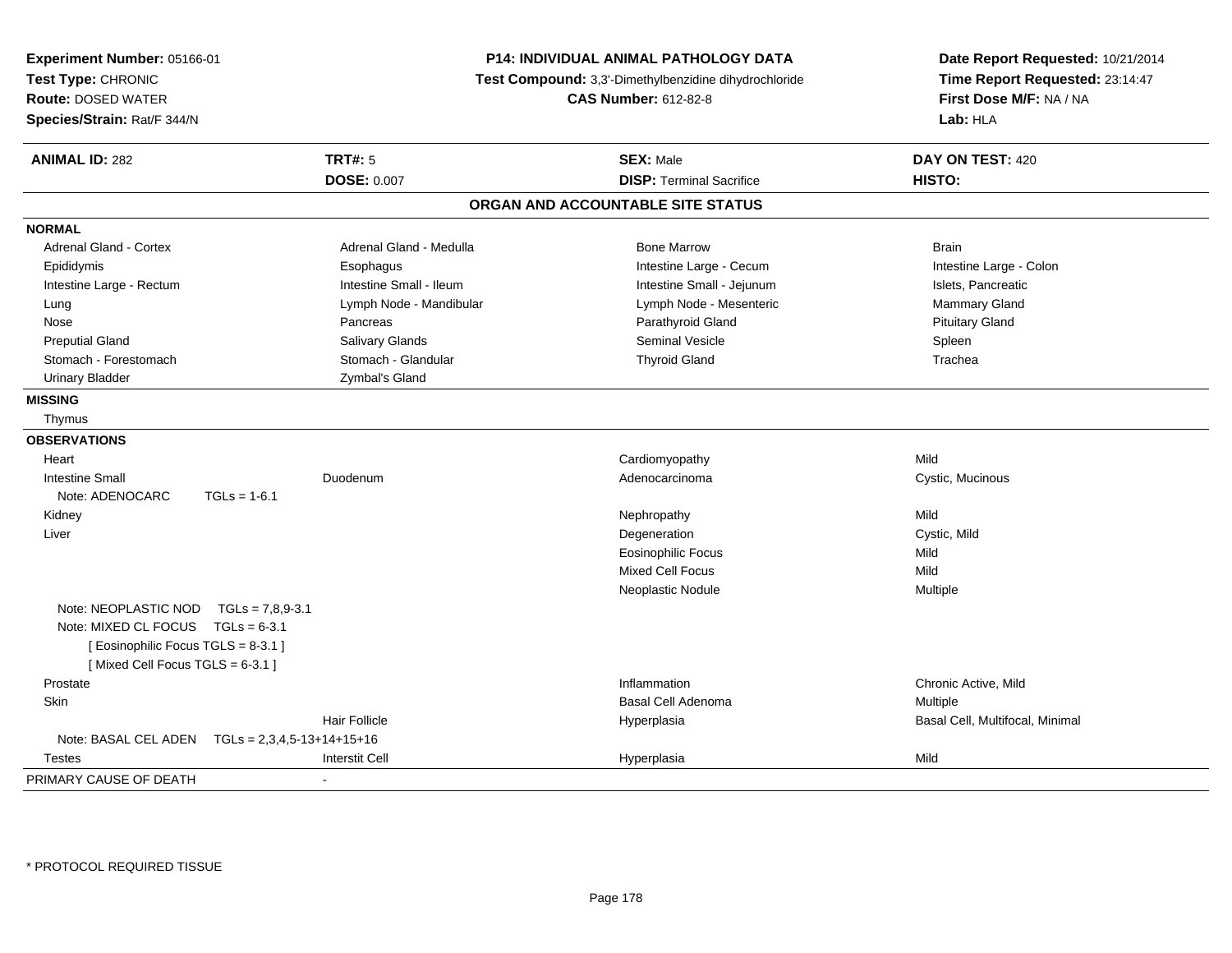**Experiment Number:** 05166-01
**Test Type:** CHRONIC
**Route:** DOSED WATER
**Species/Strain:** Rat/F 344/N

**P14: INDIVIDUAL ANIMAL PATHOLOGY DATA**
**Test Compound:** 3,3'-Dimethylbenzidine dihydrochloride
**CAS Number:** 612-82-8

**Date Report Requested:** 10/21/2014
**Time Report Requested:** 23:14:47
**First Dose M/F:** NA / NA
**Lab:** HLA

| **ANIMAL ID:** 282 | **TRT#:** 5 | **SEX:** Male | **DAY ON TEST:** 420 |
|---|---|---|---|
| | **DOSE:** 0.007 | **DISP:** Terminal Sacrifice | **HISTO:** |

## ORGAN AND ACCOUNTABLE SITE STATUS

**NORMAL**

| | | | |
|---|---|---|---|
| Adrenal Gland - Cortex | Adrenal Gland - Medulla | Bone Marrow | Brain |
| Epididymis | Esophagus | Intestine Large - Cecum | Intestine Large - Colon |
| Intestine Large - Rectum | Intestine Small - Ileum | Intestine Small - Jejunum | Islets, Pancreatic |
| Lung | Lymph Node - Mandibular | Lymph Node - Mesenteric | Mammary Gland |
| Nose | Pancreas | Parathyroid Gland | Pituitary Gland |
| Preputial Gland | Salivary Glands | Seminal Vesicle | Spleen |
| Stomach - Forestomach | Stomach - Glandular | Thyroid Gland | Trachea |
| Urinary Bladder | Zymbal's Gland | | |

**MISSING**

Thymus

**OBSERVATIONS**

| Organ | Site | Observation | Qualifier |
|---|---|---|---|
| Heart | | Cardiomyopathy | Mild |
| Intestine Small | Duodenum | Adenocarcinoma | Cystic, Mucinous |
| Note: ADENOCARC TGLs = 1-6.1 | | | |
| Kidney | | Nephropathy | Mild |
| Liver | | Degeneration | Cystic, Mild |
| | | Eosinophilic Focus | Mild |
| | | Mixed Cell Focus | Mild |
| | | Neoplastic Nodule | Multiple |
| Note: NEOPLASTIC NOD TGLs = 7,8,9-3.1 | | | |
| Note: MIXED CL FOCUS TGLs = 6-3.1 | | | |
| [ Eosinophilic Focus TGLS = 8-3.1 ] | | | |
| [ Mixed Cell Focus TGLS = 6-3.1 ] | | | |
| Prostate | | Inflammation | Chronic Active, Mild |
| Skin | | Basal Cell Adenoma | Multiple |
| | Hair Follicle | Hyperplasia | Basal Cell, Multifocal, Minimal |
| Note: BASAL CEL ADEN TGLs = 2,3,4,5-13+14+15+16 | | | |
| Testes | Interstit Cell | Hyperplasia | Mild |

PRIMARY CAUSE OF DEATH -

* PROTOCOL REQUIRED TISSUE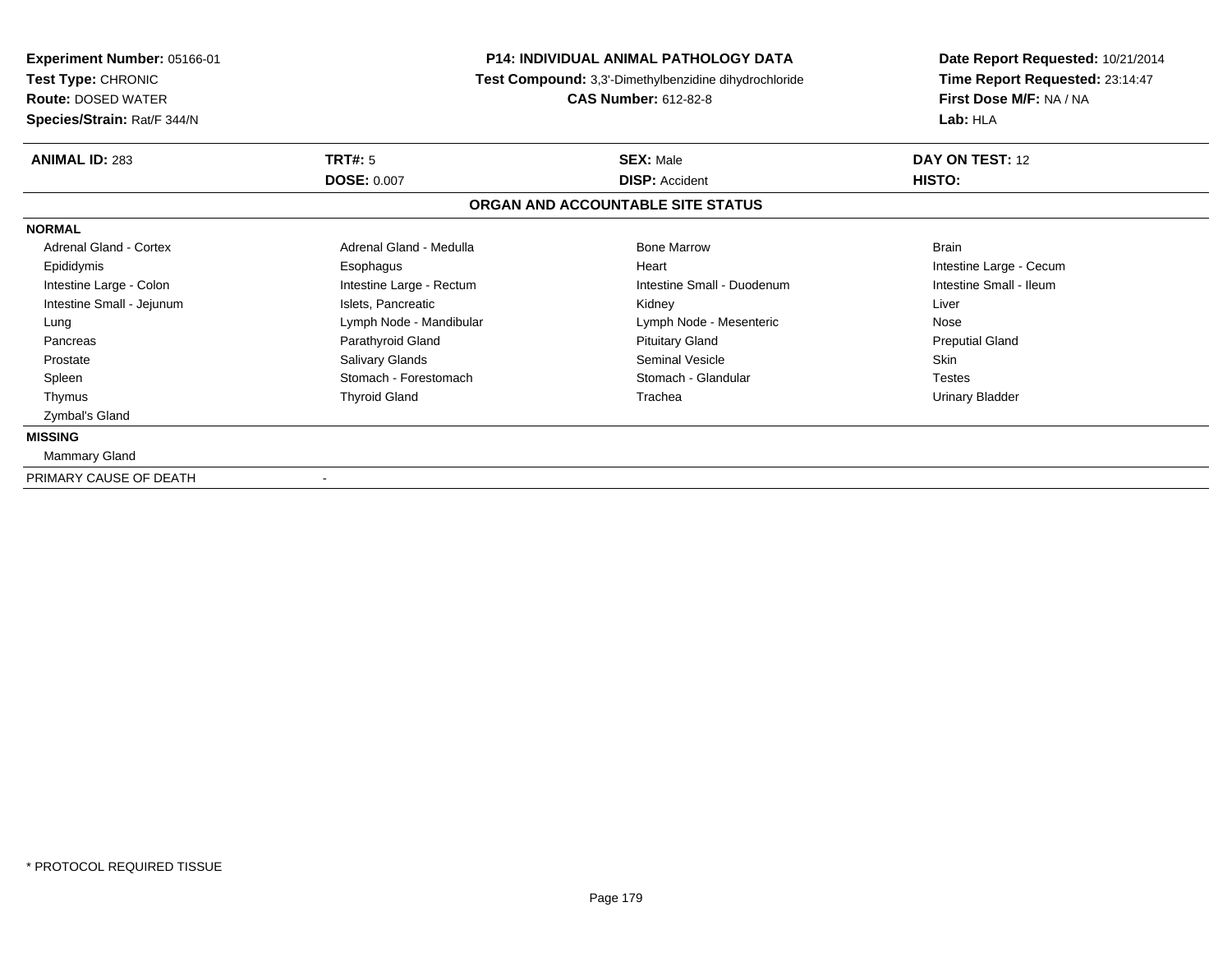**Experiment Number:** 05166-01
**Test Type:** CHRONIC
**Route:** DOSED WATER
**Species/Strain:** Rat/F 344/N

**P14: INDIVIDUAL ANIMAL PATHOLOGY DATA**
**Test Compound:** 3,3'-Dimethylbenzidine dihydrochloride
**CAS Number:** 612-82-8

**Date Report Requested:** 10/21/2014
**Time Report Requested:** 23:14:47
**First Dose M/F:** NA / NA
**Lab:** HLA

| **ANIMAL ID:** 283 | **TRT#:** 5 | **SEX:** Male | **DAY ON TEST:** 12 |
|---|---|---|---|
| | **DOSE:** 0.007 | **DISP:** Accident | **HISTO:** |

**ORGAN AND ACCOUNTABLE SITE STATUS**

**NORMAL**

| | | | |
|---|---|---|---|
| Adrenal Gland - Cortex | Adrenal Gland - Medulla | Bone Marrow | Brain |
| Epididymis | Esophagus | Heart | Intestine Large - Cecum |
| Intestine Large - Colon | Intestine Large - Rectum | Intestine Small - Duodenum | Intestine Small - Ileum |
| Intestine Small - Jejunum | Islets, Pancreatic | Kidney | Liver |
| Lung | Lymph Node - Mandibular | Lymph Node - Mesenteric | Nose |
| Pancreas | Parathyroid Gland | Pituitary Gland | Preputial Gland |
| Prostate | Salivary Glands | Seminal Vesicle | Skin |
| Spleen | Stomach - Forestomach | Stomach - Glandular | Testes |
| Thymus | Thyroid Gland | Trachea | Urinary Bladder |
| Zymbal's Gland | | | |

**MISSING**

Mammary Gland

PRIMARY CAUSE OF DEATH -

* PROTOCOL REQUIRED TISSUE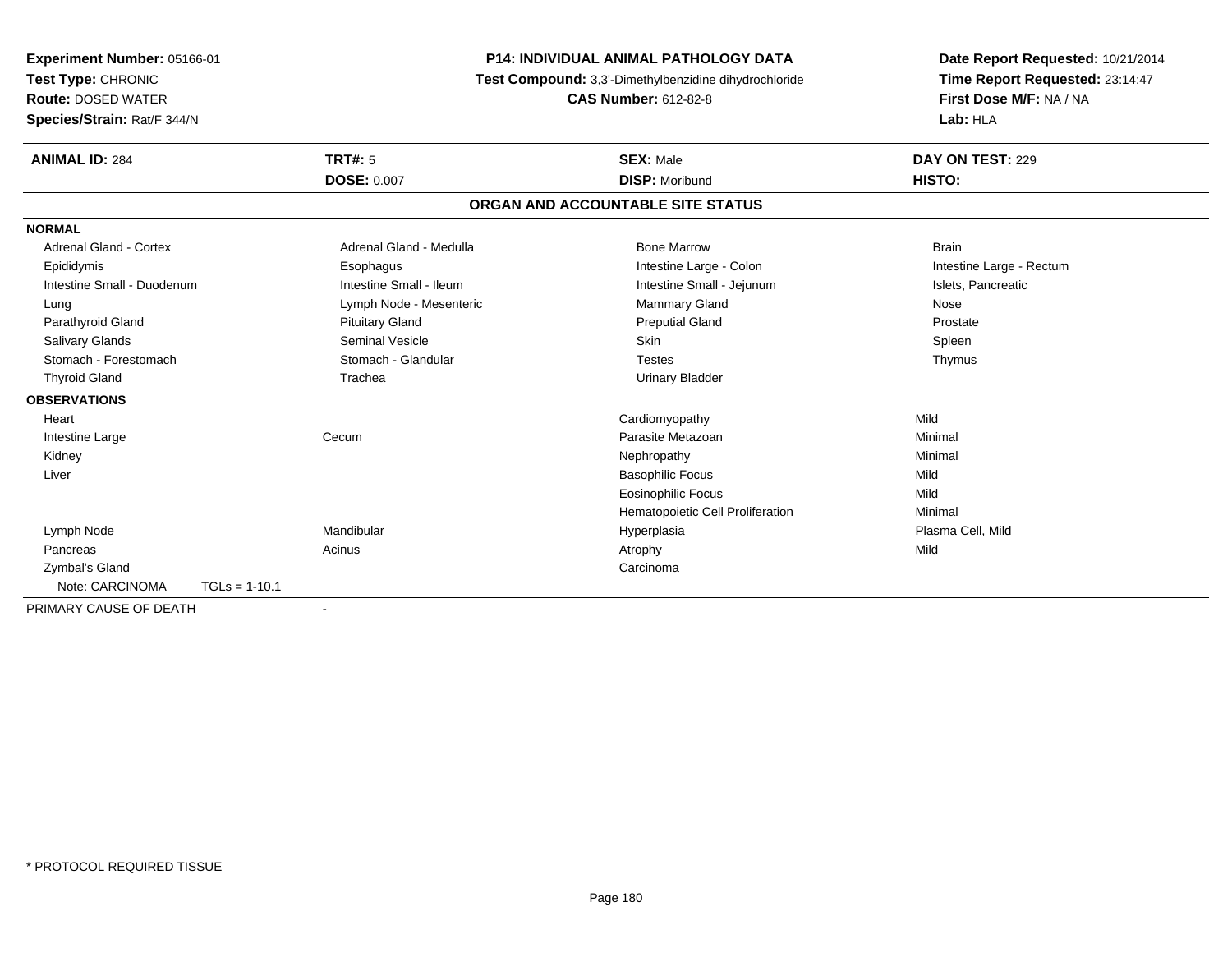**Experiment Number:** 05166-01
**Test Type:** CHRONIC
**Route:** DOSED WATER
**Species/Strain:** Rat/F 344/N

**P14: INDIVIDUAL ANIMAL PATHOLOGY DATA**
**Test Compound:** 3,3'-Dimethylbenzidine dihydrochloride
**CAS Number:** 612-82-8

**Date Report Requested:** 10/21/2014
**Time Report Requested:** 23:14:47
**First Dose M/F:** NA / NA
**Lab:** HLA

| **ANIMAL ID:** 284 | **TRT#:** 5 | **SEX:** Male | **DAY ON TEST:** 229 |
|---|---|---|---|
| | **DOSE:** 0.007 | **DISP:** Moribund | **HISTO:** |

## ORGAN AND ACCOUNTABLE SITE STATUS

**NORMAL**

| | | | |
|---|---|---|---|
| Adrenal Gland - Cortex | Adrenal Gland - Medulla | Bone Marrow | Brain |
| Epididymis | Esophagus | Intestine Large - Colon | Intestine Large - Rectum |
| Intestine Small - Duodenum | Intestine Small - Ileum | Intestine Small - Jejunum | Islets, Pancreatic |
| Lung | Lymph Node - Mesenteric | Mammary Gland | Nose |
| Parathyroid Gland | Pituitary Gland | Preputial Gland | Prostate |
| Salivary Glands | Seminal Vesicle | Skin | Spleen |
| Stomach - Forestomach | Stomach - Glandular | Testes | Thymus |
| Thyroid Gland | Trachea | Urinary Bladder | |

**OBSERVATIONS**

| | | | |
|---|---|---|---|
| Heart | | Cardiomyopathy | Mild |
| Intestine Large | Cecum | Parasite Metazoan | Minimal |
| Kidney | | Nephropathy | Minimal |
| Liver | | Basophilic Focus | Mild |
| | | Eosinophilic Focus | Mild |
| | | Hematopoietic Cell Proliferation | Minimal |
| Lymph Node | Mandibular | Hyperplasia | Plasma Cell, Mild |
| Pancreas | Acinus | Atrophy | Mild |
| Zymbal's Gland | | Carcinoma | |
| Note: CARCINOMA TGLs = 1-10.1 | | | |

PRIMARY CAUSE OF DEATH -

\* PROTOCOL REQUIRED TISSUE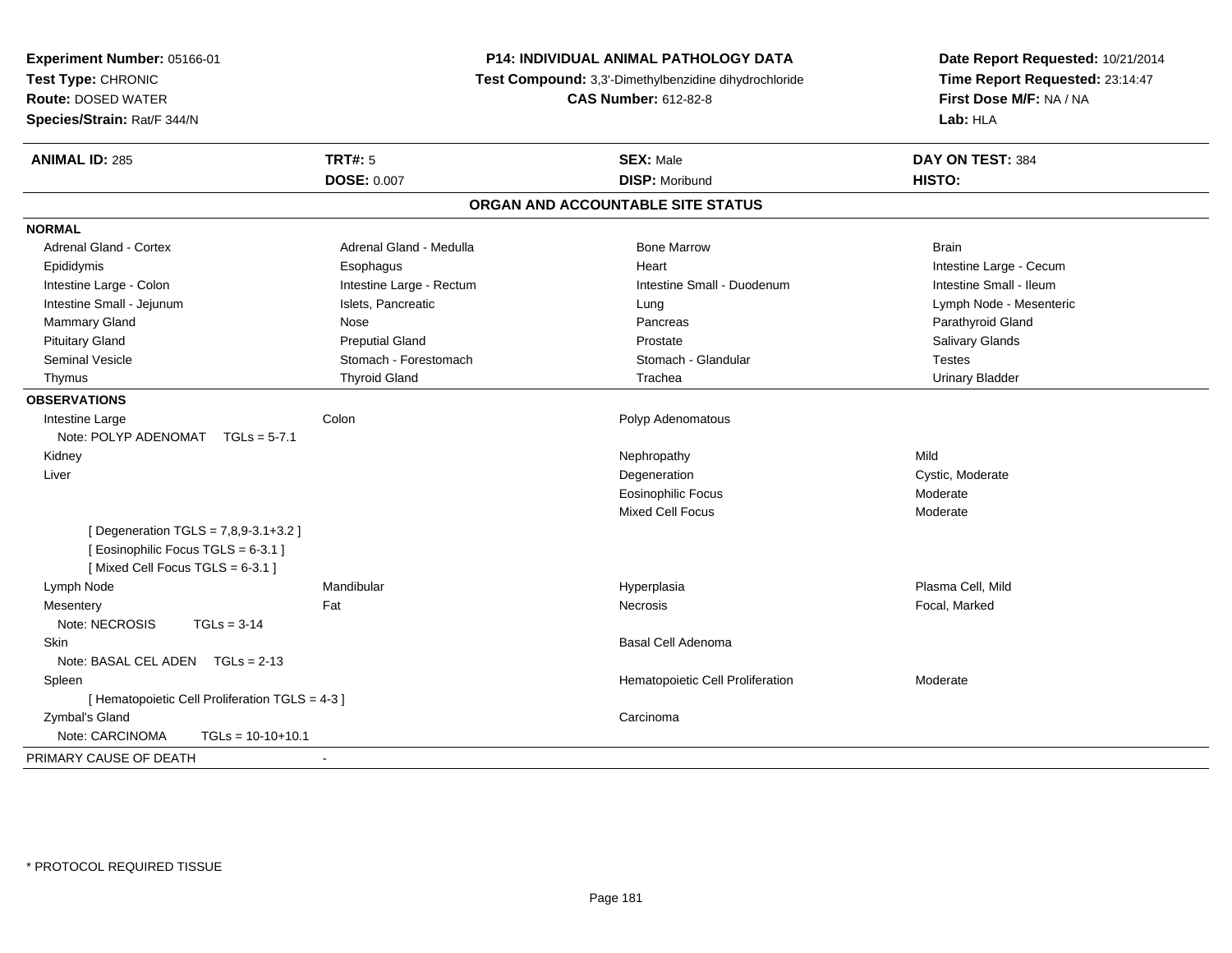**Experiment Number:** 05166-01
**Test Type:** CHRONIC
**Route:** DOSED WATER
**Species/Strain:** Rat/F 344/N

**P14: INDIVIDUAL ANIMAL PATHOLOGY DATA**
**Test Compound:** 3,3'-Dimethylbenzidine dihydrochloride
**CAS Number:** 612-82-8

**Date Report Requested:** 10/21/2014
**Time Report Requested:** 23:14:47
**First Dose M/F:** NA / NA
**Lab:** HLA

| **ANIMAL ID:** 285 | **TRT#:** 5 | **SEX:** Male | **DAY ON TEST:** 384 |
|---|---|---|---|
| | **DOSE:** 0.007 | **DISP:** Moribund | **HISTO:** |

## ORGAN AND ACCOUNTABLE SITE STATUS

**NORMAL**

| | | | |
|---|---|---|---|
| Adrenal Gland - Cortex | Adrenal Gland - Medulla | Bone Marrow | Brain |
| Epididymis | Esophagus | Heart | Intestine Large - Cecum |
| Intestine Large - Colon | Intestine Large - Rectum | Intestine Small - Duodenum | Intestine Small - Ileum |
| Intestine Small - Jejunum | Islets, Pancreatic | Lung | Lymph Node - Mesenteric |
| Mammary Gland | Nose | Pancreas | Parathyroid Gland |
| Pituitary Gland | Preputial Gland | Prostate | Salivary Glands |
| Seminal Vesicle | Stomach - Forestomach | Stomach - Glandular | Testes |
| Thymus | Thyroid Gland | Trachea | Urinary Bladder |

**OBSERVATIONS**

| | | | |
|---|---|---|---|
| Intestine Large | Colon | Polyp Adenomatous | |
| Note: POLYP ADENOMAT TGLs = 5-7.1 | | | |
| Kidney | | Nephropathy | Mild |
| Liver | | Degeneration | Cystic, Moderate |
| | | Eosinophilic Focus | Moderate |
| | | Mixed Cell Focus | Moderate |
| [ Degeneration TGLS = 7,8,9-3.1+3.2 ] | | | |
| [ Eosinophilic Focus TGLS = 6-3.1 ] | | | |
| [ Mixed Cell Focus TGLS = 6-3.1 ] | | | |
| Lymph Node | Mandibular | Hyperplasia | Plasma Cell, Mild |
| Mesentery | Fat | Necrosis | Focal, Marked |
| Note: NECROSIS TGLs = 3-14 | | | |
| Skin | | Basal Cell Adenoma | |
| Note: BASAL CEL ADEN TGLs = 2-13 | | | |
| Spleen | | Hematopoietic Cell Proliferation | Moderate |
| [ Hematopoietic Cell Proliferation TGLS = 4-3 ] | | | |
| Zymbal's Gland | | Carcinoma | |
| Note: CARCINOMA TGLs = 10-10+10.1 | | | |

PRIMARY CAUSE OF DEATH -

\* PROTOCOL REQUIRED TISSUE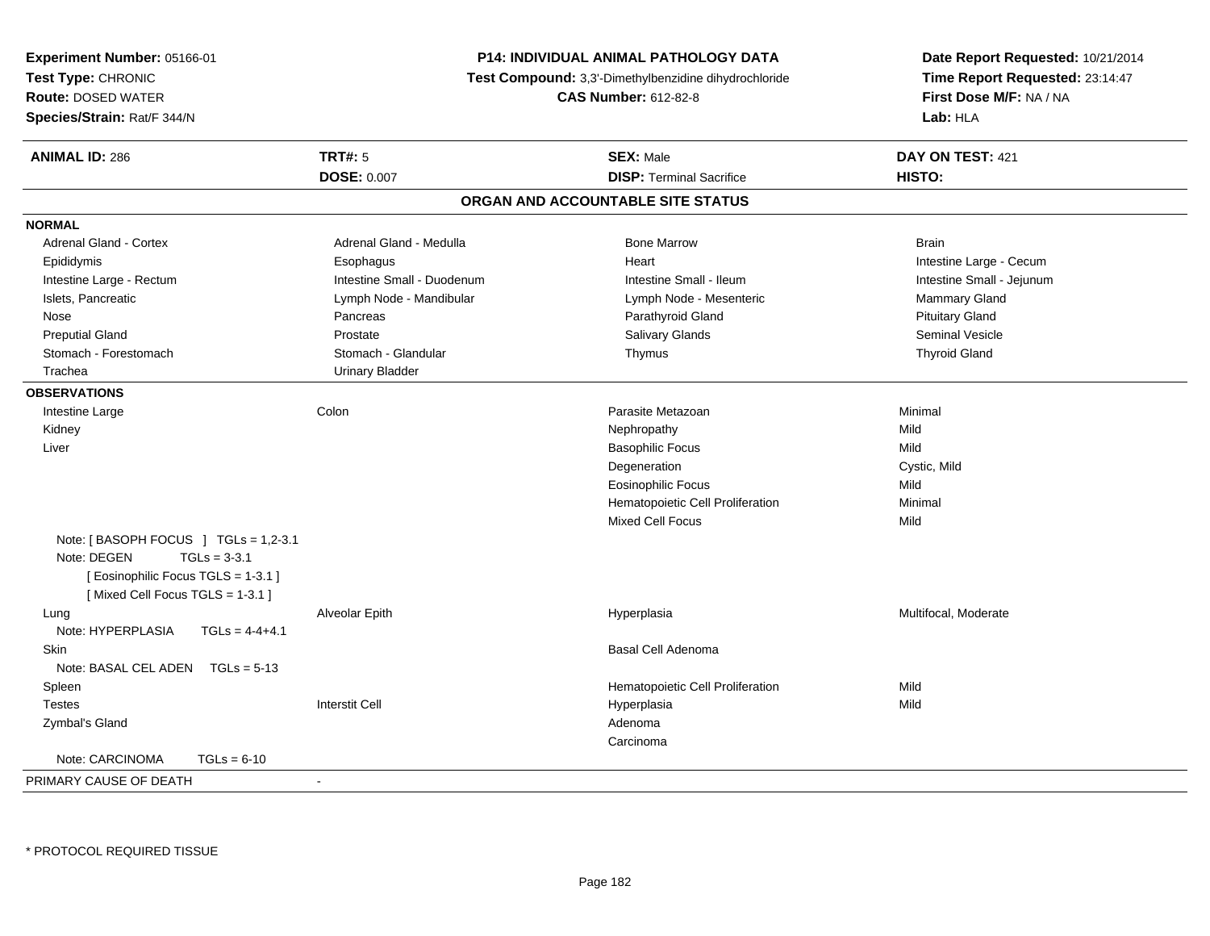**Experiment Number:** 05166-01
**Test Type:** CHRONIC
**Route:** DOSED WATER
**Species/Strain:** Rat/F 344/N

**P14: INDIVIDUAL ANIMAL PATHOLOGY DATA**
**Test Compound:** 3,3'-Dimethylbenzidine dihydrochloride
**CAS Number:** 612-82-8

**Date Report Requested:** 10/21/2014
**Time Report Requested:** 23:14:47
**First Dose M/F:** NA / NA
**Lab:** HLA

| **ANIMAL ID:** 286 | **TRT#:** 5 | **SEX:** Male | **DAY ON TEST:** 421 |
|---|---|---|---|
| | **DOSE:** 0.007 | **DISP:** Terminal Sacrifice | **HISTO:** |

## ORGAN AND ACCOUNTABLE SITE STATUS

**NORMAL**

| | | | |
|---|---|---|---|
| Adrenal Gland - Cortex | Adrenal Gland - Medulla | Bone Marrow | Brain |
| Epididymis | Esophagus | Heart | Intestine Large - Cecum |
| Intestine Large - Rectum | Intestine Small - Duodenum | Intestine Small - Ileum | Intestine Small - Jejunum |
| Islets, Pancreatic | Lymph Node - Mandibular | Lymph Node - Mesenteric | Mammary Gland |
| Nose | Pancreas | Parathyroid Gland | Pituitary Gland |
| Preputial Gland | Prostate | Salivary Glands | Seminal Vesicle |
| Stomach - Forestomach | Stomach - Glandular | Thymus | Thyroid Gland |
| Trachea | Urinary Bladder | | |

**OBSERVATIONS**

| | | | |
|---|---|---|---|
| Intestine Large | Colon | Parasite Metazoan | Minimal |
| Kidney | | Nephropathy | Mild |
| Liver | | Basophilic Focus | Mild |
| | | Degeneration | Cystic, Mild |
| | | Eosinophilic Focus | Mild |
| | | Hematopoietic Cell Proliferation | Minimal |
| | | Mixed Cell Focus | Mild |
| Note: [ BASOPH FOCUS ] TGLs = 1,2-3.1<br>Note: DEGEN TGLs = 3-3.1<br>[ Eosinophilic Focus TGLS = 1-3.1 ]<br>[ Mixed Cell Focus TGLS = 1-3.1 ] | | | |
| Lung | Alveolar Epith | Hyperplasia | Multifocal, Moderate |
| Note: HYPERPLASIA TGLs = 4-4+4.1 | | | |
| Skin | | Basal Cell Adenoma | |
| Note: BASAL CEL ADEN TGLs = 5-13 | | | |
| Spleen | | Hematopoietic Cell Proliferation | Mild |
| Testes | Interstit Cell | Hyperplasia | Mild |
| Zymbal's Gland | | Adenoma | |
| | | Carcinoma | |
| Note: CARCINOMA TGLs = 6-10 | | | |

PRIMARY CAUSE OF DEATH -

* PROTOCOL REQUIRED TISSUE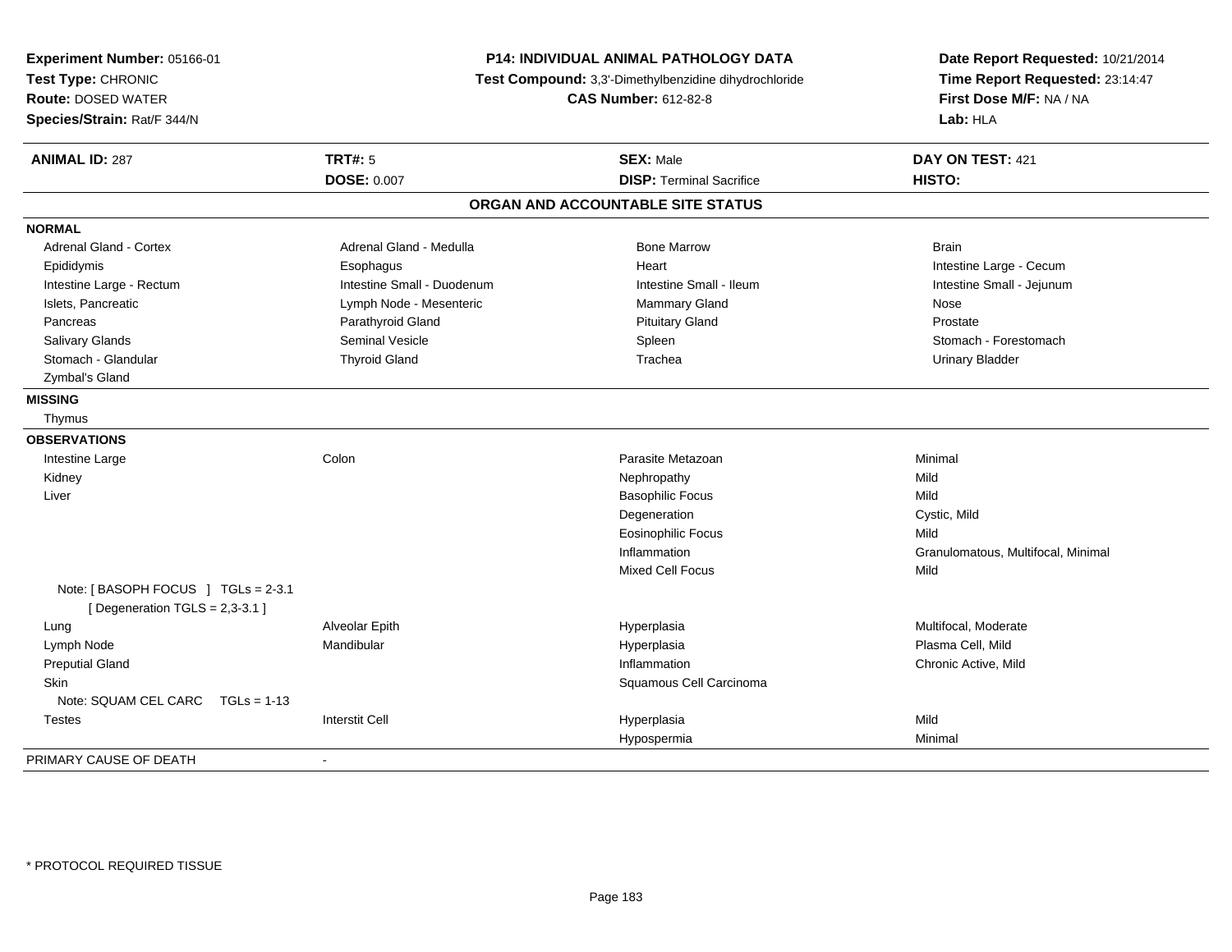**Experiment Number:** 05166-01
**Test Type:** CHRONIC
**Route:** DOSED WATER
**Species/Strain:** Rat/F 344/N

**P14: INDIVIDUAL ANIMAL PATHOLOGY DATA**
**Test Compound:** 3,3'-Dimethylbenzidine dihydrochloride
**CAS Number:** 612-82-8

**Date Report Requested:** 10/21/2014
**Time Report Requested:** 23:14:47
**First Dose M/F:** NA / NA
**Lab:** HLA

| **ANIMAL ID:** 287 | **TRT#:** 5 | **SEX:** Male | **DAY ON TEST:** 421 |
|---|---|---|---|
| | **DOSE:** 0.007 | **DISP:** Terminal Sacrifice | **HISTO:** |

## ORGAN AND ACCOUNTABLE SITE STATUS

**NORMAL**

| | | | |
|---|---|---|---|
| Adrenal Gland - Cortex | Adrenal Gland - Medulla | Bone Marrow | Brain |
| Epididymis | Esophagus | Heart | Intestine Large - Cecum |
| Intestine Large - Rectum | Intestine Small - Duodenum | Intestine Small - Ileum | Intestine Small - Jejunum |
| Islets, Pancreatic | Lymph Node - Mesenteric | Mammary Gland | Nose |
| Pancreas | Parathyroid Gland | Pituitary Gland | Prostate |
| Salivary Glands | Seminal Vesicle | Spleen | Stomach - Forestomach |
| Stomach - Glandular | Thyroid Gland | Trachea | Urinary Bladder |
| Zymbal's Gland | | | |

**MISSING**

Thymus

**OBSERVATIONS**

| | | | |
|---|---|---|---|
| Intestine Large | Colon | Parasite Metazoan | Minimal |
| Kidney | | Nephropathy | Mild |
| Liver | | Basophilic Focus | Mild |
| | | Degeneration | Cystic, Mild |
| | | Eosinophilic Focus | Mild |
| | | Inflammation | Granulomatous, Multifocal, Minimal |
| | | Mixed Cell Focus | Mild |
| Note: [ BASOPH FOCUS ] TGLs = 2-3.1 [ Degeneration TGLS = 2,3-3.1 ] | | | |
| Lung | Alveolar Epith | Hyperplasia | Multifocal, Moderate |
| Lymph Node | Mandibular | Hyperplasia | Plasma Cell, Mild |
| Preputial Gland | | Inflammation | Chronic Active, Mild |
| Skin | | Squamous Cell Carcinoma | |
| Note: SQUAM CEL CARC TGLs = 1-13 | | | |
| Testes | Interstit Cell | Hyperplasia | Mild |
| | | Hypospermia | Minimal |

PRIMARY CAUSE OF DEATH -

* PROTOCOL REQUIRED TISSUE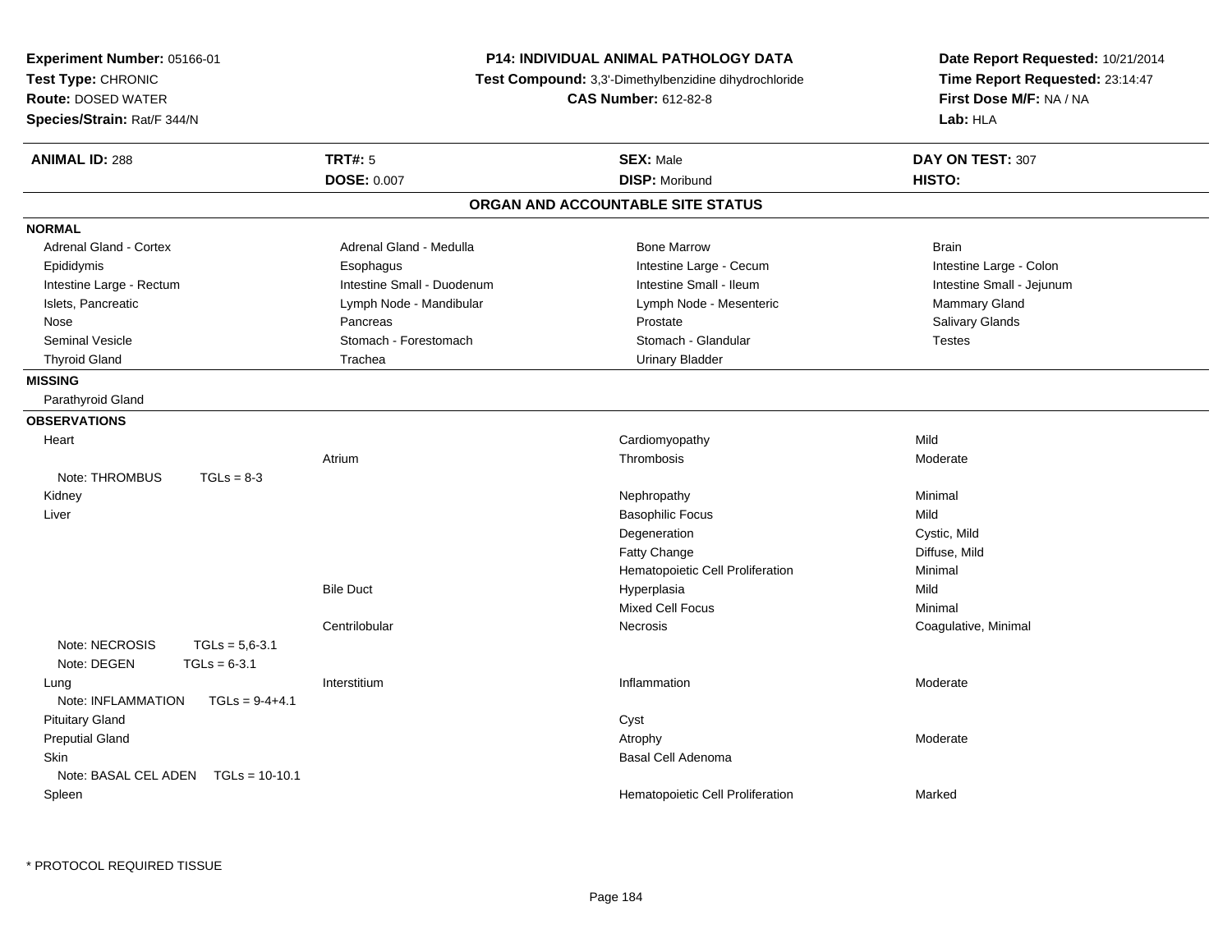**Experiment Number:** 05166-01
**Test Type:** CHRONIC
**Route:** DOSED WATER
**Species/Strain:** Rat/F 344/N

**P14: INDIVIDUAL ANIMAL PATHOLOGY DATA**
**Test Compound:** 3,3'-Dimethylbenzidine dihydrochloride
**CAS Number:** 612-82-8

**Date Report Requested:** 10/21/2014
**Time Report Requested:** 23:14:47
**First Dose M/F:** NA / NA
**Lab:** HLA

| **ANIMAL ID:** 288 | **TRT#:** 5 | **SEX:** Male | **DAY ON TEST:** 307 |
|---|---|---|---|
| | **DOSE:** 0.007 | **DISP:** Moribund | **HISTO:** |

## ORGAN AND ACCOUNTABLE SITE STATUS

**NORMAL**

| | | | |
|---|---|---|---|
| Adrenal Gland - Cortex | Adrenal Gland - Medulla | Bone Marrow | Brain |
| Epididymis | Esophagus | Intestine Large - Cecum | Intestine Large - Colon |
| Intestine Large - Rectum | Intestine Small - Duodenum | Intestine Small - Ileum | Intestine Small - Jejunum |
| Islets, Pancreatic | Lymph Node - Mandibular | Lymph Node - Mesenteric | Mammary Gland |
| Nose | Pancreas | Prostate | Salivary Glands |
| Seminal Vesicle | Stomach - Forestomach | Stomach - Glandular | Testes |
| Thyroid Gland | Trachea | Urinary Bladder | |

**MISSING**

Parathyroid Gland

**OBSERVATIONS**

| Organ | Site | Observation | Severity |
|---|---|---|---|
| Heart | | Cardiomyopathy | Mild |
| | Atrium | Thrombosis | Moderate |
| Note: THROMBUS TGLs = 8-3 | | | |
| Kidney | | Nephropathy | Minimal |
| Liver | | Basophilic Focus | Mild |
| | | Degeneration | Cystic, Mild |
| | | Fatty Change | Diffuse, Mild |
| | | Hematopoietic Cell Proliferation | Minimal |
| | Bile Duct | Hyperplasia | Mild |
| | | Mixed Cell Focus | Minimal |
| | Centrilobular | Necrosis | Coagulative, Minimal |
| Note: NECROSIS TGLs = 5,6-3.1 | | | |
| Note: DEGEN TGLs = 6-3.1 | | | |
| Lung | Interstitium | Inflammation | Moderate |
| Note: INFLAMMATION TGLs = 9-4+4.1 | | | |
| Pituitary Gland | | Cyst | |
| Preputial Gland | | Atrophy | Moderate |
| Skin | | Basal Cell Adenoma | |
| Note: BASAL CEL ADEN TGLs = 10-10.1 | | | |
| Spleen | | Hematopoietic Cell Proliferation | Marked |

\* PROTOCOL REQUIRED TISSUE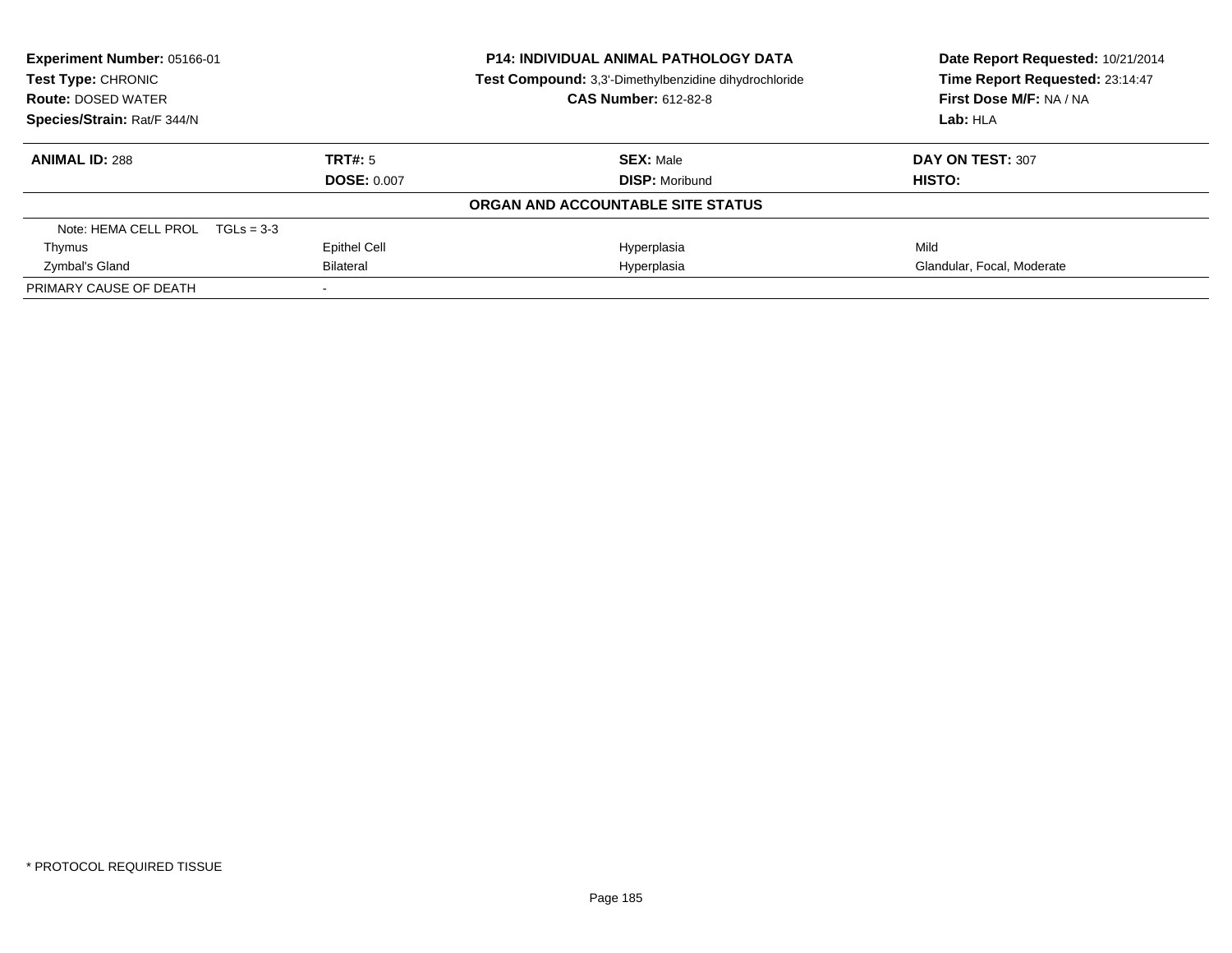**Experiment Number:** 05166-01
**Test Type:** CHRONIC
**Route:** DOSED WATER
**Species/Strain:** Rat/F 344/N

**P14: INDIVIDUAL ANIMAL PATHOLOGY DATA**
**Test Compound:** 3,3'-Dimethylbenzidine dihydrochloride
**CAS Number:** 612-82-8

**Date Report Requested:** 10/21/2014
**Time Report Requested:** 23:14:47
**First Dose M/F:** NA / NA
**Lab:** HLA

| **ANIMAL ID:** 288 | **TRT#:** 5 | **SEX:** Male | **DAY ON TEST:** 307 |
|---|---|---|---|
| | **DOSE:** 0.007 | **DISP:** Moribund | **HISTO:** |

**ORGAN AND ACCOUNTABLE SITE STATUS**

| | | | |
|---|---|---|---|
| Note: HEMA CELL PROL TGLs = 3-3 | | | |
| Thymus | Epithel Cell | Hyperplasia | Mild |
| Zymbal's Gland | Bilateral | Hyperplasia | Glandular, Focal, Moderate |
| PRIMARY CAUSE OF DEATH | - | | |

\* PROTOCOL REQUIRED TISSUE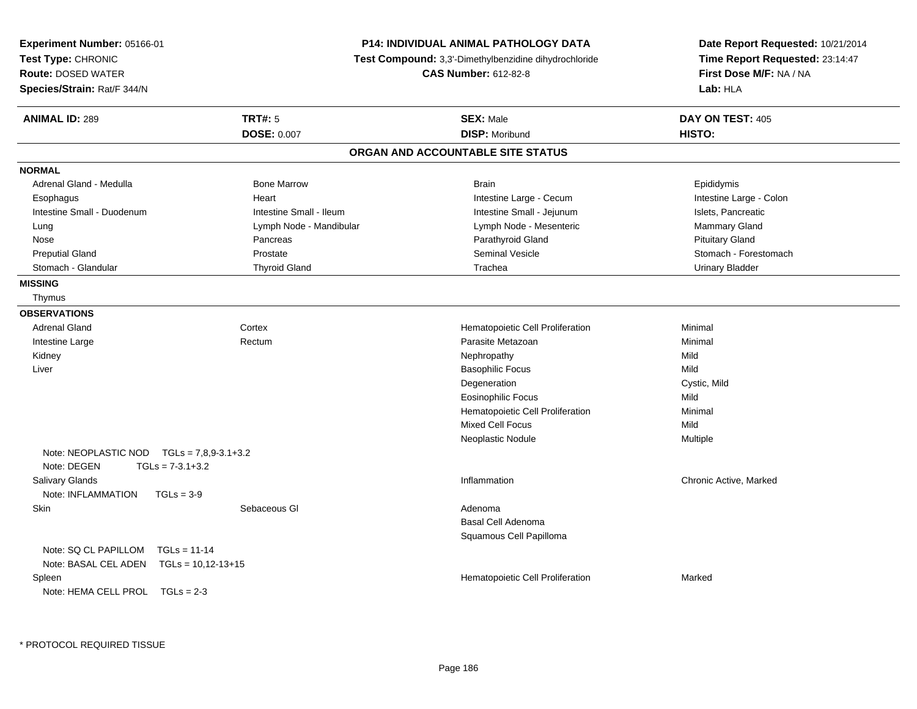**Experiment Number:** 05166-01
**Test Type:** CHRONIC
**Route:** DOSED WATER
**Species/Strain:** Rat/F 344/N

**P14: INDIVIDUAL ANIMAL PATHOLOGY DATA**
**Test Compound:** 3,3'-Dimethylbenzidine dihydrochloride
**CAS Number:** 612-82-8

**Date Report Requested:** 10/21/2014
**Time Report Requested:** 23:14:47
**First Dose M/F:** NA / NA
**Lab:** HLA

| **ANIMAL ID:** 289 | **TRT#:** 5 | **SEX:** Male | **DAY ON TEST:** 405 |
|---|---|---|---|
| | **DOSE:** 0.007 | **DISP:** Moribund | **HISTO:** |

## ORGAN AND ACCOUNTABLE SITE STATUS

**NORMAL**

| | | | |
|---|---|---|---|
| Adrenal Gland - Medulla | Bone Marrow | Brain | Epididymis |
| Esophagus | Heart | Intestine Large - Cecum | Intestine Large - Colon |
| Intestine Small - Duodenum | Intestine Small - Ileum | Intestine Small - Jejunum | Islets, Pancreatic |
| Lung | Lymph Node - Mandibular | Lymph Node - Mesenteric | Mammary Gland |
| Nose | Pancreas | Parathyroid Gland | Pituitary Gland |
| Preputial Gland | Prostate | Seminal Vesicle | Stomach - Forestomach |
| Stomach - Glandular | Thyroid Gland | Trachea | Urinary Bladder |

**MISSING**

Thymus

**OBSERVATIONS**

| | | | |
|---|---|---|---|
| Adrenal Gland | Cortex | Hematopoietic Cell Proliferation | Minimal |
| Intestine Large | Rectum | Parasite Metazoan | Minimal |
| Kidney | | Nephropathy | Mild |
| Liver | | Basophilic Focus | Mild |
| | | Degeneration | Cystic, Mild |
| | | Eosinophilic Focus | Mild |
| | | Hematopoietic Cell Proliferation | Minimal |
| | | Mixed Cell Focus | Mild |
| | | Neoplastic Nodule | Multiple |
| Note: NEOPLASTIC NOD TGLs = 7,8,9-3.1+3.2 | | | |
| Note: DEGEN TGLs = 7-3.1+3.2 | | | |
| Salivary Glands | | Inflammation | Chronic Active, Marked |
| Note: INFLAMMATION TGLs = 3-9 | | | |
| Skin | Sebaceous Gl | Adenoma | |
| | | Basal Cell Adenoma | |
| | | Squamous Cell Papilloma | |
| Note: SQ CL PAPILLOM TGLs = 11-14 | | | |
| Note: BASAL CEL ADEN TGLs = 10,12-13+15 | | | |
| Spleen | | Hematopoietic Cell Proliferation | Marked |
| Note: HEMA CELL PROL TGLs = 2-3 | | | |

* PROTOCOL REQUIRED TISSUE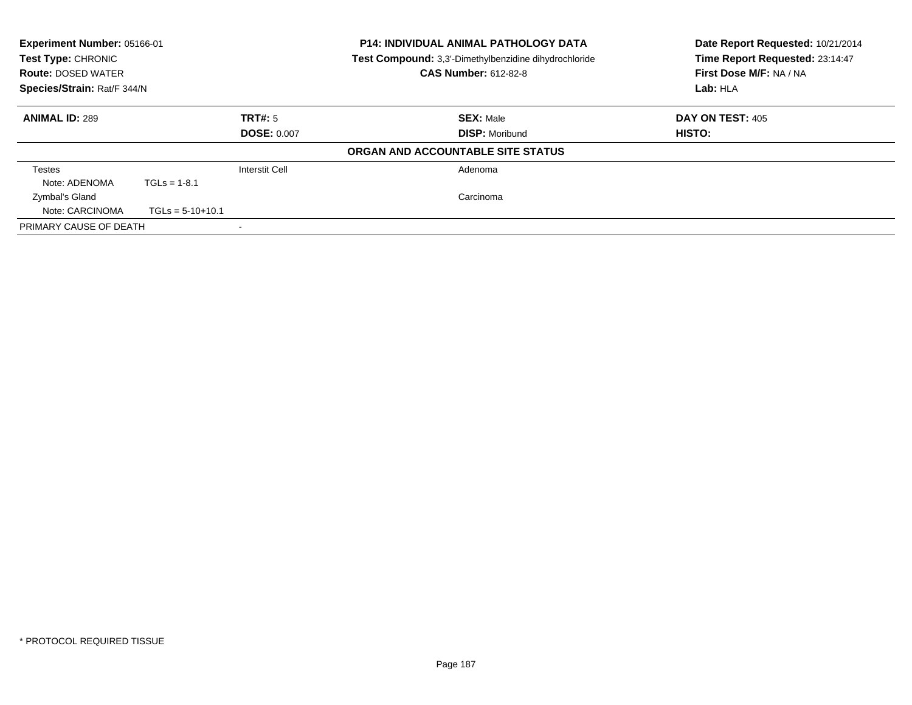**Experiment Number:** 05166-01
**Test Type:** CHRONIC
**Route:** DOSED WATER
**Species/Strain:** Rat/F 344/N

**P14: INDIVIDUAL ANIMAL PATHOLOGY DATA**
**Test Compound:** 3,3'-Dimethylbenzidine dihydrochloride
**CAS Number:** 612-82-8

**Date Report Requested:** 10/21/2014
**Time Report Requested:** 23:14:47
**First Dose M/F:** NA / NA
**Lab:** HLA

| **ANIMAL ID:** 289 | **TRT#:** 5 | **SEX:** Male | **DAY ON TEST:** 405 |
|---|---|---|---|
| | **DOSE:** 0.007 | **DISP:** Moribund | **HISTO:** |

**ORGAN AND ACCOUNTABLE SITE STATUS**

| | | | |
|---|---|---|---|
| Testes | | Interstit Cell | Adenoma |
| Note: ADENOMA | TGLs = 1-8.1 | | |
| Zymbal's Gland | | | Carcinoma |
| Note: CARCINOMA | TGLs = 5-10+10.1 | | |
| PRIMARY CAUSE OF DEATH | | - | |

* PROTOCOL REQUIRED TISSUE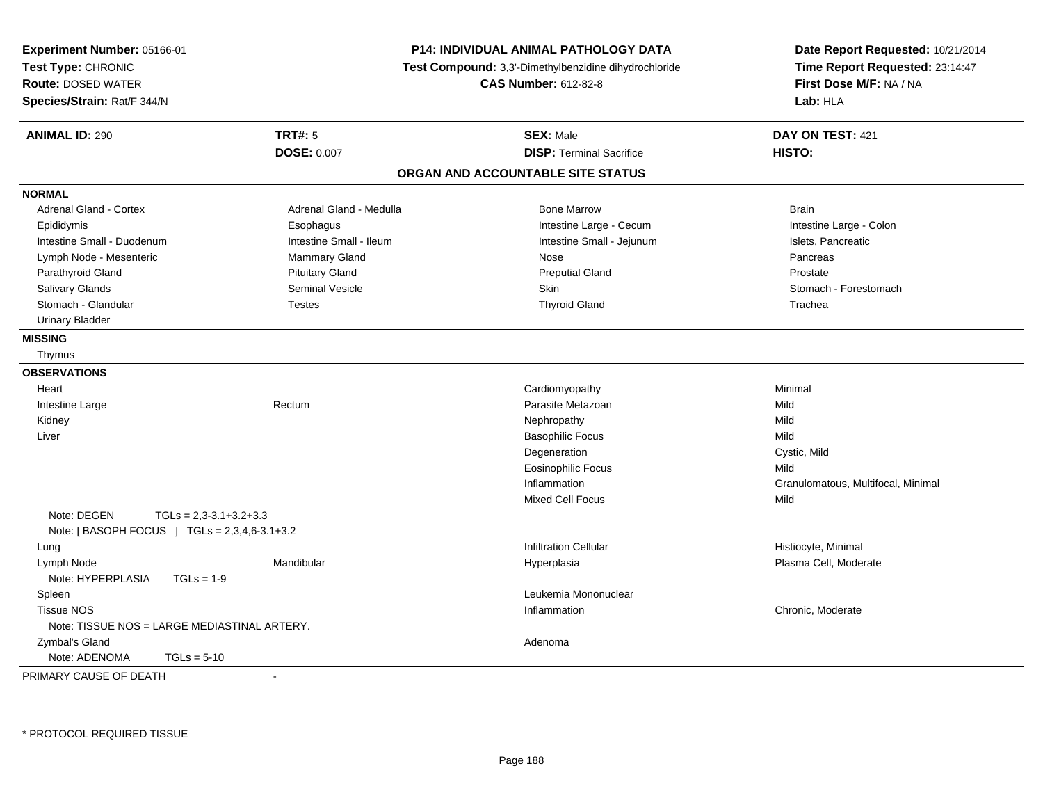**Experiment Number:** 05166-01
**Test Type:** CHRONIC
**Route:** DOSED WATER
**Species/Strain:** Rat/F 344/N

**P14: INDIVIDUAL ANIMAL PATHOLOGY DATA**
**Test Compound:** 3,3'-Dimethylbenzidine dihydrochloride
**CAS Number:** 612-82-8

**Date Report Requested:** 10/21/2014
**Time Report Requested:** 23:14:47
**First Dose M/F:** NA / NA
**Lab:** HLA

| **ANIMAL ID:** 290 | **TRT#:** 5 | **SEX:** Male | **DAY ON TEST:** 421 |
|---|---|---|---|
| | **DOSE:** 0.007 | **DISP:** Terminal Sacrifice | **HISTO:** |

## ORGAN AND ACCOUNTABLE SITE STATUS

**NORMAL**

| | | | |
|---|---|---|---|
| Adrenal Gland - Cortex | Adrenal Gland - Medulla | Bone Marrow | Brain |
| Epididymis | Esophagus | Intestine Large - Cecum | Intestine Large - Colon |
| Intestine Small - Duodenum | Intestine Small - Ileum | Intestine Small - Jejunum | Islets, Pancreatic |
| Lymph Node - Mesenteric | Mammary Gland | Nose | Pancreas |
| Parathyroid Gland | Pituitary Gland | Preputial Gland | Prostate |
| Salivary Glands | Seminal Vesicle | Skin | Stomach - Forestomach |
| Stomach - Glandular | Testes | Thyroid Gland | Trachea |
| Urinary Bladder | | | |

**MISSING**

Thymus

**OBSERVATIONS**

| | | | |
|---|---|---|---|
| Heart | | Cardiomyopathy | Minimal |
| Intestine Large | Rectum | Parasite Metazoan | Mild |
| Kidney | | Nephropathy | Mild |
| Liver | | Basophilic Focus | Mild |
| | | Degeneration | Cystic, Mild |
| | | Eosinophilic Focus | Mild |
| | | Inflammation | Granulomatous, Multifocal, Minimal |
| | | Mixed Cell Focus | Mild |
| Note: DEGEN TGLs = 2,3-3.1+3.2+3.3 | | | |
| Note: [ BASOPH FOCUS ] TGLs = 2,3,4,6-3.1+3.2 | | | |
| Lung | | Infiltration Cellular | Histiocyte, Minimal |
| Lymph Node | Mandibular | Hyperplasia | Plasma Cell, Moderate |
| Note: HYPERPLASIA TGLs = 1-9 | | | |
| Spleen | | Leukemia Mononuclear | |
| Tissue NOS | | Inflammation | Chronic, Moderate |
| Note: TISSUE NOS = LARGE MEDIASTINAL ARTERY. | | | |
| Zymbal's Gland | | Adenoma | |
| Note: ADENOMA TGLs = 5-10 | | | |

PRIMARY CAUSE OF DEATH -

\* PROTOCOL REQUIRED TISSUE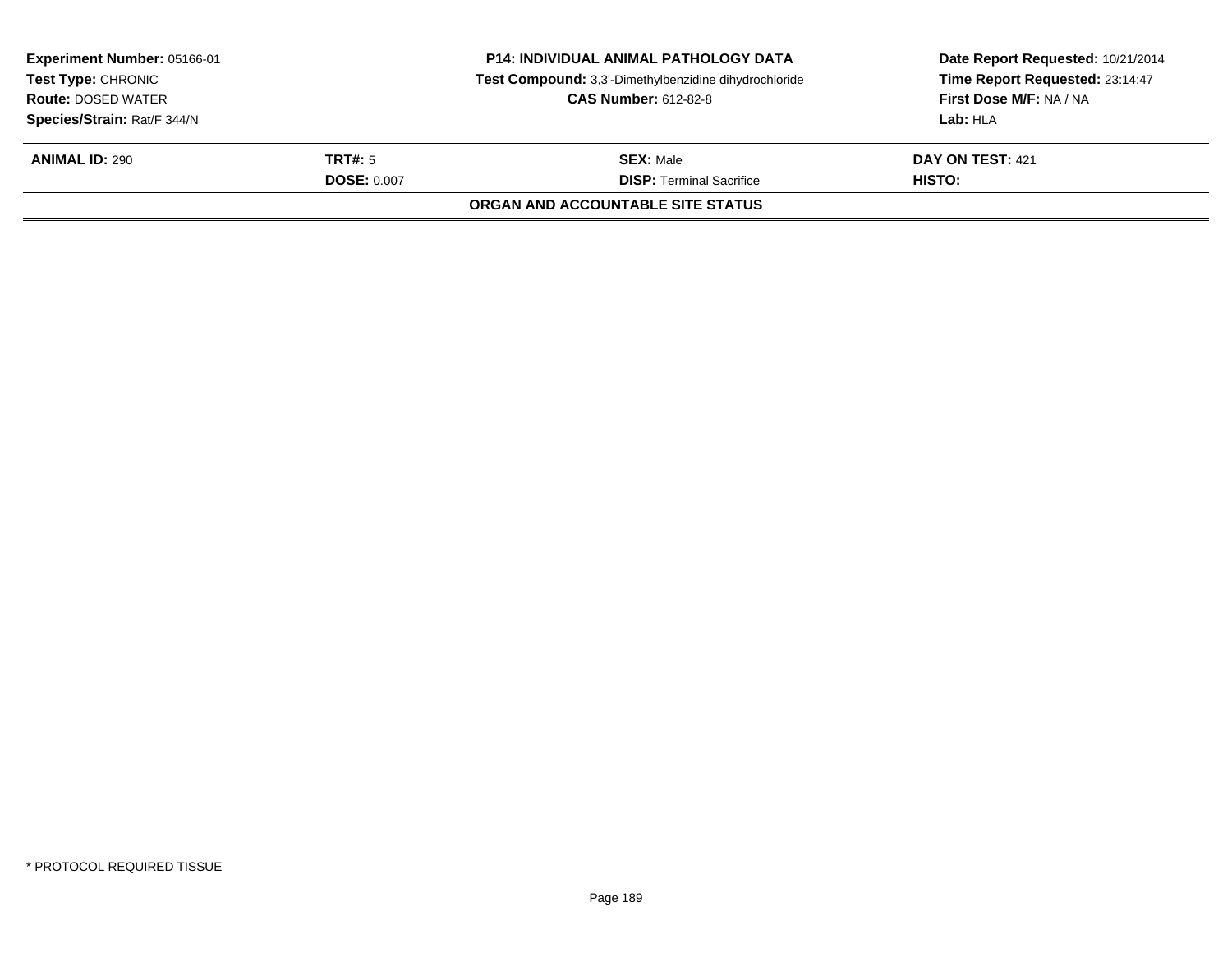| **Experiment Number:** 05166-01 | **P14: INDIVIDUAL ANIMAL PATHOLOGY DATA** | **Date Report Requested:** 10/21/2014 |
|---|---|---|
| **Test Type:** CHRONIC | **Test Compound:** 3,3'-Dimethylbenzidine dihydrochloride | **Time Report Requested:** 23:14:47 |
| **Route:** DOSED WATER | **CAS Number:** 612-82-8 | **First Dose M/F:** NA / NA |
| **Species/Strain:** Rat/F 344/N | | **Lab:** HLA |

| **ANIMAL ID:** 290 | **TRT#:** 5 | **SEX:** Male | **DAY ON TEST:** 421 |
|---|---|---|---|
| | **DOSE:** 0.007 | **DISP:** Terminal Sacrifice | **HISTO:** |

**ORGAN AND ACCOUNTABLE SITE STATUS**

* PROTOCOL REQUIRED TISSUE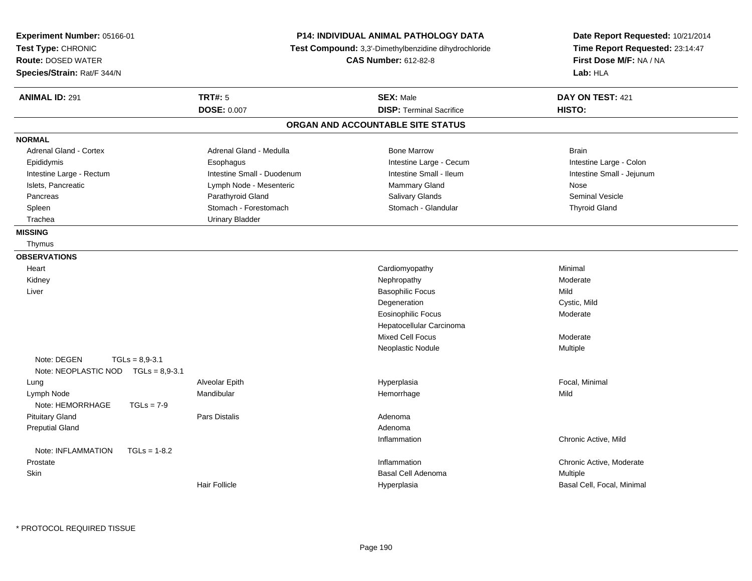**Experiment Number:** 05166-01
**Test Type:** CHRONIC
**Route:** DOSED WATER
**Species/Strain:** Rat/F 344/N

**P14: INDIVIDUAL ANIMAL PATHOLOGY DATA**
**Test Compound:** 3,3'-Dimethylbenzidine dihydrochloride
**CAS Number:** 612-82-8

**Date Report Requested:** 10/21/2014
**Time Report Requested:** 23:14:47
**First Dose M/F:** NA / NA
**Lab:** HLA

| **ANIMAL ID:** 291 | **TRT#:** 5 | **SEX:** Male | **DAY ON TEST:** 421 |
|---|---|---|---|
| | **DOSE:** 0.007 | **DISP:** Terminal Sacrifice | **HISTO:** |

## ORGAN AND ACCOUNTABLE SITE STATUS

**NORMAL**

| | | | |
|---|---|---|---|
| Adrenal Gland - Cortex | Adrenal Gland - Medulla | Bone Marrow | Brain |
| Epididymis | Esophagus | Intestine Large - Cecum | Intestine Large - Colon |
| Intestine Large - Rectum | Intestine Small - Duodenum | Intestine Small - Ileum | Intestine Small - Jejunum |
| Islets, Pancreatic | Lymph Node - Mesenteric | Mammary Gland | Nose |
| Pancreas | Parathyroid Gland | Salivary Glands | Seminal Vesicle |
| Spleen | Stomach - Forestomach | Stomach - Glandular | Thyroid Gland |
| Trachea | Urinary Bladder | | |

**MISSING**

Thymus

**OBSERVATIONS**

| Organ | Site | Observation | Qualifier |
|---|---|---|---|
| Heart | | Cardiomyopathy | Minimal |
| Kidney | | Nephropathy | Moderate |
| Liver | | Basophilic Focus | Mild |
| | | Degeneration | Cystic, Mild |
| | | Eosinophilic Focus | Moderate |
| | | Hepatocellular Carcinoma | |
| | | Mixed Cell Focus | Moderate |
| | | Neoplastic Nodule | Multiple |
| Note: DEGEN TGLs = 8,9-3.1 | | | |
| Note: NEOPLASTIC NOD TGLs = 8,9-3.1 | | | |
| Lung | Alveolar Epith | Hyperplasia | Focal, Minimal |
| Lymph Node | Mandibular | Hemorrhage | Mild |
| Note: HEMORRHAGE TGLs = 7-9 | | | |
| Pituitary Gland | Pars Distalis | Adenoma | |
| Preputial Gland | | Adenoma | |
| | | Inflammation | Chronic Active, Mild |
| Note: INFLAMMATION TGLs = 1-8.2 | | | |
| Prostate | | Inflammation | Chronic Active, Moderate |
| Skin | | Basal Cell Adenoma | Multiple |
| | Hair Follicle | Hyperplasia | Basal Cell, Focal, Minimal |

\* PROTOCOL REQUIRED TISSUE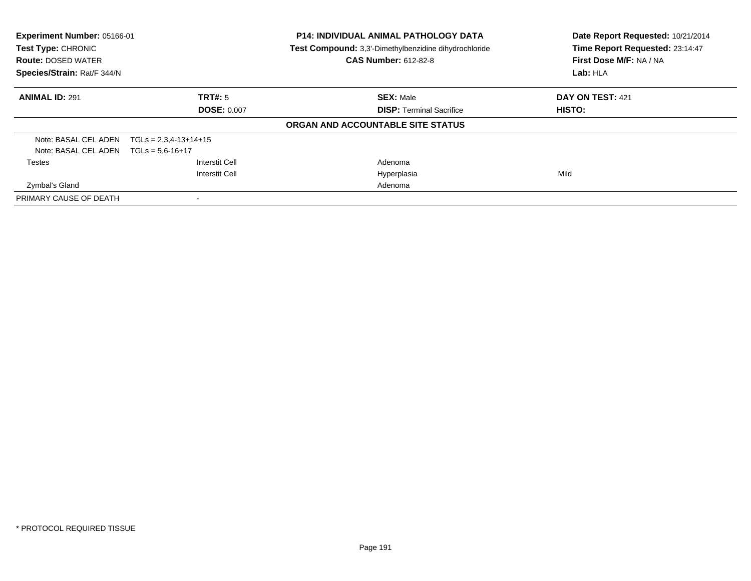**Experiment Number:** 05166-01
**Test Type:** CHRONIC
**Route:** DOSED WATER
**Species/Strain:** Rat/F 344/N

**P14: INDIVIDUAL ANIMAL PATHOLOGY DATA**
**Test Compound:** 3,3'-Dimethylbenzidine dihydrochloride
**CAS Number:** 612-82-8

**Date Report Requested:** 10/21/2014
**Time Report Requested:** 23:14:47
**First Dose M/F:** NA / NA
**Lab:** HLA

| **ANIMAL ID:** 291 | **TRT#:** 5 | **SEX:** Male | **DAY ON TEST:** 421 |
|---|---|---|---|
| | **DOSE:** 0.007 | **DISP:** Terminal Sacrifice | **HISTO:** |

**ORGAN AND ACCOUNTABLE SITE STATUS**

| | | | |
|---|---|---|---|
| Note: BASAL CEL ADEN TGLs = 2,3,4-13+14+15 | | | |
| Note: BASAL CEL ADEN TGLs = 5,6-16+17 | | | |
| Testes | Interstit Cell | Adenoma | |
| | Interstit Cell | Hyperplasia | Mild |
| Zymbal's Gland | | Adenoma | |
| PRIMARY CAUSE OF DEATH | - | | |

* PROTOCOL REQUIRED TISSUE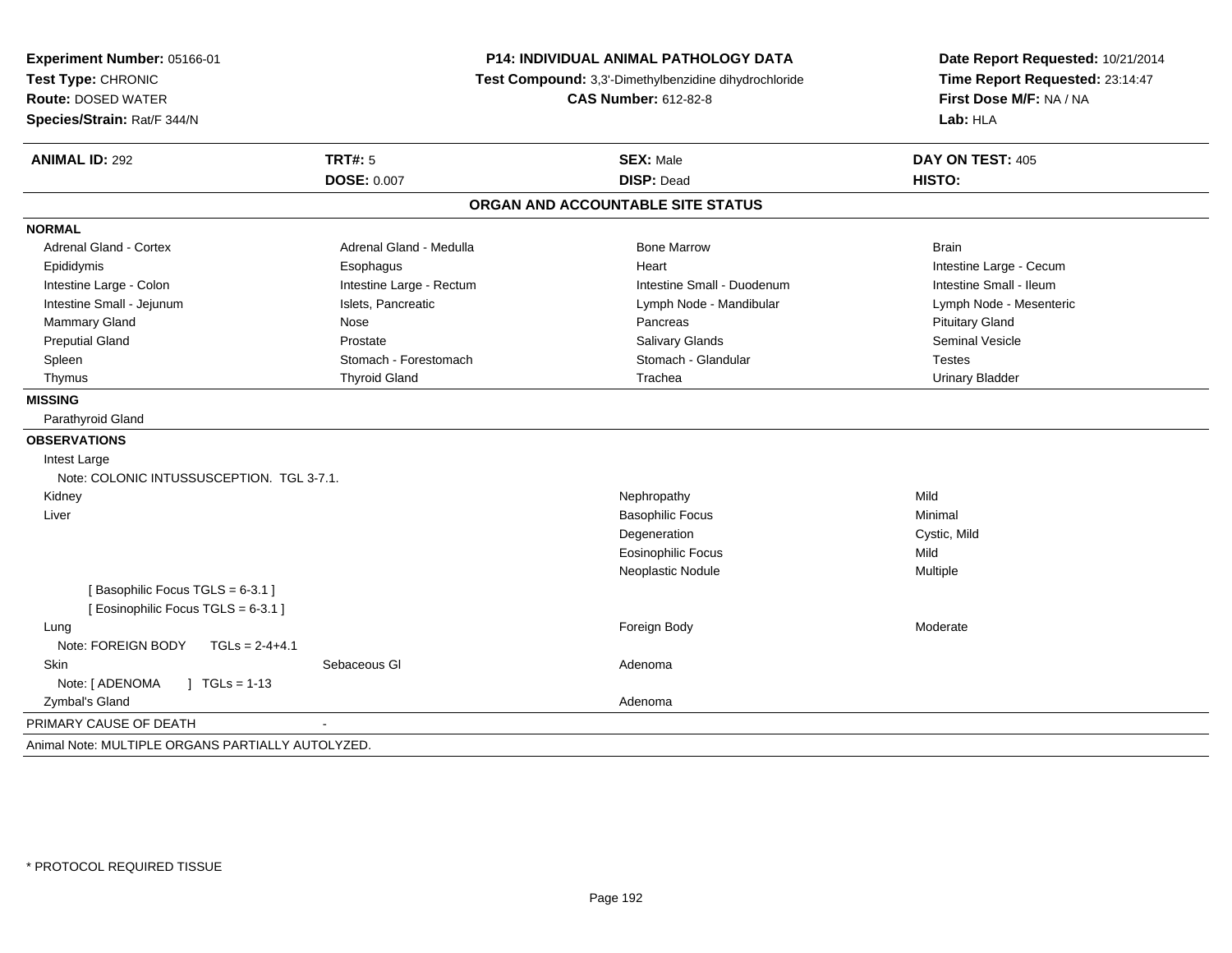**Experiment Number:** 05166-01
**Test Type:** CHRONIC
**Route:** DOSED WATER
**Species/Strain:** Rat/F 344/N

**P14: INDIVIDUAL ANIMAL PATHOLOGY DATA**
**Test Compound:** 3,3'-Dimethylbenzidine dihydrochloride
**CAS Number:** 612-82-8

**Date Report Requested:** 10/21/2014
**Time Report Requested:** 23:14:47
**First Dose M/F:** NA / NA
**Lab:** HLA

| **ANIMAL ID:** 292 | **TRT#:** 5 | **SEX:** Male | **DAY ON TEST:** 405 |
|---|---|---|---|
| | **DOSE:** 0.007 | **DISP:** Dead | **HISTO:** |

## ORGAN AND ACCOUNTABLE SITE STATUS

**NORMAL**

| | | | |
|---|---|---|---|
| Adrenal Gland - Cortex | Adrenal Gland - Medulla | Bone Marrow | Brain |
| Epididymis | Esophagus | Heart | Intestine Large - Cecum |
| Intestine Large - Colon | Intestine Large - Rectum | Intestine Small - Duodenum | Intestine Small - Ileum |
| Intestine Small - Jejunum | Islets, Pancreatic | Lymph Node - Mandibular | Lymph Node - Mesenteric |
| Mammary Gland | Nose | Pancreas | Pituitary Gland |
| Preputial Gland | Prostate | Salivary Glands | Seminal Vesicle |
| Spleen | Stomach - Forestomach | Stomach - Glandular | Testes |
| Thymus | Thyroid Gland | Trachea | Urinary Bladder |

**MISSING**

Parathyroid Gland

**OBSERVATIONS**

| | | | |
|---|---|---|---|
| Intest Large | | | |
| Note: COLONIC INTUSSUSCEPTION. TGL 3-7.1. | | | |
| Kidney | | Nephropathy | Mild |
| Liver | | Basophilic Focus | Minimal |
| | | Degeneration | Cystic, Mild |
| | | Eosinophilic Focus | Mild |
| | | Neoplastic Nodule | Multiple |
| [ Basophilic Focus TGLS = 6-3.1 ] | | | |
| [ Eosinophilic Focus TGLS = 6-3.1 ] | | | |
| Lung | | Foreign Body | Moderate |
| Note: FOREIGN BODY TGLs = 2-4+4.1 | | | |
| Skin | Sebaceous Gl | Adenoma | |
| Note: [ ADENOMA ] TGLs = 1-13 | | | |
| Zymbal's Gland | | Adenoma | |

PRIMARY CAUSE OF DEATH -

Animal Note: MULTIPLE ORGANS PARTIALLY AUTOLYZED.

* PROTOCOL REQUIRED TISSUE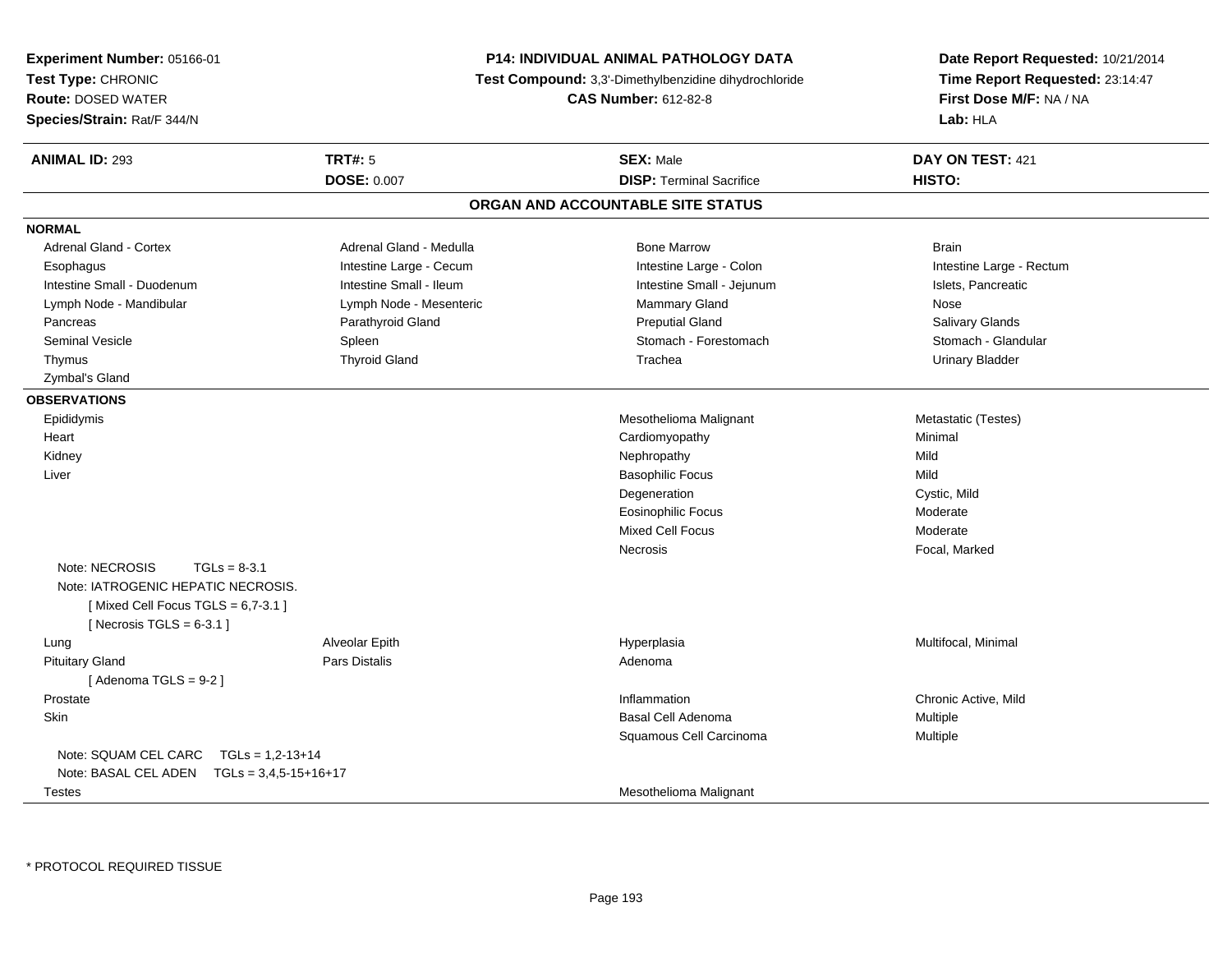**Experiment Number:** 05166-01
**Test Type:** CHRONIC
**Route:** DOSED WATER
**Species/Strain:** Rat/F 344/N

**P14: INDIVIDUAL ANIMAL PATHOLOGY DATA**
**Test Compound:** 3,3'-Dimethylbenzidine dihydrochloride
**CAS Number:** 612-82-8

**Date Report Requested:** 10/21/2014
**Time Report Requested:** 23:14:47
**First Dose M/F:** NA / NA
**Lab:** HLA

| **ANIMAL ID:** 293 | **TRT#:** 5 | **SEX:** Male | **DAY ON TEST:** 421 |
|---|---|---|---|
| | **DOSE:** 0.007 | **DISP:** Terminal Sacrifice | **HISTO:** |

## ORGAN AND ACCOUNTABLE SITE STATUS

**NORMAL**

| | | | |
|---|---|---|---|
| Adrenal Gland - Cortex | Adrenal Gland - Medulla | Bone Marrow | Brain |
| Esophagus | Intestine Large - Cecum | Intestine Large - Colon | Intestine Large - Rectum |
| Intestine Small - Duodenum | Intestine Small - Ileum | Intestine Small - Jejunum | Islets, Pancreatic |
| Lymph Node - Mandibular | Lymph Node - Mesenteric | Mammary Gland | Nose |
| Pancreas | Parathyroid Gland | Preputial Gland | Salivary Glands |
| Seminal Vesicle | Spleen | Stomach - Forestomach | Stomach - Glandular |
| Thymus | Thyroid Gland | Trachea | Urinary Bladder |
| Zymbal's Gland | | | |

**OBSERVATIONS**

| | | | |
|---|---|---|---|
| Epididymis | | Mesothelioma Malignant | Metastatic (Testes) |
| Heart | | Cardiomyopathy | Minimal |
| Kidney | | Nephropathy | Mild |
| Liver | | Basophilic Focus | Mild |
| | | Degeneration | Cystic, Mild |
| | | Eosinophilic Focus | Moderate |
| | | Mixed Cell Focus | Moderate |
| | | Necrosis | Focal, Marked |
| Note: NECROSIS TGLs = 8-3.1 | | | |
| Note: IATROGENIC HEPATIC NECROSIS. | | | |
| [ Mixed Cell Focus TGLS = 6,7-3.1 ] | | | |
| [ Necrosis TGLS = 6-3.1 ] | | | |
| Lung | Alveolar Epith | Hyperplasia | Multifocal, Minimal |
| Pituitary Gland | Pars Distalis | Adenoma | |
| [ Adenoma TGLS = 9-2 ] | | | |
| Prostate | | Inflammation | Chronic Active, Mild |
| Skin | | Basal Cell Adenoma | Multiple |
| | | Squamous Cell Carcinoma | Multiple |
| Note: SQUAM CEL CARC TGLs = 1,2-13+14 | | | |
| Note: BASAL CEL ADEN TGLs = 3,4,5-15+16+17 | | | |
| Testes | | Mesothelioma Malignant | |

* PROTOCOL REQUIRED TISSUE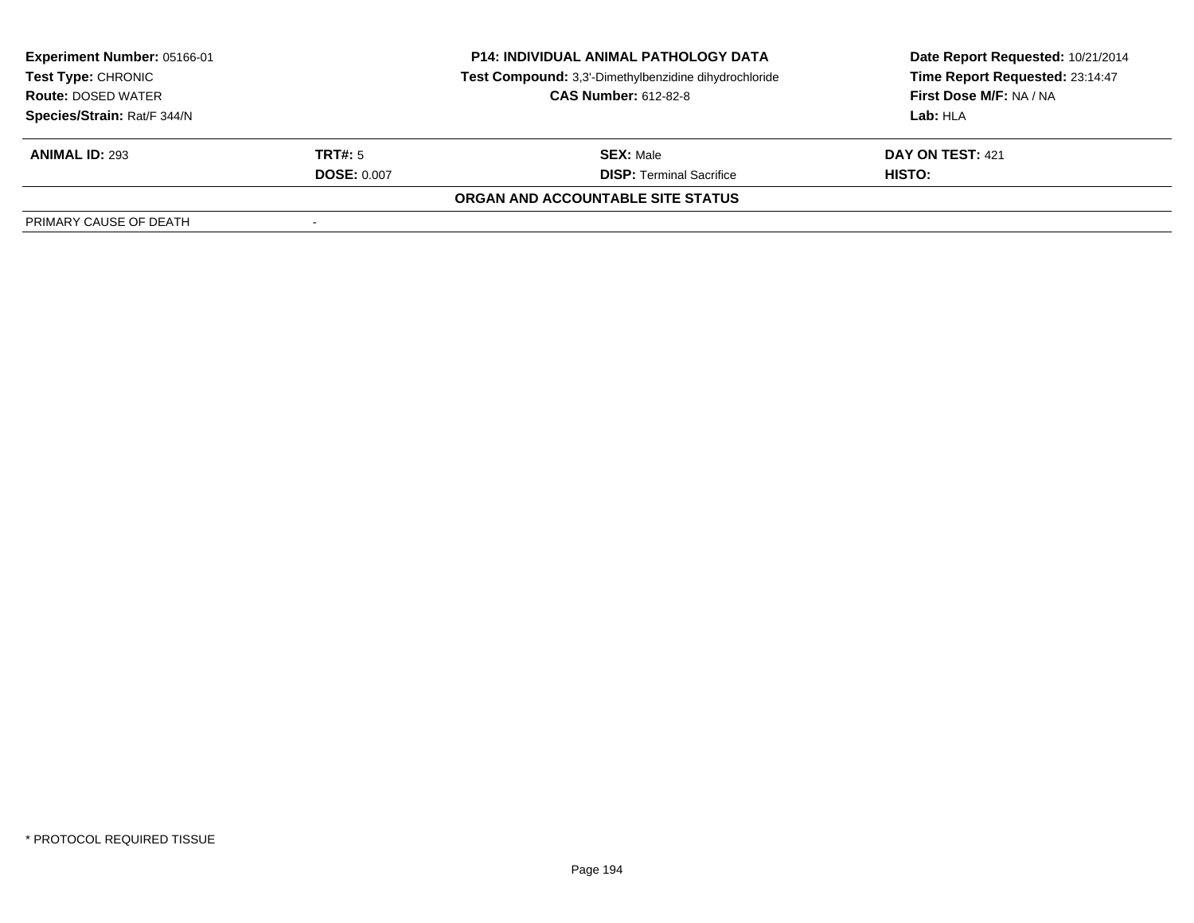**Experiment Number:** 05166-01
**Test Type:** CHRONIC
**Route:** DOSED WATER
**Species/Strain:** Rat/F 344/N

**P14: INDIVIDUAL ANIMAL PATHOLOGY DATA**
**Test Compound:** 3,3'-Dimethylbenzidine dihydrochloride
**CAS Number:** 612-82-8

**Date Report Requested:** 10/21/2014
**Time Report Requested:** 23:14:47
**First Dose M/F:** NA / NA
**Lab:** HLA

| **ANIMAL ID:** 293 | **TRT#:** 5 | **SEX:** Male | **DAY ON TEST:** 421 |
|---|---|---|---|
| | **DOSE:** 0.007 | **DISP:** Terminal Sacrifice | **HISTO:** |

**ORGAN AND ACCOUNTABLE SITE STATUS**

| PRIMARY CAUSE OF DEATH | - |
|---|---|

* PROTOCOL REQUIRED TISSUE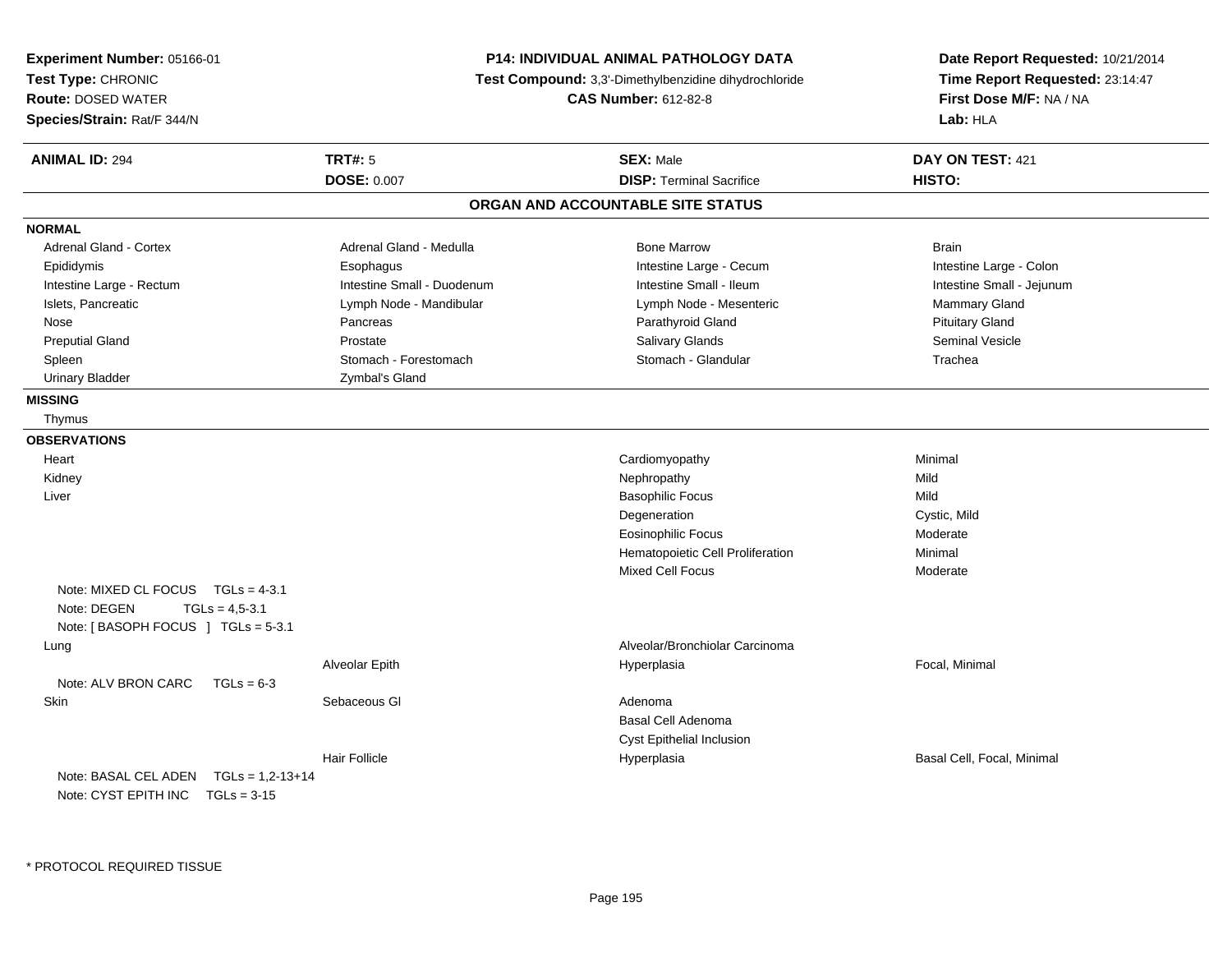**Experiment Number:** 05166-01
**Test Type:** CHRONIC
**Route:** DOSED WATER
**Species/Strain:** Rat/F 344/N

**P14: INDIVIDUAL ANIMAL PATHOLOGY DATA**
**Test Compound:** 3,3'-Dimethylbenzidine dihydrochloride
**CAS Number:** 612-82-8

**Date Report Requested:** 10/21/2014
**Time Report Requested:** 23:14:47
**First Dose M/F:** NA / NA
**Lab:** HLA

| **ANIMAL ID:** 294 | **TRT#:** 5 | **SEX:** Male | **DAY ON TEST:** 421 |
|---|---|---|---|
| | **DOSE:** 0.007 | **DISP:** Terminal Sacrifice | **HISTO:** |

## ORGAN AND ACCOUNTABLE SITE STATUS

**NORMAL**

| | | | |
|---|---|---|---|
| Adrenal Gland - Cortex | Adrenal Gland - Medulla | Bone Marrow | Brain |
| Epididymis | Esophagus | Intestine Large - Cecum | Intestine Large - Colon |
| Intestine Large - Rectum | Intestine Small - Duodenum | Intestine Small - Ileum | Intestine Small - Jejunum |
| Islets, Pancreatic | Lymph Node - Mandibular | Lymph Node - Mesenteric | Mammary Gland |
| Nose | Pancreas | Parathyroid Gland | Pituitary Gland |
| Preputial Gland | Prostate | Salivary Glands | Seminal Vesicle |
| Spleen | Stomach - Forestomach | Stomach - Glandular | Trachea |
| Urinary Bladder | Zymbal's Gland | | |

**MISSING**

Thymus

**OBSERVATIONS**

| | | | |
|---|---|---|---|
| Heart | | Cardiomyopathy | Minimal |
| Kidney | | Nephropathy | Mild |
| Liver | | Basophilic Focus | Mild |
| | | Degeneration | Cystic, Mild |
| | | Eosinophilic Focus | Moderate |
| | | Hematopoietic Cell Proliferation | Minimal |
| | | Mixed Cell Focus | Moderate |
| Note: MIXED CL FOCUS TGLs = 4-3.1 | | | |
| Note: DEGEN TGLs = 4,5-3.1 | | | |
| Note: [ BASOPH FOCUS ] TGLs = 5-3.1 | | | |
| Lung | | Alveolar/Bronchiolar Carcinoma | |
| | Alveolar Epith | Hyperplasia | Focal, Minimal |
| Note: ALV BRON CARC TGLs = 6-3 | | | |
| Skin | Sebaceous Gl | Adenoma | |
| | | Basal Cell Adenoma | |
| | | Cyst Epithelial Inclusion | |
| | Hair Follicle | Hyperplasia | Basal Cell, Focal, Minimal |
| Note: BASAL CEL ADEN TGLs = 1,2-13+14 | | | |
| Note: CYST EPITH INC TGLs = 3-15 | | | |

* PROTOCOL REQUIRED TISSUE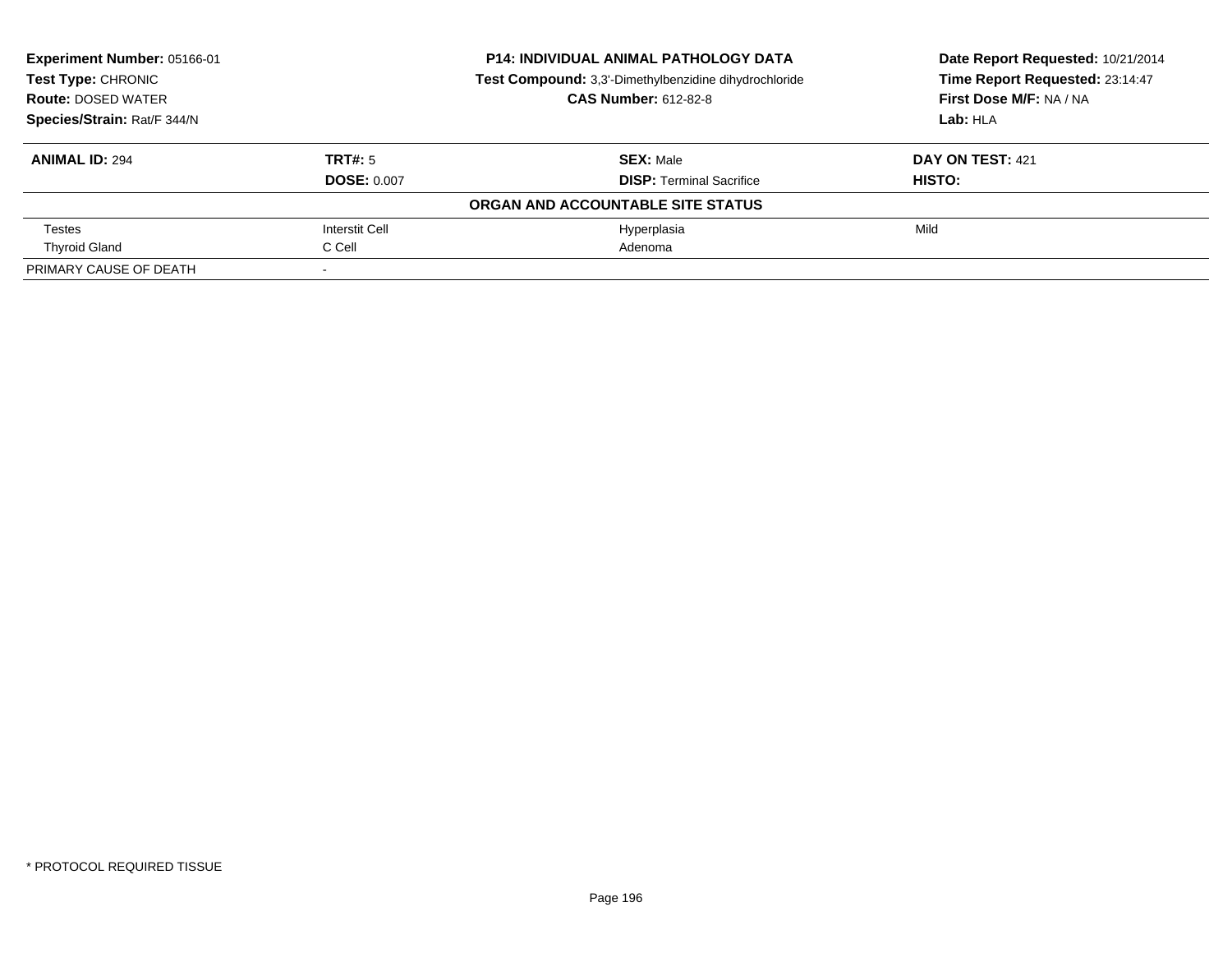**Experiment Number:** 05166-01
**Test Type:** CHRONIC
**Route:** DOSED WATER
**Species/Strain:** Rat/F 344/N

**P14: INDIVIDUAL ANIMAL PATHOLOGY DATA**
**Test Compound:** 3,3'-Dimethylbenzidine dihydrochloride
**CAS Number:** 612-82-8

**Date Report Requested:** 10/21/2014
**Time Report Requested:** 23:14:47
**First Dose M/F:** NA / NA
**Lab:** HLA

| **ANIMAL ID:** 294 | **TRT#:** 5 | **SEX:** Male | **DAY ON TEST:** 421 |
|---|---|---|---|
| | **DOSE:** 0.007 | **DISP:** Terminal Sacrifice | **HISTO:** |
| **ORGAN AND ACCOUNTABLE SITE STATUS** | | | |
| Testes | Interstit Cell | Hyperplasia | Mild |
| Thyroid Gland | C Cell | Adenoma | |
| PRIMARY CAUSE OF DEATH | - | | |

* PROTOCOL REQUIRED TISSUE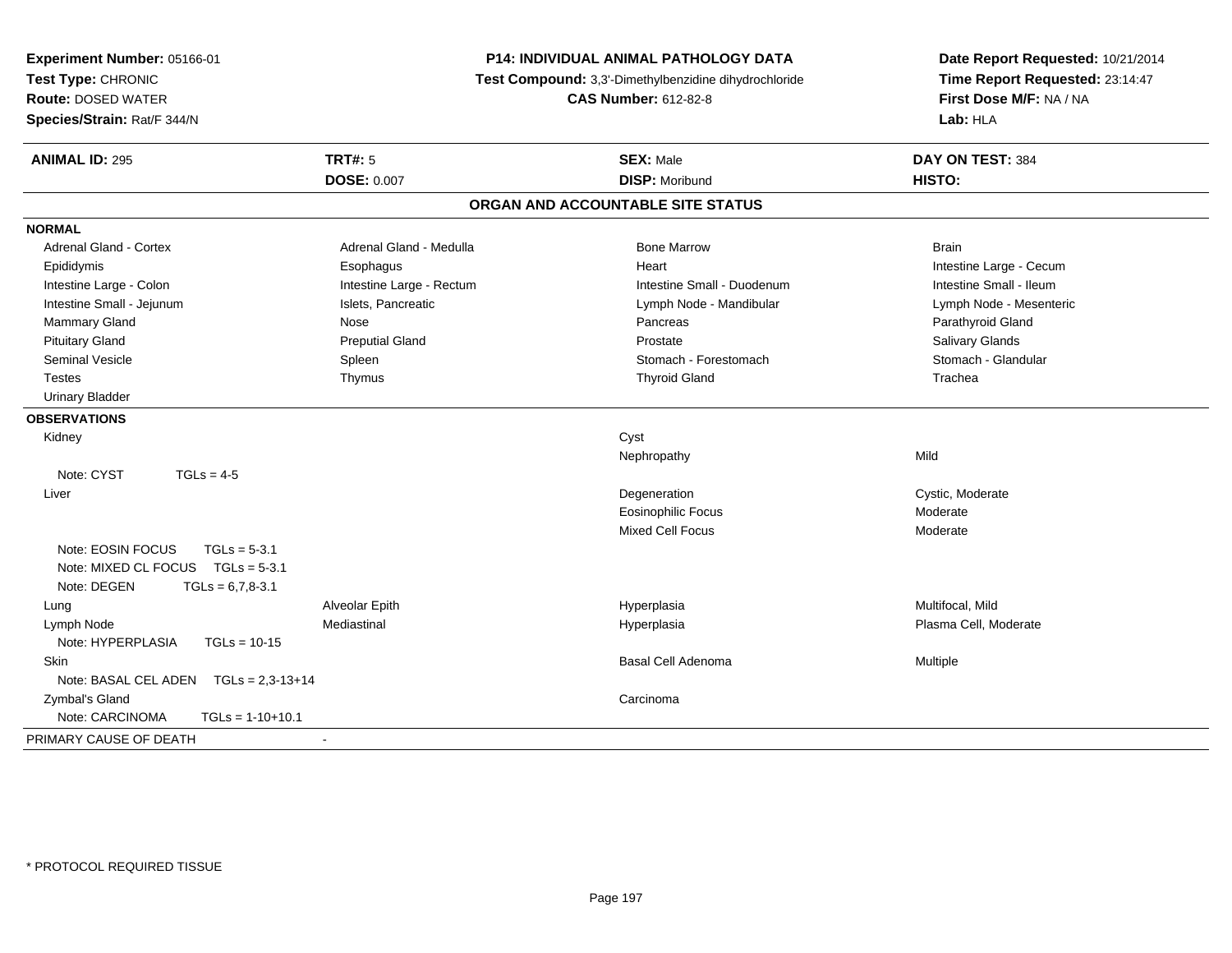**Experiment Number:** 05166-01
**Test Type:** CHRONIC
**Route:** DOSED WATER
**Species/Strain:** Rat/F 344/N

**P14: INDIVIDUAL ANIMAL PATHOLOGY DATA**
**Test Compound:** 3,3'-Dimethylbenzidine dihydrochloride
**CAS Number:** 612-82-8

**Date Report Requested:** 10/21/2014
**Time Report Requested:** 23:14:47
**First Dose M/F:** NA / NA
**Lab:** HLA

| **ANIMAL ID:** 295 | **TRT#:** 5 | **SEX:** Male | **DAY ON TEST:** 384 |
|---|---|---|---|
| | **DOSE:** 0.007 | **DISP:** Moribund | **HISTO:** |

## ORGAN AND ACCOUNTABLE SITE STATUS

**NORMAL**

| | | | |
|---|---|---|---|
| Adrenal Gland - Cortex | Adrenal Gland - Medulla | Bone Marrow | Brain |
| Epididymis | Esophagus | Heart | Intestine Large - Cecum |
| Intestine Large - Colon | Intestine Large - Rectum | Intestine Small - Duodenum | Intestine Small - Ileum |
| Intestine Small - Jejunum | Islets, Pancreatic | Lymph Node - Mandibular | Lymph Node - Mesenteric |
| Mammary Gland | Nose | Pancreas | Parathyroid Gland |
| Pituitary Gland | Preputial Gland | Prostate | Salivary Glands |
| Seminal Vesicle | Spleen | Stomach - Forestomach | Stomach - Glandular |
| Testes | Thymus | Thyroid Gland | Trachea |
| Urinary Bladder | | | |

**OBSERVATIONS**

| | | | |
|---|---|---|---|
| Kidney | | Cyst | |
| | | Nephropathy | Mild |
| Note: CYST TGLs = 4-5 | | | |
| Liver | | Degeneration | Cystic, Moderate |
| | | Eosinophilic Focus | Moderate |
| | | Mixed Cell Focus | Moderate |
| Note: EOSIN FOCUS TGLs = 5-3.1 | | | |
| Note: MIXED CL FOCUS TGLs = 5-3.1 | | | |
| Note: DEGEN TGLs = 6,7,8-3.1 | | | |
| Lung | Alveolar Epith | Hyperplasia | Multifocal, Mild |
| Lymph Node | Mediastinal | Hyperplasia | Plasma Cell, Moderate |
| Note: HYPERPLASIA TGLs = 10-15 | | | |
| Skin | | Basal Cell Adenoma | Multiple |
| Note: BASAL CEL ADEN TGLs = 2,3-13+14 | | | |
| Zymbal's Gland | | Carcinoma | |
| Note: CARCINOMA TGLs = 1-10+10.1 | | | |

PRIMARY CAUSE OF DEATH -

* PROTOCOL REQUIRED TISSUE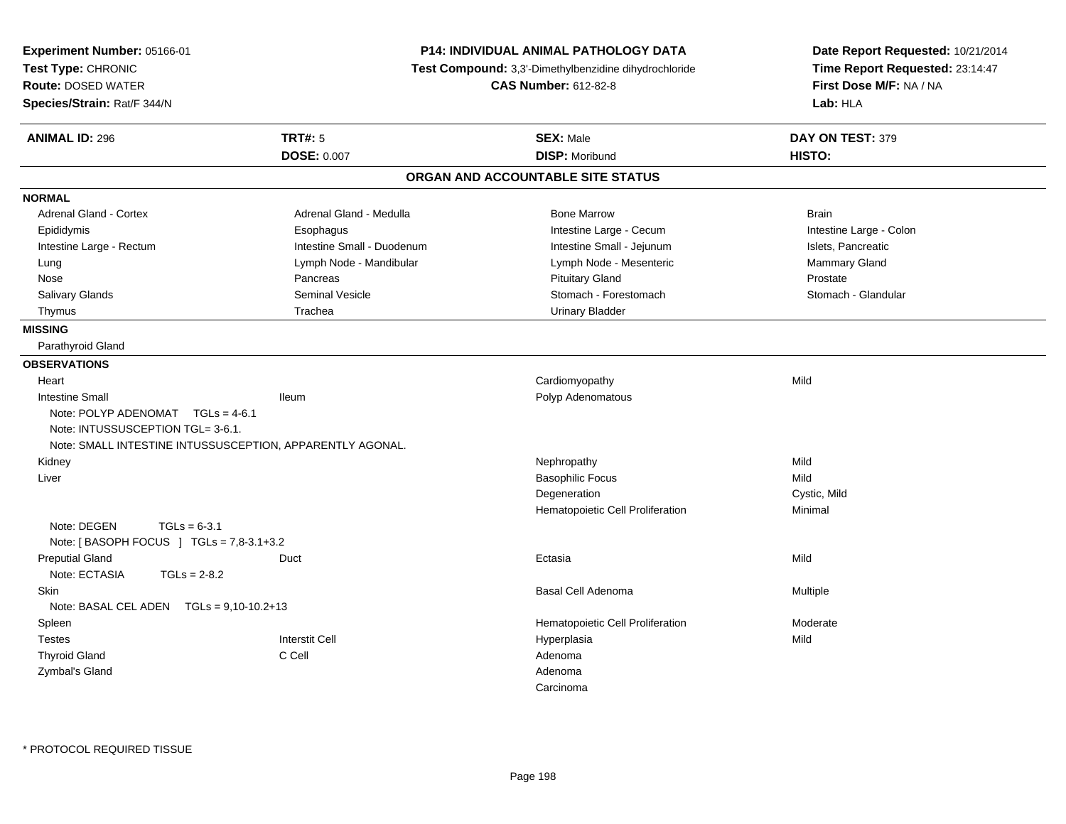**Experiment Number:** 05166-01
**Test Type:** CHRONIC
**Route:** DOSED WATER
**Species/Strain:** Rat/F 344/N

**P14: INDIVIDUAL ANIMAL PATHOLOGY DATA**
**Test Compound:** 3,3'-Dimethylbenzidine dihydrochloride
**CAS Number:** 612-82-8

**Date Report Requested:** 10/21/2014
**Time Report Requested:** 23:14:47
**First Dose M/F:** NA / NA
**Lab:** HLA

| **ANIMAL ID:** 296 | **TRT#:** 5 | **SEX:** Male | **DAY ON TEST:** 379 |
|---|---|---|---|
| | **DOSE:** 0.007 | **DISP:** Moribund | **HISTO:** |

## ORGAN AND ACCOUNTABLE SITE STATUS

**NORMAL**

| | | | |
|---|---|---|---|
| Adrenal Gland - Cortex | Adrenal Gland - Medulla | Bone Marrow | Brain |
| Epididymis | Esophagus | Intestine Large - Cecum | Intestine Large - Colon |
| Intestine Large - Rectum | Intestine Small - Duodenum | Intestine Small - Jejunum | Islets, Pancreatic |
| Lung | Lymph Node - Mandibular | Lymph Node - Mesenteric | Mammary Gland |
| Nose | Pancreas | Pituitary Gland | Prostate |
| Salivary Glands | Seminal Vesicle | Stomach - Forestomach | Stomach - Glandular |
| Thymus | Trachea | Urinary Bladder | |

**MISSING**

Parathyroid Gland

**OBSERVATIONS**

| | | | |
|---|---|---|---|
| Heart | | Cardiomyopathy | Mild |
| Intestine Small | Ileum | Polyp Adenomatous | |
| Note: POLYP ADENOMAT TGLs = 4-6.1 | | | |
| Note: INTUSSUSCEPTION TGL= 3-6.1. | | | |
| Note: SMALL INTESTINE INTUSSUSCEPTION, APPARENTLY AGONAL. | | | |
| Kidney | | Nephropathy | Mild |
| Liver | | Basophilic Focus | Mild |
| | | Degeneration | Cystic, Mild |
| | | Hematopoietic Cell Proliferation | Minimal |
| Note: DEGEN TGLs = 6-3.1 | | | |
| Note: [ BASOPH FOCUS ] TGLs = 7,8-3.1+3.2 | | | |
| Preputial Gland | Duct | Ectasia | Mild |
| Note: ECTASIA TGLs = 2-8.2 | | | |
| Skin | | Basal Cell Adenoma | Multiple |
| Note: BASAL CEL ADEN TGLs = 9,10-10.2+13 | | | |
| Spleen | | Hematopoietic Cell Proliferation | Moderate |
| Testes | Interstit Cell | Hyperplasia | Mild |
| Thyroid Gland | C Cell | Adenoma | |
| Zymbal's Gland | | Adenoma | |
| | | Carcinoma | |

* PROTOCOL REQUIRED TISSUE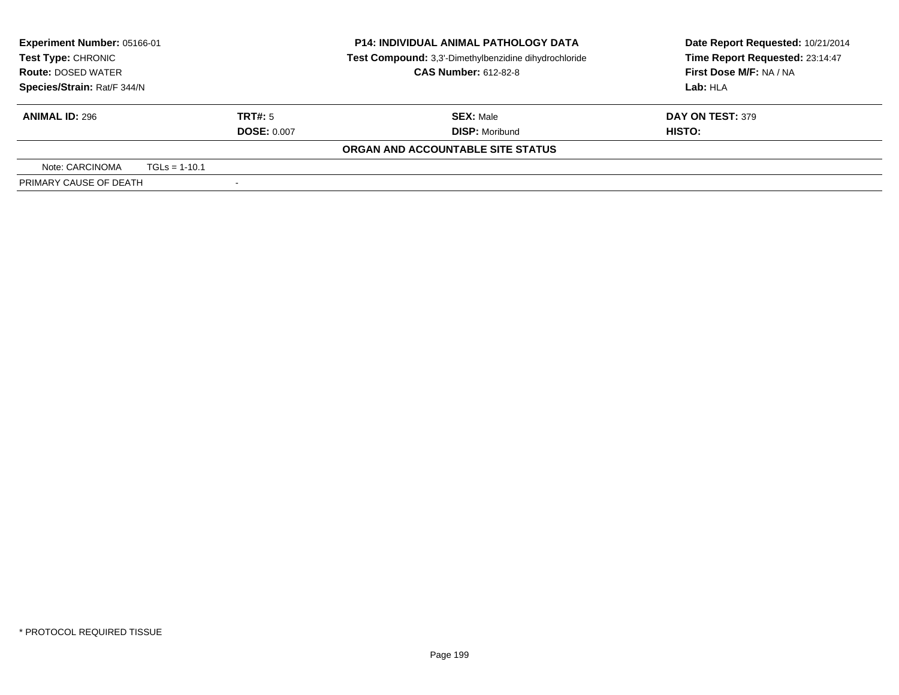**Experiment Number:** 05166-01
**Test Type:** CHRONIC
**Route:** DOSED WATER
**Species/Strain:** Rat/F 344/N

**P14: INDIVIDUAL ANIMAL PATHOLOGY DATA**
**Test Compound:** 3,3'-Dimethylbenzidine dihydrochloride
**CAS Number:** 612-82-8

**Date Report Requested:** 10/21/2014
**Time Report Requested:** 23:14:47
**First Dose M/F:** NA / NA
**Lab:** HLA

| **ANIMAL ID:** 296 | **TRT#:** 5 | **SEX:** Male | **DAY ON TEST:** 379 |
|---|---|---|---|
| | **DOSE:** 0.007 | **DISP:** Moribund | **HISTO:** |

**ORGAN AND ACCOUNTABLE SITE STATUS**

| Note: CARCINOMA | TGLs = 1-10.1 |
|---|---|
| PRIMARY CAUSE OF DEATH | - |

\* PROTOCOL REQUIRED TISSUE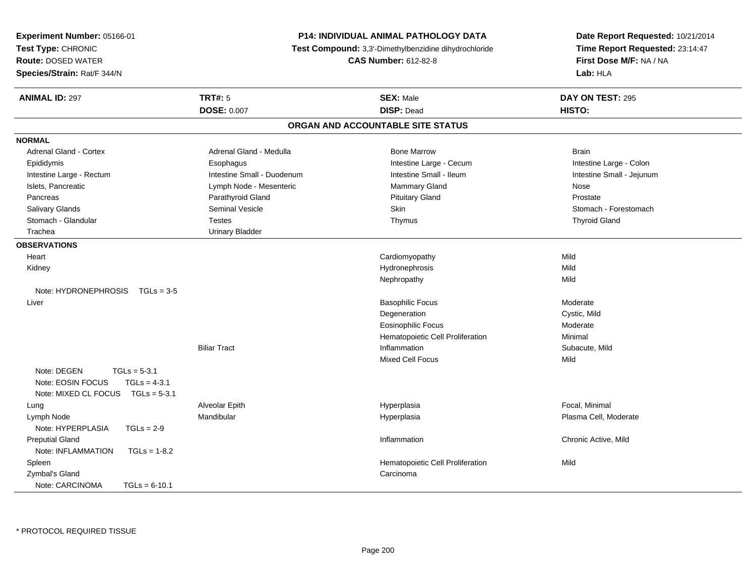**Experiment Number:** 05166-01
**Test Type:** CHRONIC
**Route:** DOSED WATER
**Species/Strain:** Rat/F 344/N

**P14: INDIVIDUAL ANIMAL PATHOLOGY DATA**
**Test Compound:** 3,3'-Dimethylbenzidine dihydrochloride
**CAS Number:** 612-82-8

**Date Report Requested:** 10/21/2014
**Time Report Requested:** 23:14:47
**First Dose M/F:** NA / NA
**Lab:** HLA

| **ANIMAL ID:** 297 | **TRT#:** 5 | **SEX:** Male | **DAY ON TEST:** 295 |
|---|---|---|---|
| | **DOSE:** 0.007 | **DISP:** Dead | **HISTO:** |

## ORGAN AND ACCOUNTABLE SITE STATUS

**NORMAL**

| | | | |
|---|---|---|---|
| Adrenal Gland - Cortex | Adrenal Gland - Medulla | Bone Marrow | Brain |
| Epididymis | Esophagus | Intestine Large - Cecum | Intestine Large - Colon |
| Intestine Large - Rectum | Intestine Small - Duodenum | Intestine Small - Ileum | Intestine Small - Jejunum |
| Islets, Pancreatic | Lymph Node - Mesenteric | Mammary Gland | Nose |
| Pancreas | Parathyroid Gland | Pituitary Gland | Prostate |
| Salivary Glands | Seminal Vesicle | Skin | Stomach - Forestomach |
| Stomach - Glandular | Testes | Thymus | Thyroid Gland |
| Trachea | Urinary Bladder | | |

**OBSERVATIONS**

| | | | |
|---|---|---|---|
| Heart | | Cardiomyopathy | Mild |
| Kidney | | Hydronephrosis | Mild |
| | | Nephropathy | Mild |
| Note: HYDRONEPHROSIS TGLs = 3-5 | | | |
| Liver | | Basophilic Focus | Moderate |
| | | Degeneration | Cystic, Mild |
| | | Eosinophilic Focus | Moderate |
| | | Hematopoietic Cell Proliferation | Minimal |
| | Biliar Tract | Inflammation | Subacute, Mild |
| | | Mixed Cell Focus | Mild |
| Note: DEGEN TGLs = 5-3.1 | | | |
| Note: EOSIN FOCUS TGLs = 4-3.1 | | | |
| Note: MIXED CL FOCUS TGLs = 5-3.1 | | | |
| Lung | Alveolar Epith | Hyperplasia | Focal, Minimal |
| Lymph Node | Mandibular | Hyperplasia | Plasma Cell, Moderate |
| Note: HYPERPLASIA TGLs = 2-9 | | | |
| Preputial Gland | | Inflammation | Chronic Active, Mild |
| Note: INFLAMMATION TGLs = 1-8.2 | | | |
| Spleen | | Hematopoietic Cell Proliferation | Mild |
| Zymbal's Gland | | Carcinoma | |
| Note: CARCINOMA TGLs = 6-10.1 | | | |

* PROTOCOL REQUIRED TISSUE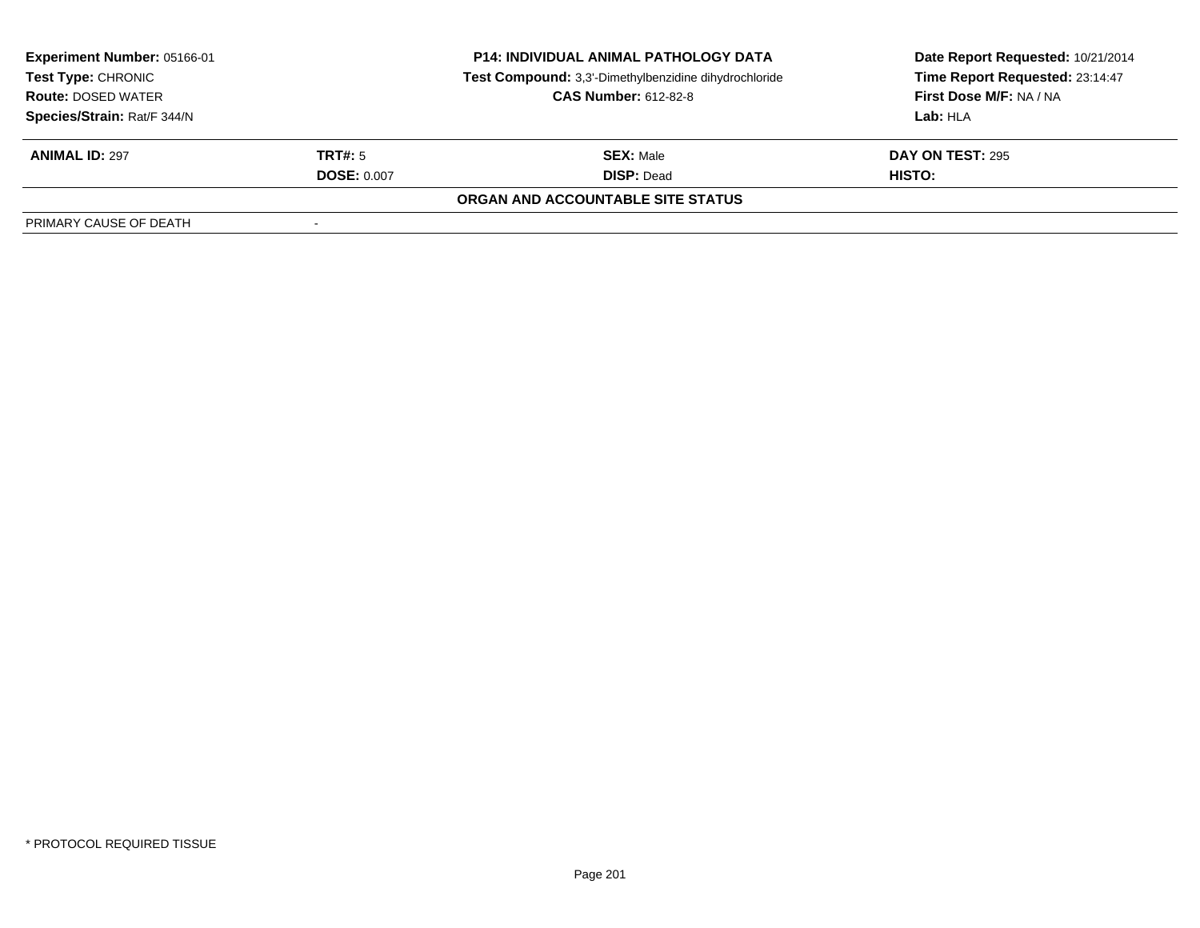| **Experiment Number:** 05166-01 | **P14: INDIVIDUAL ANIMAL PATHOLOGY DATA** | **Date Report Requested:** 10/21/2014 |
|---|---|---|
| **Test Type:** CHRONIC | **Test Compound:** 3,3'-Dimethylbenzidine dihydrochloride | **Time Report Requested:** 23:14:47 |
| **Route:** DOSED WATER | **CAS Number:** 612-82-8 | **First Dose M/F:** NA / NA |
| **Species/Strain:** Rat/F 344/N | | **Lab:** HLA |

| **ANIMAL ID:** 297 | **TRT#:** 5 | **SEX:** Male | **DAY ON TEST:** 295 |
|---|---|---|---|
| | **DOSE:** 0.007 | **DISP:** Dead | **HISTO:** |

**ORGAN AND ACCOUNTABLE SITE STATUS**

| PRIMARY CAUSE OF DEATH | - |
|---|---|

\* PROTOCOL REQUIRED TISSUE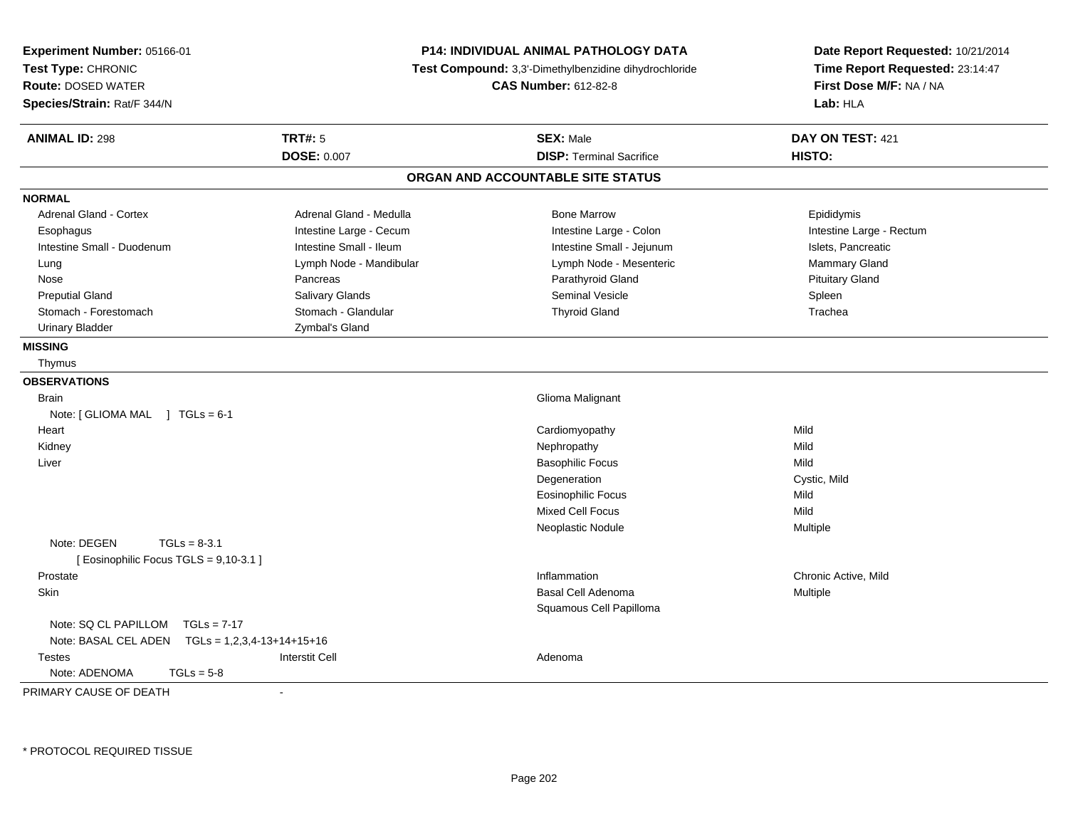**Experiment Number:** 05166-01
**Test Type:** CHRONIC
**Route:** DOSED WATER
**Species/Strain:** Rat/F 344/N

**P14: INDIVIDUAL ANIMAL PATHOLOGY DATA**
**Test Compound:** 3,3'-Dimethylbenzidine dihydrochloride
**CAS Number:** 612-82-8

**Date Report Requested:** 10/21/2014
**Time Report Requested:** 23:14:47
**First Dose M/F:** NA / NA
**Lab:** HLA

| **ANIMAL ID:** 298 | **TRT#:** 5 | **SEX:** Male | **DAY ON TEST:** 421 |
|---|---|---|---|
| | **DOSE:** 0.007 | **DISP:** Terminal Sacrifice | **HISTO:** |

## ORGAN AND ACCOUNTABLE SITE STATUS

**NORMAL**

| | | | |
|---|---|---|---|
| Adrenal Gland - Cortex | Adrenal Gland - Medulla | Bone Marrow | Epididymis |
| Esophagus | Intestine Large - Cecum | Intestine Large - Colon | Intestine Large - Rectum |
| Intestine Small - Duodenum | Intestine Small - Ileum | Intestine Small - Jejunum | Islets, Pancreatic |
| Lung | Lymph Node - Mandibular | Lymph Node - Mesenteric | Mammary Gland |
| Nose | Pancreas | Parathyroid Gland | Pituitary Gland |
| Preputial Gland | Salivary Glands | Seminal Vesicle | Spleen |
| Stomach - Forestomach | Stomach - Glandular | Thyroid Gland | Trachea |
| Urinary Bladder | Zymbal's Gland | | |

**MISSING**

Thymus

**OBSERVATIONS**

| | | | |
|---|---|---|---|
| Brain | | Glioma Malignant | |
| Note: [ GLIOMA MAL ] TGLs = 6-1 | | | |
| Heart | | Cardiomyopathy | Mild |
| Kidney | | Nephropathy | Mild |
| Liver | | Basophilic Focus | Mild |
| | | Degeneration | Cystic, Mild |
| | | Eosinophilic Focus | Mild |
| | | Mixed Cell Focus | Mild |
| | | Neoplastic Nodule | Multiple |
| Note: DEGEN TGLs = 8-3.1 | | | |
| [ Eosinophilic Focus TGLS = 9,10-3.1 ] | | | |
| Prostate | | Inflammation | Chronic Active, Mild |
| Skin | | Basal Cell Adenoma | Multiple |
| | | Squamous Cell Papilloma | |
| Note: SQ CL PAPILLOM TGLs = 7-17 | | | |
| Note: BASAL CEL ADEN TGLs = 1,2,3,4-13+14+15+16 | | | |
| Testes | Interstit Cell | Adenoma | |
| Note: ADENOMA TGLs = 5-8 | | | |

PRIMARY CAUSE OF DEATH -

\* PROTOCOL REQUIRED TISSUE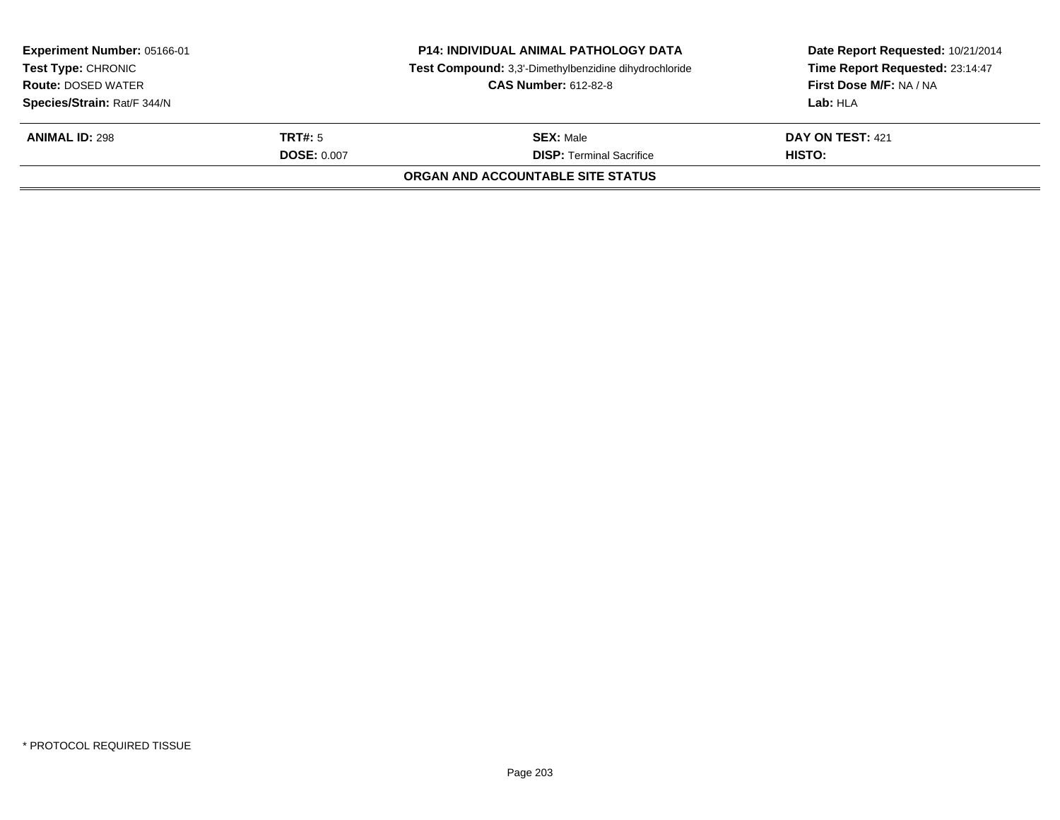| **Experiment Number:** 05166-01 | **P14: INDIVIDUAL ANIMAL PATHOLOGY DATA** | **Date Report Requested:** 10/21/2014 |
|---|---|---|
| **Test Type:** CHRONIC | **Test Compound:** 3,3'-Dimethylbenzidine dihydrochloride | **Time Report Requested:** 23:14:47 |
| **Route:** DOSED WATER | **CAS Number:** 612-82-8 | **First Dose M/F:** NA / NA |
| **Species/Strain:** Rat/F 344/N | | **Lab:** HLA |

| **ANIMAL ID:** 298 | **TRT#:** 5 | **SEX:** Male | **DAY ON TEST:** 421 |
|---|---|---|---|
| | **DOSE:** 0.007 | **DISP:** Terminal Sacrifice | **HISTO:** |

**ORGAN AND ACCOUNTABLE SITE STATUS**

* PROTOCOL REQUIRED TISSUE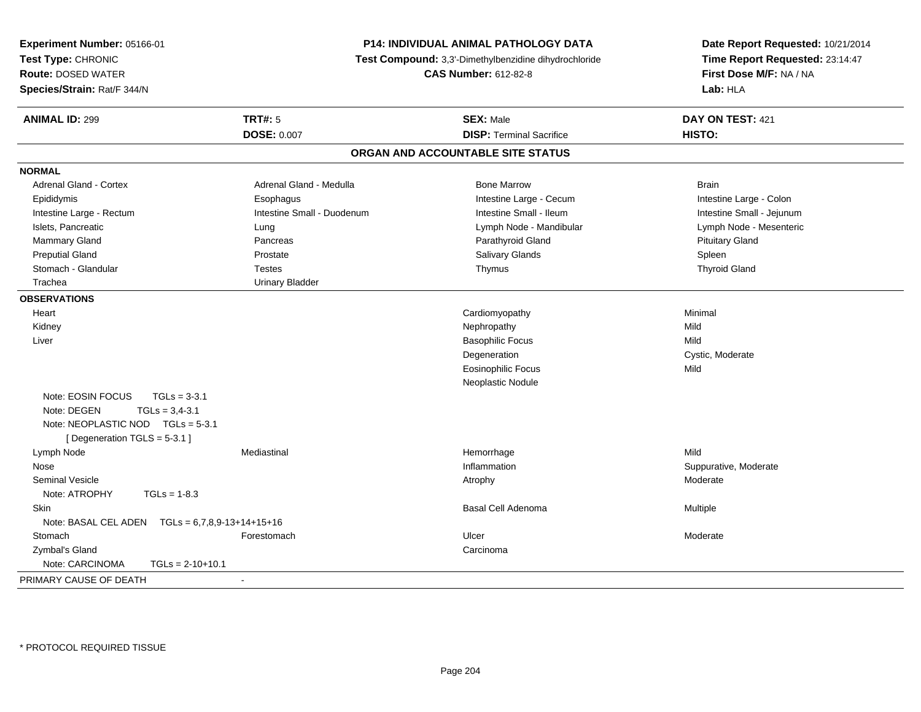**Experiment Number:** 05166-01
**Test Type:** CHRONIC
**Route:** DOSED WATER
**Species/Strain:** Rat/F 344/N

**P14: INDIVIDUAL ANIMAL PATHOLOGY DATA**
**Test Compound:** 3,3'-Dimethylbenzidine dihydrochloride
**CAS Number:** 612-82-8

**Date Report Requested:** 10/21/2014
**Time Report Requested:** 23:14:47
**First Dose M/F:** NA / NA
**Lab:** HLA

| **ANIMAL ID:** 299 | **TRT#:** 5 | **SEX:** Male | **DAY ON TEST:** 421 |
|---|---|---|---|
| | **DOSE:** 0.007 | **DISP:** Terminal Sacrifice | **HISTO:** |

## ORGAN AND ACCOUNTABLE SITE STATUS

**NORMAL**

| | | | |
|---|---|---|---|
| Adrenal Gland - Cortex | Adrenal Gland - Medulla | Bone Marrow | Brain |
| Epididymis | Esophagus | Intestine Large - Cecum | Intestine Large - Colon |
| Intestine Large - Rectum | Intestine Small - Duodenum | Intestine Small - Ileum | Intestine Small - Jejunum |
| Islets, Pancreatic | Lung | Lymph Node - Mandibular | Lymph Node - Mesenteric |
| Mammary Gland | Pancreas | Parathyroid Gland | Pituitary Gland |
| Preputial Gland | Prostate | Salivary Glands | Spleen |
| Stomach - Glandular | Testes | Thymus | Thyroid Gland |
| Trachea | Urinary Bladder | | |

**OBSERVATIONS**

| | | | |
|---|---|---|---|
| Heart | | Cardiomyopathy | Minimal |
| Kidney | | Nephropathy | Mild |
| Liver | | Basophilic Focus | Mild |
| | | Degeneration | Cystic, Moderate |
| | | Eosinophilic Focus | Mild |
| | | Neoplastic Nodule | |
| Note: EOSIN FOCUS TGLs = 3-3.1 | | | |
| Note: DEGEN TGLs = 3,4-3.1 | | | |
| Note: NEOPLASTIC NOD TGLs = 5-3.1 | | | |
| [ Degeneration TGLS = 5-3.1 ] | | | |
| Lymph Node | Mediastinal | Hemorrhage | Mild |
| Nose | | Inflammation | Suppurative, Moderate |
| Seminal Vesicle | | Atrophy | Moderate |
| Note: ATROPHY TGLs = 1-8.3 | | | |
| Skin | | Basal Cell Adenoma | Multiple |
| Note: BASAL CEL ADEN TGLs = 6,7,8,9-13+14+15+16 | | | |
| Stomach | Forestomach | Ulcer | Moderate |
| Zymbal's Gland | | Carcinoma | |
| Note: CARCINOMA TGLs = 2-10+10.1 | | | |

PRIMARY CAUSE OF DEATH -

* PROTOCOL REQUIRED TISSUE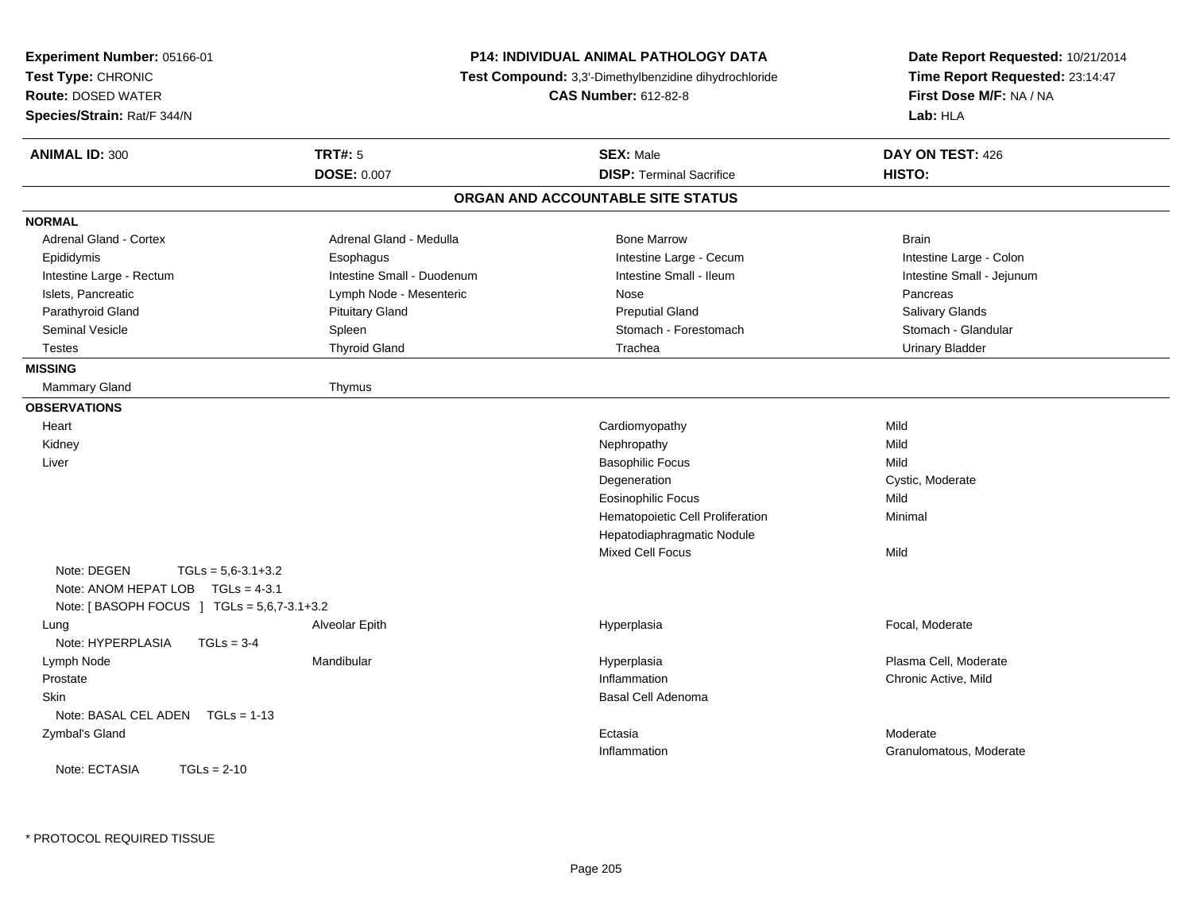**Experiment Number:** 05166-01
**Test Type:** CHRONIC
**Route:** DOSED WATER
**Species/Strain:** Rat/F 344/N

**P14: INDIVIDUAL ANIMAL PATHOLOGY DATA**
**Test Compound:** 3,3'-Dimethylbenzidine dihydrochloride
**CAS Number:** 612-82-8

**Date Report Requested:** 10/21/2014
**Time Report Requested:** 23:14:47
**First Dose M/F:** NA / NA
**Lab:** HLA

| **ANIMAL ID:** 300 | **TRT#:** 5 | **SEX:** Male | **DAY ON TEST:** 426 |
|---|---|---|---|
| | **DOSE:** 0.007 | **DISP:** Terminal Sacrifice | **HISTO:** |

## ORGAN AND ACCOUNTABLE SITE STATUS

**NORMAL**

| | | | |
|---|---|---|---|
| Adrenal Gland - Cortex | Adrenal Gland - Medulla | Bone Marrow | Brain |
| Epididymis | Esophagus | Intestine Large - Cecum | Intestine Large - Colon |
| Intestine Large - Rectum | Intestine Small - Duodenum | Intestine Small - Ileum | Intestine Small - Jejunum |
| Islets, Pancreatic | Lymph Node - Mesenteric | Nose | Pancreas |
| Parathyroid Gland | Pituitary Gland | Preputial Gland | Salivary Glands |
| Seminal Vesicle | Spleen | Stomach - Forestomach | Stomach - Glandular |
| Testes | Thyroid Gland | Trachea | Urinary Bladder |

**MISSING**

| | |
|---|---|
| Mammary Gland | Thymus |

**OBSERVATIONS**

| Organ | Site | Observation | Severity |
|---|---|---|---|
| Heart | | Cardiomyopathy | Mild |
| Kidney | | Nephropathy | Mild |
| Liver | | Basophilic Focus | Mild |
| | | Degeneration | Cystic, Moderate |
| | | Eosinophilic Focus | Mild |
| | | Hematopoietic Cell Proliferation | Minimal |
| | | Hepatodiaphragmatic Nodule | |
| | | Mixed Cell Focus | Mild |
| Note: DEGEN TGLs = 5,6-3.1+3.2 | | | |
| Note: ANOM HEPAT LOB TGLs = 4-3.1 | | | |
| Note: [ BASOPH FOCUS ] TGLs = 5,6,7-3.1+3.2 | | | |
| Lung | Alveolar Epith | Hyperplasia | Focal, Moderate |
| Note: HYPERPLASIA TGLs = 3-4 | | | |
| Lymph Node | Mandibular | Hyperplasia | Plasma Cell, Moderate |
| Prostate | | Inflammation | Chronic Active, Mild |
| Skin | | Basal Cell Adenoma | |
| Note: BASAL CEL ADEN TGLs = 1-13 | | | |
| Zymbal's Gland | | Ectasia | Moderate |
| | | Inflammation | Granulomatous, Moderate |
| Note: ECTASIA TGLs = 2-10 | | | |

* PROTOCOL REQUIRED TISSUE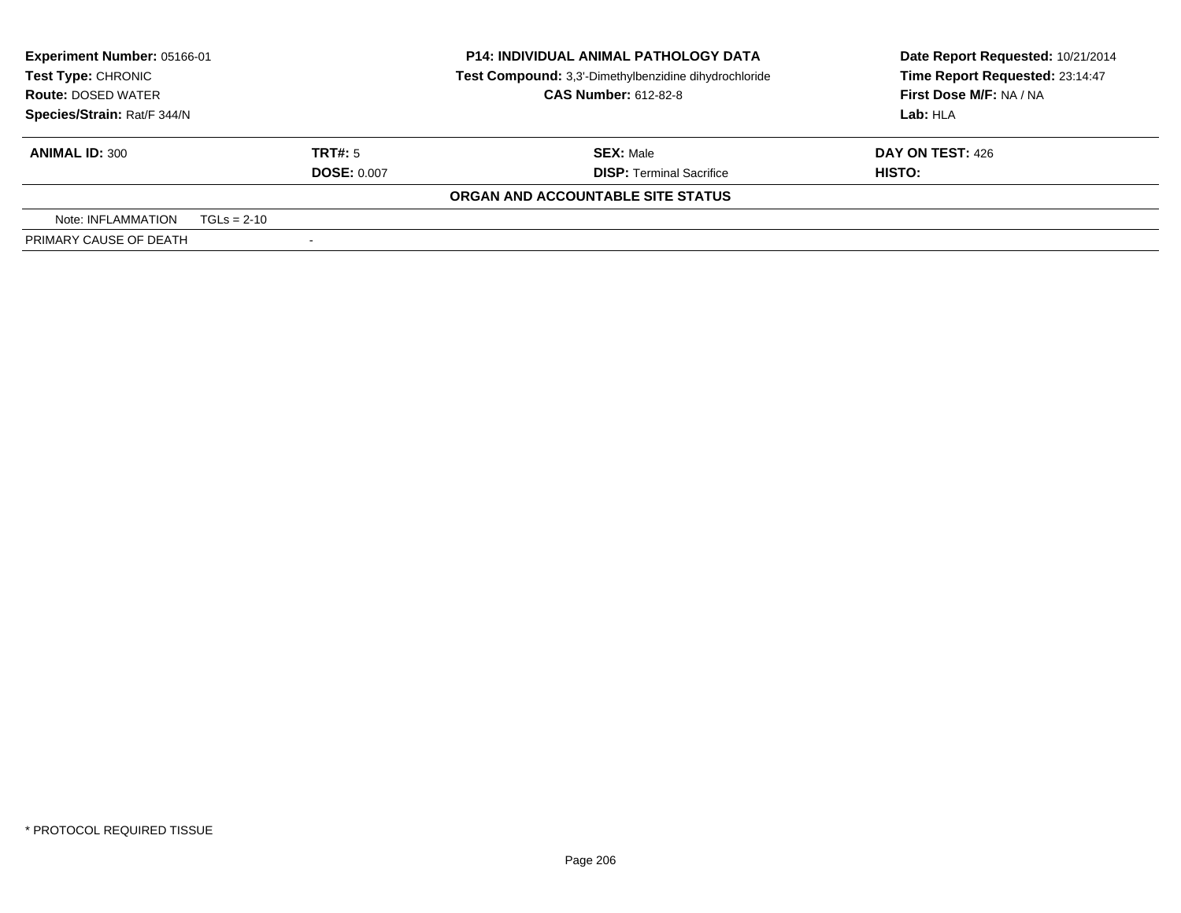**Experiment Number:** 05166-01
**Test Type:** CHRONIC
**Route:** DOSED WATER
**Species/Strain:** Rat/F 344/N

**P14: INDIVIDUAL ANIMAL PATHOLOGY DATA**
**Test Compound:** 3,3'-Dimethylbenzidine dihydrochloride
**CAS Number:** 612-82-8

**Date Report Requested:** 10/21/2014
**Time Report Requested:** 23:14:47
**First Dose M/F:** NA / NA
**Lab:** HLA

| **ANIMAL ID:** 300 | **TRT#:** 5 | **SEX:** Male | **DAY ON TEST:** 426 |
|---|---|---|---|
| | **DOSE:** 0.007 | **DISP:** Terminal Sacrifice | **HISTO:** |

**ORGAN AND ACCOUNTABLE SITE STATUS**

| | |
|---|---|
| Note: INFLAMMATION TGLs = 2-10 | |
| PRIMARY CAUSE OF DEATH | - |

\* PROTOCOL REQUIRED TISSUE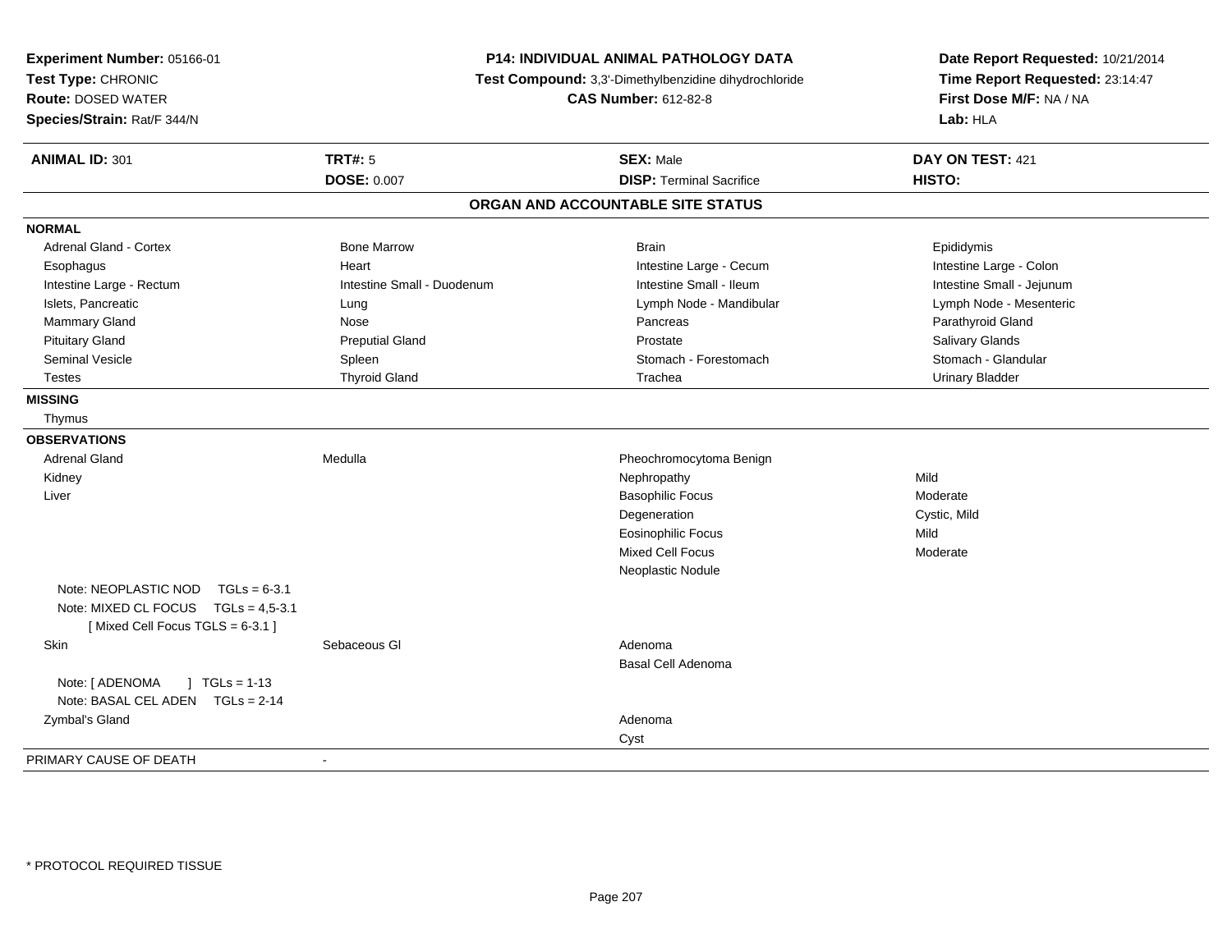**Experiment Number:** 05166-01
**Test Type:** CHRONIC
**Route:** DOSED WATER
**Species/Strain:** Rat/F 344/N

**P14: INDIVIDUAL ANIMAL PATHOLOGY DATA**
**Test Compound:** 3,3'-Dimethylbenzidine dihydrochloride
**CAS Number:** 612-82-8

**Date Report Requested:** 10/21/2014
**Time Report Requested:** 23:14:47
**First Dose M/F:** NA / NA
**Lab:** HLA

| **ANIMAL ID:** 301 | **TRT#:** 5 | **SEX:** Male | **DAY ON TEST:** 421 |
|---|---|---|---|
| | **DOSE:** 0.007 | **DISP:** Terminal Sacrifice | **HISTO:** |

## ORGAN AND ACCOUNTABLE SITE STATUS

**NORMAL**

| | | | |
|---|---|---|---|
| Adrenal Gland - Cortex | Bone Marrow | Brain | Epididymis |
| Esophagus | Heart | Intestine Large - Cecum | Intestine Large - Colon |
| Intestine Large - Rectum | Intestine Small - Duodenum | Intestine Small - Ileum | Intestine Small - Jejunum |
| Islets, Pancreatic | Lung | Lymph Node - Mandibular | Lymph Node - Mesenteric |
| Mammary Gland | Nose | Pancreas | Parathyroid Gland |
| Pituitary Gland | Preputial Gland | Prostate | Salivary Glands |
| Seminal Vesicle | Spleen | Stomach - Forestomach | Stomach - Glandular |
| Testes | Thyroid Gland | Trachea | Urinary Bladder |

**MISSING**

Thymus

**OBSERVATIONS**

| | | | |
|---|---|---|---|
| Adrenal Gland | Medulla | Pheochromocytoma Benign | |
| Kidney | | Nephropathy | Mild |
| Liver | | Basophilic Focus | Moderate |
| | | Degeneration | Cystic, Mild |
| | | Eosinophilic Focus | Mild |
| | | Mixed Cell Focus | Moderate |
| | | Neoplastic Nodule | |

Note: NEOPLASTIC NOD TGLs = 6-3.1
Note: MIXED CL FOCUS TGLs = 4,5-3.1
[ Mixed Cell Focus TGLS = 6-3.1 ]

| | | | |
|---|---|---|---|
| Skin | Sebaceous Gl | Adenoma | |
| | | Basal Cell Adenoma | |

Note: [ ADENOMA ] TGLs = 1-13
Note: BASAL CEL ADEN TGLs = 2-14

| | | | |
|---|---|---|---|
| Zymbal's Gland | | Adenoma | |
| | | Cyst | |

PRIMARY CAUSE OF DEATH -

* PROTOCOL REQUIRED TISSUE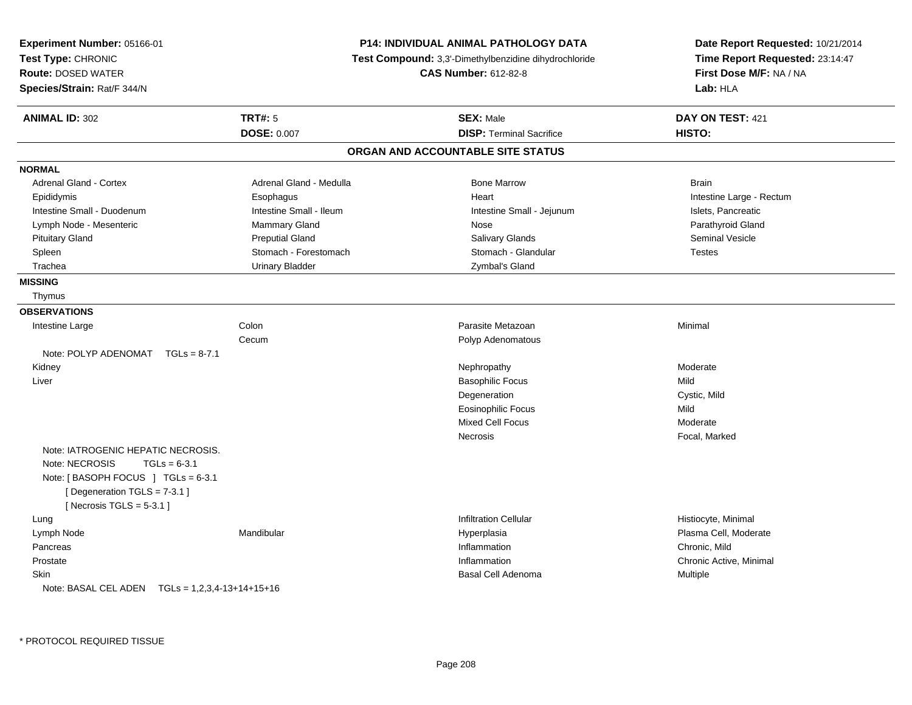**Experiment Number:** 05166-01
**Test Type:** CHRONIC
**Route:** DOSED WATER
**Species/Strain:** Rat/F 344/N

**P14: INDIVIDUAL ANIMAL PATHOLOGY DATA**
**Test Compound:** 3,3'-Dimethylbenzidine dihydrochloride
**CAS Number:** 612-82-8

**Date Report Requested:** 10/21/2014
**Time Report Requested:** 23:14:47
**First Dose M/F:** NA / NA
**Lab:** HLA

| **ANIMAL ID:** 302 | **TRT#:** 5 | **SEX:** Male | **DAY ON TEST:** 421 |
|---|---|---|---|
| | **DOSE:** 0.007 | **DISP:** Terminal Sacrifice | **HISTO:** |

## ORGAN AND ACCOUNTABLE SITE STATUS

**NORMAL**

| | | | |
|---|---|---|---|
| Adrenal Gland - Cortex | Adrenal Gland - Medulla | Bone Marrow | Brain |
| Epididymis | Esophagus | Heart | Intestine Large - Rectum |
| Intestine Small - Duodenum | Intestine Small - Ileum | Intestine Small - Jejunum | Islets, Pancreatic |
| Lymph Node - Mesenteric | Mammary Gland | Nose | Parathyroid Gland |
| Pituitary Gland | Preputial Gland | Salivary Glands | Seminal Vesicle |
| Spleen | Stomach - Forestomach | Stomach - Glandular | Testes |
| Trachea | Urinary Bladder | Zymbal's Gland | |

**MISSING**

Thymus

**OBSERVATIONS**

| Organ | Site | Observation | Severity |
|---|---|---|---|
| Intestine Large | Colon | Parasite Metazoan | Minimal |
| | Cecum | Polyp Adenomatous | |
| Note: POLYP ADENOMAT TGLs = 8-7.1 | | | |
| Kidney | | Nephropathy | Moderate |
| Liver | | Basophilic Focus | Mild |
| | | Degeneration | Cystic, Mild |
| | | Eosinophilic Focus | Mild |
| | | Mixed Cell Focus | Moderate |
| | | Necrosis | Focal, Marked |
| Note: IATROGENIC HEPATIC NECROSIS.<br>Note: NECROSIS TGLs = 6-3.1<br>Note: [ BASOPH FOCUS ] TGLs = 6-3.1<br>[ Degeneration TGLS = 7-3.1 ]<br>[ Necrosis TGLS = 5-3.1 ] | | | |
| Lung | | Infiltration Cellular | Histiocyte, Minimal |
| Lymph Node | Mandibular | Hyperplasia | Plasma Cell, Moderate |
| Pancreas | | Inflammation | Chronic, Mild |
| Prostate | | Inflammation | Chronic Active, Minimal |
| Skin | | Basal Cell Adenoma | Multiple |
| Note: BASAL CEL ADEN TGLs = 1,2,3,4-13+14+15+16 | | | |

* PROTOCOL REQUIRED TISSUE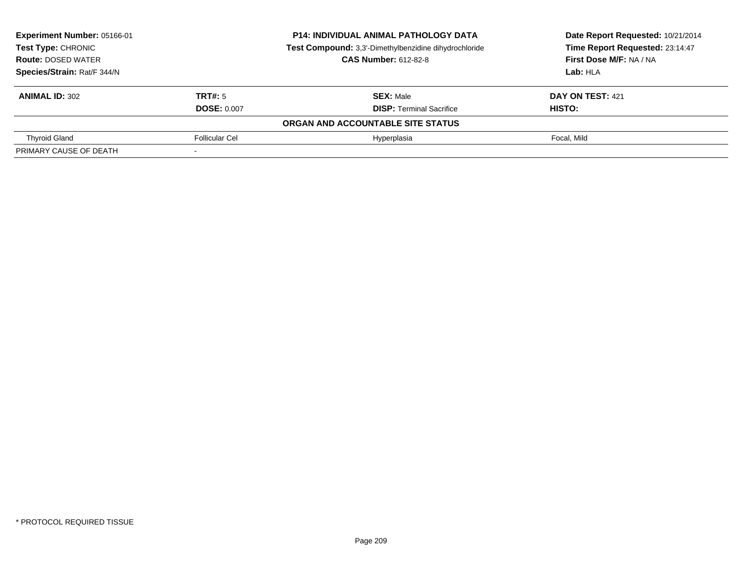**Experiment Number:** 05166-01
**Test Type:** CHRONIC
**Route:** DOSED WATER
**Species/Strain:** Rat/F 344/N

**P14: INDIVIDUAL ANIMAL PATHOLOGY DATA**
**Test Compound:** 3,3'-Dimethylbenzidine dihydrochloride
**CAS Number:** 612-82-8

**Date Report Requested:** 10/21/2014
**Time Report Requested:** 23:14:47
**First Dose M/F:** NA / NA
**Lab:** HLA

| **ANIMAL ID:** 302 | **TRT#:** 5 | **SEX:** Male | **DAY ON TEST:** 421 |
|---|---|---|---|
| | **DOSE:** 0.007 | **DISP:** Terminal Sacrifice | **HISTO:** |
| | | **ORGAN AND ACCOUNTABLE SITE STATUS** | |
| Thyroid Gland | Follicular Cel | Hyperplasia | Focal, Mild |
| PRIMARY CAUSE OF DEATH | - | | |

* PROTOCOL REQUIRED TISSUE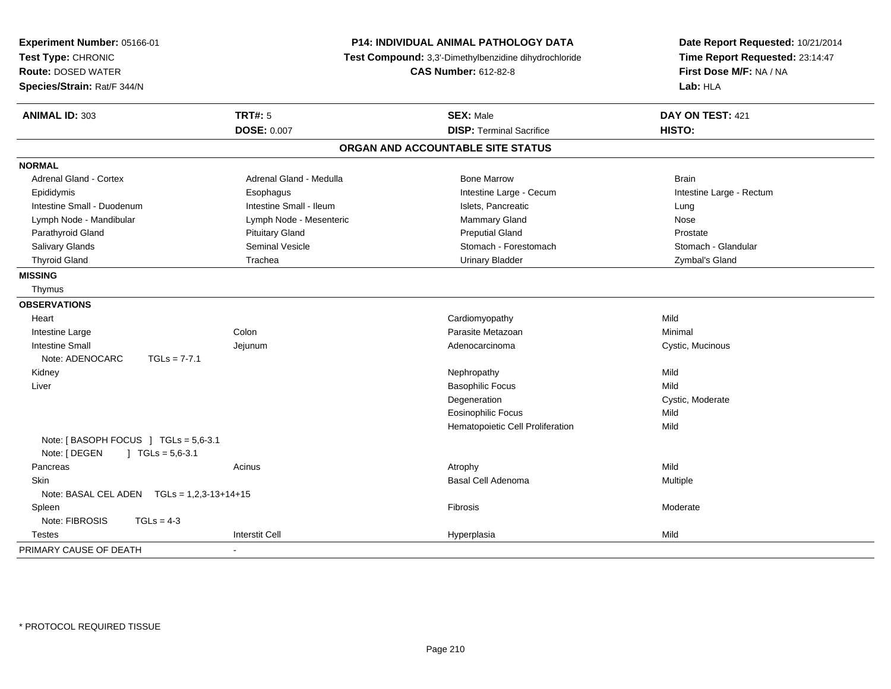**Experiment Number:** 05166-01
**Test Type:** CHRONIC
**Route:** DOSED WATER
**Species/Strain:** Rat/F 344/N

**P14: INDIVIDUAL ANIMAL PATHOLOGY DATA**
**Test Compound:** 3,3'-Dimethylbenzidine dihydrochloride
**CAS Number:** 612-82-8

**Date Report Requested:** 10/21/2014
**Time Report Requested:** 23:14:47
**First Dose M/F:** NA / NA
**Lab:** HLA

| **ANIMAL ID:** 303 | **TRT#:** 5 | **SEX:** Male | **DAY ON TEST:** 421 |
|---|---|---|---|
| | **DOSE:** 0.007 | **DISP:** Terminal Sacrifice | **HISTO:** |

## ORGAN AND ACCOUNTABLE SITE STATUS

**NORMAL**

| | | | |
|---|---|---|---|
| Adrenal Gland - Cortex | Adrenal Gland - Medulla | Bone Marrow | Brain |
| Epididymis | Esophagus | Intestine Large - Cecum | Intestine Large - Rectum |
| Intestine Small - Duodenum | Intestine Small - Ileum | Islets, Pancreatic | Lung |
| Lymph Node - Mandibular | Lymph Node - Mesenteric | Mammary Gland | Nose |
| Parathyroid Gland | Pituitary Gland | Preputial Gland | Prostate |
| Salivary Glands | Seminal Vesicle | Stomach - Forestomach | Stomach - Glandular |
| Thyroid Gland | Trachea | Urinary Bladder | Zymbal's Gland |

**MISSING**

Thymus

**OBSERVATIONS**

| | | | |
|---|---|---|---|
| Heart | | Cardiomyopathy | Mild |
| Intestine Large | Colon | Parasite Metazoan | Minimal |
| Intestine Small | Jejunum | Adenocarcinoma | Cystic, Mucinous |
| Note: ADENOCARC TGLs = 7-7.1 | | | |
| Kidney | | Nephropathy | Mild |
| Liver | | Basophilic Focus | Mild |
| | | Degeneration | Cystic, Moderate |
| | | Eosinophilic Focus | Mild |
| | | Hematopoietic Cell Proliferation | Mild |
| Note: [ BASOPH FOCUS ] TGLs = 5,6-3.1 | | | |
| Note: [ DEGEN ] TGLs = 5,6-3.1 | | | |
| Pancreas | Acinus | Atrophy | Mild |
| Skin | | Basal Cell Adenoma | Multiple |
| Note: BASAL CEL ADEN TGLs = 1,2,3-13+14+15 | | | |
| Spleen | | Fibrosis | Moderate |
| Note: FIBROSIS TGLs = 4-3 | | | |
| Testes | Interstit Cell | Hyperplasia | Mild |

PRIMARY CAUSE OF DEATH -

* PROTOCOL REQUIRED TISSUE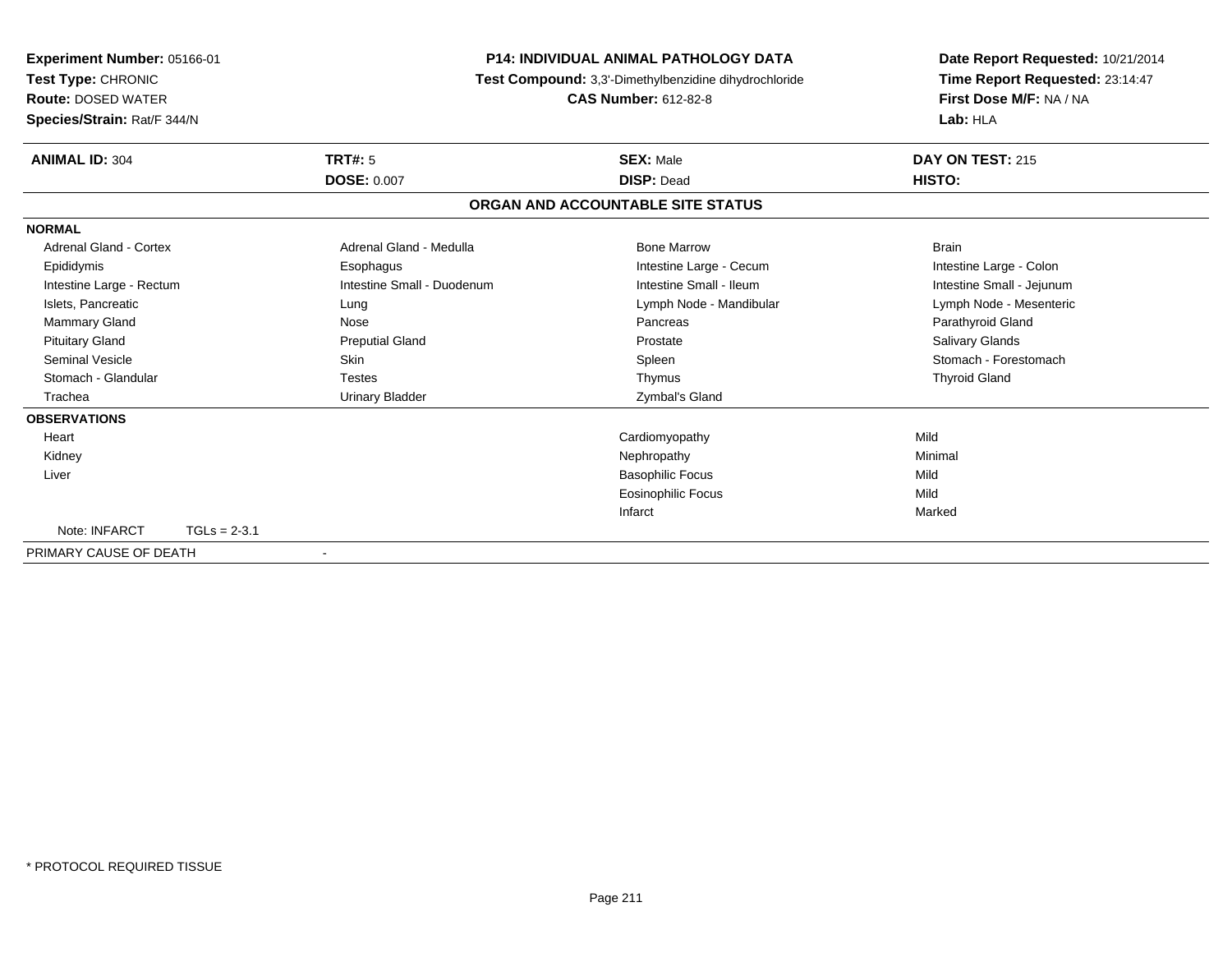**Experiment Number:** 05166-01
**Test Type:** CHRONIC
**Route:** DOSED WATER
**Species/Strain:** Rat/F 344/N

**P14: INDIVIDUAL ANIMAL PATHOLOGY DATA**
**Test Compound:** 3,3'-Dimethylbenzidine dihydrochloride
**CAS Number:** 612-82-8

**Date Report Requested:** 10/21/2014
**Time Report Requested:** 23:14:47
**First Dose M/F:** NA / NA
**Lab:** HLA

| **ANIMAL ID:** 304 | **TRT#:** 5 | **SEX:** Male | **DAY ON TEST:** 215 |
|---|---|---|---|
| | **DOSE:** 0.007 | **DISP:** Dead | **HISTO:** |

**ORGAN AND ACCOUNTABLE SITE STATUS**

**NORMAL**

| | | | |
|---|---|---|---|
| Adrenal Gland - Cortex | Adrenal Gland - Medulla | Bone Marrow | Brain |
| Epididymis | Esophagus | Intestine Large - Cecum | Intestine Large - Colon |
| Intestine Large - Rectum | Intestine Small - Duodenum | Intestine Small - Ileum | Intestine Small - Jejunum |
| Islets, Pancreatic | Lung | Lymph Node - Mandibular | Lymph Node - Mesenteric |
| Mammary Gland | Nose | Pancreas | Parathyroid Gland |
| Pituitary Gland | Preputial Gland | Prostate | Salivary Glands |
| Seminal Vesicle | Skin | Spleen | Stomach - Forestomach |
| Stomach - Glandular | Testes | Thymus | Thyroid Gland |
| Trachea | Urinary Bladder | Zymbal's Gland | |

**OBSERVATIONS**

| | | |
|---|---|---|
| Heart | Cardiomyopathy | Mild |
| Kidney | Nephropathy | Minimal |
| Liver | Basophilic Focus | Mild |
| | Eosinophilic Focus | Mild |
| | Infarct | Marked |

Note: INFARCT TGLs = 2-3.1

PRIMARY CAUSE OF DEATH -

\* PROTOCOL REQUIRED TISSUE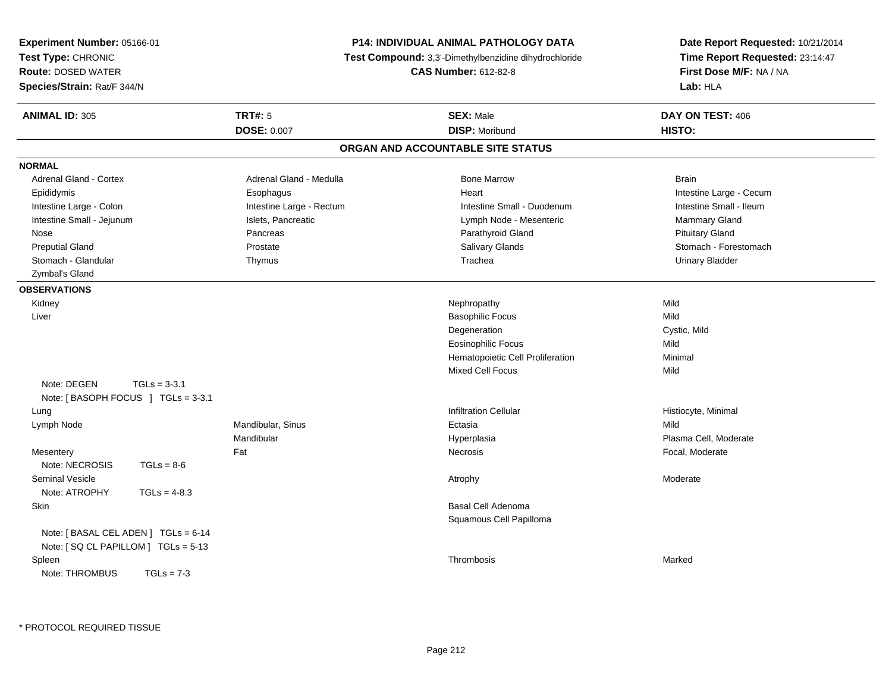**Experiment Number:** 05166-01
**Test Type:** CHRONIC
**Route:** DOSED WATER
**Species/Strain:** Rat/F 344/N

**P14: INDIVIDUAL ANIMAL PATHOLOGY DATA**
**Test Compound:** 3,3'-Dimethylbenzidine dihydrochloride
**CAS Number:** 612-82-8

**Date Report Requested:** 10/21/2014
**Time Report Requested:** 23:14:47
**First Dose M/F:** NA / NA
**Lab:** HLA

| **ANIMAL ID:** 305 | **TRT#:** 5 | **SEX:** Male | **DAY ON TEST:** 406 |
|---|---|---|---|
| | **DOSE:** 0.007 | **DISP:** Moribund | **HISTO:** |

## ORGAN AND ACCOUNTABLE SITE STATUS

**NORMAL**

| | | | |
|---|---|---|---|
| Adrenal Gland - Cortex | Adrenal Gland - Medulla | Bone Marrow | Brain |
| Epididymis | Esophagus | Heart | Intestine Large - Cecum |
| Intestine Large - Colon | Intestine Large - Rectum | Intestine Small - Duodenum | Intestine Small - Ileum |
| Intestine Small - Jejunum | Islets, Pancreatic | Lymph Node - Mesenteric | Mammary Gland |
| Nose | Pancreas | Parathyroid Gland | Pituitary Gland |
| Preputial Gland | Prostate | Salivary Glands | Stomach - Forestomach |
| Stomach - Glandular | Thymus | Trachea | Urinary Bladder |
| Zymbal's Gland | | | |

**OBSERVATIONS**

| | | | |
|---|---|---|---|
| Kidney | | Nephropathy | Mild |
| Liver | | Basophilic Focus | Mild |
| | | Degeneration | Cystic, Mild |
| | | Eosinophilic Focus | Mild |
| | | Hematopoietic Cell Proliferation | Minimal |
| | | Mixed Cell Focus | Mild |
| Note: DEGEN TGLs = 3-3.1 | | | |
| Note: [ BASOPH FOCUS ] TGLs = 3-3.1 | | | |
| Lung | | Infiltration Cellular | Histiocyte, Minimal |
| Lymph Node | Mandibular, Sinus | Ectasia | Mild |
| | Mandibular | Hyperplasia | Plasma Cell, Moderate |
| Mesentery | Fat | Necrosis | Focal, Moderate |
| Note: NECROSIS TGLs = 8-6 | | | |
| Seminal Vesicle | | Atrophy | Moderate |
| Note: ATROPHY TGLs = 4-8.3 | | | |
| Skin | | Basal Cell Adenoma | |
| | | Squamous Cell Papilloma | |
| Note: [ BASAL CEL ADEN ] TGLs = 6-14 | | | |
| Note: [ SQ CL PAPILLOM ] TGLs = 5-13 | | | |
| Spleen | | Thrombosis | Marked |
| Note: THROMBUS TGLs = 7-3 | | | |

* PROTOCOL REQUIRED TISSUE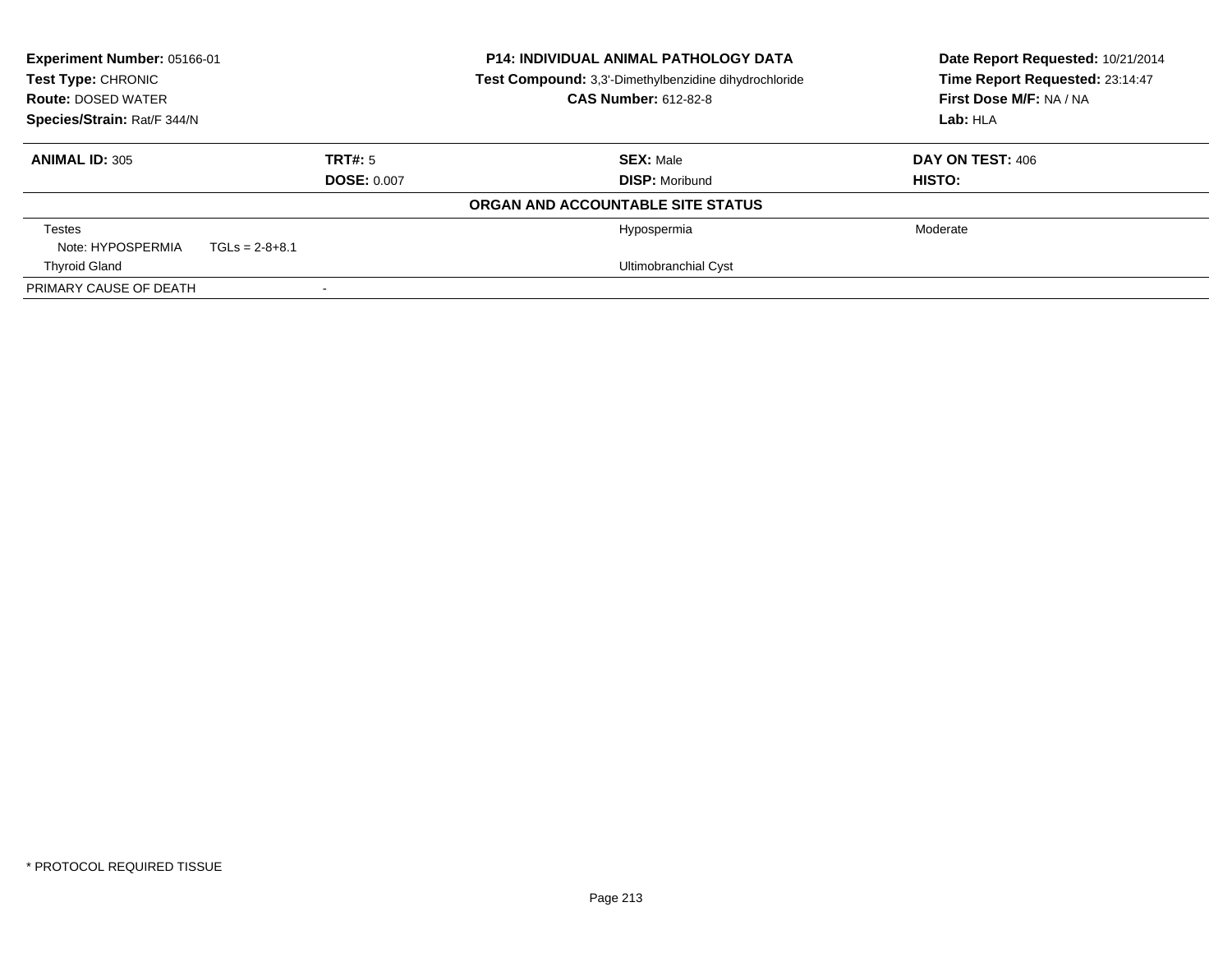**Experiment Number:** 05166-01
**Test Type:** CHRONIC
**Route:** DOSED WATER
**Species/Strain:** Rat/F 344/N

**P14: INDIVIDUAL ANIMAL PATHOLOGY DATA**
**Test Compound:** 3,3'-Dimethylbenzidine dihydrochloride
**CAS Number:** 612-82-8

**Date Report Requested:** 10/21/2014
**Time Report Requested:** 23:14:47
**First Dose M/F:** NA / NA
**Lab:** HLA

| **ANIMAL ID:** 305 | **TRT#:** 5 | **SEX:** Male | **DAY ON TEST:** 406 |
|---|---|---|---|
| | **DOSE:** 0.007 | **DISP:** Moribund | **HISTO:** |

**ORGAN AND ACCOUNTABLE SITE STATUS**

| | | | |
|---|---|---|---|
| Testes | | Hypospermia | Moderate |
| Note: HYPOSPERMIA TGLs = 2-8+8.1 | | | |
| Thyroid Gland | | Ultimobranchial Cyst | |
| PRIMARY CAUSE OF DEATH | - | | |

\* PROTOCOL REQUIRED TISSUE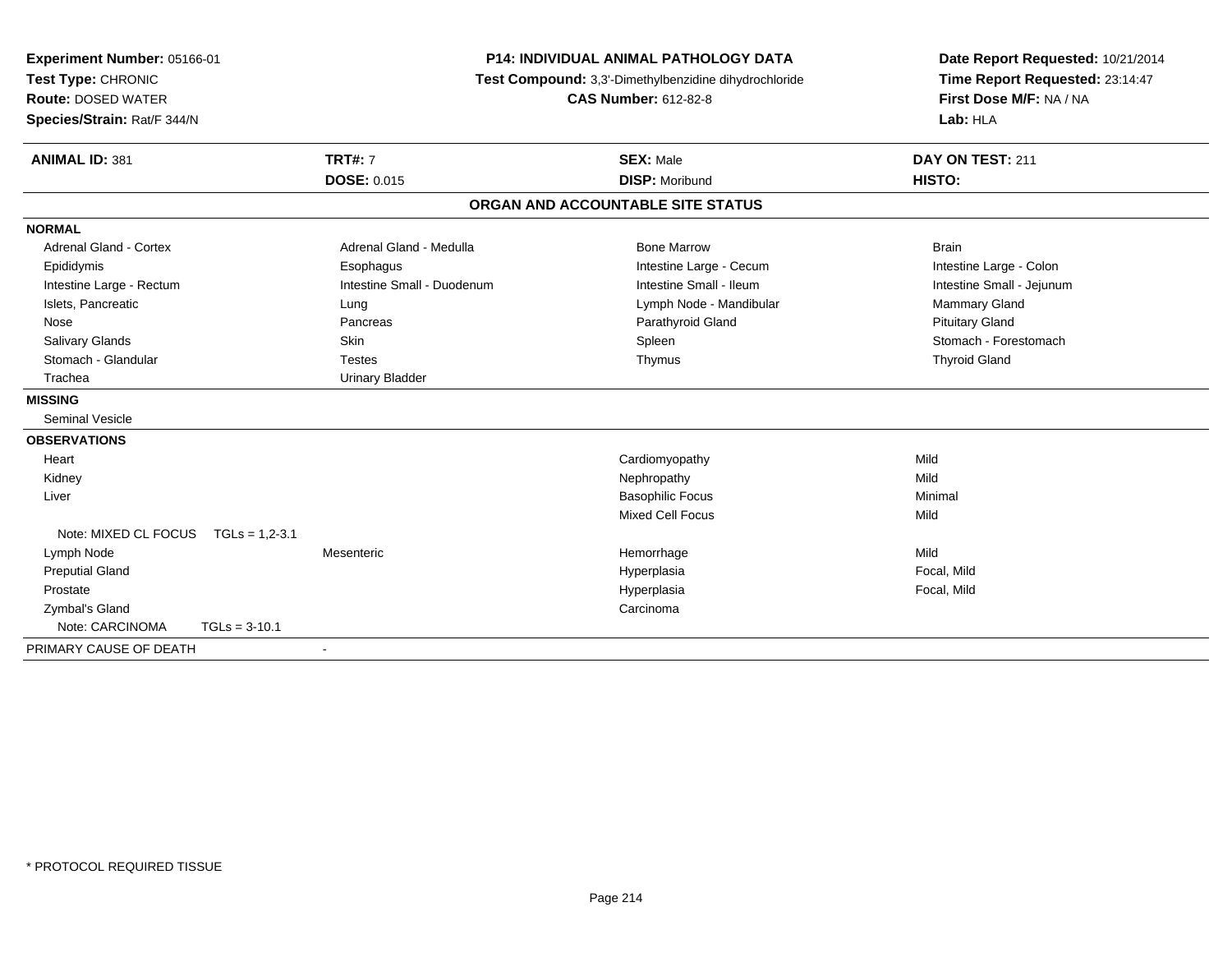**Experiment Number:** 05166-01
**Test Type:** CHRONIC
**Route:** DOSED WATER
**Species/Strain:** Rat/F 344/N

**P14: INDIVIDUAL ANIMAL PATHOLOGY DATA**
**Test Compound:** 3,3'-Dimethylbenzidine dihydrochloride
**CAS Number:** 612-82-8

**Date Report Requested:** 10/21/2014
**Time Report Requested:** 23:14:47
**First Dose M/F:** NA / NA
**Lab:** HLA

| **ANIMAL ID:** 381 | **TRT#:** 7 | **SEX:** Male | **DAY ON TEST:** 211 |
|---|---|---|---|
| | **DOSE:** 0.015 | **DISP:** Moribund | **HISTO:** |

## ORGAN AND ACCOUNTABLE SITE STATUS

**NORMAL**

| | | | |
|---|---|---|---|
| Adrenal Gland - Cortex | Adrenal Gland - Medulla | Bone Marrow | Brain |
| Epididymis | Esophagus | Intestine Large - Cecum | Intestine Large - Colon |
| Intestine Large - Rectum | Intestine Small - Duodenum | Intestine Small - Ileum | Intestine Small - Jejunum |
| Islets, Pancreatic | Lung | Lymph Node - Mandibular | Mammary Gland |
| Nose | Pancreas | Parathyroid Gland | Pituitary Gland |
| Salivary Glands | Skin | Spleen | Stomach - Forestomach |
| Stomach - Glandular | Testes | Thymus | Thyroid Gland |
| Trachea | Urinary Bladder | | |

**MISSING**

Seminal Vesicle

**OBSERVATIONS**

| | | | |
|---|---|---|---|
| Heart | | Cardiomyopathy | Mild |
| Kidney | | Nephropathy | Mild |
| Liver | | Basophilic Focus | Minimal |
| | | Mixed Cell Focus | Mild |
| Note: MIXED CL FOCUS TGLs = 1,2-3.1 | | | |
| Lymph Node | Mesenteric | Hemorrhage | Mild |
| Preputial Gland | | Hyperplasia | Focal, Mild |
| Prostate | | Hyperplasia | Focal, Mild |
| Zymbal's Gland | | Carcinoma | |
| Note: CARCINOMA TGLs = 3-10.1 | | | |

PRIMARY CAUSE OF DEATH -

* PROTOCOL REQUIRED TISSUE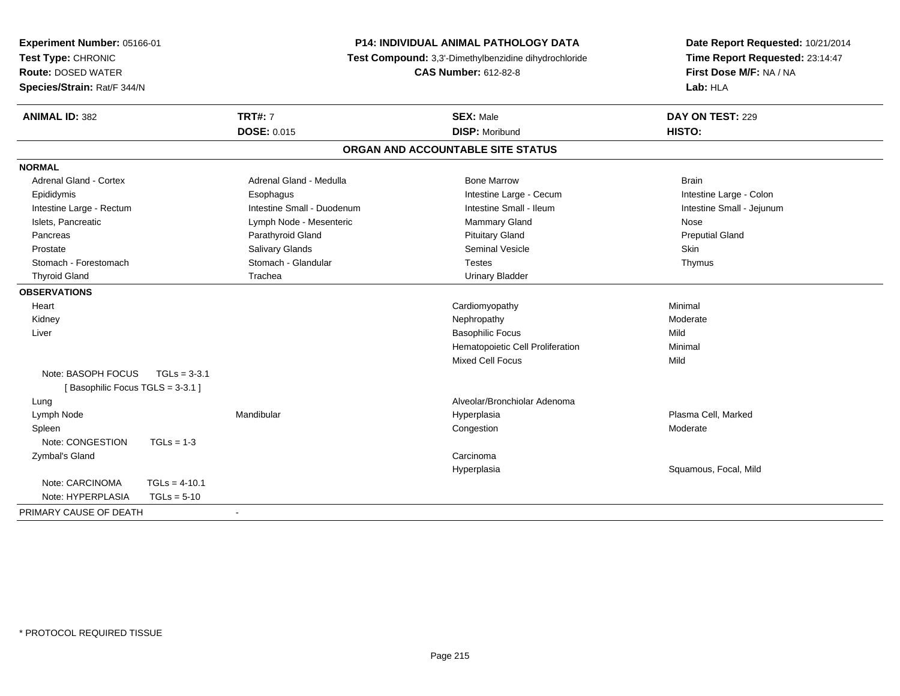**Experiment Number:** 05166-01
**Test Type:** CHRONIC
**Route:** DOSED WATER
**Species/Strain:** Rat/F 344/N

**P14: INDIVIDUAL ANIMAL PATHOLOGY DATA**
**Test Compound:** 3,3'-Dimethylbenzidine dihydrochloride
**CAS Number:** 612-82-8

**Date Report Requested:** 10/21/2014
**Time Report Requested:** 23:14:47
**First Dose M/F:** NA / NA
**Lab:** HLA

| **ANIMAL ID:** 382 | **TRT#:** 7 | **SEX:** Male | **DAY ON TEST:** 229 |
|---|---|---|---|
| | **DOSE:** 0.015 | **DISP:** Moribund | **HISTO:** |

## ORGAN AND ACCOUNTABLE SITE STATUS

**NORMAL**

| | | | |
|---|---|---|---|
| Adrenal Gland - Cortex | Adrenal Gland - Medulla | Bone Marrow | Brain |
| Epididymis | Esophagus | Intestine Large - Cecum | Intestine Large - Colon |
| Intestine Large - Rectum | Intestine Small - Duodenum | Intestine Small - Ileum | Intestine Small - Jejunum |
| Islets, Pancreatic | Lymph Node - Mesenteric | Mammary Gland | Nose |
| Pancreas | Parathyroid Gland | Pituitary Gland | Preputial Gland |
| Prostate | Salivary Glands | Seminal Vesicle | Skin |
| Stomach - Forestomach | Stomach - Glandular | Testes | Thymus |
| Thyroid Gland | Trachea | Urinary Bladder | |

**OBSERVATIONS**

| | | | |
|---|---|---|---|
| Heart | | Cardiomyopathy | Minimal |
| Kidney | | Nephropathy | Moderate |
| Liver | | Basophilic Focus | Mild |
| | | Hematopoietic Cell Proliferation | Minimal |
| | | Mixed Cell Focus | Mild |
| Note: BASOPH FOCUS TGLs = 3-3.1 [ Basophilic Focus TGLS = 3-3.1 ] | | | |
| Lung | | Alveolar/Bronchiolar Adenoma | |
| Lymph Node | Mandibular | Hyperplasia | Plasma Cell, Marked |
| Spleen | | Congestion | Moderate |
| Note: CONGESTION TGLs = 1-3 | | | |
| Zymbal's Gland | | Carcinoma | |
| | | Hyperplasia | Squamous, Focal, Mild |
| Note: CARCINOMA TGLs = 4-10.1 | | | |
| Note: HYPERPLASIA TGLs = 5-10 | | | |

PRIMARY CAUSE OF DEATH -

* PROTOCOL REQUIRED TISSUE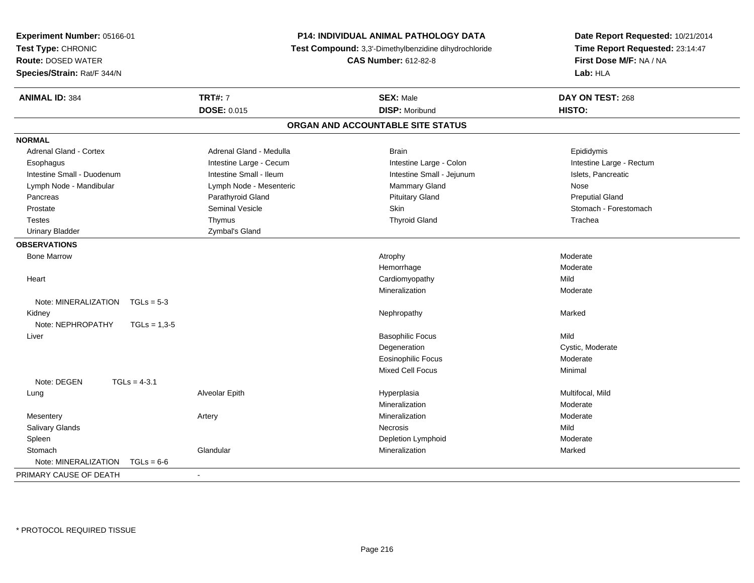**Experiment Number:** 05166-01
**Test Type:** CHRONIC
**Route:** DOSED WATER
**Species/Strain:** Rat/F 344/N

**P14: INDIVIDUAL ANIMAL PATHOLOGY DATA**
**Test Compound:** 3,3'-Dimethylbenzidine dihydrochloride
**CAS Number:** 612-82-8

**Date Report Requested:** 10/21/2014
**Time Report Requested:** 23:14:47
**First Dose M/F:** NA / NA
**Lab:** HLA

| **ANIMAL ID:** 384 | **TRT#:** 7 | **SEX:** Male | **DAY ON TEST:** 268 |
|---|---|---|---|
| | **DOSE:** 0.015 | **DISP:** Moribund | **HISTO:** |

## ORGAN AND ACCOUNTABLE SITE STATUS

**NORMAL**

| | | | |
|---|---|---|---|
| Adrenal Gland - Cortex | Adrenal Gland - Medulla | Brain | Epididymis |
| Esophagus | Intestine Large - Cecum | Intestine Large - Colon | Intestine Large - Rectum |
| Intestine Small - Duodenum | Intestine Small - Ileum | Intestine Small - Jejunum | Islets, Pancreatic |
| Lymph Node - Mandibular | Lymph Node - Mesenteric | Mammary Gland | Nose |
| Pancreas | Parathyroid Gland | Pituitary Gland | Preputial Gland |
| Prostate | Seminal Vesicle | Skin | Stomach - Forestomach |
| Testes | Thymus | Thyroid Gland | Trachea |
| Urinary Bladder | Zymbal's Gland | | |

**OBSERVATIONS**

| | | | |
|---|---|---|---|
| Bone Marrow | | Atrophy | Moderate |
| | | Hemorrhage | Moderate |
| Heart | | Cardiomyopathy | Mild |
| | | Mineralization | Moderate |
| Note: MINERALIZATION TGLs = 5-3 | | | |
| Kidney | | Nephropathy | Marked |
| Note: NEPHROPATHY TGLs = 1,3-5 | | | |
| Liver | | Basophilic Focus | Mild |
| | | Degeneration | Cystic, Moderate |
| | | Eosinophilic Focus | Moderate |
| | | Mixed Cell Focus | Minimal |
| Note: DEGEN TGLs = 4-3.1 | | | |
| Lung | Alveolar Epith | Hyperplasia | Multifocal, Mild |
| | | Mineralization | Moderate |
| Mesentery | Artery | Mineralization | Moderate |
| Salivary Glands | | Necrosis | Mild |
| Spleen | | Depletion Lymphoid | Moderate |
| Stomach | Glandular | Mineralization | Marked |
| Note: MINERALIZATION TGLs = 6-6 | | | |

PRIMARY CAUSE OF DEATH -

\* PROTOCOL REQUIRED TISSUE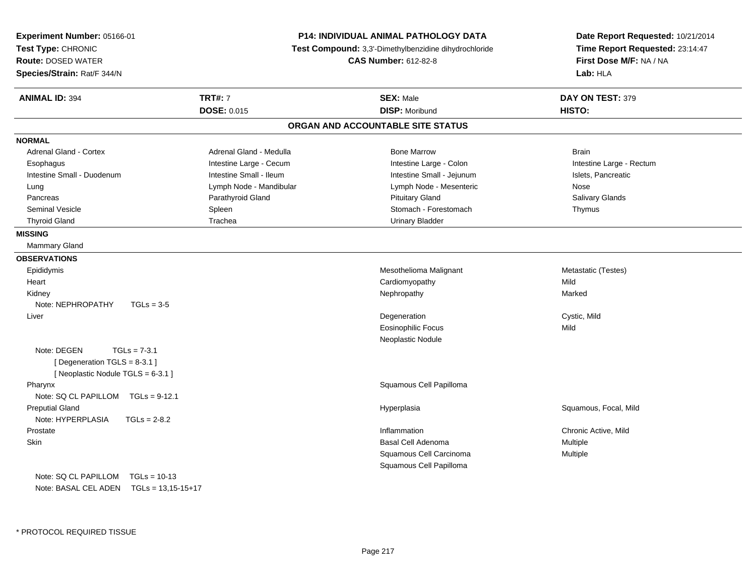**Experiment Number:** 05166-01
**Test Type:** CHRONIC
**Route:** DOSED WATER
**Species/Strain:** Rat/F 344/N

**P14: INDIVIDUAL ANIMAL PATHOLOGY DATA**
**Test Compound:** 3,3'-Dimethylbenzidine dihydrochloride
**CAS Number:** 612-82-8

**Date Report Requested:** 10/21/2014
**Time Report Requested:** 23:14:47
**First Dose M/F:** NA / NA
**Lab:** HLA

| **ANIMAL ID:** 394 | **TRT#:** 7 | **SEX:** Male | **DAY ON TEST:** 379 |
|---|---|---|---|
| | **DOSE:** 0.015 | **DISP:** Moribund | **HISTO:** |

## ORGAN AND ACCOUNTABLE SITE STATUS

**NORMAL**

| | | | |
|---|---|---|---|
| Adrenal Gland - Cortex | Adrenal Gland - Medulla | Bone Marrow | Brain |
| Esophagus | Intestine Large - Cecum | Intestine Large - Colon | Intestine Large - Rectum |
| Intestine Small - Duodenum | Intestine Small - Ileum | Intestine Small - Jejunum | Islets, Pancreatic |
| Lung | Lymph Node - Mandibular | Lymph Node - Mesenteric | Nose |
| Pancreas | Parathyroid Gland | Pituitary Gland | Salivary Glands |
| Seminal Vesicle | Spleen | Stomach - Forestomach | Thymus |
| Thyroid Gland | Trachea | Urinary Bladder | |

**MISSING**

Mammary Gland

**OBSERVATIONS**

| Organ | Observation | Qualifier |
|---|---|---|
| Epididymis | Mesothelioma Malignant | Metastatic (Testes) |
| Heart | Cardiomyopathy | Mild |
| Kidney | Nephropathy | Marked |
| Note: NEPHROPATHY TGLs = 3-5 | | |
| Liver | Degeneration | Cystic, Mild |
| | Eosinophilic Focus | Mild |
| | Neoplastic Nodule | |
| Note: DEGEN TGLs = 7-3.1 | | |
| [ Degeneration TGLS = 8-3.1 ] | | |
| [ Neoplastic Nodule TGLS = 6-3.1 ] | | |
| Pharynx | Squamous Cell Papilloma | |
| Note: SQ CL PAPILLOM TGLs = 9-12.1 | | |
| Preputial Gland | Hyperplasia | Squamous, Focal, Mild |
| Note: HYPERPLASIA TGLs = 2-8.2 | | |
| Prostate | Inflammation | Chronic Active, Mild |
| Skin | Basal Cell Adenoma | Multiple |
| | Squamous Cell Carcinoma | Multiple |
| | Squamous Cell Papilloma | |
| Note: SQ CL PAPILLOM TGLs = 10-13 | | |
| Note: BASAL CEL ADEN TGLs = 13,15-15+17 | | |

* PROTOCOL REQUIRED TISSUE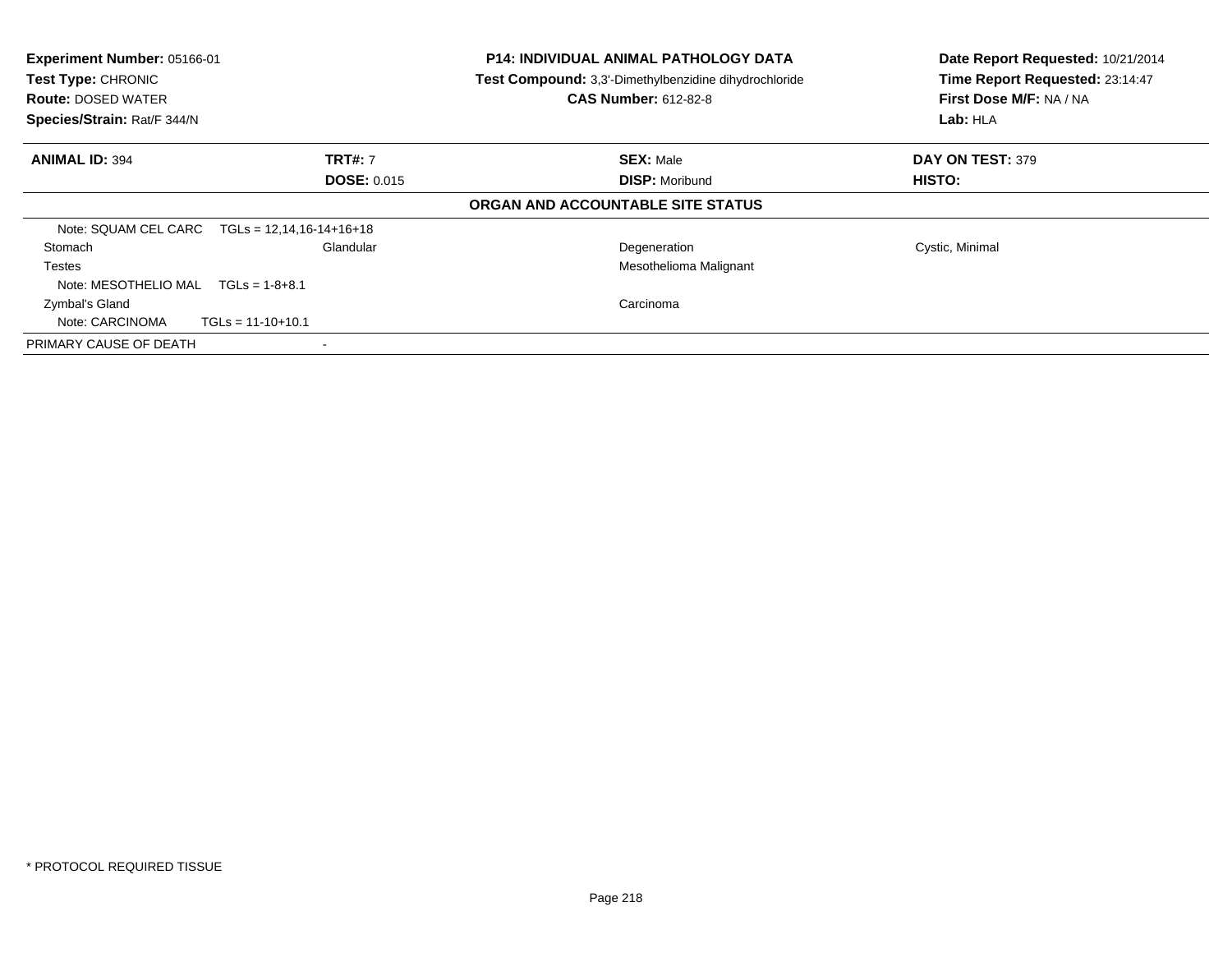**Experiment Number:** 05166-01
**Test Type:** CHRONIC
**Route:** DOSED WATER
**Species/Strain:** Rat/F 344/N

**P14: INDIVIDUAL ANIMAL PATHOLOGY DATA**
**Test Compound:** 3,3'-Dimethylbenzidine dihydrochloride
**CAS Number:** 612-82-8

**Date Report Requested:** 10/21/2014
**Time Report Requested:** 23:14:47
**First Dose M/F:** NA / NA
**Lab:** HLA

| **ANIMAL ID:** 394 | **TRT#:** 7 | **SEX:** Male | **DAY ON TEST:** 379 |
|---|---|---|---|
| | **DOSE:** 0.015 | **DISP:** Moribund | **HISTO:** |

**ORGAN AND ACCOUNTABLE SITE STATUS**

| | | | |
|---|---|---|---|
| Note: SQUAM CEL CARC TGLs = 12,14,16-14+16+18 | | | |
| Stomach | Glandular | Degeneration | Cystic, Minimal |
| Testes | | Mesothelioma Malignant | |
| Note: MESOTHELIO MAL TGLs = 1-8+8.1 | | | |
| Zymbal's Gland | | Carcinoma | |
| Note: CARCINOMA TGLs = 11-10+10.1 | | | |
| PRIMARY CAUSE OF DEATH | - | | |

* PROTOCOL REQUIRED TISSUE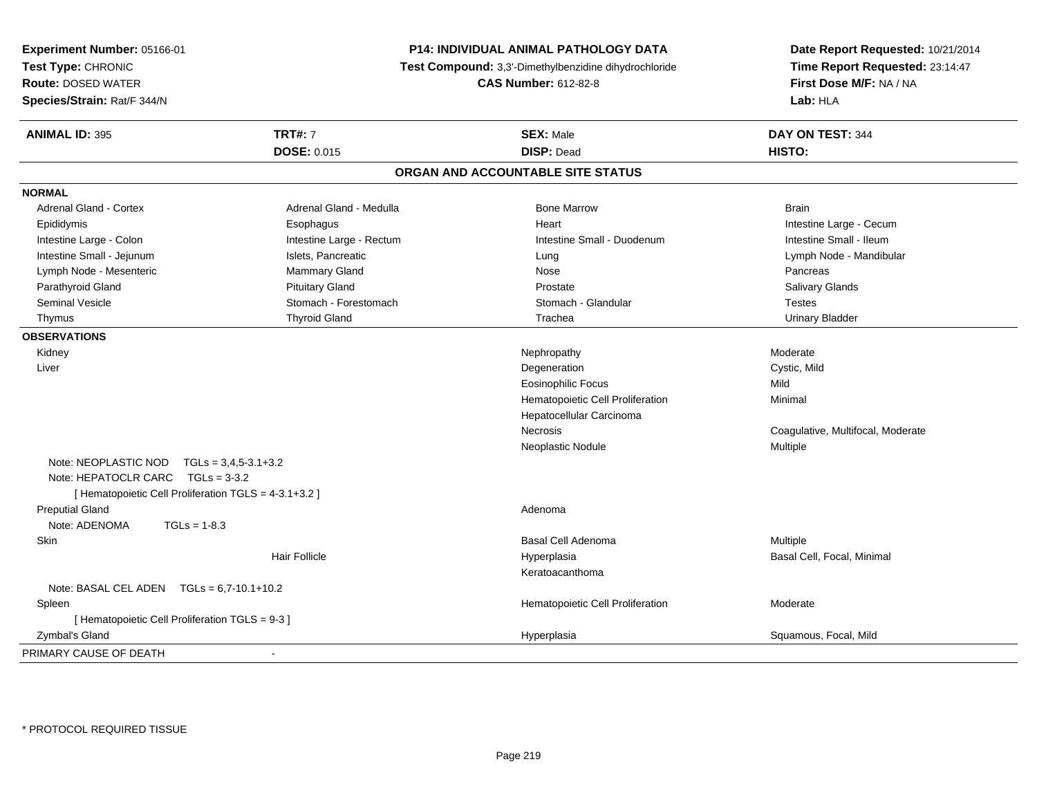**Experiment Number:** 05166-01
**Test Type:** CHRONIC
**Route:** DOSED WATER
**Species/Strain:** Rat/F 344/N

**P14: INDIVIDUAL ANIMAL PATHOLOGY DATA**
**Test Compound:** 3,3'-Dimethylbenzidine dihydrochloride
**CAS Number:** 612-82-8

**Date Report Requested:** 10/21/2014
**Time Report Requested:** 23:14:47
**First Dose M/F:** NA / NA
**Lab:** HLA

| **ANIMAL ID:** 395 | **TRT#:** 7 | **SEX:** Male | **DAY ON TEST:** 344 |
|---|---|---|---|
| | **DOSE:** 0.015 | **DISP:** Dead | **HISTO:** |

## ORGAN AND ACCOUNTABLE SITE STATUS

**NORMAL**

| | | | |
|---|---|---|---|
| Adrenal Gland - Cortex | Adrenal Gland - Medulla | Bone Marrow | Brain |
| Epididymis | Esophagus | Heart | Intestine Large - Cecum |
| Intestine Large - Colon | Intestine Large - Rectum | Intestine Small - Duodenum | Intestine Small - Ileum |
| Intestine Small - Jejunum | Islets, Pancreatic | Lung | Lymph Node - Mandibular |
| Lymph Node - Mesenteric | Mammary Gland | Nose | Pancreas |
| Parathyroid Gland | Pituitary Gland | Prostate | Salivary Glands |
| Seminal Vesicle | Stomach - Forestomach | Stomach - Glandular | Testes |
| Thymus | Thyroid Gland | Trachea | Urinary Bladder |

**OBSERVATIONS**

| | | | |
|---|---|---|---|
| Kidney | | Nephropathy | Moderate |
| Liver | | Degeneration | Cystic, Mild |
| | | Eosinophilic Focus | Mild |
| | | Hematopoietic Cell Proliferation | Minimal |
| | | Hepatocellular Carcinoma | |
| | | Necrosis | Coagulative, Multifocal, Moderate |
| | | Neoplastic Nodule | Multiple |
| Note: NEOPLASTIC NOD TGLs = 3,4,5-3.1+3.2 | | | |
| Note: HEPATOCLR CARC TGLs = 3-3.2 | | | |
| [ Hematopoietic Cell Proliferation TGLS = 4-3.1+3.2 ] | | | |
| Preputial Gland | | Adenoma | |
| Note: ADENOMA TGLs = 1-8.3 | | | |
| Skin | | Basal Cell Adenoma | Multiple |
| | Hair Follicle | Hyperplasia | Basal Cell, Focal, Minimal |
| | | Keratoacanthoma | |
| Note: BASAL CEL ADEN TGLs = 6,7-10.1+10.2 | | | |
| Spleen | | Hematopoietic Cell Proliferation | Moderate |
| [ Hematopoietic Cell Proliferation TGLS = 9-3 ] | | | |
| Zymbal's Gland | | Hyperplasia | Squamous, Focal, Mild |

PRIMARY CAUSE OF DEATH -

* PROTOCOL REQUIRED TISSUE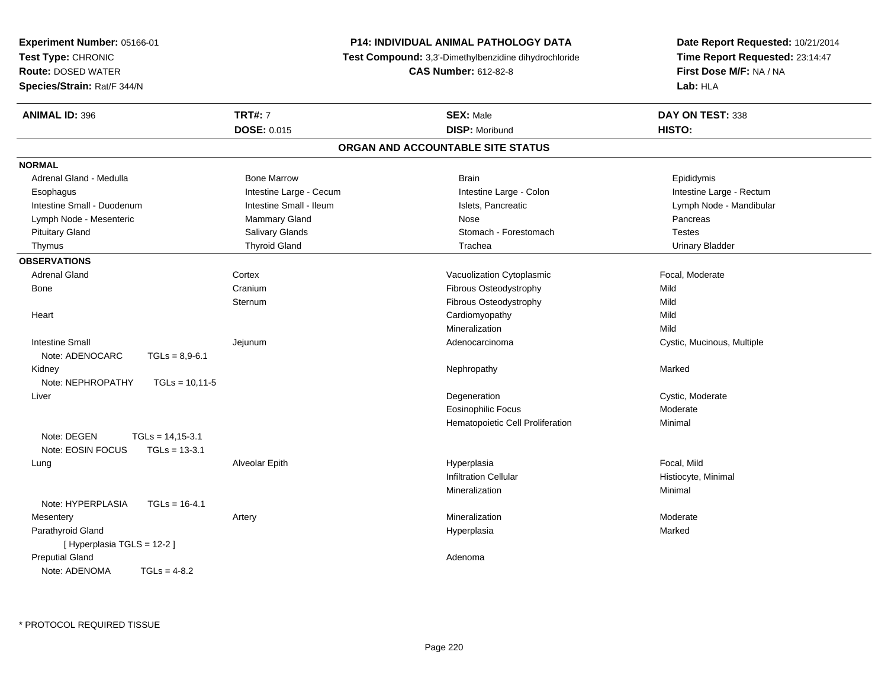**Experiment Number:** 05166-01
**Test Type:** CHRONIC
**Route:** DOSED WATER
**Species/Strain:** Rat/F 344/N

**P14: INDIVIDUAL ANIMAL PATHOLOGY DATA**
**Test Compound:** 3,3'-Dimethylbenzidine dihydrochloride
**CAS Number:** 612-82-8

**Date Report Requested:** 10/21/2014
**Time Report Requested:** 23:14:47
**First Dose M/F:** NA / NA
**Lab:** HLA

| **ANIMAL ID:** 396 | **TRT#:** 7 | **SEX:** Male | **DAY ON TEST:** 338 |
|---|---|---|---|
| | **DOSE:** 0.015 | **DISP:** Moribund | **HISTO:** |

## ORGAN AND ACCOUNTABLE SITE STATUS

**NORMAL**

| | | | |
|---|---|---|---|
| Adrenal Gland - Medulla | Bone Marrow | Brain | Epididymis |
| Esophagus | Intestine Large - Cecum | Intestine Large - Colon | Intestine Large - Rectum |
| Intestine Small - Duodenum | Intestine Small - Ileum | Islets, Pancreatic | Lymph Node - Mandibular |
| Lymph Node - Mesenteric | Mammary Gland | Nose | Pancreas |
| Pituitary Gland | Salivary Glands | Stomach - Forestomach | Testes |
| Thymus | Thyroid Gland | Trachea | Urinary Bladder |

**OBSERVATIONS**

| | | | |
|---|---|---|---|
| Adrenal Gland | Cortex | Vacuolization Cytoplasmic | Focal, Moderate |
| Bone | Cranium | Fibrous Osteodystrophy | Mild |
| | Sternum | Fibrous Osteodystrophy | Mild |
| Heart | | Cardiomyopathy | Mild |
| | | Mineralization | Mild |
| Intestine Small | Jejunum | Adenocarcinoma | Cystic, Mucinous, Multiple |
| Note: ADENOCARC TGLs = 8,9-6.1 | | | |
| Kidney | | Nephropathy | Marked |
| Note: NEPHROPATHY TGLs = 10,11-5 | | | |
| Liver | | Degeneration | Cystic, Moderate |
| | | Eosinophilic Focus | Moderate |
| | | Hematopoietic Cell Proliferation | Minimal |
| Note: DEGEN TGLs = 14,15-3.1 | | | |
| Note: EOSIN FOCUS TGLs = 13-3.1 | | | |
| Lung | Alveolar Epith | Hyperplasia | Focal, Mild |
| | | Infiltration Cellular | Histiocyte, Minimal |
| | | Mineralization | Minimal |
| Note: HYPERPLASIA TGLs = 16-4.1 | | | |
| Mesentery | Artery | Mineralization | Moderate |
| Parathyroid Gland | | Hyperplasia | Marked |
| [ Hyperplasia TGLS = 12-2 ] | | | |
| Preputial Gland | | Adenoma | |
| Note: ADENOMA TGLs = 4-8.2 | | | |

* PROTOCOL REQUIRED TISSUE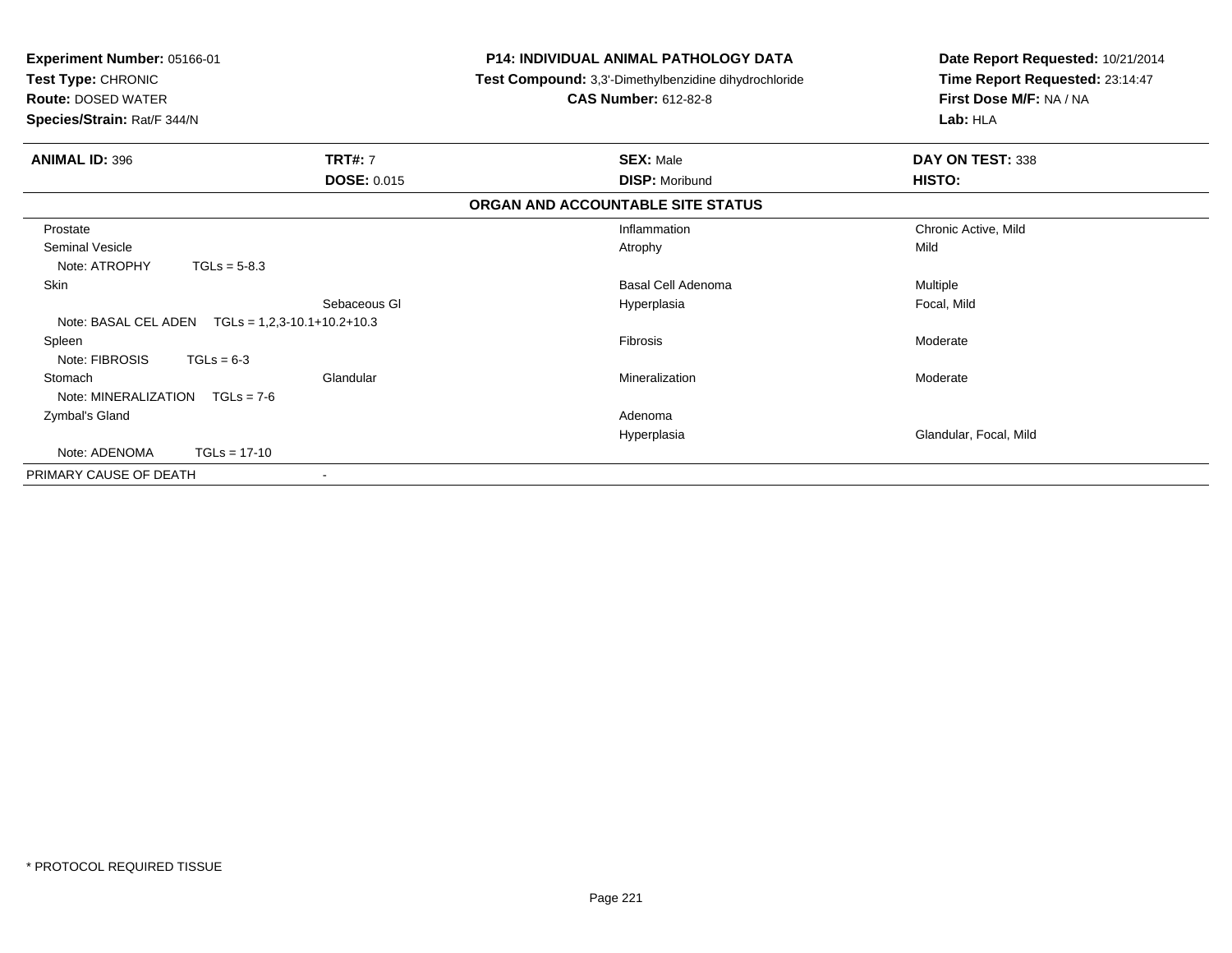**Experiment Number:** 05166-01
**Test Type:** CHRONIC
**Route:** DOSED WATER
**Species/Strain:** Rat/F 344/N

**P14: INDIVIDUAL ANIMAL PATHOLOGY DATA**
**Test Compound:** 3,3'-Dimethylbenzidine dihydrochloride
**CAS Number:** 612-82-8

**Date Report Requested:** 10/21/2014
**Time Report Requested:** 23:14:47
**First Dose M/F:** NA / NA
**Lab:** HLA

| **ANIMAL ID:** 396 | **TRT#:** 7 | **SEX:** Male | **DAY ON TEST:** 338 |
|---|---|---|---|
| | **DOSE:** 0.015 | **DISP:** Moribund | **HISTO:** |

## ORGAN AND ACCOUNTABLE SITE STATUS

| Organ | Site | Lesion | Qualifier |
|---|---|---|---|
| Prostate | | Inflammation | Chronic Active, Mild |
| Seminal Vesicle | | Atrophy | Mild |
| Note: ATROPHY TGLs = 5-8.3 | | | |
| Skin | | Basal Cell Adenoma | Multiple |
| | Sebaceous Gl | Hyperplasia | Focal, Mild |
| Note: BASAL CEL ADEN TGLs = 1,2,3-10.1+10.2+10.3 | | | |
| Spleen | | Fibrosis | Moderate |
| Note: FIBROSIS TGLs = 6-3 | | | |
| Stomach | Glandular | Mineralization | Moderate |
| Note: MINERALIZATION TGLs = 7-6 | | | |
| Zymbal's Gland | | Adenoma | |
| | | Hyperplasia | Glandular, Focal, Mild |
| Note: ADENOMA TGLs = 17-10 | | | |
| PRIMARY CAUSE OF DEATH | - | | |

* PROTOCOL REQUIRED TISSUE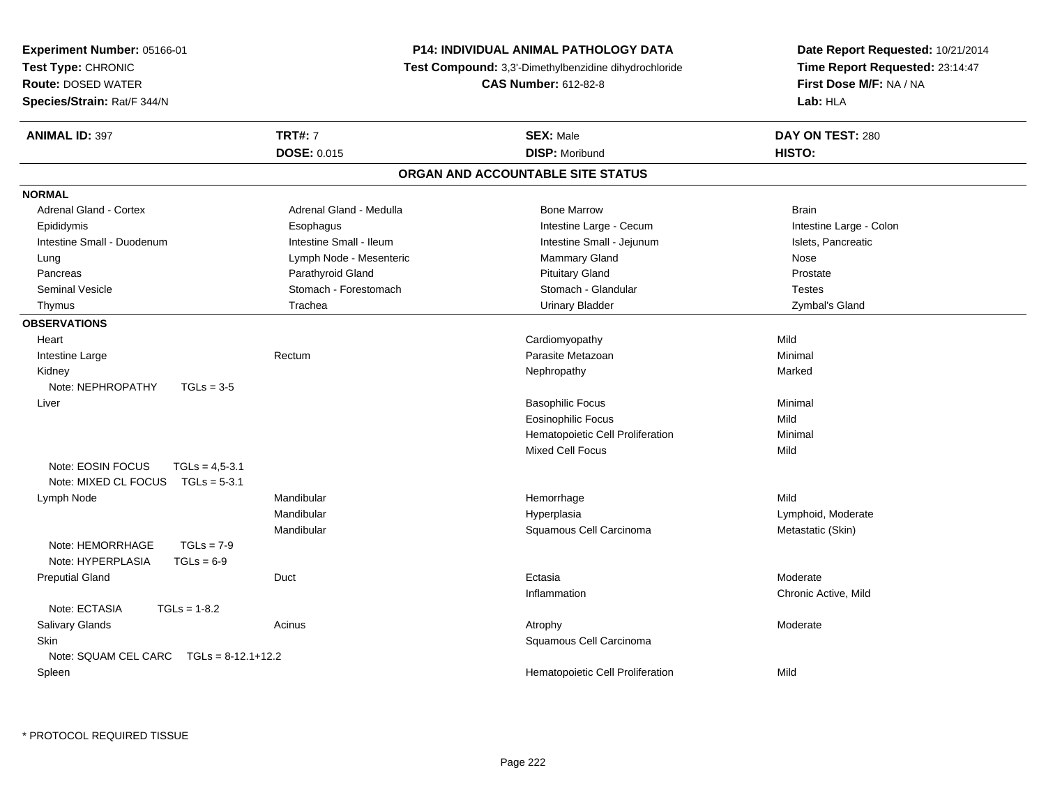**Experiment Number:** 05166-01
**Test Type:** CHRONIC
**Route:** DOSED WATER
**Species/Strain:** Rat/F 344/N

**P14: INDIVIDUAL ANIMAL PATHOLOGY DATA**
**Test Compound:** 3,3'-Dimethylbenzidine dihydrochloride
**CAS Number:** 612-82-8

**Date Report Requested:** 10/21/2014
**Time Report Requested:** 23:14:47
**First Dose M/F:** NA / NA
**Lab:** HLA

| **ANIMAL ID:** 397 | **TRT#:** 7 | **SEX:** Male | **DAY ON TEST:** 280 |
|---|---|---|---|
| | **DOSE:** 0.015 | **DISP:** Moribund | **HISTO:** |

## ORGAN AND ACCOUNTABLE SITE STATUS

**NORMAL**

| | | | |
|---|---|---|---|
| Adrenal Gland - Cortex | Adrenal Gland - Medulla | Bone Marrow | Brain |
| Epididymis | Esophagus | Intestine Large - Cecum | Intestine Large - Colon |
| Intestine Small - Duodenum | Intestine Small - Ileum | Intestine Small - Jejunum | Islets, Pancreatic |
| Lung | Lymph Node - Mesenteric | Mammary Gland | Nose |
| Pancreas | Parathyroid Gland | Pituitary Gland | Prostate |
| Seminal Vesicle | Stomach - Forestomach | Stomach - Glandular | Testes |
| Thymus | Trachea | Urinary Bladder | Zymbal's Gland |

**OBSERVATIONS**

| | | | |
|---|---|---|---|
| Heart | | Cardiomyopathy | Mild |
| Intestine Large | Rectum | Parasite Metazoan | Minimal |
| Kidney | | Nephropathy | Marked |
| Note: NEPHROPATHY TGLs = 3-5 | | | |
| Liver | | Basophilic Focus | Minimal |
| | | Eosinophilic Focus | Mild |
| | | Hematopoietic Cell Proliferation | Minimal |
| | | Mixed Cell Focus | Mild |
| Note: EOSIN FOCUS TGLs = 4,5-3.1 | | | |
| Note: MIXED CL FOCUS TGLs = 5-3.1 | | | |
| Lymph Node | Mandibular | Hemorrhage | Mild |
| | Mandibular | Hyperplasia | Lymphoid, Moderate |
| | Mandibular | Squamous Cell Carcinoma | Metastatic (Skin) |
| Note: HEMORRHAGE TGLs = 7-9 | | | |
| Note: HYPERPLASIA TGLs = 6-9 | | | |
| Preputial Gland | Duct | Ectasia | Moderate |
| | | Inflammation | Chronic Active, Mild |
| Note: ECTASIA TGLs = 1-8.2 | | | |
| Salivary Glands | Acinus | Atrophy | Moderate |
| Skin | | Squamous Cell Carcinoma | |
| Note: SQUAM CEL CARC TGLs = 8-12.1+12.2 | | | |
| Spleen | | Hematopoietic Cell Proliferation | Mild |

* PROTOCOL REQUIRED TISSUE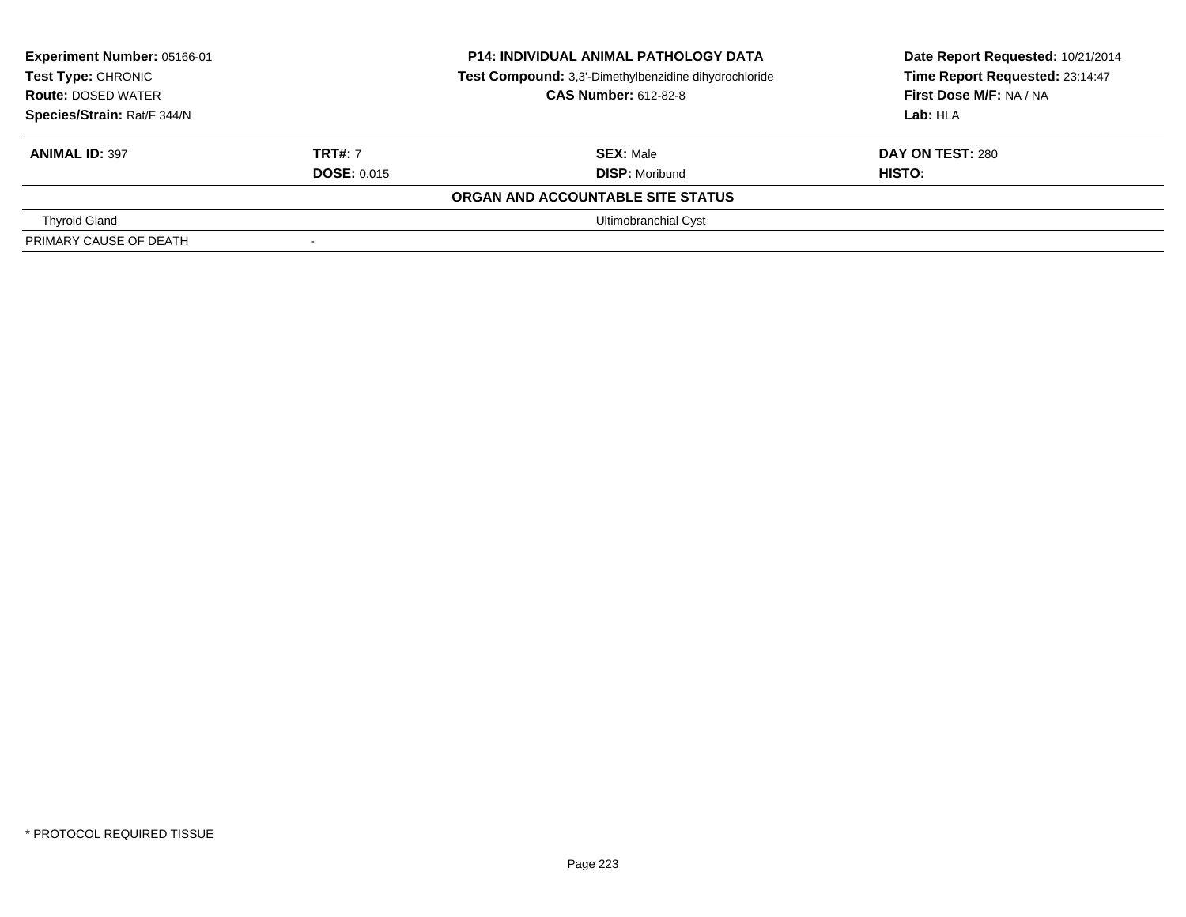**Experiment Number:** 05166-01
**Test Type:** CHRONIC
**Route:** DOSED WATER
**Species/Strain:** Rat/F 344/N

**P14: INDIVIDUAL ANIMAL PATHOLOGY DATA**
**Test Compound:** 3,3'-Dimethylbenzidine dihydrochloride
**CAS Number:** 612-82-8

**Date Report Requested:** 10/21/2014
**Time Report Requested:** 23:14:47
**First Dose M/F:** NA / NA
**Lab:** HLA

| **ANIMAL ID:** 397 | **TRT#:** 7 | **SEX:** Male | **DAY ON TEST:** 280 |
|---|---|---|---|
| | **DOSE:** 0.015 | **DISP:** Moribund | **HISTO:** |

**ORGAN AND ACCOUNTABLE SITE STATUS**

| | | |
|---|---|---|
| Thyroid Gland | | Ultimobranchial Cyst |
| PRIMARY CAUSE OF DEATH | - | |

* PROTOCOL REQUIRED TISSUE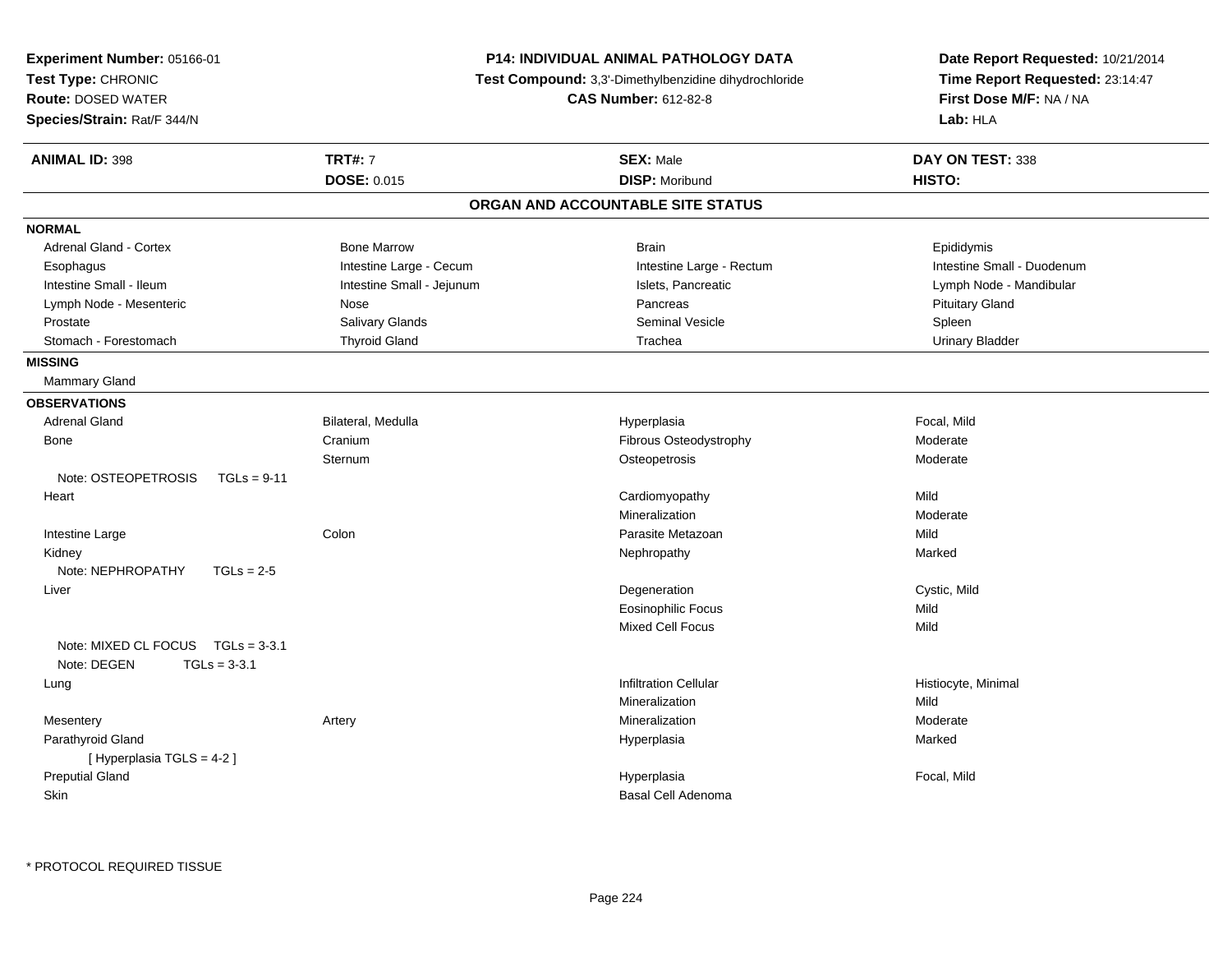**Experiment Number:** 05166-01
**Test Type:** CHRONIC
**Route:** DOSED WATER
**Species/Strain:** Rat/F 344/N

**P14: INDIVIDUAL ANIMAL PATHOLOGY DATA**
**Test Compound:** 3,3'-Dimethylbenzidine dihydrochloride
**CAS Number:** 612-82-8

**Date Report Requested:** 10/21/2014
**Time Report Requested:** 23:14:47
**First Dose M/F:** NA / NA
**Lab:** HLA

| **ANIMAL ID:** 398 | **TRT#:** 7 | **SEX:** Male | **DAY ON TEST:** 338 |
|---|---|---|---|
| | **DOSE:** 0.015 | **DISP:** Moribund | **HISTO:** |

## ORGAN AND ACCOUNTABLE SITE STATUS

**NORMAL**

| | | | |
|---|---|---|---|
| Adrenal Gland - Cortex | Bone Marrow | Brain | Epididymis |
| Esophagus | Intestine Large - Cecum | Intestine Large - Rectum | Intestine Small - Duodenum |
| Intestine Small - Ileum | Intestine Small - Jejunum | Islets, Pancreatic | Lymph Node - Mandibular |
| Lymph Node - Mesenteric | Nose | Pancreas | Pituitary Gland |
| Prostate | Salivary Glands | Seminal Vesicle | Spleen |
| Stomach - Forestomach | Thyroid Gland | Trachea | Urinary Bladder |

**MISSING**

Mammary Gland

**OBSERVATIONS**

| | | | |
|---|---|---|---|
| Adrenal Gland | Bilateral, Medulla | Hyperplasia | Focal, Mild |
| Bone | Cranium | Fibrous Osteodystrophy | Moderate |
| | Sternum | Osteopetrosis | Moderate |
| Note: OSTEOPETROSIS TGLs = 9-11 | | | |
| Heart | | Cardiomyopathy | Mild |
| | | Mineralization | Moderate |
| Intestine Large | Colon | Parasite Metazoan | Mild |
| Kidney | | Nephropathy | Marked |
| Note: NEPHROPATHY TGLs = 2-5 | | | |
| Liver | | Degeneration | Cystic, Mild |
| | | Eosinophilic Focus | Mild |
| | | Mixed Cell Focus | Mild |
| Note: MIXED CL FOCUS TGLs = 3-3.1 | | | |
| Note: DEGEN TGLs = 3-3.1 | | | |
| Lung | | Infiltration Cellular | Histiocyte, Minimal |
| | | Mineralization | Mild |
| Mesentery | Artery | Mineralization | Moderate |
| Parathyroid Gland | | Hyperplasia | Marked |
| [ Hyperplasia TGLS = 4-2 ] | | | |
| Preputial Gland | | Hyperplasia | Focal, Mild |
| Skin | | Basal Cell Adenoma | |

* PROTOCOL REQUIRED TISSUE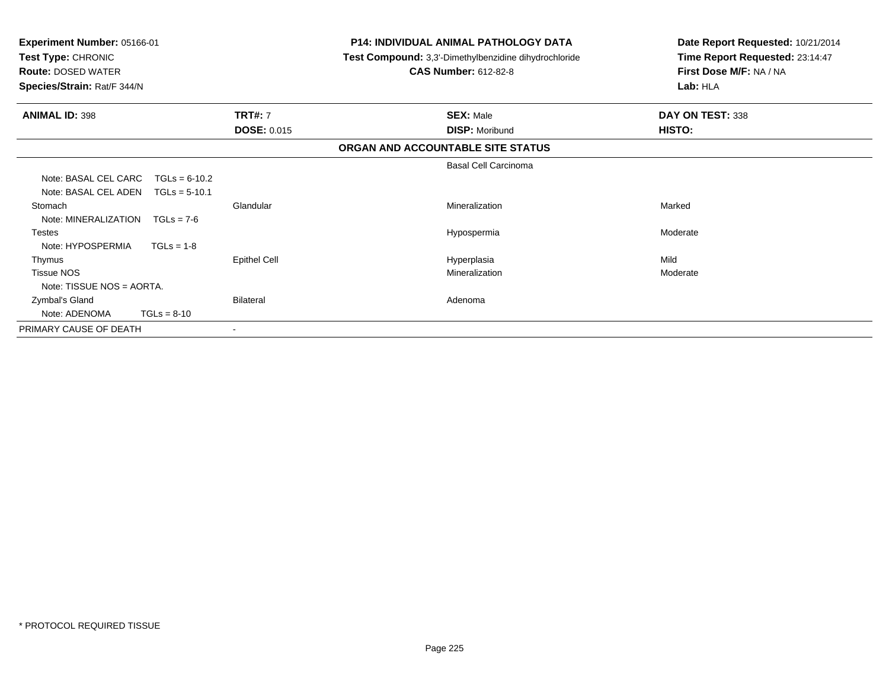**Experiment Number:** 05166-01
**Test Type:** CHRONIC
**Route:** DOSED WATER
**Species/Strain:** Rat/F 344/N

**P14: INDIVIDUAL ANIMAL PATHOLOGY DATA**
**Test Compound:** 3,3'-Dimethylbenzidine dihydrochloride
**CAS Number:** 612-82-8

**Date Report Requested:** 10/21/2014
**Time Report Requested:** 23:14:47
**First Dose M/F:** NA / NA
**Lab:** HLA

| **ANIMAL ID:** 398 | **TRT#:** 7 | **SEX:** Male | **DAY ON TEST:** 338 |
|---|---|---|---|
| | **DOSE:** 0.015 | **DISP:** Moribund | **HISTO:** |
| | | **ORGAN AND ACCOUNTABLE SITE STATUS** | |
| | | Basal Cell Carcinoma | |
| Note: BASAL CEL CARC TGLs = 6-10.2 | | | |
| Note: BASAL CEL ADEN TGLs = 5-10.1 | | | |
| Stomach | Glandular | Mineralization | Marked |
| Note: MINERALIZATION TGLs = 7-6 | | | |
| Testes | | Hypospermia | Moderate |
| Note: HYPOSPERMIA TGLs = 1-8 | | | |
| Thymus | Epithel Cell | Hyperplasia | Mild |
| Tissue NOS | | Mineralization | Moderate |
| Note: TISSUE NOS = AORTA. | | | |
| Zymbal's Gland | Bilateral | Adenoma | |
| Note: ADENOMA TGLs = 8-10 | | | |
| PRIMARY CAUSE OF DEATH | - | | |

\* PROTOCOL REQUIRED TISSUE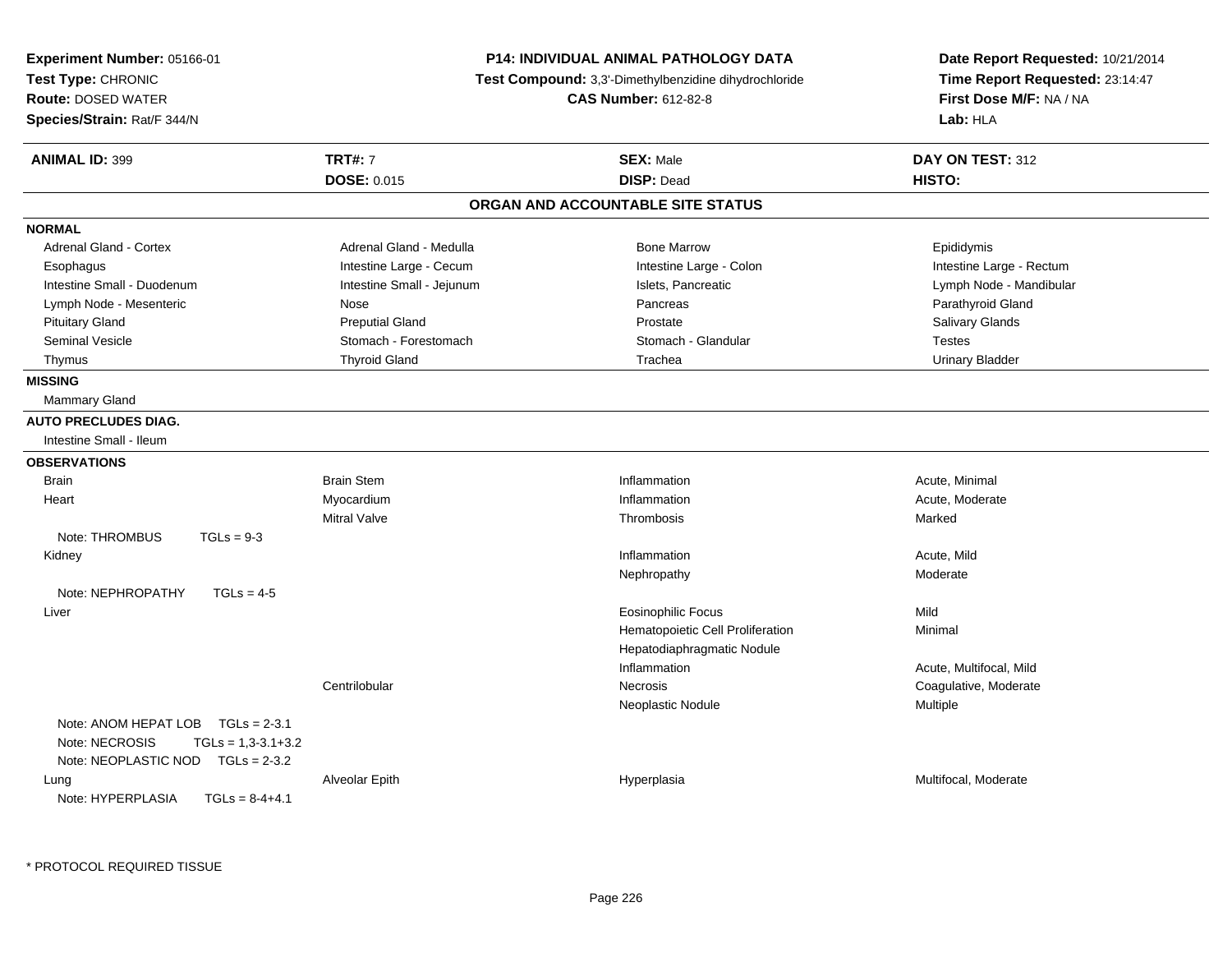**Experiment Number:** 05166-01
**Test Type:** CHRONIC
**Route:** DOSED WATER
**Species/Strain:** Rat/F 344/N

**P14: INDIVIDUAL ANIMAL PATHOLOGY DATA**
**Test Compound:** 3,3'-Dimethylbenzidine dihydrochloride
**CAS Number:** 612-82-8

**Date Report Requested:** 10/21/2014
**Time Report Requested:** 23:14:47
**First Dose M/F:** NA / NA
**Lab:** HLA

| **ANIMAL ID:** 399 | **TRT#:** 7 | **SEX:** Male | **DAY ON TEST:** 312 |
|---|---|---|---|
| | **DOSE:** 0.015 | **DISP:** Dead | **HISTO:** |

## ORGAN AND ACCOUNTABLE SITE STATUS

**NORMAL**

| | | | |
|---|---|---|---|
| Adrenal Gland - Cortex | Adrenal Gland - Medulla | Bone Marrow | Epididymis |
| Esophagus | Intestine Large - Cecum | Intestine Large - Colon | Intestine Large - Rectum |
| Intestine Small - Duodenum | Intestine Small - Jejunum | Islets, Pancreatic | Lymph Node - Mandibular |
| Lymph Node - Mesenteric | Nose | Pancreas | Parathyroid Gland |
| Pituitary Gland | Preputial Gland | Prostate | Salivary Glands |
| Seminal Vesicle | Stomach - Forestomach | Stomach - Glandular | Testes |
| Thymus | Thyroid Gland | Trachea | Urinary Bladder |

**MISSING**

Mammary Gland

**AUTO PRECLUDES DIAG.**

Intestine Small - Ileum

**OBSERVATIONS**

| | | | |
|---|---|---|---|
| Brain | Brain Stem | Inflammation | Acute, Minimal |
| Heart | Myocardium | Inflammation | Acute, Moderate |
| | Mitral Valve | Thrombosis | Marked |
| Note: THROMBUS TGLs = 9-3 | | | |
| Kidney | | Inflammation | Acute, Mild |
| | | Nephropathy | Moderate |
| Note: NEPHROPATHY TGLs = 4-5 | | | |
| Liver | | Eosinophilic Focus | Mild |
| | | Hematopoietic Cell Proliferation | Minimal |
| | | Hepatodiaphragmatic Nodule | |
| | | Inflammation | Acute, Multifocal, Mild |
| | Centrilobular | Necrosis | Coagulative, Moderate |
| | | Neoplastic Nodule | Multiple |
| Note: ANOM HEPAT LOB TGLs = 2-3.1 | | | |
| Note: NECROSIS TGLs = 1,3-3.1+3.2 | | | |
| Note: NEOPLASTIC NOD TGLs = 2-3.2 | | | |
| Lung | Alveolar Epith | Hyperplasia | Multifocal, Moderate |
| Note: HYPERPLASIA TGLs = 8-4+4.1 | | | |

* PROTOCOL REQUIRED TISSUE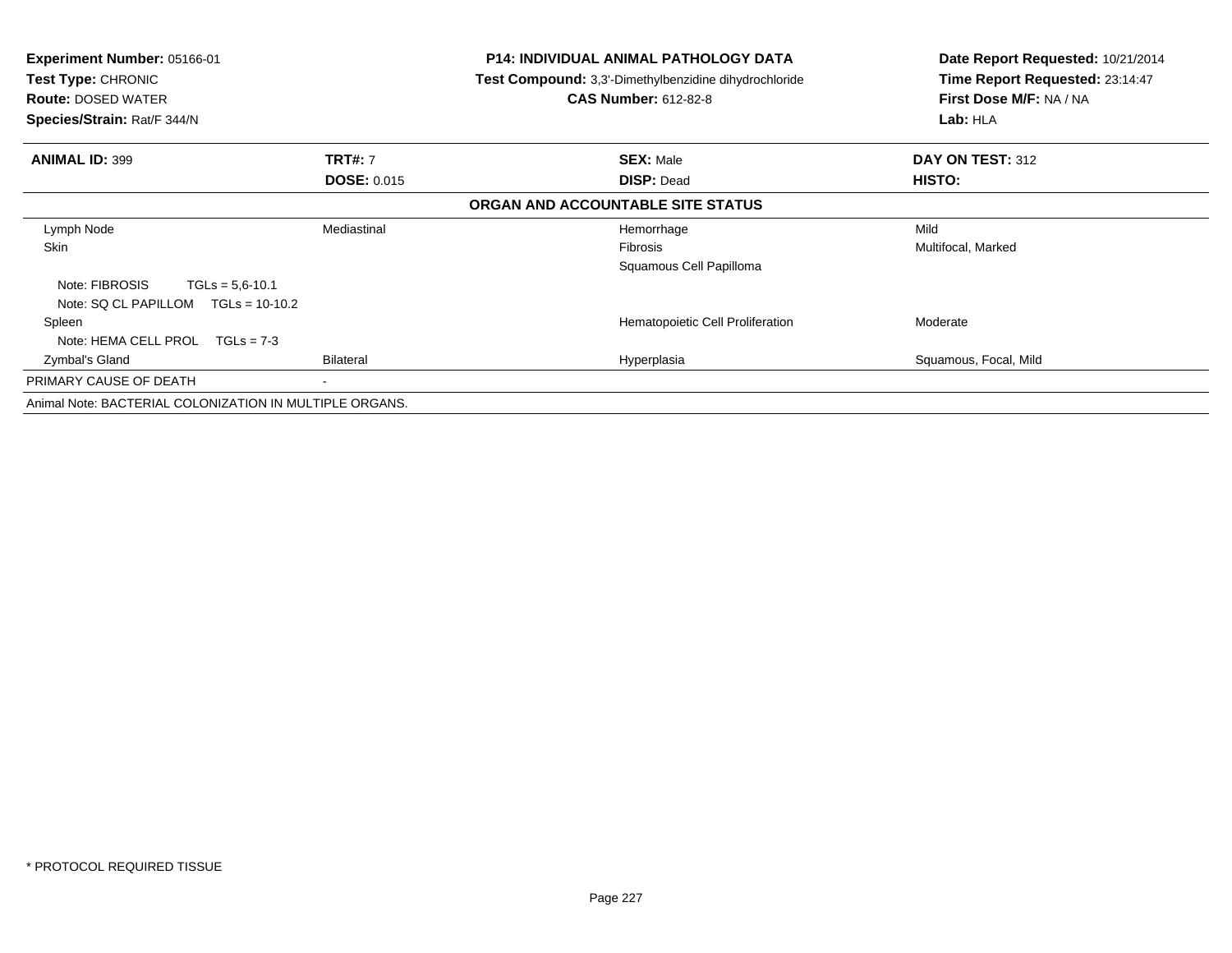**Experiment Number:** 05166-01
**Test Type:** CHRONIC
**Route:** DOSED WATER
**Species/Strain:** Rat/F 344/N

**P14: INDIVIDUAL ANIMAL PATHOLOGY DATA**
**Test Compound:** 3,3'-Dimethylbenzidine dihydrochloride
**CAS Number:** 612-82-8

**Date Report Requested:** 10/21/2014
**Time Report Requested:** 23:14:47
**First Dose M/F:** NA / NA
**Lab:** HLA

| **ANIMAL ID:** 399 | **TRT#:** 7 | **SEX:** Male | **DAY ON TEST:** 312 |
|---|---|---|---|
| | **DOSE:** 0.015 | **DISP:** Dead | **HISTO:** |

**ORGAN AND ACCOUNTABLE SITE STATUS**

| | | | |
|---|---|---|---|
| Lymph Node | Mediastinal | Hemorrhage | Mild |
| Skin | | Fibrosis | Multifocal, Marked |
| | | Squamous Cell Papilloma | |
| Note: FIBROSIS TGLs = 5,6-10.1 | | | |
| Note: SQ CL PAPILLOM TGLs = 10-10.2 | | | |
| Spleen | | Hematopoietic Cell Proliferation | Moderate |
| Note: HEMA CELL PROL TGLs = 7-3 | | | |
| Zymbal's Gland | Bilateral | Hyperplasia | Squamous, Focal, Mild |
| PRIMARY CAUSE OF DEATH | - | | |
| Animal Note: BACTERIAL COLONIZATION IN MULTIPLE ORGANS. | | | |

\* PROTOCOL REQUIRED TISSUE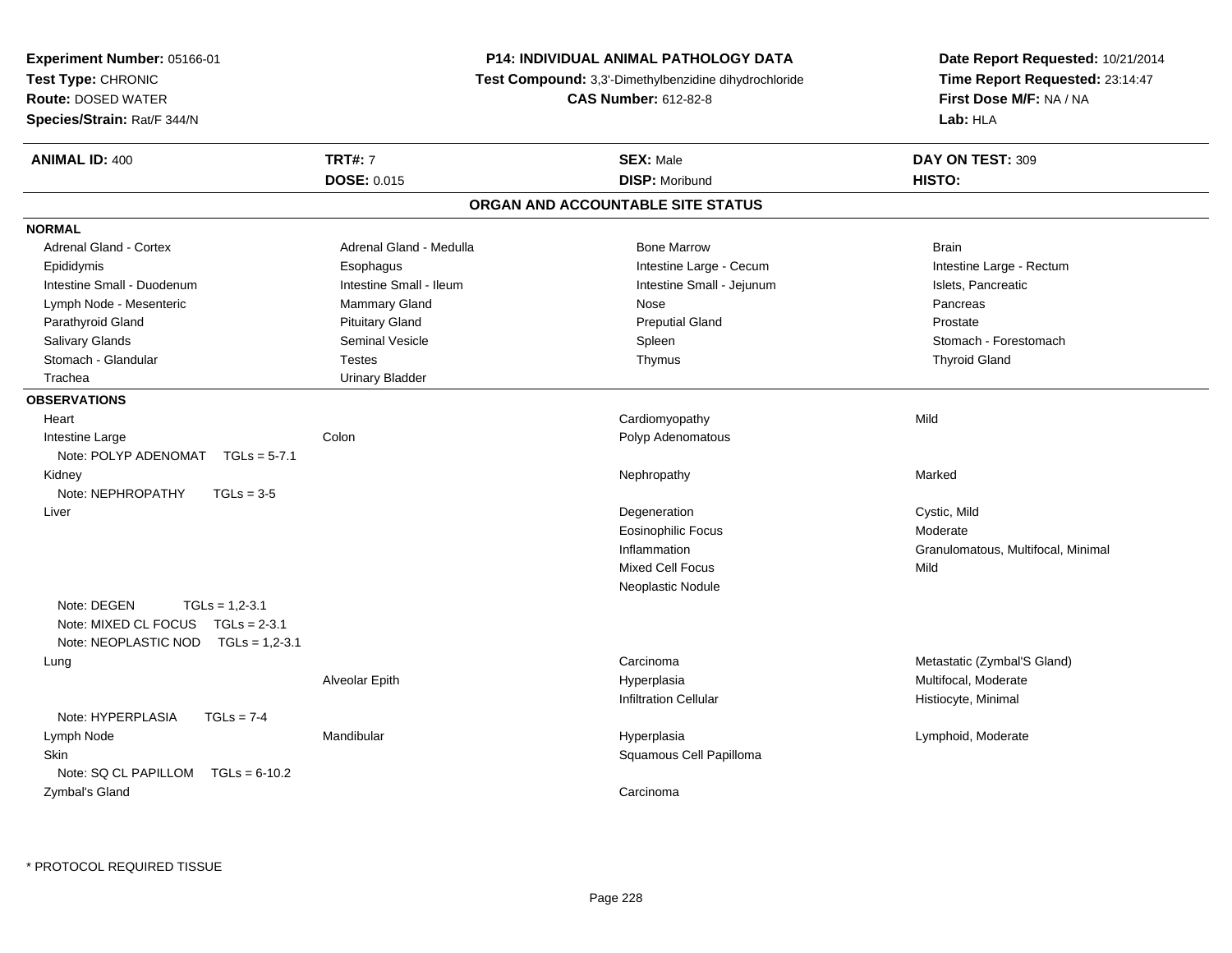**Experiment Number:** 05166-01
**Test Type:** CHRONIC
**Route:** DOSED WATER
**Species/Strain:** Rat/F 344/N

**P14: INDIVIDUAL ANIMAL PATHOLOGY DATA**
**Test Compound:** 3,3'-Dimethylbenzidine dihydrochloride
**CAS Number:** 612-82-8

**Date Report Requested:** 10/21/2014
**Time Report Requested:** 23:14:47
**First Dose M/F:** NA / NA
**Lab:** HLA

| **ANIMAL ID:** 400 | **TRT#:** 7 | **SEX:** Male | **DAY ON TEST:** 309 |
|---|---|---|---|
| | **DOSE:** 0.015 | **DISP:** Moribund | **HISTO:** |

## ORGAN AND ACCOUNTABLE SITE STATUS

**NORMAL**

| | | | |
|---|---|---|---|
| Adrenal Gland - Cortex | Adrenal Gland - Medulla | Bone Marrow | Brain |
| Epididymis | Esophagus | Intestine Large - Cecum | Intestine Large - Rectum |
| Intestine Small - Duodenum | Intestine Small - Ileum | Intestine Small - Jejunum | Islets, Pancreatic |
| Lymph Node - Mesenteric | Mammary Gland | Nose | Pancreas |
| Parathyroid Gland | Pituitary Gland | Preputial Gland | Prostate |
| Salivary Glands | Seminal Vesicle | Spleen | Stomach - Forestomach |
| Stomach - Glandular | Testes | Thymus | Thyroid Gland |
| Trachea | Urinary Bladder | | |

**OBSERVATIONS**

| | | | |
|---|---|---|---|
| Heart | | Cardiomyopathy | Mild |
| Intestine Large | Colon | Polyp Adenomatous | |
| Note: POLYP ADENOMAT TGLs = 5-7.1 | | | |
| Kidney | | Nephropathy | Marked |
| Note: NEPHROPATHY TGLs = 3-5 | | | |
| Liver | | Degeneration | Cystic, Mild |
| | | Eosinophilic Focus | Moderate |
| | | Inflammation | Granulomatous, Multifocal, Minimal |
| | | Mixed Cell Focus | Mild |
| | | Neoplastic Nodule | |
| Note: DEGEN TGLs = 1,2-3.1 | | | |
| Note: MIXED CL FOCUS TGLs = 2-3.1 | | | |
| Note: NEOPLASTIC NOD TGLs = 1,2-3.1 | | | |
| Lung | | Carcinoma | Metastatic (Zymbal'S Gland) |
| | Alveolar Epith | Hyperplasia | Multifocal, Moderate |
| | | Infiltration Cellular | Histiocyte, Minimal |
| Note: HYPERPLASIA TGLs = 7-4 | | | |
| Lymph Node | Mandibular | Hyperplasia | Lymphoid, Moderate |
| Skin | | Squamous Cell Papilloma | |
| Note: SQ CL PAPILLOM TGLs = 6-10.2 | | | |
| Zymbal's Gland | | Carcinoma | |

* PROTOCOL REQUIRED TISSUE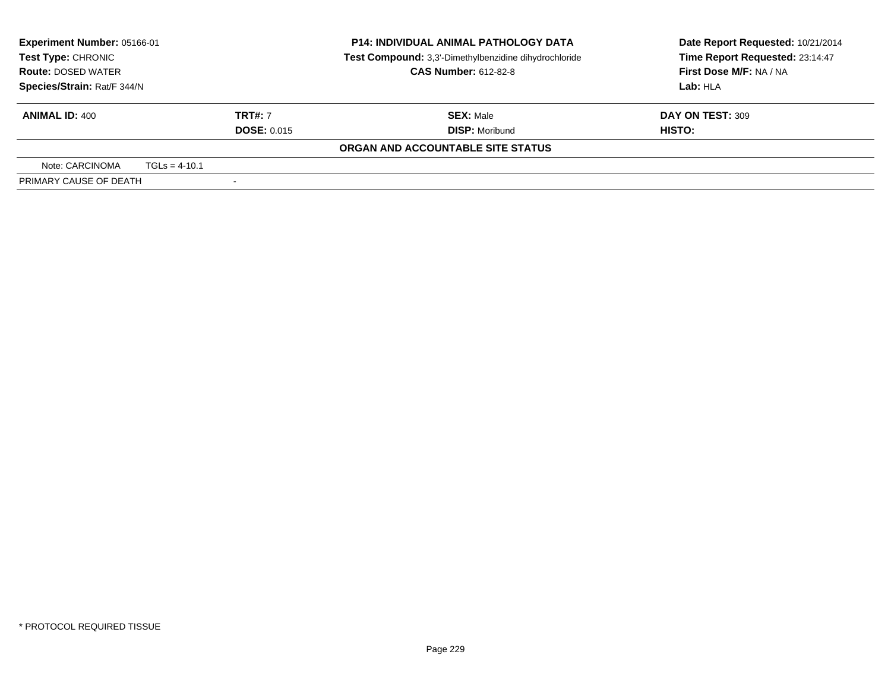| **Experiment Number:** 05166-01 | **P14: INDIVIDUAL ANIMAL PATHOLOGY DATA** | **Date Report Requested:** 10/21/2014 |
|---|---|---|
| **Test Type:** CHRONIC | **Test Compound:** 3,3'-Dimethylbenzidine dihydrochloride | **Time Report Requested:** 23:14:47 |
| **Route:** DOSED WATER | **CAS Number:** 612-82-8 | **First Dose M/F:** NA / NA |
| **Species/Strain:** Rat/F 344/N | | **Lab:** HLA |

| **ANIMAL ID:** 400 | **TRT#:** 7 | **SEX:** Male | **DAY ON TEST:** 309 |
|---|---|---|---|
| | **DOSE:** 0.015 | **DISP:** Moribund | **HISTO:** |

**ORGAN AND ACCOUNTABLE SITE STATUS**

| Note: CARCINOMA | TGLs = 4-10.1 |
|---|---|
| PRIMARY CAUSE OF DEATH | - |

* PROTOCOL REQUIRED TISSUE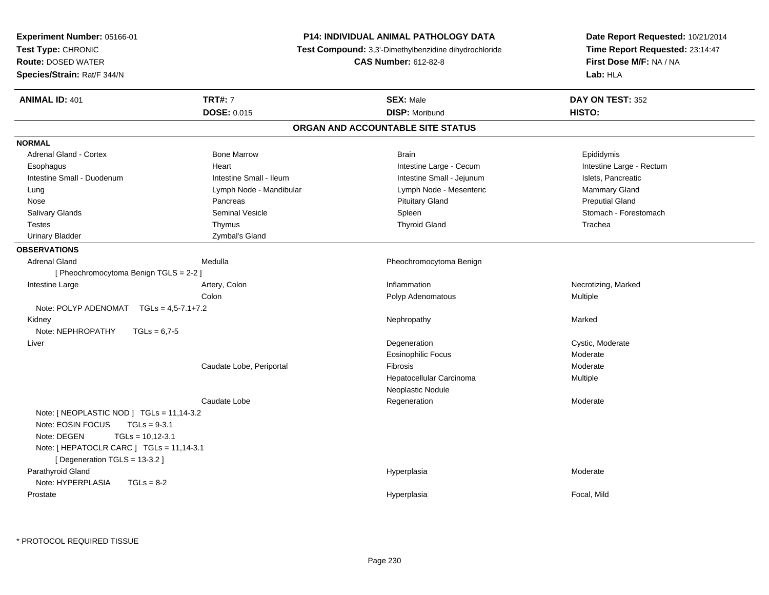**Experiment Number:** 05166-01
**Test Type:** CHRONIC
**Route:** DOSED WATER
**Species/Strain:** Rat/F 344/N

**P14: INDIVIDUAL ANIMAL PATHOLOGY DATA**
**Test Compound:** 3,3'-Dimethylbenzidine dihydrochloride
**CAS Number:** 612-82-8

**Date Report Requested:** 10/21/2014
**Time Report Requested:** 23:14:47
**First Dose M/F:** NA / NA
**Lab:** HLA

| **ANIMAL ID:** 401 | **TRT#:** 7 | **SEX:** Male | **DAY ON TEST:** 352 |
|---|---|---|---|
| | **DOSE:** 0.015 | **DISP:** Moribund | **HISTO:** |

## ORGAN AND ACCOUNTABLE SITE STATUS

**NORMAL**

| | | | |
|---|---|---|---|
| Adrenal Gland - Cortex | Bone Marrow | Brain | Epididymis |
| Esophagus | Heart | Intestine Large - Cecum | Intestine Large - Rectum |
| Intestine Small - Duodenum | Intestine Small - Ileum | Intestine Small - Jejunum | Islets, Pancreatic |
| Lung | Lymph Node - Mandibular | Lymph Node - Mesenteric | Mammary Gland |
| Nose | Pancreas | Pituitary Gland | Preputial Gland |
| Salivary Glands | Seminal Vesicle | Spleen | Stomach - Forestomach |
| Testes | Thymus | Thyroid Gland | Trachea |
| Urinary Bladder | Zymbal's Gland | | |

**OBSERVATIONS**

| | | | |
|---|---|---|---|
| Adrenal Gland | Medulla | Pheochromocytoma Benign | |
| [ Pheochromocytoma Benign TGLS = 2-2 ] | | | |
| Intestine Large | Artery, Colon | Inflammation | Necrotizing, Marked |
| | Colon | Polyp Adenomatous | Multiple |
| Note: POLYP ADENOMAT TGLs = 4,5-7.1+7.2 | | | |
| Kidney | | Nephropathy | Marked |
| Note: NEPHROPATHY TGLs = 6,7-5 | | | |
| Liver | | Degeneration | Cystic, Moderate |
| | | Eosinophilic Focus | Moderate |
| | Caudate Lobe, Periportal | Fibrosis | Moderate |
| | | Hepatocellular Carcinoma | Multiple |
| | | Neoplastic Nodule | |
| | Caudate Lobe | Regeneration | Moderate |
| Note: [ NEOPLASTIC NOD ] TGLs = 11,14-3.2 | | | |
| Note: EOSIN FOCUS TGLs = 9-3.1 | | | |
| Note: DEGEN TGLs = 10,12-3.1 | | | |
| Note: [ HEPATOCLR CARC ] TGLs = 11,14-3.1 | | | |
| [ Degeneration TGLS = 13-3.2 ] | | | |
| Parathyroid Gland | | Hyperplasia | Moderate |
| Note: HYPERPLASIA TGLs = 8-2 | | | |
| Prostate | | Hyperplasia | Focal, Mild |

* PROTOCOL REQUIRED TISSUE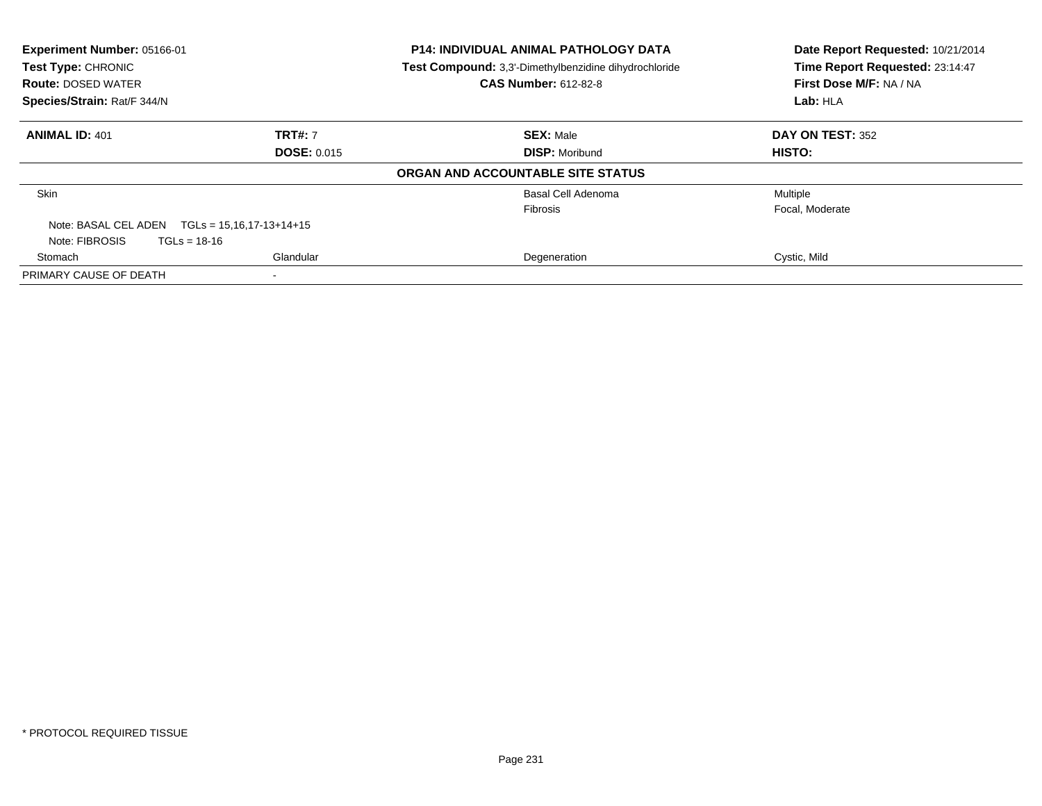**Experiment Number:** 05166-01
**Test Type:** CHRONIC
**Route:** DOSED WATER
**Species/Strain:** Rat/F 344/N

**P14: INDIVIDUAL ANIMAL PATHOLOGY DATA**
**Test Compound:** 3,3'-Dimethylbenzidine dihydrochloride
**CAS Number:** 612-82-8

**Date Report Requested:** 10/21/2014
**Time Report Requested:** 23:14:47
**First Dose M/F:** NA / NA
**Lab:** HLA

| **ANIMAL ID:** 401 | **TRT#:** 7 | **SEX:** Male | **DAY ON TEST:** 352 |
|---|---|---|---|
| | **DOSE:** 0.015 | **DISP:** Moribund | **HISTO:** |
| | | **ORGAN AND ACCOUNTABLE SITE STATUS** | |
| Skin | | Basal Cell Adenoma | Multiple |
| | | Fibrosis | Focal, Moderate |
| Note: BASAL CEL ADEN TGLs = 15,16,17-13+14+15 | | | |
| Note: FIBROSIS TGLs = 18-16 | | | |
| Stomach | Glandular | Degeneration | Cystic, Mild |
| PRIMARY CAUSE OF DEATH | - | | |

* PROTOCOL REQUIRED TISSUE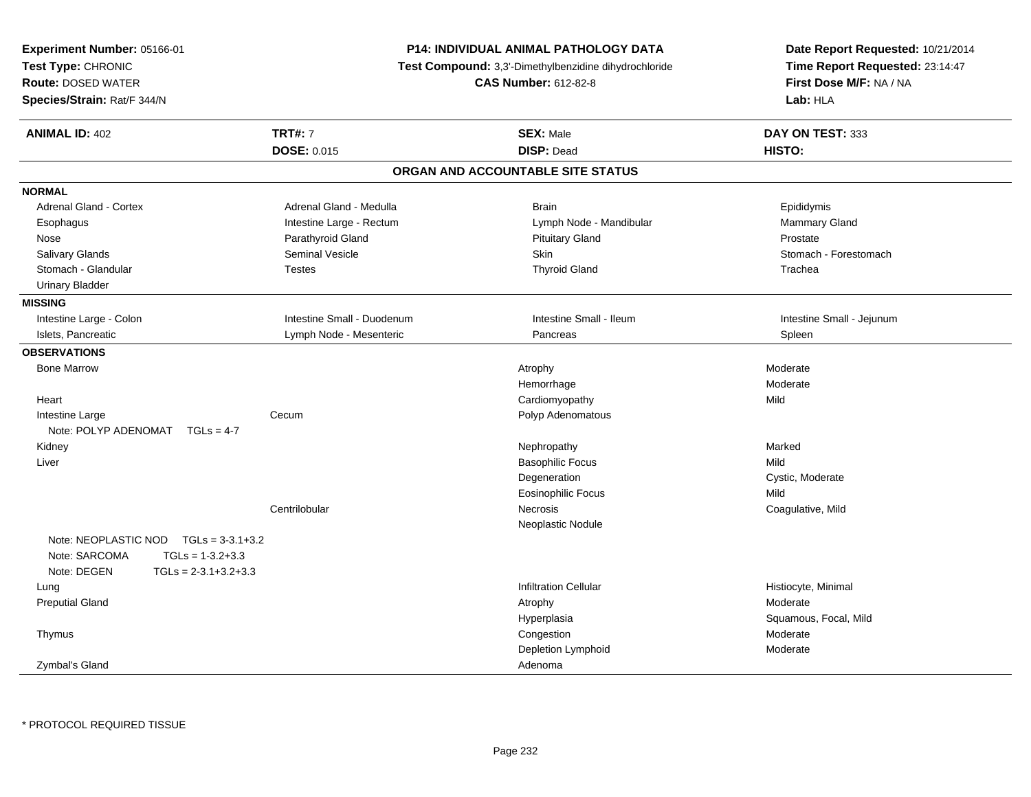**Experiment Number:** 05166-01
**Test Type:** CHRONIC
**Route:** DOSED WATER
**Species/Strain:** Rat/F 344/N

**P14: INDIVIDUAL ANIMAL PATHOLOGY DATA**
**Test Compound:** 3,3'-Dimethylbenzidine dihydrochloride
**CAS Number:** 612-82-8

**Date Report Requested:** 10/21/2014
**Time Report Requested:** 23:14:47
**First Dose M/F:** NA / NA
**Lab:** HLA

| **ANIMAL ID:** 402 | **TRT#:** 7 | **SEX:** Male | **DAY ON TEST:** 333 |
|---|---|---|---|
| | **DOSE:** 0.015 | **DISP:** Dead | **HISTO:** |

## ORGAN AND ACCOUNTABLE SITE STATUS

**NORMAL**

| | | | |
|---|---|---|---|
| Adrenal Gland - Cortex | Adrenal Gland - Medulla | Brain | Epididymis |
| Esophagus | Intestine Large - Rectum | Lymph Node - Mandibular | Mammary Gland |
| Nose | Parathyroid Gland | Pituitary Gland | Prostate |
| Salivary Glands | Seminal Vesicle | Skin | Stomach - Forestomach |
| Stomach - Glandular | Testes | Thyroid Gland | Trachea |
| Urinary Bladder | | | |

**MISSING**

| | | | |
|---|---|---|---|
| Intestine Large - Colon | Intestine Small - Duodenum | Intestine Small - Ileum | Intestine Small - Jejunum |
| Islets, Pancreatic | Lymph Node - Mesenteric | Pancreas | Spleen |

**OBSERVATIONS**

| | | | |
|---|---|---|---|
| Bone Marrow | | Atrophy | Moderate |
| | | Hemorrhage | Moderate |
| Heart | | Cardiomyopathy | Mild |
| Intestine Large | Cecum | Polyp Adenomatous | |
| Note: POLYP ADENOMAT TGLs = 4-7 | | | |
| Kidney | | Nephropathy | Marked |
| Liver | | Basophilic Focus | Mild |
| | | Degeneration | Cystic, Moderate |
| | | Eosinophilic Focus | Mild |
| | Centrilobular | Necrosis | Coagulative, Mild |
| | | Neoplastic Nodule | |
| Note: NEOPLASTIC NOD TGLs = 3-3.1+3.2 | | | |
| Note: SARCOMA TGLs = 1-3.2+3.3 | | | |
| Note: DEGEN TGLs = 2-3.1+3.2+3.3 | | | |
| Lung | | Infiltration Cellular | Histiocyte, Minimal |
| Preputial Gland | | Atrophy | Moderate |
| | | Hyperplasia | Squamous, Focal, Mild |
| Thymus | | Congestion | Moderate |
| | | Depletion Lymphoid | Moderate |
| Zymbal's Gland | | Adenoma | |

\* PROTOCOL REQUIRED TISSUE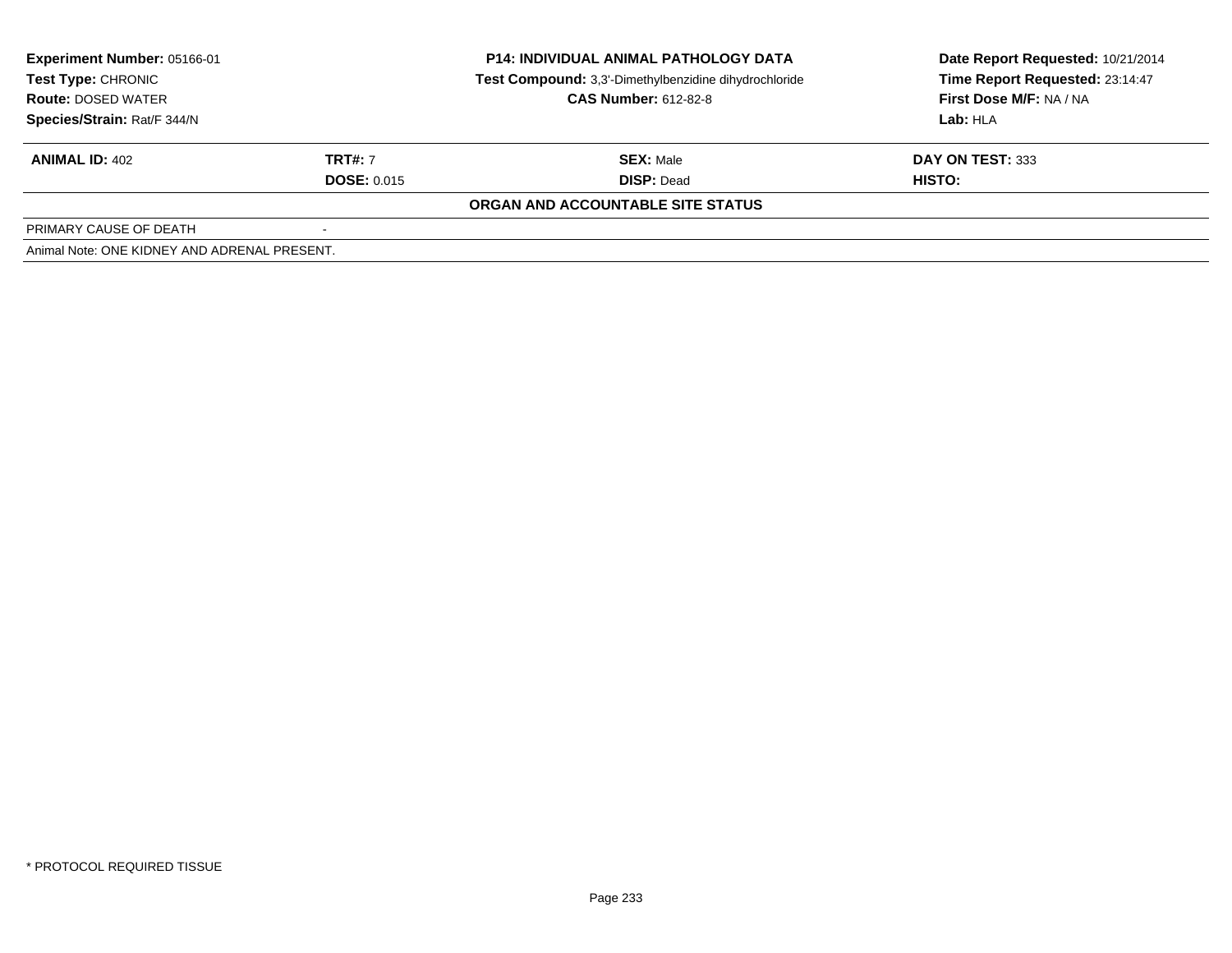**Experiment Number:** 05166-01
**Test Type:** CHRONIC
**Route:** DOSED WATER
**Species/Strain:** Rat/F 344/N

**P14: INDIVIDUAL ANIMAL PATHOLOGY DATA**
**Test Compound:** 3,3'-Dimethylbenzidine dihydrochloride
**CAS Number:** 612-82-8

**Date Report Requested:** 10/21/2014
**Time Report Requested:** 23:14:47
**First Dose M/F:** NA / NA
**Lab:** HLA

| **ANIMAL ID:** 402 | **TRT#:** 7 | **SEX:** Male | **DAY ON TEST:** 333 |
|---|---|---|---|
| | **DOSE:** 0.015 | **DISP:** Dead | **HISTO:** |

**ORGAN AND ACCOUNTABLE SITE STATUS**

PRIMARY CAUSE OF DEATH -

Animal Note: ONE KIDNEY AND ADRENAL PRESENT.

* PROTOCOL REQUIRED TISSUE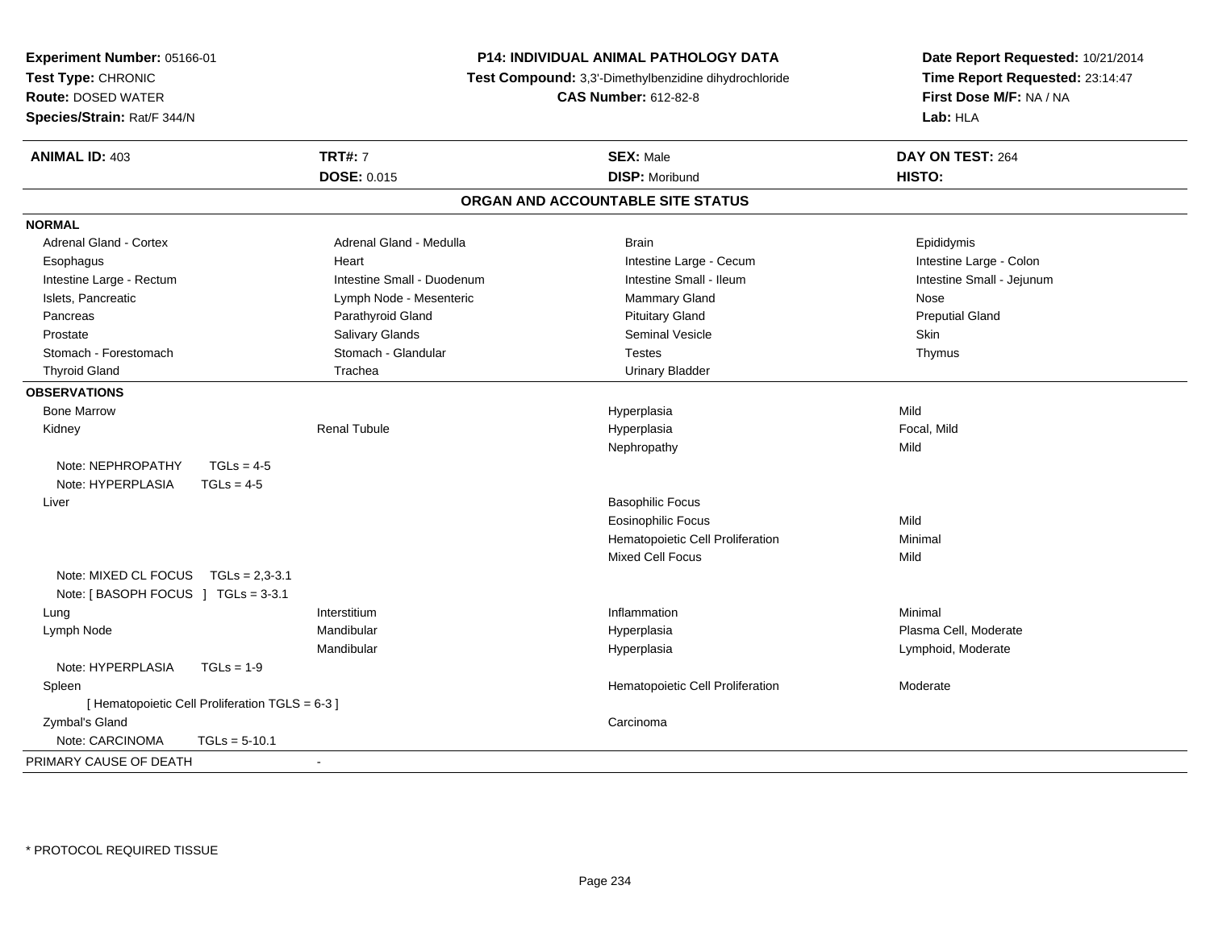**Experiment Number:** 05166-01
**Test Type:** CHRONIC
**Route:** DOSED WATER
**Species/Strain:** Rat/F 344/N

**P14: INDIVIDUAL ANIMAL PATHOLOGY DATA**
**Test Compound:** 3,3'-Dimethylbenzidine dihydrochloride
**CAS Number:** 612-82-8

**Date Report Requested:** 10/21/2014
**Time Report Requested:** 23:14:47
**First Dose M/F:** NA / NA
**Lab:** HLA

| **ANIMAL ID:** 403 | **TRT#:** 7 | **SEX:** Male | **DAY ON TEST:** 264 |
|---|---|---|---|
| | **DOSE:** 0.015 | **DISP:** Moribund | **HISTO:** |

## ORGAN AND ACCOUNTABLE SITE STATUS

**NORMAL**

| | | | |
|---|---|---|---|
| Adrenal Gland - Cortex | Adrenal Gland - Medulla | Brain | Epididymis |
| Esophagus | Heart | Intestine Large - Cecum | Intestine Large - Colon |
| Intestine Large - Rectum | Intestine Small - Duodenum | Intestine Small - Ileum | Intestine Small - Jejunum |
| Islets, Pancreatic | Lymph Node - Mesenteric | Mammary Gland | Nose |
| Pancreas | Parathyroid Gland | Pituitary Gland | Preputial Gland |
| Prostate | Salivary Glands | Seminal Vesicle | Skin |
| Stomach - Forestomach | Stomach - Glandular | Testes | Thymus |
| Thyroid Gland | Trachea | Urinary Bladder | |

**OBSERVATIONS**

| | | | |
|---|---|---|---|
| Bone Marrow | | Hyperplasia | Mild |
| Kidney | Renal Tubule | Hyperplasia | Focal, Mild |
| | | Nephropathy | Mild |
| Note: NEPHROPATHY TGLs = 4-5 | | | |
| Note: HYPERPLASIA TGLs = 4-5 | | | |
| Liver | | Basophilic Focus | |
| | | Eosinophilic Focus | Mild |
| | | Hematopoietic Cell Proliferation | Minimal |
| | | Mixed Cell Focus | Mild |
| Note: MIXED CL FOCUS TGLs = 2,3-3.1 | | | |
| Note: [ BASOPH FOCUS ] TGLs = 3-3.1 | | | |
| Lung | Interstitium | Inflammation | Minimal |
| Lymph Node | Mandibular | Hyperplasia | Plasma Cell, Moderate |
| | Mandibular | Hyperplasia | Lymphoid, Moderate |
| Note: HYPERPLASIA TGLs = 1-9 | | | |
| Spleen | | Hematopoietic Cell Proliferation | Moderate |
| [ Hematopoietic Cell Proliferation TGLS = 6-3 ] | | | |
| Zymbal's Gland | | Carcinoma | |
| Note: CARCINOMA TGLs = 5-10.1 | | | |

PRIMARY CAUSE OF DEATH -

* PROTOCOL REQUIRED TISSUE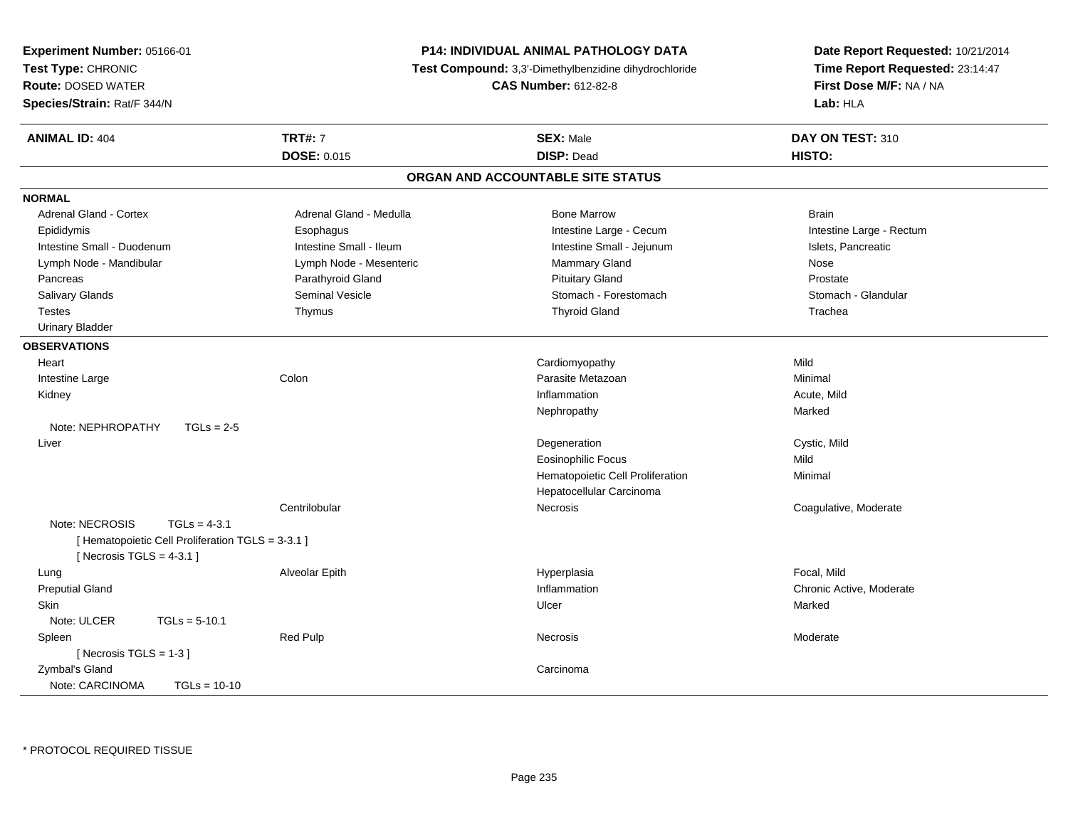**Experiment Number:** 05166-01
**Test Type:** CHRONIC
**Route:** DOSED WATER
**Species/Strain:** Rat/F 344/N

**P14: INDIVIDUAL ANIMAL PATHOLOGY DATA**
**Test Compound:** 3,3'-Dimethylbenzidine dihydrochloride
**CAS Number:** 612-82-8

**Date Report Requested:** 10/21/2014
**Time Report Requested:** 23:14:47
**First Dose M/F:** NA / NA
**Lab:** HLA

| **ANIMAL ID:** 404 | **TRT#:** 7 | **SEX:** Male | **DAY ON TEST:** 310 |
|---|---|---|---|
| | **DOSE:** 0.015 | **DISP:** Dead | **HISTO:** |

## ORGAN AND ACCOUNTABLE SITE STATUS

**NORMAL**

| | | | |
|---|---|---|---|
| Adrenal Gland - Cortex | Adrenal Gland - Medulla | Bone Marrow | Brain |
| Epididymis | Esophagus | Intestine Large - Cecum | Intestine Large - Rectum |
| Intestine Small - Duodenum | Intestine Small - Ileum | Intestine Small - Jejunum | Islets, Pancreatic |
| Lymph Node - Mandibular | Lymph Node - Mesenteric | Mammary Gland | Nose |
| Pancreas | Parathyroid Gland | Pituitary Gland | Prostate |
| Salivary Glands | Seminal Vesicle | Stomach - Forestomach | Stomach - Glandular |
| Testes | Thymus | Thyroid Gland | Trachea |
| Urinary Bladder | | | |

**OBSERVATIONS**

| | | | |
|---|---|---|---|
| Heart | | Cardiomyopathy | Mild |
| Intestine Large | Colon | Parasite Metazoan | Minimal |
| Kidney | | Inflammation | Acute, Mild |
| | | Nephropathy | Marked |
| Note: NEPHROPATHY TGLs = 2-5 | | | |
| Liver | | Degeneration | Cystic, Mild |
| | | Eosinophilic Focus | Mild |
| | | Hematopoietic Cell Proliferation | Minimal |
| | | Hepatocellular Carcinoma | |
| | Centrilobular | Necrosis | Coagulative, Moderate |
| Note: NECROSIS TGLs = 4-3.1 | | | |
| [ Hematopoietic Cell Proliferation TGLS = 3-3.1 ] | | | |
| [ Necrosis TGLS = 4-3.1 ] | | | |
| Lung | Alveolar Epith | Hyperplasia | Focal, Mild |
| Preputial Gland | | Inflammation | Chronic Active, Moderate |
| Skin | | Ulcer | Marked |
| Note: ULCER TGLs = 5-10.1 | | | |
| Spleen | Red Pulp | Necrosis | Moderate |
| [ Necrosis TGLS = 1-3 ] | | | |
| Zymbal's Gland | | Carcinoma | |
| Note: CARCINOMA TGLs = 10-10 | | | |

* PROTOCOL REQUIRED TISSUE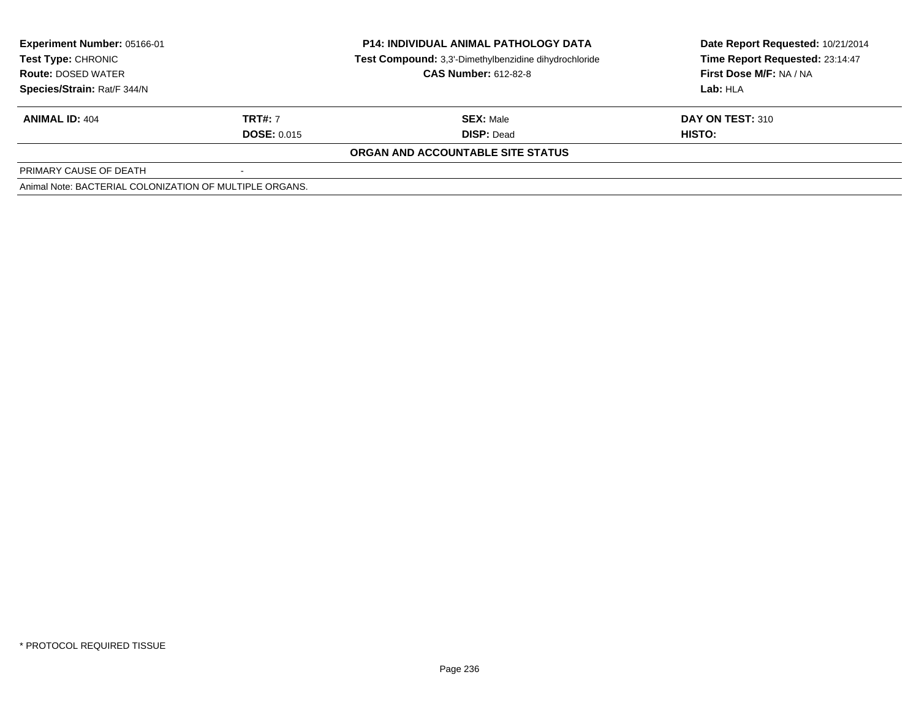| **Experiment Number:** 05166-01 | **P14: INDIVIDUAL ANIMAL PATHOLOGY DATA** | **Date Report Requested:** 10/21/2014 |
|---|---|---|
| **Test Type:** CHRONIC | **Test Compound:** 3,3'-Dimethylbenzidine dihydrochloride | **Time Report Requested:** 23:14:47 |
| **Route:** DOSED WATER | **CAS Number:** 612-82-8 | **First Dose M/F:** NA / NA |
| **Species/Strain:** Rat/F 344/N | | **Lab:** HLA |

| **ANIMAL ID:** 404 | **TRT#:** 7 | **SEX:** Male | **DAY ON TEST:** 310 |
|---|---|---|---|
| | **DOSE:** 0.015 | **DISP:** Dead | **HISTO:** |

**ORGAN AND ACCOUNTABLE SITE STATUS**

| PRIMARY CAUSE OF DEATH | - |
|---|---|

Animal Note: BACTERIAL COLONIZATION OF MULTIPLE ORGANS.

\* PROTOCOL REQUIRED TISSUE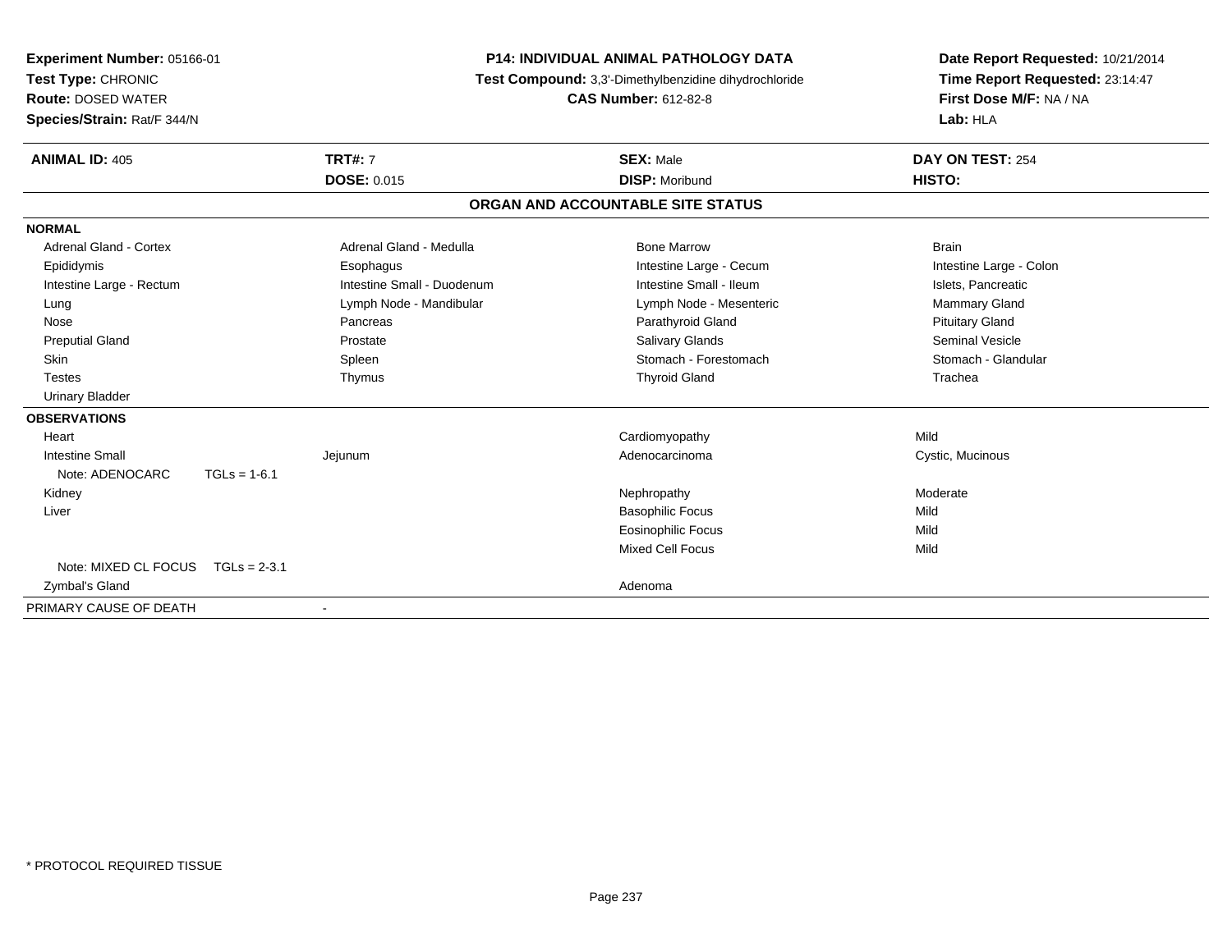**Experiment Number:** 05166-01
**Test Type:** CHRONIC
**Route:** DOSED WATER
**Species/Strain:** Rat/F 344/N

**P14: INDIVIDUAL ANIMAL PATHOLOGY DATA**
**Test Compound:** 3,3'-Dimethylbenzidine dihydrochloride
**CAS Number:** 612-82-8

**Date Report Requested:** 10/21/2014
**Time Report Requested:** 23:14:47
**First Dose M/F:** NA / NA
**Lab:** HLA

| **ANIMAL ID:** 405 | **TRT#:** 7 | **SEX:** Male | **DAY ON TEST:** 254 |
|---|---|---|---|
| | **DOSE:** 0.015 | **DISP:** Moribund | **HISTO:** |

## ORGAN AND ACCOUNTABLE SITE STATUS

| | | | |
|---|---|---|---|
| **NORMAL** | | | |
| Adrenal Gland - Cortex | Adrenal Gland - Medulla | Bone Marrow | Brain |
| Epididymis | Esophagus | Intestine Large - Cecum | Intestine Large - Colon |
| Intestine Large - Rectum | Intestine Small - Duodenum | Intestine Small - Ileum | Islets, Pancreatic |
| Lung | Lymph Node - Mandibular | Lymph Node - Mesenteric | Mammary Gland |
| Nose | Pancreas | Parathyroid Gland | Pituitary Gland |
| Preputial Gland | Prostate | Salivary Glands | Seminal Vesicle |
| Skin | Spleen | Stomach - Forestomach | Stomach - Glandular |
| Testes | Thymus | Thyroid Gland | Trachea |
| Urinary Bladder | | | |
| **OBSERVATIONS** | | | |
| Heart | | Cardiomyopathy | Mild |
| Intestine Small | Jejunum | Adenocarcinoma | Cystic, Mucinous |
| Note: ADENOCARC TGLs = 1-6.1 | | | |
| Kidney | | Nephropathy | Moderate |
| Liver | | Basophilic Focus | Mild |
| | | Eosinophilic Focus | Mild |
| | | Mixed Cell Focus | Mild |
| Note: MIXED CL FOCUS TGLs = 2-3.1 | | | |
| Zymbal's Gland | | Adenoma | |
| PRIMARY CAUSE OF DEATH | - | | |

\* PROTOCOL REQUIRED TISSUE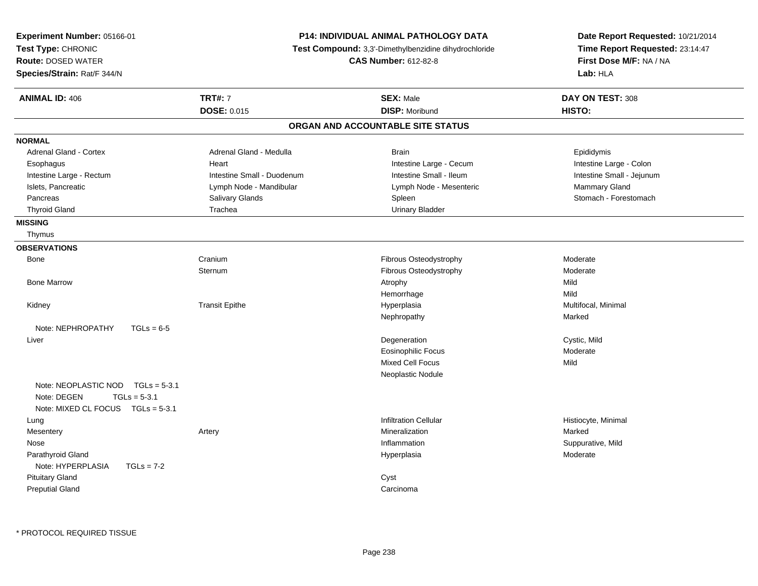**Experiment Number:** 05166-01
**Test Type:** CHRONIC
**Route:** DOSED WATER
**Species/Strain:** Rat/F 344/N

**P14: INDIVIDUAL ANIMAL PATHOLOGY DATA**
**Test Compound:** 3,3'-Dimethylbenzidine dihydrochloride
**CAS Number:** 612-82-8

**Date Report Requested:** 10/21/2014
**Time Report Requested:** 23:14:47
**First Dose M/F:** NA / NA
**Lab:** HLA

| **ANIMAL ID:** 406 | **TRT#:** 7 | **SEX:** Male | **DAY ON TEST:** 308 |
|---|---|---|---|
| | **DOSE:** 0.015 | **DISP:** Moribund | **HISTO:** |

## ORGAN AND ACCOUNTABLE SITE STATUS

**NORMAL**

| | | | |
|---|---|---|---|
| Adrenal Gland - Cortex | Adrenal Gland - Medulla | Brain | Epididymis |
| Esophagus | Heart | Intestine Large - Cecum | Intestine Large - Colon |
| Intestine Large - Rectum | Intestine Small - Duodenum | Intestine Small - Ileum | Intestine Small - Jejunum |
| Islets, Pancreatic | Lymph Node - Mandibular | Lymph Node - Mesenteric | Mammary Gland |
| Pancreas | Salivary Glands | Spleen | Stomach - Forestomach |
| Thyroid Gland | Trachea | Urinary Bladder | |

**MISSING**

Thymus

**OBSERVATIONS**

| | | | |
|---|---|---|---|
| Bone | Cranium | Fibrous Osteodystrophy | Moderate |
| | Sternum | Fibrous Osteodystrophy | Moderate |
| Bone Marrow | | Atrophy | Mild |
| | | Hemorrhage | Mild |
| Kidney | Transit Epithe | Hyperplasia | Multifocal, Minimal |
| | | Nephropathy | Marked |
| Note: NEPHROPATHY TGLs = 6-5 | | | |
| Liver | | Degeneration | Cystic, Mild |
| | | Eosinophilic Focus | Moderate |
| | | Mixed Cell Focus | Mild |
| | | Neoplastic Nodule | |
| Note: NEOPLASTIC NOD TGLs = 5-3.1 | | | |
| Note: DEGEN TGLs = 5-3.1 | | | |
| Note: MIXED CL FOCUS TGLs = 5-3.1 | | | |
| Lung | | Infiltration Cellular | Histiocyte, Minimal |
| Mesentery | Artery | Mineralization | Marked |
| Nose | | Inflammation | Suppurative, Mild |
| Parathyroid Gland | | Hyperplasia | Moderate |
| Note: HYPERPLASIA TGLs = 7-2 | | | |
| Pituitary Gland | | Cyst | |
| Preputial Gland | | Carcinoma | |

* PROTOCOL REQUIRED TISSUE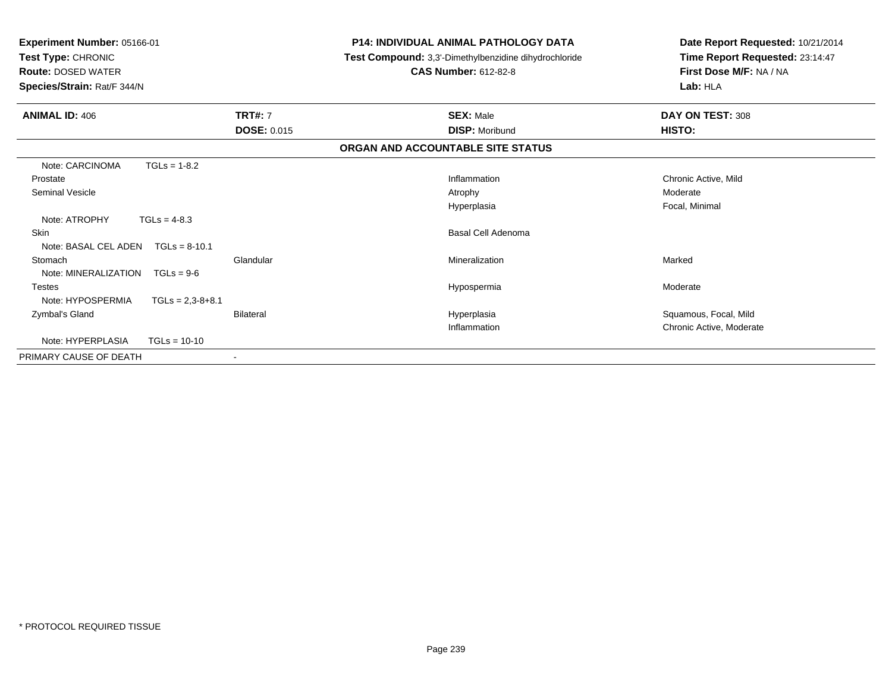**Experiment Number:** 05166-01
**Test Type:** CHRONIC
**Route:** DOSED WATER
**Species/Strain:** Rat/F 344/N

**P14: INDIVIDUAL ANIMAL PATHOLOGY DATA**
**Test Compound:** 3,3'-Dimethylbenzidine dihydrochloride
**CAS Number:** 612-82-8

**Date Report Requested:** 10/21/2014
**Time Report Requested:** 23:14:47
**First Dose M/F:** NA / NA
**Lab:** HLA

| **ANIMAL ID:** 406 | **TRT#:** 7 | **SEX:** Male | **DAY ON TEST:** 308 |
|---|---|---|---|
| | **DOSE:** 0.015 | **DISP:** Moribund | **HISTO:** |

**ORGAN AND ACCOUNTABLE SITE STATUS**

| | | | |
|---|---|---|---|
| Note: CARCINOMA TGLs = 1-8.2 | | | |
| Prostate | | Inflammation | Chronic Active, Mild |
| Seminal Vesicle | | Atrophy | Moderate |
| | | Hyperplasia | Focal, Minimal |
| Note: ATROPHY TGLs = 4-8.3 | | | |
| Skin | | Basal Cell Adenoma | |
| Note: BASAL CEL ADEN TGLs = 8-10.1 | | | |
| Stomach | Glandular | Mineralization | Marked |
| Note: MINERALIZATION TGLs = 9-6 | | | |
| Testes | | Hypospermia | Moderate |
| Note: HYPOSPERMIA TGLs = 2,3-8+8.1 | | | |
| Zymbal's Gland | Bilateral | Hyperplasia | Squamous, Focal, Mild |
| | | Inflammation | Chronic Active, Moderate |
| Note: HYPERPLASIA TGLs = 10-10 | | | |
| PRIMARY CAUSE OF DEATH | - | | |

* PROTOCOL REQUIRED TISSUE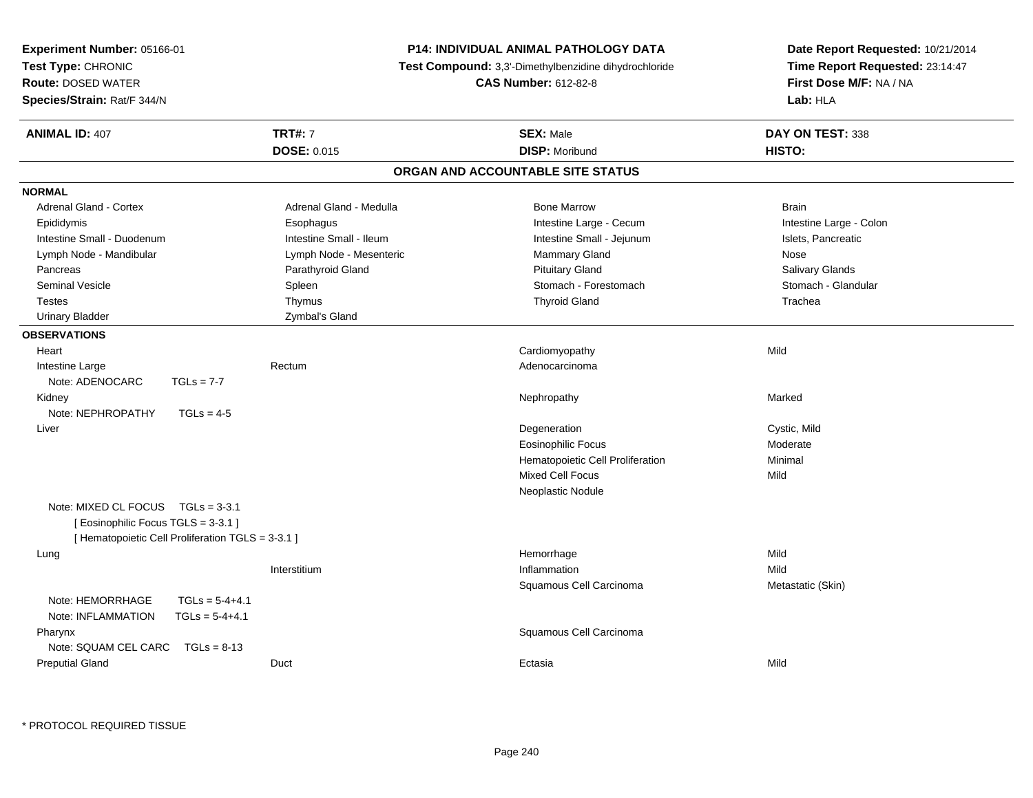**Experiment Number:** 05166-01
**Test Type:** CHRONIC
**Route:** DOSED WATER
**Species/Strain:** Rat/F 344/N

**P14: INDIVIDUAL ANIMAL PATHOLOGY DATA**
**Test Compound:** 3,3'-Dimethylbenzidine dihydrochloride
**CAS Number:** 612-82-8

**Date Report Requested:** 10/21/2014
**Time Report Requested:** 23:14:47
**First Dose M/F:** NA / NA
**Lab:** HLA

| **ANIMAL ID:** 407 | **TRT#:** 7 | **SEX:** Male | **DAY ON TEST:** 338 |
|---|---|---|---|
| | **DOSE:** 0.015 | **DISP:** Moribund | **HISTO:** |

## ORGAN AND ACCOUNTABLE SITE STATUS

**NORMAL**

| | | | |
|---|---|---|---|
| Adrenal Gland - Cortex | Adrenal Gland - Medulla | Bone Marrow | Brain |
| Epididymis | Esophagus | Intestine Large - Cecum | Intestine Large - Colon |
| Intestine Small - Duodenum | Intestine Small - Ileum | Intestine Small - Jejunum | Islets, Pancreatic |
| Lymph Node - Mandibular | Lymph Node - Mesenteric | Mammary Gland | Nose |
| Pancreas | Parathyroid Gland | Pituitary Gland | Salivary Glands |
| Seminal Vesicle | Spleen | Stomach - Forestomach | Stomach - Glandular |
| Testes | Thymus | Thyroid Gland | Trachea |
| Urinary Bladder | Zymbal's Gland | | |

**OBSERVATIONS**

| | | | |
|---|---|---|---|
| Heart | | Cardiomyopathy | Mild |
| Intestine Large | Rectum | Adenocarcinoma | |
| Note: ADENOCARC TGLs = 7-7 | | | |
| Kidney | | Nephropathy | Marked |
| Note: NEPHROPATHY TGLs = 4-5 | | | |
| Liver | | Degeneration | Cystic, Mild |
| | | Eosinophilic Focus | Moderate |
| | | Hematopoietic Cell Proliferation | Minimal |
| | | Mixed Cell Focus | Mild |
| | | Neoplastic Nodule | |
| Note: MIXED CL FOCUS TGLs = 3-3.1 | | | |
| [ Eosinophilic Focus TGLS = 3-3.1 ] | | | |
| [ Hematopoietic Cell Proliferation TGLS = 3-3.1 ] | | | |
| Lung | | Hemorrhage | Mild |
| | Interstitium | Inflammation | Mild |
| | | Squamous Cell Carcinoma | Metastatic (Skin) |
| Note: HEMORRHAGE TGLs = 5-4+4.1 | | | |
| Note: INFLAMMATION TGLs = 5-4+4.1 | | | |
| Pharynx | | Squamous Cell Carcinoma | |
| Note: SQUAM CEL CARC TGLs = 8-13 | | | |
| Preputial Gland | Duct | Ectasia | Mild |

* PROTOCOL REQUIRED TISSUE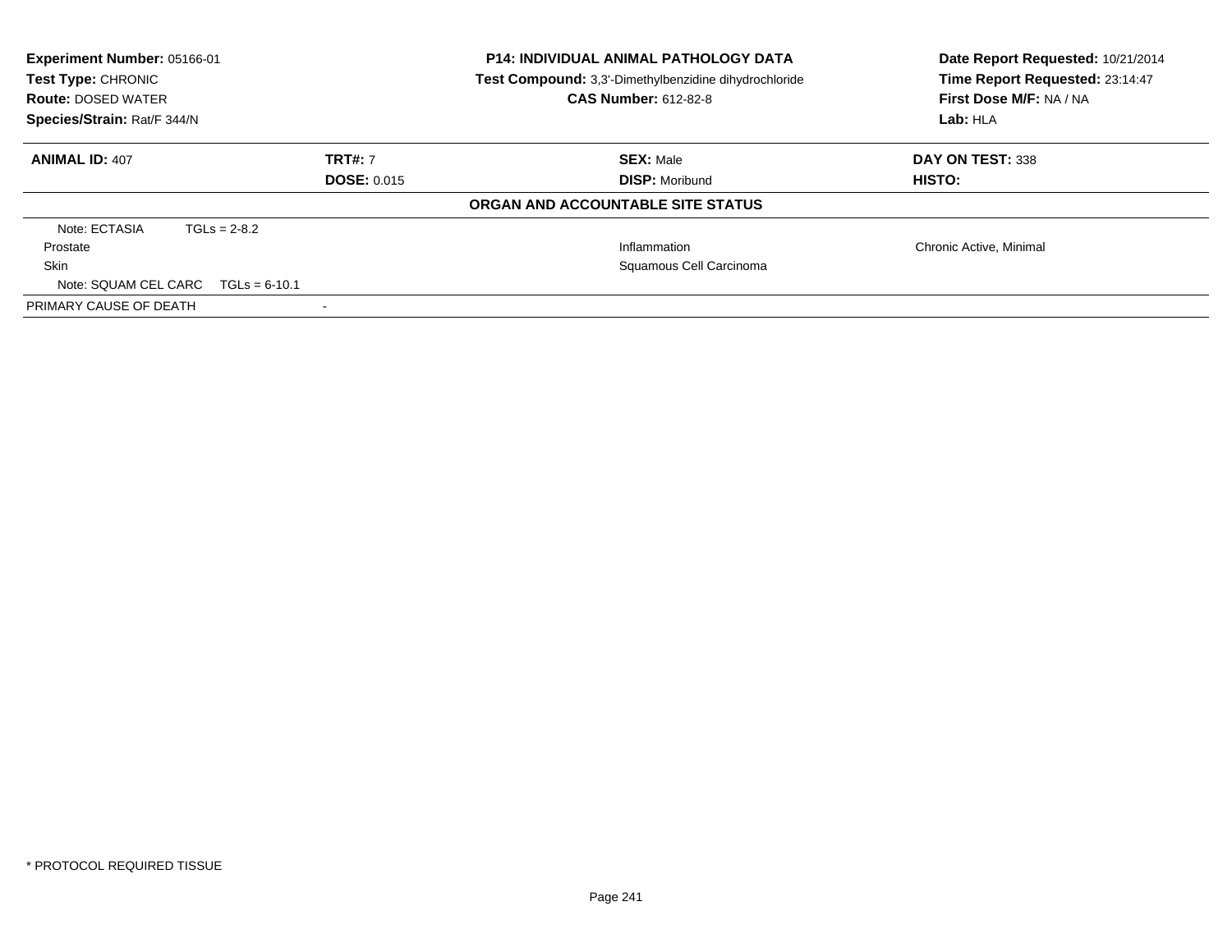**Experiment Number:** 05166-01
**Test Type:** CHRONIC
**Route:** DOSED WATER
**Species/Strain:** Rat/F 344/N

**P14: INDIVIDUAL ANIMAL PATHOLOGY DATA**
**Test Compound:** 3,3'-Dimethylbenzidine dihydrochloride
**CAS Number:** 612-82-8

**Date Report Requested:** 10/21/2014
**Time Report Requested:** 23:14:47
**First Dose M/F:** NA / NA
**Lab:** HLA

| **ANIMAL ID:** 407 | **TRT#:** 7 | **SEX:** Male | **DAY ON TEST:** 338 |
|---|---|---|---|
| | **DOSE:** 0.015 | **DISP:** Moribund | **HISTO:** |

**ORGAN AND ACCOUNTABLE SITE STATUS**

| | | |
|---|---|---|
| Note: ECTASIA TGLs = 2-8.2 | | |
| Prostate | Inflammation | Chronic Active, Minimal |
| Skin | Squamous Cell Carcinoma | |
| Note: SQUAM CEL CARC TGLs = 6-10.1 | | |
| PRIMARY CAUSE OF DEATH | - | |

* PROTOCOL REQUIRED TISSUE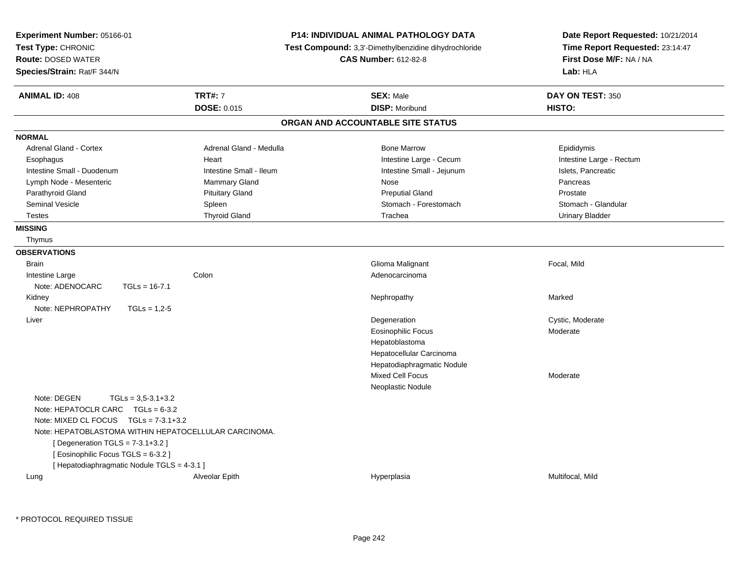**Experiment Number:** 05166-01
**Test Type:** CHRONIC
**Route:** DOSED WATER
**Species/Strain:** Rat/F 344/N

**P14: INDIVIDUAL ANIMAL PATHOLOGY DATA**
**Test Compound:** 3,3'-Dimethylbenzidine dihydrochloride
**CAS Number:** 612-82-8

**Date Report Requested:** 10/21/2014
**Time Report Requested:** 23:14:47
**First Dose M/F:** NA / NA
**Lab:** HLA

| **ANIMAL ID:** 408 | **TRT#:** 7 | **SEX:** Male | **DAY ON TEST:** 350 |
|---|---|---|---|
| | **DOSE:** 0.015 | **DISP:** Moribund | **HISTO:** |

## ORGAN AND ACCOUNTABLE SITE STATUS

**NORMAL**

| | | | |
|---|---|---|---|
| Adrenal Gland - Cortex | Adrenal Gland - Medulla | Bone Marrow | Epididymis |
| Esophagus | Heart | Intestine Large - Cecum | Intestine Large - Rectum |
| Intestine Small - Duodenum | Intestine Small - Ileum | Intestine Small - Jejunum | Islets, Pancreatic |
| Lymph Node - Mesenteric | Mammary Gland | Nose | Pancreas |
| Parathyroid Gland | Pituitary Gland | Preputial Gland | Prostate |
| Seminal Vesicle | Spleen | Stomach - Forestomach | Stomach - Glandular |
| Testes | Thyroid Gland | Trachea | Urinary Bladder |

**MISSING**

Thymus

**OBSERVATIONS**

| | | | |
|---|---|---|---|
| Brain | | Glioma Malignant | Focal, Mild |
| Intestine Large | Colon | Adenocarcinoma | |
| Note: ADENOCARC TGLs = 16-7.1 | | | |
| Kidney | | Nephropathy | Marked |
| Note: NEPHROPATHY TGLs = 1,2-5 | | | |
| Liver | | Degeneration | Cystic, Moderate |
| | | Eosinophilic Focus | Moderate |
| | | Hepatoblastoma | |
| | | Hepatocellular Carcinoma | |
| | | Hepatodiaphragmatic Nodule | |
| | | Mixed Cell Focus | Moderate |
| | | Neoplastic Nodule | |
| Note: DEGEN TGLs = 3,5-3.1+3.2 | | | |
| Note: HEPATOCLR CARC TGLs = 6-3.2 | | | |
| Note: MIXED CL FOCUS TGLs = 7-3.1+3.2 | | | |
| Note: HEPATOBLASTOMA WITHIN HEPATOCELLULAR CARCINOMA. | | | |
| [ Degeneration TGLS = 7-3.1+3.2 ] | | | |
| [ Eosinophilic Focus TGLS = 6-3.2 ] | | | |
| [ Hepatodiaphragmatic Nodule TGLS = 4-3.1 ] | | | |
| Lung | Alveolar Epith | Hyperplasia | Multifocal, Mild |

* PROTOCOL REQUIRED TISSUE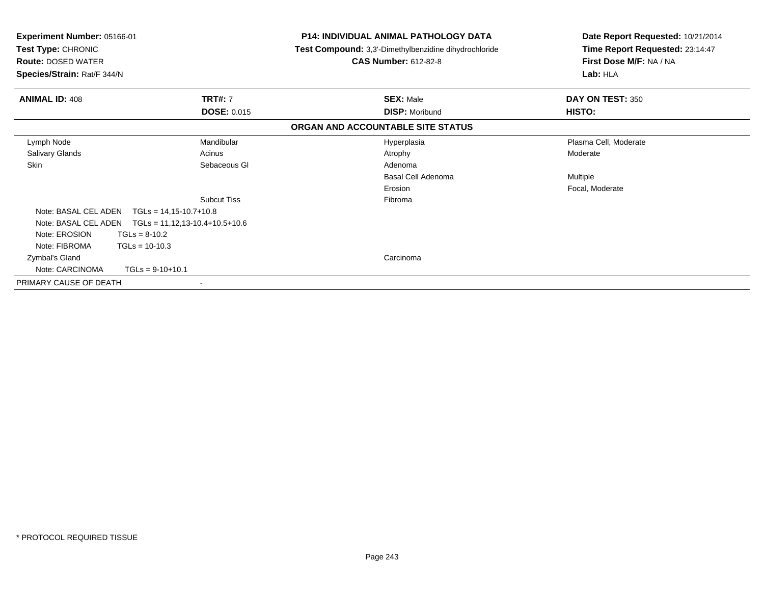**Experiment Number:** 05166-01
**Test Type:** CHRONIC
**Route:** DOSED WATER
**Species/Strain:** Rat/F 344/N

**P14: INDIVIDUAL ANIMAL PATHOLOGY DATA**
**Test Compound:** 3,3'-Dimethylbenzidine dihydrochloride
**CAS Number:** 612-82-8

**Date Report Requested:** 10/21/2014
**Time Report Requested:** 23:14:47
**First Dose M/F:** NA / NA
**Lab:** HLA

| **ANIMAL ID:** 408 | **TRT#:** 7 | **SEX:** Male | **DAY ON TEST:** 350 |
|---|---|---|---|
| | **DOSE:** 0.015 | **DISP:** Moribund | **HISTO:** |

**ORGAN AND ACCOUNTABLE SITE STATUS**

| | | | |
|---|---|---|---|
| Lymph Node | Mandibular | Hyperplasia | Plasma Cell, Moderate |
| Salivary Glands | Acinus | Atrophy | Moderate |
| Skin | Sebaceous Gl | Adenoma | |
| | | Basal Cell Adenoma | Multiple |
| | | Erosion | Focal, Moderate |
| | Subcut Tiss | Fibroma | |
| Note: BASAL CEL ADEN TGLs = 14,15-10.7+10.8 | | | |
| Note: BASAL CEL ADEN TGLs = 11,12,13-10.4+10.5+10.6 | | | |
| Note: EROSION TGLs = 8-10.2 | | | |
| Note: FIBROMA TGLs = 10-10.3 | | | |
| Zymbal's Gland | | Carcinoma | |
| Note: CARCINOMA TGLs = 9-10+10.1 | | | |
| PRIMARY CAUSE OF DEATH | - | | |

* PROTOCOL REQUIRED TISSUE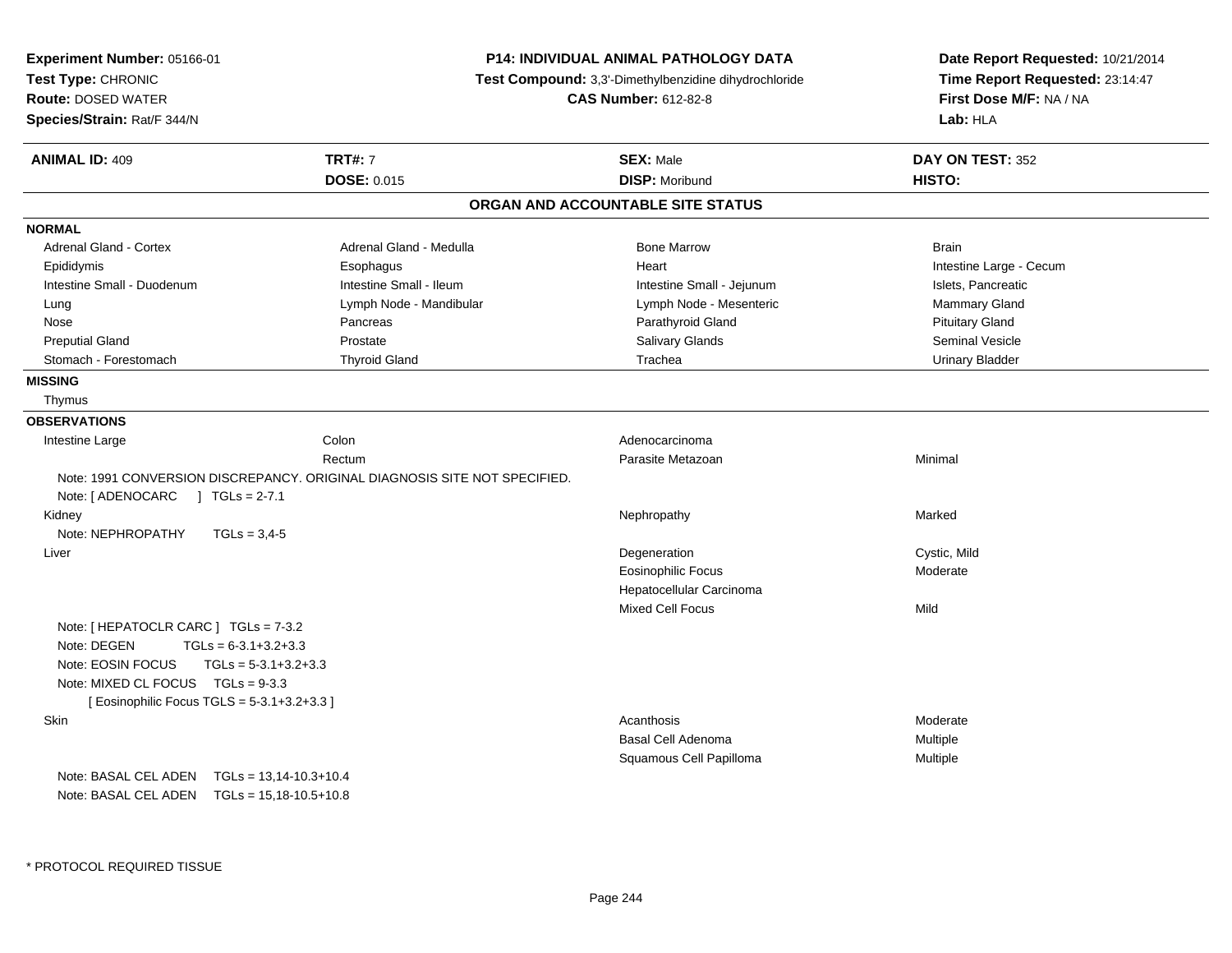**Experiment Number:** 05166-01
**Test Type:** CHRONIC
**Route:** DOSED WATER
**Species/Strain:** Rat/F 344/N

**P14: INDIVIDUAL ANIMAL PATHOLOGY DATA**
**Test Compound:** 3,3'-Dimethylbenzidine dihydrochloride
**CAS Number:** 612-82-8

**Date Report Requested:** 10/21/2014
**Time Report Requested:** 23:14:47
**First Dose M/F:** NA / NA
**Lab:** HLA

| **ANIMAL ID:** 409 | **TRT#:** 7 | **SEX:** Male | **DAY ON TEST:** 352 |
|---|---|---|---|
| | **DOSE:** 0.015 | **DISP:** Moribund | **HISTO:** |

## ORGAN AND ACCOUNTABLE SITE STATUS

**NORMAL**

| | | | |
|---|---|---|---|
| Adrenal Gland - Cortex | Adrenal Gland - Medulla | Bone Marrow | Brain |
| Epididymis | Esophagus | Heart | Intestine Large - Cecum |
| Intestine Small - Duodenum | Intestine Small - Ileum | Intestine Small - Jejunum | Islets, Pancreatic |
| Lung | Lymph Node - Mandibular | Lymph Node - Mesenteric | Mammary Gland |
| Nose | Pancreas | Parathyroid Gland | Pituitary Gland |
| Preputial Gland | Prostate | Salivary Glands | Seminal Vesicle |
| Stomach - Forestomach | Thyroid Gland | Trachea | Urinary Bladder |

**MISSING**

Thymus

**OBSERVATIONS**

| | | | |
|---|---|---|---|
| Intestine Large | Colon | Adenocarcinoma | |
| | Rectum | Parasite Metazoan | Minimal |

Note: 1991 CONVERSION DISCREPANCY. ORIGINAL DIAGNOSIS SITE NOT SPECIFIED.
Note: [ ADENOCARC ] TGLs = 2-7.1

| | | | |
|---|---|---|---|
| Kidney | | Nephropathy | Marked |

Note: NEPHROPATHY TGLs = 3,4-5

| | | | |
|---|---|---|---|
| Liver | | Degeneration | Cystic, Mild |
| | | Eosinophilic Focus | Moderate |
| | | Hepatocellular Carcinoma | |
| | | Mixed Cell Focus | Mild |

Note: [ HEPATOCLR CARC ] TGLs = 7-3.2
Note: DEGEN TGLs = 6-3.1+3.2+3.3
Note: EOSIN FOCUS TGLs = 5-3.1+3.2+3.3
Note: MIXED CL FOCUS TGLs = 9-3.3
[ Eosinophilic Focus TGLS = 5-3.1+3.2+3.3 ]

| | | | |
|---|---|---|---|
| Skin | | Acanthosis | Moderate |
| | | Basal Cell Adenoma | Multiple |
| | | Squamous Cell Papilloma | Multiple |

Note: BASAL CEL ADEN TGLs = 13,14-10.3+10.4
Note: BASAL CEL ADEN TGLs = 15,18-10.5+10.8

\* PROTOCOL REQUIRED TISSUE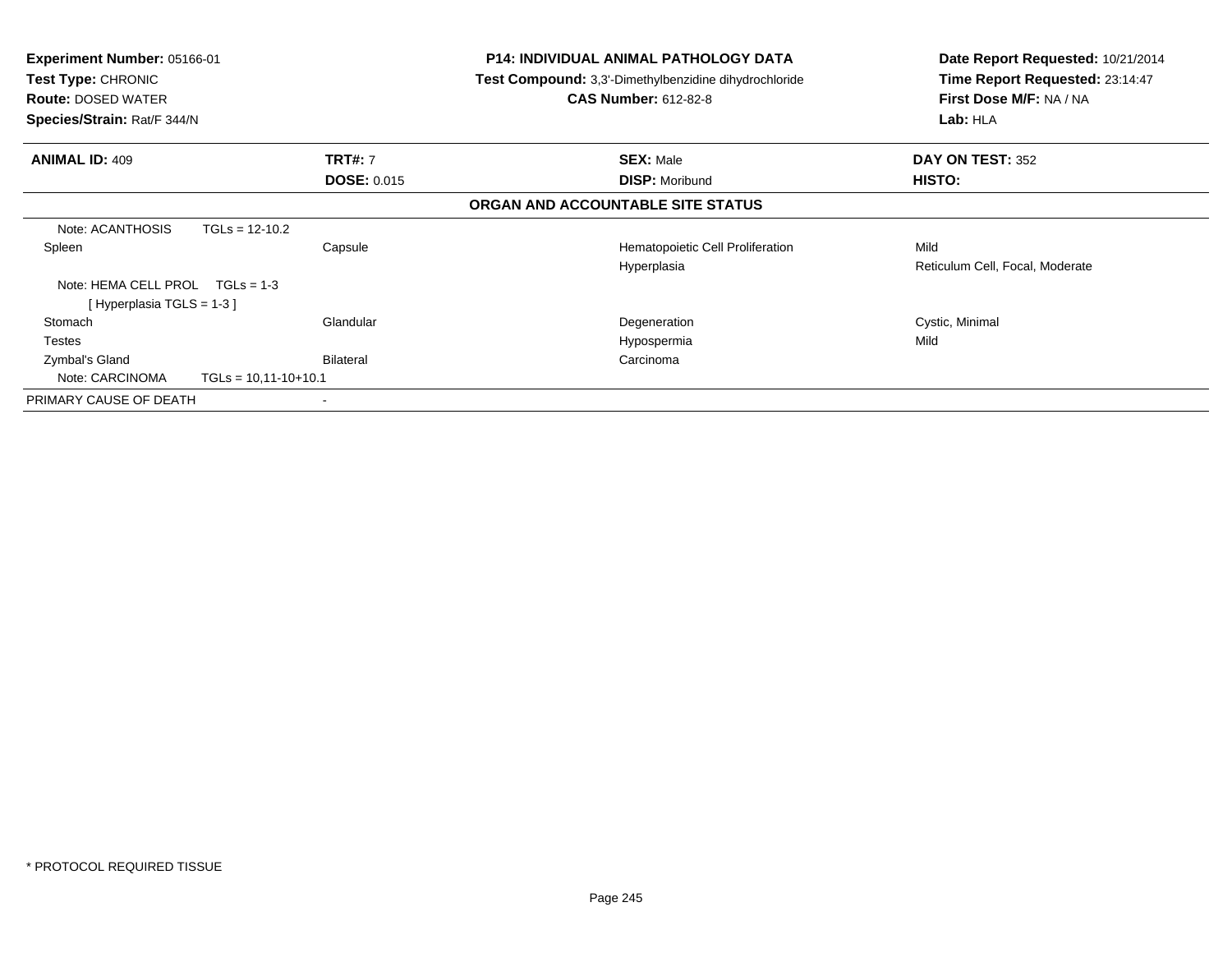**Experiment Number:** 05166-01
**Test Type:** CHRONIC
**Route:** DOSED WATER
**Species/Strain:** Rat/F 344/N

**P14: INDIVIDUAL ANIMAL PATHOLOGY DATA**
**Test Compound:** 3,3'-Dimethylbenzidine dihydrochloride
**CAS Number:** 612-82-8

**Date Report Requested:** 10/21/2014
**Time Report Requested:** 23:14:47
**First Dose M/F:** NA / NA
**Lab:** HLA

| **ANIMAL ID:** 409 | **TRT#:** 7 | **SEX:** Male | **DAY ON TEST:** 352 |
|---|---|---|---|
| | **DOSE:** 0.015 | **DISP:** Moribund | **HISTO:** |

**ORGAN AND ACCOUNTABLE SITE STATUS**

| | | | |
|---|---|---|---|
| Note: ACANTHOSIS TGLs = 12-10.2 | | | |
| Spleen | Capsule | Hematopoietic Cell Proliferation | Mild |
| | | Hyperplasia | Reticulum Cell, Focal, Moderate |
| Note: HEMA CELL PROL TGLs = 1-3 [ Hyperplasia TGLS = 1-3 ] | | | |
| Stomach | Glandular | Degeneration | Cystic, Minimal |
| Testes | | Hypospermia | Mild |
| Zymbal's Gland | Bilateral | Carcinoma | |
| Note: CARCINOMA TGLs = 10,11-10+10.1 | | | |
| PRIMARY CAUSE OF DEATH | - | | |

* PROTOCOL REQUIRED TISSUE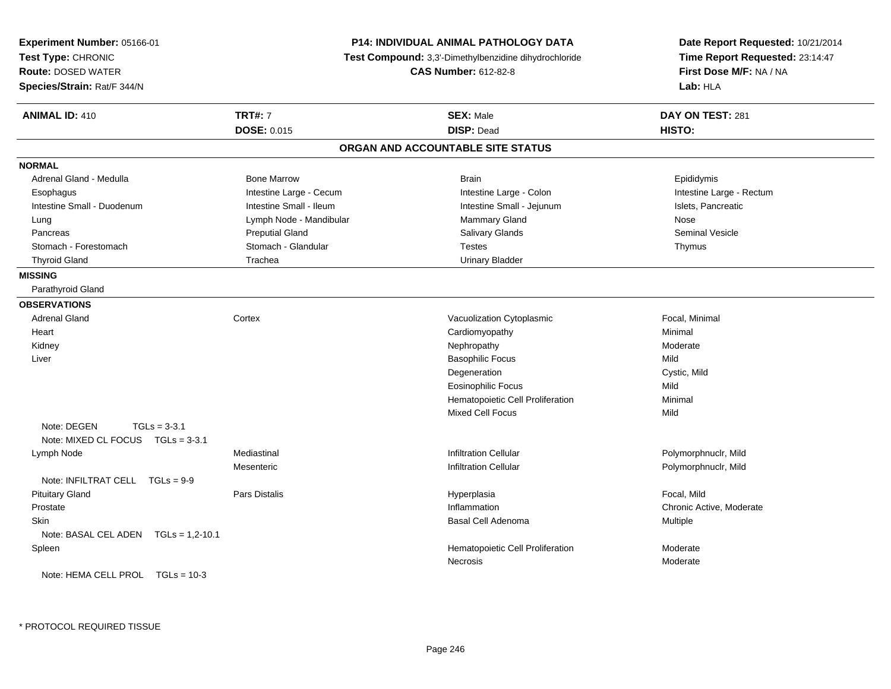**Experiment Number:** 05166-01
**Test Type:** CHRONIC
**Route:** DOSED WATER
**Species/Strain:** Rat/F 344/N

**P14: INDIVIDUAL ANIMAL PATHOLOGY DATA**
**Test Compound:** 3,3'-Dimethylbenzidine dihydrochloride
**CAS Number:** 612-82-8

**Date Report Requested:** 10/21/2014
**Time Report Requested:** 23:14:47
**First Dose M/F:** NA / NA
**Lab:** HLA

| **ANIMAL ID:** 410 | **TRT#:** 7 | **SEX:** Male | **DAY ON TEST:** 281 |
|---|---|---|---|
| | **DOSE:** 0.015 | **DISP:** Dead | **HISTO:** |

## ORGAN AND ACCOUNTABLE SITE STATUS

**NORMAL**

| | | | |
|---|---|---|---|
| Adrenal Gland - Medulla | Bone Marrow | Brain | Epididymis |
| Esophagus | Intestine Large - Cecum | Intestine Large - Colon | Intestine Large - Rectum |
| Intestine Small - Duodenum | Intestine Small - Ileum | Intestine Small - Jejunum | Islets, Pancreatic |
| Lung | Lymph Node - Mandibular | Mammary Gland | Nose |
| Pancreas | Preputial Gland | Salivary Glands | Seminal Vesicle |
| Stomach - Forestomach | Stomach - Glandular | Testes | Thymus |
| Thyroid Gland | Trachea | Urinary Bladder | |

**MISSING**

Parathyroid Gland

**OBSERVATIONS**

| | | | |
|---|---|---|---|
| Adrenal Gland | Cortex | Vacuolization Cytoplasmic | Focal, Minimal |
| Heart | | Cardiomyopathy | Minimal |
| Kidney | | Nephropathy | Moderate |
| Liver | | Basophilic Focus | Mild |
| | | Degeneration | Cystic, Mild |
| | | Eosinophilic Focus | Mild |
| | | Hematopoietic Cell Proliferation | Minimal |
| | | Mixed Cell Focus | Mild |
| Note: DEGEN TGLs = 3-3.1 | | | |
| Note: MIXED CL FOCUS TGLs = 3-3.1 | | | |
| Lymph Node | Mediastinal | Infiltration Cellular | Polymorphnuclr, Mild |
| | Mesenteric | Infiltration Cellular | Polymorphnuclr, Mild |
| Note: INFILTRAT CELL TGLs = 9-9 | | | |
| Pituitary Gland | Pars Distalis | Hyperplasia | Focal, Mild |
| Prostate | | Inflammation | Chronic Active, Moderate |
| Skin | | Basal Cell Adenoma | Multiple |
| Note: BASAL CEL ADEN TGLs = 1,2-10.1 | | | |
| Spleen | | Hematopoietic Cell Proliferation | Moderate |
| | | Necrosis | Moderate |
| Note: HEMA CELL PROL TGLs = 10-3 | | | |

* PROTOCOL REQUIRED TISSUE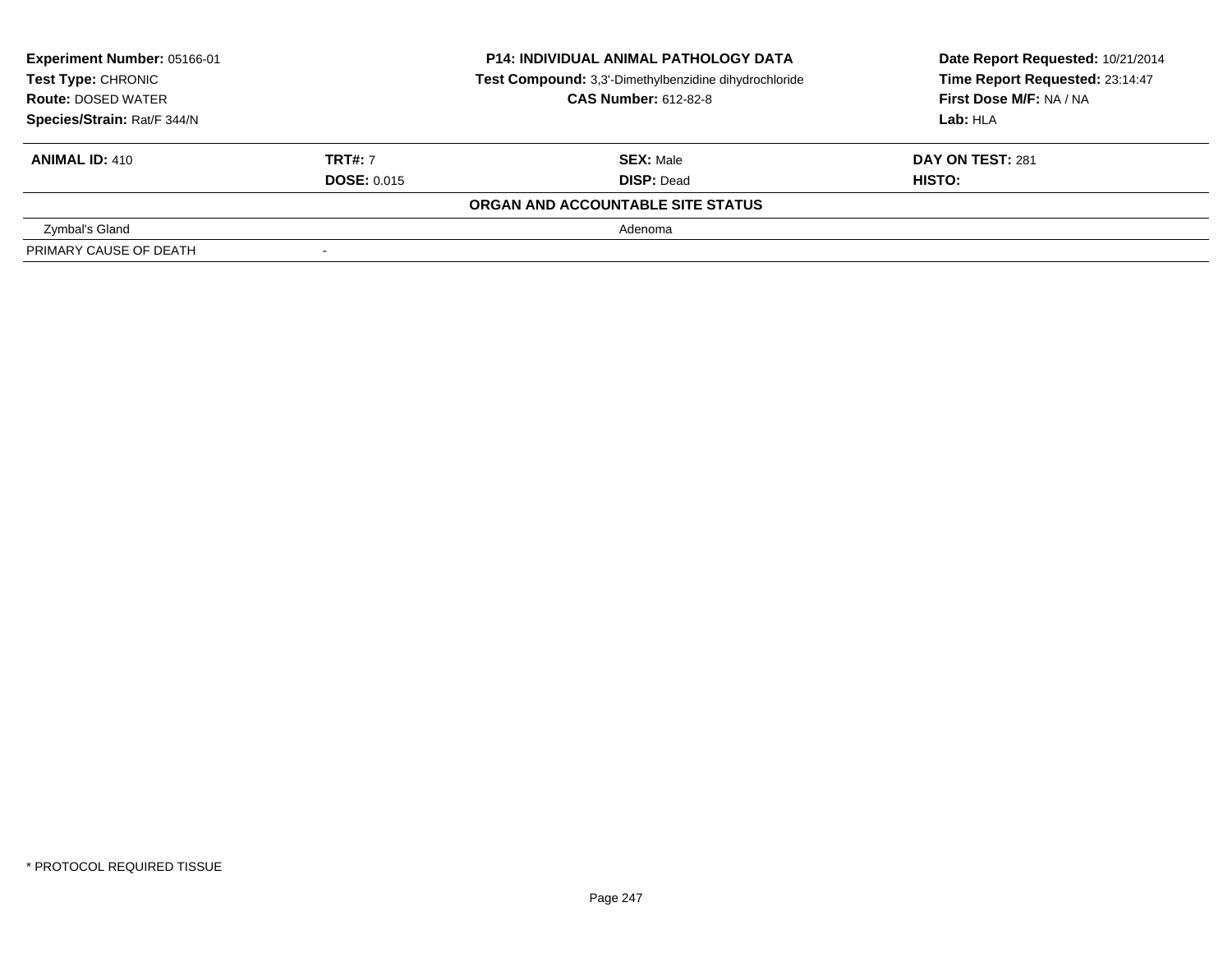**Experiment Number:** 05166-01
**Test Type:** CHRONIC
**Route:** DOSED WATER
**Species/Strain:** Rat/F 344/N

**P14: INDIVIDUAL ANIMAL PATHOLOGY DATA**
**Test Compound:** 3,3'-Dimethylbenzidine dihydrochloride
**CAS Number:** 612-82-8

**Date Report Requested:** 10/21/2014
**Time Report Requested:** 23:14:47
**First Dose M/F:** NA / NA
**Lab:** HLA

| **ANIMAL ID:** 410 | **TRT#:** 7 | **SEX:** Male | **DAY ON TEST:** 281 |
|---|---|---|---|
| | **DOSE:** 0.015 | **DISP:** Dead | **HISTO:** |

**ORGAN AND ACCOUNTABLE SITE STATUS**

| | |
|---|---|
| Zymbal's Gland | Adenoma |
| PRIMARY CAUSE OF DEATH | - |

* PROTOCOL REQUIRED TISSUE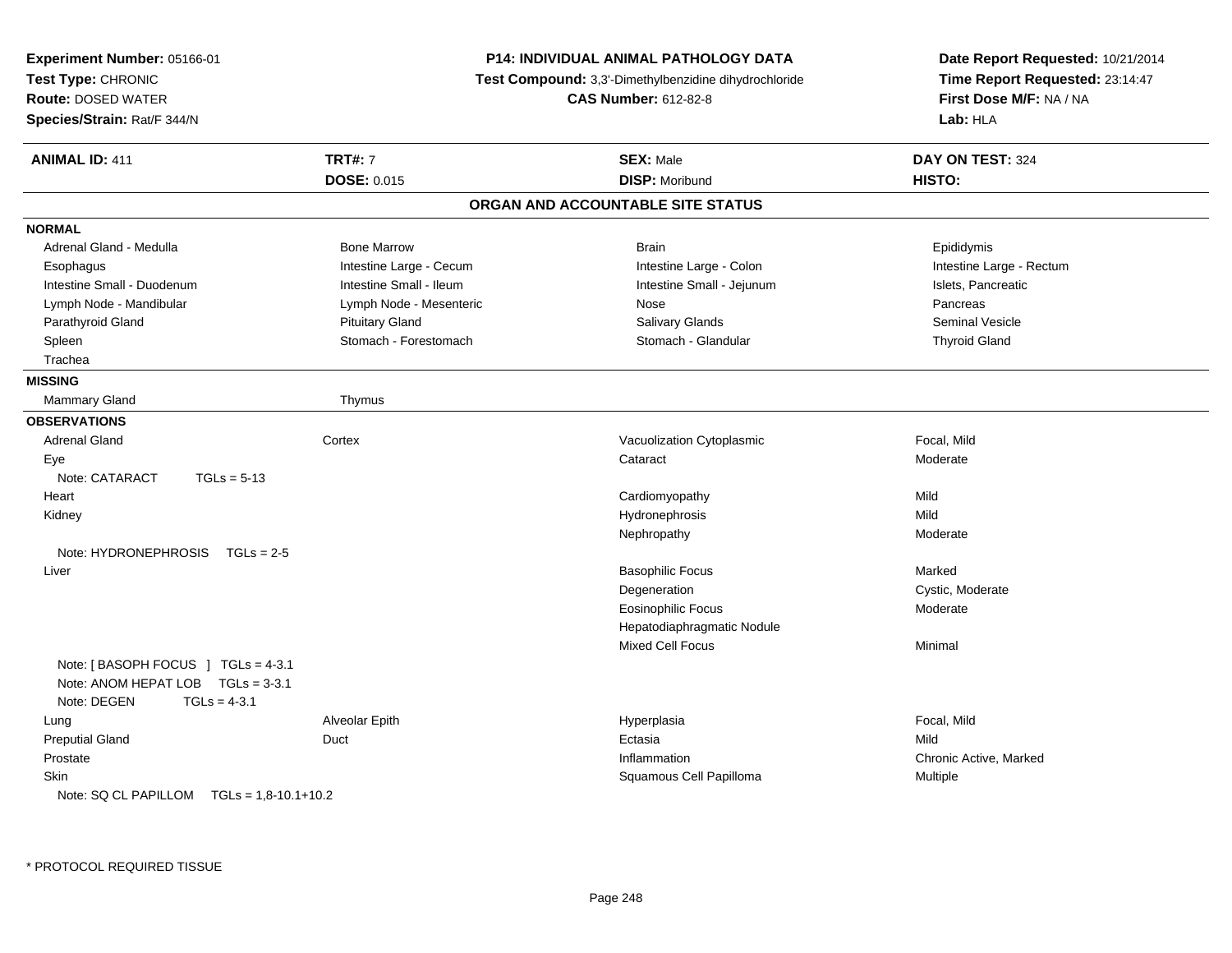**Experiment Number:** 05166-01
**Test Type:** CHRONIC
**Route:** DOSED WATER
**Species/Strain:** Rat/F 344/N

**P14: INDIVIDUAL ANIMAL PATHOLOGY DATA**
**Test Compound:** 3,3'-Dimethylbenzidine dihydrochloride
**CAS Number:** 612-82-8

**Date Report Requested:** 10/21/2014
**Time Report Requested:** 23:14:47
**First Dose M/F:** NA / NA
**Lab:** HLA

| **ANIMAL ID:** 411 | **TRT#:** 7 | **SEX:** Male | **DAY ON TEST:** 324 |
|---|---|---|---|
| | **DOSE:** 0.015 | **DISP:** Moribund | **HISTO:** |

## ORGAN AND ACCOUNTABLE SITE STATUS

**NORMAL**

| | | | |
|---|---|---|---|
| Adrenal Gland - Medulla | Bone Marrow | Brain | Epididymis |
| Esophagus | Intestine Large - Cecum | Intestine Large - Colon | Intestine Large - Rectum |
| Intestine Small - Duodenum | Intestine Small - Ileum | Intestine Small - Jejunum | Islets, Pancreatic |
| Lymph Node - Mandibular | Lymph Node - Mesenteric | Nose | Pancreas |
| Parathyroid Gland | Pituitary Gland | Salivary Glands | Seminal Vesicle |
| Spleen | Stomach - Forestomach | Stomach - Glandular | Thyroid Gland |
| Trachea | | | |

**MISSING**

| | |
|---|---|
| Mammary Gland | Thymus |

**OBSERVATIONS**

| | | | |
|---|---|---|---|
| Adrenal Gland | Cortex | Vacuolization Cytoplasmic | Focal, Mild |
| Eye | | Cataract | Moderate |
| Note: CATARACT TGLs = 5-13 | | | |
| Heart | | Cardiomyopathy | Mild |
| Kidney | | Hydronephrosis | Mild |
| | | Nephropathy | Moderate |
| Note: HYDRONEPHROSIS TGLs = 2-5 | | | |
| Liver | | Basophilic Focus | Marked |
| | | Degeneration | Cystic, Moderate |
| | | Eosinophilic Focus | Moderate |
| | | Hepatodiaphragmatic Nodule | |
| | | Mixed Cell Focus | Minimal |
| Note: [ BASOPH FOCUS ] TGLs = 4-3.1 | | | |
| Note: ANOM HEPAT LOB TGLs = 3-3.1 | | | |
| Note: DEGEN TGLs = 4-3.1 | | | |
| Lung | Alveolar Epith | Hyperplasia | Focal, Mild |
| Preputial Gland | Duct | Ectasia | Mild |
| Prostate | | Inflammation | Chronic Active, Marked |
| Skin | | Squamous Cell Papilloma | Multiple |
| Note: SQ CL PAPILLOM TGLs = 1,8-10.1+10.2 | | | |

* PROTOCOL REQUIRED TISSUE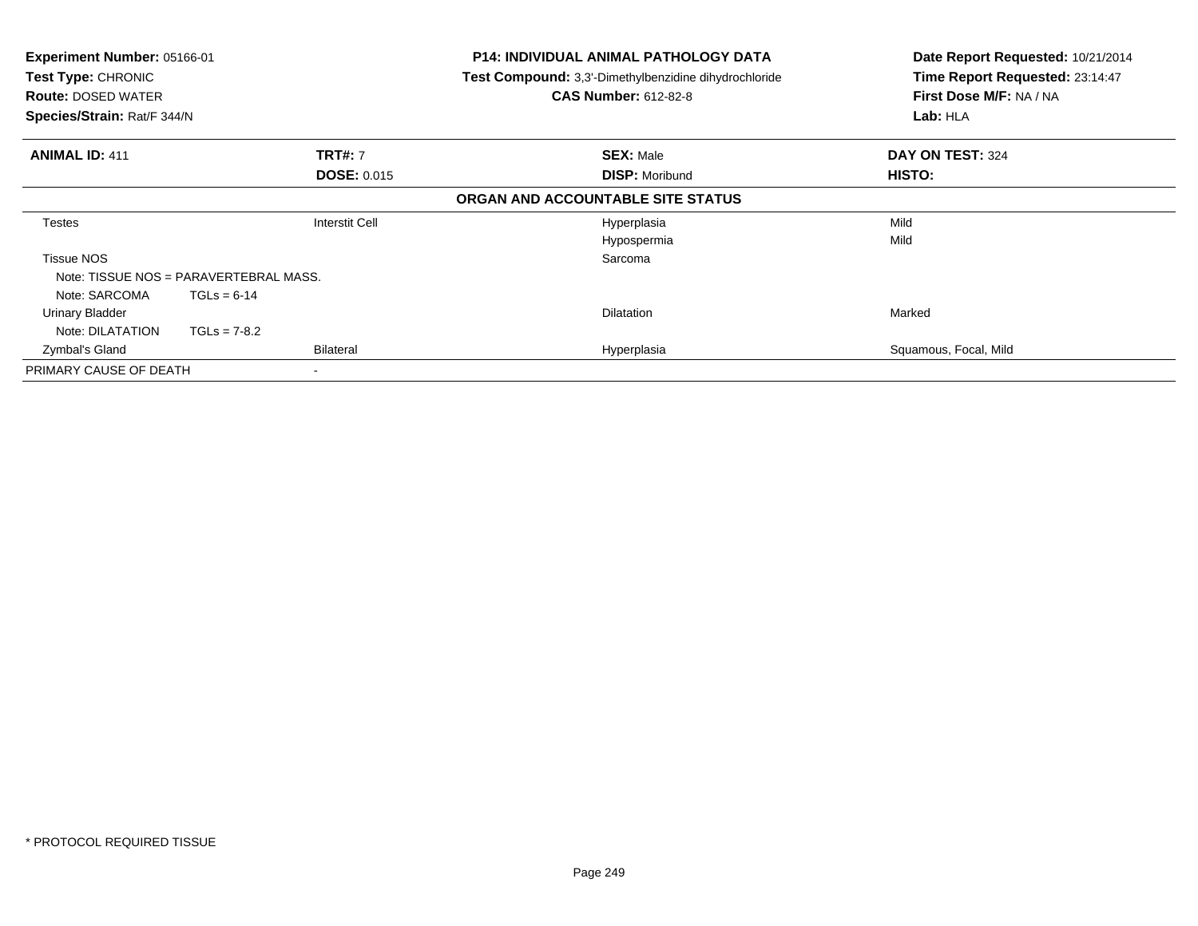**Experiment Number:** 05166-01
**Test Type:** CHRONIC
**Route:** DOSED WATER
**Species/Strain:** Rat/F 344/N

**P14: INDIVIDUAL ANIMAL PATHOLOGY DATA**
**Test Compound:** 3,3'-Dimethylbenzidine dihydrochloride
**CAS Number:** 612-82-8

**Date Report Requested:** 10/21/2014
**Time Report Requested:** 23:14:47
**First Dose M/F:** NA / NA
**Lab:** HLA

| **ANIMAL ID:** 411 | **TRT#:** 7 | **SEX:** Male | **DAY ON TEST:** 324 |
|---|---|---|---|
| | **DOSE:** 0.015 | **DISP:** Moribund | **HISTO:** |

**ORGAN AND ACCOUNTABLE SITE STATUS**

| | | | |
|---|---|---|---|
| Testes | Interstit Cell | Hyperplasia | Mild |
| | | Hypospermia | Mild |
| Tissue NOS | | Sarcoma | |
| Note: TISSUE NOS = PARAVERTEBRAL MASS. | | | |
| Note: SARCOMA TGLs = 6-14 | | | |
| Urinary Bladder | | Dilatation | Marked |
| Note: DILATATION TGLs = 7-8.2 | | | |
| Zymbal's Gland | Bilateral | Hyperplasia | Squamous, Focal, Mild |
| PRIMARY CAUSE OF DEATH | - | | |

* PROTOCOL REQUIRED TISSUE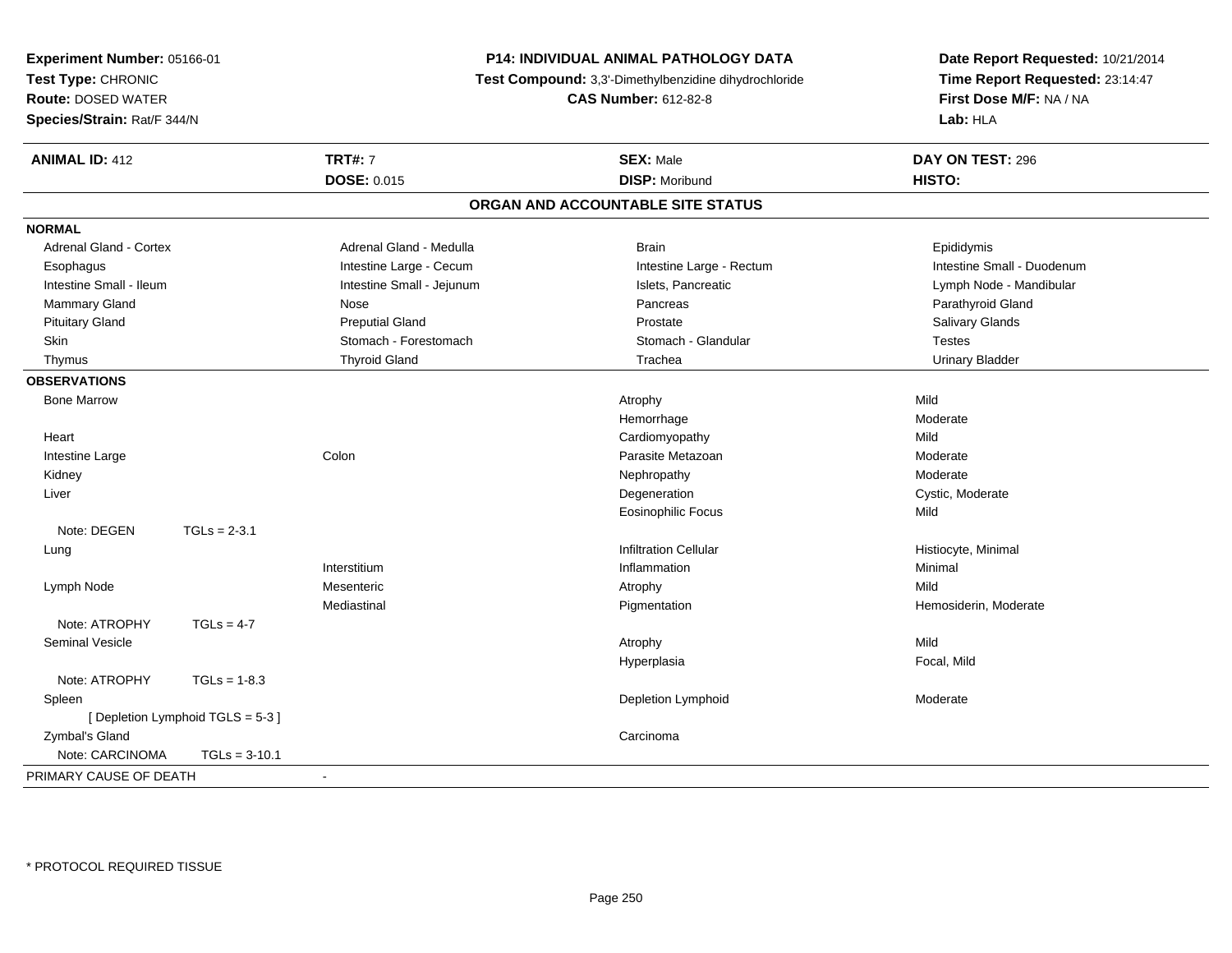**Experiment Number:** 05166-01
**Test Type:** CHRONIC
**Route:** DOSED WATER
**Species/Strain:** Rat/F 344/N

**P14: INDIVIDUAL ANIMAL PATHOLOGY DATA**
**Test Compound:** 3,3'-Dimethylbenzidine dihydrochloride
**CAS Number:** 612-82-8

**Date Report Requested:** 10/21/2014
**Time Report Requested:** 23:14:47
**First Dose M/F:** NA / NA
**Lab:** HLA

| **ANIMAL ID:** 412 | **TRT#:** 7 | **SEX:** Male | **DAY ON TEST:** 296 |
|---|---|---|---|
| | **DOSE:** 0.015 | **DISP:** Moribund | **HISTO:** |

## ORGAN AND ACCOUNTABLE SITE STATUS

**NORMAL**

| | | | |
|---|---|---|---|
| Adrenal Gland - Cortex | Adrenal Gland - Medulla | Brain | Epididymis |
| Esophagus | Intestine Large - Cecum | Intestine Large - Rectum | Intestine Small - Duodenum |
| Intestine Small - Ileum | Intestine Small - Jejunum | Islets, Pancreatic | Lymph Node - Mandibular |
| Mammary Gland | Nose | Pancreas | Parathyroid Gland |
| Pituitary Gland | Preputial Gland | Prostate | Salivary Glands |
| Skin | Stomach - Forestomach | Stomach - Glandular | Testes |
| Thymus | Thyroid Gland | Trachea | Urinary Bladder |

**OBSERVATIONS**

| | | | |
|---|---|---|---|
| Bone Marrow | | Atrophy | Mild |
| | | Hemorrhage | Moderate |
| Heart | | Cardiomyopathy | Mild |
| Intestine Large | Colon | Parasite Metazoan | Moderate |
| Kidney | | Nephropathy | Moderate |
| Liver | | Degeneration | Cystic, Moderate |
| | | Eosinophilic Focus | Mild |
| Note: DEGEN TGLs = 2-3.1 | | | |
| Lung | | Infiltration Cellular | Histiocyte, Minimal |
| | Interstitium | Inflammation | Minimal |
| Lymph Node | Mesenteric | Atrophy | Mild |
| | Mediastinal | Pigmentation | Hemosiderin, Moderate |
| Note: ATROPHY TGLs = 4-7 | | | |
| Seminal Vesicle | | Atrophy | Mild |
| | | Hyperplasia | Focal, Mild |
| Note: ATROPHY TGLs = 1-8.3 | | | |
| Spleen | | Depletion Lymphoid | Moderate |
| [ Depletion Lymphoid TGLS = 5-3 ] | | | |
| Zymbal's Gland | | Carcinoma | |
| Note: CARCINOMA TGLs = 3-10.1 | | | |

PRIMARY CAUSE OF DEATH -

* PROTOCOL REQUIRED TISSUE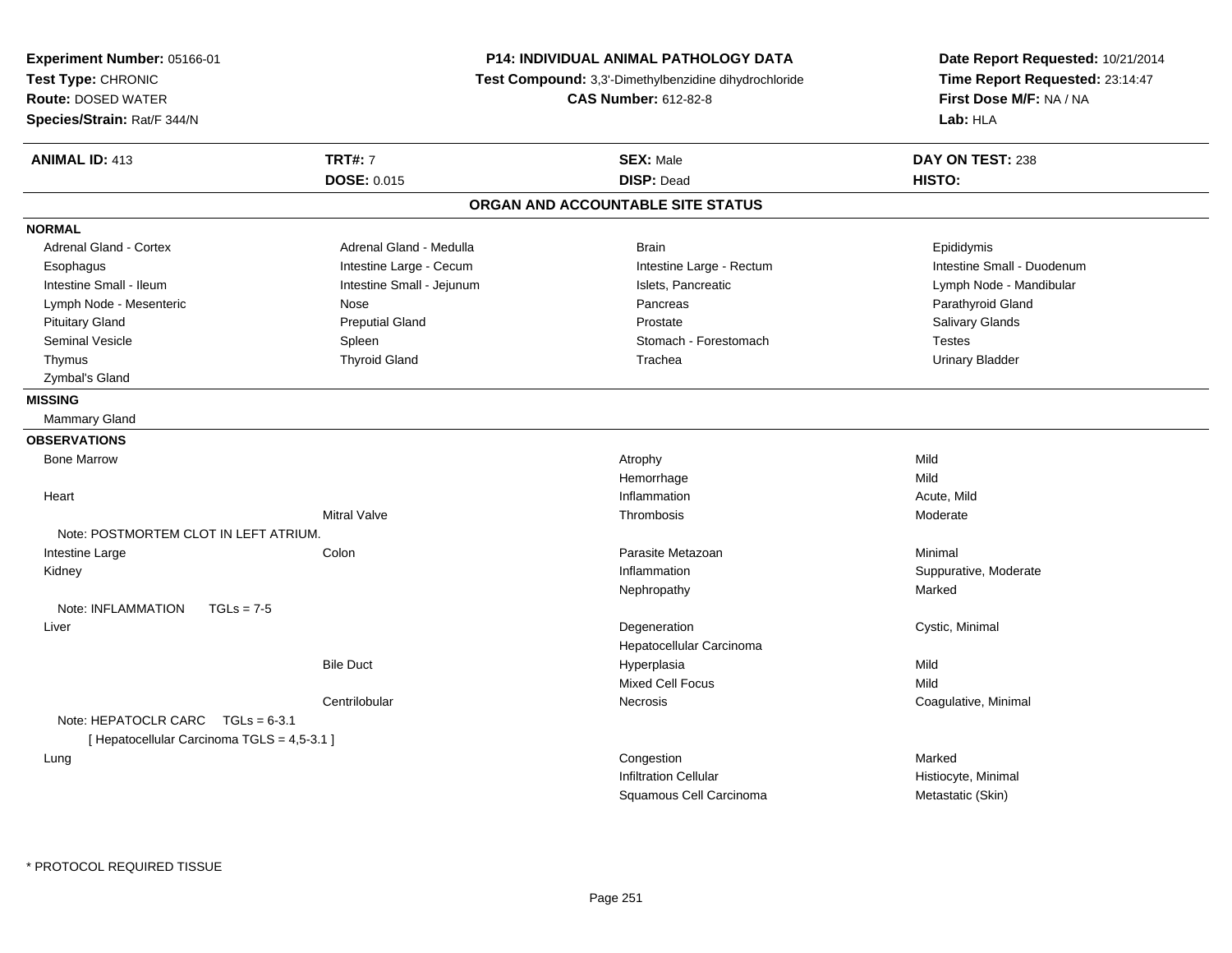**Experiment Number:** 05166-01
**Test Type:** CHRONIC
**Route:** DOSED WATER
**Species/Strain:** Rat/F 344/N

**P14: INDIVIDUAL ANIMAL PATHOLOGY DATA**
**Test Compound:** 3,3'-Dimethylbenzidine dihydrochloride
**CAS Number:** 612-82-8

**Date Report Requested:** 10/21/2014
**Time Report Requested:** 23:14:47
**First Dose M/F:** NA / NA
**Lab:** HLA

| **ANIMAL ID:** 413 | **TRT#:** 7 | **SEX:** Male | **DAY ON TEST:** 238 |
|---|---|---|---|
| | **DOSE:** 0.015 | **DISP:** Dead | **HISTO:** |

## ORGAN AND ACCOUNTABLE SITE STATUS

**NORMAL**

| | | | |
|---|---|---|---|
| Adrenal Gland - Cortex | Adrenal Gland - Medulla | Brain | Epididymis |
| Esophagus | Intestine Large - Cecum | Intestine Large - Rectum | Intestine Small - Duodenum |
| Intestine Small - Ileum | Intestine Small - Jejunum | Islets, Pancreatic | Lymph Node - Mandibular |
| Lymph Node - Mesenteric | Nose | Pancreas | Parathyroid Gland |
| Pituitary Gland | Preputial Gland | Prostate | Salivary Glands |
| Seminal Vesicle | Spleen | Stomach - Forestomach | Testes |
| Thymus | Thyroid Gland | Trachea | Urinary Bladder |
| Zymbal's Gland | | | |

**MISSING**

Mammary Gland

**OBSERVATIONS**

| Organ | Site | Observation | Severity |
|---|---|---|---|
| Bone Marrow | | Atrophy | Mild |
| | | Hemorrhage | Mild |
| Heart | | Inflammation | Acute, Mild |
| | Mitral Valve | Thrombosis | Moderate |
| Note: POSTMORTEM CLOT IN LEFT ATRIUM. | | | |
| Intestine Large | Colon | Parasite Metazoan | Minimal |
| Kidney | | Inflammation | Suppurative, Moderate |
| | | Nephropathy | Marked |
| Note: INFLAMMATION TGLs = 7-5 | | | |
| Liver | | Degeneration | Cystic, Minimal |
| | | Hepatocellular Carcinoma | |
| | Bile Duct | Hyperplasia | Mild |
| | | Mixed Cell Focus | Mild |
| | Centrilobular | Necrosis | Coagulative, Minimal |
| Note: HEPATOCLR CARC TGLs = 6-3.1 | | | |
| [ Hepatocellular Carcinoma TGLS = 4,5-3.1 ] | | | |
| Lung | | Congestion | Marked |
| | | Infiltration Cellular | Histiocyte, Minimal |
| | | Squamous Cell Carcinoma | Metastatic (Skin) |

\* PROTOCOL REQUIRED TISSUE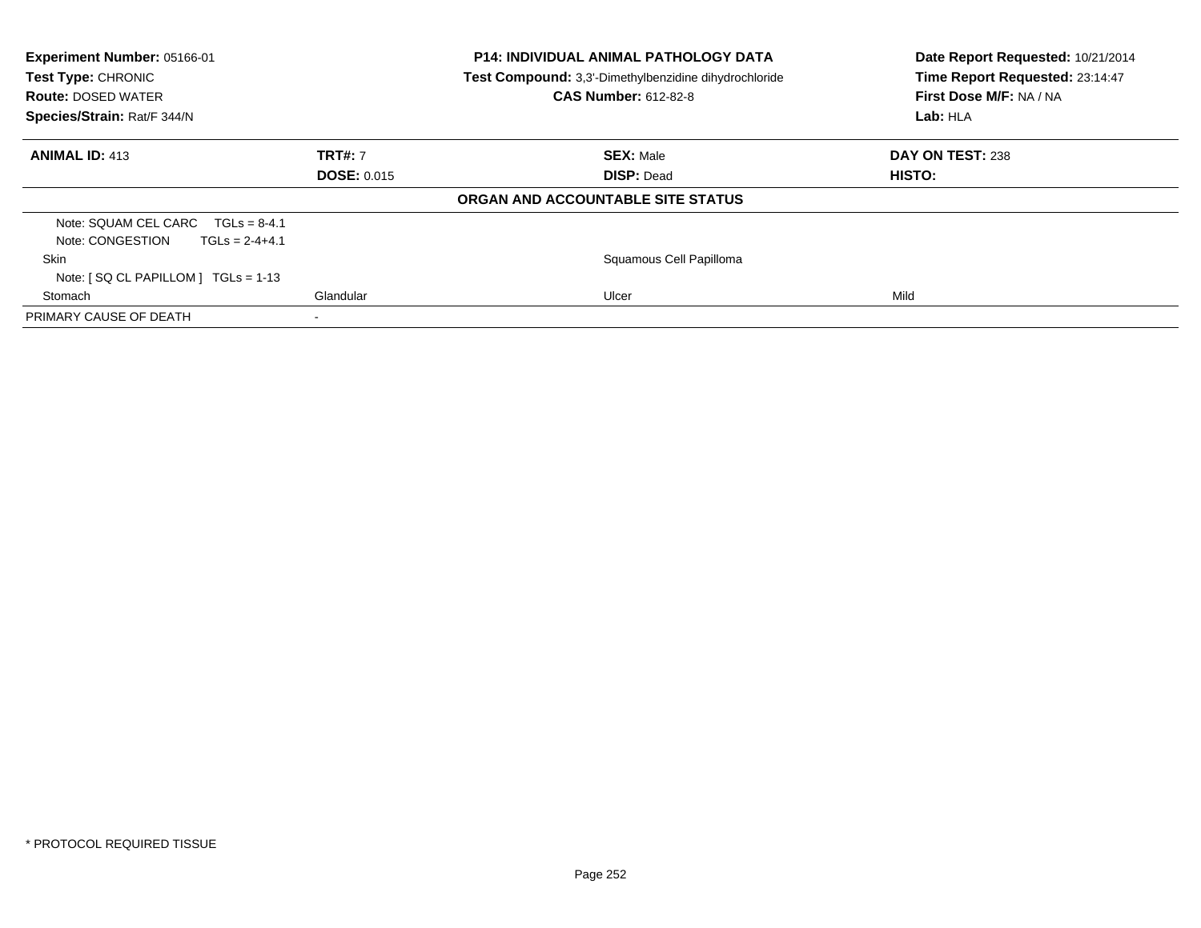**Experiment Number:** 05166-01
**Test Type:** CHRONIC
**Route:** DOSED WATER
**Species/Strain:** Rat/F 344/N

**P14: INDIVIDUAL ANIMAL PATHOLOGY DATA**
**Test Compound:** 3,3'-Dimethylbenzidine dihydrochloride
**CAS Number:** 612-82-8

**Date Report Requested:** 10/21/2014
**Time Report Requested:** 23:14:47
**First Dose M/F:** NA / NA
**Lab:** HLA

| **ANIMAL ID:** 413 | **TRT#:** 7 | **SEX:** Male | **DAY ON TEST:** 238 |
|---|---|---|---|
| | **DOSE:** 0.015 | **DISP:** Dead | **HISTO:** |

**ORGAN AND ACCOUNTABLE SITE STATUS**

| | | | |
|---|---|---|---|
| Note: SQUAM CEL CARC TGLs = 8-4.1 | | | |
| Note: CONGESTION TGLs = 2-4+4.1 | | | |
| Skin | | Squamous Cell Papilloma | |
| Note: [ SQ CL PAPILLOM ] TGLs = 1-13 | | | |
| Stomach | Glandular | Ulcer | Mild |
| PRIMARY CAUSE OF DEATH | - | | |

* PROTOCOL REQUIRED TISSUE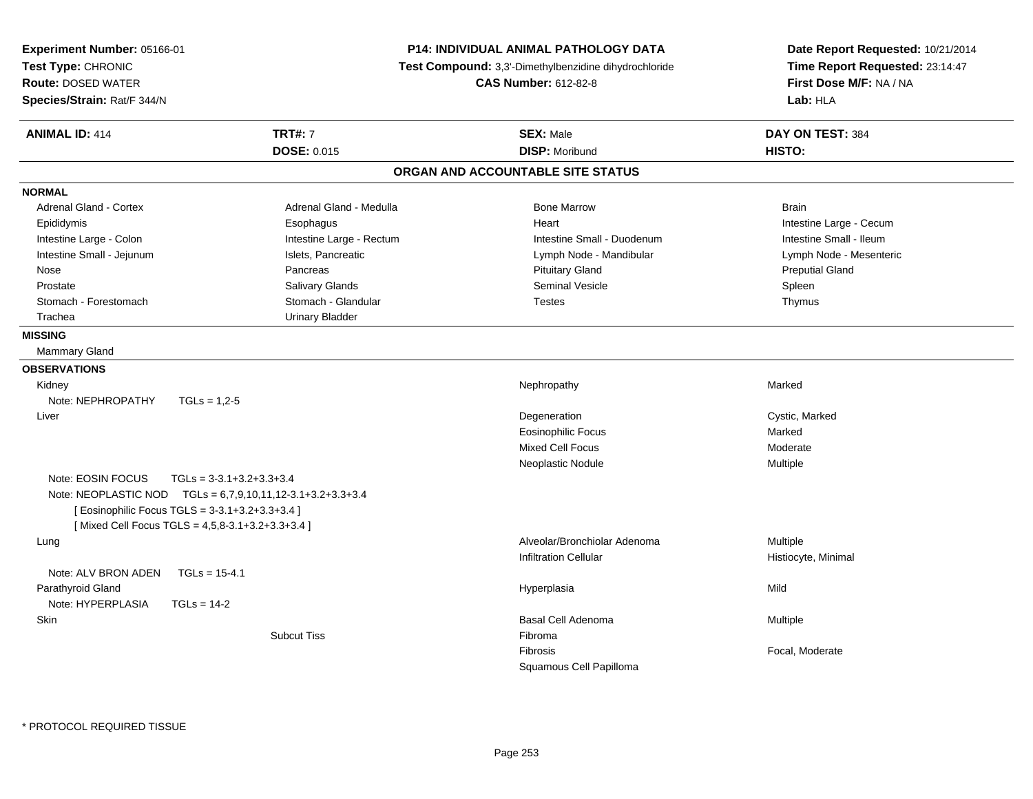**Experiment Number:** 05166-01
**Test Type:** CHRONIC
**Route:** DOSED WATER
**Species/Strain:** Rat/F 344/N

**P14: INDIVIDUAL ANIMAL PATHOLOGY DATA**
**Test Compound:** 3,3'-Dimethylbenzidine dihydrochloride
**CAS Number:** 612-82-8

**Date Report Requested:** 10/21/2014
**Time Report Requested:** 23:14:47
**First Dose M/F:** NA / NA
**Lab:** HLA

| **ANIMAL ID:** 414 | **TRT#:** 7 | **SEX:** Male | **DAY ON TEST:** 384 |
|---|---|---|---|
| | **DOSE:** 0.015 | **DISP:** Moribund | **HISTO:** |

## ORGAN AND ACCOUNTABLE SITE STATUS

**NORMAL**

| | | | |
|---|---|---|---|
| Adrenal Gland - Cortex | Adrenal Gland - Medulla | Bone Marrow | Brain |
| Epididymis | Esophagus | Heart | Intestine Large - Cecum |
| Intestine Large - Colon | Intestine Large - Rectum | Intestine Small - Duodenum | Intestine Small - Ileum |
| Intestine Small - Jejunum | Islets, Pancreatic | Lymph Node - Mandibular | Lymph Node - Mesenteric |
| Nose | Pancreas | Pituitary Gland | Preputial Gland |
| Prostate | Salivary Glands | Seminal Vesicle | Spleen |
| Stomach - Forestomach | Stomach - Glandular | Testes | Thymus |
| Trachea | Urinary Bladder | | |

**MISSING**

Mammary Gland

**OBSERVATIONS**

| Organ | Site | Observation | Qualifier |
|---|---|---|---|
| Kidney | | Nephropathy | Marked |
| Note: NEPHROPATHY TGLs = 1,2-5 | | | |
| Liver | | Degeneration | Cystic, Marked |
| | | Eosinophilic Focus | Marked |
| | | Mixed Cell Focus | Moderate |
| | | Neoplastic Nodule | Multiple |
| Note: EOSIN FOCUS TGLs = 3-3.1+3.2+3.3+3.4 | | | |
| Note: NEOPLASTIC NOD TGLs = 6,7,9,10,11,12-3.1+3.2+3.3+3.4 | | | |
| [ Eosinophilic Focus TGLS = 3-3.1+3.2+3.3+3.4 ] | | | |
| [ Mixed Cell Focus TGLS = 4,5,8-3.1+3.2+3.3+3.4 ] | | | |
| Lung | | Alveolar/Bronchiolar Adenoma | Multiple |
| | | Infiltration Cellular | Histiocyte, Minimal |
| Note: ALV BRON ADEN TGLs = 15-4.1 | | | |
| Parathyroid Gland | | Hyperplasia | Mild |
| Note: HYPERPLASIA TGLs = 14-2 | | | |
| Skin | | Basal Cell Adenoma | Multiple |
| | Subcut Tiss | Fibroma | |
| | | Fibrosis | Focal, Moderate |
| | | Squamous Cell Papilloma | |

* PROTOCOL REQUIRED TISSUE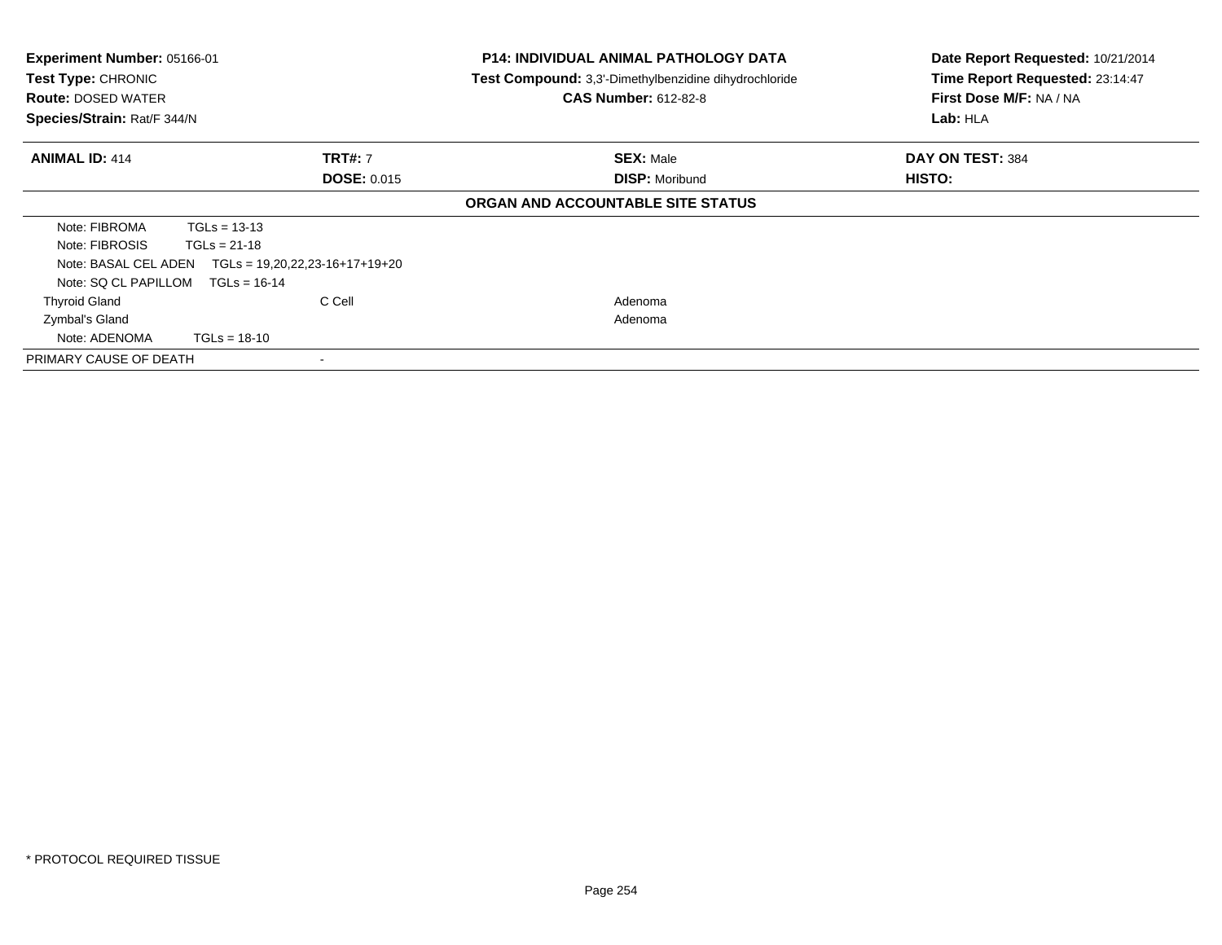**Experiment Number:** 05166-01
**Test Type:** CHRONIC
**Route:** DOSED WATER
**Species/Strain:** Rat/F 344/N

**P14: INDIVIDUAL ANIMAL PATHOLOGY DATA**
**Test Compound:** 3,3'-Dimethylbenzidine dihydrochloride
**CAS Number:** 612-82-8

**Date Report Requested:** 10/21/2014
**Time Report Requested:** 23:14:47
**First Dose M/F:** NA / NA
**Lab:** HLA

| **ANIMAL ID:** 414 | **TRT#:** 7 | **SEX:** Male | **DAY ON TEST:** 384 |
|---|---|---|---|
| | **DOSE:** 0.015 | **DISP:** Moribund | **HISTO:** |

**ORGAN AND ACCOUNTABLE SITE STATUS**

| | | | |
|---|---|---|---|
| Note: FIBROMA TGLs = 13-13 | | | |
| Note: FIBROSIS TGLs = 21-18 | | | |
| Note: BASAL CEL ADEN TGLs = 19,20,22,23-16+17+19+20 | | | |
| Note: SQ CL PAPILLOM TGLs = 16-14 | | | |
| Thyroid Gland | C Cell | Adenoma | |
| Zymbal's Gland | | Adenoma | |
| Note: ADENOMA TGLs = 18-10 | | | |
| PRIMARY CAUSE OF DEATH | - | | |

* PROTOCOL REQUIRED TISSUE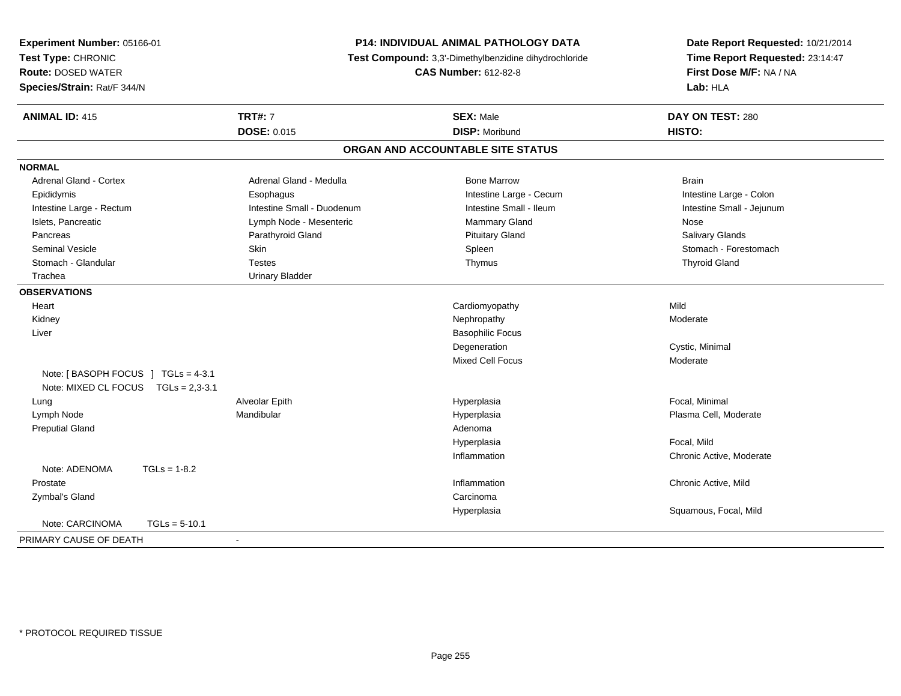**Experiment Number:** 05166-01
**Test Type:** CHRONIC
**Route:** DOSED WATER
**Species/Strain:** Rat/F 344/N

**P14: INDIVIDUAL ANIMAL PATHOLOGY DATA**
**Test Compound:** 3,3'-Dimethylbenzidine dihydrochloride
**CAS Number:** 612-82-8

**Date Report Requested:** 10/21/2014
**Time Report Requested:** 23:14:47
**First Dose M/F:** NA / NA
**Lab:** HLA

| **ANIMAL ID:** 415 | **TRT#:** 7 | **SEX:** Male | **DAY ON TEST:** 280 |
|---|---|---|---|
| | **DOSE:** 0.015 | **DISP:** Moribund | **HISTO:** |

## ORGAN AND ACCOUNTABLE SITE STATUS

**NORMAL**

| | | | |
|---|---|---|---|
| Adrenal Gland - Cortex | Adrenal Gland - Medulla | Bone Marrow | Brain |
| Epididymis | Esophagus | Intestine Large - Cecum | Intestine Large - Colon |
| Intestine Large - Rectum | Intestine Small - Duodenum | Intestine Small - Ileum | Intestine Small - Jejunum |
| Islets, Pancreatic | Lymph Node - Mesenteric | Mammary Gland | Nose |
| Pancreas | Parathyroid Gland | Pituitary Gland | Salivary Glands |
| Seminal Vesicle | Skin | Spleen | Stomach - Forestomach |
| Stomach - Glandular | Testes | Thymus | Thyroid Gland |
| Trachea | Urinary Bladder | | |

**OBSERVATIONS**

| | | | |
|---|---|---|---|
| Heart | | Cardiomyopathy | Mild |
| Kidney | | Nephropathy | Moderate |
| Liver | | Basophilic Focus | |
| | | Degeneration | Cystic, Minimal |
| | | Mixed Cell Focus | Moderate |
| Note: [ BASOPH FOCUS ] TGLs = 4-3.1 | | | |
| Note: MIXED CL FOCUS TGLs = 2,3-3.1 | | | |
| Lung | Alveolar Epith | Hyperplasia | Focal, Minimal |
| Lymph Node | Mandibular | Hyperplasia | Plasma Cell, Moderate |
| Preputial Gland | | Adenoma | |
| | | Hyperplasia | Focal, Mild |
| | | Inflammation | Chronic Active, Moderate |
| Note: ADENOMA TGLs = 1-8.2 | | | |
| Prostate | | Inflammation | Chronic Active, Mild |
| Zymbal's Gland | | Carcinoma | |
| | | Hyperplasia | Squamous, Focal, Mild |
| Note: CARCINOMA TGLs = 5-10.1 | | | |

PRIMARY CAUSE OF DEATH -

* PROTOCOL REQUIRED TISSUE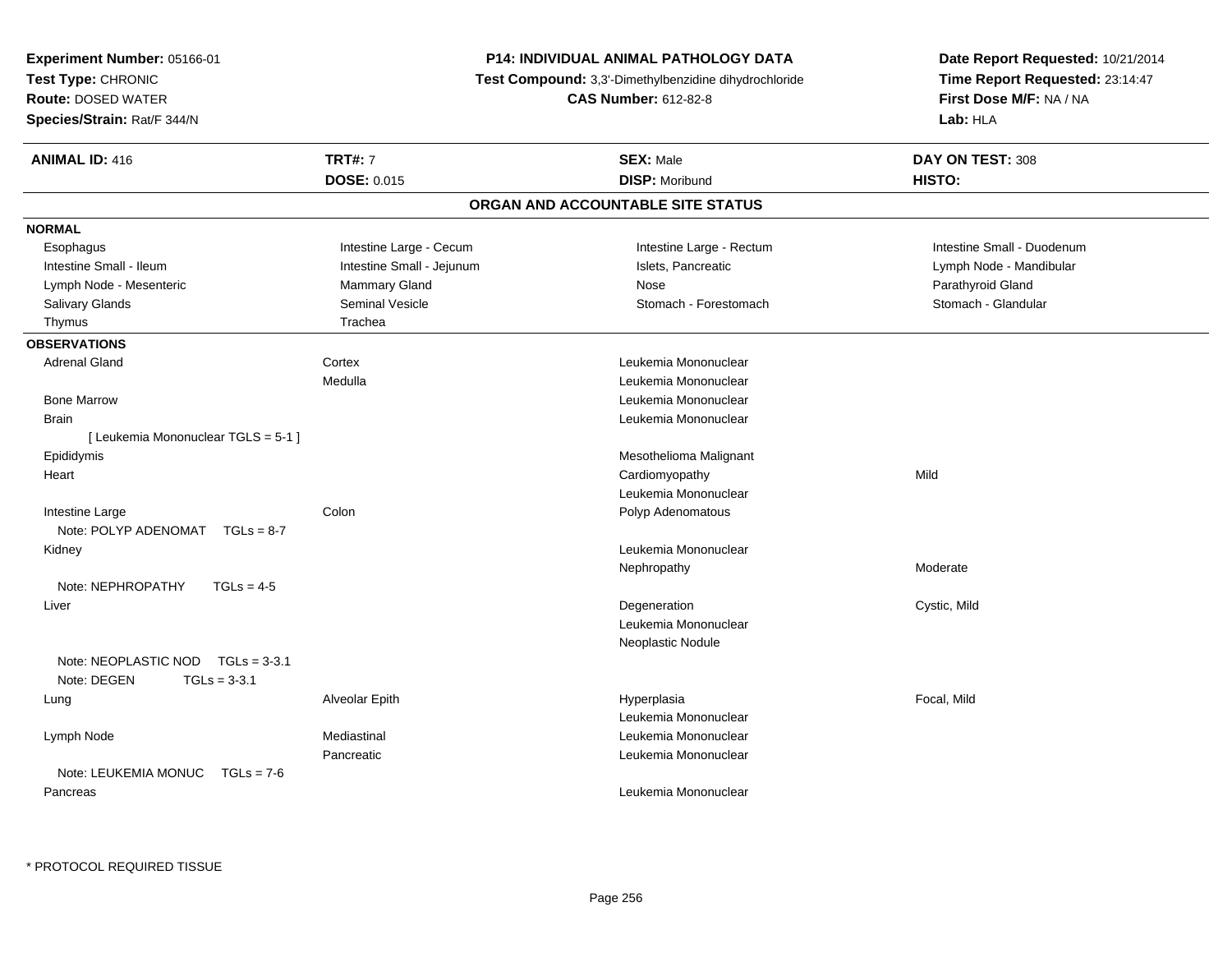**Experiment Number:** 05166-01
**Test Type:** CHRONIC
**Route:** DOSED WATER
**Species/Strain:** Rat/F 344/N

**P14: INDIVIDUAL ANIMAL PATHOLOGY DATA**
**Test Compound:** 3,3'-Dimethylbenzidine dihydrochloride
**CAS Number:** 612-82-8

**Date Report Requested:** 10/21/2014
**Time Report Requested:** 23:14:47
**First Dose M/F:** NA / NA
**Lab:** HLA

| **ANIMAL ID:** 416 | **TRT#:** 7 | **SEX:** Male | **DAY ON TEST:** 308 |
|---|---|---|---|
| | **DOSE:** 0.015 | **DISP:** Moribund | **HISTO:** |

## ORGAN AND ACCOUNTABLE SITE STATUS

**NORMAL**

| | | | |
|---|---|---|---|
| Esophagus | Intestine Large - Cecum | Intestine Large - Rectum | Intestine Small - Duodenum |
| Intestine Small - Ileum | Intestine Small - Jejunum | Islets, Pancreatic | Lymph Node - Mandibular |
| Lymph Node - Mesenteric | Mammary Gland | Nose | Parathyroid Gland |
| Salivary Glands | Seminal Vesicle | Stomach - Forestomach | Stomach - Glandular |
| Thymus | Trachea | | |

**OBSERVATIONS**

| | | | |
|---|---|---|---|
| Adrenal Gland | Cortex | Leukemia Mononuclear | |
| | Medulla | Leukemia Mononuclear | |
| Bone Marrow | | Leukemia Mononuclear | |
| Brain | | Leukemia Mononuclear | |
| [ Leukemia Mononuclear TGLS = 5-1 ] | | | |
| Epididymis | | Mesothelioma Malignant | |
| Heart | | Cardiomyopathy | Mild |
| | | Leukemia Mononuclear | |
| Intestine Large | Colon | Polyp Adenomatous | |
| Note: POLYP ADENOMAT TGLs = 8-7 | | | |
| Kidney | | Leukemia Mononuclear | |
| | | Nephropathy | Moderate |
| Note: NEPHROPATHY TGLs = 4-5 | | | |
| Liver | | Degeneration | Cystic, Mild |
| | | Leukemia Mononuclear | |
| | | Neoplastic Nodule | |
| Note: NEOPLASTIC NOD TGLs = 3-3.1 | | | |
| Note: DEGEN TGLs = 3-3.1 | | | |
| Lung | Alveolar Epith | Hyperplasia | Focal, Mild |
| | | Leukemia Mononuclear | |
| Lymph Node | Mediastinal | Leukemia Mononuclear | |
| | Pancreatic | Leukemia Mononuclear | |
| Note: LEUKEMIA MONUC TGLs = 7-6 | | | |
| Pancreas | | Leukemia Mononuclear | |

* PROTOCOL REQUIRED TISSUE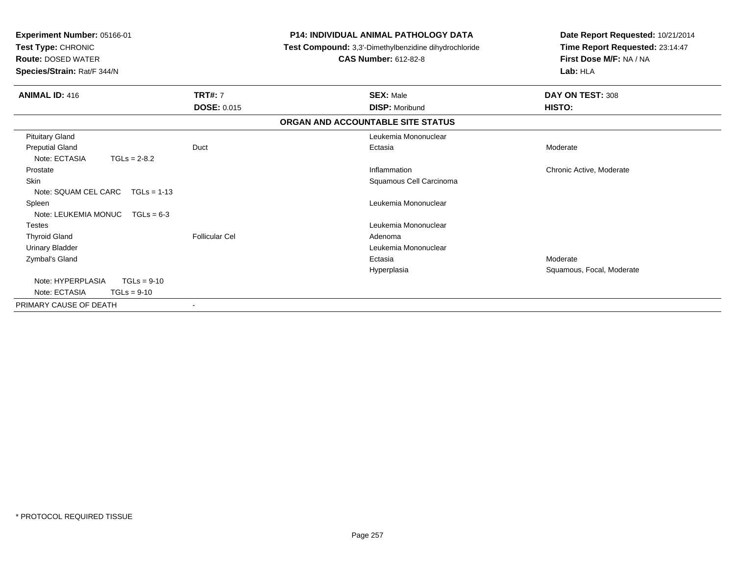**Experiment Number:** 05166-01
**Test Type:** CHRONIC
**Route:** DOSED WATER
**Species/Strain:** Rat/F 344/N

**P14: INDIVIDUAL ANIMAL PATHOLOGY DATA**
**Test Compound:** 3,3'-Dimethylbenzidine dihydrochloride
**CAS Number:** 612-82-8

**Date Report Requested:** 10/21/2014
**Time Report Requested:** 23:14:47
**First Dose M/F:** NA / NA
**Lab:** HLA

| **ANIMAL ID:** 416 | **TRT#:** 7 | **SEX:** Male | **DAY ON TEST:** 308 |
|---|---|---|---|
| | **DOSE:** 0.015 | **DISP:** Moribund | **HISTO:** |

**ORGAN AND ACCOUNTABLE SITE STATUS**

| | | | |
|---|---|---|---|
| Pituitary Gland | | Leukemia Mononuclear | |
| Preputial Gland | Duct | Ectasia | Moderate |
| Note: ECTASIA TGLs = 2-8.2 | | | |
| Prostate | | Inflammation | Chronic Active, Moderate |
| Skin | | Squamous Cell Carcinoma | |
| Note: SQUAM CEL CARC TGLs = 1-13 | | | |
| Spleen | | Leukemia Mononuclear | |
| Note: LEUKEMIA MONUC TGLs = 6-3 | | | |
| Testes | | Leukemia Mononuclear | |
| Thyroid Gland | Follicular Cel | Adenoma | |
| Urinary Bladder | | Leukemia Mononuclear | |
| Zymbal's Gland | | Ectasia | Moderate |
| | | Hyperplasia | Squamous, Focal, Moderate |
| Note: HYPERPLASIA TGLs = 9-10 | | | |
| Note: ECTASIA TGLs = 9-10 | | | |
| PRIMARY CAUSE OF DEATH | - | | |

\* PROTOCOL REQUIRED TISSUE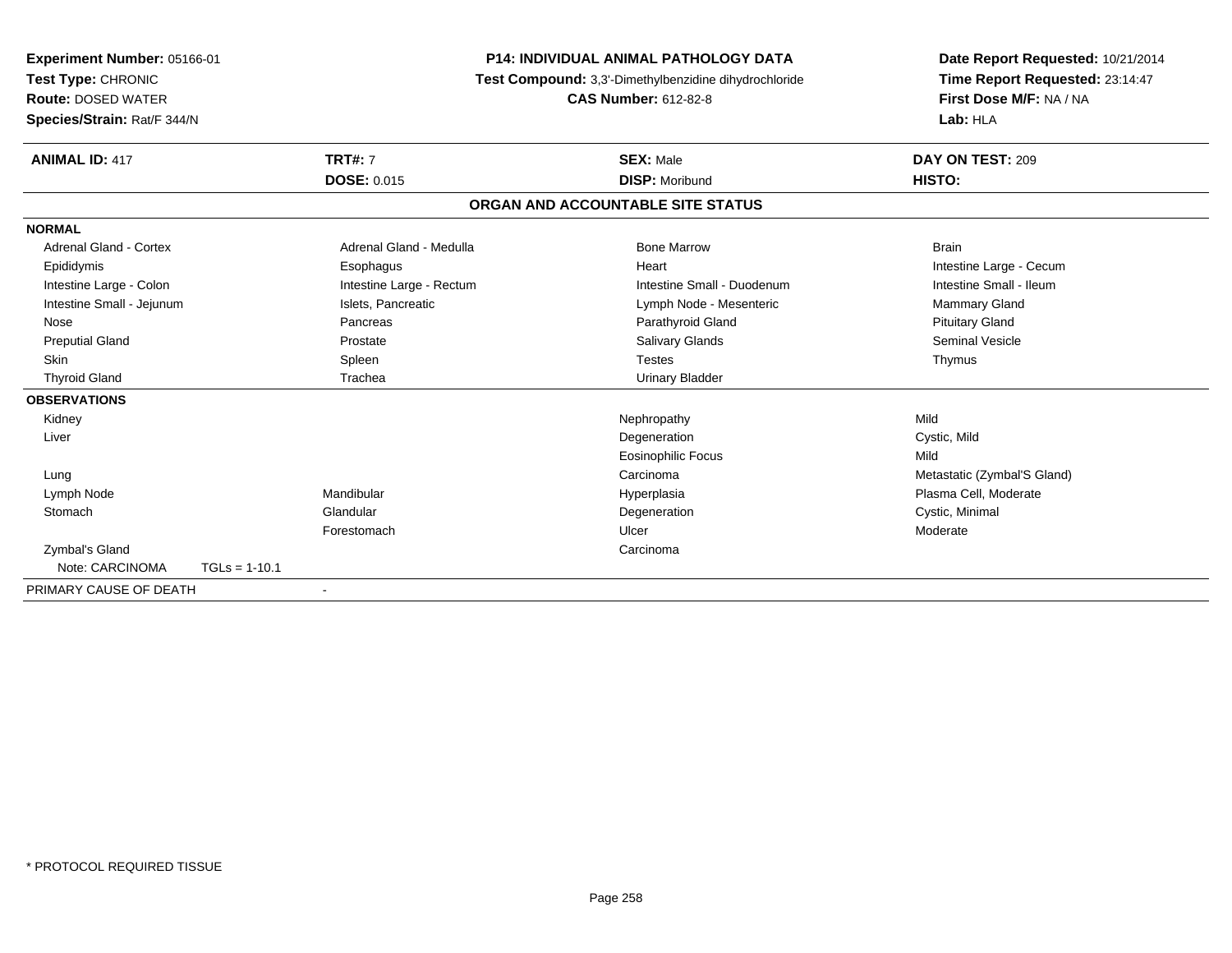**Experiment Number:** 05166-01
**Test Type:** CHRONIC
**Route:** DOSED WATER
**Species/Strain:** Rat/F 344/N

**P14: INDIVIDUAL ANIMAL PATHOLOGY DATA**
**Test Compound:** 3,3'-Dimethylbenzidine dihydrochloride
**CAS Number:** 612-82-8

**Date Report Requested:** 10/21/2014
**Time Report Requested:** 23:14:47
**First Dose M/F:** NA / NA
**Lab:** HLA

| **ANIMAL ID:** 417 | **TRT#:** 7 | **SEX:** Male | **DAY ON TEST:** 209 |
|---|---|---|---|
| | **DOSE:** 0.015 | **DISP:** Moribund | **HISTO:** |

## ORGAN AND ACCOUNTABLE SITE STATUS

**NORMAL**

| | | | |
|---|---|---|---|
| Adrenal Gland - Cortex | Adrenal Gland - Medulla | Bone Marrow | Brain |
| Epididymis | Esophagus | Heart | Intestine Large - Cecum |
| Intestine Large - Colon | Intestine Large - Rectum | Intestine Small - Duodenum | Intestine Small - Ileum |
| Intestine Small - Jejunum | Islets, Pancreatic | Lymph Node - Mesenteric | Mammary Gland |
| Nose | Pancreas | Parathyroid Gland | Pituitary Gland |
| Preputial Gland | Prostate | Salivary Glands | Seminal Vesicle |
| Skin | Spleen | Testes | Thymus |
| Thyroid Gland | Trachea | Urinary Bladder | |

**OBSERVATIONS**

| | | | |
|---|---|---|---|
| Kidney | | Nephropathy | Mild |
| Liver | | Degeneration | Cystic, Mild |
| | | Eosinophilic Focus | Mild |
| Lung | | Carcinoma | Metastatic (Zymbal'S Gland) |
| Lymph Node | Mandibular | Hyperplasia | Plasma Cell, Moderate |
| Stomach | Glandular | Degeneration | Cystic, Minimal |
| | Forestomach | Ulcer | Moderate |
| Zymbal's Gland | | Carcinoma | |
| Note: CARCINOMA TGLs = 1-10.1 | | | |

PRIMARY CAUSE OF DEATH -

\* PROTOCOL REQUIRED TISSUE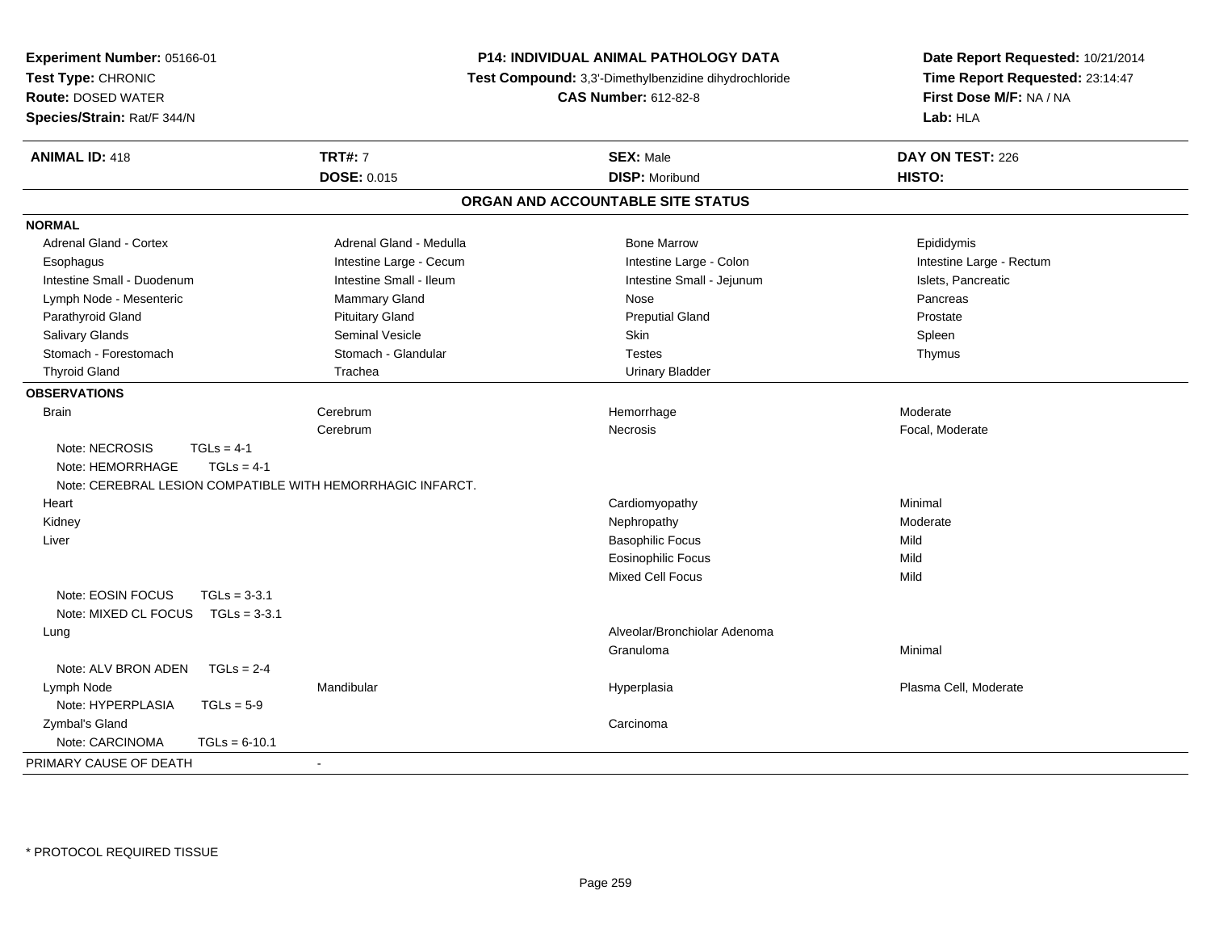**Experiment Number:** 05166-01
**Test Type:** CHRONIC
**Route:** DOSED WATER
**Species/Strain:** Rat/F 344/N

**P14: INDIVIDUAL ANIMAL PATHOLOGY DATA**
**Test Compound:** 3,3'-Dimethylbenzidine dihydrochloride
**CAS Number:** 612-82-8

**Date Report Requested:** 10/21/2014
**Time Report Requested:** 23:14:47
**First Dose M/F:** NA / NA
**Lab:** HLA

| **ANIMAL ID:** 418 | **TRT#:** 7 | **SEX:** Male | **DAY ON TEST:** 226 |
|---|---|---|---|
| | **DOSE:** 0.015 | **DISP:** Moribund | **HISTO:** |

## ORGAN AND ACCOUNTABLE SITE STATUS

**NORMAL**

| | | | |
|---|---|---|---|
| Adrenal Gland - Cortex | Adrenal Gland - Medulla | Bone Marrow | Epididymis |
| Esophagus | Intestine Large - Cecum | Intestine Large - Colon | Intestine Large - Rectum |
| Intestine Small - Duodenum | Intestine Small - Ileum | Intestine Small - Jejunum | Islets, Pancreatic |
| Lymph Node - Mesenteric | Mammary Gland | Nose | Pancreas |
| Parathyroid Gland | Pituitary Gland | Preputial Gland | Prostate |
| Salivary Glands | Seminal Vesicle | Skin | Spleen |
| Stomach - Forestomach | Stomach - Glandular | Testes | Thymus |
| Thyroid Gland | Trachea | Urinary Bladder | |

**OBSERVATIONS**

| | | | |
|---|---|---|---|
| Brain | Cerebrum | Hemorrhage | Moderate |
| | Cerebrum | Necrosis | Focal, Moderate |
| Note: NECROSIS TGLs = 4-1 | | | |
| Note: HEMORRHAGE TGLs = 4-1 | | | |
| Note: CEREBRAL LESION COMPATIBLE WITH HEMORRHAGIC INFARCT. | | | |
| Heart | | Cardiomyopathy | Minimal |
| Kidney | | Nephropathy | Moderate |
| Liver | | Basophilic Focus | Mild |
| | | Eosinophilic Focus | Mild |
| | | Mixed Cell Focus | Mild |
| Note: EOSIN FOCUS TGLs = 3-3.1 | | | |
| Note: MIXED CL FOCUS TGLs = 3-3.1 | | | |
| Lung | | Alveolar/Bronchiolar Adenoma | |
| | | Granuloma | Minimal |
| Note: ALV BRON ADEN TGLs = 2-4 | | | |
| Lymph Node | Mandibular | Hyperplasia | Plasma Cell, Moderate |
| Note: HYPERPLASIA TGLs = 5-9 | | | |
| Zymbal's Gland | | Carcinoma | |
| Note: CARCINOMA TGLs = 6-10.1 | | | |

PRIMARY CAUSE OF DEATH -

* PROTOCOL REQUIRED TISSUE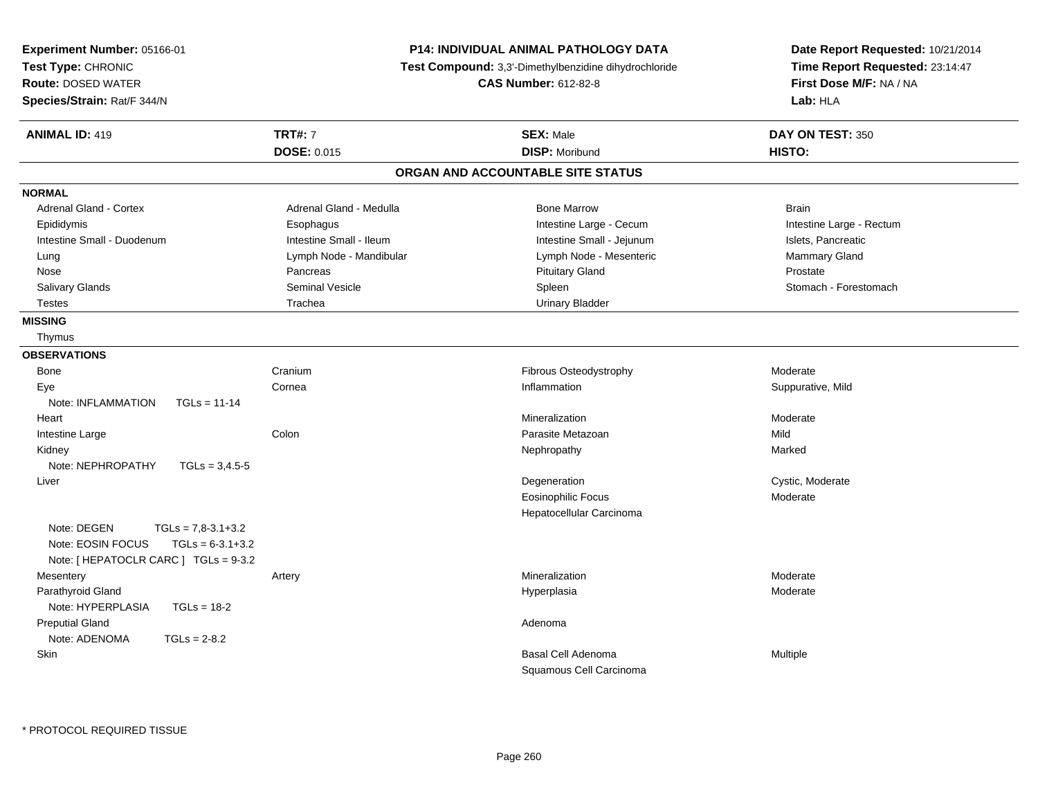**Experiment Number:** 05166-01
**Test Type:** CHRONIC
**Route:** DOSED WATER
**Species/Strain:** Rat/F 344/N

**P14: INDIVIDUAL ANIMAL PATHOLOGY DATA**
**Test Compound:** 3,3'-Dimethylbenzidine dihydrochloride
**CAS Number:** 612-82-8

**Date Report Requested:** 10/21/2014
**Time Report Requested:** 23:14:47
**First Dose M/F:** NA / NA
**Lab:** HLA

| **ANIMAL ID:** 419 | **TRT#:** 7 | **SEX:** Male | **DAY ON TEST:** 350 |
|---|---|---|---|
| | **DOSE:** 0.015 | **DISP:** Moribund | **HISTO:** |

## ORGAN AND ACCOUNTABLE SITE STATUS

**NORMAL**

| | | | |
|---|---|---|---|
| Adrenal Gland - Cortex | Adrenal Gland - Medulla | Bone Marrow | Brain |
| Epididymis | Esophagus | Intestine Large - Cecum | Intestine Large - Rectum |
| Intestine Small - Duodenum | Intestine Small - Ileum | Intestine Small - Jejunum | Islets, Pancreatic |
| Lung | Lymph Node - Mandibular | Lymph Node - Mesenteric | Mammary Gland |
| Nose | Pancreas | Pituitary Gland | Prostate |
| Salivary Glands | Seminal Vesicle | Spleen | Stomach - Forestomach |
| Testes | Trachea | Urinary Bladder | |

**MISSING**

Thymus

**OBSERVATIONS**

| | | | |
|---|---|---|---|
| Bone | Cranium | Fibrous Osteodystrophy | Moderate |
| Eye | Cornea | Inflammation | Suppurative, Mild |
| Note: INFLAMMATION TGLs = 11-14 | | | |
| Heart | | Mineralization | Moderate |
| Intestine Large | Colon | Parasite Metazoan | Mild |
| Kidney | | Nephropathy | Marked |
| Note: NEPHROPATHY TGLs = 3,4.5-5 | | | |
| Liver | | Degeneration | Cystic, Moderate |
| | | Eosinophilic Focus | Moderate |
| | | Hepatocellular Carcinoma | |
| Note: DEGEN TGLs = 7,8-3.1+3.2 | | | |
| Note: EOSIN FOCUS TGLs = 6-3.1+3.2 | | | |
| Note: [ HEPATOCLR CARC ] TGLs = 9-3.2 | | | |
| Mesentery | Artery | Mineralization | Moderate |
| Parathyroid Gland | | Hyperplasia | Moderate |
| Note: HYPERPLASIA TGLs = 18-2 | | | |
| Preputial Gland | | Adenoma | |
| Note: ADENOMA TGLs = 2-8.2 | | | |
| Skin | | Basal Cell Adenoma | Multiple |
| | | Squamous Cell Carcinoma | |

* PROTOCOL REQUIRED TISSUE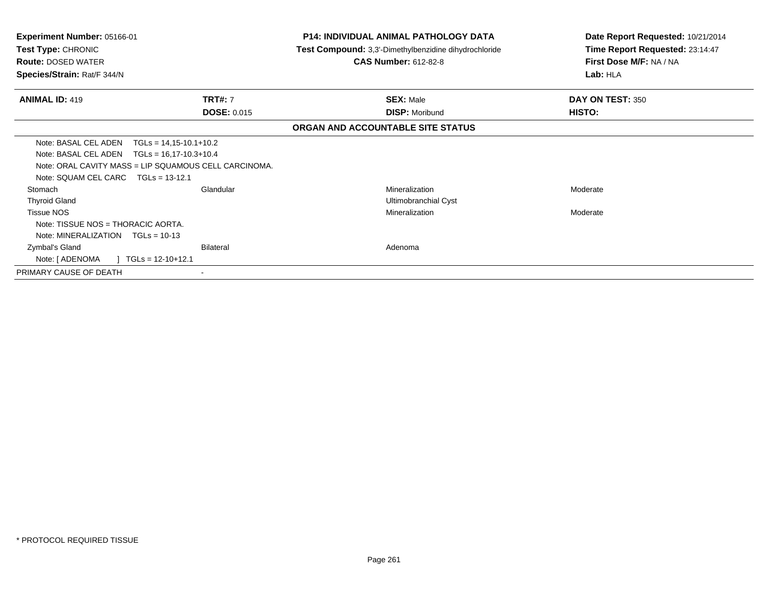**Experiment Number:** 05166-01
**Test Type:** CHRONIC
**Route:** DOSED WATER
**Species/Strain:** Rat/F 344/N

**P14: INDIVIDUAL ANIMAL PATHOLOGY DATA**
**Test Compound:** 3,3'-Dimethylbenzidine dihydrochloride
**CAS Number:** 612-82-8

**Date Report Requested:** 10/21/2014
**Time Report Requested:** 23:14:47
**First Dose M/F:** NA / NA
**Lab:** HLA

| **ANIMAL ID:** 419 | **TRT#:** 7 | **SEX:** Male | **DAY ON TEST:** 350 |
|---|---|---|---|
| | **DOSE:** 0.015 | **DISP:** Moribund | **HISTO:** |

### ORGAN AND ACCOUNTABLE SITE STATUS

| | | | |
|---|---|---|---|
| Note: BASAL CEL ADEN TGLs = 14,15-10.1+10.2 | | | |
| Note: BASAL CEL ADEN TGLs = 16,17-10.3+10.4 | | | |
| Note: ORAL CAVITY MASS = LIP SQUAMOUS CELL CARCINOMA. | | | |
| Note: SQUAM CEL CARC TGLs = 13-12.1 | | | |
| Stomach | Glandular | Mineralization | Moderate |
| Thyroid Gland | | Ultimobranchial Cyst | |
| Tissue NOS | | Mineralization | Moderate |
| Note: TISSUE NOS = THORACIC AORTA. | | | |
| Note: MINERALIZATION TGLs = 10-13 | | | |
| Zymbal's Gland | Bilateral | Adenoma | |
| Note: [ ADENOMA ] TGLs = 12-10+12.1 | | | |
| PRIMARY CAUSE OF DEATH | - | | |

\* PROTOCOL REQUIRED TISSUE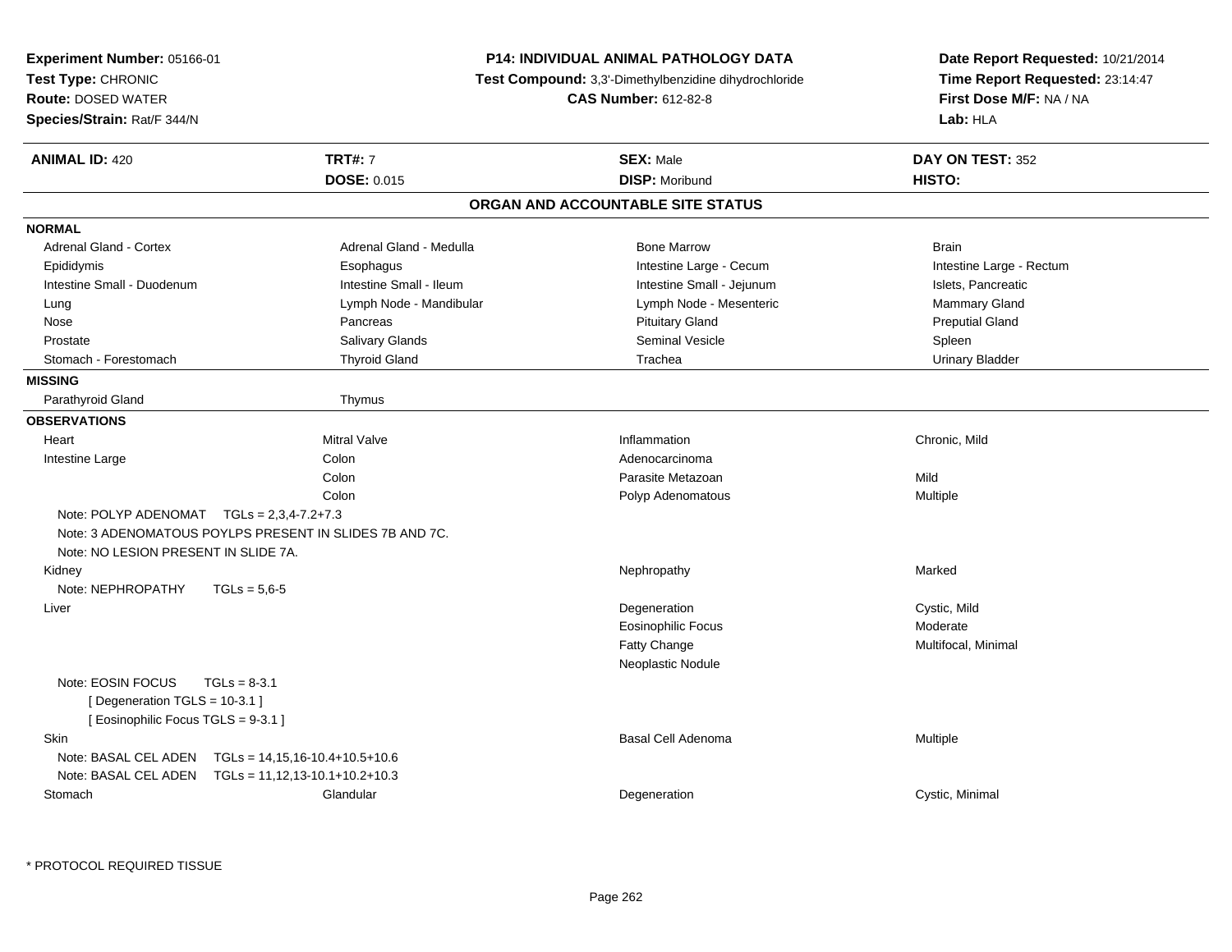**Experiment Number:** 05166-01
**Test Type:** CHRONIC
**Route:** DOSED WATER
**Species/Strain:** Rat/F 344/N

**P14: INDIVIDUAL ANIMAL PATHOLOGY DATA**
**Test Compound:** 3,3'-Dimethylbenzidine dihydrochloride
**CAS Number:** 612-82-8

**Date Report Requested:** 10/21/2014
**Time Report Requested:** 23:14:47
**First Dose M/F:** NA / NA
**Lab:** HLA

| **ANIMAL ID:** 420 | **TRT#:** 7 | **SEX:** Male | **DAY ON TEST:** 352 |
|---|---|---|---|
| | **DOSE:** 0.015 | **DISP:** Moribund | **HISTO:** |

## ORGAN AND ACCOUNTABLE SITE STATUS

**NORMAL**

| | | | |
|---|---|---|---|
| Adrenal Gland - Cortex | Adrenal Gland - Medulla | Bone Marrow | Brain |
| Epididymis | Esophagus | Intestine Large - Cecum | Intestine Large - Rectum |
| Intestine Small - Duodenum | Intestine Small - Ileum | Intestine Small - Jejunum | Islets, Pancreatic |
| Lung | Lymph Node - Mandibular | Lymph Node - Mesenteric | Mammary Gland |
| Nose | Pancreas | Pituitary Gland | Preputial Gland |
| Prostate | Salivary Glands | Seminal Vesicle | Spleen |
| Stomach - Forestomach | Thyroid Gland | Trachea | Urinary Bladder |

**MISSING**

| | |
|---|---|
| Parathyroid Gland | Thymus |

**OBSERVATIONS**

| | | | |
|---|---|---|---|
| Heart | Mitral Valve | Inflammation | Chronic, Mild |
| Intestine Large | Colon | Adenocarcinoma | |
| | Colon | Parasite Metazoan | Mild |
| | Colon | Polyp Adenomatous | Multiple |

Note: POLYP ADENOMAT TGLs = 2,3,4-7.2+7.3
Note: 3 ADENOMATOUS POYLPS PRESENT IN SLIDES 7B AND 7C.
Note: NO LESION PRESENT IN SLIDE 7A.

| | | | |
|---|---|---|---|
| Kidney | | Nephropathy | Marked |

Note: NEPHROPATHY TGLs = 5,6-5

| | | | |
|---|---|---|---|
| Liver | | Degeneration | Cystic, Mild |
| | | Eosinophilic Focus | Moderate |
| | | Fatty Change | Multifocal, Minimal |
| | | Neoplastic Nodule | |

Note: EOSIN FOCUS TGLs = 8-3.1
[ Degeneration TGLS = 10-3.1 ]
[ Eosinophilic Focus TGLS = 9-3.1 ]

| | | | |
|---|---|---|---|
| Skin | | Basal Cell Adenoma | Multiple |

Note: BASAL CEL ADEN TGLs = 14,15,16-10.4+10.5+10.6
Note: BASAL CEL ADEN TGLs = 11,12,13-10.1+10.2+10.3

| | | | |
|---|---|---|---|
| Stomach | Glandular | Degeneration | Cystic, Minimal |

\* PROTOCOL REQUIRED TISSUE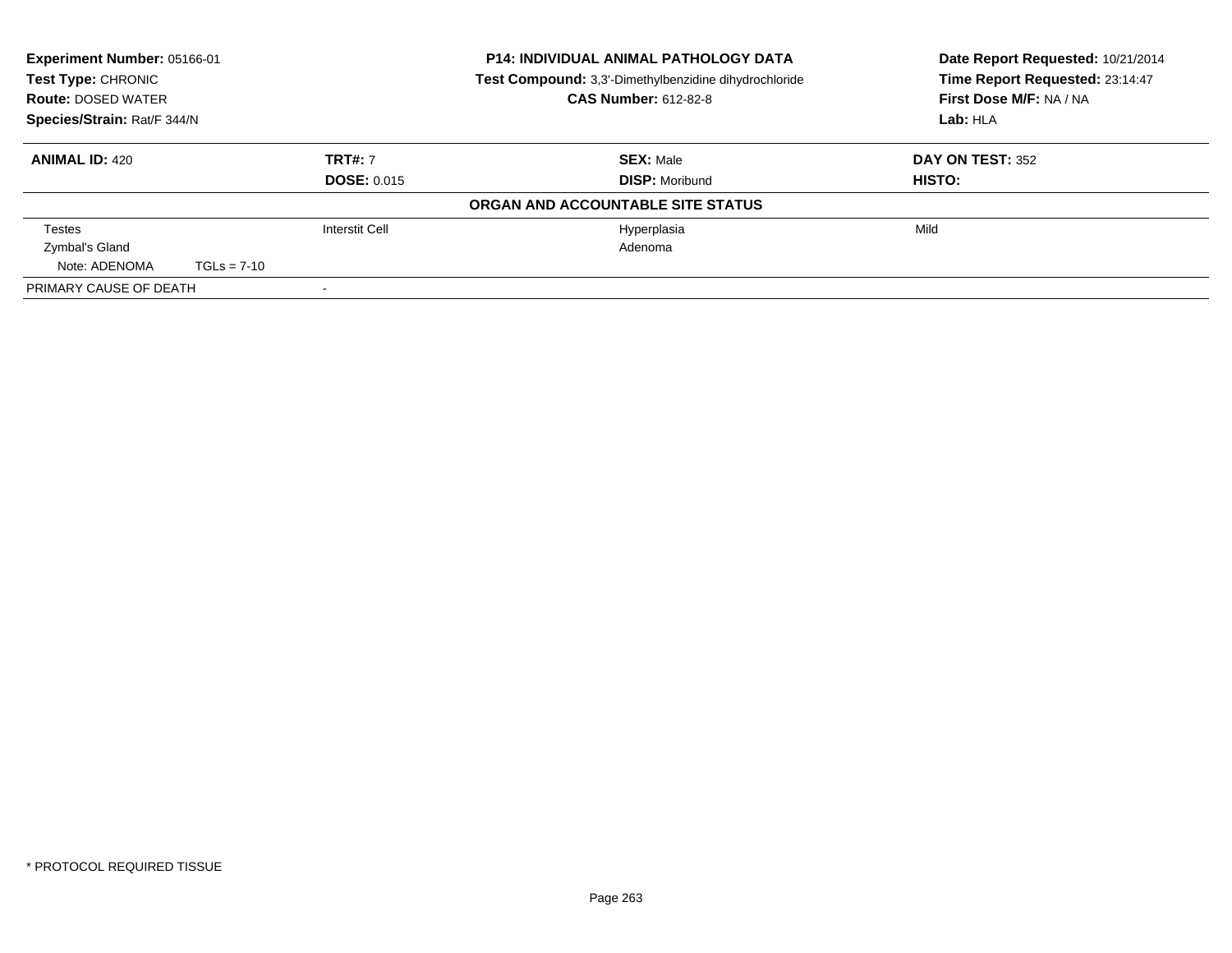**Experiment Number:** 05166-01
**Test Type:** CHRONIC
**Route:** DOSED WATER
**Species/Strain:** Rat/F 344/N

**P14: INDIVIDUAL ANIMAL PATHOLOGY DATA**
**Test Compound:** 3,3'-Dimethylbenzidine dihydrochloride
**CAS Number:** 612-82-8

**Date Report Requested:** 10/21/2014
**Time Report Requested:** 23:14:47
**First Dose M/F:** NA / NA
**Lab:** HLA

| **ANIMAL ID:** 420 | **TRT#:** 7 | **SEX:** Male | **DAY ON TEST:** 352 |
|---|---|---|---|
| | **DOSE:** 0.015 | **DISP:** Moribund | **HISTO:** |

**ORGAN AND ACCOUNTABLE SITE STATUS**

| | | | |
|---|---|---|---|
| Testes | Interstit Cell | Hyperplasia | Mild |
| Zymbal's Gland | | Adenoma | |
| Note: ADENOMA TGLs = 7-10 | | | |
| PRIMARY CAUSE OF DEATH | - | | |

\* PROTOCOL REQUIRED TISSUE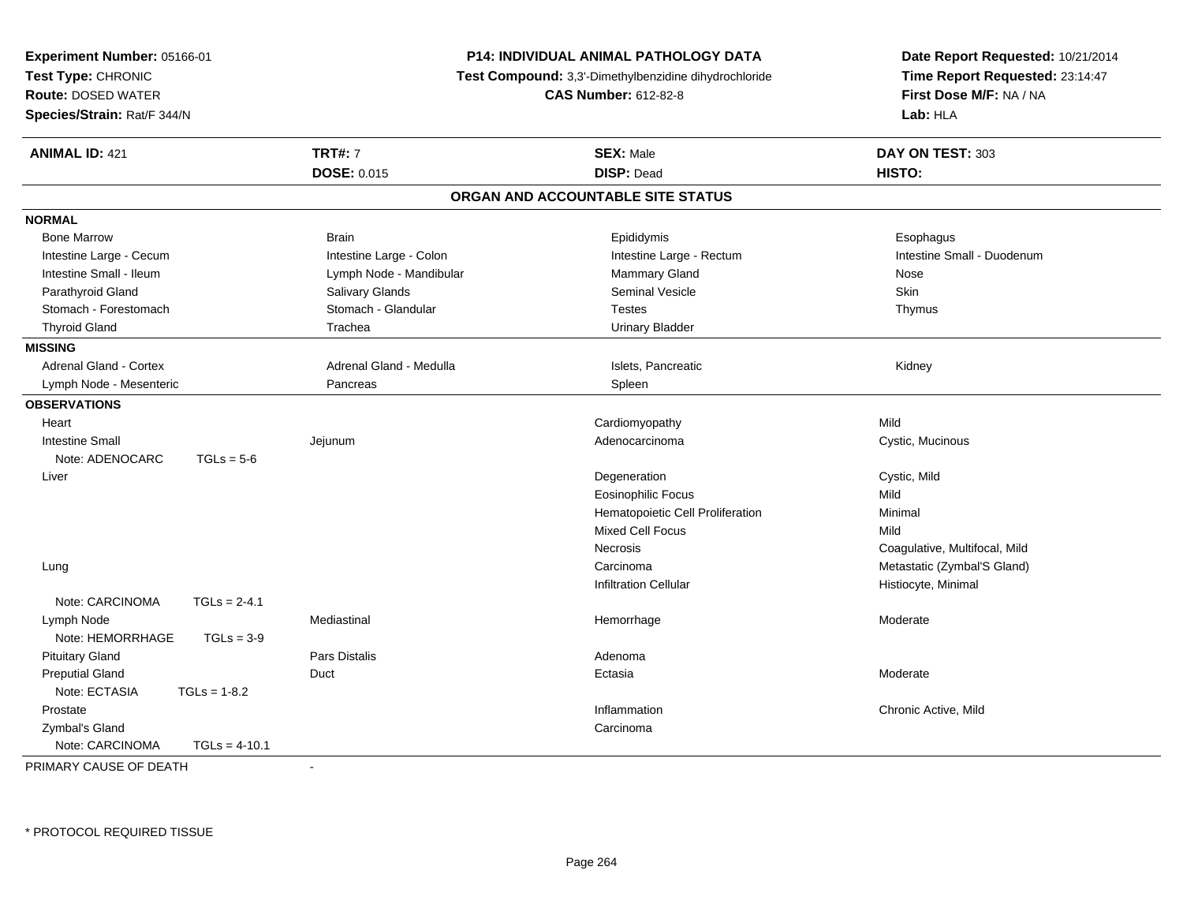**Experiment Number:** 05166-01
**Test Type:** CHRONIC
**Route:** DOSED WATER
**Species/Strain:** Rat/F 344/N

**P14: INDIVIDUAL ANIMAL PATHOLOGY DATA**
**Test Compound:** 3,3'-Dimethylbenzidine dihydrochloride
**CAS Number:** 612-82-8

**Date Report Requested:** 10/21/2014
**Time Report Requested:** 23:14:47
**First Dose M/F:** NA / NA
**Lab:** HLA

| **ANIMAL ID:** 421 | **TRT#:** 7 | **SEX:** Male | **DAY ON TEST:** 303 |
|---|---|---|---|
| | **DOSE:** 0.015 | **DISP:** Dead | **HISTO:** |

## ORGAN AND ACCOUNTABLE SITE STATUS

**NORMAL**

| | | | |
|---|---|---|---|
| Bone Marrow | Brain | Epididymis | Esophagus |
| Intestine Large - Cecum | Intestine Large - Colon | Intestine Large - Rectum | Intestine Small - Duodenum |
| Intestine Small - Ileum | Lymph Node - Mandibular | Mammary Gland | Nose |
| Parathyroid Gland | Salivary Glands | Seminal Vesicle | Skin |
| Stomach - Forestomach | Stomach - Glandular | Testes | Thymus |
| Thyroid Gland | Trachea | Urinary Bladder | |

**MISSING**

| | | | |
|---|---|---|---|
| Adrenal Gland - Cortex | Adrenal Gland - Medulla | Islets, Pancreatic | Kidney |
| Lymph Node - Mesenteric | Pancreas | Spleen | |

**OBSERVATIONS**

| | | | |
|---|---|---|---|
| Heart | | Cardiomyopathy | Mild |
| Intestine Small | Jejunum | Adenocarcinoma | Cystic, Mucinous |
| Note: ADENOCARC TGLs = 5-6 | | | |
| Liver | | Degeneration | Cystic, Mild |
| | | Eosinophilic Focus | Mild |
| | | Hematopoietic Cell Proliferation | Minimal |
| | | Mixed Cell Focus | Mild |
| | | Necrosis | Coagulative, Multifocal, Mild |
| Lung | | Carcinoma | Metastatic (Zymbal'S Gland) |
| | | Infiltration Cellular | Histiocyte, Minimal |
| Note: CARCINOMA TGLs = 2-4.1 | | | |
| Lymph Node | Mediastinal | Hemorrhage | Moderate |
| Note: HEMORRHAGE TGLs = 3-9 | | | |
| Pituitary Gland | Pars Distalis | Adenoma | |
| Preputial Gland | Duct | Ectasia | Moderate |
| Note: ECTASIA TGLs = 1-8.2 | | | |
| Prostate | | Inflammation | Chronic Active, Mild |
| Zymbal's Gland | | Carcinoma | |
| Note: CARCINOMA TGLs = 4-10.1 | | | |

PRIMARY CAUSE OF DEATH -

* PROTOCOL REQUIRED TISSUE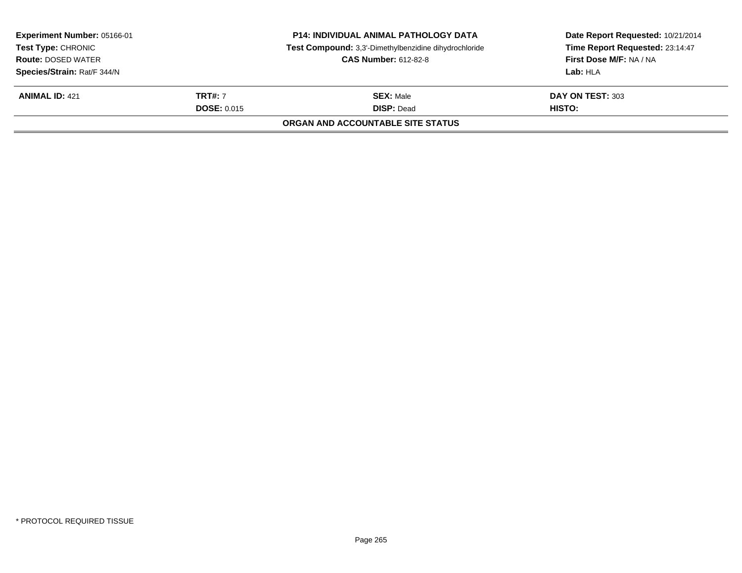**Experiment Number:** 05166-01
**Test Type:** CHRONIC
**Route:** DOSED WATER
**Species/Strain:** Rat/F 344/N

**P14: INDIVIDUAL ANIMAL PATHOLOGY DATA**
**Test Compound:** 3,3'-Dimethylbenzidine dihydrochloride
**CAS Number:** 612-82-8

**Date Report Requested:** 10/21/2014
**Time Report Requested:** 23:14:47
**First Dose M/F:** NA / NA
**Lab:** HLA

| **ANIMAL ID:** 421 | **TRT#:** 7 | **SEX:** Male | **DAY ON TEST:** 303 |
|---|---|---|---|
| | **DOSE:** 0.015 | **DISP:** Dead | **HISTO:** |

**ORGAN AND ACCOUNTABLE SITE STATUS**

* PROTOCOL REQUIRED TISSUE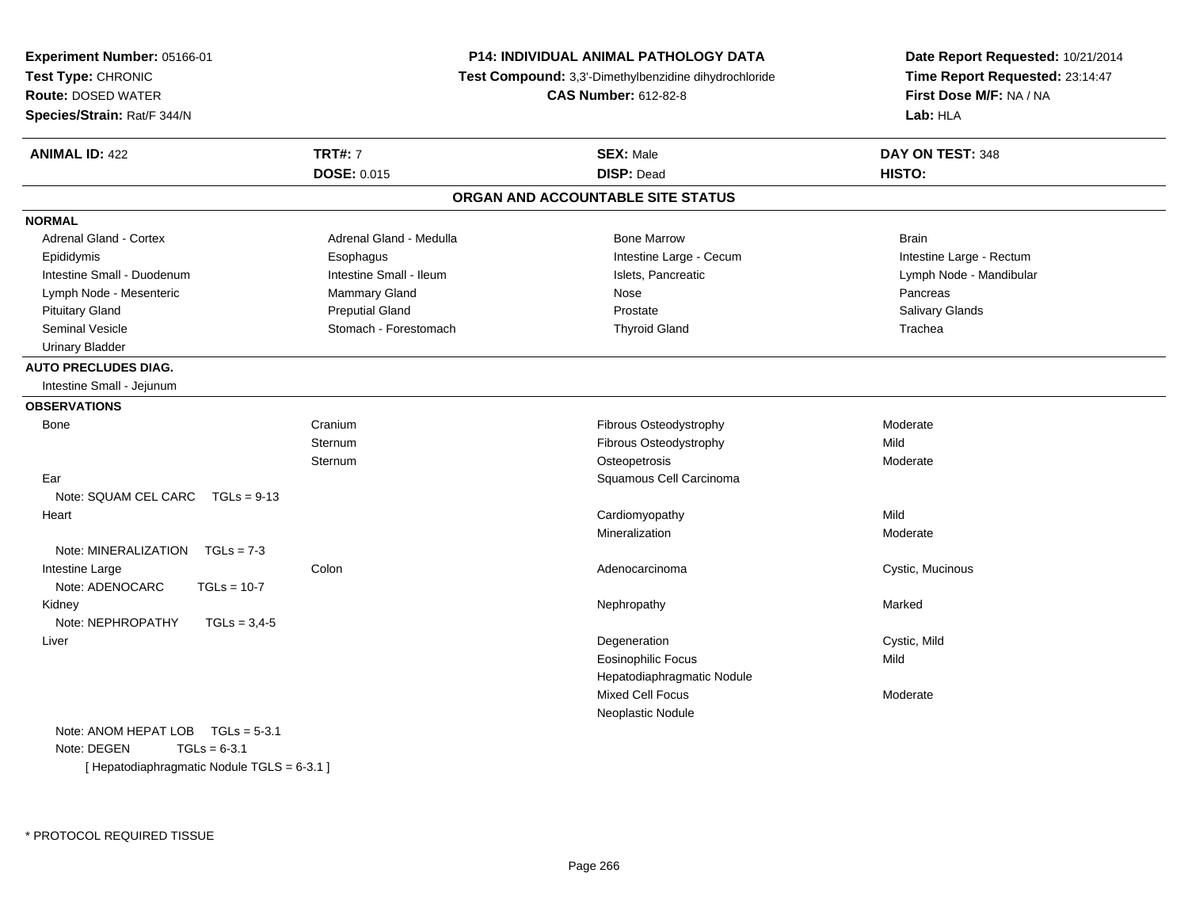**Experiment Number:** 05166-01
**Test Type:** CHRONIC
**Route:** DOSED WATER
**Species/Strain:** Rat/F 344/N

**P14: INDIVIDUAL ANIMAL PATHOLOGY DATA**
**Test Compound:** 3,3'-Dimethylbenzidine dihydrochloride
**CAS Number:** 612-82-8

**Date Report Requested:** 10/21/2014
**Time Report Requested:** 23:14:47
**First Dose M/F:** NA / NA
**Lab:** HLA

| **ANIMAL ID:** 422 | **TRT#:** 7 | **SEX:** Male | **DAY ON TEST:** 348 |
|---|---|---|---|
| | **DOSE:** 0.015 | **DISP:** Dead | **HISTO:** |

## ORGAN AND ACCOUNTABLE SITE STATUS

**NORMAL**

| | | | |
|---|---|---|---|
| Adrenal Gland - Cortex | Adrenal Gland - Medulla | Bone Marrow | Brain |
| Epididymis | Esophagus | Intestine Large - Cecum | Intestine Large - Rectum |
| Intestine Small - Duodenum | Intestine Small - Ileum | Islets, Pancreatic | Lymph Node - Mandibular |
| Lymph Node - Mesenteric | Mammary Gland | Nose | Pancreas |
| Pituitary Gland | Preputial Gland | Prostate | Salivary Glands |
| Seminal Vesicle | Stomach - Forestomach | Thyroid Gland | Trachea |
| Urinary Bladder | | | |

**AUTO PRECLUDES DIAG.**

Intestine Small - Jejunum

**OBSERVATIONS**

| | | | |
|---|---|---|---|
| Bone | Cranium | Fibrous Osteodystrophy | Moderate |
| | Sternum | Fibrous Osteodystrophy | Mild |
| | Sternum | Osteopetrosis | Moderate |
| Ear | | Squamous Cell Carcinoma | |
| Note: SQUAM CEL CARC TGLs = 9-13 | | | |
| Heart | | Cardiomyopathy | Mild |
| | | Mineralization | Moderate |
| Note: MINERALIZATION TGLs = 7-3 | | | |
| Intestine Large | Colon | Adenocarcinoma | Cystic, Mucinous |
| Note: ADENOCARC TGLs = 10-7 | | | |
| Kidney | | Nephropathy | Marked |
| Note: NEPHROPATHY TGLs = 3,4-5 | | | |
| Liver | | Degeneration | Cystic, Mild |
| | | Eosinophilic Focus | Mild |
| | | Hepatodiaphragmatic Nodule | |
| | | Mixed Cell Focus | Moderate |
| | | Neoplastic Nodule | |
| Note: ANOM HEPAT LOB TGLs = 5-3.1 | | | |
| Note: DEGEN TGLs = 6-3.1 | | | |
| [ Hepatodiaphragmatic Nodule TGLS = 6-3.1 ] | | | |

* PROTOCOL REQUIRED TISSUE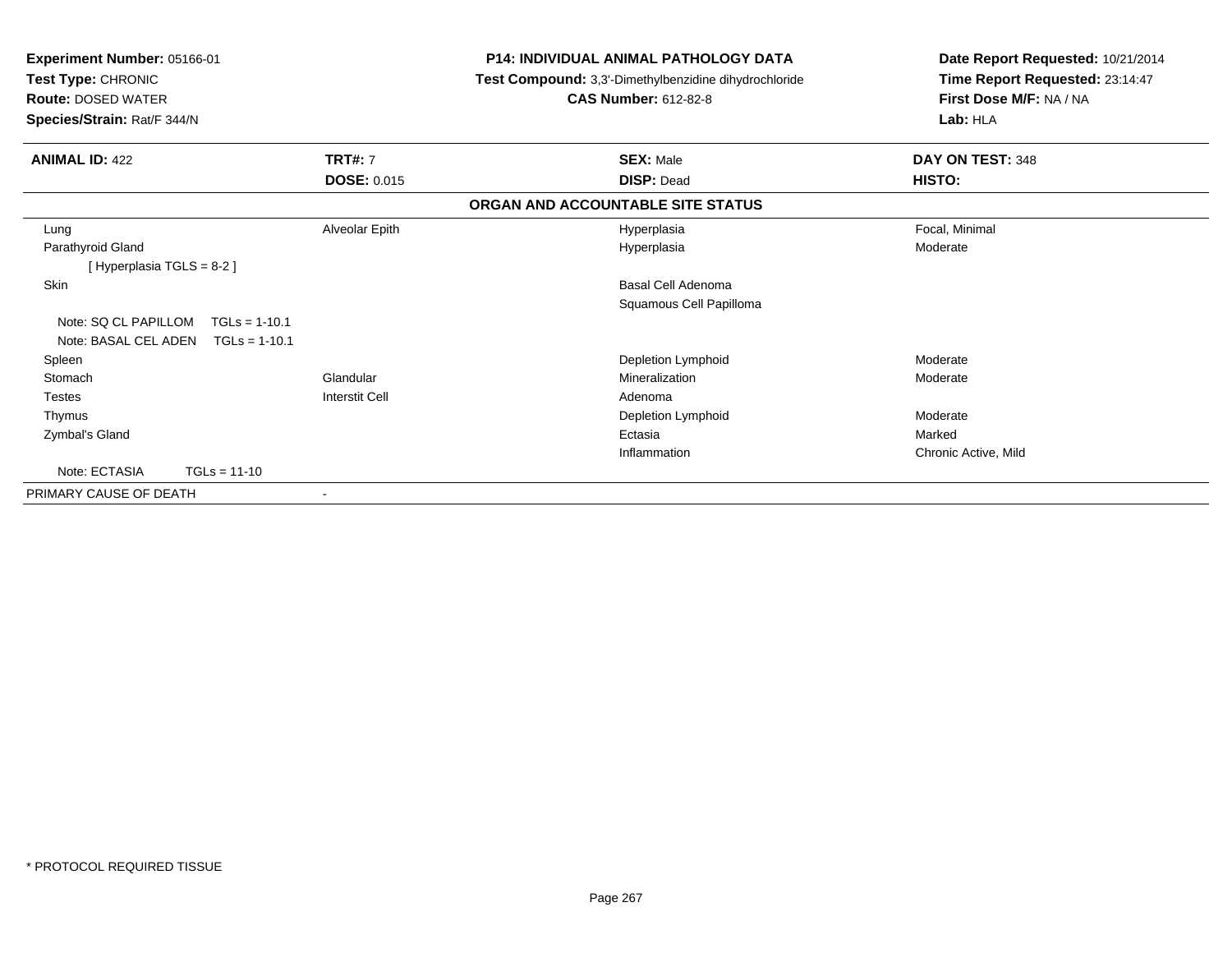**Experiment Number:** 05166-01
**Test Type:** CHRONIC
**Route:** DOSED WATER
**Species/Strain:** Rat/F 344/N

**P14: INDIVIDUAL ANIMAL PATHOLOGY DATA**
**Test Compound:** 3,3'-Dimethylbenzidine dihydrochloride
**CAS Number:** 612-82-8

**Date Report Requested:** 10/21/2014
**Time Report Requested:** 23:14:47
**First Dose M/F:** NA / NA
**Lab:** HLA

| **ANIMAL ID:** 422 | **TRT#:** 7 | **SEX:** Male | **DAY ON TEST:** 348 |
|---|---|---|---|
| | **DOSE:** 0.015 | **DISP:** Dead | **HISTO:** |

**ORGAN AND ACCOUNTABLE SITE STATUS**

| | | | |
|---|---|---|---|
| Lung | Alveolar Epith | Hyperplasia | Focal, Minimal |
| Parathyroid Gland | | Hyperplasia | Moderate |
| [ Hyperplasia TGLS = 8-2 ] | | | |
| Skin | | Basal Cell Adenoma | |
| | | Squamous Cell Papilloma | |
| Note: SQ CL PAPILLOM TGLs = 1-10.1 | | | |
| Note: BASAL CEL ADEN TGLs = 1-10.1 | | | |
| Spleen | | Depletion Lymphoid | Moderate |
| Stomach | Glandular | Mineralization | Moderate |
| Testes | Interstit Cell | Adenoma | |
| Thymus | | Depletion Lymphoid | Moderate |
| Zymbal's Gland | | Ectasia | Marked |
| | | Inflammation | Chronic Active, Mild |
| Note: ECTASIA TGLs = 11-10 | | | |
| PRIMARY CAUSE OF DEATH | - | | |

* PROTOCOL REQUIRED TISSUE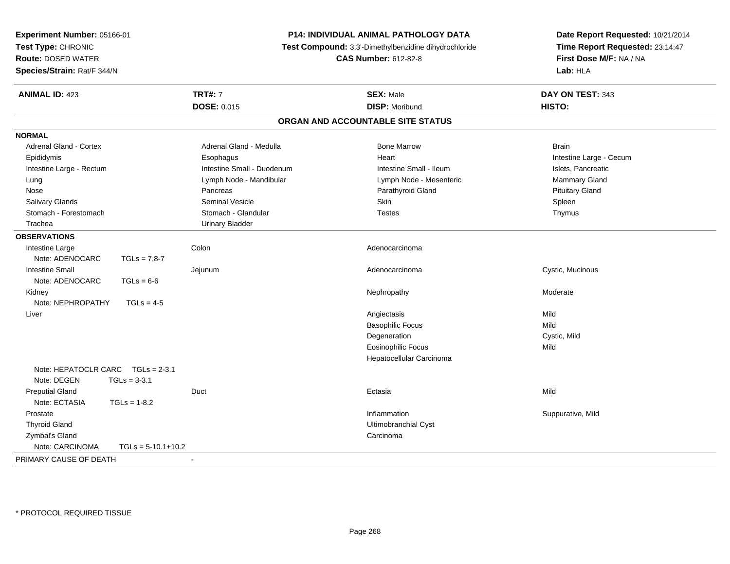**Experiment Number:** 05166-01
**Test Type:** CHRONIC
**Route:** DOSED WATER
**Species/Strain:** Rat/F 344/N

**P14: INDIVIDUAL ANIMAL PATHOLOGY DATA**
**Test Compound:** 3,3'-Dimethylbenzidine dihydrochloride
**CAS Number:** 612-82-8

**Date Report Requested:** 10/21/2014
**Time Report Requested:** 23:14:47
**First Dose M/F:** NA / NA
**Lab:** HLA

| **ANIMAL ID:** 423 | **TRT#:** 7 | **SEX:** Male | **DAY ON TEST:** 343 |
|---|---|---|---|
| | **DOSE:** 0.015 | **DISP:** Moribund | **HISTO:** |

## ORGAN AND ACCOUNTABLE SITE STATUS

**NORMAL**

| | | | |
|---|---|---|---|
| Adrenal Gland - Cortex | Adrenal Gland - Medulla | Bone Marrow | Brain |
| Epididymis | Esophagus | Heart | Intestine Large - Cecum |
| Intestine Large - Rectum | Intestine Small - Duodenum | Intestine Small - Ileum | Islets, Pancreatic |
| Lung | Lymph Node - Mandibular | Lymph Node - Mesenteric | Mammary Gland |
| Nose | Pancreas | Parathyroid Gland | Pituitary Gland |
| Salivary Glands | Seminal Vesicle | Skin | Spleen |
| Stomach - Forestomach | Stomach - Glandular | Testes | Thymus |
| Trachea | Urinary Bladder | | |

**OBSERVATIONS**

| | | | |
|---|---|---|---|
| Intestine Large | Colon | Adenocarcinoma | |
| Note: ADENOCARC TGLs = 7,8-7 | | | |
| Intestine Small | Jejunum | Adenocarcinoma | Cystic, Mucinous |
| Note: ADENOCARC TGLs = 6-6 | | | |
| Kidney | | Nephropathy | Moderate |
| Note: NEPHROPATHY TGLs = 4-5 | | | |
| Liver | | Angiectasis | Mild |
| | | Basophilic Focus | Mild |
| | | Degeneration | Cystic, Mild |
| | | Eosinophilic Focus | Mild |
| | | Hepatocellular Carcinoma | |
| Note: HEPATOCLR CARC TGLs = 2-3.1 | | | |
| Note: DEGEN TGLs = 3-3.1 | | | |
| Preputial Gland | Duct | Ectasia | Mild |
| Note: ECTASIA TGLs = 1-8.2 | | | |
| Prostate | | Inflammation | Suppurative, Mild |
| Thyroid Gland | | Ultimobranchial Cyst | |
| Zymbal's Gland | | Carcinoma | |
| Note: CARCINOMA TGLs = 5-10.1+10.2 | | | |

PRIMARY CAUSE OF DEATH -

* PROTOCOL REQUIRED TISSUE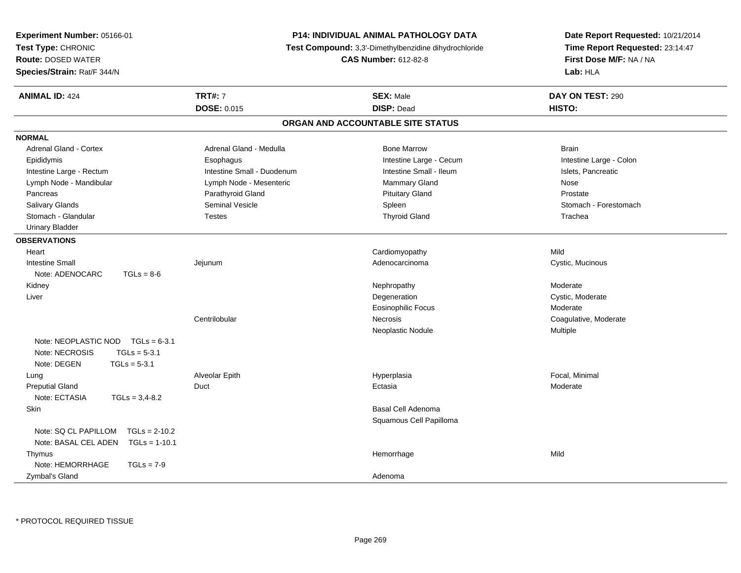**Experiment Number:** 05166-01
**Test Type:** CHRONIC
**Route:** DOSED WATER
**Species/Strain:** Rat/F 344/N

**P14: INDIVIDUAL ANIMAL PATHOLOGY DATA**
**Test Compound:** 3,3'-Dimethylbenzidine dihydrochloride
**CAS Number:** 612-82-8

**Date Report Requested:** 10/21/2014
**Time Report Requested:** 23:14:47
**First Dose M/F:** NA / NA
**Lab:** HLA

| **ANIMAL ID:** 424 | **TRT#:** 7 | **SEX:** Male | **DAY ON TEST:** 290 |
|---|---|---|---|
| | **DOSE:** 0.015 | **DISP:** Dead | **HISTO:** |

## ORGAN AND ACCOUNTABLE SITE STATUS

**NORMAL**

| | | | |
|---|---|---|---|
| Adrenal Gland - Cortex | Adrenal Gland - Medulla | Bone Marrow | Brain |
| Epididymis | Esophagus | Intestine Large - Cecum | Intestine Large - Colon |
| Intestine Large - Rectum | Intestine Small - Duodenum | Intestine Small - Ileum | Islets, Pancreatic |
| Lymph Node - Mandibular | Lymph Node - Mesenteric | Mammary Gland | Nose |
| Pancreas | Parathyroid Gland | Pituitary Gland | Prostate |
| Salivary Glands | Seminal Vesicle | Spleen | Stomach - Forestomach |
| Stomach - Glandular | Testes | Thyroid Gland | Trachea |
| Urinary Bladder | | | |

**OBSERVATIONS**

| | | | |
|---|---|---|---|
| Heart | | Cardiomyopathy | Mild |
| Intestine Small | Jejunum | Adenocarcinoma | Cystic, Mucinous |
| Note: ADENOCARC TGLs = 8-6 | | | |
| Kidney | | Nephropathy | Moderate |
| Liver | | Degeneration | Cystic, Moderate |
| | | Eosinophilic Focus | Moderate |
| | Centrilobular | Necrosis | Coagulative, Moderate |
| | | Neoplastic Nodule | Multiple |
| Note: NEOPLASTIC NOD TGLs = 6-3.1 | | | |
| Note: NECROSIS TGLs = 5-3.1 | | | |
| Note: DEGEN TGLs = 5-3.1 | | | |
| Lung | Alveolar Epith | Hyperplasia | Focal, Minimal |
| Preputial Gland | Duct | Ectasia | Moderate |
| Note: ECTASIA TGLs = 3,4-8.2 | | | |
| Skin | | Basal Cell Adenoma | |
| | | Squamous Cell Papilloma | |
| Note: SQ CL PAPILLOM TGLs = 2-10.2 | | | |
| Note: BASAL CEL ADEN TGLs = 1-10.1 | | | |
| Thymus | | Hemorrhage | Mild |
| Note: HEMORRHAGE TGLs = 7-9 | | | |
| Zymbal's Gland | | Adenoma | |

* PROTOCOL REQUIRED TISSUE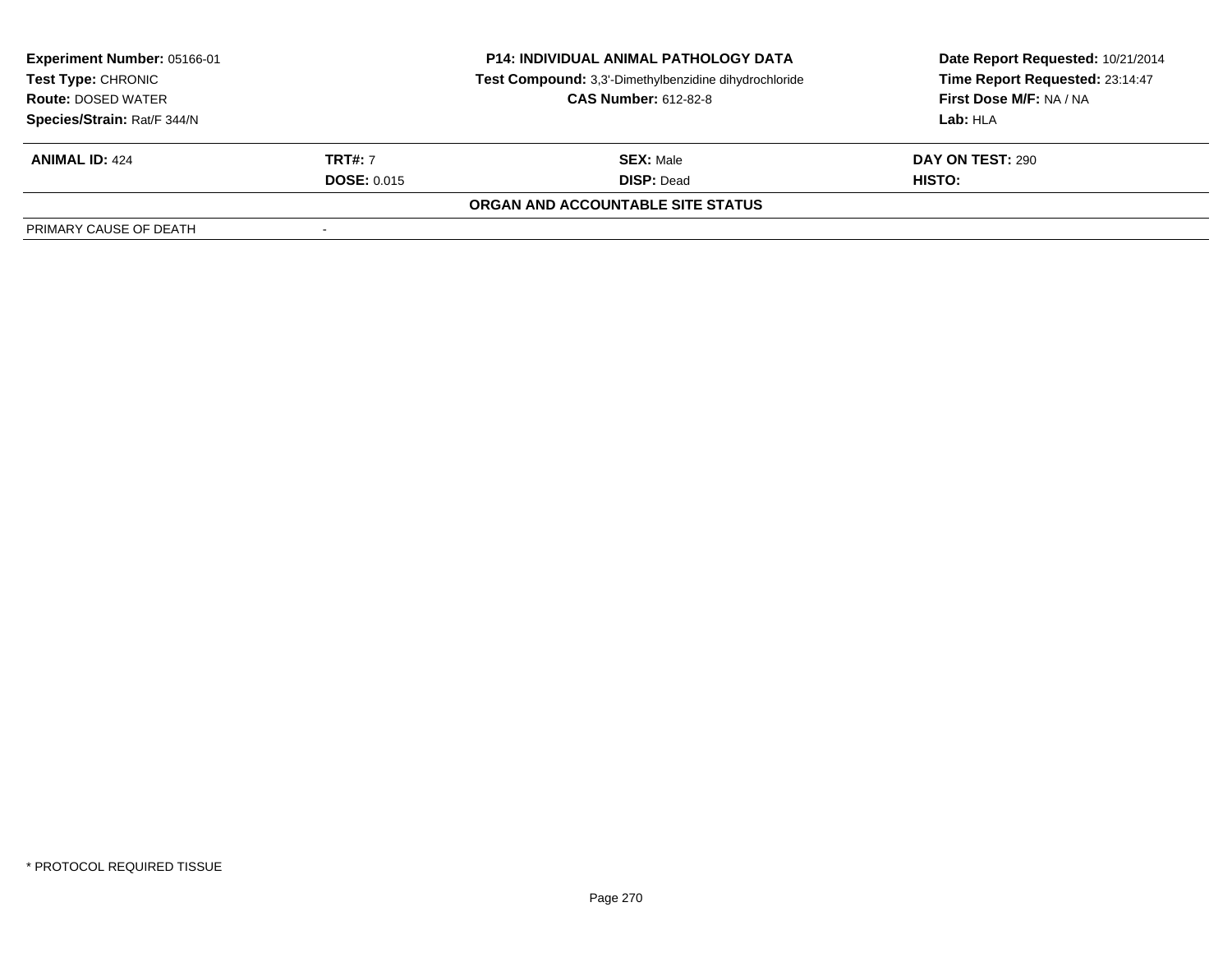| **Experiment Number:** 05166-01 | **P14: INDIVIDUAL ANIMAL PATHOLOGY DATA** | **Date Report Requested:** 10/21/2014 |
|---|---|---|
| **Test Type:** CHRONIC | **Test Compound:** 3,3'-Dimethylbenzidine dihydrochloride | **Time Report Requested:** 23:14:47 |
| **Route:** DOSED WATER | **CAS Number:** 612-82-8 | **First Dose M/F:** NA / NA |
| **Species/Strain:** Rat/F 344/N | | **Lab:** HLA |

| **ANIMAL ID:** 424 | **TRT#:** 7 | **SEX:** Male | **DAY ON TEST:** 290 |
|---|---|---|---|
| | **DOSE:** 0.015 | **DISP:** Dead | **HISTO:** |

**ORGAN AND ACCOUNTABLE SITE STATUS**

| | |
|---|---|
| PRIMARY CAUSE OF DEATH | - |

* PROTOCOL REQUIRED TISSUE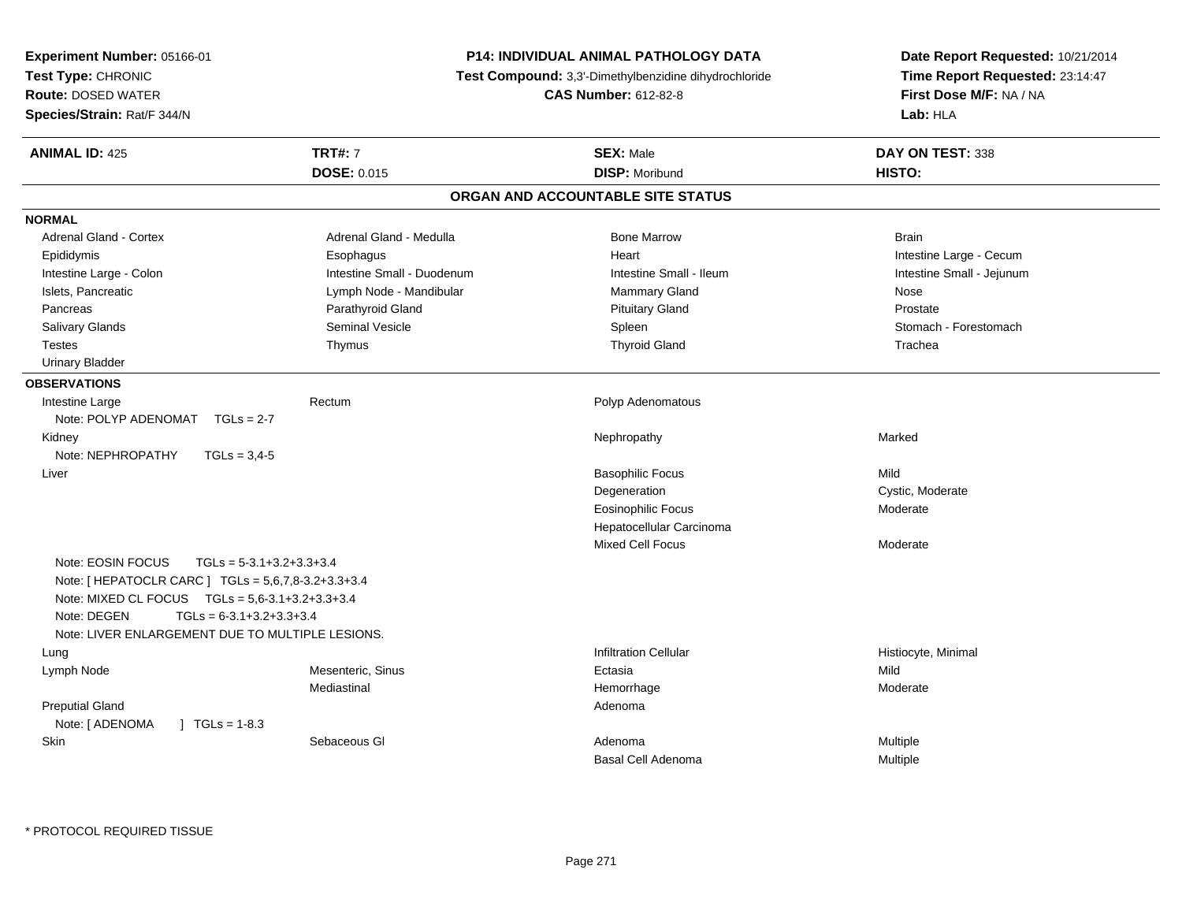**Experiment Number:** 05166-01
**Test Type:** CHRONIC
**Route:** DOSED WATER
**Species/Strain:** Rat/F 344/N

**P14: INDIVIDUAL ANIMAL PATHOLOGY DATA**
**Test Compound:** 3,3'-Dimethylbenzidine dihydrochloride
**CAS Number:** 612-82-8

**Date Report Requested:** 10/21/2014
**Time Report Requested:** 23:14:47
**First Dose M/F:** NA / NA
**Lab:** HLA

| **ANIMAL ID:** 425 | **TRT#:** 7 | **SEX:** Male | **DAY ON TEST:** 338 |
|---|---|---|---|
| | **DOSE:** 0.015 | **DISP:** Moribund | **HISTO:** |

## ORGAN AND ACCOUNTABLE SITE STATUS

**NORMAL**

| | | | |
|---|---|---|---|
| Adrenal Gland - Cortex | Adrenal Gland - Medulla | Bone Marrow | Brain |
| Epididymis | Esophagus | Heart | Intestine Large - Cecum |
| Intestine Large - Colon | Intestine Small - Duodenum | Intestine Small - Ileum | Intestine Small - Jejunum |
| Islets, Pancreatic | Lymph Node - Mandibular | Mammary Gland | Nose |
| Pancreas | Parathyroid Gland | Pituitary Gland | Prostate |
| Salivary Glands | Seminal Vesicle | Spleen | Stomach - Forestomach |
| Testes | Thymus | Thyroid Gland | Trachea |
| Urinary Bladder | | | |

**OBSERVATIONS**

| | | | |
|---|---|---|---|
| Intestine Large | Rectum | Polyp Adenomatous | |
| Note: POLYP ADENOMAT TGLs = 2-7 | | | |
| Kidney | | Nephropathy | Marked |
| Note: NEPHROPATHY TGLs = 3,4-5 | | | |
| Liver | | Basophilic Focus | Mild |
| | | Degeneration | Cystic, Moderate |
| | | Eosinophilic Focus | Moderate |
| | | Hepatocellular Carcinoma | |
| | | Mixed Cell Focus | Moderate |
| Note: EOSIN FOCUS TGLs = 5-3.1+3.2+3.3+3.4 | | | |
| Note: [ HEPATOCLR CARC ] TGLs = 5,6,7,8-3.2+3.3+3.4 | | | |
| Note: MIXED CL FOCUS TGLs = 5,6-3.1+3.2+3.3+3.4 | | | |
| Note: DEGEN TGLs = 6-3.1+3.2+3.3+3.4 | | | |
| Note: LIVER ENLARGEMENT DUE TO MULTIPLE LESIONS. | | | |
| Lung | | Infiltration Cellular | Histiocyte, Minimal |
| Lymph Node | Mesenteric, Sinus | Ectasia | Mild |
| | Mediastinal | Hemorrhage | Moderate |
| Preputial Gland | | Adenoma | |
| Note: [ ADENOMA ] TGLs = 1-8.3 | | | |
| Skin | Sebaceous Gl | Adenoma | Multiple |
| | | Basal Cell Adenoma | Multiple |

* PROTOCOL REQUIRED TISSUE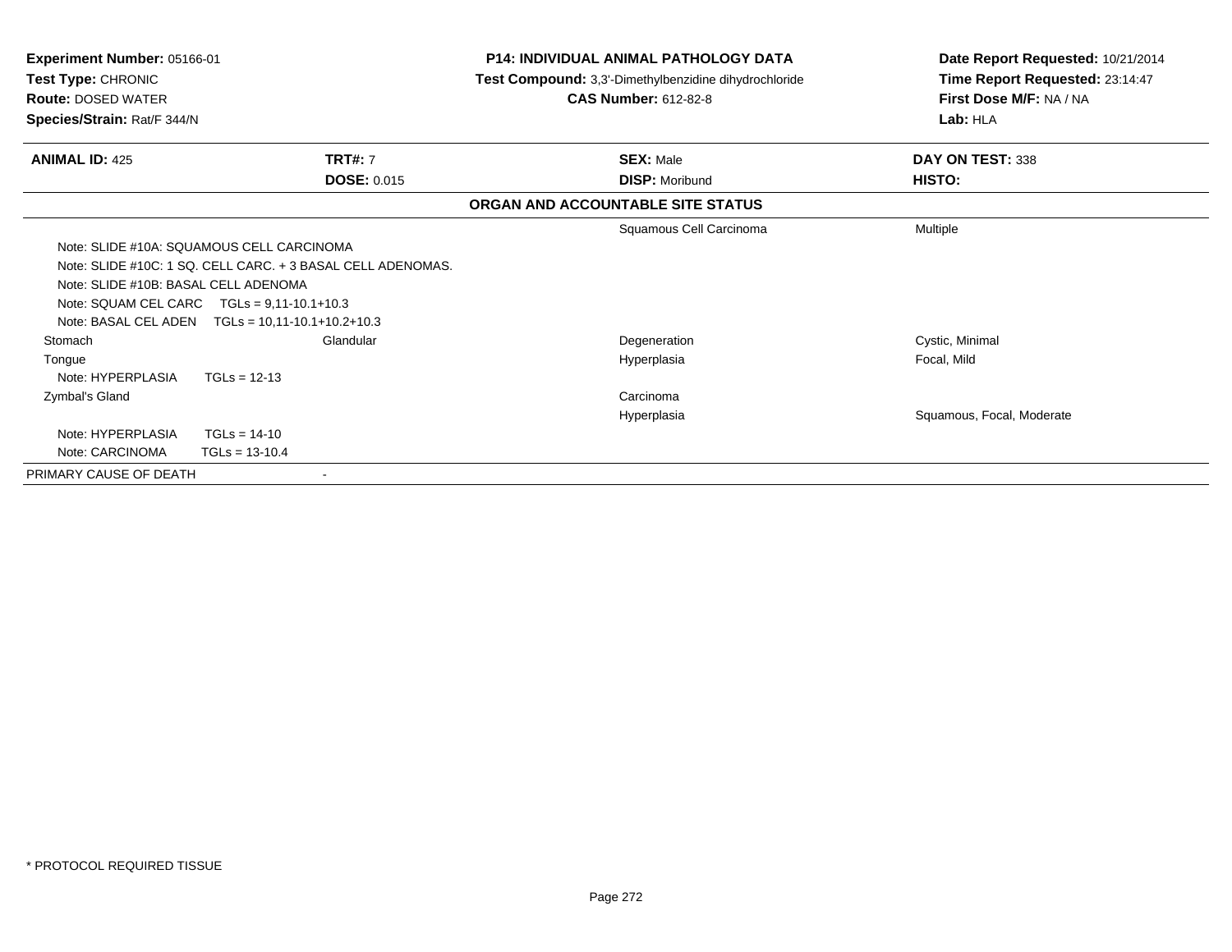**Experiment Number:** 05166-01
**Test Type:** CHRONIC
**Route:** DOSED WATER
**Species/Strain:** Rat/F 344/N

**P14: INDIVIDUAL ANIMAL PATHOLOGY DATA**
**Test Compound:** 3,3'-Dimethylbenzidine dihydrochloride
**CAS Number:** 612-82-8

**Date Report Requested:** 10/21/2014
**Time Report Requested:** 23:14:47
**First Dose M/F:** NA / NA
**Lab:** HLA

| **ANIMAL ID:** 425 | **TRT#:** 7 | **SEX:** Male | **DAY ON TEST:** 338 |
|---|---|---|---|
| | **DOSE:** 0.015 | **DISP:** Moribund | **HISTO:** |

**ORGAN AND ACCOUNTABLE SITE STATUS**

| | | | |
|---|---|---|---|
| | | Squamous Cell Carcinoma | Multiple |
| Note: SLIDE #10A: SQUAMOUS CELL CARCINOMA | | | |
| Note: SLIDE #10C: 1 SQ. CELL CARC. + 3 BASAL CELL ADENOMAS. | | | |
| Note: SLIDE #10B: BASAL CELL ADENOMA | | | |
| Note: SQUAM CEL CARC TGLs = 9,11-10.1+10.3 | | | |
| Note: BASAL CEL ADEN TGLs = 10,11-10.1+10.2+10.3 | | | |
| Stomach | Glandular | Degeneration | Cystic, Minimal |
| Tongue | | Hyperplasia | Focal, Mild |
| Note: HYPERPLASIA TGLs = 12-13 | | | |
| Zymbal's Gland | | Carcinoma | |
| | | Hyperplasia | Squamous, Focal, Moderate |
| Note: HYPERPLASIA TGLs = 14-10 | | | |
| Note: CARCINOMA TGLs = 13-10.4 | | | |
| PRIMARY CAUSE OF DEATH | - | | |

* PROTOCOL REQUIRED TISSUE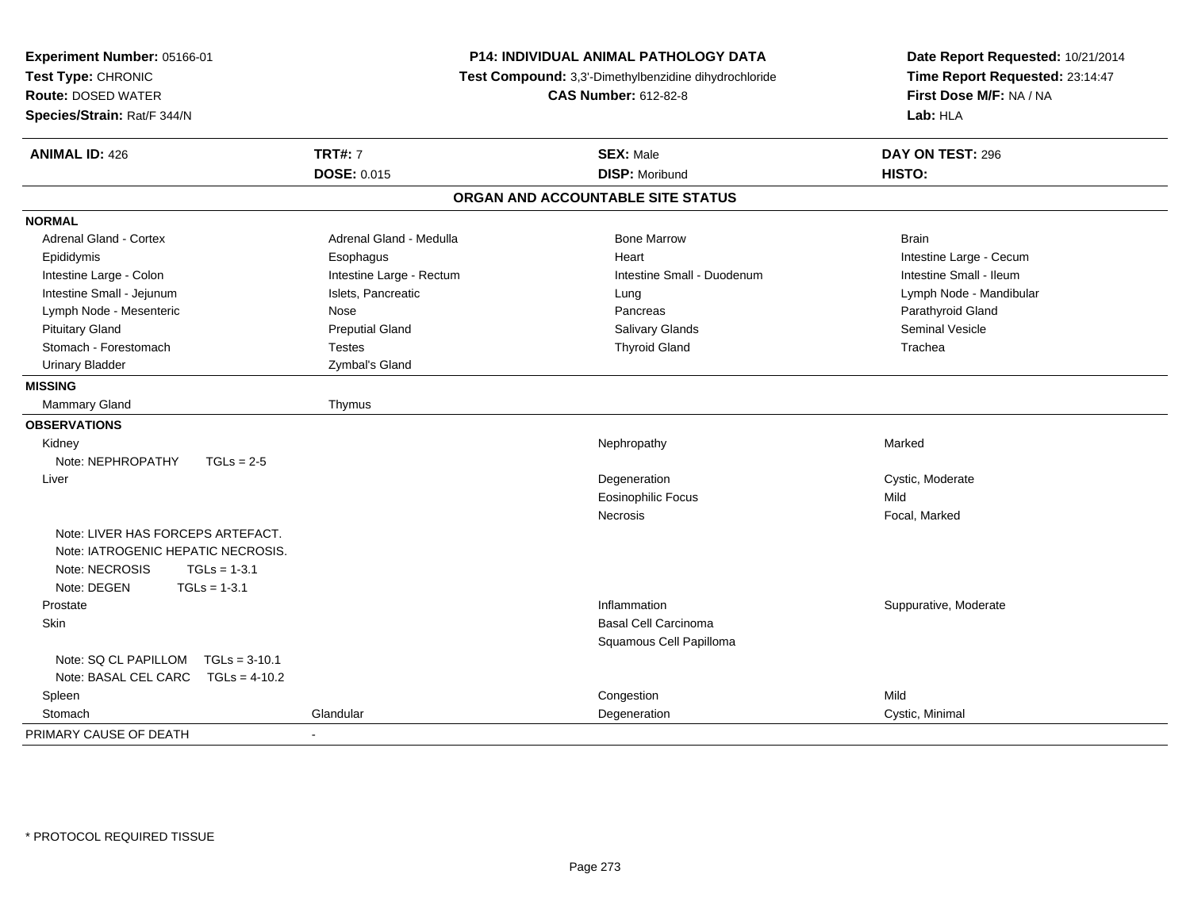**Experiment Number:** 05166-01
**Test Type:** CHRONIC
**Route:** DOSED WATER
**Species/Strain:** Rat/F 344/N

**P14: INDIVIDUAL ANIMAL PATHOLOGY DATA**
**Test Compound:** 3,3'-Dimethylbenzidine dihydrochloride
**CAS Number:** 612-82-8

**Date Report Requested:** 10/21/2014
**Time Report Requested:** 23:14:47
**First Dose M/F:** NA / NA
**Lab:** HLA

| **ANIMAL ID:** 426 | **TRT#:** 7 | **SEX:** Male | **DAY ON TEST:** 296 |
|---|---|---|---|
| | **DOSE:** 0.015 | **DISP:** Moribund | **HISTO:** |

## ORGAN AND ACCOUNTABLE SITE STATUS

**NORMAL**

| | | | |
|---|---|---|---|
| Adrenal Gland - Cortex | Adrenal Gland - Medulla | Bone Marrow | Brain |
| Epididymis | Esophagus | Heart | Intestine Large - Cecum |
| Intestine Large - Colon | Intestine Large - Rectum | Intestine Small - Duodenum | Intestine Small - Ileum |
| Intestine Small - Jejunum | Islets, Pancreatic | Lung | Lymph Node - Mandibular |
| Lymph Node - Mesenteric | Nose | Pancreas | Parathyroid Gland |
| Pituitary Gland | Preputial Gland | Salivary Glands | Seminal Vesicle |
| Stomach - Forestomach | Testes | Thyroid Gland | Trachea |
| Urinary Bladder | Zymbal's Gland | | |

**MISSING**

| | |
|---|---|
| Mammary Gland | Thymus |

**OBSERVATIONS**

| Organ | Site | Observation | Grade |
|---|---|---|---|
| Kidney | | Nephropathy | Marked |
| Note: NEPHROPATHY TGLs = 2-5 | | | |
| Liver | | Degeneration | Cystic, Moderate |
| | | Eosinophilic Focus | Mild |
| | | Necrosis | Focal, Marked |
| Note: LIVER HAS FORCEPS ARTEFACT. | | | |
| Note: IATROGENIC HEPATIC NECROSIS. | | | |
| Note: NECROSIS TGLs = 1-3.1 | | | |
| Note: DEGEN TGLs = 1-3.1 | | | |
| Prostate | | Inflammation | Suppurative, Moderate |
| Skin | | Basal Cell Carcinoma | |
| | | Squamous Cell Papilloma | |
| Note: SQ CL PAPILLOM TGLs = 3-10.1 | | | |
| Note: BASAL CEL CARC TGLs = 4-10.2 | | | |
| Spleen | | Congestion | Mild |
| Stomach | Glandular | Degeneration | Cystic, Minimal |

PRIMARY CAUSE OF DEATH -

\* PROTOCOL REQUIRED TISSUE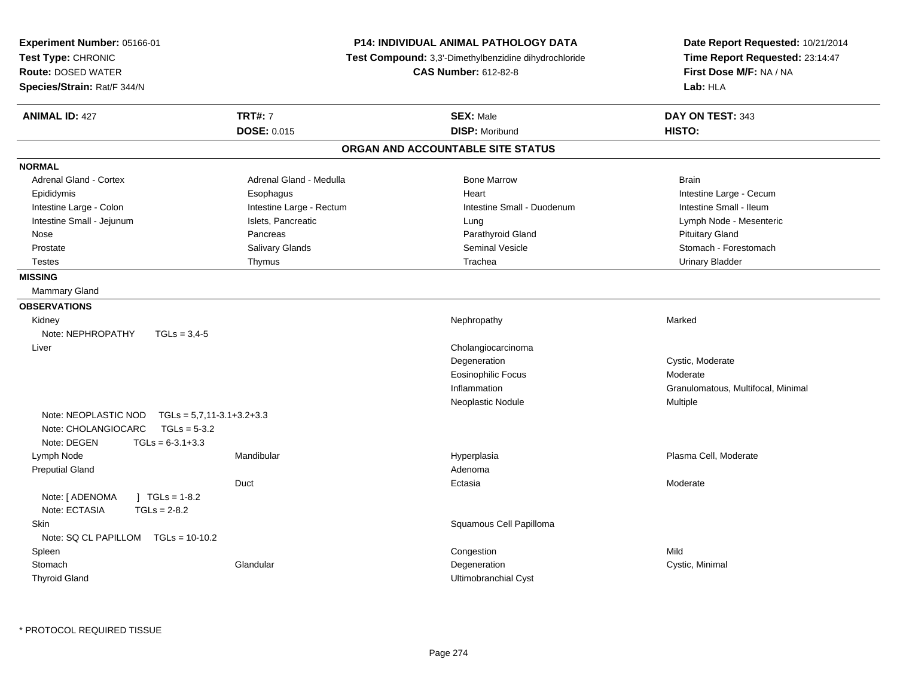**Experiment Number:** 05166-01
**Test Type:** CHRONIC
**Route:** DOSED WATER
**Species/Strain:** Rat/F 344/N

**P14: INDIVIDUAL ANIMAL PATHOLOGY DATA**
**Test Compound:** 3,3'-Dimethylbenzidine dihydrochloride
**CAS Number:** 612-82-8

**Date Report Requested:** 10/21/2014
**Time Report Requested:** 23:14:47
**First Dose M/F:** NA / NA
**Lab:** HLA

| **ANIMAL ID:** 427 | **TRT#:** 7 | **SEX:** Male | **DAY ON TEST:** 343 |
|---|---|---|---|
| | **DOSE:** 0.015 | **DISP:** Moribund | **HISTO:** |

## ORGAN AND ACCOUNTABLE SITE STATUS

**NORMAL**

| | | | |
|---|---|---|---|
| Adrenal Gland - Cortex | Adrenal Gland - Medulla | Bone Marrow | Brain |
| Epididymis | Esophagus | Heart | Intestine Large - Cecum |
| Intestine Large - Colon | Intestine Large - Rectum | Intestine Small - Duodenum | Intestine Small - Ileum |
| Intestine Small - Jejunum | Islets, Pancreatic | Lung | Lymph Node - Mesenteric |
| Nose | Pancreas | Parathyroid Gland | Pituitary Gland |
| Prostate | Salivary Glands | Seminal Vesicle | Stomach - Forestomach |
| Testes | Thymus | Trachea | Urinary Bladder |

**MISSING**

Mammary Gland

**OBSERVATIONS**

| | | | |
|---|---|---|---|
| Kidney | | Nephropathy | Marked |
| Note: NEPHROPATHY TGLs = 3,4-5 | | | |
| Liver | | Cholangiocarcinoma | |
| | | Degeneration | Cystic, Moderate |
| | | Eosinophilic Focus | Moderate |
| | | Inflammation | Granulomatous, Multifocal, Minimal |
| | | Neoplastic Nodule | Multiple |
| Note: NEOPLASTIC NOD TGLs = 5,7,11-3.1+3.2+3.3 | | | |
| Note: CHOLANGIOCARC TGLs = 5-3.2 | | | |
| Note: DEGEN TGLs = 6-3.1+3.3 | | | |
| Lymph Node | Mandibular | Hyperplasia | Plasma Cell, Moderate |
| Preputial Gland | | Adenoma | |
| | Duct | Ectasia | Moderate |
| Note: [ ADENOMA ] TGLs = 1-8.2 | | | |
| Note: ECTASIA TGLs = 2-8.2 | | | |
| Skin | | Squamous Cell Papilloma | |
| Note: SQ CL PAPILLOM TGLs = 10-10.2 | | | |
| Spleen | | Congestion | Mild |
| Stomach | Glandular | Degeneration | Cystic, Minimal |
| Thyroid Gland | | Ultimobranchial Cyst | |

* PROTOCOL REQUIRED TISSUE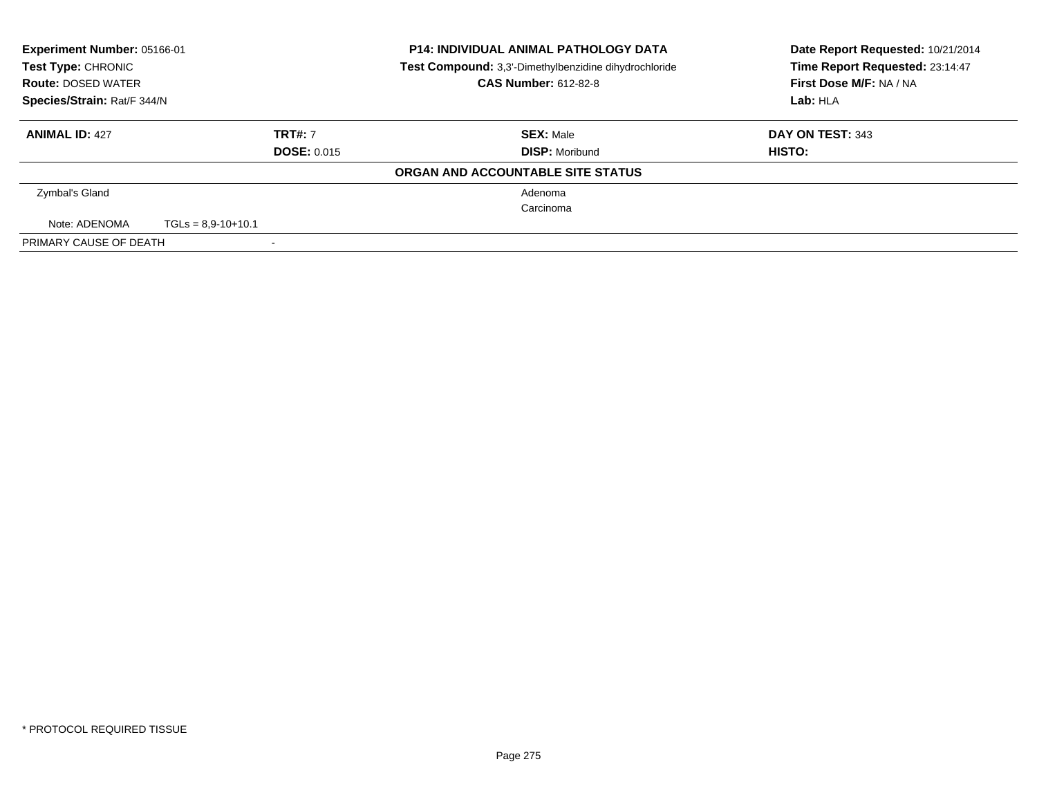**Experiment Number:** 05166-01
**Test Type:** CHRONIC
**Route:** DOSED WATER
**Species/Strain:** Rat/F 344/N

**P14: INDIVIDUAL ANIMAL PATHOLOGY DATA**
**Test Compound:** 3,3'-Dimethylbenzidine dihydrochloride
**CAS Number:** 612-82-8

**Date Report Requested:** 10/21/2014
**Time Report Requested:** 23:14:47
**First Dose M/F:** NA / NA
**Lab:** HLA

| **ANIMAL ID:** 427 | **TRT#:** 7 | **SEX:** Male | **DAY ON TEST:** 343 |
|---|---|---|---|
| | **DOSE:** 0.015 | **DISP:** Moribund | **HISTO:** |

**ORGAN AND ACCOUNTABLE SITE STATUS**

| | | |
|---|---|---|
| Zymbal's Gland | | Adenoma |
| | | Carcinoma |
| Note: ADENOMA | TGLs = 8,9-10+10.1 | |
| PRIMARY CAUSE OF DEATH | - | |

* PROTOCOL REQUIRED TISSUE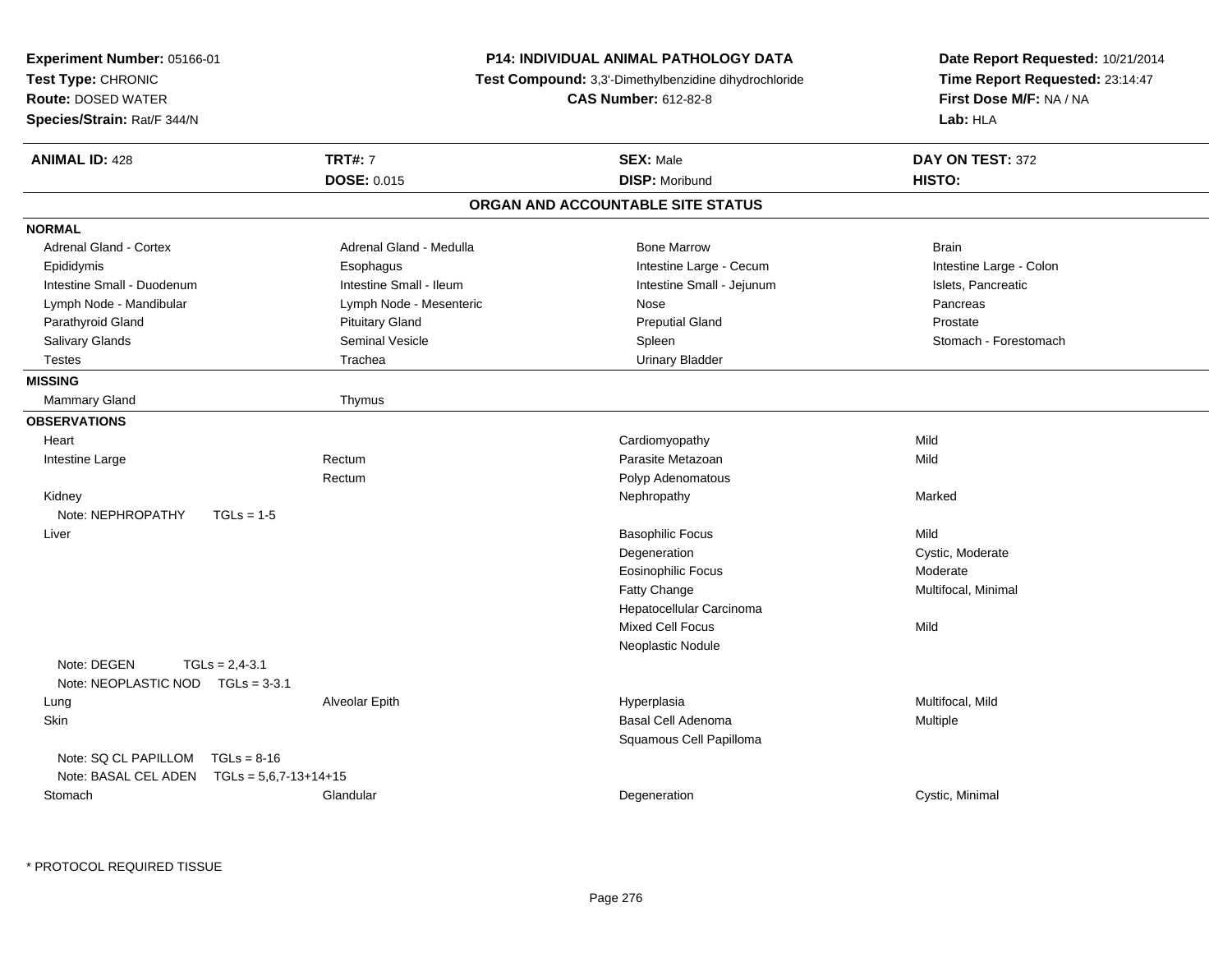**Experiment Number:** 05166-01
**Test Type:** CHRONIC
**Route:** DOSED WATER
**Species/Strain:** Rat/F 344/N

**P14: INDIVIDUAL ANIMAL PATHOLOGY DATA**
**Test Compound:** 3,3'-Dimethylbenzidine dihydrochloride
**CAS Number:** 612-82-8

**Date Report Requested:** 10/21/2014
**Time Report Requested:** 23:14:47
**First Dose M/F:** NA / NA
**Lab:** HLA

| **ANIMAL ID:** 428 | **TRT#:** 7 | **SEX:** Male | **DAY ON TEST:** 372 |
|---|---|---|---|
| | **DOSE:** 0.015 | **DISP:** Moribund | **HISTO:** |

## ORGAN AND ACCOUNTABLE SITE STATUS

### NORMAL

| | | | |
|---|---|---|---|
| Adrenal Gland - Cortex | Adrenal Gland - Medulla | Bone Marrow | Brain |
| Epididymis | Esophagus | Intestine Large - Cecum | Intestine Large - Colon |
| Intestine Small - Duodenum | Intestine Small - Ileum | Intestine Small - Jejunum | Islets, Pancreatic |
| Lymph Node - Mandibular | Lymph Node - Mesenteric | Nose | Pancreas |
| Parathyroid Gland | Pituitary Gland | Preputial Gland | Prostate |
| Salivary Glands | Seminal Vesicle | Spleen | Stomach - Forestomach |
| Testes | Trachea | Urinary Bladder | |

### MISSING

| | |
|---|---|
| Mammary Gland | Thymus |

### OBSERVATIONS

| Organ | Site | Observation | Severity |
|---|---|---|---|
| Heart | | Cardiomyopathy | Mild |
| Intestine Large | Rectum | Parasite Metazoan | Mild |
| | Rectum | Polyp Adenomatous | |
| Kidney | | Nephropathy | Marked |
| Note: NEPHROPATHY TGLs = 1-5 | | | |
| Liver | | Basophilic Focus | Mild |
| | | Degeneration | Cystic, Moderate |
| | | Eosinophilic Focus | Moderate |
| | | Fatty Change | Multifocal, Minimal |
| | | Hepatocellular Carcinoma | |
| | | Mixed Cell Focus | Mild |
| | | Neoplastic Nodule | |
| Note: DEGEN TGLs = 2,4-3.1 | | | |
| Note: NEOPLASTIC NOD TGLs = 3-3.1 | | | |
| Lung | Alveolar Epith | Hyperplasia | Multifocal, Mild |
| Skin | | Basal Cell Adenoma | Multiple |
| | | Squamous Cell Papilloma | |
| Note: SQ CL PAPILLOM TGLs = 8-16 | | | |
| Note: BASAL CEL ADEN TGLs = 5,6,7-13+14+15 | | | |
| Stomach | Glandular | Degeneration | Cystic, Minimal |

\* PROTOCOL REQUIRED TISSUE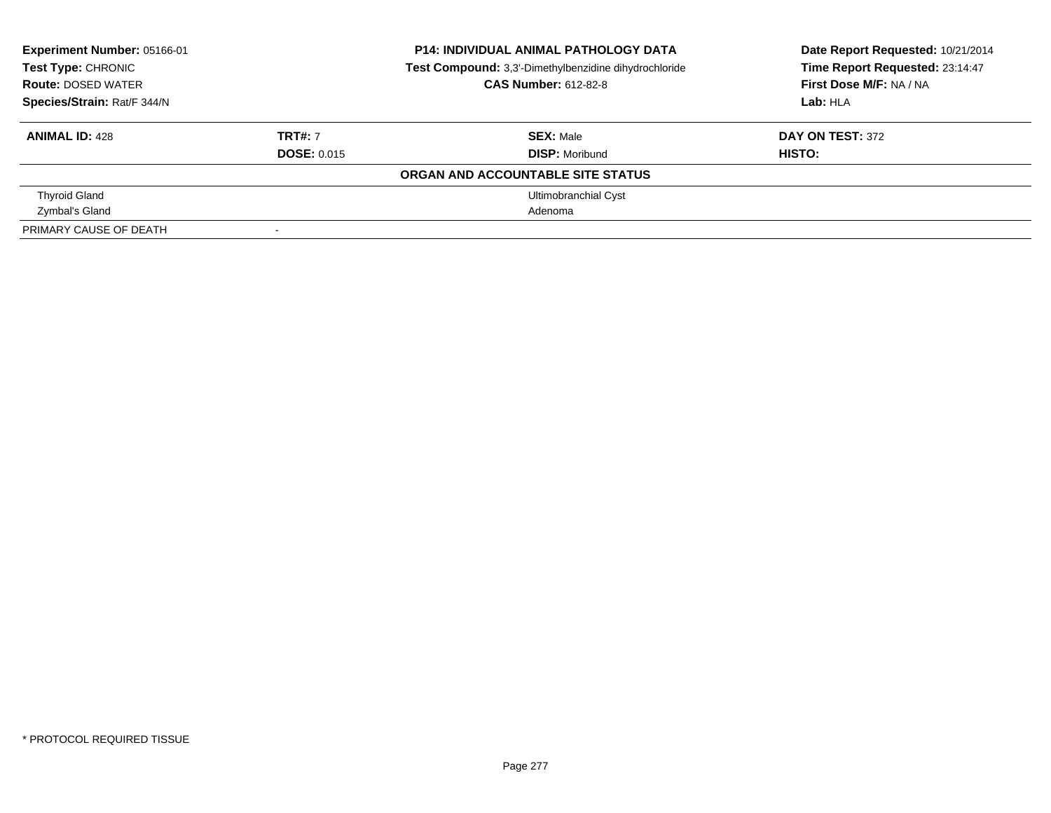**Experiment Number:** 05166-01
**Test Type:** CHRONIC
**Route:** DOSED WATER
**Species/Strain:** Rat/F 344/N

**P14: INDIVIDUAL ANIMAL PATHOLOGY DATA**
**Test Compound:** 3,3'-Dimethylbenzidine dihydrochloride
**CAS Number:** 612-82-8

**Date Report Requested:** 10/21/2014
**Time Report Requested:** 23:14:47
**First Dose M/F:** NA / NA
**Lab:** HLA

| **ANIMAL ID:** 428 | **TRT#:** 7 | **SEX:** Male | **DAY ON TEST:** 372 |
|---|---|---|---|
| | **DOSE:** 0.015 | **DISP:** Moribund | **HISTO:** |
| **ORGAN AND ACCOUNTABLE SITE STATUS** | | | |
| Thyroid Gland | | Ultimobranchial Cyst | |
| Zymbal's Gland | | Adenoma | |
| PRIMARY CAUSE OF DEATH | - | | |

* PROTOCOL REQUIRED TISSUE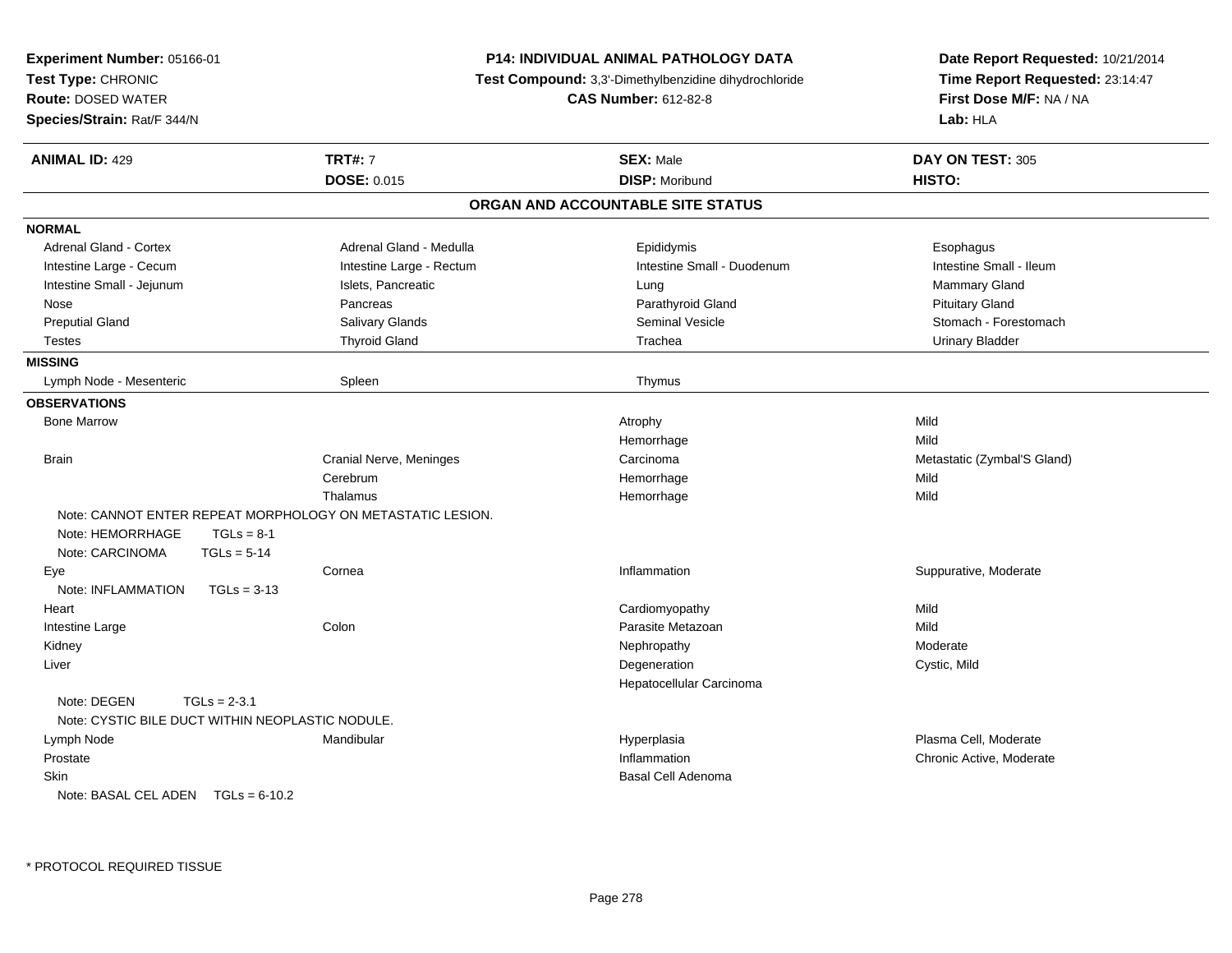**Experiment Number:** 05166-01
**Test Type:** CHRONIC
**Route:** DOSED WATER
**Species/Strain:** Rat/F 344/N

**P14: INDIVIDUAL ANIMAL PATHOLOGY DATA**
**Test Compound:** 3,3'-Dimethylbenzidine dihydrochloride
**CAS Number:** 612-82-8

**Date Report Requested:** 10/21/2014
**Time Report Requested:** 23:14:47
**First Dose M/F:** NA / NA
**Lab:** HLA

| **ANIMAL ID:** 429 | **TRT#:** 7 | **SEX:** Male | **DAY ON TEST:** 305 |
|---|---|---|---|
| | **DOSE:** 0.015 | **DISP:** Moribund | **HISTO:** |

## ORGAN AND ACCOUNTABLE SITE STATUS

**NORMAL**

| | | | |
|---|---|---|---|
| Adrenal Gland - Cortex | Adrenal Gland - Medulla | Epididymis | Esophagus |
| Intestine Large - Cecum | Intestine Large - Rectum | Intestine Small - Duodenum | Intestine Small - Ileum |
| Intestine Small - Jejunum | Islets, Pancreatic | Lung | Mammary Gland |
| Nose | Pancreas | Parathyroid Gland | Pituitary Gland |
| Preputial Gland | Salivary Glands | Seminal Vesicle | Stomach - Forestomach |
| Testes | Thyroid Gland | Trachea | Urinary Bladder |

**MISSING**

| | | | |
|---|---|---|---|
| Lymph Node - Mesenteric | Spleen | Thymus | |

**OBSERVATIONS**

| | | | |
|---|---|---|---|
| Bone Marrow | | Atrophy | Mild |
| | | Hemorrhage | Mild |
| Brain | Cranial Nerve, Meninges | Carcinoma | Metastatic (Zymbal'S Gland) |
| | Cerebrum | Hemorrhage | Mild |
| | Thalamus | Hemorrhage | Mild |
| Note: CANNOT ENTER REPEAT MORPHOLOGY ON METASTATIC LESION. | | | |
| Note: HEMORRHAGE TGLs = 8-1 | | | |
| Note: CARCINOMA TGLs = 5-14 | | | |
| Eye | Cornea | Inflammation | Suppurative, Moderate |
| Note: INFLAMMATION TGLs = 3-13 | | | |
| Heart | | Cardiomyopathy | Mild |
| Intestine Large | Colon | Parasite Metazoan | Mild |
| Kidney | | Nephropathy | Moderate |
| Liver | | Degeneration | Cystic, Mild |
| | | Hepatocellular Carcinoma | |
| Note: DEGEN TGLs = 2-3.1 | | | |
| Note: CYSTIC BILE DUCT WITHIN NEOPLASTIC NODULE. | | | |
| Lymph Node | Mandibular | Hyperplasia | Plasma Cell, Moderate |
| Prostate | | Inflammation | Chronic Active, Moderate |
| Skin | | Basal Cell Adenoma | |
| Note: BASAL CEL ADEN TGLs = 6-10.2 | | | |

\* PROTOCOL REQUIRED TISSUE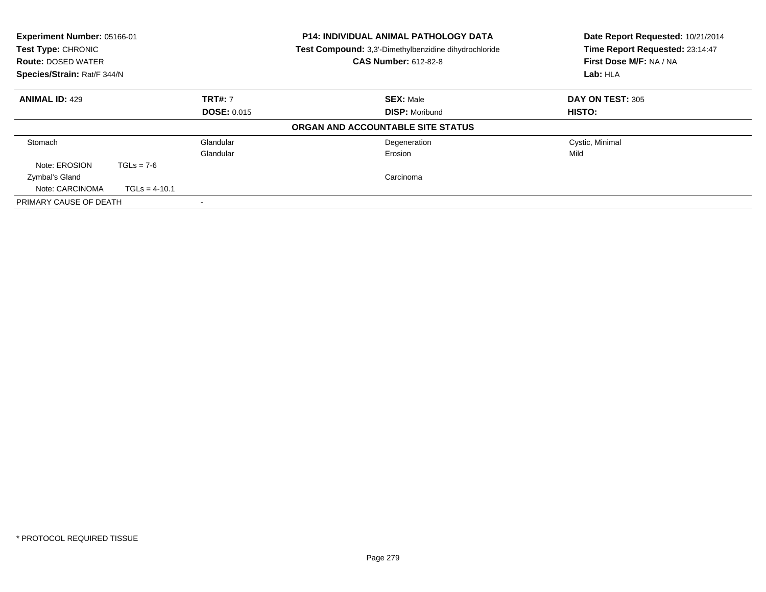**Experiment Number:** 05166-01
**Test Type:** CHRONIC
**Route:** DOSED WATER
**Species/Strain:** Rat/F 344/N

**P14: INDIVIDUAL ANIMAL PATHOLOGY DATA**
**Test Compound:** 3,3'-Dimethylbenzidine dihydrochloride
**CAS Number:** 612-82-8

**Date Report Requested:** 10/21/2014
**Time Report Requested:** 23:14:47
**First Dose M/F:** NA / NA
**Lab:** HLA

| **ANIMAL ID:** 429 | **TRT#:** 7 | **SEX:** Male | **DAY ON TEST:** 305 |
|---|---|---|---|
| | **DOSE:** 0.015 | **DISP:** Moribund | **HISTO:** |

**ORGAN AND ACCOUNTABLE SITE STATUS**

| | | | |
|---|---|---|---|
| Stomach | Glandular | Degeneration | Cystic, Minimal |
| | Glandular | Erosion | Mild |
| Note: EROSION TGLs = 7-6 | | | |
| Zymbal's Gland | | Carcinoma | |
| Note: CARCINOMA TGLs = 4-10.1 | | | |
| PRIMARY CAUSE OF DEATH | - | | |

\* PROTOCOL REQUIRED TISSUE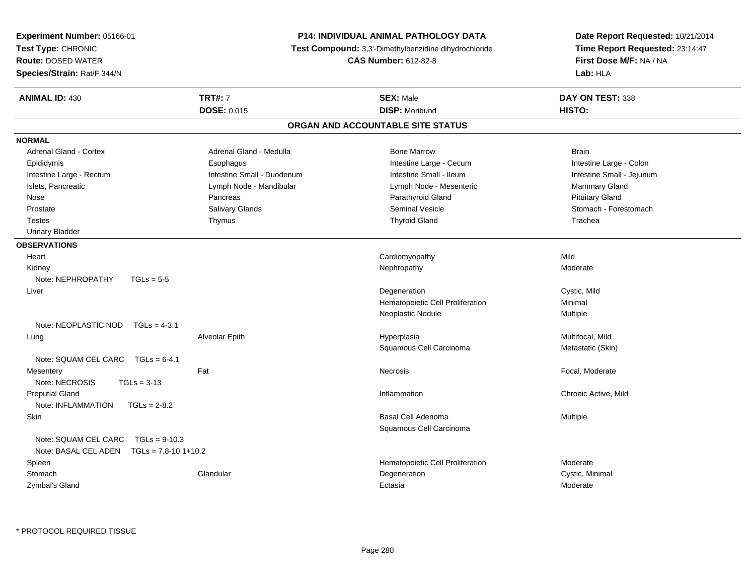**Experiment Number:** 05166-01
**Test Type:** CHRONIC
**Route:** DOSED WATER
**Species/Strain:** Rat/F 344/N

**P14: INDIVIDUAL ANIMAL PATHOLOGY DATA**
**Test Compound:** 3,3'-Dimethylbenzidine dihydrochloride
**CAS Number:** 612-82-8

**Date Report Requested:** 10/21/2014
**Time Report Requested:** 23:14:47
**First Dose M/F:** NA / NA
**Lab:** HLA

| **ANIMAL ID:** 430 | **TRT#:** 7 | **SEX:** Male | **DAY ON TEST:** 338 |
|---|---|---|---|
| | **DOSE:** 0.015 | **DISP:** Moribund | **HISTO:** |

## ORGAN AND ACCOUNTABLE SITE STATUS

**NORMAL**

| | | | |
|---|---|---|---|
| Adrenal Gland - Cortex | Adrenal Gland - Medulla | Bone Marrow | Brain |
| Epididymis | Esophagus | Intestine Large - Cecum | Intestine Large - Colon |
| Intestine Large - Rectum | Intestine Small - Duodenum | Intestine Small - Ileum | Intestine Small - Jejunum |
| Islets, Pancreatic | Lymph Node - Mandibular | Lymph Node - Mesenteric | Mammary Gland |
| Nose | Pancreas | Parathyroid Gland | Pituitary Gland |
| Prostate | Salivary Glands | Seminal Vesicle | Stomach - Forestomach |
| Testes | Thymus | Thyroid Gland | Trachea |
| Urinary Bladder | | | |

**OBSERVATIONS**

| Organ | Site | Observation | Qualifier |
|---|---|---|---|
| Heart | | Cardiomyopathy | Mild |
| Kidney | | Nephropathy | Moderate |
| Note: NEPHROPATHY TGLs = 5-5 | | | |
| Liver | | Degeneration | Cystic, Mild |
| | | Hematopoietic Cell Proliferation | Minimal |
| | | Neoplastic Nodule | Multiple |
| Note: NEOPLASTIC NOD TGLs = 4-3.1 | | | |
| Lung | Alveolar Epith | Hyperplasia | Multifocal, Mild |
| | | Squamous Cell Carcinoma | Metastatic (Skin) |
| Note: SQUAM CEL CARC TGLs = 6-4.1 | | | |
| Mesentery | Fat | Necrosis | Focal, Moderate |
| Note: NECROSIS TGLs = 3-13 | | | |
| Preputial Gland | | Inflammation | Chronic Active, Mild |
| Note: INFLAMMATION TGLs = 2-8.2 | | | |
| Skin | | Basal Cell Adenoma | Multiple |
| | | Squamous Cell Carcinoma | |
| Note: SQUAM CEL CARC TGLs = 9-10.3 | | | |
| Note: BASAL CEL ADEN TGLs = 7,8-10.1+10.2 | | | |
| Spleen | | Hematopoietic Cell Proliferation | Moderate |
| Stomach | Glandular | Degeneration | Cystic, Minimal |
| Zymbal's Gland | | Ectasia | Moderate |

* PROTOCOL REQUIRED TISSUE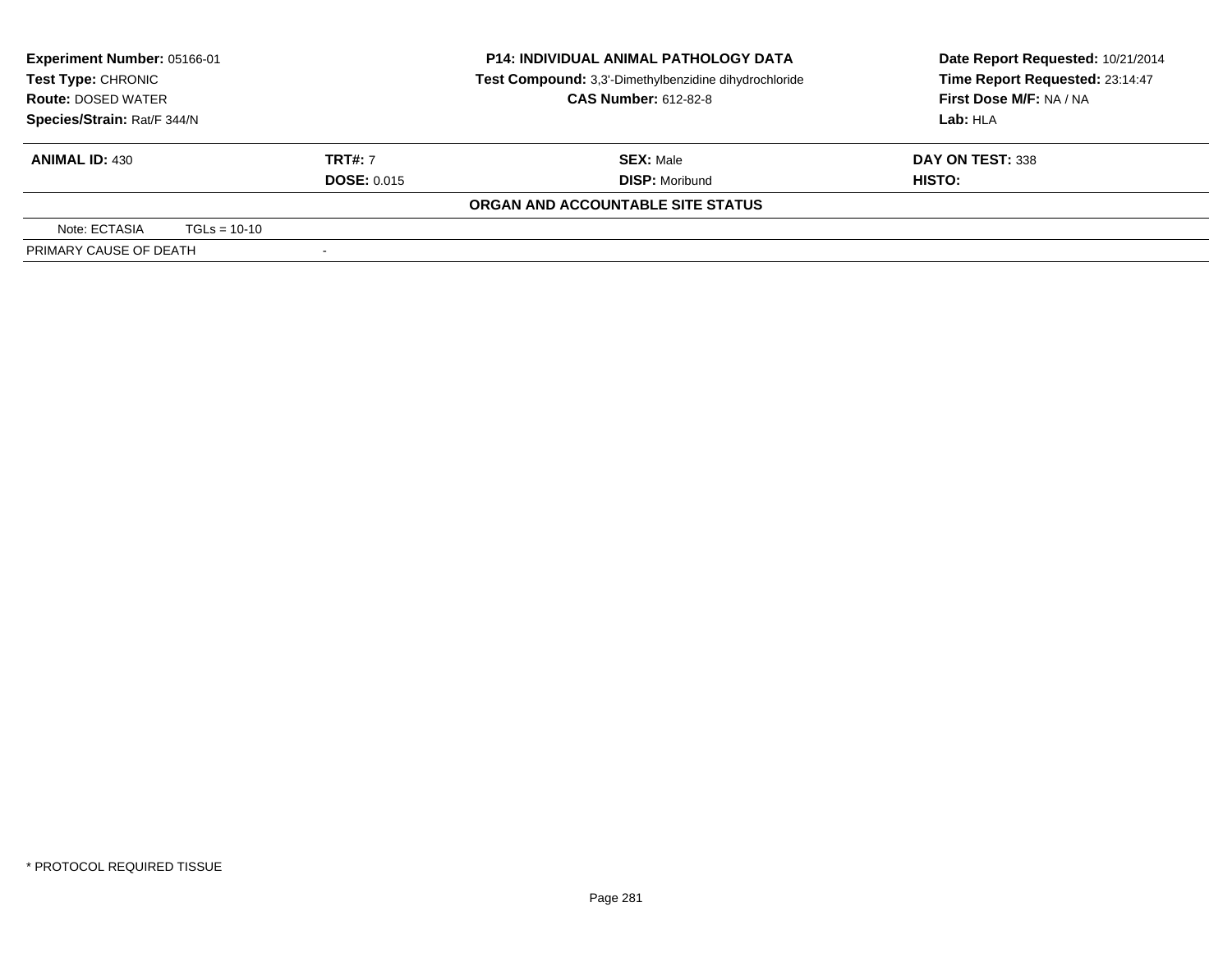| **Experiment Number:** 05166-01 | **P14: INDIVIDUAL ANIMAL PATHOLOGY DATA** | **Date Report Requested:** 10/21/2014 |
|---|---|---|
| **Test Type:** CHRONIC | **Test Compound:** 3,3'-Dimethylbenzidine dihydrochloride | **Time Report Requested:** 23:14:47 |
| **Route:** DOSED WATER | **CAS Number:** 612-82-8 | **First Dose M/F:** NA / NA |
| **Species/Strain:** Rat/F 344/N | | **Lab:** HLA |

| **ANIMAL ID:** 430 | **TRT#:** 7 | **SEX:** Male | **DAY ON TEST:** 338 |
|---|---|---|---|
| | **DOSE:** 0.015 | **DISP:** Moribund | **HISTO:** |

**ORGAN AND ACCOUNTABLE SITE STATUS**

| Note: ECTASIA | TGLs = 10-10 |
|---|---|
| PRIMARY CAUSE OF DEATH | - |

* PROTOCOL REQUIRED TISSUE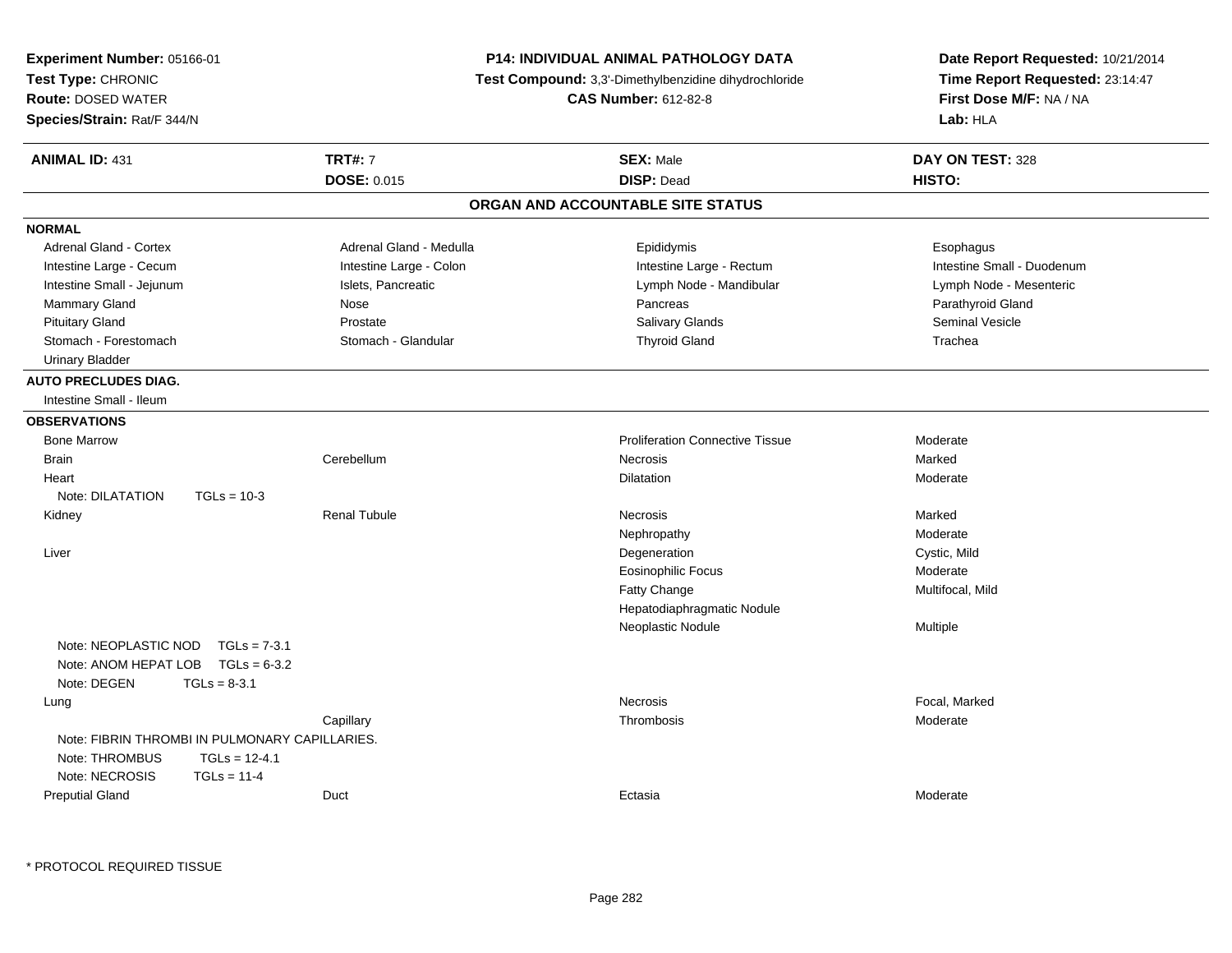**Experiment Number:** 05166-01
**Test Type:** CHRONIC
**Route:** DOSED WATER
**Species/Strain:** Rat/F 344/N

**P14: INDIVIDUAL ANIMAL PATHOLOGY DATA**
**Test Compound:** 3,3'-Dimethylbenzidine dihydrochloride
**CAS Number:** 612-82-8

**Date Report Requested:** 10/21/2014
**Time Report Requested:** 23:14:47
**First Dose M/F:** NA / NA
**Lab:** HLA

| **ANIMAL ID:** 431 | **TRT#:** 7 | **SEX:** Male | **DAY ON TEST:** 328 |
|---|---|---|---|
| | **DOSE:** 0.015 | **DISP:** Dead | **HISTO:** |

## ORGAN AND ACCOUNTABLE SITE STATUS

**NORMAL**

| | | | |
|---|---|---|---|
| Adrenal Gland - Cortex | Adrenal Gland - Medulla | Epididymis | Esophagus |
| Intestine Large - Cecum | Intestine Large - Colon | Intestine Large - Rectum | Intestine Small - Duodenum |
| Intestine Small - Jejunum | Islets, Pancreatic | Lymph Node - Mandibular | Lymph Node - Mesenteric |
| Mammary Gland | Nose | Pancreas | Parathyroid Gland |
| Pituitary Gland | Prostate | Salivary Glands | Seminal Vesicle |
| Stomach - Forestomach | Stomach - Glandular | Thyroid Gland | Trachea |
| Urinary Bladder | | | |

**AUTO PRECLUDES DIAG.**

Intestine Small - Ileum

**OBSERVATIONS**

| | | | |
|---|---|---|---|
| Bone Marrow | | Proliferation Connective Tissue | Moderate |
| Brain | Cerebellum | Necrosis | Marked |
| Heart | | Dilatation | Moderate |
| Note: DILATATION TGLs = 10-3 | | | |
| Kidney | Renal Tubule | Necrosis | Marked |
| | | Nephropathy | Moderate |
| Liver | | Degeneration | Cystic, Mild |
| | | Eosinophilic Focus | Moderate |
| | | Fatty Change | Multifocal, Mild |
| | | Hepatodiaphragmatic Nodule | |
| | | Neoplastic Nodule | Multiple |
| Note: NEOPLASTIC NOD TGLs = 7-3.1 | | | |
| Note: ANOM HEPAT LOB TGLs = 6-3.2 | | | |
| Note: DEGEN TGLs = 8-3.1 | | | |
| Lung | | Necrosis | Focal, Marked |
| | Capillary | Thrombosis | Moderate |
| Note: FIBRIN THROMBI IN PULMONARY CAPILLARIES. | | | |
| Note: THROMBUS TGLs = 12-4.1 | | | |
| Note: NECROSIS TGLs = 11-4 | | | |
| Preputial Gland | Duct | Ectasia | Moderate |

* PROTOCOL REQUIRED TISSUE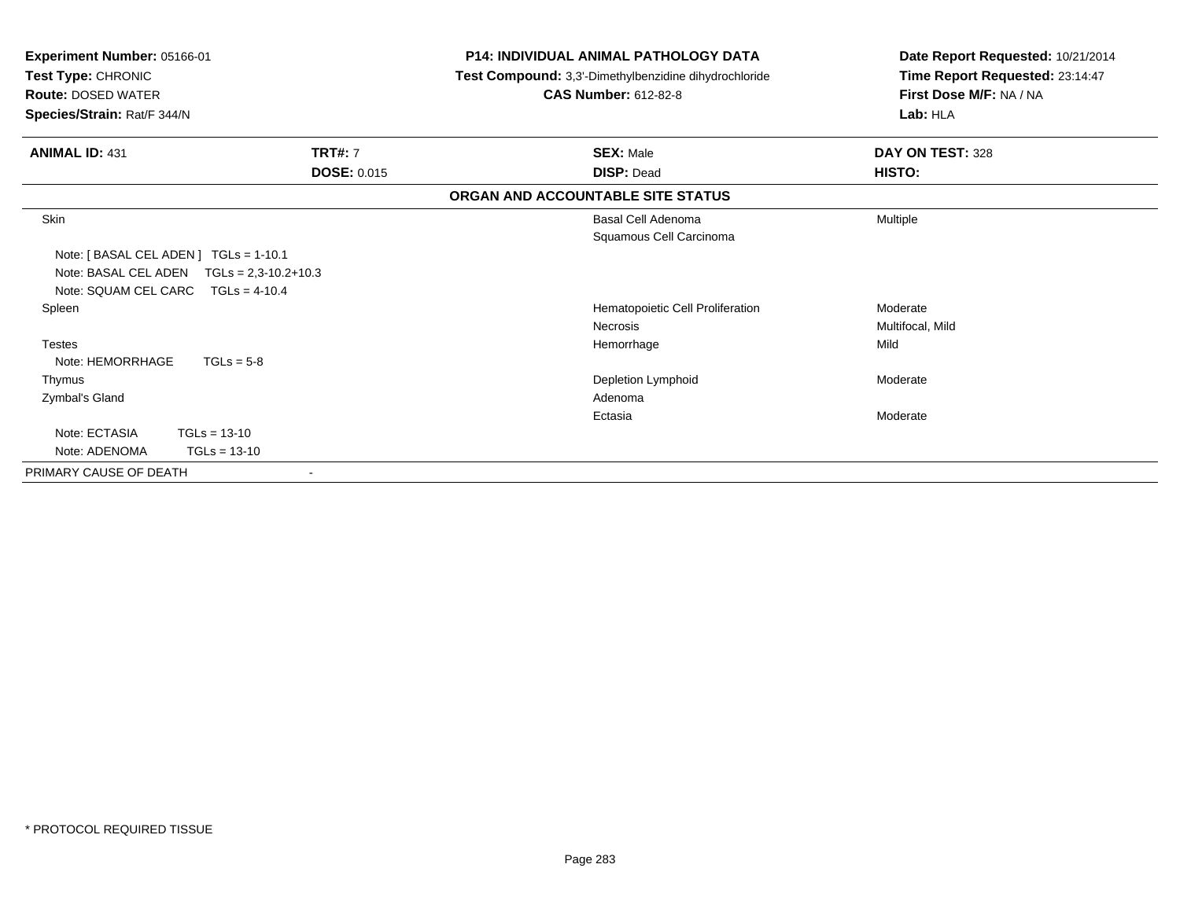**Experiment Number:** 05166-01
**Test Type:** CHRONIC
**Route:** DOSED WATER
**Species/Strain:** Rat/F 344/N

**P14: INDIVIDUAL ANIMAL PATHOLOGY DATA**
**Test Compound:** 3,3'-Dimethylbenzidine dihydrochloride
**CAS Number:** 612-82-8

**Date Report Requested:** 10/21/2014
**Time Report Requested:** 23:14:47
**First Dose M/F:** NA / NA
**Lab:** HLA

| **ANIMAL ID:** 431 | **TRT#:** 7 | **SEX:** Male | **DAY ON TEST:** 328 |
|---|---|---|---|
| | **DOSE:** 0.015 | **DISP:** Dead | **HISTO:** |

**ORGAN AND ACCOUNTABLE SITE STATUS**

| Organ | | Finding | Severity |
|---|---|---|---|
| Skin | | Basal Cell Adenoma | Multiple |
| | | Squamous Cell Carcinoma | |
| Note: [ BASAL CEL ADEN ] TGLs = 1-10.1 | | | |
| Note: BASAL CEL ADEN TGLs = 2,3-10.2+10.3 | | | |
| Note: SQUAM CEL CARC TGLs = 4-10.4 | | | |
| Spleen | | Hematopoietic Cell Proliferation | Moderate |
| | | Necrosis | Multifocal, Mild |
| Testes | | Hemorrhage | Mild |
| Note: HEMORRHAGE TGLs = 5-8 | | | |
| Thymus | | Depletion Lymphoid | Moderate |
| Zymbal's Gland | | Adenoma | |
| | | Ectasia | Moderate |
| Note: ECTASIA TGLs = 13-10 | | | |
| Note: ADENOMA TGLs = 13-10 | | | |
| PRIMARY CAUSE OF DEATH | - | | |

* PROTOCOL REQUIRED TISSUE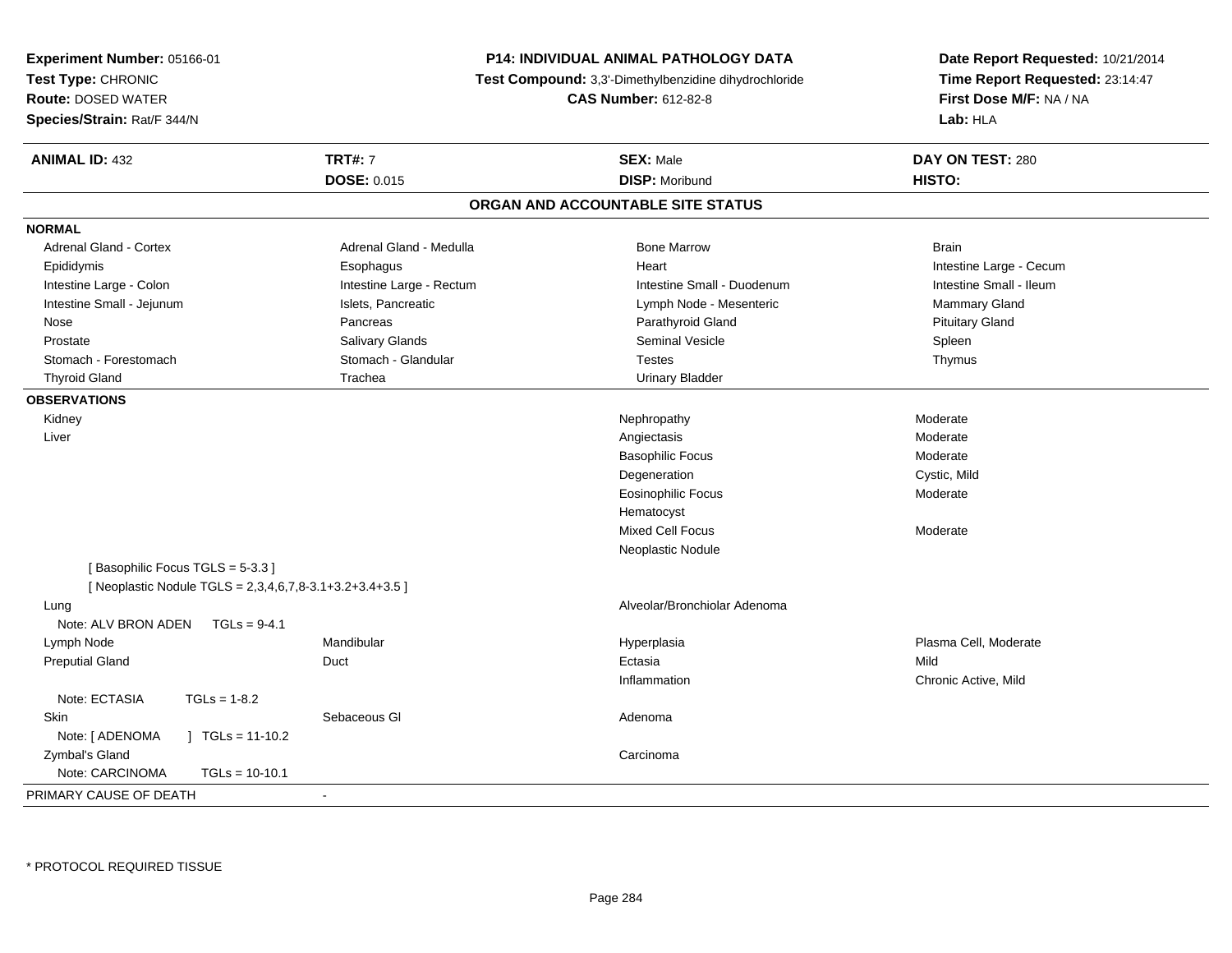**Experiment Number:** 05166-01
**Test Type:** CHRONIC
**Route:** DOSED WATER
**Species/Strain:** Rat/F 344/N

**P14: INDIVIDUAL ANIMAL PATHOLOGY DATA**
**Test Compound:** 3,3'-Dimethylbenzidine dihydrochloride
**CAS Number:** 612-82-8

**Date Report Requested:** 10/21/2014
**Time Report Requested:** 23:14:47
**First Dose M/F:** NA / NA
**Lab:** HLA

| **ANIMAL ID:** 432 | **TRT#:** 7 | **SEX:** Male | **DAY ON TEST:** 280 |
|---|---|---|---|
| | **DOSE:** 0.015 | **DISP:** Moribund | **HISTO:** |

## ORGAN AND ACCOUNTABLE SITE STATUS

**NORMAL**

| | | | |
|---|---|---|---|
| Adrenal Gland - Cortex | Adrenal Gland - Medulla | Bone Marrow | Brain |
| Epididymis | Esophagus | Heart | Intestine Large - Cecum |
| Intestine Large - Colon | Intestine Large - Rectum | Intestine Small - Duodenum | Intestine Small - Ileum |
| Intestine Small - Jejunum | Islets, Pancreatic | Lymph Node - Mesenteric | Mammary Gland |
| Nose | Pancreas | Parathyroid Gland | Pituitary Gland |
| Prostate | Salivary Glands | Seminal Vesicle | Spleen |
| Stomach - Forestomach | Stomach - Glandular | Testes | Thymus |
| Thyroid Gland | Trachea | Urinary Bladder | |

**OBSERVATIONS**

| | | | |
|---|---|---|---|
| Kidney | | Nephropathy | Moderate |
| Liver | | Angiectasis | Moderate |
| | | Basophilic Focus | Moderate |
| | | Degeneration | Cystic, Mild |
| | | Eosinophilic Focus | Moderate |
| | | Hematocyst | |
| | | Mixed Cell Focus | Moderate |
| | | Neoplastic Nodule | |
| [ Basophilic Focus TGLS = 5-3.3 ] | | | |
| [ Neoplastic Nodule TGLS = 2,3,4,6,7,8-3.1+3.2+3.4+3.5 ] | | | |
| Lung | | Alveolar/Bronchiolar Adenoma | |
| Note: ALV BRON ADEN TGLs = 9-4.1 | | | |
| Lymph Node | Mandibular | Hyperplasia | Plasma Cell, Moderate |
| Preputial Gland | Duct | Ectasia | Mild |
| | | Inflammation | Chronic Active, Mild |
| Note: ECTASIA TGLs = 1-8.2 | | | |
| Skin | Sebaceous Gl | Adenoma | |
| Note: [ ADENOMA ] TGLs = 11-10.2 | | | |
| Zymbal's Gland | | Carcinoma | |
| Note: CARCINOMA TGLs = 10-10.1 | | | |

PRIMARY CAUSE OF DEATH -

\* PROTOCOL REQUIRED TISSUE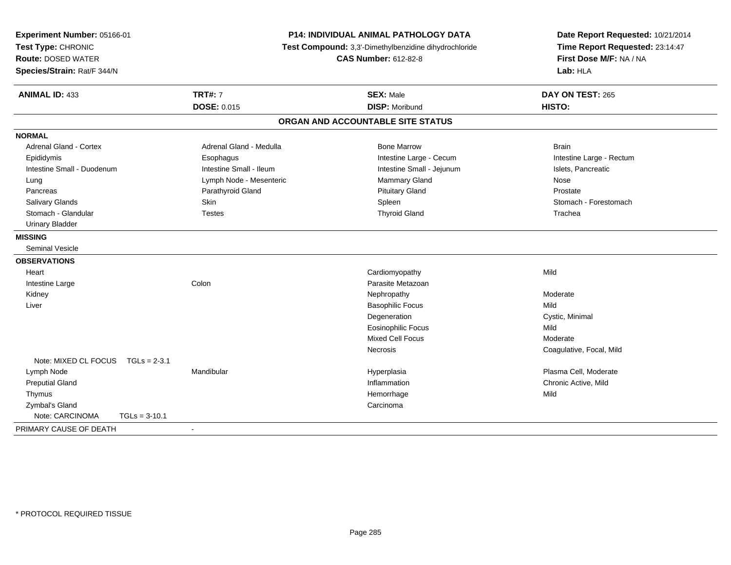**Experiment Number:** 05166-01
**Test Type:** CHRONIC
**Route:** DOSED WATER
**Species/Strain:** Rat/F 344/N

**P14: INDIVIDUAL ANIMAL PATHOLOGY DATA**
**Test Compound:** 3,3'-Dimethylbenzidine dihydrochloride
**CAS Number:** 612-82-8

**Date Report Requested:** 10/21/2014
**Time Report Requested:** 23:14:47
**First Dose M/F:** NA / NA
**Lab:** HLA

| **ANIMAL ID:** 433 | **TRT#:** 7 | **SEX:** Male | **DAY ON TEST:** 265 |
|---|---|---|---|
| | **DOSE:** 0.015 | **DISP:** Moribund | **HISTO:** |

## ORGAN AND ACCOUNTABLE SITE STATUS

**NORMAL**

| | | | |
|---|---|---|---|
| Adrenal Gland - Cortex | Adrenal Gland - Medulla | Bone Marrow | Brain |
| Epididymis | Esophagus | Intestine Large - Cecum | Intestine Large - Rectum |
| Intestine Small - Duodenum | Intestine Small - Ileum | Intestine Small - Jejunum | Islets, Pancreatic |
| Lung | Lymph Node - Mesenteric | Mammary Gland | Nose |
| Pancreas | Parathyroid Gland | Pituitary Gland | Prostate |
| Salivary Glands | Skin | Spleen | Stomach - Forestomach |
| Stomach - Glandular | Testes | Thyroid Gland | Trachea |
| Urinary Bladder | | | |

**MISSING**

Seminal Vesicle

**OBSERVATIONS**

| | | | |
|---|---|---|---|
| Heart | | Cardiomyopathy | Mild |
| Intestine Large | Colon | Parasite Metazoan | |
| Kidney | | Nephropathy | Moderate |
| Liver | | Basophilic Focus | Mild |
| | | Degeneration | Cystic, Minimal |
| | | Eosinophilic Focus | Mild |
| | | Mixed Cell Focus | Moderate |
| | | Necrosis | Coagulative, Focal, Mild |
| Note: MIXED CL FOCUS TGLs = 2-3.1 | | | |
| Lymph Node | Mandibular | Hyperplasia | Plasma Cell, Moderate |
| Preputial Gland | | Inflammation | Chronic Active, Mild |
| Thymus | | Hemorrhage | Mild |
| Zymbal's Gland | | Carcinoma | |
| Note: CARCINOMA TGLs = 3-10.1 | | | |

PRIMARY CAUSE OF DEATH -

* PROTOCOL REQUIRED TISSUE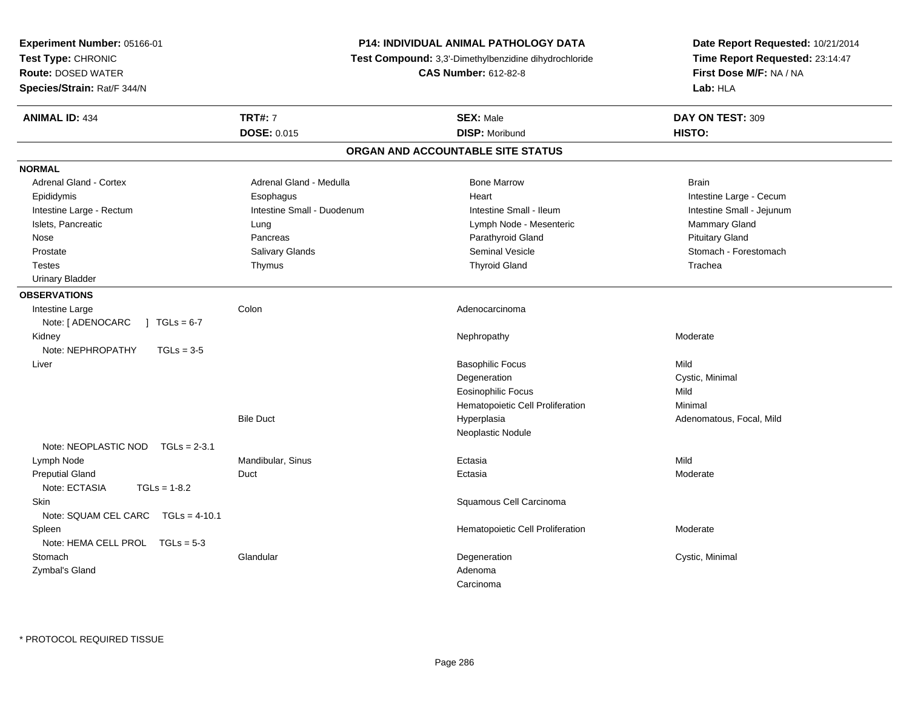**Experiment Number:** 05166-01
**Test Type:** CHRONIC
**Route:** DOSED WATER
**Species/Strain:** Rat/F 344/N

**P14: INDIVIDUAL ANIMAL PATHOLOGY DATA**
**Test Compound:** 3,3'-Dimethylbenzidine dihydrochloride
**CAS Number:** 612-82-8

**Date Report Requested:** 10/21/2014
**Time Report Requested:** 23:14:47
**First Dose M/F:** NA / NA
**Lab:** HLA

| **ANIMAL ID:** 434 | **TRT#:** 7 | **SEX:** Male | **DAY ON TEST:** 309 |
|---|---|---|---|
| | **DOSE:** 0.015 | **DISP:** Moribund | **HISTO:** |

## ORGAN AND ACCOUNTABLE SITE STATUS

**NORMAL**

| | | | |
|---|---|---|---|
| Adrenal Gland - Cortex | Adrenal Gland - Medulla | Bone Marrow | Brain |
| Epididymis | Esophagus | Heart | Intestine Large - Cecum |
| Intestine Large - Rectum | Intestine Small - Duodenum | Intestine Small - Ileum | Intestine Small - Jejunum |
| Islets, Pancreatic | Lung | Lymph Node - Mesenteric | Mammary Gland |
| Nose | Pancreas | Parathyroid Gland | Pituitary Gland |
| Prostate | Salivary Glands | Seminal Vesicle | Stomach - Forestomach |
| Testes | Thymus | Thyroid Gland | Trachea |
| Urinary Bladder | | | |

**OBSERVATIONS**

| | | | |
|---|---|---|---|
| Intestine Large | Colon | Adenocarcinoma | |
| Note: [ ADENOCARC ] TGLs = 6-7 | | | |
| Kidney | | Nephropathy | Moderate |
| Note: NEPHROPATHY TGLs = 3-5 | | | |
| Liver | | Basophilic Focus | Mild |
| | | Degeneration | Cystic, Minimal |
| | | Eosinophilic Focus | Mild |
| | | Hematopoietic Cell Proliferation | Minimal |
| | Bile Duct | Hyperplasia | Adenomatous, Focal, Mild |
| | | Neoplastic Nodule | |
| Note: NEOPLASTIC NOD TGLs = 2-3.1 | | | |
| Lymph Node | Mandibular, Sinus | Ectasia | Mild |
| Preputial Gland | Duct | Ectasia | Moderate |
| Note: ECTASIA TGLs = 1-8.2 | | | |
| Skin | | Squamous Cell Carcinoma | |
| Note: SQUAM CEL CARC TGLs = 4-10.1 | | | |
| Spleen | | Hematopoietic Cell Proliferation | Moderate |
| Note: HEMA CELL PROL TGLs = 5-3 | | | |
| Stomach | Glandular | Degeneration | Cystic, Minimal |
| Zymbal's Gland | | Adenoma | |
| | | Carcinoma | |

* PROTOCOL REQUIRED TISSUE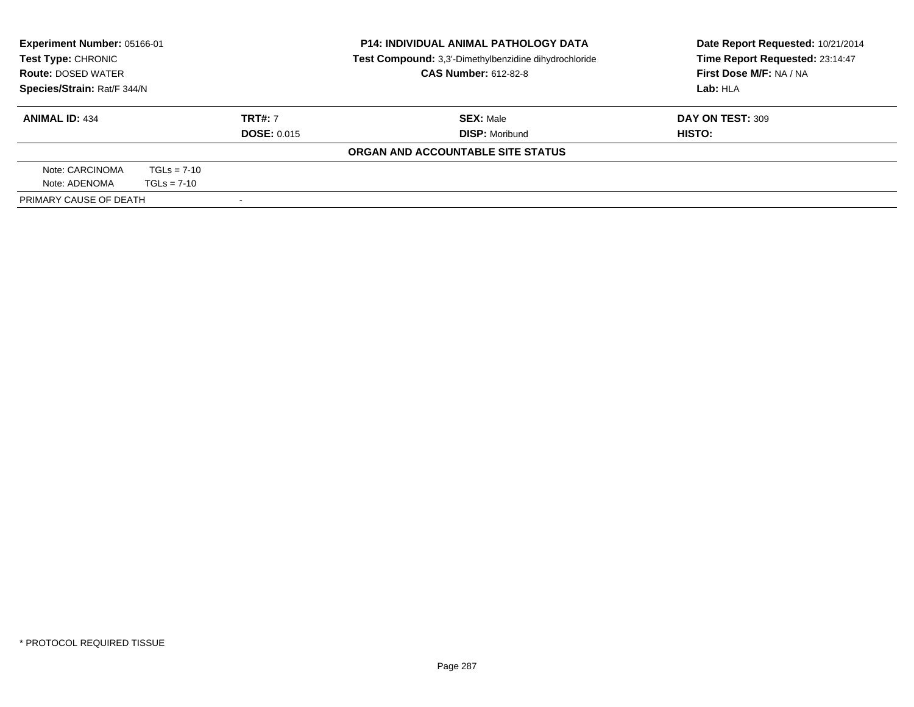**Experiment Number:** 05166-01
**Test Type:** CHRONIC
**Route:** DOSED WATER
**Species/Strain:** Rat/F 344/N

**P14: INDIVIDUAL ANIMAL PATHOLOGY DATA**
**Test Compound:** 3,3'-Dimethylbenzidine dihydrochloride
**CAS Number:** 612-82-8

**Date Report Requested:** 10/21/2014
**Time Report Requested:** 23:14:47
**First Dose M/F:** NA / NA
**Lab:** HLA

| **ANIMAL ID:** 434 | **TRT#:** 7 | **SEX:** Male | **DAY ON TEST:** 309 |
|---|---|---|---|
| | **DOSE:** 0.015 | **DISP:** Moribund | **HISTO:** |

**ORGAN AND ACCOUNTABLE SITE STATUS**

| | |
|---|---|
| Note: CARCINOMA | TGLs = 7-10 |
| Note: ADENOMA | TGLs = 7-10 |
| PRIMARY CAUSE OF DEATH | - |

* PROTOCOL REQUIRED TISSUE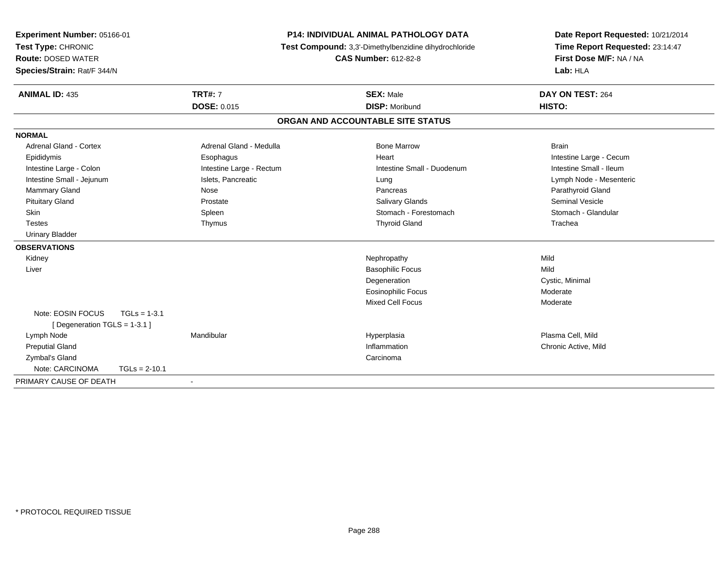**Experiment Number:** 05166-01
**Test Type:** CHRONIC
**Route:** DOSED WATER
**Species/Strain:** Rat/F 344/N

**P14: INDIVIDUAL ANIMAL PATHOLOGY DATA**
**Test Compound:** 3,3'-Dimethylbenzidine dihydrochloride
**CAS Number:** 612-82-8

**Date Report Requested:** 10/21/2014
**Time Report Requested:** 23:14:47
**First Dose M/F:** NA / NA
**Lab:** HLA

| **ANIMAL ID:** 435 | **TRT#:** 7 | **SEX:** Male | **DAY ON TEST:** 264 |
|---|---|---|---|
| | **DOSE:** 0.015 | **DISP:** Moribund | **HISTO:** |

## ORGAN AND ACCOUNTABLE SITE STATUS

**NORMAL**

| | | | |
|---|---|---|---|
| Adrenal Gland - Cortex | Adrenal Gland - Medulla | Bone Marrow | Brain |
| Epididymis | Esophagus | Heart | Intestine Large - Cecum |
| Intestine Large - Colon | Intestine Large - Rectum | Intestine Small - Duodenum | Intestine Small - Ileum |
| Intestine Small - Jejunum | Islets, Pancreatic | Lung | Lymph Node - Mesenteric |
| Mammary Gland | Nose | Pancreas | Parathyroid Gland |
| Pituitary Gland | Prostate | Salivary Glands | Seminal Vesicle |
| Skin | Spleen | Stomach - Forestomach | Stomach - Glandular |
| Testes | Thymus | Thyroid Gland | Trachea |
| Urinary Bladder | | | |

**OBSERVATIONS**

| | | | |
|---|---|---|---|
| Kidney | | Nephropathy | Mild |
| Liver | | Basophilic Focus | Mild |
| | | Degeneration | Cystic, Minimal |
| | | Eosinophilic Focus | Moderate |
| | | Mixed Cell Focus | Moderate |
| Note: EOSIN FOCUS TGLs = 1-3.1 [ Degeneration TGLS = 1-3.1 ] | | | |
| Lymph Node | Mandibular | Hyperplasia | Plasma Cell, Mild |
| Preputial Gland | | Inflammation | Chronic Active, Mild |
| Zymbal's Gland | | Carcinoma | |
| Note: CARCINOMA TGLs = 2-10.1 | | | |

PRIMARY CAUSE OF DEATH -

* PROTOCOL REQUIRED TISSUE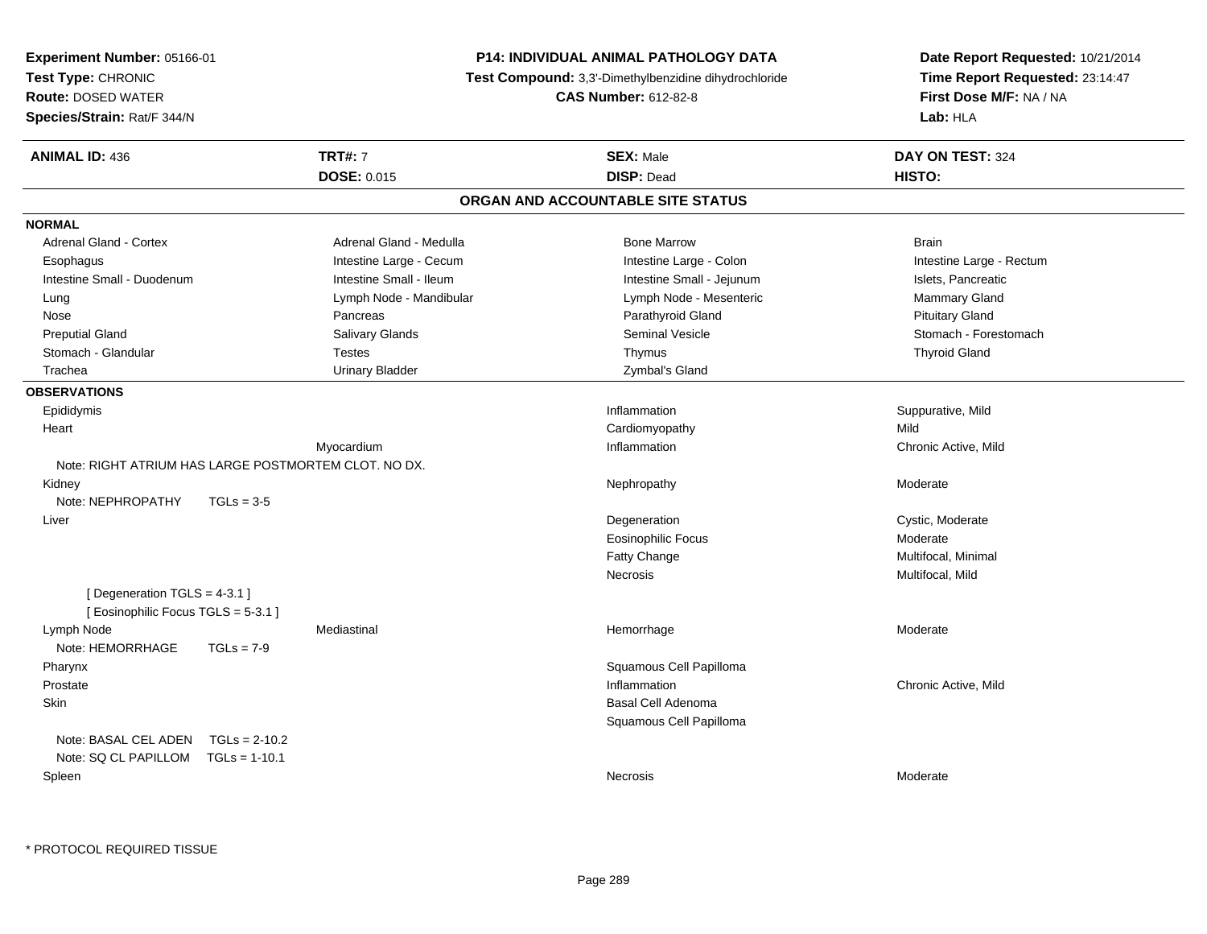**Experiment Number:** 05166-01
**Test Type:** CHRONIC
**Route:** DOSED WATER
**Species/Strain:** Rat/F 344/N

**P14: INDIVIDUAL ANIMAL PATHOLOGY DATA**
**Test Compound:** 3,3'-Dimethylbenzidine dihydrochloride
**CAS Number:** 612-82-8

**Date Report Requested:** 10/21/2014
**Time Report Requested:** 23:14:47
**First Dose M/F:** NA / NA
**Lab:** HLA

| **ANIMAL ID:** 436 | **TRT#:** 7 | **SEX:** Male | **DAY ON TEST:** 324 |
|---|---|---|---|
| | **DOSE:** 0.015 | **DISP:** Dead | **HISTO:** |

## ORGAN AND ACCOUNTABLE SITE STATUS

**NORMAL**

| | | | |
|---|---|---|---|
| Adrenal Gland - Cortex | Adrenal Gland - Medulla | Bone Marrow | Brain |
| Esophagus | Intestine Large - Cecum | Intestine Large - Colon | Intestine Large - Rectum |
| Intestine Small - Duodenum | Intestine Small - Ileum | Intestine Small - Jejunum | Islets, Pancreatic |
| Lung | Lymph Node - Mandibular | Lymph Node - Mesenteric | Mammary Gland |
| Nose | Pancreas | Parathyroid Gland | Pituitary Gland |
| Preputial Gland | Salivary Glands | Seminal Vesicle | Stomach - Forestomach |
| Stomach - Glandular | Testes | Thymus | Thyroid Gland |
| Trachea | Urinary Bladder | Zymbal's Gland | |

**OBSERVATIONS**

| | | | |
|---|---|---|---|
| Epididymis | | Inflammation | Suppurative, Mild |
| Heart | | Cardiomyopathy | Mild |
| | Myocardium | Inflammation | Chronic Active, Mild |
| Note: RIGHT ATRIUM HAS LARGE POSTMORTEM CLOT. NO DX. | | | |
| Kidney | | Nephropathy | Moderate |
| Note: NEPHROPATHY TGLs = 3-5 | | | |
| Liver | | Degeneration | Cystic, Moderate |
| | | Eosinophilic Focus | Moderate |
| | | Fatty Change | Multifocal, Minimal |
| | | Necrosis | Multifocal, Mild |
| [ Degeneration TGLS = 4-3.1 ] | | | |
| [ Eosinophilic Focus TGLS = 5-3.1 ] | | | |
| Lymph Node | Mediastinal | Hemorrhage | Moderate |
| Note: HEMORRHAGE TGLs = 7-9 | | | |
| Pharynx | | Squamous Cell Papilloma | |
| Prostate | | Inflammation | Chronic Active, Mild |
| Skin | | Basal Cell Adenoma | |
| | | Squamous Cell Papilloma | |
| Note: BASAL CEL ADEN TGLs = 2-10.2 | | | |
| Note: SQ CL PAPILLOM TGLs = 1-10.1 | | | |
| Spleen | | Necrosis | Moderate |

* PROTOCOL REQUIRED TISSUE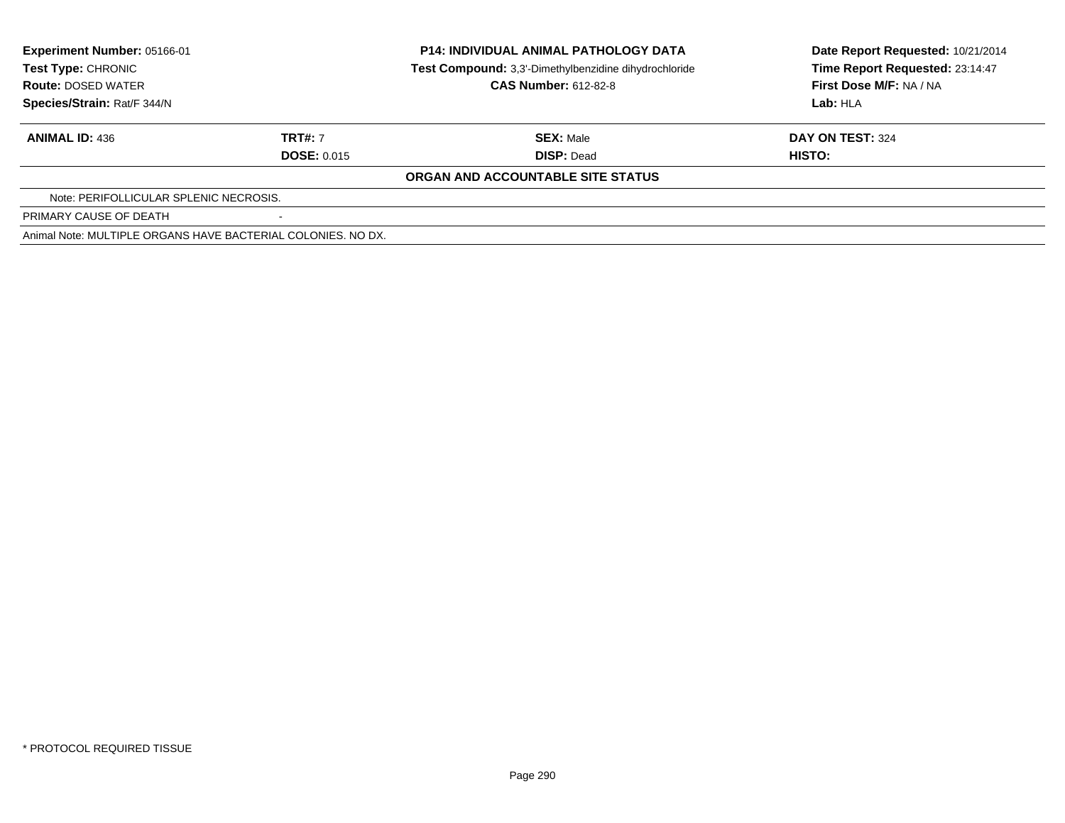| Experiment Number: 05166-01 | P14: INDIVIDUAL ANIMAL PATHOLOGY DATA | Date Report Requested: 10/21/2014 |
|---|---|---|
| Test Type: CHRONIC | Test Compound: 3,3'-Dimethylbenzidine dihydrochloride | Time Report Requested: 23:14:47 |
| Route: DOSED WATER | CAS Number: 612-82-8 | First Dose M/F: NA / NA |
| Species/Strain: Rat/F 344/N | | Lab: HLA |

| ANIMAL ID: 436 | TRT#: 7 | SEX: Male | DAY ON TEST: 324 |
|---|---|---|---|
| | DOSE: 0.015 | DISP: Dead | HISTO: |

**ORGAN AND ACCOUNTABLE SITE STATUS**

Note: PERIFOLLICULAR SPLENIC NECROSIS.

PRIMARY CAUSE OF DEATH -

Animal Note: MULTIPLE ORGANS HAVE BACTERIAL COLONIES. NO DX.

* PROTOCOL REQUIRED TISSUE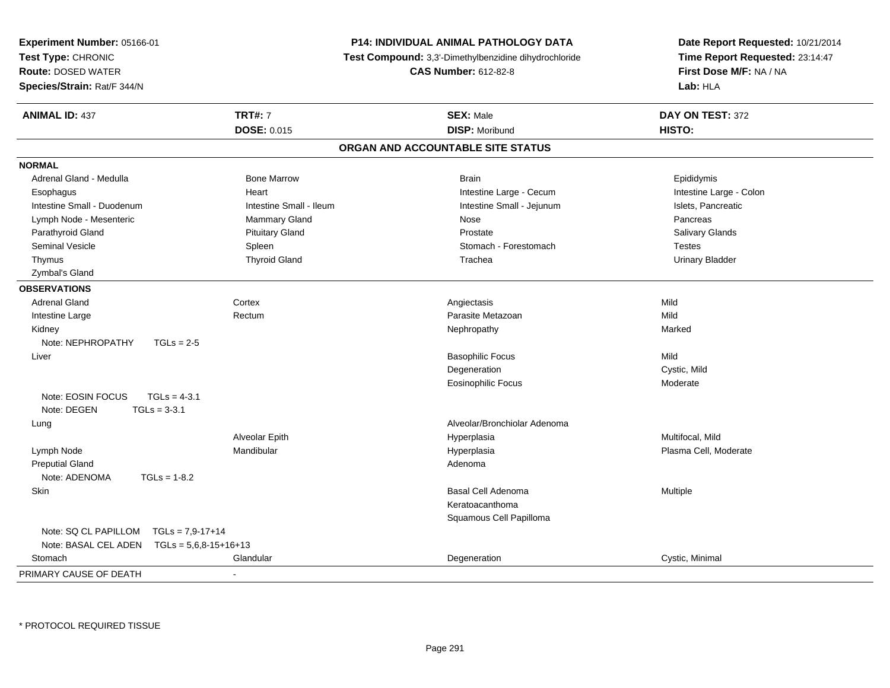**Experiment Number:** 05166-01
**Test Type:** CHRONIC
**Route:** DOSED WATER
**Species/Strain:** Rat/F 344/N

**P14: INDIVIDUAL ANIMAL PATHOLOGY DATA**
**Test Compound:** 3,3'-Dimethylbenzidine dihydrochloride
**CAS Number:** 612-82-8

**Date Report Requested:** 10/21/2014
**Time Report Requested:** 23:14:47
**First Dose M/F:** NA / NA
**Lab:** HLA

| **ANIMAL ID:** 437 | **TRT#:** 7 | **SEX:** Male | **DAY ON TEST:** 372 |
|---|---|---|---|
| | **DOSE:** 0.015 | **DISP:** Moribund | **HISTO:** |

## ORGAN AND ACCOUNTABLE SITE STATUS

**NORMAL**

| | | | |
|---|---|---|---|
| Adrenal Gland - Medulla | Bone Marrow | Brain | Epididymis |
| Esophagus | Heart | Intestine Large - Cecum | Intestine Large - Colon |
| Intestine Small - Duodenum | Intestine Small - Ileum | Intestine Small - Jejunum | Islets, Pancreatic |
| Lymph Node - Mesenteric | Mammary Gland | Nose | Pancreas |
| Parathyroid Gland | Pituitary Gland | Prostate | Salivary Glands |
| Seminal Vesicle | Spleen | Stomach - Forestomach | Testes |
| Thymus | Thyroid Gland | Trachea | Urinary Bladder |
| Zymbal's Gland | | | |

**OBSERVATIONS**

| | | | |
|---|---|---|---|
| Adrenal Gland | Cortex | Angiectasis | Mild |
| Intestine Large | Rectum | Parasite Metazoan | Mild |
| Kidney | | Nephropathy | Marked |
| Note: NEPHROPATHY TGLs = 2-5 | | | |
| Liver | | Basophilic Focus | Mild |
| | | Degeneration | Cystic, Mild |
| | | Eosinophilic Focus | Moderate |
| Note: EOSIN FOCUS TGLs = 4-3.1 | | | |
| Note: DEGEN TGLs = 3-3.1 | | | |
| Lung | | Alveolar/Bronchiolar Adenoma | |
| | Alveolar Epith | Hyperplasia | Multifocal, Mild |
| Lymph Node | Mandibular | Hyperplasia | Plasma Cell, Moderate |
| Preputial Gland | | Adenoma | |
| Note: ADENOMA TGLs = 1-8.2 | | | |
| Skin | | Basal Cell Adenoma | Multiple |
| | | Keratoacanthoma | |
| | | Squamous Cell Papilloma | |
| Note: SQ CL PAPILLOM TGLs = 7,9-17+14 | | | |
| Note: BASAL CEL ADEN TGLs = 5,6,8-15+16+13 | | | |
| Stomach | Glandular | Degeneration | Cystic, Minimal |

| PRIMARY CAUSE OF DEATH | - |
|---|---|

* PROTOCOL REQUIRED TISSUE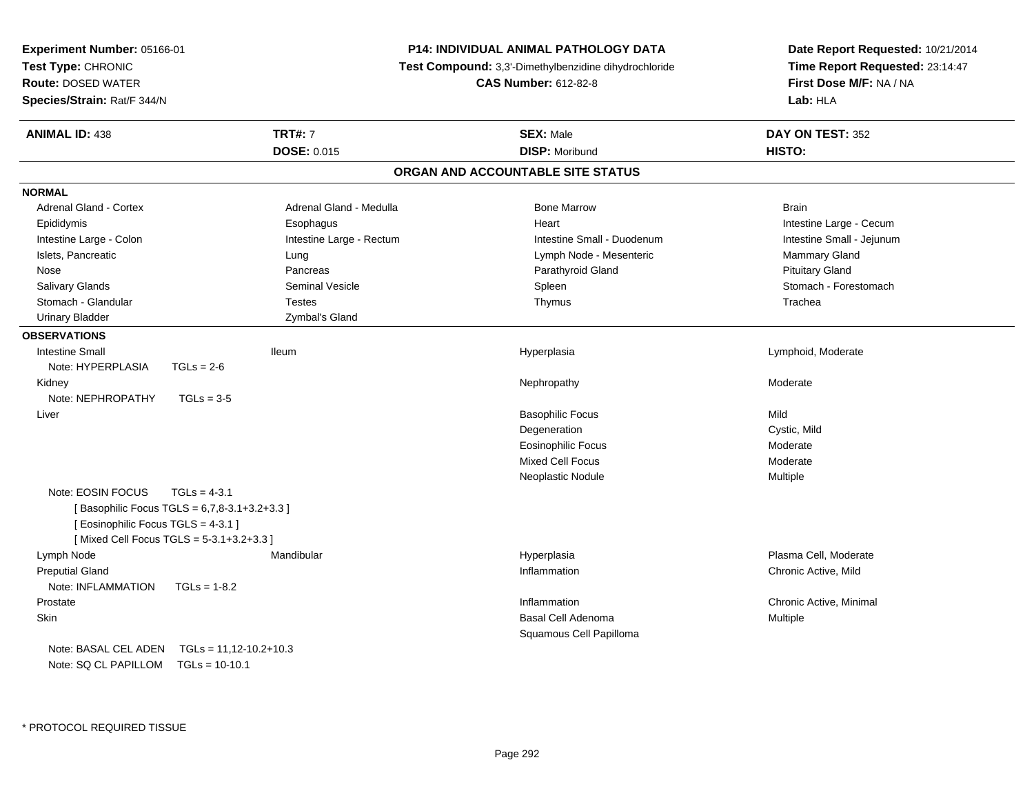**Experiment Number:** 05166-01
**Test Type:** CHRONIC
**Route:** DOSED WATER
**Species/Strain:** Rat/F 344/N

**P14: INDIVIDUAL ANIMAL PATHOLOGY DATA**
**Test Compound:** 3,3'-Dimethylbenzidine dihydrochloride
**CAS Number:** 612-82-8

**Date Report Requested:** 10/21/2014
**Time Report Requested:** 23:14:47
**First Dose M/F:** NA / NA
**Lab:** HLA

| **ANIMAL ID:** 438 | **TRT#:** 7 | **SEX:** Male | **DAY ON TEST:** 352 |
|---|---|---|---|
| | **DOSE:** 0.015 | **DISP:** Moribund | **HISTO:** |

## ORGAN AND ACCOUNTABLE SITE STATUS

**NORMAL**

| | | | |
|---|---|---|---|
| Adrenal Gland - Cortex | Adrenal Gland - Medulla | Bone Marrow | Brain |
| Epididymis | Esophagus | Heart | Intestine Large - Cecum |
| Intestine Large - Colon | Intestine Large - Rectum | Intestine Small - Duodenum | Intestine Small - Jejunum |
| Islets, Pancreatic | Lung | Lymph Node - Mesenteric | Mammary Gland |
| Nose | Pancreas | Parathyroid Gland | Pituitary Gland |
| Salivary Glands | Seminal Vesicle | Spleen | Stomach - Forestomach |
| Stomach - Glandular | Testes | Thymus | Trachea |
| Urinary Bladder | Zymbal's Gland | | |

**OBSERVATIONS**

| | | | |
|---|---|---|---|
| Intestine Small | Ileum | Hyperplasia | Lymphoid, Moderate |
| Note: HYPERPLASIA TGLs = 2-6 | | | |
| Kidney | | Nephropathy | Moderate |
| Note: NEPHROPATHY TGLs = 3-5 | | | |
| Liver | | Basophilic Focus | Mild |
| | | Degeneration | Cystic, Mild |
| | | Eosinophilic Focus | Moderate |
| | | Mixed Cell Focus | Moderate |
| | | Neoplastic Nodule | Multiple |
| Note: EOSIN FOCUS TGLs = 4-3.1 | | | |
| [ Basophilic Focus TGLS = 6,7,8-3.1+3.2+3.3 ] | | | |
| [ Eosinophilic Focus TGLS = 4-3.1 ] | | | |
| [ Mixed Cell Focus TGLS = 5-3.1+3.2+3.3 ] | | | |
| Lymph Node | Mandibular | Hyperplasia | Plasma Cell, Moderate |
| Preputial Gland | | Inflammation | Chronic Active, Mild |
| Note: INFLAMMATION TGLs = 1-8.2 | | | |
| Prostate | | Inflammation | Chronic Active, Minimal |
| Skin | | Basal Cell Adenoma | Multiple |
| | | Squamous Cell Papilloma | |
| Note: BASAL CEL ADEN TGLs = 11,12-10.2+10.3 | | | |
| Note: SQ CL PAPILLOM TGLs = 10-10.1 | | | |

* PROTOCOL REQUIRED TISSUE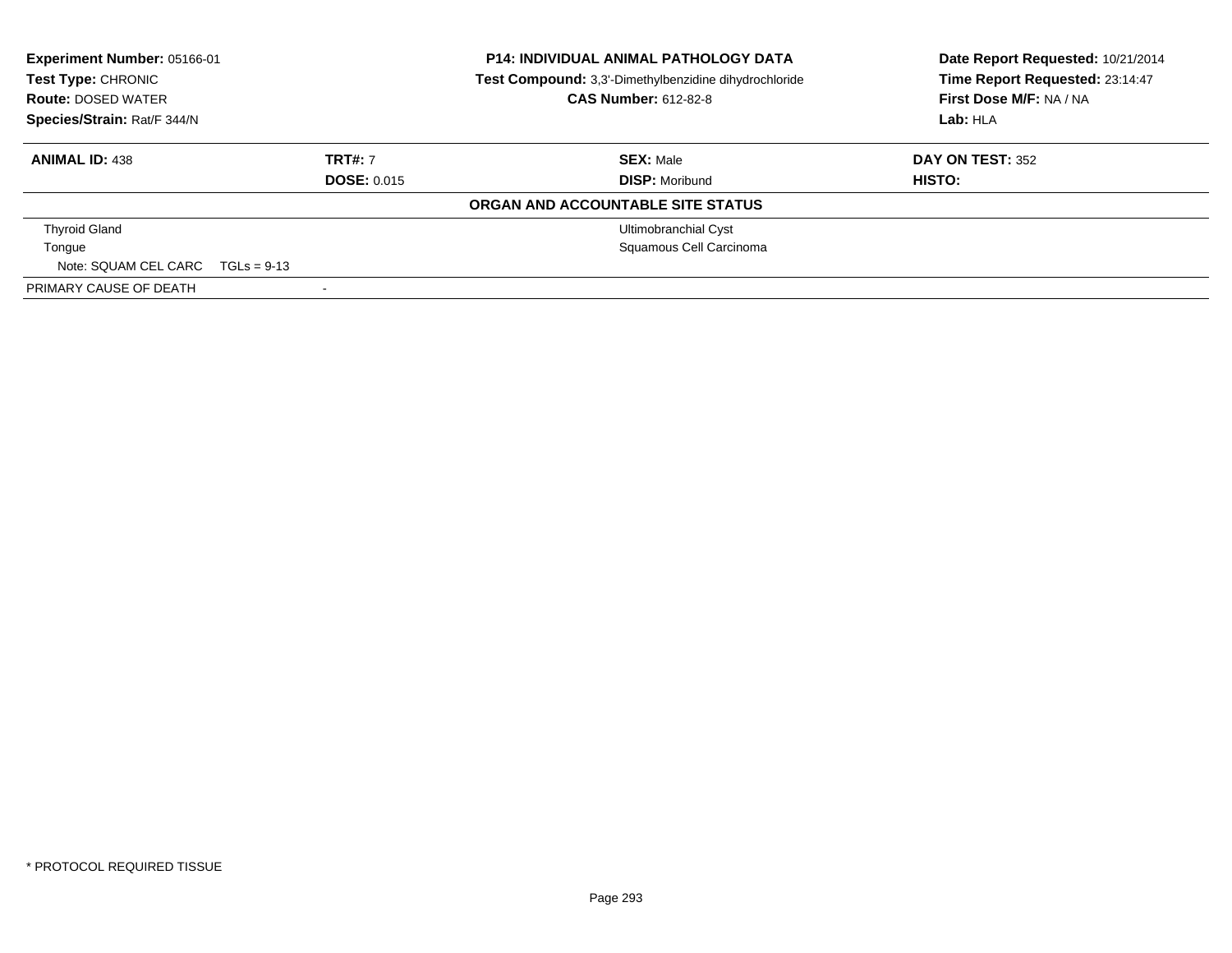**Experiment Number:** 05166-01
**Test Type:** CHRONIC
**Route:** DOSED WATER
**Species/Strain:** Rat/F 344/N

**P14: INDIVIDUAL ANIMAL PATHOLOGY DATA**
**Test Compound:** 3,3'-Dimethylbenzidine dihydrochloride
**CAS Number:** 612-82-8

**Date Report Requested:** 10/21/2014
**Time Report Requested:** 23:14:47
**First Dose M/F:** NA / NA
**Lab:** HLA

| **ANIMAL ID:** 438 | **TRT#:** 7 | **SEX:** Male | **DAY ON TEST:** 352 |
|---|---|---|---|
| | **DOSE:** 0.015 | **DISP:** Moribund | **HISTO:** |

**ORGAN AND ACCOUNTABLE SITE STATUS**

| | |
|---|---|
| Thyroid Gland | Ultimobranchial Cyst |
| Tongue | Squamous Cell Carcinoma |
| Note: SQUAM CEL CARC TGLs = 9-13 | |
| PRIMARY CAUSE OF DEATH | - |

* PROTOCOL REQUIRED TISSUE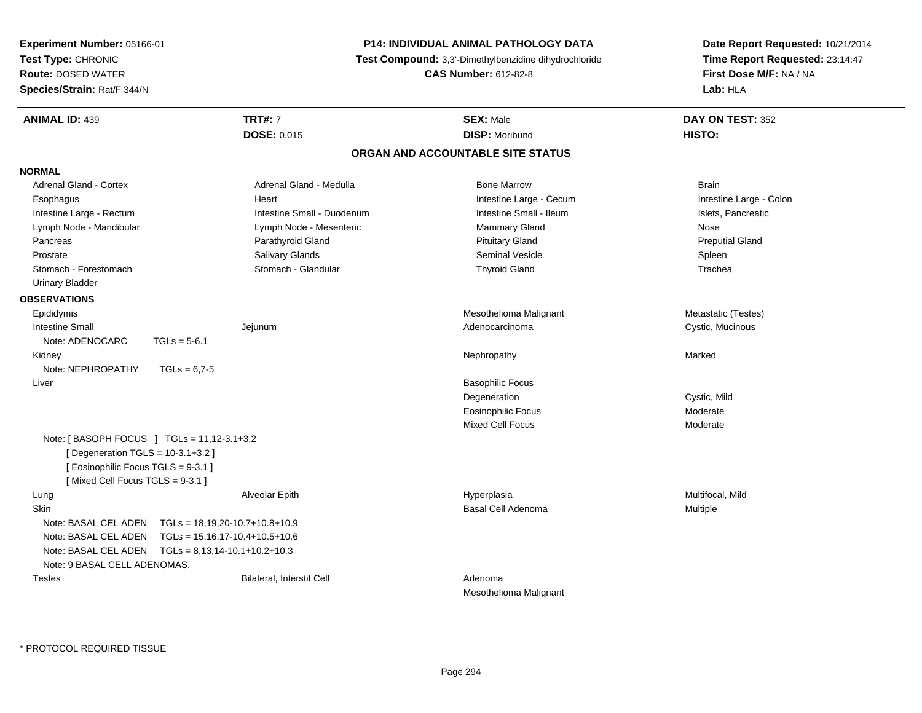**Experiment Number:** 05166-01
**Test Type:** CHRONIC
**Route:** DOSED WATER
**Species/Strain:** Rat/F 344/N

**P14: INDIVIDUAL ANIMAL PATHOLOGY DATA**
**Test Compound:** 3,3'-Dimethylbenzidine dihydrochloride
**CAS Number:** 612-82-8

**Date Report Requested:** 10/21/2014
**Time Report Requested:** 23:14:47
**First Dose M/F:** NA / NA
**Lab:** HLA

| **ANIMAL ID:** 439 | **TRT#:** 7 | **SEX:** Male | **DAY ON TEST:** 352 |
|---|---|---|---|
| | **DOSE:** 0.015 | **DISP:** Moribund | **HISTO:** |

## ORGAN AND ACCOUNTABLE SITE STATUS

**NORMAL**

| | | | |
|---|---|---|---|
| Adrenal Gland - Cortex | Adrenal Gland - Medulla | Bone Marrow | Brain |
| Esophagus | Heart | Intestine Large - Cecum | Intestine Large - Colon |
| Intestine Large - Rectum | Intestine Small - Duodenum | Intestine Small - Ileum | Islets, Pancreatic |
| Lymph Node - Mandibular | Lymph Node - Mesenteric | Mammary Gland | Nose |
| Pancreas | Parathyroid Gland | Pituitary Gland | Preputial Gland |
| Prostate | Salivary Glands | Seminal Vesicle | Spleen |
| Stomach - Forestomach | Stomach - Glandular | Thyroid Gland | Trachea |
| Urinary Bladder | | | |

**OBSERVATIONS**

| | | | |
|---|---|---|---|
| Epididymis | | Mesothelioma Malignant | Metastatic (Testes) |
| Intestine Small | Jejunum | Adenocarcinoma | Cystic, Mucinous |
| Note: ADENOCARC TGLs = 5-6.1 | | | |
| Kidney | | Nephropathy | Marked |
| Note: NEPHROPATHY TGLs = 6,7-5 | | | |
| Liver | | Basophilic Focus | |
| | | Degeneration | Cystic, Mild |
| | | Eosinophilic Focus | Moderate |
| | | Mixed Cell Focus | Moderate |
| Note: [ BASOPH FOCUS ] TGLs = 11,12-3.1+3.2<br>[ Degeneration TGLS = 10-3.1+3.2 ]<br>[ Eosinophilic Focus TGLS = 9-3.1 ]<br>[ Mixed Cell Focus TGLS = 9-3.1 ] | | | |
| Lung | Alveolar Epith | Hyperplasia | Multifocal, Mild |
| Skin | | Basal Cell Adenoma | Multiple |
| Note: BASAL CEL ADEN TGLs = 18,19,20-10.7+10.8+10.9<br>Note: BASAL CEL ADEN TGLs = 15,16,17-10.4+10.5+10.6<br>Note: BASAL CEL ADEN TGLs = 8,13,14-10.1+10.2+10.3<br>Note: 9 BASAL CELL ADENOMAS. | | | |
| Testes | Bilateral, Interstit Cell | Adenoma | |
| | | Mesothelioma Malignant | |

\* PROTOCOL REQUIRED TISSUE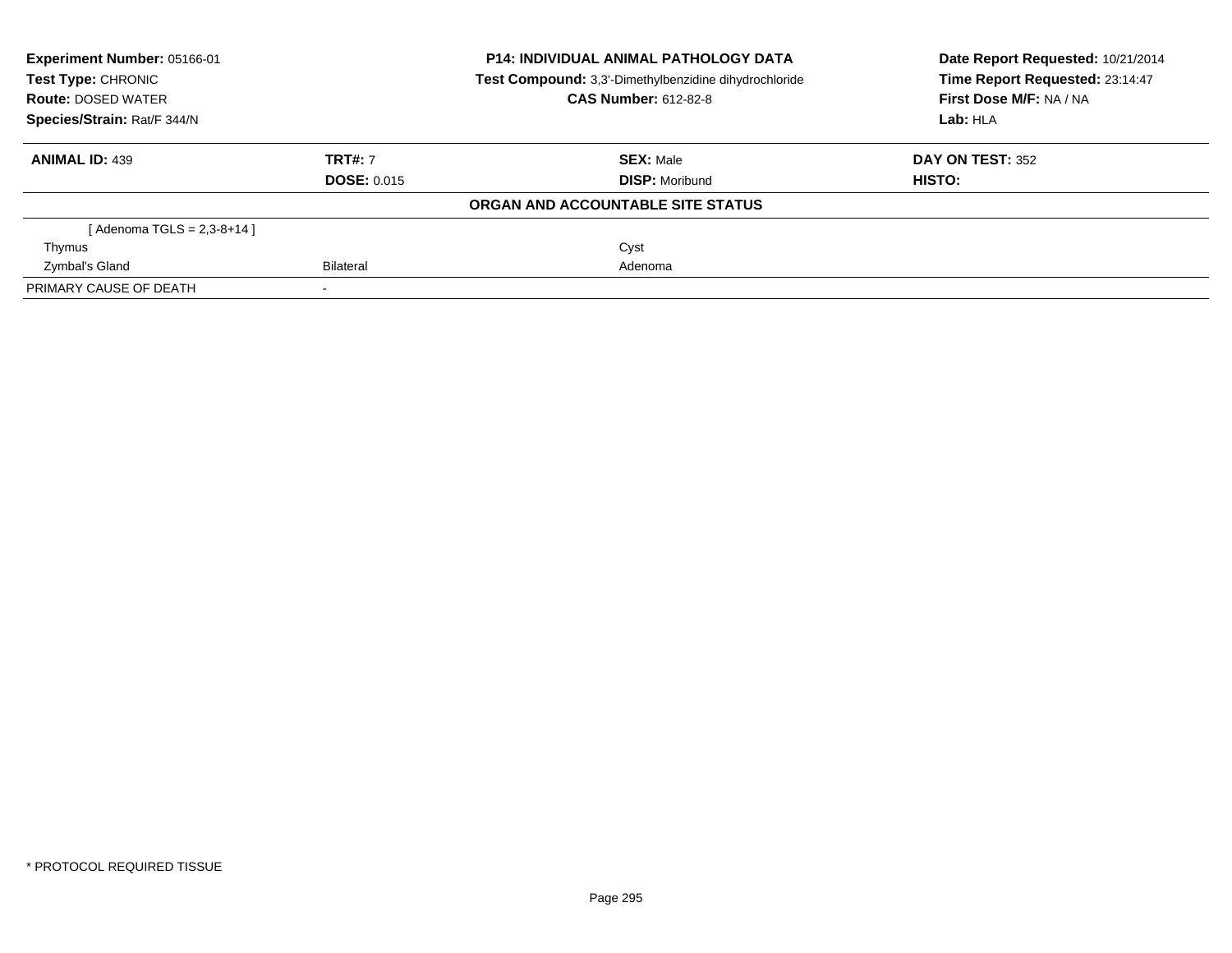**Experiment Number:** 05166-01
**Test Type:** CHRONIC
**Route:** DOSED WATER
**Species/Strain:** Rat/F 344/N

**P14: INDIVIDUAL ANIMAL PATHOLOGY DATA**
**Test Compound:** 3,3'-Dimethylbenzidine dihydrochloride
**CAS Number:** 612-82-8

**Date Report Requested:** 10/21/2014
**Time Report Requested:** 23:14:47
**First Dose M/F:** NA / NA
**Lab:** HLA

| **ANIMAL ID:** 439 | **TRT#:** 7 | **SEX:** Male | **DAY ON TEST:** 352 |
|---|---|---|---|
| | **DOSE:** 0.015 | **DISP:** Moribund | **HISTO:** |

**ORGAN AND ACCOUNTABLE SITE STATUS**

| | | | |
|---|---|---|---|
| [ Adenoma TGLS = 2,3-8+14 ] | | | |
| Thymus | | Cyst | |
| Zymbal's Gland | Bilateral | Adenoma | |
| PRIMARY CAUSE OF DEATH | - | | |

* PROTOCOL REQUIRED TISSUE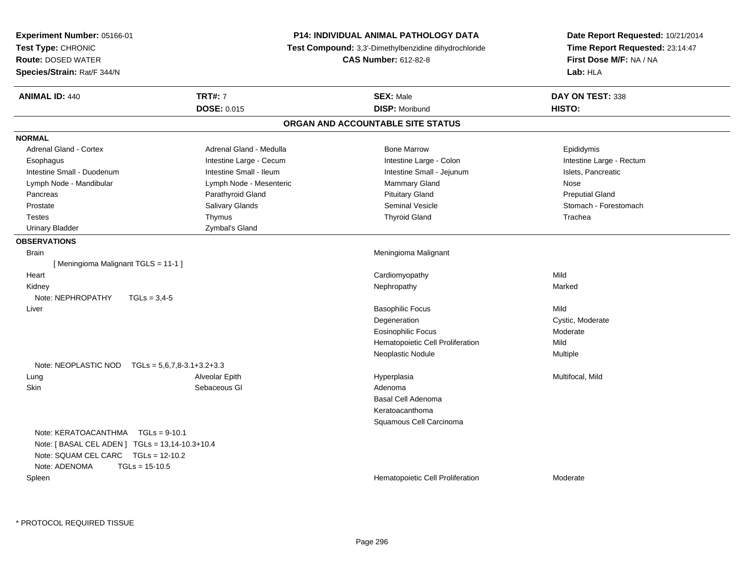**Experiment Number:** 05166-01
**Test Type:** CHRONIC
**Route:** DOSED WATER
**Species/Strain:** Rat/F 344/N

**P14: INDIVIDUAL ANIMAL PATHOLOGY DATA**
**Test Compound:** 3,3'-Dimethylbenzidine dihydrochloride
**CAS Number:** 612-82-8

**Date Report Requested:** 10/21/2014
**Time Report Requested:** 23:14:47
**First Dose M/F:** NA / NA
**Lab:** HLA

| **ANIMAL ID:** 440 | **TRT#:** 7 | **SEX:** Male | **DAY ON TEST:** 338 |
|---|---|---|---|
| | **DOSE:** 0.015 | **DISP:** Moribund | **HISTO:** |

## ORGAN AND ACCOUNTABLE SITE STATUS

**NORMAL**

| | | | |
|---|---|---|---|
| Adrenal Gland - Cortex | Adrenal Gland - Medulla | Bone Marrow | Epididymis |
| Esophagus | Intestine Large - Cecum | Intestine Large - Colon | Intestine Large - Rectum |
| Intestine Small - Duodenum | Intestine Small - Ileum | Intestine Small - Jejunum | Islets, Pancreatic |
| Lymph Node - Mandibular | Lymph Node - Mesenteric | Mammary Gland | Nose |
| Pancreas | Parathyroid Gland | Pituitary Gland | Preputial Gland |
| Prostate | Salivary Glands | Seminal Vesicle | Stomach - Forestomach |
| Testes | Thymus | Thyroid Gland | Trachea |
| Urinary Bladder | Zymbal's Gland | | |

**OBSERVATIONS**

| | | | |
|---|---|---|---|
| Brain | | Meningioma Malignant | |
| [ Meningioma Malignant TGLS = 11-1 ] | | | |
| Heart | | Cardiomyopathy | Mild |
| Kidney | | Nephropathy | Marked |
| Note: NEPHROPATHY TGLs = 3,4-5 | | | |
| Liver | | Basophilic Focus | Mild |
| | | Degeneration | Cystic, Moderate |
| | | Eosinophilic Focus | Moderate |
| | | Hematopoietic Cell Proliferation | Mild |
| | | Neoplastic Nodule | Multiple |
| Note: NEOPLASTIC NOD TGLs = 5,6,7,8-3.1+3.2+3.3 | | | |
| Lung | Alveolar Epith | Hyperplasia | Multifocal, Mild |
| Skin | Sebaceous Gl | Adenoma | |
| | | Basal Cell Adenoma | |
| | | Keratoacanthoma | |
| | | Squamous Cell Carcinoma | |
| Note: KERATOACANTHMA TGLs = 9-10.1 | | | |
| Note: [ BASAL CEL ADEN ] TGLs = 13,14-10.3+10.4 | | | |
| Note: SQUAM CEL CARC TGLs = 12-10.2 | | | |
| Note: ADENOMA TGLs = 15-10.5 | | | |
| Spleen | | Hematopoietic Cell Proliferation | Moderate |

\* PROTOCOL REQUIRED TISSUE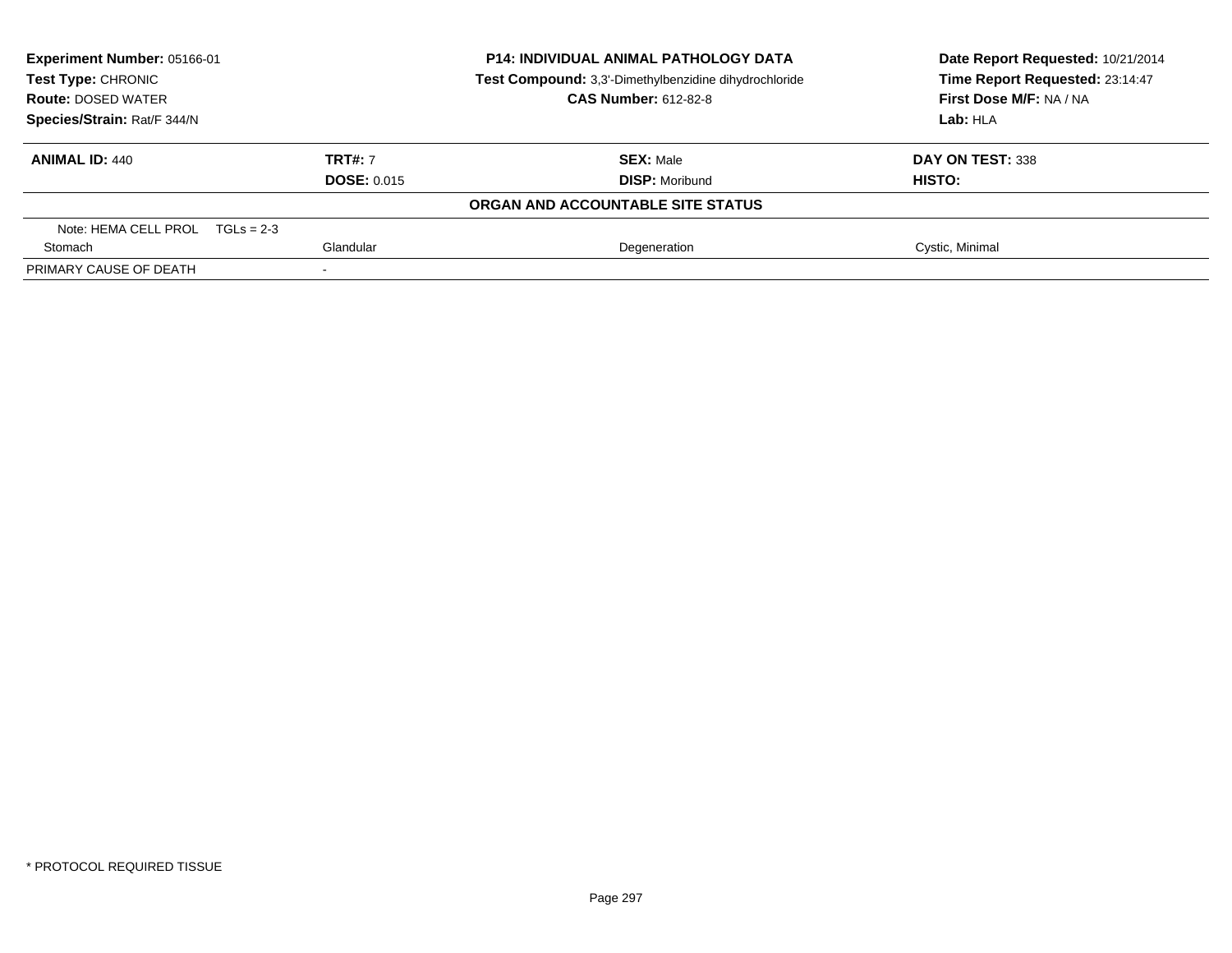**Experiment Number:** 05166-01
**Test Type:** CHRONIC
**Route:** DOSED WATER
**Species/Strain:** Rat/F 344/N

**P14: INDIVIDUAL ANIMAL PATHOLOGY DATA**
**Test Compound:** 3,3'-Dimethylbenzidine dihydrochloride
**CAS Number:** 612-82-8

**Date Report Requested:** 10/21/2014
**Time Report Requested:** 23:14:47
**First Dose M/F:** NA / NA
**Lab:** HLA

| **ANIMAL ID:** 440 | **TRT#:** 7 | **SEX:** Male | **DAY ON TEST:** 338 |
|---|---|---|---|
| | **DOSE:** 0.015 | **DISP:** Moribund | **HISTO:** |

**ORGAN AND ACCOUNTABLE SITE STATUS**

| | | | |
|---|---|---|---|
| Note: HEMA CELL PROL TGLs = 2-3 | | | |
| Stomach | Glandular | Degeneration | Cystic, Minimal |
| PRIMARY CAUSE OF DEATH | - | | |

\* PROTOCOL REQUIRED TISSUE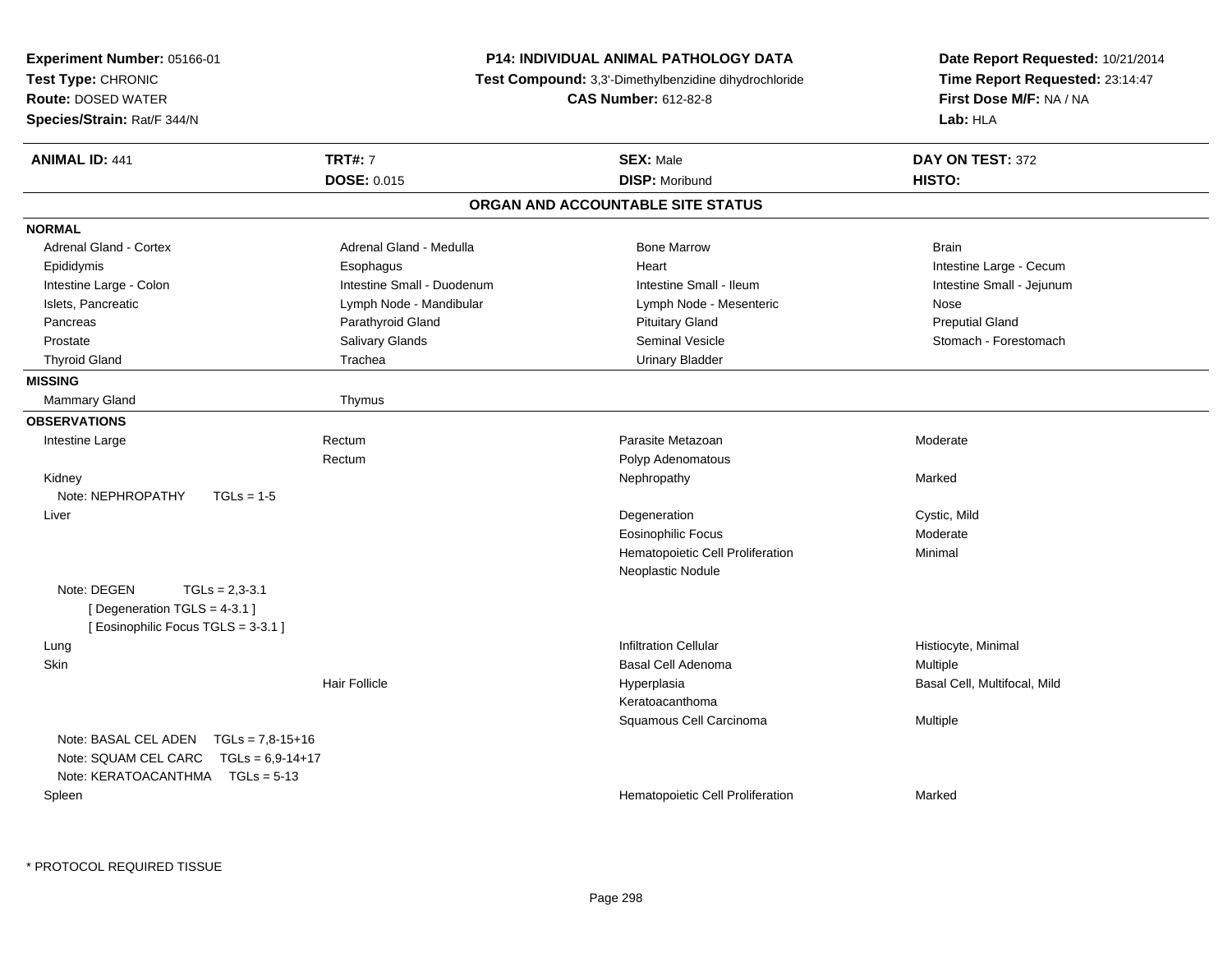**Experiment Number:** 05166-01
**Test Type:** CHRONIC
**Route:** DOSED WATER
**Species/Strain:** Rat/F 344/N

**P14: INDIVIDUAL ANIMAL PATHOLOGY DATA**
**Test Compound:** 3,3'-Dimethylbenzidine dihydrochloride
**CAS Number:** 612-82-8

**Date Report Requested:** 10/21/2014
**Time Report Requested:** 23:14:47
**First Dose M/F:** NA / NA
**Lab:** HLA

| **ANIMAL ID:** 441 | **TRT#:** 7 | **SEX:** Male | **DAY ON TEST:** 372 |
|---|---|---|---|
| | **DOSE:** 0.015 | **DISP:** Moribund | **HISTO:** |

## ORGAN AND ACCOUNTABLE SITE STATUS

**NORMAL**

| | | | |
|---|---|---|---|
| Adrenal Gland - Cortex | Adrenal Gland - Medulla | Bone Marrow | Brain |
| Epididymis | Esophagus | Heart | Intestine Large - Cecum |
| Intestine Large - Colon | Intestine Small - Duodenum | Intestine Small - Ileum | Intestine Small - Jejunum |
| Islets, Pancreatic | Lymph Node - Mandibular | Lymph Node - Mesenteric | Nose |
| Pancreas | Parathyroid Gland | Pituitary Gland | Preputial Gland |
| Prostate | Salivary Glands | Seminal Vesicle | Stomach - Forestomach |
| Thyroid Gland | Trachea | Urinary Bladder | |

**MISSING**

| | |
|---|---|
| Mammary Gland | Thymus |

**OBSERVATIONS**

| Organ | Site | Observation | Severity |
|---|---|---|---|
| Intestine Large | Rectum | Parasite Metazoan | Moderate |
| | Rectum | Polyp Adenomatous | |
| Kidney | | Nephropathy | Marked |
| Note: NEPHROPATHY TGLs = 1-5 | | | |
| Liver | | Degeneration | Cystic, Mild |
| | | Eosinophilic Focus | Moderate |
| | | Hematopoietic Cell Proliferation | Minimal |
| | | Neoplastic Nodule | |
| Note: DEGEN TGLs = 2,3-3.1 [ Degeneration TGLS = 4-3.1 ] [ Eosinophilic Focus TGLS = 3-3.1 ] | | | |
| Lung | | Infiltration Cellular | Histiocyte, Minimal |
| Skin | | Basal Cell Adenoma | Multiple |
| | Hair Follicle | Hyperplasia | Basal Cell, Multifocal, Mild |
| | | Keratoacanthoma | |
| | | Squamous Cell Carcinoma | Multiple |
| Note: BASAL CEL ADEN TGLs = 7,8-15+16 | | | |
| Note: SQUAM CEL CARC TGLs = 6,9-14+17 | | | |
| Note: KERATOACANTHMA TGLs = 5-13 | | | |
| Spleen | | Hematopoietic Cell Proliferation | Marked |

* PROTOCOL REQUIRED TISSUE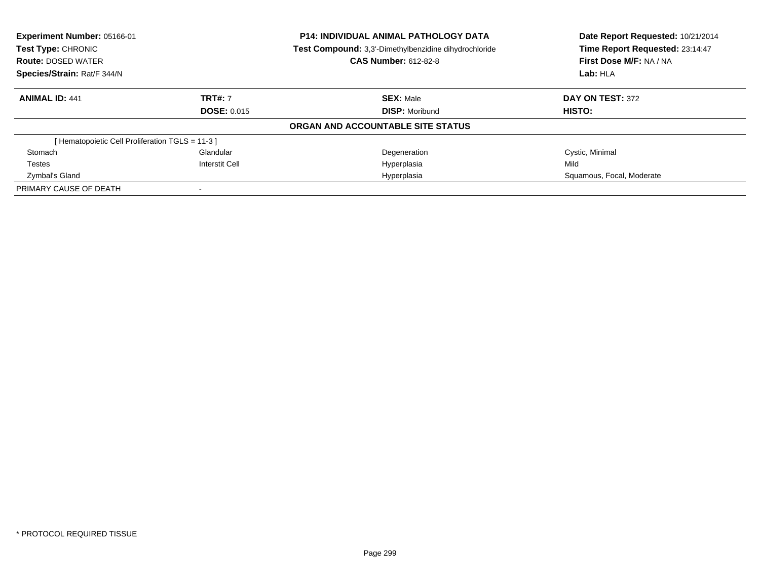**Experiment Number:** 05166-01
**Test Type:** CHRONIC
**Route:** DOSED WATER
**Species/Strain:** Rat/F 344/N

**P14: INDIVIDUAL ANIMAL PATHOLOGY DATA**
**Test Compound:** 3,3'-Dimethylbenzidine dihydrochloride
**CAS Number:** 612-82-8

**Date Report Requested:** 10/21/2014
**Time Report Requested:** 23:14:47
**First Dose M/F:** NA / NA
**Lab:** HLA

| **ANIMAL ID:** 441 | **TRT#:** 7 | **SEX:** Male | **DAY ON TEST:** 372 |
|---|---|---|---|
| | **DOSE:** 0.015 | **DISP:** Moribund | **HISTO:** |

**ORGAN AND ACCOUNTABLE SITE STATUS**

| | | | |
|---|---|---|---|
| [ Hematopoietic Cell Proliferation TGLS = 11-3 ] | | | |
| Stomach | Glandular | Degeneration | Cystic, Minimal |
| Testes | Interstit Cell | Hyperplasia | Mild |
| Zymbal's Gland | | Hyperplasia | Squamous, Focal, Moderate |
| PRIMARY CAUSE OF DEATH | - | | |

* PROTOCOL REQUIRED TISSUE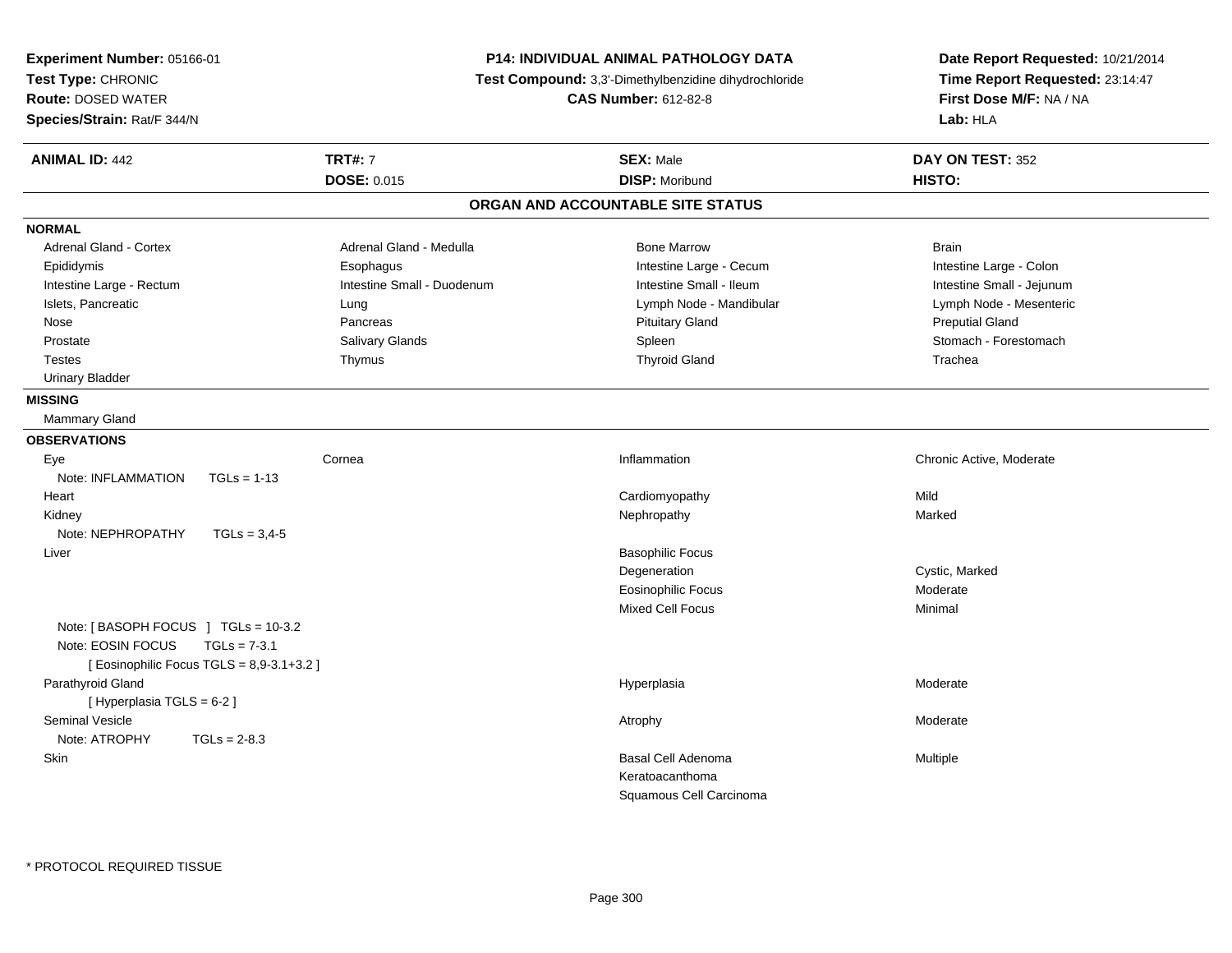**Experiment Number:** 05166-01
**Test Type:** CHRONIC
**Route:** DOSED WATER
**Species/Strain:** Rat/F 344/N

**P14: INDIVIDUAL ANIMAL PATHOLOGY DATA**
**Test Compound:** 3,3'-Dimethylbenzidine dihydrochloride
**CAS Number:** 612-82-8

**Date Report Requested:** 10/21/2014
**Time Report Requested:** 23:14:47
**First Dose M/F:** NA / NA
**Lab:** HLA

| **ANIMAL ID:** 442 | **TRT#:** 7 | **SEX:** Male | **DAY ON TEST:** 352 |
|---|---|---|---|
| | **DOSE:** 0.015 | **DISP:** Moribund | **HISTO:** |

## ORGAN AND ACCOUNTABLE SITE STATUS

**NORMAL**

| | | | |
|---|---|---|---|
| Adrenal Gland - Cortex | Adrenal Gland - Medulla | Bone Marrow | Brain |
| Epididymis | Esophagus | Intestine Large - Cecum | Intestine Large - Colon |
| Intestine Large - Rectum | Intestine Small - Duodenum | Intestine Small - Ileum | Intestine Small - Jejunum |
| Islets, Pancreatic | Lung | Lymph Node - Mandibular | Lymph Node - Mesenteric |
| Nose | Pancreas | Pituitary Gland | Preputial Gland |
| Prostate | Salivary Glands | Spleen | Stomach - Forestomach |
| Testes | Thymus | Thyroid Gland | Trachea |
| Urinary Bladder | | | |

**MISSING**

Mammary Gland

**OBSERVATIONS**

| Organ | Site | Observation | Severity |
|---|---|---|---|
| Eye | Cornea | Inflammation | Chronic Active, Moderate |
| Note: INFLAMMATION TGLs = 1-13 | | | |
| Heart | | Cardiomyopathy | Mild |
| Kidney | | Nephropathy | Marked |
| Note: NEPHROPATHY TGLs = 3,4-5 | | | |
| Liver | | Basophilic Focus | |
| | | Degeneration | Cystic, Marked |
| | | Eosinophilic Focus | Moderate |
| | | Mixed Cell Focus | Minimal |
| Note: [ BASOPH FOCUS ] TGLs = 10-3.2 | | | |
| Note: EOSIN FOCUS TGLs = 7-3.1 | | | |
| [ Eosinophilic Focus TGLS = 8,9-3.1+3.2 ] | | | |
| Parathyroid Gland | | Hyperplasia | Moderate |
| [ Hyperplasia TGLS = 6-2 ] | | | |
| Seminal Vesicle | | Atrophy | Moderate |
| Note: ATROPHY TGLs = 2-8.3 | | | |
| Skin | | Basal Cell Adenoma | Multiple |
| | | Keratoacanthoma | |
| | | Squamous Cell Carcinoma | |

* PROTOCOL REQUIRED TISSUE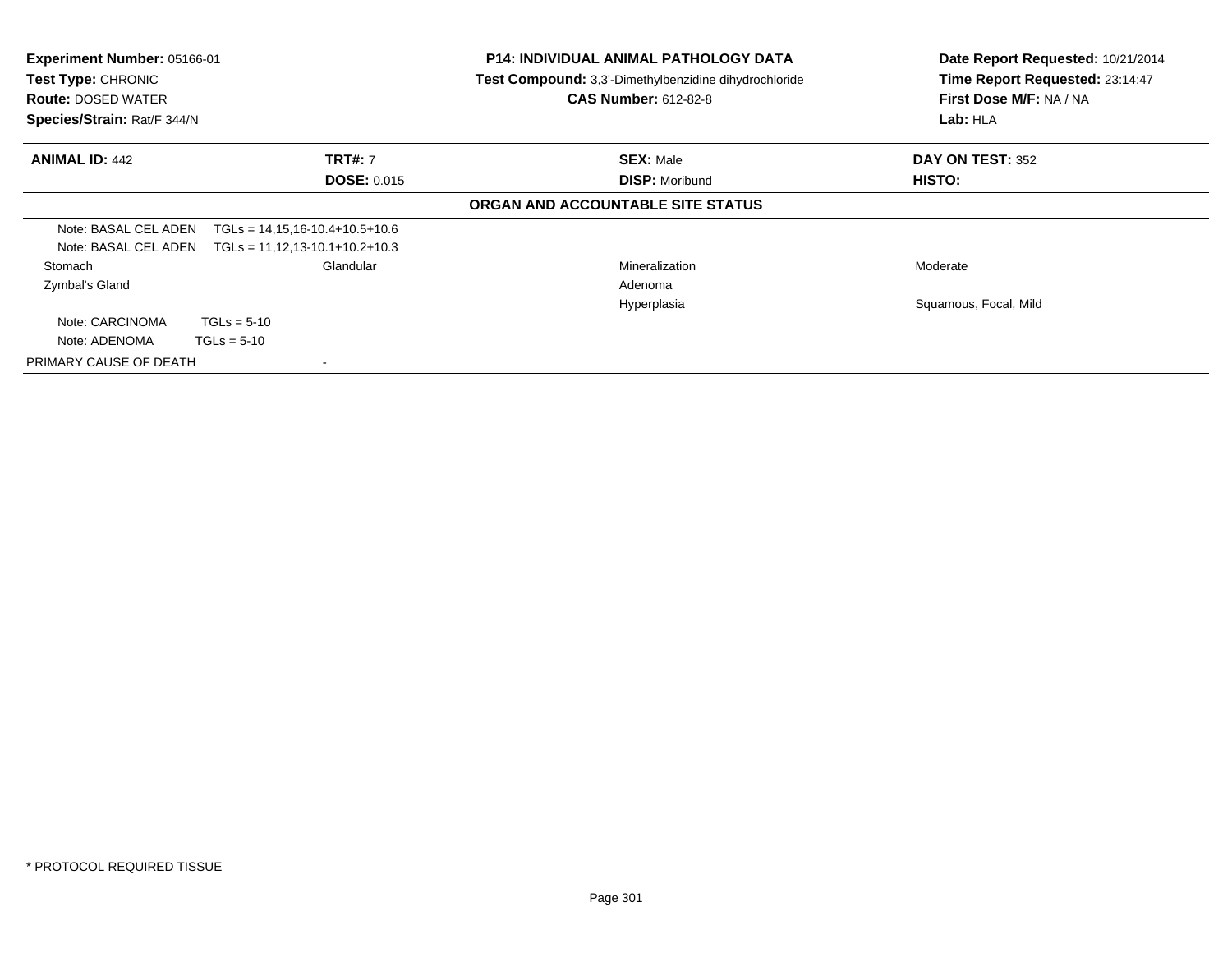**Experiment Number:** 05166-01
**Test Type:** CHRONIC
**Route:** DOSED WATER
**Species/Strain:** Rat/F 344/N

**P14: INDIVIDUAL ANIMAL PATHOLOGY DATA**
**Test Compound:** 3,3'-Dimethylbenzidine dihydrochloride
**CAS Number:** 612-82-8

**Date Report Requested:** 10/21/2014
**Time Report Requested:** 23:14:47
**First Dose M/F:** NA / NA
**Lab:** HLA

| **ANIMAL ID:** 442 | **TRT#:** 7 | **SEX:** Male | **DAY ON TEST:** 352 |
|---|---|---|---|
| | **DOSE:** 0.015 | **DISP:** Moribund | **HISTO:** |

**ORGAN AND ACCOUNTABLE SITE STATUS**

| | | | |
|---|---|---|---|
| Note: BASAL CEL ADEN TGLs = 14,15,16-10.4+10.5+10.6 | | | |
| Note: BASAL CEL ADEN TGLs = 11,12,13-10.1+10.2+10.3 | | | |
| Stomach | Glandular | Mineralization | Moderate |
| Zymbal's Gland | | Adenoma | |
| | | Hyperplasia | Squamous, Focal, Mild |
| Note: CARCINOMA TGLs = 5-10 | | | |
| Note: ADENOMA TGLs = 5-10 | | | |
| PRIMARY CAUSE OF DEATH | - | | |

\* PROTOCOL REQUIRED TISSUE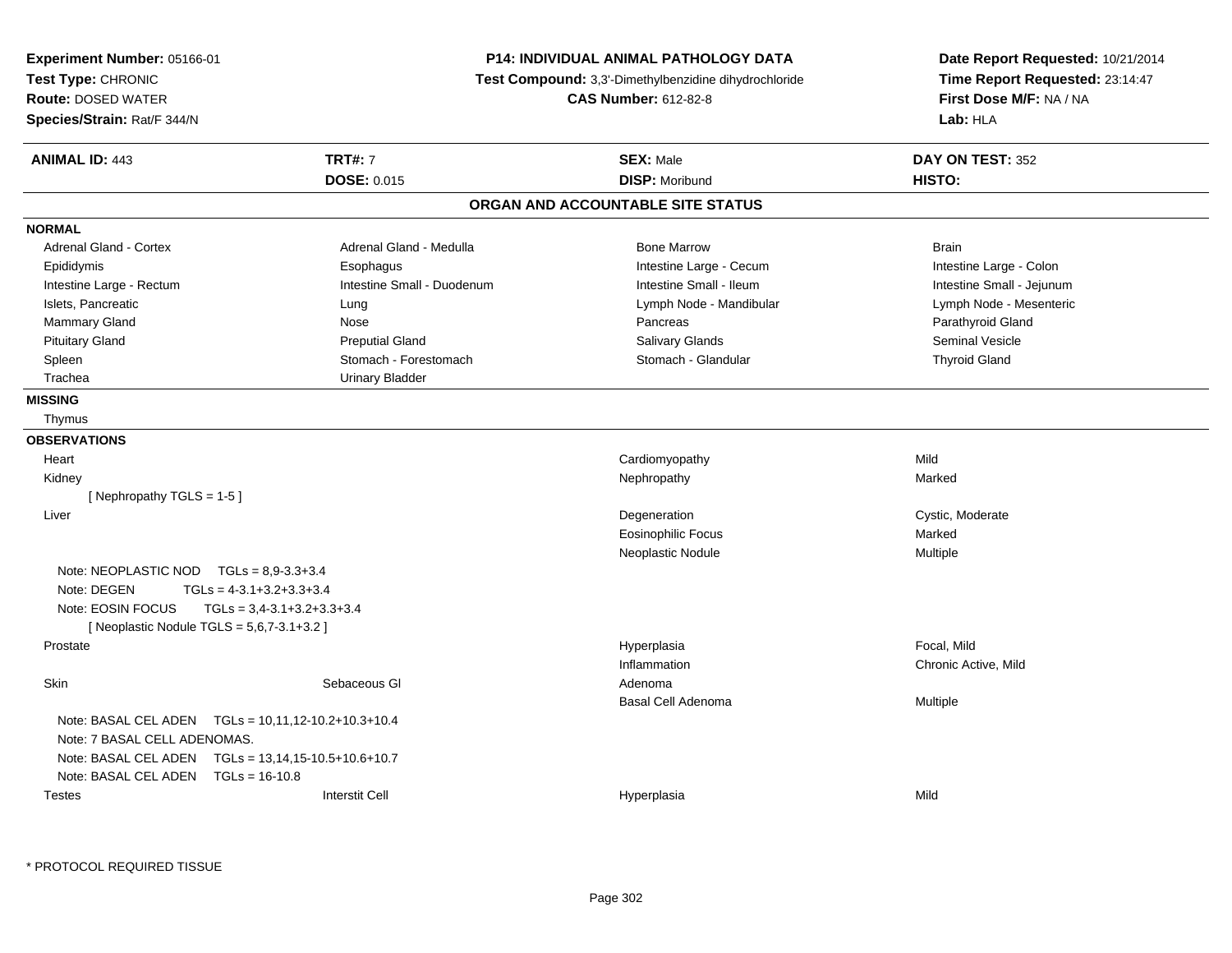**Experiment Number:** 05166-01
**Test Type:** CHRONIC
**Route:** DOSED WATER
**Species/Strain:** Rat/F 344/N

**P14: INDIVIDUAL ANIMAL PATHOLOGY DATA**
**Test Compound:** 3,3'-Dimethylbenzidine dihydrochloride
**CAS Number:** 612-82-8

**Date Report Requested:** 10/21/2014
**Time Report Requested:** 23:14:47
**First Dose M/F:** NA / NA
**Lab:** HLA

| **ANIMAL ID:** 443 | **TRT#:** 7 | **SEX:** Male | **DAY ON TEST:** 352 |
|---|---|---|---|
| | **DOSE:** 0.015 | **DISP:** Moribund | **HISTO:** |

## ORGAN AND ACCOUNTABLE SITE STATUS

**NORMAL**

| | | | |
|---|---|---|---|
| Adrenal Gland - Cortex | Adrenal Gland - Medulla | Bone Marrow | Brain |
| Epididymis | Esophagus | Intestine Large - Cecum | Intestine Large - Colon |
| Intestine Large - Rectum | Intestine Small - Duodenum | Intestine Small - Ileum | Intestine Small - Jejunum |
| Islets, Pancreatic | Lung | Lymph Node - Mandibular | Lymph Node - Mesenteric |
| Mammary Gland | Nose | Pancreas | Parathyroid Gland |
| Pituitary Gland | Preputial Gland | Salivary Glands | Seminal Vesicle |
| Spleen | Stomach - Forestomach | Stomach - Glandular | Thyroid Gland |
| Trachea | Urinary Bladder | | |

**MISSING**

Thymus

**OBSERVATIONS**

| | | | |
|---|---|---|---|
| Heart | | Cardiomyopathy | Mild |
| Kidney | | Nephropathy | Marked |
| [ Nephropathy TGLS = 1-5 ] | | | |
| Liver | | Degeneration | Cystic, Moderate |
| | | Eosinophilic Focus | Marked |
| | | Neoplastic Nodule | Multiple |
| Note: NEOPLASTIC NOD TGLs = 8,9-3.3+3.4 | | | |
| Note: DEGEN TGLs = 4-3.1+3.2+3.3+3.4 | | | |
| Note: EOSIN FOCUS TGLs = 3,4-3.1+3.2+3.3+3.4 | | | |
| [ Neoplastic Nodule TGLS = 5,6,7-3.1+3.2 ] | | | |
| Prostate | | Hyperplasia | Focal, Mild |
| | | Inflammation | Chronic Active, Mild |
| Skin | Sebaceous Gl | Adenoma | |
| | | Basal Cell Adenoma | Multiple |
| Note: BASAL CEL ADEN TGLs = 10,11,12-10.2+10.3+10.4 | | | |
| Note: 7 BASAL CELL ADENOMAS. | | | |
| Note: BASAL CEL ADEN TGLs = 13,14,15-10.5+10.6+10.7 | | | |
| Note: BASAL CEL ADEN TGLs = 16-10.8 | | | |
| Testes | Interstit Cell | Hyperplasia | Mild |

* PROTOCOL REQUIRED TISSUE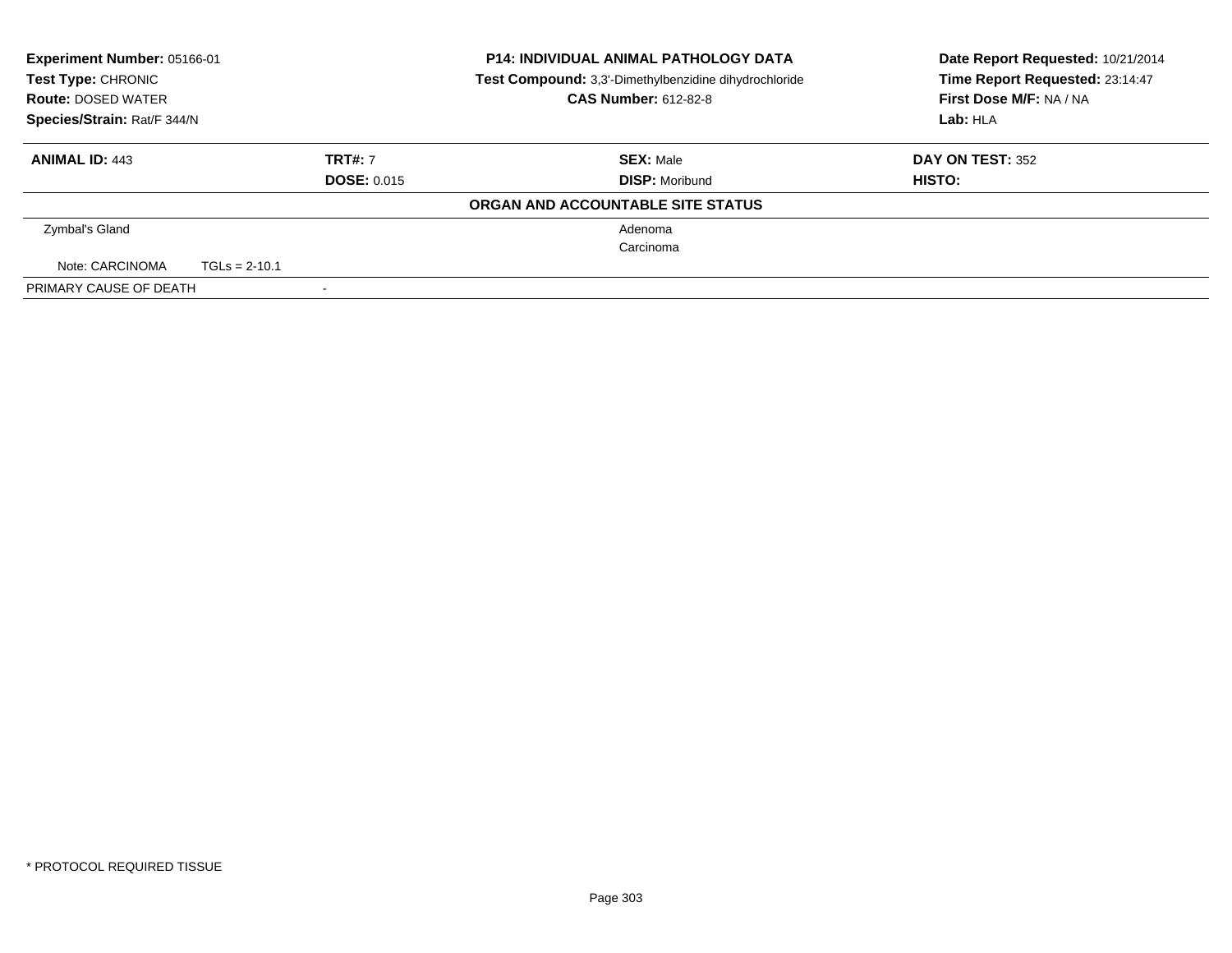**Experiment Number:** 05166-01
**Test Type:** CHRONIC
**Route:** DOSED WATER
**Species/Strain:** Rat/F 344/N

**P14: INDIVIDUAL ANIMAL PATHOLOGY DATA**
**Test Compound:** 3,3'-Dimethylbenzidine dihydrochloride
**CAS Number:** 612-82-8

**Date Report Requested:** 10/21/2014
**Time Report Requested:** 23:14:47
**First Dose M/F:** NA / NA
**Lab:** HLA

| **ANIMAL ID:** 443 | **TRT#:** 7 | **SEX:** Male | **DAY ON TEST:** 352 |
|---|---|---|---|
| | **DOSE:** 0.015 | **DISP:** Moribund | **HISTO:** |

**ORGAN AND ACCOUNTABLE SITE STATUS**

| | |
|---|---|
| Zymbal's Gland | Adenoma |
| | Carcinoma |
| Note: CARCINOMA    TGLs = 2-10.1 | |
| PRIMARY CAUSE OF DEATH | - |

\* PROTOCOL REQUIRED TISSUE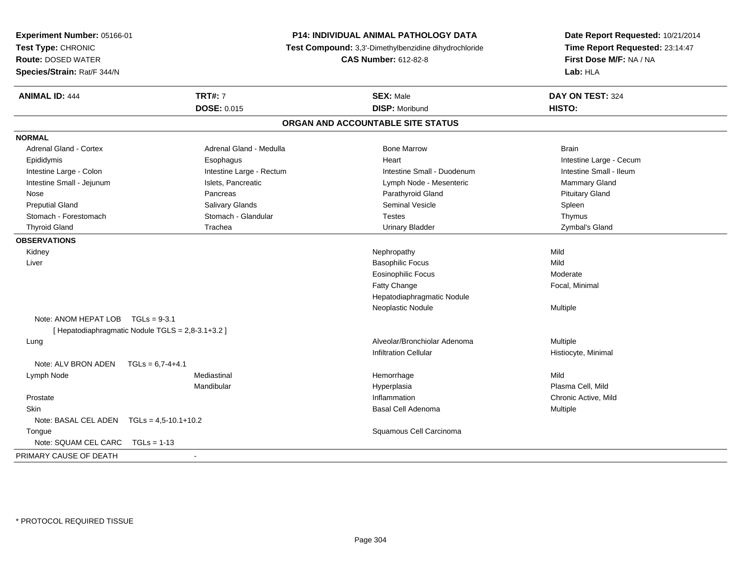**Experiment Number:** 05166-01
**Test Type:** CHRONIC
**Route:** DOSED WATER
**Species/Strain:** Rat/F 344/N

**P14: INDIVIDUAL ANIMAL PATHOLOGY DATA**
**Test Compound:** 3,3'-Dimethylbenzidine dihydrochloride
**CAS Number:** 612-82-8

**Date Report Requested:** 10/21/2014
**Time Report Requested:** 23:14:47
**First Dose M/F:** NA / NA
**Lab:** HLA

| **ANIMAL ID:** 444 | **TRT#:** 7 | **SEX:** Male | **DAY ON TEST:** 324 |
|---|---|---|---|
| | **DOSE:** 0.015 | **DISP:** Moribund | **HISTO:** |

## ORGAN AND ACCOUNTABLE SITE STATUS

**NORMAL**

| | | | |
|---|---|---|---|
| Adrenal Gland - Cortex | Adrenal Gland - Medulla | Bone Marrow | Brain |
| Epididymis | Esophagus | Heart | Intestine Large - Cecum |
| Intestine Large - Colon | Intestine Large - Rectum | Intestine Small - Duodenum | Intestine Small - Ileum |
| Intestine Small - Jejunum | Islets, Pancreatic | Lymph Node - Mesenteric | Mammary Gland |
| Nose | Pancreas | Parathyroid Gland | Pituitary Gland |
| Preputial Gland | Salivary Glands | Seminal Vesicle | Spleen |
| Stomach - Forestomach | Stomach - Glandular | Testes | Thymus |
| Thyroid Gland | Trachea | Urinary Bladder | Zymbal's Gland |

**OBSERVATIONS**

| | | | |
|---|---|---|---|
| Kidney | | Nephropathy | Mild |
| Liver | | Basophilic Focus | Mild |
| | | Eosinophilic Focus | Moderate |
| | | Fatty Change | Focal, Minimal |
| | | Hepatodiaphragmatic Nodule | |
| | | Neoplastic Nodule | Multiple |
| Note: ANOM HEPAT LOB TGLs = 9-3.1 | | | |
| [ Hepatodiaphragmatic Nodule TGLS = 2,8-3.1+3.2 ] | | | |
| Lung | | Alveolar/Bronchiolar Adenoma | Multiple |
| | | Infiltration Cellular | Histiocyte, Minimal |
| Note: ALV BRON ADEN TGLs = 6,7-4+4.1 | | | |
| Lymph Node | Mediastinal | Hemorrhage | Mild |
| | Mandibular | Hyperplasia | Plasma Cell, Mild |
| Prostate | | Inflammation | Chronic Active, Mild |
| Skin | | Basal Cell Adenoma | Multiple |
| Note: BASAL CEL ADEN TGLs = 4,5-10.1+10.2 | | | |
| Tongue | | Squamous Cell Carcinoma | |
| Note: SQUAM CEL CARC TGLs = 1-13 | | | |

PRIMARY CAUSE OF DEATH -

\* PROTOCOL REQUIRED TISSUE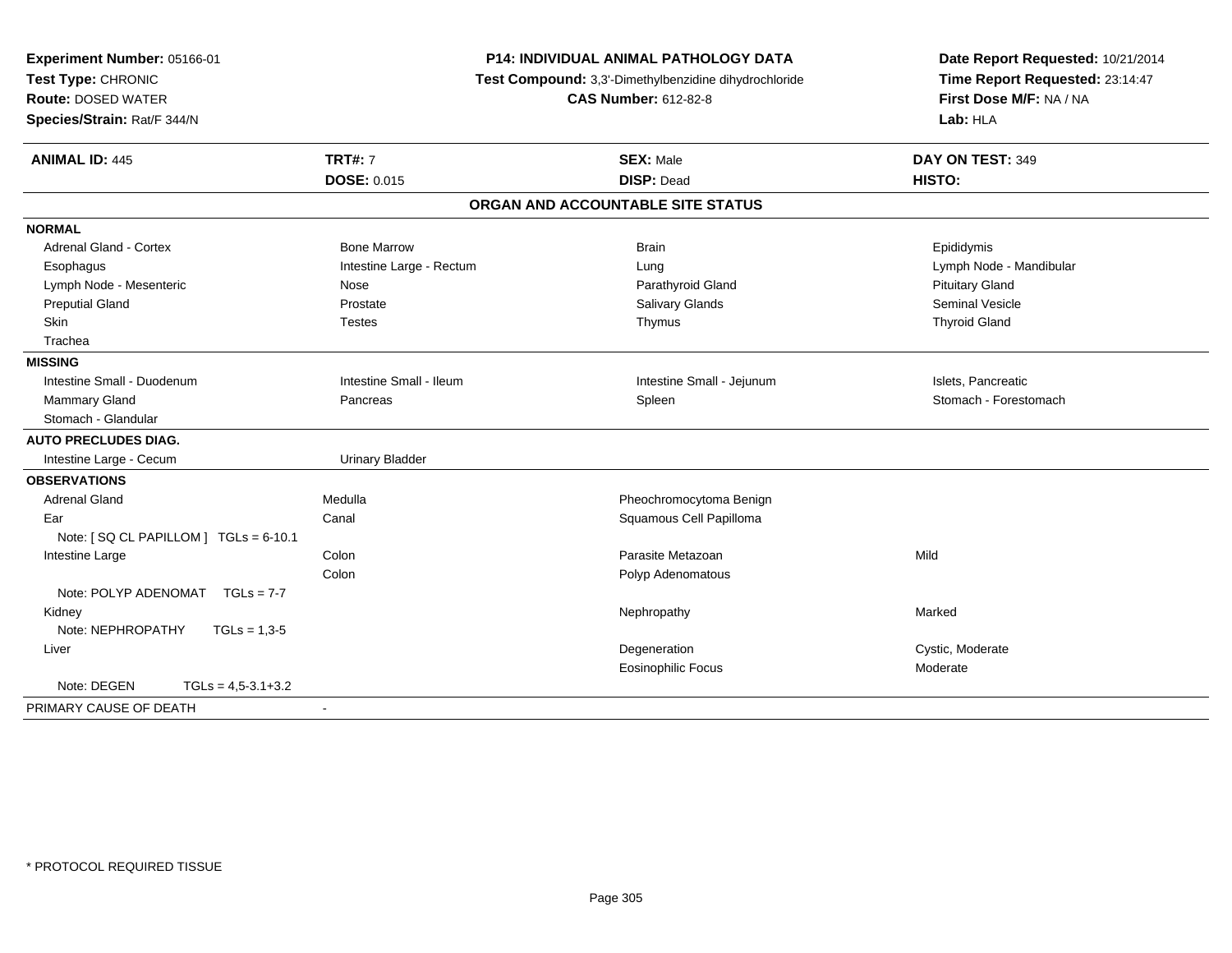**Experiment Number:** 05166-01
**Test Type:** CHRONIC
**Route:** DOSED WATER
**Species/Strain:** Rat/F 344/N

**P14: INDIVIDUAL ANIMAL PATHOLOGY DATA**
**Test Compound:** 3,3'-Dimethylbenzidine dihydrochloride
**CAS Number:** 612-82-8

**Date Report Requested:** 10/21/2014
**Time Report Requested:** 23:14:47
**First Dose M/F:** NA / NA
**Lab:** HLA

| **ANIMAL ID:** 445 | **TRT#:** 7 | **SEX:** Male | **DAY ON TEST:** 349 |
|---|---|---|---|
| | **DOSE:** 0.015 | **DISP:** Dead | **HISTO:** |

## ORGAN AND ACCOUNTABLE SITE STATUS

| | | | |
|---|---|---|---|
| **NORMAL** | | | |
| Adrenal Gland - Cortex | Bone Marrow | Brain | Epididymis |
| Esophagus | Intestine Large - Rectum | Lung | Lymph Node - Mandibular |
| Lymph Node - Mesenteric | Nose | Parathyroid Gland | Pituitary Gland |
| Preputial Gland | Prostate | Salivary Glands | Seminal Vesicle |
| Skin | Testes | Thymus | Thyroid Gland |
| Trachea | | | |
| **MISSING** | | | |
| Intestine Small - Duodenum | Intestine Small - Ileum | Intestine Small - Jejunum | Islets, Pancreatic |
| Mammary Gland | Pancreas | Spleen | Stomach - Forestomach |
| Stomach - Glandular | | | |
| **AUTO PRECLUDES DIAG.** | | | |
| Intestine Large - Cecum | Urinary Bladder | | |
| **OBSERVATIONS** | | | |
| Adrenal Gland | Medulla | Pheochromocytoma Benign | |
| Ear | Canal | Squamous Cell Papilloma | |
| Note: [ SQ CL PAPILLOM ] TGLs = 6-10.1 | | | |
| Intestine Large | Colon | Parasite Metazoan | Mild |
| | Colon | Polyp Adenomatous | |
| Note: POLYP ADENOMAT TGLs = 7-7 | | | |
| Kidney | | Nephropathy | Marked |
| Note: NEPHROPATHY TGLs = 1,3-5 | | | |
| Liver | | Degeneration | Cystic, Moderate |
| | | Eosinophilic Focus | Moderate |
| Note: DEGEN TGLs = 4,5-3.1+3.2 | | | |
| PRIMARY CAUSE OF DEATH | - | | |

* PROTOCOL REQUIRED TISSUE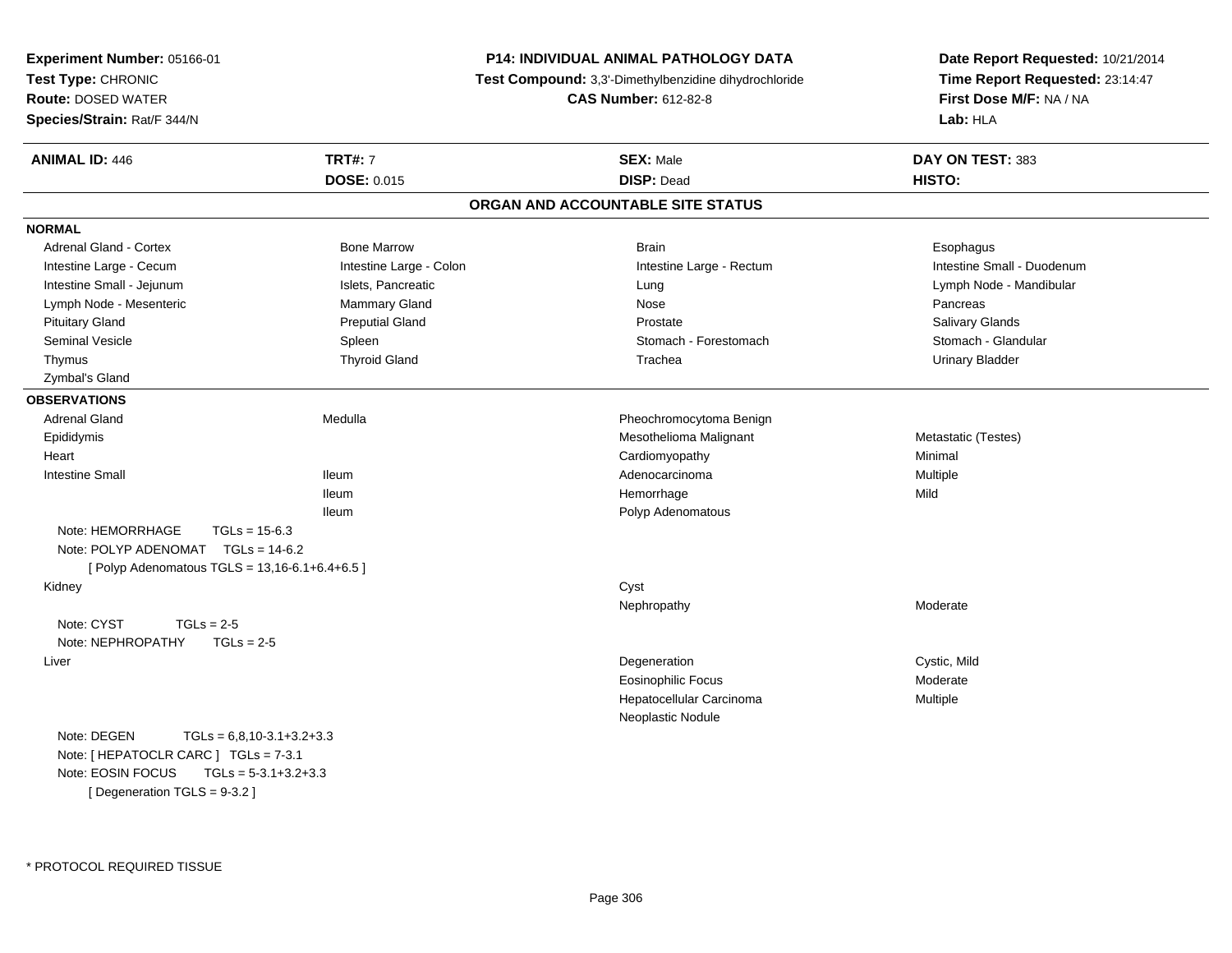**Experiment Number:** 05166-01
**Test Type:** CHRONIC
**Route:** DOSED WATER
**Species/Strain:** Rat/F 344/N

**P14: INDIVIDUAL ANIMAL PATHOLOGY DATA**
**Test Compound:** 3,3'-Dimethylbenzidine dihydrochloride
**CAS Number:** 612-82-8

**Date Report Requested:** 10/21/2014
**Time Report Requested:** 23:14:47
**First Dose M/F:** NA / NA
**Lab:** HLA

| **ANIMAL ID:** 446 | **TRT#:** 7 | **SEX:** Male | **DAY ON TEST:** 383 |
|---|---|---|---|
| | **DOSE:** 0.015 | **DISP:** Dead | **HISTO:** |

## ORGAN AND ACCOUNTABLE SITE STATUS

**NORMAL**

| | | | |
|---|---|---|---|
| Adrenal Gland - Cortex | Bone Marrow | Brain | Esophagus |
| Intestine Large - Cecum | Intestine Large - Colon | Intestine Large - Rectum | Intestine Small - Duodenum |
| Intestine Small - Jejunum | Islets, Pancreatic | Lung | Lymph Node - Mandibular |
| Lymph Node - Mesenteric | Mammary Gland | Nose | Pancreas |
| Pituitary Gland | Preputial Gland | Prostate | Salivary Glands |
| Seminal Vesicle | Spleen | Stomach - Forestomach | Stomach - Glandular |
| Thymus | Thyroid Gland | Trachea | Urinary Bladder |
| Zymbal's Gland | | | |

**OBSERVATIONS**

| | | | |
|---|---|---|---|
| Adrenal Gland | Medulla | Pheochromocytoma Benign | |
| Epididymis | | Mesothelioma Malignant | Metastatic (Testes) |
| Heart | | Cardiomyopathy | Minimal |
| Intestine Small | Ileum | Adenocarcinoma | Multiple |
| | Ileum | Hemorrhage | Mild |
| | Ileum | Polyp Adenomatous | |

Note: HEMORRHAGE TGLs = 15-6.3
Note: POLYP ADENOMAT TGLs = 14-6.2
[ Polyp Adenomatous TGLS = 13,16-6.1+6.4+6.5 ]

| | | | |
|---|---|---|---|
| Kidney | | Cyst | |
| | | Nephropathy | Moderate |

Note: CYST TGLs = 2-5
Note: NEPHROPATHY TGLs = 2-5

| | | | |
|---|---|---|---|
| Liver | | Degeneration | Cystic, Mild |
| | | Eosinophilic Focus | Moderate |
| | | Hepatocellular Carcinoma | Multiple |
| | | Neoplastic Nodule | |

Note: DEGEN TGLs = 6,8,10-3.1+3.2+3.3
Note: [ HEPATOCLR CARC ] TGLs = 7-3.1
Note: EOSIN FOCUS TGLs = 5-3.1+3.2+3.3
[ Degeneration TGLS = 9-3.2 ]

* PROTOCOL REQUIRED TISSUE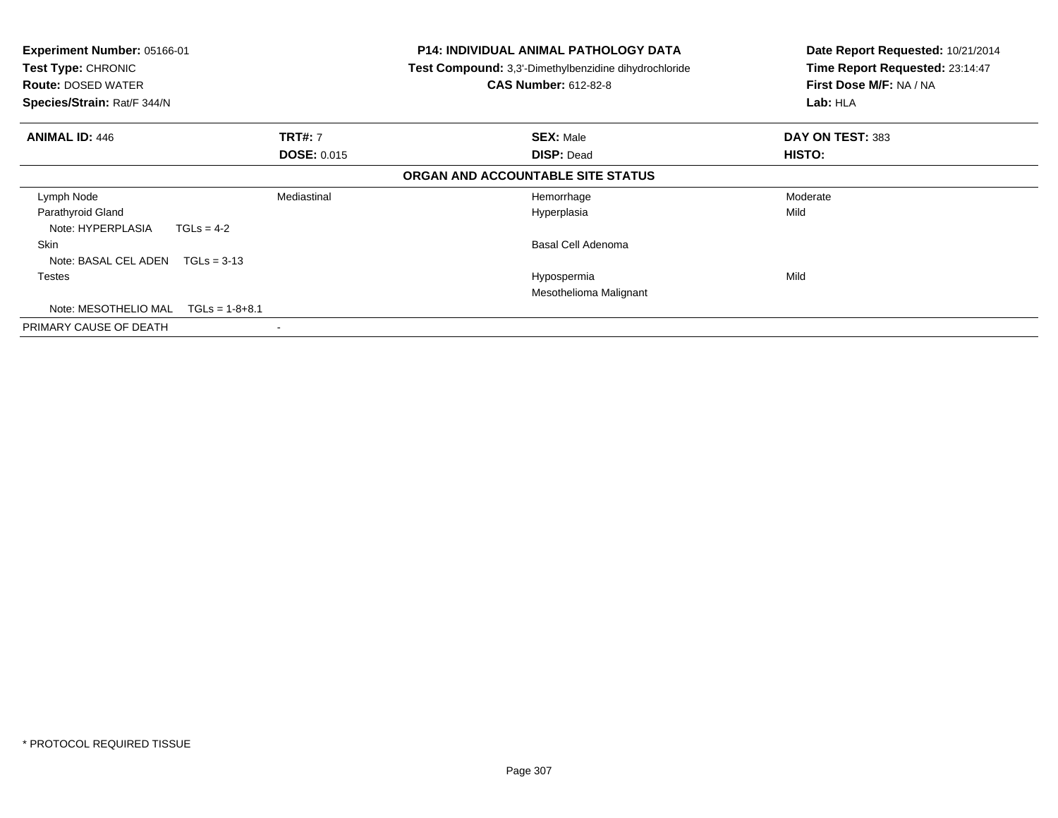**Experiment Number:** 05166-01
**Test Type:** CHRONIC
**Route:** DOSED WATER
**Species/Strain:** Rat/F 344/N

**P14: INDIVIDUAL ANIMAL PATHOLOGY DATA**
**Test Compound:** 3,3'-Dimethylbenzidine dihydrochloride
**CAS Number:** 612-82-8

**Date Report Requested:** 10/21/2014
**Time Report Requested:** 23:14:47
**First Dose M/F:** NA / NA
**Lab:** HLA

| **ANIMAL ID:** 446 | **TRT#:** 7 | **SEX:** Male | **DAY ON TEST:** 383 |
|---|---|---|---|
| | **DOSE:** 0.015 | **DISP:** Dead | **HISTO:** |

**ORGAN AND ACCOUNTABLE SITE STATUS**

| | | | |
|---|---|---|---|
| Lymph Node | Mediastinal | Hemorrhage | Moderate |
| Parathyroid Gland | | Hyperplasia | Mild |
| Note: HYPERPLASIA TGLs = 4-2 | | | |
| Skin | | Basal Cell Adenoma | |
| Note: BASAL CEL ADEN TGLs = 3-13 | | | |
| Testes | | Hypospermia | Mild |
| | | Mesothelioma Malignant | |
| Note: MESOTHELIO MAL TGLs = 1-8+8.1 | | | |
| PRIMARY CAUSE OF DEATH | - | | |

* PROTOCOL REQUIRED TISSUE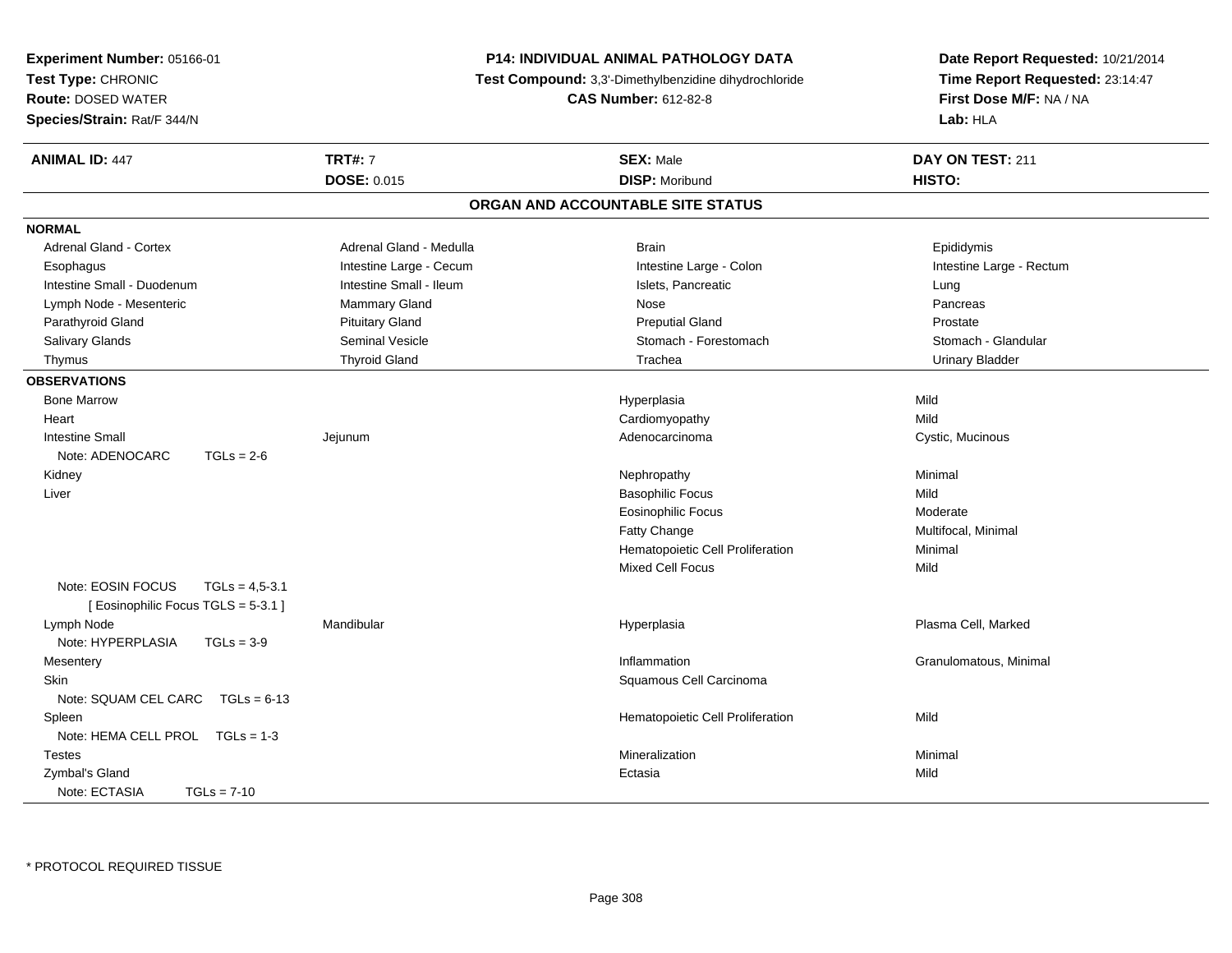**Experiment Number:** 05166-01
**Test Type:** CHRONIC
**Route:** DOSED WATER
**Species/Strain:** Rat/F 344/N

**P14: INDIVIDUAL ANIMAL PATHOLOGY DATA**
**Test Compound:** 3,3'-Dimethylbenzidine dihydrochloride
**CAS Number:** 612-82-8

**Date Report Requested:** 10/21/2014
**Time Report Requested:** 23:14:47
**First Dose M/F:** NA / NA
**Lab:** HLA

| **ANIMAL ID:** 447 | **TRT#:** 7 | **SEX:** Male | **DAY ON TEST:** 211 |
|---|---|---|---|
| | **DOSE:** 0.015 | **DISP:** Moribund | **HISTO:** |

## ORGAN AND ACCOUNTABLE SITE STATUS

**NORMAL**

| | | | |
|---|---|---|---|
| Adrenal Gland - Cortex | Adrenal Gland - Medulla | Brain | Epididymis |
| Esophagus | Intestine Large - Cecum | Intestine Large - Colon | Intestine Large - Rectum |
| Intestine Small - Duodenum | Intestine Small - Ileum | Islets, Pancreatic | Lung |
| Lymph Node - Mesenteric | Mammary Gland | Nose | Pancreas |
| Parathyroid Gland | Pituitary Gland | Preputial Gland | Prostate |
| Salivary Glands | Seminal Vesicle | Stomach - Forestomach | Stomach - Glandular |
| Thymus | Thyroid Gland | Trachea | Urinary Bladder |

**OBSERVATIONS**

| Organ | Site | Observation | Qualifier |
|---|---|---|---|
| Bone Marrow | | Hyperplasia | Mild |
| Heart | | Cardiomyopathy | Mild |
| Intestine Small | Jejunum | Adenocarcinoma | Cystic, Mucinous |
| Note: ADENOCARC TGLs = 2-6 | | | |
| Kidney | | Nephropathy | Minimal |
| Liver | | Basophilic Focus | Mild |
| | | Eosinophilic Focus | Moderate |
| | | Fatty Change | Multifocal, Minimal |
| | | Hematopoietic Cell Proliferation | Minimal |
| | | Mixed Cell Focus | Mild |
| Note: EOSIN FOCUS TGLs = 4,5-3.1 [ Eosinophilic Focus TGLS = 5-3.1 ] | | | |
| Lymph Node | Mandibular | Hyperplasia | Plasma Cell, Marked |
| Note: HYPERPLASIA TGLs = 3-9 | | | |
| Mesentery | | Inflammation | Granulomatous, Minimal |
| Skin | | Squamous Cell Carcinoma | |
| Note: SQUAM CEL CARC TGLs = 6-13 | | | |
| Spleen | | Hematopoietic Cell Proliferation | Mild |
| Note: HEMA CELL PROL TGLs = 1-3 | | | |
| Testes | | Mineralization | Minimal |
| Zymbal's Gland | | Ectasia | Mild |
| Note: ECTASIA TGLs = 7-10 | | | |

* PROTOCOL REQUIRED TISSUE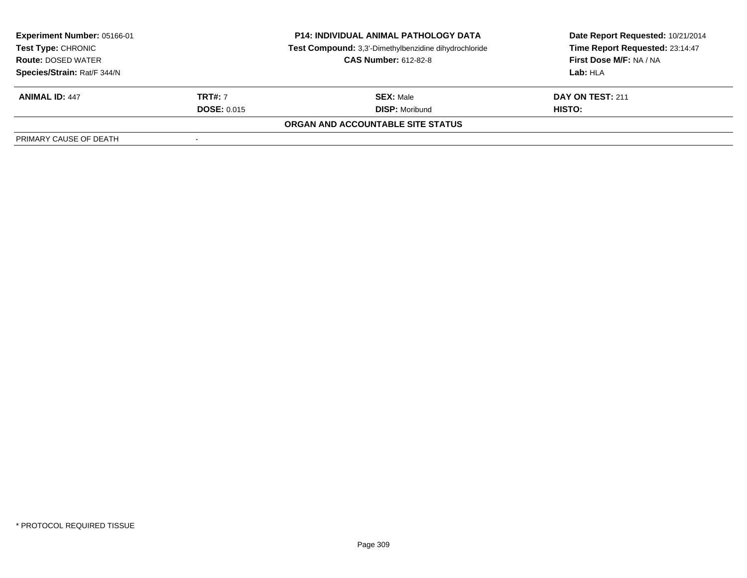| **Experiment Number:** 05166-01 | **P14: INDIVIDUAL ANIMAL PATHOLOGY DATA** | | **Date Report Requested:** 10/21/2014 |
|---|---|---|---|
| **Test Type:** CHRONIC | **Test Compound:** 3,3'-Dimethylbenzidine dihydrochloride | | **Time Report Requested:** 23:14:47 |
| **Route:** DOSED WATER | **CAS Number:** 612-82-8 | | **First Dose M/F:** NA / NA |
| **Species/Strain:** Rat/F 344/N | | | **Lab:** HLA |

| **ANIMAL ID:** 447 | **TRT#:** 7 | **SEX:** Male | **DAY ON TEST:** 211 |
|---|---|---|---|
| | **DOSE:** 0.015 | **DISP:** Moribund | **HISTO:** |
| **ORGAN AND ACCOUNTABLE SITE STATUS** | | | |
| PRIMARY CAUSE OF DEATH | - | | |

\* PROTOCOL REQUIRED TISSUE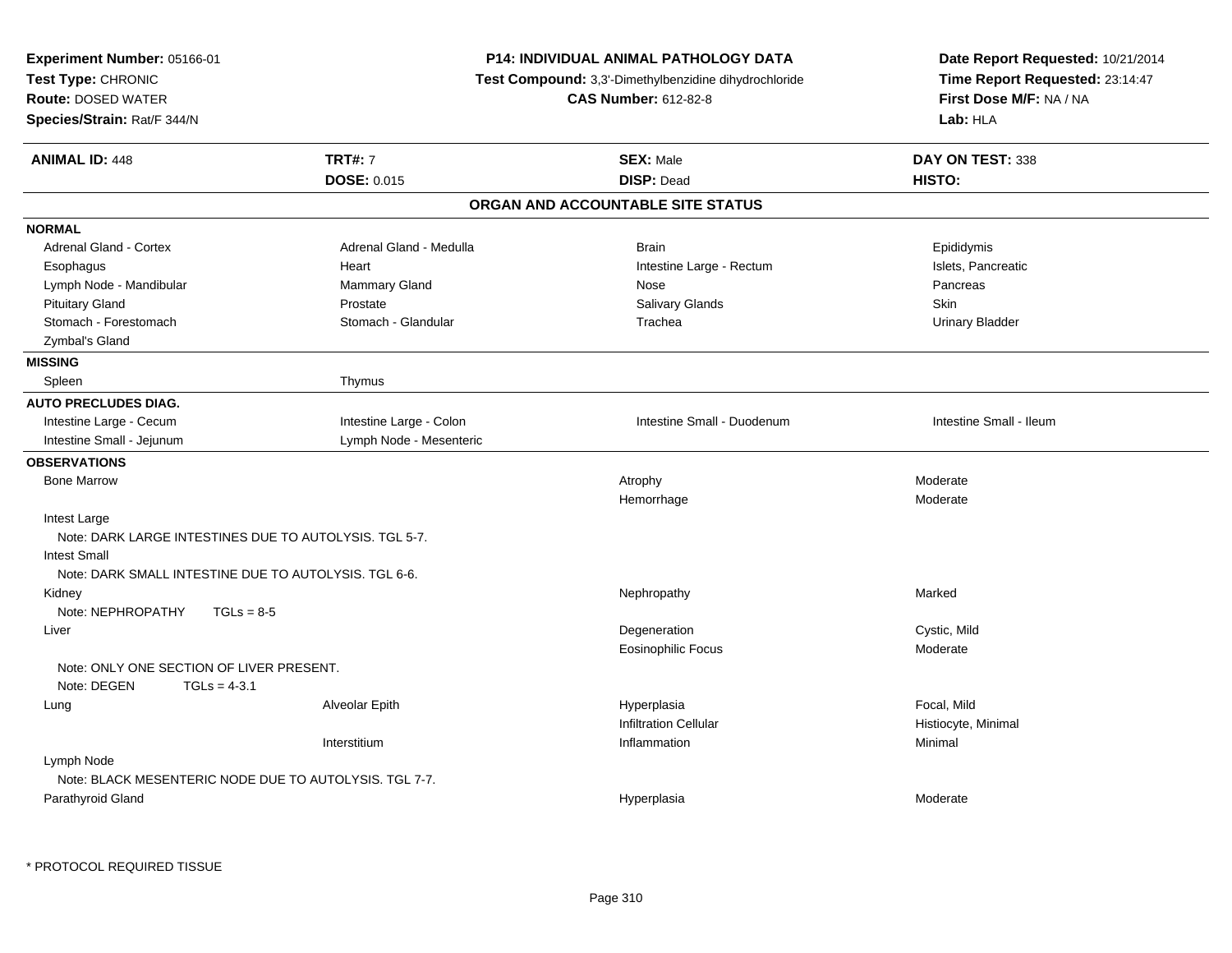**Experiment Number:** 05166-01
**Test Type:** CHRONIC
**Route:** DOSED WATER
**Species/Strain:** Rat/F 344/N

**P14: INDIVIDUAL ANIMAL PATHOLOGY DATA**
**Test Compound:** 3,3'-Dimethylbenzidine dihydrochloride
**CAS Number:** 612-82-8

**Date Report Requested:** 10/21/2014
**Time Report Requested:** 23:14:47
**First Dose M/F:** NA / NA
**Lab:** HLA

| **ANIMAL ID:** 448 | **TRT#:** 7 | **SEX:** Male | **DAY ON TEST:** 338 |
|---|---|---|---|
| | **DOSE:** 0.015 | **DISP:** Dead | **HISTO:** |

## ORGAN AND ACCOUNTABLE SITE STATUS

**NORMAL**

| | | | |
|---|---|---|---|
| Adrenal Gland - Cortex | Adrenal Gland - Medulla | Brain | Epididymis |
| Esophagus | Heart | Intestine Large - Rectum | Islets, Pancreatic |
| Lymph Node - Mandibular | Mammary Gland | Nose | Pancreas |
| Pituitary Gland | Prostate | Salivary Glands | Skin |
| Stomach - Forestomach | Stomach - Glandular | Trachea | Urinary Bladder |
| Zymbal's Gland | | | |

**MISSING**

| | |
|---|---|
| Spleen | Thymus |

**AUTO PRECLUDES DIAG.**

| | | | |
|---|---|---|---|
| Intestine Large - Cecum | Intestine Large - Colon | Intestine Small - Duodenum | Intestine Small - Ileum |
| Intestine Small - Jejunum | Lymph Node - Mesenteric | | |

**OBSERVATIONS**

| Organ | Site | Observation | Severity |
|---|---|---|---|
| Bone Marrow | | Atrophy | Moderate |
| | | Hemorrhage | Moderate |
| Intest Large | | | |
| Note: DARK LARGE INTESTINES DUE TO AUTOLYSIS. TGL 5-7. | | | |
| Intest Small | | | |
| Note: DARK SMALL INTESTINE DUE TO AUTOLYSIS. TGL 6-6. | | | |
| Kidney | | Nephropathy | Marked |
| Note: NEPHROPATHY TGLs = 8-5 | | | |
| Liver | | Degeneration | Cystic, Mild |
| | | Eosinophilic Focus | Moderate |
| Note: ONLY ONE SECTION OF LIVER PRESENT. | | | |
| Note: DEGEN TGLs = 4-3.1 | | | |
| Lung | Alveolar Epith | Hyperplasia | Focal, Mild |
| | | Infiltration Cellular | Histiocyte, Minimal |
| | Interstitium | Inflammation | Minimal |
| Lymph Node | | | |
| Note: BLACK MESENTERIC NODE DUE TO AUTOLYSIS. TGL 7-7. | | | |
| Parathyroid Gland | | Hyperplasia | Moderate |

* PROTOCOL REQUIRED TISSUE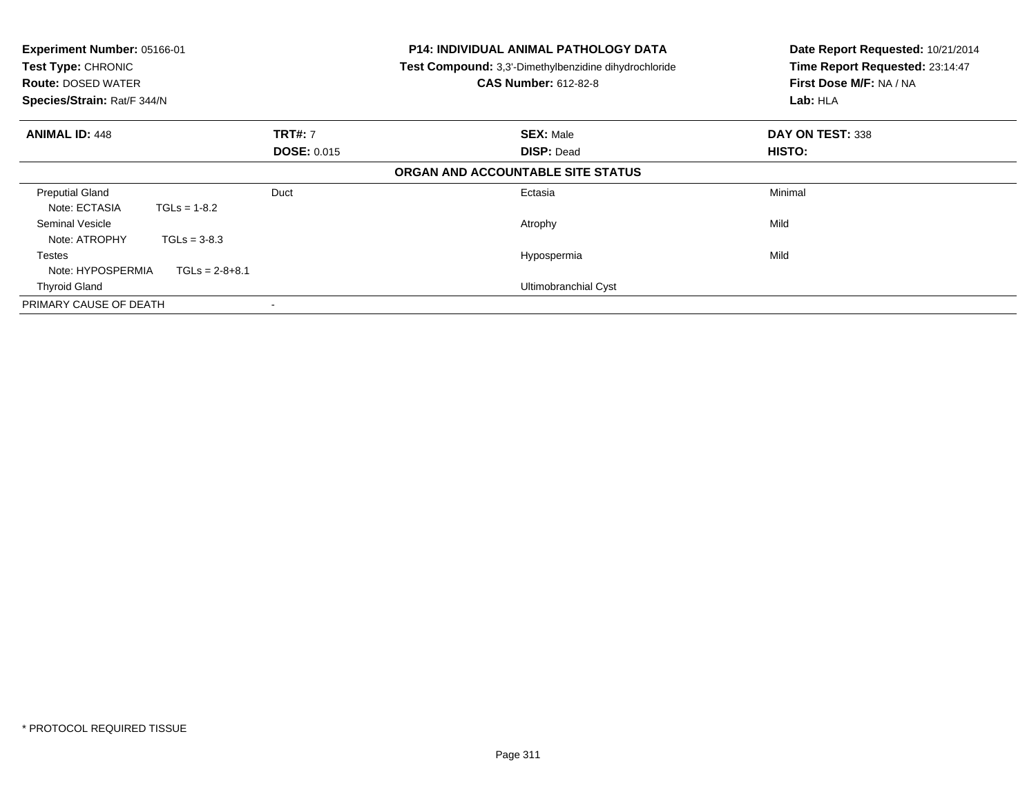**Experiment Number:** 05166-01
**Test Type:** CHRONIC
**Route:** DOSED WATER
**Species/Strain:** Rat/F 344/N

**P14: INDIVIDUAL ANIMAL PATHOLOGY DATA**
**Test Compound:** 3,3'-Dimethylbenzidine dihydrochloride
**CAS Number:** 612-82-8

**Date Report Requested:** 10/21/2014
**Time Report Requested:** 23:14:47
**First Dose M/F:** NA / NA
**Lab:** HLA

| **ANIMAL ID:** 448 | **TRT#:** 7 | **SEX:** Male | **DAY ON TEST:** 338 |
|---|---|---|---|
| | **DOSE:** 0.015 | **DISP:** Dead | **HISTO:** |

**ORGAN AND ACCOUNTABLE SITE STATUS**

| | | | |
|---|---|---|---|
| Preputial Gland | Duct | Ectasia | Minimal |
| Note: ECTASIA TGLs = 1-8.2 | | | |
| Seminal Vesicle | | Atrophy | Mild |
| Note: ATROPHY TGLs = 3-8.3 | | | |
| Testes | | Hypospermia | Mild |
| Note: HYPOSPERMIA TGLs = 2-8+8.1 | | | |
| Thyroid Gland | | Ultimobranchial Cyst | |
| PRIMARY CAUSE OF DEATH | - | | |

\* PROTOCOL REQUIRED TISSUE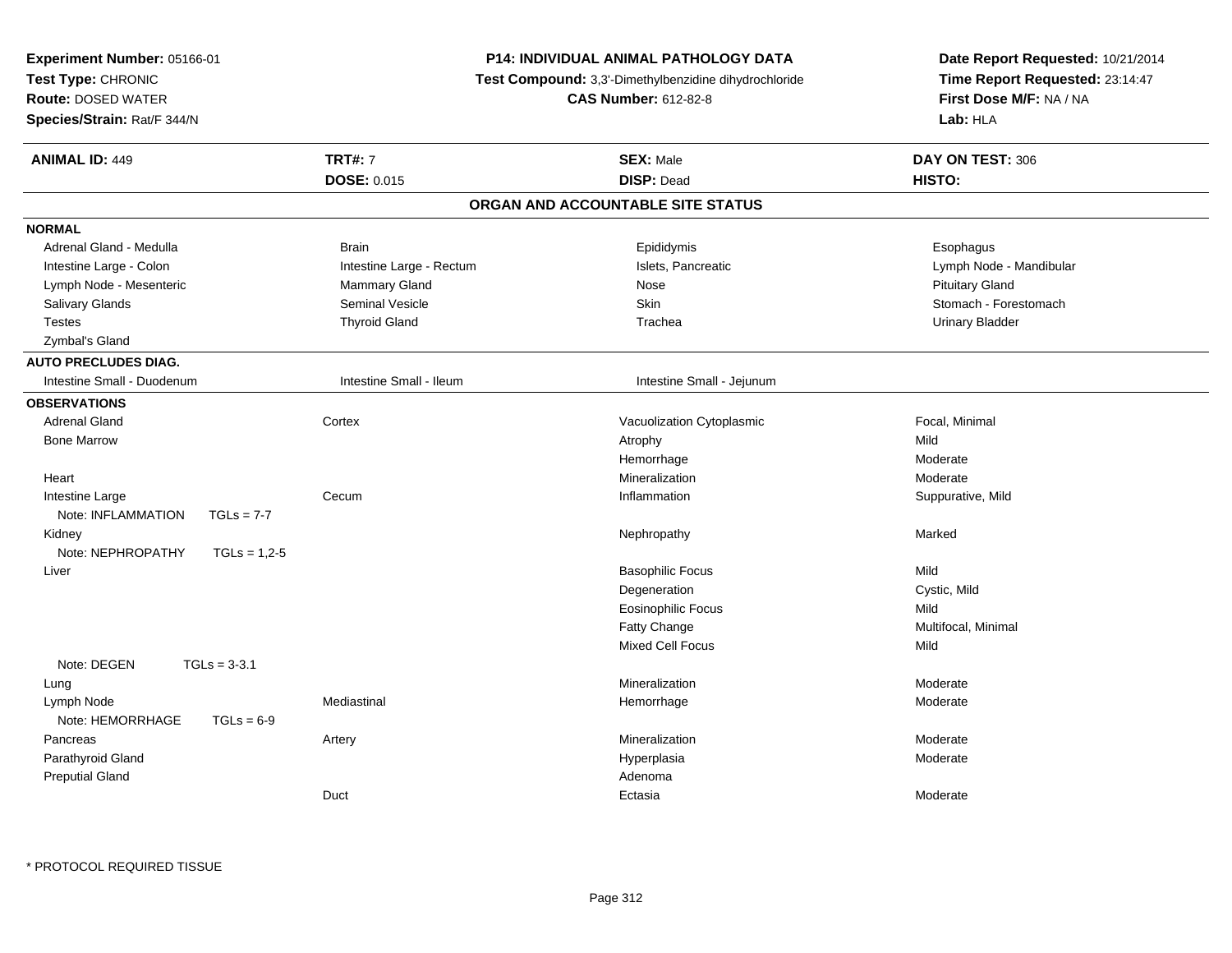**Experiment Number:** 05166-01
**Test Type:** CHRONIC
**Route:** DOSED WATER
**Species/Strain:** Rat/F 344/N

**P14: INDIVIDUAL ANIMAL PATHOLOGY DATA**
**Test Compound:** 3,3'-Dimethylbenzidine dihydrochloride
**CAS Number:** 612-82-8

**Date Report Requested:** 10/21/2014
**Time Report Requested:** 23:14:47
**First Dose M/F:** NA / NA
**Lab:** HLA

| **ANIMAL ID:** 449 | **TRT#:** 7 | **SEX:** Male | **DAY ON TEST:** 306 |
|---|---|---|---|
| | **DOSE:** 0.015 | **DISP:** Dead | **HISTO:** |

## ORGAN AND ACCOUNTABLE SITE STATUS

**NORMAL**

| | | | |
|---|---|---|---|
| Adrenal Gland - Medulla | Brain | Epididymis | Esophagus |
| Intestine Large - Colon | Intestine Large - Rectum | Islets, Pancreatic | Lymph Node - Mandibular |
| Lymph Node - Mesenteric | Mammary Gland | Nose | Pituitary Gland |
| Salivary Glands | Seminal Vesicle | Skin | Stomach - Forestomach |
| Testes | Thyroid Gland | Trachea | Urinary Bladder |
| Zymbal's Gland | | | |

**AUTO PRECLUDES DIAG.**

| | | | |
|---|---|---|---|
| Intestine Small - Duodenum | Intestine Small - Ileum | Intestine Small - Jejunum | |

**OBSERVATIONS**

| | | | |
|---|---|---|---|
| Adrenal Gland | Cortex | Vacuolization Cytoplasmic | Focal, Minimal |
| Bone Marrow | | Atrophy | Mild |
| | | Hemorrhage | Moderate |
| Heart | | Mineralization | Moderate |
| Intestine Large | Cecum | Inflammation | Suppurative, Mild |
| Note: INFLAMMATION TGLs = 7-7 | | | |
| Kidney | | Nephropathy | Marked |
| Note: NEPHROPATHY TGLs = 1,2-5 | | | |
| Liver | | Basophilic Focus | Mild |
| | | Degeneration | Cystic, Mild |
| | | Eosinophilic Focus | Mild |
| | | Fatty Change | Multifocal, Minimal |
| | | Mixed Cell Focus | Mild |
| Note: DEGEN TGLs = 3-3.1 | | | |
| Lung | | Mineralization | Moderate |
| Lymph Node | Mediastinal | Hemorrhage | Moderate |
| Note: HEMORRHAGE TGLs = 6-9 | | | |
| Pancreas | Artery | Mineralization | Moderate |
| Parathyroid Gland | | Hyperplasia | Moderate |
| Preputial Gland | | Adenoma | |
| | Duct | Ectasia | Moderate |

* PROTOCOL REQUIRED TISSUE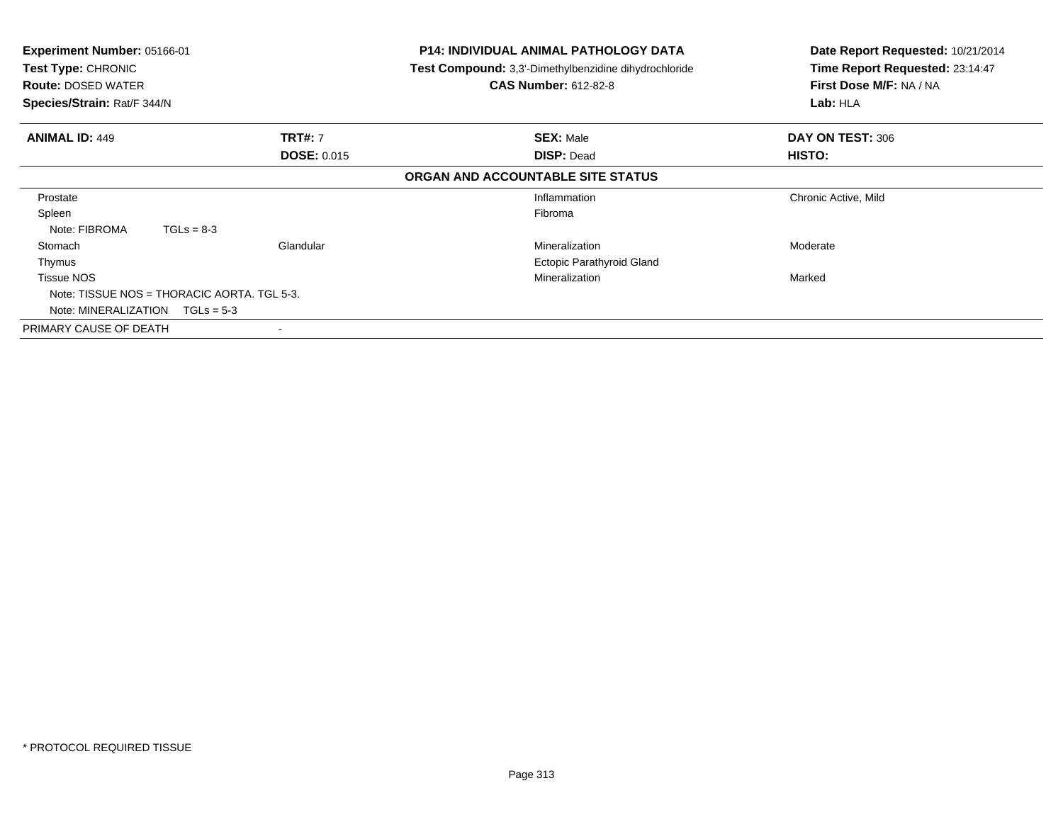**Experiment Number:** 05166-01
**Test Type:** CHRONIC
**Route:** DOSED WATER
**Species/Strain:** Rat/F 344/N

**P14: INDIVIDUAL ANIMAL PATHOLOGY DATA**
**Test Compound:** 3,3'-Dimethylbenzidine dihydrochloride
**CAS Number:** 612-82-8

**Date Report Requested:** 10/21/2014
**Time Report Requested:** 23:14:47
**First Dose M/F:** NA / NA
**Lab:** HLA

| **ANIMAL ID:** 449 | **TRT#:** 7 | **SEX:** Male | **DAY ON TEST:** 306 |
|---|---|---|---|
| | **DOSE:** 0.015 | **DISP:** Dead | **HISTO:** |

**ORGAN AND ACCOUNTABLE SITE STATUS**

| | | | |
|---|---|---|---|
| Prostate | | Inflammation | Chronic Active, Mild |
| Spleen | | Fibroma | |
| Note: FIBROMA TGLs = 8-3 | | | |
| Stomach | Glandular | Mineralization | Moderate |
| Thymus | | Ectopic Parathyroid Gland | |
| Tissue NOS | | Mineralization | Marked |
| Note: TISSUE NOS = THORACIC AORTA. TGL 5-3. | | | |
| Note: MINERALIZATION TGLs = 5-3 | | | |
| PRIMARY CAUSE OF DEATH | - | | |

* PROTOCOL REQUIRED TISSUE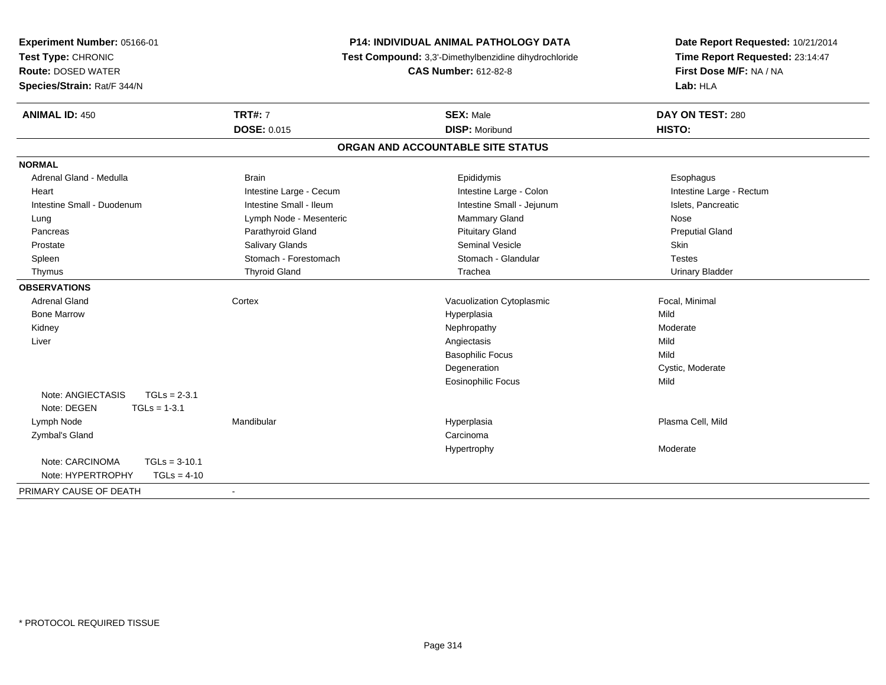**Experiment Number:** 05166-01
**Test Type:** CHRONIC
**Route:** DOSED WATER
**Species/Strain:** Rat/F 344/N

**P14: INDIVIDUAL ANIMAL PATHOLOGY DATA**
**Test Compound:** 3,3'-Dimethylbenzidine dihydrochloride
**CAS Number:** 612-82-8

**Date Report Requested:** 10/21/2014
**Time Report Requested:** 23:14:47
**First Dose M/F:** NA / NA
**Lab:** HLA

| **ANIMAL ID:** 450 | **TRT#:** 7 | **SEX:** Male | **DAY ON TEST:** 280 |
|---|---|---|---|
| | **DOSE:** 0.015 | **DISP:** Moribund | **HISTO:** |

## ORGAN AND ACCOUNTABLE SITE STATUS

**NORMAL**

| | | | |
|---|---|---|---|
| Adrenal Gland - Medulla | Brain | Epididymis | Esophagus |
| Heart | Intestine Large - Cecum | Intestine Large - Colon | Intestine Large - Rectum |
| Intestine Small - Duodenum | Intestine Small - Ileum | Intestine Small - Jejunum | Islets, Pancreatic |
| Lung | Lymph Node - Mesenteric | Mammary Gland | Nose |
| Pancreas | Parathyroid Gland | Pituitary Gland | Preputial Gland |
| Prostate | Salivary Glands | Seminal Vesicle | Skin |
| Spleen | Stomach - Forestomach | Stomach - Glandular | Testes |
| Thymus | Thyroid Gland | Trachea | Urinary Bladder |

**OBSERVATIONS**

| | | | |
|---|---|---|---|
| Adrenal Gland | Cortex | Vacuolization Cytoplasmic | Focal, Minimal |
| Bone Marrow | | Hyperplasia | Mild |
| Kidney | | Nephropathy | Moderate |
| Liver | | Angiectasis | Mild |
| | | Basophilic Focus | Mild |
| | | Degeneration | Cystic, Moderate |
| | | Eosinophilic Focus | Mild |
| Note: ANGIECTASIS TGLs = 2-3.1 | | | |
| Note: DEGEN TGLs = 1-3.1 | | | |
| Lymph Node | Mandibular | Hyperplasia | Plasma Cell, Mild |
| Zymbal's Gland | | Carcinoma | |
| | | Hypertrophy | Moderate |
| Note: CARCINOMA TGLs = 3-10.1 | | | |
| Note: HYPERTROPHY TGLs = 4-10 | | | |

PRIMARY CAUSE OF DEATH -

* PROTOCOL REQUIRED TISSUE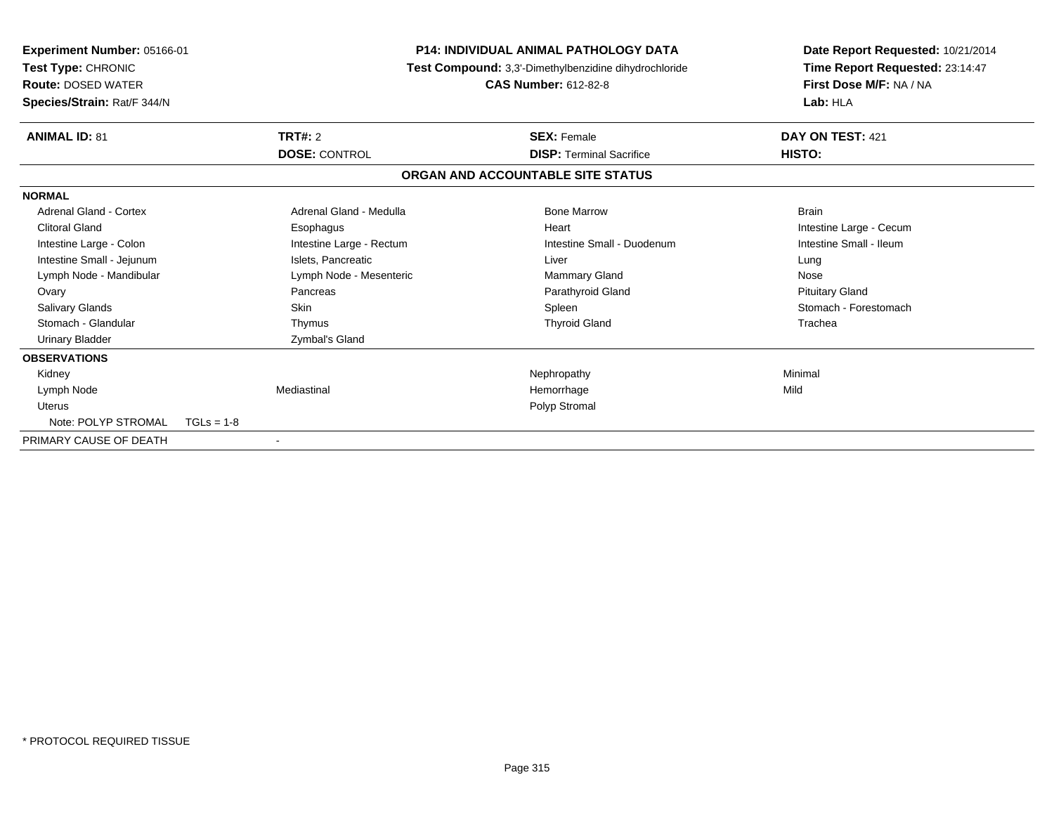**Experiment Number:** 05166-01
**Test Type:** CHRONIC
**Route:** DOSED WATER
**Species/Strain:** Rat/F 344/N

**P14: INDIVIDUAL ANIMAL PATHOLOGY DATA**
**Test Compound:** 3,3'-Dimethylbenzidine dihydrochloride
**CAS Number:** 612-82-8

**Date Report Requested:** 10/21/2014
**Time Report Requested:** 23:14:47
**First Dose M/F:** NA / NA
**Lab:** HLA

| **ANIMAL ID:** 81 | **TRT#:** 2 | **SEX:** Female | **DAY ON TEST:** 421 |
|---|---|---|---|
| | **DOSE:** CONTROL | **DISP:** Terminal Sacrifice | **HISTO:** |

**ORGAN AND ACCOUNTABLE SITE STATUS**

**NORMAL**

| | | | |
|---|---|---|---|
| Adrenal Gland - Cortex | Adrenal Gland - Medulla | Bone Marrow | Brain |
| Clitoral Gland | Esophagus | Heart | Intestine Large - Cecum |
| Intestine Large - Colon | Intestine Large - Rectum | Intestine Small - Duodenum | Intestine Small - Ileum |
| Intestine Small - Jejunum | Islets, Pancreatic | Liver | Lung |
| Lymph Node - Mandibular | Lymph Node - Mesenteric | Mammary Gland | Nose |
| Ovary | Pancreas | Parathyroid Gland | Pituitary Gland |
| Salivary Glands | Skin | Spleen | Stomach - Forestomach |
| Stomach - Glandular | Thymus | Thyroid Gland | Trachea |
| Urinary Bladder | Zymbal's Gland | | |

**OBSERVATIONS**

| | | | |
|---|---|---|---|
| Kidney | | Nephropathy | Minimal |
| Lymph Node | Mediastinal | Hemorrhage | Mild |
| Uterus | | Polyp Stromal | |
| Note: POLYP STROMAL TGLs = 1-8 | | | |

PRIMARY CAUSE OF DEATH -

\* PROTOCOL REQUIRED TISSUE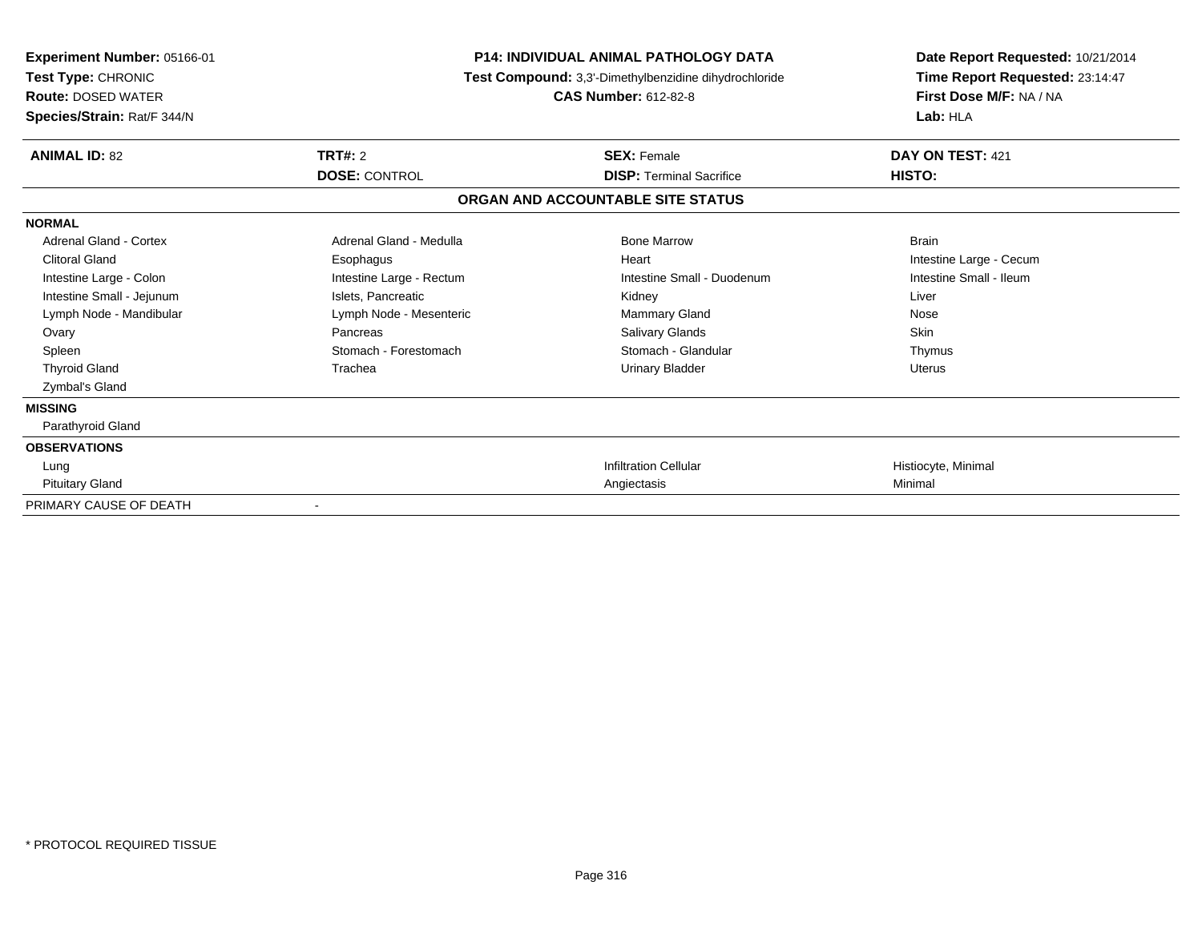**Experiment Number:** 05166-01
**Test Type:** CHRONIC
**Route:** DOSED WATER
**Species/Strain:** Rat/F 344/N

**P14: INDIVIDUAL ANIMAL PATHOLOGY DATA**
**Test Compound:** 3,3'-Dimethylbenzidine dihydrochloride
**CAS Number:** 612-82-8

**Date Report Requested:** 10/21/2014
**Time Report Requested:** 23:14:47
**First Dose M/F:** NA / NA
**Lab:** HLA

| **ANIMAL ID:** 82 | **TRT#:** 2 | **SEX:** Female | **DAY ON TEST:** 421 |
|---|---|---|---|
| | **DOSE:** CONTROL | **DISP:** Terminal Sacrifice | **HISTO:** |

**ORGAN AND ACCOUNTABLE SITE STATUS**

**NORMAL**

| | | | |
|---|---|---|---|
| Adrenal Gland - Cortex | Adrenal Gland - Medulla | Bone Marrow | Brain |
| Clitoral Gland | Esophagus | Heart | Intestine Large - Cecum |
| Intestine Large - Colon | Intestine Large - Rectum | Intestine Small - Duodenum | Intestine Small - Ileum |
| Intestine Small - Jejunum | Islets, Pancreatic | Kidney | Liver |
| Lymph Node - Mandibular | Lymph Node - Mesenteric | Mammary Gland | Nose |
| Ovary | Pancreas | Salivary Glands | Skin |
| Spleen | Stomach - Forestomach | Stomach - Glandular | Thymus |
| Thyroid Gland | Trachea | Urinary Bladder | Uterus |
| Zymbal's Gland | | | |

**MISSING**

Parathyroid Gland

**OBSERVATIONS**

| | | | |
|---|---|---|---|
| Lung | | Infiltration Cellular | Histiocyte, Minimal |
| Pituitary Gland | | Angiectasis | Minimal |

PRIMARY CAUSE OF DEATH -

\* PROTOCOL REQUIRED TISSUE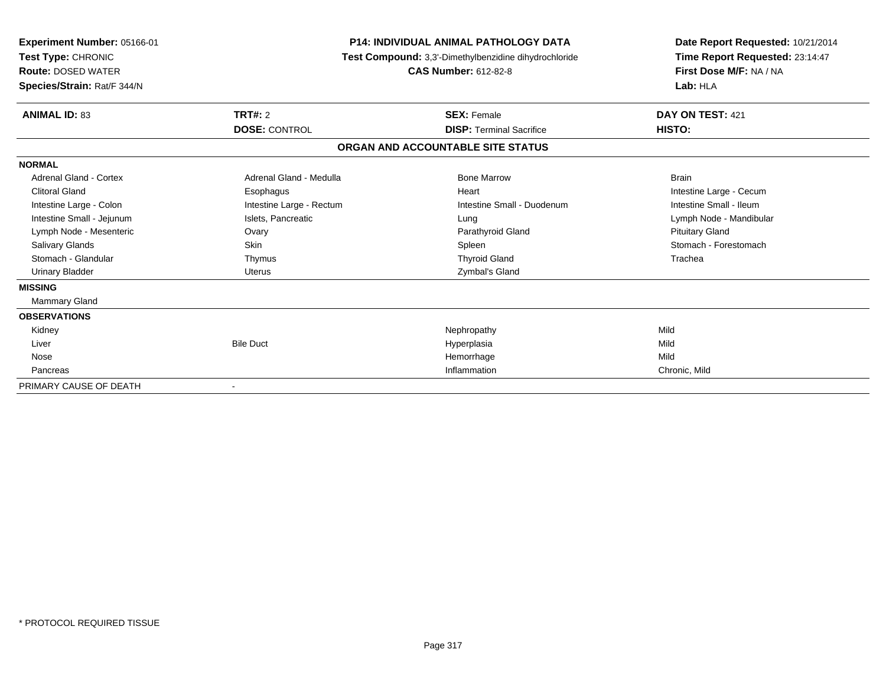**Experiment Number:** 05166-01
**Test Type:** CHRONIC
**Route:** DOSED WATER
**Species/Strain:** Rat/F 344/N

**P14: INDIVIDUAL ANIMAL PATHOLOGY DATA**
**Test Compound:** 3,3'-Dimethylbenzidine dihydrochloride
**CAS Number:** 612-82-8

**Date Report Requested:** 10/21/2014
**Time Report Requested:** 23:14:47
**First Dose M/F:** NA / NA
**Lab:** HLA

| **ANIMAL ID:** 83 | **TRT#:** 2 | **SEX:** Female | **DAY ON TEST:** 421 |
|---|---|---|---|
| | **DOSE:** CONTROL | **DISP:** Terminal Sacrifice | **HISTO:** |

## ORGAN AND ACCOUNTABLE SITE STATUS

| | | | |
|---|---|---|---|
| **NORMAL** | | | |
| Adrenal Gland - Cortex | Adrenal Gland - Medulla | Bone Marrow | Brain |
| Clitoral Gland | Esophagus | Heart | Intestine Large - Cecum |
| Intestine Large - Colon | Intestine Large - Rectum | Intestine Small - Duodenum | Intestine Small - Ileum |
| Intestine Small - Jejunum | Islets, Pancreatic | Lung | Lymph Node - Mandibular |
| Lymph Node - Mesenteric | Ovary | Parathyroid Gland | Pituitary Gland |
| Salivary Glands | Skin | Spleen | Stomach - Forestomach |
| Stomach - Glandular | Thymus | Thyroid Gland | Trachea |
| Urinary Bladder | Uterus | Zymbal's Gland | |
| **MISSING** | | | |
| Mammary Gland | | | |
| **OBSERVATIONS** | | | |
| Kidney | | Nephropathy | Mild |
| Liver | Bile Duct | Hyperplasia | Mild |
| Nose | | Hemorrhage | Mild |
| Pancreas | | Inflammation | Chronic, Mild |
| PRIMARY CAUSE OF DEATH | - | | |

* PROTOCOL REQUIRED TISSUE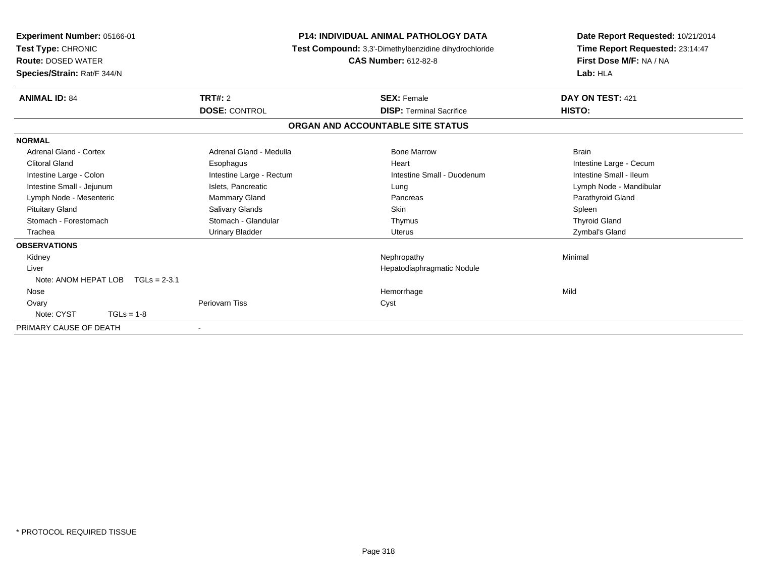**Experiment Number:** 05166-01
**Test Type:** CHRONIC
**Route:** DOSED WATER
**Species/Strain:** Rat/F 344/N

**P14: INDIVIDUAL ANIMAL PATHOLOGY DATA**
**Test Compound:** 3,3'-Dimethylbenzidine dihydrochloride
**CAS Number:** 612-82-8

**Date Report Requested:** 10/21/2014
**Time Report Requested:** 23:14:47
**First Dose M/F:** NA / NA
**Lab:** HLA

| **ANIMAL ID:** 84 | **TRT#:** 2 | **SEX:** Female | **DAY ON TEST:** 421 |
|---|---|---|---|
| | **DOSE:** CONTROL | **DISP:** Terminal Sacrifice | **HISTO:** |

**ORGAN AND ACCOUNTABLE SITE STATUS**

| | | | |
|---|---|---|---|
| **NORMAL** | | | |
| Adrenal Gland - Cortex | Adrenal Gland - Medulla | Bone Marrow | Brain |
| Clitoral Gland | Esophagus | Heart | Intestine Large - Cecum |
| Intestine Large - Colon | Intestine Large - Rectum | Intestine Small - Duodenum | Intestine Small - Ileum |
| Intestine Small - Jejunum | Islets, Pancreatic | Lung | Lymph Node - Mandibular |
| Lymph Node - Mesenteric | Mammary Gland | Pancreas | Parathyroid Gland |
| Pituitary Gland | Salivary Glands | Skin | Spleen |
| Stomach - Forestomach | Stomach - Glandular | Thymus | Thyroid Gland |
| Trachea | Urinary Bladder | Uterus | Zymbal's Gland |
| **OBSERVATIONS** | | | |
| Kidney | | Nephropathy | Minimal |
| Liver | | Hepatodiaphragmatic Nodule | |
| Note: ANOM HEPAT LOB TGLs = 2-3.1 | | | |
| Nose | | Hemorrhage | Mild |
| Ovary | Periovarn Tiss | Cyst | |
| Note: CYST TGLs = 1-8 | | | |
| PRIMARY CAUSE OF DEATH | - | | |

\* PROTOCOL REQUIRED TISSUE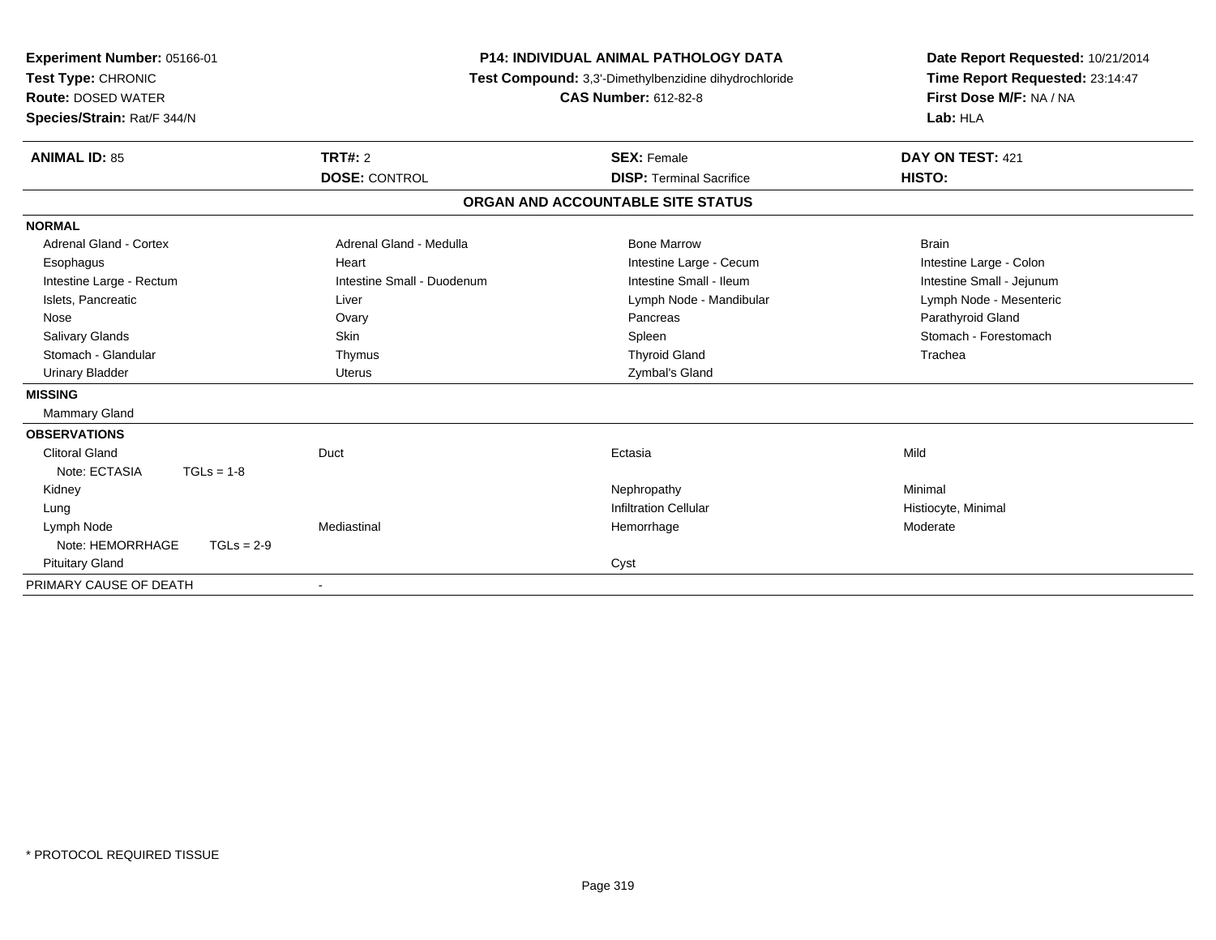**Experiment Number:** 05166-01
**Test Type:** CHRONIC
**Route:** DOSED WATER
**Species/Strain:** Rat/F 344/N

**P14: INDIVIDUAL ANIMAL PATHOLOGY DATA**
**Test Compound:** 3,3'-Dimethylbenzidine dihydrochloride
**CAS Number:** 612-82-8

**Date Report Requested:** 10/21/2014
**Time Report Requested:** 23:14:47
**First Dose M/F:** NA / NA
**Lab:** HLA

| **ANIMAL ID:** 85 | **TRT#:** 2 | **SEX:** Female | **DAY ON TEST:** 421 |
|---|---|---|---|
| | **DOSE:** CONTROL | **DISP:** Terminal Sacrifice | **HISTO:** |

**ORGAN AND ACCOUNTABLE SITE STATUS**

**NORMAL**

| | | | |
|---|---|---|---|
| Adrenal Gland - Cortex | Adrenal Gland - Medulla | Bone Marrow | Brain |
| Esophagus | Heart | Intestine Large - Cecum | Intestine Large - Colon |
| Intestine Large - Rectum | Intestine Small - Duodenum | Intestine Small - Ileum | Intestine Small - Jejunum |
| Islets, Pancreatic | Liver | Lymph Node - Mandibular | Lymph Node - Mesenteric |
| Nose | Ovary | Pancreas | Parathyroid Gland |
| Salivary Glands | Skin | Spleen | Stomach - Forestomach |
| Stomach - Glandular | Thymus | Thyroid Gland | Trachea |
| Urinary Bladder | Uterus | Zymbal's Gland | |

**MISSING**

Mammary Gland

**OBSERVATIONS**

| | | | |
|---|---|---|---|
| Clitoral Gland | Duct | Ectasia | Mild |
| Note: ECTASIA TGLs = 1-8 | | | |
| Kidney | | Nephropathy | Minimal |
| Lung | | Infiltration Cellular | Histiocyte, Minimal |
| Lymph Node | Mediastinal | Hemorrhage | Moderate |
| Note: HEMORRHAGE TGLs = 2-9 | | | |
| Pituitary Gland | | Cyst | |

PRIMARY CAUSE OF DEATH -

* PROTOCOL REQUIRED TISSUE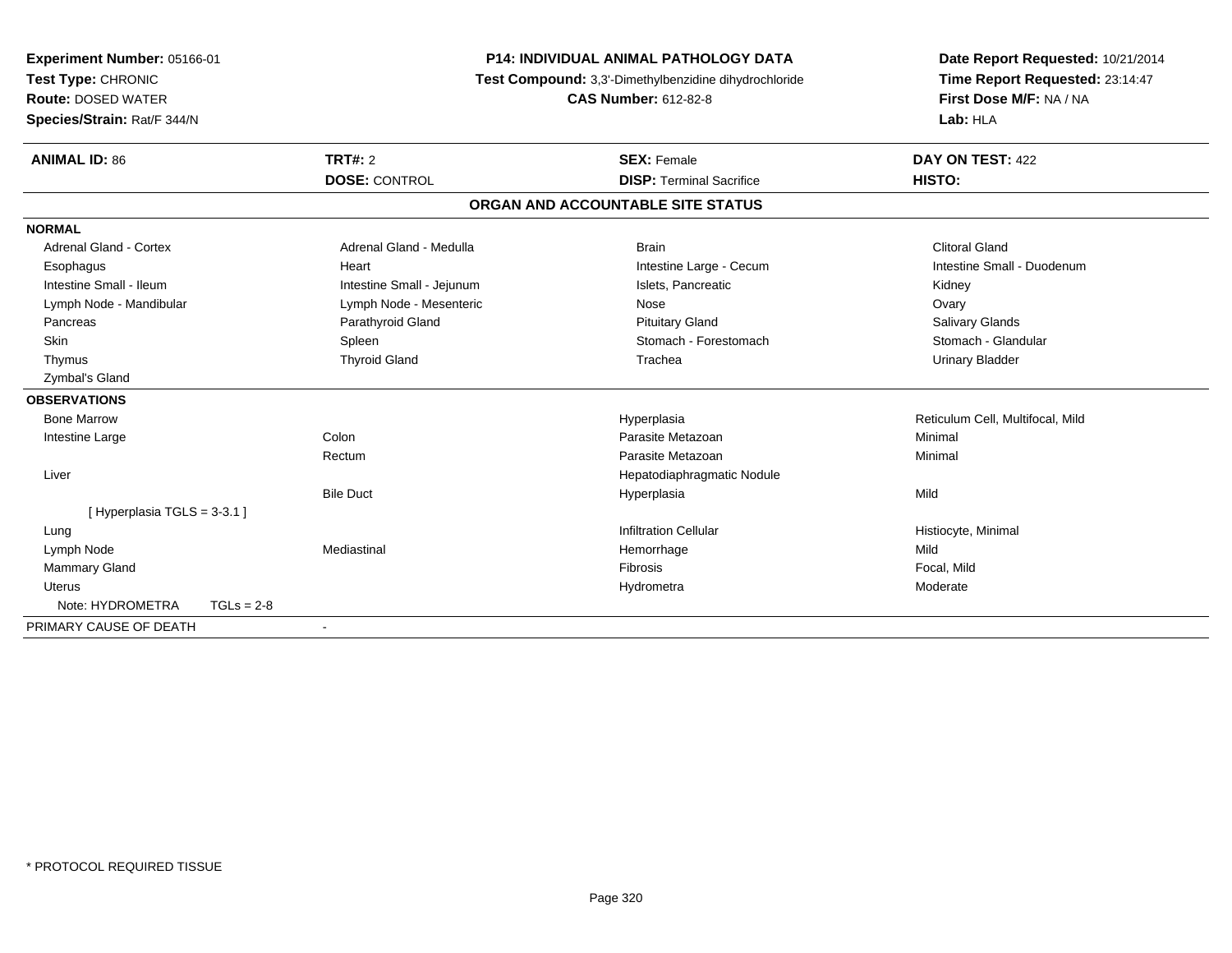**Experiment Number:** 05166-01
**Test Type:** CHRONIC
**Route:** DOSED WATER
**Species/Strain:** Rat/F 344/N

**P14: INDIVIDUAL ANIMAL PATHOLOGY DATA**
**Test Compound:** 3,3'-Dimethylbenzidine dihydrochloride
**CAS Number:** 612-82-8

**Date Report Requested:** 10/21/2014
**Time Report Requested:** 23:14:47
**First Dose M/F:** NA / NA
**Lab:** HLA

| **ANIMAL ID:** 86 | **TRT#:** 2 | **SEX:** Female | **DAY ON TEST:** 422 |
|---|---|---|---|
| | **DOSE:** CONTROL | **DISP:** Terminal Sacrifice | **HISTO:** |

## ORGAN AND ACCOUNTABLE SITE STATUS

**NORMAL**

| | | | |
|---|---|---|---|
| Adrenal Gland - Cortex | Adrenal Gland - Medulla | Brain | Clitoral Gland |
| Esophagus | Heart | Intestine Large - Cecum | Intestine Small - Duodenum |
| Intestine Small - Ileum | Intestine Small - Jejunum | Islets, Pancreatic | Kidney |
| Lymph Node - Mandibular | Lymph Node - Mesenteric | Nose | Ovary |
| Pancreas | Parathyroid Gland | Pituitary Gland | Salivary Glands |
| Skin | Spleen | Stomach - Forestomach | Stomach - Glandular |
| Thymus | Thyroid Gland | Trachea | Urinary Bladder |
| Zymbal's Gland | | | |

**OBSERVATIONS**

| | | | |
|---|---|---|---|
| Bone Marrow | | Hyperplasia | Reticulum Cell, Multifocal, Mild |
| Intestine Large | Colon | Parasite Metazoan | Minimal |
| | Rectum | Parasite Metazoan | Minimal |
| Liver | | Hepatodiaphragmatic Nodule | |
| | Bile Duct | Hyperplasia | Mild |
| [ Hyperplasia TGLS = 3-3.1 ] | | | |
| Lung | | Infiltration Cellular | Histiocyte, Minimal |
| Lymph Node | Mediastinal | Hemorrhage | Mild |
| Mammary Gland | | Fibrosis | Focal, Mild |
| Uterus | | Hydrometra | Moderate |
| Note: HYDROMETRA TGLs = 2-8 | | | |

PRIMARY CAUSE OF DEATH -

* PROTOCOL REQUIRED TISSUE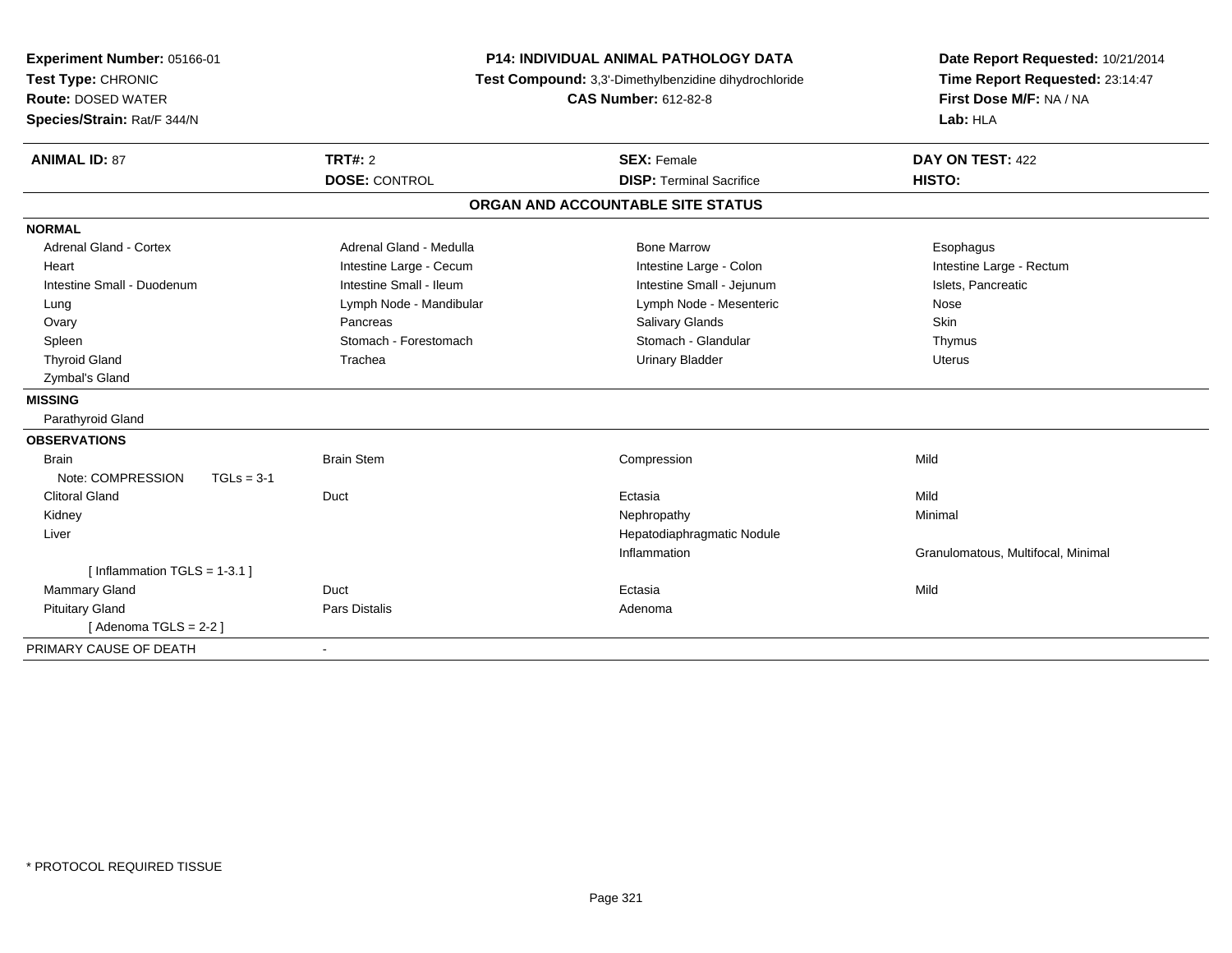**Experiment Number:** 05166-01
**Test Type:** CHRONIC
**Route:** DOSED WATER
**Species/Strain:** Rat/F 344/N

**P14: INDIVIDUAL ANIMAL PATHOLOGY DATA**
**Test Compound:** 3,3'-Dimethylbenzidine dihydrochloride
**CAS Number:** 612-82-8

**Date Report Requested:** 10/21/2014
**Time Report Requested:** 23:14:47
**First Dose M/F:** NA / NA
**Lab:** HLA

| **ANIMAL ID:** 87 | **TRT#:** 2 | **SEX:** Female | **DAY ON TEST:** 422 |
|---|---|---|---|
| | **DOSE:** CONTROL | **DISP:** Terminal Sacrifice | **HISTO:** |

## ORGAN AND ACCOUNTABLE SITE STATUS

**NORMAL**

| | | | |
|---|---|---|---|
| Adrenal Gland - Cortex | Adrenal Gland - Medulla | Bone Marrow | Esophagus |
| Heart | Intestine Large - Cecum | Intestine Large - Colon | Intestine Large - Rectum |
| Intestine Small - Duodenum | Intestine Small - Ileum | Intestine Small - Jejunum | Islets, Pancreatic |
| Lung | Lymph Node - Mandibular | Lymph Node - Mesenteric | Nose |
| Ovary | Pancreas | Salivary Glands | Skin |
| Spleen | Stomach - Forestomach | Stomach - Glandular | Thymus |
| Thyroid Gland | Trachea | Urinary Bladder | Uterus |
| Zymbal's Gland | | | |

**MISSING**

Parathyroid Gland

**OBSERVATIONS**

| | | | |
|---|---|---|---|
| Brain | Brain Stem | Compression | Mild |
| Note: COMPRESSION TGLs = 3-1 | | | |
| Clitoral Gland | Duct | Ectasia | Mild |
| Kidney | | Nephropathy | Minimal |
| Liver | | Hepatodiaphragmatic Nodule | |
| | | Inflammation | Granulomatous, Multifocal, Minimal |
| [ Inflammation TGLS = 1-3.1 ] | | | |
| Mammary Gland | Duct | Ectasia | Mild |
| Pituitary Gland | Pars Distalis | Adenoma | |
| [ Adenoma TGLS = 2-2 ] | | | |

PRIMARY CAUSE OF DEATH -

* PROTOCOL REQUIRED TISSUE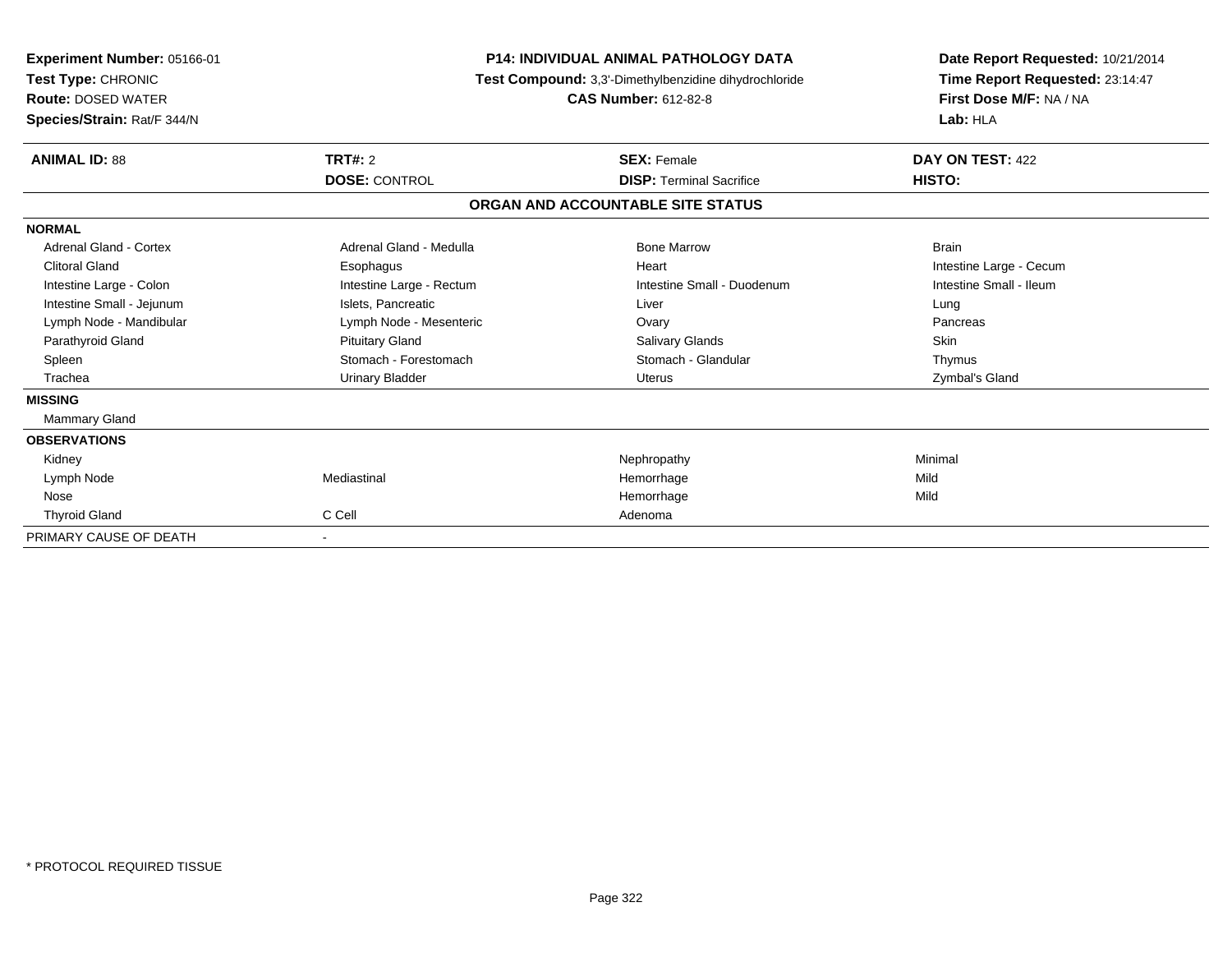**Experiment Number:** 05166-01
**Test Type:** CHRONIC
**Route:** DOSED WATER
**Species/Strain:** Rat/F 344/N

**P14: INDIVIDUAL ANIMAL PATHOLOGY DATA**
**Test Compound:** 3,3'-Dimethylbenzidine dihydrochloride
**CAS Number:** 612-82-8

**Date Report Requested:** 10/21/2014
**Time Report Requested:** 23:14:47
**First Dose M/F:** NA / NA
**Lab:** HLA

| **ANIMAL ID:** 88 | **TRT#:** 2 | **SEX:** Female | **DAY ON TEST:** 422 |
|---|---|---|---|
| | **DOSE:** CONTROL | **DISP:** Terminal Sacrifice | **HISTO:** |

## ORGAN AND ACCOUNTABLE SITE STATUS

| | | | |
|---|---|---|---|
| **NORMAL** | | | |
| Adrenal Gland - Cortex | Adrenal Gland - Medulla | Bone Marrow | Brain |
| Clitoral Gland | Esophagus | Heart | Intestine Large - Cecum |
| Intestine Large - Colon | Intestine Large - Rectum | Intestine Small - Duodenum | Intestine Small - Ileum |
| Intestine Small - Jejunum | Islets, Pancreatic | Liver | Lung |
| Lymph Node - Mandibular | Lymph Node - Mesenteric | Ovary | Pancreas |
| Parathyroid Gland | Pituitary Gland | Salivary Glands | Skin |
| Spleen | Stomach - Forestomach | Stomach - Glandular | Thymus |
| Trachea | Urinary Bladder | Uterus | Zymbal's Gland |
| **MISSING** | | | |
| Mammary Gland | | | |
| **OBSERVATIONS** | | | |
| Kidney | | Nephropathy | Minimal |
| Lymph Node | Mediastinal | Hemorrhage | Mild |
| Nose | | Hemorrhage | Mild |
| Thyroid Gland | C Cell | Adenoma | |
| PRIMARY CAUSE OF DEATH | - | | |

* PROTOCOL REQUIRED TISSUE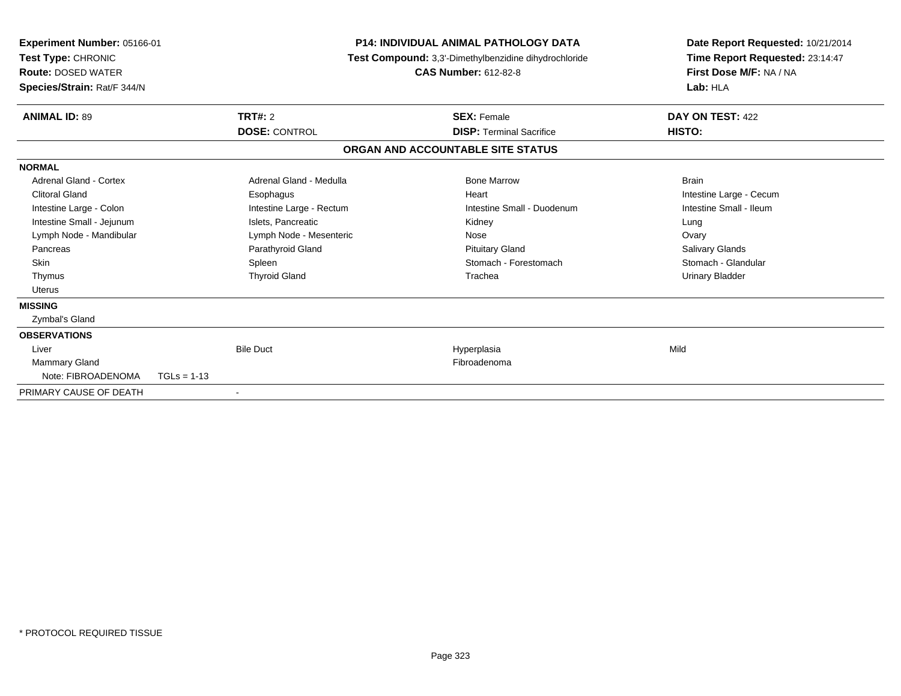**Experiment Number:** 05166-01
**Test Type:** CHRONIC
**Route:** DOSED WATER
**Species/Strain:** Rat/F 344/N

**P14: INDIVIDUAL ANIMAL PATHOLOGY DATA**
**Test Compound:** 3,3'-Dimethylbenzidine dihydrochloride
**CAS Number:** 612-82-8

**Date Report Requested:** 10/21/2014
**Time Report Requested:** 23:14:47
**First Dose M/F:** NA / NA
**Lab:** HLA

| **ANIMAL ID:** 89 | **TRT#:** 2 | **SEX:** Female | **DAY ON TEST:** 422 |
|---|---|---|---|
| | **DOSE:** CONTROL | **DISP:** Terminal Sacrifice | **HISTO:** |

## ORGAN AND ACCOUNTABLE SITE STATUS

**NORMAL**

| | | | |
|---|---|---|---|
| Adrenal Gland - Cortex | Adrenal Gland - Medulla | Bone Marrow | Brain |
| Clitoral Gland | Esophagus | Heart | Intestine Large - Cecum |
| Intestine Large - Colon | Intestine Large - Rectum | Intestine Small - Duodenum | Intestine Small - Ileum |
| Intestine Small - Jejunum | Islets, Pancreatic | Kidney | Lung |
| Lymph Node - Mandibular | Lymph Node - Mesenteric | Nose | Ovary |
| Pancreas | Parathyroid Gland | Pituitary Gland | Salivary Glands |
| Skin | Spleen | Stomach - Forestomach | Stomach - Glandular |
| Thymus | Thyroid Gland | Trachea | Urinary Bladder |
| Uterus | | | |

**MISSING**

Zymbal's Gland

**OBSERVATIONS**

| | | | |
|---|---|---|---|
| Liver | Bile Duct | Hyperplasia | Mild |
| Mammary Gland | | Fibroadenoma | |
| Note: FIBROADENOMA TGLs = 1-13 | | | |

PRIMARY CAUSE OF DEATH -

* PROTOCOL REQUIRED TISSUE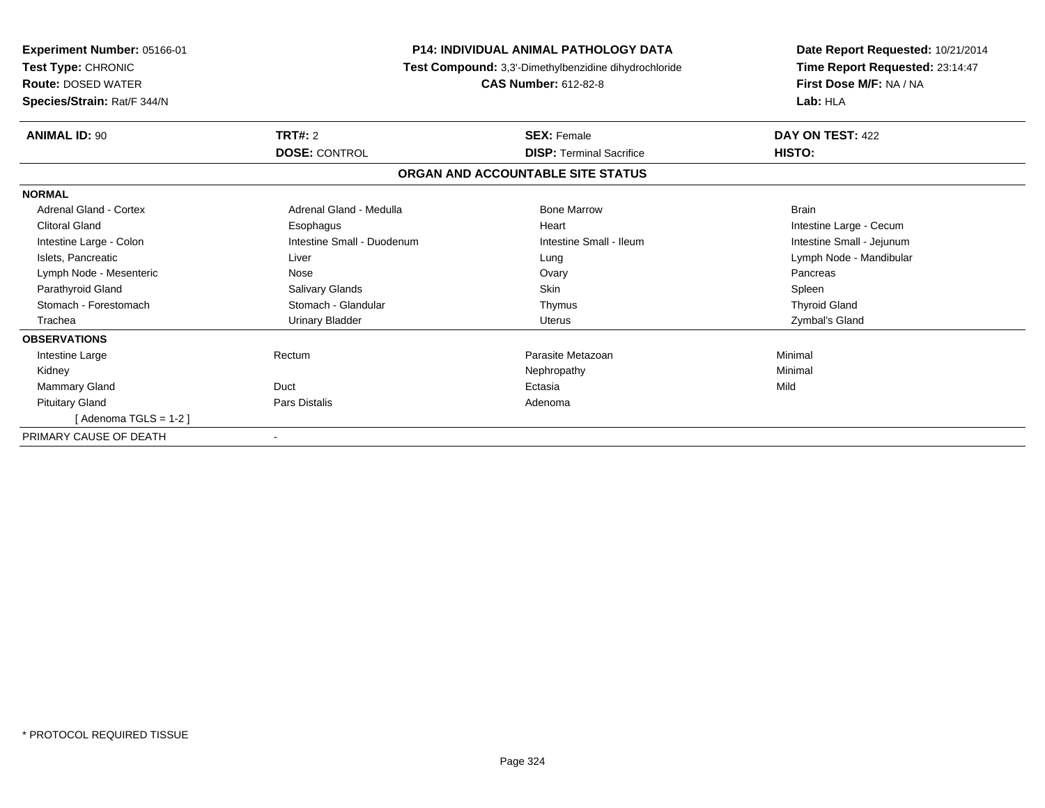**Experiment Number:** 05166-01
**Test Type:** CHRONIC
**Route:** DOSED WATER
**Species/Strain:** Rat/F 344/N

**P14: INDIVIDUAL ANIMAL PATHOLOGY DATA**
**Test Compound:** 3,3'-Dimethylbenzidine dihydrochloride
**CAS Number:** 612-82-8

**Date Report Requested:** 10/21/2014
**Time Report Requested:** 23:14:47
**First Dose M/F:** NA / NA
**Lab:** HLA

| **ANIMAL ID:** 90 | **TRT#:** 2 | **SEX:** Female | **DAY ON TEST:** 422 |
|---|---|---|---|
| | **DOSE:** CONTROL | **DISP:** Terminal Sacrifice | **HISTO:** |

**ORGAN AND ACCOUNTABLE SITE STATUS**

| | | | |
|---|---|---|---|
| **NORMAL** | | | |
| Adrenal Gland - Cortex | Adrenal Gland - Medulla | Bone Marrow | Brain |
| Clitoral Gland | Esophagus | Heart | Intestine Large - Cecum |
| Intestine Large - Colon | Intestine Small - Duodenum | Intestine Small - Ileum | Intestine Small - Jejunum |
| Islets, Pancreatic | Liver | Lung | Lymph Node - Mandibular |
| Lymph Node - Mesenteric | Nose | Ovary | Pancreas |
| Parathyroid Gland | Salivary Glands | Skin | Spleen |
| Stomach - Forestomach | Stomach - Glandular | Thymus | Thyroid Gland |
| Trachea | Urinary Bladder | Uterus | Zymbal's Gland |
| **OBSERVATIONS** | | | |
| Intestine Large | Rectum | Parasite Metazoan | Minimal |
| Kidney | | Nephropathy | Minimal |
| Mammary Gland | Duct | Ectasia | Mild |
| Pituitary Gland | Pars Distalis | Adenoma | |
| [ Adenoma TGLS = 1-2 ] | | | |
| PRIMARY CAUSE OF DEATH | - | | |

* PROTOCOL REQUIRED TISSUE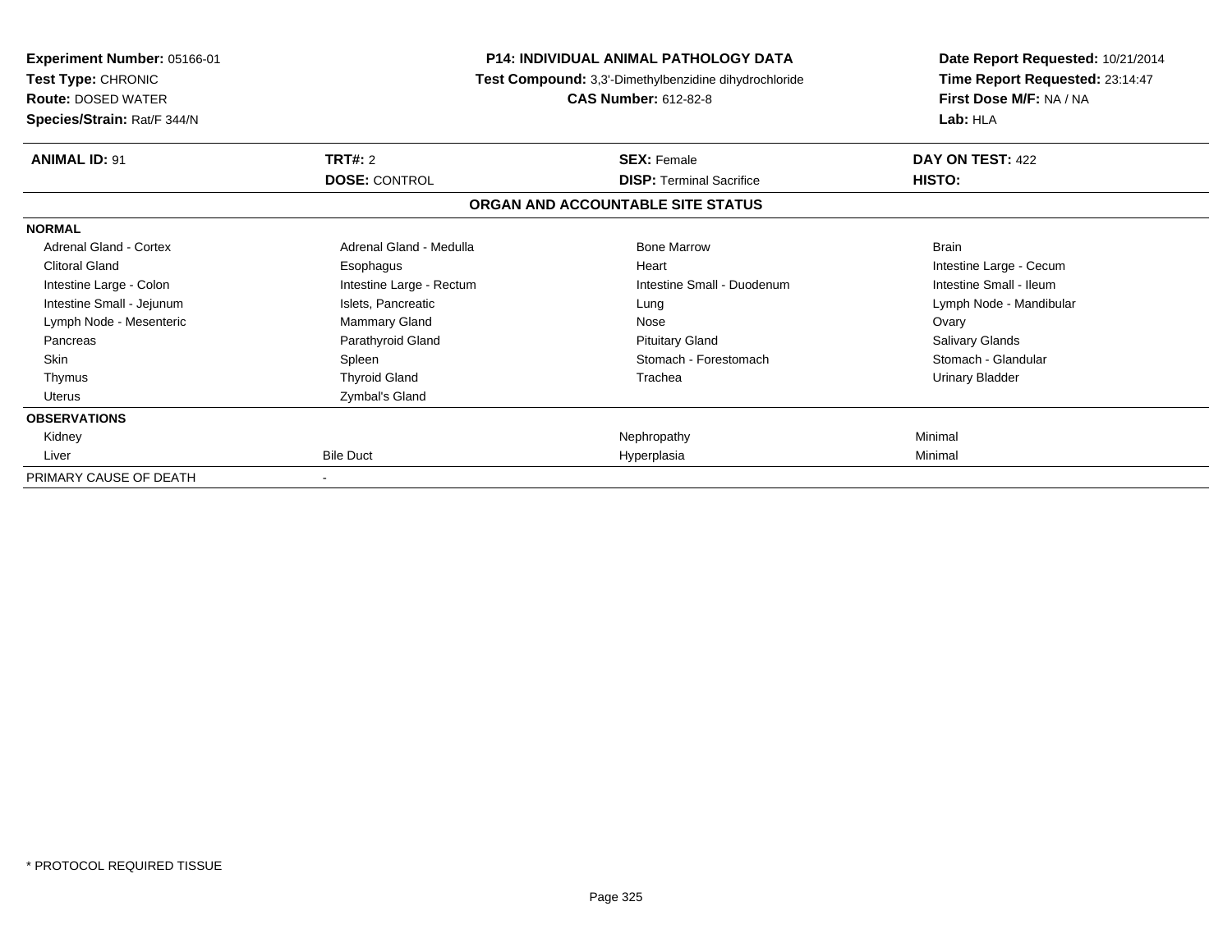**Experiment Number:** 05166-01
**Test Type:** CHRONIC
**Route:** DOSED WATER
**Species/Strain:** Rat/F 344/N

**P14: INDIVIDUAL ANIMAL PATHOLOGY DATA**
**Test Compound:** 3,3'-Dimethylbenzidine dihydrochloride
**CAS Number:** 612-82-8

**Date Report Requested:** 10/21/2014
**Time Report Requested:** 23:14:47
**First Dose M/F:** NA / NA
**Lab:** HLA

| **ANIMAL ID:** 91 | **TRT#:** 2 | **SEX:** Female | **DAY ON TEST:** 422 |
|---|---|---|---|
| | **DOSE:** CONTROL | **DISP:** Terminal Sacrifice | **HISTO:** |

## ORGAN AND ACCOUNTABLE SITE STATUS

| | | | |
|---|---|---|---|
| **NORMAL** | | | |
| Adrenal Gland - Cortex | Adrenal Gland - Medulla | Bone Marrow | Brain |
| Clitoral Gland | Esophagus | Heart | Intestine Large - Cecum |
| Intestine Large - Colon | Intestine Large - Rectum | Intestine Small - Duodenum | Intestine Small - Ileum |
| Intestine Small - Jejunum | Islets, Pancreatic | Lung | Lymph Node - Mandibular |
| Lymph Node - Mesenteric | Mammary Gland | Nose | Ovary |
| Pancreas | Parathyroid Gland | Pituitary Gland | Salivary Glands |
| Skin | Spleen | Stomach - Forestomach | Stomach - Glandular |
| Thymus | Thyroid Gland | Trachea | Urinary Bladder |
| Uterus | Zymbal's Gland | | |
| **OBSERVATIONS** | | | |
| Kidney | | Nephropathy | Minimal |
| Liver | Bile Duct | Hyperplasia | Minimal |
| PRIMARY CAUSE OF DEATH | - | | |

\* PROTOCOL REQUIRED TISSUE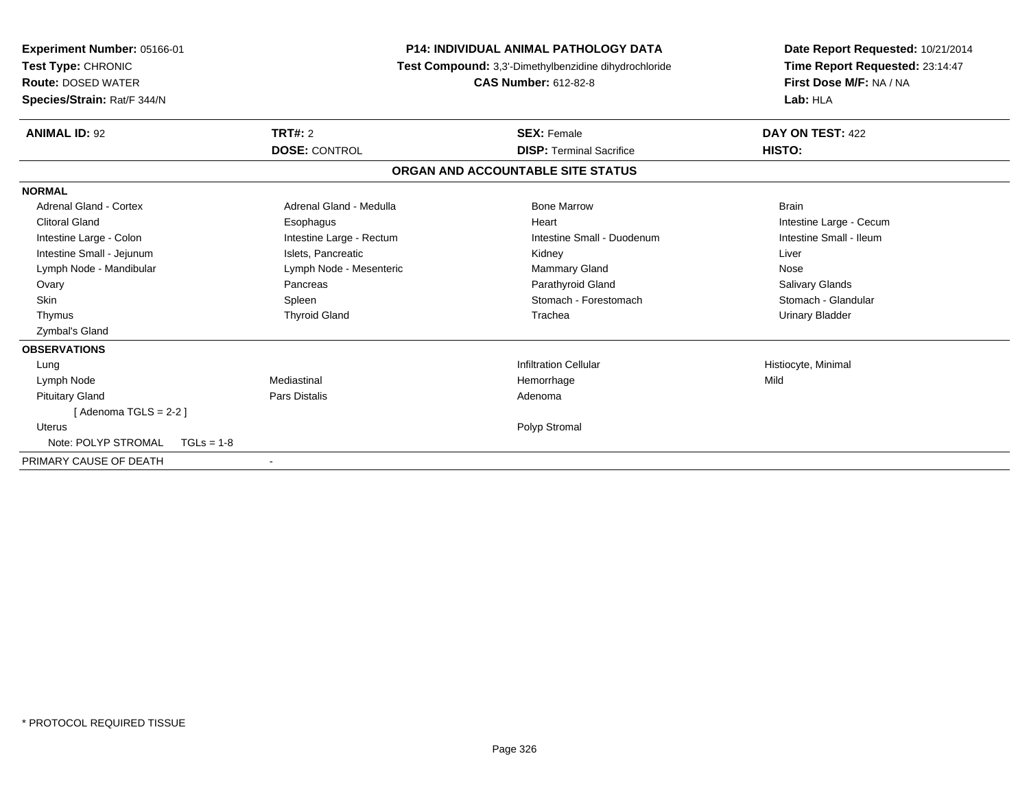**Experiment Number:** 05166-01
**Test Type:** CHRONIC
**Route:** DOSED WATER
**Species/Strain:** Rat/F 344/N

**P14: INDIVIDUAL ANIMAL PATHOLOGY DATA**
**Test Compound:** 3,3'-Dimethylbenzidine dihydrochloride
**CAS Number:** 612-82-8

**Date Report Requested:** 10/21/2014
**Time Report Requested:** 23:14:47
**First Dose M/F:** NA / NA
**Lab:** HLA

| **ANIMAL ID:** 92 | **TRT#:** 2 | **SEX:** Female | **DAY ON TEST:** 422 |
|---|---|---|---|
| | **DOSE:** CONTROL | **DISP:** Terminal Sacrifice | **HISTO:** |

## ORGAN AND ACCOUNTABLE SITE STATUS

| | | | |
|---|---|---|---|
| **NORMAL** | | | |
| Adrenal Gland - Cortex | Adrenal Gland - Medulla | Bone Marrow | Brain |
| Clitoral Gland | Esophagus | Heart | Intestine Large - Cecum |
| Intestine Large - Colon | Intestine Large - Rectum | Intestine Small - Duodenum | Intestine Small - Ileum |
| Intestine Small - Jejunum | Islets, Pancreatic | Kidney | Liver |
| Lymph Node - Mandibular | Lymph Node - Mesenteric | Mammary Gland | Nose |
| Ovary | Pancreas | Parathyroid Gland | Salivary Glands |
| Skin | Spleen | Stomach - Forestomach | Stomach - Glandular |
| Thymus | Thyroid Gland | Trachea | Urinary Bladder |
| Zymbal's Gland | | | |
| **OBSERVATIONS** | | | |
| Lung | | Infiltration Cellular | Histiocyte, Minimal |
| Lymph Node | Mediastinal | Hemorrhage | Mild |
| Pituitary Gland | Pars Distalis | Adenoma | |
| [ Adenoma TGLS = 2-2 ] | | | |
| Uterus | | Polyp Stromal | |
| Note: POLYP STROMAL TGLs = 1-8 | | | |
| PRIMARY CAUSE OF DEATH | - | | |

* PROTOCOL REQUIRED TISSUE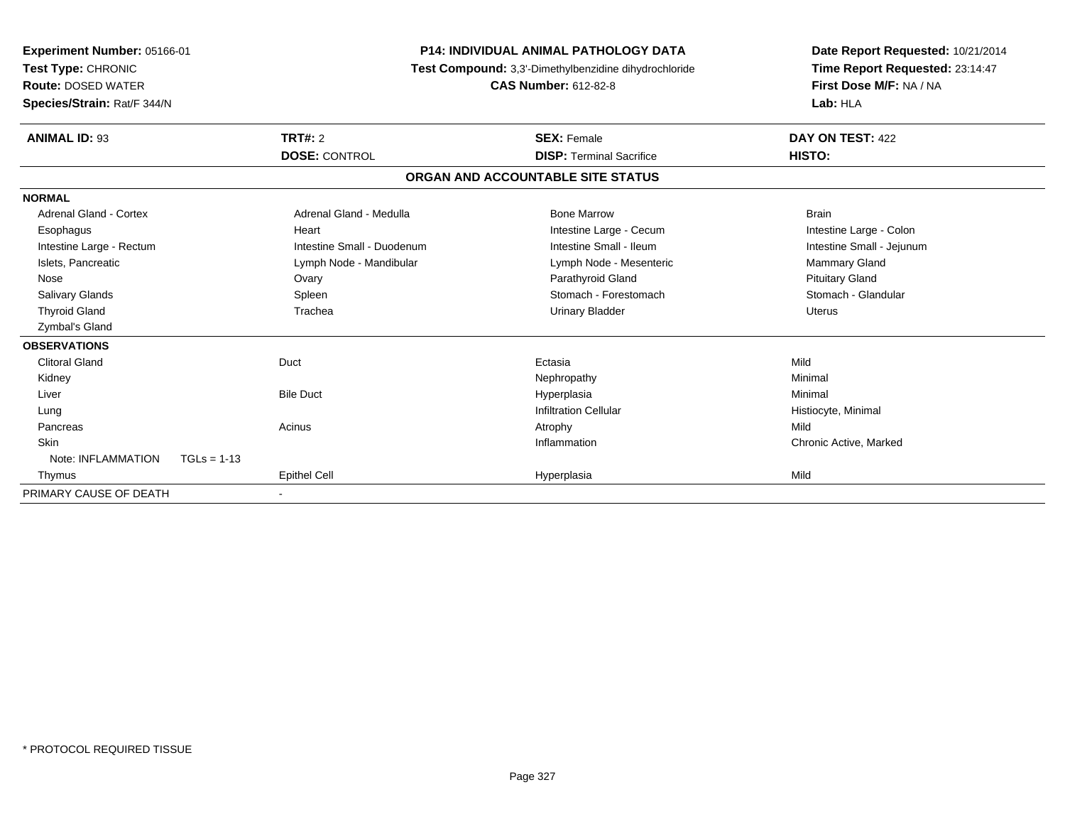**Experiment Number:** 05166-01
**Test Type:** CHRONIC
**Route:** DOSED WATER
**Species/Strain:** Rat/F 344/N

**P14: INDIVIDUAL ANIMAL PATHOLOGY DATA**
**Test Compound:** 3,3'-Dimethylbenzidine dihydrochloride
**CAS Number:** 612-82-8

**Date Report Requested:** 10/21/2014
**Time Report Requested:** 23:14:47
**First Dose M/F:** NA / NA
**Lab:** HLA

| **ANIMAL ID:** 93 | **TRT#:** 2 | **SEX:** Female | **DAY ON TEST:** 422 |
|---|---|---|---|
| | **DOSE:** CONTROL | **DISP:** Terminal Sacrifice | **HISTO:** |

**ORGAN AND ACCOUNTABLE SITE STATUS**

**NORMAL**

| | | | |
|---|---|---|---|
| Adrenal Gland - Cortex | Adrenal Gland - Medulla | Bone Marrow | Brain |
| Esophagus | Heart | Intestine Large - Cecum | Intestine Large - Colon |
| Intestine Large - Rectum | Intestine Small - Duodenum | Intestine Small - Ileum | Intestine Small - Jejunum |
| Islets, Pancreatic | Lymph Node - Mandibular | Lymph Node - Mesenteric | Mammary Gland |
| Nose | Ovary | Parathyroid Gland | Pituitary Gland |
| Salivary Glands | Spleen | Stomach - Forestomach | Stomach - Glandular |
| Thyroid Gland | Trachea | Urinary Bladder | Uterus |
| Zymbal's Gland | | | |

**OBSERVATIONS**

| | | | |
|---|---|---|---|
| Clitoral Gland | Duct | Ectasia | Mild |
| Kidney | | Nephropathy | Minimal |
| Liver | Bile Duct | Hyperplasia | Minimal |
| Lung | | Infiltration Cellular | Histiocyte, Minimal |
| Pancreas | Acinus | Atrophy | Mild |
| Skin | | Inflammation | Chronic Active, Marked |
| Note: INFLAMMATION TGLs = 1-13 | | | |
| Thymus | Epithel Cell | Hyperplasia | Mild |

PRIMARY CAUSE OF DEATH -

\* PROTOCOL REQUIRED TISSUE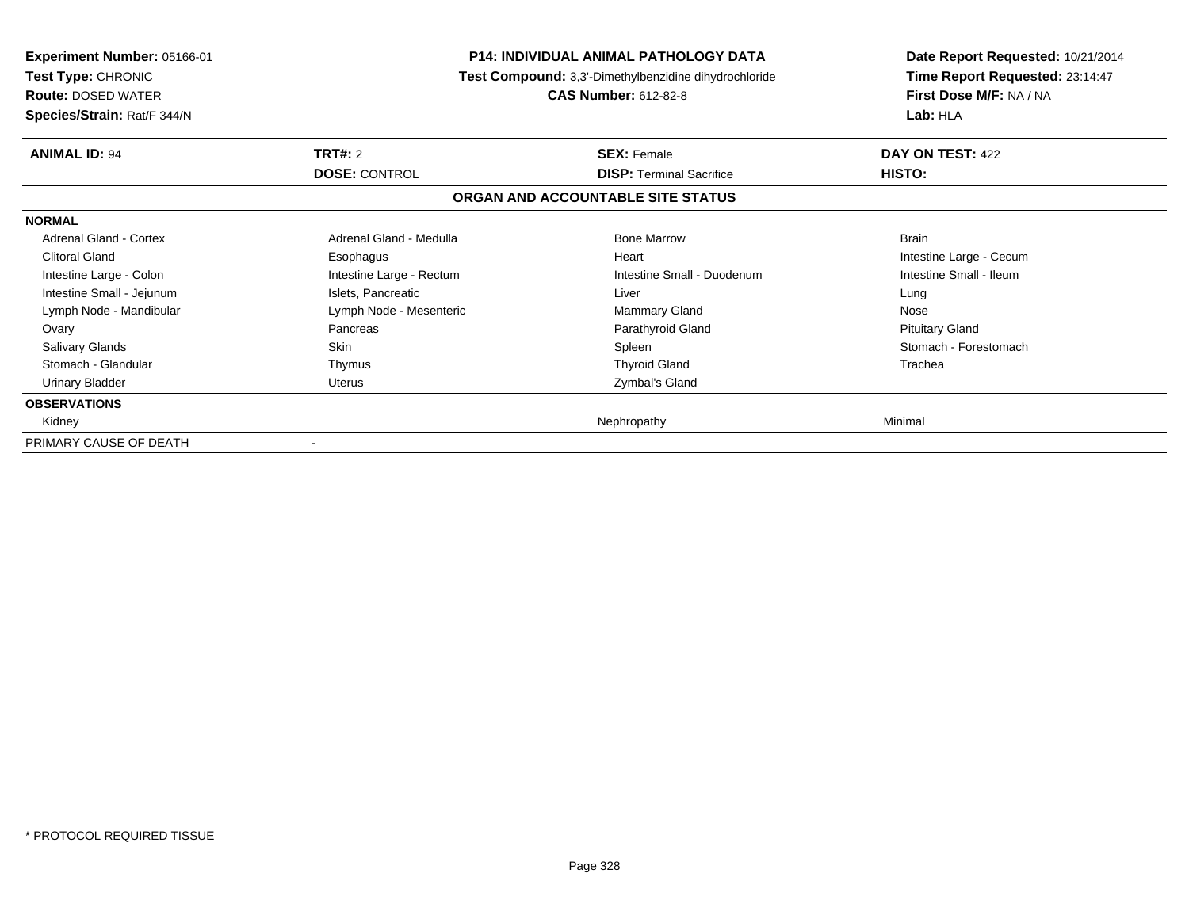**Experiment Number:** 05166-01
**Test Type:** CHRONIC
**Route:** DOSED WATER
**Species/Strain:** Rat/F 344/N

**P14: INDIVIDUAL ANIMAL PATHOLOGY DATA**
**Test Compound:** 3,3'-Dimethylbenzidine dihydrochloride
**CAS Number:** 612-82-8

**Date Report Requested:** 10/21/2014
**Time Report Requested:** 23:14:47
**First Dose M/F:** NA / NA
**Lab:** HLA

| **ANIMAL ID:** 94 | **TRT#:** 2 | **SEX:** Female | **DAY ON TEST:** 422 |
|---|---|---|---|
| | **DOSE:** CONTROL | **DISP:** Terminal Sacrifice | **HISTO:** |

**ORGAN AND ACCOUNTABLE SITE STATUS**

**NORMAL**

| | | | |
|---|---|---|---|
| Adrenal Gland - Cortex | Adrenal Gland - Medulla | Bone Marrow | Brain |
| Clitoral Gland | Esophagus | Heart | Intestine Large - Cecum |
| Intestine Large - Colon | Intestine Large - Rectum | Intestine Small - Duodenum | Intestine Small - Ileum |
| Intestine Small - Jejunum | Islets, Pancreatic | Liver | Lung |
| Lymph Node - Mandibular | Lymph Node - Mesenteric | Mammary Gland | Nose |
| Ovary | Pancreas | Parathyroid Gland | Pituitary Gland |
| Salivary Glands | Skin | Spleen | Stomach - Forestomach |
| Stomach - Glandular | Thymus | Thyroid Gland | Trachea |
| Urinary Bladder | Uterus | Zymbal's Gland | |

**OBSERVATIONS**

| | | | |
|---|---|---|---|
| Kidney | | Nephropathy | Minimal |

| | |
|---|---|
| PRIMARY CAUSE OF DEATH | - |

\* PROTOCOL REQUIRED TISSUE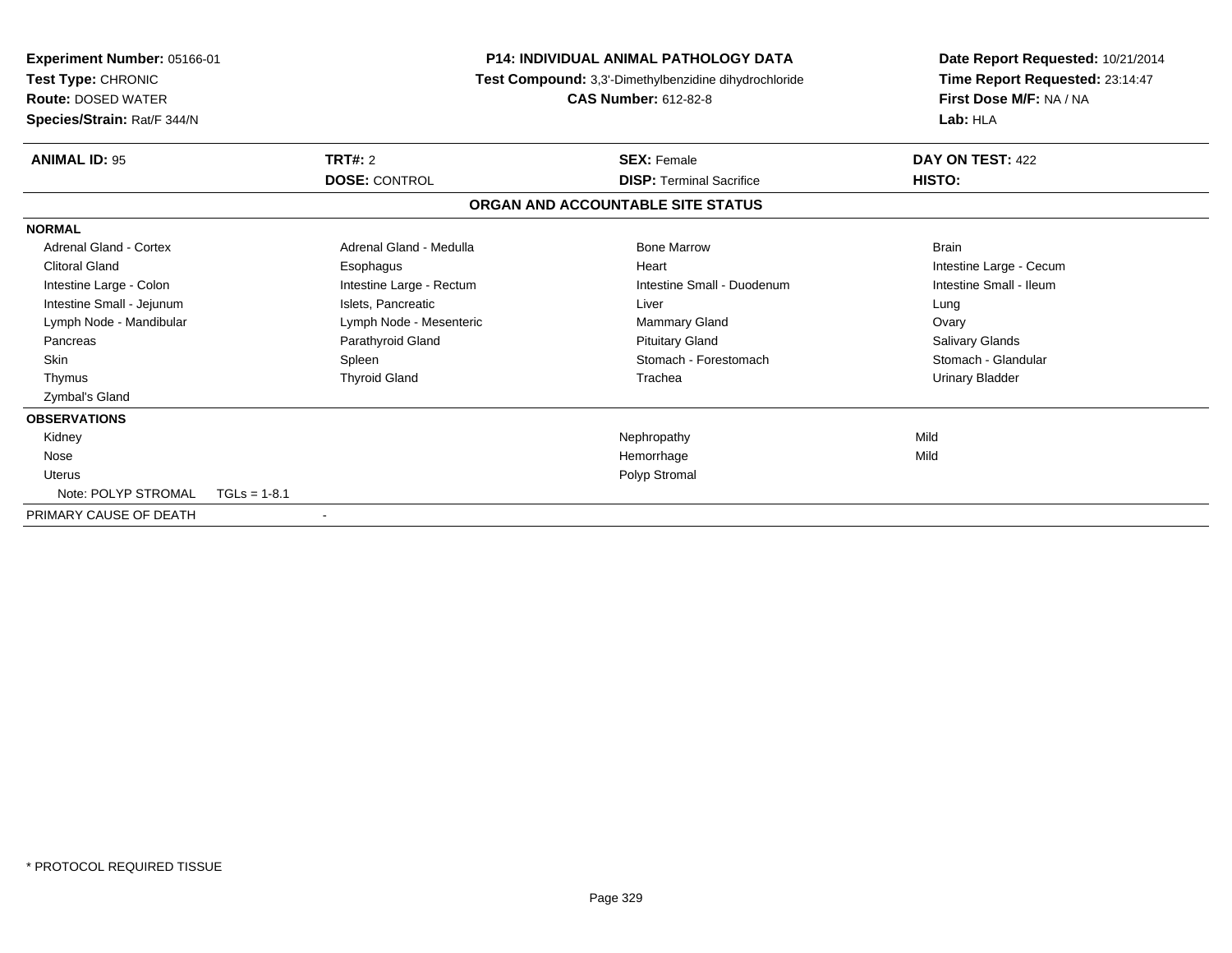**Experiment Number:** 05166-01
**Test Type:** CHRONIC
**Route:** DOSED WATER
**Species/Strain:** Rat/F 344/N

**P14: INDIVIDUAL ANIMAL PATHOLOGY DATA**
**Test Compound:** 3,3'-Dimethylbenzidine dihydrochloride
**CAS Number:** 612-82-8

**Date Report Requested:** 10/21/2014
**Time Report Requested:** 23:14:47
**First Dose M/F:** NA / NA
**Lab:** HLA

| **ANIMAL ID:** 95 | **TRT#:** 2 | **SEX:** Female | **DAY ON TEST:** 422 |
|---|---|---|---|
| | **DOSE:** CONTROL | **DISP:** Terminal Sacrifice | **HISTO:** |

## ORGAN AND ACCOUNTABLE SITE STATUS

**NORMAL**

| | | | |
|---|---|---|---|
| Adrenal Gland - Cortex | Adrenal Gland - Medulla | Bone Marrow | Brain |
| Clitoral Gland | Esophagus | Heart | Intestine Large - Cecum |
| Intestine Large - Colon | Intestine Large - Rectum | Intestine Small - Duodenum | Intestine Small - Ileum |
| Intestine Small - Jejunum | Islets, Pancreatic | Liver | Lung |
| Lymph Node - Mandibular | Lymph Node - Mesenteric | Mammary Gland | Ovary |
| Pancreas | Parathyroid Gland | Pituitary Gland | Salivary Glands |
| Skin | Spleen | Stomach - Forestomach | Stomach - Glandular |
| Thymus | Thyroid Gland | Trachea | Urinary Bladder |
| Zymbal's Gland | | | |

**OBSERVATIONS**

| | | |
|---|---|---|
| Kidney | Nephropathy | Mild |
| Nose | Hemorrhage | Mild |
| Uterus | Polyp Stromal | |
| Note: POLYP STROMAL TGLs = 1-8.1 | | |

PRIMARY CAUSE OF DEATH -

\* PROTOCOL REQUIRED TISSUE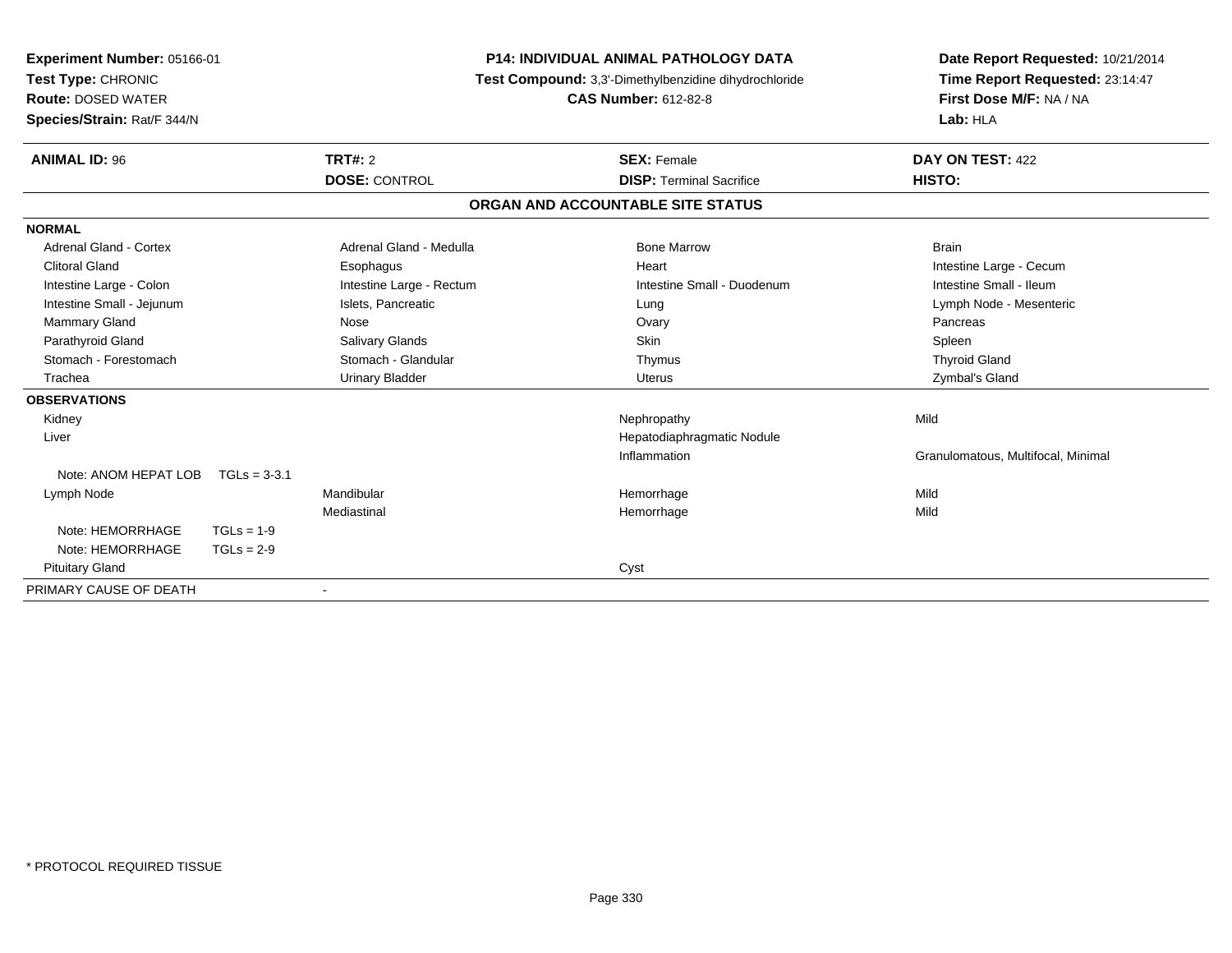**Experiment Number:** 05166-01
**Test Type:** CHRONIC
**Route:** DOSED WATER
**Species/Strain:** Rat/F 344/N

**P14: INDIVIDUAL ANIMAL PATHOLOGY DATA**
**Test Compound:** 3,3'-Dimethylbenzidine dihydrochloride
**CAS Number:** 612-82-8

**Date Report Requested:** 10/21/2014
**Time Report Requested:** 23:14:47
**First Dose M/F:** NA / NA
**Lab:** HLA

| **ANIMAL ID:** 96 | **TRT#:** 2 | **SEX:** Female | **DAY ON TEST:** 422 |
|---|---|---|---|
| | **DOSE:** CONTROL | **DISP:** Terminal Sacrifice | **HISTO:** |

## ORGAN AND ACCOUNTABLE SITE STATUS

**NORMAL**

| | | | |
|---|---|---|---|
| Adrenal Gland - Cortex | Adrenal Gland - Medulla | Bone Marrow | Brain |
| Clitoral Gland | Esophagus | Heart | Intestine Large - Cecum |
| Intestine Large - Colon | Intestine Large - Rectum | Intestine Small - Duodenum | Intestine Small - Ileum |
| Intestine Small - Jejunum | Islets, Pancreatic | Lung | Lymph Node - Mesenteric |
| Mammary Gland | Nose | Ovary | Pancreas |
| Parathyroid Gland | Salivary Glands | Skin | Spleen |
| Stomach - Forestomach | Stomach - Glandular | Thymus | Thyroid Gland |
| Trachea | Urinary Bladder | Uterus | Zymbal's Gland |

**OBSERVATIONS**

| | | | |
|---|---|---|---|
| Kidney | | Nephropathy | Mild |
| Liver | | Hepatodiaphragmatic Nodule | |
| | | Inflammation | Granulomatous, Multifocal, Minimal |
| Note: ANOM HEPAT LOB TGLs = 3-3.1 | | | |
| Lymph Node | Mandibular | Hemorrhage | Mild |
| | Mediastinal | Hemorrhage | Mild |
| Note: HEMORRHAGE TGLs = 1-9 | | | |
| Note: HEMORRHAGE TGLs = 2-9 | | | |
| Pituitary Gland | | Cyst | |

PRIMARY CAUSE OF DEATH -

* PROTOCOL REQUIRED TISSUE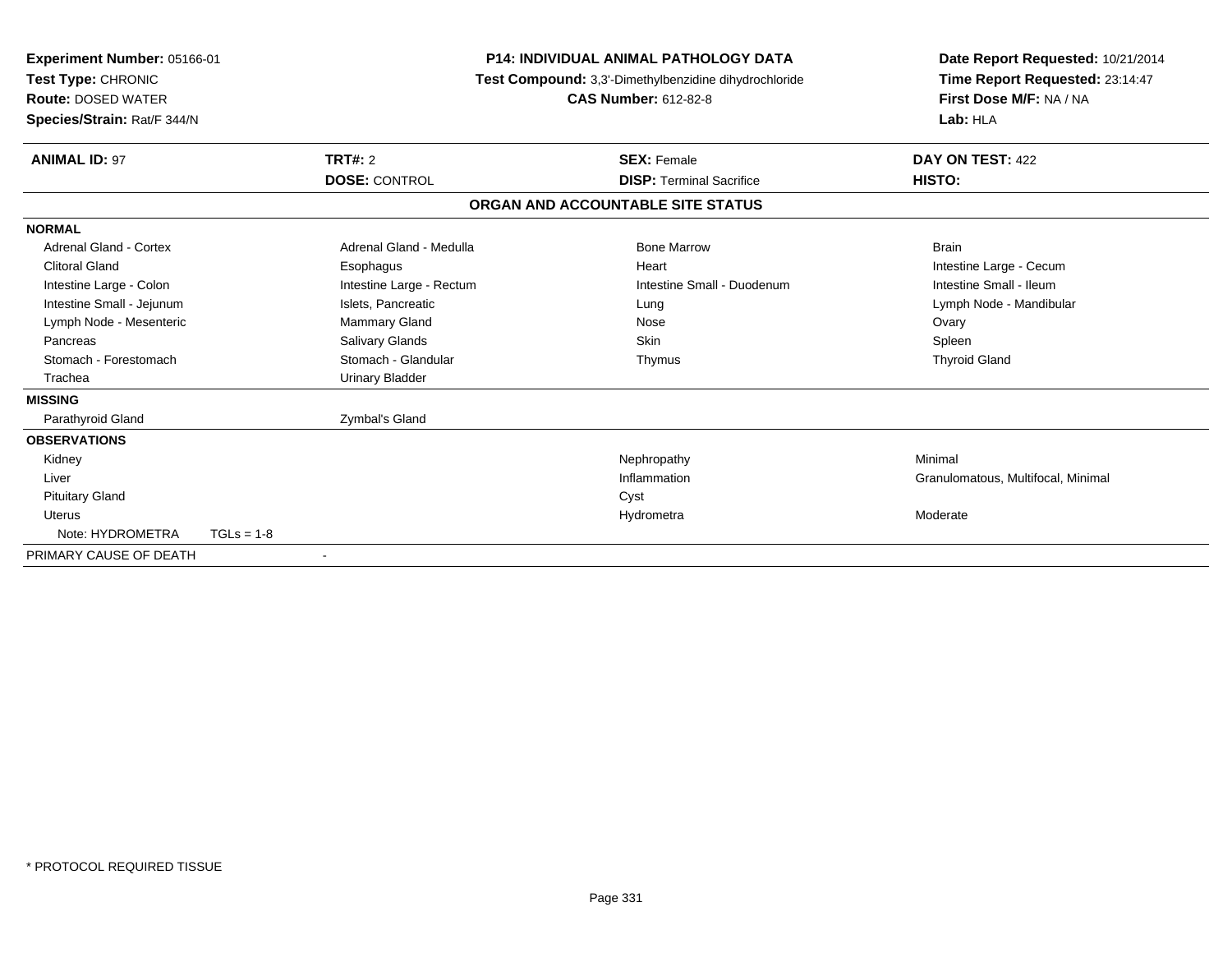**Experiment Number:** 05166-01
**Test Type:** CHRONIC
**Route:** DOSED WATER
**Species/Strain:** Rat/F 344/N

**P14: INDIVIDUAL ANIMAL PATHOLOGY DATA**
**Test Compound:** 3,3'-Dimethylbenzidine dihydrochloride
**CAS Number:** 612-82-8

**Date Report Requested:** 10/21/2014
**Time Report Requested:** 23:14:47
**First Dose M/F:** NA / NA
**Lab:** HLA

| **ANIMAL ID:** 97 | **TRT#:** 2 | **SEX:** Female | **DAY ON TEST:** 422 |
|---|---|---|---|
| | **DOSE:** CONTROL | **DISP:** Terminal Sacrifice | **HISTO:** |

## ORGAN AND ACCOUNTABLE SITE STATUS

**NORMAL**

| | | | |
|---|---|---|---|
| Adrenal Gland - Cortex | Adrenal Gland - Medulla | Bone Marrow | Brain |
| Clitoral Gland | Esophagus | Heart | Intestine Large - Cecum |
| Intestine Large - Colon | Intestine Large - Rectum | Intestine Small - Duodenum | Intestine Small - Ileum |
| Intestine Small - Jejunum | Islets, Pancreatic | Lung | Lymph Node - Mandibular |
| Lymph Node - Mesenteric | Mammary Gland | Nose | Ovary |
| Pancreas | Salivary Glands | Skin | Spleen |
| Stomach - Forestomach | Stomach - Glandular | Thymus | Thyroid Gland |
| Trachea | Urinary Bladder | | |

**MISSING**

| | |
|---|---|
| Parathyroid Gland | Zymbal's Gland |

**OBSERVATIONS**

| | | |
|---|---|---|
| Kidney | Nephropathy | Minimal |
| Liver | Inflammation | Granulomatous, Multifocal, Minimal |
| Pituitary Gland | Cyst | |
| Uterus | Hydrometra | Moderate |
| Note: HYDROMETRA TGLs = 1-8 | | |

PRIMARY CAUSE OF DEATH -

\* PROTOCOL REQUIRED TISSUE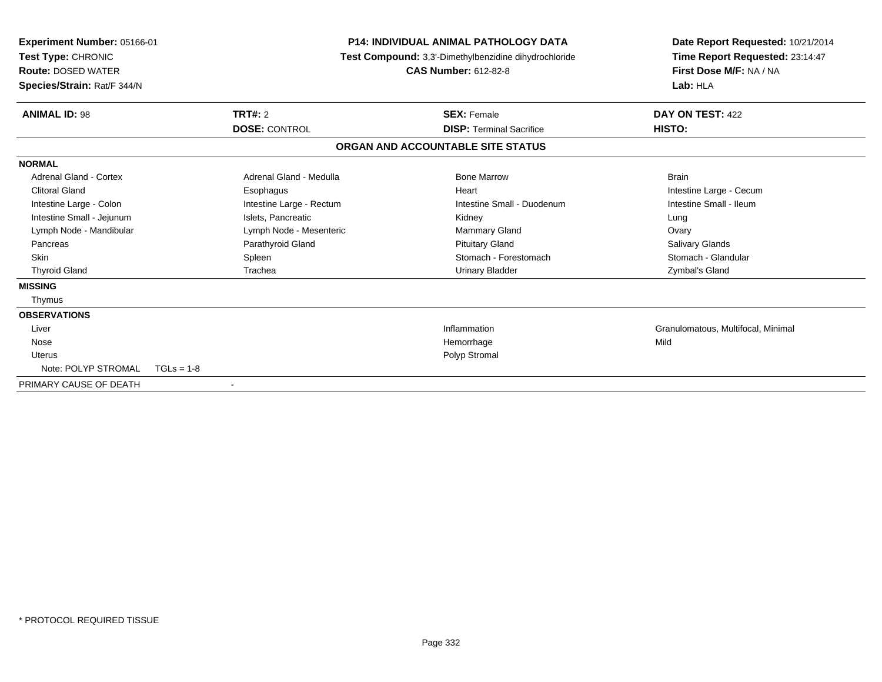**Experiment Number:** 05166-01
**Test Type:** CHRONIC
**Route:** DOSED WATER
**Species/Strain:** Rat/F 344/N

**P14: INDIVIDUAL ANIMAL PATHOLOGY DATA**
**Test Compound:** 3,3'-Dimethylbenzidine dihydrochloride
**CAS Number:** 612-82-8

**Date Report Requested:** 10/21/2014
**Time Report Requested:** 23:14:47
**First Dose M/F:** NA / NA
**Lab:** HLA

| **ANIMAL ID:** 98 | **TRT#:** 2 | **SEX:** Female | **DAY ON TEST:** 422 |
|---|---|---|---|
| | **DOSE:** CONTROL | **DISP:** Terminal Sacrifice | **HISTO:** |

**ORGAN AND ACCOUNTABLE SITE STATUS**

**NORMAL**

| | | | |
|---|---|---|---|
| Adrenal Gland - Cortex | Adrenal Gland - Medulla | Bone Marrow | Brain |
| Clitoral Gland | Esophagus | Heart | Intestine Large - Cecum |
| Intestine Large - Colon | Intestine Large - Rectum | Intestine Small - Duodenum | Intestine Small - Ileum |
| Intestine Small - Jejunum | Islets, Pancreatic | Kidney | Lung |
| Lymph Node - Mandibular | Lymph Node - Mesenteric | Mammary Gland | Ovary |
| Pancreas | Parathyroid Gland | Pituitary Gland | Salivary Glands |
| Skin | Spleen | Stomach - Forestomach | Stomach - Glandular |
| Thyroid Gland | Trachea | Urinary Bladder | Zymbal's Gland |

**MISSING**

Thymus

**OBSERVATIONS**

| | | |
|---|---|---|
| Liver | Inflammation | Granulomatous, Multifocal, Minimal |
| Nose | Hemorrhage | Mild |
| Uterus | Polyp Stromal | |
| Note: POLYP STROMAL TGLs = 1-8 | | |

PRIMARY CAUSE OF DEATH -

\* PROTOCOL REQUIRED TISSUE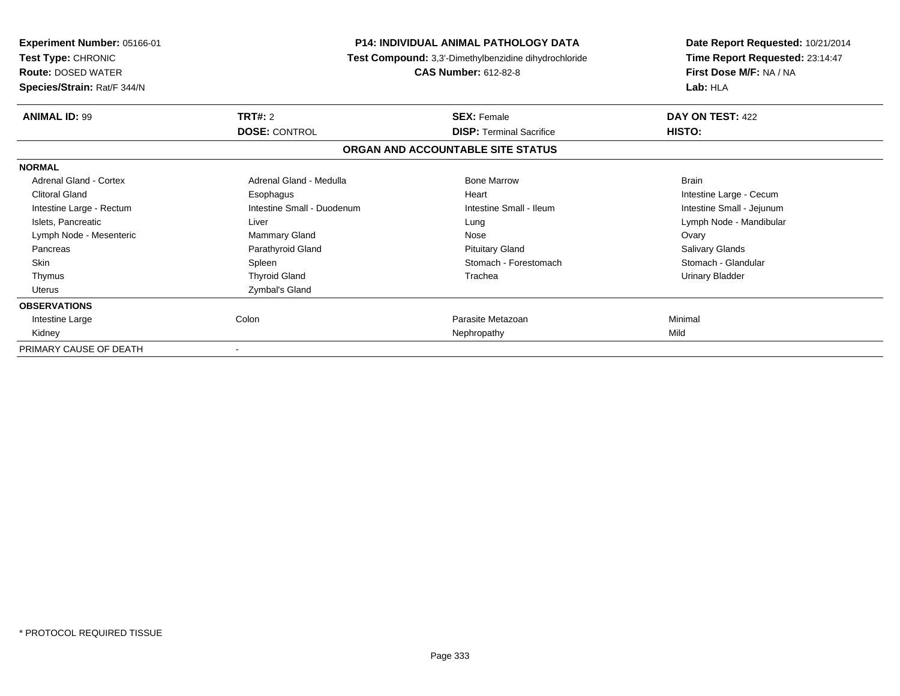**Experiment Number:** 05166-01
**Test Type:** CHRONIC
**Route:** DOSED WATER
**Species/Strain:** Rat/F 344/N

**P14: INDIVIDUAL ANIMAL PATHOLOGY DATA**
**Test Compound:** 3,3'-Dimethylbenzidine dihydrochloride
**CAS Number:** 612-82-8

**Date Report Requested:** 10/21/2014
**Time Report Requested:** 23:14:47
**First Dose M/F:** NA / NA
**Lab:** HLA

| **ANIMAL ID:** 99 | **TRT#:** 2 | **SEX:** Female | **DAY ON TEST:** 422 |
|---|---|---|---|
| | **DOSE:** CONTROL | **DISP:** Terminal Sacrifice | **HISTO:** |

**ORGAN AND ACCOUNTABLE SITE STATUS**

**NORMAL**

| | | | |
|---|---|---|---|
| Adrenal Gland - Cortex | Adrenal Gland - Medulla | Bone Marrow | Brain |
| Clitoral Gland | Esophagus | Heart | Intestine Large - Cecum |
| Intestine Large - Rectum | Intestine Small - Duodenum | Intestine Small - Ileum | Intestine Small - Jejunum |
| Islets, Pancreatic | Liver | Lung | Lymph Node - Mandibular |
| Lymph Node - Mesenteric | Mammary Gland | Nose | Ovary |
| Pancreas | Parathyroid Gland | Pituitary Gland | Salivary Glands |
| Skin | Spleen | Stomach - Forestomach | Stomach - Glandular |
| Thymus | Thyroid Gland | Trachea | Urinary Bladder |
| Uterus | Zymbal's Gland | | |

**OBSERVATIONS**

| | | | |
|---|---|---|---|
| Intestine Large | Colon | Parasite Metazoan | Minimal |
| Kidney | | Nephropathy | Mild |

PRIMARY CAUSE OF DEATH -

* PROTOCOL REQUIRED TISSUE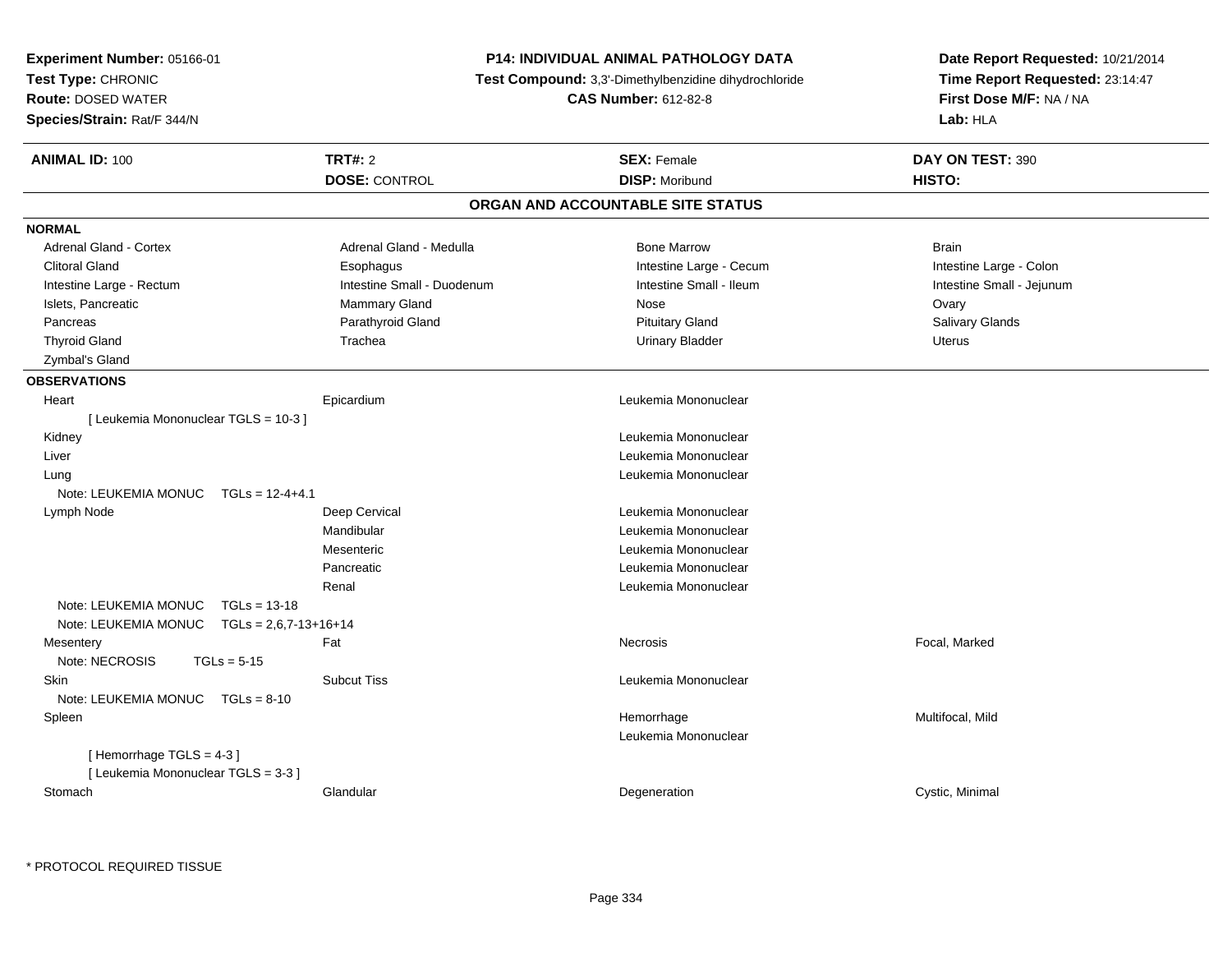**Experiment Number:** 05166-01
**Test Type:** CHRONIC
**Route:** DOSED WATER
**Species/Strain:** Rat/F 344/N

**P14: INDIVIDUAL ANIMAL PATHOLOGY DATA**
**Test Compound:** 3,3'-Dimethylbenzidine dihydrochloride
**CAS Number:** 612-82-8

**Date Report Requested:** 10/21/2014
**Time Report Requested:** 23:14:47
**First Dose M/F:** NA / NA
**Lab:** HLA

| **ANIMAL ID:** 100 | **TRT#:** 2 | **SEX:** Female | **DAY ON TEST:** 390 |
|---|---|---|---|
| | **DOSE:** CONTROL | **DISP:** Moribund | **HISTO:** |

## ORGAN AND ACCOUNTABLE SITE STATUS

**NORMAL**

| | | | |
|---|---|---|---|
| Adrenal Gland - Cortex | Adrenal Gland - Medulla | Bone Marrow | Brain |
| Clitoral Gland | Esophagus | Intestine Large - Cecum | Intestine Large - Colon |
| Intestine Large - Rectum | Intestine Small - Duodenum | Intestine Small - Ileum | Intestine Small - Jejunum |
| Islets, Pancreatic | Mammary Gland | Nose | Ovary |
| Pancreas | Parathyroid Gland | Pituitary Gland | Salivary Glands |
| Thyroid Gland | Trachea | Urinary Bladder | Uterus |
| Zymbal's Gland | | | |

**OBSERVATIONS**

| | | | |
|---|---|---|---|
| Heart | Epicardium | Leukemia Mononuclear | |
| [ Leukemia Mononuclear TGLS = 10-3 ] | | | |
| Kidney | | Leukemia Mononuclear | |
| Liver | | Leukemia Mononuclear | |
| Lung | | Leukemia Mononuclear | |
| Note: LEUKEMIA MONUC TGLs = 12-4+4.1 | | | |
| Lymph Node | Deep Cervical | Leukemia Mononuclear | |
| | Mandibular | Leukemia Mononuclear | |
| | Mesenteric | Leukemia Mononuclear | |
| | Pancreatic | Leukemia Mononuclear | |
| | Renal | Leukemia Mononuclear | |
| Note: LEUKEMIA MONUC TGLs = 13-18 | | | |
| Note: LEUKEMIA MONUC TGLs = 2,6,7-13+16+14 | | | |
| Mesentery | Fat | Necrosis | Focal, Marked |
| Note: NECROSIS TGLs = 5-15 | | | |
| Skin | Subcut Tiss | Leukemia Mononuclear | |
| Note: LEUKEMIA MONUC TGLs = 8-10 | | | |
| Spleen | | Hemorrhage | Multifocal, Mild |
| | | Leukemia Mononuclear | |
| [ Hemorrhage TGLS = 4-3 ] | | | |
| [ Leukemia Mononuclear TGLS = 3-3 ] | | | |
| Stomach | Glandular | Degeneration | Cystic, Minimal |

* PROTOCOL REQUIRED TISSUE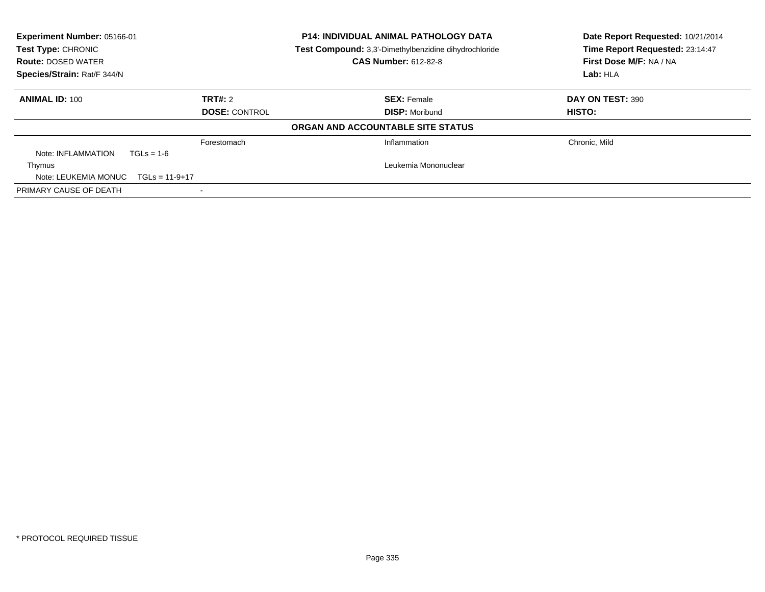**Experiment Number:** 05166-01
**Test Type:** CHRONIC
**Route:** DOSED WATER
**Species/Strain:** Rat/F 344/N

**P14: INDIVIDUAL ANIMAL PATHOLOGY DATA**
**Test Compound:** 3,3'-Dimethylbenzidine dihydrochloride
**CAS Number:** 612-82-8

**Date Report Requested:** 10/21/2014
**Time Report Requested:** 23:14:47
**First Dose M/F:** NA / NA
**Lab:** HLA

| **ANIMAL ID:** 100 | **TRT#:** 2 | **SEX:** Female | **DAY ON TEST:** 390 |
|---|---|---|---|
| | **DOSE:** CONTROL | **DISP:** Moribund | **HISTO:** |

**ORGAN AND ACCOUNTABLE SITE STATUS**

| | | | |
|---|---|---|---|
| | Forestomach | Inflammation | Chronic, Mild |
| Note: INFLAMMATION TGLs = 1-6 | | | |
| Thymus | | Leukemia Mononuclear | |
| Note: LEUKEMIA MONUC TGLs = 11-9+17 | | | |
| PRIMARY CAUSE OF DEATH | - | | |

* PROTOCOL REQUIRED TISSUE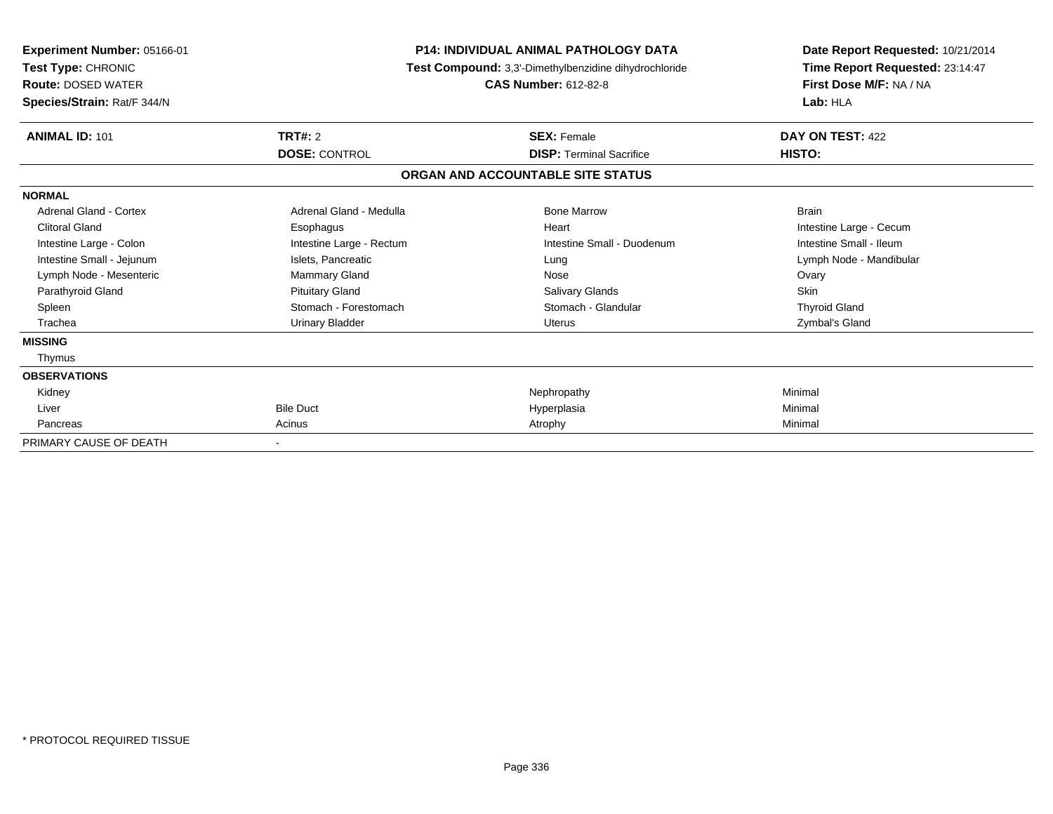**Experiment Number:** 05166-01
**Test Type:** CHRONIC
**Route:** DOSED WATER
**Species/Strain:** Rat/F 344/N

**P14: INDIVIDUAL ANIMAL PATHOLOGY DATA**
**Test Compound:** 3,3'-Dimethylbenzidine dihydrochloride
**CAS Number:** 612-82-8

**Date Report Requested:** 10/21/2014
**Time Report Requested:** 23:14:47
**First Dose M/F:** NA / NA
**Lab:** HLA

| **ANIMAL ID:** 101 | **TRT#:** 2 | **SEX:** Female | **DAY ON TEST:** 422 |
|---|---|---|---|
| | **DOSE:** CONTROL | **DISP:** Terminal Sacrifice | **HISTO:** |

**ORGAN AND ACCOUNTABLE SITE STATUS**

| | | | |
|---|---|---|---|
| **NORMAL** | | | |
| Adrenal Gland - Cortex | Adrenal Gland - Medulla | Bone Marrow | Brain |
| Clitoral Gland | Esophagus | Heart | Intestine Large - Cecum |
| Intestine Large - Colon | Intestine Large - Rectum | Intestine Small - Duodenum | Intestine Small - Ileum |
| Intestine Small - Jejunum | Islets, Pancreatic | Lung | Lymph Node - Mandibular |
| Lymph Node - Mesenteric | Mammary Gland | Nose | Ovary |
| Parathyroid Gland | Pituitary Gland | Salivary Glands | Skin |
| Spleen | Stomach - Forestomach | Stomach - Glandular | Thyroid Gland |
| Trachea | Urinary Bladder | Uterus | Zymbal's Gland |
| **MISSING** | | | |
| Thymus | | | |
| **OBSERVATIONS** | | | |
| Kidney | | Nephropathy | Minimal |
| Liver | Bile Duct | Hyperplasia | Minimal |
| Pancreas | Acinus | Atrophy | Minimal |
| PRIMARY CAUSE OF DEATH | - | | |

* PROTOCOL REQUIRED TISSUE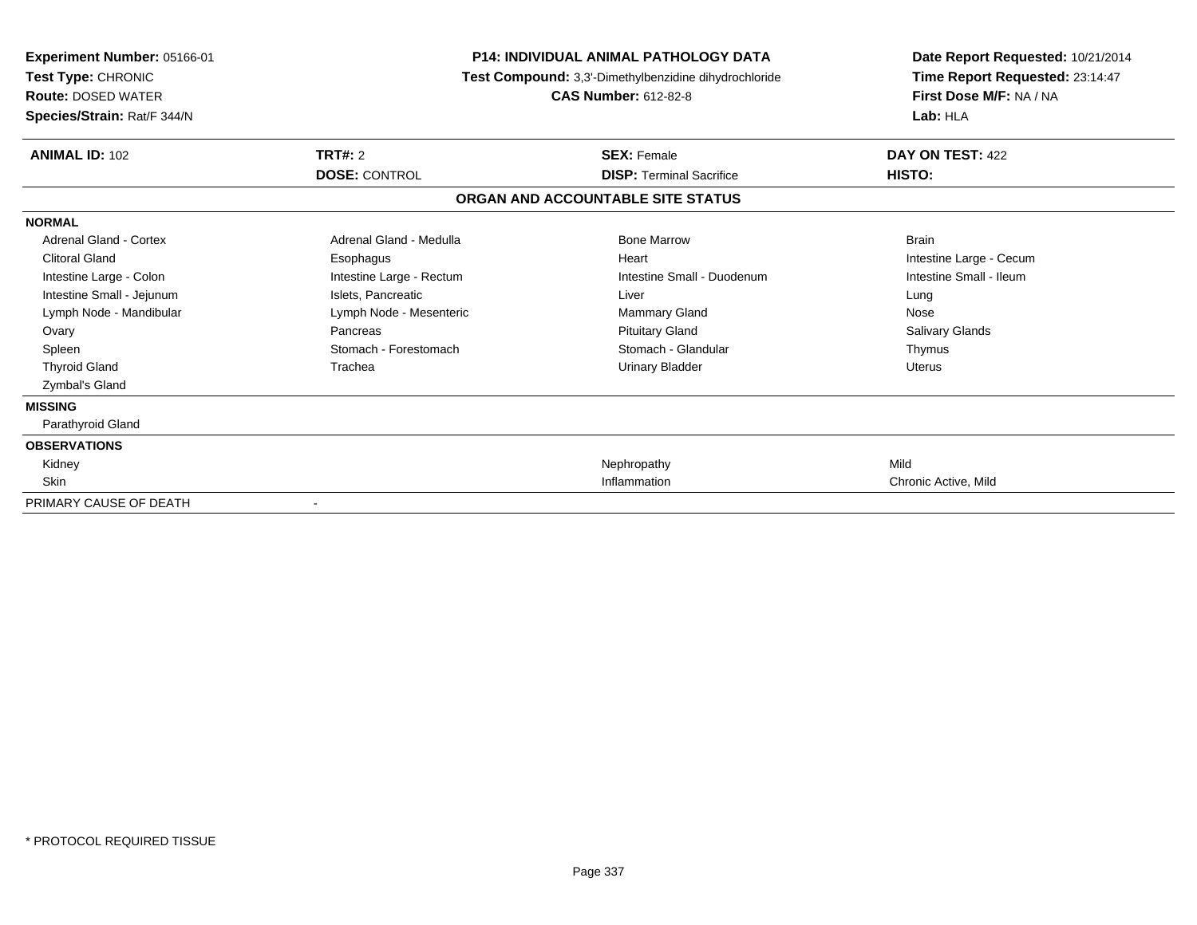**Experiment Number:** 05166-01
**Test Type:** CHRONIC
**Route:** DOSED WATER
**Species/Strain:** Rat/F 344/N

**P14: INDIVIDUAL ANIMAL PATHOLOGY DATA**
**Test Compound:** 3,3'-Dimethylbenzidine dihydrochloride
**CAS Number:** 612-82-8

**Date Report Requested:** 10/21/2014
**Time Report Requested:** 23:14:47
**First Dose M/F:** NA / NA
**Lab:** HLA

| **ANIMAL ID:** 102 | **TRT#:** 2 | **SEX:** Female | **DAY ON TEST:** 422 |
|---|---|---|---|
| | **DOSE:** CONTROL | **DISP:** Terminal Sacrifice | **HISTO:** |

## ORGAN AND ACCOUNTABLE SITE STATUS

| | | | |
|---|---|---|---|
| **NORMAL** | | | |
| Adrenal Gland - Cortex | Adrenal Gland - Medulla | Bone Marrow | Brain |
| Clitoral Gland | Esophagus | Heart | Intestine Large - Cecum |
| Intestine Large - Colon | Intestine Large - Rectum | Intestine Small - Duodenum | Intestine Small - Ileum |
| Intestine Small - Jejunum | Islets, Pancreatic | Liver | Lung |
| Lymph Node - Mandibular | Lymph Node - Mesenteric | Mammary Gland | Nose |
| Ovary | Pancreas | Pituitary Gland | Salivary Glands |
| Spleen | Stomach - Forestomach | Stomach - Glandular | Thymus |
| Thyroid Gland | Trachea | Urinary Bladder | Uterus |
| Zymbal's Gland | | | |
| **MISSING** | | | |
| Parathyroid Gland | | | |
| **OBSERVATIONS** | | | |
| Kidney | | Nephropathy | Mild |
| Skin | | Inflammation | Chronic Active, Mild |
| PRIMARY CAUSE OF DEATH | - | | |

\* PROTOCOL REQUIRED TISSUE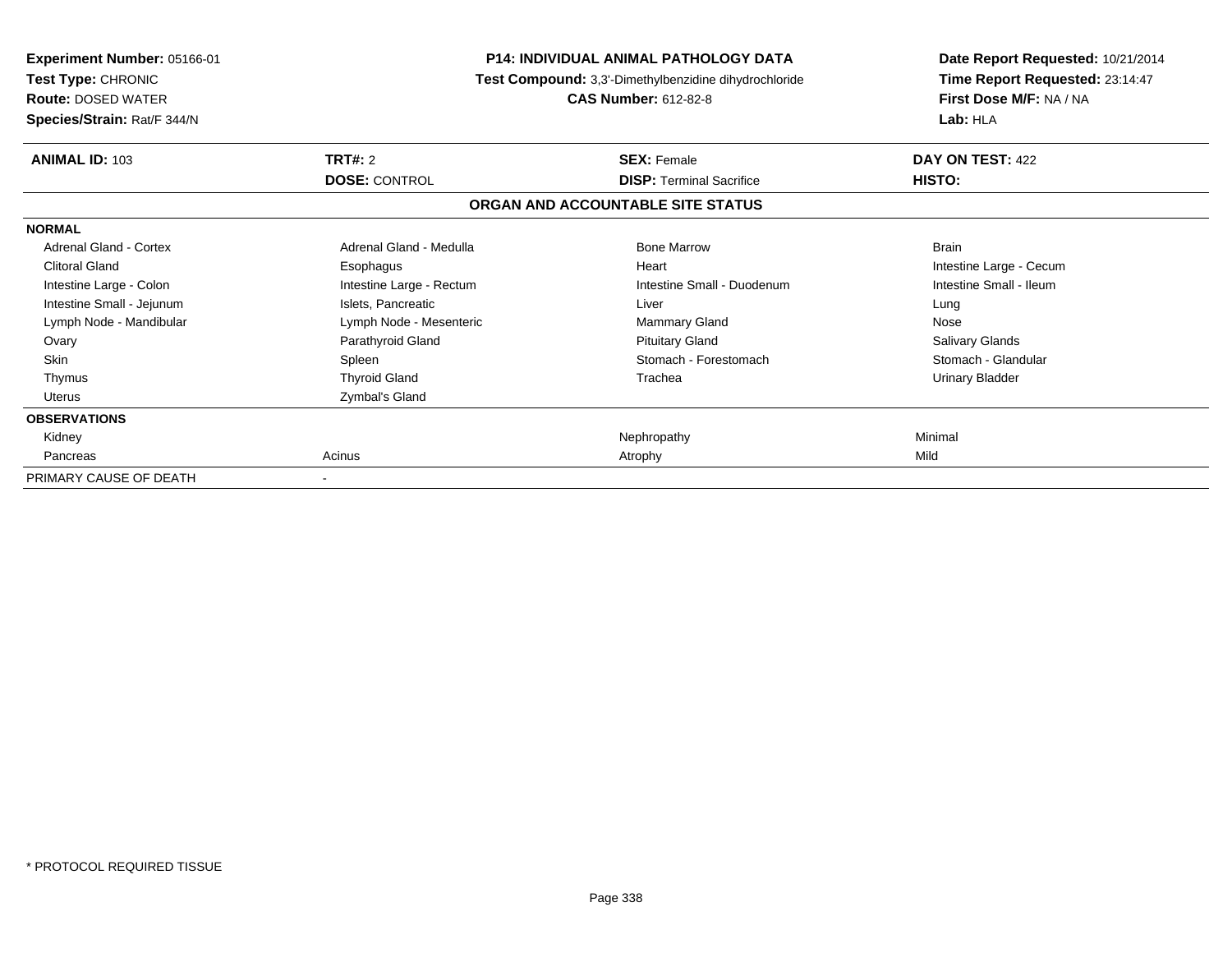**Experiment Number:** 05166-01
**Test Type:** CHRONIC
**Route:** DOSED WATER
**Species/Strain:** Rat/F 344/N

**P14: INDIVIDUAL ANIMAL PATHOLOGY DATA**
**Test Compound:** 3,3'-Dimethylbenzidine dihydrochloride
**CAS Number:** 612-82-8

**Date Report Requested:** 10/21/2014
**Time Report Requested:** 23:14:47
**First Dose M/F:** NA / NA
**Lab:** HLA

| **ANIMAL ID:** 103 | **TRT#:** 2 | **SEX:** Female | **DAY ON TEST:** 422 |
|---|---|---|---|
| | **DOSE:** CONTROL | **DISP:** Terminal Sacrifice | **HISTO:** |

## ORGAN AND ACCOUNTABLE SITE STATUS

| | | | |
|---|---|---|---|
| **NORMAL** | | | |
| Adrenal Gland - Cortex | Adrenal Gland - Medulla | Bone Marrow | Brain |
| Clitoral Gland | Esophagus | Heart | Intestine Large - Cecum |
| Intestine Large - Colon | Intestine Large - Rectum | Intestine Small - Duodenum | Intestine Small - Ileum |
| Intestine Small - Jejunum | Islets, Pancreatic | Liver | Lung |
| Lymph Node - Mandibular | Lymph Node - Mesenteric | Mammary Gland | Nose |
| Ovary | Parathyroid Gland | Pituitary Gland | Salivary Glands |
| Skin | Spleen | Stomach - Forestomach | Stomach - Glandular |
| Thymus | Thyroid Gland | Trachea | Urinary Bladder |
| Uterus | Zymbal's Gland | | |
| **OBSERVATIONS** | | | |
| Kidney | | Nephropathy | Minimal |
| Pancreas | Acinus | Atrophy | Mild |
| PRIMARY CAUSE OF DEATH | - | | |

\* PROTOCOL REQUIRED TISSUE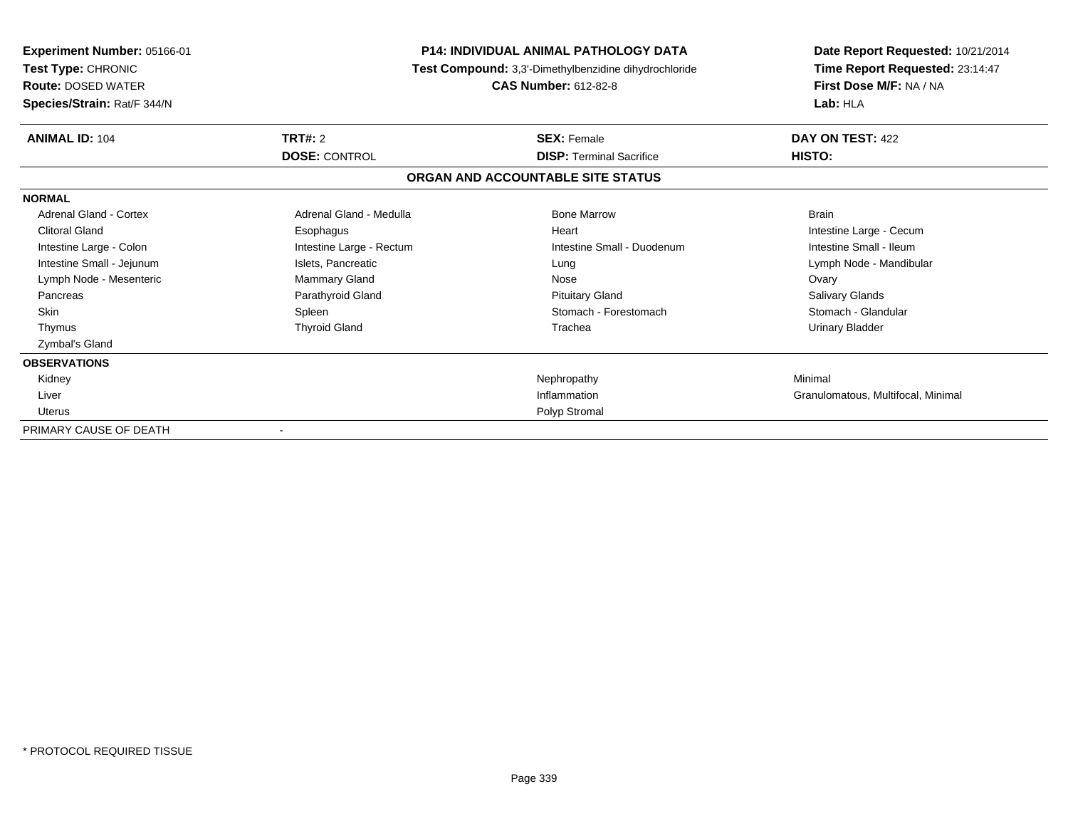**Experiment Number:** 05166-01
**Test Type:** CHRONIC
**Route:** DOSED WATER
**Species/Strain:** Rat/F 344/N

**P14: INDIVIDUAL ANIMAL PATHOLOGY DATA**
**Test Compound:** 3,3'-Dimethylbenzidine dihydrochloride
**CAS Number:** 612-82-8

**Date Report Requested:** 10/21/2014
**Time Report Requested:** 23:14:47
**First Dose M/F:** NA / NA
**Lab:** HLA

| **ANIMAL ID:** 104 | **TRT#:** 2 | **SEX:** Female | **DAY ON TEST:** 422 |
|---|---|---|---|
| | **DOSE:** CONTROL | **DISP:** Terminal Sacrifice | **HISTO:** |

**ORGAN AND ACCOUNTABLE SITE STATUS**

| | | | |
|---|---|---|---|
| **NORMAL** | | | |
| Adrenal Gland - Cortex | Adrenal Gland - Medulla | Bone Marrow | Brain |
| Clitoral Gland | Esophagus | Heart | Intestine Large - Cecum |
| Intestine Large - Colon | Intestine Large - Rectum | Intestine Small - Duodenum | Intestine Small - Ileum |
| Intestine Small - Jejunum | Islets, Pancreatic | Lung | Lymph Node - Mandibular |
| Lymph Node - Mesenteric | Mammary Gland | Nose | Ovary |
| Pancreas | Parathyroid Gland | Pituitary Gland | Salivary Glands |
| Skin | Spleen | Stomach - Forestomach | Stomach - Glandular |
| Thymus | Thyroid Gland | Trachea | Urinary Bladder |
| Zymbal's Gland | | | |
| **OBSERVATIONS** | | | |
| Kidney | | Nephropathy | Minimal |
| Liver | | Inflammation | Granulomatous, Multifocal, Minimal |
| Uterus | | Polyp Stromal | |
| PRIMARY CAUSE OF DEATH | - | | |

* PROTOCOL REQUIRED TISSUE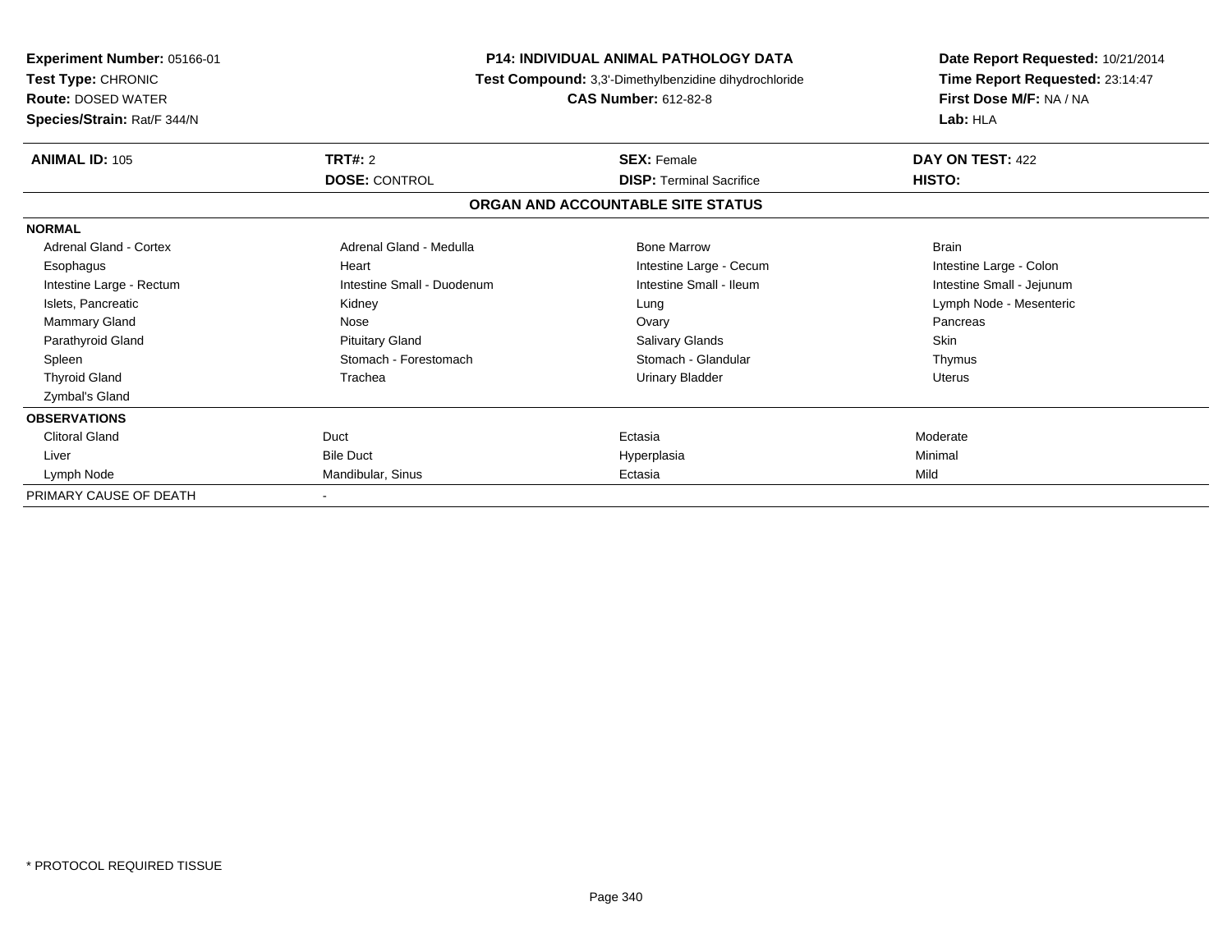**Experiment Number:** 05166-01
**Test Type:** CHRONIC
**Route:** DOSED WATER
**Species/Strain:** Rat/F 344/N

**P14: INDIVIDUAL ANIMAL PATHOLOGY DATA**
**Test Compound:** 3,3'-Dimethylbenzidine dihydrochloride
**CAS Number:** 612-82-8

**Date Report Requested:** 10/21/2014
**Time Report Requested:** 23:14:47
**First Dose M/F:** NA / NA
**Lab:** HLA

| **ANIMAL ID:** 105 | **TRT#:** 2 | **SEX:** Female | **DAY ON TEST:** 422 |
|---|---|---|---|
| | **DOSE:** CONTROL | **DISP:** Terminal Sacrifice | **HISTO:** |

## ORGAN AND ACCOUNTABLE SITE STATUS

| | | | |
|---|---|---|---|
| **NORMAL** | | | |
| Adrenal Gland - Cortex | Adrenal Gland - Medulla | Bone Marrow | Brain |
| Esophagus | Heart | Intestine Large - Cecum | Intestine Large - Colon |
| Intestine Large - Rectum | Intestine Small - Duodenum | Intestine Small - Ileum | Intestine Small - Jejunum |
| Islets, Pancreatic | Kidney | Lung | Lymph Node - Mesenteric |
| Mammary Gland | Nose | Ovary | Pancreas |
| Parathyroid Gland | Pituitary Gland | Salivary Glands | Skin |
| Spleen | Stomach - Forestomach | Stomach - Glandular | Thymus |
| Thyroid Gland | Trachea | Urinary Bladder | Uterus |
| Zymbal's Gland | | | |
| **OBSERVATIONS** | | | |
| Clitoral Gland | Duct | Ectasia | Moderate |
| Liver | Bile Duct | Hyperplasia | Minimal |
| Lymph Node | Mandibular, Sinus | Ectasia | Mild |
| PRIMARY CAUSE OF DEATH | - | | |

* PROTOCOL REQUIRED TISSUE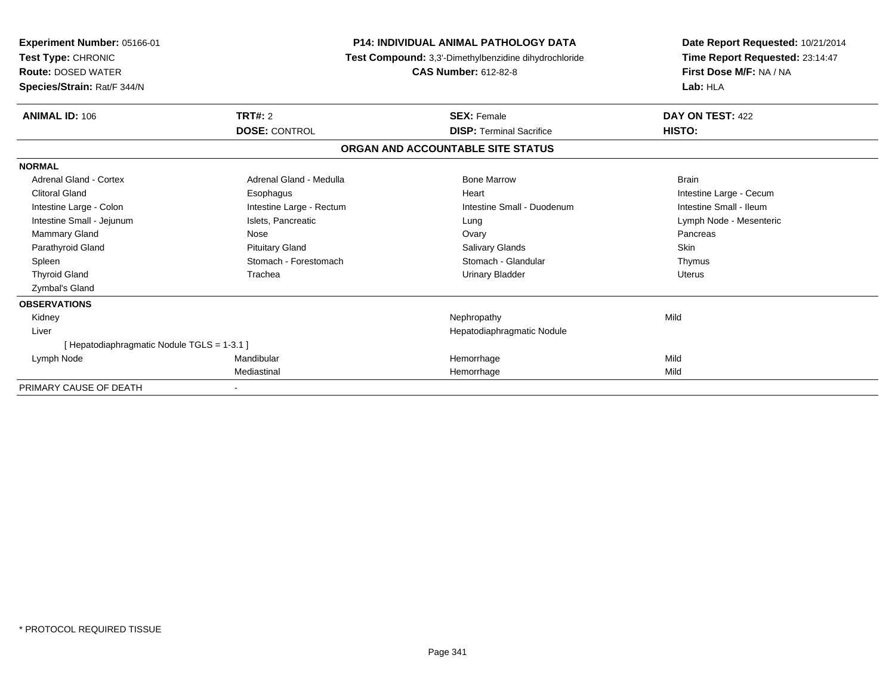**Experiment Number:** 05166-01
**Test Type:** CHRONIC
**Route:** DOSED WATER
**Species/Strain:** Rat/F 344/N

**P14: INDIVIDUAL ANIMAL PATHOLOGY DATA**
**Test Compound:** 3,3'-Dimethylbenzidine dihydrochloride
**CAS Number:** 612-82-8

**Date Report Requested:** 10/21/2014
**Time Report Requested:** 23:14:47
**First Dose M/F:** NA / NA
**Lab:** HLA

| **ANIMAL ID:** 106 | **TRT#:** 2 | **SEX:** Female | **DAY ON TEST:** 422 |
|---|---|---|---|
| | **DOSE:** CONTROL | **DISP:** Terminal Sacrifice | **HISTO:** |

## ORGAN AND ACCOUNTABLE SITE STATUS

| | | | |
|---|---|---|---|
| **NORMAL** | | | |
| Adrenal Gland - Cortex | Adrenal Gland - Medulla | Bone Marrow | Brain |
| Clitoral Gland | Esophagus | Heart | Intestine Large - Cecum |
| Intestine Large - Colon | Intestine Large - Rectum | Intestine Small - Duodenum | Intestine Small - Ileum |
| Intestine Small - Jejunum | Islets, Pancreatic | Lung | Lymph Node - Mesenteric |
| Mammary Gland | Nose | Ovary | Pancreas |
| Parathyroid Gland | Pituitary Gland | Salivary Glands | Skin |
| Spleen | Stomach - Forestomach | Stomach - Glandular | Thymus |
| Thyroid Gland | Trachea | Urinary Bladder | Uterus |
| Zymbal's Gland | | | |
| **OBSERVATIONS** | | | |
| Kidney | | Nephropathy | Mild |
| Liver | | Hepatodiaphragmatic Nodule | |
| [ Hepatodiaphragmatic Nodule TGLS = 1-3.1 ] | | | |
| Lymph Node | Mandibular | Hemorrhage | Mild |
| | Mediastinal | Hemorrhage | Mild |
| PRIMARY CAUSE OF DEATH | - | | |

\* PROTOCOL REQUIRED TISSUE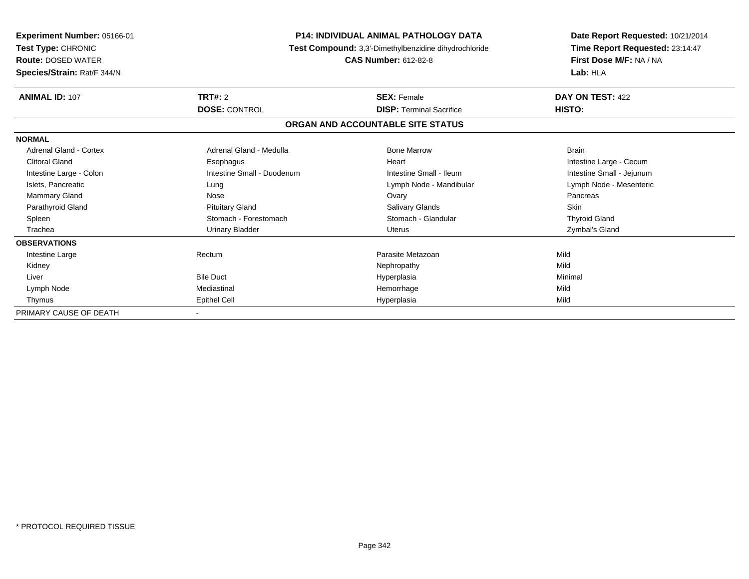**Experiment Number:** 05166-01
**Test Type:** CHRONIC
**Route:** DOSED WATER
**Species/Strain:** Rat/F 344/N

**P14: INDIVIDUAL ANIMAL PATHOLOGY DATA**
**Test Compound:** 3,3'-Dimethylbenzidine dihydrochloride
**CAS Number:** 612-82-8

**Date Report Requested:** 10/21/2014
**Time Report Requested:** 23:14:47
**First Dose M/F:** NA / NA
**Lab:** HLA

| **ANIMAL ID:** 107 | **TRT#:** 2 | **SEX:** Female | **DAY ON TEST:** 422 |
|---|---|---|---|
| | **DOSE:** CONTROL | **DISP:** Terminal Sacrifice | **HISTO:** |

## ORGAN AND ACCOUNTABLE SITE STATUS

**NORMAL**

| | | | |
|---|---|---|---|
| Adrenal Gland - Cortex | Adrenal Gland - Medulla | Bone Marrow | Brain |
| Clitoral Gland | Esophagus | Heart | Intestine Large - Cecum |
| Intestine Large - Colon | Intestine Small - Duodenum | Intestine Small - Ileum | Intestine Small - Jejunum |
| Islets, Pancreatic | Lung | Lymph Node - Mandibular | Lymph Node - Mesenteric |
| Mammary Gland | Nose | Ovary | Pancreas |
| Parathyroid Gland | Pituitary Gland | Salivary Glands | Skin |
| Spleen | Stomach - Forestomach | Stomach - Glandular | Thyroid Gland |
| Trachea | Urinary Bladder | Uterus | Zymbal's Gland |

**OBSERVATIONS**

| | | | |
|---|---|---|---|
| Intestine Large | Rectum | Parasite Metazoan | Mild |
| Kidney | | Nephropathy | Mild |
| Liver | Bile Duct | Hyperplasia | Minimal |
| Lymph Node | Mediastinal | Hemorrhage | Mild |
| Thymus | Epithel Cell | Hyperplasia | Mild |

PRIMARY CAUSE OF DEATH -

* PROTOCOL REQUIRED TISSUE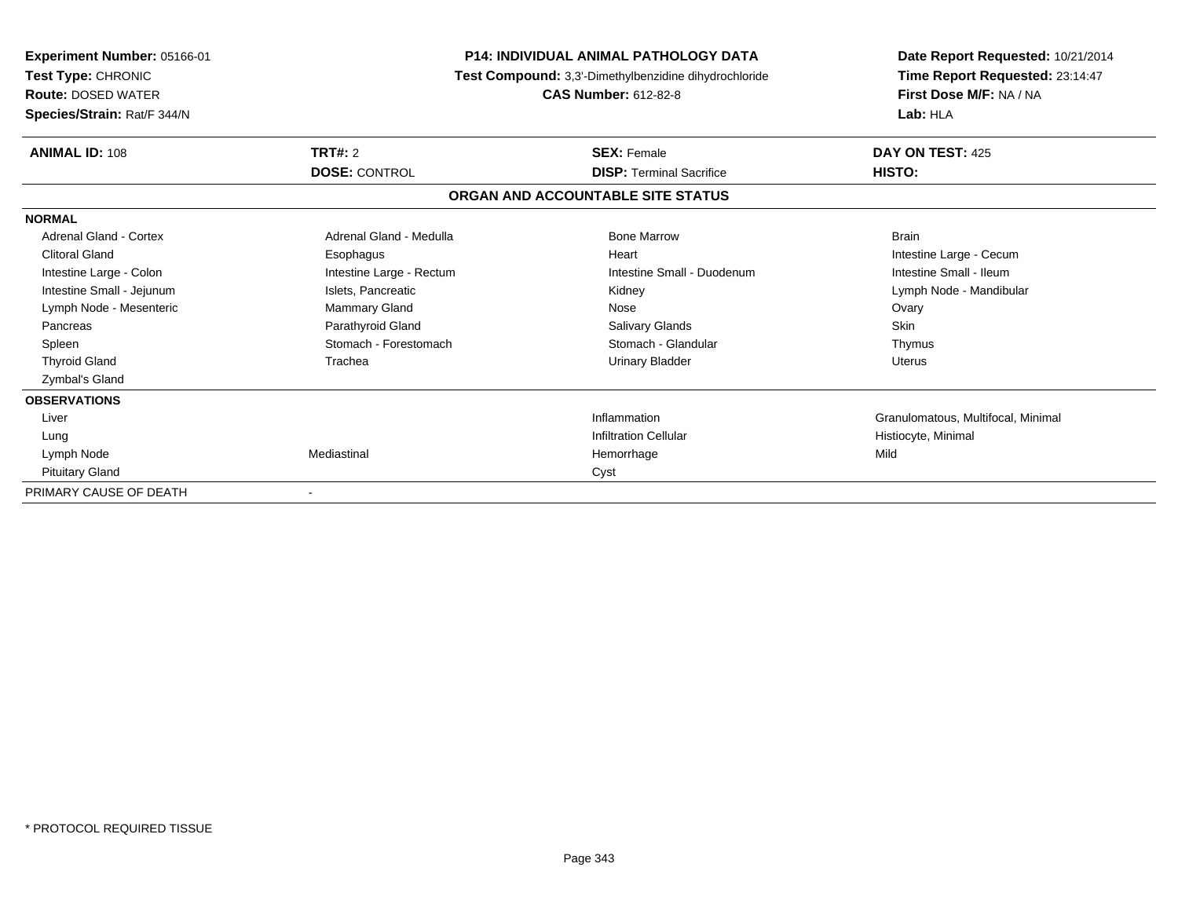**Experiment Number:** 05166-01
**Test Type:** CHRONIC
**Route:** DOSED WATER
**Species/Strain:** Rat/F 344/N

**P14: INDIVIDUAL ANIMAL PATHOLOGY DATA**
**Test Compound:** 3,3'-Dimethylbenzidine dihydrochloride
**CAS Number:** 612-82-8

**Date Report Requested:** 10/21/2014
**Time Report Requested:** 23:14:47
**First Dose M/F:** NA / NA
**Lab:** HLA

| **ANIMAL ID:** 108 | **TRT#:** 2 | **SEX:** Female | **DAY ON TEST:** 425 |
|---|---|---|---|
| | **DOSE:** CONTROL | **DISP:** Terminal Sacrifice | **HISTO:** |

**ORGAN AND ACCOUNTABLE SITE STATUS**

| | | | |
|---|---|---|---|
| **NORMAL** | | | |
| Adrenal Gland - Cortex | Adrenal Gland - Medulla | Bone Marrow | Brain |
| Clitoral Gland | Esophagus | Heart | Intestine Large - Cecum |
| Intestine Large - Colon | Intestine Large - Rectum | Intestine Small - Duodenum | Intestine Small - Ileum |
| Intestine Small - Jejunum | Islets, Pancreatic | Kidney | Lymph Node - Mandibular |
| Lymph Node - Mesenteric | Mammary Gland | Nose | Ovary |
| Pancreas | Parathyroid Gland | Salivary Glands | Skin |
| Spleen | Stomach - Forestomach | Stomach - Glandular | Thymus |
| Thyroid Gland | Trachea | Urinary Bladder | Uterus |
| Zymbal's Gland | | | |
| **OBSERVATIONS** | | | |
| Liver | | Inflammation | Granulomatous, Multifocal, Minimal |
| Lung | | Infiltration Cellular | Histiocyte, Minimal |
| Lymph Node | Mediastinal | Hemorrhage | Mild |
| Pituitary Gland | | Cyst | |
| PRIMARY CAUSE OF DEATH | - | | |

* PROTOCOL REQUIRED TISSUE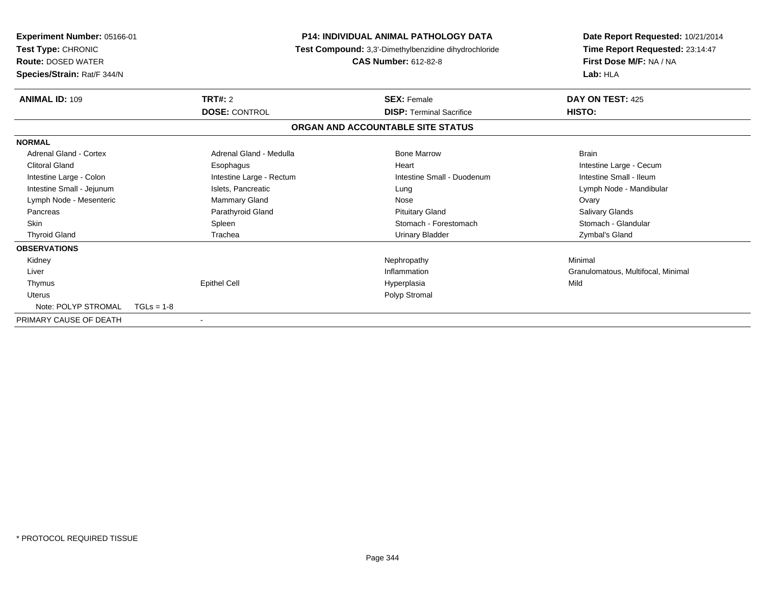**Experiment Number:** 05166-01
**Test Type:** CHRONIC
**Route:** DOSED WATER
**Species/Strain:** Rat/F 344/N

**P14: INDIVIDUAL ANIMAL PATHOLOGY DATA**
**Test Compound:** 3,3'-Dimethylbenzidine dihydrochloride
**CAS Number:** 612-82-8

**Date Report Requested:** 10/21/2014
**Time Report Requested:** 23:14:47
**First Dose M/F:** NA / NA
**Lab:** HLA

| **ANIMAL ID:** 109 | **TRT#:** 2 | **SEX:** Female | **DAY ON TEST:** 425 |
|---|---|---|---|
| | **DOSE:** CONTROL | **DISP:** Terminal Sacrifice | **HISTO:** |

## ORGAN AND ACCOUNTABLE SITE STATUS

**NORMAL**

| | | | |
|---|---|---|---|
| Adrenal Gland - Cortex | Adrenal Gland - Medulla | Bone Marrow | Brain |
| Clitoral Gland | Esophagus | Heart | Intestine Large - Cecum |
| Intestine Large - Colon | Intestine Large - Rectum | Intestine Small - Duodenum | Intestine Small - Ileum |
| Intestine Small - Jejunum | Islets, Pancreatic | Lung | Lymph Node - Mandibular |
| Lymph Node - Mesenteric | Mammary Gland | Nose | Ovary |
| Pancreas | Parathyroid Gland | Pituitary Gland | Salivary Glands |
| Skin | Spleen | Stomach - Forestomach | Stomach - Glandular |
| Thyroid Gland | Trachea | Urinary Bladder | Zymbal's Gland |

**OBSERVATIONS**

| | | | |
|---|---|---|---|
| Kidney | | Nephropathy | Minimal |
| Liver | | Inflammation | Granulomatous, Multifocal, Minimal |
| Thymus | Epithel Cell | Hyperplasia | Mild |
| Uterus | | Polyp Stromal | |
| Note: POLYP STROMAL TGLs = 1-8 | | | |

PRIMARY CAUSE OF DEATH -

\* PROTOCOL REQUIRED TISSUE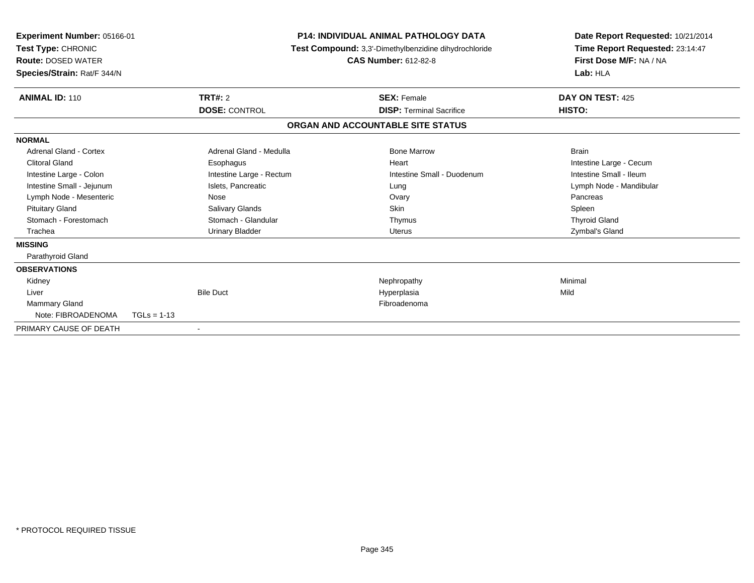**Experiment Number:** 05166-01
**Test Type:** CHRONIC
**Route:** DOSED WATER
**Species/Strain:** Rat/F 344/N

**P14: INDIVIDUAL ANIMAL PATHOLOGY DATA**
**Test Compound:** 3,3'-Dimethylbenzidine dihydrochloride
**CAS Number:** 612-82-8

**Date Report Requested:** 10/21/2014
**Time Report Requested:** 23:14:47
**First Dose M/F:** NA / NA
**Lab:** HLA

| **ANIMAL ID:** 110 | **TRT#:** 2 | **SEX:** Female | **DAY ON TEST:** 425 |
|---|---|---|---|
| | **DOSE:** CONTROL | **DISP:** Terminal Sacrifice | **HISTO:** |

**ORGAN AND ACCOUNTABLE SITE STATUS**

| | | | |
|---|---|---|---|
| **NORMAL** | | | |
| Adrenal Gland - Cortex | Adrenal Gland - Medulla | Bone Marrow | Brain |
| Clitoral Gland | Esophagus | Heart | Intestine Large - Cecum |
| Intestine Large - Colon | Intestine Large - Rectum | Intestine Small - Duodenum | Intestine Small - Ileum |
| Intestine Small - Jejunum | Islets, Pancreatic | Lung | Lymph Node - Mandibular |
| Lymph Node - Mesenteric | Nose | Ovary | Pancreas |
| Pituitary Gland | Salivary Glands | Skin | Spleen |
| Stomach - Forestomach | Stomach - Glandular | Thymus | Thyroid Gland |
| Trachea | Urinary Bladder | Uterus | Zymbal's Gland |
| **MISSING** | | | |
| Parathyroid Gland | | | |
| **OBSERVATIONS** | | | |
| Kidney | | Nephropathy | Minimal |
| Liver | Bile Duct | Hyperplasia | Mild |
| Mammary Gland | | Fibroadenoma | |
| Note: FIBROADENOMA TGLs = 1-13 | | | |
| PRIMARY CAUSE OF DEATH | - | | |

* PROTOCOL REQUIRED TISSUE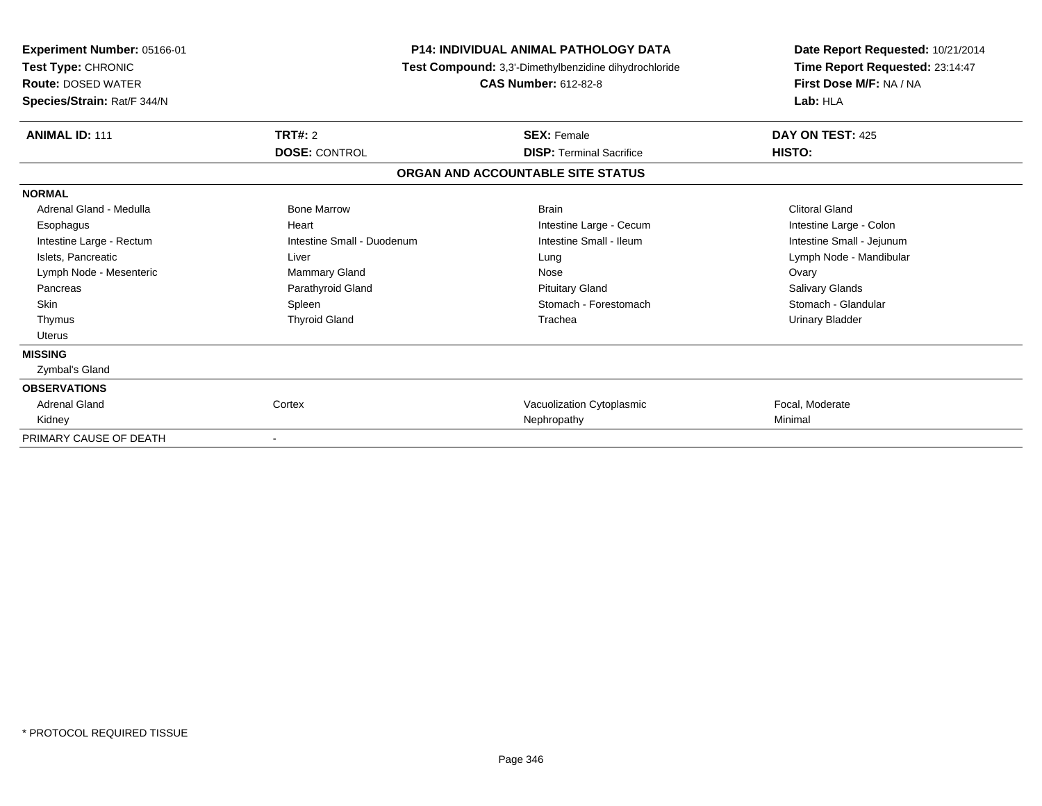**Experiment Number:** 05166-01
**Test Type:** CHRONIC
**Route:** DOSED WATER
**Species/Strain:** Rat/F 344/N

**P14: INDIVIDUAL ANIMAL PATHOLOGY DATA**
**Test Compound:** 3,3'-Dimethylbenzidine dihydrochloride
**CAS Number:** 612-82-8

**Date Report Requested:** 10/21/2014
**Time Report Requested:** 23:14:47
**First Dose M/F:** NA / NA
**Lab:** HLA

| **ANIMAL ID:** 111 | **TRT#:** 2 | **SEX:** Female | **DAY ON TEST:** 425 |
|---|---|---|---|
| | **DOSE:** CONTROL | **DISP:** Terminal Sacrifice | **HISTO:** |

**ORGAN AND ACCOUNTABLE SITE STATUS**

| | | | |
|---|---|---|---|
| **NORMAL** | | | |
| Adrenal Gland - Medulla | Bone Marrow | Brain | Clitoral Gland |
| Esophagus | Heart | Intestine Large - Cecum | Intestine Large - Colon |
| Intestine Large - Rectum | Intestine Small - Duodenum | Intestine Small - Ileum | Intestine Small - Jejunum |
| Islets, Pancreatic | Liver | Lung | Lymph Node - Mandibular |
| Lymph Node - Mesenteric | Mammary Gland | Nose | Ovary |
| Pancreas | Parathyroid Gland | Pituitary Gland | Salivary Glands |
| Skin | Spleen | Stomach - Forestomach | Stomach - Glandular |
| Thymus | Thyroid Gland | Trachea | Urinary Bladder |
| Uterus | | | |
| **MISSING** | | | |
| Zymbal's Gland | | | |
| **OBSERVATIONS** | | | |
| Adrenal Gland | Cortex | Vacuolization Cytoplasmic | Focal, Moderate |
| Kidney | | Nephropathy | Minimal |
| PRIMARY CAUSE OF DEATH | - | | |

* PROTOCOL REQUIRED TISSUE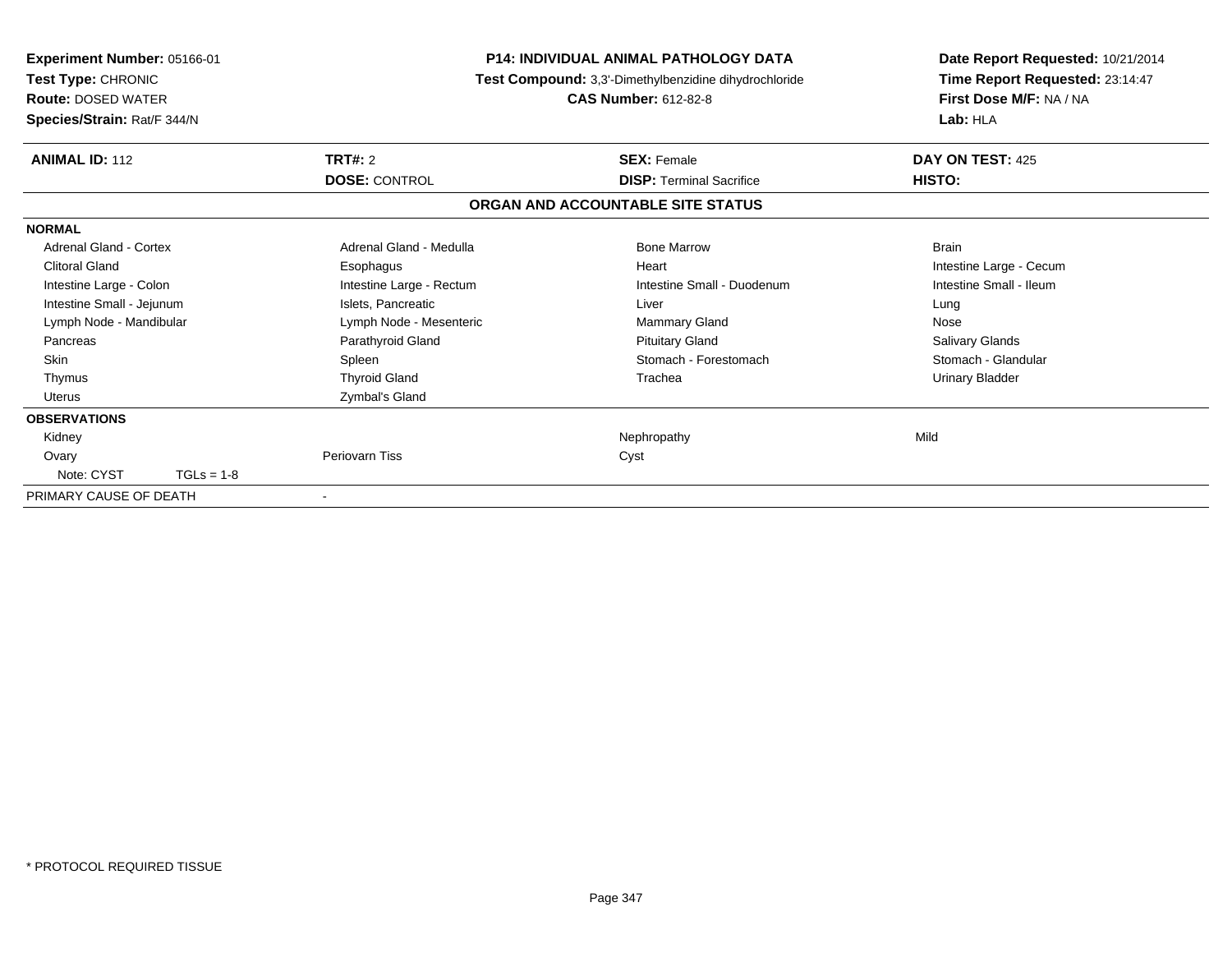**Experiment Number:** 05166-01
**Test Type:** CHRONIC
**Route:** DOSED WATER
**Species/Strain:** Rat/F 344/N

**P14: INDIVIDUAL ANIMAL PATHOLOGY DATA**
**Test Compound:** 3,3'-Dimethylbenzidine dihydrochloride
**CAS Number:** 612-82-8

**Date Report Requested:** 10/21/2014
**Time Report Requested:** 23:14:47
**First Dose M/F:** NA / NA
**Lab:** HLA

| **ANIMAL ID:** 112 | **TRT#:** 2 | **SEX:** Female | **DAY ON TEST:** 425 |
|---|---|---|---|
| | **DOSE:** CONTROL | **DISP:** Terminal Sacrifice | **HISTO:** |

## ORGAN AND ACCOUNTABLE SITE STATUS

**NORMAL**

| | | | |
|---|---|---|---|
| Adrenal Gland - Cortex | Adrenal Gland - Medulla | Bone Marrow | Brain |
| Clitoral Gland | Esophagus | Heart | Intestine Large - Cecum |
| Intestine Large - Colon | Intestine Large - Rectum | Intestine Small - Duodenum | Intestine Small - Ileum |
| Intestine Small - Jejunum | Islets, Pancreatic | Liver | Lung |
| Lymph Node - Mandibular | Lymph Node - Mesenteric | Mammary Gland | Nose |
| Pancreas | Parathyroid Gland | Pituitary Gland | Salivary Glands |
| Skin | Spleen | Stomach - Forestomach | Stomach - Glandular |
| Thymus | Thyroid Gland | Trachea | Urinary Bladder |
| Uterus | Zymbal's Gland | | |

**OBSERVATIONS**

| | | | |
|---|---|---|---|
| Kidney | | Nephropathy | Mild |
| Ovary | Periovarn Tiss | Cyst | |
| Note: CYST TGLs = 1-8 | | | |

PRIMARY CAUSE OF DEATH -

\* PROTOCOL REQUIRED TISSUE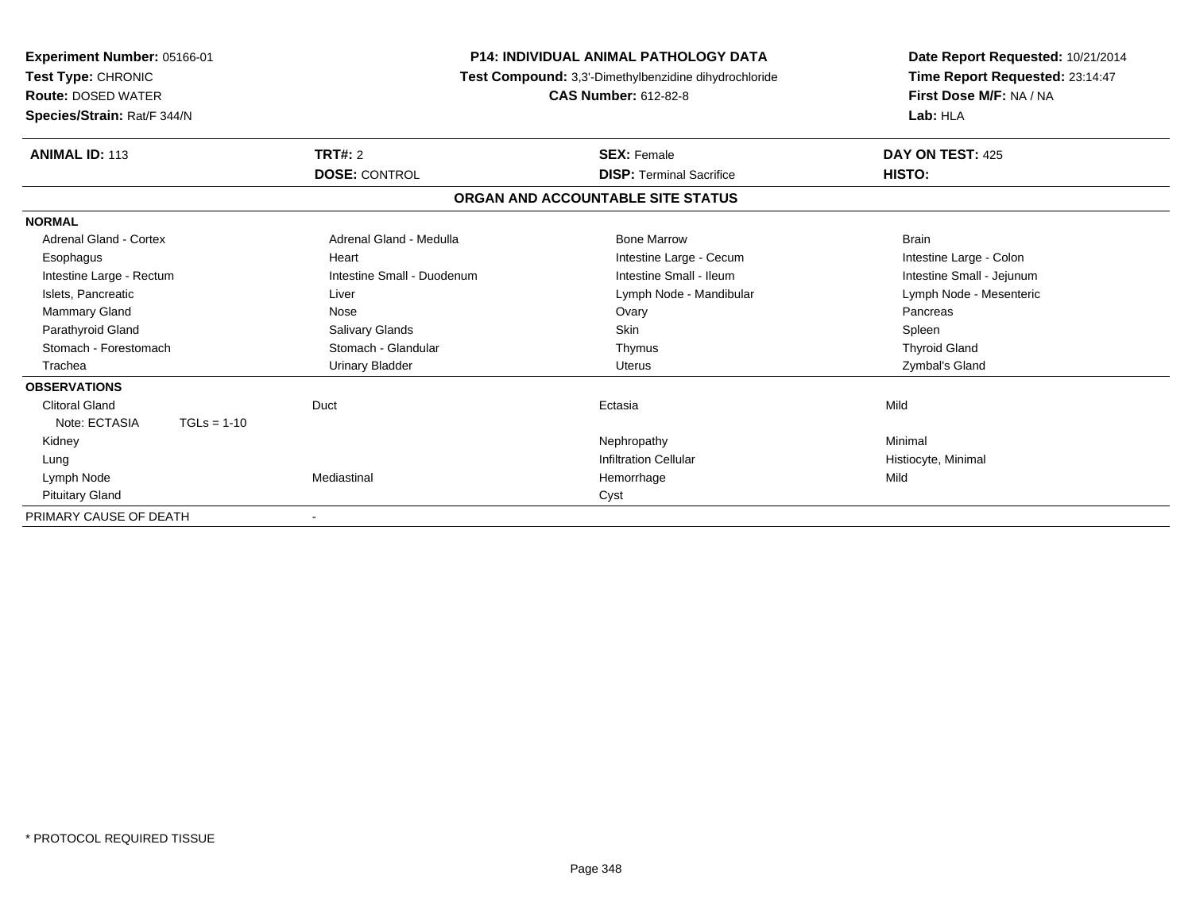**Experiment Number:** 05166-01
**Test Type:** CHRONIC
**Route:** DOSED WATER
**Species/Strain:** Rat/F 344/N

**P14: INDIVIDUAL ANIMAL PATHOLOGY DATA**
**Test Compound:** 3,3'-Dimethylbenzidine dihydrochloride
**CAS Number:** 612-82-8

**Date Report Requested:** 10/21/2014
**Time Report Requested:** 23:14:47
**First Dose M/F:** NA / NA
**Lab:** HLA

| **ANIMAL ID:** 113 | **TRT#:** 2 | **SEX:** Female | **DAY ON TEST:** 425 |
|---|---|---|---|
| | **DOSE:** CONTROL | **DISP:** Terminal Sacrifice | **HISTO:** |

## ORGAN AND ACCOUNTABLE SITE STATUS

| **NORMAL** | | | |
|---|---|---|---|
| Adrenal Gland - Cortex | Adrenal Gland - Medulla | Bone Marrow | Brain |
| Esophagus | Heart | Intestine Large - Cecum | Intestine Large - Colon |
| Intestine Large - Rectum | Intestine Small - Duodenum | Intestine Small - Ileum | Intestine Small - Jejunum |
| Islets, Pancreatic | Liver | Lymph Node - Mandibular | Lymph Node - Mesenteric |
| Mammary Gland | Nose | Ovary | Pancreas |
| Parathyroid Gland | Salivary Glands | Skin | Spleen |
| Stomach - Forestomach | Stomach - Glandular | Thymus | Thyroid Gland |
| Trachea | Urinary Bladder | Uterus | Zymbal's Gland |

| **OBSERVATIONS** | | | |
|---|---|---|---|
| Clitoral Gland | Duct | Ectasia | Mild |
| Note: ECTASIA TGLs = 1-10 | | | |
| Kidney | | Nephropathy | Minimal |
| Lung | | Infiltration Cellular | Histiocyte, Minimal |
| Lymph Node | Mediastinal | Hemorrhage | Mild |
| Pituitary Gland | | Cyst | |
| PRIMARY CAUSE OF DEATH | - | | |

\* PROTOCOL REQUIRED TISSUE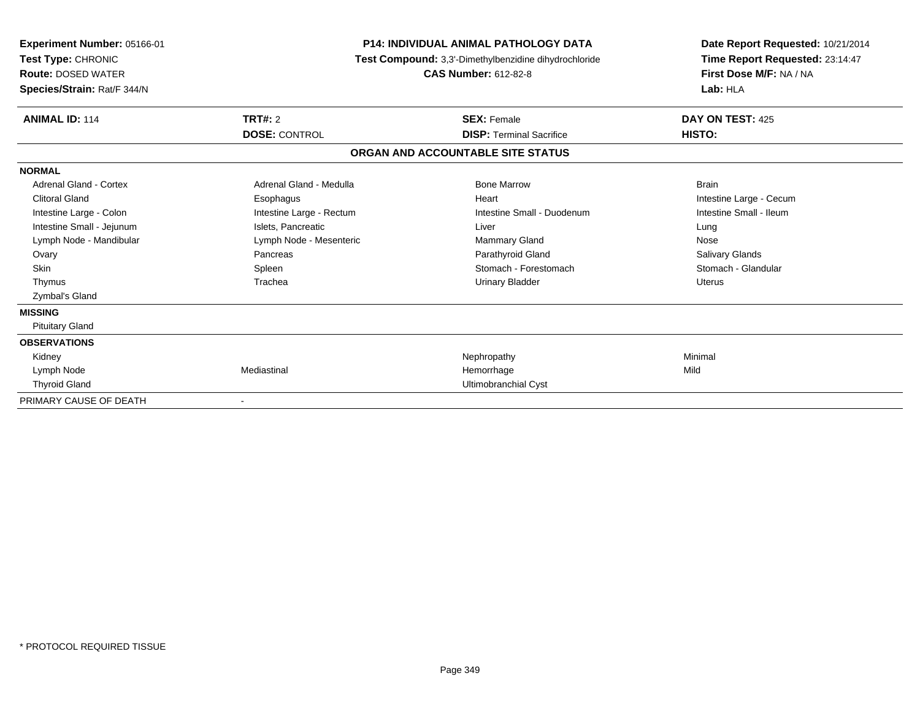**Experiment Number:** 05166-01
**Test Type:** CHRONIC
**Route:** DOSED WATER
**Species/Strain:** Rat/F 344/N

**P14: INDIVIDUAL ANIMAL PATHOLOGY DATA**
**Test Compound:** 3,3'-Dimethylbenzidine dihydrochloride
**CAS Number:** 612-82-8

**Date Report Requested:** 10/21/2014
**Time Report Requested:** 23:14:47
**First Dose M/F:** NA / NA
**Lab:** HLA

| **ANIMAL ID:** 114 | **TRT#:** 2 | **SEX:** Female | **DAY ON TEST:** 425 |
|---|---|---|---|
| | **DOSE:** CONTROL | **DISP:** Terminal Sacrifice | **HISTO:** |

## ORGAN AND ACCOUNTABLE SITE STATUS

| | | | |
|---|---|---|---|
| **NORMAL** | | | |
| Adrenal Gland - Cortex | Adrenal Gland - Medulla | Bone Marrow | Brain |
| Clitoral Gland | Esophagus | Heart | Intestine Large - Cecum |
| Intestine Large - Colon | Intestine Large - Rectum | Intestine Small - Duodenum | Intestine Small - Ileum |
| Intestine Small - Jejunum | Islets, Pancreatic | Liver | Lung |
| Lymph Node - Mandibular | Lymph Node - Mesenteric | Mammary Gland | Nose |
| Ovary | Pancreas | Parathyroid Gland | Salivary Glands |
| Skin | Spleen | Stomach - Forestomach | Stomach - Glandular |
| Thymus | Trachea | Urinary Bladder | Uterus |
| Zymbal's Gland | | | |
| **MISSING** | | | |
| Pituitary Gland | | | |
| **OBSERVATIONS** | | | |
| Kidney | | Nephropathy | Minimal |
| Lymph Node | Mediastinal | Hemorrhage | Mild |
| Thyroid Gland | | Ultimobranchial Cyst | |
| PRIMARY CAUSE OF DEATH | - | | |

* PROTOCOL REQUIRED TISSUE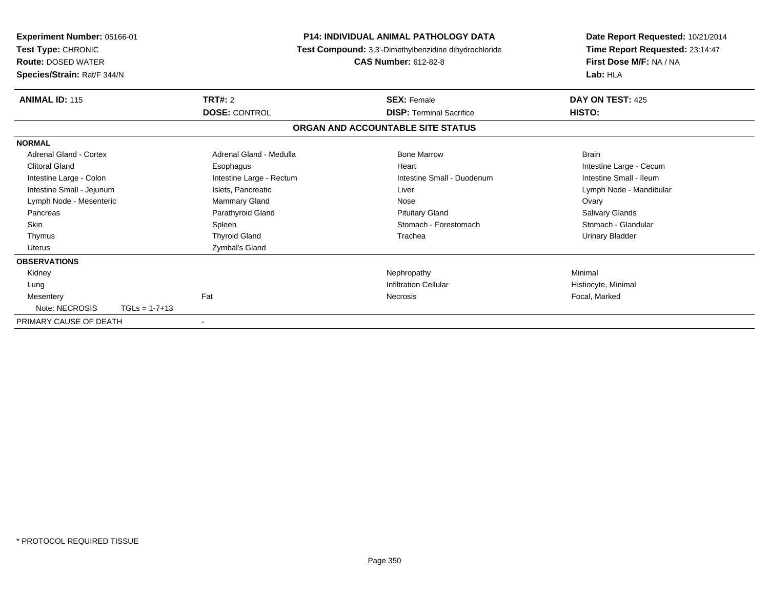**Experiment Number:** 05166-01
**Test Type:** CHRONIC
**Route:** DOSED WATER
**Species/Strain:** Rat/F 344/N

**P14: INDIVIDUAL ANIMAL PATHOLOGY DATA**
**Test Compound:** 3,3'-Dimethylbenzidine dihydrochloride
**CAS Number:** 612-82-8

**Date Report Requested:** 10/21/2014
**Time Report Requested:** 23:14:47
**First Dose M/F:** NA / NA
**Lab:** HLA

| **ANIMAL ID:** 115 | **TRT#:** 2 | **SEX:** Female | **DAY ON TEST:** 425 |
|---|---|---|---|
| | **DOSE:** CONTROL | **DISP:** Terminal Sacrifice | **HISTO:** |

## ORGAN AND ACCOUNTABLE SITE STATUS

**NORMAL**

| | | | |
|---|---|---|---|
| Adrenal Gland - Cortex | Adrenal Gland - Medulla | Bone Marrow | Brain |
| Clitoral Gland | Esophagus | Heart | Intestine Large - Cecum |
| Intestine Large - Colon | Intestine Large - Rectum | Intestine Small - Duodenum | Intestine Small - Ileum |
| Intestine Small - Jejunum | Islets, Pancreatic | Liver | Lymph Node - Mandibular |
| Lymph Node - Mesenteric | Mammary Gland | Nose | Ovary |
| Pancreas | Parathyroid Gland | Pituitary Gland | Salivary Glands |
| Skin | Spleen | Stomach - Forestomach | Stomach - Glandular |
| Thymus | Thyroid Gland | Trachea | Urinary Bladder |
| Uterus | Zymbal's Gland | | |

**OBSERVATIONS**

| | | | |
|---|---|---|---|
| Kidney | | Nephropathy | Minimal |
| Lung | | Infiltration Cellular | Histiocyte, Minimal |
| Mesentery | Fat | Necrosis | Focal, Marked |
| Note: NECROSIS TGLs = 1-7+13 | | | |

PRIMARY CAUSE OF DEATH -

* PROTOCOL REQUIRED TISSUE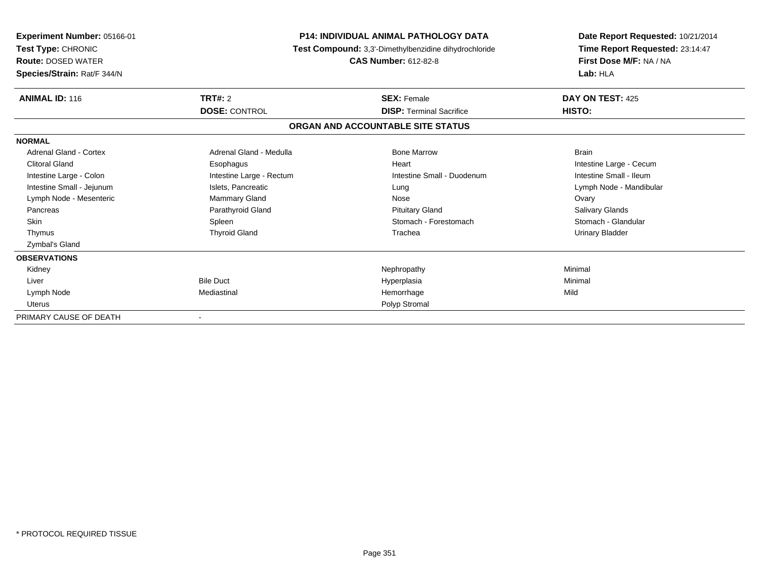**Experiment Number:** 05166-01
**Test Type:** CHRONIC
**Route:** DOSED WATER
**Species/Strain:** Rat/F 344/N

**P14: INDIVIDUAL ANIMAL PATHOLOGY DATA**
**Test Compound:** 3,3'-Dimethylbenzidine dihydrochloride
**CAS Number:** 612-82-8

**Date Report Requested:** 10/21/2014
**Time Report Requested:** 23:14:47
**First Dose M/F:** NA / NA
**Lab:** HLA

| **ANIMAL ID:** 116 | **TRT#:** 2 | **SEX:** Female | **DAY ON TEST:** 425 |
|---|---|---|---|
| | **DOSE:** CONTROL | **DISP:** Terminal Sacrifice | **HISTO:** |

**ORGAN AND ACCOUNTABLE SITE STATUS**

| | | | |
|---|---|---|---|
| **NORMAL** | | | |
| Adrenal Gland - Cortex | Adrenal Gland - Medulla | Bone Marrow | Brain |
| Clitoral Gland | Esophagus | Heart | Intestine Large - Cecum |
| Intestine Large - Colon | Intestine Large - Rectum | Intestine Small - Duodenum | Intestine Small - Ileum |
| Intestine Small - Jejunum | Islets, Pancreatic | Lung | Lymph Node - Mandibular |
| Lymph Node - Mesenteric | Mammary Gland | Nose | Ovary |
| Pancreas | Parathyroid Gland | Pituitary Gland | Salivary Glands |
| Skin | Spleen | Stomach - Forestomach | Stomach - Glandular |
| Thymus | Thyroid Gland | Trachea | Urinary Bladder |
| Zymbal's Gland | | | |
| **OBSERVATIONS** | | | |
| Kidney | | Nephropathy | Minimal |
| Liver | Bile Duct | Hyperplasia | Minimal |
| Lymph Node | Mediastinal | Hemorrhage | Mild |
| Uterus | | Polyp Stromal | |
| PRIMARY CAUSE OF DEATH | - | | |

\* PROTOCOL REQUIRED TISSUE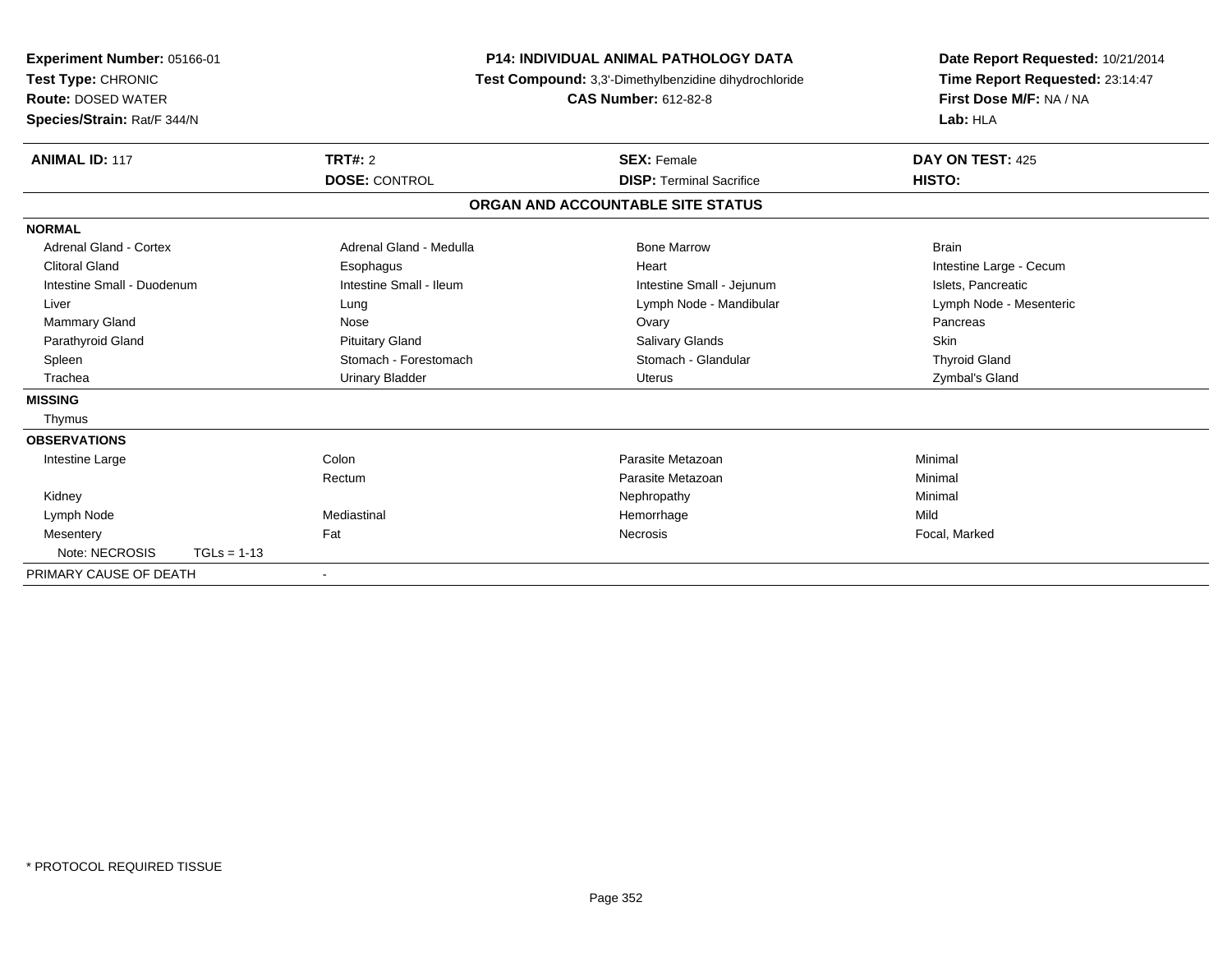**Experiment Number:** 05166-01
**Test Type:** CHRONIC
**Route:** DOSED WATER
**Species/Strain:** Rat/F 344/N

**P14: INDIVIDUAL ANIMAL PATHOLOGY DATA**
**Test Compound:** 3,3'-Dimethylbenzidine dihydrochloride
**CAS Number:** 612-82-8

**Date Report Requested:** 10/21/2014
**Time Report Requested:** 23:14:47
**First Dose M/F:** NA / NA
**Lab:** HLA

| **ANIMAL ID:** 117 | **TRT#:** 2 | **SEX:** Female | **DAY ON TEST:** 425 |
|---|---|---|---|
| | **DOSE:** CONTROL | **DISP:** Terminal Sacrifice | **HISTO:** |

## ORGAN AND ACCOUNTABLE SITE STATUS

**NORMAL**

| | | | |
|---|---|---|---|
| Adrenal Gland - Cortex | Adrenal Gland - Medulla | Bone Marrow | Brain |
| Clitoral Gland | Esophagus | Heart | Intestine Large - Cecum |
| Intestine Small - Duodenum | Intestine Small - Ileum | Intestine Small - Jejunum | Islets, Pancreatic |
| Liver | Lung | Lymph Node - Mandibular | Lymph Node - Mesenteric |
| Mammary Gland | Nose | Ovary | Pancreas |
| Parathyroid Gland | Pituitary Gland | Salivary Glands | Skin |
| Spleen | Stomach - Forestomach | Stomach - Glandular | Thyroid Gland |
| Trachea | Urinary Bladder | Uterus | Zymbal's Gland |

**MISSING**

Thymus

**OBSERVATIONS**

| | | | |
|---|---|---|---|
| Intestine Large | Colon | Parasite Metazoan | Minimal |
| | Rectum | Parasite Metazoan | Minimal |
| Kidney | | Nephropathy | Minimal |
| Lymph Node | Mediastinal | Hemorrhage | Mild |
| Mesentery | Fat | Necrosis | Focal, Marked |
| Note: NECROSIS TGLs = 1-13 | | | |

PRIMARY CAUSE OF DEATH -

* PROTOCOL REQUIRED TISSUE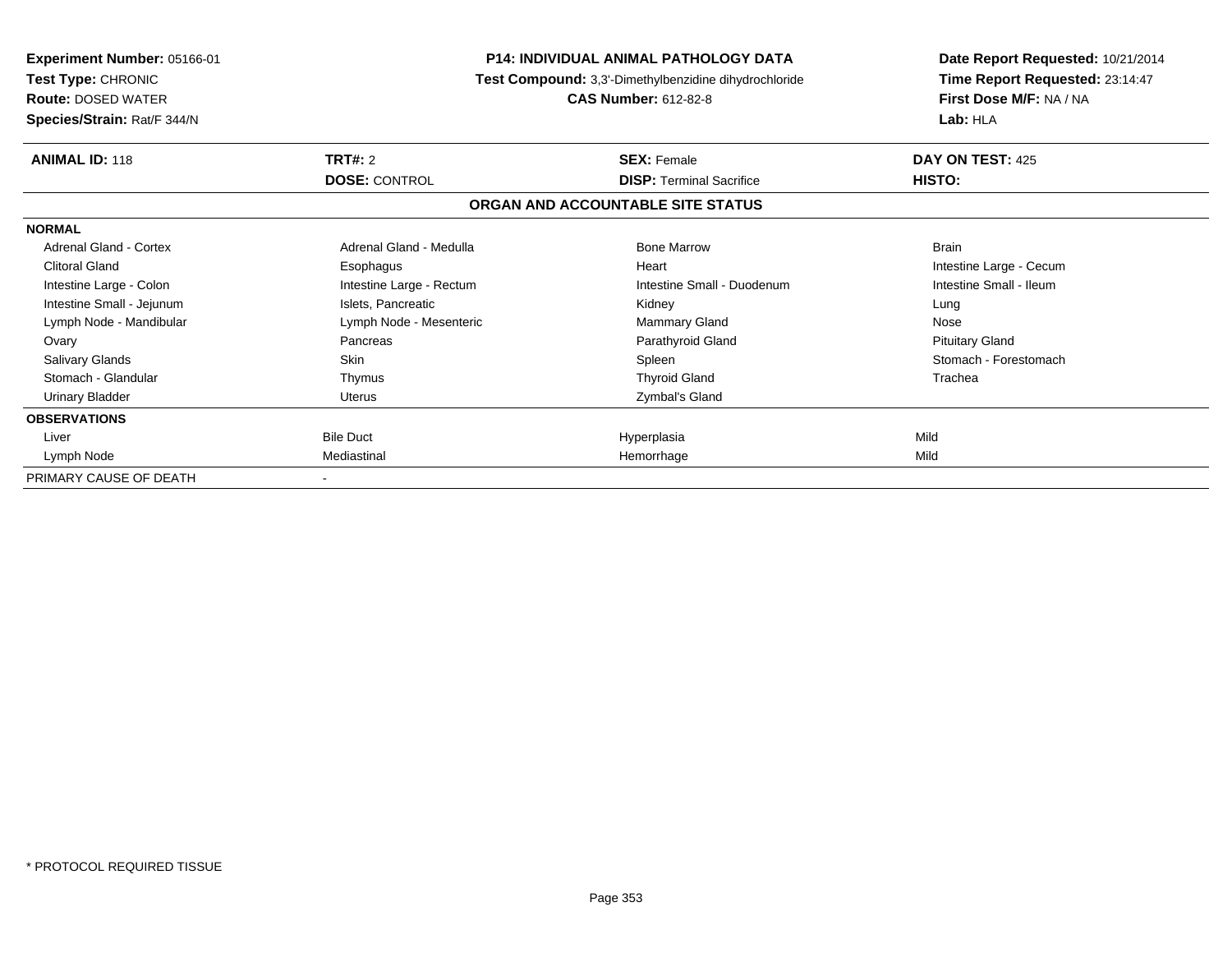**Experiment Number:** 05166-01
**Test Type:** CHRONIC
**Route:** DOSED WATER
**Species/Strain:** Rat/F 344/N

**P14: INDIVIDUAL ANIMAL PATHOLOGY DATA**
**Test Compound:** 3,3'-Dimethylbenzidine dihydrochloride
**CAS Number:** 612-82-8

**Date Report Requested:** 10/21/2014
**Time Report Requested:** 23:14:47
**First Dose M/F:** NA / NA
**Lab:** HLA

| **ANIMAL ID:** 118 | **TRT#:** 2 | **SEX:** Female | **DAY ON TEST:** 425 |
|---|---|---|---|
| | **DOSE:** CONTROL | **DISP:** Terminal Sacrifice | **HISTO:** |

## ORGAN AND ACCOUNTABLE SITE STATUS

| | | | |
|---|---|---|---|
| **NORMAL** | | | |
| Adrenal Gland - Cortex | Adrenal Gland - Medulla | Bone Marrow | Brain |
| Clitoral Gland | Esophagus | Heart | Intestine Large - Cecum |
| Intestine Large - Colon | Intestine Large - Rectum | Intestine Small - Duodenum | Intestine Small - Ileum |
| Intestine Small - Jejunum | Islets, Pancreatic | Kidney | Lung |
| Lymph Node - Mandibular | Lymph Node - Mesenteric | Mammary Gland | Nose |
| Ovary | Pancreas | Parathyroid Gland | Pituitary Gland |
| Salivary Glands | Skin | Spleen | Stomach - Forestomach |
| Stomach - Glandular | Thymus | Thyroid Gland | Trachea |
| Urinary Bladder | Uterus | Zymbal's Gland | |
| **OBSERVATIONS** | | | |
| Liver | Bile Duct | Hyperplasia | Mild |
| Lymph Node | Mediastinal | Hemorrhage | Mild |
| PRIMARY CAUSE OF DEATH | - | | |

* PROTOCOL REQUIRED TISSUE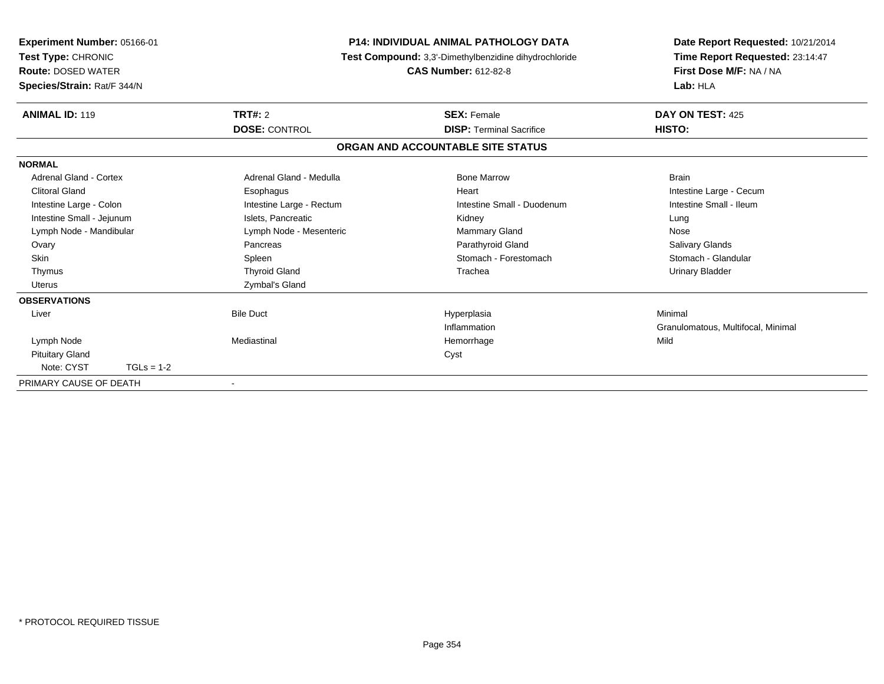**Experiment Number:** 05166-01
**Test Type:** CHRONIC
**Route:** DOSED WATER
**Species/Strain:** Rat/F 344/N

**P14: INDIVIDUAL ANIMAL PATHOLOGY DATA**
**Test Compound:** 3,3'-Dimethylbenzidine dihydrochloride
**CAS Number:** 612-82-8

**Date Report Requested:** 10/21/2014
**Time Report Requested:** 23:14:47
**First Dose M/F:** NA / NA
**Lab:** HLA

| **ANIMAL ID:** 119 | **TRT#:** 2 | **SEX:** Female | **DAY ON TEST:** 425 |
|---|---|---|---|
| | **DOSE:** CONTROL | **DISP:** Terminal Sacrifice | **HISTO:** |

## ORGAN AND ACCOUNTABLE SITE STATUS

**NORMAL**

| | | | |
|---|---|---|---|
| Adrenal Gland - Cortex | Adrenal Gland - Medulla | Bone Marrow | Brain |
| Clitoral Gland | Esophagus | Heart | Intestine Large - Cecum |
| Intestine Large - Colon | Intestine Large - Rectum | Intestine Small - Duodenum | Intestine Small - Ileum |
| Intestine Small - Jejunum | Islets, Pancreatic | Kidney | Lung |
| Lymph Node - Mandibular | Lymph Node - Mesenteric | Mammary Gland | Nose |
| Ovary | Pancreas | Parathyroid Gland | Salivary Glands |
| Skin | Spleen | Stomach - Forestomach | Stomach - Glandular |
| Thymus | Thyroid Gland | Trachea | Urinary Bladder |
| Uterus | Zymbal's Gland | | |

**OBSERVATIONS**

| | | | |
|---|---|---|---|
| Liver | Bile Duct | Hyperplasia | Minimal |
| | | Inflammation | Granulomatous, Multifocal, Minimal |
| Lymph Node | Mediastinal | Hemorrhage | Mild |
| Pituitary Gland | | Cyst | |
| Note: CYST TGLs = 1-2 | | | |

PRIMARY CAUSE OF DEATH -

\* PROTOCOL REQUIRED TISSUE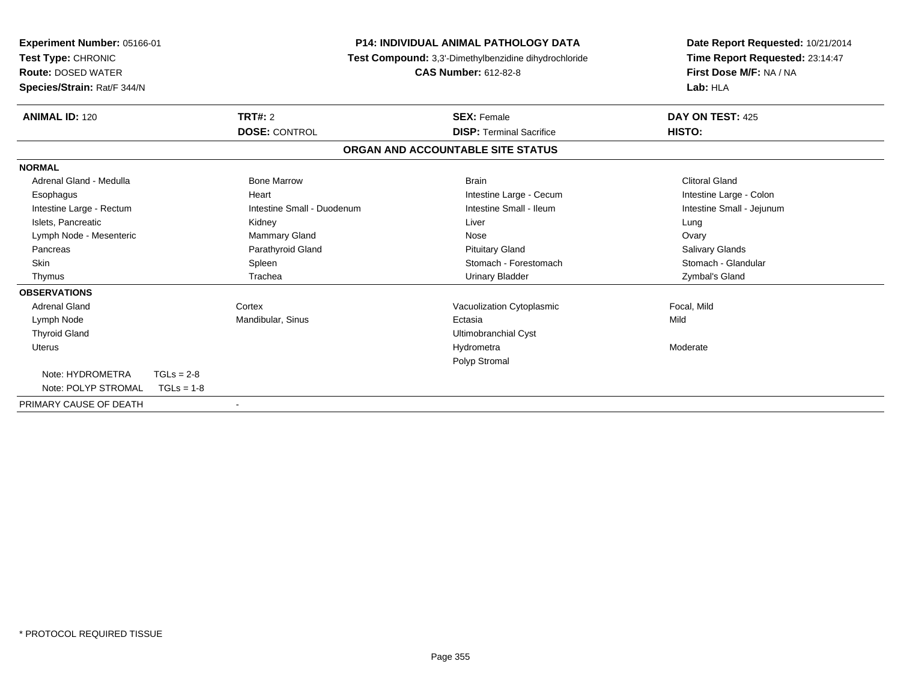**Experiment Number:** 05166-01
**Test Type:** CHRONIC
**Route:** DOSED WATER
**Species/Strain:** Rat/F 344/N

**P14: INDIVIDUAL ANIMAL PATHOLOGY DATA**
**Test Compound:** 3,3'-Dimethylbenzidine dihydrochloride
**CAS Number:** 612-82-8

**Date Report Requested:** 10/21/2014
**Time Report Requested:** 23:14:47
**First Dose M/F:** NA / NA
**Lab:** HLA

| **ANIMAL ID:** 120 | **TRT#:** 2 | **SEX:** Female | **DAY ON TEST:** 425 |
|---|---|---|---|
| | **DOSE:** CONTROL | **DISP:** Terminal Sacrifice | **HISTO:** |

## ORGAN AND ACCOUNTABLE SITE STATUS

**NORMAL**

| | | | |
|---|---|---|---|
| Adrenal Gland - Medulla | Bone Marrow | Brain | Clitoral Gland |
| Esophagus | Heart | Intestine Large - Cecum | Intestine Large - Colon |
| Intestine Large - Rectum | Intestine Small - Duodenum | Intestine Small - Ileum | Intestine Small - Jejunum |
| Islets, Pancreatic | Kidney | Liver | Lung |
| Lymph Node - Mesenteric | Mammary Gland | Nose | Ovary |
| Pancreas | Parathyroid Gland | Pituitary Gland | Salivary Glands |
| Skin | Spleen | Stomach - Forestomach | Stomach - Glandular |
| Thymus | Trachea | Urinary Bladder | Zymbal's Gland |

**OBSERVATIONS**

| | | | |
|---|---|---|---|
| Adrenal Gland | Cortex | Vacuolization Cytoplasmic | Focal, Mild |
| Lymph Node | Mandibular, Sinus | Ectasia | Mild |
| Thyroid Gland | | Ultimobranchial Cyst | |
| Uterus | | Hydrometra | Moderate |
| | | Polyp Stromal | |

Note: HYDROMETRA TGLs = 2-8
Note: POLYP STROMAL TGLs = 1-8

PRIMARY CAUSE OF DEATH -

\* PROTOCOL REQUIRED TISSUE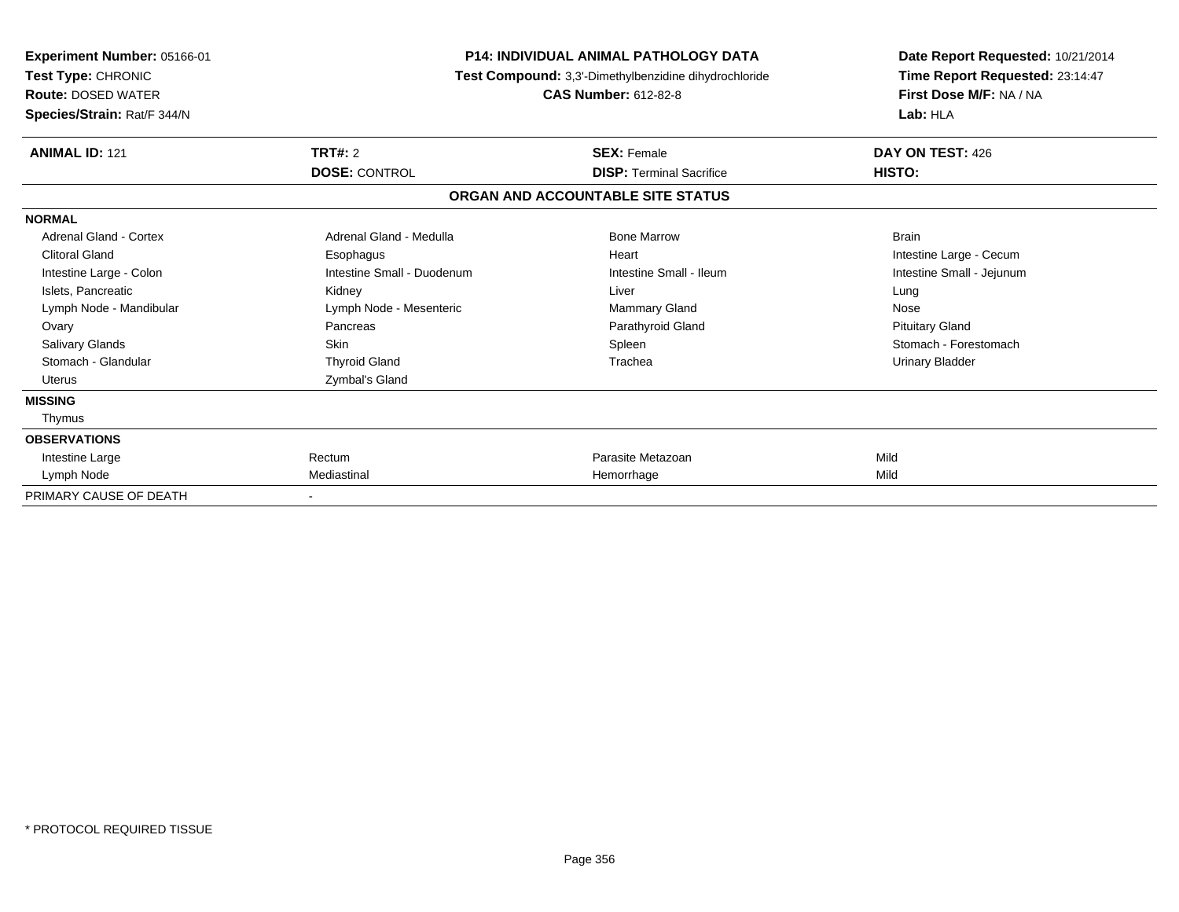**Experiment Number:** 05166-01
**Test Type:** CHRONIC
**Route:** DOSED WATER
**Species/Strain:** Rat/F 344/N

**P14: INDIVIDUAL ANIMAL PATHOLOGY DATA**
**Test Compound:** 3,3'-Dimethylbenzidine dihydrochloride
**CAS Number:** 612-82-8

**Date Report Requested:** 10/21/2014
**Time Report Requested:** 23:14:47
**First Dose M/F:** NA / NA
**Lab:** HLA

| **ANIMAL ID:** 121 | **TRT#:** 2 | **SEX:** Female | **DAY ON TEST:** 426 |
|---|---|---|---|
| | **DOSE:** CONTROL | **DISP:** Terminal Sacrifice | **HISTO:** |

**ORGAN AND ACCOUNTABLE SITE STATUS**

| | | | |
|---|---|---|---|
| **NORMAL** | | | |
| Adrenal Gland - Cortex | Adrenal Gland - Medulla | Bone Marrow | Brain |
| Clitoral Gland | Esophagus | Heart | Intestine Large - Cecum |
| Intestine Large - Colon | Intestine Small - Duodenum | Intestine Small - Ileum | Intestine Small - Jejunum |
| Islets, Pancreatic | Kidney | Liver | Lung |
| Lymph Node - Mandibular | Lymph Node - Mesenteric | Mammary Gland | Nose |
| Ovary | Pancreas | Parathyroid Gland | Pituitary Gland |
| Salivary Glands | Skin | Spleen | Stomach - Forestomach |
| Stomach - Glandular | Thyroid Gland | Trachea | Urinary Bladder |
| Uterus | Zymbal's Gland | | |
| **MISSING** | | | |
| Thymus | | | |
| **OBSERVATIONS** | | | |
| Intestine Large | Rectum | Parasite Metazoan | Mild |
| Lymph Node | Mediastinal | Hemorrhage | Mild |
| PRIMARY CAUSE OF DEATH | - | | |

\* PROTOCOL REQUIRED TISSUE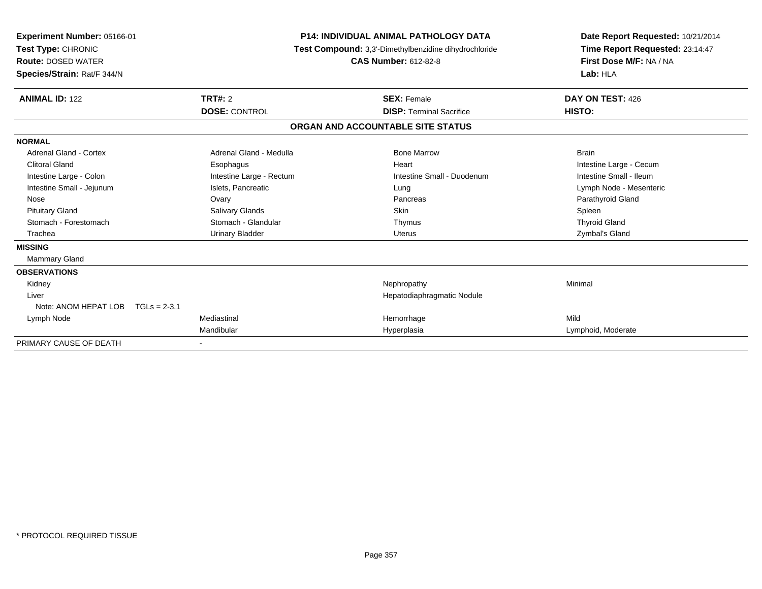**Experiment Number:** 05166-01
**Test Type:** CHRONIC
**Route:** DOSED WATER
**Species/Strain:** Rat/F 344/N

**P14: INDIVIDUAL ANIMAL PATHOLOGY DATA**
**Test Compound:** 3,3'-Dimethylbenzidine dihydrochloride
**CAS Number:** 612-82-8

**Date Report Requested:** 10/21/2014
**Time Report Requested:** 23:14:47
**First Dose M/F:** NA / NA
**Lab:** HLA

| **ANIMAL ID:** 122 | **TRT#:** 2 | **SEX:** Female | **DAY ON TEST:** 426 |
|---|---|---|---|
| | **DOSE:** CONTROL | **DISP:** Terminal Sacrifice | **HISTO:** |

## ORGAN AND ACCOUNTABLE SITE STATUS

| | | | |
|---|---|---|---|
| **NORMAL** | | | |
| Adrenal Gland - Cortex | Adrenal Gland - Medulla | Bone Marrow | Brain |
| Clitoral Gland | Esophagus | Heart | Intestine Large - Cecum |
| Intestine Large - Colon | Intestine Large - Rectum | Intestine Small - Duodenum | Intestine Small - Ileum |
| Intestine Small - Jejunum | Islets, Pancreatic | Lung | Lymph Node - Mesenteric |
| Nose | Ovary | Pancreas | Parathyroid Gland |
| Pituitary Gland | Salivary Glands | Skin | Spleen |
| Stomach - Forestomach | Stomach - Glandular | Thymus | Thyroid Gland |
| Trachea | Urinary Bladder | Uterus | Zymbal's Gland |
| **MISSING** | | | |
| Mammary Gland | | | |
| **OBSERVATIONS** | | | |
| Kidney | | Nephropathy | Minimal |
| Liver | | Hepatodiaphragmatic Nodule | |
| Note: ANOM HEPAT LOB TGLs = 2-3.1 | | | |
| Lymph Node | Mediastinal | Hemorrhage | Mild |
| | Mandibular | Hyperplasia | Lymphoid, Moderate |
| PRIMARY CAUSE OF DEATH | - | | |

* PROTOCOL REQUIRED TISSUE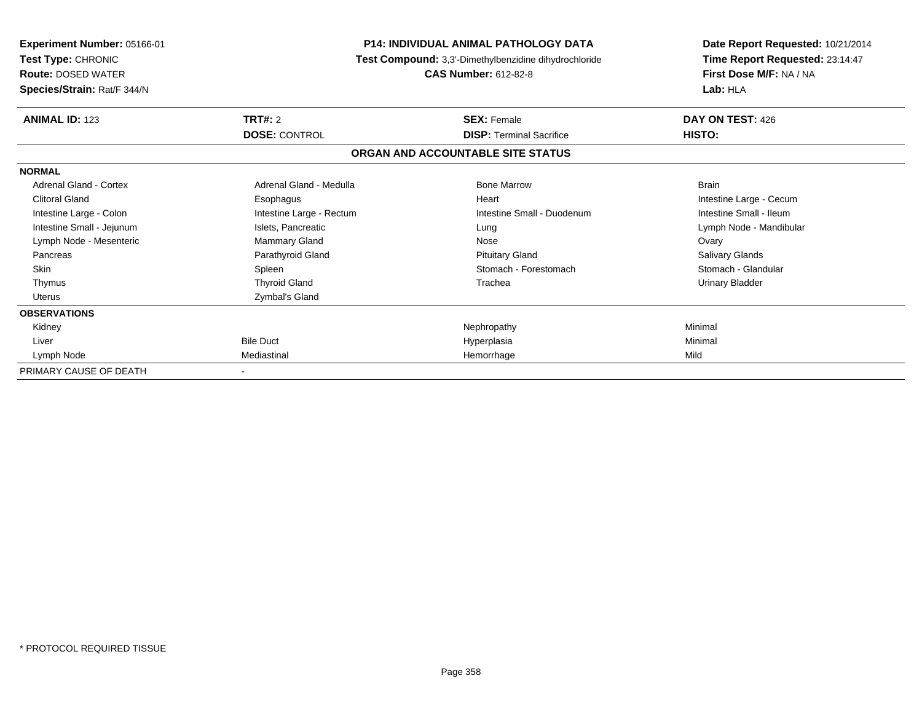**Experiment Number:** 05166-01
**Test Type:** CHRONIC
**Route:** DOSED WATER
**Species/Strain:** Rat/F 344/N

**P14: INDIVIDUAL ANIMAL PATHOLOGY DATA**
**Test Compound:** 3,3'-Dimethylbenzidine dihydrochloride
**CAS Number:** 612-82-8

**Date Report Requested:** 10/21/2014
**Time Report Requested:** 23:14:47
**First Dose M/F:** NA / NA
**Lab:** HLA

| **ANIMAL ID:** 123 | **TRT#:** 2 | **SEX:** Female | **DAY ON TEST:** 426 |
|---|---|---|---|
| | **DOSE:** CONTROL | **DISP:** Terminal Sacrifice | **HISTO:** |

**ORGAN AND ACCOUNTABLE SITE STATUS**

**NORMAL**

| | | | |
|---|---|---|---|
| Adrenal Gland - Cortex | Adrenal Gland - Medulla | Bone Marrow | Brain |
| Clitoral Gland | Esophagus | Heart | Intestine Large - Cecum |
| Intestine Large - Colon | Intestine Large - Rectum | Intestine Small - Duodenum | Intestine Small - Ileum |
| Intestine Small - Jejunum | Islets, Pancreatic | Lung | Lymph Node - Mandibular |
| Lymph Node - Mesenteric | Mammary Gland | Nose | Ovary |
| Pancreas | Parathyroid Gland | Pituitary Gland | Salivary Glands |
| Skin | Spleen | Stomach - Forestomach | Stomach - Glandular |
| Thymus | Thyroid Gland | Trachea | Urinary Bladder |
| Uterus | Zymbal's Gland | | |

**OBSERVATIONS**

| | | | |
|---|---|---|---|
| Kidney | | Nephropathy | Minimal |
| Liver | Bile Duct | Hyperplasia | Minimal |
| Lymph Node | Mediastinal | Hemorrhage | Mild |

PRIMARY CAUSE OF DEATH -

\* PROTOCOL REQUIRED TISSUE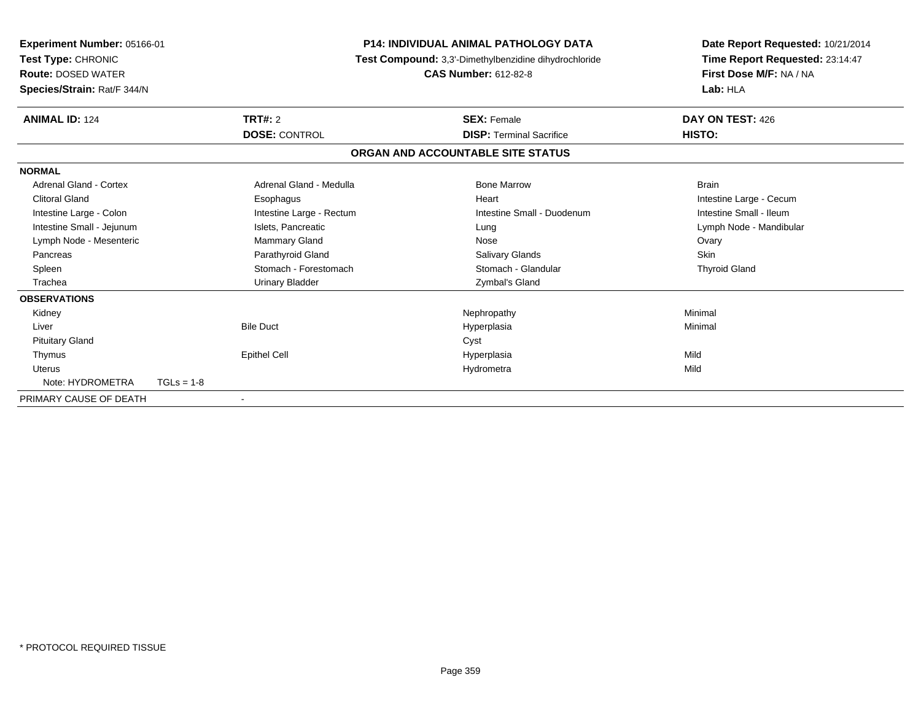**Experiment Number:** 05166-01
**Test Type:** CHRONIC
**Route:** DOSED WATER
**Species/Strain:** Rat/F 344/N

**P14: INDIVIDUAL ANIMAL PATHOLOGY DATA**
**Test Compound:** 3,3'-Dimethylbenzidine dihydrochloride
**CAS Number:** 612-82-8

**Date Report Requested:** 10/21/2014
**Time Report Requested:** 23:14:47
**First Dose M/F:** NA / NA
**Lab:** HLA

| **ANIMAL ID:** 124 | **TRT#:** 2 | **SEX:** Female | **DAY ON TEST:** 426 |
|---|---|---|---|
| | **DOSE:** CONTROL | **DISP:** Terminal Sacrifice | **HISTO:** |

## ORGAN AND ACCOUNTABLE SITE STATUS

**NORMAL**

| | | | |
|---|---|---|---|
| Adrenal Gland - Cortex | Adrenal Gland - Medulla | Bone Marrow | Brain |
| Clitoral Gland | Esophagus | Heart | Intestine Large - Cecum |
| Intestine Large - Colon | Intestine Large - Rectum | Intestine Small - Duodenum | Intestine Small - Ileum |
| Intestine Small - Jejunum | Islets, Pancreatic | Lung | Lymph Node - Mandibular |
| Lymph Node - Mesenteric | Mammary Gland | Nose | Ovary |
| Pancreas | Parathyroid Gland | Salivary Glands | Skin |
| Spleen | Stomach - Forestomach | Stomach - Glandular | Thyroid Gland |
| Trachea | Urinary Bladder | Zymbal's Gland | |

**OBSERVATIONS**

| | | | |
|---|---|---|---|
| Kidney | | Nephropathy | Minimal |
| Liver | Bile Duct | Hyperplasia | Minimal |
| Pituitary Gland | | Cyst | |
| Thymus | Epithel Cell | Hyperplasia | Mild |
| Uterus | | Hydrometra | Mild |
| Note: HYDROMETRA TGLs = 1-8 | | | |

PRIMARY CAUSE OF DEATH -

* PROTOCOL REQUIRED TISSUE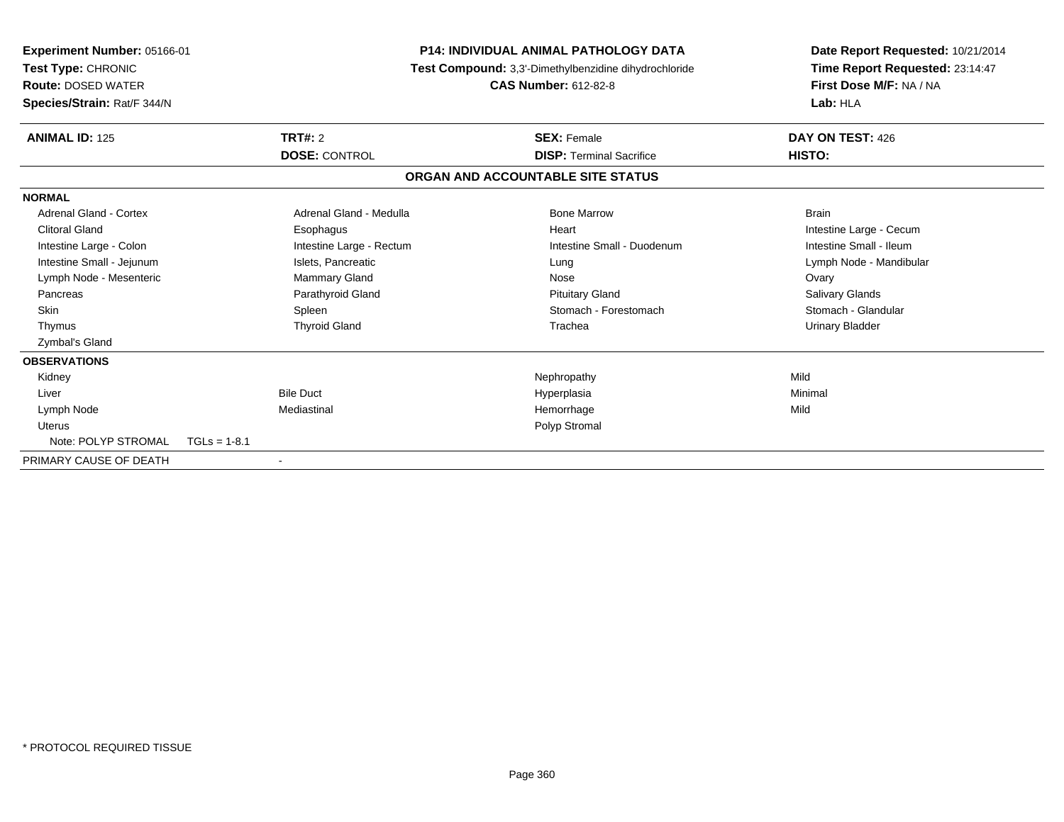**Experiment Number:** 05166-01
**Test Type:** CHRONIC
**Route:** DOSED WATER
**Species/Strain:** Rat/F 344/N

**P14: INDIVIDUAL ANIMAL PATHOLOGY DATA**
**Test Compound:** 3,3'-Dimethylbenzidine dihydrochloride
**CAS Number:** 612-82-8

**Date Report Requested:** 10/21/2014
**Time Report Requested:** 23:14:47
**First Dose M/F:** NA / NA
**Lab:** HLA

| **ANIMAL ID:** 125 | **TRT#:** 2 | **SEX:** Female | **DAY ON TEST:** 426 |
|---|---|---|---|
| | **DOSE:** CONTROL | **DISP:** Terminal Sacrifice | **HISTO:** |

## ORGAN AND ACCOUNTABLE SITE STATUS

**NORMAL**

| | | | |
|---|---|---|---|
| Adrenal Gland - Cortex | Adrenal Gland - Medulla | Bone Marrow | Brain |
| Clitoral Gland | Esophagus | Heart | Intestine Large - Cecum |
| Intestine Large - Colon | Intestine Large - Rectum | Intestine Small - Duodenum | Intestine Small - Ileum |
| Intestine Small - Jejunum | Islets, Pancreatic | Lung | Lymph Node - Mandibular |
| Lymph Node - Mesenteric | Mammary Gland | Nose | Ovary |
| Pancreas | Parathyroid Gland | Pituitary Gland | Salivary Glands |
| Skin | Spleen | Stomach - Forestomach | Stomach - Glandular |
| Thymus | Thyroid Gland | Trachea | Urinary Bladder |
| Zymbal's Gland | | | |

**OBSERVATIONS**

| | | | |
|---|---|---|---|
| Kidney | | Nephropathy | Mild |
| Liver | Bile Duct | Hyperplasia | Minimal |
| Lymph Node | Mediastinal | Hemorrhage | Mild |
| Uterus | | Polyp Stromal | |
| Note: POLYP STROMAL TGLs = 1-8.1 | | | |

PRIMARY CAUSE OF DEATH -

* PROTOCOL REQUIRED TISSUE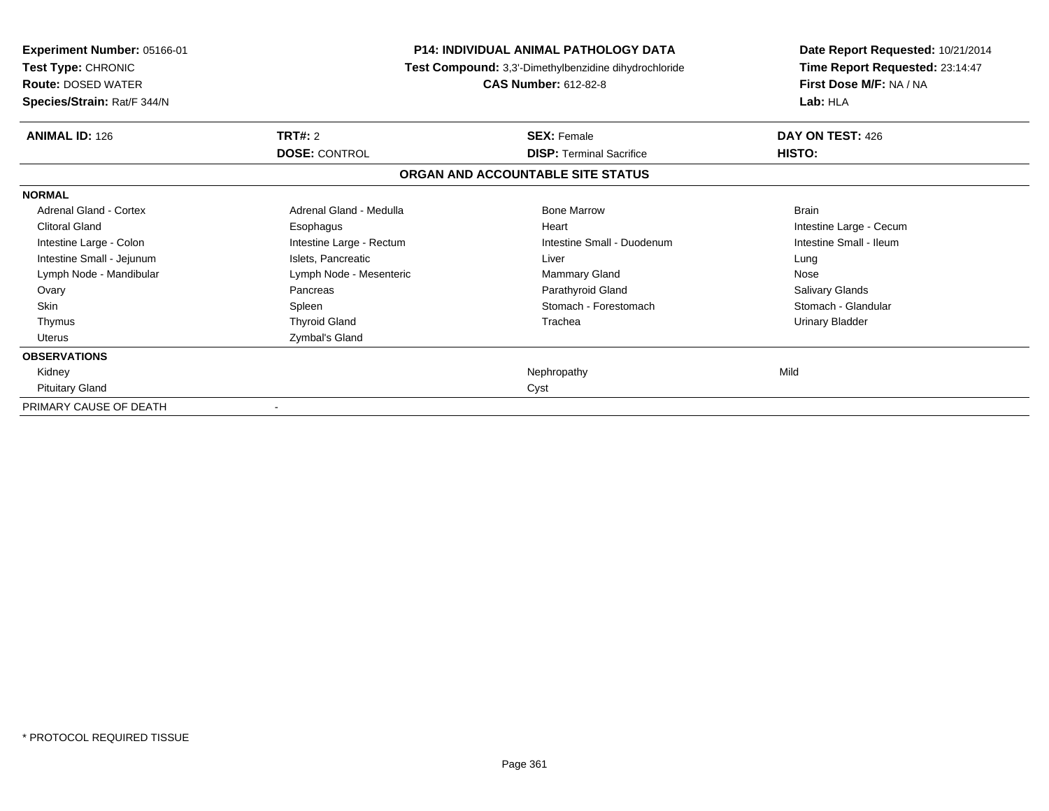**Experiment Number:** 05166-01
**Test Type:** CHRONIC
**Route:** DOSED WATER
**Species/Strain:** Rat/F 344/N

**P14: INDIVIDUAL ANIMAL PATHOLOGY DATA**
**Test Compound:** 3,3'-Dimethylbenzidine dihydrochloride
**CAS Number:** 612-82-8

**Date Report Requested:** 10/21/2014
**Time Report Requested:** 23:14:47
**First Dose M/F:** NA / NA
**Lab:** HLA

| **ANIMAL ID:** 126 | **TRT#:** 2 | **SEX:** Female | **DAY ON TEST:** 426 |
|---|---|---|---|
| | **DOSE:** CONTROL | **DISP:** Terminal Sacrifice | **HISTO:** |

## ORGAN AND ACCOUNTABLE SITE STATUS

| | | | |
|---|---|---|---|
| **NORMAL** | | | |
| Adrenal Gland - Cortex | Adrenal Gland - Medulla | Bone Marrow | Brain |
| Clitoral Gland | Esophagus | Heart | Intestine Large - Cecum |
| Intestine Large - Colon | Intestine Large - Rectum | Intestine Small - Duodenum | Intestine Small - Ileum |
| Intestine Small - Jejunum | Islets, Pancreatic | Liver | Lung |
| Lymph Node - Mandibular | Lymph Node - Mesenteric | Mammary Gland | Nose |
| Ovary | Pancreas | Parathyroid Gland | Salivary Glands |
| Skin | Spleen | Stomach - Forestomach | Stomach - Glandular |
| Thymus | Thyroid Gland | Trachea | Urinary Bladder |
| Uterus | Zymbal's Gland | | |
| **OBSERVATIONS** | | | |
| Kidney | | Nephropathy | Mild |
| Pituitary Gland | | Cyst | |
| PRIMARY CAUSE OF DEATH | - | | |

\* PROTOCOL REQUIRED TISSUE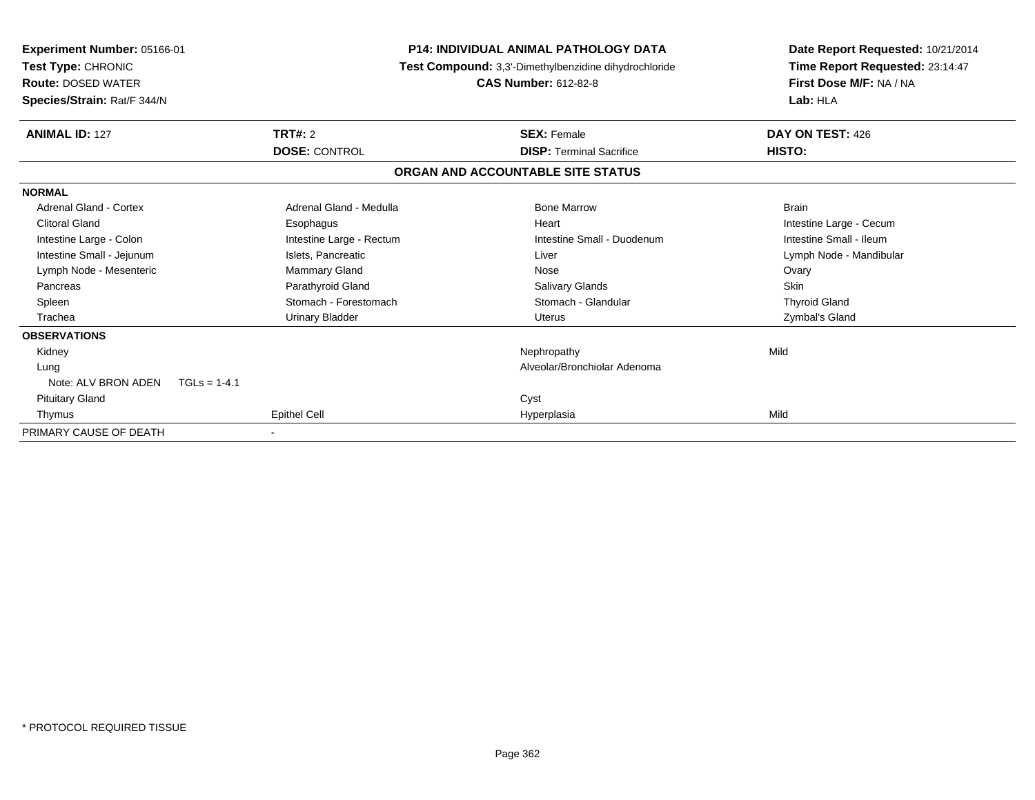**Experiment Number:** 05166-01
**Test Type:** CHRONIC
**Route:** DOSED WATER
**Species/Strain:** Rat/F 344/N

**P14: INDIVIDUAL ANIMAL PATHOLOGY DATA**
**Test Compound:** 3,3'-Dimethylbenzidine dihydrochloride
**CAS Number:** 612-82-8

**Date Report Requested:** 10/21/2014
**Time Report Requested:** 23:14:47
**First Dose M/F:** NA / NA
**Lab:** HLA

| **ANIMAL ID:** 127 | **TRT#:** 2 | **SEX:** Female | **DAY ON TEST:** 426 |
|---|---|---|---|
| | **DOSE:** CONTROL | **DISP:** Terminal Sacrifice | **HISTO:** |

**ORGAN AND ACCOUNTABLE SITE STATUS**

**NORMAL**

| | | | |
|---|---|---|---|
| Adrenal Gland - Cortex | Adrenal Gland - Medulla | Bone Marrow | Brain |
| Clitoral Gland | Esophagus | Heart | Intestine Large - Cecum |
| Intestine Large - Colon | Intestine Large - Rectum | Intestine Small - Duodenum | Intestine Small - Ileum |
| Intestine Small - Jejunum | Islets, Pancreatic | Liver | Lymph Node - Mandibular |
| Lymph Node - Mesenteric | Mammary Gland | Nose | Ovary |
| Pancreas | Parathyroid Gland | Salivary Glands | Skin |
| Spleen | Stomach - Forestomach | Stomach - Glandular | Thyroid Gland |
| Trachea | Urinary Bladder | Uterus | Zymbal's Gland |

**OBSERVATIONS**

| | | | |
|---|---|---|---|
| Kidney | | Nephropathy | Mild |
| Lung | | Alveolar/Bronchiolar Adenoma | |
| Note: ALV BRON ADEN TGLs = 1-4.1 | | | |
| Pituitary Gland | | Cyst | |
| Thymus | Epithel Cell | Hyperplasia | Mild |

PRIMARY CAUSE OF DEATH -

* PROTOCOL REQUIRED TISSUE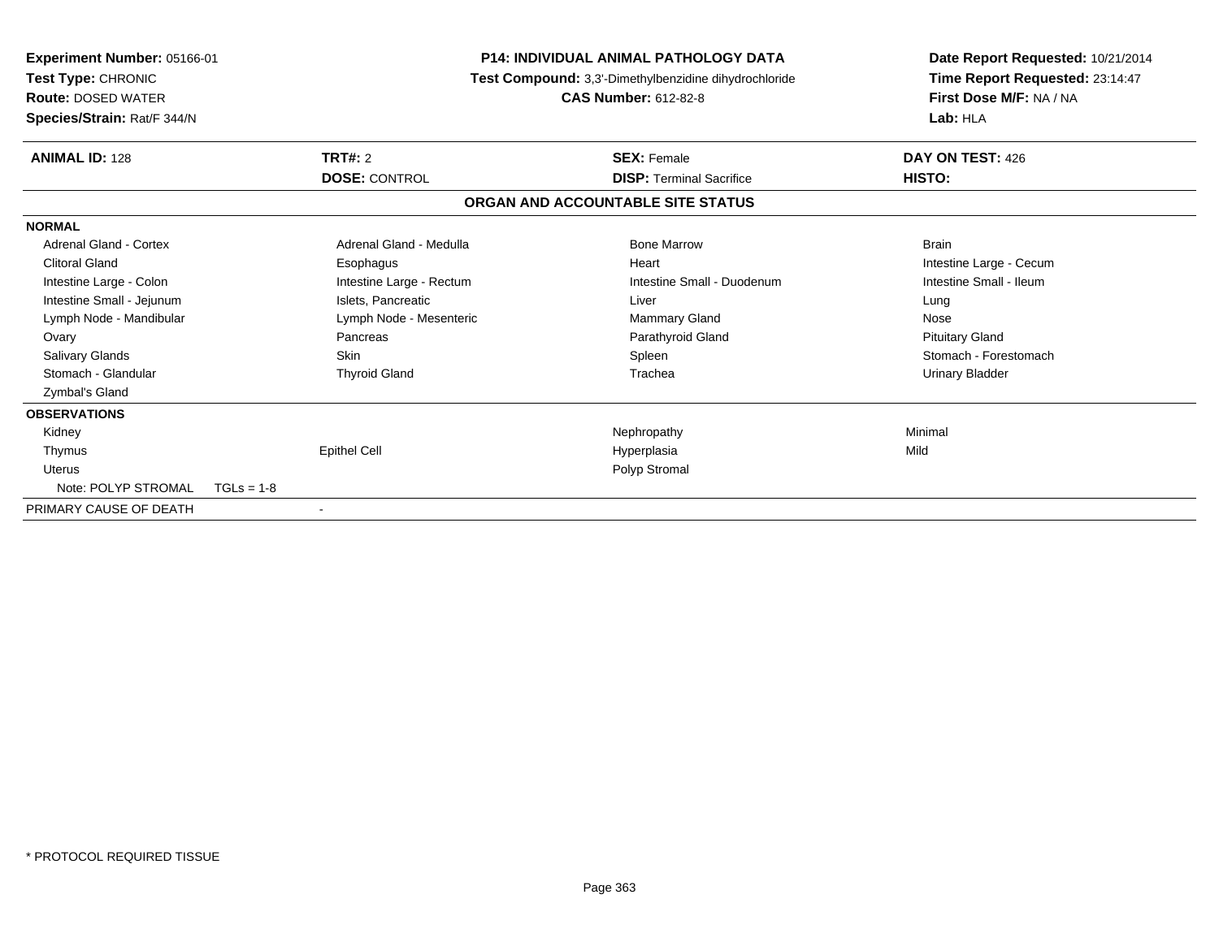**Experiment Number:** 05166-01
**Test Type:** CHRONIC
**Route:** DOSED WATER
**Species/Strain:** Rat/F 344/N

**P14: INDIVIDUAL ANIMAL PATHOLOGY DATA**
**Test Compound:** 3,3'-Dimethylbenzidine dihydrochloride
**CAS Number:** 612-82-8

**Date Report Requested:** 10/21/2014
**Time Report Requested:** 23:14:47
**First Dose M/F:** NA / NA
**Lab:** HLA

| **ANIMAL ID:** 128 | **TRT#:** 2 | **SEX:** Female | **DAY ON TEST:** 426 |
|---|---|---|---|
| | **DOSE:** CONTROL | **DISP:** Terminal Sacrifice | **HISTO:** |

**ORGAN AND ACCOUNTABLE SITE STATUS**

**NORMAL**

| | | | |
|---|---|---|---|
| Adrenal Gland - Cortex | Adrenal Gland - Medulla | Bone Marrow | Brain |
| Clitoral Gland | Esophagus | Heart | Intestine Large - Cecum |
| Intestine Large - Colon | Intestine Large - Rectum | Intestine Small - Duodenum | Intestine Small - Ileum |
| Intestine Small - Jejunum | Islets, Pancreatic | Liver | Lung |
| Lymph Node - Mandibular | Lymph Node - Mesenteric | Mammary Gland | Nose |
| Ovary | Pancreas | Parathyroid Gland | Pituitary Gland |
| Salivary Glands | Skin | Spleen | Stomach - Forestomach |
| Stomach - Glandular | Thyroid Gland | Trachea | Urinary Bladder |
| Zymbal's Gland | | | |

**OBSERVATIONS**

| | | | |
|---|---|---|---|
| Kidney | | Nephropathy | Minimal |
| Thymus | Epithel Cell | Hyperplasia | Mild |
| Uterus | | Polyp Stromal | |
| Note: POLYP STROMAL TGLs = 1-8 | | | |

PRIMARY CAUSE OF DEATH -

\* PROTOCOL REQUIRED TISSUE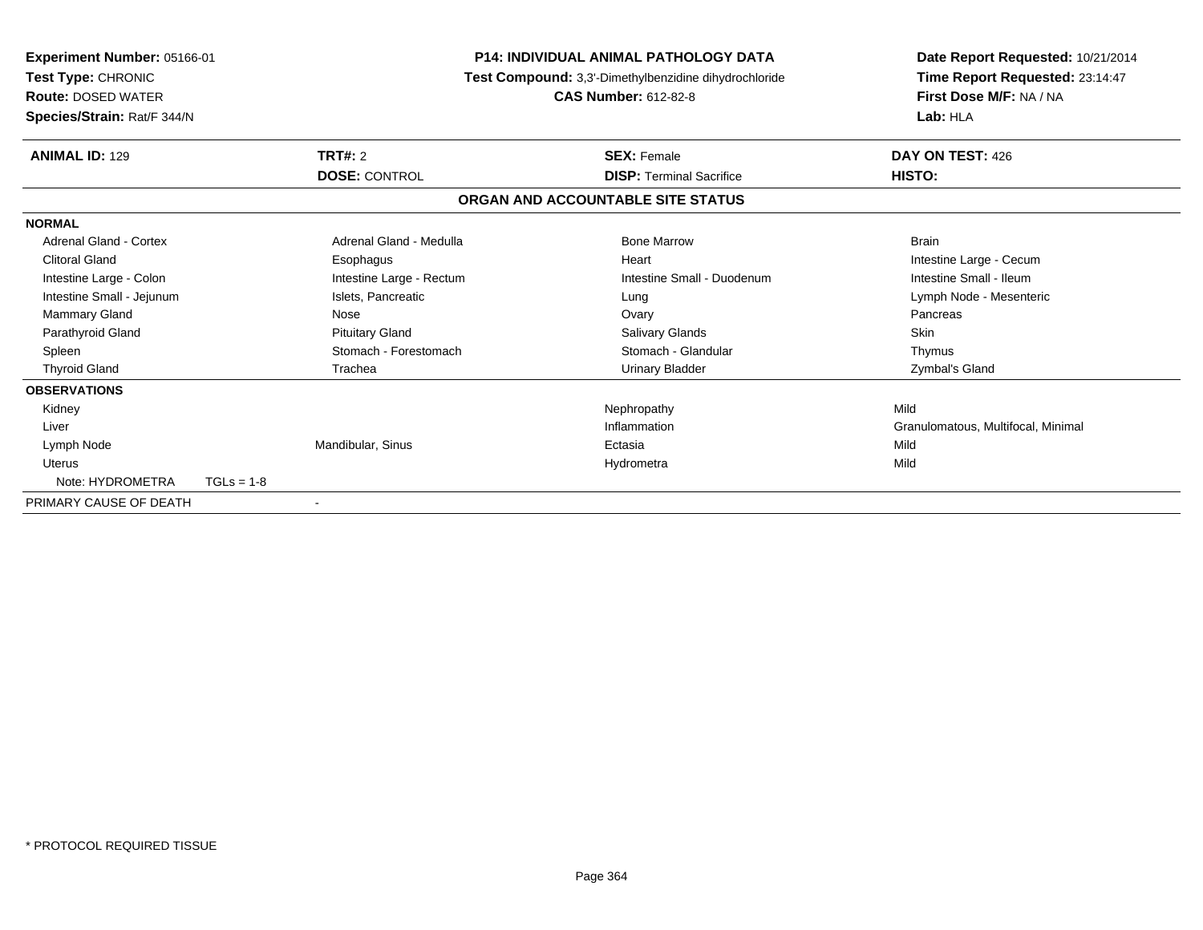**Experiment Number:** 05166-01
**Test Type:** CHRONIC
**Route:** DOSED WATER
**Species/Strain:** Rat/F 344/N

**P14: INDIVIDUAL ANIMAL PATHOLOGY DATA**
**Test Compound:** 3,3'-Dimethylbenzidine dihydrochloride
**CAS Number:** 612-82-8

**Date Report Requested:** 10/21/2014
**Time Report Requested:** 23:14:47
**First Dose M/F:** NA / NA
**Lab:** HLA

| **ANIMAL ID:** 129 | **TRT#:** 2 | **SEX:** Female | **DAY ON TEST:** 426 |
|---|---|---|---|
| | **DOSE:** CONTROL | **DISP:** Terminal Sacrifice | **HISTO:** |

**ORGAN AND ACCOUNTABLE SITE STATUS**

**NORMAL**

| | | | |
|---|---|---|---|
| Adrenal Gland - Cortex | Adrenal Gland - Medulla | Bone Marrow | Brain |
| Clitoral Gland | Esophagus | Heart | Intestine Large - Cecum |
| Intestine Large - Colon | Intestine Large - Rectum | Intestine Small - Duodenum | Intestine Small - Ileum |
| Intestine Small - Jejunum | Islets, Pancreatic | Lung | Lymph Node - Mesenteric |
| Mammary Gland | Nose | Ovary | Pancreas |
| Parathyroid Gland | Pituitary Gland | Salivary Glands | Skin |
| Spleen | Stomach - Forestomach | Stomach - Glandular | Thymus |
| Thyroid Gland | Trachea | Urinary Bladder | Zymbal's Gland |

**OBSERVATIONS**

| | | | |
|---|---|---|---|
| Kidney | | Nephropathy | Mild |
| Liver | | Inflammation | Granulomatous, Multifocal, Minimal |
| Lymph Node | Mandibular, Sinus | Ectasia | Mild |
| Uterus | | Hydrometra | Mild |
| Note: HYDROMETRA TGLs = 1-8 | | | |

PRIMARY CAUSE OF DEATH -

* PROTOCOL REQUIRED TISSUE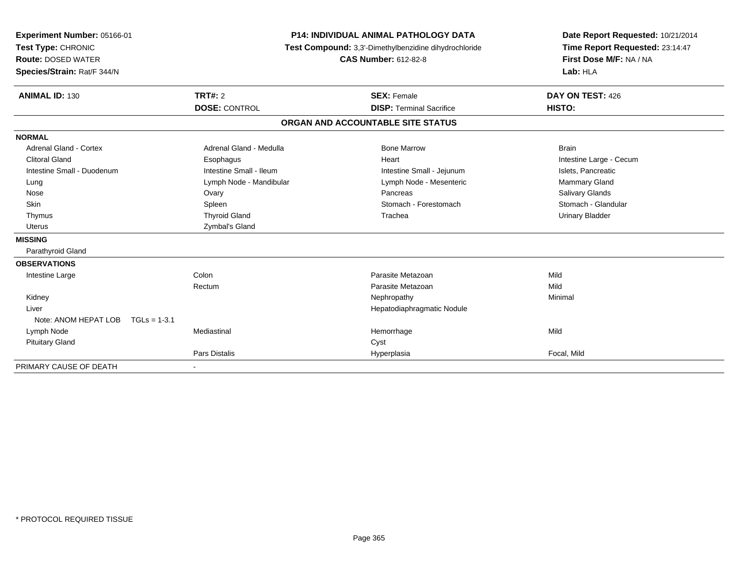**Experiment Number:** 05166-01
**Test Type:** CHRONIC
**Route:** DOSED WATER
**Species/Strain:** Rat/F 344/N

**P14: INDIVIDUAL ANIMAL PATHOLOGY DATA**
**Test Compound:** 3,3'-Dimethylbenzidine dihydrochloride
**CAS Number:** 612-82-8

**Date Report Requested:** 10/21/2014
**Time Report Requested:** 23:14:47
**First Dose M/F:** NA / NA
**Lab:** HLA

| **ANIMAL ID:** 130 | **TRT#:** 2 | **SEX:** Female | **DAY ON TEST:** 426 |
|---|---|---|---|
| | **DOSE:** CONTROL | **DISP:** Terminal Sacrifice | **HISTO:** |

## ORGAN AND ACCOUNTABLE SITE STATUS

| | | | |
|---|---|---|---|
| **NORMAL** | | | |
| Adrenal Gland - Cortex | Adrenal Gland - Medulla | Bone Marrow | Brain |
| Clitoral Gland | Esophagus | Heart | Intestine Large - Cecum |
| Intestine Small - Duodenum | Intestine Small - Ileum | Intestine Small - Jejunum | Islets, Pancreatic |
| Lung | Lymph Node - Mandibular | Lymph Node - Mesenteric | Mammary Gland |
| Nose | Ovary | Pancreas | Salivary Glands |
| Skin | Spleen | Stomach - Forestomach | Stomach - Glandular |
| Thymus | Thyroid Gland | Trachea | Urinary Bladder |
| Uterus | Zymbal's Gland | | |
| **MISSING** | | | |
| Parathyroid Gland | | | |
| **OBSERVATIONS** | | | |
| Intestine Large | Colon | Parasite Metazoan | Mild |
| | Rectum | Parasite Metazoan | Mild |
| Kidney | | Nephropathy | Minimal |
| Liver | | Hepatodiaphragmatic Nodule | |
| Note: ANOM HEPAT LOB TGLs = 1-3.1 | | | |
| Lymph Node | Mediastinal | Hemorrhage | Mild |
| Pituitary Gland | | Cyst | |
| | Pars Distalis | Hyperplasia | Focal, Mild |
| PRIMARY CAUSE OF DEATH | - | | |

* PROTOCOL REQUIRED TISSUE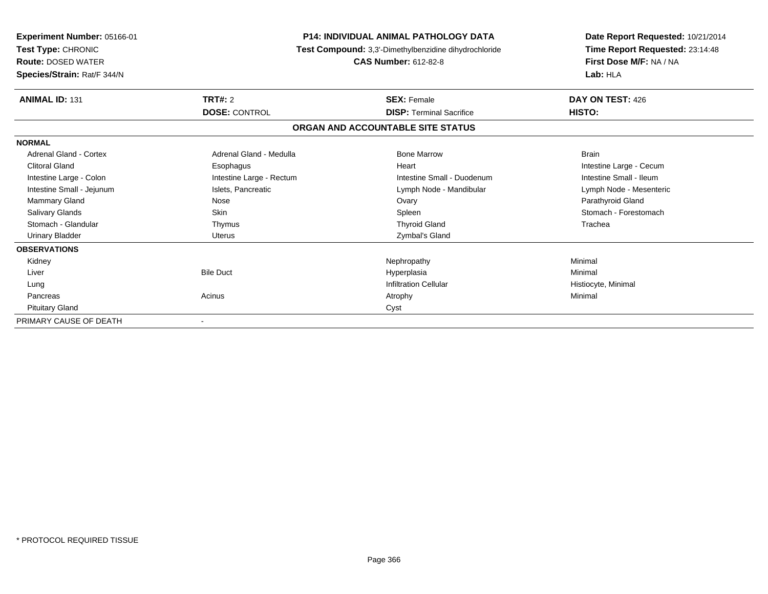**Experiment Number:** 05166-01
**Test Type:** CHRONIC
**Route:** DOSED WATER
**Species/Strain:** Rat/F 344/N

**P14: INDIVIDUAL ANIMAL PATHOLOGY DATA**
**Test Compound:** 3,3'-Dimethylbenzidine dihydrochloride
**CAS Number:** 612-82-8

**Date Report Requested:** 10/21/2014
**Time Report Requested:** 23:14:48
**First Dose M/F:** NA / NA
**Lab:** HLA

| **ANIMAL ID:** 131 | **TRT#:** 2 | **SEX:** Female | **DAY ON TEST:** 426 |
|---|---|---|---|
| | **DOSE:** CONTROL | **DISP:** Terminal Sacrifice | **HISTO:** |

## ORGAN AND ACCOUNTABLE SITE STATUS

**NORMAL**

| | | | |
|---|---|---|---|
| Adrenal Gland - Cortex | Adrenal Gland - Medulla | Bone Marrow | Brain |
| Clitoral Gland | Esophagus | Heart | Intestine Large - Cecum |
| Intestine Large - Colon | Intestine Large - Rectum | Intestine Small - Duodenum | Intestine Small - Ileum |
| Intestine Small - Jejunum | Islets, Pancreatic | Lymph Node - Mandibular | Lymph Node - Mesenteric |
| Mammary Gland | Nose | Ovary | Parathyroid Gland |
| Salivary Glands | Skin | Spleen | Stomach - Forestomach |
| Stomach - Glandular | Thymus | Thyroid Gland | Trachea |
| Urinary Bladder | Uterus | Zymbal's Gland | |

**OBSERVATIONS**

| | | | |
|---|---|---|---|
| Kidney | | Nephropathy | Minimal |
| Liver | Bile Duct | Hyperplasia | Minimal |
| Lung | | Infiltration Cellular | Histiocyte, Minimal |
| Pancreas | Acinus | Atrophy | Minimal |
| Pituitary Gland | | Cyst | |

PRIMARY CAUSE OF DEATH -

* PROTOCOL REQUIRED TISSUE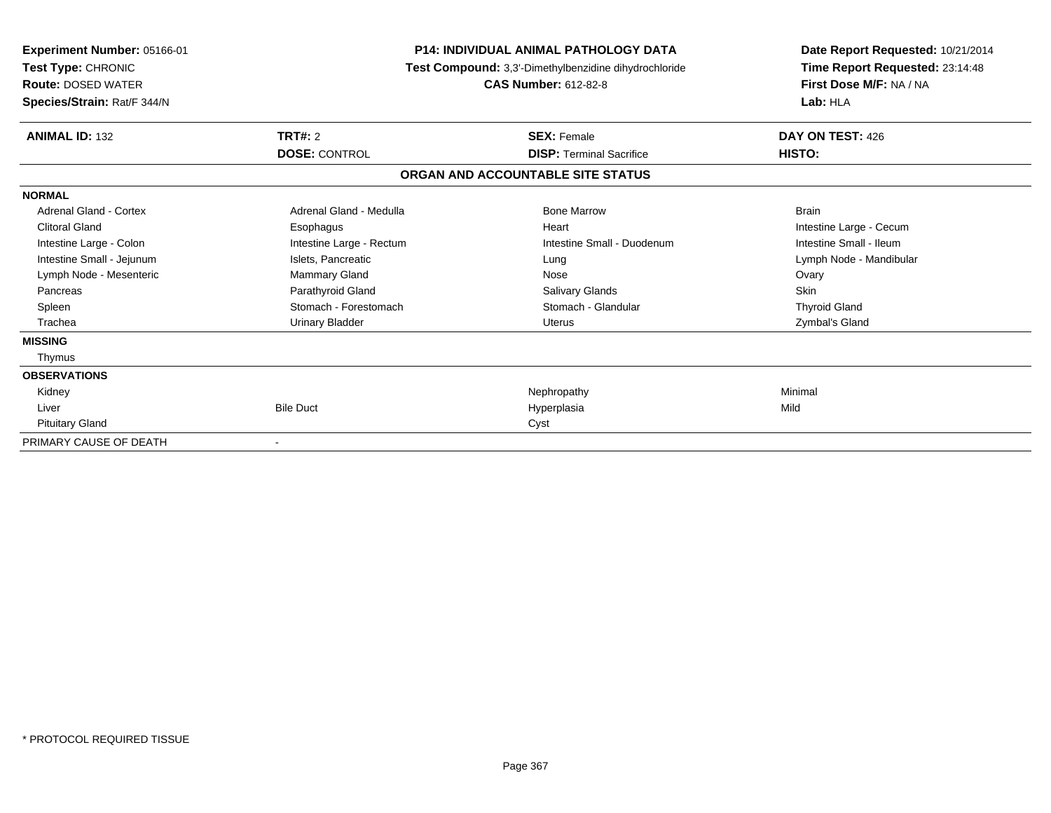**Experiment Number:** 05166-01
**Test Type:** CHRONIC
**Route:** DOSED WATER
**Species/Strain:** Rat/F 344/N

**P14: INDIVIDUAL ANIMAL PATHOLOGY DATA**
**Test Compound:** 3,3'-Dimethylbenzidine dihydrochloride
**CAS Number:** 612-82-8

**Date Report Requested:** 10/21/2014
**Time Report Requested:** 23:14:48
**First Dose M/F:** NA / NA
**Lab:** HLA

| **ANIMAL ID:** 132 | **TRT#:** 2 | **SEX:** Female | **DAY ON TEST:** 426 |
|---|---|---|---|
| | **DOSE:** CONTROL | **DISP:** Terminal Sacrifice | **HISTO:** |

**ORGAN AND ACCOUNTABLE SITE STATUS**

| | | | |
|---|---|---|---|
| **NORMAL** | | | |
| Adrenal Gland - Cortex | Adrenal Gland - Medulla | Bone Marrow | Brain |
| Clitoral Gland | Esophagus | Heart | Intestine Large - Cecum |
| Intestine Large - Colon | Intestine Large - Rectum | Intestine Small - Duodenum | Intestine Small - Ileum |
| Intestine Small - Jejunum | Islets, Pancreatic | Lung | Lymph Node - Mandibular |
| Lymph Node - Mesenteric | Mammary Gland | Nose | Ovary |
| Pancreas | Parathyroid Gland | Salivary Glands | Skin |
| Spleen | Stomach - Forestomach | Stomach - Glandular | Thyroid Gland |
| Trachea | Urinary Bladder | Uterus | Zymbal's Gland |
| **MISSING** | | | |
| Thymus | | | |
| **OBSERVATIONS** | | | |
| Kidney | | Nephropathy | Minimal |
| Liver | Bile Duct | Hyperplasia | Mild |
| Pituitary Gland | | Cyst | |
| PRIMARY CAUSE OF DEATH | - | | |

* PROTOCOL REQUIRED TISSUE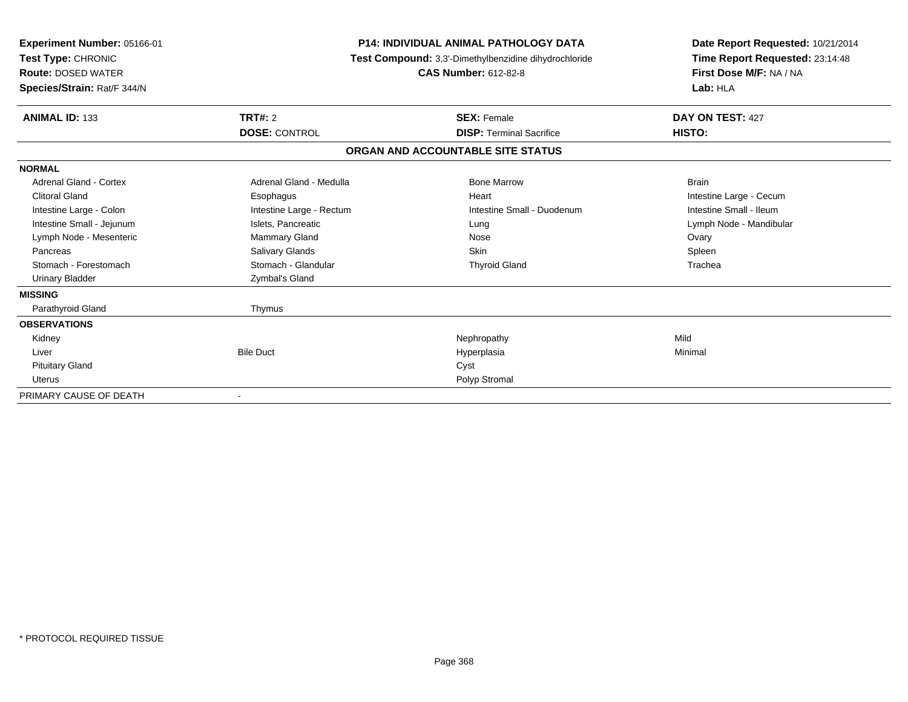**Experiment Number:** 05166-01
**Test Type:** CHRONIC
**Route:** DOSED WATER
**Species/Strain:** Rat/F 344/N

**P14: INDIVIDUAL ANIMAL PATHOLOGY DATA**
**Test Compound:** 3,3'-Dimethylbenzidine dihydrochloride
**CAS Number:** 612-82-8

**Date Report Requested:** 10/21/2014
**Time Report Requested:** 23:14:48
**First Dose M/F:** NA / NA
**Lab:** HLA

| **ANIMAL ID:** 133 | **TRT#:** 2 | **SEX:** Female | **DAY ON TEST:** 427 |
|---|---|---|---|
| | **DOSE:** CONTROL | **DISP:** Terminal Sacrifice | **HISTO:** |

**ORGAN AND ACCOUNTABLE SITE STATUS**

| | | | |
|---|---|---|---|
| **NORMAL** | | | |
| Adrenal Gland - Cortex | Adrenal Gland - Medulla | Bone Marrow | Brain |
| Clitoral Gland | Esophagus | Heart | Intestine Large - Cecum |
| Intestine Large - Colon | Intestine Large - Rectum | Intestine Small - Duodenum | Intestine Small - Ileum |
| Intestine Small - Jejunum | Islets, Pancreatic | Lung | Lymph Node - Mandibular |
| Lymph Node - Mesenteric | Mammary Gland | Nose | Ovary |
| Pancreas | Salivary Glands | Skin | Spleen |
| Stomach - Forestomach | Stomach - Glandular | Thyroid Gland | Trachea |
| Urinary Bladder | Zymbal's Gland | | |
| **MISSING** | | | |
| Parathyroid Gland | Thymus | | |
| **OBSERVATIONS** | | | |
| Kidney | | Nephropathy | Mild |
| Liver | Bile Duct | Hyperplasia | Minimal |
| Pituitary Gland | | Cyst | |
| Uterus | | Polyp Stromal | |
| PRIMARY CAUSE OF DEATH | - | | |

\* PROTOCOL REQUIRED TISSUE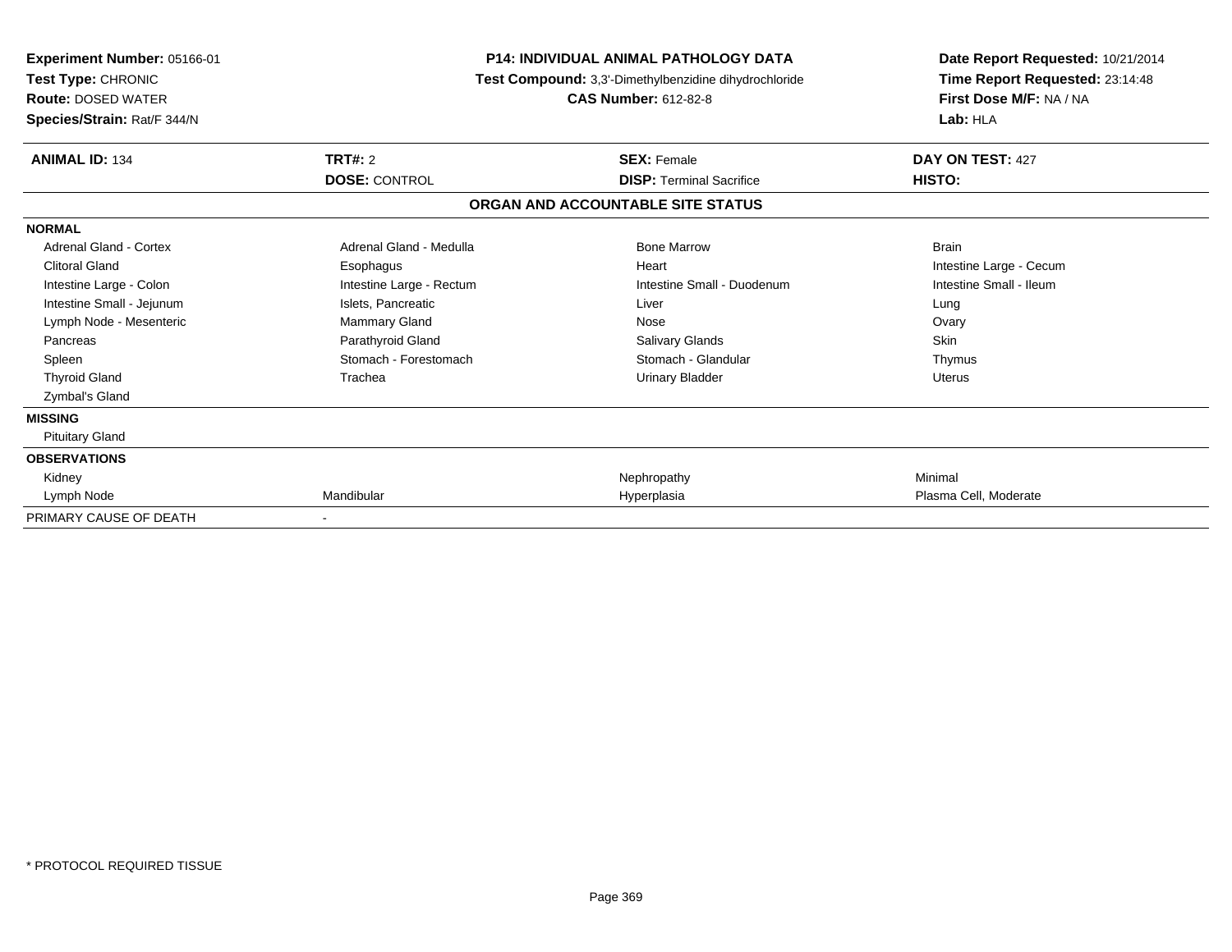**Experiment Number:** 05166-01
**Test Type:** CHRONIC
**Route:** DOSED WATER
**Species/Strain:** Rat/F 344/N

**P14: INDIVIDUAL ANIMAL PATHOLOGY DATA**
**Test Compound:** 3,3'-Dimethylbenzidine dihydrochloride
**CAS Number:** 612-82-8

**Date Report Requested:** 10/21/2014
**Time Report Requested:** 23:14:48
**First Dose M/F:** NA / NA
**Lab:** HLA

| **ANIMAL ID:** 134 | **TRT#:** 2 | **SEX:** Female | **DAY ON TEST:** 427 |
|---|---|---|---|
| | **DOSE:** CONTROL | **DISP:** Terminal Sacrifice | **HISTO:** |

## ORGAN AND ACCOUNTABLE SITE STATUS

| | | | |
|---|---|---|---|
| **NORMAL** | | | |
| Adrenal Gland - Cortex | Adrenal Gland - Medulla | Bone Marrow | Brain |
| Clitoral Gland | Esophagus | Heart | Intestine Large - Cecum |
| Intestine Large - Colon | Intestine Large - Rectum | Intestine Small - Duodenum | Intestine Small - Ileum |
| Intestine Small - Jejunum | Islets, Pancreatic | Liver | Lung |
| Lymph Node - Mesenteric | Mammary Gland | Nose | Ovary |
| Pancreas | Parathyroid Gland | Salivary Glands | Skin |
| Spleen | Stomach - Forestomach | Stomach - Glandular | Thymus |
| Thyroid Gland | Trachea | Urinary Bladder | Uterus |
| Zymbal's Gland | | | |
| **MISSING** | | | |
| Pituitary Gland | | | |
| **OBSERVATIONS** | | | |
| Kidney | | Nephropathy | Minimal |
| Lymph Node | Mandibular | Hyperplasia | Plasma Cell, Moderate |
| PRIMARY CAUSE OF DEATH | - | | |

\* PROTOCOL REQUIRED TISSUE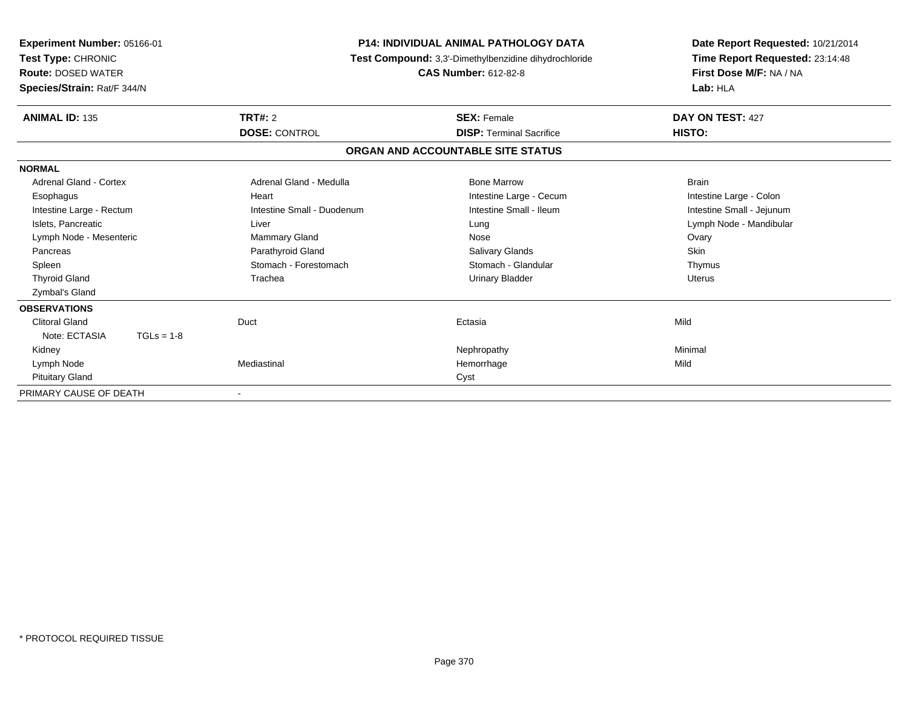**Experiment Number:** 05166-01
**Test Type:** CHRONIC
**Route:** DOSED WATER
**Species/Strain:** Rat/F 344/N

**P14: INDIVIDUAL ANIMAL PATHOLOGY DATA**
**Test Compound:** 3,3'-Dimethylbenzidine dihydrochloride
**CAS Number:** 612-82-8

**Date Report Requested:** 10/21/2014
**Time Report Requested:** 23:14:48
**First Dose M/F:** NA / NA
**Lab:** HLA

| **ANIMAL ID:** 135 | **TRT#:** 2 | **SEX:** Female | **DAY ON TEST:** 427 |
|---|---|---|---|
| | **DOSE:** CONTROL | **DISP:** Terminal Sacrifice | **HISTO:** |

**ORGAN AND ACCOUNTABLE SITE STATUS**

| | | | |
|---|---|---|---|
| **NORMAL** | | | |
| Adrenal Gland - Cortex | Adrenal Gland - Medulla | Bone Marrow | Brain |
| Esophagus | Heart | Intestine Large - Cecum | Intestine Large - Colon |
| Intestine Large - Rectum | Intestine Small - Duodenum | Intestine Small - Ileum | Intestine Small - Jejunum |
| Islets, Pancreatic | Liver | Lung | Lymph Node - Mandibular |
| Lymph Node - Mesenteric | Mammary Gland | Nose | Ovary |
| Pancreas | Parathyroid Gland | Salivary Glands | Skin |
| Spleen | Stomach - Forestomach | Stomach - Glandular | Thymus |
| Thyroid Gland | Trachea | Urinary Bladder | Uterus |
| Zymbal's Gland | | | |
| **OBSERVATIONS** | | | |
| Clitoral Gland | Duct | Ectasia | Mild |
| Note: ECTASIA TGLs = 1-8 | | | |
| Kidney | | Nephropathy | Minimal |
| Lymph Node | Mediastinal | Hemorrhage | Mild |
| Pituitary Gland | | Cyst | |
| PRIMARY CAUSE OF DEATH | - | | |

* PROTOCOL REQUIRED TISSUE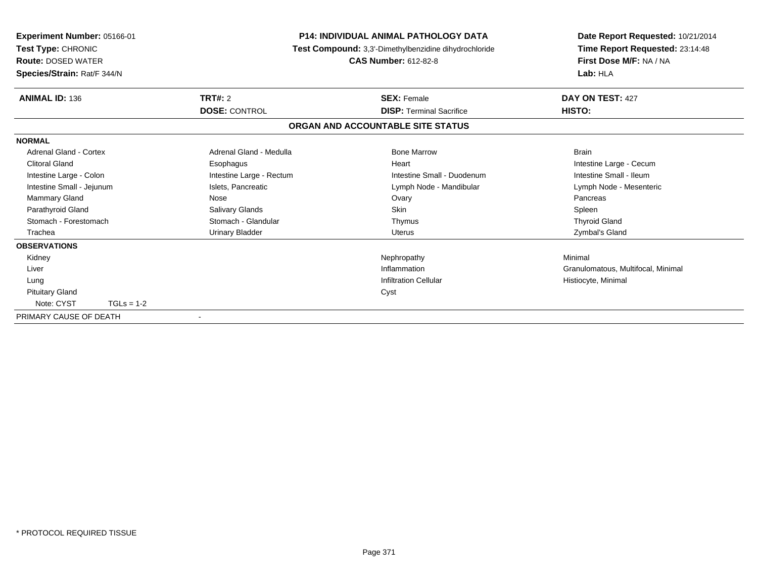**Experiment Number:** 05166-01
**Test Type:** CHRONIC
**Route:** DOSED WATER
**Species/Strain:** Rat/F 344/N

**P14: INDIVIDUAL ANIMAL PATHOLOGY DATA**
**Test Compound:** 3,3'-Dimethylbenzidine dihydrochloride
**CAS Number:** 612-82-8

**Date Report Requested:** 10/21/2014
**Time Report Requested:** 23:14:48
**First Dose M/F:** NA / NA
**Lab:** HLA

| **ANIMAL ID:** 136 | **TRT#:** 2 | **SEX:** Female | **DAY ON TEST:** 427 |
|---|---|---|---|
| | **DOSE:** CONTROL | **DISP:** Terminal Sacrifice | **HISTO:** |

**ORGAN AND ACCOUNTABLE SITE STATUS**

**NORMAL**

| | | | |
|---|---|---|---|
| Adrenal Gland - Cortex | Adrenal Gland - Medulla | Bone Marrow | Brain |
| Clitoral Gland | Esophagus | Heart | Intestine Large - Cecum |
| Intestine Large - Colon | Intestine Large - Rectum | Intestine Small - Duodenum | Intestine Small - Ileum |
| Intestine Small - Jejunum | Islets, Pancreatic | Lymph Node - Mandibular | Lymph Node - Mesenteric |
| Mammary Gland | Nose | Ovary | Pancreas |
| Parathyroid Gland | Salivary Glands | Skin | Spleen |
| Stomach - Forestomach | Stomach - Glandular | Thymus | Thyroid Gland |
| Trachea | Urinary Bladder | Uterus | Zymbal's Gland |

**OBSERVATIONS**

| | | |
|---|---|---|
| Kidney | Nephropathy | Minimal |
| Liver | Inflammation | Granulomatous, Multifocal, Minimal |
| Lung | Infiltration Cellular | Histiocyte, Minimal |
| Pituitary Gland | Cyst | |
| Note: CYST TGLs = 1-2 | | |

PRIMARY CAUSE OF DEATH -

\* PROTOCOL REQUIRED TISSUE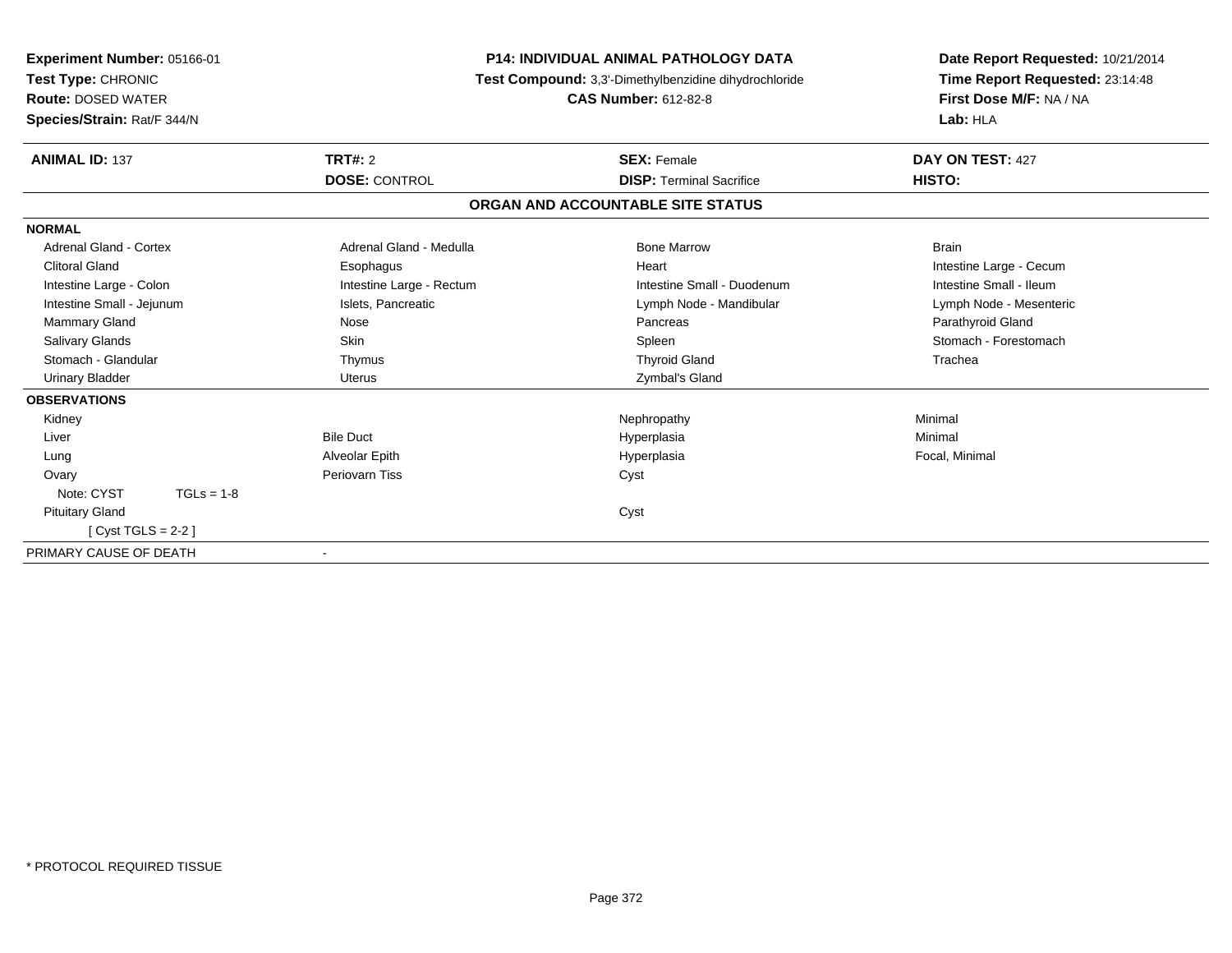**Experiment Number:** 05166-01
**Test Type:** CHRONIC
**Route:** DOSED WATER
**Species/Strain:** Rat/F 344/N

**P14: INDIVIDUAL ANIMAL PATHOLOGY DATA**
**Test Compound:** 3,3'-Dimethylbenzidine dihydrochloride
**CAS Number:** 612-82-8

**Date Report Requested:** 10/21/2014
**Time Report Requested:** 23:14:48
**First Dose M/F:** NA / NA
**Lab:** HLA

| **ANIMAL ID:** 137 | **TRT#:** 2 | **SEX:** Female | **DAY ON TEST:** 427 |
|---|---|---|---|
| | **DOSE:** CONTROL | **DISP:** Terminal Sacrifice | **HISTO:** |

## ORGAN AND ACCOUNTABLE SITE STATUS

**NORMAL**

| | | | |
|---|---|---|---|
| Adrenal Gland - Cortex | Adrenal Gland - Medulla | Bone Marrow | Brain |
| Clitoral Gland | Esophagus | Heart | Intestine Large - Cecum |
| Intestine Large - Colon | Intestine Large - Rectum | Intestine Small - Duodenum | Intestine Small - Ileum |
| Intestine Small - Jejunum | Islets, Pancreatic | Lymph Node - Mandibular | Lymph Node - Mesenteric |
| Mammary Gland | Nose | Pancreas | Parathyroid Gland |
| Salivary Glands | Skin | Spleen | Stomach - Forestomach |
| Stomach - Glandular | Thymus | Thyroid Gland | Trachea |
| Urinary Bladder | Uterus | Zymbal's Gland | |

**OBSERVATIONS**

| | | | |
|---|---|---|---|
| Kidney | | Nephropathy | Minimal |
| Liver | Bile Duct | Hyperplasia | Minimal |
| Lung | Alveolar Epith | Hyperplasia | Focal, Minimal |
| Ovary | Periovarn Tiss | Cyst | |
| Note: CYST TGLs = 1-8 | | | |
| Pituitary Gland | | Cyst | |
| [ Cyst TGLS = 2-2 ] | | | |

PRIMARY CAUSE OF DEATH -

\* PROTOCOL REQUIRED TISSUE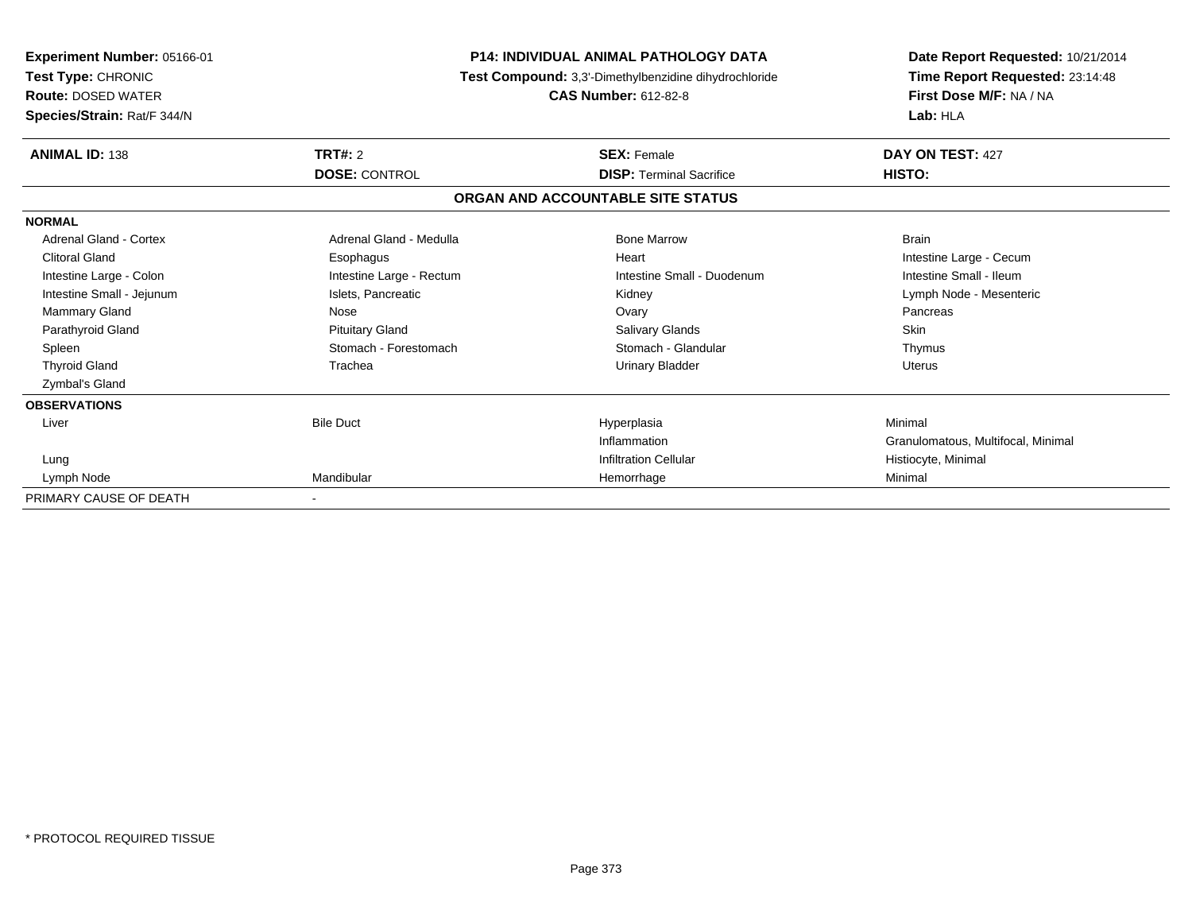**Experiment Number:** 05166-01
**Test Type:** CHRONIC
**Route:** DOSED WATER
**Species/Strain:** Rat/F 344/N

**P14: INDIVIDUAL ANIMAL PATHOLOGY DATA**
**Test Compound:** 3,3'-Dimethylbenzidine dihydrochloride
**CAS Number:** 612-82-8

**Date Report Requested:** 10/21/2014
**Time Report Requested:** 23:14:48
**First Dose M/F:** NA / NA
**Lab:** HLA

| **ANIMAL ID:** 138 | **TRT#:** 2 | **SEX:** Female | **DAY ON TEST:** 427 |
|---|---|---|---|
| | **DOSE:** CONTROL | **DISP:** Terminal Sacrifice | **HISTO:** |

**ORGAN AND ACCOUNTABLE SITE STATUS**

**NORMAL**

| | | | |
|---|---|---|---|
| Adrenal Gland - Cortex | Adrenal Gland - Medulla | Bone Marrow | Brain |
| Clitoral Gland | Esophagus | Heart | Intestine Large - Cecum |
| Intestine Large - Colon | Intestine Large - Rectum | Intestine Small - Duodenum | Intestine Small - Ileum |
| Intestine Small - Jejunum | Islets, Pancreatic | Kidney | Lymph Node - Mesenteric |
| Mammary Gland | Nose | Ovary | Pancreas |
| Parathyroid Gland | Pituitary Gland | Salivary Glands | Skin |
| Spleen | Stomach - Forestomach | Stomach - Glandular | Thymus |
| Thyroid Gland | Trachea | Urinary Bladder | Uterus |
| Zymbal's Gland | | | |

**OBSERVATIONS**

| | | | |
|---|---|---|---|
| Liver | Bile Duct | Hyperplasia | Minimal |
| | | Inflammation | Granulomatous, Multifocal, Minimal |
| Lung | | Infiltration Cellular | Histiocyte, Minimal |
| Lymph Node | Mandibular | Hemorrhage | Minimal |

PRIMARY CAUSE OF DEATH -

\* PROTOCOL REQUIRED TISSUE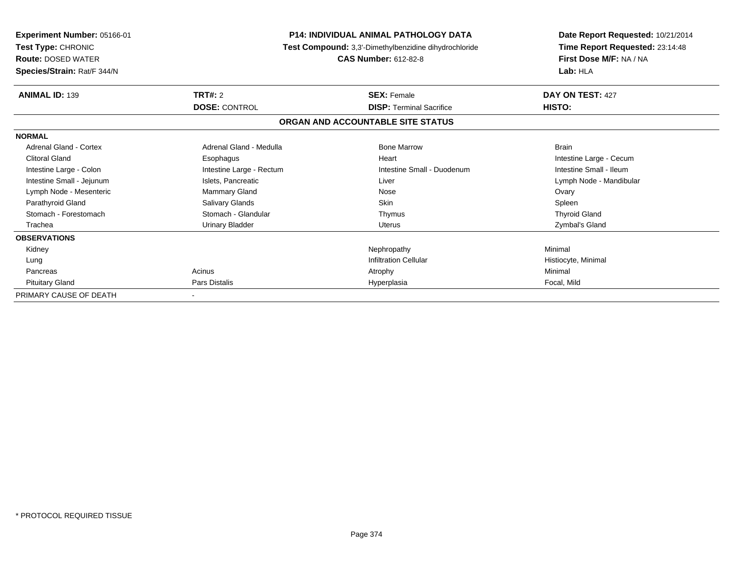**Experiment Number:** 05166-01
**Test Type:** CHRONIC
**Route:** DOSED WATER
**Species/Strain:** Rat/F 344/N

**P14: INDIVIDUAL ANIMAL PATHOLOGY DATA**
**Test Compound:** 3,3'-Dimethylbenzidine dihydrochloride
**CAS Number:** 612-82-8

**Date Report Requested:** 10/21/2014
**Time Report Requested:** 23:14:48
**First Dose M/F:** NA / NA
**Lab:** HLA

| **ANIMAL ID:** 139 | **TRT#:** 2 | **SEX:** Female | **DAY ON TEST:** 427 |
|---|---|---|---|
| | **DOSE:** CONTROL | **DISP:** Terminal Sacrifice | **HISTO:** |

**ORGAN AND ACCOUNTABLE SITE STATUS**

| | | | |
|---|---|---|---|
| **NORMAL** | | | |
| Adrenal Gland - Cortex | Adrenal Gland - Medulla | Bone Marrow | Brain |
| Clitoral Gland | Esophagus | Heart | Intestine Large - Cecum |
| Intestine Large - Colon | Intestine Large - Rectum | Intestine Small - Duodenum | Intestine Small - Ileum |
| Intestine Small - Jejunum | Islets, Pancreatic | Liver | Lymph Node - Mandibular |
| Lymph Node - Mesenteric | Mammary Gland | Nose | Ovary |
| Parathyroid Gland | Salivary Glands | Skin | Spleen |
| Stomach - Forestomach | Stomach - Glandular | Thymus | Thyroid Gland |
| Trachea | Urinary Bladder | Uterus | Zymbal's Gland |
| **OBSERVATIONS** | | | |
| Kidney | | Nephropathy | Minimal |
| Lung | | Infiltration Cellular | Histiocyte, Minimal |
| Pancreas | Acinus | Atrophy | Minimal |
| Pituitary Gland | Pars Distalis | Hyperplasia | Focal, Mild |
| PRIMARY CAUSE OF DEATH | - | | |

* PROTOCOL REQUIRED TISSUE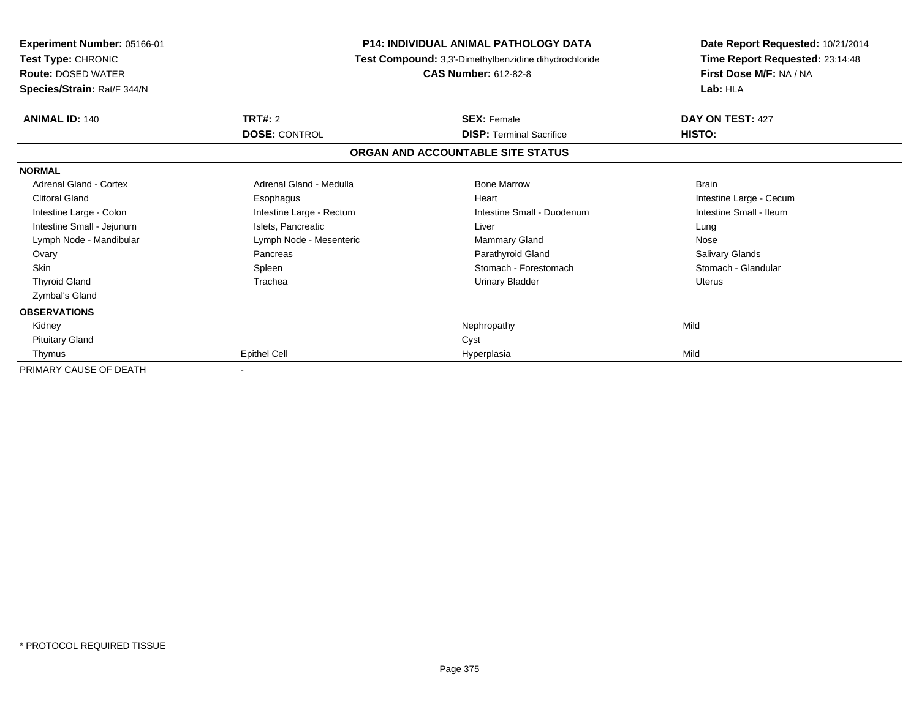**Experiment Number:** 05166-01
**Test Type:** CHRONIC
**Route:** DOSED WATER
**Species/Strain:** Rat/F 344/N

**P14: INDIVIDUAL ANIMAL PATHOLOGY DATA**
**Test Compound:** 3,3'-Dimethylbenzidine dihydrochloride
**CAS Number:** 612-82-8

**Date Report Requested:** 10/21/2014
**Time Report Requested:** 23:14:48
**First Dose M/F:** NA / NA
**Lab:** HLA

| **ANIMAL ID:** 140 | **TRT#:** 2 | **SEX:** Female | **DAY ON TEST:** 427 |
|---|---|---|---|
| | **DOSE:** CONTROL | **DISP:** Terminal Sacrifice | **HISTO:** |

**ORGAN AND ACCOUNTABLE SITE STATUS**

| | | | |
|---|---|---|---|
| **NORMAL** | | | |
| Adrenal Gland - Cortex | Adrenal Gland - Medulla | Bone Marrow | Brain |
| Clitoral Gland | Esophagus | Heart | Intestine Large - Cecum |
| Intestine Large - Colon | Intestine Large - Rectum | Intestine Small - Duodenum | Intestine Small - Ileum |
| Intestine Small - Jejunum | Islets, Pancreatic | Liver | Lung |
| Lymph Node - Mandibular | Lymph Node - Mesenteric | Mammary Gland | Nose |
| Ovary | Pancreas | Parathyroid Gland | Salivary Glands |
| Skin | Spleen | Stomach - Forestomach | Stomach - Glandular |
| Thyroid Gland | Trachea | Urinary Bladder | Uterus |
| Zymbal's Gland | | | |
| **OBSERVATIONS** | | | |
| Kidney | | Nephropathy | Mild |
| Pituitary Gland | | Cyst | |
| Thymus | Epithel Cell | Hyperplasia | Mild |
| PRIMARY CAUSE OF DEATH | - | | |

\* PROTOCOL REQUIRED TISSUE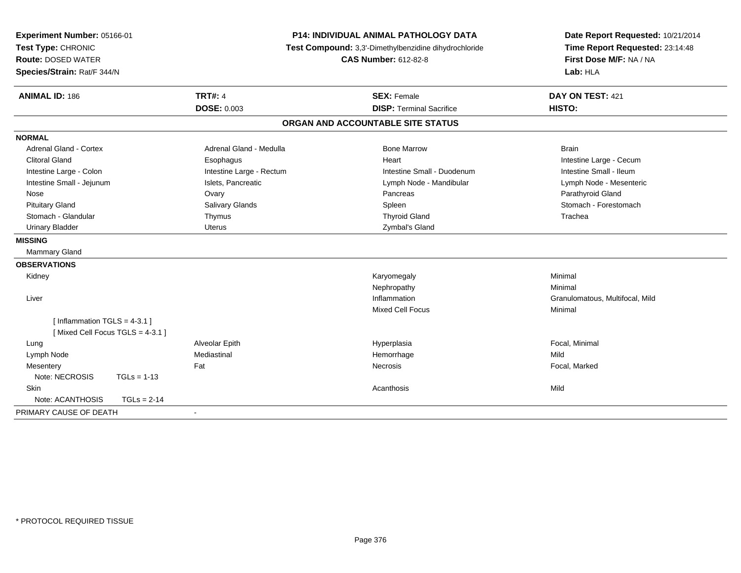**Experiment Number:** 05166-01
**Test Type:** CHRONIC
**Route:** DOSED WATER
**Species/Strain:** Rat/F 344/N

**P14: INDIVIDUAL ANIMAL PATHOLOGY DATA**
**Test Compound:** 3,3'-Dimethylbenzidine dihydrochloride
**CAS Number:** 612-82-8

**Date Report Requested:** 10/21/2014
**Time Report Requested:** 23:14:48
**First Dose M/F:** NA / NA
**Lab:** HLA

| **ANIMAL ID:** 186 | **TRT#:** 4 | **SEX:** Female | **DAY ON TEST:** 421 |
|---|---|---|---|
| | **DOSE:** 0.003 | **DISP:** Terminal Sacrifice | **HISTO:** |

## ORGAN AND ACCOUNTABLE SITE STATUS

**NORMAL**

| | | | |
|---|---|---|---|
| Adrenal Gland - Cortex | Adrenal Gland - Medulla | Bone Marrow | Brain |
| Clitoral Gland | Esophagus | Heart | Intestine Large - Cecum |
| Intestine Large - Colon | Intestine Large - Rectum | Intestine Small - Duodenum | Intestine Small - Ileum |
| Intestine Small - Jejunum | Islets, Pancreatic | Lymph Node - Mandibular | Lymph Node - Mesenteric |
| Nose | Ovary | Pancreas | Parathyroid Gland |
| Pituitary Gland | Salivary Glands | Spleen | Stomach - Forestomach |
| Stomach - Glandular | Thymus | Thyroid Gland | Trachea |
| Urinary Bladder | Uterus | Zymbal's Gland | |

**MISSING**

Mammary Gland

**OBSERVATIONS**

| | | | |
|---|---|---|---|
| Kidney | | Karyomegaly | Minimal |
| | | Nephropathy | Minimal |
| Liver | | Inflammation | Granulomatous, Multifocal, Mild |
| | | Mixed Cell Focus | Minimal |
| [ Inflammation TGLS = 4-3.1 ] | | | |
| [ Mixed Cell Focus TGLS = 4-3.1 ] | | | |
| Lung | Alveolar Epith | Hyperplasia | Focal, Minimal |
| Lymph Node | Mediastinal | Hemorrhage | Mild |
| Mesentery | Fat | Necrosis | Focal, Marked |
| Note: NECROSIS TGLs = 1-13 | | | |
| Skin | | Acanthosis | Mild |
| Note: ACANTHOSIS TGLs = 2-14 | | | |

PRIMARY CAUSE OF DEATH -

\* PROTOCOL REQUIRED TISSUE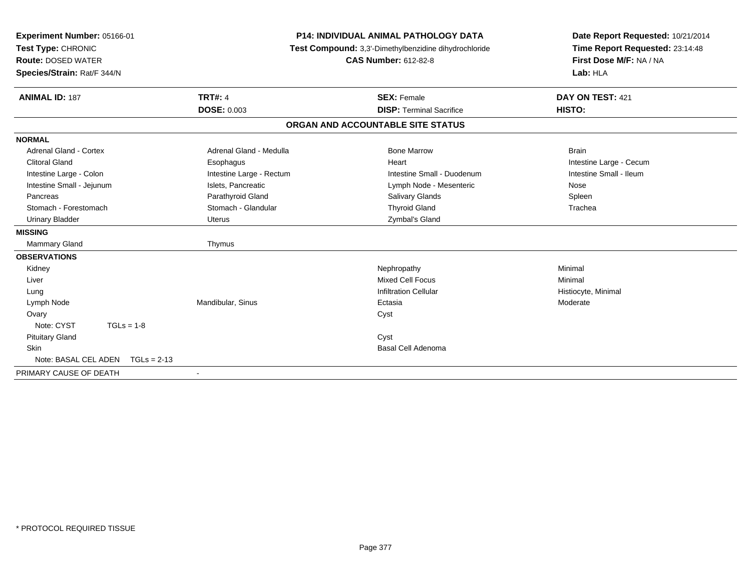**Experiment Number:** 05166-01
**Test Type:** CHRONIC
**Route:** DOSED WATER
**Species/Strain:** Rat/F 344/N

**P14: INDIVIDUAL ANIMAL PATHOLOGY DATA**
**Test Compound:** 3,3'-Dimethylbenzidine dihydrochloride
**CAS Number:** 612-82-8

**Date Report Requested:** 10/21/2014
**Time Report Requested:** 23:14:48
**First Dose M/F:** NA / NA
**Lab:** HLA

| **ANIMAL ID:** 187 | **TRT#:** 4 | **SEX:** Female | **DAY ON TEST:** 421 |
|---|---|---|---|
| | **DOSE:** 0.003 | **DISP:** Terminal Sacrifice | **HISTO:** |

## ORGAN AND ACCOUNTABLE SITE STATUS

| | | | |
|---|---|---|---|
| **NORMAL** | | | |
| Adrenal Gland - Cortex | Adrenal Gland - Medulla | Bone Marrow | Brain |
| Clitoral Gland | Esophagus | Heart | Intestine Large - Cecum |
| Intestine Large - Colon | Intestine Large - Rectum | Intestine Small - Duodenum | Intestine Small - Ileum |
| Intestine Small - Jejunum | Islets, Pancreatic | Lymph Node - Mesenteric | Nose |
| Pancreas | Parathyroid Gland | Salivary Glands | Spleen |
| Stomach - Forestomach | Stomach - Glandular | Thyroid Gland | Trachea |
| Urinary Bladder | Uterus | Zymbal's Gland | |
| **MISSING** | | | |
| Mammary Gland | Thymus | | |
| **OBSERVATIONS** | | | |
| Kidney | | Nephropathy | Minimal |
| Liver | | Mixed Cell Focus | Minimal |
| Lung | | Infiltration Cellular | Histiocyte, Minimal |
| Lymph Node | Mandibular, Sinus | Ectasia | Moderate |
| Ovary | | Cyst | |
| Note: CYST TGLs = 1-8 | | | |
| Pituitary Gland | | Cyst | |
| Skin | | Basal Cell Adenoma | |
| Note: BASAL CEL ADEN TGLs = 2-13 | | | |
| PRIMARY CAUSE OF DEATH | - | | |

\* PROTOCOL REQUIRED TISSUE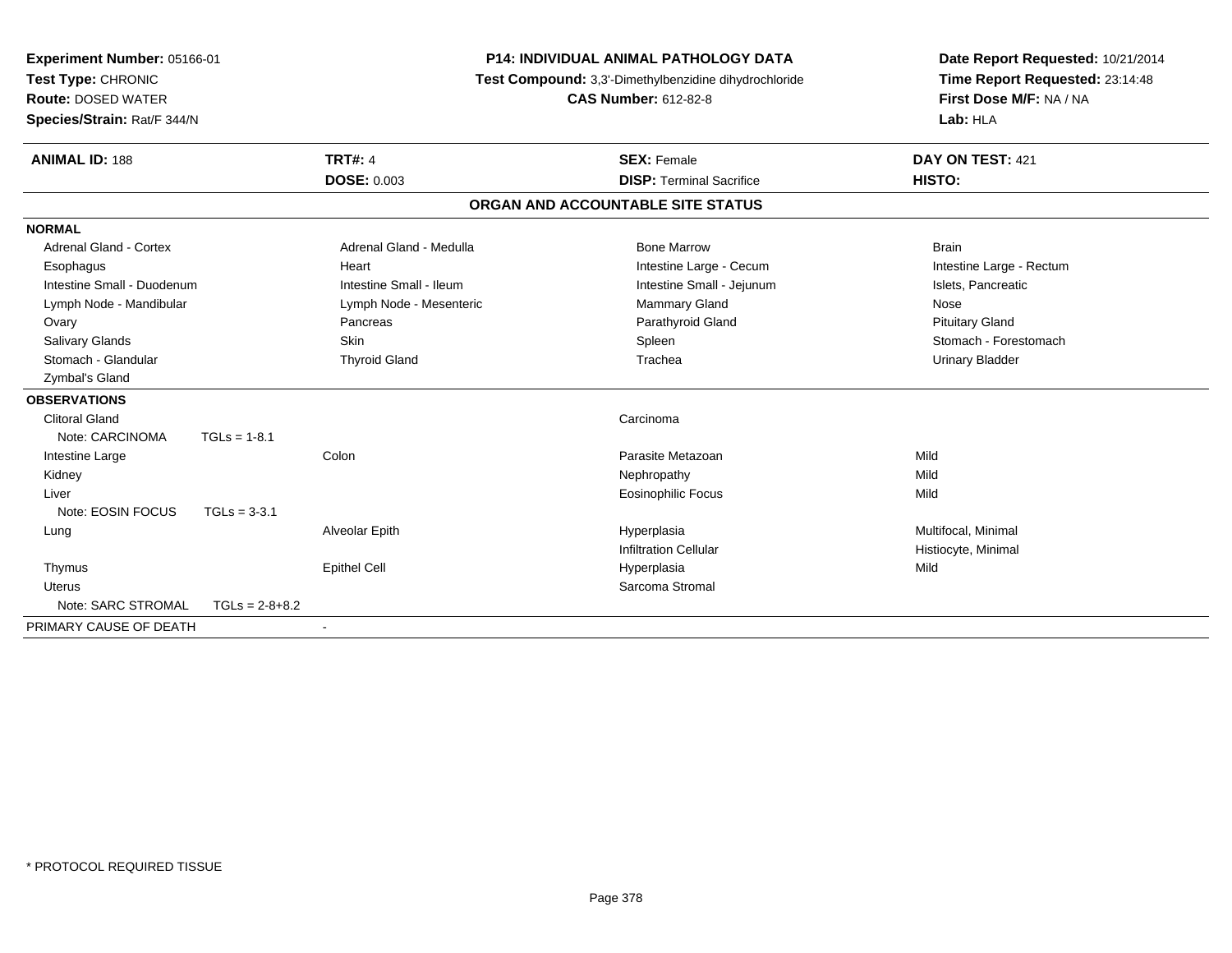**Experiment Number:** 05166-01
**Test Type:** CHRONIC
**Route:** DOSED WATER
**Species/Strain:** Rat/F 344/N

**P14: INDIVIDUAL ANIMAL PATHOLOGY DATA**
**Test Compound:** 3,3'-Dimethylbenzidine dihydrochloride
**CAS Number:** 612-82-8

**Date Report Requested:** 10/21/2014
**Time Report Requested:** 23:14:48
**First Dose M/F:** NA / NA
**Lab:** HLA

| **ANIMAL ID:** 188 | **TRT#:** 4 | **SEX:** Female | **DAY ON TEST:** 421 |
|---|---|---|---|
| | **DOSE:** 0.003 | **DISP:** Terminal Sacrifice | **HISTO:** |

## ORGAN AND ACCOUNTABLE SITE STATUS

**NORMAL**

| | | | |
|---|---|---|---|
| Adrenal Gland - Cortex | Adrenal Gland - Medulla | Bone Marrow | Brain |
| Esophagus | Heart | Intestine Large - Cecum | Intestine Large - Rectum |
| Intestine Small - Duodenum | Intestine Small - Ileum | Intestine Small - Jejunum | Islets, Pancreatic |
| Lymph Node - Mandibular | Lymph Node - Mesenteric | Mammary Gland | Nose |
| Ovary | Pancreas | Parathyroid Gland | Pituitary Gland |
| Salivary Glands | Skin | Spleen | Stomach - Forestomach |
| Stomach - Glandular | Thyroid Gland | Trachea | Urinary Bladder |
| Zymbal's Gland | | | |

**OBSERVATIONS**

| | | | |
|---|---|---|---|
| Clitoral Gland | | Carcinoma | |
| Note: CARCINOMA TGLs = 1-8.1 | | | |
| Intestine Large | Colon | Parasite Metazoan | Mild |
| Kidney | | Nephropathy | Mild |
| Liver | | Eosinophilic Focus | Mild |
| Note: EOSIN FOCUS TGLs = 3-3.1 | | | |
| Lung | Alveolar Epith | Hyperplasia | Multifocal, Minimal |
| | | Infiltration Cellular | Histiocyte, Minimal |
| Thymus | Epithel Cell | Hyperplasia | Mild |
| Uterus | | Sarcoma Stromal | |
| Note: SARC STROMAL TGLs = 2-8+8.2 | | | |

PRIMARY CAUSE OF DEATH -

* PROTOCOL REQUIRED TISSUE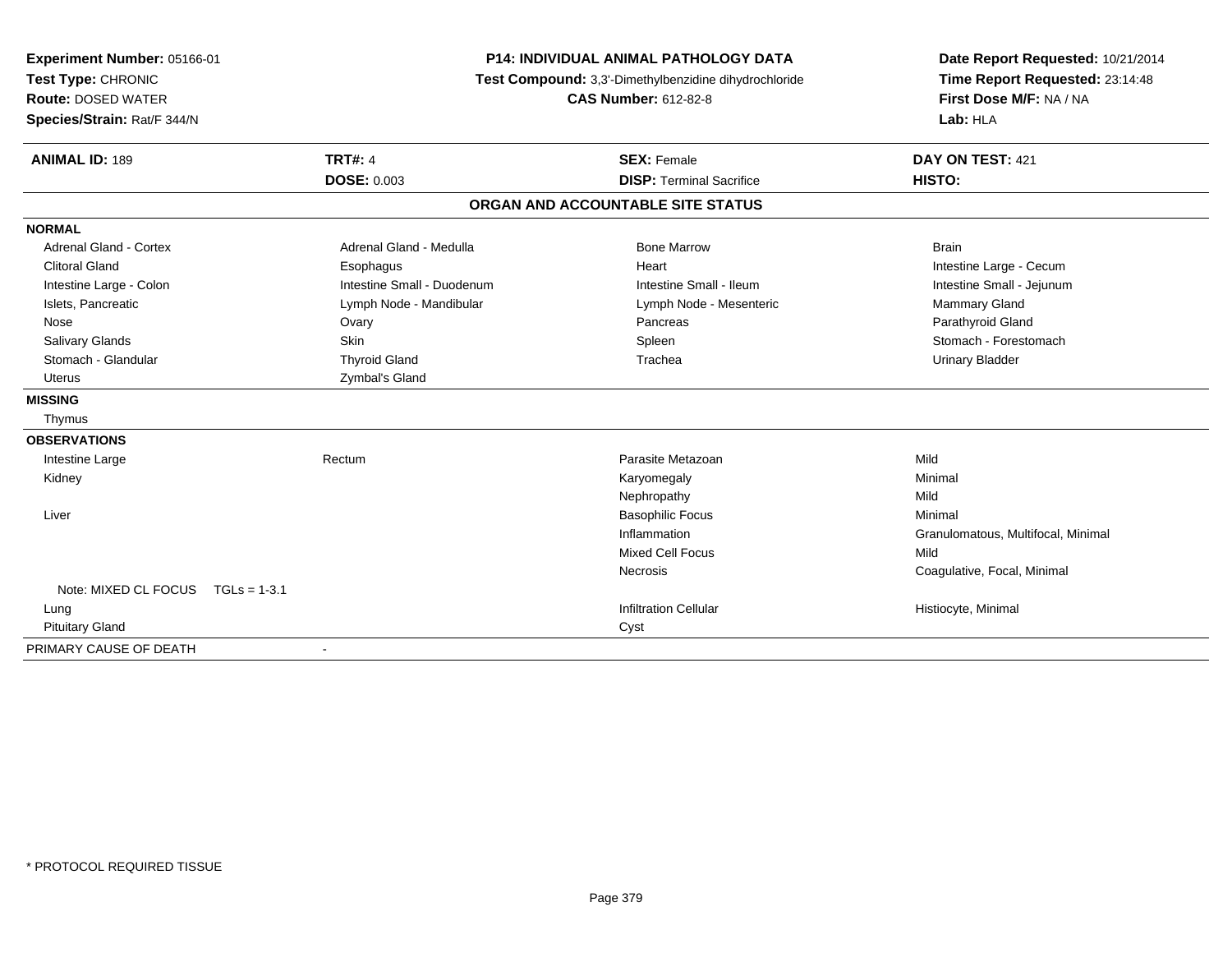**Experiment Number:** 05166-01
**Test Type:** CHRONIC
**Route:** DOSED WATER
**Species/Strain:** Rat/F 344/N

**P14: INDIVIDUAL ANIMAL PATHOLOGY DATA**
**Test Compound:** 3,3'-Dimethylbenzidine dihydrochloride
**CAS Number:** 612-82-8

**Date Report Requested:** 10/21/2014
**Time Report Requested:** 23:14:48
**First Dose M/F:** NA / NA
**Lab:** HLA

| **ANIMAL ID:** 189 | **TRT#:** 4 | **SEX:** Female | **DAY ON TEST:** 421 |
|---|---|---|---|
| | **DOSE:** 0.003 | **DISP:** Terminal Sacrifice | **HISTO:** |

## ORGAN AND ACCOUNTABLE SITE STATUS

**NORMAL**

| | | | |
|---|---|---|---|
| Adrenal Gland - Cortex | Adrenal Gland - Medulla | Bone Marrow | Brain |
| Clitoral Gland | Esophagus | Heart | Intestine Large - Cecum |
| Intestine Large - Colon | Intestine Small - Duodenum | Intestine Small - Ileum | Intestine Small - Jejunum |
| Islets, Pancreatic | Lymph Node - Mandibular | Lymph Node - Mesenteric | Mammary Gland |
| Nose | Ovary | Pancreas | Parathyroid Gland |
| Salivary Glands | Skin | Spleen | Stomach - Forestomach |
| Stomach - Glandular | Thyroid Gland | Trachea | Urinary Bladder |
| Uterus | Zymbal's Gland | | |

**MISSING**

Thymus

**OBSERVATIONS**

| | | | |
|---|---|---|---|
| Intestine Large | Rectum | Parasite Metazoan | Mild |
| Kidney | | Karyomegaly | Minimal |
| | | Nephropathy | Mild |
| Liver | | Basophilic Focus | Minimal |
| | | Inflammation | Granulomatous, Multifocal, Minimal |
| | | Mixed Cell Focus | Mild |
| | | Necrosis | Coagulative, Focal, Minimal |
| Note: MIXED CL FOCUS TGLs = 1-3.1 | | | |
| Lung | | Infiltration Cellular | Histiocyte, Minimal |
| Pituitary Gland | | Cyst | |

PRIMARY CAUSE OF DEATH -

\* PROTOCOL REQUIRED TISSUE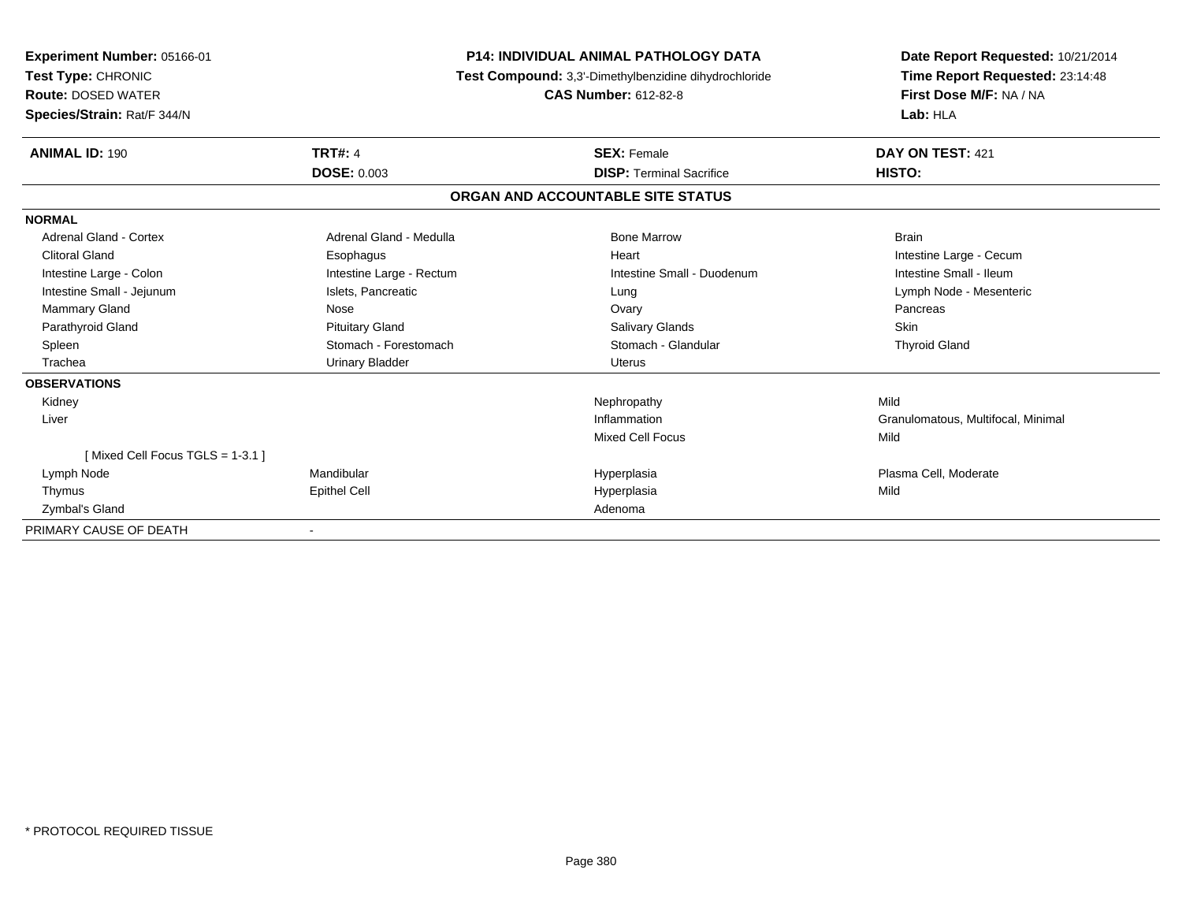**Experiment Number:** 05166-01
**Test Type:** CHRONIC
**Route:** DOSED WATER
**Species/Strain:** Rat/F 344/N

**P14: INDIVIDUAL ANIMAL PATHOLOGY DATA**
**Test Compound:** 3,3'-Dimethylbenzidine dihydrochloride
**CAS Number:** 612-82-8

**Date Report Requested:** 10/21/2014
**Time Report Requested:** 23:14:48
**First Dose M/F:** NA / NA
**Lab:** HLA

| **ANIMAL ID:** 190 | **TRT#:** 4 | **SEX:** Female | **DAY ON TEST:** 421 |
|---|---|---|---|
| | **DOSE:** 0.003 | **DISP:** Terminal Sacrifice | **HISTO:** |

**ORGAN AND ACCOUNTABLE SITE STATUS**

| | | | |
|---|---|---|---|
| **NORMAL** | | | |
| Adrenal Gland - Cortex | Adrenal Gland - Medulla | Bone Marrow | Brain |
| Clitoral Gland | Esophagus | Heart | Intestine Large - Cecum |
| Intestine Large - Colon | Intestine Large - Rectum | Intestine Small - Duodenum | Intestine Small - Ileum |
| Intestine Small - Jejunum | Islets, Pancreatic | Lung | Lymph Node - Mesenteric |
| Mammary Gland | Nose | Ovary | Pancreas |
| Parathyroid Gland | Pituitary Gland | Salivary Glands | Skin |
| Spleen | Stomach - Forestomach | Stomach - Glandular | Thyroid Gland |
| Trachea | Urinary Bladder | Uterus | |
| **OBSERVATIONS** | | | |
| Kidney | | Nephropathy | Mild |
| Liver | | Inflammation | Granulomatous, Multifocal, Minimal |
| | | Mixed Cell Focus | Mild |
| [ Mixed Cell Focus TGLS = 1-3.1 ] | | | |
| Lymph Node | Mandibular | Hyperplasia | Plasma Cell, Moderate |
| Thymus | Epithel Cell | Hyperplasia | Mild |
| Zymbal's Gland | | Adenoma | |
| PRIMARY CAUSE OF DEATH | - | | |

* PROTOCOL REQUIRED TISSUE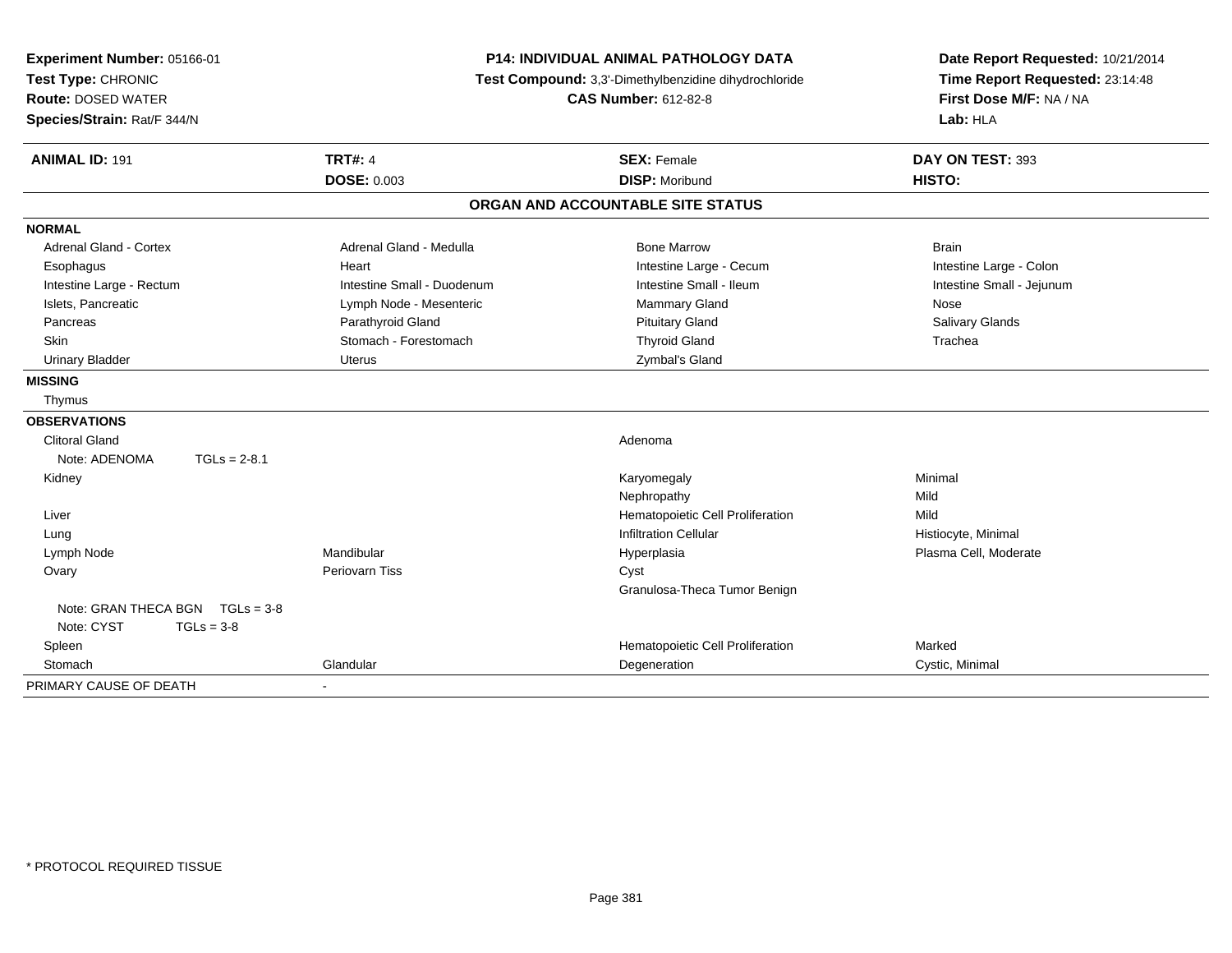**Experiment Number:** 05166-01
**Test Type:** CHRONIC
**Route:** DOSED WATER
**Species/Strain:** Rat/F 344/N

**P14: INDIVIDUAL ANIMAL PATHOLOGY DATA**
**Test Compound:** 3,3'-Dimethylbenzidine dihydrochloride
**CAS Number:** 612-82-8

**Date Report Requested:** 10/21/2014
**Time Report Requested:** 23:14:48
**First Dose M/F:** NA / NA
**Lab:** HLA

| **ANIMAL ID:** 191 | **TRT#:** 4 | **SEX:** Female | **DAY ON TEST:** 393 |
|---|---|---|---|
| | **DOSE:** 0.003 | **DISP:** Moribund | **HISTO:** |

## ORGAN AND ACCOUNTABLE SITE STATUS

**NORMAL**

| | | | |
|---|---|---|---|
| Adrenal Gland - Cortex | Adrenal Gland - Medulla | Bone Marrow | Brain |
| Esophagus | Heart | Intestine Large - Cecum | Intestine Large - Colon |
| Intestine Large - Rectum | Intestine Small - Duodenum | Intestine Small - Ileum | Intestine Small - Jejunum |
| Islets, Pancreatic | Lymph Node - Mesenteric | Mammary Gland | Nose |
| Pancreas | Parathyroid Gland | Pituitary Gland | Salivary Glands |
| Skin | Stomach - Forestomach | Thyroid Gland | Trachea |
| Urinary Bladder | Uterus | Zymbal's Gland | |

**MISSING**

Thymus

**OBSERVATIONS**

| | | | |
|---|---|---|---|
| Clitoral Gland | | Adenoma | |
| Note: ADENOMA TGLs = 2-8.1 | | | |
| Kidney | | Karyomegaly | Minimal |
| | | Nephropathy | Mild |
| Liver | | Hematopoietic Cell Proliferation | Mild |
| Lung | | Infiltration Cellular | Histiocyte, Minimal |
| Lymph Node | Mandibular | Hyperplasia | Plasma Cell, Moderate |
| Ovary | Periovarn Tiss | Cyst | |
| | | Granulosa-Theca Tumor Benign | |
| Note: GRAN THECA BGN TGLs = 3-8 | | | |
| Note: CYST TGLs = 3-8 | | | |
| Spleen | | Hematopoietic Cell Proliferation | Marked |
| Stomach | Glandular | Degeneration | Cystic, Minimal |

PRIMARY CAUSE OF DEATH -

* PROTOCOL REQUIRED TISSUE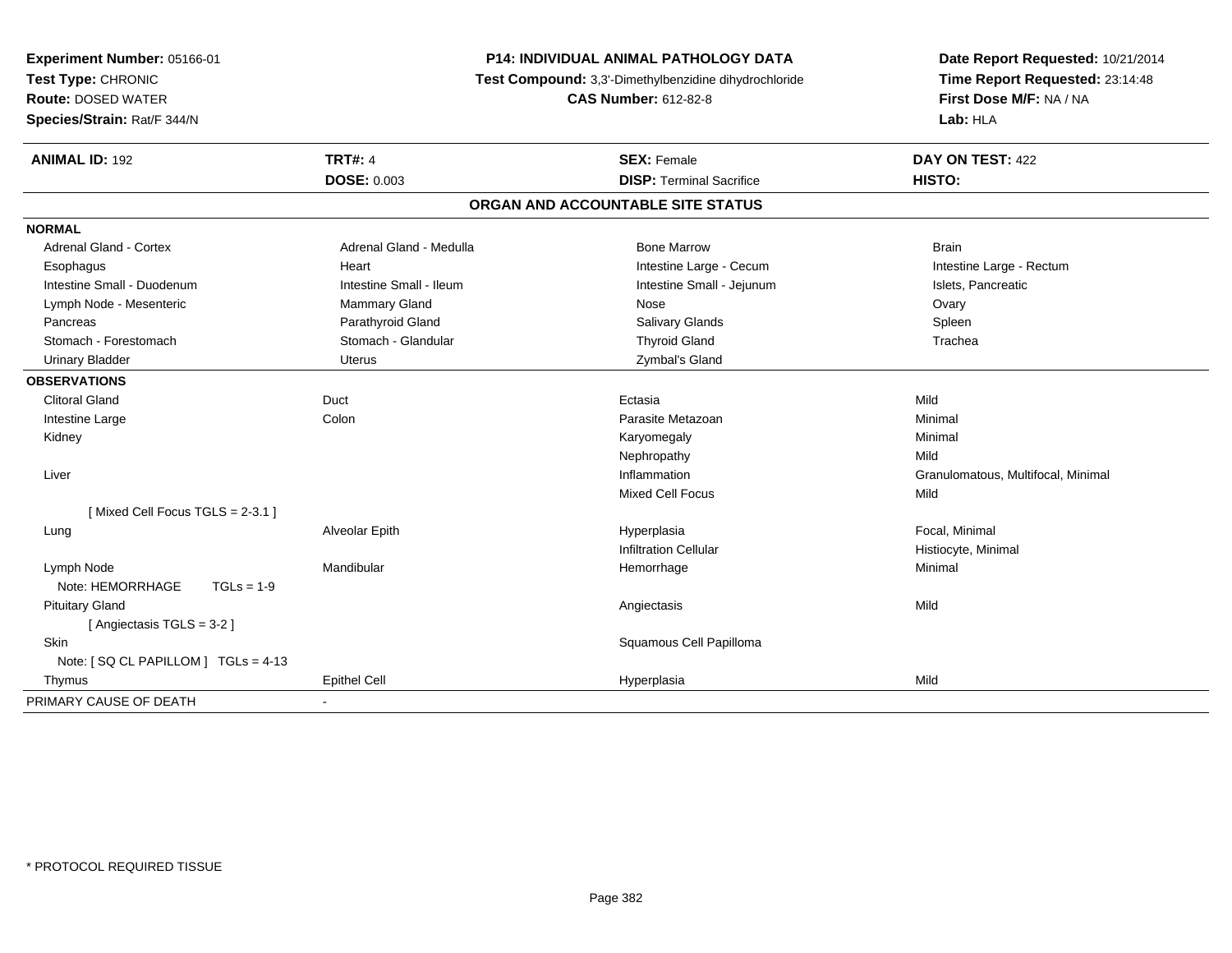**Experiment Number:** 05166-01
**Test Type:** CHRONIC
**Route:** DOSED WATER
**Species/Strain:** Rat/F 344/N

**P14: INDIVIDUAL ANIMAL PATHOLOGY DATA**
**Test Compound:** 3,3'-Dimethylbenzidine dihydrochloride
**CAS Number:** 612-82-8

**Date Report Requested:** 10/21/2014
**Time Report Requested:** 23:14:48
**First Dose M/F:** NA / NA
**Lab:** HLA

| **ANIMAL ID:** 192 | **TRT#:** 4 | **SEX:** Female | **DAY ON TEST:** 422 |
|---|---|---|---|
| | **DOSE:** 0.003 | **DISP:** Terminal Sacrifice | **HISTO:** |

## ORGAN AND ACCOUNTABLE SITE STATUS

| | | | |
|---|---|---|---|
| **NORMAL** | | | |
| Adrenal Gland - Cortex | Adrenal Gland - Medulla | Bone Marrow | Brain |
| Esophagus | Heart | Intestine Large - Cecum | Intestine Large - Rectum |
| Intestine Small - Duodenum | Intestine Small - Ileum | Intestine Small - Jejunum | Islets, Pancreatic |
| Lymph Node - Mesenteric | Mammary Gland | Nose | Ovary |
| Pancreas | Parathyroid Gland | Salivary Glands | Spleen |
| Stomach - Forestomach | Stomach - Glandular | Thyroid Gland | Trachea |
| Urinary Bladder | Uterus | Zymbal's Gland | |
| **OBSERVATIONS** | | | |
| Clitoral Gland | Duct | Ectasia | Mild |
| Intestine Large | Colon | Parasite Metazoan | Minimal |
| Kidney | | Karyomegaly | Minimal |
| | | Nephropathy | Mild |
| Liver | | Inflammation | Granulomatous, Multifocal, Minimal |
| | | Mixed Cell Focus | Mild |
| [ Mixed Cell Focus TGLS = 2-3.1 ] | | | |
| Lung | Alveolar Epith | Hyperplasia | Focal, Minimal |
| | | Infiltration Cellular | Histiocyte, Minimal |
| Lymph Node | Mandibular | Hemorrhage | Minimal |
| Note: HEMORRHAGE TGLs = 1-9 | | | |
| Pituitary Gland | | Angiectasis | Mild |
| [ Angiectasis TGLS = 3-2 ] | | | |
| Skin | | Squamous Cell Papilloma | |
| Note: [ SQ CL PAPILLOM ] TGLs = 4-13 | | | |
| Thymus | Epithel Cell | Hyperplasia | Mild |
| PRIMARY CAUSE OF DEATH | - | | |

* PROTOCOL REQUIRED TISSUE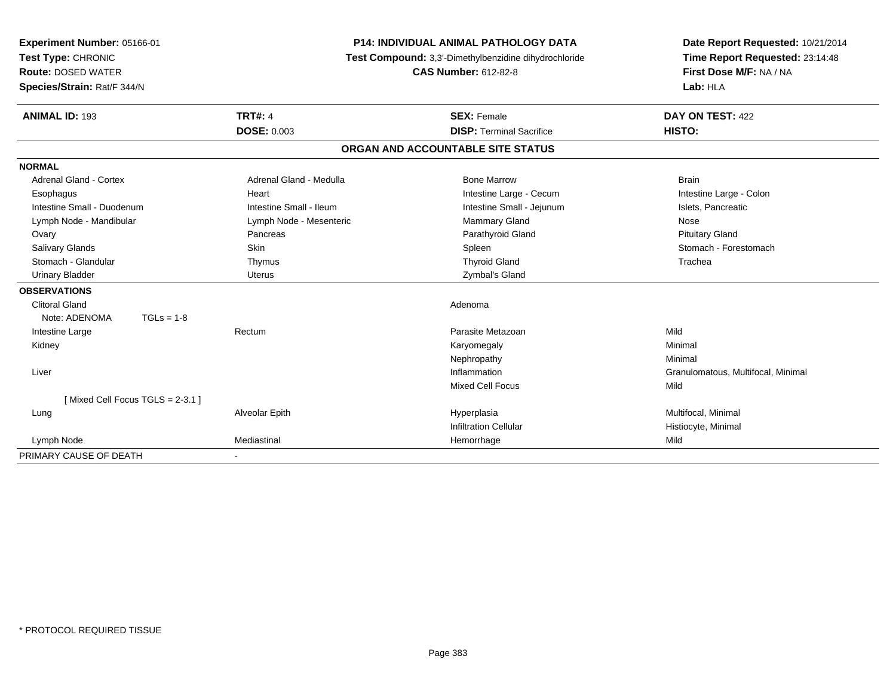**Experiment Number:** 05166-01
**Test Type:** CHRONIC
**Route:** DOSED WATER
**Species/Strain:** Rat/F 344/N

**P14: INDIVIDUAL ANIMAL PATHOLOGY DATA**
**Test Compound:** 3,3'-Dimethylbenzidine dihydrochloride
**CAS Number:** 612-82-8

**Date Report Requested:** 10/21/2014
**Time Report Requested:** 23:14:48
**First Dose M/F:** NA / NA
**Lab:** HLA

| **ANIMAL ID:** 193 | **TRT#:** 4 | **SEX:** Female | **DAY ON TEST:** 422 |
|---|---|---|---|
| | **DOSE:** 0.003 | **DISP:** Terminal Sacrifice | **HISTO:** |

## ORGAN AND ACCOUNTABLE SITE STATUS

**NORMAL**

| | | | |
|---|---|---|---|
| Adrenal Gland - Cortex | Adrenal Gland - Medulla | Bone Marrow | Brain |
| Esophagus | Heart | Intestine Large - Cecum | Intestine Large - Colon |
| Intestine Small - Duodenum | Intestine Small - Ileum | Intestine Small - Jejunum | Islets, Pancreatic |
| Lymph Node - Mandibular | Lymph Node - Mesenteric | Mammary Gland | Nose |
| Ovary | Pancreas | Parathyroid Gland | Pituitary Gland |
| Salivary Glands | Skin | Spleen | Stomach - Forestomach |
| Stomach - Glandular | Thymus | Thyroid Gland | Trachea |
| Urinary Bladder | Uterus | Zymbal's Gland | |

**OBSERVATIONS**

| | | | |
|---|---|---|---|
| Clitoral Gland | | Adenoma | |
| Note: ADENOMA TGLs = 1-8 | | | |
| Intestine Large | Rectum | Parasite Metazoan | Mild |
| Kidney | | Karyomegaly | Minimal |
| | | Nephropathy | Minimal |
| Liver | | Inflammation | Granulomatous, Multifocal, Minimal |
| | | Mixed Cell Focus | Mild |
| [ Mixed Cell Focus TGLS = 2-3.1 ] | | | |
| Lung | Alveolar Epith | Hyperplasia | Multifocal, Minimal |
| | | Infiltration Cellular | Histiocyte, Minimal |
| Lymph Node | Mediastinal | Hemorrhage | Mild |

PRIMARY CAUSE OF DEATH -

* PROTOCOL REQUIRED TISSUE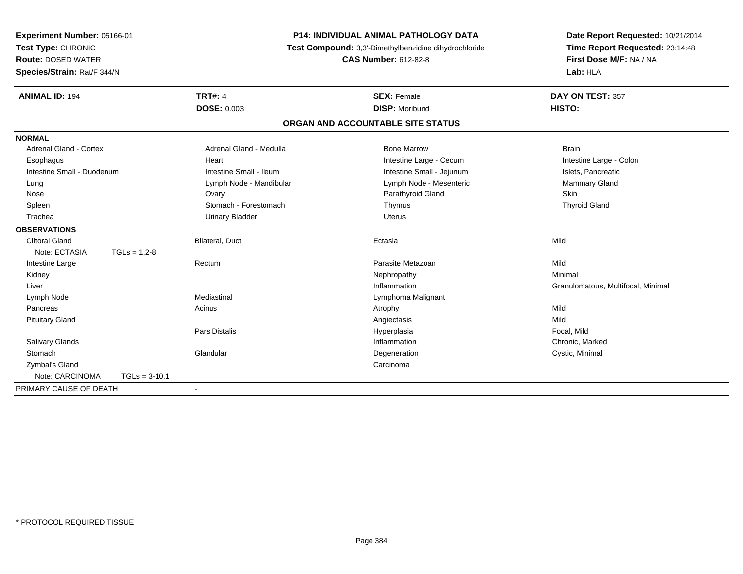**Experiment Number:** 05166-01
**Test Type:** CHRONIC
**Route:** DOSED WATER
**Species/Strain:** Rat/F 344/N

**P14: INDIVIDUAL ANIMAL PATHOLOGY DATA**
**Test Compound:** 3,3'-Dimethylbenzidine dihydrochloride
**CAS Number:** 612-82-8

**Date Report Requested:** 10/21/2014
**Time Report Requested:** 23:14:48
**First Dose M/F:** NA / NA
**Lab:** HLA

| **ANIMAL ID:** 194 | **TRT#:** 4 | **SEX:** Female | **DAY ON TEST:** 357 |
|---|---|---|---|
| | **DOSE:** 0.003 | **DISP:** Moribund | **HISTO:** |

## ORGAN AND ACCOUNTABLE SITE STATUS

| | | | |
|---|---|---|---|
| **NORMAL** | | | |
| Adrenal Gland - Cortex | Adrenal Gland - Medulla | Bone Marrow | Brain |
| Esophagus | Heart | Intestine Large - Cecum | Intestine Large - Colon |
| Intestine Small - Duodenum | Intestine Small - Ileum | Intestine Small - Jejunum | Islets, Pancreatic |
| Lung | Lymph Node - Mandibular | Lymph Node - Mesenteric | Mammary Gland |
| Nose | Ovary | Parathyroid Gland | Skin |
| Spleen | Stomach - Forestomach | Thymus | Thyroid Gland |
| Trachea | Urinary Bladder | Uterus | |
| **OBSERVATIONS** | | | |
| Clitoral Gland | Bilateral, Duct | Ectasia | Mild |
| Note: ECTASIA TGLs = 1,2-8 | | | |
| Intestine Large | Rectum | Parasite Metazoan | Mild |
| Kidney | | Nephropathy | Minimal |
| Liver | | Inflammation | Granulomatous, Multifocal, Minimal |
| Lymph Node | Mediastinal | Lymphoma Malignant | |
| Pancreas | Acinus | Atrophy | Mild |
| Pituitary Gland | | Angiectasis | Mild |
| | Pars Distalis | Hyperplasia | Focal, Mild |
| Salivary Glands | | Inflammation | Chronic, Marked |
| Stomach | Glandular | Degeneration | Cystic, Minimal |
| Zymbal's Gland | | Carcinoma | |
| Note: CARCINOMA TGLs = 3-10.1 | | | |
| PRIMARY CAUSE OF DEATH | - | | |

* PROTOCOL REQUIRED TISSUE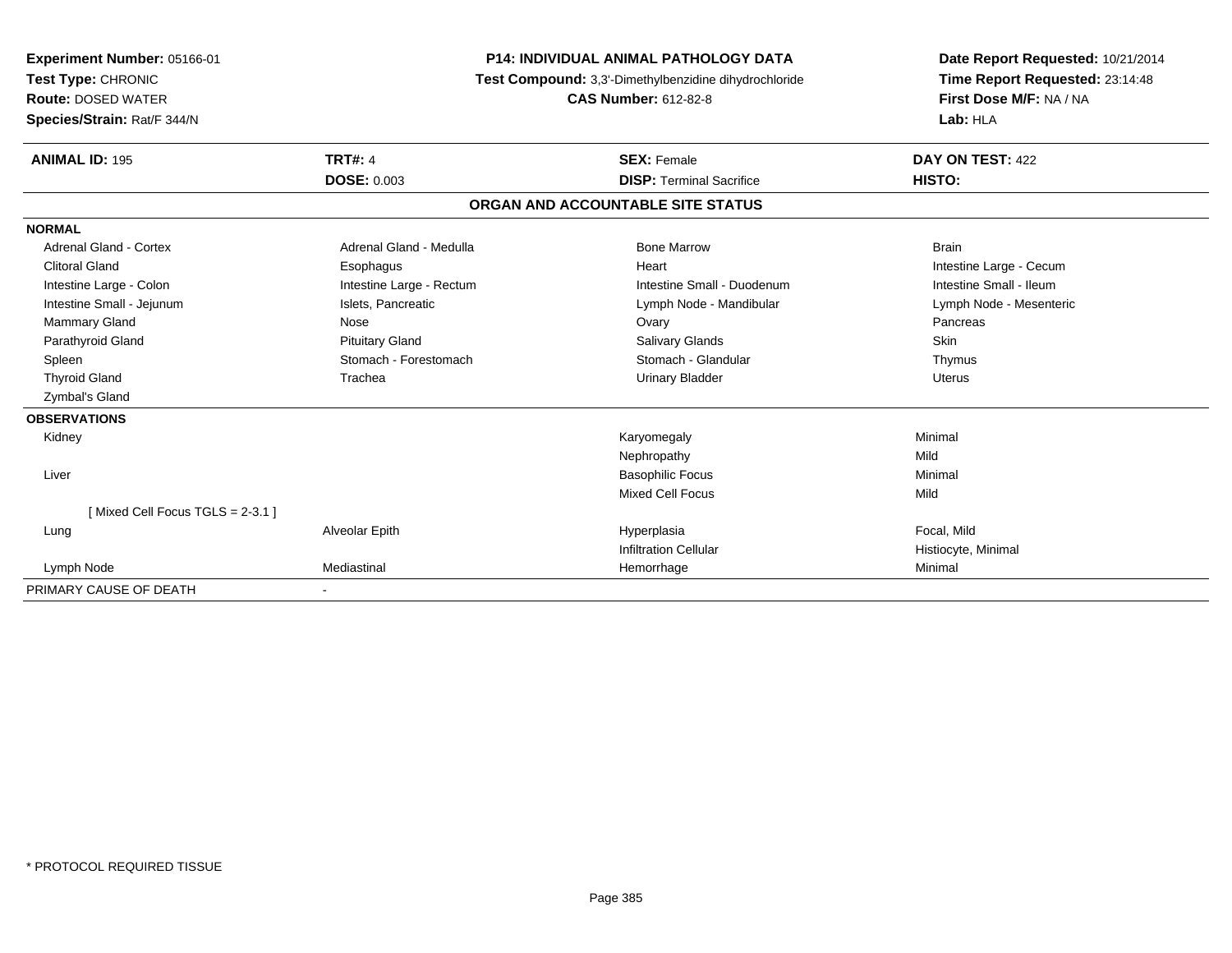**Experiment Number:** 05166-01
**Test Type:** CHRONIC
**Route:** DOSED WATER
**Species/Strain:** Rat/F 344/N

**P14: INDIVIDUAL ANIMAL PATHOLOGY DATA**
**Test Compound:** 3,3'-Dimethylbenzidine dihydrochloride
**CAS Number:** 612-82-8

**Date Report Requested:** 10/21/2014
**Time Report Requested:** 23:14:48
**First Dose M/F:** NA / NA
**Lab:** HLA

| **ANIMAL ID:** 195 | **TRT#:** 4 | **SEX:** Female | **DAY ON TEST:** 422 |
|---|---|---|---|
| | **DOSE:** 0.003 | **DISP:** Terminal Sacrifice | **HISTO:** |

## ORGAN AND ACCOUNTABLE SITE STATUS

| | | | |
|---|---|---|---|
| **NORMAL** | | | |
| Adrenal Gland - Cortex | Adrenal Gland - Medulla | Bone Marrow | Brain |
| Clitoral Gland | Esophagus | Heart | Intestine Large - Cecum |
| Intestine Large - Colon | Intestine Large - Rectum | Intestine Small - Duodenum | Intestine Small - Ileum |
| Intestine Small - Jejunum | Islets, Pancreatic | Lymph Node - Mandibular | Lymph Node - Mesenteric |
| Mammary Gland | Nose | Ovary | Pancreas |
| Parathyroid Gland | Pituitary Gland | Salivary Glands | Skin |
| Spleen | Stomach - Forestomach | Stomach - Glandular | Thymus |
| Thyroid Gland | Trachea | Urinary Bladder | Uterus |
| Zymbal's Gland | | | |
| **OBSERVATIONS** | | | |
| Kidney | | Karyomegaly | Minimal |
| | | Nephropathy | Mild |
| Liver | | Basophilic Focus | Minimal |
| | | Mixed Cell Focus | Mild |
| [ Mixed Cell Focus TGLS = 2-3.1 ] | | | |
| Lung | Alveolar Epith | Hyperplasia | Focal, Mild |
| | | Infiltration Cellular | Histiocyte, Minimal |
| Lymph Node | Mediastinal | Hemorrhage | Minimal |
| PRIMARY CAUSE OF DEATH | - | | |

\* PROTOCOL REQUIRED TISSUE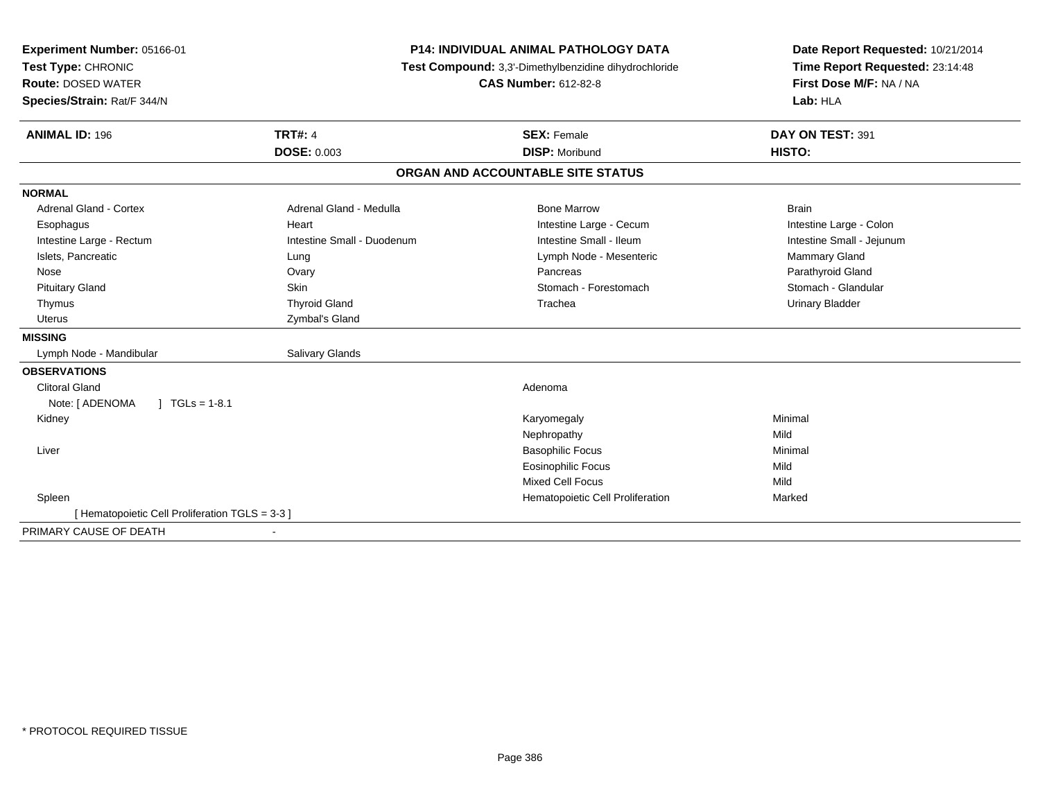**Experiment Number:** 05166-01
**Test Type:** CHRONIC
**Route:** DOSED WATER
**Species/Strain:** Rat/F 344/N

**P14: INDIVIDUAL ANIMAL PATHOLOGY DATA**
**Test Compound:** 3,3'-Dimethylbenzidine dihydrochloride
**CAS Number:** 612-82-8

**Date Report Requested:** 10/21/2014
**Time Report Requested:** 23:14:48
**First Dose M/F:** NA / NA
**Lab:** HLA

| **ANIMAL ID:** 196 | **TRT#:** 4 | **SEX:** Female | **DAY ON TEST:** 391 |
|---|---|---|---|
| | **DOSE:** 0.003 | **DISP:** Moribund | **HISTO:** |

## ORGAN AND ACCOUNTABLE SITE STATUS

**NORMAL**

| | | | |
|---|---|---|---|
| Adrenal Gland - Cortex | Adrenal Gland - Medulla | Bone Marrow | Brain |
| Esophagus | Heart | Intestine Large - Cecum | Intestine Large - Colon |
| Intestine Large - Rectum | Intestine Small - Duodenum | Intestine Small - Ileum | Intestine Small - Jejunum |
| Islets, Pancreatic | Lung | Lymph Node - Mesenteric | Mammary Gland |
| Nose | Ovary | Pancreas | Parathyroid Gland |
| Pituitary Gland | Skin | Stomach - Forestomach | Stomach - Glandular |
| Thymus | Thyroid Gland | Trachea | Urinary Bladder |
| Uterus | Zymbal's Gland | | |

**MISSING**

| | |
|---|---|
| Lymph Node - Mandibular | Salivary Glands |

**OBSERVATIONS**

| | | |
|---|---|---|
| Clitoral Gland | Adenoma | |
| Note: [ ADENOMA ] TGLs = 1-8.1 | | |
| Kidney | Karyomegaly | Minimal |
| | Nephropathy | Mild |
| Liver | Basophilic Focus | Minimal |
| | Eosinophilic Focus | Mild |
| | Mixed Cell Focus | Mild |
| Spleen | Hematopoietic Cell Proliferation | Marked |
| [ Hematopoietic Cell Proliferation TGLS = 3-3 ] | | |

PRIMARY CAUSE OF DEATH -

* PROTOCOL REQUIRED TISSUE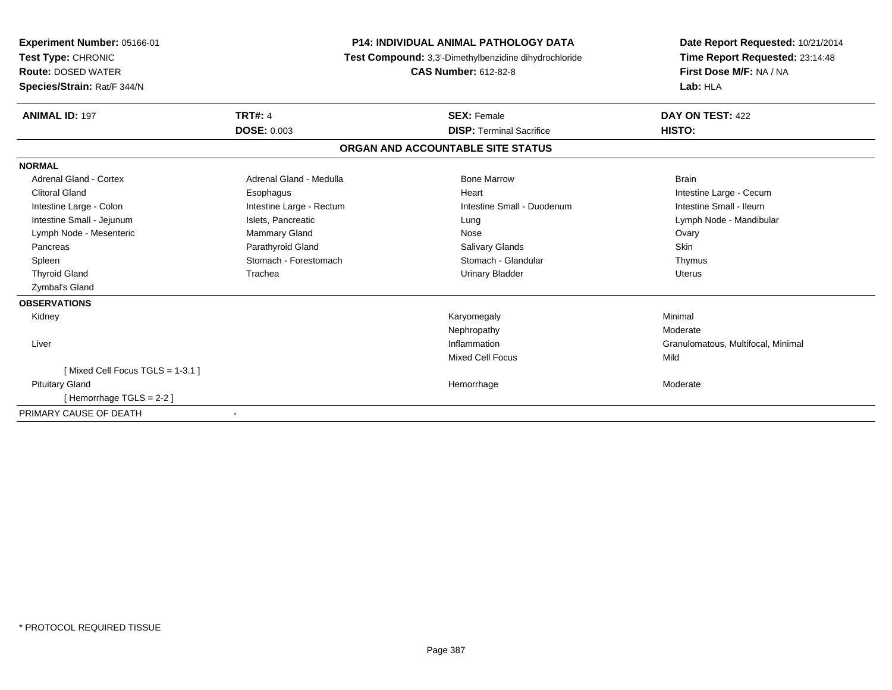**Experiment Number:** 05166-01
**Test Type:** CHRONIC
**Route:** DOSED WATER
**Species/Strain:** Rat/F 344/N

**P14: INDIVIDUAL ANIMAL PATHOLOGY DATA**
**Test Compound:** 3,3'-Dimethylbenzidine dihydrochloride
**CAS Number:** 612-82-8

**Date Report Requested:** 10/21/2014
**Time Report Requested:** 23:14:48
**First Dose M/F:** NA / NA
**Lab:** HLA

| **ANIMAL ID:** 197 | **TRT#:** 4 | **SEX:** Female | **DAY ON TEST:** 422 |
|---|---|---|---|
| | **DOSE:** 0.003 | **DISP:** Terminal Sacrifice | **HISTO:** |

## ORGAN AND ACCOUNTABLE SITE STATUS

**NORMAL**

| | | | |
|---|---|---|---|
| Adrenal Gland - Cortex | Adrenal Gland - Medulla | Bone Marrow | Brain |
| Clitoral Gland | Esophagus | Heart | Intestine Large - Cecum |
| Intestine Large - Colon | Intestine Large - Rectum | Intestine Small - Duodenum | Intestine Small - Ileum |
| Intestine Small - Jejunum | Islets, Pancreatic | Lung | Lymph Node - Mandibular |
| Lymph Node - Mesenteric | Mammary Gland | Nose | Ovary |
| Pancreas | Parathyroid Gland | Salivary Glands | Skin |
| Spleen | Stomach - Forestomach | Stomach - Glandular | Thymus |
| Thyroid Gland | Trachea | Urinary Bladder | Uterus |
| Zymbal's Gland | | | |

**OBSERVATIONS**

| | | |
|---|---|---|
| Kidney | Karyomegaly | Minimal |
| | Nephropathy | Moderate |
| Liver | Inflammation | Granulomatous, Multifocal, Minimal |
| | Mixed Cell Focus | Mild |
| [ Mixed Cell Focus TGLS = 1-3.1 ] | | |
| Pituitary Gland | Hemorrhage | Moderate |
| [ Hemorrhage TGLS = 2-2 ] | | |

PRIMARY CAUSE OF DEATH -

\* PROTOCOL REQUIRED TISSUE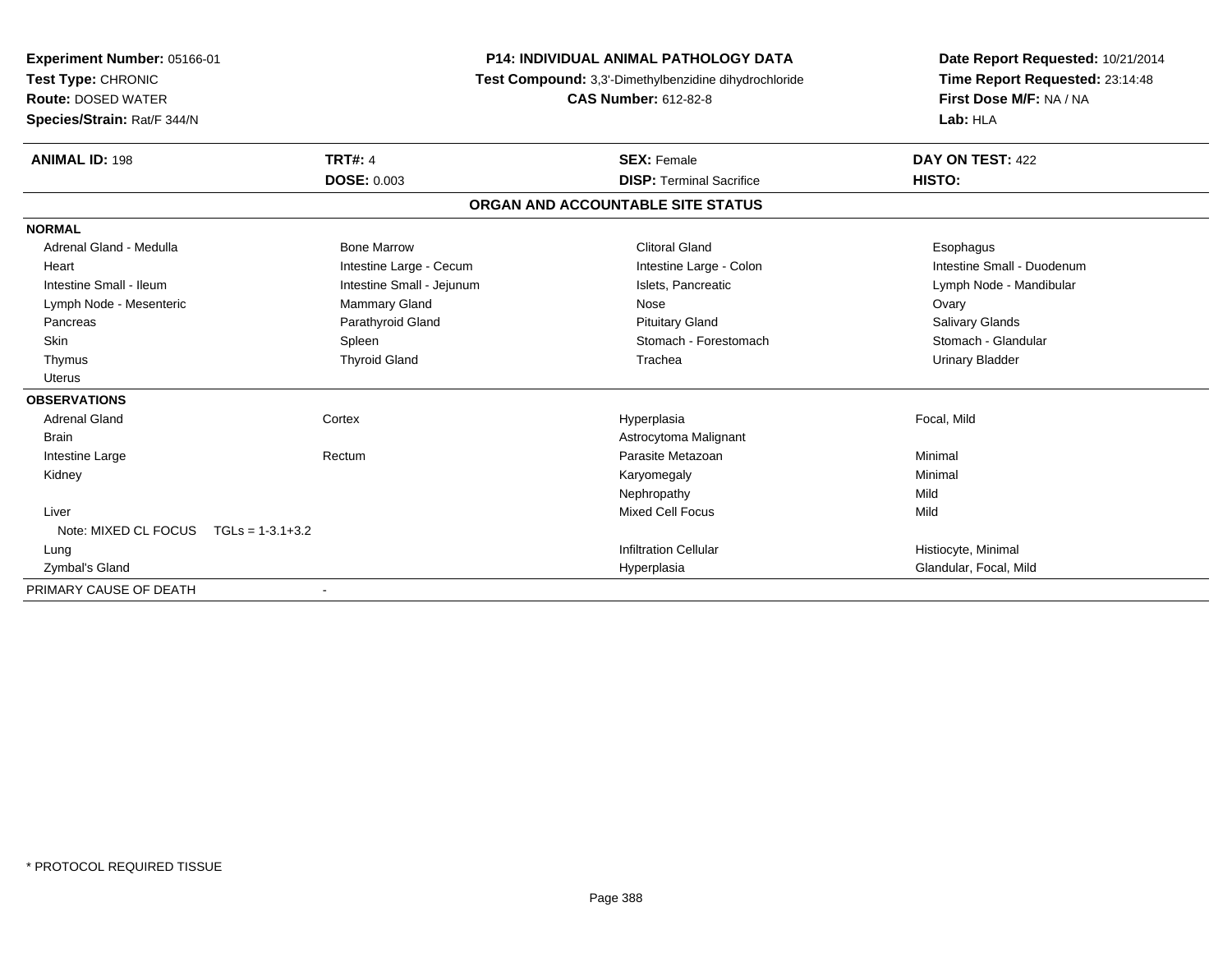**Experiment Number:** 05166-01
**Test Type:** CHRONIC
**Route:** DOSED WATER
**Species/Strain:** Rat/F 344/N

**P14: INDIVIDUAL ANIMAL PATHOLOGY DATA**
**Test Compound:** 3,3'-Dimethylbenzidine dihydrochloride
**CAS Number:** 612-82-8

**Date Report Requested:** 10/21/2014
**Time Report Requested:** 23:14:48
**First Dose M/F:** NA / NA
**Lab:** HLA

| **ANIMAL ID:** 198 | **TRT#:** 4 | **SEX:** Female | **DAY ON TEST:** 422 |
|---|---|---|---|
| | **DOSE:** 0.003 | **DISP:** Terminal Sacrifice | **HISTO:** |

**ORGAN AND ACCOUNTABLE SITE STATUS**

**NORMAL**

| | | | |
|---|---|---|---|
| Adrenal Gland - Medulla | Bone Marrow | Clitoral Gland | Esophagus |
| Heart | Intestine Large - Cecum | Intestine Large - Colon | Intestine Small - Duodenum |
| Intestine Small - Ileum | Intestine Small - Jejunum | Islets, Pancreatic | Lymph Node - Mandibular |
| Lymph Node - Mesenteric | Mammary Gland | Nose | Ovary |
| Pancreas | Parathyroid Gland | Pituitary Gland | Salivary Glands |
| Skin | Spleen | Stomach - Forestomach | Stomach - Glandular |
| Thymus | Thyroid Gland | Trachea | Urinary Bladder |
| Uterus | | | |

**OBSERVATIONS**

| | | | |
|---|---|---|---|
| Adrenal Gland | Cortex | Hyperplasia | Focal, Mild |
| Brain | | Astrocytoma Malignant | |
| Intestine Large | Rectum | Parasite Metazoan | Minimal |
| Kidney | | Karyomegaly | Minimal |
| | | Nephropathy | Mild |
| Liver | | Mixed Cell Focus | Mild |
| Note: MIXED CL FOCUS TGLs = 1-3.1+3.2 | | | |
| Lung | | Infiltration Cellular | Histiocyte, Minimal |
| Zymbal's Gland | | Hyperplasia | Glandular, Focal, Mild |

PRIMARY CAUSE OF DEATH -

* PROTOCOL REQUIRED TISSUE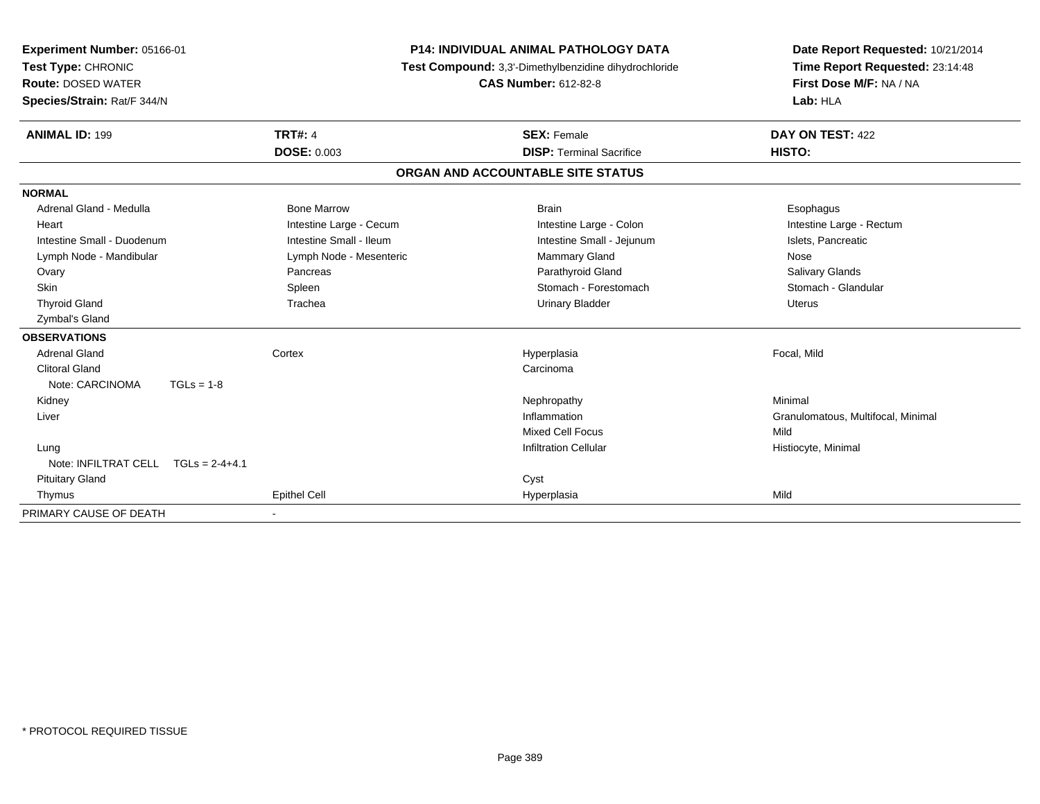**Experiment Number:** 05166-01
**Test Type:** CHRONIC
**Route:** DOSED WATER
**Species/Strain:** Rat/F 344/N

**P14: INDIVIDUAL ANIMAL PATHOLOGY DATA**
**Test Compound:** 3,3'-Dimethylbenzidine dihydrochloride
**CAS Number:** 612-82-8

**Date Report Requested:** 10/21/2014
**Time Report Requested:** 23:14:48
**First Dose M/F:** NA / NA
**Lab:** HLA

| **ANIMAL ID:** 199 | **TRT#:** 4 | **SEX:** Female | **DAY ON TEST:** 422 |
|---|---|---|---|
| | **DOSE:** 0.003 | **DISP:** Terminal Sacrifice | **HISTO:** |

## ORGAN AND ACCOUNTABLE SITE STATUS

**NORMAL**

| | | | |
|---|---|---|---|
| Adrenal Gland - Medulla | Bone Marrow | Brain | Esophagus |
| Heart | Intestine Large - Cecum | Intestine Large - Colon | Intestine Large - Rectum |
| Intestine Small - Duodenum | Intestine Small - Ileum | Intestine Small - Jejunum | Islets, Pancreatic |
| Lymph Node - Mandibular | Lymph Node - Mesenteric | Mammary Gland | Nose |
| Ovary | Pancreas | Parathyroid Gland | Salivary Glands |
| Skin | Spleen | Stomach - Forestomach | Stomach - Glandular |
| Thyroid Gland | Trachea | Urinary Bladder | Uterus |
| Zymbal's Gland | | | |

**OBSERVATIONS**

| | | | |
|---|---|---|---|
| Adrenal Gland | Cortex | Hyperplasia | Focal, Mild |
| Clitoral Gland | | Carcinoma | |
| Note: CARCINOMA TGLs = 1-8 | | | |
| Kidney | | Nephropathy | Minimal |
| Liver | | Inflammation | Granulomatous, Multifocal, Minimal |
| | | Mixed Cell Focus | Mild |
| Lung | | Infiltration Cellular | Histiocyte, Minimal |
| Note: INFILTRAT CELL TGLs = 2-4+4.1 | | | |
| Pituitary Gland | | Cyst | |
| Thymus | Epithel Cell | Hyperplasia | Mild |

PRIMARY CAUSE OF DEATH -

* PROTOCOL REQUIRED TISSUE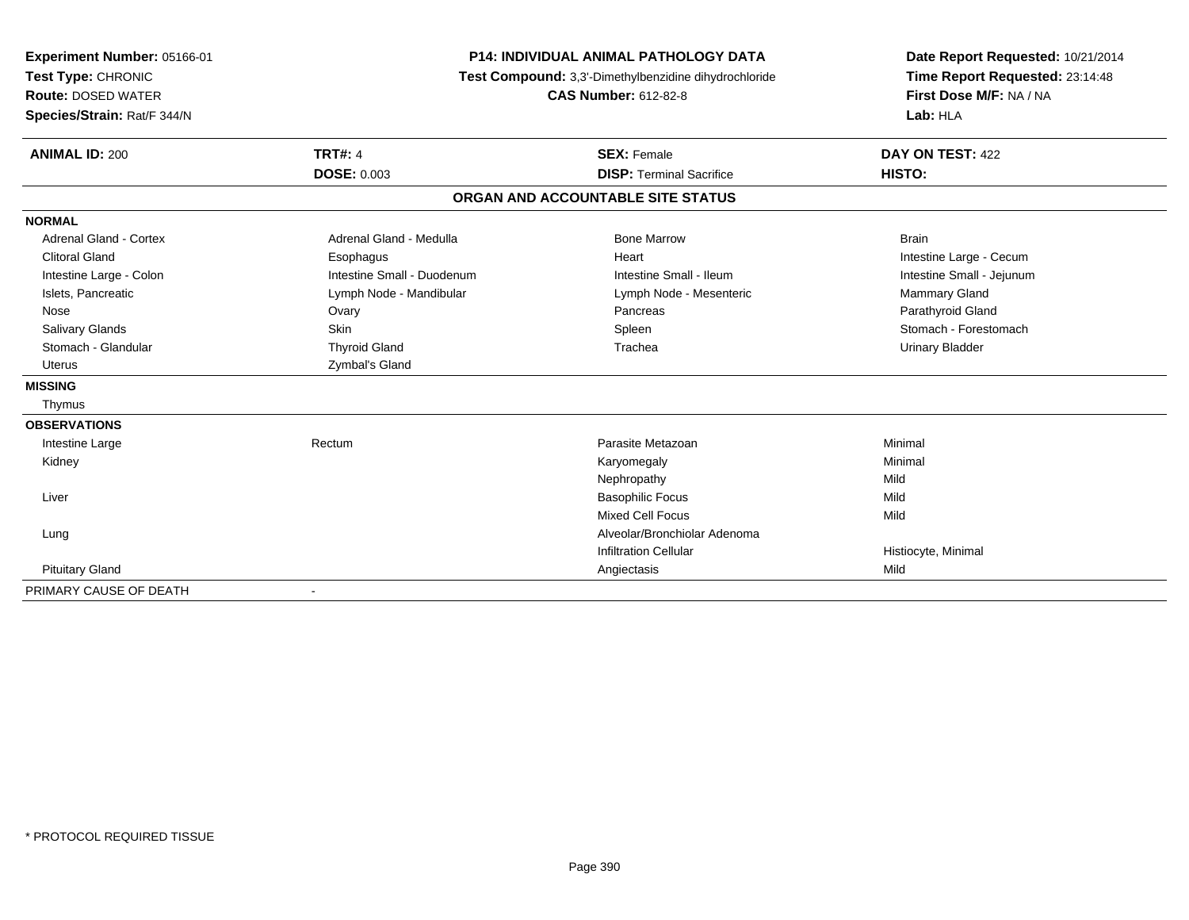**Experiment Number:** 05166-01
**Test Type:** CHRONIC
**Route:** DOSED WATER
**Species/Strain:** Rat/F 344/N

**P14: INDIVIDUAL ANIMAL PATHOLOGY DATA**
**Test Compound:** 3,3'-Dimethylbenzidine dihydrochloride
**CAS Number:** 612-82-8

**Date Report Requested:** 10/21/2014
**Time Report Requested:** 23:14:48
**First Dose M/F:** NA / NA
**Lab:** HLA

| **ANIMAL ID:** 200 | **TRT#:** 4 | **SEX:** Female | **DAY ON TEST:** 422 |
|---|---|---|---|
| | **DOSE:** 0.003 | **DISP:** Terminal Sacrifice | **HISTO:** |

**ORGAN AND ACCOUNTABLE SITE STATUS**

| | | | |
|---|---|---|---|
| **NORMAL** | | | |
| Adrenal Gland - Cortex | Adrenal Gland - Medulla | Bone Marrow | Brain |
| Clitoral Gland | Esophagus | Heart | Intestine Large - Cecum |
| Intestine Large - Colon | Intestine Small - Duodenum | Intestine Small - Ileum | Intestine Small - Jejunum |
| Islets, Pancreatic | Lymph Node - Mandibular | Lymph Node - Mesenteric | Mammary Gland |
| Nose | Ovary | Pancreas | Parathyroid Gland |
| Salivary Glands | Skin | Spleen | Stomach - Forestomach |
| Stomach - Glandular | Thyroid Gland | Trachea | Urinary Bladder |
| Uterus | Zymbal's Gland | | |
| **MISSING** | | | |
| Thymus | | | |
| **OBSERVATIONS** | | | |
| Intestine Large | Rectum | Parasite Metazoan | Minimal |
| Kidney | | Karyomegaly | Minimal |
| | | Nephropathy | Mild |
| Liver | | Basophilic Focus | Mild |
| | | Mixed Cell Focus | Mild |
| Lung | | Alveolar/Bronchiolar Adenoma | |
| | | Infiltration Cellular | Histiocyte, Minimal |
| Pituitary Gland | | Angiectasis | Mild |
| PRIMARY CAUSE OF DEATH | - | | |

* PROTOCOL REQUIRED TISSUE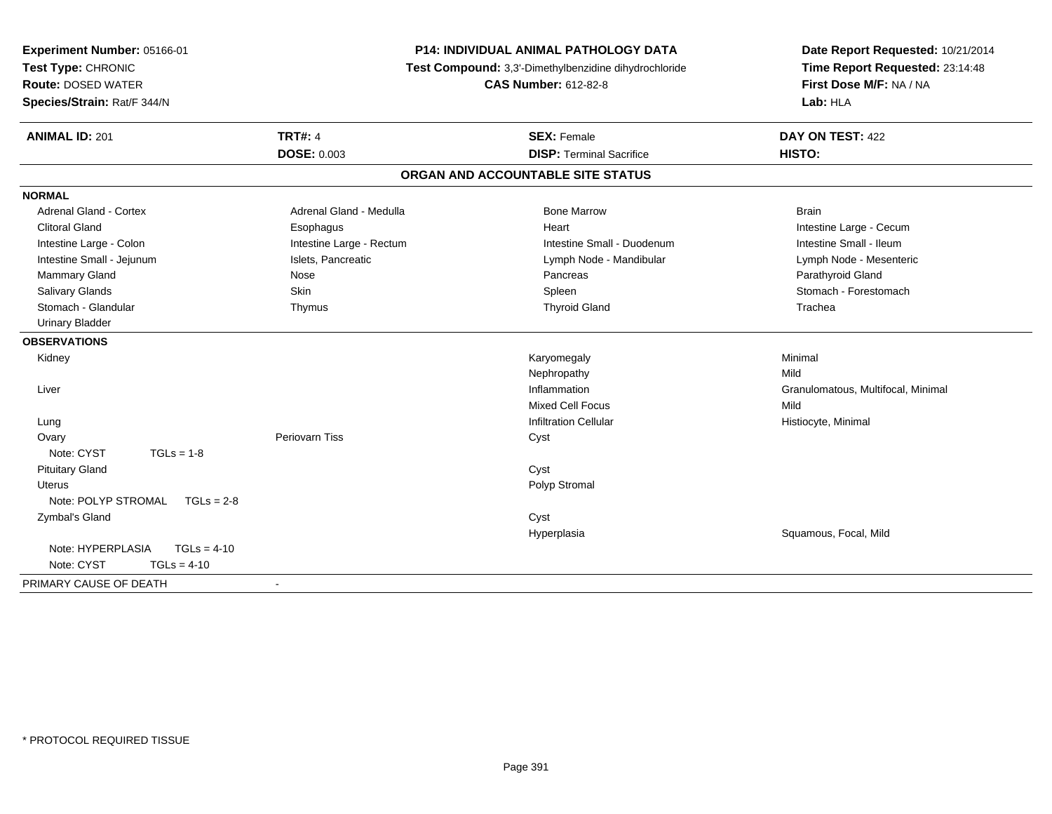**Experiment Number:** 05166-01
**Test Type:** CHRONIC
**Route:** DOSED WATER
**Species/Strain:** Rat/F 344/N

**P14: INDIVIDUAL ANIMAL PATHOLOGY DATA**
**Test Compound:** 3,3'-Dimethylbenzidine dihydrochloride
**CAS Number:** 612-82-8

**Date Report Requested:** 10/21/2014
**Time Report Requested:** 23:14:48
**First Dose M/F:** NA / NA
**Lab:** HLA

| **ANIMAL ID:** 201 | **TRT#:** 4 | **SEX:** Female | **DAY ON TEST:** 422 |
|---|---|---|---|
| | **DOSE:** 0.003 | **DISP:** Terminal Sacrifice | **HISTO:** |

## ORGAN AND ACCOUNTABLE SITE STATUS

**NORMAL**

| | | | |
|---|---|---|---|
| Adrenal Gland - Cortex | Adrenal Gland - Medulla | Bone Marrow | Brain |
| Clitoral Gland | Esophagus | Heart | Intestine Large - Cecum |
| Intestine Large - Colon | Intestine Large - Rectum | Intestine Small - Duodenum | Intestine Small - Ileum |
| Intestine Small - Jejunum | Islets, Pancreatic | Lymph Node - Mandibular | Lymph Node - Mesenteric |
| Mammary Gland | Nose | Pancreas | Parathyroid Gland |
| Salivary Glands | Skin | Spleen | Stomach - Forestomach |
| Stomach - Glandular | Thymus | Thyroid Gland | Trachea |
| Urinary Bladder | | | |

**OBSERVATIONS**

| | | | |
|---|---|---|---|
| Kidney | | Karyomegaly | Minimal |
| | | Nephropathy | Mild |
| Liver | | Inflammation | Granulomatous, Multifocal, Minimal |
| | | Mixed Cell Focus | Mild |
| Lung | | Infiltration Cellular | Histiocyte, Minimal |
| Ovary | Periovarn Tiss | Cyst | |
| Note: CYST TGLs = 1-8 | | | |
| Pituitary Gland | | Cyst | |
| Uterus | | Polyp Stromal | |
| Note: POLYP STROMAL TGLs = 2-8 | | | |
| Zymbal's Gland | | Cyst | |
| | | Hyperplasia | Squamous, Focal, Mild |
| Note: HYPERPLASIA TGLs = 4-10 | | | |
| Note: CYST TGLs = 4-10 | | | |

PRIMARY CAUSE OF DEATH -

\* PROTOCOL REQUIRED TISSUE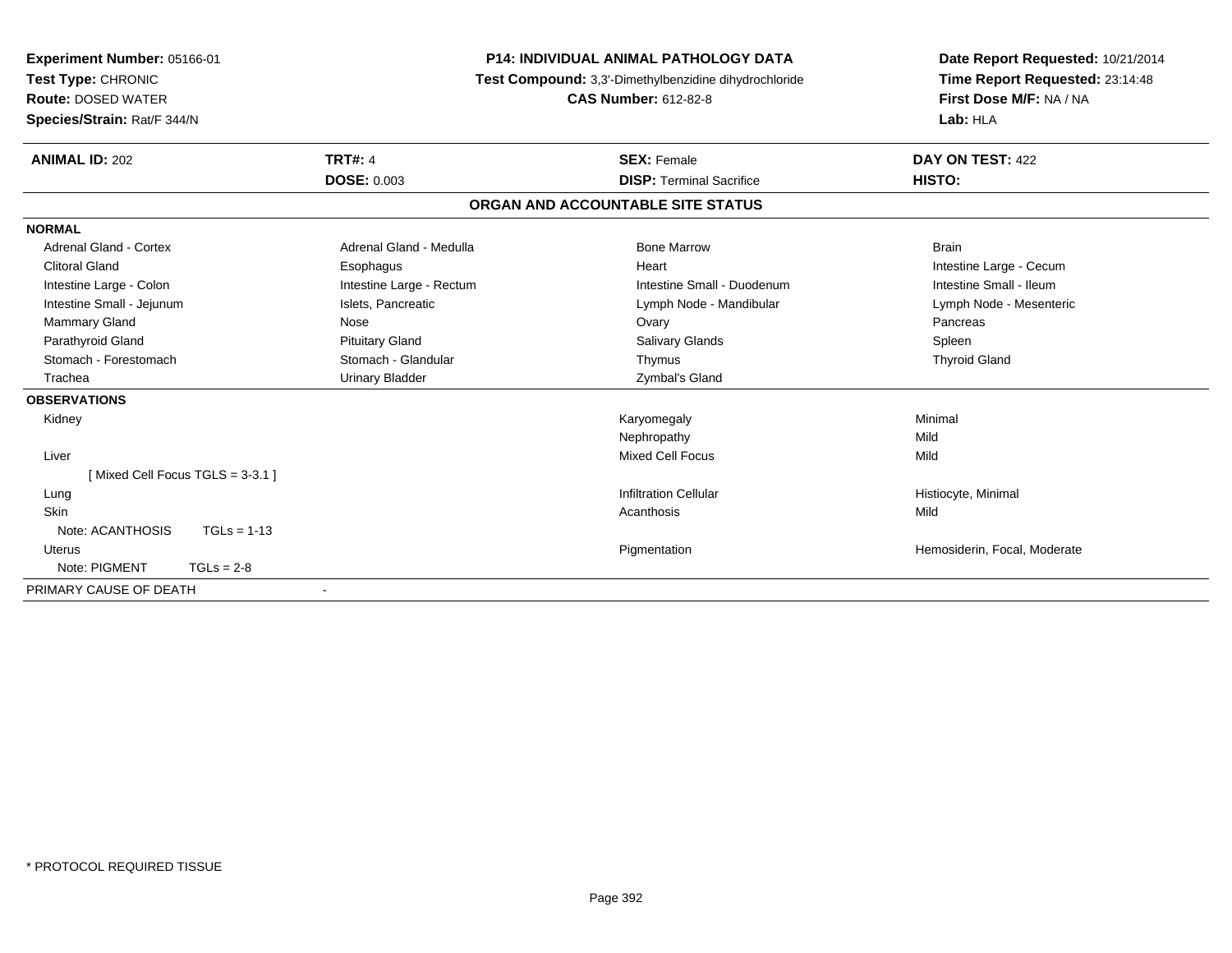**Experiment Number:** 05166-01
**Test Type:** CHRONIC
**Route:** DOSED WATER
**Species/Strain:** Rat/F 344/N

**P14: INDIVIDUAL ANIMAL PATHOLOGY DATA**
**Test Compound:** 3,3'-Dimethylbenzidine dihydrochloride
**CAS Number:** 612-82-8

**Date Report Requested:** 10/21/2014
**Time Report Requested:** 23:14:48
**First Dose M/F:** NA / NA
**Lab:** HLA

| **ANIMAL ID:** 202 | **TRT#:** 4 | **SEX:** Female | **DAY ON TEST:** 422 |
|---|---|---|---|
| | **DOSE:** 0.003 | **DISP:** Terminal Sacrifice | **HISTO:** |

## ORGAN AND ACCOUNTABLE SITE STATUS

**NORMAL**

| | | | |
|---|---|---|---|
| Adrenal Gland - Cortex | Adrenal Gland - Medulla | Bone Marrow | Brain |
| Clitoral Gland | Esophagus | Heart | Intestine Large - Cecum |
| Intestine Large - Colon | Intestine Large - Rectum | Intestine Small - Duodenum | Intestine Small - Ileum |
| Intestine Small - Jejunum | Islets, Pancreatic | Lymph Node - Mandibular | Lymph Node - Mesenteric |
| Mammary Gland | Nose | Ovary | Pancreas |
| Parathyroid Gland | Pituitary Gland | Salivary Glands | Spleen |
| Stomach - Forestomach | Stomach - Glandular | Thymus | Thyroid Gland |
| Trachea | Urinary Bladder | Zymbal's Gland | |

**OBSERVATIONS**

| | | |
|---|---|---|
| Kidney | Karyomegaly | Minimal |
| | Nephropathy | Mild |
| Liver | Mixed Cell Focus | Mild |
| [ Mixed Cell Focus TGLS = 3-3.1 ] | | |
| Lung | Infiltration Cellular | Histiocyte, Minimal |
| Skin | Acanthosis | Mild |
| Note: ACANTHOSIS TGLs = 1-13 | | |
| Uterus | Pigmentation | Hemosiderin, Focal, Moderate |
| Note: PIGMENT TGLs = 2-8 | | |

PRIMARY CAUSE OF DEATH -

\* PROTOCOL REQUIRED TISSUE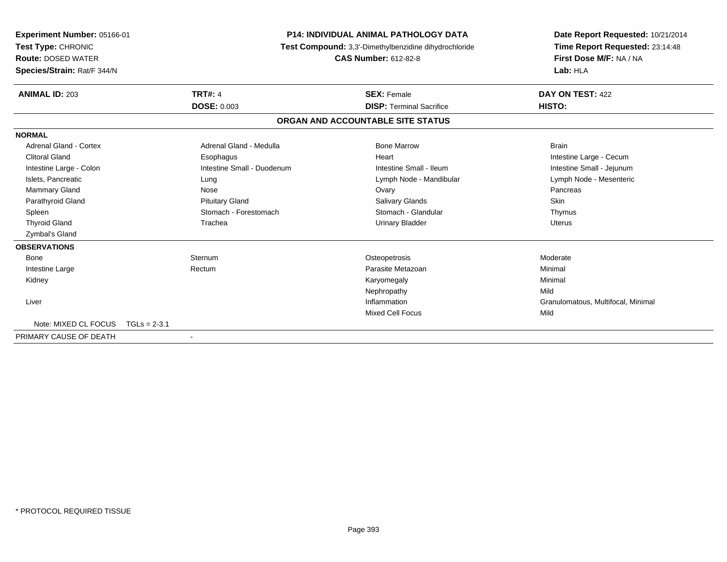**Experiment Number:** 05166-01
**Test Type:** CHRONIC
**Route:** DOSED WATER
**Species/Strain:** Rat/F 344/N

**P14: INDIVIDUAL ANIMAL PATHOLOGY DATA**
**Test Compound:** 3,3'-Dimethylbenzidine dihydrochloride
**CAS Number:** 612-82-8

**Date Report Requested:** 10/21/2014
**Time Report Requested:** 23:14:48
**First Dose M/F:** NA / NA
**Lab:** HLA

| **ANIMAL ID:** 203 | **TRT#:** 4 | **SEX:** Female | **DAY ON TEST:** 422 |
|---|---|---|---|
| | **DOSE:** 0.003 | **DISP:** Terminal Sacrifice | **HISTO:** |

## ORGAN AND ACCOUNTABLE SITE STATUS

**NORMAL**

| | | | |
|---|---|---|---|
| Adrenal Gland - Cortex | Adrenal Gland - Medulla | Bone Marrow | Brain |
| Clitoral Gland | Esophagus | Heart | Intestine Large - Cecum |
| Intestine Large - Colon | Intestine Small - Duodenum | Intestine Small - Ileum | Intestine Small - Jejunum |
| Islets, Pancreatic | Lung | Lymph Node - Mandibular | Lymph Node - Mesenteric |
| Mammary Gland | Nose | Ovary | Pancreas |
| Parathyroid Gland | Pituitary Gland | Salivary Glands | Skin |
| Spleen | Stomach - Forestomach | Stomach - Glandular | Thymus |
| Thyroid Gland | Trachea | Urinary Bladder | Uterus |
| Zymbal's Gland | | | |

**OBSERVATIONS**

| | | | |
|---|---|---|---|
| Bone | Sternum | Osteopetrosis | Moderate |
| Intestine Large | Rectum | Parasite Metazoan | Minimal |
| Kidney | | Karyomegaly | Minimal |
| | | Nephropathy | Mild |
| Liver | | Inflammation | Granulomatous, Multifocal, Minimal |
| | | Mixed Cell Focus | Mild |

Note: MIXED CL FOCUS TGLs = 2-3.1

PRIMARY CAUSE OF DEATH -

* PROTOCOL REQUIRED TISSUE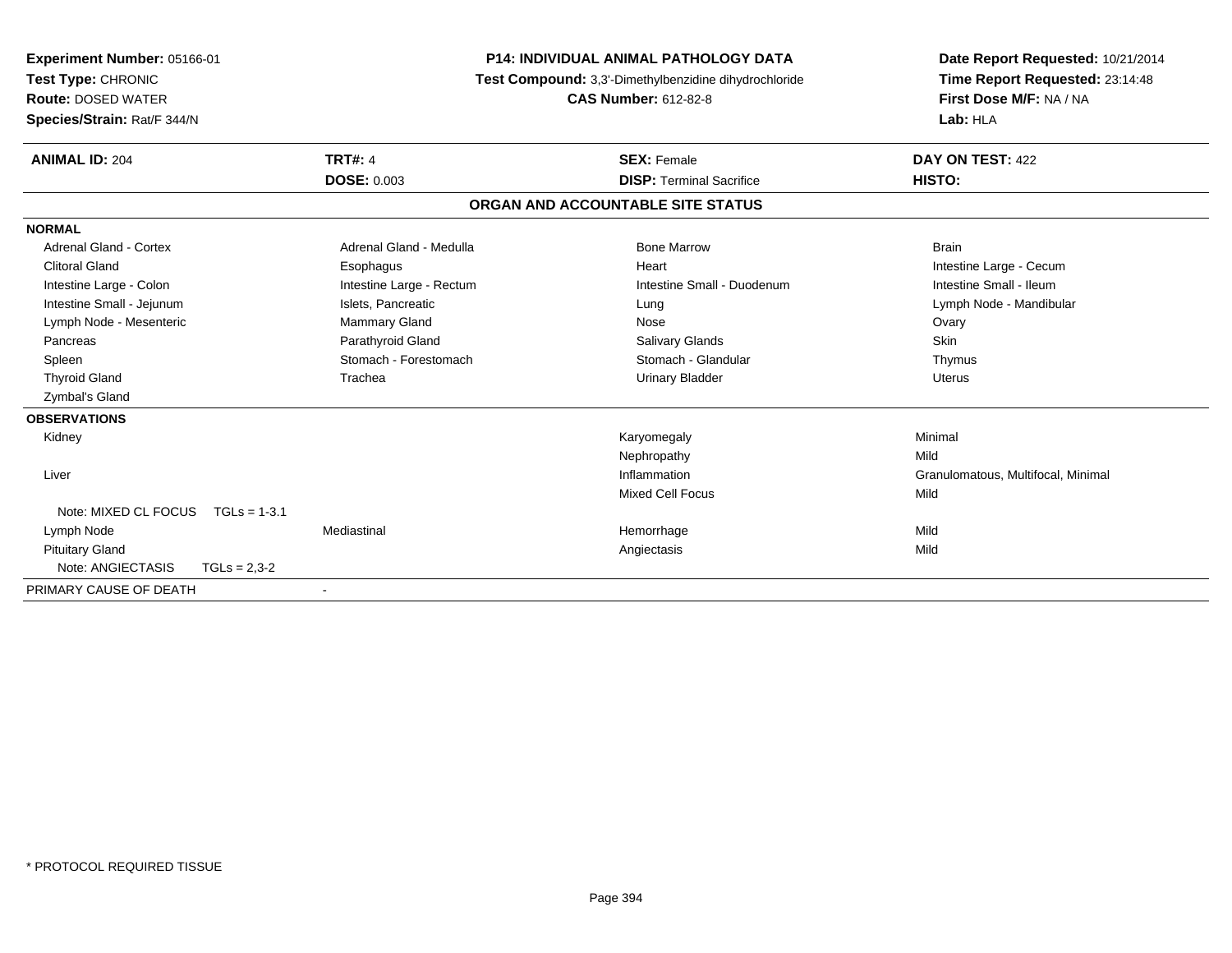**Experiment Number:** 05166-01
**Test Type:** CHRONIC
**Route:** DOSED WATER
**Species/Strain:** Rat/F 344/N

**P14: INDIVIDUAL ANIMAL PATHOLOGY DATA**
**Test Compound:** 3,3'-Dimethylbenzidine dihydrochloride
**CAS Number:** 612-82-8

**Date Report Requested:** 10/21/2014
**Time Report Requested:** 23:14:48
**First Dose M/F:** NA / NA
**Lab:** HLA

| **ANIMAL ID:** 204 | **TRT#:** 4 | **SEX:** Female | **DAY ON TEST:** 422 |
|---|---|---|---|
| | **DOSE:** 0.003 | **DISP:** Terminal Sacrifice | **HISTO:** |

## ORGAN AND ACCOUNTABLE SITE STATUS

| | | | |
|---|---|---|---|
| **NORMAL** | | | |
| Adrenal Gland - Cortex | Adrenal Gland - Medulla | Bone Marrow | Brain |
| Clitoral Gland | Esophagus | Heart | Intestine Large - Cecum |
| Intestine Large - Colon | Intestine Large - Rectum | Intestine Small - Duodenum | Intestine Small - Ileum |
| Intestine Small - Jejunum | Islets, Pancreatic | Lung | Lymph Node - Mandibular |
| Lymph Node - Mesenteric | Mammary Gland | Nose | Ovary |
| Pancreas | Parathyroid Gland | Salivary Glands | Skin |
| Spleen | Stomach - Forestomach | Stomach - Glandular | Thymus |
| Thyroid Gland | Trachea | Urinary Bladder | Uterus |
| Zymbal's Gland | | | |
| **OBSERVATIONS** | | | |
| Kidney | | Karyomegaly | Minimal |
| | | Nephropathy | Mild |
| Liver | | Inflammation | Granulomatous, Multifocal, Minimal |
| | | Mixed Cell Focus | Mild |
| Note: MIXED CL FOCUS TGLs = 1-3.1 | | | |
| Lymph Node | Mediastinal | Hemorrhage | Mild |
| Pituitary Gland | | Angiectasis | Mild |
| Note: ANGIECTASIS TGLs = 2,3-2 | | | |
| PRIMARY CAUSE OF DEATH | - | | |

* PROTOCOL REQUIRED TISSUE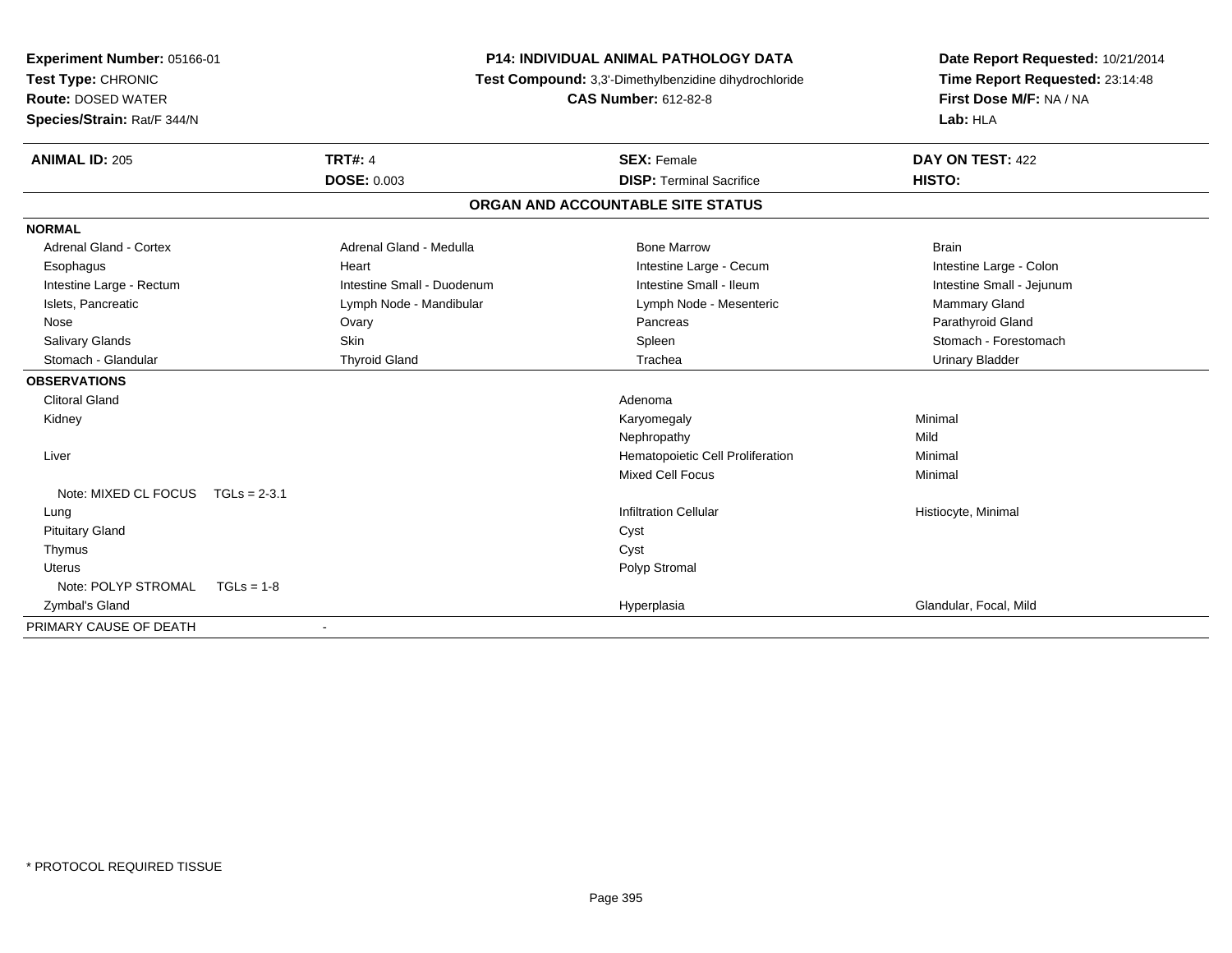**Experiment Number:** 05166-01
**Test Type:** CHRONIC
**Route:** DOSED WATER
**Species/Strain:** Rat/F 344/N

**P14: INDIVIDUAL ANIMAL PATHOLOGY DATA**
**Test Compound:** 3,3'-Dimethylbenzidine dihydrochloride
**CAS Number:** 612-82-8

**Date Report Requested:** 10/21/2014
**Time Report Requested:** 23:14:48
**First Dose M/F:** NA / NA
**Lab:** HLA

| **ANIMAL ID:** 205 | **TRT#:** 4 | **SEX:** Female | **DAY ON TEST:** 422 |
|---|---|---|---|
| | **DOSE:** 0.003 | **DISP:** Terminal Sacrifice | **HISTO:** |

**ORGAN AND ACCOUNTABLE SITE STATUS**

**NORMAL**

| | | | |
|---|---|---|---|
| Adrenal Gland - Cortex | Adrenal Gland - Medulla | Bone Marrow | Brain |
| Esophagus | Heart | Intestine Large - Cecum | Intestine Large - Colon |
| Intestine Large - Rectum | Intestine Small - Duodenum | Intestine Small - Ileum | Intestine Small - Jejunum |
| Islets, Pancreatic | Lymph Node - Mandibular | Lymph Node - Mesenteric | Mammary Gland |
| Nose | Ovary | Pancreas | Parathyroid Gland |
| Salivary Glands | Skin | Spleen | Stomach - Forestomach |
| Stomach - Glandular | Thyroid Gland | Trachea | Urinary Bladder |

**OBSERVATIONS**

| | | |
|---|---|---|
| Clitoral Gland | Adenoma | |
| Kidney | Karyomegaly | Minimal |
| | Nephropathy | Mild |
| Liver | Hematopoietic Cell Proliferation | Minimal |
| | Mixed Cell Focus | Minimal |
| Note: MIXED CL FOCUS TGLs = 2-3.1 | | |
| Lung | Infiltration Cellular | Histiocyte, Minimal |
| Pituitary Gland | Cyst | |
| Thymus | Cyst | |
| Uterus | Polyp Stromal | |
| Note: POLYP STROMAL TGLs = 1-8 | | |
| Zymbal's Gland | Hyperplasia | Glandular, Focal, Mild |

PRIMARY CAUSE OF DEATH -

* PROTOCOL REQUIRED TISSUE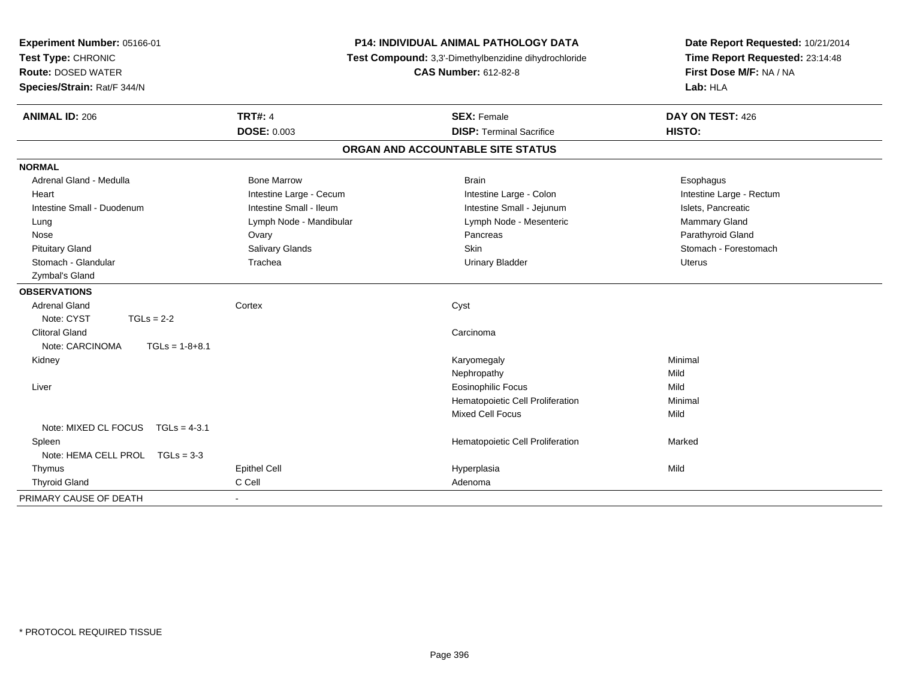**Experiment Number:** 05166-01
**Test Type:** CHRONIC
**Route:** DOSED WATER
**Species/Strain:** Rat/F 344/N

**P14: INDIVIDUAL ANIMAL PATHOLOGY DATA**
**Test Compound:** 3,3'-Dimethylbenzidine dihydrochloride
**CAS Number:** 612-82-8

**Date Report Requested:** 10/21/2014
**Time Report Requested:** 23:14:48
**First Dose M/F:** NA / NA
**Lab:** HLA

| **ANIMAL ID:** 206 | **TRT#:** 4 | **SEX:** Female | **DAY ON TEST:** 426 |
|---|---|---|---|
| | **DOSE:** 0.003 | **DISP:** Terminal Sacrifice | **HISTO:** |

## ORGAN AND ACCOUNTABLE SITE STATUS

| | | | |
|---|---|---|---|
| **NORMAL** | | | |
| Adrenal Gland - Medulla | Bone Marrow | Brain | Esophagus |
| Heart | Intestine Large - Cecum | Intestine Large - Colon | Intestine Large - Rectum |
| Intestine Small - Duodenum | Intestine Small - Ileum | Intestine Small - Jejunum | Islets, Pancreatic |
| Lung | Lymph Node - Mandibular | Lymph Node - Mesenteric | Mammary Gland |
| Nose | Ovary | Pancreas | Parathyroid Gland |
| Pituitary Gland | Salivary Glands | Skin | Stomach - Forestomach |
| Stomach - Glandular | Trachea | Urinary Bladder | Uterus |
| Zymbal's Gland | | | |
| **OBSERVATIONS** | | | |
| Adrenal Gland | Cortex | Cyst | |
| Note: CYST TGLs = 2-2 | | | |
| Clitoral Gland | | Carcinoma | |
| Note: CARCINOMA TGLs = 1-8+8.1 | | | |
| Kidney | | Karyomegaly | Minimal |
| | | Nephropathy | Mild |
| Liver | | Eosinophilic Focus | Mild |
| | | Hematopoietic Cell Proliferation | Minimal |
| | | Mixed Cell Focus | Mild |
| Note: MIXED CL FOCUS TGLs = 4-3.1 | | | |
| Spleen | | Hematopoietic Cell Proliferation | Marked |
| Note: HEMA CELL PROL TGLs = 3-3 | | | |
| Thymus | Epithel Cell | Hyperplasia | Mild |
| Thyroid Gland | C Cell | Adenoma | |
| PRIMARY CAUSE OF DEATH | - | | |

\* PROTOCOL REQUIRED TISSUE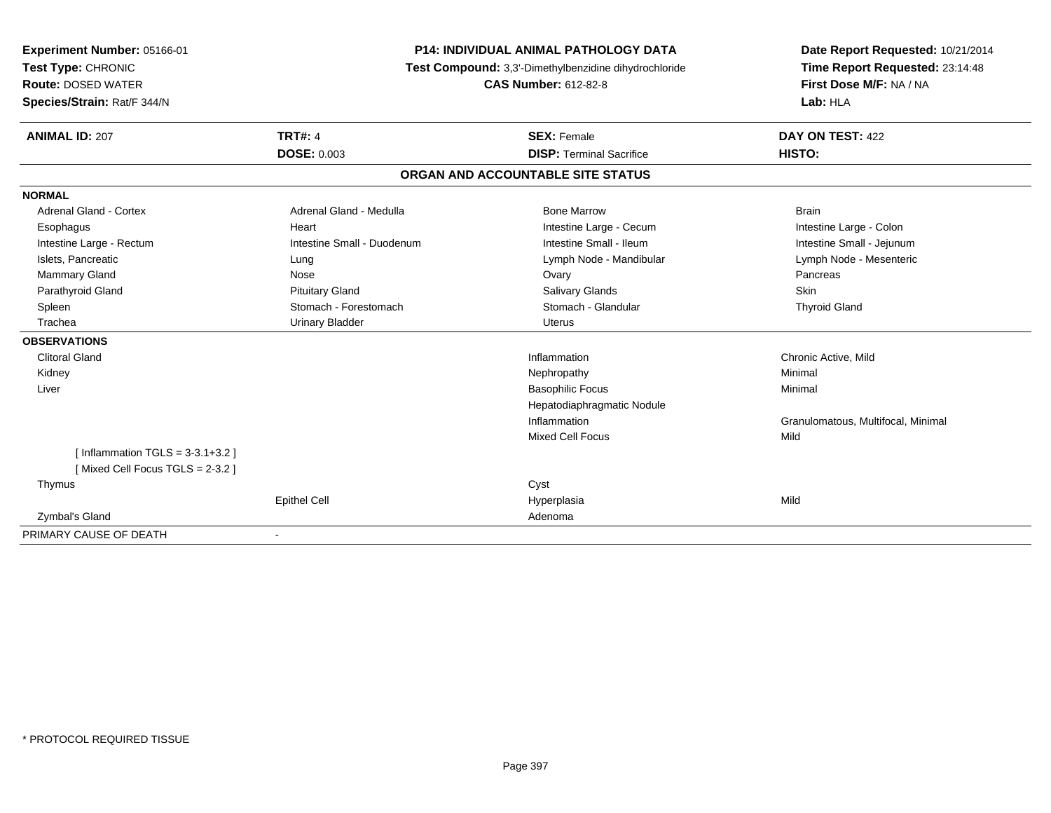**Experiment Number:** 05166-01
**Test Type:** CHRONIC
**Route:** DOSED WATER
**Species/Strain:** Rat/F 344/N

**P14: INDIVIDUAL ANIMAL PATHOLOGY DATA**
**Test Compound:** 3,3'-Dimethylbenzidine dihydrochloride
**CAS Number:** 612-82-8

**Date Report Requested:** 10/21/2014
**Time Report Requested:** 23:14:48
**First Dose M/F:** NA / NA
**Lab:** HLA

| **ANIMAL ID:** 207 | **TRT#:** 4 | **SEX:** Female | **DAY ON TEST:** 422 |
|---|---|---|---|
| | **DOSE:** 0.003 | **DISP:** Terminal Sacrifice | **HISTO:** |

## ORGAN AND ACCOUNTABLE SITE STATUS

**NORMAL**

| | | | |
|---|---|---|---|
| Adrenal Gland - Cortex | Adrenal Gland - Medulla | Bone Marrow | Brain |
| Esophagus | Heart | Intestine Large - Cecum | Intestine Large - Colon |
| Intestine Large - Rectum | Intestine Small - Duodenum | Intestine Small - Ileum | Intestine Small - Jejunum |
| Islets, Pancreatic | Lung | Lymph Node - Mandibular | Lymph Node - Mesenteric |
| Mammary Gland | Nose | Ovary | Pancreas |
| Parathyroid Gland | Pituitary Gland | Salivary Glands | Skin |
| Spleen | Stomach - Forestomach | Stomach - Glandular | Thyroid Gland |
| Trachea | Urinary Bladder | Uterus | |

**OBSERVATIONS**

| | | | |
|---|---|---|---|
| Clitoral Gland | | Inflammation | Chronic Active, Mild |
| Kidney | | Nephropathy | Minimal |
| Liver | | Basophilic Focus | Minimal |
| | | Hepatodiaphragmatic Nodule | |
| | | Inflammation | Granulomatous, Multifocal, Minimal |
| | | Mixed Cell Focus | Mild |
| [ Inflammation TGLS = 3-3.1+3.2 ] | | | |
| [ Mixed Cell Focus TGLS = 2-3.2 ] | | | |
| Thymus | | Cyst | |
| | Epithel Cell | Hyperplasia | Mild |
| Zymbal's Gland | | Adenoma | |

| | |
|---|---|
| PRIMARY CAUSE OF DEATH | - |

\* PROTOCOL REQUIRED TISSUE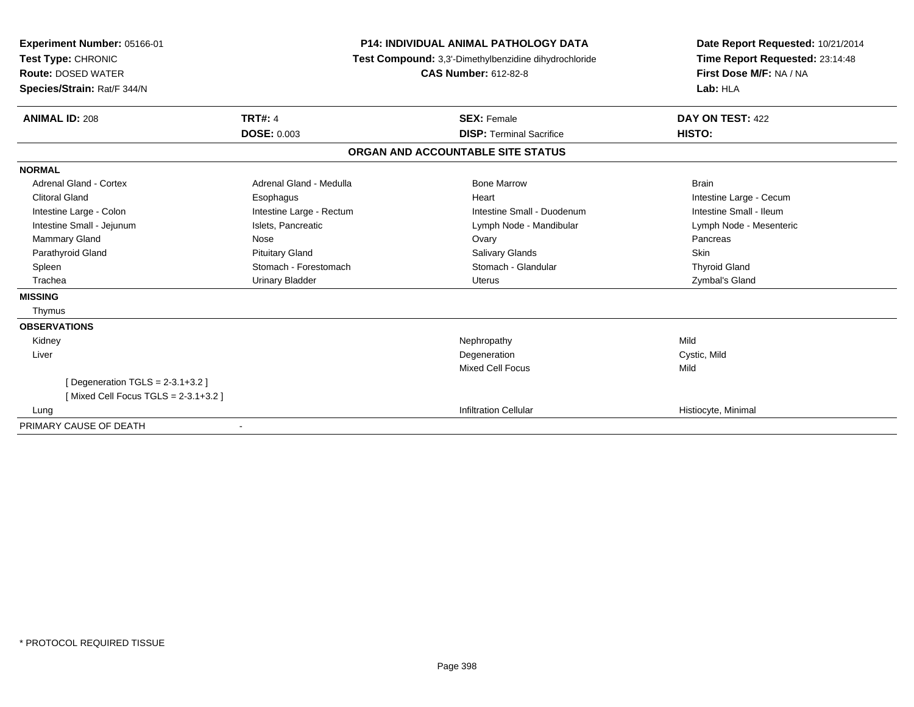**Experiment Number:** 05166-01
**Test Type:** CHRONIC
**Route:** DOSED WATER
**Species/Strain:** Rat/F 344/N

**P14: INDIVIDUAL ANIMAL PATHOLOGY DATA**
**Test Compound:** 3,3'-Dimethylbenzidine dihydrochloride
**CAS Number:** 612-82-8

**Date Report Requested:** 10/21/2014
**Time Report Requested:** 23:14:48
**First Dose M/F:** NA / NA
**Lab:** HLA

| **ANIMAL ID:** 208 | **TRT#:** 4 | **SEX:** Female | **DAY ON TEST:** 422 |
|---|---|---|---|
| | **DOSE:** 0.003 | **DISP:** Terminal Sacrifice | **HISTO:** |

**ORGAN AND ACCOUNTABLE SITE STATUS**

| | | | |
|---|---|---|---|
| **NORMAL** | | | |
| Adrenal Gland - Cortex | Adrenal Gland - Medulla | Bone Marrow | Brain |
| Clitoral Gland | Esophagus | Heart | Intestine Large - Cecum |
| Intestine Large - Colon | Intestine Large - Rectum | Intestine Small - Duodenum | Intestine Small - Ileum |
| Intestine Small - Jejunum | Islets, Pancreatic | Lymph Node - Mandibular | Lymph Node - Mesenteric |
| Mammary Gland | Nose | Ovary | Pancreas |
| Parathyroid Gland | Pituitary Gland | Salivary Glands | Skin |
| Spleen | Stomach - Forestomach | Stomach - Glandular | Thyroid Gland |
| Trachea | Urinary Bladder | Uterus | Zymbal's Gland |
| **MISSING** | | | |
| Thymus | | | |
| **OBSERVATIONS** | | | |
| Kidney | | Nephropathy | Mild |
| Liver | | Degeneration | Cystic, Mild |
| | | Mixed Cell Focus | Mild |
| [ Degeneration TGLS = 2-3.1+3.2 ] | | | |
| [ Mixed Cell Focus TGLS = 2-3.1+3.2 ] | | | |
| Lung | | Infiltration Cellular | Histiocyte, Minimal |
| PRIMARY CAUSE OF DEATH | - | | |

* PROTOCOL REQUIRED TISSUE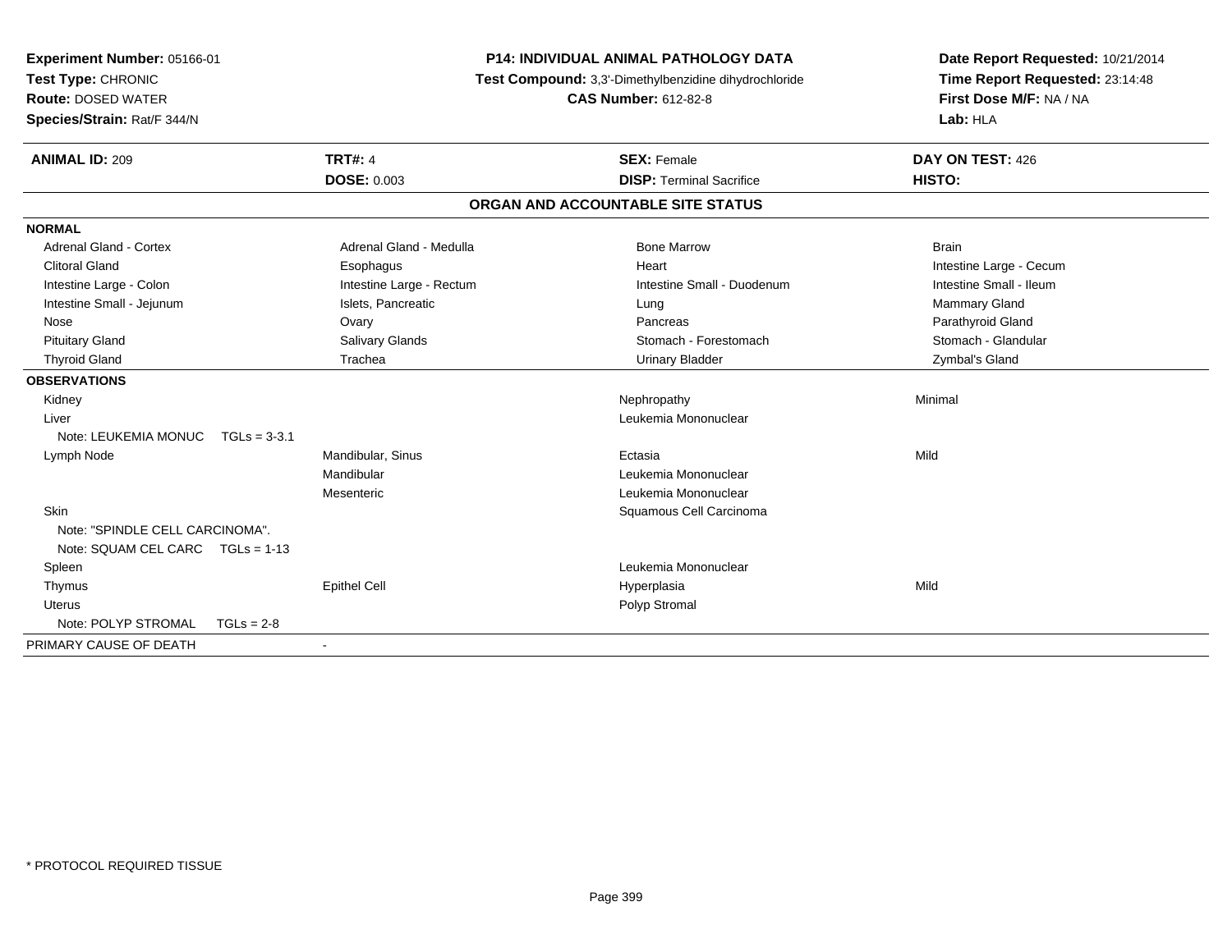**Experiment Number:** 05166-01
**Test Type:** CHRONIC
**Route:** DOSED WATER
**Species/Strain:** Rat/F 344/N

**P14: INDIVIDUAL ANIMAL PATHOLOGY DATA**
**Test Compound:** 3,3'-Dimethylbenzidine dihydrochloride
**CAS Number:** 612-82-8

**Date Report Requested:** 10/21/2014
**Time Report Requested:** 23:14:48
**First Dose M/F:** NA / NA
**Lab:** HLA

| **ANIMAL ID:** 209 | **TRT#:** 4 | **SEX:** Female | **DAY ON TEST:** 426 |
|---|---|---|---|
| | **DOSE:** 0.003 | **DISP:** Terminal Sacrifice | **HISTO:** |

**ORGAN AND ACCOUNTABLE SITE STATUS**

| | | | |
|---|---|---|---|
| **NORMAL** | | | |
| Adrenal Gland - Cortex | Adrenal Gland - Medulla | Bone Marrow | Brain |
| Clitoral Gland | Esophagus | Heart | Intestine Large - Cecum |
| Intestine Large - Colon | Intestine Large - Rectum | Intestine Small - Duodenum | Intestine Small - Ileum |
| Intestine Small - Jejunum | Islets, Pancreatic | Lung | Mammary Gland |
| Nose | Ovary | Pancreas | Parathyroid Gland |
| Pituitary Gland | Salivary Glands | Stomach - Forestomach | Stomach - Glandular |
| Thyroid Gland | Trachea | Urinary Bladder | Zymbal's Gland |
| **OBSERVATIONS** | | | |
| Kidney | | Nephropathy | Minimal |
| Liver | | Leukemia Mononuclear | |
| Note: LEUKEMIA MONUC TGLs = 3-3.1 | | | |
| Lymph Node | Mandibular, Sinus | Ectasia | Mild |
| | Mandibular | Leukemia Mononuclear | |
| | Mesenteric | Leukemia Mononuclear | |
| Skin | | Squamous Cell Carcinoma | |
| Note: "SPINDLE CELL CARCINOMA". | | | |
| Note: SQUAM CEL CARC TGLs = 1-13 | | | |
| Spleen | | Leukemia Mononuclear | |
| Thymus | Epithel Cell | Hyperplasia | Mild |
| Uterus | | Polyp Stromal | |
| Note: POLYP STROMAL TGLs = 2-8 | | | |
| PRIMARY CAUSE OF DEATH | - | | |

\* PROTOCOL REQUIRED TISSUE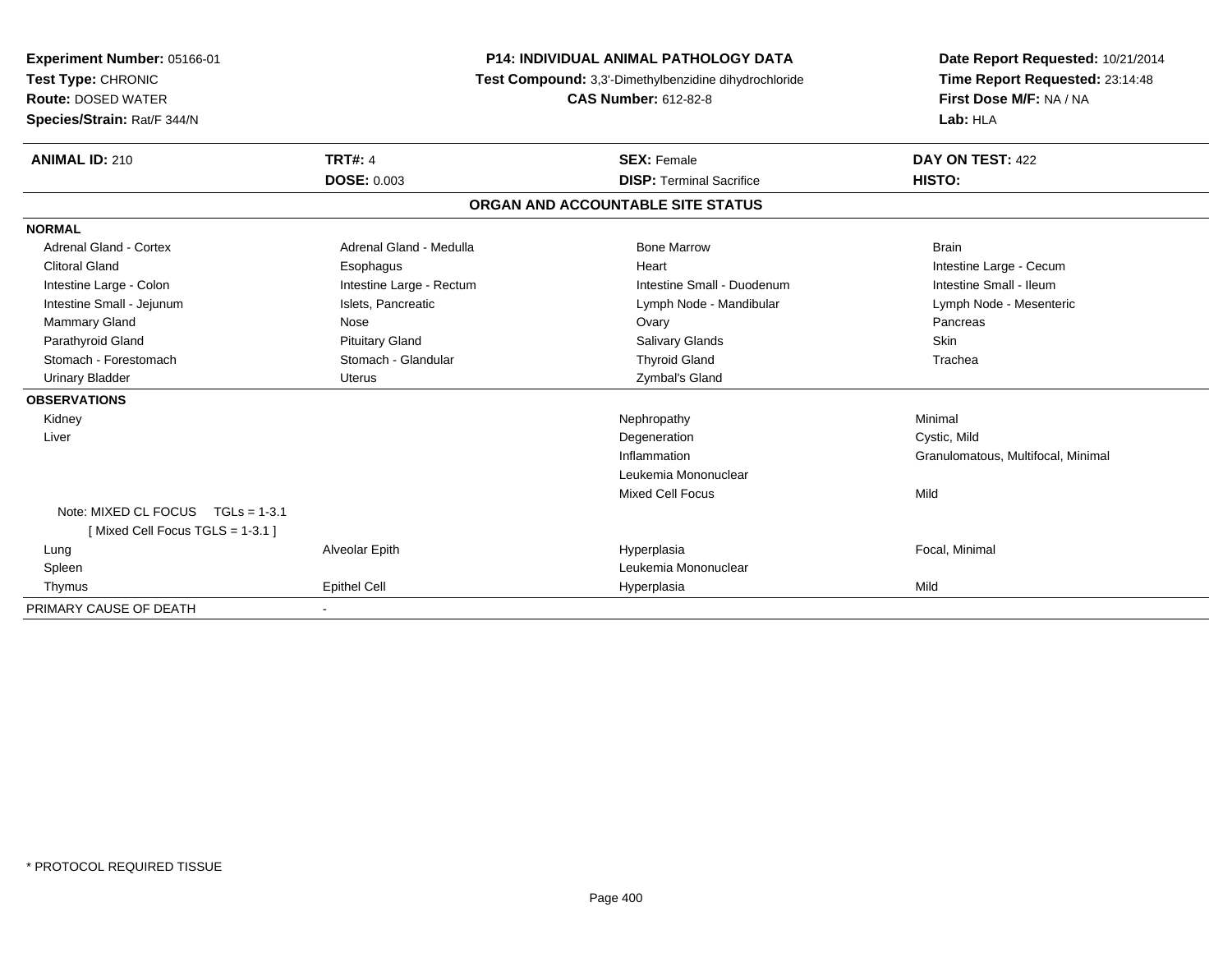**Experiment Number:** 05166-01
**Test Type:** CHRONIC
**Route:** DOSED WATER
**Species/Strain:** Rat/F 344/N

**P14: INDIVIDUAL ANIMAL PATHOLOGY DATA**
**Test Compound:** 3,3'-Dimethylbenzidine dihydrochloride
**CAS Number:** 612-82-8

**Date Report Requested:** 10/21/2014
**Time Report Requested:** 23:14:48
**First Dose M/F:** NA / NA
**Lab:** HLA

| **ANIMAL ID:** 210 | **TRT#:** 4 | **SEX:** Female | **DAY ON TEST:** 422 |
|---|---|---|---|
| | **DOSE:** 0.003 | **DISP:** Terminal Sacrifice | **HISTO:** |

## ORGAN AND ACCOUNTABLE SITE STATUS

**NORMAL**

| | | | |
|---|---|---|---|
| Adrenal Gland - Cortex | Adrenal Gland - Medulla | Bone Marrow | Brain |
| Clitoral Gland | Esophagus | Heart | Intestine Large - Cecum |
| Intestine Large - Colon | Intestine Large - Rectum | Intestine Small - Duodenum | Intestine Small - Ileum |
| Intestine Small - Jejunum | Islets, Pancreatic | Lymph Node - Mandibular | Lymph Node - Mesenteric |
| Mammary Gland | Nose | Ovary | Pancreas |
| Parathyroid Gland | Pituitary Gland | Salivary Glands | Skin |
| Stomach - Forestomach | Stomach - Glandular | Thyroid Gland | Trachea |
| Urinary Bladder | Uterus | Zymbal's Gland | |

**OBSERVATIONS**

| | | | |
|---|---|---|---|
| Kidney | | Nephropathy | Minimal |
| Liver | | Degeneration | Cystic, Mild |
| | | Inflammation | Granulomatous, Multifocal, Minimal |
| | | Leukemia Mononuclear | |
| | | Mixed Cell Focus | Mild |
| Note: MIXED CL FOCUS TGLs = 1-3.1 [ Mixed Cell Focus TGLS = 1-3.1 ] | | | |
| Lung | Alveolar Epith | Hyperplasia | Focal, Minimal |
| Spleen | | Leukemia Mononuclear | |
| Thymus | Epithel Cell | Hyperplasia | Mild |

| | |
|---|---|
| PRIMARY CAUSE OF DEATH | - |

* PROTOCOL REQUIRED TISSUE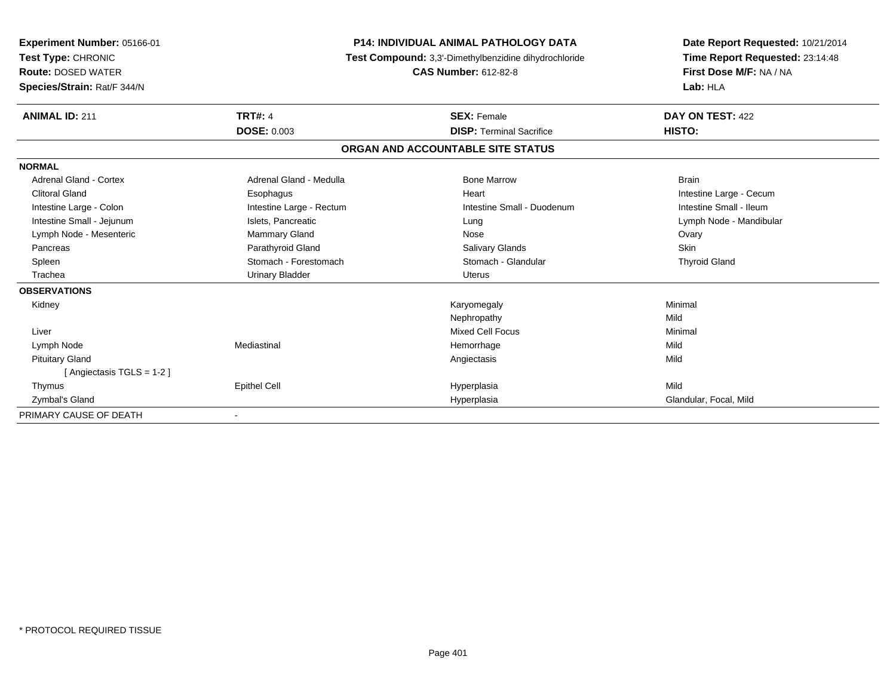**Experiment Number:** 05166-01
**Test Type:** CHRONIC
**Route:** DOSED WATER
**Species/Strain:** Rat/F 344/N

**P14: INDIVIDUAL ANIMAL PATHOLOGY DATA**
**Test Compound:** 3,3'-Dimethylbenzidine dihydrochloride
**CAS Number:** 612-82-8

**Date Report Requested:** 10/21/2014
**Time Report Requested:** 23:14:48
**First Dose M/F:** NA / NA
**Lab:** HLA

| **ANIMAL ID:** 211 | **TRT#:** 4 | **SEX:** Female | **DAY ON TEST:** 422 |
|---|---|---|---|
| | **DOSE:** 0.003 | **DISP:** Terminal Sacrifice | **HISTO:** |

**ORGAN AND ACCOUNTABLE SITE STATUS**

| | | | |
|---|---|---|---|
| **NORMAL** | | | |
| Adrenal Gland - Cortex | Adrenal Gland - Medulla | Bone Marrow | Brain |
| Clitoral Gland | Esophagus | Heart | Intestine Large - Cecum |
| Intestine Large - Colon | Intestine Large - Rectum | Intestine Small - Duodenum | Intestine Small - Ileum |
| Intestine Small - Jejunum | Islets, Pancreatic | Lung | Lymph Node - Mandibular |
| Lymph Node - Mesenteric | Mammary Gland | Nose | Ovary |
| Pancreas | Parathyroid Gland | Salivary Glands | Skin |
| Spleen | Stomach - Forestomach | Stomach - Glandular | Thyroid Gland |
| Trachea | Urinary Bladder | Uterus | |
| **OBSERVATIONS** | | | |
| Kidney | | Karyomegaly | Minimal |
| | | Nephropathy | Mild |
| Liver | | Mixed Cell Focus | Minimal |
| Lymph Node | Mediastinal | Hemorrhage | Mild |
| Pituitary Gland | | Angiectasis | Mild |
| [ Angiectasis TGLS = 1-2 ] | | | |
| Thymus | Epithel Cell | Hyperplasia | Mild |
| Zymbal's Gland | | Hyperplasia | Glandular, Focal, Mild |
| PRIMARY CAUSE OF DEATH | - | | |

* PROTOCOL REQUIRED TISSUE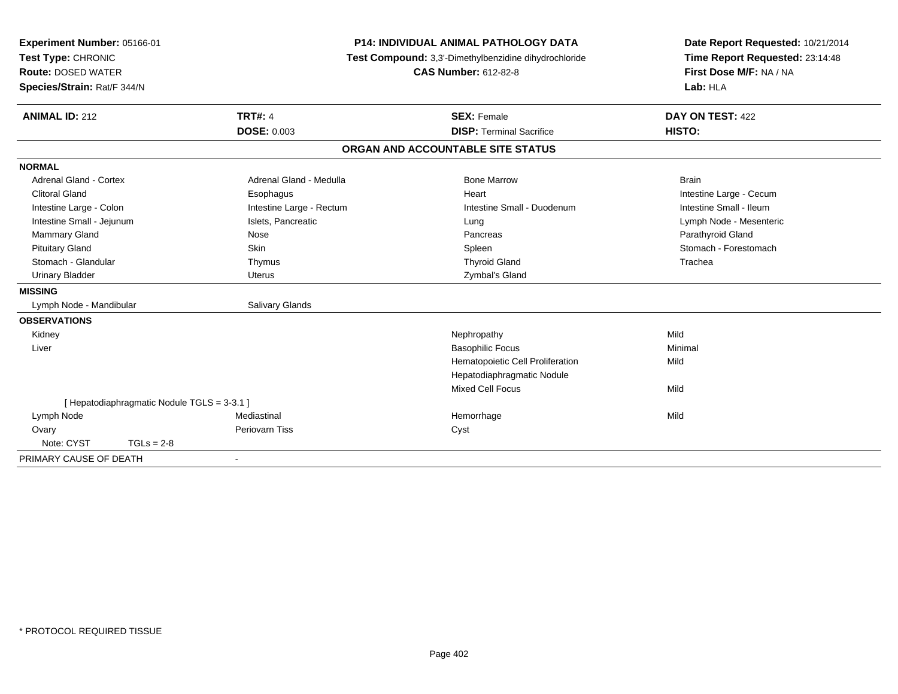**Experiment Number:** 05166-01
**Test Type:** CHRONIC
**Route:** DOSED WATER
**Species/Strain:** Rat/F 344/N

**P14: INDIVIDUAL ANIMAL PATHOLOGY DATA**
**Test Compound:** 3,3'-Dimethylbenzidine dihydrochloride
**CAS Number:** 612-82-8

**Date Report Requested:** 10/21/2014
**Time Report Requested:** 23:14:48
**First Dose M/F:** NA / NA
**Lab:** HLA

| **ANIMAL ID:** 212 | **TRT#:** 4 | **SEX:** Female | **DAY ON TEST:** 422 |
|---|---|---|---|
| | **DOSE:** 0.003 | **DISP:** Terminal Sacrifice | **HISTO:** |

## ORGAN AND ACCOUNTABLE SITE STATUS

| | | | |
|---|---|---|---|
| **NORMAL** | | | |
| Adrenal Gland - Cortex | Adrenal Gland - Medulla | Bone Marrow | Brain |
| Clitoral Gland | Esophagus | Heart | Intestine Large - Cecum |
| Intestine Large - Colon | Intestine Large - Rectum | Intestine Small - Duodenum | Intestine Small - Ileum |
| Intestine Small - Jejunum | Islets, Pancreatic | Lung | Lymph Node - Mesenteric |
| Mammary Gland | Nose | Pancreas | Parathyroid Gland |
| Pituitary Gland | Skin | Spleen | Stomach - Forestomach |
| Stomach - Glandular | Thymus | Thyroid Gland | Trachea |
| Urinary Bladder | Uterus | Zymbal's Gland | |
| **MISSING** | | | |
| Lymph Node - Mandibular | Salivary Glands | | |
| **OBSERVATIONS** | | | |
| Kidney | | Nephropathy | Mild |
| Liver | | Basophilic Focus | Minimal |
| | | Hematopoietic Cell Proliferation | Mild |
| | | Hepatodiaphragmatic Nodule | |
| | | Mixed Cell Focus | Mild |
| [ Hepatodiaphragmatic Nodule TGLS = 3-3.1 ] | | | |
| Lymph Node | Mediastinal | Hemorrhage | Mild |
| Ovary | Periovarn Tiss | Cyst | |
| Note: CYST TGLs = 2-8 | | | |
| PRIMARY CAUSE OF DEATH | - | | |

* PROTOCOL REQUIRED TISSUE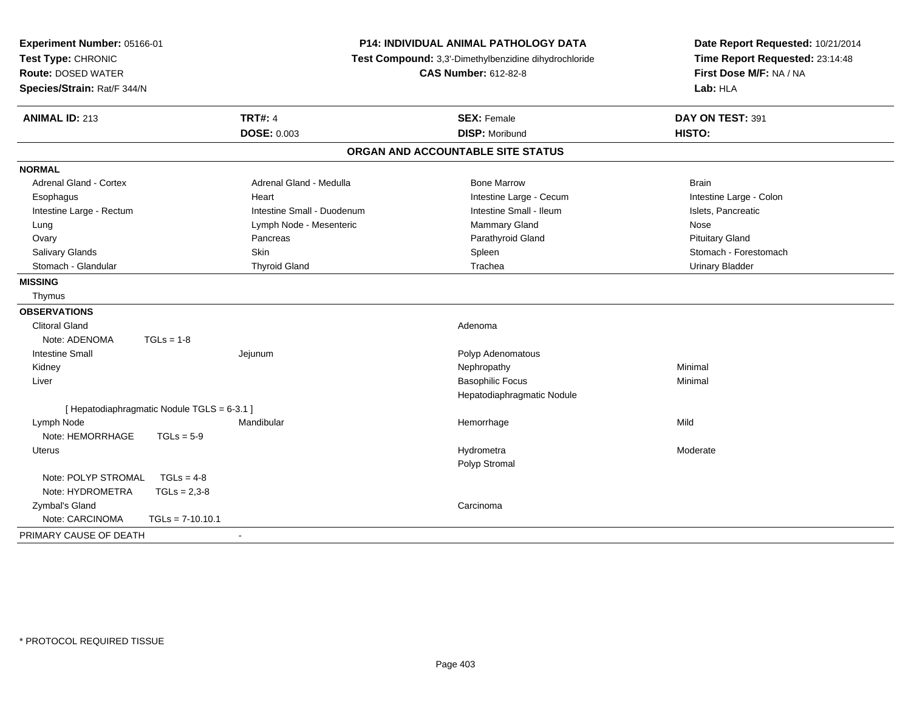**Experiment Number:** 05166-01
**Test Type:** CHRONIC
**Route:** DOSED WATER
**Species/Strain:** Rat/F 344/N

**P14: INDIVIDUAL ANIMAL PATHOLOGY DATA**
**Test Compound:** 3,3'-Dimethylbenzidine dihydrochloride
**CAS Number:** 612-82-8

**Date Report Requested:** 10/21/2014
**Time Report Requested:** 23:14:48
**First Dose M/F:** NA / NA
**Lab:** HLA

| **ANIMAL ID:** 213 | **TRT#:** 4 | **SEX:** Female | **DAY ON TEST:** 391 |
|---|---|---|---|
| | **DOSE:** 0.003 | **DISP:** Moribund | **HISTO:** |

## ORGAN AND ACCOUNTABLE SITE STATUS

**NORMAL**

| | | | |
|---|---|---|---|
| Adrenal Gland - Cortex | Adrenal Gland - Medulla | Bone Marrow | Brain |
| Esophagus | Heart | Intestine Large - Cecum | Intestine Large - Colon |
| Intestine Large - Rectum | Intestine Small - Duodenum | Intestine Small - Ileum | Islets, Pancreatic |
| Lung | Lymph Node - Mesenteric | Mammary Gland | Nose |
| Ovary | Pancreas | Parathyroid Gland | Pituitary Gland |
| Salivary Glands | Skin | Spleen | Stomach - Forestomach |
| Stomach - Glandular | Thyroid Gland | Trachea | Urinary Bladder |

**MISSING**

Thymus

**OBSERVATIONS**

| | | | |
|---|---|---|---|
| Clitoral Gland | | Adenoma | |
| Note: ADENOMA TGLs = 1-8 | | | |
| Intestine Small | Jejunum | Polyp Adenomatous | |
| Kidney | | Nephropathy | Minimal |
| Liver | | Basophilic Focus | Minimal |
| | | Hepatodiaphragmatic Nodule | |
| [ Hepatodiaphragmatic Nodule TGLS = 6-3.1 ] | | | |
| Lymph Node | Mandibular | Hemorrhage | Mild |
| Note: HEMORRHAGE TGLs = 5-9 | | | |
| Uterus | | Hydrometra | Moderate |
| | | Polyp Stromal | |
| Note: POLYP STROMAL TGLs = 4-8 | | | |
| Note: HYDROMETRA TGLs = 2,3-8 | | | |
| Zymbal's Gland | | Carcinoma | |
| Note: CARCINOMA TGLs = 7-10.10.1 | | | |

PRIMARY CAUSE OF DEATH -

* PROTOCOL REQUIRED TISSUE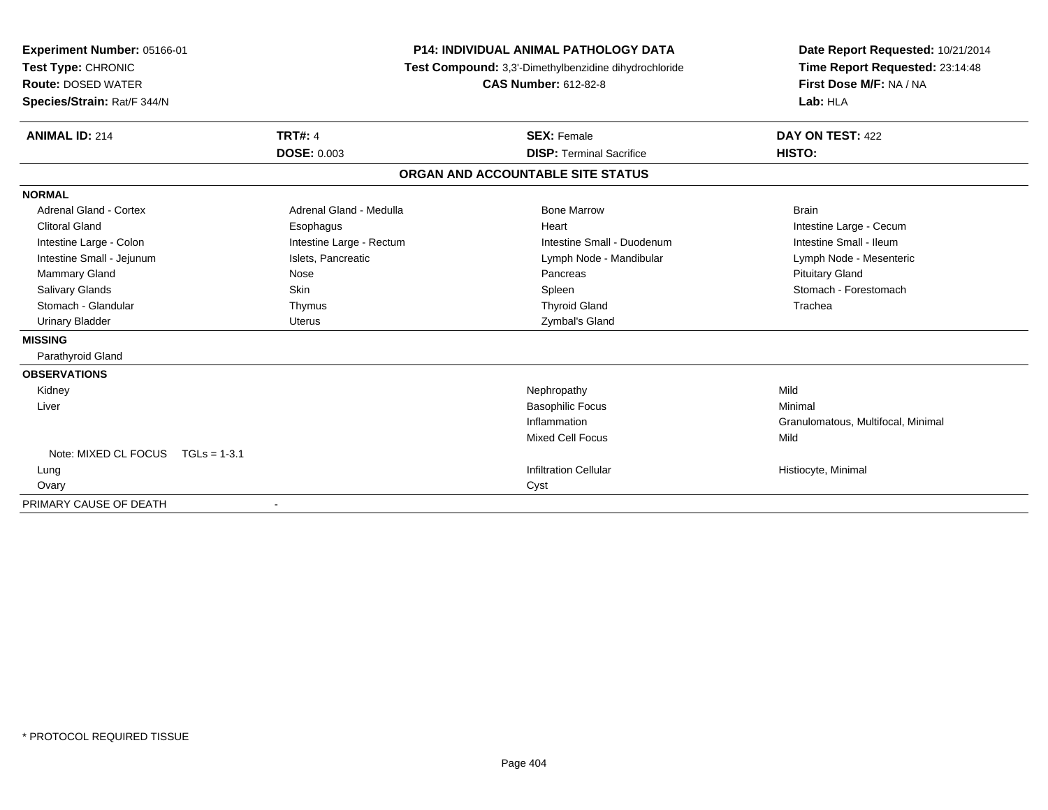**Experiment Number:** 05166-01
**Test Type:** CHRONIC
**Route:** DOSED WATER
**Species/Strain:** Rat/F 344/N

**P14: INDIVIDUAL ANIMAL PATHOLOGY DATA**
**Test Compound:** 3,3'-Dimethylbenzidine dihydrochloride
**CAS Number:** 612-82-8

**Date Report Requested:** 10/21/2014
**Time Report Requested:** 23:14:48
**First Dose M/F:** NA / NA
**Lab:** HLA

| **ANIMAL ID:** 214 | **TRT#:** 4 | **SEX:** Female | **DAY ON TEST:** 422 |
|---|---|---|---|
| | **DOSE:** 0.003 | **DISP:** Terminal Sacrifice | **HISTO:** |

## ORGAN AND ACCOUNTABLE SITE STATUS

| | | | |
|---|---|---|---|
| **NORMAL** | | | |
| Adrenal Gland - Cortex | Adrenal Gland - Medulla | Bone Marrow | Brain |
| Clitoral Gland | Esophagus | Heart | Intestine Large - Cecum |
| Intestine Large - Colon | Intestine Large - Rectum | Intestine Small - Duodenum | Intestine Small - Ileum |
| Intestine Small - Jejunum | Islets, Pancreatic | Lymph Node - Mandibular | Lymph Node - Mesenteric |
| Mammary Gland | Nose | Pancreas | Pituitary Gland |
| Salivary Glands | Skin | Spleen | Stomach - Forestomach |
| Stomach - Glandular | Thymus | Thyroid Gland | Trachea |
| Urinary Bladder | Uterus | Zymbal's Gland | |
| **MISSING** | | | |
| Parathyroid Gland | | | |
| **OBSERVATIONS** | | | |
| Kidney | | Nephropathy | Mild |
| Liver | | Basophilic Focus | Minimal |
| | | Inflammation | Granulomatous, Multifocal, Minimal |
| | | Mixed Cell Focus | Mild |
| Note: MIXED CL FOCUS TGLs = 1-3.1 | | | |
| Lung | | Infiltration Cellular | Histiocyte, Minimal |
| Ovary | | Cyst | |
| PRIMARY CAUSE OF DEATH | - | | |

* PROTOCOL REQUIRED TISSUE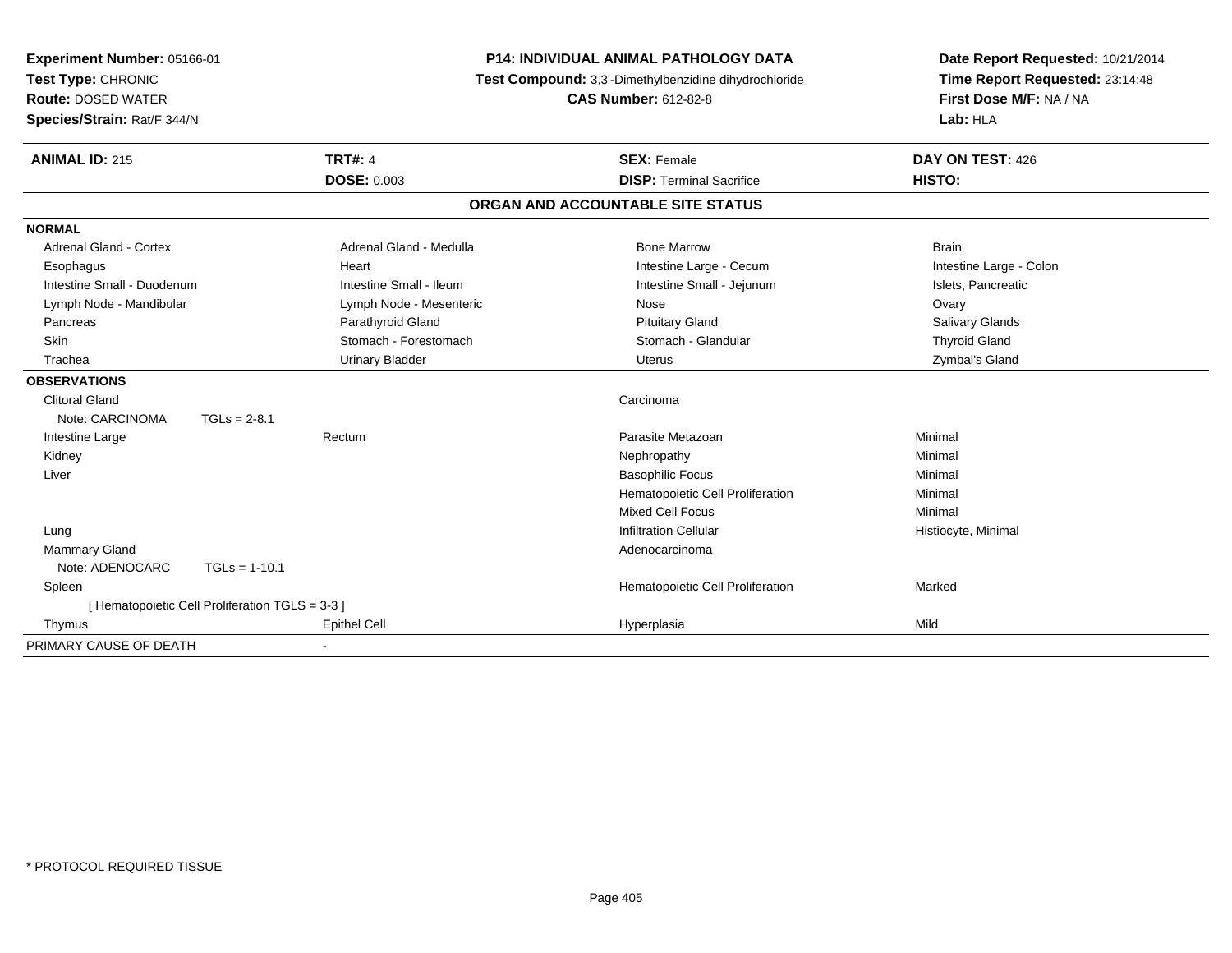**Experiment Number:** 05166-01
**Test Type:** CHRONIC
**Route:** DOSED WATER
**Species/Strain:** Rat/F 344/N

**P14: INDIVIDUAL ANIMAL PATHOLOGY DATA**
**Test Compound:** 3,3'-Dimethylbenzidine dihydrochloride
**CAS Number:** 612-82-8

**Date Report Requested:** 10/21/2014
**Time Report Requested:** 23:14:48
**First Dose M/F:** NA / NA
**Lab:** HLA

| **ANIMAL ID:** 215 | **TRT#:** 4 | **SEX:** Female | **DAY ON TEST:** 426 |
|---|---|---|---|
| | **DOSE:** 0.003 | **DISP:** Terminal Sacrifice | **HISTO:** |

## ORGAN AND ACCOUNTABLE SITE STATUS

**NORMAL**

| | | | |
|---|---|---|---|
| Adrenal Gland - Cortex | Adrenal Gland - Medulla | Bone Marrow | Brain |
| Esophagus | Heart | Intestine Large - Cecum | Intestine Large - Colon |
| Intestine Small - Duodenum | Intestine Small - Ileum | Intestine Small - Jejunum | Islets, Pancreatic |
| Lymph Node - Mandibular | Lymph Node - Mesenteric | Nose | Ovary |
| Pancreas | Parathyroid Gland | Pituitary Gland | Salivary Glands |
| Skin | Stomach - Forestomach | Stomach - Glandular | Thyroid Gland |
| Trachea | Urinary Bladder | Uterus | Zymbal's Gland |

**OBSERVATIONS**

| | | | |
|---|---|---|---|
| Clitoral Gland | | Carcinoma | |
| Note: CARCINOMA TGLs = 2-8.1 | | | |
| Intestine Large | Rectum | Parasite Metazoan | Minimal |
| Kidney | | Nephropathy | Minimal |
| Liver | | Basophilic Focus | Minimal |
| | | Hematopoietic Cell Proliferation | Minimal |
| | | Mixed Cell Focus | Minimal |
| Lung | | Infiltration Cellular | Histiocyte, Minimal |
| Mammary Gland | | Adenocarcinoma | |
| Note: ADENOCARC TGLs = 1-10.1 | | | |
| Spleen | | Hematopoietic Cell Proliferation | Marked |
| [ Hematopoietic Cell Proliferation TGLS = 3-3 ] | | | |
| Thymus | Epithel Cell | Hyperplasia | Mild |

PRIMARY CAUSE OF DEATH -

* PROTOCOL REQUIRED TISSUE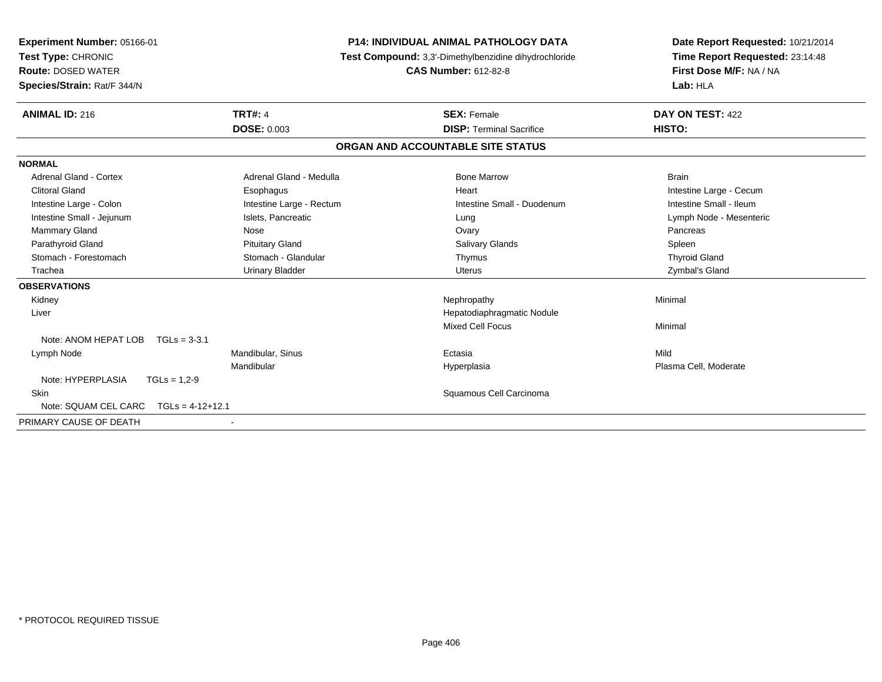**Experiment Number:** 05166-01
**Test Type:** CHRONIC
**Route:** DOSED WATER
**Species/Strain:** Rat/F 344/N

**P14: INDIVIDUAL ANIMAL PATHOLOGY DATA**
**Test Compound:** 3,3'-Dimethylbenzidine dihydrochloride
**CAS Number:** 612-82-8

**Date Report Requested:** 10/21/2014
**Time Report Requested:** 23:14:48
**First Dose M/F:** NA / NA
**Lab:** HLA

| **ANIMAL ID:** 216 | **TRT#:** 4 | **SEX:** Female | **DAY ON TEST:** 422 |
|---|---|---|---|
| | **DOSE:** 0.003 | **DISP:** Terminal Sacrifice | **HISTO:** |

## ORGAN AND ACCOUNTABLE SITE STATUS

**NORMAL**

| | | | |
|---|---|---|---|
| Adrenal Gland - Cortex | Adrenal Gland - Medulla | Bone Marrow | Brain |
| Clitoral Gland | Esophagus | Heart | Intestine Large - Cecum |
| Intestine Large - Colon | Intestine Large - Rectum | Intestine Small - Duodenum | Intestine Small - Ileum |
| Intestine Small - Jejunum | Islets, Pancreatic | Lung | Lymph Node - Mesenteric |
| Mammary Gland | Nose | Ovary | Pancreas |
| Parathyroid Gland | Pituitary Gland | Salivary Glands | Spleen |
| Stomach - Forestomach | Stomach - Glandular | Thymus | Thyroid Gland |
| Trachea | Urinary Bladder | Uterus | Zymbal's Gland |

**OBSERVATIONS**

| | | | |
|---|---|---|---|
| Kidney | | Nephropathy | Minimal |
| Liver | | Hepatodiaphragmatic Nodule | |
| | | Mixed Cell Focus | Minimal |
| Note: ANOM HEPAT LOB TGLs = 3-3.1 | | | |
| Lymph Node | Mandibular, Sinus | Ectasia | Mild |
| | Mandibular | Hyperplasia | Plasma Cell, Moderate |
| Note: HYPERPLASIA TGLs = 1,2-9 | | | |
| Skin | | Squamous Cell Carcinoma | |
| Note: SQUAM CEL CARC TGLs = 4-12+12.1 | | | |

PRIMARY CAUSE OF DEATH -

\* PROTOCOL REQUIRED TISSUE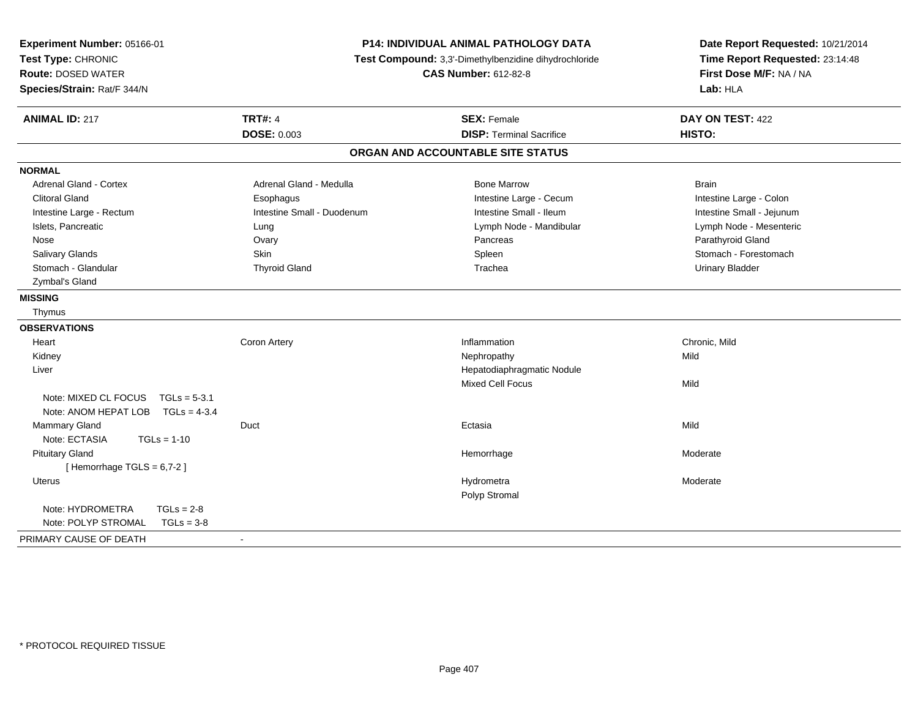**Experiment Number:** 05166-01
**Test Type:** CHRONIC
**Route:** DOSED WATER
**Species/Strain:** Rat/F 344/N

**P14: INDIVIDUAL ANIMAL PATHOLOGY DATA**
**Test Compound:** 3,3'-Dimethylbenzidine dihydrochloride
**CAS Number:** 612-82-8

**Date Report Requested:** 10/21/2014
**Time Report Requested:** 23:14:48
**First Dose M/F:** NA / NA
**Lab:** HLA

| **ANIMAL ID:** 217 | **TRT#:** 4 | **SEX:** Female | **DAY ON TEST:** 422 |
|---|---|---|---|
| | **DOSE:** 0.003 | **DISP:** Terminal Sacrifice | **HISTO:** |

## ORGAN AND ACCOUNTABLE SITE STATUS

**NORMAL**

| | | | |
|---|---|---|---|
| Adrenal Gland - Cortex | Adrenal Gland - Medulla | Bone Marrow | Brain |
| Clitoral Gland | Esophagus | Intestine Large - Cecum | Intestine Large - Colon |
| Intestine Large - Rectum | Intestine Small - Duodenum | Intestine Small - Ileum | Intestine Small - Jejunum |
| Islets, Pancreatic | Lung | Lymph Node - Mandibular | Lymph Node - Mesenteric |
| Nose | Ovary | Pancreas | Parathyroid Gland |
| Salivary Glands | Skin | Spleen | Stomach - Forestomach |
| Stomach - Glandular | Thyroid Gland | Trachea | Urinary Bladder |
| Zymbal's Gland | | | |

**MISSING**

Thymus

**OBSERVATIONS**

| | | | |
|---|---|---|---|
| Heart | Coron Artery | Inflammation | Chronic, Mild |
| Kidney | | Nephropathy | Mild |
| Liver | | Hepatodiaphragmatic Nodule | |
| | | Mixed Cell Focus | Mild |
| Note: MIXED CL FOCUS TGLs = 5-3.1 | | | |
| Note: ANOM HEPAT LOB TGLs = 4-3.4 | | | |
| Mammary Gland | Duct | Ectasia | Mild |
| Note: ECTASIA TGLs = 1-10 | | | |
| Pituitary Gland | | Hemorrhage | Moderate |
| [ Hemorrhage TGLS = 6,7-2 ] | | | |
| Uterus | | Hydrometra | Moderate |
| | | Polyp Stromal | |
| Note: HYDROMETRA TGLs = 2-8 | | | |
| Note: POLYP STROMAL TGLs = 3-8 | | | |

PRIMARY CAUSE OF DEATH -

* PROTOCOL REQUIRED TISSUE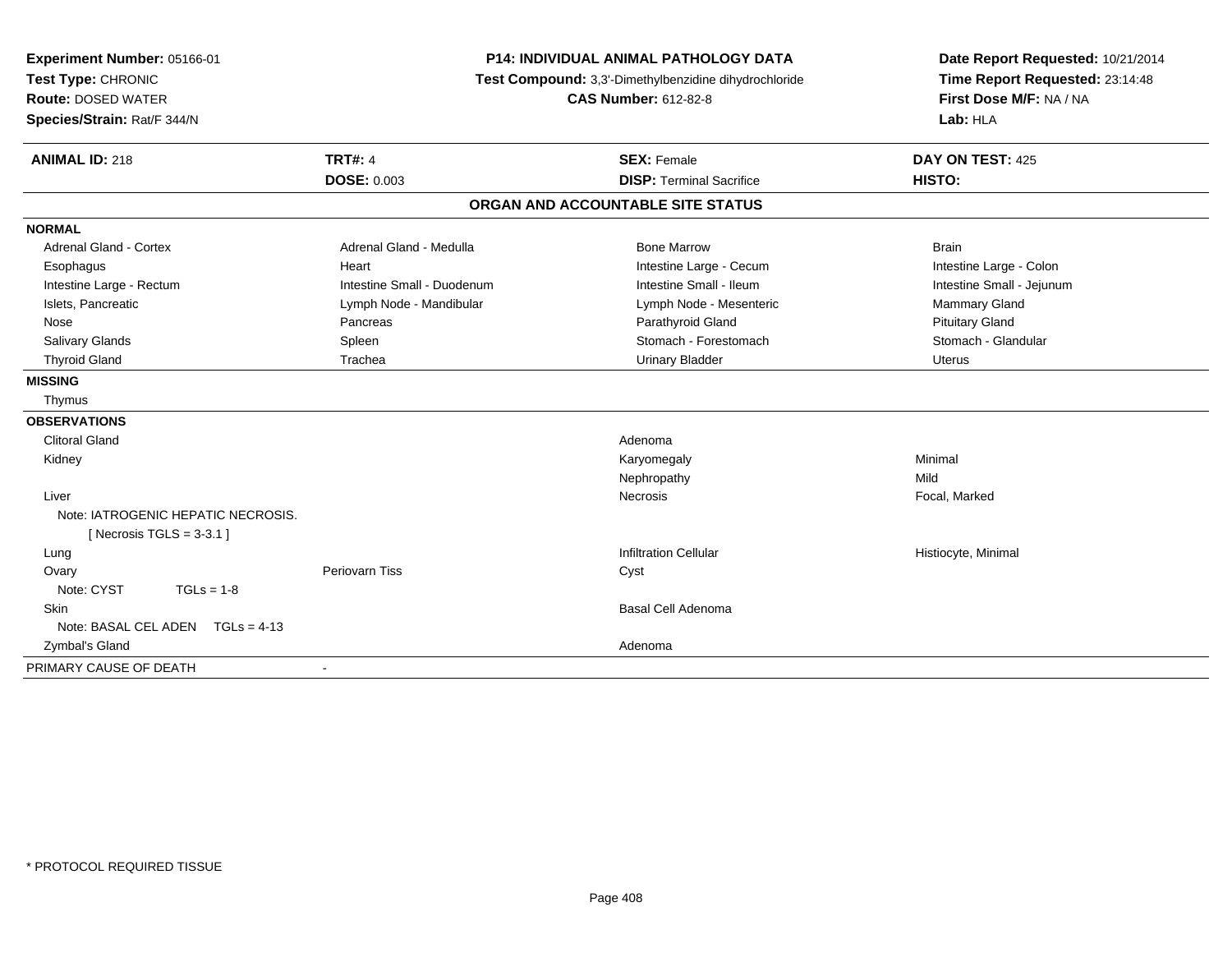**Experiment Number:** 05166-01
**Test Type:** CHRONIC
**Route:** DOSED WATER
**Species/Strain:** Rat/F 344/N

**P14: INDIVIDUAL ANIMAL PATHOLOGY DATA**
**Test Compound:** 3,3'-Dimethylbenzidine dihydrochloride
**CAS Number:** 612-82-8

**Date Report Requested:** 10/21/2014
**Time Report Requested:** 23:14:48
**First Dose M/F:** NA / NA
**Lab:** HLA

| **ANIMAL ID:** 218 | **TRT#:** 4 | **SEX:** Female | **DAY ON TEST:** 425 |
|---|---|---|---|
| | **DOSE:** 0.003 | **DISP:** Terminal Sacrifice | **HISTO:** |

## ORGAN AND ACCOUNTABLE SITE STATUS

**NORMAL**

| | | | |
|---|---|---|---|
| Adrenal Gland - Cortex | Adrenal Gland - Medulla | Bone Marrow | Brain |
| Esophagus | Heart | Intestine Large - Cecum | Intestine Large - Colon |
| Intestine Large - Rectum | Intestine Small - Duodenum | Intestine Small - Ileum | Intestine Small - Jejunum |
| Islets, Pancreatic | Lymph Node - Mandibular | Lymph Node - Mesenteric | Mammary Gland |
| Nose | Pancreas | Parathyroid Gland | Pituitary Gland |
| Salivary Glands | Spleen | Stomach - Forestomach | Stomach - Glandular |
| Thyroid Gland | Trachea | Urinary Bladder | Uterus |

**MISSING**

Thymus

**OBSERVATIONS**

| | | | |
|---|---|---|---|
| Clitoral Gland | | Adenoma | |
| Kidney | | Karyomegaly | Minimal |
| | | Nephropathy | Mild |
| Liver | | Necrosis | Focal, Marked |
| Note: IATROGENIC HEPATIC NECROSIS. [ Necrosis TGLS = 3-3.1 ] | | | |
| Lung | | Infiltration Cellular | Histiocyte, Minimal |
| Ovary | Periovarn Tiss | Cyst | |
| Note: CYST TGLs = 1-8 | | | |
| Skin | | Basal Cell Adenoma | |
| Note: BASAL CEL ADEN TGLs = 4-13 | | | |
| Zymbal's Gland | | Adenoma | |

PRIMARY CAUSE OF DEATH -

\* PROTOCOL REQUIRED TISSUE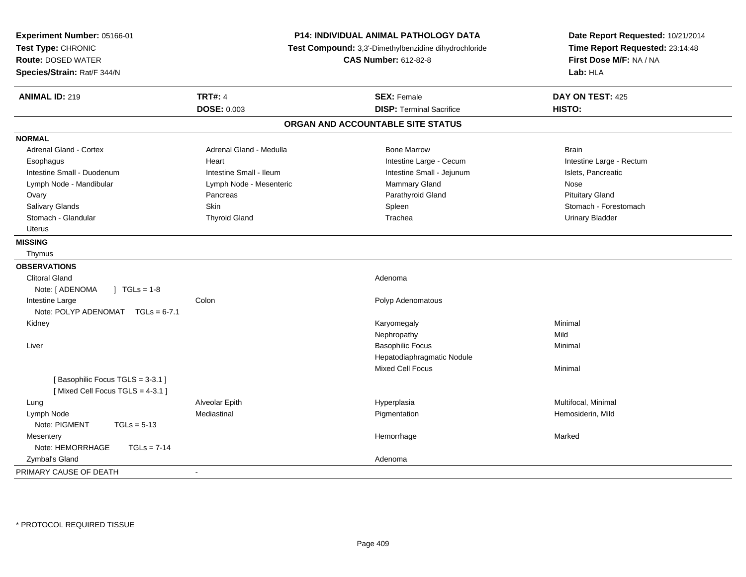**Experiment Number:** 05166-01
**Test Type:** CHRONIC
**Route:** DOSED WATER
**Species/Strain:** Rat/F 344/N

**P14: INDIVIDUAL ANIMAL PATHOLOGY DATA**
**Test Compound:** 3,3'-Dimethylbenzidine dihydrochloride
**CAS Number:** 612-82-8

**Date Report Requested:** 10/21/2014
**Time Report Requested:** 23:14:48
**First Dose M/F:** NA / NA
**Lab:** HLA

| **ANIMAL ID:** 219 | **TRT#:** 4 | **SEX:** Female | **DAY ON TEST:** 425 |
|---|---|---|---|
| | **DOSE:** 0.003 | **DISP:** Terminal Sacrifice | **HISTO:** |

## ORGAN AND ACCOUNTABLE SITE STATUS

**NORMAL**

| | | | |
|---|---|---|---|
| Adrenal Gland - Cortex | Adrenal Gland - Medulla | Bone Marrow | Brain |
| Esophagus | Heart | Intestine Large - Cecum | Intestine Large - Rectum |
| Intestine Small - Duodenum | Intestine Small - Ileum | Intestine Small - Jejunum | Islets, Pancreatic |
| Lymph Node - Mandibular | Lymph Node - Mesenteric | Mammary Gland | Nose |
| Ovary | Pancreas | Parathyroid Gland | Pituitary Gland |
| Salivary Glands | Skin | Spleen | Stomach - Forestomach |
| Stomach - Glandular | Thyroid Gland | Trachea | Urinary Bladder |
| Uterus | | | |

**MISSING**

Thymus

**OBSERVATIONS**

| | | | |
|---|---|---|---|
| Clitoral Gland | | Adenoma | |
| Note: [ ADENOMA ] TGLs = 1-8 | | | |
| Intestine Large | Colon | Polyp Adenomatous | |
| Note: POLYP ADENOMAT TGLs = 6-7.1 | | | |
| Kidney | | Karyomegaly | Minimal |
| | | Nephropathy | Mild |
| Liver | | Basophilic Focus | Minimal |
| | | Hepatodiaphragmatic Nodule | |
| | | Mixed Cell Focus | Minimal |
| [ Basophilic Focus TGLS = 3-3.1 ] | | | |
| [ Mixed Cell Focus TGLS = 4-3.1 ] | | | |
| Lung | Alveolar Epith | Hyperplasia | Multifocal, Minimal |
| Lymph Node | Mediastinal | Pigmentation | Hemosiderin, Mild |
| Note: PIGMENT TGLs = 5-13 | | | |
| Mesentery | | Hemorrhage | Marked |
| Note: HEMORRHAGE TGLs = 7-14 | | | |
| Zymbal's Gland | | Adenoma | |

PRIMARY CAUSE OF DEATH -

\* PROTOCOL REQUIRED TISSUE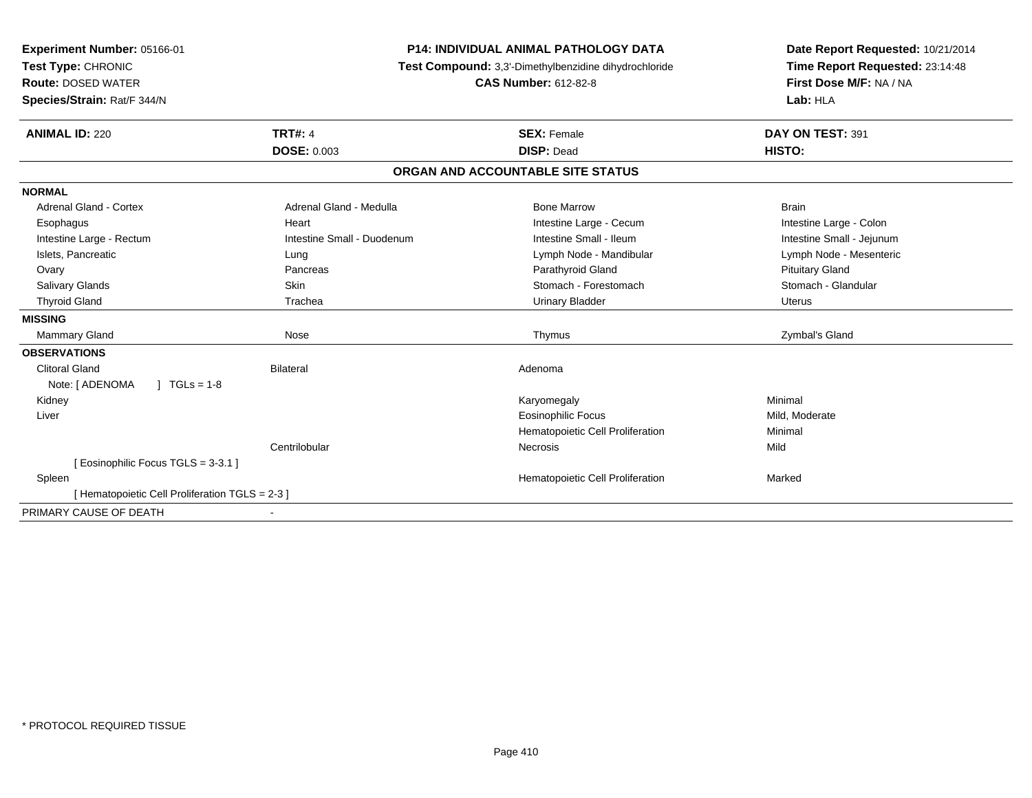**Experiment Number:** 05166-01
**Test Type:** CHRONIC
**Route:** DOSED WATER
**Species/Strain:** Rat/F 344/N

**P14: INDIVIDUAL ANIMAL PATHOLOGY DATA**
**Test Compound:** 3,3'-Dimethylbenzidine dihydrochloride
**CAS Number:** 612-82-8

**Date Report Requested:** 10/21/2014
**Time Report Requested:** 23:14:48
**First Dose M/F:** NA / NA
**Lab:** HLA

| **ANIMAL ID:** 220 | **TRT#:** 4 | **SEX:** Female | **DAY ON TEST:** 391 |
|---|---|---|---|
| | **DOSE:** 0.003 | **DISP:** Dead | **HISTO:** |

## ORGAN AND ACCOUNTABLE SITE STATUS

| | | | |
|---|---|---|---|
| **NORMAL** | | | |
| Adrenal Gland - Cortex | Adrenal Gland - Medulla | Bone Marrow | Brain |
| Esophagus | Heart | Intestine Large - Cecum | Intestine Large - Colon |
| Intestine Large - Rectum | Intestine Small - Duodenum | Intestine Small - Ileum | Intestine Small - Jejunum |
| Islets, Pancreatic | Lung | Lymph Node - Mandibular | Lymph Node - Mesenteric |
| Ovary | Pancreas | Parathyroid Gland | Pituitary Gland |
| Salivary Glands | Skin | Stomach - Forestomach | Stomach - Glandular |
| Thyroid Gland | Trachea | Urinary Bladder | Uterus |
| **MISSING** | | | |
| Mammary Gland | Nose | Thymus | Zymbal's Gland |
| **OBSERVATIONS** | | | |
| Clitoral Gland | Bilateral | Adenoma | |
| Note: [ ADENOMA ] TGLs = 1-8 | | | |
| Kidney | | Karyomegaly | Minimal |
| Liver | | Eosinophilic Focus | Mild, Moderate |
| | | Hematopoietic Cell Proliferation | Minimal |
| | Centrilobular | Necrosis | Mild |
| [ Eosinophilic Focus TGLS = 3-3.1 ] | | | |
| Spleen | | Hematopoietic Cell Proliferation | Marked |
| [ Hematopoietic Cell Proliferation TGLS = 2-3 ] | | | |
| PRIMARY CAUSE OF DEATH | - | | |

\* PROTOCOL REQUIRED TISSUE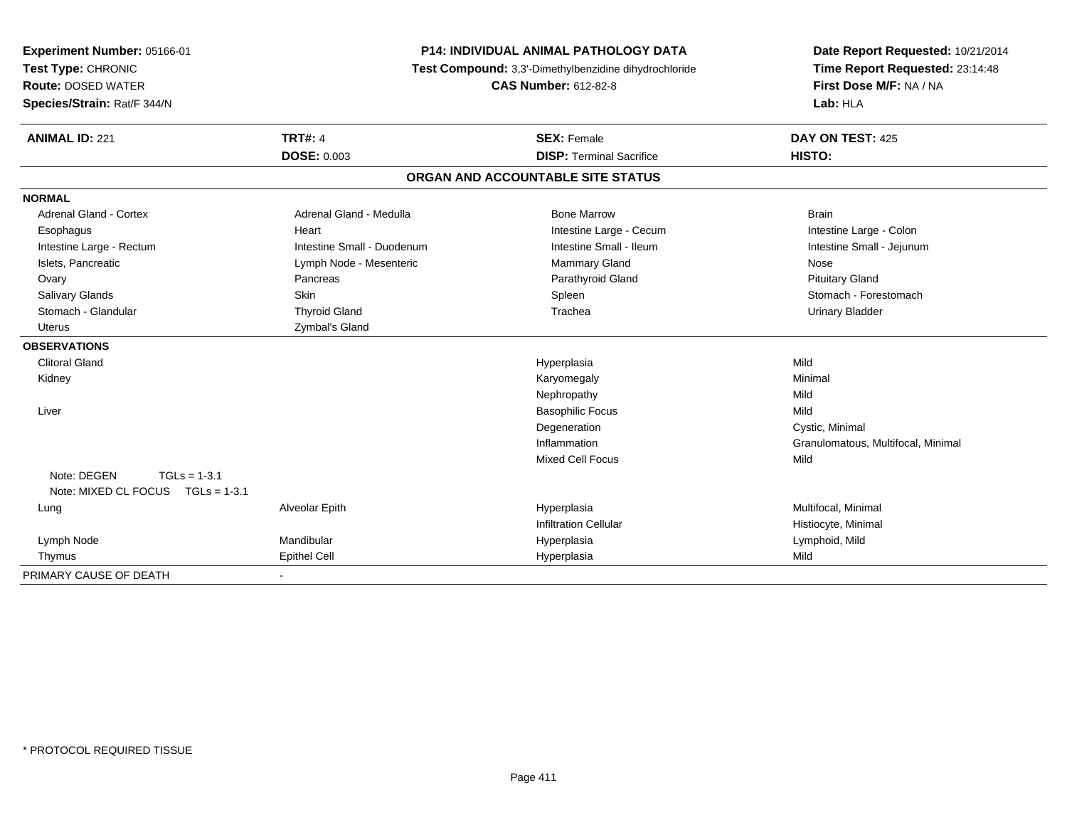**Experiment Number:** 05166-01
**Test Type:** CHRONIC
**Route:** DOSED WATER
**Species/Strain:** Rat/F 344/N

**P14: INDIVIDUAL ANIMAL PATHOLOGY DATA**
**Test Compound:** 3,3'-Dimethylbenzidine dihydrochloride
**CAS Number:** 612-82-8

**Date Report Requested:** 10/21/2014
**Time Report Requested:** 23:14:48
**First Dose M/F:** NA / NA
**Lab:** HLA

| **ANIMAL ID:** 221 | **TRT#:** 4 | **SEX:** Female | **DAY ON TEST:** 425 |
|---|---|---|---|
| | **DOSE:** 0.003 | **DISP:** Terminal Sacrifice | **HISTO:** |

## ORGAN AND ACCOUNTABLE SITE STATUS

**NORMAL**

| | | | |
|---|---|---|---|
| Adrenal Gland - Cortex | Adrenal Gland - Medulla | Bone Marrow | Brain |
| Esophagus | Heart | Intestine Large - Cecum | Intestine Large - Colon |
| Intestine Large - Rectum | Intestine Small - Duodenum | Intestine Small - Ileum | Intestine Small - Jejunum |
| Islets, Pancreatic | Lymph Node - Mesenteric | Mammary Gland | Nose |
| Ovary | Pancreas | Parathyroid Gland | Pituitary Gland |
| Salivary Glands | Skin | Spleen | Stomach - Forestomach |
| Stomach - Glandular | Thyroid Gland | Trachea | Urinary Bladder |
| Uterus | Zymbal's Gland | | |

**OBSERVATIONS**

| | | | |
|---|---|---|---|
| Clitoral Gland | | Hyperplasia | Mild |
| Kidney | | Karyomegaly | Minimal |
| | | Nephropathy | Mild |
| Liver | | Basophilic Focus | Mild |
| | | Degeneration | Cystic, Minimal |
| | | Inflammation | Granulomatous, Multifocal, Minimal |
| | | Mixed Cell Focus | Mild |
| Note: DEGEN TGLs = 1-3.1 | | | |
| Note: MIXED CL FOCUS TGLs = 1-3.1 | | | |
| Lung | Alveolar Epith | Hyperplasia | Multifocal, Minimal |
| | | Infiltration Cellular | Histiocyte, Minimal |
| Lymph Node | Mandibular | Hyperplasia | Lymphoid, Mild |
| Thymus | Epithel Cell | Hyperplasia | Mild |

PRIMARY CAUSE OF DEATH -

\* PROTOCOL REQUIRED TISSUE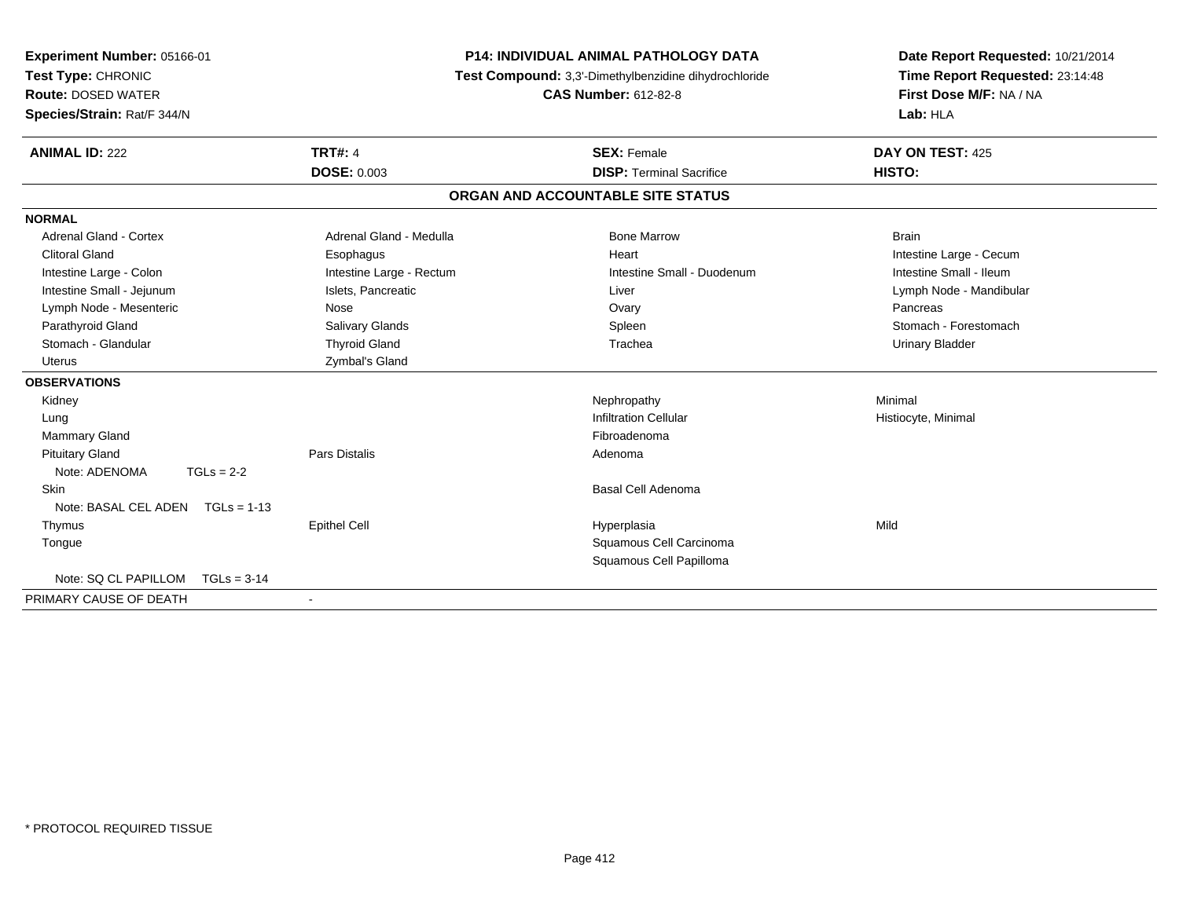**Experiment Number:** 05166-01
**Test Type:** CHRONIC
**Route:** DOSED WATER
**Species/Strain:** Rat/F 344/N

**P14: INDIVIDUAL ANIMAL PATHOLOGY DATA**
**Test Compound:** 3,3'-Dimethylbenzidine dihydrochloride
**CAS Number:** 612-82-8

**Date Report Requested:** 10/21/2014
**Time Report Requested:** 23:14:48
**First Dose M/F:** NA / NA
**Lab:** HLA

| **ANIMAL ID:** 222 | **TRT#:** 4 | **SEX:** Female | **DAY ON TEST:** 425 |
|---|---|---|---|
| | **DOSE:** 0.003 | **DISP:** Terminal Sacrifice | **HISTO:** |

## ORGAN AND ACCOUNTABLE SITE STATUS

**NORMAL**

| | | | |
|---|---|---|---|
| Adrenal Gland - Cortex | Adrenal Gland - Medulla | Bone Marrow | Brain |
| Clitoral Gland | Esophagus | Heart | Intestine Large - Cecum |
| Intestine Large - Colon | Intestine Large - Rectum | Intestine Small - Duodenum | Intestine Small - Ileum |
| Intestine Small - Jejunum | Islets, Pancreatic | Liver | Lymph Node - Mandibular |
| Lymph Node - Mesenteric | Nose | Ovary | Pancreas |
| Parathyroid Gland | Salivary Glands | Spleen | Stomach - Forestomach |
| Stomach - Glandular | Thyroid Gland | Trachea | Urinary Bladder |
| Uterus | Zymbal's Gland | | |

**OBSERVATIONS**

| | | | |
|---|---|---|---|
| Kidney | | Nephropathy | Minimal |
| Lung | | Infiltration Cellular | Histiocyte, Minimal |
| Mammary Gland | | Fibroadenoma | |
| Pituitary Gland | Pars Distalis | Adenoma | |
| Note: ADENOMA TGLs = 2-2 | | | |
| Skin | | Basal Cell Adenoma | |
| Note: BASAL CEL ADEN TGLs = 1-13 | | | |
| Thymus | Epithel Cell | Hyperplasia | Mild |
| Tongue | | Squamous Cell Carcinoma | |
| | | Squamous Cell Papilloma | |
| Note: SQ CL PAPILLOM TGLs = 3-14 | | | |

PRIMARY CAUSE OF DEATH -

* PROTOCOL REQUIRED TISSUE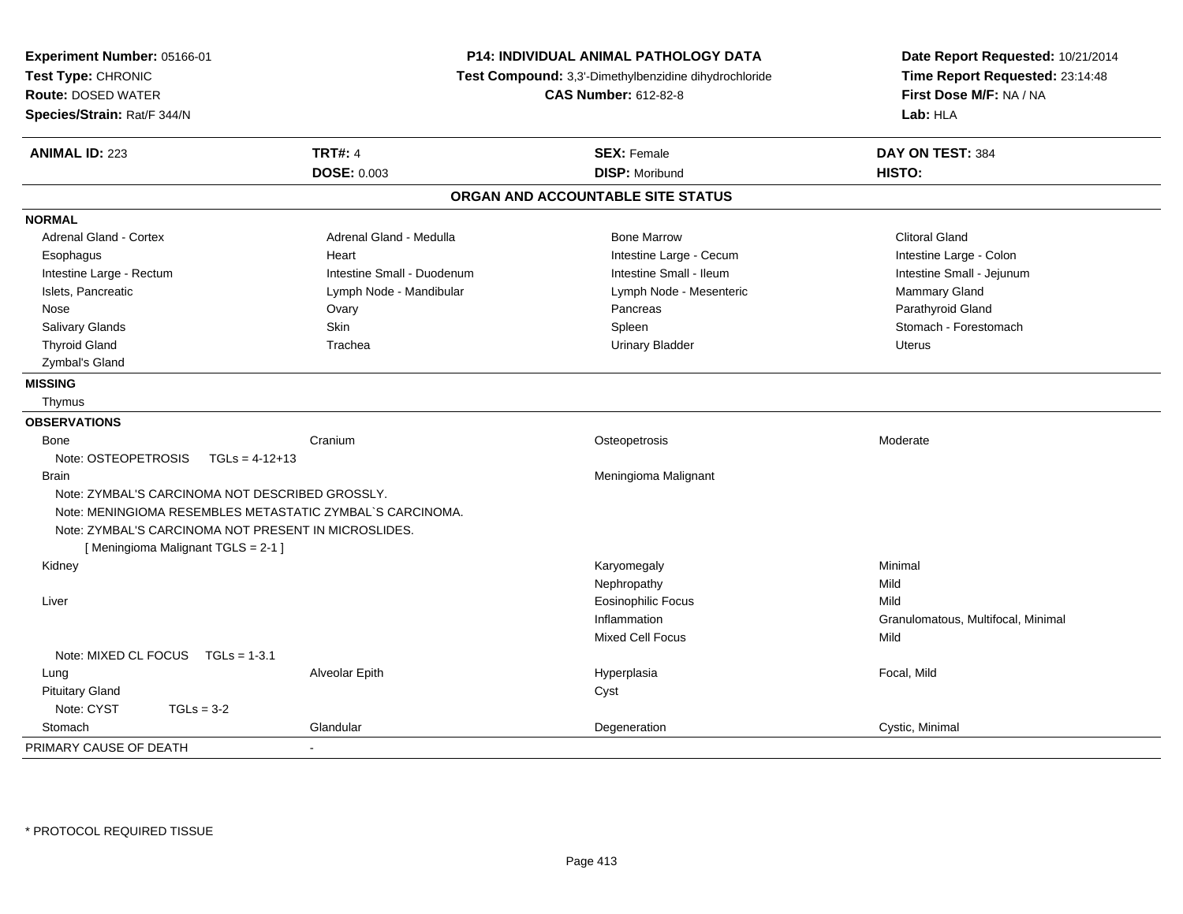**Experiment Number:** 05166-01
**Test Type:** CHRONIC
**Route:** DOSED WATER
**Species/Strain:** Rat/F 344/N

**P14: INDIVIDUAL ANIMAL PATHOLOGY DATA**
**Test Compound:** 3,3'-Dimethylbenzidine dihydrochloride
**CAS Number:** 612-82-8

**Date Report Requested:** 10/21/2014
**Time Report Requested:** 23:14:48
**First Dose M/F:** NA / NA
**Lab:** HLA

| **ANIMAL ID:** 223 | **TRT#:** 4 | **SEX:** Female | **DAY ON TEST:** 384 |
|---|---|---|---|
| | **DOSE:** 0.003 | **DISP:** Moribund | **HISTO:** |

## ORGAN AND ACCOUNTABLE SITE STATUS

**NORMAL**

| | | | |
|---|---|---|---|
| Adrenal Gland - Cortex | Adrenal Gland - Medulla | Bone Marrow | Clitoral Gland |
| Esophagus | Heart | Intestine Large - Cecum | Intestine Large - Colon |
| Intestine Large - Rectum | Intestine Small - Duodenum | Intestine Small - Ileum | Intestine Small - Jejunum |
| Islets, Pancreatic | Lymph Node - Mandibular | Lymph Node - Mesenteric | Mammary Gland |
| Nose | Ovary | Pancreas | Parathyroid Gland |
| Salivary Glands | Skin | Spleen | Stomach - Forestomach |
| Thyroid Gland | Trachea | Urinary Bladder | Uterus |
| Zymbal's Gland | | | |

**MISSING**

Thymus

**OBSERVATIONS**

| | | | |
|---|---|---|---|
| Bone | Cranium | Osteopetrosis | Moderate |
| Note: OSTEOPETROSIS TGLs = 4-12+13 | | | |
| Brain | | Meningioma Malignant | |
| Note: ZYMBAL'S CARCINOMA NOT DESCRIBED GROSSLY. | | | |
| Note: MENINGIOMA RESEMBLES METASTATIC ZYMBAL`S CARCINOMA. | | | |
| Note: ZYMBAL'S CARCINOMA NOT PRESENT IN MICROSLIDES. | | | |
| [ Meningioma Malignant TGLS = 2-1 ] | | | |
| Kidney | | Karyomegaly | Minimal |
| | | Nephropathy | Mild |
| Liver | | Eosinophilic Focus | Mild |
| | | Inflammation | Granulomatous, Multifocal, Minimal |
| | | Mixed Cell Focus | Mild |
| Note: MIXED CL FOCUS TGLs = 1-3.1 | | | |
| Lung | Alveolar Epith | Hyperplasia | Focal, Mild |
| Pituitary Gland | | Cyst | |
| Note: CYST TGLs = 3-2 | | | |
| Stomach | Glandular | Degeneration | Cystic, Minimal |

PRIMARY CAUSE OF DEATH -

* PROTOCOL REQUIRED TISSUE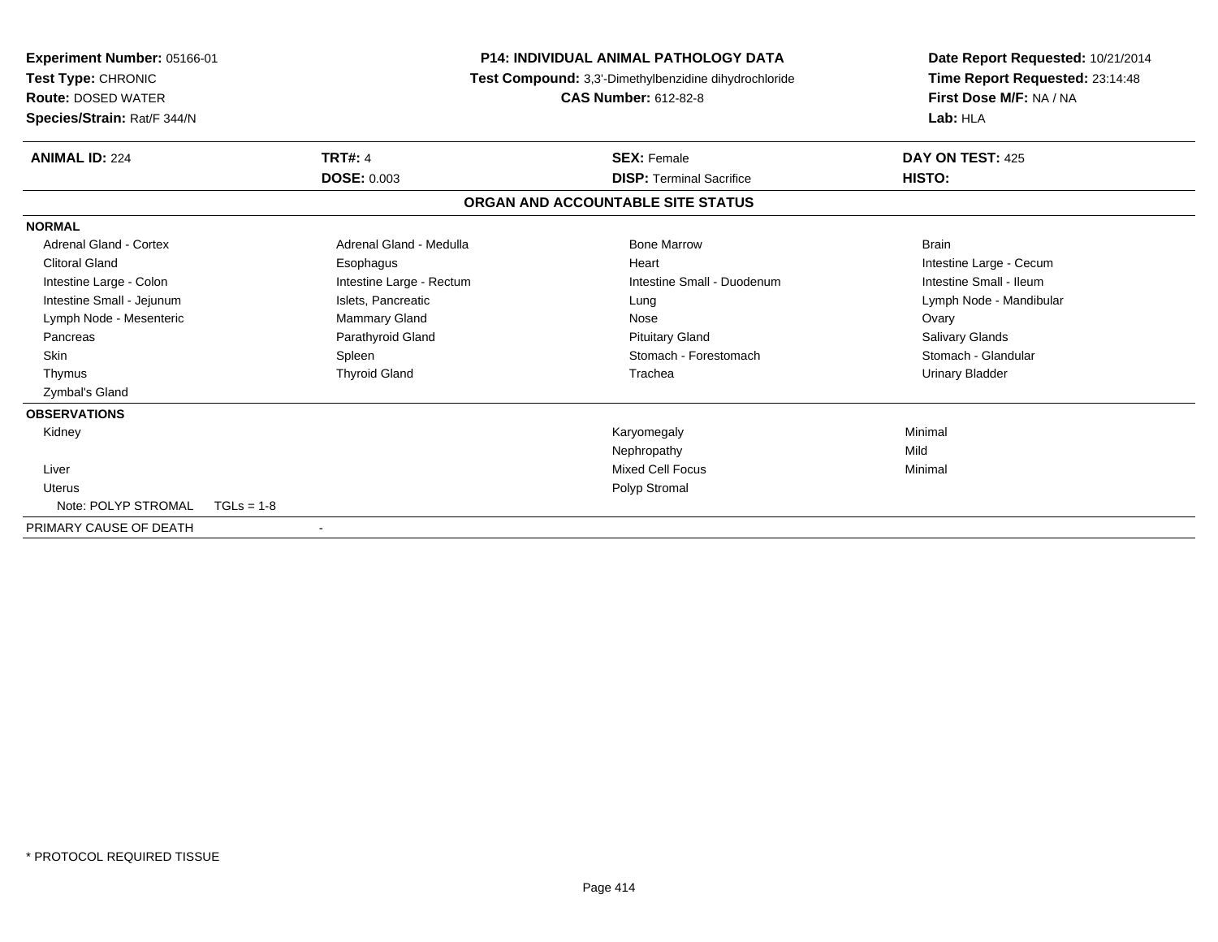**Experiment Number:** 05166-01
**Test Type:** CHRONIC
**Route:** DOSED WATER
**Species/Strain:** Rat/F 344/N

**P14: INDIVIDUAL ANIMAL PATHOLOGY DATA**
**Test Compound:** 3,3'-Dimethylbenzidine dihydrochloride
**CAS Number:** 612-82-8

**Date Report Requested:** 10/21/2014
**Time Report Requested:** 23:14:48
**First Dose M/F:** NA / NA
**Lab:** HLA

| **ANIMAL ID:** 224 | **TRT#:** 4 | **SEX:** Female | **DAY ON TEST:** 425 |
|---|---|---|---|
| | **DOSE:** 0.003 | **DISP:** Terminal Sacrifice | **HISTO:** |

**ORGAN AND ACCOUNTABLE SITE STATUS**

**NORMAL**

| | | | |
|---|---|---|---|
| Adrenal Gland - Cortex | Adrenal Gland - Medulla | Bone Marrow | Brain |
| Clitoral Gland | Esophagus | Heart | Intestine Large - Cecum |
| Intestine Large - Colon | Intestine Large - Rectum | Intestine Small - Duodenum | Intestine Small - Ileum |
| Intestine Small - Jejunum | Islets, Pancreatic | Lung | Lymph Node - Mandibular |
| Lymph Node - Mesenteric | Mammary Gland | Nose | Ovary |
| Pancreas | Parathyroid Gland | Pituitary Gland | Salivary Glands |
| Skin | Spleen | Stomach - Forestomach | Stomach - Glandular |
| Thymus | Thyroid Gland | Trachea | Urinary Bladder |
| Zymbal's Gland | | | |

**OBSERVATIONS**

| | | |
|---|---|---|
| Kidney | Karyomegaly | Minimal |
| | Nephropathy | Mild |
| Liver | Mixed Cell Focus | Minimal |
| Uterus | Polyp Stromal | |
| Note: POLYP STROMAL TGLs = 1-8 | | |

PRIMARY CAUSE OF DEATH -

* PROTOCOL REQUIRED TISSUE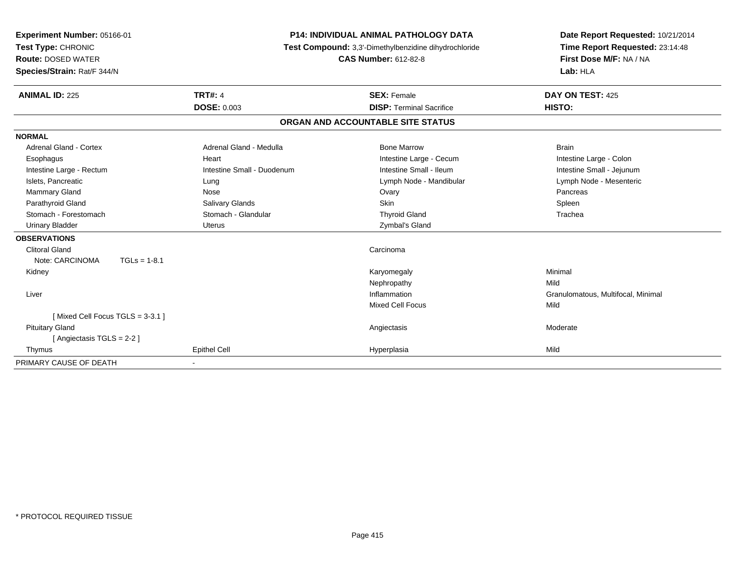**Experiment Number:** 05166-01
**Test Type:** CHRONIC
**Route:** DOSED WATER
**Species/Strain:** Rat/F 344/N

**P14: INDIVIDUAL ANIMAL PATHOLOGY DATA**
**Test Compound:** 3,3'-Dimethylbenzidine dihydrochloride
**CAS Number:** 612-82-8

**Date Report Requested:** 10/21/2014
**Time Report Requested:** 23:14:48
**First Dose M/F:** NA / NA
**Lab:** HLA

| **ANIMAL ID:** 225 | **TRT#:** 4 | **SEX:** Female | **DAY ON TEST:** 425 |
|---|---|---|---|
| | **DOSE:** 0.003 | **DISP:** Terminal Sacrifice | **HISTO:** |

## ORGAN AND ACCOUNTABLE SITE STATUS

| | | | |
|---|---|---|---|
| **NORMAL** | | | |
| Adrenal Gland - Cortex | Adrenal Gland - Medulla | Bone Marrow | Brain |
| Esophagus | Heart | Intestine Large - Cecum | Intestine Large - Colon |
| Intestine Large - Rectum | Intestine Small - Duodenum | Intestine Small - Ileum | Intestine Small - Jejunum |
| Islets, Pancreatic | Lung | Lymph Node - Mandibular | Lymph Node - Mesenteric |
| Mammary Gland | Nose | Ovary | Pancreas |
| Parathyroid Gland | Salivary Glands | Skin | Spleen |
| Stomach - Forestomach | Stomach - Glandular | Thyroid Gland | Trachea |
| Urinary Bladder | Uterus | Zymbal's Gland | |
| **OBSERVATIONS** | | | |
| Clitoral Gland | | Carcinoma | |
| Note: CARCINOMA TGLs = 1-8.1 | | | |
| Kidney | | Karyomegaly | Minimal |
| | | Nephropathy | Mild |
| Liver | | Inflammation | Granulomatous, Multifocal, Minimal |
| | | Mixed Cell Focus | Mild |
| [ Mixed Cell Focus TGLS = 3-3.1 ] | | | |
| Pituitary Gland | | Angiectasis | Moderate |
| [ Angiectasis TGLS = 2-2 ] | | | |
| Thymus | Epithel Cell | Hyperplasia | Mild |
| PRIMARY CAUSE OF DEATH | - | | |

* PROTOCOL REQUIRED TISSUE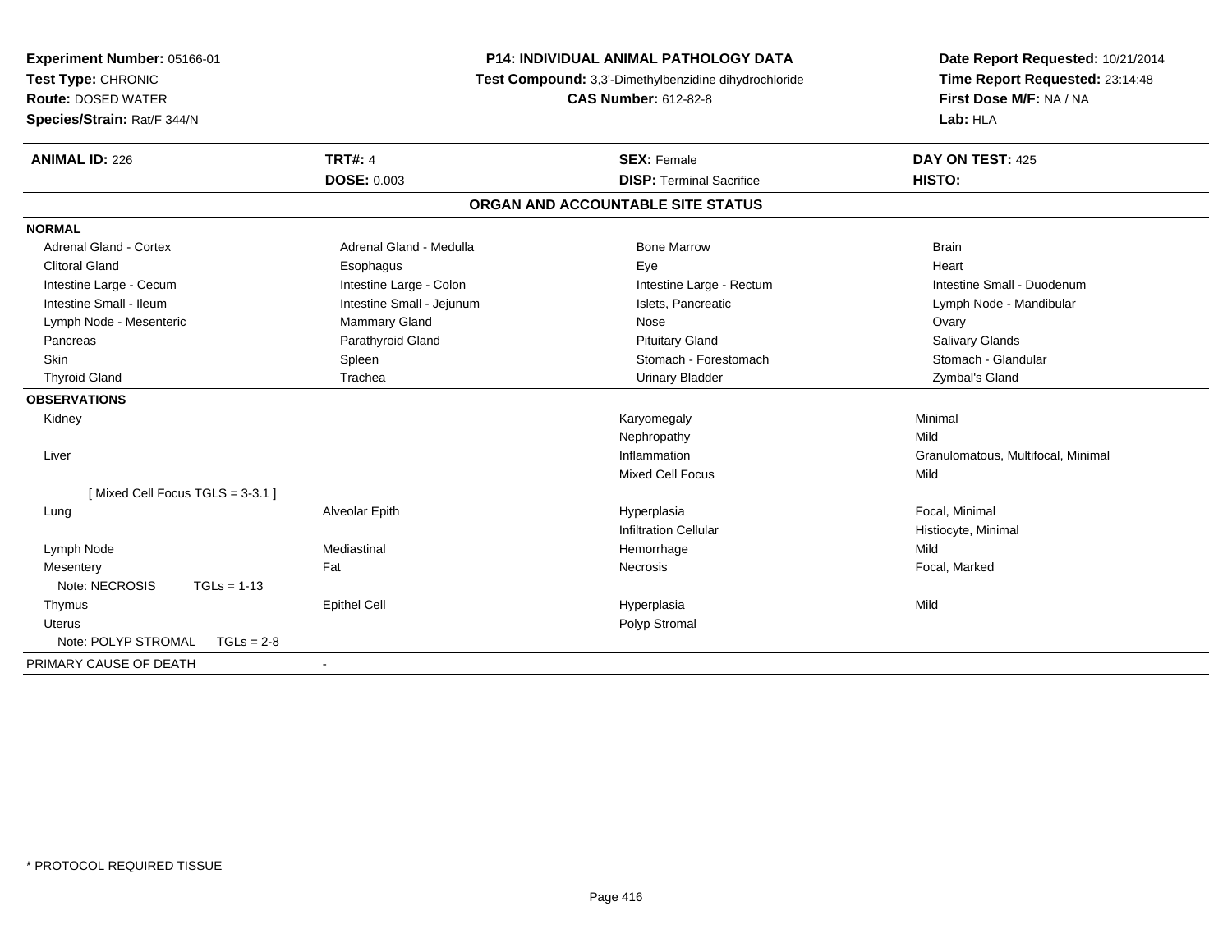**Experiment Number:** 05166-01
**Test Type:** CHRONIC
**Route:** DOSED WATER
**Species/Strain:** Rat/F 344/N

**P14: INDIVIDUAL ANIMAL PATHOLOGY DATA**
**Test Compound:** 3,3'-Dimethylbenzidine dihydrochloride
**CAS Number:** 612-82-8

**Date Report Requested:** 10/21/2014
**Time Report Requested:** 23:14:48
**First Dose M/F:** NA / NA
**Lab:** HLA

| **ANIMAL ID:** 226 | **TRT#:** 4 | **SEX:** Female | **DAY ON TEST:** 425 |
|---|---|---|---|
| | **DOSE:** 0.003 | **DISP:** Terminal Sacrifice | **HISTO:** |

## ORGAN AND ACCOUNTABLE SITE STATUS

**NORMAL**

| | | | |
|---|---|---|---|
| Adrenal Gland - Cortex | Adrenal Gland - Medulla | Bone Marrow | Brain |
| Clitoral Gland | Esophagus | Eye | Heart |
| Intestine Large - Cecum | Intestine Large - Colon | Intestine Large - Rectum | Intestine Small - Duodenum |
| Intestine Small - Ileum | Intestine Small - Jejunum | Islets, Pancreatic | Lymph Node - Mandibular |
| Lymph Node - Mesenteric | Mammary Gland | Nose | Ovary |
| Pancreas | Parathyroid Gland | Pituitary Gland | Salivary Glands |
| Skin | Spleen | Stomach - Forestomach | Stomach - Glandular |
| Thyroid Gland | Trachea | Urinary Bladder | Zymbal's Gland |

**OBSERVATIONS**

| | | | |
|---|---|---|---|
| Kidney | | Karyomegaly | Minimal |
| | | Nephropathy | Mild |
| Liver | | Inflammation | Granulomatous, Multifocal, Minimal |
| | | Mixed Cell Focus | Mild |
| [ Mixed Cell Focus TGLS = 3-3.1 ] | | | |
| Lung | Alveolar Epith | Hyperplasia | Focal, Minimal |
| | | Infiltration Cellular | Histiocyte, Minimal |
| Lymph Node | Mediastinal | Hemorrhage | Mild |
| Mesentery | Fat | Necrosis | Focal, Marked |
| Note: NECROSIS TGLs = 1-13 | | | |
| Thymus | Epithel Cell | Hyperplasia | Mild |
| Uterus | | Polyp Stromal | |
| Note: POLYP STROMAL TGLs = 2-8 | | | |

PRIMARY CAUSE OF DEATH -

\* PROTOCOL REQUIRED TISSUE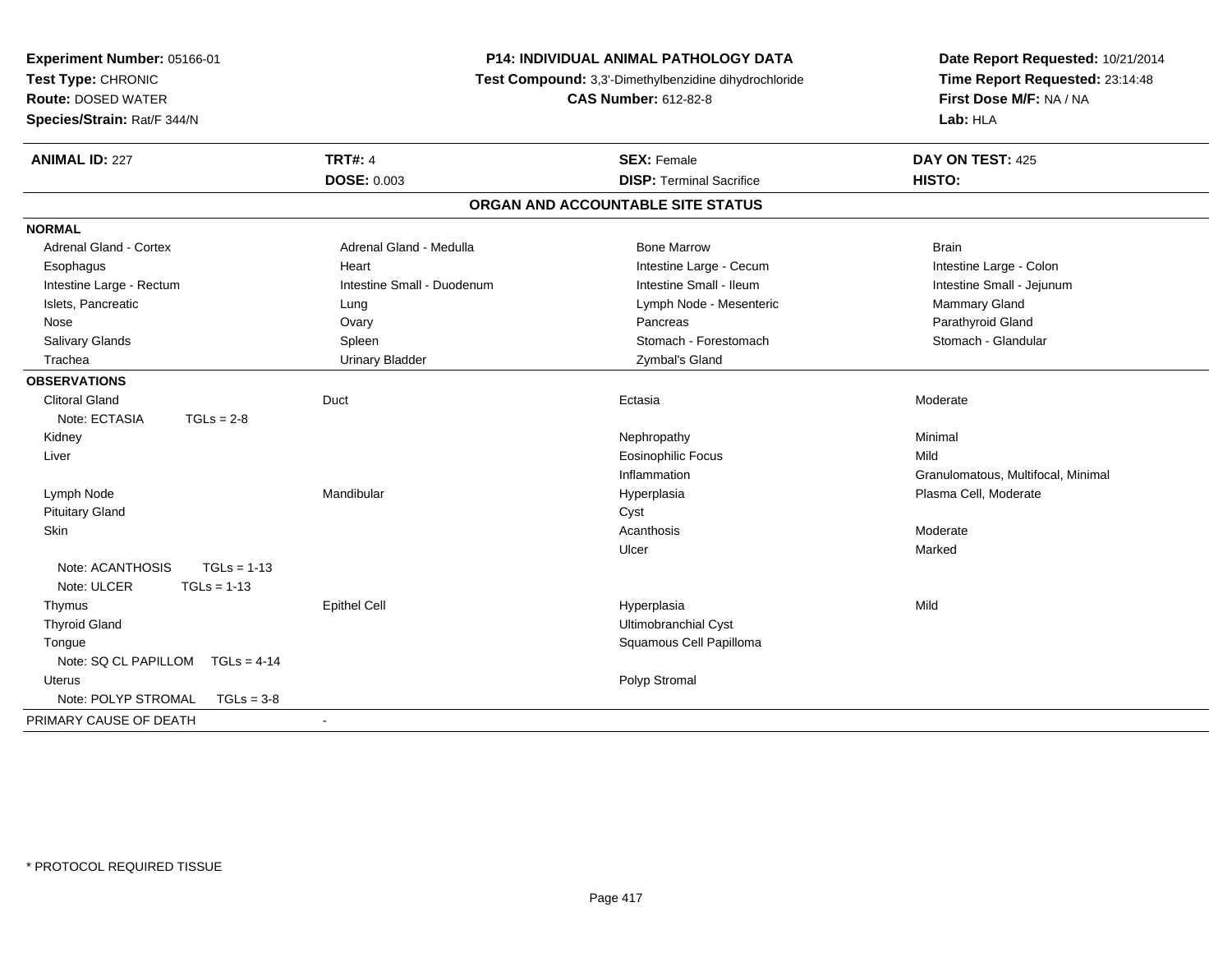**Experiment Number:** 05166-01
**Test Type:** CHRONIC
**Route:** DOSED WATER
**Species/Strain:** Rat/F 344/N

**P14: INDIVIDUAL ANIMAL PATHOLOGY DATA**
**Test Compound:** 3,3'-Dimethylbenzidine dihydrochloride
**CAS Number:** 612-82-8

**Date Report Requested:** 10/21/2014
**Time Report Requested:** 23:14:48
**First Dose M/F:** NA / NA
**Lab:** HLA

| **ANIMAL ID:** 227 | **TRT#:** 4 | **SEX:** Female | **DAY ON TEST:** 425 |
|---|---|---|---|
| | **DOSE:** 0.003 | **DISP:** Terminal Sacrifice | **HISTO:** |

## ORGAN AND ACCOUNTABLE SITE STATUS

**NORMAL**

| | | | |
|---|---|---|---|
| Adrenal Gland - Cortex | Adrenal Gland - Medulla | Bone Marrow | Brain |
| Esophagus | Heart | Intestine Large - Cecum | Intestine Large - Colon |
| Intestine Large - Rectum | Intestine Small - Duodenum | Intestine Small - Ileum | Intestine Small - Jejunum |
| Islets, Pancreatic | Lung | Lymph Node - Mesenteric | Mammary Gland |
| Nose | Ovary | Pancreas | Parathyroid Gland |
| Salivary Glands | Spleen | Stomach - Forestomach | Stomach - Glandular |
| Trachea | Urinary Bladder | Zymbal's Gland | |

**OBSERVATIONS**

| | | | |
|---|---|---|---|
| Clitoral Gland | Duct | Ectasia | Moderate |
| Note: ECTASIA TGLs = 2-8 | | | |
| Kidney | | Nephropathy | Minimal |
| Liver | | Eosinophilic Focus | Mild |
| | | Inflammation | Granulomatous, Multifocal, Minimal |
| Lymph Node | Mandibular | Hyperplasia | Plasma Cell, Moderate |
| Pituitary Gland | | Cyst | |
| Skin | | Acanthosis | Moderate |
| | | Ulcer | Marked |
| Note: ACANTHOSIS TGLs = 1-13 | | | |
| Note: ULCER TGLs = 1-13 | | | |
| Thymus | Epithel Cell | Hyperplasia | Mild |
| Thyroid Gland | | Ultimobranchial Cyst | |
| Tongue | | Squamous Cell Papilloma | |
| Note: SQ CL PAPILLOM TGLs = 4-14 | | | |
| Uterus | | Polyp Stromal | |
| Note: POLYP STROMAL TGLs = 3-8 | | | |

| | |
|---|---|
| PRIMARY CAUSE OF DEATH | - |

\* PROTOCOL REQUIRED TISSUE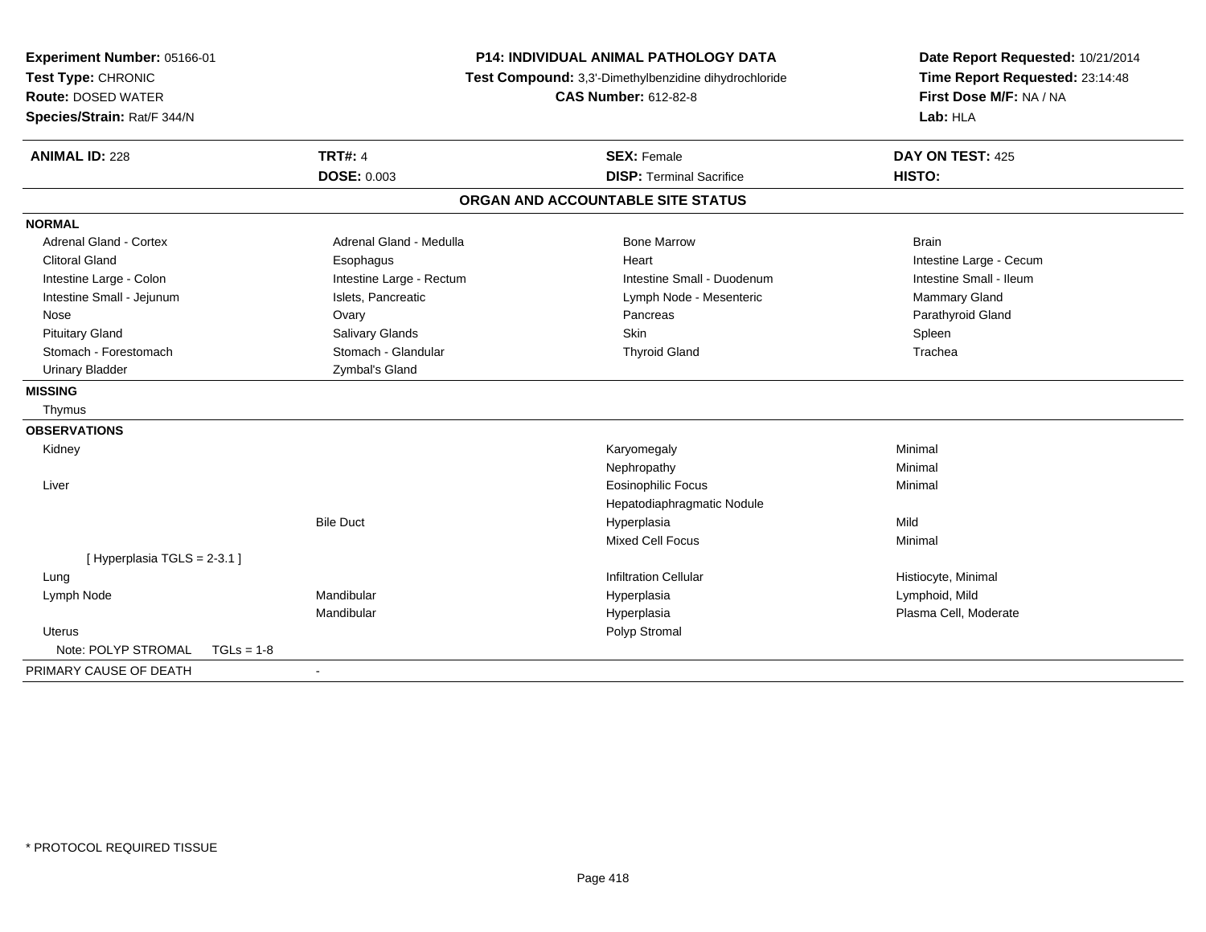**Experiment Number:** 05166-01
**Test Type:** CHRONIC
**Route:** DOSED WATER
**Species/Strain:** Rat/F 344/N

**P14: INDIVIDUAL ANIMAL PATHOLOGY DATA**
**Test Compound:** 3,3'-Dimethylbenzidine dihydrochloride
**CAS Number:** 612-82-8

**Date Report Requested:** 10/21/2014
**Time Report Requested:** 23:14:48
**First Dose M/F:** NA / NA
**Lab:** HLA

| **ANIMAL ID:** 228 | **TRT#:** 4 | **SEX:** Female | **DAY ON TEST:** 425 |
|---|---|---|---|
| | **DOSE:** 0.003 | **DISP:** Terminal Sacrifice | **HISTO:** |

## ORGAN AND ACCOUNTABLE SITE STATUS

**NORMAL**

| | | | |
|---|---|---|---|
| Adrenal Gland - Cortex | Adrenal Gland - Medulla | Bone Marrow | Brain |
| Clitoral Gland | Esophagus | Heart | Intestine Large - Cecum |
| Intestine Large - Colon | Intestine Large - Rectum | Intestine Small - Duodenum | Intestine Small - Ileum |
| Intestine Small - Jejunum | Islets, Pancreatic | Lymph Node - Mesenteric | Mammary Gland |
| Nose | Ovary | Pancreas | Parathyroid Gland |
| Pituitary Gland | Salivary Glands | Skin | Spleen |
| Stomach - Forestomach | Stomach - Glandular | Thyroid Gland | Trachea |
| Urinary Bladder | Zymbal's Gland | | |

**MISSING**

Thymus

**OBSERVATIONS**

| | | | |
|---|---|---|---|
| Kidney | | Karyomegaly | Minimal |
| | | Nephropathy | Minimal |
| Liver | | Eosinophilic Focus | Minimal |
| | | Hepatodiaphragmatic Nodule | |
| | Bile Duct | Hyperplasia | Mild |
| | | Mixed Cell Focus | Minimal |
| [ Hyperplasia TGLS = 2-3.1 ] | | | |
| Lung | | Infiltration Cellular | Histiocyte, Minimal |
| Lymph Node | Mandibular | Hyperplasia | Lymphoid, Mild |
| | Mandibular | Hyperplasia | Plasma Cell, Moderate |
| Uterus | | Polyp Stromal | |
| Note: POLYP STROMAL TGLs = 1-8 | | | |

PRIMARY CAUSE OF DEATH -

* PROTOCOL REQUIRED TISSUE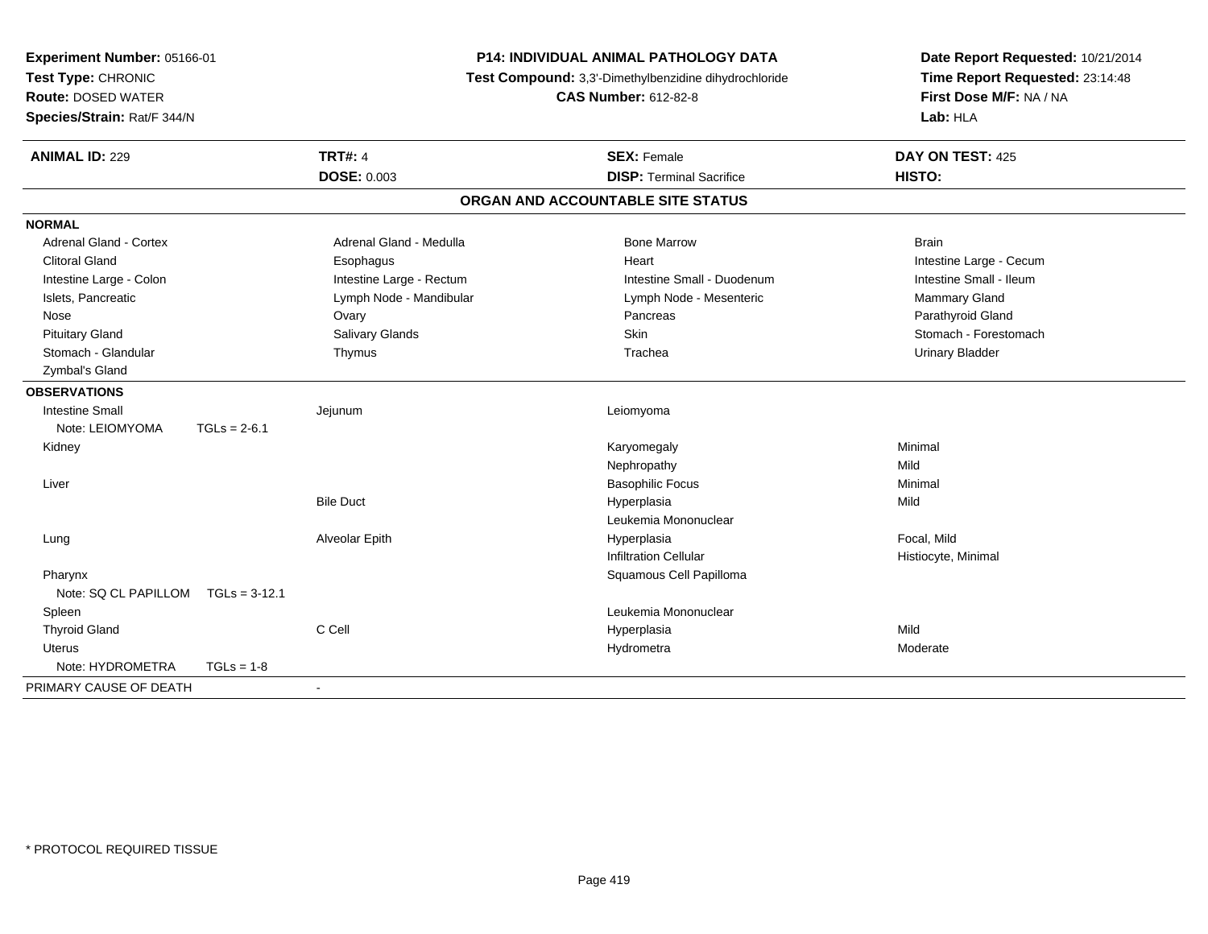**Experiment Number:** 05166-01
**Test Type:** CHRONIC
**Route:** DOSED WATER
**Species/Strain:** Rat/F 344/N

**P14: INDIVIDUAL ANIMAL PATHOLOGY DATA**
**Test Compound:** 3,3'-Dimethylbenzidine dihydrochloride
**CAS Number:** 612-82-8

**Date Report Requested:** 10/21/2014
**Time Report Requested:** 23:14:48
**First Dose M/F:** NA / NA
**Lab:** HLA

| **ANIMAL ID:** 229 | **TRT#:** 4 | **SEX:** Female | **DAY ON TEST:** 425 |
|---|---|---|---|
| | **DOSE:** 0.003 | **DISP:** Terminal Sacrifice | **HISTO:** |

## ORGAN AND ACCOUNTABLE SITE STATUS

**NORMAL**

| | | | |
|---|---|---|---|
| Adrenal Gland - Cortex | Adrenal Gland - Medulla | Bone Marrow | Brain |
| Clitoral Gland | Esophagus | Heart | Intestine Large - Cecum |
| Intestine Large - Colon | Intestine Large - Rectum | Intestine Small - Duodenum | Intestine Small - Ileum |
| Islets, Pancreatic | Lymph Node - Mandibular | Lymph Node - Mesenteric | Mammary Gland |
| Nose | Ovary | Pancreas | Parathyroid Gland |
| Pituitary Gland | Salivary Glands | Skin | Stomach - Forestomach |
| Stomach - Glandular | Thymus | Trachea | Urinary Bladder |
| Zymbal's Gland | | | |

**OBSERVATIONS**

| | | | |
|---|---|---|---|
| Intestine Small | Jejunum | Leiomyoma | |
| Note: LEIOMYOMA TGLs = 2-6.1 | | | |
| Kidney | | Karyomegaly | Minimal |
| | | Nephropathy | Mild |
| Liver | | Basophilic Focus | Minimal |
| | Bile Duct | Hyperplasia | Mild |
| | | Leukemia Mononuclear | |
| Lung | Alveolar Epith | Hyperplasia | Focal, Mild |
| | | Infiltration Cellular | Histiocyte, Minimal |
| Pharynx | | Squamous Cell Papilloma | |
| Note: SQ CL PAPILLOM TGLs = 3-12.1 | | | |
| Spleen | | Leukemia Mononuclear | |
| Thyroid Gland | C Cell | Hyperplasia | Mild |
| Uterus | | Hydrometra | Moderate |
| Note: HYDROMETRA TGLs = 1-8 | | | |

PRIMARY CAUSE OF DEATH -

\* PROTOCOL REQUIRED TISSUE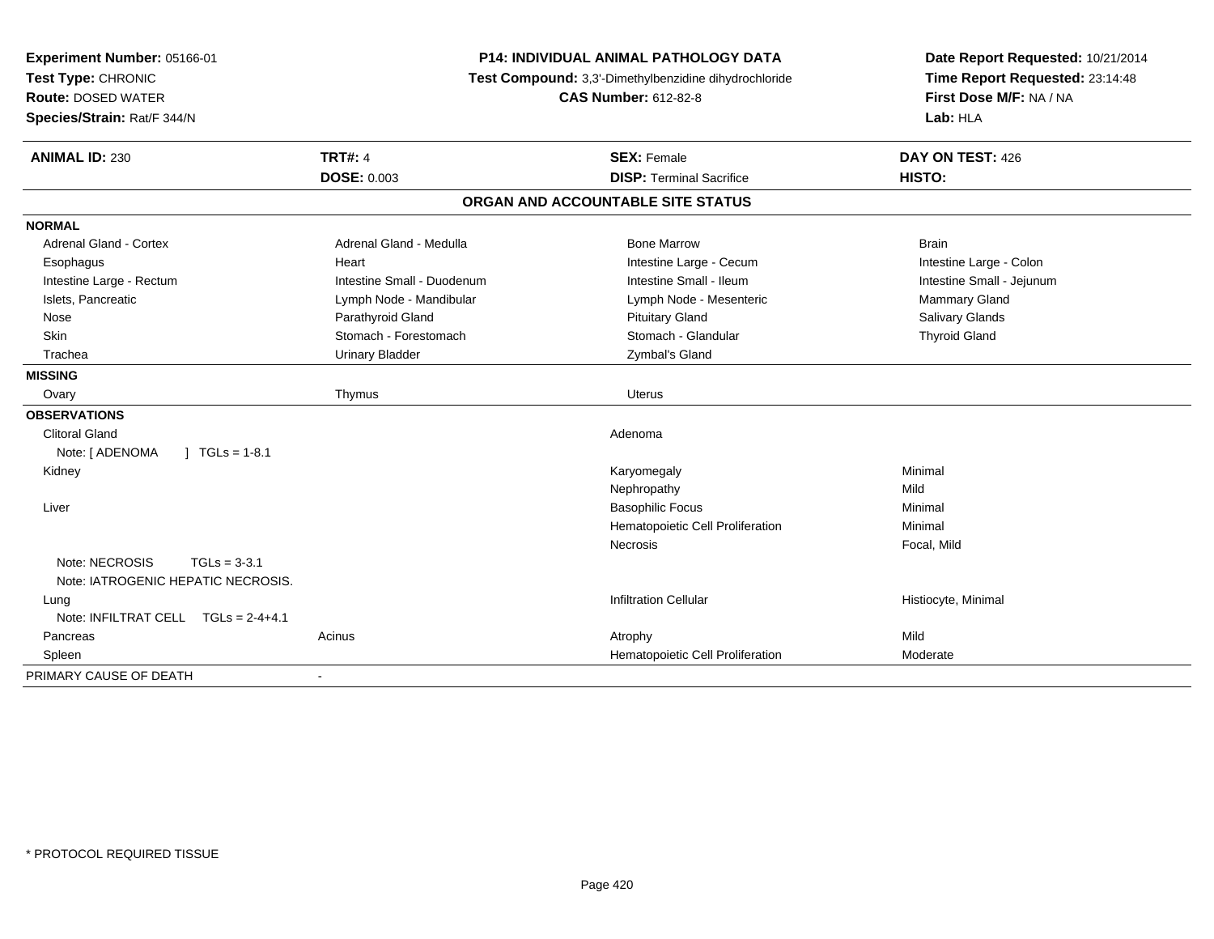**Experiment Number:** 05166-01
**Test Type:** CHRONIC
**Route:** DOSED WATER
**Species/Strain:** Rat/F 344/N

**P14: INDIVIDUAL ANIMAL PATHOLOGY DATA**
**Test Compound:** 3,3'-Dimethylbenzidine dihydrochloride
**CAS Number:** 612-82-8

**Date Report Requested:** 10/21/2014
**Time Report Requested:** 23:14:48
**First Dose M/F:** NA / NA
**Lab:** HLA

| **ANIMAL ID:** 230 | **TRT#:** 4 | **SEX:** Female | **DAY ON TEST:** 426 |
|---|---|---|---|
| | **DOSE:** 0.003 | **DISP:** Terminal Sacrifice | **HISTO:** |

## ORGAN AND ACCOUNTABLE SITE STATUS

| | | | |
|---|---|---|---|
| **NORMAL** | | | |
| Adrenal Gland - Cortex | Adrenal Gland - Medulla | Bone Marrow | Brain |
| Esophagus | Heart | Intestine Large - Cecum | Intestine Large - Colon |
| Intestine Large - Rectum | Intestine Small - Duodenum | Intestine Small - Ileum | Intestine Small - Jejunum |
| Islets, Pancreatic | Lymph Node - Mandibular | Lymph Node - Mesenteric | Mammary Gland |
| Nose | Parathyroid Gland | Pituitary Gland | Salivary Glands |
| Skin | Stomach - Forestomach | Stomach - Glandular | Thyroid Gland |
| Trachea | Urinary Bladder | Zymbal's Gland | |
| **MISSING** | | | |
| Ovary | Thymus | Uterus | |
| **OBSERVATIONS** | | | |
| Clitoral Gland | | Adenoma | |
| Note: [ ADENOMA ] TGLs = 1-8.1 | | | |
| Kidney | | Karyomegaly | Minimal |
| | | Nephropathy | Mild |
| Liver | | Basophilic Focus | Minimal |
| | | Hematopoietic Cell Proliferation | Minimal |
| | | Necrosis | Focal, Mild |
| Note: NECROSIS TGLs = 3-3.1 | | | |
| Note: IATROGENIC HEPATIC NECROSIS. | | | |
| Lung | | Infiltration Cellular | Histiocyte, Minimal |
| Note: INFILTRAT CELL TGLs = 2-4+4.1 | | | |
| Pancreas | Acinus | Atrophy | Mild |
| Spleen | | Hematopoietic Cell Proliferation | Moderate |
| PRIMARY CAUSE OF DEATH | - | | |

\* PROTOCOL REQUIRED TISSUE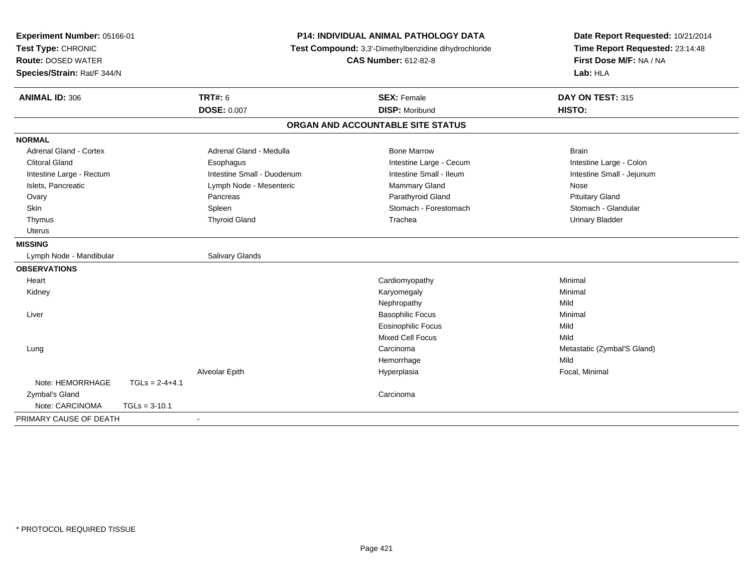**Experiment Number:** 05166-01
**Test Type:** CHRONIC
**Route:** DOSED WATER
**Species/Strain:** Rat/F 344/N

**P14: INDIVIDUAL ANIMAL PATHOLOGY DATA**
**Test Compound:** 3,3'-Dimethylbenzidine dihydrochloride
**CAS Number:** 612-82-8

**Date Report Requested:** 10/21/2014
**Time Report Requested:** 23:14:48
**First Dose M/F:** NA / NA
**Lab:** HLA

| **ANIMAL ID:** 306 | **TRT#:** 6 | **SEX:** Female | **DAY ON TEST:** 315 |
|---|---|---|---|
| | **DOSE:** 0.007 | **DISP:** Moribund | **HISTO:** |

## ORGAN AND ACCOUNTABLE SITE STATUS

**NORMAL**

| | | | |
|---|---|---|---|
| Adrenal Gland - Cortex | Adrenal Gland - Medulla | Bone Marrow | Brain |
| Clitoral Gland | Esophagus | Intestine Large - Cecum | Intestine Large - Colon |
| Intestine Large - Rectum | Intestine Small - Duodenum | Intestine Small - Ileum | Intestine Small - Jejunum |
| Islets, Pancreatic | Lymph Node - Mesenteric | Mammary Gland | Nose |
| Ovary | Pancreas | Parathyroid Gland | Pituitary Gland |
| Skin | Spleen | Stomach - Forestomach | Stomach - Glandular |
| Thymus | Thyroid Gland | Trachea | Urinary Bladder |
| Uterus | | | |

**MISSING**

| | |
|---|---|
| Lymph Node - Mandibular | Salivary Glands |

**OBSERVATIONS**

| Organ | Site | Observation | Severity |
|---|---|---|---|
| Heart | | Cardiomyopathy | Minimal |
| Kidney | | Karyomegaly | Minimal |
| | | Nephropathy | Mild |
| Liver | | Basophilic Focus | Minimal |
| | | Eosinophilic Focus | Mild |
| | | Mixed Cell Focus | Mild |
| Lung | | Carcinoma | Metastatic (Zymbal'S Gland) |
| | | Hemorrhage | Mild |
| | Alveolar Epith | Hyperplasia | Focal, Minimal |
| Note: HEMORRHAGE TGLs = 2-4+4.1 | | | |
| Zymbal's Gland | | Carcinoma | |
| Note: CARCINOMA TGLs = 3-10.1 | | | |

PRIMARY CAUSE OF DEATH -

\* PROTOCOL REQUIRED TISSUE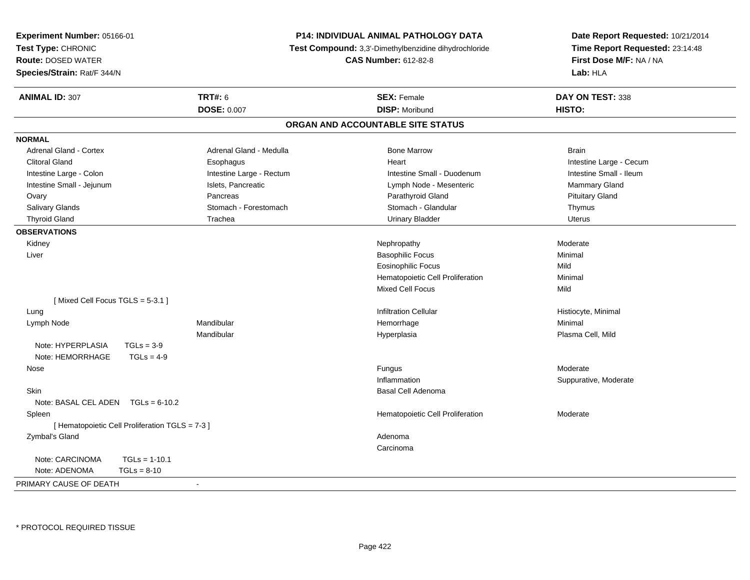**Experiment Number:** 05166-01
**Test Type:** CHRONIC
**Route:** DOSED WATER
**Species/Strain:** Rat/F 344/N

**P14: INDIVIDUAL ANIMAL PATHOLOGY DATA**
**Test Compound:** 3,3'-Dimethylbenzidine dihydrochloride
**CAS Number:** 612-82-8

**Date Report Requested:** 10/21/2014
**Time Report Requested:** 23:14:48
**First Dose M/F:** NA / NA
**Lab:** HLA

| **ANIMAL ID:** 307 | **TRT#:** 6 | **SEX:** Female | **DAY ON TEST:** 338 |
|---|---|---|---|
| | **DOSE:** 0.007 | **DISP:** Moribund | **HISTO:** |

## ORGAN AND ACCOUNTABLE SITE STATUS

**NORMAL**

| | | | |
|---|---|---|---|
| Adrenal Gland - Cortex | Adrenal Gland - Medulla | Bone Marrow | Brain |
| Clitoral Gland | Esophagus | Heart | Intestine Large - Cecum |
| Intestine Large - Colon | Intestine Large - Rectum | Intestine Small - Duodenum | Intestine Small - Ileum |
| Intestine Small - Jejunum | Islets, Pancreatic | Lymph Node - Mesenteric | Mammary Gland |
| Ovary | Pancreas | Parathyroid Gland | Pituitary Gland |
| Salivary Glands | Stomach - Forestomach | Stomach - Glandular | Thymus |
| Thyroid Gland | Trachea | Urinary Bladder | Uterus |

**OBSERVATIONS**

| | | | |
|---|---|---|---|
| Kidney | | Nephropathy | Moderate |
| Liver | | Basophilic Focus | Minimal |
| | | Eosinophilic Focus | Mild |
| | | Hematopoietic Cell Proliferation | Minimal |
| | | Mixed Cell Focus | Mild |
| [ Mixed Cell Focus TGLS = 5-3.1 ] | | | |
| Lung | | Infiltration Cellular | Histiocyte, Minimal |
| Lymph Node | Mandibular | Hemorrhage | Minimal |
| | Mandibular | Hyperplasia | Plasma Cell, Mild |
| Note: HYPERPLASIA TGLs = 3-9 | | | |
| Note: HEMORRHAGE TGLs = 4-9 | | | |
| Nose | | Fungus | Moderate |
| | | Inflammation | Suppurative, Moderate |
| Skin | | Basal Cell Adenoma | |
| Note: BASAL CEL ADEN TGLs = 6-10.2 | | | |
| Spleen | | Hematopoietic Cell Proliferation | Moderate |
| [ Hematopoietic Cell Proliferation TGLS = 7-3 ] | | | |
| Zymbal's Gland | | Adenoma | |
| | | Carcinoma | |
| Note: CARCINOMA TGLs = 1-10.1 | | | |
| Note: ADENOMA TGLs = 8-10 | | | |

PRIMARY CAUSE OF DEATH -

* PROTOCOL REQUIRED TISSUE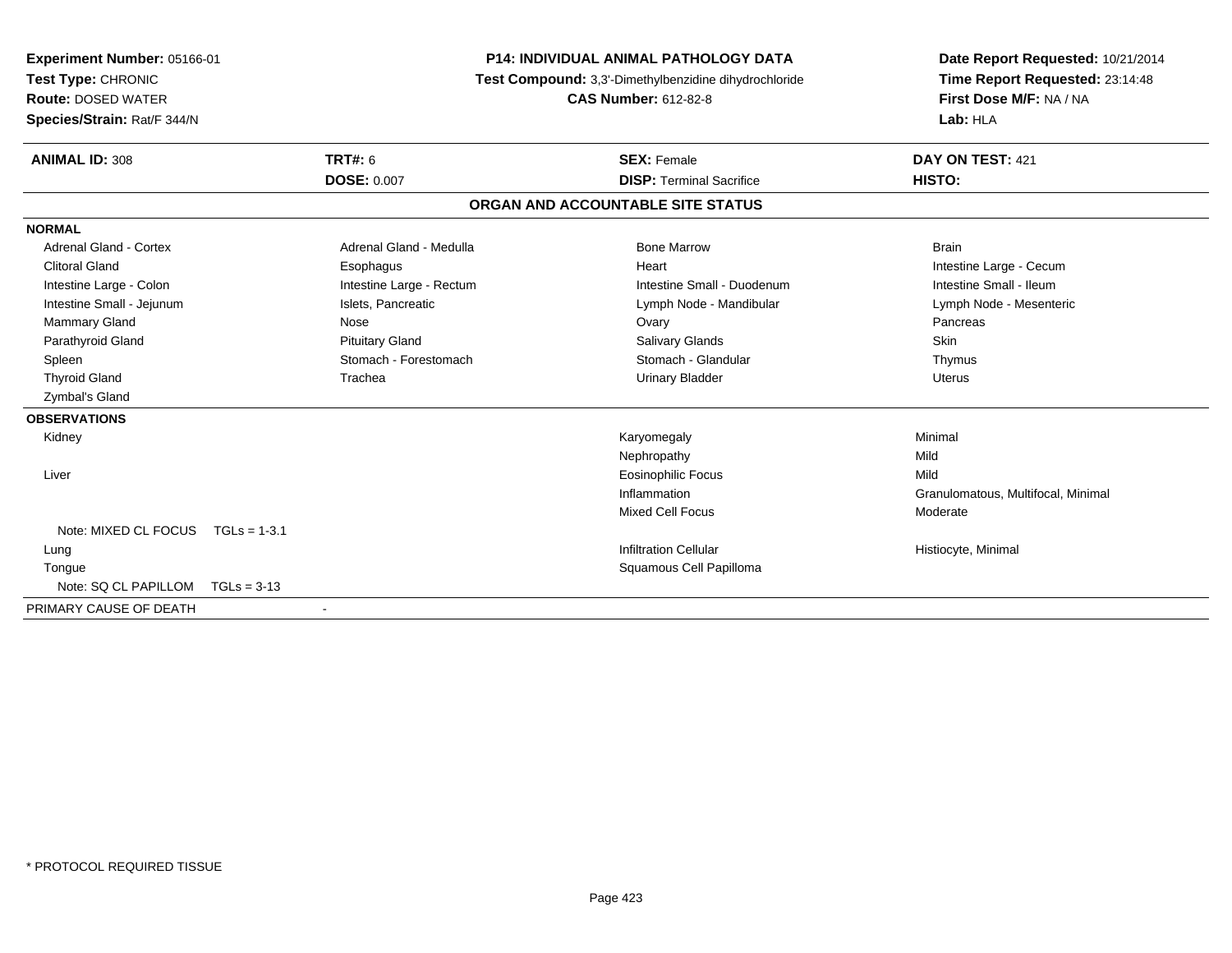**Experiment Number:** 05166-01
**Test Type:** CHRONIC
**Route:** DOSED WATER
**Species/Strain:** Rat/F 344/N

**P14: INDIVIDUAL ANIMAL PATHOLOGY DATA**
**Test Compound:** 3,3'-Dimethylbenzidine dihydrochloride
**CAS Number:** 612-82-8

**Date Report Requested:** 10/21/2014
**Time Report Requested:** 23:14:48
**First Dose M/F:** NA / NA
**Lab:** HLA

| **ANIMAL ID:** 308 | **TRT#:** 6 | **SEX:** Female | **DAY ON TEST:** 421 |
|---|---|---|---|
| | **DOSE:** 0.007 | **DISP:** Terminal Sacrifice | **HISTO:** |

## ORGAN AND ACCOUNTABLE SITE STATUS

**NORMAL**

| | | | |
|---|---|---|---|
| Adrenal Gland - Cortex | Adrenal Gland - Medulla | Bone Marrow | Brain |
| Clitoral Gland | Esophagus | Heart | Intestine Large - Cecum |
| Intestine Large - Colon | Intestine Large - Rectum | Intestine Small - Duodenum | Intestine Small - Ileum |
| Intestine Small - Jejunum | Islets, Pancreatic | Lymph Node - Mandibular | Lymph Node - Mesenteric |
| Mammary Gland | Nose | Ovary | Pancreas |
| Parathyroid Gland | Pituitary Gland | Salivary Glands | Skin |
| Spleen | Stomach - Forestomach | Stomach - Glandular | Thymus |
| Thyroid Gland | Trachea | Urinary Bladder | Uterus |
| Zymbal's Gland | | | |

**OBSERVATIONS**

| | | |
|---|---|---|
| Kidney | Karyomegaly | Minimal |
| | Nephropathy | Mild |
| Liver | Eosinophilic Focus | Mild |
| | Inflammation | Granulomatous, Multifocal, Minimal |
| | Mixed Cell Focus | Moderate |
| Note: MIXED CL FOCUS TGLs = 1-3.1 | | |
| Lung | Infiltration Cellular | Histiocyte, Minimal |
| Tongue | Squamous Cell Papilloma | |
| Note: SQ CL PAPILLOM TGLs = 3-13 | | |

PRIMARY CAUSE OF DEATH -

* PROTOCOL REQUIRED TISSUE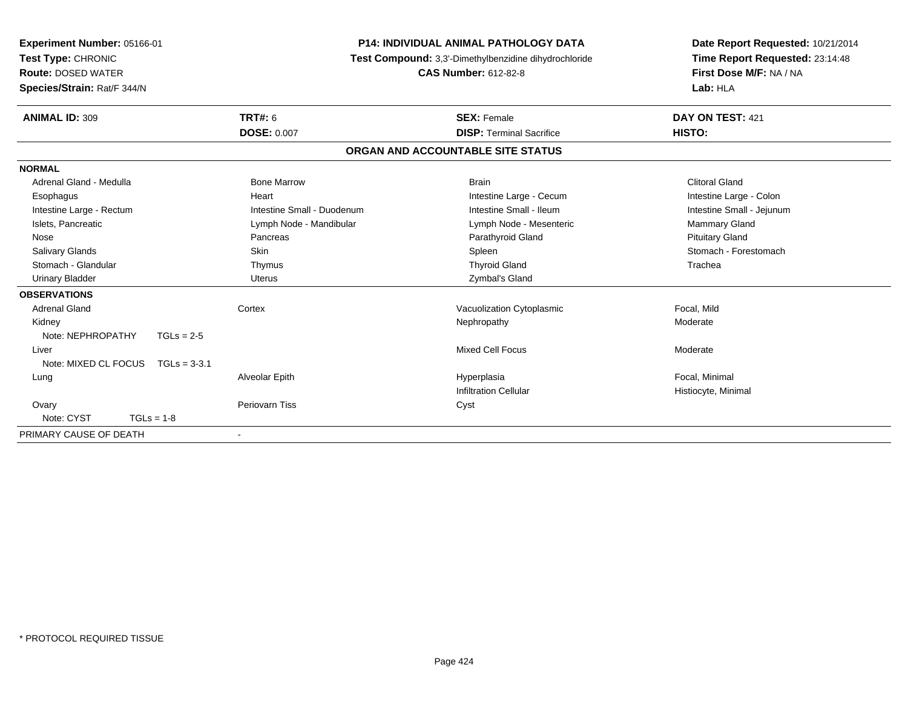**Experiment Number:** 05166-01
**Test Type:** CHRONIC
**Route:** DOSED WATER
**Species/Strain:** Rat/F 344/N

**P14: INDIVIDUAL ANIMAL PATHOLOGY DATA**
**Test Compound:** 3,3'-Dimethylbenzidine dihydrochloride
**CAS Number:** 612-82-8

**Date Report Requested:** 10/21/2014
**Time Report Requested:** 23:14:48
**First Dose M/F:** NA / NA
**Lab:** HLA

| **ANIMAL ID:** 309 | **TRT#:** 6 | **SEX:** Female | **DAY ON TEST:** 421 |
|---|---|---|---|
| | **DOSE:** 0.007 | **DISP:** Terminal Sacrifice | **HISTO:** |

## ORGAN AND ACCOUNTABLE SITE STATUS

**NORMAL**

| | | | |
|---|---|---|---|
| Adrenal Gland - Medulla | Bone Marrow | Brain | Clitoral Gland |
| Esophagus | Heart | Intestine Large - Cecum | Intestine Large - Colon |
| Intestine Large - Rectum | Intestine Small - Duodenum | Intestine Small - Ileum | Intestine Small - Jejunum |
| Islets, Pancreatic | Lymph Node - Mandibular | Lymph Node - Mesenteric | Mammary Gland |
| Nose | Pancreas | Parathyroid Gland | Pituitary Gland |
| Salivary Glands | Skin | Spleen | Stomach - Forestomach |
| Stomach - Glandular | Thymus | Thyroid Gland | Trachea |
| Urinary Bladder | Uterus | Zymbal's Gland | |

**OBSERVATIONS**

| | | | |
|---|---|---|---|
| Adrenal Gland | Cortex | Vacuolization Cytoplasmic | Focal, Mild |
| Kidney | | Nephropathy | Moderate |
| Note: NEPHROPATHY TGLs = 2-5 | | | |
| Liver | | Mixed Cell Focus | Moderate |
| Note: MIXED CL FOCUS TGLs = 3-3.1 | | | |
| Lung | Alveolar Epith | Hyperplasia | Focal, Minimal |
| | | Infiltration Cellular | Histiocyte, Minimal |
| Ovary | Periovarn Tiss | Cyst | |
| Note: CYST TGLs = 1-8 | | | |

PRIMARY CAUSE OF DEATH -

\* PROTOCOL REQUIRED TISSUE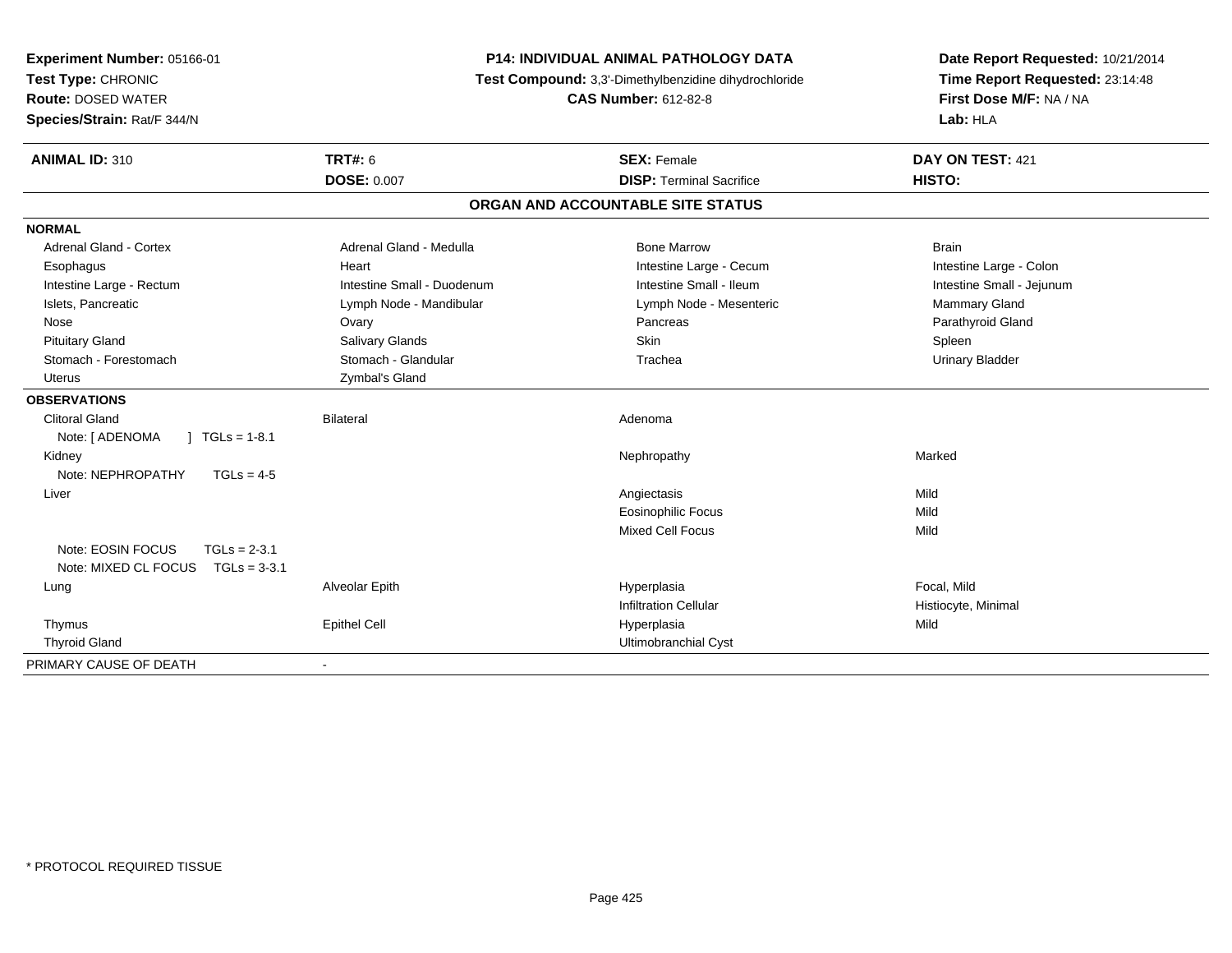**Experiment Number:** 05166-01
**Test Type:** CHRONIC
**Route:** DOSED WATER
**Species/Strain:** Rat/F 344/N

**P14: INDIVIDUAL ANIMAL PATHOLOGY DATA**
**Test Compound:** 3,3'-Dimethylbenzidine dihydrochloride
**CAS Number:** 612-82-8

**Date Report Requested:** 10/21/2014
**Time Report Requested:** 23:14:48
**First Dose M/F:** NA / NA
**Lab:** HLA

| **ANIMAL ID:** 310 | **TRT#:** 6 | **SEX:** Female | **DAY ON TEST:** 421 |
|---|---|---|---|
| | **DOSE:** 0.007 | **DISP:** Terminal Sacrifice | **HISTO:** |

## ORGAN AND ACCOUNTABLE SITE STATUS

**NORMAL**

| | | | |
|---|---|---|---|
| Adrenal Gland - Cortex | Adrenal Gland - Medulla | Bone Marrow | Brain |
| Esophagus | Heart | Intestine Large - Cecum | Intestine Large - Colon |
| Intestine Large - Rectum | Intestine Small - Duodenum | Intestine Small - Ileum | Intestine Small - Jejunum |
| Islets, Pancreatic | Lymph Node - Mandibular | Lymph Node - Mesenteric | Mammary Gland |
| Nose | Ovary | Pancreas | Parathyroid Gland |
| Pituitary Gland | Salivary Glands | Skin | Spleen |
| Stomach - Forestomach | Stomach - Glandular | Trachea | Urinary Bladder |
| Uterus | Zymbal's Gland | | |

**OBSERVATIONS**

| | | | |
|---|---|---|---|
| Clitoral Gland | Bilateral | Adenoma | |
| Note: [ ADENOMA ] TGLs = 1-8.1 | | | |
| Kidney | | Nephropathy | Marked |
| Note: NEPHROPATHY TGLs = 4-5 | | | |
| Liver | | Angiectasis | Mild |
| | | Eosinophilic Focus | Mild |
| | | Mixed Cell Focus | Mild |
| Note: EOSIN FOCUS TGLs = 2-3.1 | | | |
| Note: MIXED CL FOCUS TGLs = 3-3.1 | | | |
| Lung | Alveolar Epith | Hyperplasia | Focal, Mild |
| | | Infiltration Cellular | Histiocyte, Minimal |
| Thymus | Epithel Cell | Hyperplasia | Mild |
| Thyroid Gland | | Ultimobranchial Cyst | |

PRIMARY CAUSE OF DEATH -

* PROTOCOL REQUIRED TISSUE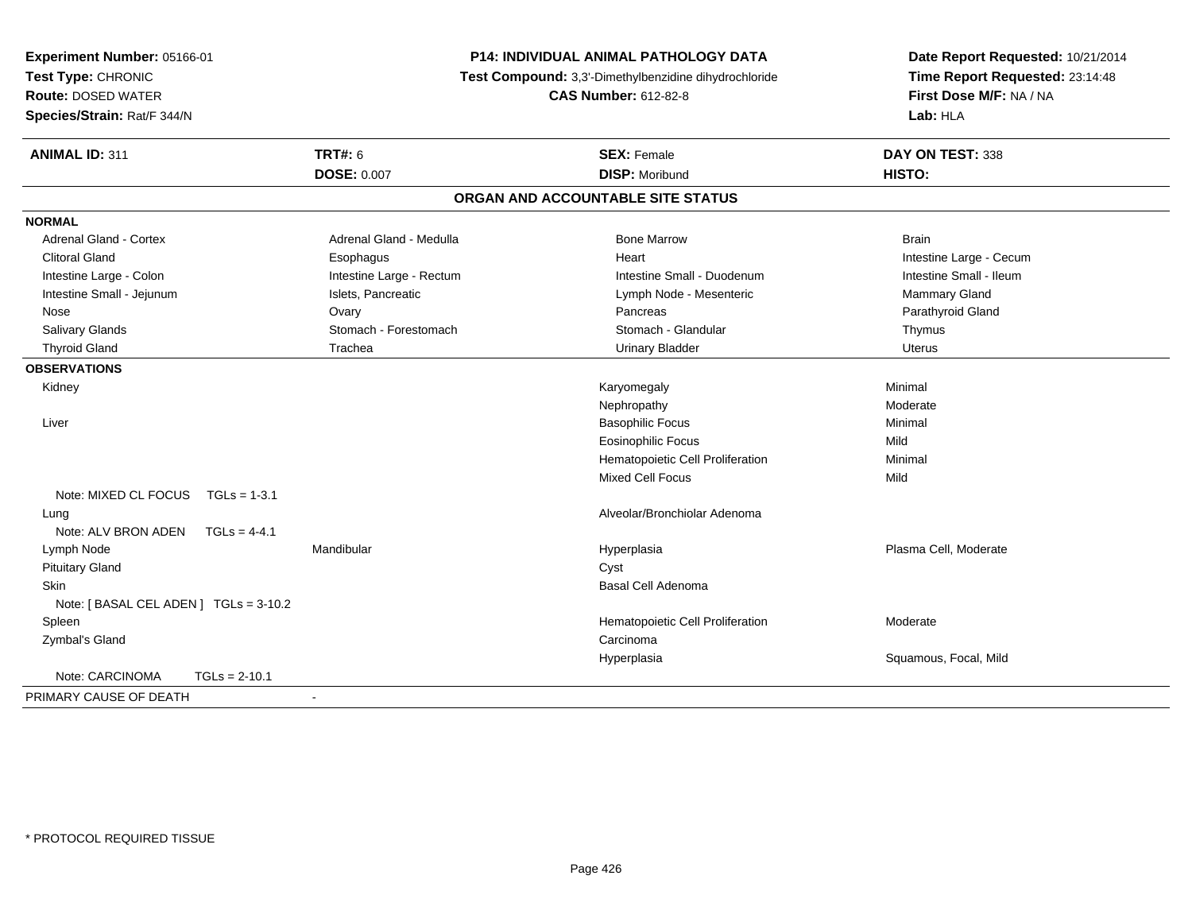**Experiment Number:** 05166-01
**Test Type:** CHRONIC
**Route:** DOSED WATER
**Species/Strain:** Rat/F 344/N

**P14: INDIVIDUAL ANIMAL PATHOLOGY DATA**
**Test Compound:** 3,3'-Dimethylbenzidine dihydrochloride
**CAS Number:** 612-82-8

**Date Report Requested:** 10/21/2014
**Time Report Requested:** 23:14:48
**First Dose M/F:** NA / NA
**Lab:** HLA

| **ANIMAL ID:** 311 | **TRT#:** 6 | **SEX:** Female | **DAY ON TEST:** 338 |
|---|---|---|---|
| | **DOSE:** 0.007 | **DISP:** Moribund | **HISTO:** |

## ORGAN AND ACCOUNTABLE SITE STATUS

**NORMAL**

| | | | |
|---|---|---|---|
| Adrenal Gland - Cortex | Adrenal Gland - Medulla | Bone Marrow | Brain |
| Clitoral Gland | Esophagus | Heart | Intestine Large - Cecum |
| Intestine Large - Colon | Intestine Large - Rectum | Intestine Small - Duodenum | Intestine Small - Ileum |
| Intestine Small - Jejunum | Islets, Pancreatic | Lymph Node - Mesenteric | Mammary Gland |
| Nose | Ovary | Pancreas | Parathyroid Gland |
| Salivary Glands | Stomach - Forestomach | Stomach - Glandular | Thymus |
| Thyroid Gland | Trachea | Urinary Bladder | Uterus |

**OBSERVATIONS**

| | | | |
|---|---|---|---|
| Kidney | | Karyomegaly | Minimal |
| | | Nephropathy | Moderate |
| Liver | | Basophilic Focus | Minimal |
| | | Eosinophilic Focus | Mild |
| | | Hematopoietic Cell Proliferation | Minimal |
| | | Mixed Cell Focus | Mild |
| Note: MIXED CL FOCUS TGLs = 1-3.1 | | | |
| Lung | | Alveolar/Bronchiolar Adenoma | |
| Note: ALV BRON ADEN TGLs = 4-4.1 | | | |
| Lymph Node | Mandibular | Hyperplasia | Plasma Cell, Moderate |
| Pituitary Gland | | Cyst | |
| Skin | | Basal Cell Adenoma | |
| Note: [ BASAL CEL ADEN ] TGLs = 3-10.2 | | | |
| Spleen | | Hematopoietic Cell Proliferation | Moderate |
| Zymbal's Gland | | Carcinoma | |
| | | Hyperplasia | Squamous, Focal, Mild |
| Note: CARCINOMA TGLs = 2-10.1 | | | |

PRIMARY CAUSE OF DEATH -

\* PROTOCOL REQUIRED TISSUE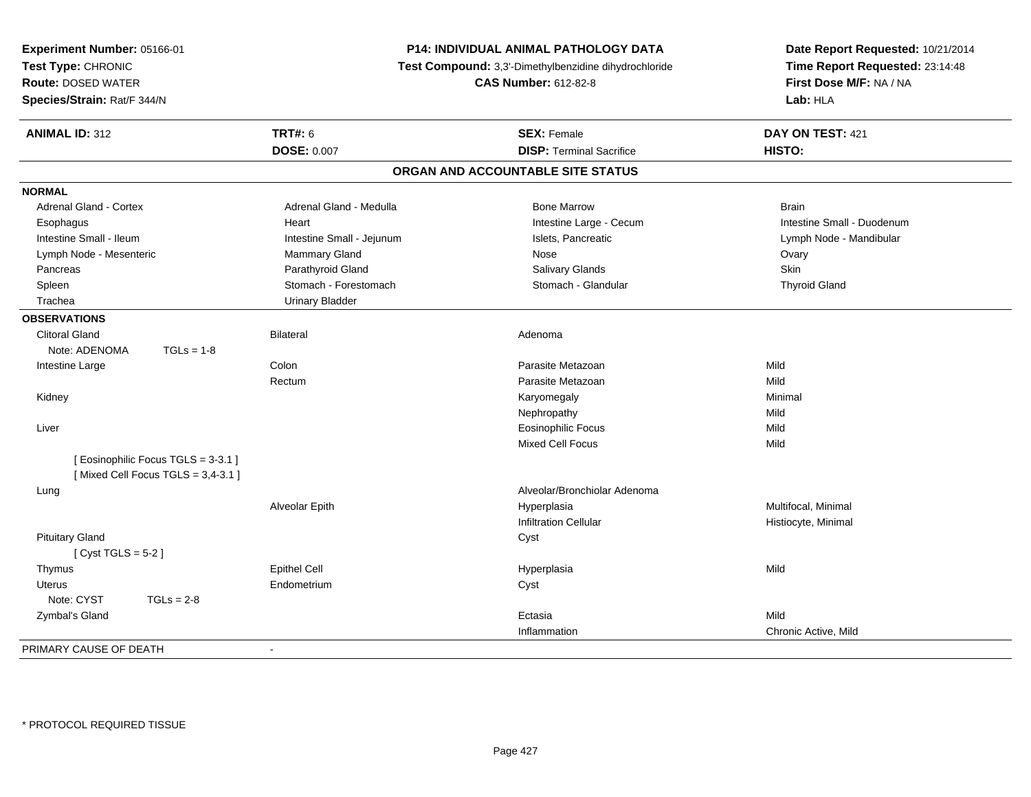**Experiment Number:** 05166-01
**Test Type:** CHRONIC
**Route:** DOSED WATER
**Species/Strain:** Rat/F 344/N

**P14: INDIVIDUAL ANIMAL PATHOLOGY DATA**
**Test Compound:** 3,3'-Dimethylbenzidine dihydrochloride
**CAS Number:** 612-82-8

**Date Report Requested:** 10/21/2014
**Time Report Requested:** 23:14:48
**First Dose M/F:** NA / NA
**Lab:** HLA

| **ANIMAL ID:** 312 | **TRT#:** 6 | **SEX:** Female | **DAY ON TEST:** 421 |
|---|---|---|---|
| | **DOSE:** 0.007 | **DISP:** Terminal Sacrifice | **HISTO:** |

## ORGAN AND ACCOUNTABLE SITE STATUS

**NORMAL**

| | | | |
|---|---|---|---|
| Adrenal Gland - Cortex | Adrenal Gland - Medulla | Bone Marrow | Brain |
| Esophagus | Heart | Intestine Large - Cecum | Intestine Small - Duodenum |
| Intestine Small - Ileum | Intestine Small - Jejunum | Islets, Pancreatic | Lymph Node - Mandibular |
| Lymph Node - Mesenteric | Mammary Gland | Nose | Ovary |
| Pancreas | Parathyroid Gland | Salivary Glands | Skin |
| Spleen | Stomach - Forestomach | Stomach - Glandular | Thyroid Gland |
| Trachea | Urinary Bladder | | |

**OBSERVATIONS**

| | | | |
|---|---|---|---|
| Clitoral Gland | Bilateral | Adenoma | |
| Note: ADENOMA TGLs = 1-8 | | | |
| Intestine Large | Colon | Parasite Metazoan | Mild |
| | Rectum | Parasite Metazoan | Mild |
| Kidney | | Karyomegaly | Minimal |
| | | Nephropathy | Mild |
| Liver | | Eosinophilic Focus | Mild |
| | | Mixed Cell Focus | Mild |
| [ Eosinophilic Focus TGLS = 3-3.1 ] | | | |
| [ Mixed Cell Focus TGLS = 3,4-3.1 ] | | | |
| Lung | | Alveolar/Bronchiolar Adenoma | |
| | Alveolar Epith | Hyperplasia | Multifocal, Minimal |
| | | Infiltration Cellular | Histiocyte, Minimal |
| Pituitary Gland | | Cyst | |
| [ Cyst TGLS = 5-2 ] | | | |
| Thymus | Epithel Cell | Hyperplasia | Mild |
| Uterus | Endometrium | Cyst | |
| Note: CYST TGLs = 2-8 | | | |
| Zymbal's Gland | | Ectasia | Mild |
| | | Inflammation | Chronic Active, Mild |

PRIMARY CAUSE OF DEATH -

\* PROTOCOL REQUIRED TISSUE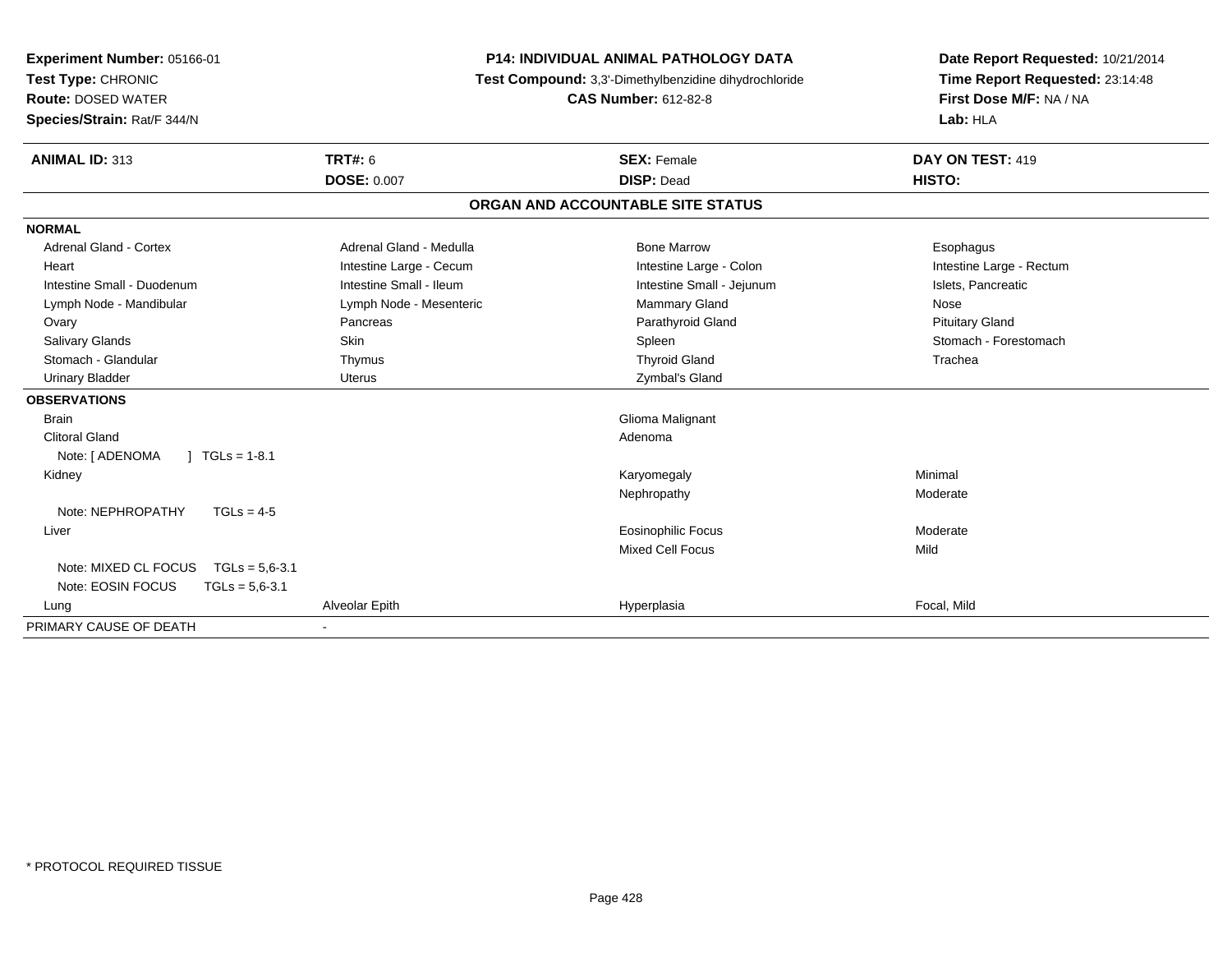**Experiment Number:** 05166-01
**Test Type:** CHRONIC
**Route:** DOSED WATER
**Species/Strain:** Rat/F 344/N

**P14: INDIVIDUAL ANIMAL PATHOLOGY DATA**
**Test Compound:** 3,3'-Dimethylbenzidine dihydrochloride
**CAS Number:** 612-82-8

**Date Report Requested:** 10/21/2014
**Time Report Requested:** 23:14:48
**First Dose M/F:** NA / NA
**Lab:** HLA

| **ANIMAL ID:** 313 | **TRT#:** 6 | **SEX:** Female | **DAY ON TEST:** 419 |
|---|---|---|---|
| | **DOSE:** 0.007 | **DISP:** Dead | **HISTO:** |

## ORGAN AND ACCOUNTABLE SITE STATUS

**NORMAL**

| | | | |
|---|---|---|---|
| Adrenal Gland - Cortex | Adrenal Gland - Medulla | Bone Marrow | Esophagus |
| Heart | Intestine Large - Cecum | Intestine Large - Colon | Intestine Large - Rectum |
| Intestine Small - Duodenum | Intestine Small - Ileum | Intestine Small - Jejunum | Islets, Pancreatic |
| Lymph Node - Mandibular | Lymph Node - Mesenteric | Mammary Gland | Nose |
| Ovary | Pancreas | Parathyroid Gland | Pituitary Gland |
| Salivary Glands | Skin | Spleen | Stomach - Forestomach |
| Stomach - Glandular | Thymus | Thyroid Gland | Trachea |
| Urinary Bladder | Uterus | Zymbal's Gland | |

**OBSERVATIONS**

| | | | |
|---|---|---|---|
| Brain | | Glioma Malignant | |
| Clitoral Gland | | Adenoma | |
| Note: [ ADENOMA ] TGLs = 1-8.1 | | | |
| Kidney | | Karyomegaly | Minimal |
| | | Nephropathy | Moderate |
| Note: NEPHROPATHY TGLs = 4-5 | | | |
| Liver | | Eosinophilic Focus | Moderate |
| | | Mixed Cell Focus | Mild |
| Note: MIXED CL FOCUS TGLs = 5,6-3.1 | | | |
| Note: EOSIN FOCUS TGLs = 5,6-3.1 | | | |
| Lung | Alveolar Epith | Hyperplasia | Focal, Mild |

PRIMARY CAUSE OF DEATH -

\* PROTOCOL REQUIRED TISSUE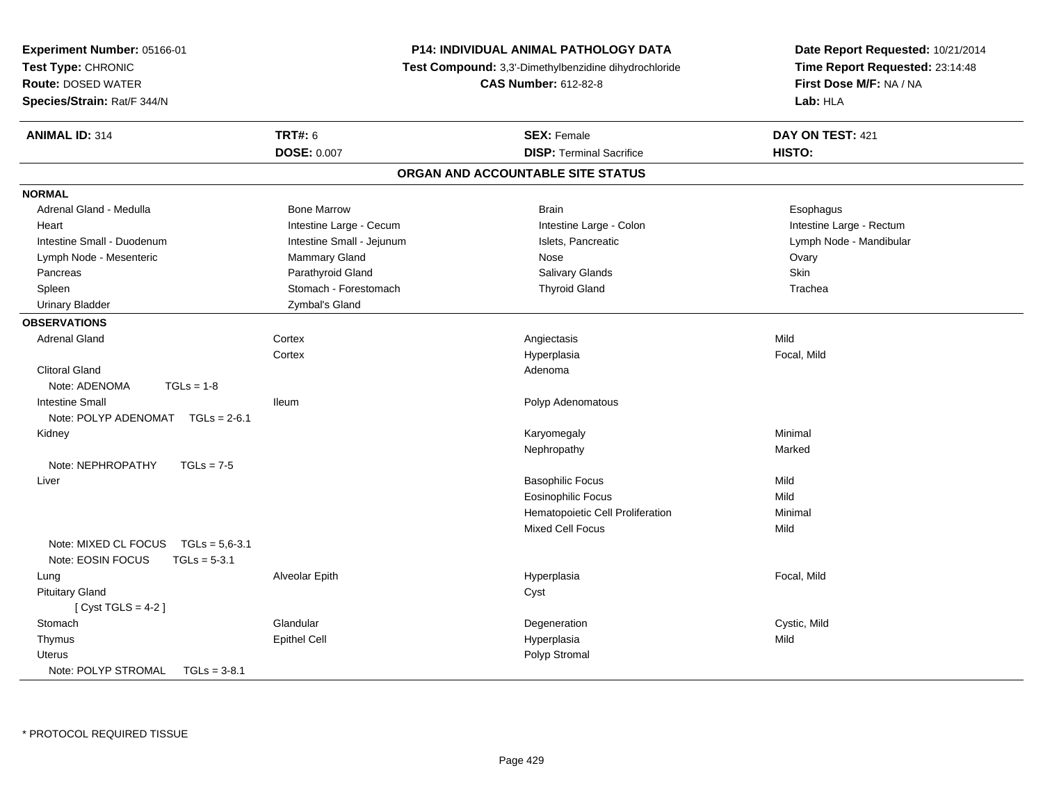**Experiment Number:** 05166-01
**Test Type:** CHRONIC
**Route:** DOSED WATER
**Species/Strain:** Rat/F 344/N

**P14: INDIVIDUAL ANIMAL PATHOLOGY DATA**
**Test Compound:** 3,3'-Dimethylbenzidine dihydrochloride
**CAS Number:** 612-82-8

**Date Report Requested:** 10/21/2014
**Time Report Requested:** 23:14:48
**First Dose M/F:** NA / NA
**Lab:** HLA

| **ANIMAL ID:** 314 | **TRT#:** 6 | **SEX:** Female | **DAY ON TEST:** 421 |
|---|---|---|---|
| | **DOSE:** 0.007 | **DISP:** Terminal Sacrifice | **HISTO:** |

## ORGAN AND ACCOUNTABLE SITE STATUS

**NORMAL**

| | | | |
|---|---|---|---|
| Adrenal Gland - Medulla | Bone Marrow | Brain | Esophagus |
| Heart | Intestine Large - Cecum | Intestine Large - Colon | Intestine Large - Rectum |
| Intestine Small - Duodenum | Intestine Small - Jejunum | Islets, Pancreatic | Lymph Node - Mandibular |
| Lymph Node - Mesenteric | Mammary Gland | Nose | Ovary |
| Pancreas | Parathyroid Gland | Salivary Glands | Skin |
| Spleen | Stomach - Forestomach | Thyroid Gland | Trachea |
| Urinary Bladder | Zymbal's Gland | | |

**OBSERVATIONS**

| | | | |
|---|---|---|---|
| Adrenal Gland | Cortex | Angiectasis | Mild |
| | Cortex | Hyperplasia | Focal, Mild |
| Clitoral Gland | | Adenoma | |
| Note: ADENOMA TGLs = 1-8 | | | |
| Intestine Small | Ileum | Polyp Adenomatous | |
| Note: POLYP ADENOMAT TGLs = 2-6.1 | | | |
| Kidney | | Karyomegaly | Minimal |
| | | Nephropathy | Marked |
| Note: NEPHROPATHY TGLs = 7-5 | | | |
| Liver | | Basophilic Focus | Mild |
| | | Eosinophilic Focus | Mild |
| | | Hematopoietic Cell Proliferation | Minimal |
| | | Mixed Cell Focus | Mild |
| Note: MIXED CL FOCUS TGLs = 5,6-3.1 | | | |
| Note: EOSIN FOCUS TGLs = 5-3.1 | | | |
| Lung | Alveolar Epith | Hyperplasia | Focal, Mild |
| Pituitary Gland | | Cyst | |
| [ Cyst TGLS = 4-2 ] | | | |
| Stomach | Glandular | Degeneration | Cystic, Mild |
| Thymus | Epithel Cell | Hyperplasia | Mild |
| Uterus | | Polyp Stromal | |
| Note: POLYP STROMAL TGLs = 3-8.1 | | | |

* PROTOCOL REQUIRED TISSUE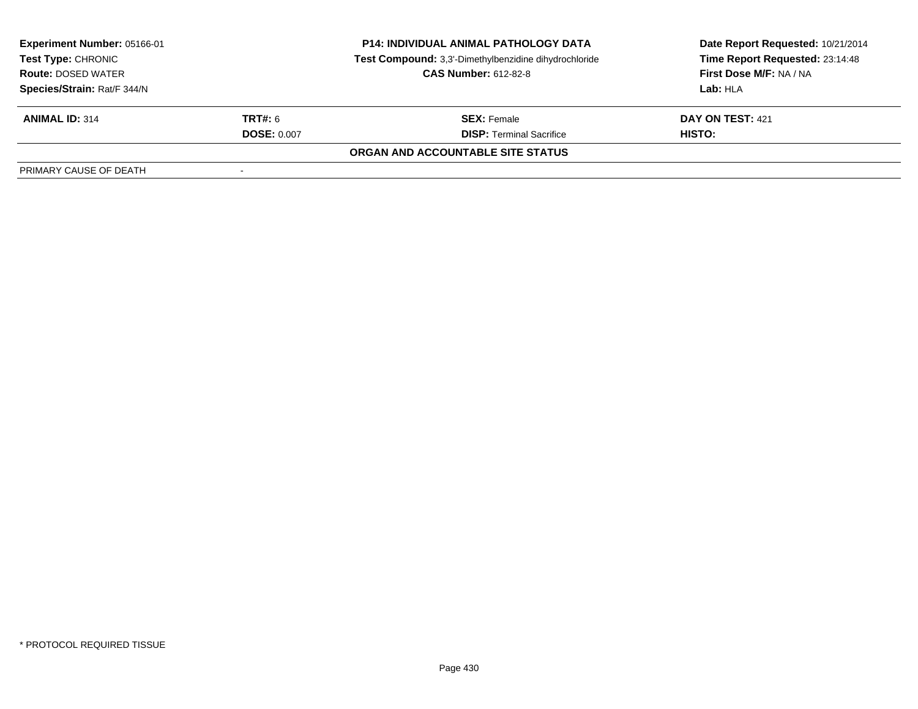**Experiment Number:** 05166-01
**Test Type:** CHRONIC
**Route:** DOSED WATER
**Species/Strain:** Rat/F 344/N

**P14: INDIVIDUAL ANIMAL PATHOLOGY DATA**
**Test Compound:** 3,3'-Dimethylbenzidine dihydrochloride
**CAS Number:** 612-82-8

**Date Report Requested:** 10/21/2014
**Time Report Requested:** 23:14:48
**First Dose M/F:** NA / NA
**Lab:** HLA

| **ANIMAL ID:** 314 | **TRT#:** 6 | **SEX:** Female | **DAY ON TEST:** 421 |
|---|---|---|---|
| | **DOSE:** 0.007 | **DISP:** Terminal Sacrifice | **HISTO:** |

**ORGAN AND ACCOUNTABLE SITE STATUS**

| PRIMARY CAUSE OF DEATH | - |
|---|---|

\* PROTOCOL REQUIRED TISSUE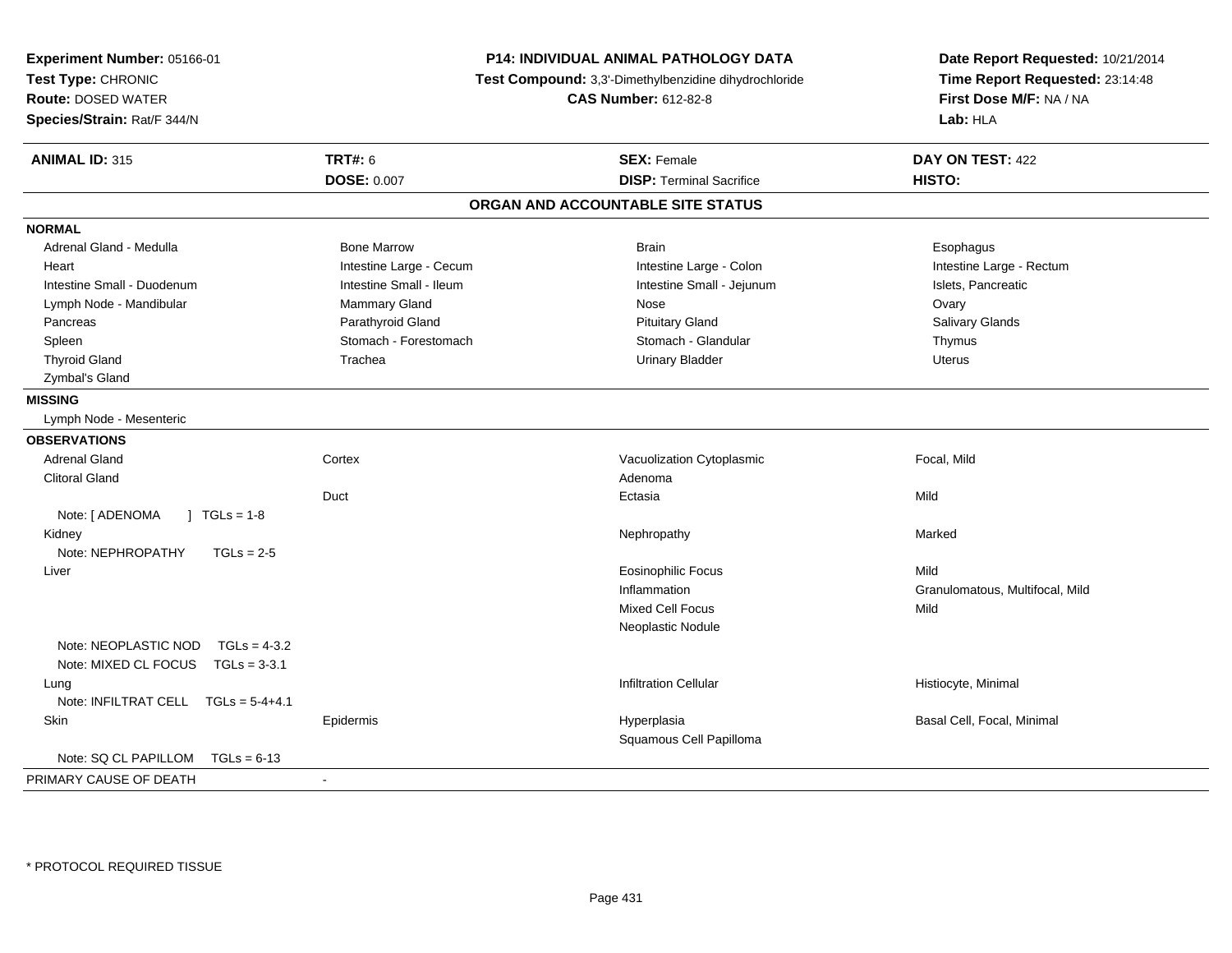**Experiment Number:** 05166-01
**Test Type:** CHRONIC
**Route:** DOSED WATER
**Species/Strain:** Rat/F 344/N

**P14: INDIVIDUAL ANIMAL PATHOLOGY DATA**
**Test Compound:** 3,3'-Dimethylbenzidine dihydrochloride
**CAS Number:** 612-82-8

**Date Report Requested:** 10/21/2014
**Time Report Requested:** 23:14:48
**First Dose M/F:** NA / NA
**Lab:** HLA

| **ANIMAL ID:** 315 | **TRT#:** 6 | **SEX:** Female | **DAY ON TEST:** 422 |
|---|---|---|---|
| | **DOSE:** 0.007 | **DISP:** Terminal Sacrifice | **HISTO:** |

## ORGAN AND ACCOUNTABLE SITE STATUS

**NORMAL**

| | | | |
|---|---|---|---|
| Adrenal Gland - Medulla | Bone Marrow | Brain | Esophagus |
| Heart | Intestine Large - Cecum | Intestine Large - Colon | Intestine Large - Rectum |
| Intestine Small - Duodenum | Intestine Small - Ileum | Intestine Small - Jejunum | Islets, Pancreatic |
| Lymph Node - Mandibular | Mammary Gland | Nose | Ovary |
| Pancreas | Parathyroid Gland | Pituitary Gland | Salivary Glands |
| Spleen | Stomach - Forestomach | Stomach - Glandular | Thymus |
| Thyroid Gland | Trachea | Urinary Bladder | Uterus |
| Zymbal's Gland | | | |

**MISSING**

Lymph Node - Mesenteric

**OBSERVATIONS**

| | | | |
|---|---|---|---|
| Adrenal Gland | Cortex | Vacuolization Cytoplasmic | Focal, Mild |
| Clitoral Gland | | Adenoma | |
| | Duct | Ectasia | Mild |
| Note: [ ADENOMA ] TGLs = 1-8 | | | |
| Kidney | | Nephropathy | Marked |
| Note: NEPHROPATHY TGLs = 2-5 | | | |
| Liver | | Eosinophilic Focus | Mild |
| | | Inflammation | Granulomatous, Multifocal, Mild |
| | | Mixed Cell Focus | Mild |
| | | Neoplastic Nodule | |
| Note: NEOPLASTIC NOD TGLs = 4-3.2 | | | |
| Note: MIXED CL FOCUS TGLs = 3-3.1 | | | |
| Lung | | Infiltration Cellular | Histiocyte, Minimal |
| Note: INFILTRAT CELL TGLs = 5-4+4.1 | | | |
| Skin | Epidermis | Hyperplasia | Basal Cell, Focal, Minimal |
| | | Squamous Cell Papilloma | |
| Note: SQ CL PAPILLOM TGLs = 6-13 | | | |

PRIMARY CAUSE OF DEATH -

* PROTOCOL REQUIRED TISSUE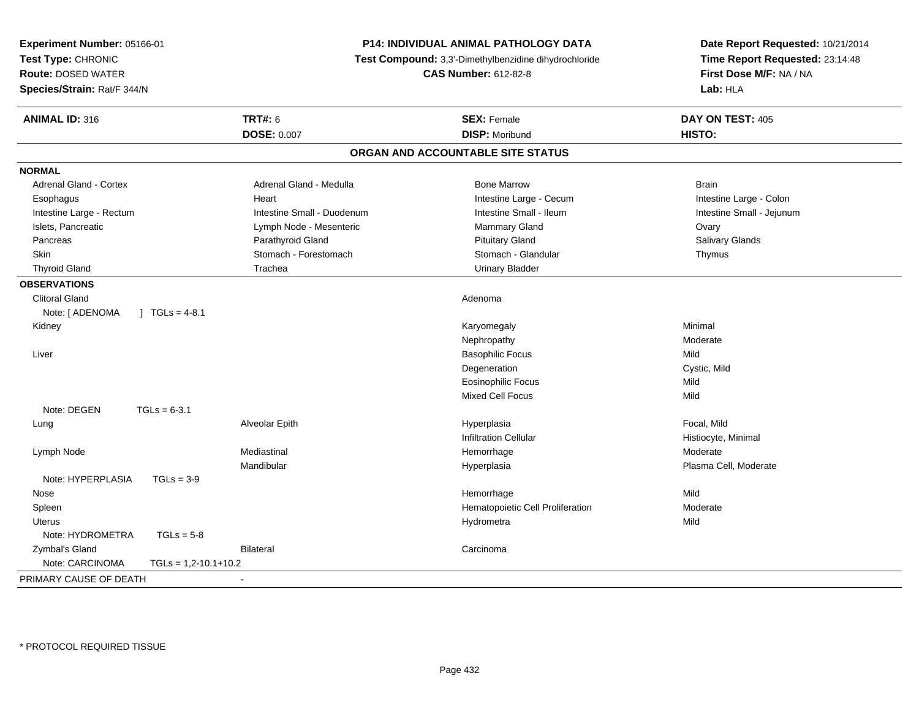**Experiment Number:** 05166-01
**Test Type:** CHRONIC
**Route:** DOSED WATER
**Species/Strain:** Rat/F 344/N

**P14: INDIVIDUAL ANIMAL PATHOLOGY DATA**
**Test Compound:** 3,3'-Dimethylbenzidine dihydrochloride
**CAS Number:** 612-82-8

**Date Report Requested:** 10/21/2014
**Time Report Requested:** 23:14:48
**First Dose M/F:** NA / NA
**Lab:** HLA

| **ANIMAL ID:** 316 | **TRT#:** 6 | **SEX:** Female | **DAY ON TEST:** 405 |
|---|---|---|---|
| | **DOSE:** 0.007 | **DISP:** Moribund | **HISTO:** |

## ORGAN AND ACCOUNTABLE SITE STATUS

**NORMAL**

| | | | |
|---|---|---|---|
| Adrenal Gland - Cortex | Adrenal Gland - Medulla | Bone Marrow | Brain |
| Esophagus | Heart | Intestine Large - Cecum | Intestine Large - Colon |
| Intestine Large - Rectum | Intestine Small - Duodenum | Intestine Small - Ileum | Intestine Small - Jejunum |
| Islets, Pancreatic | Lymph Node - Mesenteric | Mammary Gland | Ovary |
| Pancreas | Parathyroid Gland | Pituitary Gland | Salivary Glands |
| Skin | Stomach - Forestomach | Stomach - Glandular | Thymus |
| Thyroid Gland | Trachea | Urinary Bladder | |

**OBSERVATIONS**

| | | | |
|---|---|---|---|
| Clitoral Gland | | Adenoma | |
| Note: [ ADENOMA ] TGLs = 4-8.1 | | | |
| Kidney | | Karyomegaly | Minimal |
| | | Nephropathy | Moderate |
| Liver | | Basophilic Focus | Mild |
| | | Degeneration | Cystic, Mild |
| | | Eosinophilic Focus | Mild |
| | | Mixed Cell Focus | Mild |
| Note: DEGEN TGLs = 6-3.1 | | | |
| Lung | Alveolar Epith | Hyperplasia | Focal, Mild |
| | | Infiltration Cellular | Histiocyte, Minimal |
| Lymph Node | Mediastinal | Hemorrhage | Moderate |
| | Mandibular | Hyperplasia | Plasma Cell, Moderate |
| Note: HYPERPLASIA TGLs = 3-9 | | | |
| Nose | | Hemorrhage | Mild |
| Spleen | | Hematopoietic Cell Proliferation | Moderate |
| Uterus | | Hydrometra | Mild |
| Note: HYDROMETRA TGLs = 5-8 | | | |
| Zymbal's Gland | Bilateral | Carcinoma | |
| Note: CARCINOMA TGLs = 1,2-10.1+10.2 | | | |

PRIMARY CAUSE OF DEATH -

* PROTOCOL REQUIRED TISSUE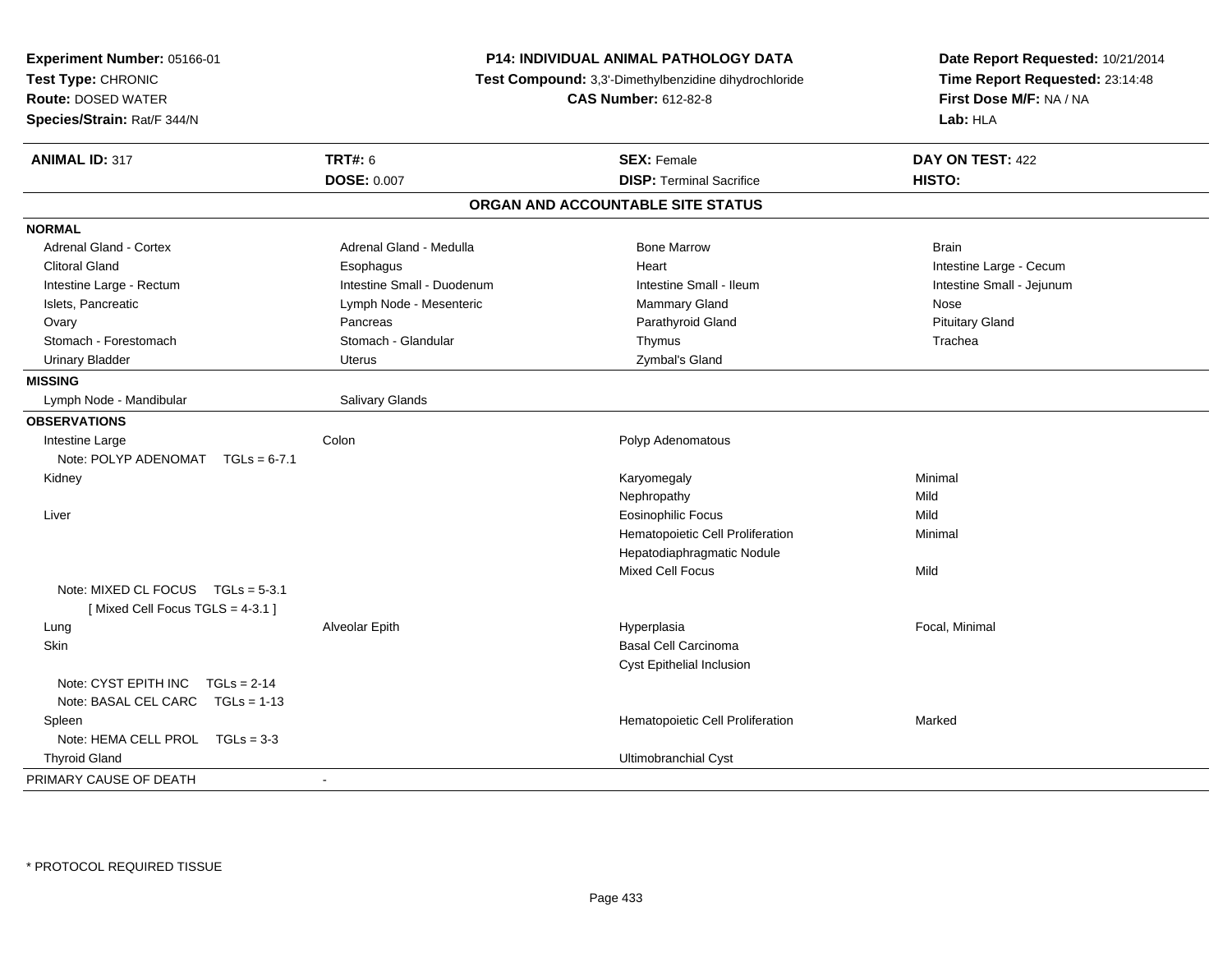**Experiment Number:** 05166-01
**Test Type:** CHRONIC
**Route:** DOSED WATER
**Species/Strain:** Rat/F 344/N

**P14: INDIVIDUAL ANIMAL PATHOLOGY DATA**
**Test Compound:** 3,3'-Dimethylbenzidine dihydrochloride
**CAS Number:** 612-82-8

**Date Report Requested:** 10/21/2014
**Time Report Requested:** 23:14:48
**First Dose M/F:** NA / NA
**Lab:** HLA

| **ANIMAL ID:** 317 | **TRT#:** 6 | **SEX:** Female | **DAY ON TEST:** 422 |
|---|---|---|---|
| | **DOSE:** 0.007 | **DISP:** Terminal Sacrifice | **HISTO:** |

## ORGAN AND ACCOUNTABLE SITE STATUS

**NORMAL**

| | | | |
|---|---|---|---|
| Adrenal Gland - Cortex | Adrenal Gland - Medulla | Bone Marrow | Brain |
| Clitoral Gland | Esophagus | Heart | Intestine Large - Cecum |
| Intestine Large - Rectum | Intestine Small - Duodenum | Intestine Small - Ileum | Intestine Small - Jejunum |
| Islets, Pancreatic | Lymph Node - Mesenteric | Mammary Gland | Nose |
| Ovary | Pancreas | Parathyroid Gland | Pituitary Gland |
| Stomach - Forestomach | Stomach - Glandular | Thymus | Trachea |
| Urinary Bladder | Uterus | Zymbal's Gland | |

**MISSING**

| | |
|---|---|
| Lymph Node - Mandibular | Salivary Glands |

**OBSERVATIONS**

| Organ | Site | Observation | Severity |
|---|---|---|---|
| Intestine Large | Colon | Polyp Adenomatous | |
| Note: POLYP ADENOMAT TGLs = 6-7.1 | | | |
| Kidney | | Karyomegaly | Minimal |
| | | Nephropathy | Mild |
| Liver | | Eosinophilic Focus | Mild |
| | | Hematopoietic Cell Proliferation | Minimal |
| | | Hepatodiaphragmatic Nodule | |
| | | Mixed Cell Focus | Mild |
| Note: MIXED CL FOCUS TGLs = 5-3.1 [ Mixed Cell Focus TGLS = 4-3.1 ] | | | |
| Lung | Alveolar Epith | Hyperplasia | Focal, Minimal |
| Skin | | Basal Cell Carcinoma | |
| | | Cyst Epithelial Inclusion | |
| Note: CYST EPITH INC TGLs = 2-14 | | | |
| Note: BASAL CEL CARC TGLs = 1-13 | | | |
| Spleen | | Hematopoietic Cell Proliferation | Marked |
| Note: HEMA CELL PROL TGLs = 3-3 | | | |
| Thyroid Gland | | Ultimobranchial Cyst | |

PRIMARY CAUSE OF DEATH -

* PROTOCOL REQUIRED TISSUE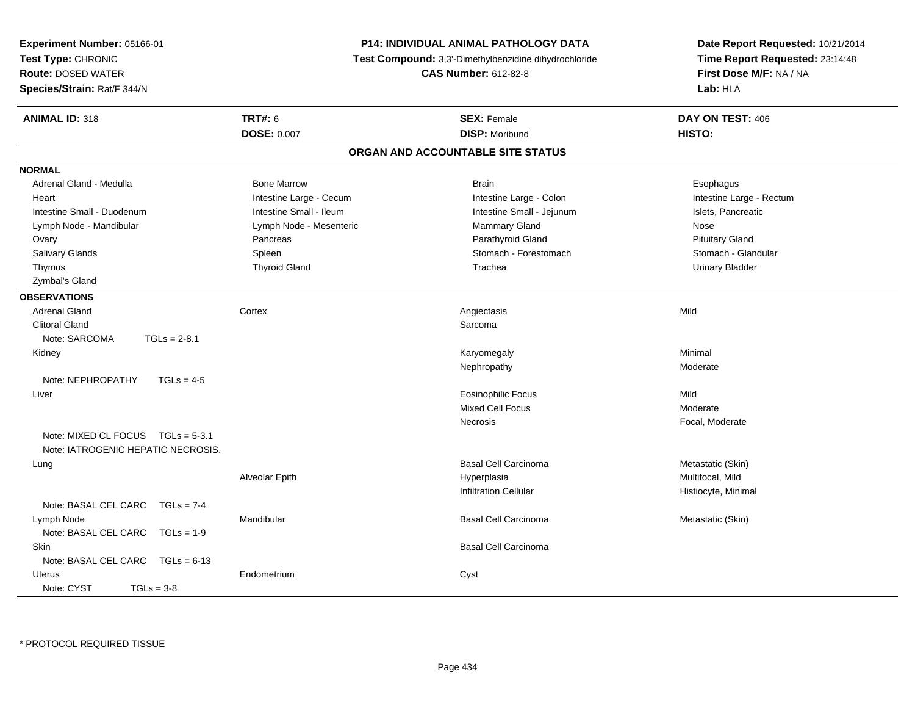**Experiment Number:** 05166-01
**Test Type:** CHRONIC
**Route:** DOSED WATER
**Species/Strain:** Rat/F 344/N

**P14: INDIVIDUAL ANIMAL PATHOLOGY DATA**
**Test Compound:** 3,3'-Dimethylbenzidine dihydrochloride
**CAS Number:** 612-82-8

**Date Report Requested:** 10/21/2014
**Time Report Requested:** 23:14:48
**First Dose M/F:** NA / NA
**Lab:** HLA

| **ANIMAL ID:** 318 | **TRT#:** 6 | **SEX:** Female | **DAY ON TEST:** 406 |
|---|---|---|---|
| | **DOSE:** 0.007 | **DISP:** Moribund | **HISTO:** |

## ORGAN AND ACCOUNTABLE SITE STATUS

**NORMAL**

| | | | |
|---|---|---|---|
| Adrenal Gland - Medulla | Bone Marrow | Brain | Esophagus |
| Heart | Intestine Large - Cecum | Intestine Large - Colon | Intestine Large - Rectum |
| Intestine Small - Duodenum | Intestine Small - Ileum | Intestine Small - Jejunum | Islets, Pancreatic |
| Lymph Node - Mandibular | Lymph Node - Mesenteric | Mammary Gland | Nose |
| Ovary | Pancreas | Parathyroid Gland | Pituitary Gland |
| Salivary Glands | Spleen | Stomach - Forestomach | Stomach - Glandular |
| Thymus | Thyroid Gland | Trachea | Urinary Bladder |
| Zymbal's Gland | | | |

**OBSERVATIONS**

| | | | |
|---|---|---|---|
| Adrenal Gland | Cortex | Angiectasis | Mild |
| Clitoral Gland | | Sarcoma | |
| Note: SARCOMA TGLs = 2-8.1 | | | |
| Kidney | | Karyomegaly | Minimal |
| | | Nephropathy | Moderate |
| Note: NEPHROPATHY TGLs = 4-5 | | | |
| Liver | | Eosinophilic Focus | Mild |
| | | Mixed Cell Focus | Moderate |
| | | Necrosis | Focal, Moderate |
| Note: MIXED CL FOCUS TGLs = 5-3.1 | | | |
| Note: IATROGENIC HEPATIC NECROSIS. | | | |
| Lung | | Basal Cell Carcinoma | Metastatic (Skin) |
| | Alveolar Epith | Hyperplasia | Multifocal, Mild |
| | | Infiltration Cellular | Histiocyte, Minimal |
| Note: BASAL CEL CARC TGLs = 7-4 | | | |
| Lymph Node | Mandibular | Basal Cell Carcinoma | Metastatic (Skin) |
| Note: BASAL CEL CARC TGLs = 1-9 | | | |
| Skin | | Basal Cell Carcinoma | |
| Note: BASAL CEL CARC TGLs = 6-13 | | | |
| Uterus | Endometrium | Cyst | |
| Note: CYST TGLs = 3-8 | | | |

* PROTOCOL REQUIRED TISSUE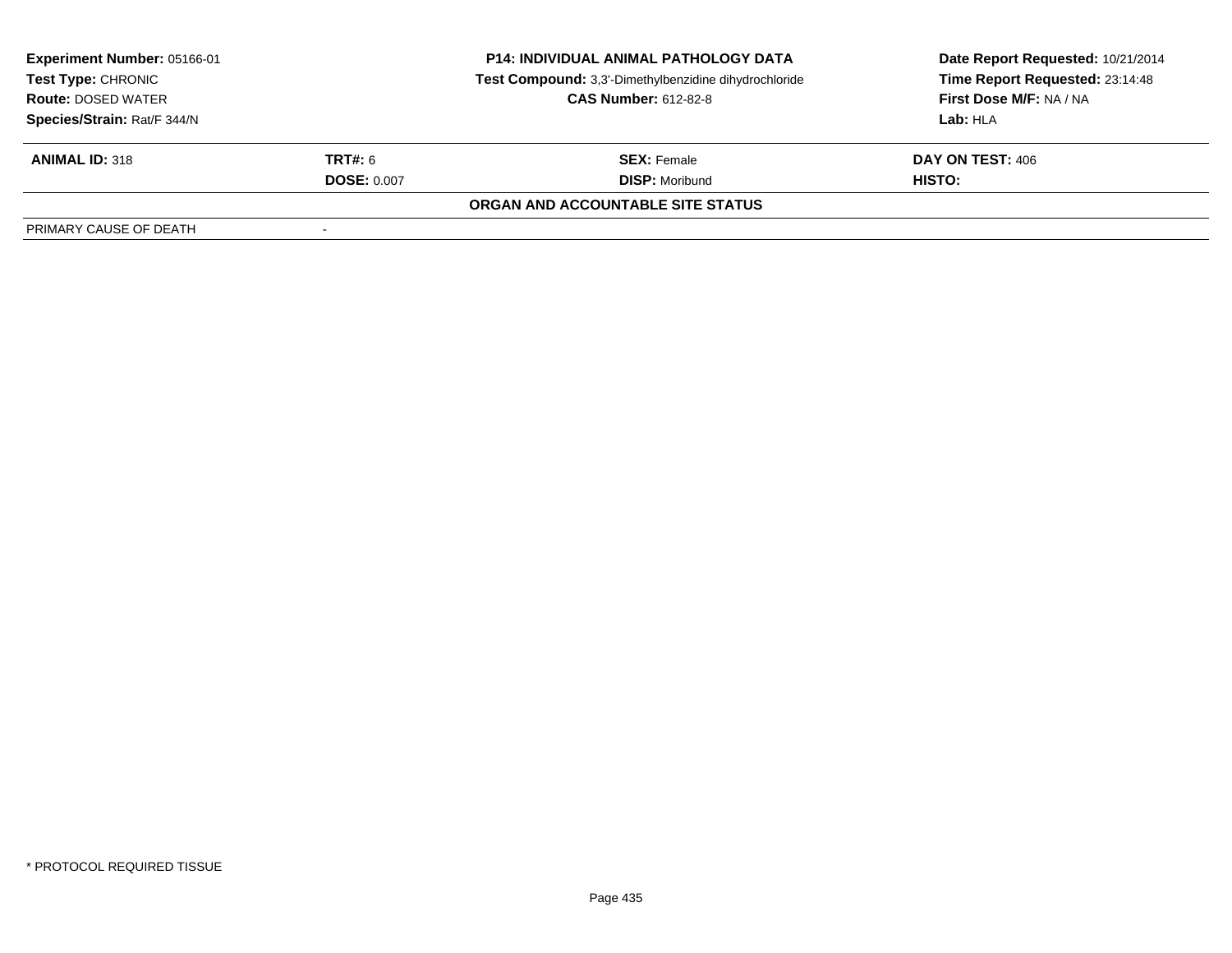| **Experiment Number:** 05166-01 | **P14: INDIVIDUAL ANIMAL PATHOLOGY DATA** | **Date Report Requested:** 10/21/2014 |
|---|---|---|
| **Test Type:** CHRONIC | **Test Compound:** 3,3'-Dimethylbenzidine dihydrochloride | **Time Report Requested:** 23:14:48 |
| **Route:** DOSED WATER | **CAS Number:** 612-82-8 | **First Dose M/F:** NA / NA |
| **Species/Strain:** Rat/F 344/N | | **Lab:** HLA |

| **ANIMAL ID:** 318 | **TRT#:** 6 | **SEX:** Female | **DAY ON TEST:** 406 |
|---|---|---|---|
| | **DOSE:** 0.007 | **DISP:** Moribund | **HISTO:** |

**ORGAN AND ACCOUNTABLE SITE STATUS**

| | |
|---|---|
| PRIMARY CAUSE OF DEATH | - |

* PROTOCOL REQUIRED TISSUE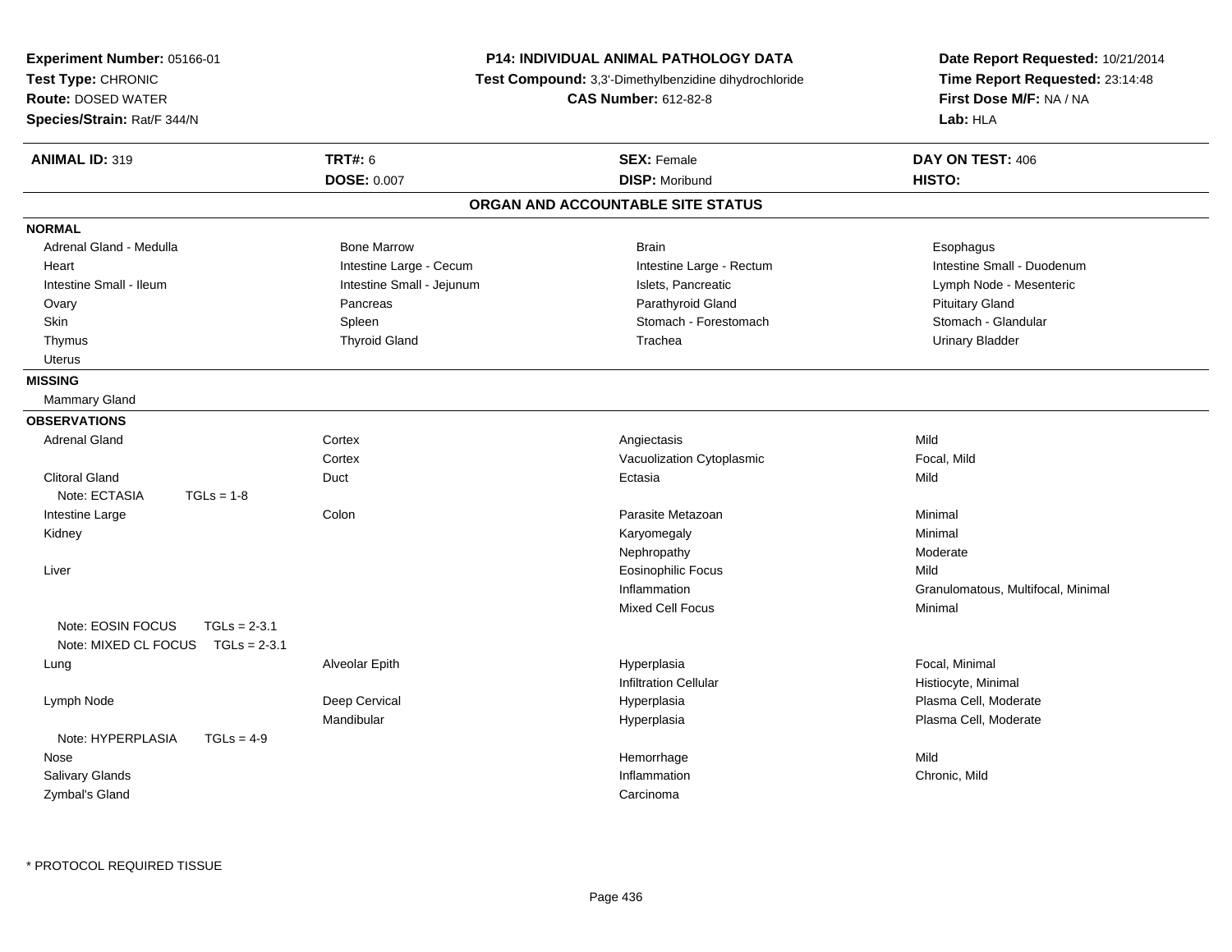**Experiment Number:** 05166-01
**Test Type:** CHRONIC
**Route:** DOSED WATER
**Species/Strain:** Rat/F 344/N

**P14: INDIVIDUAL ANIMAL PATHOLOGY DATA**
**Test Compound:** 3,3'-Dimethylbenzidine dihydrochloride
**CAS Number:** 612-82-8

**Date Report Requested:** 10/21/2014
**Time Report Requested:** 23:14:48
**First Dose M/F:** NA / NA
**Lab:** HLA

| **ANIMAL ID:** 319 | **TRT#:** 6 | **SEX:** Female | **DAY ON TEST:** 406 |
|---|---|---|---|
| | **DOSE:** 0.007 | **DISP:** Moribund | **HISTO:** |

## ORGAN AND ACCOUNTABLE SITE STATUS

**NORMAL**

| | | | |
|---|---|---|---|
| Adrenal Gland - Medulla | Bone Marrow | Brain | Esophagus |
| Heart | Intestine Large - Cecum | Intestine Large - Rectum | Intestine Small - Duodenum |
| Intestine Small - Ileum | Intestine Small - Jejunum | Islets, Pancreatic | Lymph Node - Mesenteric |
| Ovary | Pancreas | Parathyroid Gland | Pituitary Gland |
| Skin | Spleen | Stomach - Forestomach | Stomach - Glandular |
| Thymus | Thyroid Gland | Trachea | Urinary Bladder |
| Uterus | | | |

**MISSING**

Mammary Gland

**OBSERVATIONS**

| | | | |
|---|---|---|---|
| Adrenal Gland | Cortex | Angiectasis | Mild |
| | Cortex | Vacuolization Cytoplasmic | Focal, Mild |
| Clitoral Gland | Duct | Ectasia | Mild |
| Note: ECTASIA TGLs = 1-8 | | | |
| Intestine Large | Colon | Parasite Metazoan | Minimal |
| Kidney | | Karyomegaly | Minimal |
| | | Nephropathy | Moderate |
| Liver | | Eosinophilic Focus | Mild |
| | | Inflammation | Granulomatous, Multifocal, Minimal |
| | | Mixed Cell Focus | Minimal |
| Note: EOSIN FOCUS TGLs = 2-3.1 | | | |
| Note: MIXED CL FOCUS TGLs = 2-3.1 | | | |
| Lung | Alveolar Epith | Hyperplasia | Focal, Minimal |
| | | Infiltration Cellular | Histiocyte, Minimal |
| Lymph Node | Deep Cervical | Hyperplasia | Plasma Cell, Moderate |
| | Mandibular | Hyperplasia | Plasma Cell, Moderate |
| Note: HYPERPLASIA TGLs = 4-9 | | | |
| Nose | | Hemorrhage | Mild |
| Salivary Glands | | Inflammation | Chronic, Mild |
| Zymbal's Gland | | Carcinoma | |

* PROTOCOL REQUIRED TISSUE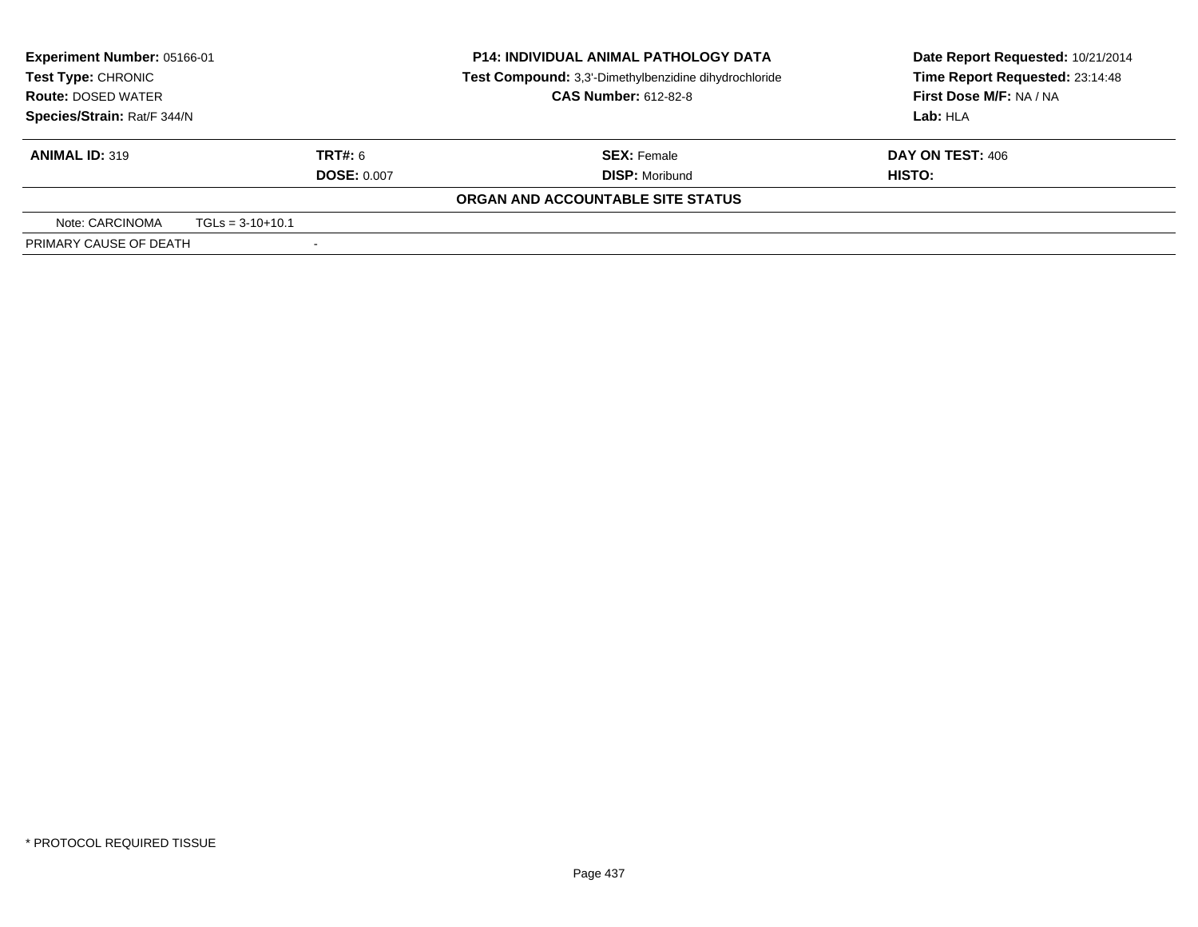**Experiment Number:** 05166-01
**Test Type:** CHRONIC
**Route:** DOSED WATER
**Species/Strain:** Rat/F 344/N

**P14: INDIVIDUAL ANIMAL PATHOLOGY DATA**
**Test Compound:** 3,3'-Dimethylbenzidine dihydrochloride
**CAS Number:** 612-82-8

**Date Report Requested:** 10/21/2014
**Time Report Requested:** 23:14:48
**First Dose M/F:** NA / NA
**Lab:** HLA

| **ANIMAL ID:** 319 | **TRT#:** 6 | **SEX:** Female | **DAY ON TEST:** 406 |
|---|---|---|---|
| | **DOSE:** 0.007 | **DISP:** Moribund | **HISTO:** |

**ORGAN AND ACCOUNTABLE SITE STATUS**

| Note: CARCINOMA | TGLs = 3-10+10.1 |
|---|---|
| PRIMARY CAUSE OF DEATH | - |

* PROTOCOL REQUIRED TISSUE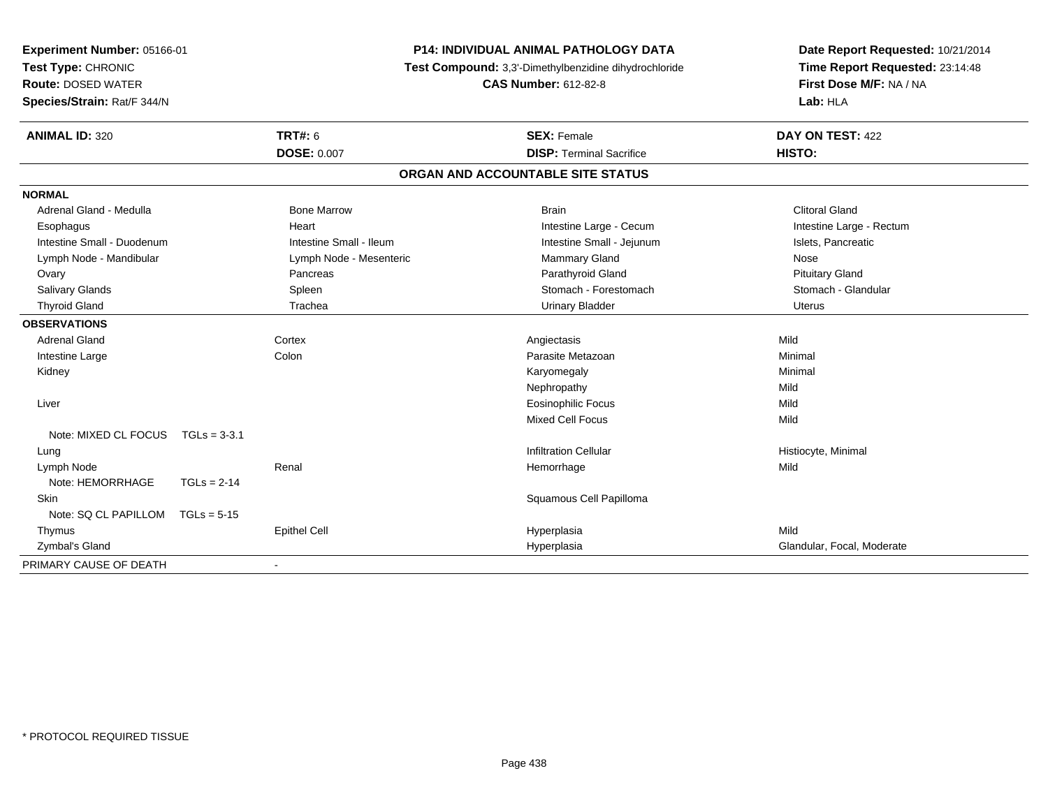**Experiment Number:** 05166-01
**Test Type:** CHRONIC
**Route:** DOSED WATER
**Species/Strain:** Rat/F 344/N

**P14: INDIVIDUAL ANIMAL PATHOLOGY DATA**
**Test Compound:** 3,3'-Dimethylbenzidine dihydrochloride
**CAS Number:** 612-82-8

**Date Report Requested:** 10/21/2014
**Time Report Requested:** 23:14:48
**First Dose M/F:** NA / NA
**Lab:** HLA

| **ANIMAL ID:** 320 | **TRT#:** 6 | **SEX:** Female | **DAY ON TEST:** 422 |
|---|---|---|---|
| | **DOSE:** 0.007 | **DISP:** Terminal Sacrifice | **HISTO:** |

**ORGAN AND ACCOUNTABLE SITE STATUS**

**NORMAL**

| | | | |
|---|---|---|---|
| Adrenal Gland - Medulla | Bone Marrow | Brain | Clitoral Gland |
| Esophagus | Heart | Intestine Large - Cecum | Intestine Large - Rectum |
| Intestine Small - Duodenum | Intestine Small - Ileum | Intestine Small - Jejunum | Islets, Pancreatic |
| Lymph Node - Mandibular | Lymph Node - Mesenteric | Mammary Gland | Nose |
| Ovary | Pancreas | Parathyroid Gland | Pituitary Gland |
| Salivary Glands | Spleen | Stomach - Forestomach | Stomach - Glandular |
| Thyroid Gland | Trachea | Urinary Bladder | Uterus |

**OBSERVATIONS**

| | | | |
|---|---|---|---|
| Adrenal Gland | Cortex | Angiectasis | Mild |
| Intestine Large | Colon | Parasite Metazoan | Minimal |
| Kidney | | Karyomegaly | Minimal |
| | | Nephropathy | Mild |
| Liver | | Eosinophilic Focus | Mild |
| | | Mixed Cell Focus | Mild |
| Note: MIXED CL FOCUS TGLs = 3-3.1 | | | |
| Lung | | Infiltration Cellular | Histiocyte, Minimal |
| Lymph Node | Renal | Hemorrhage | Mild |
| Note: HEMORRHAGE TGLs = 2-14 | | | |
| Skin | | Squamous Cell Papilloma | |
| Note: SQ CL PAPILLOM TGLs = 5-15 | | | |
| Thymus | Epithel Cell | Hyperplasia | Mild |
| Zymbal's Gland | | Hyperplasia | Glandular, Focal, Moderate |

PRIMARY CAUSE OF DEATH -

* PROTOCOL REQUIRED TISSUE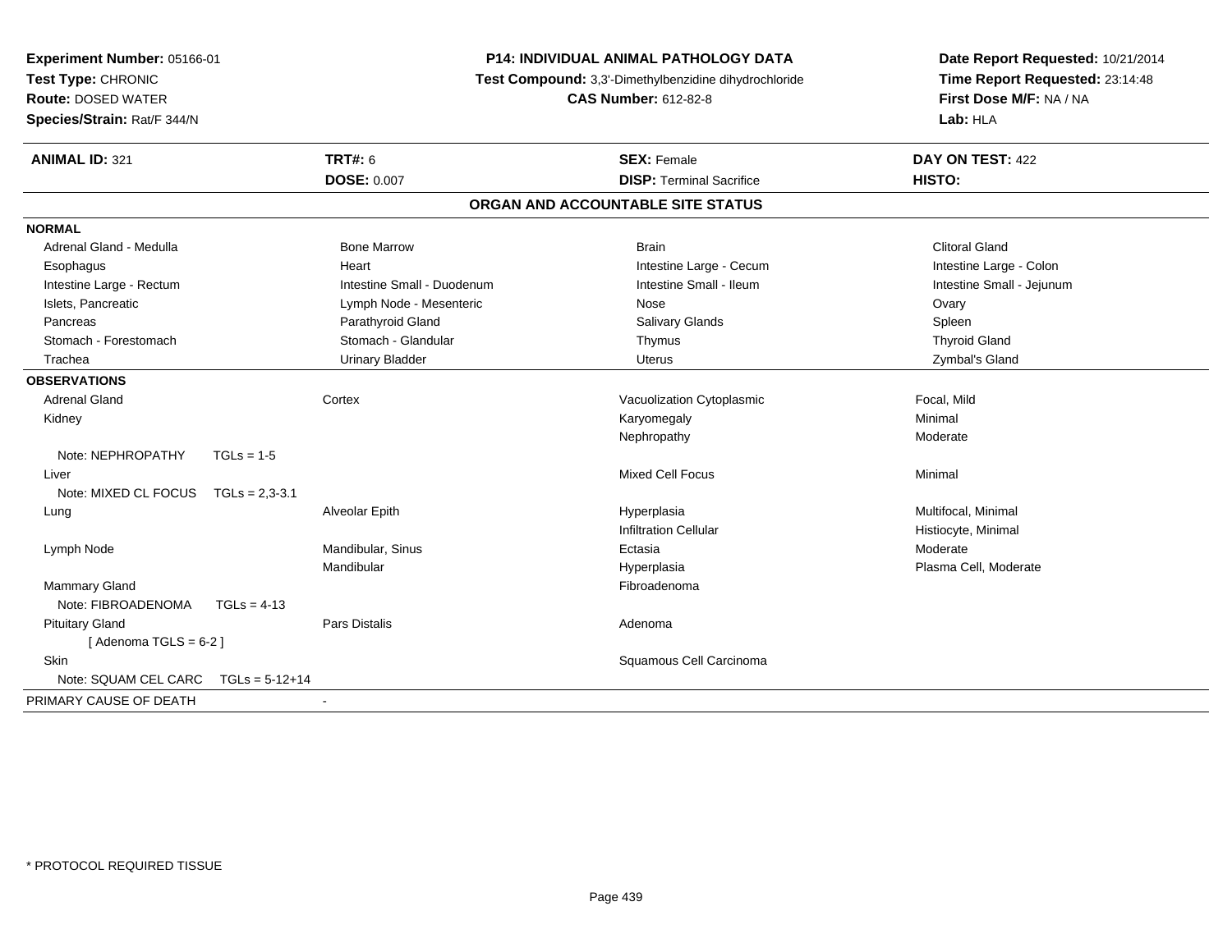**Experiment Number:** 05166-01
**Test Type:** CHRONIC
**Route:** DOSED WATER
**Species/Strain:** Rat/F 344/N

**P14: INDIVIDUAL ANIMAL PATHOLOGY DATA**
**Test Compound:** 3,3'-Dimethylbenzidine dihydrochloride
**CAS Number:** 612-82-8

**Date Report Requested:** 10/21/2014
**Time Report Requested:** 23:14:48
**First Dose M/F:** NA / NA
**Lab:** HLA

| **ANIMAL ID:** 321 | **TRT#:** 6 | **SEX:** Female | **DAY ON TEST:** 422 |
|---|---|---|---|
| | **DOSE:** 0.007 | **DISP:** Terminal Sacrifice | **HISTO:** |

## ORGAN AND ACCOUNTABLE SITE STATUS

**NORMAL**

| | | | |
|---|---|---|---|
| Adrenal Gland - Medulla | Bone Marrow | Brain | Clitoral Gland |
| Esophagus | Heart | Intestine Large - Cecum | Intestine Large - Colon |
| Intestine Large - Rectum | Intestine Small - Duodenum | Intestine Small - Ileum | Intestine Small - Jejunum |
| Islets, Pancreatic | Lymph Node - Mesenteric | Nose | Ovary |
| Pancreas | Parathyroid Gland | Salivary Glands | Spleen |
| Stomach - Forestomach | Stomach - Glandular | Thymus | Thyroid Gland |
| Trachea | Urinary Bladder | Uterus | Zymbal's Gland |

**OBSERVATIONS**

| | | | |
|---|---|---|---|
| Adrenal Gland | Cortex | Vacuolization Cytoplasmic | Focal, Mild |
| Kidney | | Karyomegaly | Minimal |
| | | Nephropathy | Moderate |
| Note: NEPHROPATHY TGLs = 1-5 | | | |
| Liver | | Mixed Cell Focus | Minimal |
| Note: MIXED CL FOCUS TGLs = 2,3-3.1 | | | |
| Lung | Alveolar Epith | Hyperplasia | Multifocal, Minimal |
| | | Infiltration Cellular | Histiocyte, Minimal |
| Lymph Node | Mandibular, Sinus | Ectasia | Moderate |
| | Mandibular | Hyperplasia | Plasma Cell, Moderate |
| Mammary Gland | | Fibroadenoma | |
| Note: FIBROADENOMA TGLs = 4-13 | | | |
| Pituitary Gland | Pars Distalis | Adenoma | |
| [ Adenoma TGLS = 6-2 ] | | | |
| Skin | | Squamous Cell Carcinoma | |
| Note: SQUAM CEL CARC TGLs = 5-12+14 | | | |

PRIMARY CAUSE OF DEATH -

* PROTOCOL REQUIRED TISSUE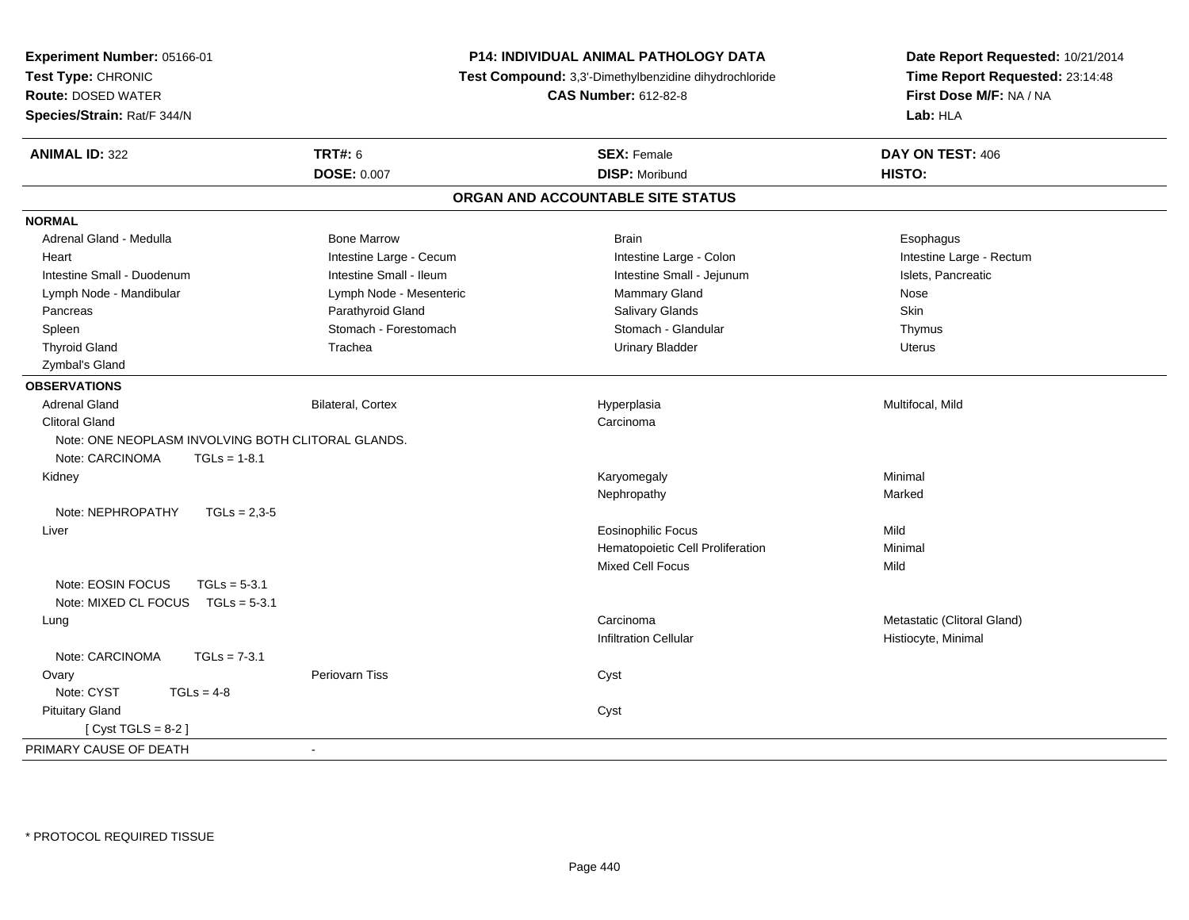**Experiment Number:** 05166-01
**Test Type:** CHRONIC
**Route:** DOSED WATER
**Species/Strain:** Rat/F 344/N

**P14: INDIVIDUAL ANIMAL PATHOLOGY DATA**
**Test Compound:** 3,3'-Dimethylbenzidine dihydrochloride
**CAS Number:** 612-82-8

**Date Report Requested:** 10/21/2014
**Time Report Requested:** 23:14:48
**First Dose M/F:** NA / NA
**Lab:** HLA

| **ANIMAL ID:** 322 | **TRT#:** 6 | **SEX:** Female | **DAY ON TEST:** 406 |
|---|---|---|---|
| | **DOSE:** 0.007 | **DISP:** Moribund | **HISTO:** |

## ORGAN AND ACCOUNTABLE SITE STATUS

**NORMAL**

| | | | |
|---|---|---|---|
| Adrenal Gland - Medulla | Bone Marrow | Brain | Esophagus |
| Heart | Intestine Large - Cecum | Intestine Large - Colon | Intestine Large - Rectum |
| Intestine Small - Duodenum | Intestine Small - Ileum | Intestine Small - Jejunum | Islets, Pancreatic |
| Lymph Node - Mandibular | Lymph Node - Mesenteric | Mammary Gland | Nose |
| Pancreas | Parathyroid Gland | Salivary Glands | Skin |
| Spleen | Stomach - Forestomach | Stomach - Glandular | Thymus |
| Thyroid Gland | Trachea | Urinary Bladder | Uterus |
| Zymbal's Gland | | | |

**OBSERVATIONS**

| | | | |
|---|---|---|---|
| Adrenal Gland | Bilateral, Cortex | Hyperplasia | Multifocal, Mild |
| Clitoral Gland | | Carcinoma | |
| Note: ONE NEOPLASM INVOLVING BOTH CLITORAL GLANDS. | | | |
| Note: CARCINOMA TGLs = 1-8.1 | | | |
| Kidney | | Karyomegaly | Minimal |
| | | Nephropathy | Marked |
| Note: NEPHROPATHY TGLs = 2,3-5 | | | |
| Liver | | Eosinophilic Focus | Mild |
| | | Hematopoietic Cell Proliferation | Minimal |
| | | Mixed Cell Focus | Mild |
| Note: EOSIN FOCUS TGLs = 5-3.1 | | | |
| Note: MIXED CL FOCUS TGLs = 5-3.1 | | | |
| Lung | | Carcinoma | Metastatic (Clitoral Gland) |
| | | Infiltration Cellular | Histiocyte, Minimal |
| Note: CARCINOMA TGLs = 7-3.1 | | | |
| Ovary | Periovarn Tiss | Cyst | |
| Note: CYST TGLs = 4-8 | | | |
| Pituitary Gland | | Cyst | |
| [ Cyst TGLS = 8-2 ] | | | |

PRIMARY CAUSE OF DEATH -

* PROTOCOL REQUIRED TISSUE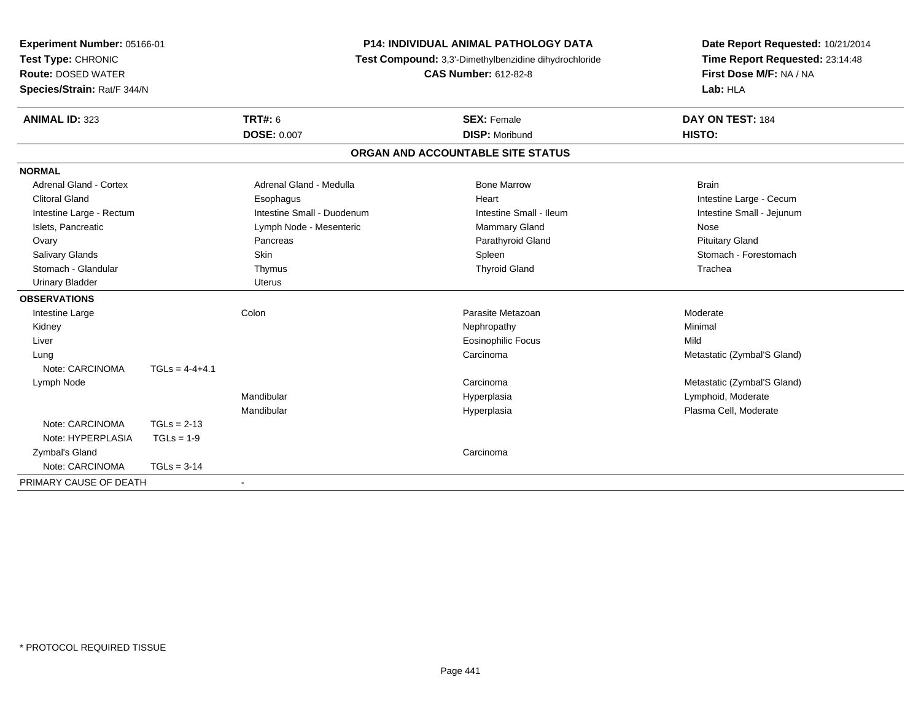**Experiment Number:** 05166-01
**Test Type:** CHRONIC
**Route:** DOSED WATER
**Species/Strain:** Rat/F 344/N

**P14: INDIVIDUAL ANIMAL PATHOLOGY DATA**
**Test Compound:** 3,3'-Dimethylbenzidine dihydrochloride
**CAS Number:** 612-82-8

**Date Report Requested:** 10/21/2014
**Time Report Requested:** 23:14:48
**First Dose M/F:** NA / NA
**Lab:** HLA

| **ANIMAL ID:** 323 | **TRT#:** 6 | **SEX:** Female | **DAY ON TEST:** 184 |
|---|---|---|---|
| | **DOSE:** 0.007 | **DISP:** Moribund | **HISTO:** |

## ORGAN AND ACCOUNTABLE SITE STATUS

**NORMAL**

| | | | |
|---|---|---|---|
| Adrenal Gland - Cortex | Adrenal Gland - Medulla | Bone Marrow | Brain |
| Clitoral Gland | Esophagus | Heart | Intestine Large - Cecum |
| Intestine Large - Rectum | Intestine Small - Duodenum | Intestine Small - Ileum | Intestine Small - Jejunum |
| Islets, Pancreatic | Lymph Node - Mesenteric | Mammary Gland | Nose |
| Ovary | Pancreas | Parathyroid Gland | Pituitary Gland |
| Salivary Glands | Skin | Spleen | Stomach - Forestomach |
| Stomach - Glandular | Thymus | Thyroid Gland | Trachea |
| Urinary Bladder | Uterus | | |

**OBSERVATIONS**

| | | | | |
|---|---|---|---|---|
| Intestine Large | | Colon | Parasite Metazoan | Moderate |
| Kidney | | | Nephropathy | Minimal |
| Liver | | | Eosinophilic Focus | Mild |
| Lung | | | Carcinoma | Metastatic (Zymbal'S Gland) |
| Note: CARCINOMA | TGLs = 4-4+4.1 | | | |
| Lymph Node | | | Carcinoma | Metastatic (Zymbal'S Gland) |
| | | Mandibular | Hyperplasia | Lymphoid, Moderate |
| | | Mandibular | Hyperplasia | Plasma Cell, Moderate |
| Note: CARCINOMA | TGLs = 2-13 | | | |
| Note: HYPERPLASIA | TGLs = 1-9 | | | |
| Zymbal's Gland | | | Carcinoma | |
| Note: CARCINOMA | TGLs = 3-14 | | | |

PRIMARY CAUSE OF DEATH -

* PROTOCOL REQUIRED TISSUE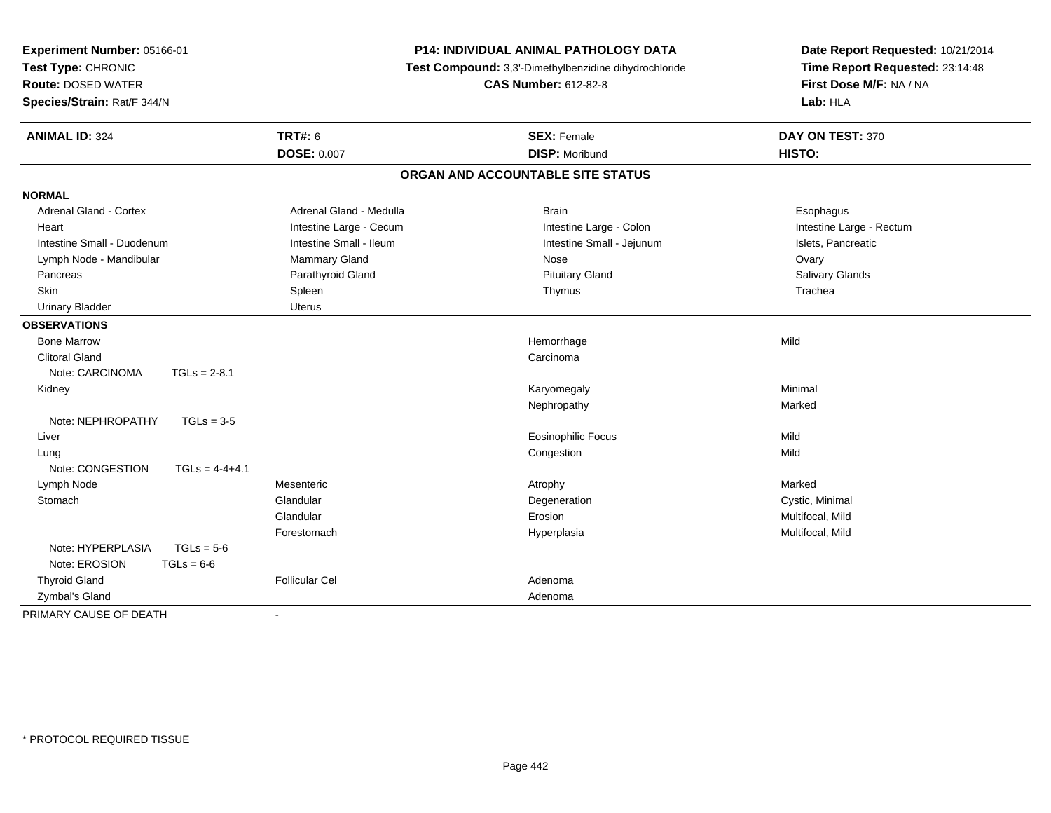**Experiment Number:** 05166-01
**Test Type:** CHRONIC
**Route:** DOSED WATER
**Species/Strain:** Rat/F 344/N

**P14: INDIVIDUAL ANIMAL PATHOLOGY DATA**
**Test Compound:** 3,3'-Dimethylbenzidine dihydrochloride
**CAS Number:** 612-82-8

**Date Report Requested:** 10/21/2014
**Time Report Requested:** 23:14:48
**First Dose M/F:** NA / NA
**Lab:** HLA

| **ANIMAL ID:** 324 | **TRT#:** 6 | **SEX:** Female | **DAY ON TEST:** 370 |
|---|---|---|---|
| | **DOSE:** 0.007 | **DISP:** Moribund | **HISTO:** |

## ORGAN AND ACCOUNTABLE SITE STATUS

**NORMAL**

| | | | |
|---|---|---|---|
| Adrenal Gland - Cortex | Adrenal Gland - Medulla | Brain | Esophagus |
| Heart | Intestine Large - Cecum | Intestine Large - Colon | Intestine Large - Rectum |
| Intestine Small - Duodenum | Intestine Small - Ileum | Intestine Small - Jejunum | Islets, Pancreatic |
| Lymph Node - Mandibular | Mammary Gland | Nose | Ovary |
| Pancreas | Parathyroid Gland | Pituitary Gland | Salivary Glands |
| Skin | Spleen | Thymus | Trachea |
| Urinary Bladder | Uterus | | |

**OBSERVATIONS**

| Organ | Site | Observation | Severity |
|---|---|---|---|
| Bone Marrow | | Hemorrhage | Mild |
| Clitoral Gland | | Carcinoma | |
| Note: CARCINOMA TGLs = 2-8.1 | | | |
| Kidney | | Karyomegaly | Minimal |
| | | Nephropathy | Marked |
| Note: NEPHROPATHY TGLs = 3-5 | | | |
| Liver | | Eosinophilic Focus | Mild |
| Lung | | Congestion | Mild |
| Note: CONGESTION TGLs = 4-4+4.1 | | | |
| Lymph Node | Mesenteric | Atrophy | Marked |
| Stomach | Glandular | Degeneration | Cystic, Minimal |
| | Glandular | Erosion | Multifocal, Mild |
| | Forestomach | Hyperplasia | Multifocal, Mild |
| Note: HYPERPLASIA TGLs = 5-6 | | | |
| Note: EROSION TGLs = 6-6 | | | |
| Thyroid Gland | Follicular Cel | Adenoma | |
| Zymbal's Gland | | Adenoma | |

PRIMARY CAUSE OF DEATH -

* PROTOCOL REQUIRED TISSUE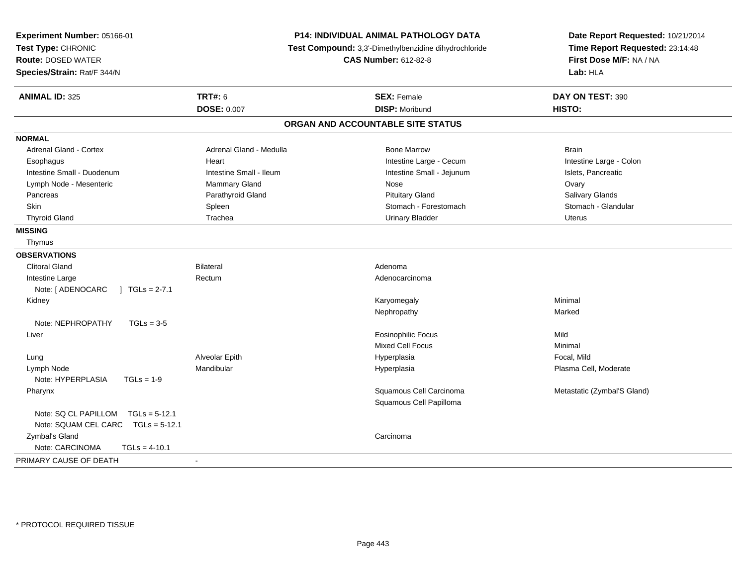**Experiment Number:** 05166-01
**Test Type:** CHRONIC
**Route:** DOSED WATER
**Species/Strain:** Rat/F 344/N

**P14: INDIVIDUAL ANIMAL PATHOLOGY DATA**
**Test Compound:** 3,3'-Dimethylbenzidine dihydrochloride
**CAS Number:** 612-82-8

**Date Report Requested:** 10/21/2014
**Time Report Requested:** 23:14:48
**First Dose M/F:** NA / NA
**Lab:** HLA

| **ANIMAL ID:** 325 | **TRT#:** 6 | **SEX:** Female | **DAY ON TEST:** 390 |
|---|---|---|---|
| | **DOSE:** 0.007 | **DISP:** Moribund | **HISTO:** |

## ORGAN AND ACCOUNTABLE SITE STATUS

**NORMAL**

| | | | |
|---|---|---|---|
| Adrenal Gland - Cortex | Adrenal Gland - Medulla | Bone Marrow | Brain |
| Esophagus | Heart | Intestine Large - Cecum | Intestine Large - Colon |
| Intestine Small - Duodenum | Intestine Small - Ileum | Intestine Small - Jejunum | Islets, Pancreatic |
| Lymph Node - Mesenteric | Mammary Gland | Nose | Ovary |
| Pancreas | Parathyroid Gland | Pituitary Gland | Salivary Glands |
| Skin | Spleen | Stomach - Forestomach | Stomach - Glandular |
| Thyroid Gland | Trachea | Urinary Bladder | Uterus |

**MISSING**

Thymus

**OBSERVATIONS**

| | | | |
|---|---|---|---|
| Clitoral Gland | Bilateral | Adenoma | |
| Intestine Large | Rectum | Adenocarcinoma | |
| Note: [ ADENOCARC ] TGLs = 2-7.1 | | | |
| Kidney | | Karyomegaly | Minimal |
| | | Nephropathy | Marked |
| Note: NEPHROPATHY TGLs = 3-5 | | | |
| Liver | | Eosinophilic Focus | Mild |
| | | Mixed Cell Focus | Minimal |
| Lung | Alveolar Epith | Hyperplasia | Focal, Mild |
| Lymph Node | Mandibular | Hyperplasia | Plasma Cell, Moderate |
| Note: HYPERPLASIA TGLs = 1-9 | | | |
| Pharynx | | Squamous Cell Carcinoma | Metastatic (Zymbal'S Gland) |
| | | Squamous Cell Papilloma | |
| Note: SQ CL PAPILLOM TGLs = 5-12.1 | | | |
| Note: SQUAM CEL CARC TGLs = 5-12.1 | | | |
| Zymbal's Gland | | Carcinoma | |
| Note: CARCINOMA TGLs = 4-10.1 | | | |

PRIMARY CAUSE OF DEATH -

* PROTOCOL REQUIRED TISSUE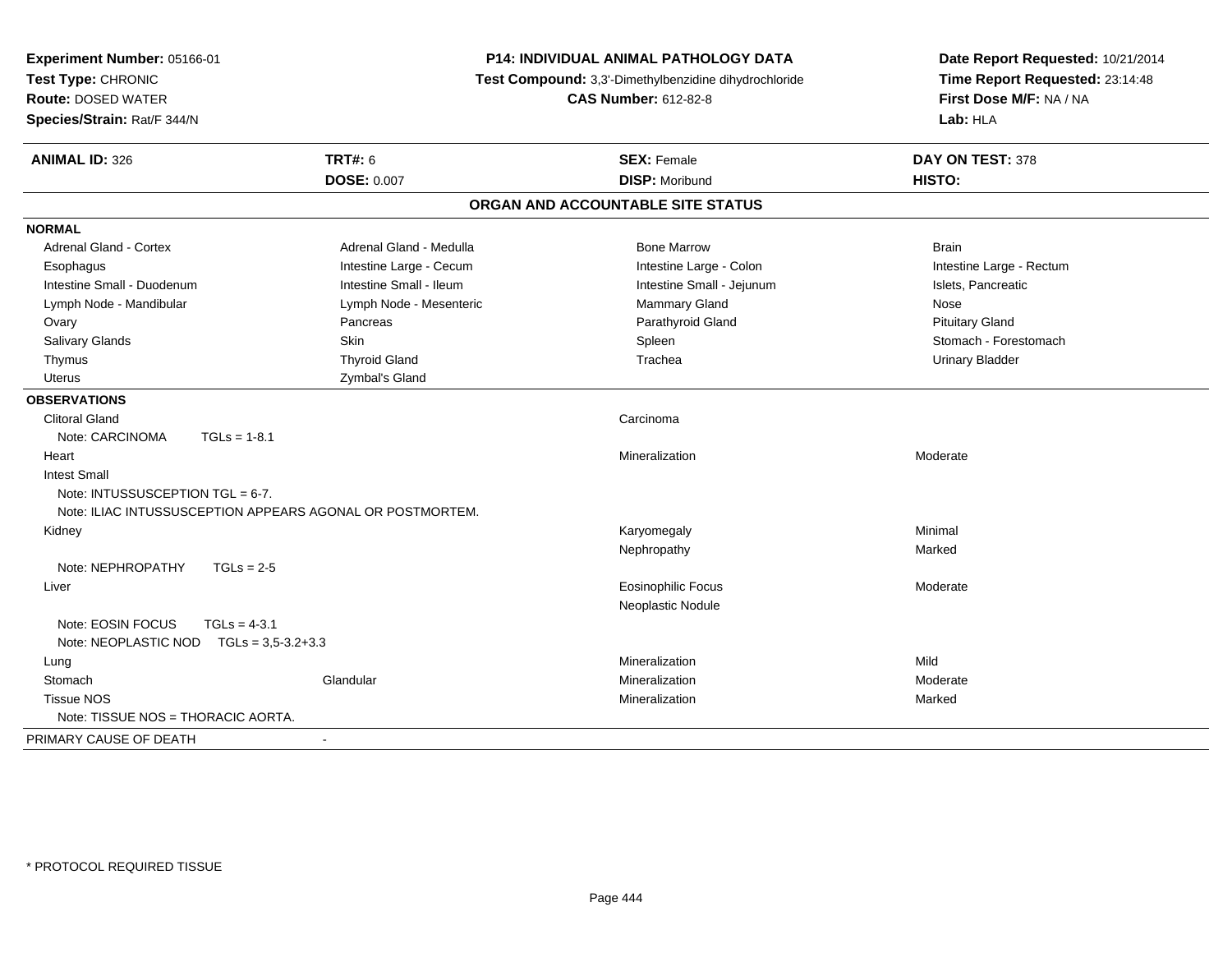**Experiment Number:** 05166-01
**Test Type:** CHRONIC
**Route:** DOSED WATER
**Species/Strain:** Rat/F 344/N

**P14: INDIVIDUAL ANIMAL PATHOLOGY DATA**
**Test Compound:** 3,3'-Dimethylbenzidine dihydrochloride
**CAS Number:** 612-82-8

**Date Report Requested:** 10/21/2014
**Time Report Requested:** 23:14:48
**First Dose M/F:** NA / NA
**Lab:** HLA

| **ANIMAL ID:** 326 | **TRT#:** 6 | **SEX:** Female | **DAY ON TEST:** 378 |
|---|---|---|---|
| | **DOSE:** 0.007 | **DISP:** Moribund | **HISTO:** |

## ORGAN AND ACCOUNTABLE SITE STATUS

**NORMAL**

| | | | |
|---|---|---|---|
| Adrenal Gland - Cortex | Adrenal Gland - Medulla | Bone Marrow | Brain |
| Esophagus | Intestine Large - Cecum | Intestine Large - Colon | Intestine Large - Rectum |
| Intestine Small - Duodenum | Intestine Small - Ileum | Intestine Small - Jejunum | Islets, Pancreatic |
| Lymph Node - Mandibular | Lymph Node - Mesenteric | Mammary Gland | Nose |
| Ovary | Pancreas | Parathyroid Gland | Pituitary Gland |
| Salivary Glands | Skin | Spleen | Stomach - Forestomach |
| Thymus | Thyroid Gland | Trachea | Urinary Bladder |
| Uterus | Zymbal's Gland | | |

**OBSERVATIONS**

| | | | |
|---|---|---|---|
| Clitoral Gland | | Carcinoma | |
| Note: CARCINOMA TGLs = 1-8.1 | | | |
| Heart | | Mineralization | Moderate |
| Intest Small | | | |
| Note: INTUSSUSCEPTION TGL = 6-7. | | | |
| Note: ILIAC INTUSSUSCEPTION APPEARS AGONAL OR POSTMORTEM. | | | |
| Kidney | | Karyomegaly | Minimal |
| | | Nephropathy | Marked |
| Note: NEPHROPATHY TGLs = 2-5 | | | |
| Liver | | Eosinophilic Focus | Moderate |
| | | Neoplastic Nodule | |
| Note: EOSIN FOCUS TGLs = 4-3.1 | | | |
| Note: NEOPLASTIC NOD TGLs = 3,5-3.2+3.3 | | | |
| Lung | | Mineralization | Mild |
| Stomach | Glandular | Mineralization | Moderate |
| Tissue NOS | | Mineralization | Marked |
| Note: TISSUE NOS = THORACIC AORTA. | | | |

PRIMARY CAUSE OF DEATH -

\* PROTOCOL REQUIRED TISSUE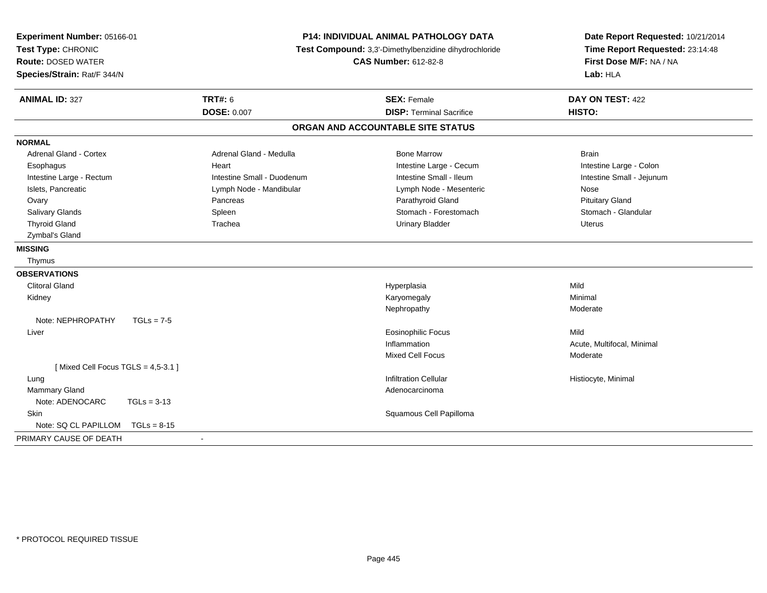**Experiment Number:** 05166-01
**Test Type:** CHRONIC
**Route:** DOSED WATER
**Species/Strain:** Rat/F 344/N

**P14: INDIVIDUAL ANIMAL PATHOLOGY DATA**
**Test Compound:** 3,3'-Dimethylbenzidine dihydrochloride
**CAS Number:** 612-82-8

**Date Report Requested:** 10/21/2014
**Time Report Requested:** 23:14:48
**First Dose M/F:** NA / NA
**Lab:** HLA

| **ANIMAL ID:** 327 | **TRT#:** 6 | **SEX:** Female | **DAY ON TEST:** 422 |
|---|---|---|---|
| | **DOSE:** 0.007 | **DISP:** Terminal Sacrifice | **HISTO:** |

## ORGAN AND ACCOUNTABLE SITE STATUS

**NORMAL**

| | | | |
|---|---|---|---|
| Adrenal Gland - Cortex | Adrenal Gland - Medulla | Bone Marrow | Brain |
| Esophagus | Heart | Intestine Large - Cecum | Intestine Large - Colon |
| Intestine Large - Rectum | Intestine Small - Duodenum | Intestine Small - Ileum | Intestine Small - Jejunum |
| Islets, Pancreatic | Lymph Node - Mandibular | Lymph Node - Mesenteric | Nose |
| Ovary | Pancreas | Parathyroid Gland | Pituitary Gland |
| Salivary Glands | Spleen | Stomach - Forestomach | Stomach - Glandular |
| Thyroid Gland | Trachea | Urinary Bladder | Uterus |
| Zymbal's Gland | | | |

**MISSING**

Thymus

**OBSERVATIONS**

| Organ | Observation | Severity |
|---|---|---|
| Clitoral Gland | Hyperplasia | Mild |
| Kidney | Karyomegaly | Minimal |
| | Nephropathy | Moderate |
| Note: NEPHROPATHY TGLs = 7-5 | | |
| Liver | Eosinophilic Focus | Mild |
| | Inflammation | Acute, Multifocal, Minimal |
| | Mixed Cell Focus | Moderate |
| [ Mixed Cell Focus TGLS = 4,5-3.1 ] | | |
| Lung | Infiltration Cellular | Histiocyte, Minimal |
| Mammary Gland | Adenocarcinoma | |
| Note: ADENOCARC TGLs = 3-13 | | |
| Skin | Squamous Cell Papilloma | |
| Note: SQ CL PAPILLOM TGLs = 8-15 | | |

PRIMARY CAUSE OF DEATH -

* PROTOCOL REQUIRED TISSUE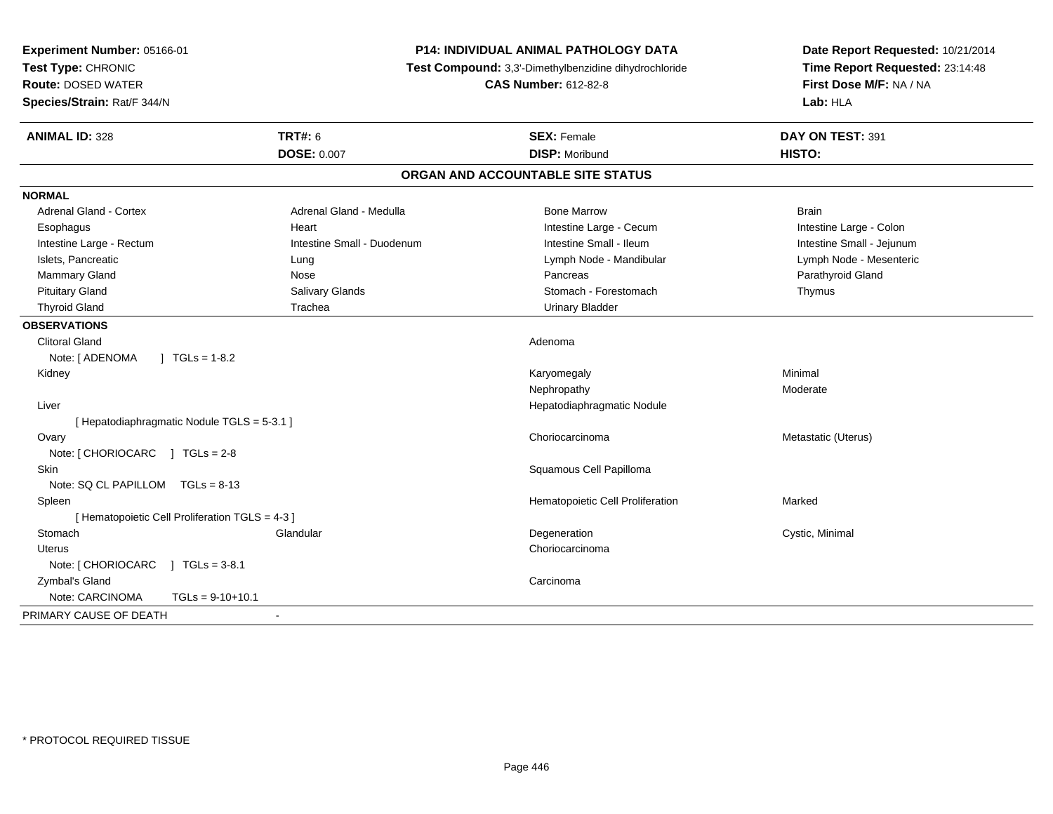**Experiment Number:** 05166-01
**Test Type:** CHRONIC
**Route:** DOSED WATER
**Species/Strain:** Rat/F 344/N

**P14: INDIVIDUAL ANIMAL PATHOLOGY DATA**
**Test Compound:** 3,3'-Dimethylbenzidine dihydrochloride
**CAS Number:** 612-82-8

**Date Report Requested:** 10/21/2014
**Time Report Requested:** 23:14:48
**First Dose M/F:** NA / NA
**Lab:** HLA

| **ANIMAL ID:** 328 | **TRT#:** 6 | **SEX:** Female | **DAY ON TEST:** 391 |
|---|---|---|---|
| | **DOSE:** 0.007 | **DISP:** Moribund | **HISTO:** |

## ORGAN AND ACCOUNTABLE SITE STATUS

**NORMAL**

| | | | |
|---|---|---|---|
| Adrenal Gland - Cortex | Adrenal Gland - Medulla | Bone Marrow | Brain |
| Esophagus | Heart | Intestine Large - Cecum | Intestine Large - Colon |
| Intestine Large - Rectum | Intestine Small - Duodenum | Intestine Small - Ileum | Intestine Small - Jejunum |
| Islets, Pancreatic | Lung | Lymph Node - Mandibular | Lymph Node - Mesenteric |
| Mammary Gland | Nose | Pancreas | Parathyroid Gland |
| Pituitary Gland | Salivary Glands | Stomach - Forestomach | Thymus |
| Thyroid Gland | Trachea | Urinary Bladder | |

**OBSERVATIONS**

| | | | |
|---|---|---|---|
| Clitoral Gland | | Adenoma | |
| Note: [ ADENOMA ] TGLs = 1-8.2 | | | |
| Kidney | | Karyomegaly | Minimal |
| | | Nephropathy | Moderate |
| Liver | | Hepatodiaphragmatic Nodule | |
| [ Hepatodiaphragmatic Nodule TGLS = 5-3.1 ] | | | |
| Ovary | | Choriocarcinoma | Metastatic (Uterus) |
| Note: [ CHORIOCARC ] TGLs = 2-8 | | | |
| Skin | | Squamous Cell Papilloma | |
| Note: SQ CL PAPILLOM TGLs = 8-13 | | | |
| Spleen | | Hematopoietic Cell Proliferation | Marked |
| [ Hematopoietic Cell Proliferation TGLS = 4-3 ] | | | |
| Stomach | Glandular | Degeneration | Cystic, Minimal |
| Uterus | | Choriocarcinoma | |
| Note: [ CHORIOCARC ] TGLs = 3-8.1 | | | |
| Zymbal's Gland | | Carcinoma | |
| Note: CARCINOMA | TGLs = 9-10+10.1 | | |

PRIMARY CAUSE OF DEATH -

\* PROTOCOL REQUIRED TISSUE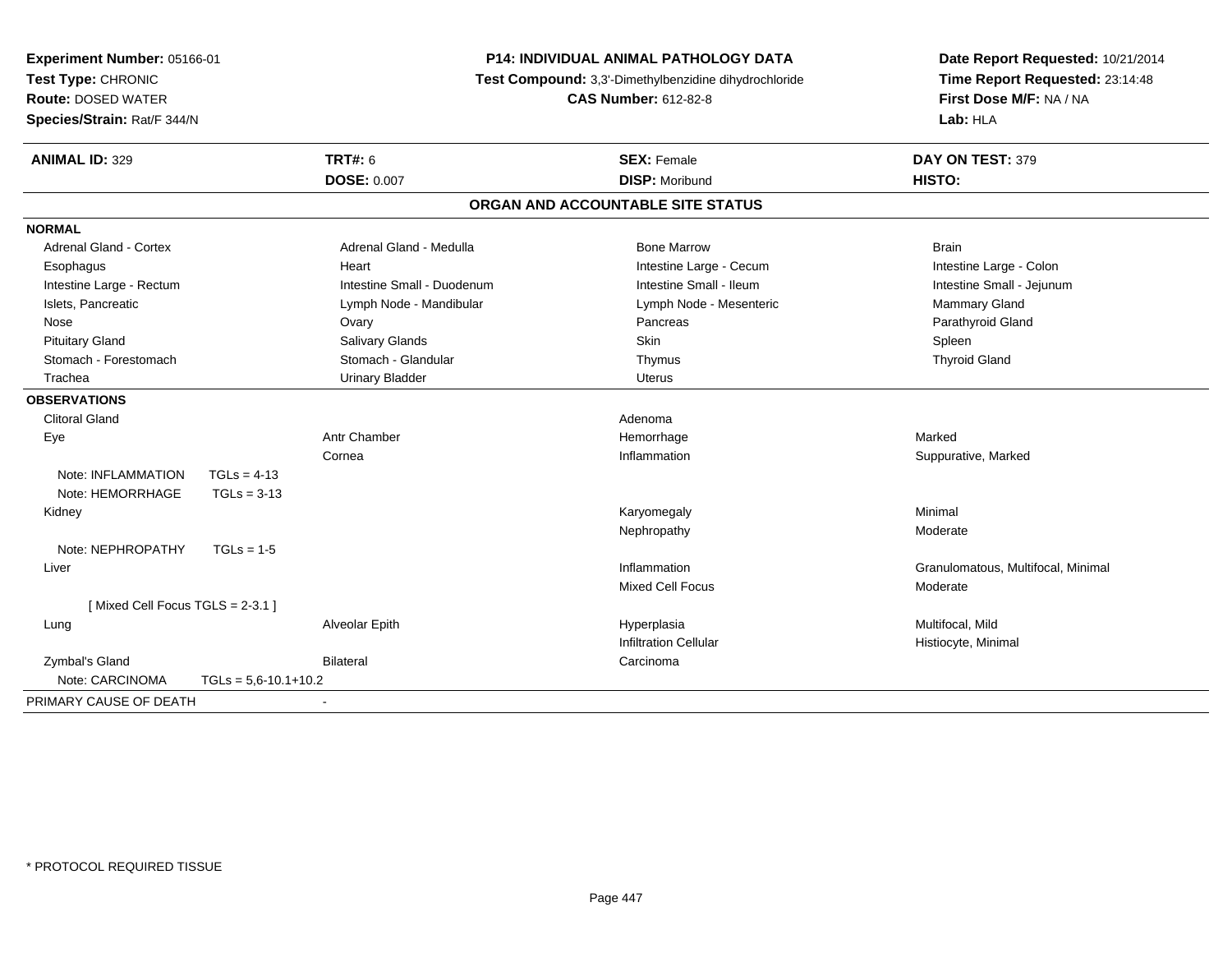**Experiment Number:** 05166-01
**Test Type:** CHRONIC
**Route:** DOSED WATER
**Species/Strain:** Rat/F 344/N

**P14: INDIVIDUAL ANIMAL PATHOLOGY DATA**
**Test Compound:** 3,3'-Dimethylbenzidine dihydrochloride
**CAS Number:** 612-82-8

**Date Report Requested:** 10/21/2014
**Time Report Requested:** 23:14:48
**First Dose M/F:** NA / NA
**Lab:** HLA

| **ANIMAL ID:** 329 | **TRT#:** 6 | **SEX:** Female | **DAY ON TEST:** 379 |
|---|---|---|---|
| | **DOSE:** 0.007 | **DISP:** Moribund | **HISTO:** |

## ORGAN AND ACCOUNTABLE SITE STATUS

**NORMAL**

| | | | |
|---|---|---|---|
| Adrenal Gland - Cortex | Adrenal Gland - Medulla | Bone Marrow | Brain |
| Esophagus | Heart | Intestine Large - Cecum | Intestine Large - Colon |
| Intestine Large - Rectum | Intestine Small - Duodenum | Intestine Small - Ileum | Intestine Small - Jejunum |
| Islets, Pancreatic | Lymph Node - Mandibular | Lymph Node - Mesenteric | Mammary Gland |
| Nose | Ovary | Pancreas | Parathyroid Gland |
| Pituitary Gland | Salivary Glands | Skin | Spleen |
| Stomach - Forestomach | Stomach - Glandular | Thymus | Thyroid Gland |
| Trachea | Urinary Bladder | Uterus | |

**OBSERVATIONS**

| | | | |
|---|---|---|---|
| Clitoral Gland | | Adenoma | |
| Eye | Antr Chamber | Hemorrhage | Marked |
| | Cornea | Inflammation | Suppurative, Marked |
| Note: INFLAMMATION TGLs = 4-13 | | | |
| Note: HEMORRHAGE TGLs = 3-13 | | | |
| Kidney | | Karyomegaly | Minimal |
| | | Nephropathy | Moderate |
| Note: NEPHROPATHY TGLs = 1-5 | | | |
| Liver | | Inflammation | Granulomatous, Multifocal, Minimal |
| | | Mixed Cell Focus | Moderate |
| [ Mixed Cell Focus TGLS = 2-3.1 ] | | | |
| Lung | Alveolar Epith | Hyperplasia | Multifocal, Mild |
| | | Infiltration Cellular | Histiocyte, Minimal |
| Zymbal's Gland | Bilateral | Carcinoma | |
| Note: CARCINOMA TGLs = 5,6-10.1+10.2 | | | |

PRIMARY CAUSE OF DEATH -

* PROTOCOL REQUIRED TISSUE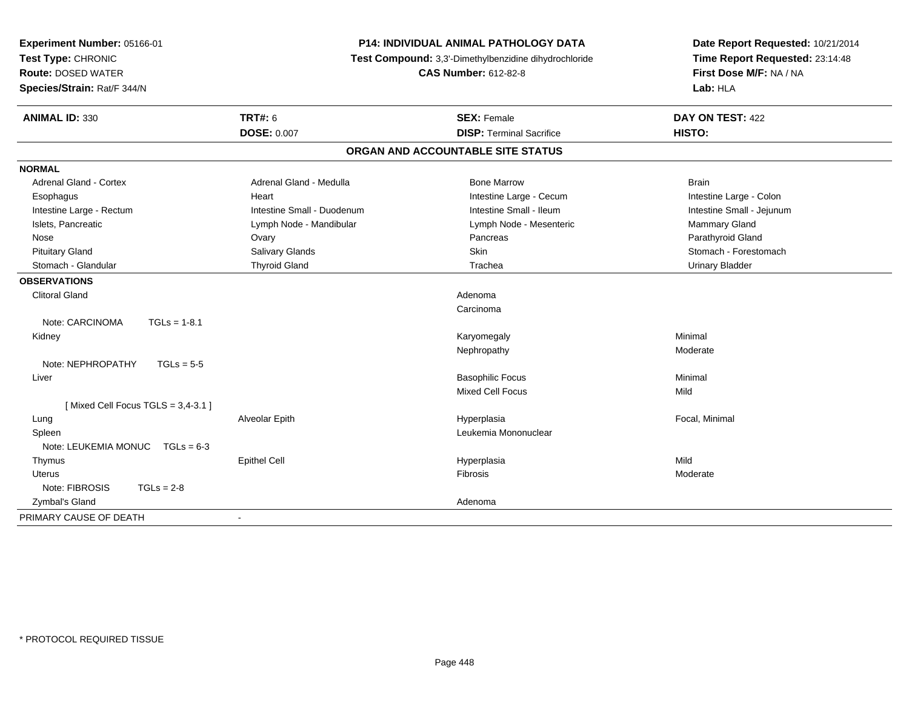**Experiment Number:** 05166-01
**Test Type:** CHRONIC
**Route:** DOSED WATER
**Species/Strain:** Rat/F 344/N

**P14: INDIVIDUAL ANIMAL PATHOLOGY DATA**
**Test Compound:** 3,3'-Dimethylbenzidine dihydrochloride
**CAS Number:** 612-82-8

**Date Report Requested:** 10/21/2014
**Time Report Requested:** 23:14:48
**First Dose M/F:** NA / NA
**Lab:** HLA

| **ANIMAL ID:** 330 | **TRT#:** 6 | **SEX:** Female | **DAY ON TEST:** 422 |
|---|---|---|---|
| | **DOSE:** 0.007 | **DISP:** Terminal Sacrifice | **HISTO:** |

## ORGAN AND ACCOUNTABLE SITE STATUS

**NORMAL**

| | | | |
|---|---|---|---|
| Adrenal Gland - Cortex | Adrenal Gland - Medulla | Bone Marrow | Brain |
| Esophagus | Heart | Intestine Large - Cecum | Intestine Large - Colon |
| Intestine Large - Rectum | Intestine Small - Duodenum | Intestine Small - Ileum | Intestine Small - Jejunum |
| Islets, Pancreatic | Lymph Node - Mandibular | Lymph Node - Mesenteric | Mammary Gland |
| Nose | Ovary | Pancreas | Parathyroid Gland |
| Pituitary Gland | Salivary Glands | Skin | Stomach - Forestomach |
| Stomach - Glandular | Thyroid Gland | Trachea | Urinary Bladder |

**OBSERVATIONS**

| | | | |
|---|---|---|---|
| Clitoral Gland | | Adenoma | |
| | | Carcinoma | |
| Note: CARCINOMA TGLs = 1-8.1 | | | |
| Kidney | | Karyomegaly | Minimal |
| | | Nephropathy | Moderate |
| Note: NEPHROPATHY TGLs = 5-5 | | | |
| Liver | | Basophilic Focus | Minimal |
| | | Mixed Cell Focus | Mild |
| [ Mixed Cell Focus TGLS = 3,4-3.1 ] | | | |
| Lung | Alveolar Epith | Hyperplasia | Focal, Minimal |
| Spleen | | Leukemia Mononuclear | |
| Note: LEUKEMIA MONUC TGLs = 6-3 | | | |
| Thymus | Epithel Cell | Hyperplasia | Mild |
| Uterus | | Fibrosis | Moderate |
| Note: FIBROSIS TGLs = 2-8 | | | |
| Zymbal's Gland | | Adenoma | |

PRIMARY CAUSE OF DEATH -

* PROTOCOL REQUIRED TISSUE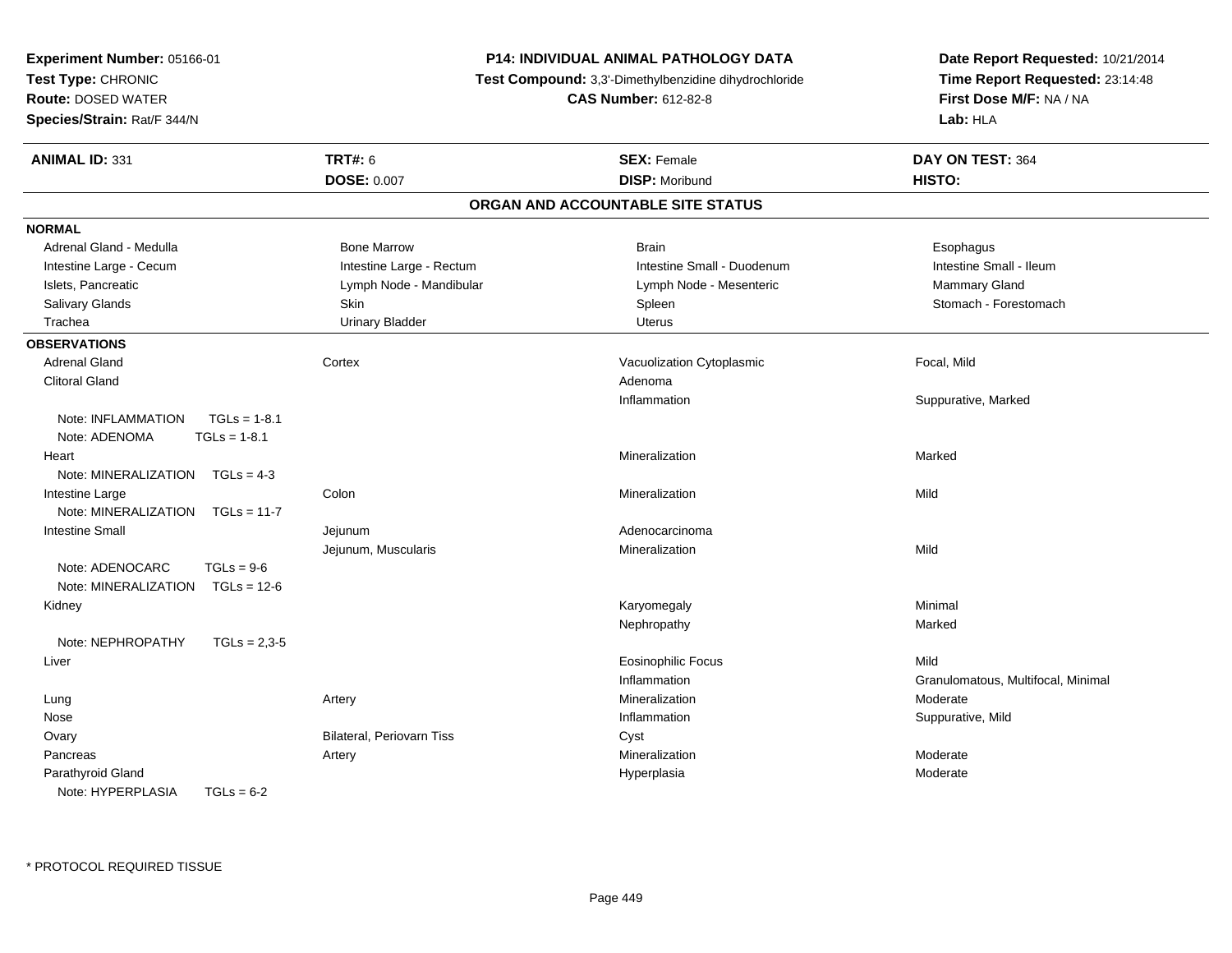**Experiment Number:** 05166-01
**Test Type:** CHRONIC
**Route:** DOSED WATER
**Species/Strain:** Rat/F 344/N

**P14: INDIVIDUAL ANIMAL PATHOLOGY DATA**
**Test Compound:** 3,3'-Dimethylbenzidine dihydrochloride
**CAS Number:** 612-82-8

**Date Report Requested:** 10/21/2014
**Time Report Requested:** 23:14:48
**First Dose M/F:** NA / NA
**Lab:** HLA

| **ANIMAL ID:** 331 | **TRT#:** 6 | **SEX:** Female | **DAY ON TEST:** 364 |
|---|---|---|---|
| | **DOSE:** 0.007 | **DISP:** Moribund | **HISTO:** |

## ORGAN AND ACCOUNTABLE SITE STATUS

**NORMAL**

| | | | |
|---|---|---|---|
| Adrenal Gland - Medulla | Bone Marrow | Brain | Esophagus |
| Intestine Large - Cecum | Intestine Large - Rectum | Intestine Small - Duodenum | Intestine Small - Ileum |
| Islets, Pancreatic | Lymph Node - Mandibular | Lymph Node - Mesenteric | Mammary Gland |
| Salivary Glands | Skin | Spleen | Stomach - Forestomach |
| Trachea | Urinary Bladder | Uterus | |

**OBSERVATIONS**

| | | | |
|---|---|---|---|
| Adrenal Gland | Cortex | Vacuolization Cytoplasmic | Focal, Mild |
| Clitoral Gland | | Adenoma | |
| | | Inflammation | Suppurative, Marked |
| Note: INFLAMMATION TGLs = 1-8.1 | | | |
| Note: ADENOMA TGLs = 1-8.1 | | | |
| Heart | | Mineralization | Marked |
| Note: MINERALIZATION TGLs = 4-3 | | | |
| Intestine Large | Colon | Mineralization | Mild |
| Note: MINERALIZATION TGLs = 11-7 | | | |
| Intestine Small | Jejunum | Adenocarcinoma | |
| | Jejunum, Muscularis | Mineralization | Mild |
| Note: ADENOCARC TGLs = 9-6 | | | |
| Note: MINERALIZATION TGLs = 12-6 | | | |
| Kidney | | Karyomegaly | Minimal |
| | | Nephropathy | Marked |
| Note: NEPHROPATHY TGLs = 2,3-5 | | | |
| Liver | | Eosinophilic Focus | Mild |
| | | Inflammation | Granulomatous, Multifocal, Minimal |
| Lung | Artery | Mineralization | Moderate |
| Nose | | Inflammation | Suppurative, Mild |
| Ovary | Bilateral, Periovarn Tiss | Cyst | |
| Pancreas | Artery | Mineralization | Moderate |
| Parathyroid Gland | | Hyperplasia | Moderate |
| Note: HYPERPLASIA TGLs = 6-2 | | | |

* PROTOCOL REQUIRED TISSUE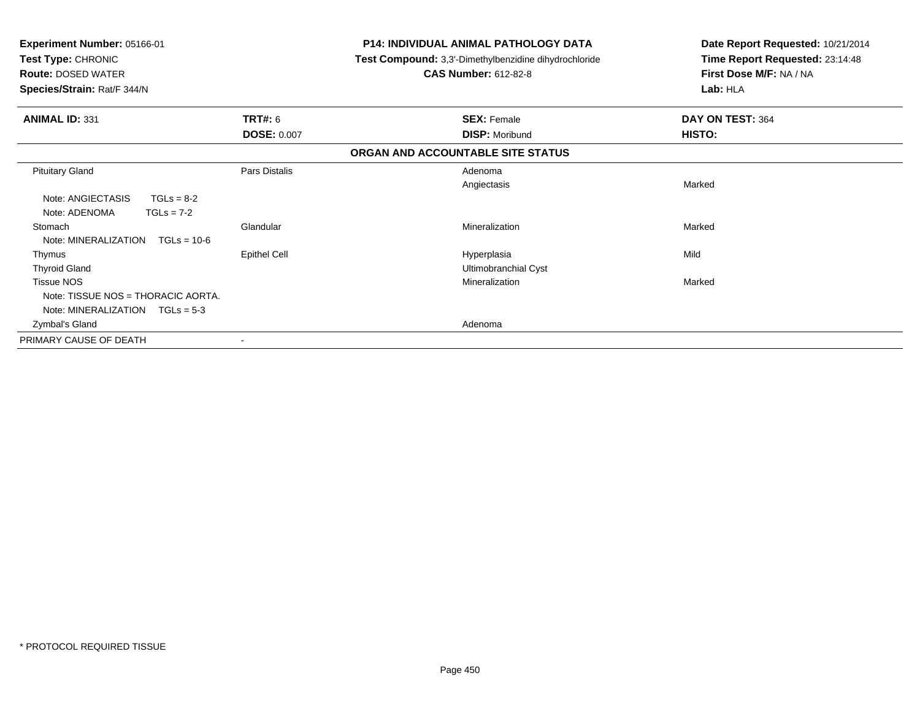**Experiment Number:** 05166-01
**Test Type:** CHRONIC
**Route:** DOSED WATER
**Species/Strain:** Rat/F 344/N

**P14: INDIVIDUAL ANIMAL PATHOLOGY DATA**
**Test Compound:** 3,3'-Dimethylbenzidine dihydrochloride
**CAS Number:** 612-82-8

**Date Report Requested:** 10/21/2014
**Time Report Requested:** 23:14:48
**First Dose M/F:** NA / NA
**Lab:** HLA

| **ANIMAL ID:** 331 | **TRT#:** 6 | **SEX:** Female | **DAY ON TEST:** 364 |
|---|---|---|---|
| | **DOSE:** 0.007 | **DISP:** Moribund | **HISTO:** |

**ORGAN AND ACCOUNTABLE SITE STATUS**

| | | | |
|---|---|---|---|
| Pituitary Gland | Pars Distalis | Adenoma | |
| | | Angiectasis | Marked |
| Note: ANGIECTASIS TGLs = 8-2 | | | |
| Note: ADENOMA TGLs = 7-2 | | | |
| Stomach | Glandular | Mineralization | Marked |
| Note: MINERALIZATION TGLs = 10-6 | | | |
| Thymus | Epithel Cell | Hyperplasia | Mild |
| Thyroid Gland | | Ultimobranchial Cyst | |
| Tissue NOS | | Mineralization | Marked |
| Note: TISSUE NOS = THORACIC AORTA. | | | |
| Note: MINERALIZATION TGLs = 5-3 | | | |
| Zymbal's Gland | | Adenoma | |
| PRIMARY CAUSE OF DEATH | - | | |

* PROTOCOL REQUIRED TISSUE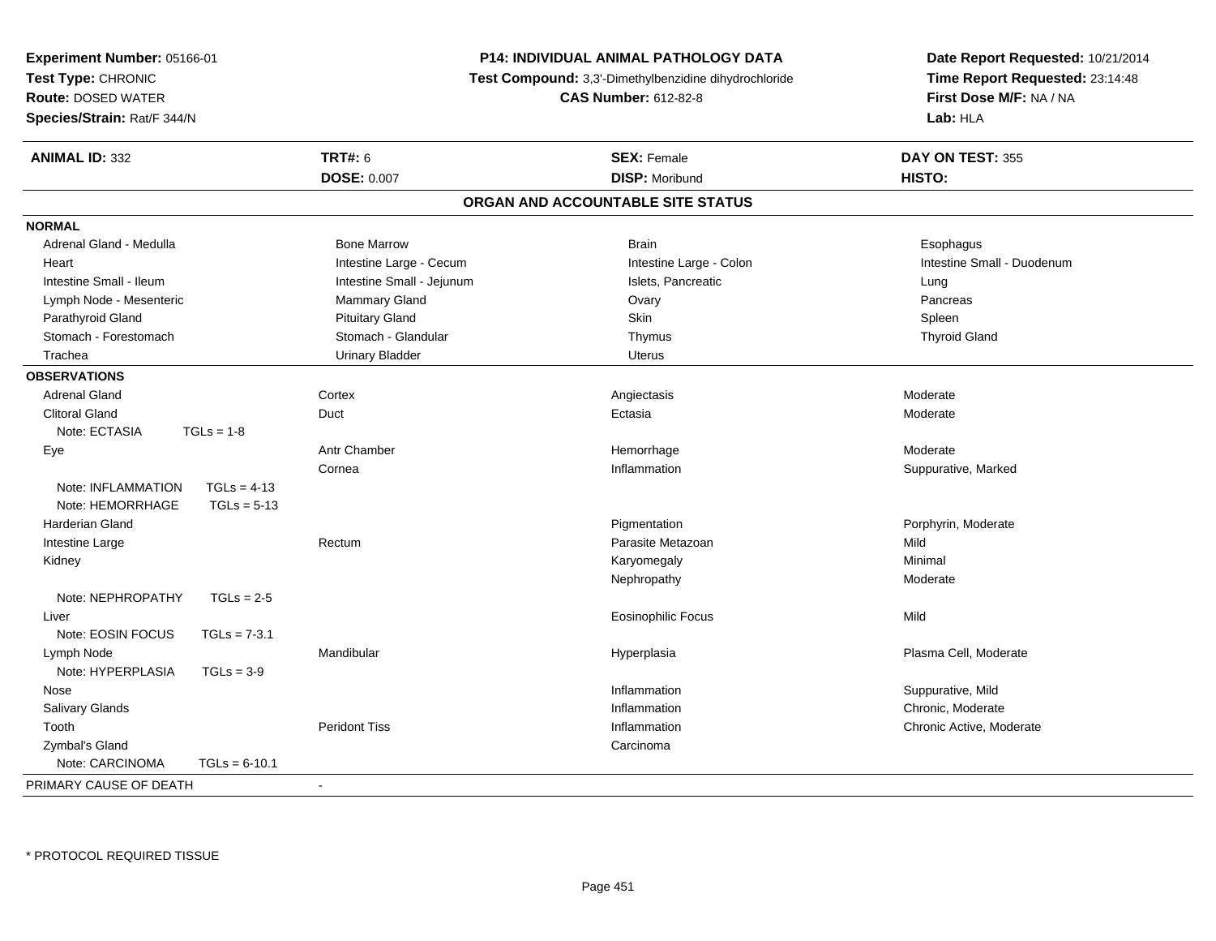**Experiment Number:** 05166-01
**Test Type:** CHRONIC
**Route:** DOSED WATER
**Species/Strain:** Rat/F 344/N

**P14: INDIVIDUAL ANIMAL PATHOLOGY DATA**
**Test Compound:** 3,3'-Dimethylbenzidine dihydrochloride
**CAS Number:** 612-82-8

**Date Report Requested:** 10/21/2014
**Time Report Requested:** 23:14:48
**First Dose M/F:** NA / NA
**Lab:** HLA

| **ANIMAL ID:** 332 | **TRT#:** 6 | **SEX:** Female | **DAY ON TEST:** 355 |
|---|---|---|---|
| | **DOSE:** 0.007 | **DISP:** Moribund | **HISTO:** |

## ORGAN AND ACCOUNTABLE SITE STATUS

**NORMAL**

| | | | |
|---|---|---|---|
| Adrenal Gland - Medulla | Bone Marrow | Brain | Esophagus |
| Heart | Intestine Large - Cecum | Intestine Large - Colon | Intestine Small - Duodenum |
| Intestine Small - Ileum | Intestine Small - Jejunum | Islets, Pancreatic | Lung |
| Lymph Node - Mesenteric | Mammary Gland | Ovary | Pancreas |
| Parathyroid Gland | Pituitary Gland | Skin | Spleen |
| Stomach - Forestomach | Stomach - Glandular | Thymus | Thyroid Gland |
| Trachea | Urinary Bladder | Uterus | |

**OBSERVATIONS**

| | | | |
|---|---|---|---|
| Adrenal Gland | Cortex | Angiectasis | Moderate |
| Clitoral Gland | Duct | Ectasia | Moderate |
| Note: ECTASIA TGLs = 1-8 | | | |
| Eye | Antr Chamber | Hemorrhage | Moderate |
| | Cornea | Inflammation | Suppurative, Marked |
| Note: INFLAMMATION TGLs = 4-13 | | | |
| Note: HEMORRHAGE TGLs = 5-13 | | | |
| Harderian Gland | | Pigmentation | Porphyrin, Moderate |
| Intestine Large | Rectum | Parasite Metazoan | Mild |
| Kidney | | Karyomegaly | Minimal |
| | | Nephropathy | Moderate |
| Note: NEPHROPATHY TGLs = 2-5 | | | |
| Liver | | Eosinophilic Focus | Mild |
| Note: EOSIN FOCUS TGLs = 7-3.1 | | | |
| Lymph Node | Mandibular | Hyperplasia | Plasma Cell, Moderate |
| Note: HYPERPLASIA TGLs = 3-9 | | | |
| Nose | | Inflammation | Suppurative, Mild |
| Salivary Glands | | Inflammation | Chronic, Moderate |
| Tooth | Peridont Tiss | Inflammation | Chronic Active, Moderate |
| Zymbal's Gland | | Carcinoma | |
| Note: CARCINOMA TGLs = 6-10.1 | | | |

| | |
|---|---|
| PRIMARY CAUSE OF DEATH | - |

\* PROTOCOL REQUIRED TISSUE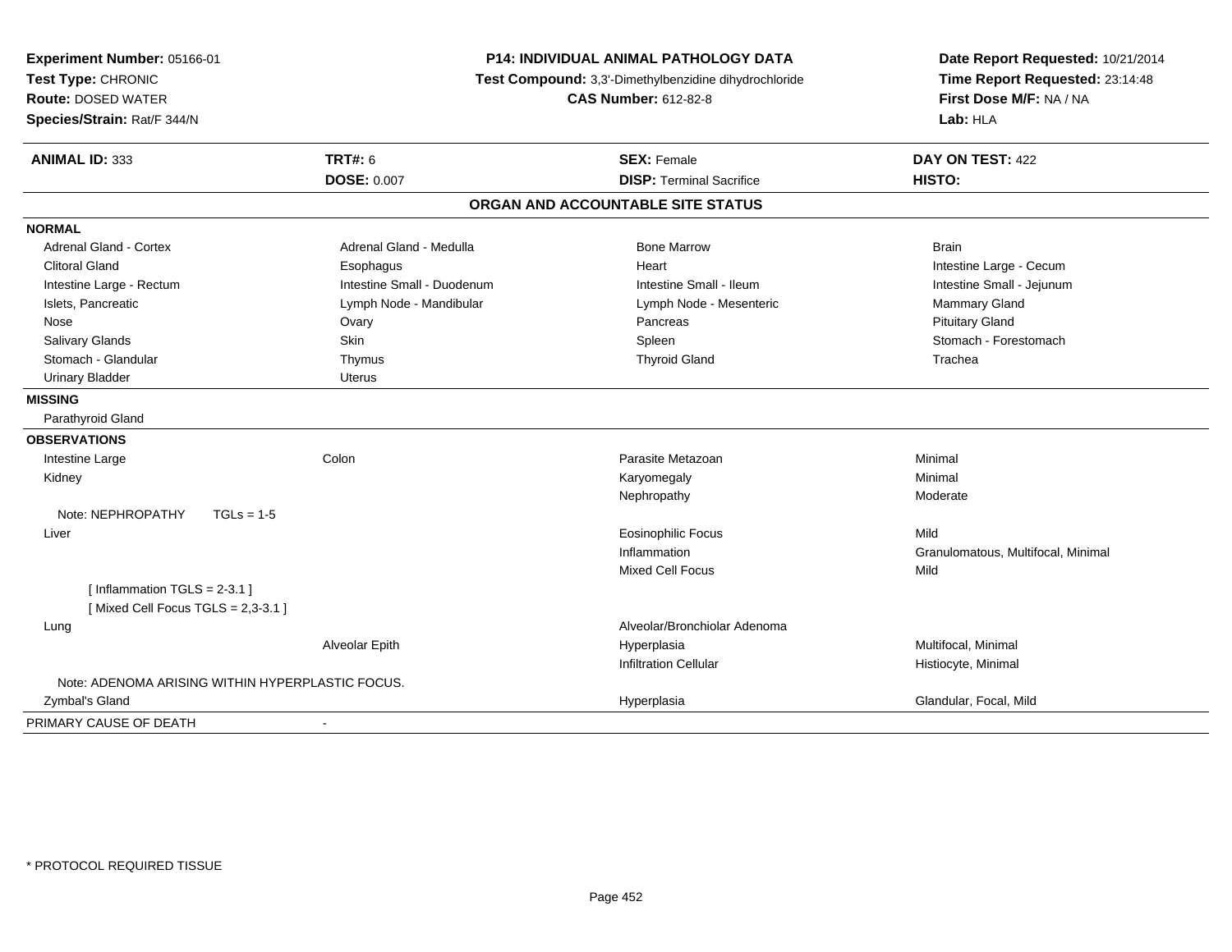**Experiment Number:** 05166-01
**Test Type:** CHRONIC
**Route:** DOSED WATER
**Species/Strain:** Rat/F 344/N

**P14: INDIVIDUAL ANIMAL PATHOLOGY DATA**
**Test Compound:** 3,3'-Dimethylbenzidine dihydrochloride
**CAS Number:** 612-82-8

**Date Report Requested:** 10/21/2014
**Time Report Requested:** 23:14:48
**First Dose M/F:** NA / NA
**Lab:** HLA

| **ANIMAL ID:** 333 | **TRT#:** 6 | **SEX:** Female | **DAY ON TEST:** 422 |
|---|---|---|---|
| | **DOSE:** 0.007 | **DISP:** Terminal Sacrifice | **HISTO:** |

## ORGAN AND ACCOUNTABLE SITE STATUS

**NORMAL**

| | | | |
|---|---|---|---|
| Adrenal Gland - Cortex | Adrenal Gland - Medulla | Bone Marrow | Brain |
| Clitoral Gland | Esophagus | Heart | Intestine Large - Cecum |
| Intestine Large - Rectum | Intestine Small - Duodenum | Intestine Small - Ileum | Intestine Small - Jejunum |
| Islets, Pancreatic | Lymph Node - Mandibular | Lymph Node - Mesenteric | Mammary Gland |
| Nose | Ovary | Pancreas | Pituitary Gland |
| Salivary Glands | Skin | Spleen | Stomach - Forestomach |
| Stomach - Glandular | Thymus | Thyroid Gland | Trachea |
| Urinary Bladder | Uterus | | |

**MISSING**

Parathyroid Gland

**OBSERVATIONS**

| | | | |
|---|---|---|---|
| Intestine Large | Colon | Parasite Metazoan | Minimal |
| Kidney | | Karyomegaly | Minimal |
| | | Nephropathy | Moderate |
| Note: NEPHROPATHY TGLs = 1-5 | | | |
| Liver | | Eosinophilic Focus | Mild |
| | | Inflammation | Granulomatous, Multifocal, Minimal |
| | | Mixed Cell Focus | Mild |
| [ Inflammation TGLS = 2-3.1 ] | | | |
| [ Mixed Cell Focus TGLS = 2,3-3.1 ] | | | |
| Lung | | Alveolar/Bronchiolar Adenoma | |
| | Alveolar Epith | Hyperplasia | Multifocal, Minimal |
| | | Infiltration Cellular | Histiocyte, Minimal |
| Note: ADENOMA ARISING WITHIN HYPERPLASTIC FOCUS. | | | |
| Zymbal's Gland | | Hyperplasia | Glandular, Focal, Mild |

PRIMARY CAUSE OF DEATH -

* PROTOCOL REQUIRED TISSUE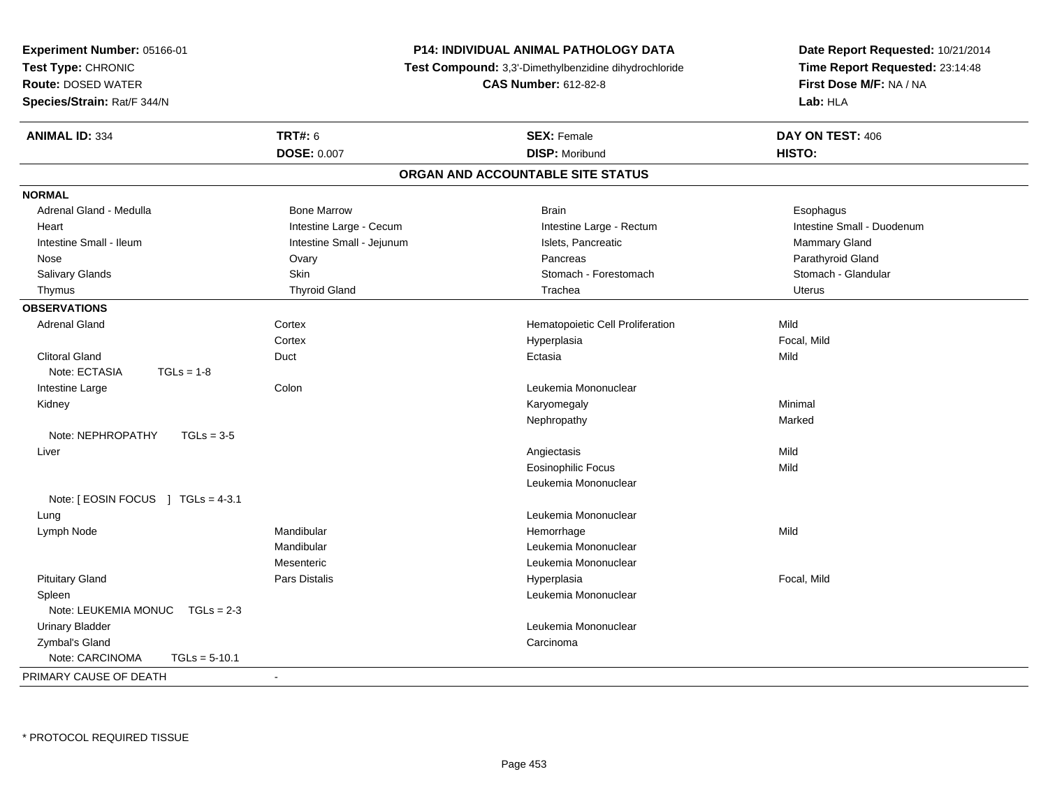**Experiment Number:** 05166-01
**Test Type:** CHRONIC
**Route:** DOSED WATER
**Species/Strain:** Rat/F 344/N

**P14: INDIVIDUAL ANIMAL PATHOLOGY DATA**
**Test Compound:** 3,3'-Dimethylbenzidine dihydrochloride
**CAS Number:** 612-82-8

**Date Report Requested:** 10/21/2014
**Time Report Requested:** 23:14:48
**First Dose M/F:** NA / NA
**Lab:** HLA

| **ANIMAL ID:** 334 | **TRT#:** 6 | **SEX:** Female | **DAY ON TEST:** 406 |
|---|---|---|---|
| | **DOSE:** 0.007 | **DISP:** Moribund | **HISTO:** |

## ORGAN AND ACCOUNTABLE SITE STATUS

**NORMAL**

| | | | |
|---|---|---|---|
| Adrenal Gland - Medulla | Bone Marrow | Brain | Esophagus |
| Heart | Intestine Large - Cecum | Intestine Large - Rectum | Intestine Small - Duodenum |
| Intestine Small - Ileum | Intestine Small - Jejunum | Islets, Pancreatic | Mammary Gland |
| Nose | Ovary | Pancreas | Parathyroid Gland |
| Salivary Glands | Skin | Stomach - Forestomach | Stomach - Glandular |
| Thymus | Thyroid Gland | Trachea | Uterus |

**OBSERVATIONS**

| Organ | Site | Observation | Severity |
|---|---|---|---|
| Adrenal Gland | Cortex | Hematopoietic Cell Proliferation | Mild |
| | Cortex | Hyperplasia | Focal, Mild |
| Clitoral Gland | Duct | Ectasia | Mild |
| Note: ECTASIA TGLs = 1-8 | | | |
| Intestine Large | Colon | Leukemia Mononuclear | |
| Kidney | | Karyomegaly | Minimal |
| | | Nephropathy | Marked |
| Note: NEPHROPATHY TGLs = 3-5 | | | |
| Liver | | Angiectasis | Mild |
| | | Eosinophilic Focus | Mild |
| | | Leukemia Mononuclear | |
| Note: [ EOSIN FOCUS ] TGLs = 4-3.1 | | | |
| Lung | | Leukemia Mononuclear | |
| Lymph Node | Mandibular | Hemorrhage | Mild |
| | Mandibular | Leukemia Mononuclear | |
| | Mesenteric | Leukemia Mononuclear | |
| Pituitary Gland | Pars Distalis | Hyperplasia | Focal, Mild |
| Spleen | | Leukemia Mononuclear | |
| Note: LEUKEMIA MONUC TGLs = 2-3 | | | |
| Urinary Bladder | | Leukemia Mononuclear | |
| Zymbal's Gland | | Carcinoma | |
| Note: CARCINOMA TGLs = 5-10.1 | | | |

PRIMARY CAUSE OF DEATH -

\* PROTOCOL REQUIRED TISSUE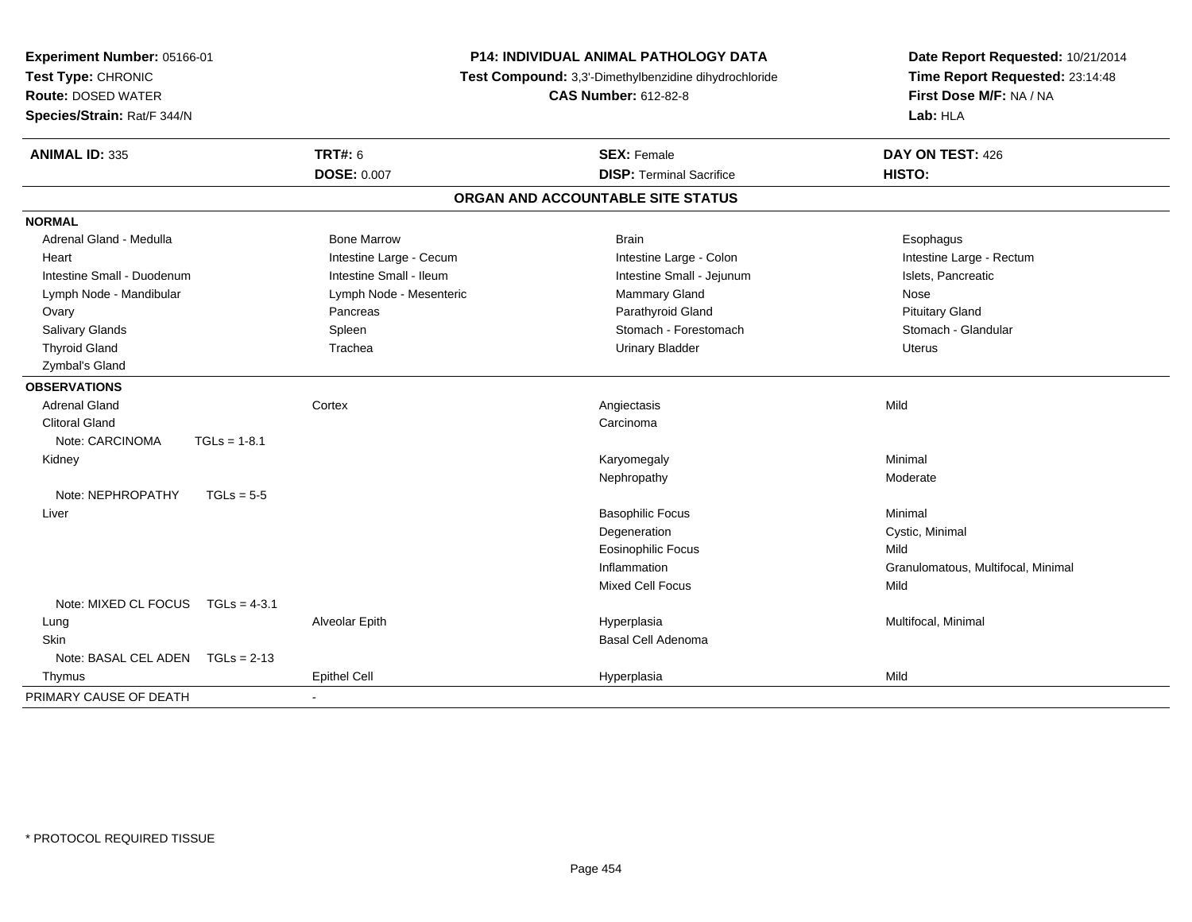**Experiment Number:** 05166-01
**Test Type:** CHRONIC
**Route:** DOSED WATER
**Species/Strain:** Rat/F 344/N

**P14: INDIVIDUAL ANIMAL PATHOLOGY DATA**
**Test Compound:** 3,3'-Dimethylbenzidine dihydrochloride
**CAS Number:** 612-82-8

**Date Report Requested:** 10/21/2014
**Time Report Requested:** 23:14:48
**First Dose M/F:** NA / NA
**Lab:** HLA

| **ANIMAL ID:** 335 | **TRT#:** 6 | **SEX:** Female | **DAY ON TEST:** 426 |
|---|---|---|---|
| | **DOSE:** 0.007 | **DISP:** Terminal Sacrifice | **HISTO:** |

## ORGAN AND ACCOUNTABLE SITE STATUS

**NORMAL**

| | | | |
|---|---|---|---|
| Adrenal Gland - Medulla | Bone Marrow | Brain | Esophagus |
| Heart | Intestine Large - Cecum | Intestine Large - Colon | Intestine Large - Rectum |
| Intestine Small - Duodenum | Intestine Small - Ileum | Intestine Small - Jejunum | Islets, Pancreatic |
| Lymph Node - Mandibular | Lymph Node - Mesenteric | Mammary Gland | Nose |
| Ovary | Pancreas | Parathyroid Gland | Pituitary Gland |
| Salivary Glands | Spleen | Stomach - Forestomach | Stomach - Glandular |
| Thyroid Gland | Trachea | Urinary Bladder | Uterus |
| Zymbal's Gland | | | |

**OBSERVATIONS**

| | | | |
|---|---|---|---|
| Adrenal Gland | Cortex | Angiectasis | Mild |
| Clitoral Gland | | Carcinoma | |
| Note: CARCINOMA TGLs = 1-8.1 | | | |
| Kidney | | Karyomegaly | Minimal |
| | | Nephropathy | Moderate |
| Note: NEPHROPATHY TGLs = 5-5 | | | |
| Liver | | Basophilic Focus | Minimal |
| | | Degeneration | Cystic, Minimal |
| | | Eosinophilic Focus | Mild |
| | | Inflammation | Granulomatous, Multifocal, Minimal |
| | | Mixed Cell Focus | Mild |
| Note: MIXED CL FOCUS TGLs = 4-3.1 | | | |
| Lung | Alveolar Epith | Hyperplasia | Multifocal, Minimal |
| Skin | | Basal Cell Adenoma | |
| Note: BASAL CEL ADEN TGLs = 2-13 | | | |
| Thymus | Epithel Cell | Hyperplasia | Mild |

PRIMARY CAUSE OF DEATH -

\* PROTOCOL REQUIRED TISSUE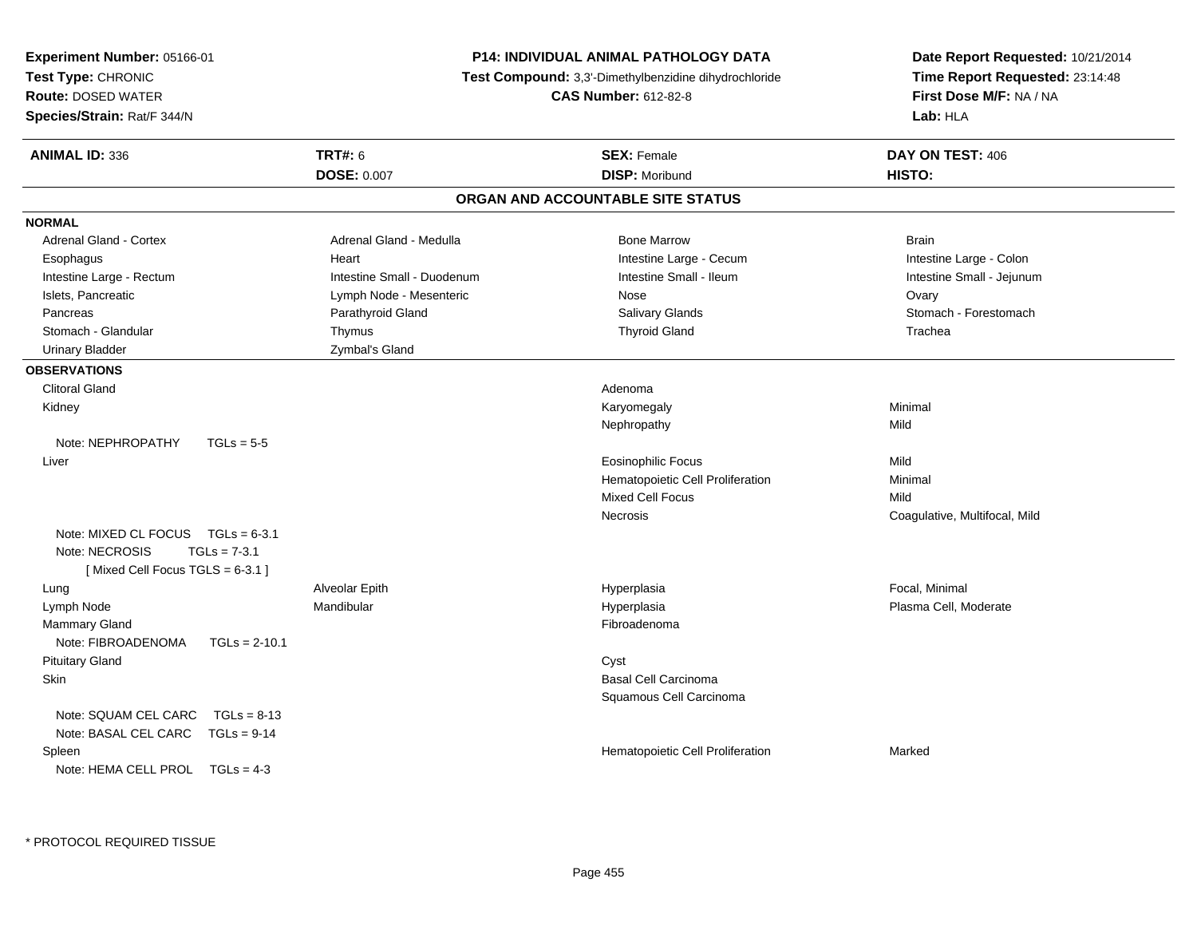**Experiment Number:** 05166-01
**Test Type:** CHRONIC
**Route:** DOSED WATER
**Species/Strain:** Rat/F 344/N

**P14: INDIVIDUAL ANIMAL PATHOLOGY DATA**
**Test Compound:** 3,3'-Dimethylbenzidine dihydrochloride
**CAS Number:** 612-82-8

**Date Report Requested:** 10/21/2014
**Time Report Requested:** 23:14:48
**First Dose M/F:** NA / NA
**Lab:** HLA

| **ANIMAL ID:** 336 | **TRT#:** 6 | **SEX:** Female | **DAY ON TEST:** 406 |
|---|---|---|---|
| | **DOSE:** 0.007 | **DISP:** Moribund | **HISTO:** |

## ORGAN AND ACCOUNTABLE SITE STATUS

**NORMAL**

| | | | |
|---|---|---|---|
| Adrenal Gland - Cortex | Adrenal Gland - Medulla | Bone Marrow | Brain |
| Esophagus | Heart | Intestine Large - Cecum | Intestine Large - Colon |
| Intestine Large - Rectum | Intestine Small - Duodenum | Intestine Small - Ileum | Intestine Small - Jejunum |
| Islets, Pancreatic | Lymph Node - Mesenteric | Nose | Ovary |
| Pancreas | Parathyroid Gland | Salivary Glands | Stomach - Forestomach |
| Stomach - Glandular | Thymus | Thyroid Gland | Trachea |
| Urinary Bladder | Zymbal's Gland | | |

**OBSERVATIONS**

| | | | |
|---|---|---|---|
| Clitoral Gland | | Adenoma | |
| Kidney | | Karyomegaly | Minimal |
| | | Nephropathy | Mild |
| Note: NEPHROPATHY TGLs = 5-5 | | | |
| Liver | | Eosinophilic Focus | Mild |
| | | Hematopoietic Cell Proliferation | Minimal |
| | | Mixed Cell Focus | Mild |
| | | Necrosis | Coagulative, Multifocal, Mild |
| Note: MIXED CL FOCUS TGLs = 6-3.1 | | | |
| Note: NECROSIS TGLs = 7-3.1 | | | |
| [ Mixed Cell Focus TGLS = 6-3.1 ] | | | |
| Lung | Alveolar Epith | Hyperplasia | Focal, Minimal |
| Lymph Node | Mandibular | Hyperplasia | Plasma Cell, Moderate |
| Mammary Gland | | Fibroadenoma | |
| Note: FIBROADENOMA TGLs = 2-10.1 | | | |
| Pituitary Gland | | Cyst | |
| Skin | | Basal Cell Carcinoma | |
| | | Squamous Cell Carcinoma | |
| Note: SQUAM CEL CARC TGLs = 8-13 | | | |
| Note: BASAL CEL CARC TGLs = 9-14 | | | |
| Spleen | | Hematopoietic Cell Proliferation | Marked |
| Note: HEMA CELL PROL TGLs = 4-3 | | | |

* PROTOCOL REQUIRED TISSUE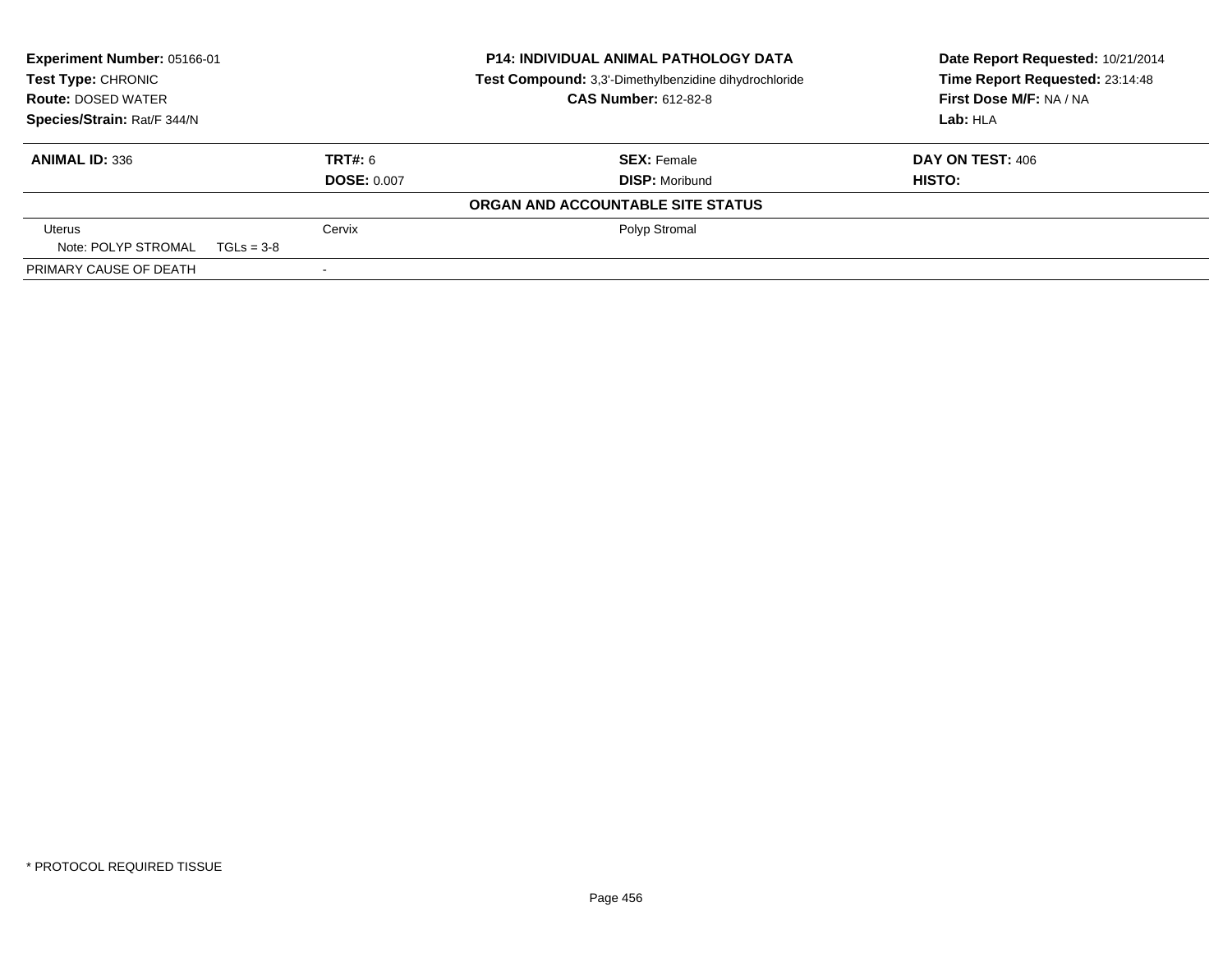**Experiment Number:** 05166-01
**Test Type:** CHRONIC
**Route:** DOSED WATER
**Species/Strain:** Rat/F 344/N

**P14: INDIVIDUAL ANIMAL PATHOLOGY DATA**
**Test Compound:** 3,3'-Dimethylbenzidine dihydrochloride
**CAS Number:** 612-82-8

**Date Report Requested:** 10/21/2014
**Time Report Requested:** 23:14:48
**First Dose M/F:** NA / NA
**Lab:** HLA

| **ANIMAL ID:** 336 | **TRT#:** 6 | **SEX:** Female | **DAY ON TEST:** 406 |
|---|---|---|---|
| | **DOSE:** 0.007 | **DISP:** Moribund | **HISTO:** |

**ORGAN AND ACCOUNTABLE SITE STATUS**

| | | | |
|---|---|---|---|
| Uterus | Cervix | Polyp Stromal | |
| Note: POLYP STROMAL TGLs = 3-8 | | | |
| PRIMARY CAUSE OF DEATH | - | | |

* PROTOCOL REQUIRED TISSUE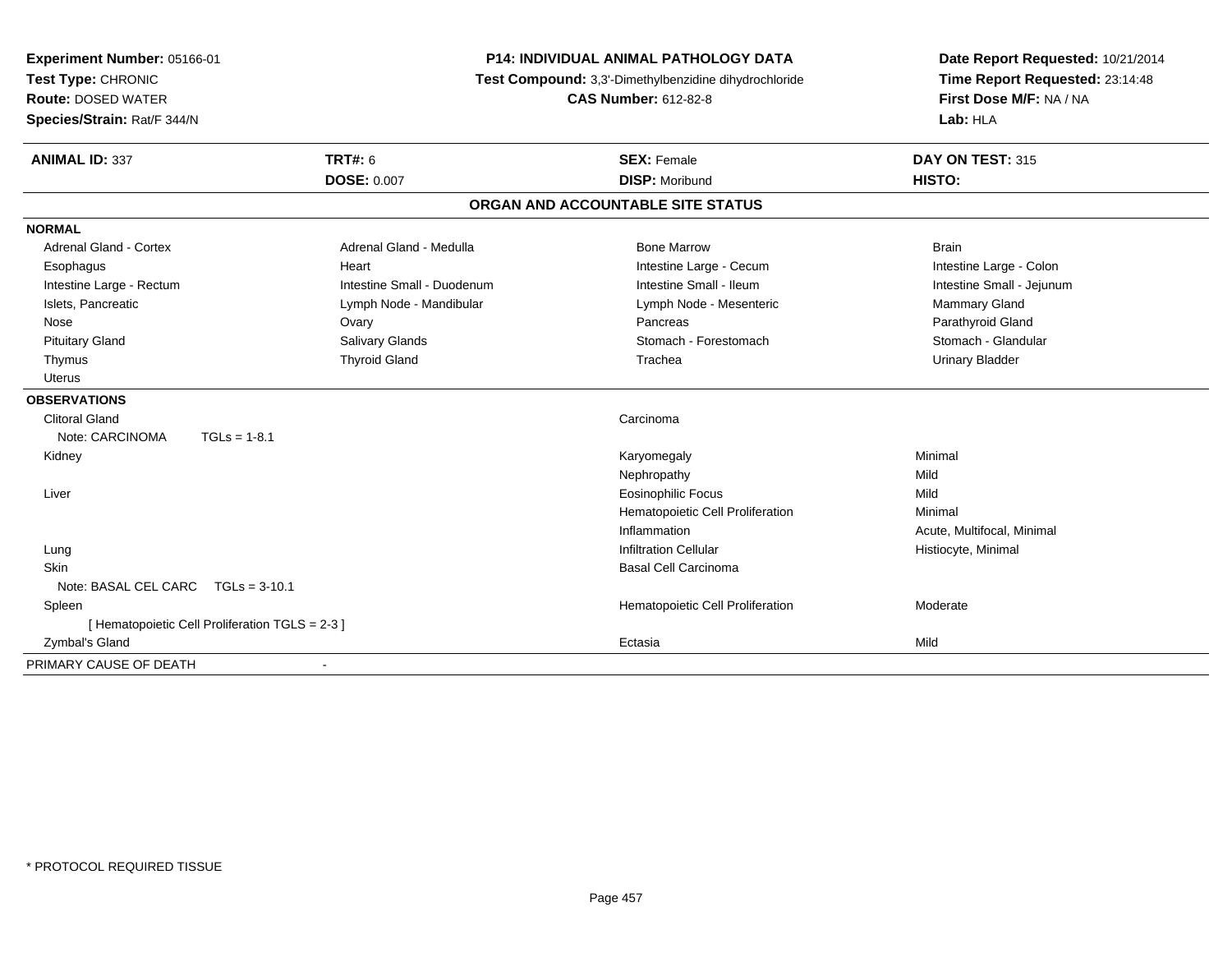**Experiment Number:** 05166-01
**Test Type:** CHRONIC
**Route:** DOSED WATER
**Species/Strain:** Rat/F 344/N

**P14: INDIVIDUAL ANIMAL PATHOLOGY DATA**
**Test Compound:** 3,3'-Dimethylbenzidine dihydrochloride
**CAS Number:** 612-82-8

**Date Report Requested:** 10/21/2014
**Time Report Requested:** 23:14:48
**First Dose M/F:** NA / NA
**Lab:** HLA

| **ANIMAL ID:** 337 | **TRT#:** 6 | **SEX:** Female | **DAY ON TEST:** 315 |
|---|---|---|---|
| | **DOSE:** 0.007 | **DISP:** Moribund | **HISTO:** |

## ORGAN AND ACCOUNTABLE SITE STATUS

**NORMAL**

| | | | |
|---|---|---|---|
| Adrenal Gland - Cortex | Adrenal Gland - Medulla | Bone Marrow | Brain |
| Esophagus | Heart | Intestine Large - Cecum | Intestine Large - Colon |
| Intestine Large - Rectum | Intestine Small - Duodenum | Intestine Small - Ileum | Intestine Small - Jejunum |
| Islets, Pancreatic | Lymph Node - Mandibular | Lymph Node - Mesenteric | Mammary Gland |
| Nose | Ovary | Pancreas | Parathyroid Gland |
| Pituitary Gland | Salivary Glands | Stomach - Forestomach | Stomach - Glandular |
| Thymus | Thyroid Gland | Trachea | Urinary Bladder |
| Uterus | | | |

**OBSERVATIONS**

| Organ | Observation | Severity |
|---|---|---|
| Clitoral Gland | Carcinoma | |
| Note: CARCINOMA TGLs = 1-8.1 | | |
| Kidney | Karyomegaly | Minimal |
| | Nephropathy | Mild |
| Liver | Eosinophilic Focus | Mild |
| | Hematopoietic Cell Proliferation | Minimal |
| | Inflammation | Acute, Multifocal, Minimal |
| Lung | Infiltration Cellular | Histiocyte, Minimal |
| Skin | Basal Cell Carcinoma | |
| Note: BASAL CEL CARC TGLs = 3-10.1 | | |
| Spleen | Hematopoietic Cell Proliferation | Moderate |
| [ Hematopoietic Cell Proliferation TGLS = 2-3 ] | | |
| Zymbal's Gland | Ectasia | Mild |

PRIMARY CAUSE OF DEATH -

* PROTOCOL REQUIRED TISSUE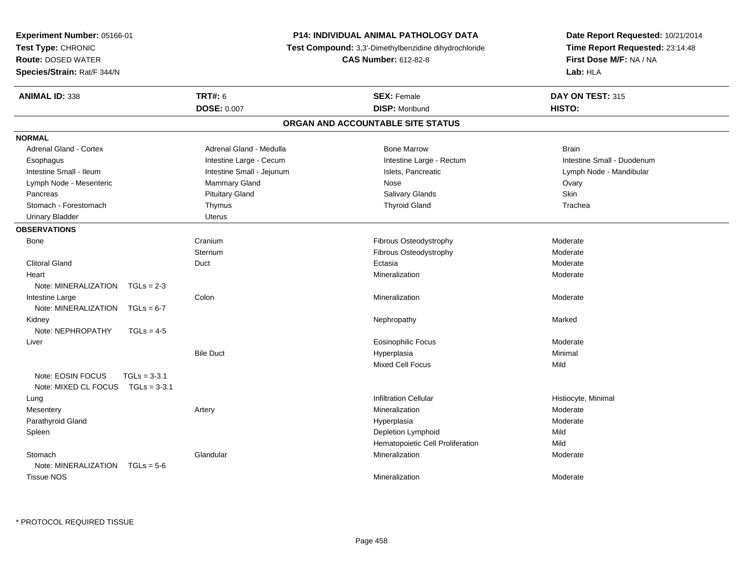**Experiment Number:** 05166-01
**Test Type:** CHRONIC
**Route:** DOSED WATER
**Species/Strain:** Rat/F 344/N

**P14: INDIVIDUAL ANIMAL PATHOLOGY DATA**
**Test Compound:** 3,3'-Dimethylbenzidine dihydrochloride
**CAS Number:** 612-82-8

**Date Report Requested:** 10/21/2014
**Time Report Requested:** 23:14:48
**First Dose M/F:** NA / NA
**Lab:** HLA

| **ANIMAL ID:** 338 | **TRT#:** 6 | **SEX:** Female | **DAY ON TEST:** 315 |
|---|---|---|---|
| | **DOSE:** 0.007 | **DISP:** Moribund | **HISTO:** |

## ORGAN AND ACCOUNTABLE SITE STATUS

**NORMAL**

| | | | |
|---|---|---|---|
| Adrenal Gland - Cortex | Adrenal Gland - Medulla | Bone Marrow | Brain |
| Esophagus | Intestine Large - Cecum | Intestine Large - Rectum | Intestine Small - Duodenum |
| Intestine Small - Ileum | Intestine Small - Jejunum | Islets, Pancreatic | Lymph Node - Mandibular |
| Lymph Node - Mesenteric | Mammary Gland | Nose | Ovary |
| Pancreas | Pituitary Gland | Salivary Glands | Skin |
| Stomach - Forestomach | Thymus | Thyroid Gland | Trachea |
| Urinary Bladder | Uterus | | |

**OBSERVATIONS**

| | | | |
|---|---|---|---|
| Bone | Cranium | Fibrous Osteodystrophy | Moderate |
| | Sternum | Fibrous Osteodystrophy | Moderate |
| Clitoral Gland | Duct | Ectasia | Moderate |
| Heart | | Mineralization | Moderate |
| Note: MINERALIZATION TGLs = 2-3 | | | |
| Intestine Large | Colon | Mineralization | Moderate |
| Note: MINERALIZATION TGLs = 6-7 | | | |
| Kidney | | Nephropathy | Marked |
| Note: NEPHROPATHY TGLs = 4-5 | | | |
| Liver | | Eosinophilic Focus | Moderate |
| | Bile Duct | Hyperplasia | Minimal |
| | | Mixed Cell Focus | Mild |
| Note: EOSIN FOCUS TGLs = 3-3.1 | | | |
| Note: MIXED CL FOCUS TGLs = 3-3.1 | | | |
| Lung | | Infiltration Cellular | Histiocyte, Minimal |
| Mesentery | Artery | Mineralization | Moderate |
| Parathyroid Gland | | Hyperplasia | Moderate |
| Spleen | | Depletion Lymphoid | Mild |
| | | Hematopoietic Cell Proliferation | Mild |
| Stomach | Glandular | Mineralization | Moderate |
| Note: MINERALIZATION TGLs = 5-6 | | | |
| Tissue NOS | | Mineralization | Moderate |

\* PROTOCOL REQUIRED TISSUE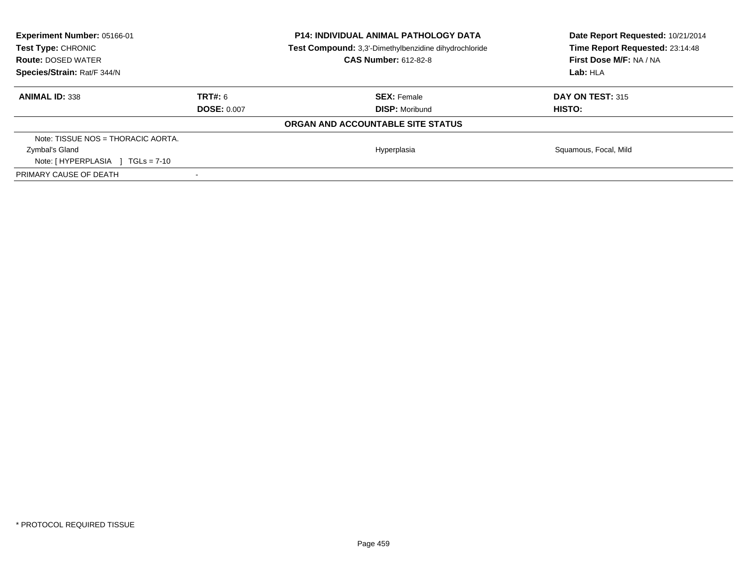**Experiment Number:** 05166-01
**Test Type:** CHRONIC
**Route:** DOSED WATER
**Species/Strain:** Rat/F 344/N

**P14: INDIVIDUAL ANIMAL PATHOLOGY DATA**
**Test Compound:** 3,3'-Dimethylbenzidine dihydrochloride
**CAS Number:** 612-82-8

**Date Report Requested:** 10/21/2014
**Time Report Requested:** 23:14:48
**First Dose M/F:** NA / NA
**Lab:** HLA

| **ANIMAL ID:** 338 | **TRT#:** 6 | **SEX:** Female | **DAY ON TEST:** 315 |
|---|---|---|---|
| | **DOSE:** 0.007 | **DISP:** Moribund | **HISTO:** |

**ORGAN AND ACCOUNTABLE SITE STATUS**

| | | | |
|---|---|---|---|
| Note: TISSUE NOS = THORACIC AORTA. | | | |
| Zymbal's Gland | | Hyperplasia | Squamous, Focal, Mild |
| Note: [ HYPERPLASIA ] TGLs = 7-10 | | | |
| PRIMARY CAUSE OF DEATH | - | | |

* PROTOCOL REQUIRED TISSUE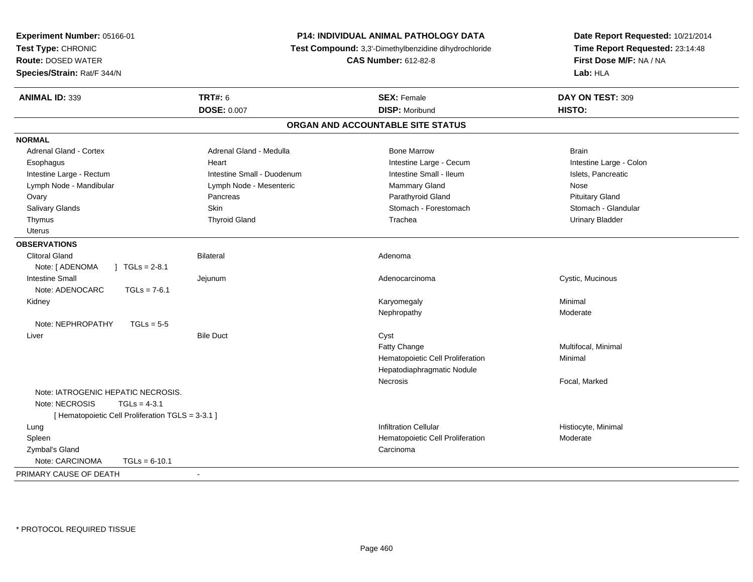**Experiment Number:** 05166-01
**Test Type:** CHRONIC
**Route:** DOSED WATER
**Species/Strain:** Rat/F 344/N

**P14: INDIVIDUAL ANIMAL PATHOLOGY DATA**
**Test Compound:** 3,3'-Dimethylbenzidine dihydrochloride
**CAS Number:** 612-82-8

**Date Report Requested:** 10/21/2014
**Time Report Requested:** 23:14:48
**First Dose M/F:** NA / NA
**Lab:** HLA

| **ANIMAL ID:** 339 | **TRT#:** 6 | **SEX:** Female | **DAY ON TEST:** 309 |
|---|---|---|---|
| | **DOSE:** 0.007 | **DISP:** Moribund | **HISTO:** |

## ORGAN AND ACCOUNTABLE SITE STATUS

**NORMAL**

| | | | |
|---|---|---|---|
| Adrenal Gland - Cortex | Adrenal Gland - Medulla | Bone Marrow | Brain |
| Esophagus | Heart | Intestine Large - Cecum | Intestine Large - Colon |
| Intestine Large - Rectum | Intestine Small - Duodenum | Intestine Small - Ileum | Islets, Pancreatic |
| Lymph Node - Mandibular | Lymph Node - Mesenteric | Mammary Gland | Nose |
| Ovary | Pancreas | Parathyroid Gland | Pituitary Gland |
| Salivary Glands | Skin | Stomach - Forestomach | Stomach - Glandular |
| Thymus | Thyroid Gland | Trachea | Urinary Bladder |
| Uterus | | | |

**OBSERVATIONS**

| | | | |
|---|---|---|---|
| Clitoral Gland | Bilateral | Adenoma | |
| Note: [ ADENOMA ] TGLs = 2-8.1 | | | |
| Intestine Small | Jejunum | Adenocarcinoma | Cystic, Mucinous |
| Note: ADENOCARC TGLs = 7-6.1 | | | |
| Kidney | | Karyomegaly | Minimal |
| | | Nephropathy | Moderate |
| Note: NEPHROPATHY TGLs = 5-5 | | | |
| Liver | Bile Duct | Cyst | |
| | | Fatty Change | Multifocal, Minimal |
| | | Hematopoietic Cell Proliferation | Minimal |
| | | Hepatodiaphragmatic Nodule | |
| | | Necrosis | Focal, Marked |
| Note: IATROGENIC HEPATIC NECROSIS. | | | |
| Note: NECROSIS TGLs = 4-3.1 | | | |
| [ Hematopoietic Cell Proliferation TGLS = 3-3.1 ] | | | |
| Lung | | Infiltration Cellular | Histiocyte, Minimal |
| Spleen | | Hematopoietic Cell Proliferation | Moderate |
| Zymbal's Gland | | Carcinoma | |
| Note: CARCINOMA TGLs = 6-10.1 | | | |

PRIMARY CAUSE OF DEATH -

* PROTOCOL REQUIRED TISSUE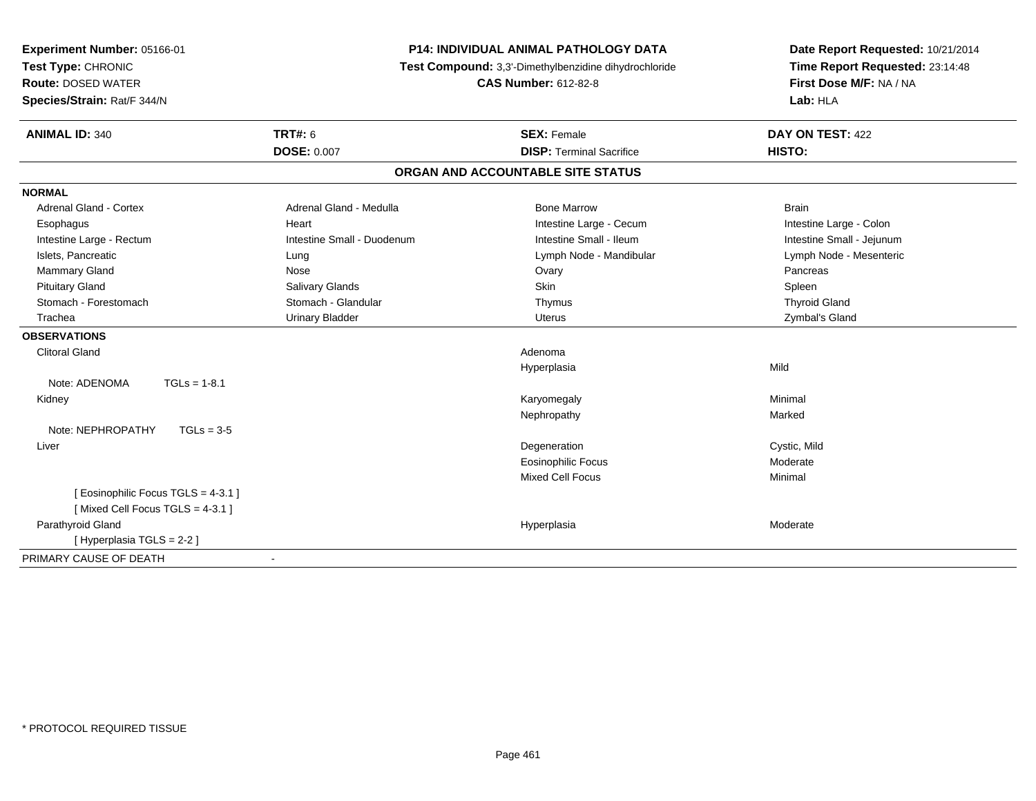**Experiment Number:** 05166-01
**Test Type:** CHRONIC
**Route:** DOSED WATER
**Species/Strain:** Rat/F 344/N

**P14: INDIVIDUAL ANIMAL PATHOLOGY DATA**
**Test Compound:** 3,3'-Dimethylbenzidine dihydrochloride
**CAS Number:** 612-82-8

**Date Report Requested:** 10/21/2014
**Time Report Requested:** 23:14:48
**First Dose M/F:** NA / NA
**Lab:** HLA

| **ANIMAL ID:** 340 | **TRT#:** 6 | **SEX:** Female | **DAY ON TEST:** 422 |
|---|---|---|---|
| | **DOSE:** 0.007 | **DISP:** Terminal Sacrifice | **HISTO:** |

## ORGAN AND ACCOUNTABLE SITE STATUS

**NORMAL**

| | | | |
|---|---|---|---|
| Adrenal Gland - Cortex | Adrenal Gland - Medulla | Bone Marrow | Brain |
| Esophagus | Heart | Intestine Large - Cecum | Intestine Large - Colon |
| Intestine Large - Rectum | Intestine Small - Duodenum | Intestine Small - Ileum | Intestine Small - Jejunum |
| Islets, Pancreatic | Lung | Lymph Node - Mandibular | Lymph Node - Mesenteric |
| Mammary Gland | Nose | Ovary | Pancreas |
| Pituitary Gland | Salivary Glands | Skin | Spleen |
| Stomach - Forestomach | Stomach - Glandular | Thymus | Thyroid Gland |
| Trachea | Urinary Bladder | Uterus | Zymbal's Gland |

**OBSERVATIONS**

| Organ | Observation | Severity |
|---|---|---|
| Clitoral Gland | Adenoma | |
| | Hyperplasia | Mild |
| Note: ADENOMA TGLs = 1-8.1 | | |
| Kidney | Karyomegaly | Minimal |
| | Nephropathy | Marked |
| Note: NEPHROPATHY TGLs = 3-5 | | |
| Liver | Degeneration | Cystic, Mild |
| | Eosinophilic Focus | Moderate |
| | Mixed Cell Focus | Minimal |
| [ Eosinophilic Focus TGLS = 4-3.1 ] | | |
| [ Mixed Cell Focus TGLS = 4-3.1 ] | | |
| Parathyroid Gland | Hyperplasia | Moderate |
| [ Hyperplasia TGLS = 2-2 ] | | |

PRIMARY CAUSE OF DEATH -

* PROTOCOL REQUIRED TISSUE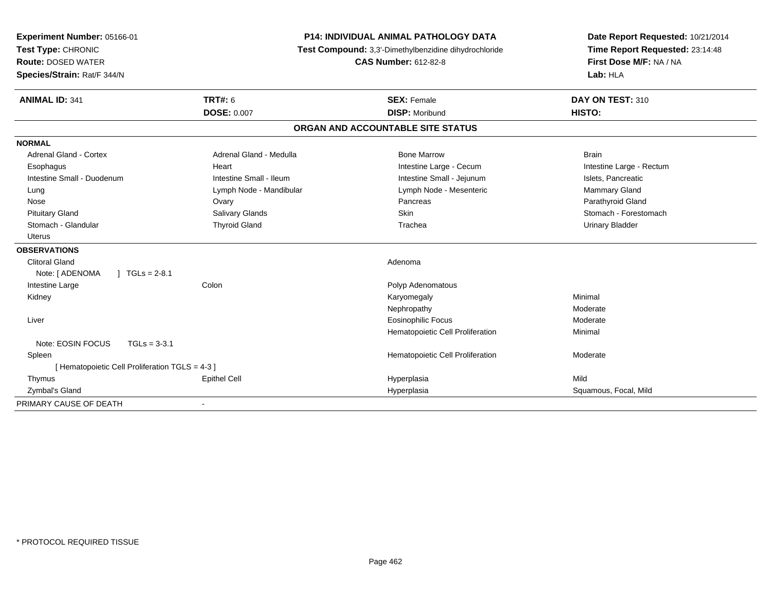**Experiment Number:** 05166-01
**Test Type:** CHRONIC
**Route:** DOSED WATER
**Species/Strain:** Rat/F 344/N

**P14: INDIVIDUAL ANIMAL PATHOLOGY DATA**
**Test Compound:** 3,3'-Dimethylbenzidine dihydrochloride
**CAS Number:** 612-82-8

**Date Report Requested:** 10/21/2014
**Time Report Requested:** 23:14:48
**First Dose M/F:** NA / NA
**Lab:** HLA

| **ANIMAL ID:** 341 | **TRT#:** 6 | **SEX:** Female | **DAY ON TEST:** 310 |
|---|---|---|---|
| | **DOSE:** 0.007 | **DISP:** Moribund | **HISTO:** |

## ORGAN AND ACCOUNTABLE SITE STATUS

**NORMAL**

| | | | |
|---|---|---|---|
| Adrenal Gland - Cortex | Adrenal Gland - Medulla | Bone Marrow | Brain |
| Esophagus | Heart | Intestine Large - Cecum | Intestine Large - Rectum |
| Intestine Small - Duodenum | Intestine Small - Ileum | Intestine Small - Jejunum | Islets, Pancreatic |
| Lung | Lymph Node - Mandibular | Lymph Node - Mesenteric | Mammary Gland |
| Nose | Ovary | Pancreas | Parathyroid Gland |
| Pituitary Gland | Salivary Glands | Skin | Stomach - Forestomach |
| Stomach - Glandular | Thyroid Gland | Trachea | Urinary Bladder |
| Uterus | | | |

**OBSERVATIONS**

| | | | |
|---|---|---|---|
| Clitoral Gland | | Adenoma | |
| Note: [ ADENOMA ] TGLs = 2-8.1 | | | |
| Intestine Large | Colon | Polyp Adenomatous | |
| Kidney | | Karyomegaly | Minimal |
| | | Nephropathy | Moderate |
| Liver | | Eosinophilic Focus | Moderate |
| | | Hematopoietic Cell Proliferation | Minimal |
| Note: EOSIN FOCUS TGLs = 3-3.1 | | | |
| Spleen | | Hematopoietic Cell Proliferation | Moderate |
| [ Hematopoietic Cell Proliferation TGLS = 4-3 ] | | | |
| Thymus | Epithel Cell | Hyperplasia | Mild |
| Zymbal's Gland | | Hyperplasia | Squamous, Focal, Mild |

PRIMARY CAUSE OF DEATH -

\* PROTOCOL REQUIRED TISSUE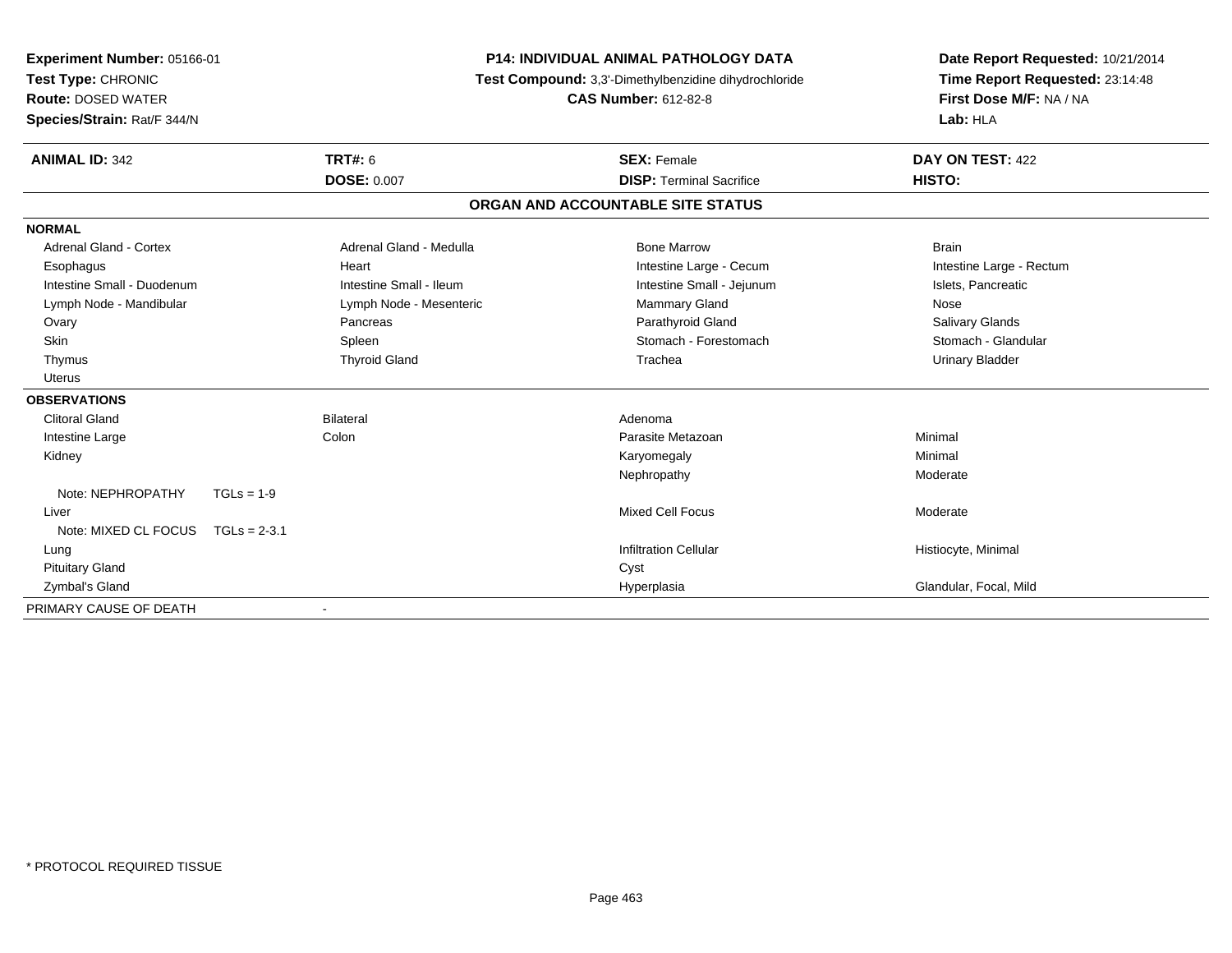**Experiment Number:** 05166-01
**Test Type:** CHRONIC
**Route:** DOSED WATER
**Species/Strain:** Rat/F 344/N

**P14: INDIVIDUAL ANIMAL PATHOLOGY DATA**
**Test Compound:** 3,3'-Dimethylbenzidine dihydrochloride
**CAS Number:** 612-82-8

**Date Report Requested:** 10/21/2014
**Time Report Requested:** 23:14:48
**First Dose M/F:** NA / NA
**Lab:** HLA

| **ANIMAL ID:** 342 | **TRT#:** 6 | **SEX:** Female | **DAY ON TEST:** 422 |
|---|---|---|---|
| | **DOSE:** 0.007 | **DISP:** Terminal Sacrifice | **HISTO:** |

**ORGAN AND ACCOUNTABLE SITE STATUS**

**NORMAL**

| | | | |
|---|---|---|---|
| Adrenal Gland - Cortex | Adrenal Gland - Medulla | Bone Marrow | Brain |
| Esophagus | Heart | Intestine Large - Cecum | Intestine Large - Rectum |
| Intestine Small - Duodenum | Intestine Small - Ileum | Intestine Small - Jejunum | Islets, Pancreatic |
| Lymph Node - Mandibular | Lymph Node - Mesenteric | Mammary Gland | Nose |
| Ovary | Pancreas | Parathyroid Gland | Salivary Glands |
| Skin | Spleen | Stomach - Forestomach | Stomach - Glandular |
| Thymus | Thyroid Gland | Trachea | Urinary Bladder |
| Uterus | | | |

**OBSERVATIONS**

| | | | |
|---|---|---|---|
| Clitoral Gland | Bilateral | Adenoma | |
| Intestine Large | Colon | Parasite Metazoan | Minimal |
| Kidney | | Karyomegaly | Minimal |
| | | Nephropathy | Moderate |
| Note: NEPHROPATHY TGLs = 1-9 | | | |
| Liver | | Mixed Cell Focus | Moderate |
| Note: MIXED CL FOCUS TGLs = 2-3.1 | | | |
| Lung | | Infiltration Cellular | Histiocyte, Minimal |
| Pituitary Gland | | Cyst | |
| Zymbal's Gland | | Hyperplasia | Glandular, Focal, Mild |

PRIMARY CAUSE OF DEATH -

* PROTOCOL REQUIRED TISSUE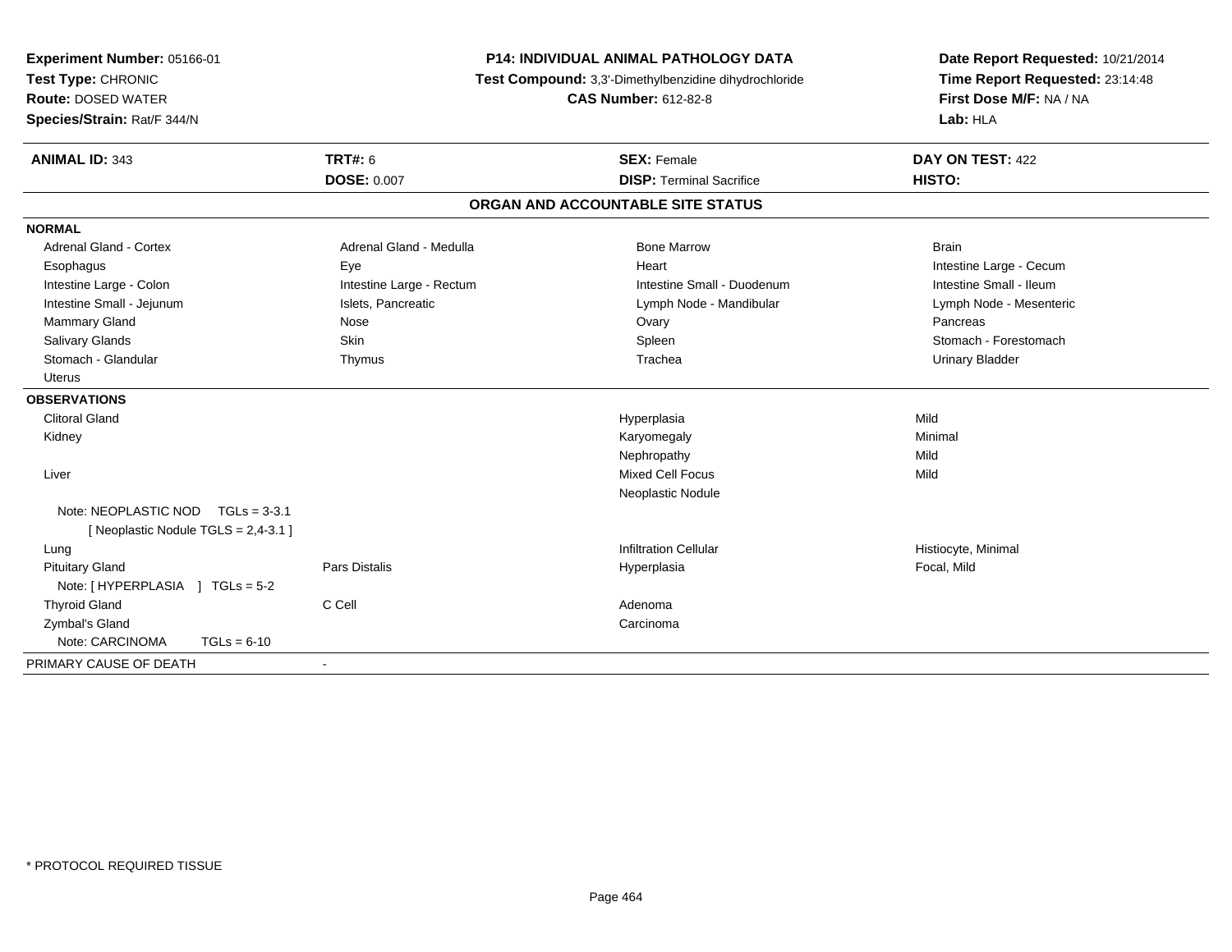**Experiment Number:** 05166-01
**Test Type:** CHRONIC
**Route:** DOSED WATER
**Species/Strain:** Rat/F 344/N

**P14: INDIVIDUAL ANIMAL PATHOLOGY DATA**
**Test Compound:** 3,3'-Dimethylbenzidine dihydrochloride
**CAS Number:** 612-82-8

**Date Report Requested:** 10/21/2014
**Time Report Requested:** 23:14:48
**First Dose M/F:** NA / NA
**Lab:** HLA

| **ANIMAL ID:** 343 | **TRT#:** 6 | **SEX:** Female | **DAY ON TEST:** 422 |
|---|---|---|---|
| | **DOSE:** 0.007 | **DISP:** Terminal Sacrifice | **HISTO:** |

## ORGAN AND ACCOUNTABLE SITE STATUS

| | | | |
|---|---|---|---|
| **NORMAL** | | | |
| Adrenal Gland - Cortex | Adrenal Gland - Medulla | Bone Marrow | Brain |
| Esophagus | Eye | Heart | Intestine Large - Cecum |
| Intestine Large - Colon | Intestine Large - Rectum | Intestine Small - Duodenum | Intestine Small - Ileum |
| Intestine Small - Jejunum | Islets, Pancreatic | Lymph Node - Mandibular | Lymph Node - Mesenteric |
| Mammary Gland | Nose | Ovary | Pancreas |
| Salivary Glands | Skin | Spleen | Stomach - Forestomach |
| Stomach - Glandular | Thymus | Trachea | Urinary Bladder |
| Uterus | | | |
| **OBSERVATIONS** | | | |
| Clitoral Gland | | Hyperplasia | Mild |
| Kidney | | Karyomegaly | Minimal |
| | | Nephropathy | Mild |
| Liver | | Mixed Cell Focus | Mild |
| | | Neoplastic Nodule | |
| Note: NEOPLASTIC NOD TGLs = 3-3.1 [ Neoplastic Nodule TGLS = 2,4-3.1 ] | | | |
| Lung | | Infiltration Cellular | Histiocyte, Minimal |
| Pituitary Gland | Pars Distalis | Hyperplasia | Focal, Mild |
| Note: [ HYPERPLASIA ] TGLs = 5-2 | | | |
| Thyroid Gland | C Cell | Adenoma | |
| Zymbal's Gland | | Carcinoma | |
| Note: CARCINOMA TGLs = 6-10 | | | |
| PRIMARY CAUSE OF DEATH | - | | |

* PROTOCOL REQUIRED TISSUE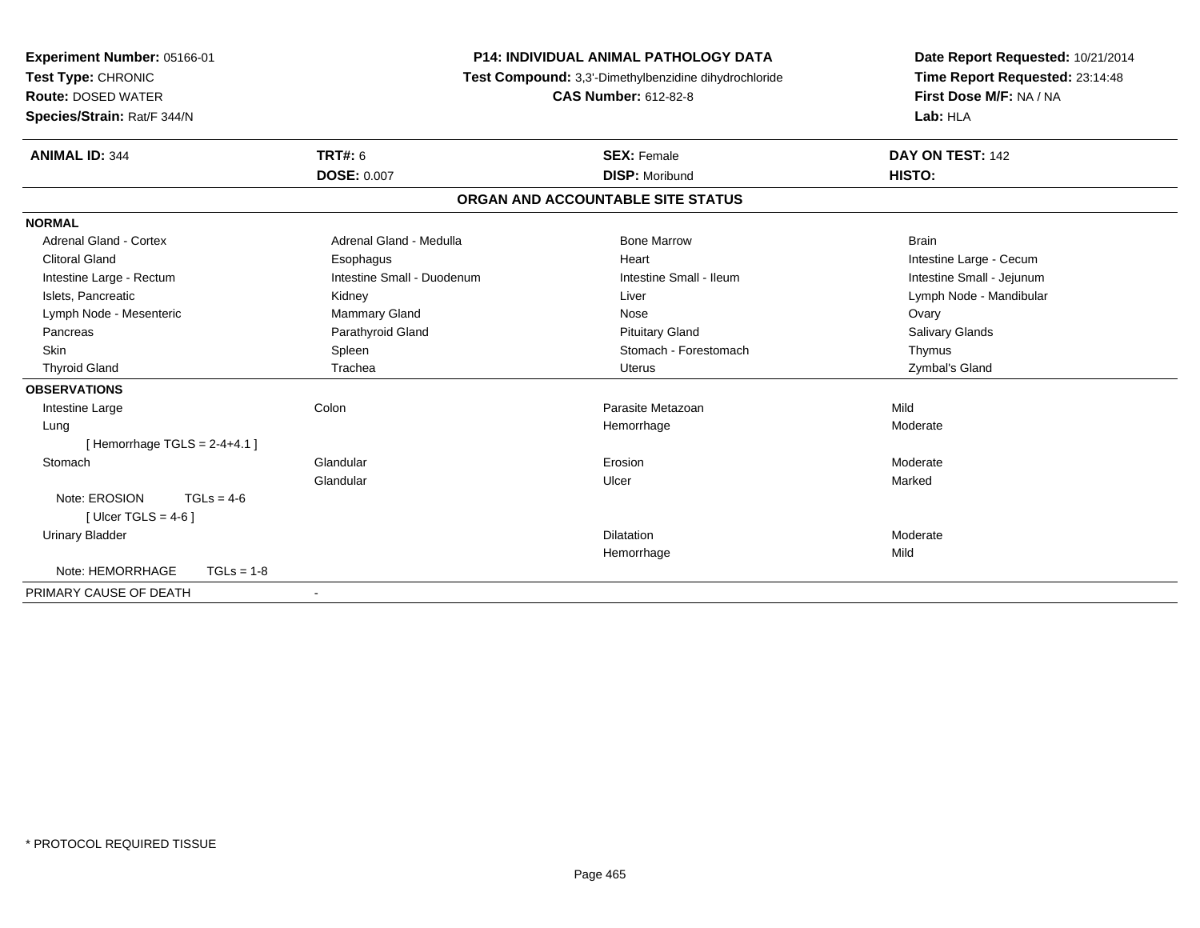**Experiment Number:** 05166-01
**Test Type:** CHRONIC
**Route:** DOSED WATER
**Species/Strain:** Rat/F 344/N

**P14: INDIVIDUAL ANIMAL PATHOLOGY DATA**
**Test Compound:** 3,3'-Dimethylbenzidine dihydrochloride
**CAS Number:** 612-82-8

**Date Report Requested:** 10/21/2014
**Time Report Requested:** 23:14:48
**First Dose M/F:** NA / NA
**Lab:** HLA

| **ANIMAL ID:** 344 | **TRT#:** 6 | **SEX:** Female | **DAY ON TEST:** 142 |
|---|---|---|---|
| | **DOSE:** 0.007 | **DISP:** Moribund | **HISTO:** |

## ORGAN AND ACCOUNTABLE SITE STATUS

**NORMAL**

| | | | |
|---|---|---|---|
| Adrenal Gland - Cortex | Adrenal Gland - Medulla | Bone Marrow | Brain |
| Clitoral Gland | Esophagus | Heart | Intestine Large - Cecum |
| Intestine Large - Rectum | Intestine Small - Duodenum | Intestine Small - Ileum | Intestine Small - Jejunum |
| Islets, Pancreatic | Kidney | Liver | Lymph Node - Mandibular |
| Lymph Node - Mesenteric | Mammary Gland | Nose | Ovary |
| Pancreas | Parathyroid Gland | Pituitary Gland | Salivary Glands |
| Skin | Spleen | Stomach - Forestomach | Thymus |
| Thyroid Gland | Trachea | Uterus | Zymbal's Gland |

**OBSERVATIONS**

| | | | |
|---|---|---|---|
| Intestine Large | Colon | Parasite Metazoan | Mild |
| Lung | | Hemorrhage | Moderate |
| [ Hemorrhage TGLS = 2-4+4.1 ] | | | |
| Stomach | Glandular | Erosion | Moderate |
| | Glandular | Ulcer | Marked |
| Note: EROSION TGLs = 4-6 | | | |
| [ Ulcer TGLS = 4-6 ] | | | |
| Urinary Bladder | | Dilatation | Moderate |
| | | Hemorrhage | Mild |
| Note: HEMORRHAGE TGLs = 1-8 | | | |

PRIMARY CAUSE OF DEATH -

* PROTOCOL REQUIRED TISSUE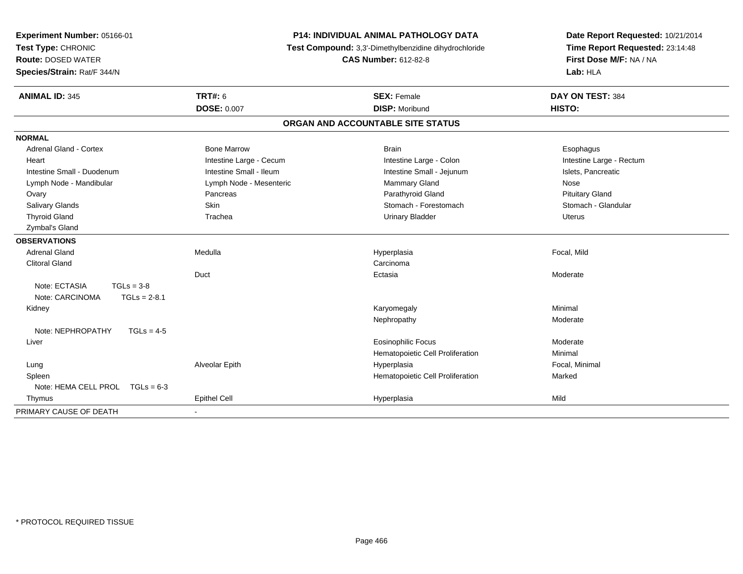**Experiment Number:** 05166-01
**Test Type:** CHRONIC
**Route:** DOSED WATER
**Species/Strain:** Rat/F 344/N

**P14: INDIVIDUAL ANIMAL PATHOLOGY DATA**
**Test Compound:** 3,3'-Dimethylbenzidine dihydrochloride
**CAS Number:** 612-82-8

**Date Report Requested:** 10/21/2014
**Time Report Requested:** 23:14:48
**First Dose M/F:** NA / NA
**Lab:** HLA

| **ANIMAL ID:** 345 | **TRT#:** 6 | **SEX:** Female | **DAY ON TEST:** 384 |
|---|---|---|---|
| | **DOSE:** 0.007 | **DISP:** Moribund | **HISTO:** |

## ORGAN AND ACCOUNTABLE SITE STATUS

**NORMAL**

| | | | |
|---|---|---|---|
| Adrenal Gland - Cortex | Bone Marrow | Brain | Esophagus |
| Heart | Intestine Large - Cecum | Intestine Large - Colon | Intestine Large - Rectum |
| Intestine Small - Duodenum | Intestine Small - Ileum | Intestine Small - Jejunum | Islets, Pancreatic |
| Lymph Node - Mandibular | Lymph Node - Mesenteric | Mammary Gland | Nose |
| Ovary | Pancreas | Parathyroid Gland | Pituitary Gland |
| Salivary Glands | Skin | Stomach - Forestomach | Stomach - Glandular |
| Thyroid Gland | Trachea | Urinary Bladder | Uterus |
| Zymbal's Gland | | | |

**OBSERVATIONS**

| | | | |
|---|---|---|---|
| Adrenal Gland | Medulla | Hyperplasia | Focal, Mild |
| Clitoral Gland | | Carcinoma | |
| | Duct | Ectasia | Moderate |
| Note: ECTASIA TGLs = 3-8 | | | |
| Note: CARCINOMA TGLs = 2-8.1 | | | |
| Kidney | | Karyomegaly | Minimal |
| | | Nephropathy | Moderate |
| Note: NEPHROPATHY TGLs = 4-5 | | | |
| Liver | | Eosinophilic Focus | Moderate |
| | | Hematopoietic Cell Proliferation | Minimal |
| Lung | Alveolar Epith | Hyperplasia | Focal, Minimal |
| Spleen | | Hematopoietic Cell Proliferation | Marked |
| Note: HEMA CELL PROL TGLs = 6-3 | | | |
| Thymus | Epithel Cell | Hyperplasia | Mild |

PRIMARY CAUSE OF DEATH -

* PROTOCOL REQUIRED TISSUE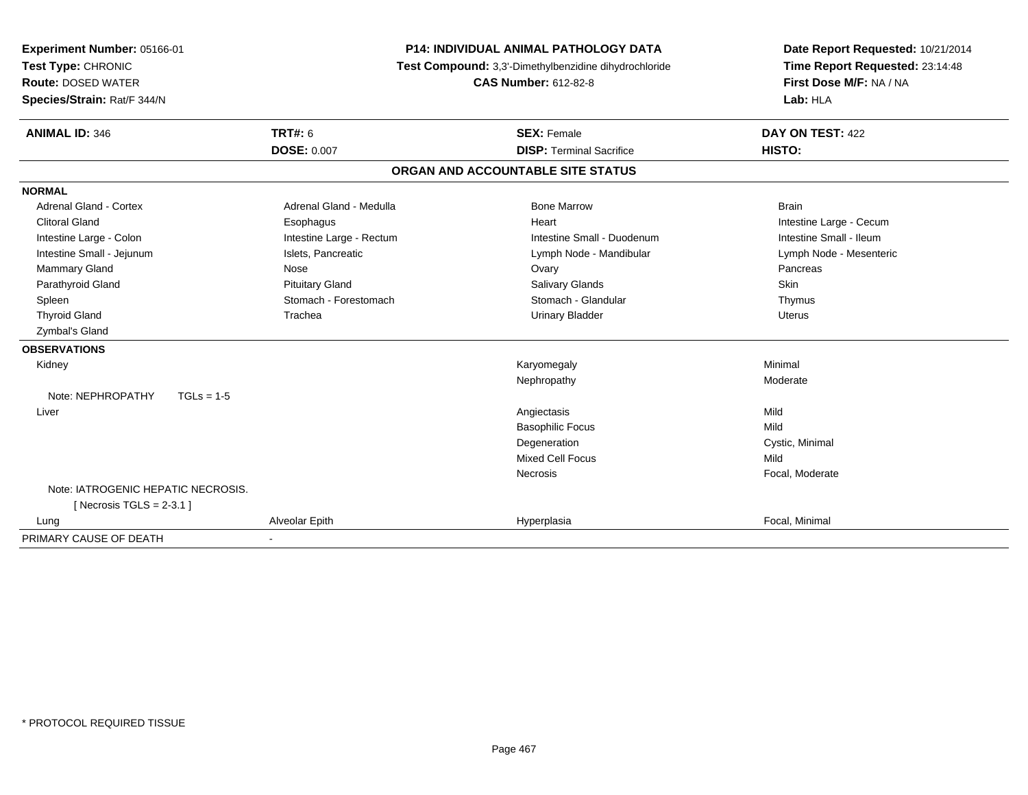**Experiment Number:** 05166-01
**Test Type:** CHRONIC
**Route:** DOSED WATER
**Species/Strain:** Rat/F 344/N

**P14: INDIVIDUAL ANIMAL PATHOLOGY DATA**
**Test Compound:** 3,3'-Dimethylbenzidine dihydrochloride
**CAS Number:** 612-82-8

**Date Report Requested:** 10/21/2014
**Time Report Requested:** 23:14:48
**First Dose M/F:** NA / NA
**Lab:** HLA

| **ANIMAL ID:** 346 | **TRT#:** 6 | **SEX:** Female | **DAY ON TEST:** 422 |
|---|---|---|---|
| | **DOSE:** 0.007 | **DISP:** Terminal Sacrifice | **HISTO:** |

**ORGAN AND ACCOUNTABLE SITE STATUS**

**NORMAL**

| | | | |
|---|---|---|---|
| Adrenal Gland - Cortex | Adrenal Gland - Medulla | Bone Marrow | Brain |
| Clitoral Gland | Esophagus | Heart | Intestine Large - Cecum |
| Intestine Large - Colon | Intestine Large - Rectum | Intestine Small - Duodenum | Intestine Small - Ileum |
| Intestine Small - Jejunum | Islets, Pancreatic | Lymph Node - Mandibular | Lymph Node - Mesenteric |
| Mammary Gland | Nose | Ovary | Pancreas |
| Parathyroid Gland | Pituitary Gland | Salivary Glands | Skin |
| Spleen | Stomach - Forestomach | Stomach - Glandular | Thymus |
| Thyroid Gland | Trachea | Urinary Bladder | Uterus |
| Zymbal's Gland | | | |

**OBSERVATIONS**

| | | | |
|---|---|---|---|
| Kidney | | Karyomegaly | Minimal |
| | | Nephropathy | Moderate |
| Note: NEPHROPATHY TGLs = 1-5 | | | |
| Liver | | Angiectasis | Mild |
| | | Basophilic Focus | Mild |
| | | Degeneration | Cystic, Minimal |
| | | Mixed Cell Focus | Mild |
| | | Necrosis | Focal, Moderate |
| Note: IATROGENIC HEPATIC NECROSIS. [ Necrosis TGLS = 2-3.1 ] | | | |
| Lung | Alveolar Epith | Hyperplasia | Focal, Minimal |

PRIMARY CAUSE OF DEATH -

* PROTOCOL REQUIRED TISSUE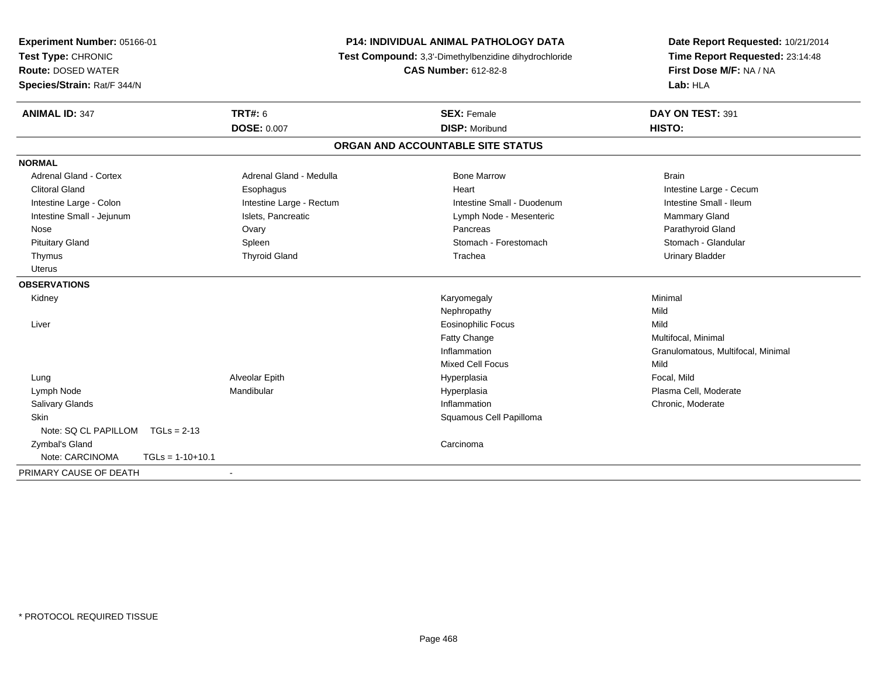**Experiment Number:** 05166-01
**Test Type:** CHRONIC
**Route:** DOSED WATER
**Species/Strain:** Rat/F 344/N

**P14: INDIVIDUAL ANIMAL PATHOLOGY DATA**
**Test Compound:** 3,3'-Dimethylbenzidine dihydrochloride
**CAS Number:** 612-82-8

**Date Report Requested:** 10/21/2014
**Time Report Requested:** 23:14:48
**First Dose M/F:** NA / NA
**Lab:** HLA

| **ANIMAL ID:** 347 | **TRT#:** 6 | **SEX:** Female | **DAY ON TEST:** 391 |
|---|---|---|---|
| | **DOSE:** 0.007 | **DISP:** Moribund | **HISTO:** |

## ORGAN AND ACCOUNTABLE SITE STATUS

**NORMAL**

| | | | |
|---|---|---|---|
| Adrenal Gland - Cortex | Adrenal Gland - Medulla | Bone Marrow | Brain |
| Clitoral Gland | Esophagus | Heart | Intestine Large - Cecum |
| Intestine Large - Colon | Intestine Large - Rectum | Intestine Small - Duodenum | Intestine Small - Ileum |
| Intestine Small - Jejunum | Islets, Pancreatic | Lymph Node - Mesenteric | Mammary Gland |
| Nose | Ovary | Pancreas | Parathyroid Gland |
| Pituitary Gland | Spleen | Stomach - Forestomach | Stomach - Glandular |
| Thymus | Thyroid Gland | Trachea | Urinary Bladder |
| Uterus | | | |

**OBSERVATIONS**

| | | | |
|---|---|---|---|
| Kidney | | Karyomegaly | Minimal |
| | | Nephropathy | Mild |
| Liver | | Eosinophilic Focus | Mild |
| | | Fatty Change | Multifocal, Minimal |
| | | Inflammation | Granulomatous, Multifocal, Minimal |
| | | Mixed Cell Focus | Mild |
| Lung | Alveolar Epith | Hyperplasia | Focal, Mild |
| Lymph Node | Mandibular | Hyperplasia | Plasma Cell, Moderate |
| Salivary Glands | | Inflammation | Chronic, Moderate |
| Skin | | Squamous Cell Papilloma | |
| Note: SQ CL PAPILLOM TGLs = 2-13 | | | |
| Zymbal's Gland | | Carcinoma | |
| Note: CARCINOMA TGLs = 1-10+10.1 | | | |

PRIMARY CAUSE OF DEATH -

* PROTOCOL REQUIRED TISSUE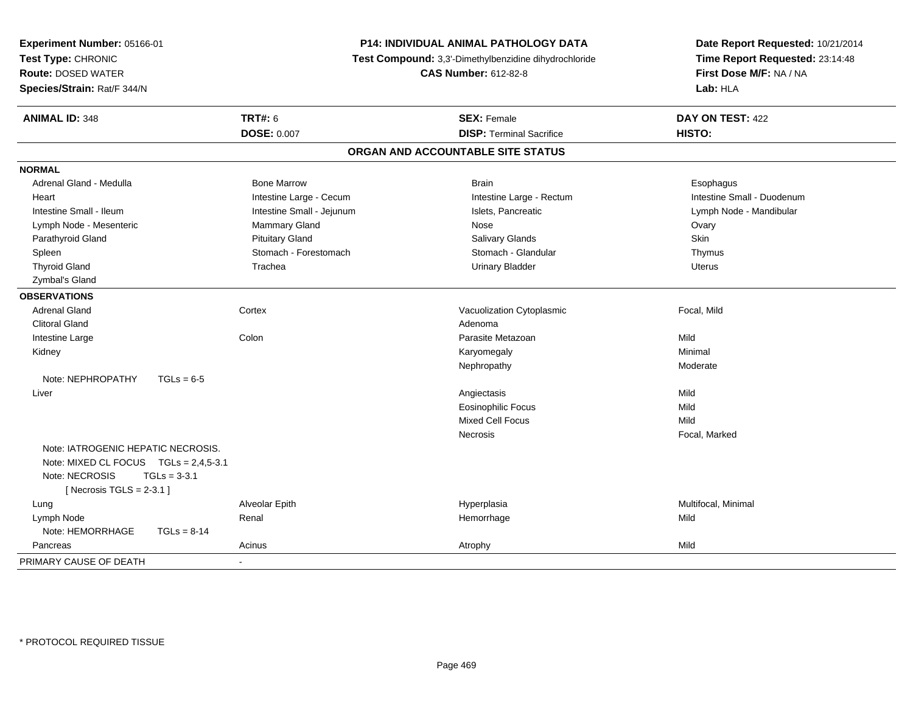**Experiment Number:** 05166-01
**Test Type:** CHRONIC
**Route:** DOSED WATER
**Species/Strain:** Rat/F 344/N

**P14: INDIVIDUAL ANIMAL PATHOLOGY DATA**
**Test Compound:** 3,3'-Dimethylbenzidine dihydrochloride
**CAS Number:** 612-82-8

**Date Report Requested:** 10/21/2014
**Time Report Requested:** 23:14:48
**First Dose M/F:** NA / NA
**Lab:** HLA

| **ANIMAL ID:** 348 | **TRT#:** 6 | **SEX:** Female | **DAY ON TEST:** 422 |
|---|---|---|---|
| | **DOSE:** 0.007 | **DISP:** Terminal Sacrifice | **HISTO:** |

## ORGAN AND ACCOUNTABLE SITE STATUS

**NORMAL**

| | | | |
|---|---|---|---|
| Adrenal Gland - Medulla | Bone Marrow | Brain | Esophagus |
| Heart | Intestine Large - Cecum | Intestine Large - Rectum | Intestine Small - Duodenum |
| Intestine Small - Ileum | Intestine Small - Jejunum | Islets, Pancreatic | Lymph Node - Mandibular |
| Lymph Node - Mesenteric | Mammary Gland | Nose | Ovary |
| Parathyroid Gland | Pituitary Gland | Salivary Glands | Skin |
| Spleen | Stomach - Forestomach | Stomach - Glandular | Thymus |
| Thyroid Gland | Trachea | Urinary Bladder | Uterus |
| Zymbal's Gland | | | |

**OBSERVATIONS**

| | | | |
|---|---|---|---|
| Adrenal Gland | Cortex | Vacuolization Cytoplasmic | Focal, Mild |
| Clitoral Gland | | Adenoma | |
| Intestine Large | Colon | Parasite Metazoan | Mild |
| Kidney | | Karyomegaly | Minimal |
| | | Nephropathy | Moderate |
| Note: NEPHROPATHY TGLs = 6-5 | | | |
| Liver | | Angiectasis | Mild |
| | | Eosinophilic Focus | Mild |
| | | Mixed Cell Focus | Mild |
| | | Necrosis | Focal, Marked |
| Note: IATROGENIC HEPATIC NECROSIS. | | | |
| Note: MIXED CL FOCUS TGLs = 2,4,5-3.1 | | | |
| Note: NECROSIS TGLs = 3-3.1 | | | |
| [ Necrosis TGLS = 2-3.1 ] | | | |
| Lung | Alveolar Epith | Hyperplasia | Multifocal, Minimal |
| Lymph Node | Renal | Hemorrhage | Mild |
| Note: HEMORRHAGE TGLs = 8-14 | | | |
| Pancreas | Acinus | Atrophy | Mild |

PRIMARY CAUSE OF DEATH -

\* PROTOCOL REQUIRED TISSUE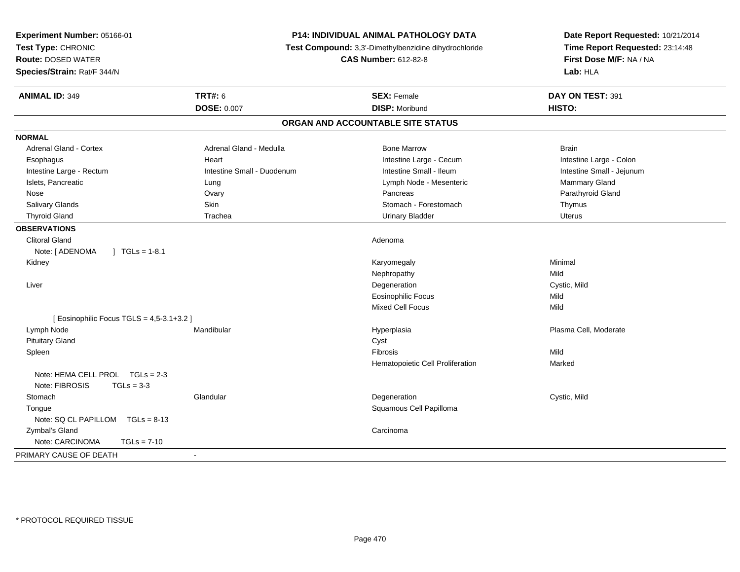**Experiment Number:** 05166-01
**Test Type:** CHRONIC
**Route:** DOSED WATER
**Species/Strain:** Rat/F 344/N

**P14: INDIVIDUAL ANIMAL PATHOLOGY DATA**
**Test Compound:** 3,3'-Dimethylbenzidine dihydrochloride
**CAS Number:** 612-82-8

**Date Report Requested:** 10/21/2014
**Time Report Requested:** 23:14:48
**First Dose M/F:** NA / NA
**Lab:** HLA

| **ANIMAL ID:** 349 | **TRT#:** 6 | **SEX:** Female | **DAY ON TEST:** 391 |
|---|---|---|---|
| | **DOSE:** 0.007 | **DISP:** Moribund | **HISTO:** |

## ORGAN AND ACCOUNTABLE SITE STATUS

**NORMAL**

| | | | |
|---|---|---|---|
| Adrenal Gland - Cortex | Adrenal Gland - Medulla | Bone Marrow | Brain |
| Esophagus | Heart | Intestine Large - Cecum | Intestine Large - Colon |
| Intestine Large - Rectum | Intestine Small - Duodenum | Intestine Small - Ileum | Intestine Small - Jejunum |
| Islets, Pancreatic | Lung | Lymph Node - Mesenteric | Mammary Gland |
| Nose | Ovary | Pancreas | Parathyroid Gland |
| Salivary Glands | Skin | Stomach - Forestomach | Thymus |
| Thyroid Gland | Trachea | Urinary Bladder | Uterus |

**OBSERVATIONS**

| | | | |
|---|---|---|---|
| Clitoral Gland | | Adenoma | |
| Note: [ ADENOMA ] TGLs = 1-8.1 | | | |
| Kidney | | Karyomegaly | Minimal |
| | | Nephropathy | Mild |
| Liver | | Degeneration | Cystic, Mild |
| | | Eosinophilic Focus | Mild |
| | | Mixed Cell Focus | Mild |
| [ Eosinophilic Focus TGLS = 4,5-3.1+3.2 ] | | | |
| Lymph Node | Mandibular | Hyperplasia | Plasma Cell, Moderate |
| Pituitary Gland | | Cyst | |
| Spleen | | Fibrosis | Mild |
| | | Hematopoietic Cell Proliferation | Marked |
| Note: HEMA CELL PROL TGLs = 2-3 | | | |
| Note: FIBROSIS TGLs = 3-3 | | | |
| Stomach | Glandular | Degeneration | Cystic, Mild |
| Tongue | | Squamous Cell Papilloma | |
| Note: SQ CL PAPILLOM TGLs = 8-13 | | | |
| Zymbal's Gland | | Carcinoma | |
| Note: CARCINOMA TGLs = 7-10 | | | |

PRIMARY CAUSE OF DEATH -

\* PROTOCOL REQUIRED TISSUE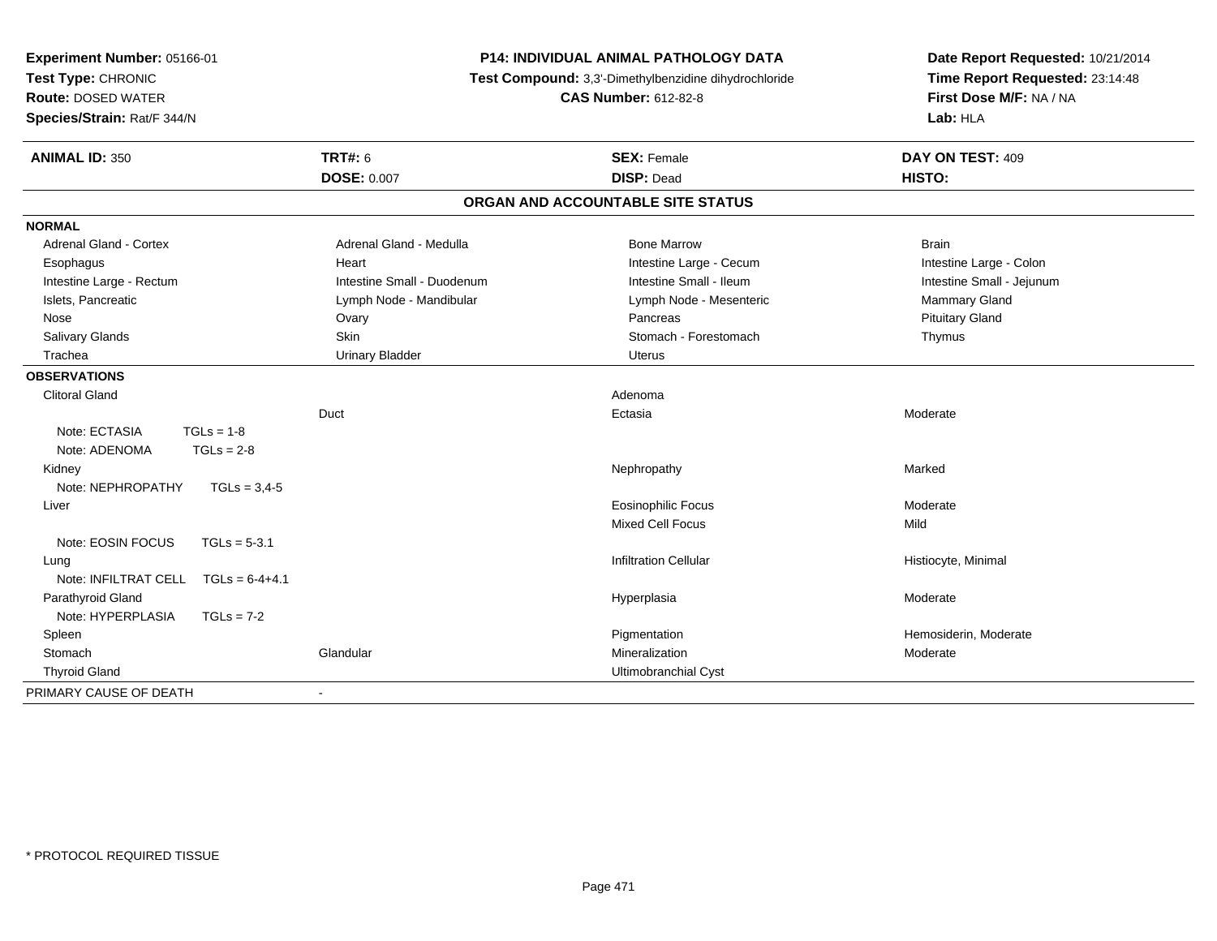**Experiment Number:** 05166-01
**Test Type:** CHRONIC
**Route:** DOSED WATER
**Species/Strain:** Rat/F 344/N

**P14: INDIVIDUAL ANIMAL PATHOLOGY DATA**
**Test Compound:** 3,3'-Dimethylbenzidine dihydrochloride
**CAS Number:** 612-82-8

**Date Report Requested:** 10/21/2014
**Time Report Requested:** 23:14:48
**First Dose M/F:** NA / NA
**Lab:** HLA

| **ANIMAL ID:** 350 | **TRT#:** 6 | **SEX:** Female | **DAY ON TEST:** 409 |
|---|---|---|---|
| | **DOSE:** 0.007 | **DISP:** Dead | **HISTO:** |

## ORGAN AND ACCOUNTABLE SITE STATUS

| | | | |
|---|---|---|---|
| **NORMAL** | | | |
| Adrenal Gland - Cortex | Adrenal Gland - Medulla | Bone Marrow | Brain |
| Esophagus | Heart | Intestine Large - Cecum | Intestine Large - Colon |
| Intestine Large - Rectum | Intestine Small - Duodenum | Intestine Small - Ileum | Intestine Small - Jejunum |
| Islets, Pancreatic | Lymph Node - Mandibular | Lymph Node - Mesenteric | Mammary Gland |
| Nose | Ovary | Pancreas | Pituitary Gland |
| Salivary Glands | Skin | Stomach - Forestomach | Thymus |
| Trachea | Urinary Bladder | Uterus | |
| **OBSERVATIONS** | | | |
| Clitoral Gland | | Adenoma | |
| | Duct | Ectasia | Moderate |
| Note: ECTASIA TGLs = 1-8 | | | |
| Note: ADENOMA TGLs = 2-8 | | | |
| Kidney | | Nephropathy | Marked |
| Note: NEPHROPATHY TGLs = 3,4-5 | | | |
| Liver | | Eosinophilic Focus | Moderate |
| | | Mixed Cell Focus | Mild |
| Note: EOSIN FOCUS TGLs = 5-3.1 | | | |
| Lung | | Infiltration Cellular | Histiocyte, Minimal |
| Note: INFILTRAT CELL TGLs = 6-4+4.1 | | | |
| Parathyroid Gland | | Hyperplasia | Moderate |
| Note: HYPERPLASIA TGLs = 7-2 | | | |
| Spleen | | Pigmentation | Hemosiderin, Moderate |
| Stomach | Glandular | Mineralization | Moderate |
| Thyroid Gland | | Ultimobranchial Cyst | |
| PRIMARY CAUSE OF DEATH | - | | |

* PROTOCOL REQUIRED TISSUE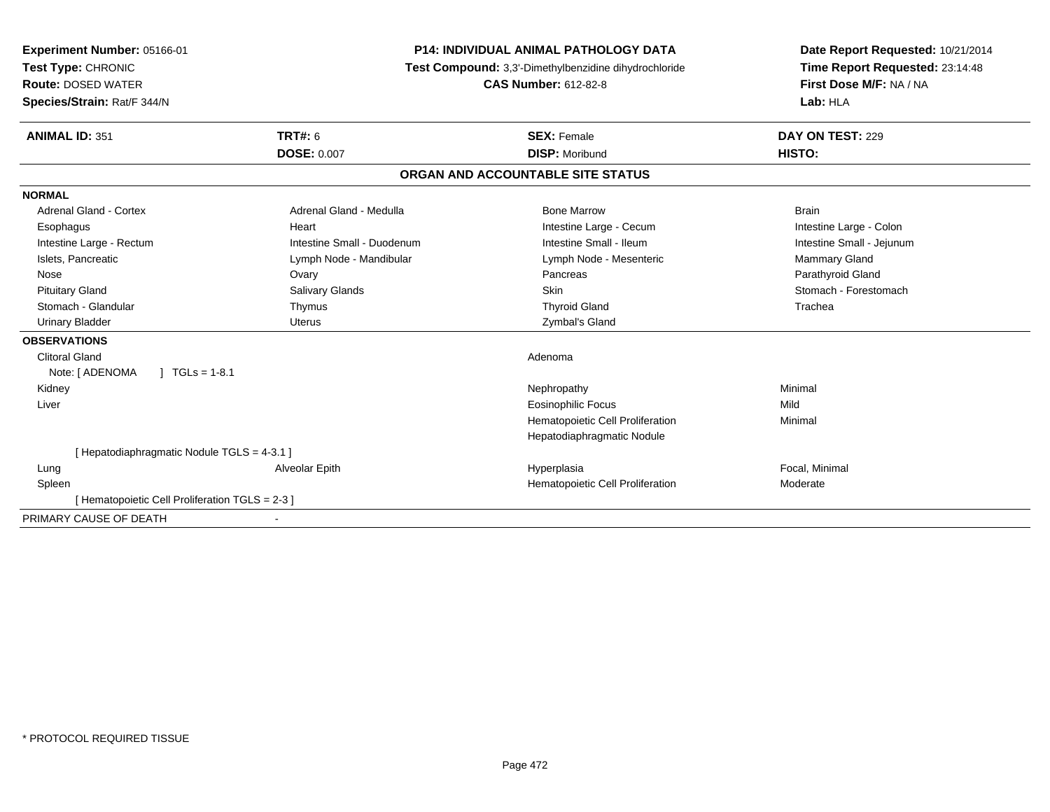**Experiment Number:** 05166-01
**Test Type:** CHRONIC
**Route:** DOSED WATER
**Species/Strain:** Rat/F 344/N

**P14: INDIVIDUAL ANIMAL PATHOLOGY DATA**
**Test Compound:** 3,3'-Dimethylbenzidine dihydrochloride
**CAS Number:** 612-82-8

**Date Report Requested:** 10/21/2014
**Time Report Requested:** 23:14:48
**First Dose M/F:** NA / NA
**Lab:** HLA

| **ANIMAL ID:** 351 | **TRT#:** 6 | **SEX:** Female | **DAY ON TEST:** 229 |
|---|---|---|---|
| | **DOSE:** 0.007 | **DISP:** Moribund | **HISTO:** |

## ORGAN AND ACCOUNTABLE SITE STATUS

**NORMAL**

| | | | |
|---|---|---|---|
| Adrenal Gland - Cortex | Adrenal Gland - Medulla | Bone Marrow | Brain |
| Esophagus | Heart | Intestine Large - Cecum | Intestine Large - Colon |
| Intestine Large - Rectum | Intestine Small - Duodenum | Intestine Small - Ileum | Intestine Small - Jejunum |
| Islets, Pancreatic | Lymph Node - Mandibular | Lymph Node - Mesenteric | Mammary Gland |
| Nose | Ovary | Pancreas | Parathyroid Gland |
| Pituitary Gland | Salivary Glands | Skin | Stomach - Forestomach |
| Stomach - Glandular | Thymus | Thyroid Gland | Trachea |
| Urinary Bladder | Uterus | Zymbal's Gland | |

**OBSERVATIONS**

| | | | |
|---|---|---|---|
| Clitoral Gland | | Adenoma | |
| Note: [ ADENOMA ] TGLs = 1-8.1 | | | |
| Kidney | | Nephropathy | Minimal |
| Liver | | Eosinophilic Focus | Mild |
| | | Hematopoietic Cell Proliferation | Minimal |
| | | Hepatodiaphragmatic Nodule | |
| [ Hepatodiaphragmatic Nodule TGLS = 4-3.1 ] | | | |
| Lung | Alveolar Epith | Hyperplasia | Focal, Minimal |
| Spleen | | Hematopoietic Cell Proliferation | Moderate |
| [ Hematopoietic Cell Proliferation TGLS = 2-3 ] | | | |

PRIMARY CAUSE OF DEATH -

* PROTOCOL REQUIRED TISSUE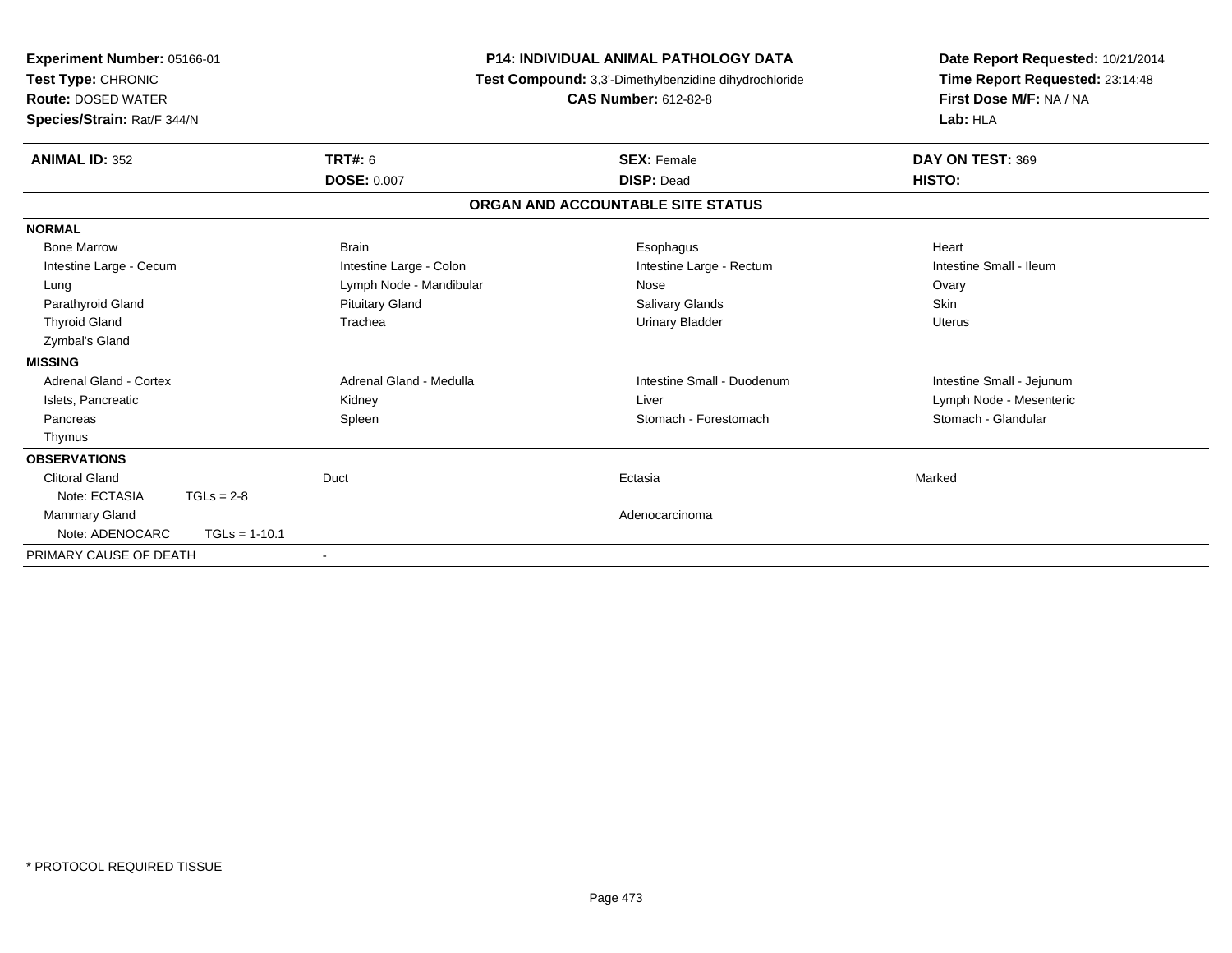**Experiment Number:** 05166-01
**Test Type:** CHRONIC
**Route:** DOSED WATER
**Species/Strain:** Rat/F 344/N

**P14: INDIVIDUAL ANIMAL PATHOLOGY DATA**
**Test Compound:** 3,3'-Dimethylbenzidine dihydrochloride
**CAS Number:** 612-82-8

**Date Report Requested:** 10/21/2014
**Time Report Requested:** 23:14:48
**First Dose M/F:** NA / NA
**Lab:** HLA

| **ANIMAL ID:** 352 | **TRT#:** 6 | **SEX:** Female | **DAY ON TEST:** 369 |
|---|---|---|---|
| | **DOSE:** 0.007 | **DISP:** Dead | **HISTO:** |

**ORGAN AND ACCOUNTABLE SITE STATUS**

**NORMAL**

| | | | |
|---|---|---|---|
| Bone Marrow | Brain | Esophagus | Heart |
| Intestine Large - Cecum | Intestine Large - Colon | Intestine Large - Rectum | Intestine Small - Ileum |
| Lung | Lymph Node - Mandibular | Nose | Ovary |
| Parathyroid Gland | Pituitary Gland | Salivary Glands | Skin |
| Thyroid Gland | Trachea | Urinary Bladder | Uterus |
| Zymbal's Gland | | | |

**MISSING**

| | | | |
|---|---|---|---|
| Adrenal Gland - Cortex | Adrenal Gland - Medulla | Intestine Small - Duodenum | Intestine Small - Jejunum |
| Islets, Pancreatic | Kidney | Liver | Lymph Node - Mesenteric |
| Pancreas | Spleen | Stomach - Forestomach | Stomach - Glandular |
| Thymus | | | |

**OBSERVATIONS**

| | | | |
|---|---|---|---|
| Clitoral Gland | Duct | Ectasia | Marked |
| Note: ECTASIA TGLs = 2-8 | | | |
| Mammary Gland | | Adenocarcinoma | |
| Note: ADENOCARC TGLs = 1-10.1 | | | |

PRIMARY CAUSE OF DEATH -

\* PROTOCOL REQUIRED TISSUE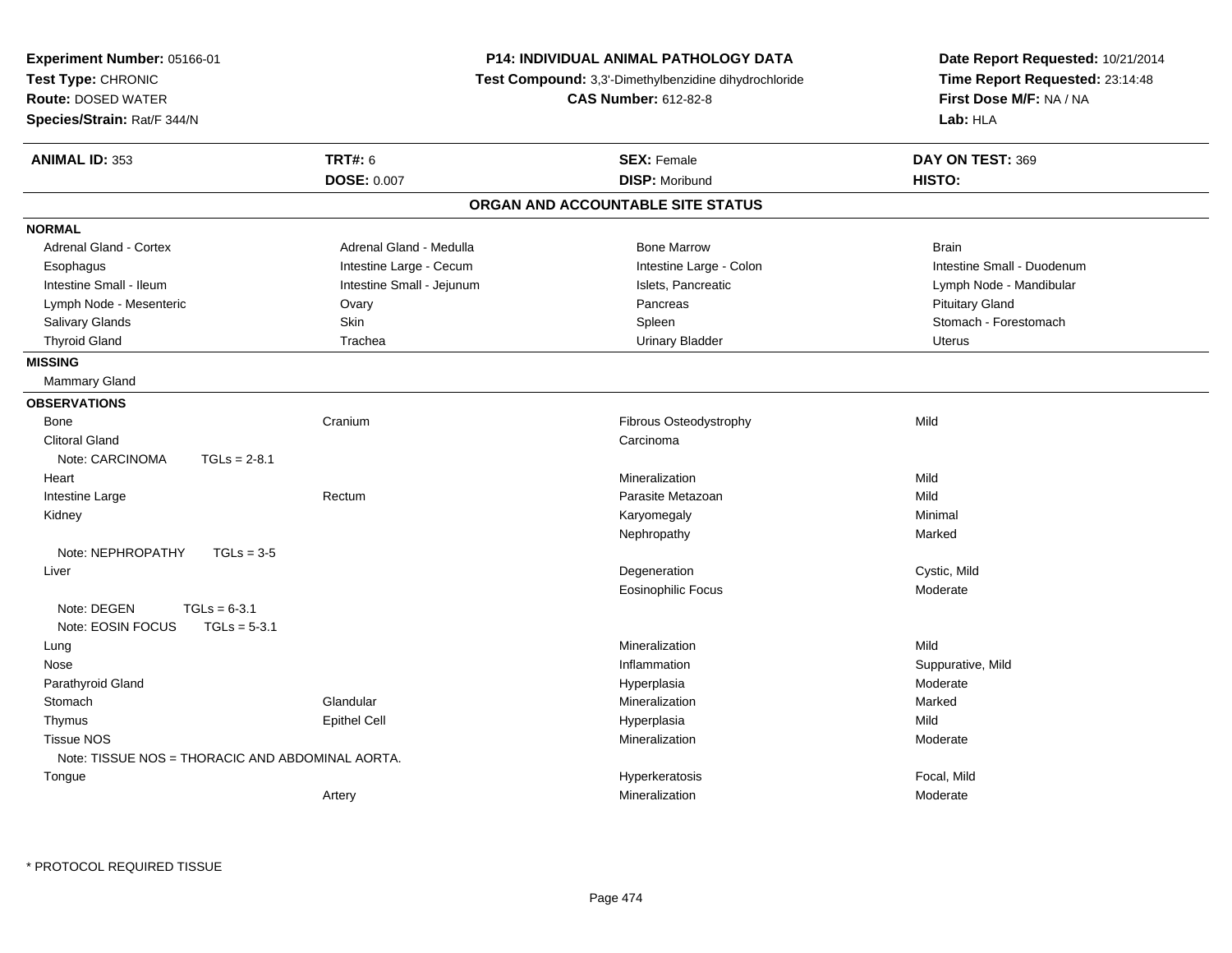**Experiment Number:** 05166-01
**Test Type:** CHRONIC
**Route:** DOSED WATER
**Species/Strain:** Rat/F 344/N

**P14: INDIVIDUAL ANIMAL PATHOLOGY DATA**
**Test Compound:** 3,3'-Dimethylbenzidine dihydrochloride
**CAS Number:** 612-82-8

**Date Report Requested:** 10/21/2014
**Time Report Requested:** 23:14:48
**First Dose M/F:** NA / NA
**Lab:** HLA

| **ANIMAL ID:** 353 | **TRT#:** 6 | **SEX:** Female | **DAY ON TEST:** 369 |
|---|---|---|---|
| | **DOSE:** 0.007 | **DISP:** Moribund | **HISTO:** |

## ORGAN AND ACCOUNTABLE SITE STATUS

**NORMAL**

| | | | |
|---|---|---|---|
| Adrenal Gland - Cortex | Adrenal Gland - Medulla | Bone Marrow | Brain |
| Esophagus | Intestine Large - Cecum | Intestine Large - Colon | Intestine Small - Duodenum |
| Intestine Small - Ileum | Intestine Small - Jejunum | Islets, Pancreatic | Lymph Node - Mandibular |
| Lymph Node - Mesenteric | Ovary | Pancreas | Pituitary Gland |
| Salivary Glands | Skin | Spleen | Stomach - Forestomach |
| Thyroid Gland | Trachea | Urinary Bladder | Uterus |

**MISSING**

Mammary Gland

**OBSERVATIONS**

| | | | |
|---|---|---|---|
| Bone | Cranium | Fibrous Osteodystrophy | Mild |
| Clitoral Gland | | Carcinoma | |
| Note: CARCINOMA TGLs = 2-8.1 | | | |
| Heart | | Mineralization | Mild |
| Intestine Large | Rectum | Parasite Metazoan | Mild |
| Kidney | | Karyomegaly | Minimal |
| | | Nephropathy | Marked |
| Note: NEPHROPATHY TGLs = 3-5 | | | |
| Liver | | Degeneration | Cystic, Mild |
| | | Eosinophilic Focus | Moderate |
| Note: DEGEN TGLs = 6-3.1 | | | |
| Note: EOSIN FOCUS TGLs = 5-3.1 | | | |
| Lung | | Mineralization | Mild |
| Nose | | Inflammation | Suppurative, Mild |
| Parathyroid Gland | | Hyperplasia | Moderate |
| Stomach | Glandular | Mineralization | Marked |
| Thymus | Epithel Cell | Hyperplasia | Mild |
| Tissue NOS | | Mineralization | Moderate |
| Note: TISSUE NOS = THORACIC AND ABDOMINAL AORTA. | | | |
| Tongue | | Hyperkeratosis | Focal, Mild |
| | Artery | Mineralization | Moderate |

* PROTOCOL REQUIRED TISSUE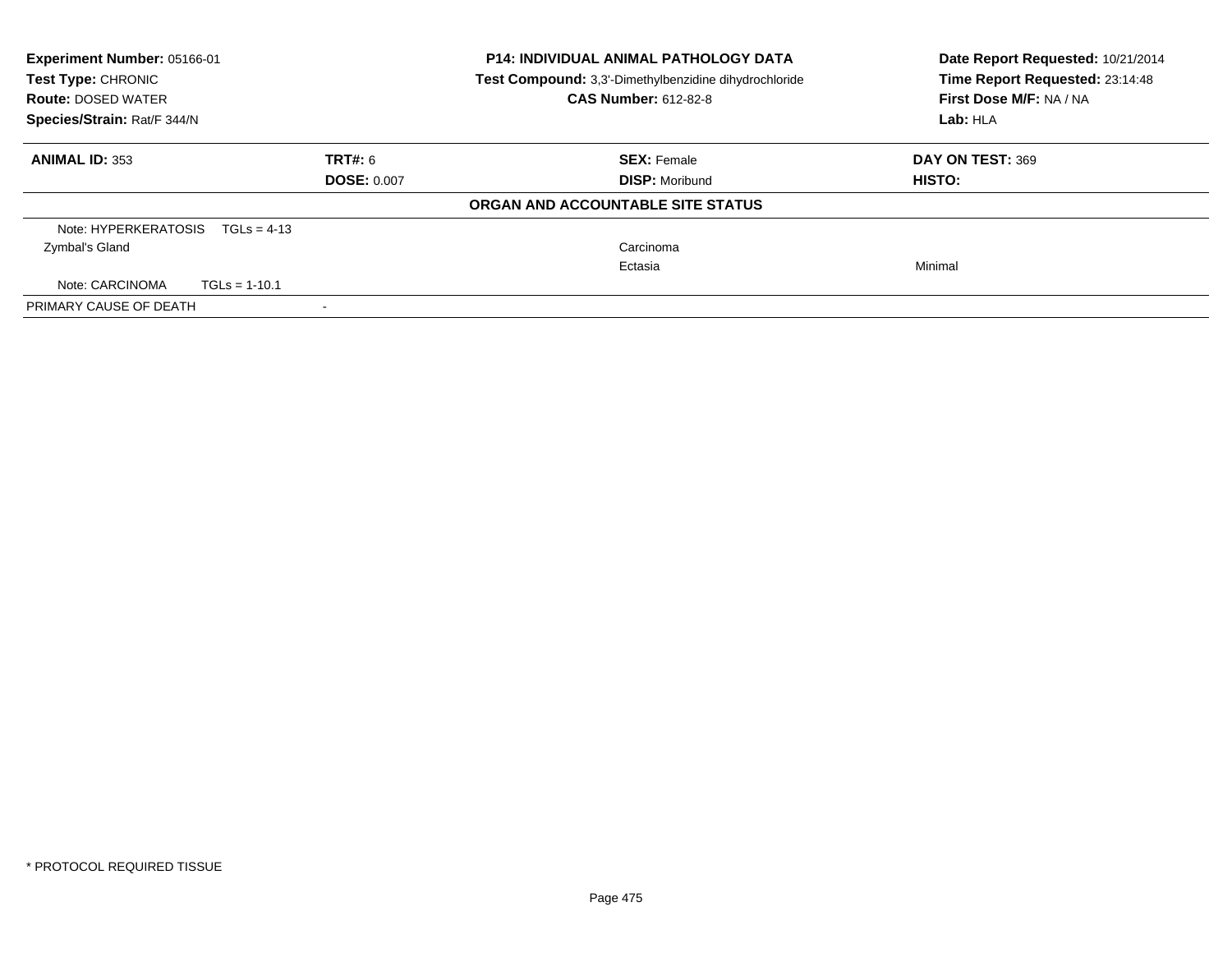**Experiment Number:** 05166-01
**Test Type:** CHRONIC
**Route:** DOSED WATER
**Species/Strain:** Rat/F 344/N

**P14: INDIVIDUAL ANIMAL PATHOLOGY DATA**
**Test Compound:** 3,3'-Dimethylbenzidine dihydrochloride
**CAS Number:** 612-82-8

**Date Report Requested:** 10/21/2014
**Time Report Requested:** 23:14:48
**First Dose M/F:** NA / NA
**Lab:** HLA

| **ANIMAL ID:** 353 | **TRT#:** 6 | **SEX:** Female | **DAY ON TEST:** 369 |
|---|---|---|---|
| | **DOSE:** 0.007 | **DISP:** Moribund | **HISTO:** |

**ORGAN AND ACCOUNTABLE SITE STATUS**

| | | | |
|---|---|---|---|
| Note: HYPERKERATOSIS TGLs = 4-13 | | | |
| Zymbal's Gland | | Carcinoma | |
| | | Ectasia | Minimal |
| Note: CARCINOMA TGLs = 1-10.1 | | | |
| PRIMARY CAUSE OF DEATH | - | | |

* PROTOCOL REQUIRED TISSUE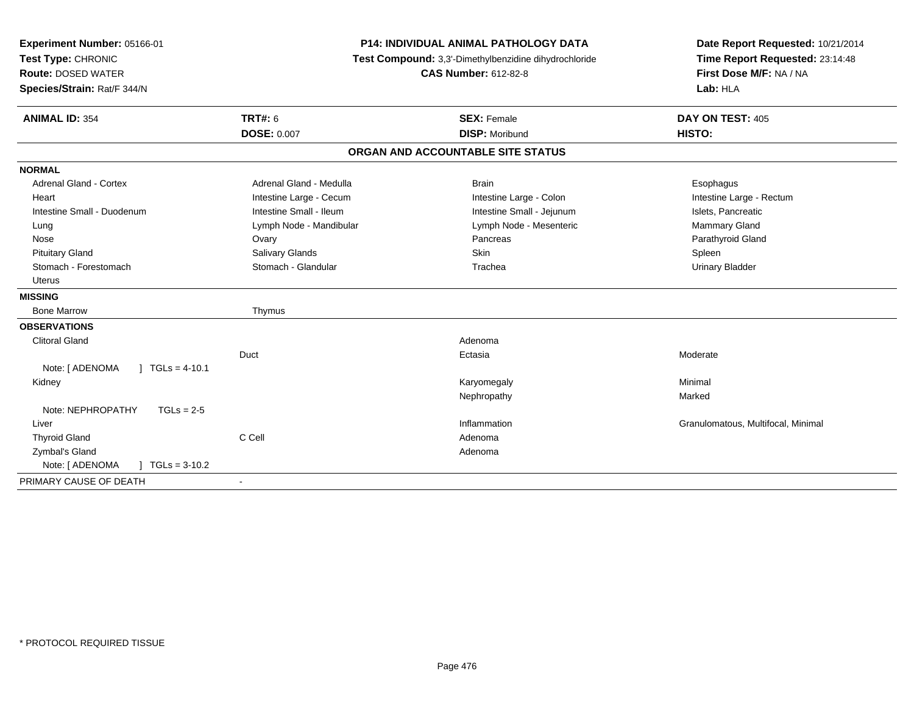**Experiment Number:** 05166-01
**Test Type:** CHRONIC
**Route:** DOSED WATER
**Species/Strain:** Rat/F 344/N

**P14: INDIVIDUAL ANIMAL PATHOLOGY DATA**
**Test Compound:** 3,3'-Dimethylbenzidine dihydrochloride
**CAS Number:** 612-82-8

**Date Report Requested:** 10/21/2014
**Time Report Requested:** 23:14:48
**First Dose M/F:** NA / NA
**Lab:** HLA

| **ANIMAL ID:** 354 | **TRT#:** 6 | **SEX:** Female | **DAY ON TEST:** 405 |
|---|---|---|---|
| | **DOSE:** 0.007 | **DISP:** Moribund | **HISTO:** |

## ORGAN AND ACCOUNTABLE SITE STATUS

| | | | |
|---|---|---|---|
| **NORMAL** | | | |
| Adrenal Gland - Cortex | Adrenal Gland - Medulla | Brain | Esophagus |
| Heart | Intestine Large - Cecum | Intestine Large - Colon | Intestine Large - Rectum |
| Intestine Small - Duodenum | Intestine Small - Ileum | Intestine Small - Jejunum | Islets, Pancreatic |
| Lung | Lymph Node - Mandibular | Lymph Node - Mesenteric | Mammary Gland |
| Nose | Ovary | Pancreas | Parathyroid Gland |
| Pituitary Gland | Salivary Glands | Skin | Spleen |
| Stomach - Forestomach | Stomach - Glandular | Trachea | Urinary Bladder |
| Uterus | | | |
| **MISSING** | | | |
| Bone Marrow | Thymus | | |
| **OBSERVATIONS** | | | |
| Clitoral Gland | | Adenoma | |
| | Duct | Ectasia | Moderate |
| Note: [ ADENOMA ] TGLs = 4-10.1 | | | |
| Kidney | | Karyomegaly | Minimal |
| | | Nephropathy | Marked |
| Note: NEPHROPATHY TGLs = 2-5 | | | |
| Liver | | Inflammation | Granulomatous, Multifocal, Minimal |
| Thyroid Gland | C Cell | Adenoma | |
| Zymbal's Gland | | Adenoma | |
| Note: [ ADENOMA ] TGLs = 3-10.2 | | | |
| PRIMARY CAUSE OF DEATH | - | | |

* PROTOCOL REQUIRED TISSUE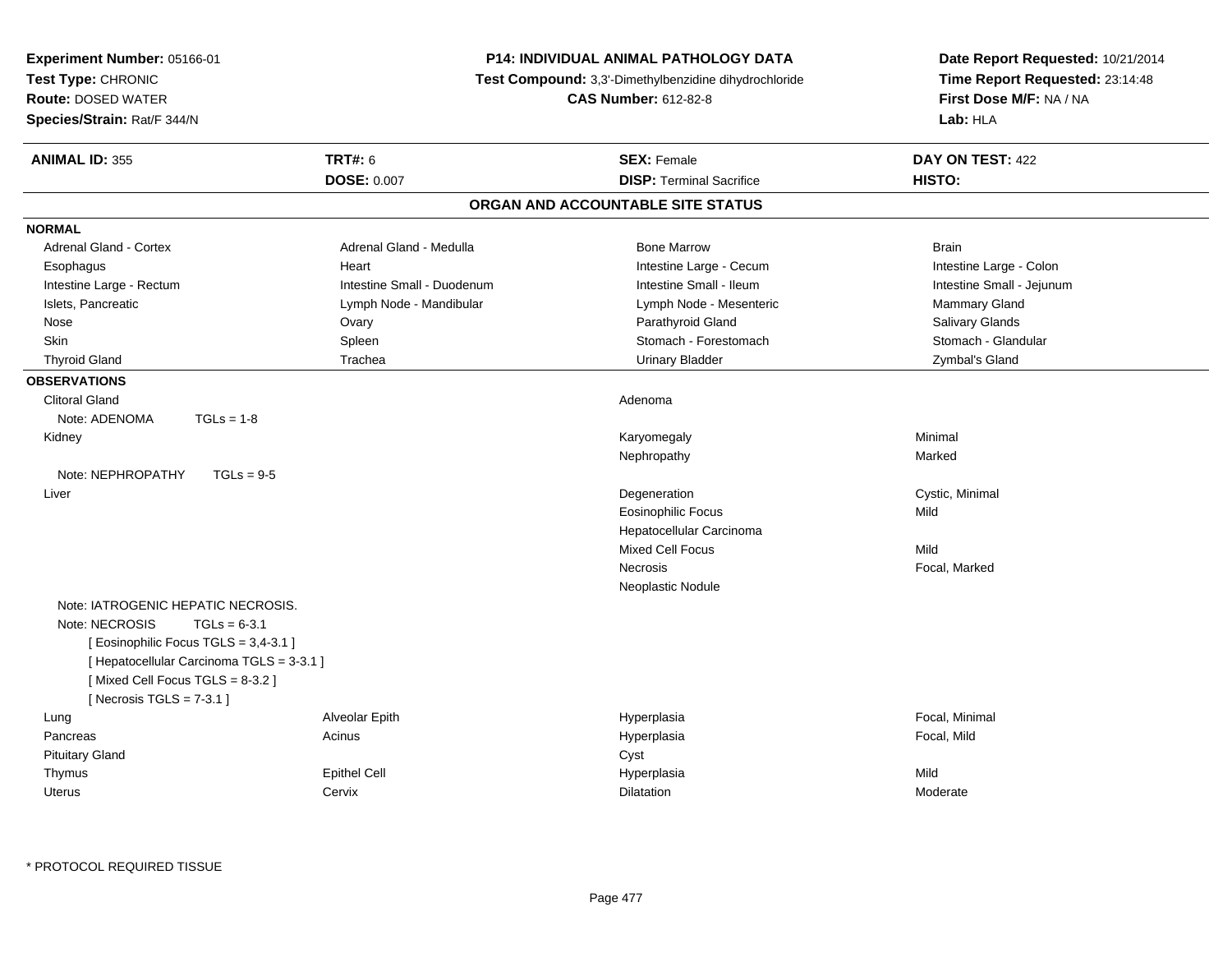**Experiment Number:** 05166-01
**Test Type:** CHRONIC
**Route:** DOSED WATER
**Species/Strain:** Rat/F 344/N

**P14: INDIVIDUAL ANIMAL PATHOLOGY DATA**
**Test Compound:** 3,3'-Dimethylbenzidine dihydrochloride
**CAS Number:** 612-82-8

**Date Report Requested:** 10/21/2014
**Time Report Requested:** 23:14:48
**First Dose M/F:** NA / NA
**Lab:** HLA

| **ANIMAL ID:** 355 | **TRT#:** 6 | **SEX:** Female | **DAY ON TEST:** 422 |
|---|---|---|---|
| | **DOSE:** 0.007 | **DISP:** Terminal Sacrifice | **HISTO:** |

## ORGAN AND ACCOUNTABLE SITE STATUS

**NORMAL**

| | | | |
|---|---|---|---|
| Adrenal Gland - Cortex | Adrenal Gland - Medulla | Bone Marrow | Brain |
| Esophagus | Heart | Intestine Large - Cecum | Intestine Large - Colon |
| Intestine Large - Rectum | Intestine Small - Duodenum | Intestine Small - Ileum | Intestine Small - Jejunum |
| Islets, Pancreatic | Lymph Node - Mandibular | Lymph Node - Mesenteric | Mammary Gland |
| Nose | Ovary | Parathyroid Gland | Salivary Glands |
| Skin | Spleen | Stomach - Forestomach | Stomach - Glandular |
| Thyroid Gland | Trachea | Urinary Bladder | Zymbal's Gland |

**OBSERVATIONS**

| | | | |
|---|---|---|---|
| Clitoral Gland | | Adenoma | |
| Note: ADENOMA TGLs = 1-8 | | | |
| Kidney | | Karyomegaly | Minimal |
| | | Nephropathy | Marked |
| Note: NEPHROPATHY TGLs = 9-5 | | | |
| Liver | | Degeneration | Cystic, Minimal |
| | | Eosinophilic Focus | Mild |
| | | Hepatocellular Carcinoma | |
| | | Mixed Cell Focus | Mild |
| | | Necrosis | Focal, Marked |
| | | Neoplastic Nodule | |
| Note: IATROGENIC HEPATIC NECROSIS. | | | |
| Note: NECROSIS TGLs = 6-3.1 | | | |
| [ Eosinophilic Focus TGLS = 3,4-3.1 ] | | | |
| [ Hepatocellular Carcinoma TGLS = 3-3.1 ] | | | |
| [ Mixed Cell Focus TGLS = 8-3.2 ] | | | |
| [ Necrosis TGLS = 7-3.1 ] | | | |
| Lung | Alveolar Epith | Hyperplasia | Focal, Minimal |
| Pancreas | Acinus | Hyperplasia | Focal, Mild |
| Pituitary Gland | | Cyst | |
| Thymus | Epithel Cell | Hyperplasia | Mild |
| Uterus | Cervix | Dilatation | Moderate |

\* PROTOCOL REQUIRED TISSUE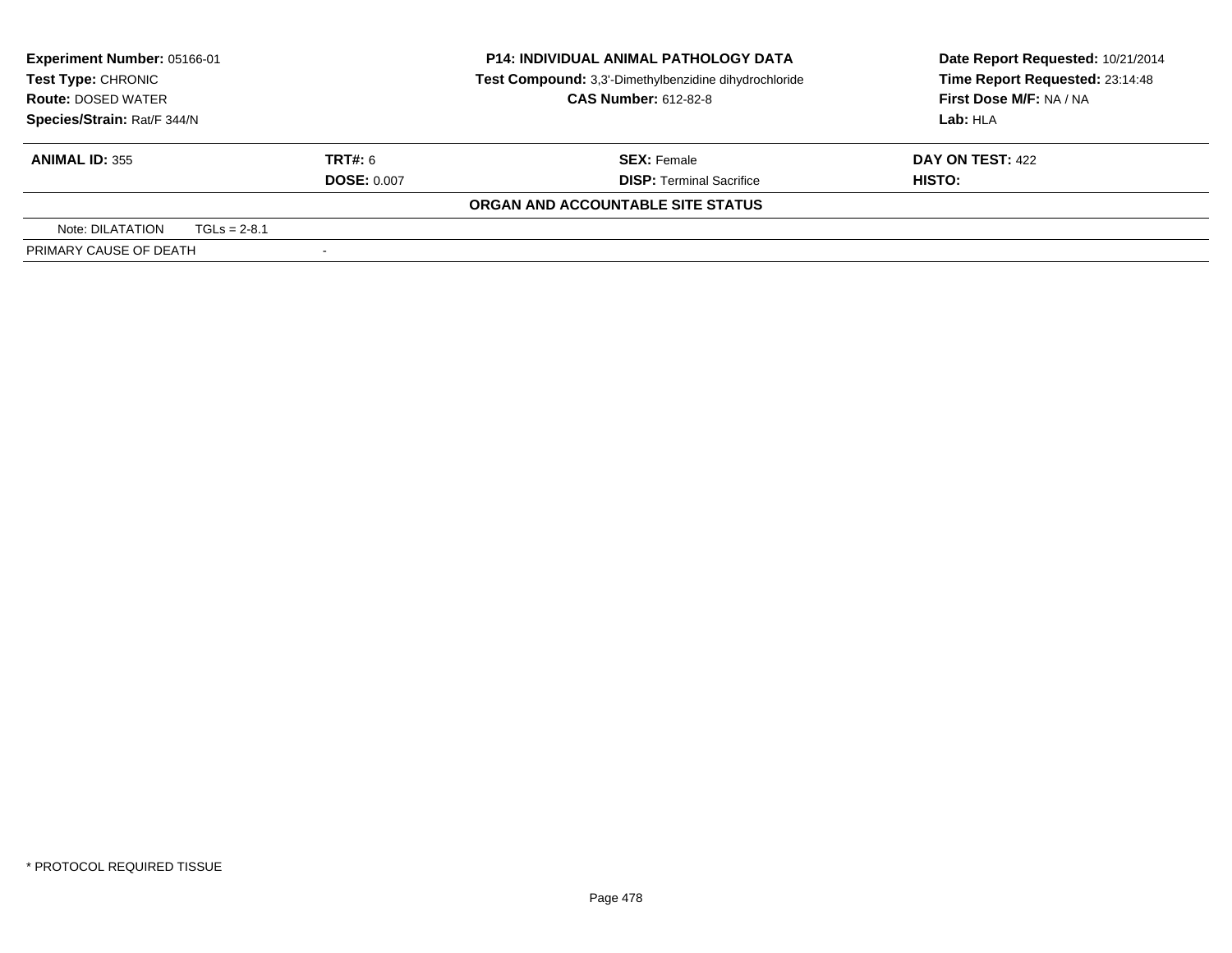| **Experiment Number:** 05166-01 | **P14: INDIVIDUAL ANIMAL PATHOLOGY DATA** | **Date Report Requested:** 10/21/2014 |
|---|---|---|
| **Test Type:** CHRONIC | **Test Compound:** 3,3'-Dimethylbenzidine dihydrochloride | **Time Report Requested:** 23:14:48 |
| **Route:** DOSED WATER | **CAS Number:** 612-82-8 | **First Dose M/F:** NA / NA |
| **Species/Strain:** Rat/F 344/N | | **Lab:** HLA |

| **ANIMAL ID:** 355 | **TRT#:** 6 | **SEX:** Female | **DAY ON TEST:** 422 |
|---|---|---|---|
| | **DOSE:** 0.007 | **DISP:** Terminal Sacrifice | **HISTO:** |

**ORGAN AND ACCOUNTABLE SITE STATUS**

| Note: DILATATION | TGLs = 2-8.1 |
|---|---|
| PRIMARY CAUSE OF DEATH | - |

\* PROTOCOL REQUIRED TISSUE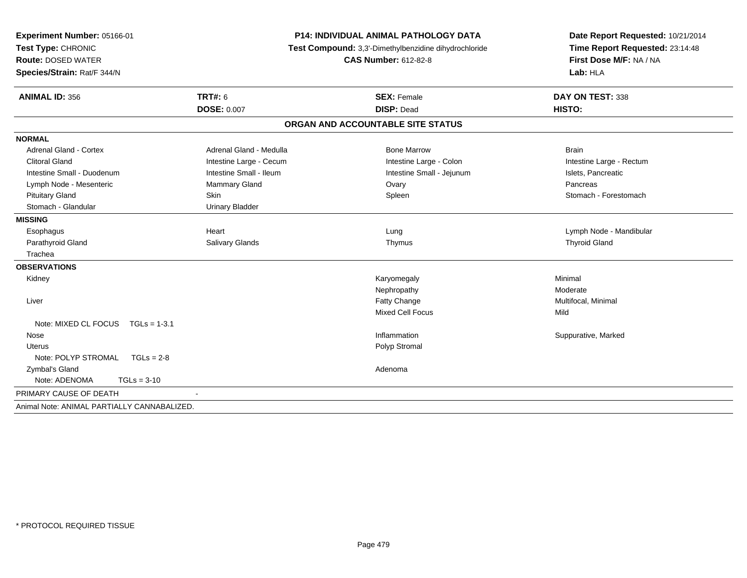**Experiment Number:** 05166-01
**Test Type:** CHRONIC
**Route:** DOSED WATER
**Species/Strain:** Rat/F 344/N

**P14: INDIVIDUAL ANIMAL PATHOLOGY DATA**
**Test Compound:** 3,3'-Dimethylbenzidine dihydrochloride
**CAS Number:** 612-82-8

**Date Report Requested:** 10/21/2014
**Time Report Requested:** 23:14:48
**First Dose M/F:** NA / NA
**Lab:** HLA

| **ANIMAL ID:** 356 | **TRT#:** 6 | **SEX:** Female | **DAY ON TEST:** 338 |
|---|---|---|---|
| | **DOSE:** 0.007 | **DISP:** Dead | **HISTO:** |

## ORGAN AND ACCOUNTABLE SITE STATUS

| | | | |
|---|---|---|---|
| **NORMAL** | | | |
| Adrenal Gland - Cortex | Adrenal Gland - Medulla | Bone Marrow | Brain |
| Clitoral Gland | Intestine Large - Cecum | Intestine Large - Colon | Intestine Large - Rectum |
| Intestine Small - Duodenum | Intestine Small - Ileum | Intestine Small - Jejunum | Islets, Pancreatic |
| Lymph Node - Mesenteric | Mammary Gland | Ovary | Pancreas |
| Pituitary Gland | Skin | Spleen | Stomach - Forestomach |
| Stomach - Glandular | Urinary Bladder | | |
| **MISSING** | | | |
| Esophagus | Heart | Lung | Lymph Node - Mandibular |
| Parathyroid Gland | Salivary Glands | Thymus | Thyroid Gland |
| Trachea | | | |
| **OBSERVATIONS** | | | |
| Kidney | | Karyomegaly | Minimal |
| | | Nephropathy | Moderate |
| Liver | | Fatty Change | Multifocal, Minimal |
| | | Mixed Cell Focus | Mild |
| Note: MIXED CL FOCUS TGLs = 1-3.1 | | | |
| Nose | | Inflammation | Suppurative, Marked |
| Uterus | | Polyp Stromal | |
| Note: POLYP STROMAL TGLs = 2-8 | | | |
| Zymbal's Gland | | Adenoma | |
| Note: ADENOMA TGLs = 3-10 | | | |
| PRIMARY CAUSE OF DEATH | - | | |

Animal Note: ANIMAL PARTIALLY CANNABALIZED.

* PROTOCOL REQUIRED TISSUE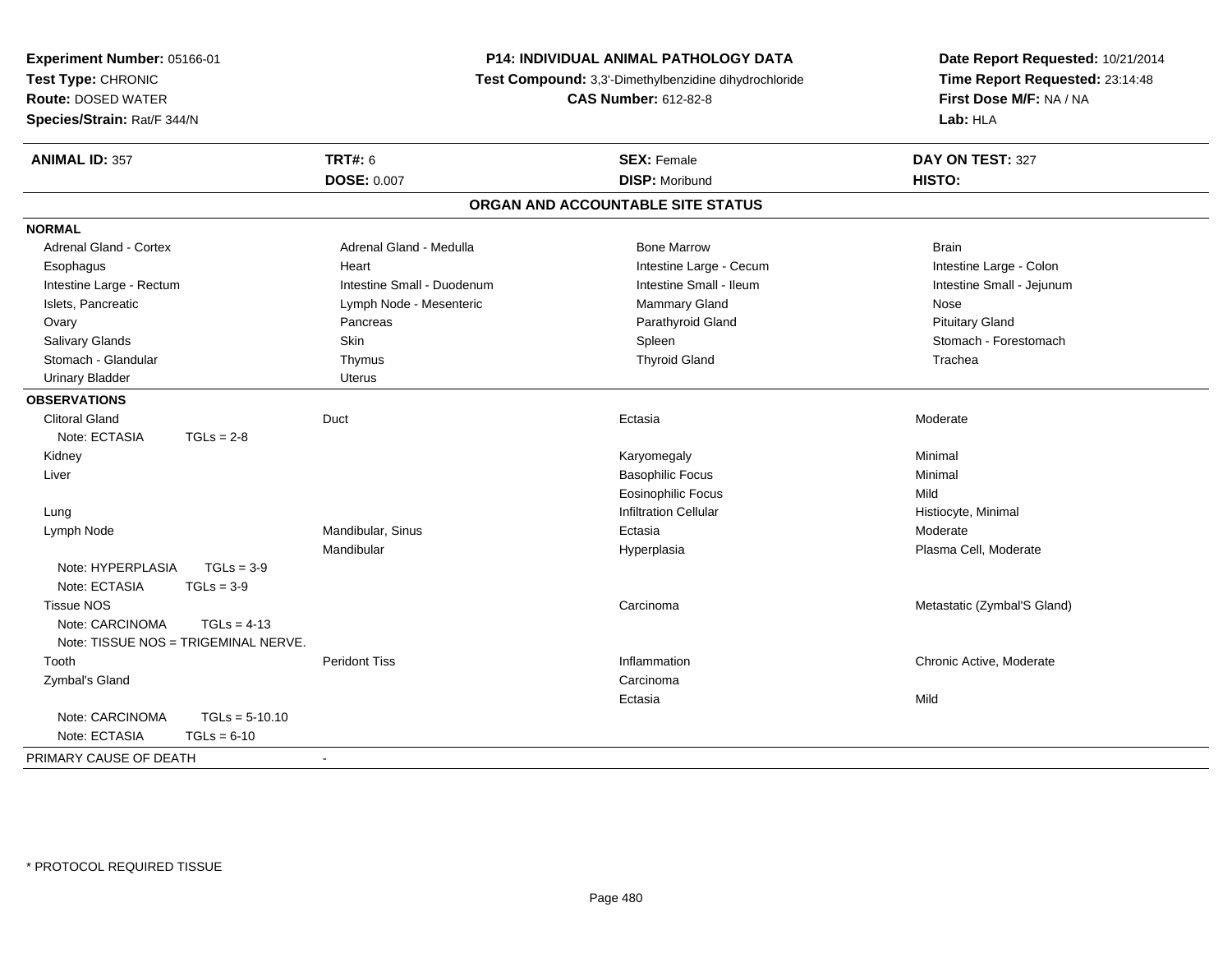**Experiment Number:** 05166-01
**Test Type:** CHRONIC
**Route:** DOSED WATER
**Species/Strain:** Rat/F 344/N

**P14: INDIVIDUAL ANIMAL PATHOLOGY DATA**
**Test Compound:** 3,3'-Dimethylbenzidine dihydrochloride
**CAS Number:** 612-82-8

**Date Report Requested:** 10/21/2014
**Time Report Requested:** 23:14:48
**First Dose M/F:** NA / NA
**Lab:** HLA

| **ANIMAL ID:** 357 | **TRT#:** 6 | **SEX:** Female | **DAY ON TEST:** 327 |
|---|---|---|---|
| | **DOSE:** 0.007 | **DISP:** Moribund | **HISTO:** |

## ORGAN AND ACCOUNTABLE SITE STATUS

**NORMAL**

| | | | |
|---|---|---|---|
| Adrenal Gland - Cortex | Adrenal Gland - Medulla | Bone Marrow | Brain |
| Esophagus | Heart | Intestine Large - Cecum | Intestine Large - Colon |
| Intestine Large - Rectum | Intestine Small - Duodenum | Intestine Small - Ileum | Intestine Small - Jejunum |
| Islets, Pancreatic | Lymph Node - Mesenteric | Mammary Gland | Nose |
| Ovary | Pancreas | Parathyroid Gland | Pituitary Gland |
| Salivary Glands | Skin | Spleen | Stomach - Forestomach |
| Stomach - Glandular | Thymus | Thyroid Gland | Trachea |
| Urinary Bladder | Uterus | | |

**OBSERVATIONS**

| | | | |
|---|---|---|---|
| Clitoral Gland | Duct | Ectasia | Moderate |
| Note: ECTASIA TGLs = 2-8 | | | |
| Kidney | | Karyomegaly | Minimal |
| Liver | | Basophilic Focus | Minimal |
| | | Eosinophilic Focus | Mild |
| Lung | | Infiltration Cellular | Histiocyte, Minimal |
| Lymph Node | Mandibular, Sinus | Ectasia | Moderate |
| | Mandibular | Hyperplasia | Plasma Cell, Moderate |
| Note: HYPERPLASIA TGLs = 3-9 | | | |
| Note: ECTASIA TGLs = 3-9 | | | |
| Tissue NOS | | Carcinoma | Metastatic (Zymbal'S Gland) |
| Note: CARCINOMA TGLs = 4-13 | | | |
| Note: TISSUE NOS = TRIGEMINAL NERVE. | | | |
| Tooth | Peridont Tiss | Inflammation | Chronic Active, Moderate |
| Zymbal's Gland | | Carcinoma | |
| | | Ectasia | Mild |
| Note: CARCINOMA TGLs = 5-10.10 | | | |
| Note: ECTASIA TGLs = 6-10 | | | |

PRIMARY CAUSE OF DEATH -

* PROTOCOL REQUIRED TISSUE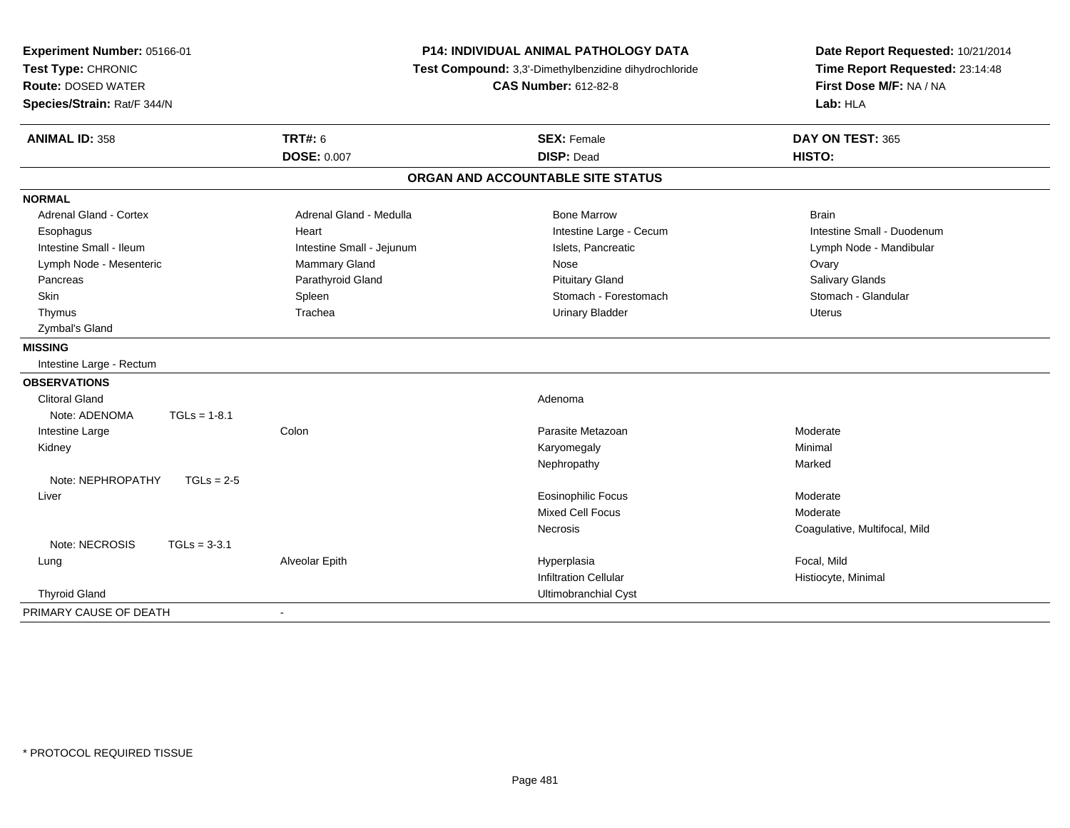**Experiment Number:** 05166-01
**Test Type:** CHRONIC
**Route:** DOSED WATER
**Species/Strain:** Rat/F 344/N

**P14: INDIVIDUAL ANIMAL PATHOLOGY DATA**
**Test Compound:** 3,3'-Dimethylbenzidine dihydrochloride
**CAS Number:** 612-82-8

**Date Report Requested:** 10/21/2014
**Time Report Requested:** 23:14:48
**First Dose M/F:** NA / NA
**Lab:** HLA

| **ANIMAL ID:** 358 | **TRT#:** 6 | **SEX:** Female | **DAY ON TEST:** 365 |
|---|---|---|---|
| | **DOSE:** 0.007 | **DISP:** Dead | **HISTO:** |

## ORGAN AND ACCOUNTABLE SITE STATUS

**NORMAL**

| | | | |
|---|---|---|---|
| Adrenal Gland - Cortex | Adrenal Gland - Medulla | Bone Marrow | Brain |
| Esophagus | Heart | Intestine Large - Cecum | Intestine Small - Duodenum |
| Intestine Small - Ileum | Intestine Small - Jejunum | Islets, Pancreatic | Lymph Node - Mandibular |
| Lymph Node - Mesenteric | Mammary Gland | Nose | Ovary |
| Pancreas | Parathyroid Gland | Pituitary Gland | Salivary Glands |
| Skin | Spleen | Stomach - Forestomach | Stomach - Glandular |
| Thymus | Trachea | Urinary Bladder | Uterus |
| Zymbal's Gland | | | |

**MISSING**

Intestine Large - Rectum

**OBSERVATIONS**

| | | | |
|---|---|---|---|
| Clitoral Gland | | Adenoma | |
| Note: ADENOMA TGLs = 1-8.1 | | | |
| Intestine Large | Colon | Parasite Metazoan | Moderate |
| Kidney | | Karyomegaly | Minimal |
| | | Nephropathy | Marked |
| Note: NEPHROPATHY TGLs = 2-5 | | | |
| Liver | | Eosinophilic Focus | Moderate |
| | | Mixed Cell Focus | Moderate |
| | | Necrosis | Coagulative, Multifocal, Mild |
| Note: NECROSIS TGLs = 3-3.1 | | | |
| Lung | Alveolar Epith | Hyperplasia | Focal, Mild |
| | | Infiltration Cellular | Histiocyte, Minimal |
| Thyroid Gland | | Ultimobranchial Cyst | |

PRIMARY CAUSE OF DEATH -

\* PROTOCOL REQUIRED TISSUE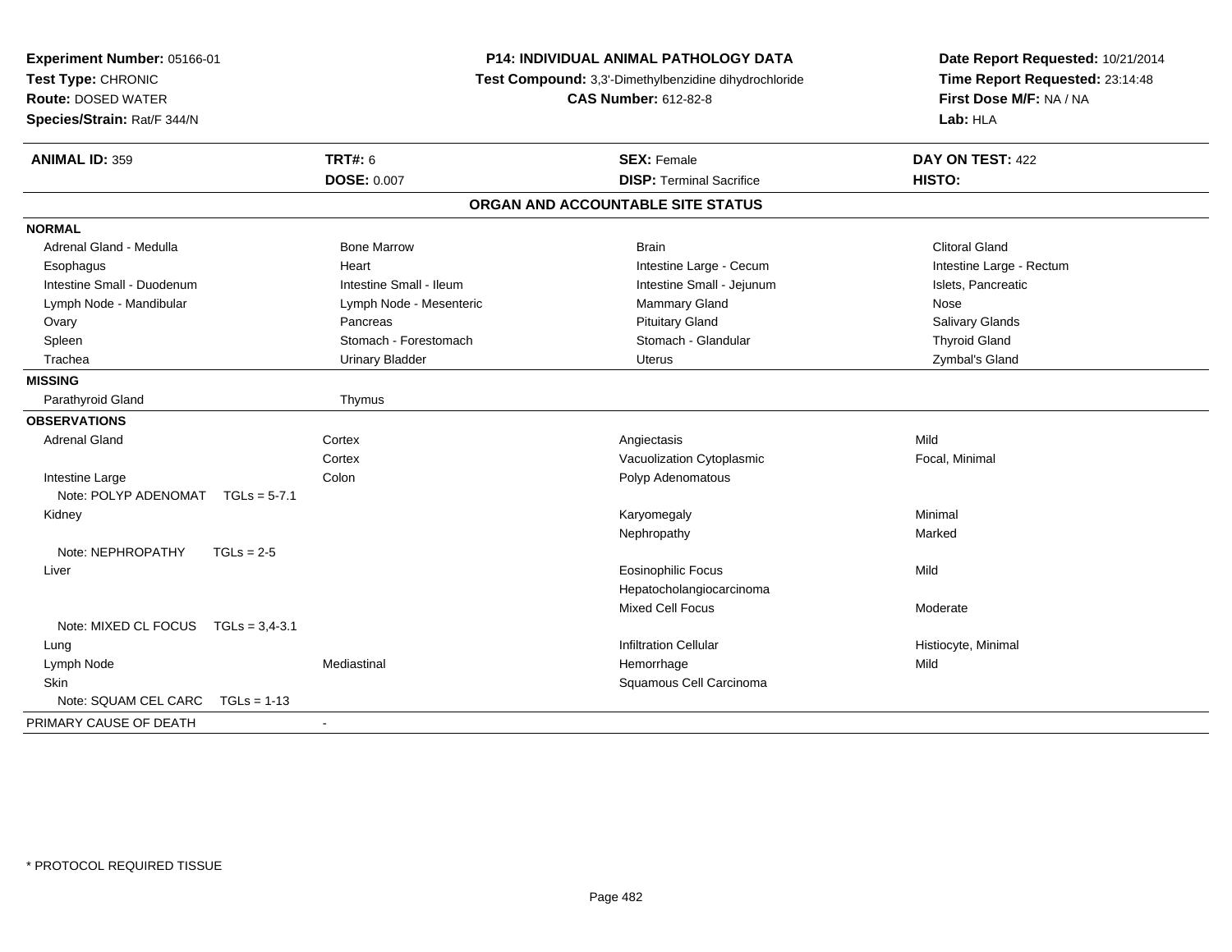**Experiment Number:** 05166-01
**Test Type:** CHRONIC
**Route:** DOSED WATER
**Species/Strain:** Rat/F 344/N

**P14: INDIVIDUAL ANIMAL PATHOLOGY DATA**
**Test Compound:** 3,3'-Dimethylbenzidine dihydrochloride
**CAS Number:** 612-82-8

**Date Report Requested:** 10/21/2014
**Time Report Requested:** 23:14:48
**First Dose M/F:** NA / NA
**Lab:** HLA

| **ANIMAL ID:** 359 | **TRT#:** 6 | **SEX:** Female | **DAY ON TEST:** 422 |
|---|---|---|---|
| | **DOSE:** 0.007 | **DISP:** Terminal Sacrifice | **HISTO:** |

## ORGAN AND ACCOUNTABLE SITE STATUS

| | | | |
|---|---|---|---|
| **NORMAL** | | | |
| Adrenal Gland - Medulla | Bone Marrow | Brain | Clitoral Gland |
| Esophagus | Heart | Intestine Large - Cecum | Intestine Large - Rectum |
| Intestine Small - Duodenum | Intestine Small - Ileum | Intestine Small - Jejunum | Islets, Pancreatic |
| Lymph Node - Mandibular | Lymph Node - Mesenteric | Mammary Gland | Nose |
| Ovary | Pancreas | Pituitary Gland | Salivary Glands |
| Spleen | Stomach - Forestomach | Stomach - Glandular | Thyroid Gland |
| Trachea | Urinary Bladder | Uterus | Zymbal's Gland |
| **MISSING** | | | |
| Parathyroid Gland | Thymus | | |
| **OBSERVATIONS** | | | |
| Adrenal Gland | Cortex | Angiectasis | Mild |
| | Cortex | Vacuolization Cytoplasmic | Focal, Minimal |
| Intestine Large | Colon | Polyp Adenomatous | |
| Note: POLYP ADENOMAT TGLs = 5-7.1 | | | |
| Kidney | | Karyomegaly | Minimal |
| | | Nephropathy | Marked |
| Note: NEPHROPATHY TGLs = 2-5 | | | |
| Liver | | Eosinophilic Focus | Mild |
| | | Hepatocholangiocarcinoma | |
| | | Mixed Cell Focus | Moderate |
| Note: MIXED CL FOCUS TGLs = 3,4-3.1 | | | |
| Lung | | Infiltration Cellular | Histiocyte, Minimal |
| Lymph Node | Mediastinal | Hemorrhage | Mild |
| Skin | | Squamous Cell Carcinoma | |
| Note: SQUAM CEL CARC TGLs = 1-13 | | | |
| PRIMARY CAUSE OF DEATH | - | | |

\* PROTOCOL REQUIRED TISSUE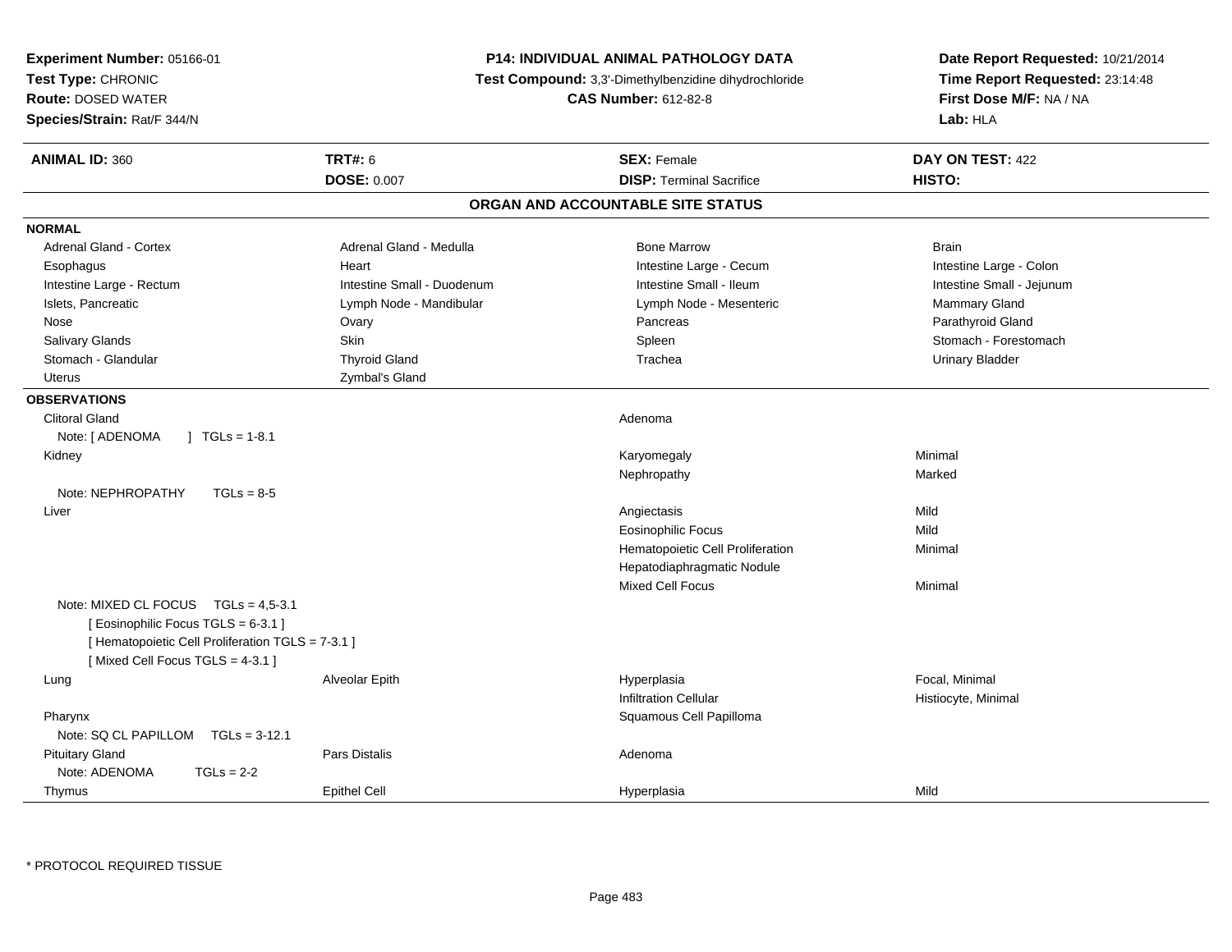**Experiment Number:** 05166-01
**Test Type:** CHRONIC
**Route:** DOSED WATER
**Species/Strain:** Rat/F 344/N

**P14: INDIVIDUAL ANIMAL PATHOLOGY DATA**
**Test Compound:** 3,3'-Dimethylbenzidine dihydrochloride
**CAS Number:** 612-82-8

**Date Report Requested:** 10/21/2014
**Time Report Requested:** 23:14:48
**First Dose M/F:** NA / NA
**Lab:** HLA

| **ANIMAL ID:** 360 | **TRT#:** 6 | **SEX:** Female | **DAY ON TEST:** 422 |
|---|---|---|---|
| | **DOSE:** 0.007 | **DISP:** Terminal Sacrifice | **HISTO:** |

## ORGAN AND ACCOUNTABLE SITE STATUS

**NORMAL**

| | | | |
|---|---|---|---|
| Adrenal Gland - Cortex | Adrenal Gland - Medulla | Bone Marrow | Brain |
| Esophagus | Heart | Intestine Large - Cecum | Intestine Large - Colon |
| Intestine Large - Rectum | Intestine Small - Duodenum | Intestine Small - Ileum | Intestine Small - Jejunum |
| Islets, Pancreatic | Lymph Node - Mandibular | Lymph Node - Mesenteric | Mammary Gland |
| Nose | Ovary | Pancreas | Parathyroid Gland |
| Salivary Glands | Skin | Spleen | Stomach - Forestomach |
| Stomach - Glandular | Thyroid Gland | Trachea | Urinary Bladder |
| Uterus | Zymbal's Gland | | |

**OBSERVATIONS**

| | | | |
|---|---|---|---|
| Clitoral Gland | | Adenoma | |
| Note: [ ADENOMA ] TGLs = 1-8.1 | | | |
| Kidney | | Karyomegaly | Minimal |
| | | Nephropathy | Marked |
| Note: NEPHROPATHY TGLs = 8-5 | | | |
| Liver | | Angiectasis | Mild |
| | | Eosinophilic Focus | Mild |
| | | Hematopoietic Cell Proliferation | Minimal |
| | | Hepatodiaphragmatic Nodule | |
| | | Mixed Cell Focus | Minimal |
| Note: MIXED CL FOCUS TGLs = 4,5-3.1 | | | |
| [ Eosinophilic Focus TGLS = 6-3.1 ] | | | |
| [ Hematopoietic Cell Proliferation TGLS = 7-3.1 ] | | | |
| [ Mixed Cell Focus TGLS = 4-3.1 ] | | | |
| Lung | Alveolar Epith | Hyperplasia | Focal, Minimal |
| | | Infiltration Cellular | Histiocyte, Minimal |
| Pharynx | | Squamous Cell Papilloma | |
| Note: SQ CL PAPILLOM TGLs = 3-12.1 | | | |
| Pituitary Gland | Pars Distalis | Adenoma | |
| Note: ADENOMA TGLs = 2-2 | | | |
| Thymus | Epithel Cell | Hyperplasia | Mild |

* PROTOCOL REQUIRED TISSUE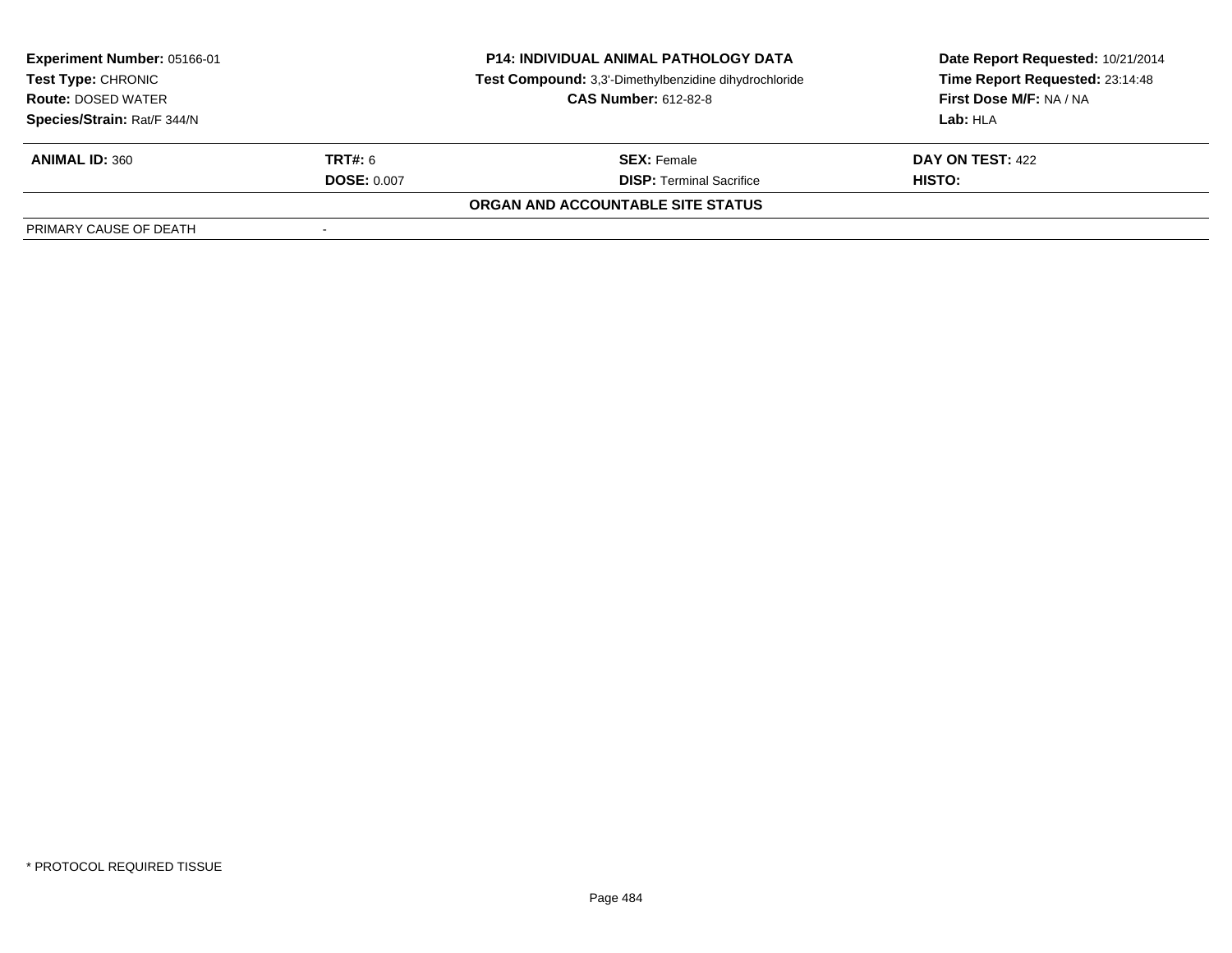**Experiment Number:** 05166-01
**Test Type:** CHRONIC
**Route:** DOSED WATER
**Species/Strain:** Rat/F 344/N

**P14: INDIVIDUAL ANIMAL PATHOLOGY DATA**
**Test Compound:** 3,3'-Dimethylbenzidine dihydrochloride
**CAS Number:** 612-82-8

**Date Report Requested:** 10/21/2014
**Time Report Requested:** 23:14:48
**First Dose M/F:** NA / NA
**Lab:** HLA

| **ANIMAL ID:** 360 | **TRT#:** 6 | **SEX:** Female | **DAY ON TEST:** 422 |
|---|---|---|---|
| | **DOSE:** 0.007 | **DISP:** Terminal Sacrifice | **HISTO:** |

**ORGAN AND ACCOUNTABLE SITE STATUS**

| PRIMARY CAUSE OF DEATH | - |
|---|---|

* PROTOCOL REQUIRED TISSUE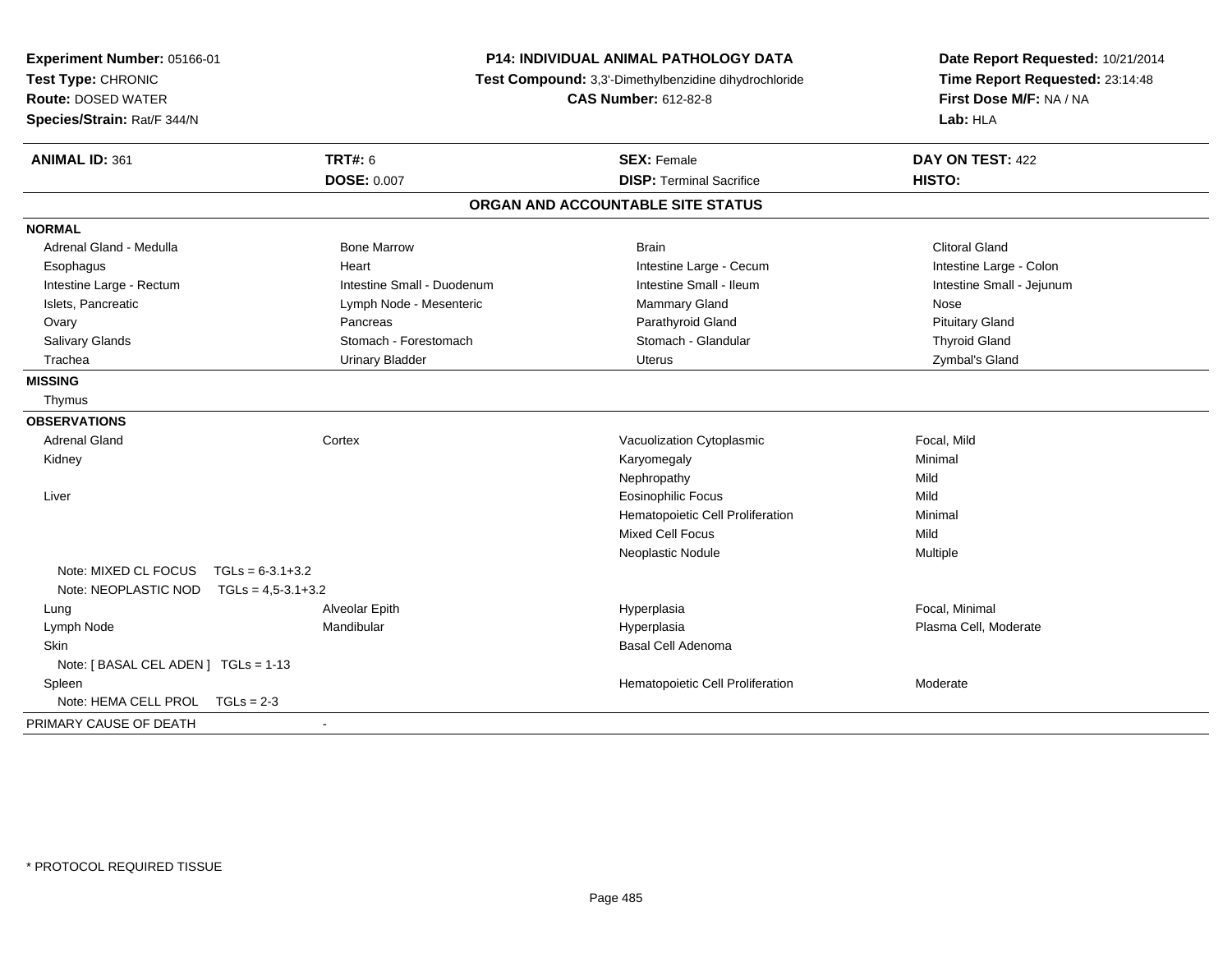**Experiment Number:** 05166-01
**Test Type:** CHRONIC
**Route:** DOSED WATER
**Species/Strain:** Rat/F 344/N

**P14: INDIVIDUAL ANIMAL PATHOLOGY DATA**
**Test Compound:** 3,3'-Dimethylbenzidine dihydrochloride
**CAS Number:** 612-82-8

**Date Report Requested:** 10/21/2014
**Time Report Requested:** 23:14:48
**First Dose M/F:** NA / NA
**Lab:** HLA

| **ANIMAL ID:** 361 | **TRT#:** 6 | **SEX:** Female | **DAY ON TEST:** 422 |
|---|---|---|---|
| | **DOSE:** 0.007 | **DISP:** Terminal Sacrifice | **HISTO:** |

## ORGAN AND ACCOUNTABLE SITE STATUS

**NORMAL**

| | | | |
|---|---|---|---|
| Adrenal Gland - Medulla | Bone Marrow | Brain | Clitoral Gland |
| Esophagus | Heart | Intestine Large - Cecum | Intestine Large - Colon |
| Intestine Large - Rectum | Intestine Small - Duodenum | Intestine Small - Ileum | Intestine Small - Jejunum |
| Islets, Pancreatic | Lymph Node - Mesenteric | Mammary Gland | Nose |
| Ovary | Pancreas | Parathyroid Gland | Pituitary Gland |
| Salivary Glands | Stomach - Forestomach | Stomach - Glandular | Thyroid Gland |
| Trachea | Urinary Bladder | Uterus | Zymbal's Gland |

**MISSING**

Thymus

**OBSERVATIONS**

| | | | |
|---|---|---|---|
| Adrenal Gland | Cortex | Vacuolization Cytoplasmic | Focal, Mild |
| Kidney | | Karyomegaly | Minimal |
| | | Nephropathy | Mild |
| Liver | | Eosinophilic Focus | Mild |
| | | Hematopoietic Cell Proliferation | Minimal |
| | | Mixed Cell Focus | Mild |
| | | Neoplastic Nodule | Multiple |
| Note: MIXED CL FOCUS TGLs = 6-3.1+3.2 | | | |
| Note: NEOPLASTIC NOD TGLs = 4,5-3.1+3.2 | | | |
| Lung | Alveolar Epith | Hyperplasia | Focal, Minimal |
| Lymph Node | Mandibular | Hyperplasia | Plasma Cell, Moderate |
| Skin | | Basal Cell Adenoma | |
| Note: [ BASAL CEL ADEN ] TGLs = 1-13 | | | |
| Spleen | | Hematopoietic Cell Proliferation | Moderate |
| Note: HEMA CELL PROL TGLs = 2-3 | | | |

PRIMARY CAUSE OF DEATH -

* PROTOCOL REQUIRED TISSUE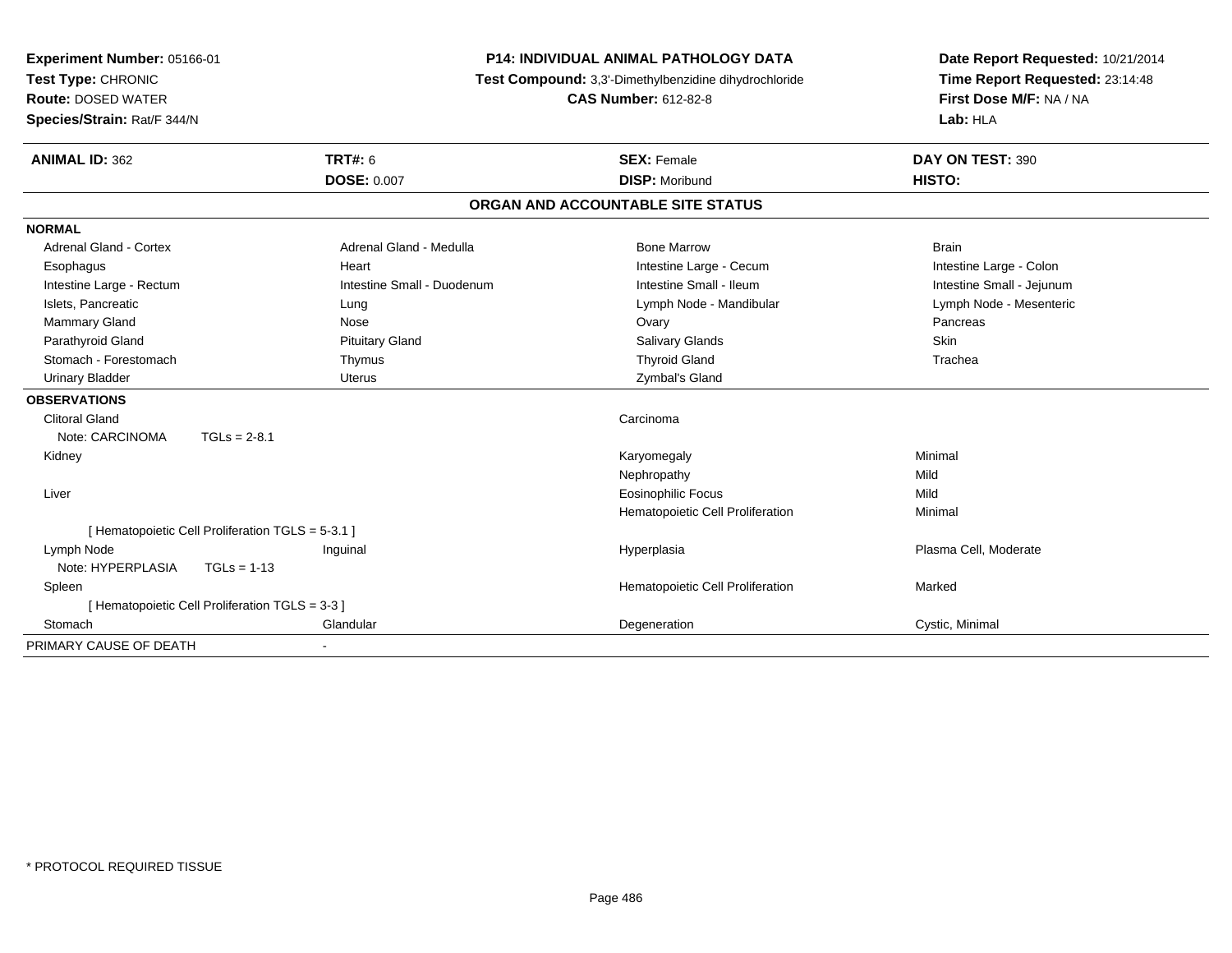**Experiment Number:** 05166-01
**Test Type:** CHRONIC
**Route:** DOSED WATER
**Species/Strain:** Rat/F 344/N

**P14: INDIVIDUAL ANIMAL PATHOLOGY DATA**
**Test Compound:** 3,3'-Dimethylbenzidine dihydrochloride
**CAS Number:** 612-82-8

**Date Report Requested:** 10/21/2014
**Time Report Requested:** 23:14:48
**First Dose M/F:** NA / NA
**Lab:** HLA

| **ANIMAL ID:** 362 | **TRT#:** 6 | **SEX:** Female | **DAY ON TEST:** 390 |
|---|---|---|---|
| | **DOSE:** 0.007 | **DISP:** Moribund | **HISTO:** |

**ORGAN AND ACCOUNTABLE SITE STATUS**

**NORMAL**

| | | | |
|---|---|---|---|
| Adrenal Gland - Cortex | Adrenal Gland - Medulla | Bone Marrow | Brain |
| Esophagus | Heart | Intestine Large - Cecum | Intestine Large - Colon |
| Intestine Large - Rectum | Intestine Small - Duodenum | Intestine Small - Ileum | Intestine Small - Jejunum |
| Islets, Pancreatic | Lung | Lymph Node - Mandibular | Lymph Node - Mesenteric |
| Mammary Gland | Nose | Ovary | Pancreas |
| Parathyroid Gland | Pituitary Gland | Salivary Glands | Skin |
| Stomach - Forestomach | Thymus | Thyroid Gland | Trachea |
| Urinary Bladder | Uterus | Zymbal's Gland | |

**OBSERVATIONS**

| | | | |
|---|---|---|---|
| Clitoral Gland | | Carcinoma | |
| Note: CARCINOMA TGLs = 2-8.1 | | | |
| Kidney | | Karyomegaly | Minimal |
| | | Nephropathy | Mild |
| Liver | | Eosinophilic Focus | Mild |
| | | Hematopoietic Cell Proliferation | Minimal |
| [ Hematopoietic Cell Proliferation TGLS = 5-3.1 ] | | | |
| Lymph Node | Inguinal | Hyperplasia | Plasma Cell, Moderate |
| Note: HYPERPLASIA TGLs = 1-13 | | | |
| Spleen | | Hematopoietic Cell Proliferation | Marked |
| [ Hematopoietic Cell Proliferation TGLS = 3-3 ] | | | |
| Stomach | Glandular | Degeneration | Cystic, Minimal |

PRIMARY CAUSE OF DEATH -

* PROTOCOL REQUIRED TISSUE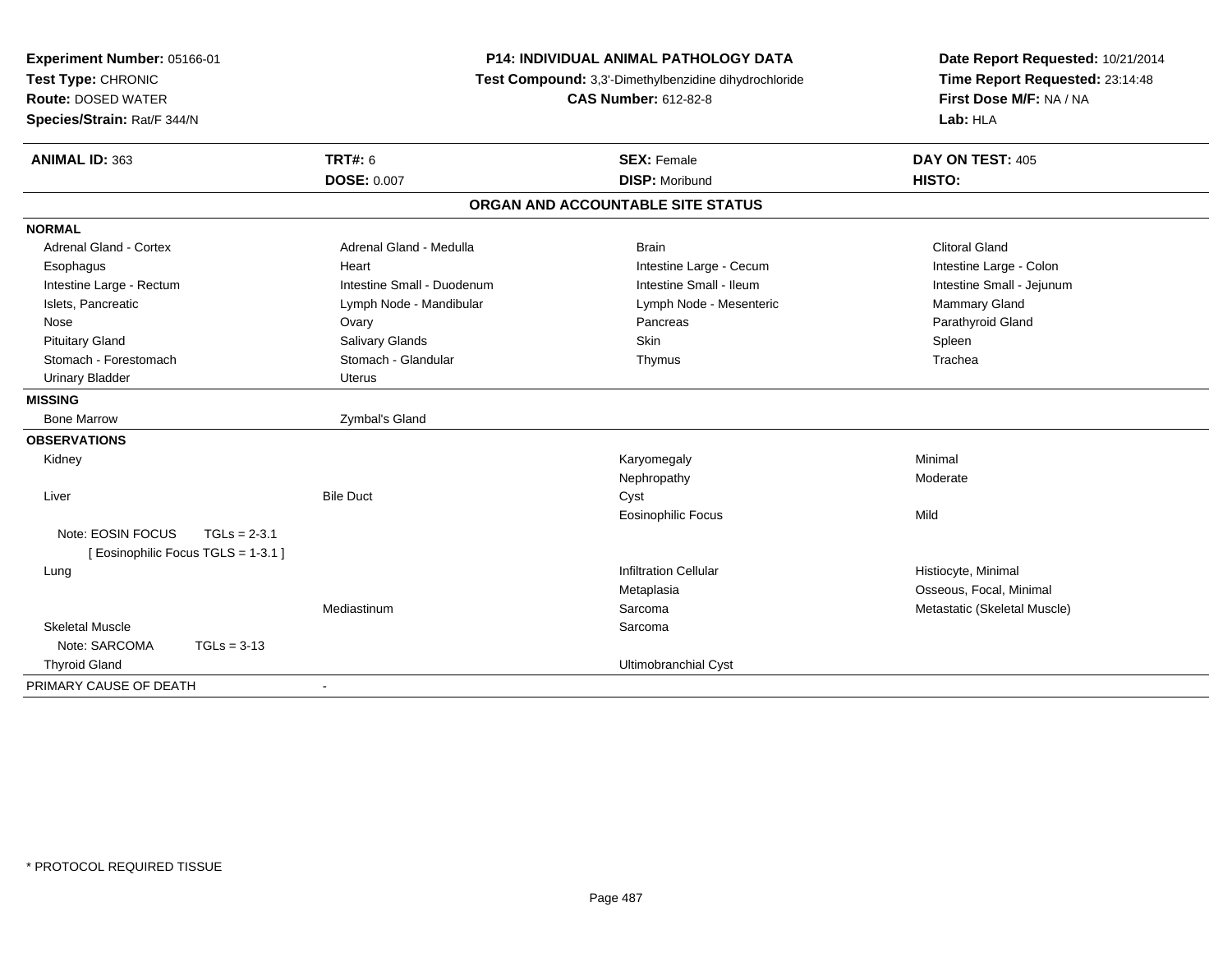**Experiment Number:** 05166-01
**Test Type:** CHRONIC
**Route:** DOSED WATER
**Species/Strain:** Rat/F 344/N

**P14: INDIVIDUAL ANIMAL PATHOLOGY DATA**
**Test Compound:** 3,3'-Dimethylbenzidine dihydrochloride
**CAS Number:** 612-82-8

**Date Report Requested:** 10/21/2014
**Time Report Requested:** 23:14:48
**First Dose M/F:** NA / NA
**Lab:** HLA

| **ANIMAL ID:** 363 | **TRT#:** 6 | **SEX:** Female | **DAY ON TEST:** 405 |
|---|---|---|---|
| | **DOSE:** 0.007 | **DISP:** Moribund | **HISTO:** |

## ORGAN AND ACCOUNTABLE SITE STATUS

**NORMAL**

| | | | |
|---|---|---|---|
| Adrenal Gland - Cortex | Adrenal Gland - Medulla | Brain | Clitoral Gland |
| Esophagus | Heart | Intestine Large - Cecum | Intestine Large - Colon |
| Intestine Large - Rectum | Intestine Small - Duodenum | Intestine Small - Ileum | Intestine Small - Jejunum |
| Islets, Pancreatic | Lymph Node - Mandibular | Lymph Node - Mesenteric | Mammary Gland |
| Nose | Ovary | Pancreas | Parathyroid Gland |
| Pituitary Gland | Salivary Glands | Skin | Spleen |
| Stomach - Forestomach | Stomach - Glandular | Thymus | Trachea |
| Urinary Bladder | Uterus | | |

**MISSING**

| | |
|---|---|
| Bone Marrow | Zymbal's Gland |

**OBSERVATIONS**

| | | | |
|---|---|---|---|
| Kidney | | Karyomegaly | Minimal |
| | | Nephropathy | Moderate |
| Liver | Bile Duct | Cyst | |
| | | Eosinophilic Focus | Mild |
| Note: EOSIN FOCUS TGLs = 2-3.1 [ Eosinophilic Focus TGLS = 1-3.1 ] | | | |
| Lung | | Infiltration Cellular | Histiocyte, Minimal |
| | | Metaplasia | Osseous, Focal, Minimal |
| | Mediastinum | Sarcoma | Metastatic (Skeletal Muscle) |
| Skeletal Muscle | | Sarcoma | |
| Note: SARCOMA TGLs = 3-13 | | | |
| Thyroid Gland | | Ultimobranchial Cyst | |

PRIMARY CAUSE OF DEATH -

* PROTOCOL REQUIRED TISSUE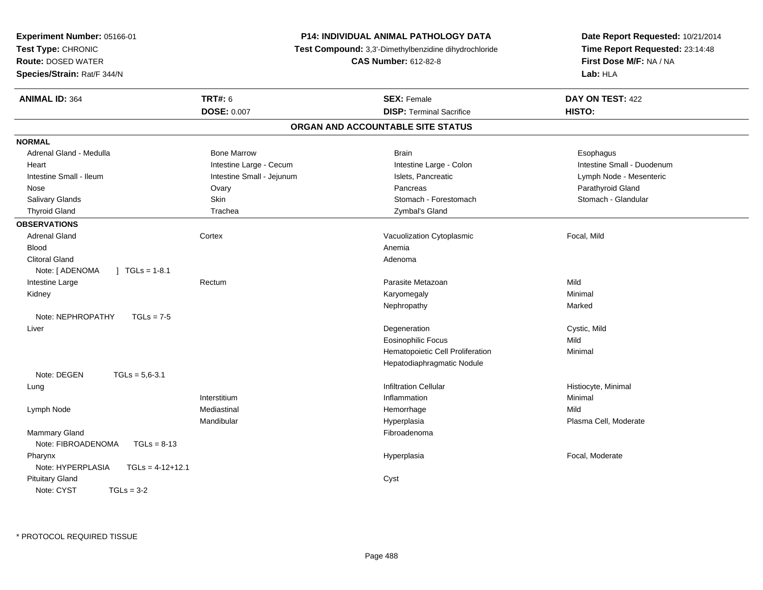**Experiment Number:** 05166-01
**Test Type:** CHRONIC
**Route:** DOSED WATER
**Species/Strain:** Rat/F 344/N

**P14: INDIVIDUAL ANIMAL PATHOLOGY DATA**
**Test Compound:** 3,3'-Dimethylbenzidine dihydrochloride
**CAS Number:** 612-82-8

**Date Report Requested:** 10/21/2014
**Time Report Requested:** 23:14:48
**First Dose M/F:** NA / NA
**Lab:** HLA

| **ANIMAL ID:** 364 | **TRT#:** 6 | **SEX:** Female | **DAY ON TEST:** 422 |
|---|---|---|---|
| | **DOSE:** 0.007 | **DISP:** Terminal Sacrifice | **HISTO:** |

## ORGAN AND ACCOUNTABLE SITE STATUS

**NORMAL**

| | | | |
|---|---|---|---|
| Adrenal Gland - Medulla | Bone Marrow | Brain | Esophagus |
| Heart | Intestine Large - Cecum | Intestine Large - Colon | Intestine Small - Duodenum |
| Intestine Small - Ileum | Intestine Small - Jejunum | Islets, Pancreatic | Lymph Node - Mesenteric |
| Nose | Ovary | Pancreas | Parathyroid Gland |
| Salivary Glands | Skin | Stomach - Forestomach | Stomach - Glandular |
| Thyroid Gland | Trachea | Zymbal's Gland | |

**OBSERVATIONS**

| Organ | Site | Observation | Qualifier |
|---|---|---|---|
| Adrenal Gland | Cortex | Vacuolization Cytoplasmic | Focal, Mild |
| Blood | | Anemia | |
| Clitoral Gland | | Adenoma | |
| Note: [ ADENOMA ] TGLs = 1-8.1 | | | |
| Intestine Large | Rectum | Parasite Metazoan | Mild |
| Kidney | | Karyomegaly | Minimal |
| | | Nephropathy | Marked |
| Note: NEPHROPATHY TGLs = 7-5 | | | |
| Liver | | Degeneration | Cystic, Mild |
| | | Eosinophilic Focus | Mild |
| | | Hematopoietic Cell Proliferation | Minimal |
| | | Hepatodiaphragmatic Nodule | |
| Note: DEGEN TGLs = 5,6-3.1 | | | |
| Lung | | Infiltration Cellular | Histiocyte, Minimal |
| | Interstitium | Inflammation | Minimal |
| Lymph Node | Mediastinal | Hemorrhage | Mild |
| | Mandibular | Hyperplasia | Plasma Cell, Moderate |
| Mammary Gland | | Fibroadenoma | |
| Note: FIBROADENOMA TGLs = 8-13 | | | |
| Pharynx | | Hyperplasia | Focal, Moderate |
| Note: HYPERPLASIA TGLs = 4-12+12.1 | | | |
| Pituitary Gland | | Cyst | |
| Note: CYST TGLs = 3-2 | | | |

\* PROTOCOL REQUIRED TISSUE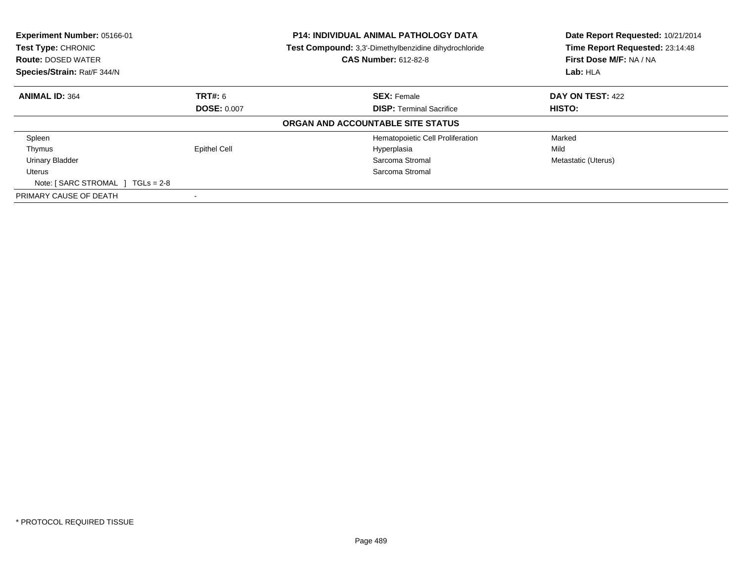**Experiment Number:** 05166-01
**Test Type:** CHRONIC
**Route:** DOSED WATER
**Species/Strain:** Rat/F 344/N

**P14: INDIVIDUAL ANIMAL PATHOLOGY DATA**
**Test Compound:** 3,3'-Dimethylbenzidine dihydrochloride
**CAS Number:** 612-82-8

**Date Report Requested:** 10/21/2014
**Time Report Requested:** 23:14:48
**First Dose M/F:** NA / NA
**Lab:** HLA

| **ANIMAL ID:** 364 | **TRT#:** 6 | **SEX:** Female | **DAY ON TEST:** 422 |
|---|---|---|---|
| | **DOSE:** 0.007 | **DISP:** Terminal Sacrifice | **HISTO:** |

**ORGAN AND ACCOUNTABLE SITE STATUS**

| | | | |
|---|---|---|---|
| Spleen | | Hematopoietic Cell Proliferation | Marked |
| Thymus | Epithel Cell | Hyperplasia | Mild |
| Urinary Bladder | | Sarcoma Stromal | Metastatic (Uterus) |
| Uterus | | Sarcoma Stromal | |
| Note: [ SARC STROMAL ] TGLs = 2-8 | | | |
| PRIMARY CAUSE OF DEATH | - | | |

* PROTOCOL REQUIRED TISSUE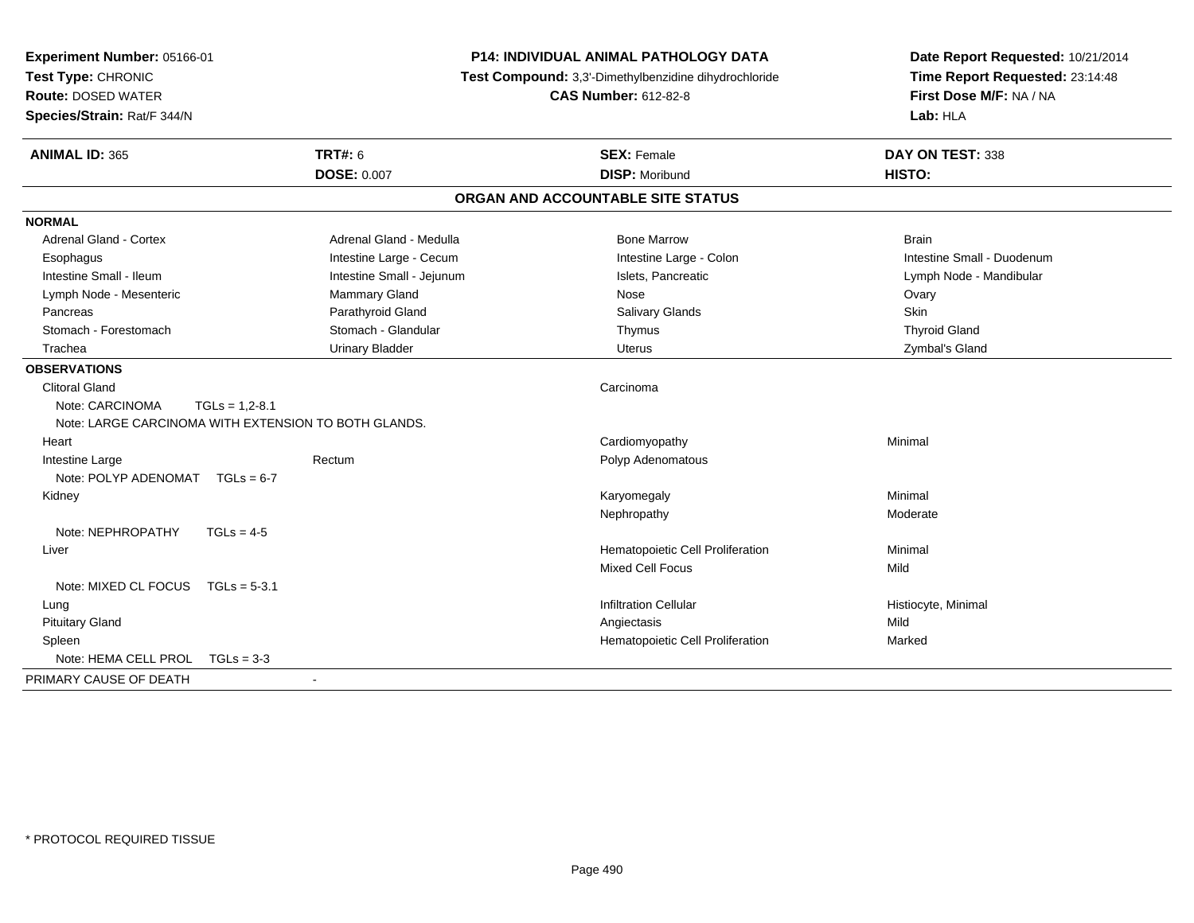**Experiment Number:** 05166-01
**Test Type:** CHRONIC
**Route:** DOSED WATER
**Species/Strain:** Rat/F 344/N

**P14: INDIVIDUAL ANIMAL PATHOLOGY DATA**
**Test Compound:** 3,3'-Dimethylbenzidine dihydrochloride
**CAS Number:** 612-82-8

**Date Report Requested:** 10/21/2014
**Time Report Requested:** 23:14:48
**First Dose M/F:** NA / NA
**Lab:** HLA

| **ANIMAL ID:** 365 | **TRT#:** 6 | **SEX:** Female | **DAY ON TEST:** 338 |
|---|---|---|---|
| | **DOSE:** 0.007 | **DISP:** Moribund | **HISTO:** |

## ORGAN AND ACCOUNTABLE SITE STATUS

**NORMAL**

| | | | |
|---|---|---|---|
| Adrenal Gland - Cortex | Adrenal Gland - Medulla | Bone Marrow | Brain |
| Esophagus | Intestine Large - Cecum | Intestine Large - Colon | Intestine Small - Duodenum |
| Intestine Small - Ileum | Intestine Small - Jejunum | Islets, Pancreatic | Lymph Node - Mandibular |
| Lymph Node - Mesenteric | Mammary Gland | Nose | Ovary |
| Pancreas | Parathyroid Gland | Salivary Glands | Skin |
| Stomach - Forestomach | Stomach - Glandular | Thymus | Thyroid Gland |
| Trachea | Urinary Bladder | Uterus | Zymbal's Gland |

**OBSERVATIONS**

| | | | |
|---|---|---|---|
| Clitoral Gland | | Carcinoma | |
| Note: CARCINOMA TGLs = 1,2-8.1 | | | |
| Note: LARGE CARCINOMA WITH EXTENSION TO BOTH GLANDS. | | | |
| Heart | | Cardiomyopathy | Minimal |
| Intestine Large | Rectum | Polyp Adenomatous | |
| Note: POLYP ADENOMAT TGLs = 6-7 | | | |
| Kidney | | Karyomegaly | Minimal |
| | | Nephropathy | Moderate |
| Note: NEPHROPATHY TGLs = 4-5 | | | |
| Liver | | Hematopoietic Cell Proliferation | Minimal |
| | | Mixed Cell Focus | Mild |
| Note: MIXED CL FOCUS TGLs = 5-3.1 | | | |
| Lung | | Infiltration Cellular | Histiocyte, Minimal |
| Pituitary Gland | | Angiectasis | Mild |
| Spleen | | Hematopoietic Cell Proliferation | Marked |
| Note: HEMA CELL PROL TGLs = 3-3 | | | |

PRIMARY CAUSE OF DEATH -

\* PROTOCOL REQUIRED TISSUE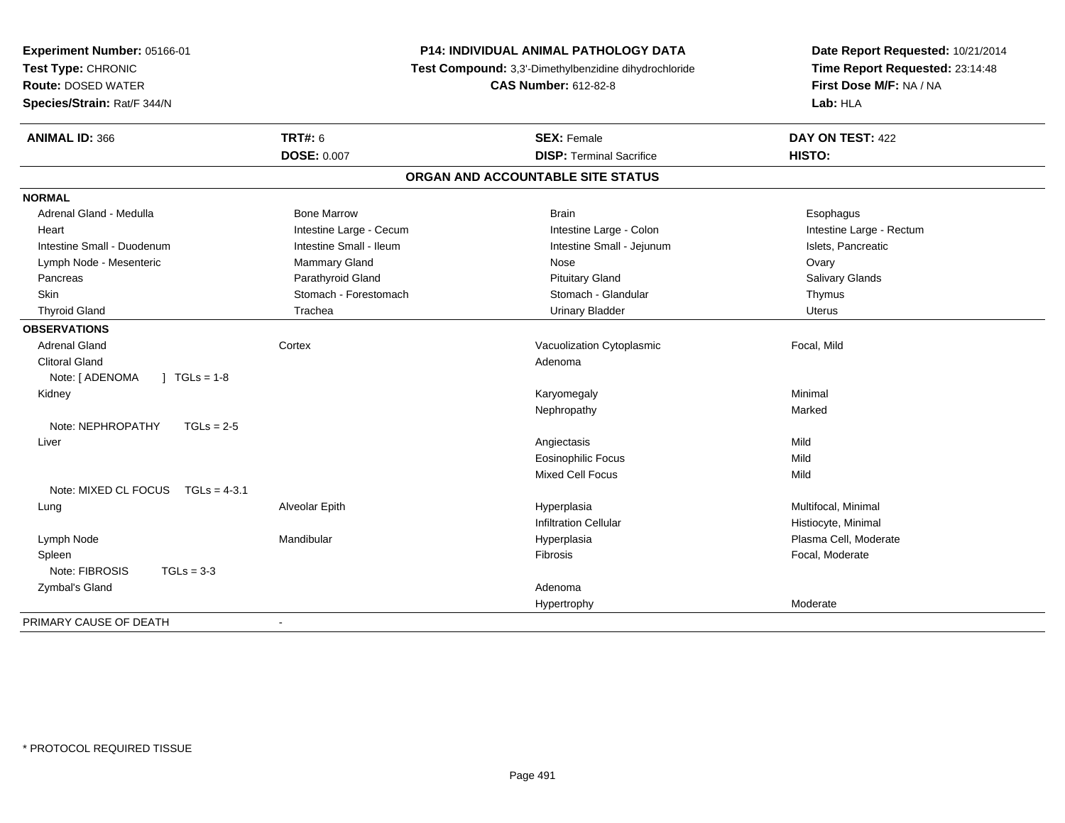**Experiment Number:** 05166-01
**Test Type:** CHRONIC
**Route:** DOSED WATER
**Species/Strain:** Rat/F 344/N

**P14: INDIVIDUAL ANIMAL PATHOLOGY DATA**
**Test Compound:** 3,3'-Dimethylbenzidine dihydrochloride
**CAS Number:** 612-82-8

**Date Report Requested:** 10/21/2014
**Time Report Requested:** 23:14:48
**First Dose M/F:** NA / NA
**Lab:** HLA

| **ANIMAL ID:** 366 | **TRT#:** 6 | **SEX:** Female | **DAY ON TEST:** 422 |
|---|---|---|---|
| | **DOSE:** 0.007 | **DISP:** Terminal Sacrifice | **HISTO:** |

## ORGAN AND ACCOUNTABLE SITE STATUS

**NORMAL**

| | | | |
|---|---|---|---|
| Adrenal Gland - Medulla | Bone Marrow | Brain | Esophagus |
| Heart | Intestine Large - Cecum | Intestine Large - Colon | Intestine Large - Rectum |
| Intestine Small - Duodenum | Intestine Small - Ileum | Intestine Small - Jejunum | Islets, Pancreatic |
| Lymph Node - Mesenteric | Mammary Gland | Nose | Ovary |
| Pancreas | Parathyroid Gland | Pituitary Gland | Salivary Glands |
| Skin | Stomach - Forestomach | Stomach - Glandular | Thymus |
| Thyroid Gland | Trachea | Urinary Bladder | Uterus |

**OBSERVATIONS**

| | | | |
|---|---|---|---|
| Adrenal Gland | Cortex | Vacuolization Cytoplasmic | Focal, Mild |
| Clitoral Gland | | Adenoma | |
| Note: [ ADENOMA ] TGLs = 1-8 | | | |
| Kidney | | Karyomegaly | Minimal |
| | | Nephropathy | Marked |
| Note: NEPHROPATHY TGLs = 2-5 | | | |
| Liver | | Angiectasis | Mild |
| | | Eosinophilic Focus | Mild |
| | | Mixed Cell Focus | Mild |
| Note: MIXED CL FOCUS TGLs = 4-3.1 | | | |
| Lung | Alveolar Epith | Hyperplasia | Multifocal, Minimal |
| | | Infiltration Cellular | Histiocyte, Minimal |
| Lymph Node | Mandibular | Hyperplasia | Plasma Cell, Moderate |
| Spleen | | Fibrosis | Focal, Moderate |
| Note: FIBROSIS TGLs = 3-3 | | | |
| Zymbal's Gland | | Adenoma | |
| | | Hypertrophy | Moderate |

PRIMARY CAUSE OF DEATH -

\* PROTOCOL REQUIRED TISSUE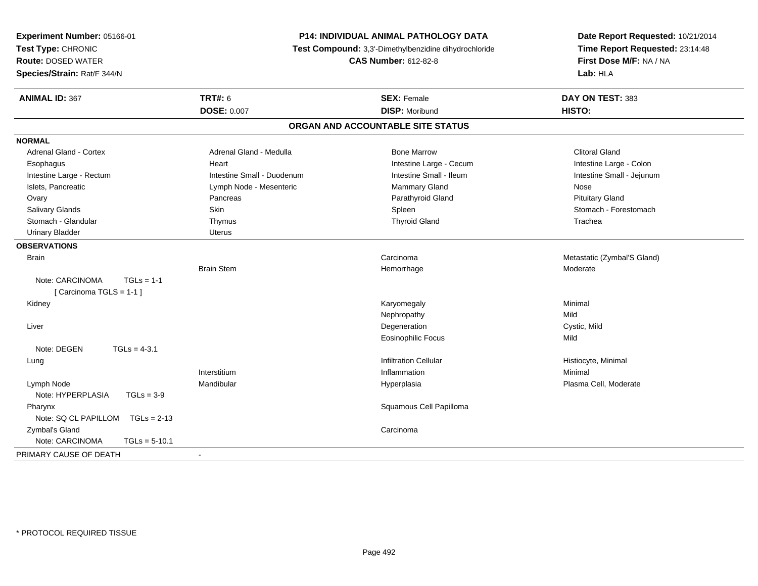**Experiment Number:** 05166-01
**Test Type:** CHRONIC
**Route:** DOSED WATER
**Species/Strain:** Rat/F 344/N

**P14: INDIVIDUAL ANIMAL PATHOLOGY DATA**
**Test Compound:** 3,3'-Dimethylbenzidine dihydrochloride
**CAS Number:** 612-82-8

**Date Report Requested:** 10/21/2014
**Time Report Requested:** 23:14:48
**First Dose M/F:** NA / NA
**Lab:** HLA

| **ANIMAL ID:** 367 | **TRT#:** 6 | **SEX:** Female | **DAY ON TEST:** 383 |
|---|---|---|---|
| | **DOSE:** 0.007 | **DISP:** Moribund | **HISTO:** |

## ORGAN AND ACCOUNTABLE SITE STATUS

**NORMAL**

| | | | |
|---|---|---|---|
| Adrenal Gland - Cortex | Adrenal Gland - Medulla | Bone Marrow | Clitoral Gland |
| Esophagus | Heart | Intestine Large - Cecum | Intestine Large - Colon |
| Intestine Large - Rectum | Intestine Small - Duodenum | Intestine Small - Ileum | Intestine Small - Jejunum |
| Islets, Pancreatic | Lymph Node - Mesenteric | Mammary Gland | Nose |
| Ovary | Pancreas | Parathyroid Gland | Pituitary Gland |
| Salivary Glands | Skin | Spleen | Stomach - Forestomach |
| Stomach - Glandular | Thymus | Thyroid Gland | Trachea |
| Urinary Bladder | Uterus | | |

**OBSERVATIONS**

| | | | |
|---|---|---|---|
| Brain | | Carcinoma | Metastatic (Zymbal'S Gland) |
| | Brain Stem | Hemorrhage | Moderate |
| Note: CARCINOMA TGLs = 1-1 [ Carcinoma TGLS = 1-1 ] | | | |
| Kidney | | Karyomegaly | Minimal |
| | | Nephropathy | Mild |
| Liver | | Degeneration | Cystic, Mild |
| | | Eosinophilic Focus | Mild |
| Note: DEGEN TGLs = 4-3.1 | | | |
| Lung | | Infiltration Cellular | Histiocyte, Minimal |
| | Interstitium | Inflammation | Minimal |
| Lymph Node | Mandibular | Hyperplasia | Plasma Cell, Moderate |
| Note: HYPERPLASIA TGLs = 3-9 | | | |
| Pharynx | | Squamous Cell Papilloma | |
| Note: SQ CL PAPILLOM TGLs = 2-13 | | | |
| Zymbal's Gland | | Carcinoma | |
| Note: CARCINOMA TGLs = 5-10.1 | | | |

PRIMARY CAUSE OF DEATH -

* PROTOCOL REQUIRED TISSUE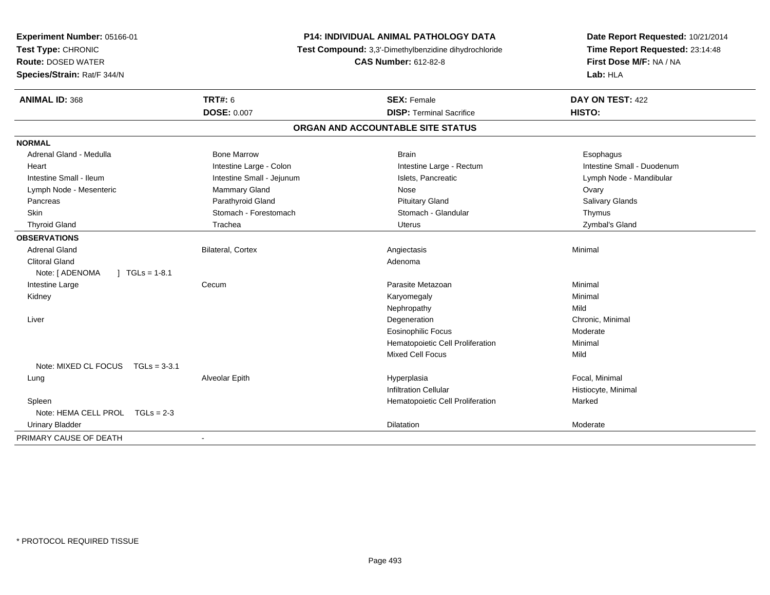**Experiment Number:** 05166-01
**Test Type:** CHRONIC
**Route:** DOSED WATER
**Species/Strain:** Rat/F 344/N

**P14: INDIVIDUAL ANIMAL PATHOLOGY DATA**
**Test Compound:** 3,3'-Dimethylbenzidine dihydrochloride
**CAS Number:** 612-82-8

**Date Report Requested:** 10/21/2014
**Time Report Requested:** 23:14:48
**First Dose M/F:** NA / NA
**Lab:** HLA

| **ANIMAL ID:** 368 | **TRT#:** 6 | **SEX:** Female | **DAY ON TEST:** 422 |
|---|---|---|---|
| | **DOSE:** 0.007 | **DISP:** Terminal Sacrifice | **HISTO:** |

## ORGAN AND ACCOUNTABLE SITE STATUS

| | | | |
|---|---|---|---|
| **NORMAL** | | | |
| Adrenal Gland - Medulla | Bone Marrow | Brain | Esophagus |
| Heart | Intestine Large - Colon | Intestine Large - Rectum | Intestine Small - Duodenum |
| Intestine Small - Ileum | Intestine Small - Jejunum | Islets, Pancreatic | Lymph Node - Mandibular |
| Lymph Node - Mesenteric | Mammary Gland | Nose | Ovary |
| Pancreas | Parathyroid Gland | Pituitary Gland | Salivary Glands |
| Skin | Stomach - Forestomach | Stomach - Glandular | Thymus |
| Thyroid Gland | Trachea | Uterus | Zymbal's Gland |
| **OBSERVATIONS** | | | |
| Adrenal Gland | Bilateral, Cortex | Angiectasis | Minimal |
| Clitoral Gland | | Adenoma | |
| Note: [ ADENOMA ] TGLs = 1-8.1 | | | |
| Intestine Large | Cecum | Parasite Metazoan | Minimal |
| Kidney | | Karyomegaly | Minimal |
| | | Nephropathy | Mild |
| Liver | | Degeneration | Chronic, Minimal |
| | | Eosinophilic Focus | Moderate |
| | | Hematopoietic Cell Proliferation | Minimal |
| | | Mixed Cell Focus | Mild |
| Note: MIXED CL FOCUS TGLs = 3-3.1 | | | |
| Lung | Alveolar Epith | Hyperplasia | Focal, Minimal |
| | | Infiltration Cellular | Histiocyte, Minimal |
| Spleen | | Hematopoietic Cell Proliferation | Marked |
| Note: HEMA CELL PROL TGLs = 2-3 | | | |
| Urinary Bladder | | Dilatation | Moderate |
| PRIMARY CAUSE OF DEATH | - | | |

* PROTOCOL REQUIRED TISSUE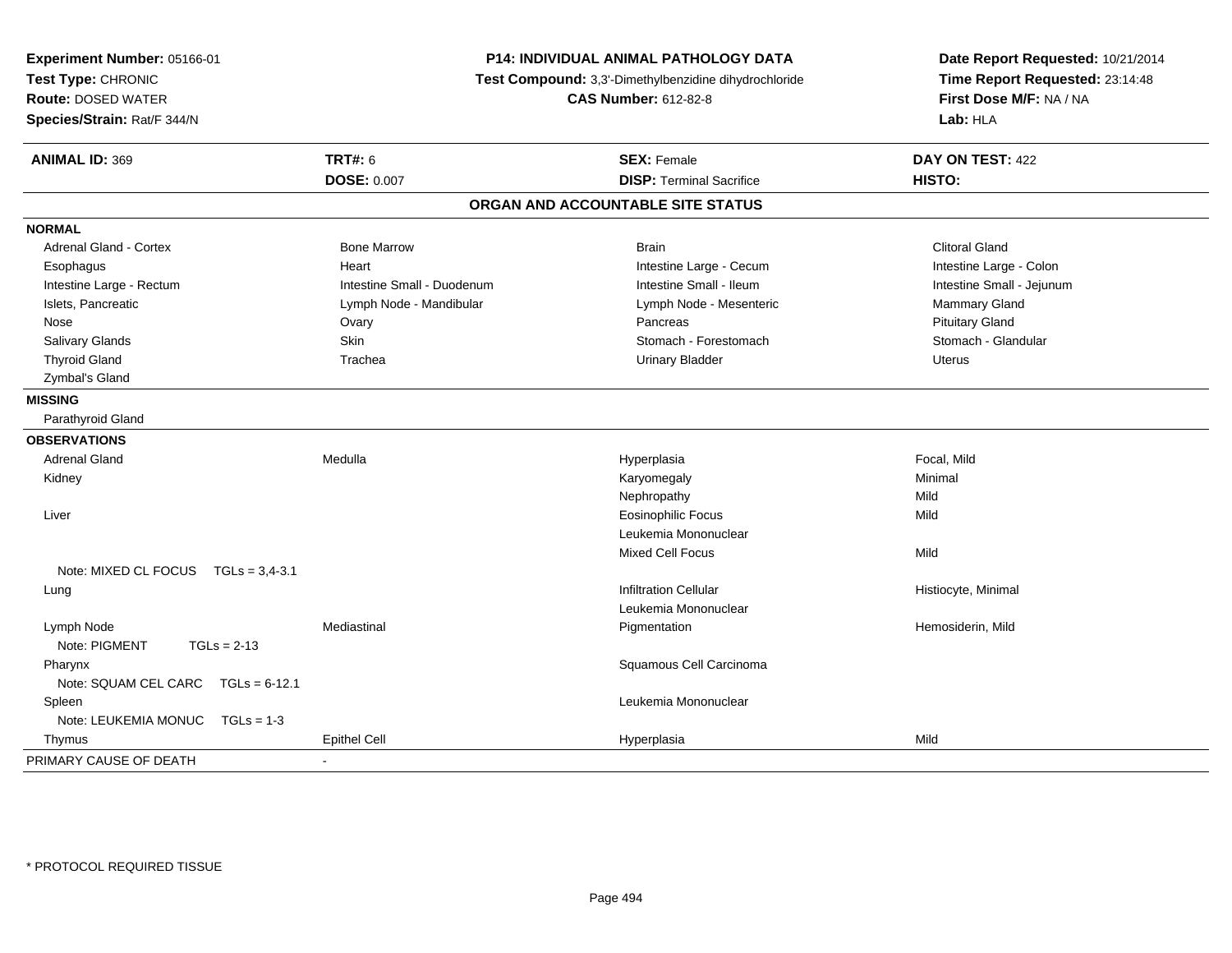**Experiment Number:** 05166-01
**Test Type:** CHRONIC
**Route:** DOSED WATER
**Species/Strain:** Rat/F 344/N

**P14: INDIVIDUAL ANIMAL PATHOLOGY DATA**
**Test Compound:** 3,3'-Dimethylbenzidine dihydrochloride
**CAS Number:** 612-82-8

**Date Report Requested:** 10/21/2014
**Time Report Requested:** 23:14:48
**First Dose M/F:** NA / NA
**Lab:** HLA

| **ANIMAL ID:** 369 | **TRT#:** 6 | **SEX:** Female | **DAY ON TEST:** 422 |
|---|---|---|---|
| | **DOSE:** 0.007 | **DISP:** Terminal Sacrifice | **HISTO:** |

## ORGAN AND ACCOUNTABLE SITE STATUS

**NORMAL**

| | | | |
|---|---|---|---|
| Adrenal Gland - Cortex | Bone Marrow | Brain | Clitoral Gland |
| Esophagus | Heart | Intestine Large - Cecum | Intestine Large - Colon |
| Intestine Large - Rectum | Intestine Small - Duodenum | Intestine Small - Ileum | Intestine Small - Jejunum |
| Islets, Pancreatic | Lymph Node - Mandibular | Lymph Node - Mesenteric | Mammary Gland |
| Nose | Ovary | Pancreas | Pituitary Gland |
| Salivary Glands | Skin | Stomach - Forestomach | Stomach - Glandular |
| Thyroid Gland | Trachea | Urinary Bladder | Uterus |
| Zymbal's Gland | | | |

**MISSING**

Parathyroid Gland

**OBSERVATIONS**

| | | | |
|---|---|---|---|
| Adrenal Gland | Medulla | Hyperplasia | Focal, Mild |
| Kidney | | Karyomegaly | Minimal |
| | | Nephropathy | Mild |
| Liver | | Eosinophilic Focus | Mild |
| | | Leukemia Mononuclear | |
| | | Mixed Cell Focus | Mild |
| Note: MIXED CL FOCUS TGLs = 3,4-3.1 | | | |
| Lung | | Infiltration Cellular | Histiocyte, Minimal |
| | | Leukemia Mononuclear | |
| Lymph Node | Mediastinal | Pigmentation | Hemosiderin, Mild |
| Note: PIGMENT TGLs = 2-13 | | | |
| Pharynx | | Squamous Cell Carcinoma | |
| Note: SQUAM CEL CARC TGLs = 6-12.1 | | | |
| Spleen | | Leukemia Mononuclear | |
| Note: LEUKEMIA MONUC TGLs = 1-3 | | | |
| Thymus | Epithel Cell | Hyperplasia | Mild |

PRIMARY CAUSE OF DEATH -

\* PROTOCOL REQUIRED TISSUE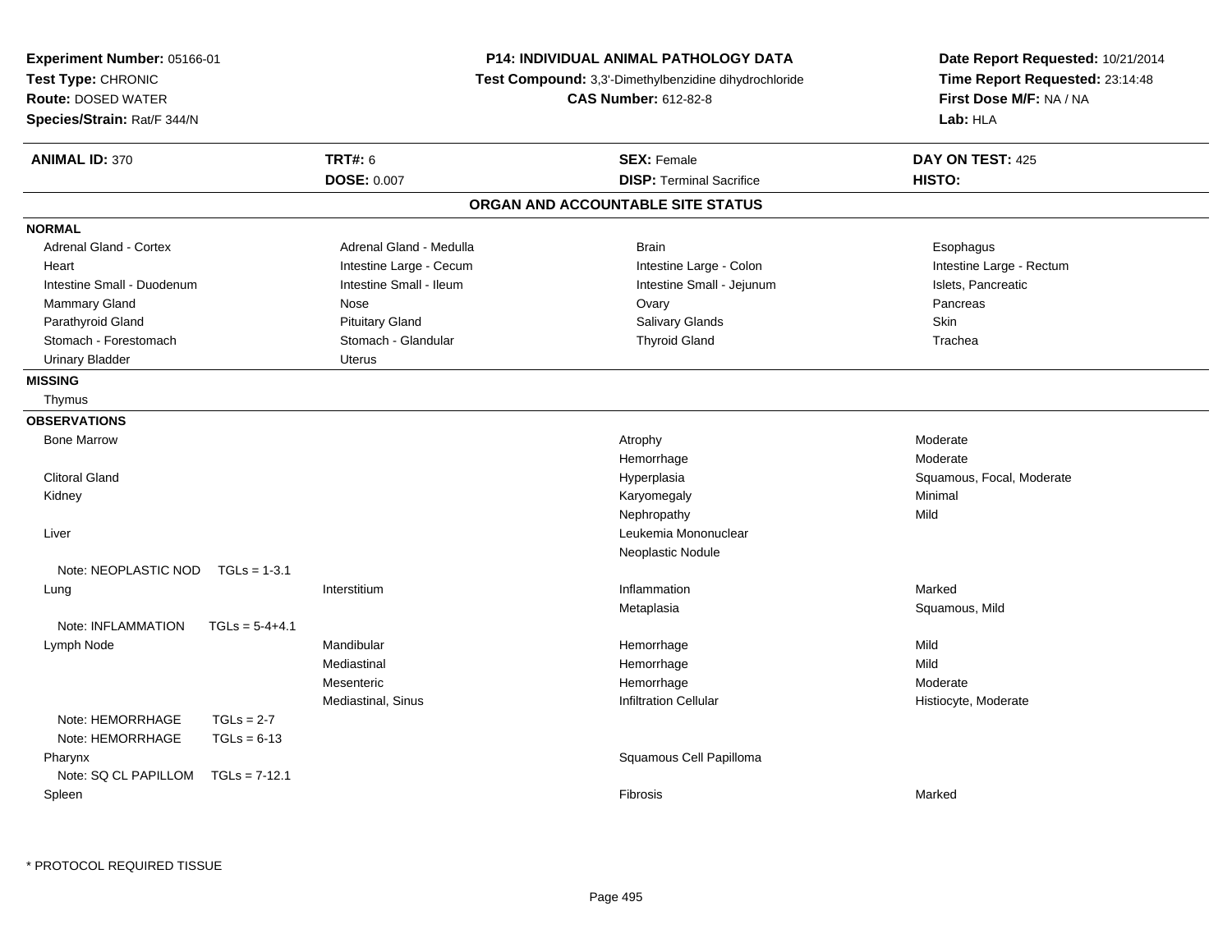**Experiment Number:** 05166-01
**Test Type:** CHRONIC
**Route:** DOSED WATER
**Species/Strain:** Rat/F 344/N

**P14: INDIVIDUAL ANIMAL PATHOLOGY DATA**
**Test Compound:** 3,3'-Dimethylbenzidine dihydrochloride
**CAS Number:** 612-82-8

**Date Report Requested:** 10/21/2014
**Time Report Requested:** 23:14:48
**First Dose M/F:** NA / NA
**Lab:** HLA

| **ANIMAL ID:** 370 | **TRT#:** 6 | **SEX:** Female | **DAY ON TEST:** 425 |
|---|---|---|---|
| | **DOSE:** 0.007 | **DISP:** Terminal Sacrifice | **HISTO:** |

## ORGAN AND ACCOUNTABLE SITE STATUS

**NORMAL**

| | | | |
|---|---|---|---|
| Adrenal Gland - Cortex | Adrenal Gland - Medulla | Brain | Esophagus |
| Heart | Intestine Large - Cecum | Intestine Large - Colon | Intestine Large - Rectum |
| Intestine Small - Duodenum | Intestine Small - Ileum | Intestine Small - Jejunum | Islets, Pancreatic |
| Mammary Gland | Nose | Ovary | Pancreas |
| Parathyroid Gland | Pituitary Gland | Salivary Glands | Skin |
| Stomach - Forestomach | Stomach - Glandular | Thyroid Gland | Trachea |
| Urinary Bladder | Uterus | | |

**MISSING**

Thymus

**OBSERVATIONS**

| Organ | Site | Observation | Qualifier |
|---|---|---|---|
| Bone Marrow | | Atrophy | Moderate |
| | | Hemorrhage | Moderate |
| Clitoral Gland | | Hyperplasia | Squamous, Focal, Moderate |
| Kidney | | Karyomegaly | Minimal |
| | | Nephropathy | Mild |
| Liver | | Leukemia Mononuclear | |
| | | Neoplastic Nodule | |
| Note: NEOPLASTIC NOD TGLs = 1-3.1 | | | |
| Lung | Interstitium | Inflammation | Marked |
| | | Metaplasia | Squamous, Mild |
| Note: INFLAMMATION TGLs = 5-4+4.1 | | | |
| Lymph Node | Mandibular | Hemorrhage | Mild |
| | Mediastinal | Hemorrhage | Mild |
| | Mesenteric | Hemorrhage | Moderate |
| | Mediastinal, Sinus | Infiltration Cellular | Histiocyte, Moderate |
| Note: HEMORRHAGE TGLs = 2-7 | | | |
| Note: HEMORRHAGE TGLs = 6-13 | | | |
| Pharynx | | Squamous Cell Papilloma | |
| Note: SQ CL PAPILLOM TGLs = 7-12.1 | | | |
| Spleen | | Fibrosis | Marked |

* PROTOCOL REQUIRED TISSUE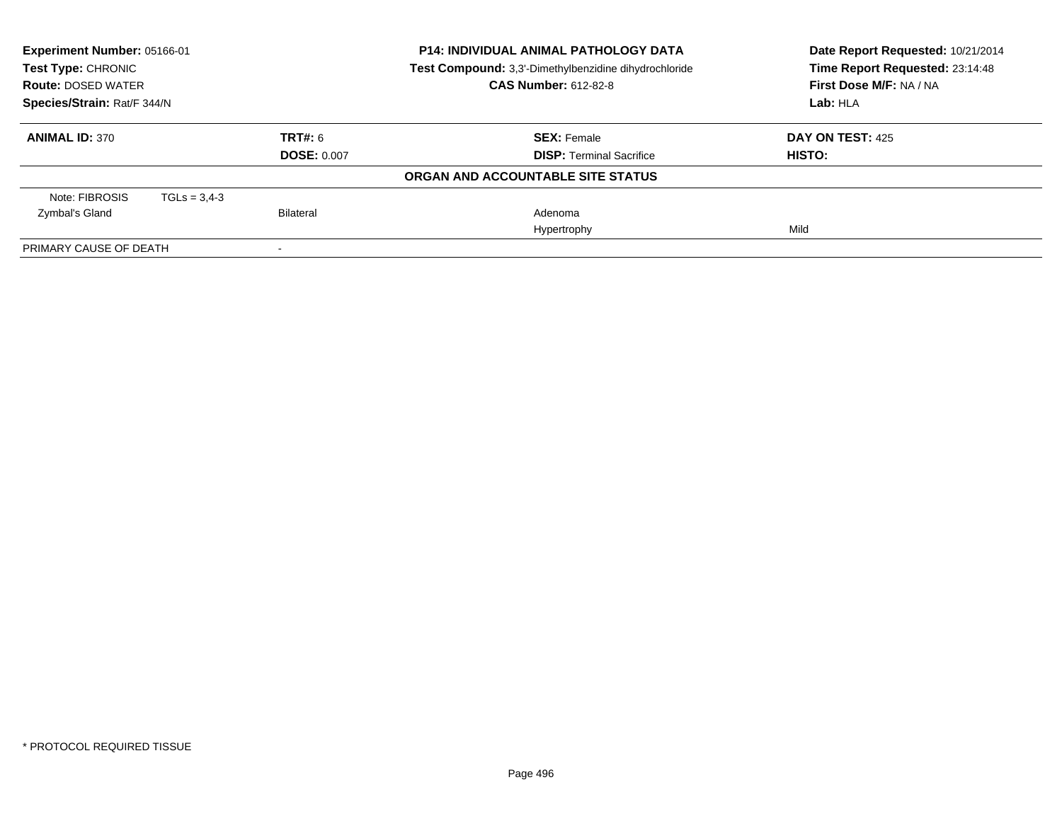**Experiment Number:** 05166-01
**Test Type:** CHRONIC
**Route:** DOSED WATER
**Species/Strain:** Rat/F 344/N

**P14: INDIVIDUAL ANIMAL PATHOLOGY DATA**
**Test Compound:** 3,3'-Dimethylbenzidine dihydrochloride
**CAS Number:** 612-82-8

**Date Report Requested:** 10/21/2014
**Time Report Requested:** 23:14:48
**First Dose M/F:** NA / NA
**Lab:** HLA

| **ANIMAL ID:** 370 | **TRT#:** 6 | **SEX:** Female | **DAY ON TEST:** 425 |
|---|---|---|---|
| | **DOSE:** 0.007 | **DISP:** Terminal Sacrifice | **HISTO:** |

**ORGAN AND ACCOUNTABLE SITE STATUS**

| | | | |
|---|---|---|---|
| Note: FIBROSIS TGLs = 3,4-3 | | | |
| Zymbal's Gland | Bilateral | Adenoma | |
| | | Hypertrophy | Mild |
| PRIMARY CAUSE OF DEATH | - | | |

\* PROTOCOL REQUIRED TISSUE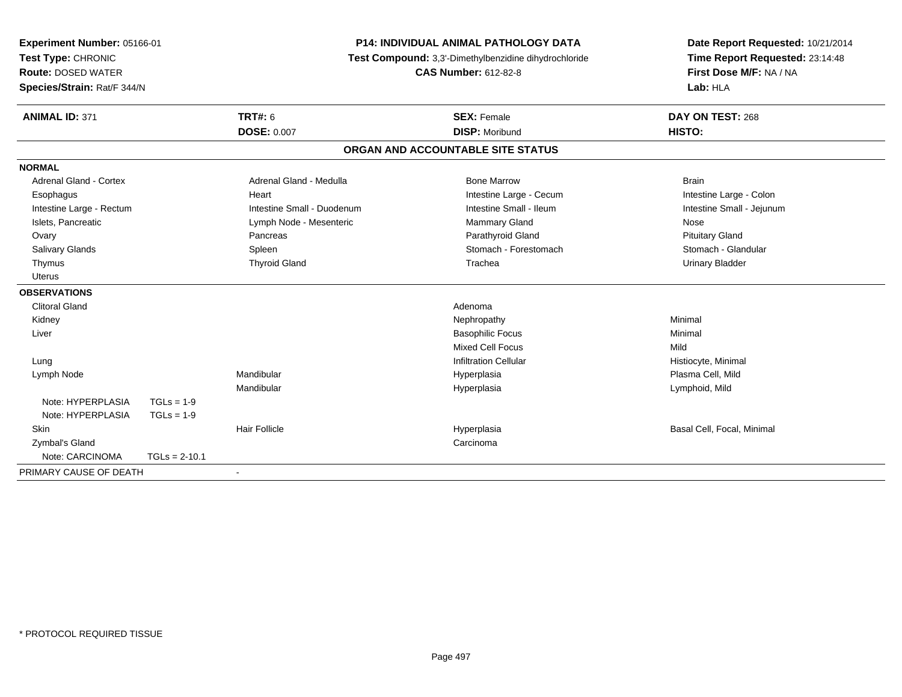**Experiment Number:** 05166-01
**Test Type:** CHRONIC
**Route:** DOSED WATER
**Species/Strain:** Rat/F 344/N

**P14: INDIVIDUAL ANIMAL PATHOLOGY DATA**
**Test Compound:** 3,3'-Dimethylbenzidine dihydrochloride
**CAS Number:** 612-82-8

**Date Report Requested:** 10/21/2014
**Time Report Requested:** 23:14:48
**First Dose M/F:** NA / NA
**Lab:** HLA

| **ANIMAL ID:** 371 | **TRT#:** 6 | **SEX:** Female | **DAY ON TEST:** 268 |
|---|---|---|---|
| | **DOSE:** 0.007 | **DISP:** Moribund | **HISTO:** |

## ORGAN AND ACCOUNTABLE SITE STATUS

**NORMAL**

| | | | |
|---|---|---|---|
| Adrenal Gland - Cortex | Adrenal Gland - Medulla | Bone Marrow | Brain |
| Esophagus | Heart | Intestine Large - Cecum | Intestine Large - Colon |
| Intestine Large - Rectum | Intestine Small - Duodenum | Intestine Small - Ileum | Intestine Small - Jejunum |
| Islets, Pancreatic | Lymph Node - Mesenteric | Mammary Gland | Nose |
| Ovary | Pancreas | Parathyroid Gland | Pituitary Gland |
| Salivary Glands | Spleen | Stomach - Forestomach | Stomach - Glandular |
| Thymus | Thyroid Gland | Trachea | Urinary Bladder |
| Uterus | | | |

**OBSERVATIONS**

| | | | |
|---|---|---|---|
| Clitoral Gland | | Adenoma | |
| Kidney | | Nephropathy | Minimal |
| Liver | | Basophilic Focus | Minimal |
| | | Mixed Cell Focus | Mild |
| Lung | | Infiltration Cellular | Histiocyte, Minimal |
| Lymph Node | Mandibular | Hyperplasia | Plasma Cell, Mild |
| | Mandibular | Hyperplasia | Lymphoid, Mild |
| Note: HYPERPLASIA TGLs = 1-9 | | | |
| Note: HYPERPLASIA TGLs = 1-9 | | | |
| Skin | Hair Follicle | Hyperplasia | Basal Cell, Focal, Minimal |
| Zymbal's Gland | | Carcinoma | |
| Note: CARCINOMA TGLs = 2-10.1 | | | |

PRIMARY CAUSE OF DEATH -

* PROTOCOL REQUIRED TISSUE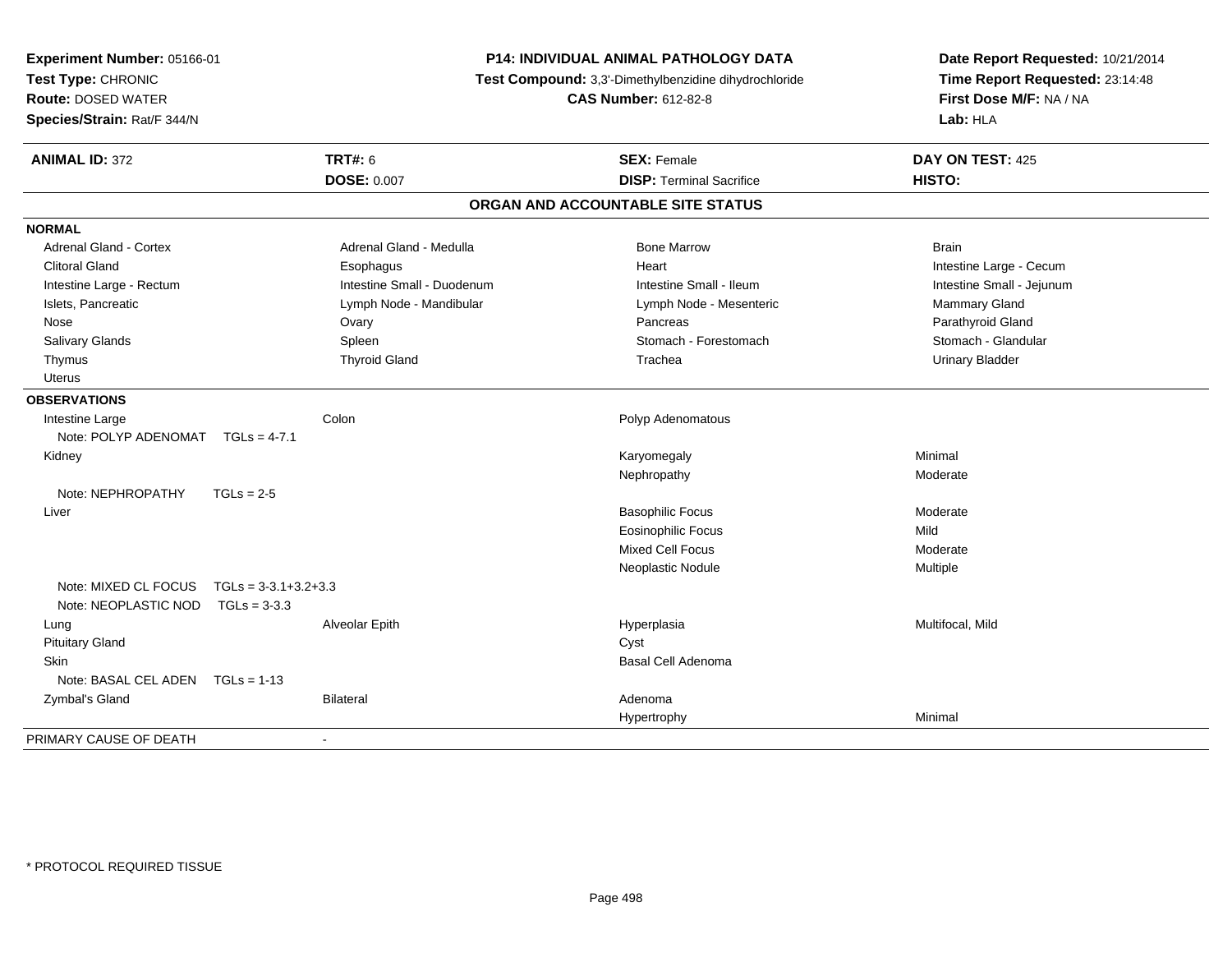**Experiment Number:** 05166-01
**Test Type:** CHRONIC
**Route:** DOSED WATER
**Species/Strain:** Rat/F 344/N

**P14: INDIVIDUAL ANIMAL PATHOLOGY DATA**
**Test Compound:** 3,3'-Dimethylbenzidine dihydrochloride
**CAS Number:** 612-82-8

**Date Report Requested:** 10/21/2014
**Time Report Requested:** 23:14:48
**First Dose M/F:** NA / NA
**Lab:** HLA

| **ANIMAL ID:** 372 | **TRT#:** 6 | **SEX:** Female | **DAY ON TEST:** 425 |
|---|---|---|---|
| | **DOSE:** 0.007 | **DISP:** Terminal Sacrifice | **HISTO:** |

## ORGAN AND ACCOUNTABLE SITE STATUS

**NORMAL**

| | | | |
|---|---|---|---|
| Adrenal Gland - Cortex | Adrenal Gland - Medulla | Bone Marrow | Brain |
| Clitoral Gland | Esophagus | Heart | Intestine Large - Cecum |
| Intestine Large - Rectum | Intestine Small - Duodenum | Intestine Small - Ileum | Intestine Small - Jejunum |
| Islets, Pancreatic | Lymph Node - Mandibular | Lymph Node - Mesenteric | Mammary Gland |
| Nose | Ovary | Pancreas | Parathyroid Gland |
| Salivary Glands | Spleen | Stomach - Forestomach | Stomach - Glandular |
| Thymus | Thyroid Gland | Trachea | Urinary Bladder |
| Uterus | | | |

**OBSERVATIONS**

| | | | |
|---|---|---|---|
| Intestine Large | Colon | Polyp Adenomatous | |
| Note: POLYP ADENOMAT TGLs = 4-7.1 | | | |
| Kidney | | Karyomegaly | Minimal |
| | | Nephropathy | Moderate |
| Note: NEPHROPATHY TGLs = 2-5 | | | |
| Liver | | Basophilic Focus | Moderate |
| | | Eosinophilic Focus | Mild |
| | | Mixed Cell Focus | Moderate |
| | | Neoplastic Nodule | Multiple |
| Note: MIXED CL FOCUS TGLs = 3-3.1+3.2+3.3 | | | |
| Note: NEOPLASTIC NOD TGLs = 3-3.3 | | | |
| Lung | Alveolar Epith | Hyperplasia | Multifocal, Mild |
| Pituitary Gland | | Cyst | |
| Skin | | Basal Cell Adenoma | |
| Note: BASAL CEL ADEN TGLs = 1-13 | | | |
| Zymbal's Gland | Bilateral | Adenoma | |
| | | Hypertrophy | Minimal |

PRIMARY CAUSE OF DEATH -

\* PROTOCOL REQUIRED TISSUE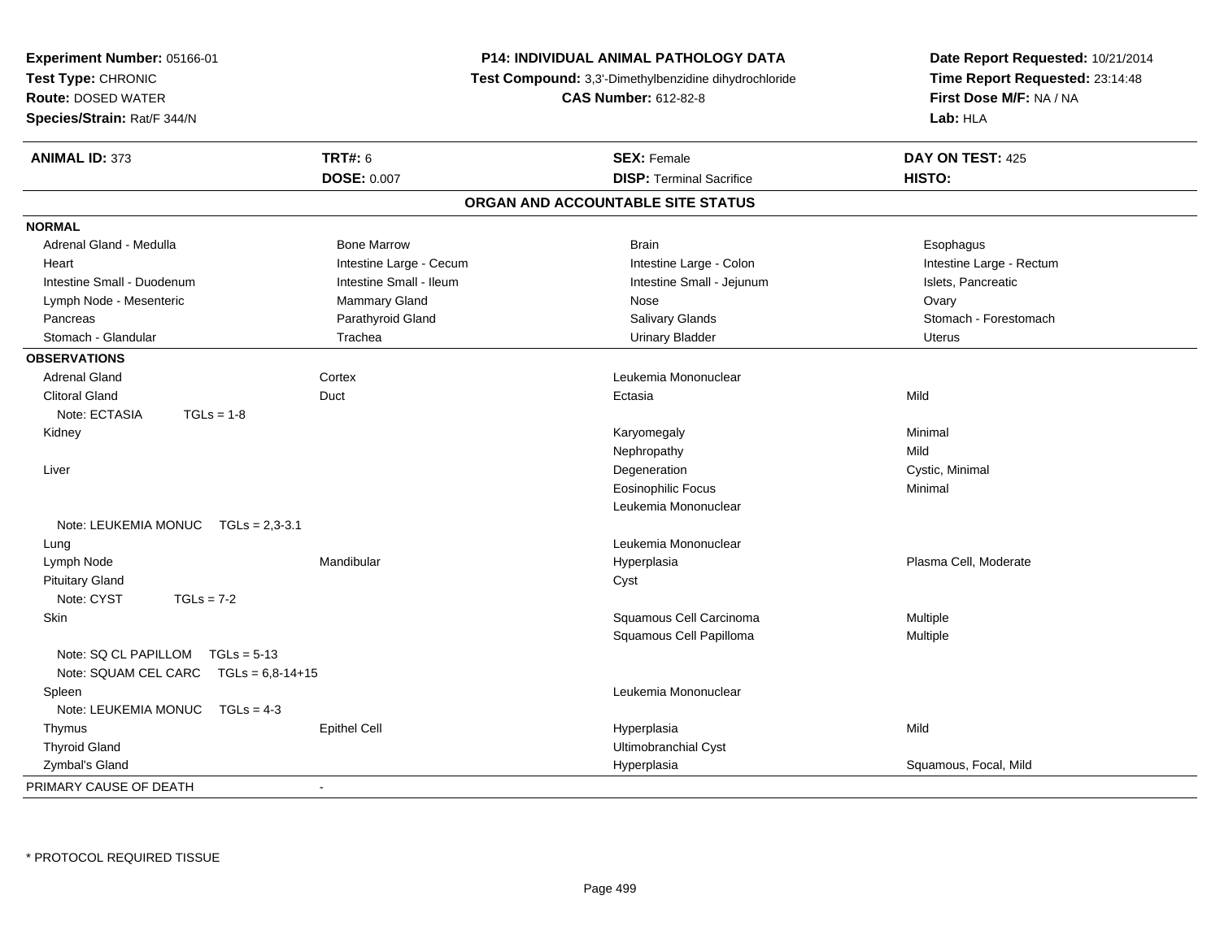**Experiment Number:** 05166-01
**Test Type:** CHRONIC
**Route:** DOSED WATER
**Species/Strain:** Rat/F 344/N

**P14: INDIVIDUAL ANIMAL PATHOLOGY DATA**
**Test Compound:** 3,3'-Dimethylbenzidine dihydrochloride
**CAS Number:** 612-82-8

**Date Report Requested:** 10/21/2014
**Time Report Requested:** 23:14:48
**First Dose M/F:** NA / NA
**Lab:** HLA

| **ANIMAL ID:** 373 | **TRT#:** 6 | **SEX:** Female | **DAY ON TEST:** 425 |
|---|---|---|---|
| | **DOSE:** 0.007 | **DISP:** Terminal Sacrifice | **HISTO:** |

## ORGAN AND ACCOUNTABLE SITE STATUS

**NORMAL**

| | | | |
|---|---|---|---|
| Adrenal Gland - Medulla | Bone Marrow | Brain | Esophagus |
| Heart | Intestine Large - Cecum | Intestine Large - Colon | Intestine Large - Rectum |
| Intestine Small - Duodenum | Intestine Small - Ileum | Intestine Small - Jejunum | Islets, Pancreatic |
| Lymph Node - Mesenteric | Mammary Gland | Nose | Ovary |
| Pancreas | Parathyroid Gland | Salivary Glands | Stomach - Forestomach |
| Stomach - Glandular | Trachea | Urinary Bladder | Uterus |

**OBSERVATIONS**

| Organ | Site | Observation | Severity |
|---|---|---|---|
| Adrenal Gland | Cortex | Leukemia Mononuclear | |
| Clitoral Gland | Duct | Ectasia | Mild |
| Note: ECTASIA TGLs = 1-8 | | | |
| Kidney | | Karyomegaly | Minimal |
| | | Nephropathy | Mild |
| Liver | | Degeneration | Cystic, Minimal |
| | | Eosinophilic Focus | Minimal |
| | | Leukemia Mononuclear | |
| Note: LEUKEMIA MONUC TGLs = 2,3-3.1 | | | |
| Lung | | Leukemia Mononuclear | |
| Lymph Node | Mandibular | Hyperplasia | Plasma Cell, Moderate |
| Pituitary Gland | | Cyst | |
| Note: CYST TGLs = 7-2 | | | |
| Skin | | Squamous Cell Carcinoma | Multiple |
| | | Squamous Cell Papilloma | Multiple |
| Note: SQ CL PAPILLOM TGLs = 5-13 | | | |
| Note: SQUAM CEL CARC TGLs = 6,8-14+15 | | | |
| Spleen | | Leukemia Mononuclear | |
| Note: LEUKEMIA MONUC TGLs = 4-3 | | | |
| Thymus | Epithel Cell | Hyperplasia | Mild |
| Thyroid Gland | | Ultimobranchial Cyst | |
| Zymbal's Gland | | Hyperplasia | Squamous, Focal, Mild |

PRIMARY CAUSE OF DEATH -

* PROTOCOL REQUIRED TISSUE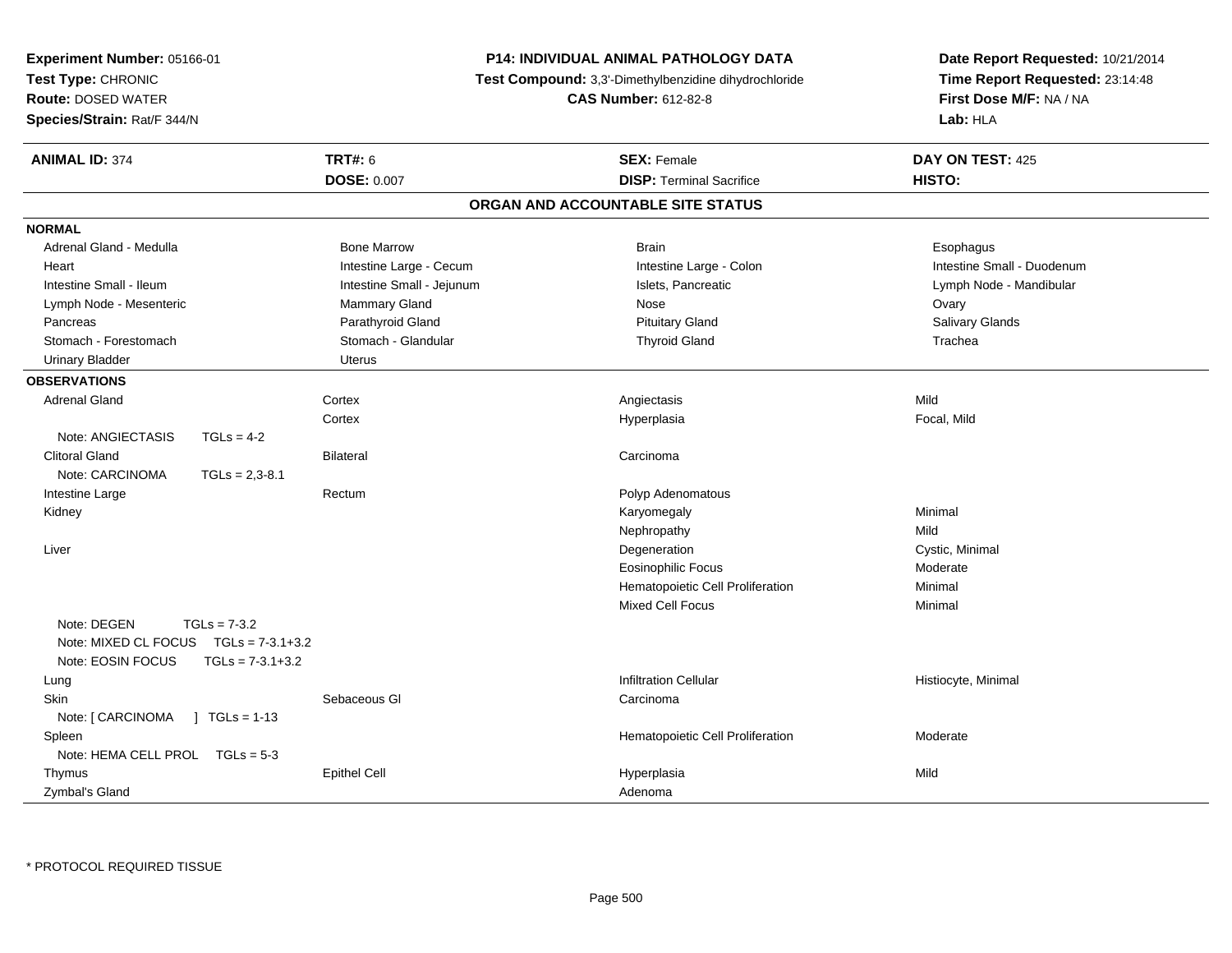**Experiment Number:** 05166-01
**Test Type:** CHRONIC
**Route:** DOSED WATER
**Species/Strain:** Rat/F 344/N

**P14: INDIVIDUAL ANIMAL PATHOLOGY DATA**
**Test Compound:** 3,3'-Dimethylbenzidine dihydrochloride
**CAS Number:** 612-82-8

**Date Report Requested:** 10/21/2014
**Time Report Requested:** 23:14:48
**First Dose M/F:** NA / NA
**Lab:** HLA

| **ANIMAL ID:** 374 | **TRT#:** 6 | **SEX:** Female | **DAY ON TEST:** 425 |
|---|---|---|---|
| | **DOSE:** 0.007 | **DISP:** Terminal Sacrifice | **HISTO:** |

## ORGAN AND ACCOUNTABLE SITE STATUS

**NORMAL**

| | | | |
|---|---|---|---|
| Adrenal Gland - Medulla | Bone Marrow | Brain | Esophagus |
| Heart | Intestine Large - Cecum | Intestine Large - Colon | Intestine Small - Duodenum |
| Intestine Small - Ileum | Intestine Small - Jejunum | Islets, Pancreatic | Lymph Node - Mandibular |
| Lymph Node - Mesenteric | Mammary Gland | Nose | Ovary |
| Pancreas | Parathyroid Gland | Pituitary Gland | Salivary Glands |
| Stomach - Forestomach | Stomach - Glandular | Thyroid Gland | Trachea |
| Urinary Bladder | Uterus | | |

**OBSERVATIONS**

| | | | |
|---|---|---|---|
| Adrenal Gland | Cortex | Angiectasis | Mild |
| | Cortex | Hyperplasia | Focal, Mild |
| Note: ANGIECTASIS TGLs = 4-2 | | | |
| Clitoral Gland | Bilateral | Carcinoma | |
| Note: CARCINOMA TGLs = 2,3-8.1 | | | |
| Intestine Large | Rectum | Polyp Adenomatous | |
| Kidney | | Karyomegaly | Minimal |
| | | Nephropathy | Mild |
| Liver | | Degeneration | Cystic, Minimal |
| | | Eosinophilic Focus | Moderate |
| | | Hematopoietic Cell Proliferation | Minimal |
| | | Mixed Cell Focus | Minimal |
| Note: DEGEN TGLs = 7-3.2 | | | |
| Note: MIXED CL FOCUS TGLs = 7-3.1+3.2 | | | |
| Note: EOSIN FOCUS TGLs = 7-3.1+3.2 | | | |
| Lung | | Infiltration Cellular | Histiocyte, Minimal |
| Skin | Sebaceous Gl | Carcinoma | |
| Note: [ CARCINOMA ] TGLs = 1-13 | | | |
| Spleen | | Hematopoietic Cell Proliferation | Moderate |
| Note: HEMA CELL PROL TGLs = 5-3 | | | |
| Thymus | Epithel Cell | Hyperplasia | Mild |
| Zymbal's Gland | | Adenoma | |

\* PROTOCOL REQUIRED TISSUE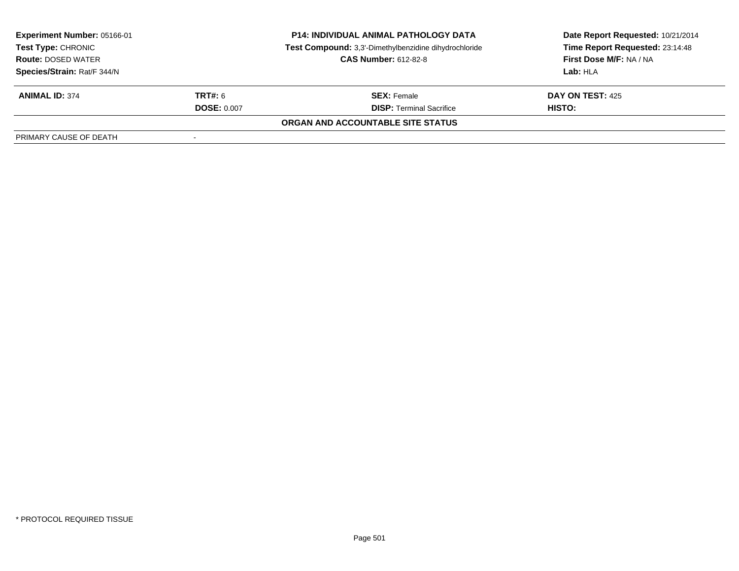**Experiment Number:** 05166-01
**Test Type:** CHRONIC
**Route:** DOSED WATER
**Species/Strain:** Rat/F 344/N

**P14: INDIVIDUAL ANIMAL PATHOLOGY DATA**
**Test Compound:** 3,3'-Dimethylbenzidine dihydrochloride
**CAS Number:** 612-82-8

**Date Report Requested:** 10/21/2014
**Time Report Requested:** 23:14:48
**First Dose M/F:** NA / NA
**Lab:** HLA

| **ANIMAL ID:** 374 | **TRT#:** 6 | **SEX:** Female | **DAY ON TEST:** 425 |
|---|---|---|---|
| | **DOSE:** 0.007 | **DISP:** Terminal Sacrifice | **HISTO:** |

**ORGAN AND ACCOUNTABLE SITE STATUS**

| PRIMARY CAUSE OF DEATH | - |
|---|---|

* PROTOCOL REQUIRED TISSUE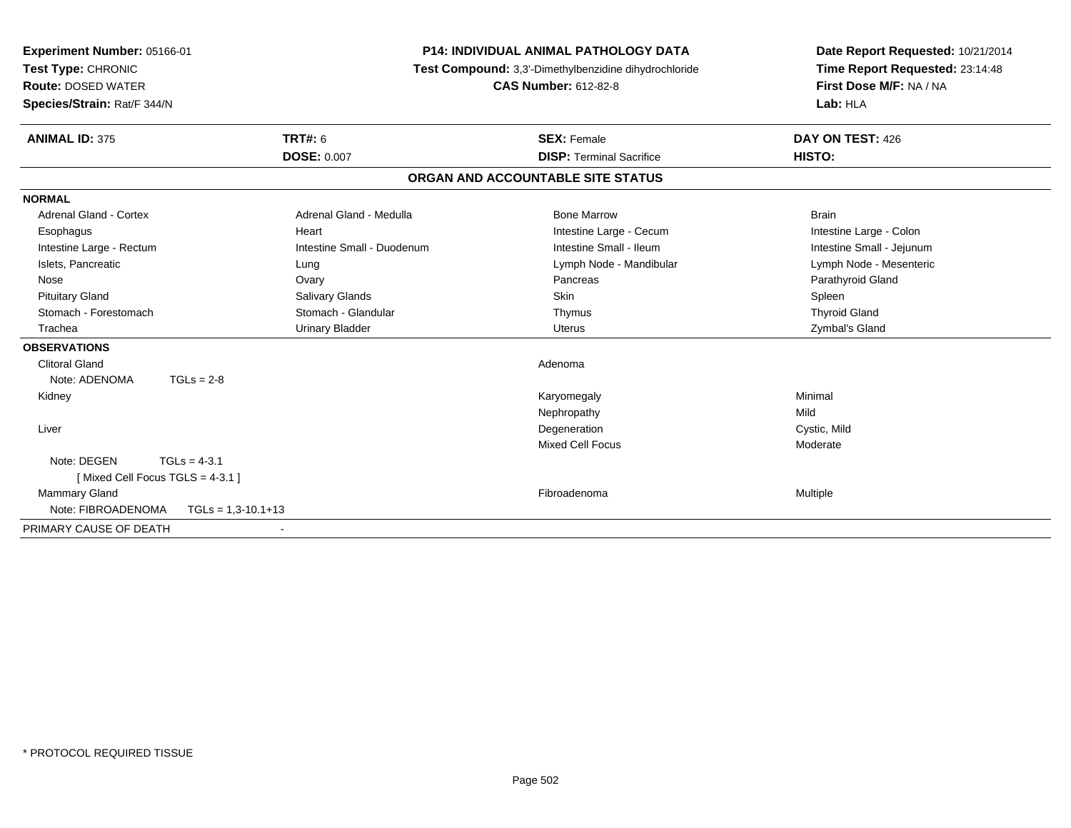**Experiment Number:** 05166-01
**Test Type:** CHRONIC
**Route:** DOSED WATER
**Species/Strain:** Rat/F 344/N

**P14: INDIVIDUAL ANIMAL PATHOLOGY DATA**
**Test Compound:** 3,3'-Dimethylbenzidine dihydrochloride
**CAS Number:** 612-82-8

**Date Report Requested:** 10/21/2014
**Time Report Requested:** 23:14:48
**First Dose M/F:** NA / NA
**Lab:** HLA

| **ANIMAL ID:** 375 | **TRT#:** 6 | **SEX:** Female | **DAY ON TEST:** 426 |
|---|---|---|---|
| | **DOSE:** 0.007 | **DISP:** Terminal Sacrifice | **HISTO:** |

## ORGAN AND ACCOUNTABLE SITE STATUS

**NORMAL**

| | | | |
|---|---|---|---|
| Adrenal Gland - Cortex | Adrenal Gland - Medulla | Bone Marrow | Brain |
| Esophagus | Heart | Intestine Large - Cecum | Intestine Large - Colon |
| Intestine Large - Rectum | Intestine Small - Duodenum | Intestine Small - Ileum | Intestine Small - Jejunum |
| Islets, Pancreatic | Lung | Lymph Node - Mandibular | Lymph Node - Mesenteric |
| Nose | Ovary | Pancreas | Parathyroid Gland |
| Pituitary Gland | Salivary Glands | Skin | Spleen |
| Stomach - Forestomach | Stomach - Glandular | Thymus | Thyroid Gland |
| Trachea | Urinary Bladder | Uterus | Zymbal's Gland |

**OBSERVATIONS**

| | | |
|---|---|---|
| Clitoral Gland | Adenoma | |
| Note: ADENOMA TGLs = 2-8 | | |
| Kidney | Karyomegaly | Minimal |
| | Nephropathy | Mild |
| Liver | Degeneration | Cystic, Mild |
| | Mixed Cell Focus | Moderate |
| Note: DEGEN TGLs = 4-3.1 | | |
| [ Mixed Cell Focus TGLS = 4-3.1 ] | | |
| Mammary Gland | Fibroadenoma | Multiple |
| Note: FIBROADENOMA TGLs = 1,3-10.1+13 | | |

PRIMARY CAUSE OF DEATH -

* PROTOCOL REQUIRED TISSUE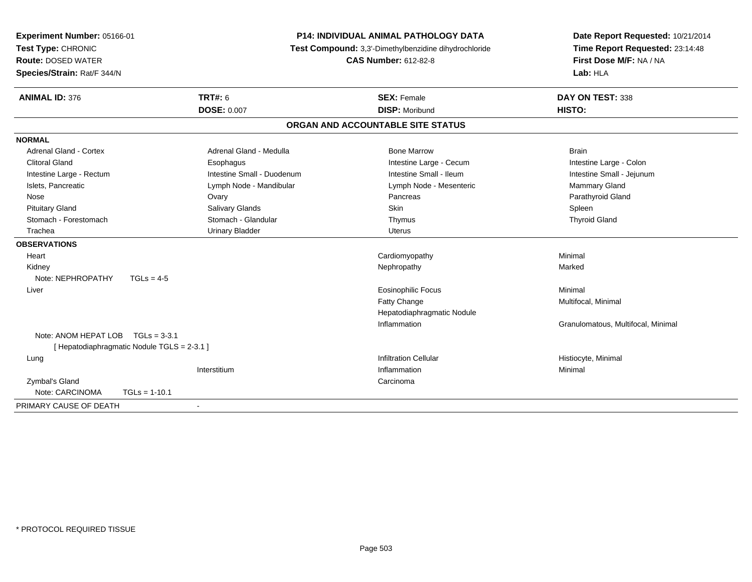**Experiment Number:** 05166-01
**Test Type:** CHRONIC
**Route:** DOSED WATER
**Species/Strain:** Rat/F 344/N

**P14: INDIVIDUAL ANIMAL PATHOLOGY DATA**
**Test Compound:** 3,3'-Dimethylbenzidine dihydrochloride
**CAS Number:** 612-82-8

**Date Report Requested:** 10/21/2014
**Time Report Requested:** 23:14:48
**First Dose M/F:** NA / NA
**Lab:** HLA

| **ANIMAL ID:** 376 | **TRT#:** 6 | **SEX:** Female | **DAY ON TEST:** 338 |
|---|---|---|---|
| | **DOSE:** 0.007 | **DISP:** Moribund | **HISTO:** |

## ORGAN AND ACCOUNTABLE SITE STATUS

**NORMAL**

| | | | |
|---|---|---|---|
| Adrenal Gland - Cortex | Adrenal Gland - Medulla | Bone Marrow | Brain |
| Clitoral Gland | Esophagus | Intestine Large - Cecum | Intestine Large - Colon |
| Intestine Large - Rectum | Intestine Small - Duodenum | Intestine Small - Ileum | Intestine Small - Jejunum |
| Islets, Pancreatic | Lymph Node - Mandibular | Lymph Node - Mesenteric | Mammary Gland |
| Nose | Ovary | Pancreas | Parathyroid Gland |
| Pituitary Gland | Salivary Glands | Skin | Spleen |
| Stomach - Forestomach | Stomach - Glandular | Thymus | Thyroid Gland |
| Trachea | Urinary Bladder | Uterus | |

**OBSERVATIONS**

| | | | |
|---|---|---|---|
| Heart | | Cardiomyopathy | Minimal |
| Kidney | | Nephropathy | Marked |
| Note: NEPHROPATHY TGLs = 4-5 | | | |
| Liver | | Eosinophilic Focus | Minimal |
| | | Fatty Change | Multifocal, Minimal |
| | | Hepatodiaphragmatic Nodule | |
| | | Inflammation | Granulomatous, Multifocal, Minimal |
| Note: ANOM HEPAT LOB TGLs = 3-3.1 [ Hepatodiaphragmatic Nodule TGLS = 2-3.1 ] | | | |
| Lung | | Infiltration Cellular | Histiocyte, Minimal |
| | Interstitium | Inflammation | Minimal |
| Zymbal's Gland | | Carcinoma | |
| Note: CARCINOMA TGLs = 1-10.1 | | | |

PRIMARY CAUSE OF DEATH -

* PROTOCOL REQUIRED TISSUE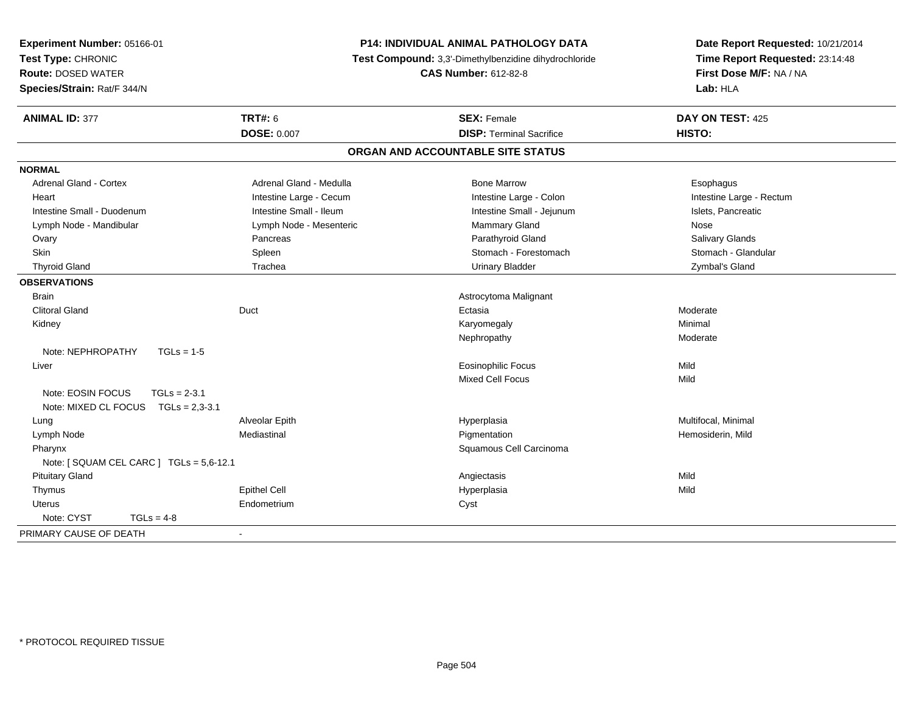**Experiment Number:** 05166-01
**Test Type:** CHRONIC
**Route:** DOSED WATER
**Species/Strain:** Rat/F 344/N

**P14: INDIVIDUAL ANIMAL PATHOLOGY DATA**
**Test Compound:** 3,3'-Dimethylbenzidine dihydrochloride
**CAS Number:** 612-82-8

**Date Report Requested:** 10/21/2014
**Time Report Requested:** 23:14:48
**First Dose M/F:** NA / NA
**Lab:** HLA

| **ANIMAL ID:** 377 | **TRT#:** 6 | **SEX:** Female | **DAY ON TEST:** 425 |
|---|---|---|---|
| | **DOSE:** 0.007 | **DISP:** Terminal Sacrifice | **HISTO:** |

## ORGAN AND ACCOUNTABLE SITE STATUS

**NORMAL**

| | | | |
|---|---|---|---|
| Adrenal Gland - Cortex | Adrenal Gland - Medulla | Bone Marrow | Esophagus |
| Heart | Intestine Large - Cecum | Intestine Large - Colon | Intestine Large - Rectum |
| Intestine Small - Duodenum | Intestine Small - Ileum | Intestine Small - Jejunum | Islets, Pancreatic |
| Lymph Node - Mandibular | Lymph Node - Mesenteric | Mammary Gland | Nose |
| Ovary | Pancreas | Parathyroid Gland | Salivary Glands |
| Skin | Spleen | Stomach - Forestomach | Stomach - Glandular |
| Thyroid Gland | Trachea | Urinary Bladder | Zymbal's Gland |

**OBSERVATIONS**

| | | | |
|---|---|---|---|
| Brain | | Astrocytoma Malignant | |
| Clitoral Gland | Duct | Ectasia | Moderate |
| Kidney | | Karyomegaly | Minimal |
| | | Nephropathy | Moderate |
| Note: NEPHROPATHY TGLs = 1-5 | | | |
| Liver | | Eosinophilic Focus | Mild |
| | | Mixed Cell Focus | Mild |
| Note: EOSIN FOCUS TGLs = 2-3.1 | | | |
| Note: MIXED CL FOCUS TGLs = 2,3-3.1 | | | |
| Lung | Alveolar Epith | Hyperplasia | Multifocal, Minimal |
| Lymph Node | Mediastinal | Pigmentation | Hemosiderin, Mild |
| Pharynx | | Squamous Cell Carcinoma | |
| Note: [ SQUAM CEL CARC ] TGLs = 5,6-12.1 | | | |
| Pituitary Gland | | Angiectasis | Mild |
| Thymus | Epithel Cell | Hyperplasia | Mild |
| Uterus | Endometrium | Cyst | |
| Note: CYST TGLs = 4-8 | | | |

PRIMARY CAUSE OF DEATH -

* PROTOCOL REQUIRED TISSUE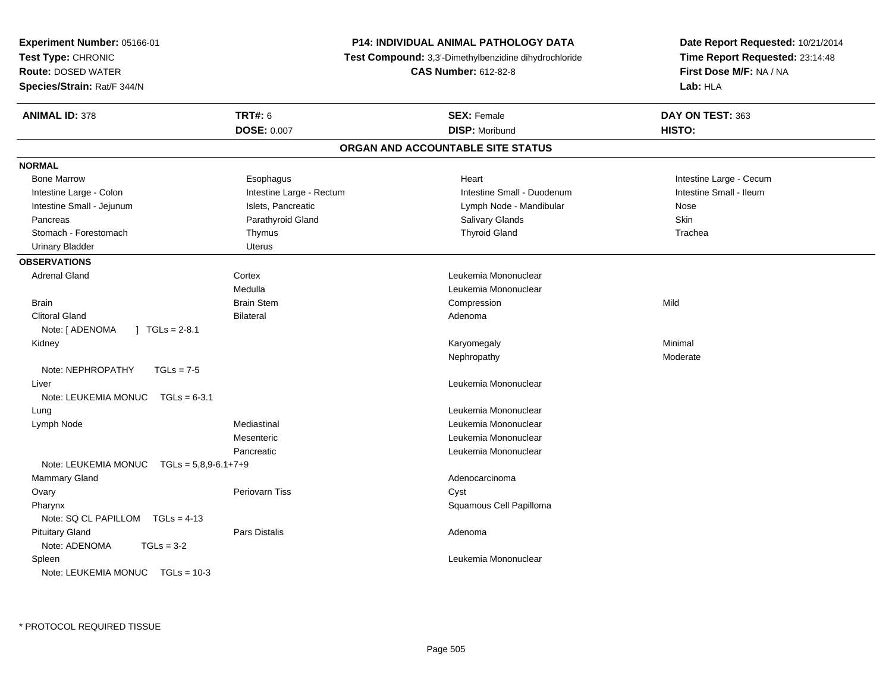**Experiment Number:** 05166-01
**Test Type:** CHRONIC
**Route:** DOSED WATER
**Species/Strain:** Rat/F 344/N

**P14: INDIVIDUAL ANIMAL PATHOLOGY DATA**
**Test Compound:** 3,3'-Dimethylbenzidine dihydrochloride
**CAS Number:** 612-82-8

**Date Report Requested:** 10/21/2014
**Time Report Requested:** 23:14:48
**First Dose M/F:** NA / NA
**Lab:** HLA

| **ANIMAL ID:** 378 | **TRT#:** 6 | **SEX:** Female | **DAY ON TEST:** 363 |
|---|---|---|---|
| | **DOSE:** 0.007 | **DISP:** Moribund | **HISTO:** |

## ORGAN AND ACCOUNTABLE SITE STATUS

**NORMAL**

| | | | |
|---|---|---|---|
| Bone Marrow | Esophagus | Heart | Intestine Large - Cecum |
| Intestine Large - Colon | Intestine Large - Rectum | Intestine Small - Duodenum | Intestine Small - Ileum |
| Intestine Small - Jejunum | Islets, Pancreatic | Lymph Node - Mandibular | Nose |
| Pancreas | Parathyroid Gland | Salivary Glands | Skin |
| Stomach - Forestomach | Thymus | Thyroid Gland | Trachea |
| Urinary Bladder | Uterus | | |

**OBSERVATIONS**

| | | | |
|---|---|---|---|
| Adrenal Gland | Cortex | Leukemia Mononuclear | |
| | Medulla | Leukemia Mononuclear | |
| Brain | Brain Stem | Compression | Mild |
| Clitoral Gland | Bilateral | Adenoma | |
| Note: [ ADENOMA ] TGLs = 2-8.1 | | | |
| Kidney | | Karyomegaly | Minimal |
| | | Nephropathy | Moderate |
| Note: NEPHROPATHY TGLs = 7-5 | | | |
| Liver | | Leukemia Mononuclear | |
| Note: LEUKEMIA MONUC TGLs = 6-3.1 | | | |
| Lung | | Leukemia Mononuclear | |
| Lymph Node | Mediastinal | Leukemia Mononuclear | |
| | Mesenteric | Leukemia Mononuclear | |
| | Pancreatic | Leukemia Mononuclear | |
| Note: LEUKEMIA MONUC TGLs = 5,8,9-6.1+7+9 | | | |
| Mammary Gland | | Adenocarcinoma | |
| Ovary | Periovarn Tiss | Cyst | |
| Pharynx | | Squamous Cell Papilloma | |
| Note: SQ CL PAPILLOM TGLs = 4-13 | | | |
| Pituitary Gland | Pars Distalis | Adenoma | |
| Note: ADENOMA TGLs = 3-2 | | | |
| Spleen | | Leukemia Mononuclear | |
| Note: LEUKEMIA MONUC TGLs = 10-3 | | | |

* PROTOCOL REQUIRED TISSUE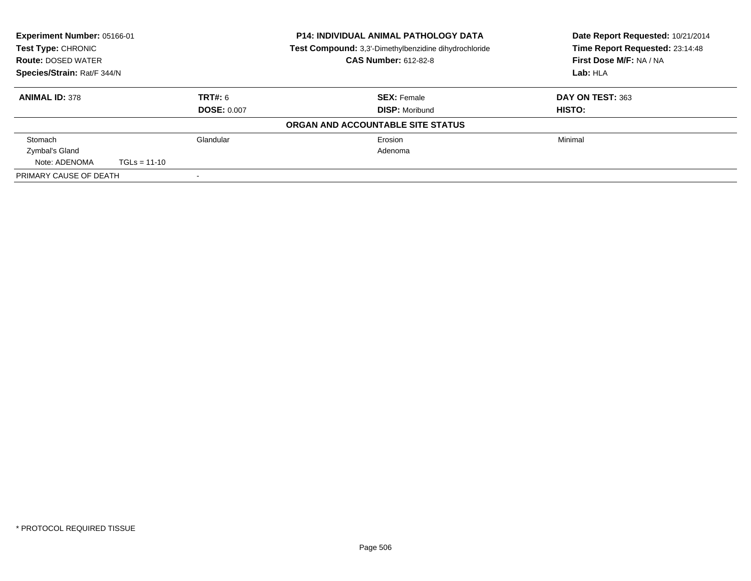**Experiment Number:** 05166-01
**Test Type:** CHRONIC
**Route:** DOSED WATER
**Species/Strain:** Rat/F 344/N

**P14: INDIVIDUAL ANIMAL PATHOLOGY DATA**
**Test Compound:** 3,3'-Dimethylbenzidine dihydrochloride
**CAS Number:** 612-82-8

**Date Report Requested:** 10/21/2014
**Time Report Requested:** 23:14:48
**First Dose M/F:** NA / NA
**Lab:** HLA

| **ANIMAL ID:** 378 | **TRT#:** 6 | **SEX:** Female | **DAY ON TEST:** 363 |
|---|---|---|---|
| | **DOSE:** 0.007 | **DISP:** Moribund | **HISTO:** |

**ORGAN AND ACCOUNTABLE SITE STATUS**

| | | | |
|---|---|---|---|
| Stomach | Glandular | Erosion | Minimal |
| Zymbal's Gland | | Adenoma | |
| Note: ADENOMA TGLs = 11-10 | | | |
| PRIMARY CAUSE OF DEATH | - | | |

\* PROTOCOL REQUIRED TISSUE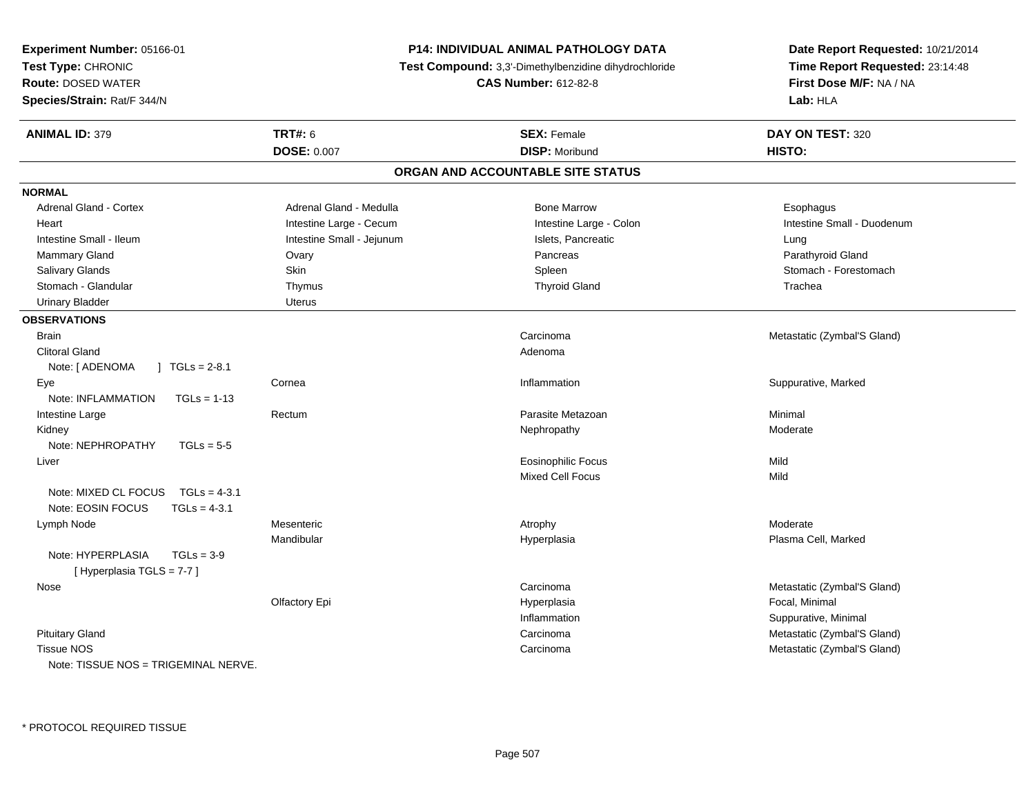**Experiment Number:** 05166-01
**Test Type:** CHRONIC
**Route:** DOSED WATER
**Species/Strain:** Rat/F 344/N

**P14: INDIVIDUAL ANIMAL PATHOLOGY DATA**
**Test Compound:** 3,3'-Dimethylbenzidine dihydrochloride
**CAS Number:** 612-82-8

**Date Report Requested:** 10/21/2014
**Time Report Requested:** 23:14:48
**First Dose M/F:** NA / NA
**Lab:** HLA

| **ANIMAL ID:** 379 | **TRT#:** 6 | **SEX:** Female | **DAY ON TEST:** 320 |
|---|---|---|---|
| | **DOSE:** 0.007 | **DISP:** Moribund | **HISTO:** |

## ORGAN AND ACCOUNTABLE SITE STATUS

**NORMAL**

| | | | |
|---|---|---|---|
| Adrenal Gland - Cortex | Adrenal Gland - Medulla | Bone Marrow | Esophagus |
| Heart | Intestine Large - Cecum | Intestine Large - Colon | Intestine Small - Duodenum |
| Intestine Small - Ileum | Intestine Small - Jejunum | Islets, Pancreatic | Lung |
| Mammary Gland | Ovary | Pancreas | Parathyroid Gland |
| Salivary Glands | Skin | Spleen | Stomach - Forestomach |
| Stomach - Glandular | Thymus | Thyroid Gland | Trachea |
| Urinary Bladder | Uterus | | |

**OBSERVATIONS**

| | | | |
|---|---|---|---|
| Brain | | Carcinoma | Metastatic (Zymbal'S Gland) |
| Clitoral Gland | | Adenoma | |
| Note: [ ADENOMA ] TGLs = 2-8.1 | | | |
| Eye | Cornea | Inflammation | Suppurative, Marked |
| Note: INFLAMMATION TGLs = 1-13 | | | |
| Intestine Large | Rectum | Parasite Metazoan | Minimal |
| Kidney | | Nephropathy | Moderate |
| Note: NEPHROPATHY TGLs = 5-5 | | | |
| Liver | | Eosinophilic Focus | Mild |
| | | Mixed Cell Focus | Mild |
| Note: MIXED CL FOCUS TGLs = 4-3.1 | | | |
| Note: EOSIN FOCUS TGLs = 4-3.1 | | | |
| Lymph Node | Mesenteric | Atrophy | Moderate |
| | Mandibular | Hyperplasia | Plasma Cell, Marked |
| Note: HYPERPLASIA TGLs = 3-9 [ Hyperplasia TGLS = 7-7 ] | | | |
| Nose | | Carcinoma | Metastatic (Zymbal'S Gland) |
| | Olfactory Epi | Hyperplasia | Focal, Minimal |
| | | Inflammation | Suppurative, Minimal |
| Pituitary Gland | | Carcinoma | Metastatic (Zymbal'S Gland) |
| Tissue NOS | | Carcinoma | Metastatic (Zymbal'S Gland) |
| Note: TISSUE NOS = TRIGEMINAL NERVE. | | | |

* PROTOCOL REQUIRED TISSUE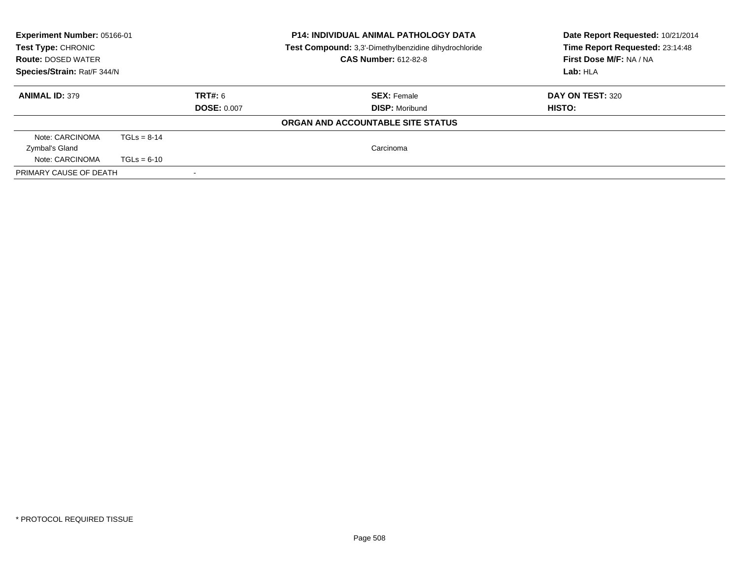**Experiment Number:** 05166-01
**Test Type:** CHRONIC
**Route:** DOSED WATER
**Species/Strain:** Rat/F 344/N

**P14: INDIVIDUAL ANIMAL PATHOLOGY DATA**
**Test Compound:** 3,3'-Dimethylbenzidine dihydrochloride
**CAS Number:** 612-82-8

**Date Report Requested:** 10/21/2014
**Time Report Requested:** 23:14:48
**First Dose M/F:** NA / NA
**Lab:** HLA

| **ANIMAL ID:** 379 | **TRT#:** 6 | **SEX:** Female | **DAY ON TEST:** 320 |
|---|---|---|---|
| | **DOSE:** 0.007 | **DISP:** Moribund | **HISTO:** |

**ORGAN AND ACCOUNTABLE SITE STATUS**

| | | |
|---|---|---|
| Note: CARCINOMA | TGLs = 8-14 | |
| Zymbal's Gland | | Carcinoma |
| Note: CARCINOMA | TGLs = 6-10 | |
| PRIMARY CAUSE OF DEATH | - | |

\* PROTOCOL REQUIRED TISSUE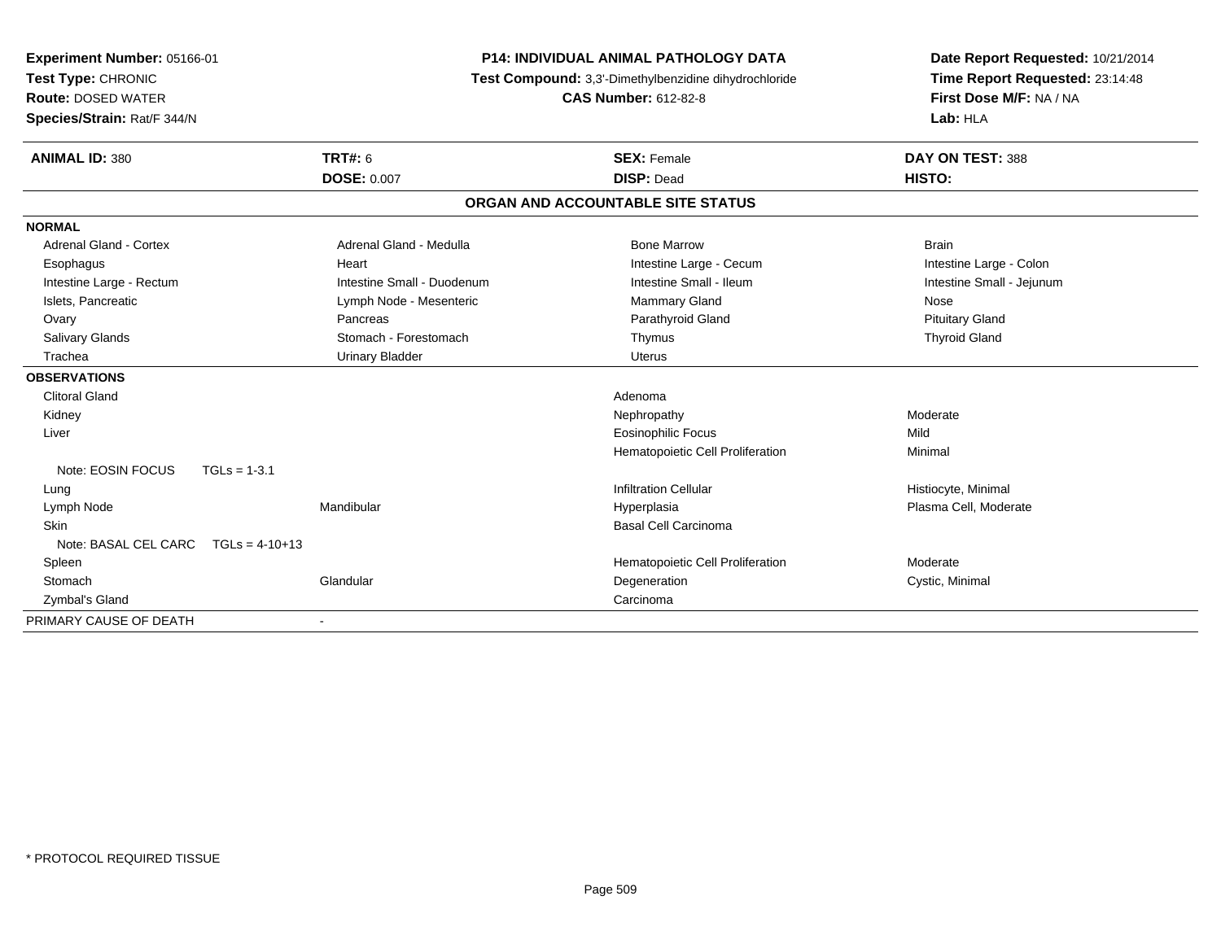**Experiment Number:** 05166-01
**Test Type:** CHRONIC
**Route:** DOSED WATER
**Species/Strain:** Rat/F 344/N

**P14: INDIVIDUAL ANIMAL PATHOLOGY DATA**
**Test Compound:** 3,3'-Dimethylbenzidine dihydrochloride
**CAS Number:** 612-82-8

**Date Report Requested:** 10/21/2014
**Time Report Requested:** 23:14:48
**First Dose M/F:** NA / NA
**Lab:** HLA

| **ANIMAL ID:** 380 | **TRT#:** 6 | **SEX:** Female | **DAY ON TEST:** 388 |
|---|---|---|---|
| | **DOSE:** 0.007 | **DISP:** Dead | **HISTO:** |

## ORGAN AND ACCOUNTABLE SITE STATUS

| | | | |
|---|---|---|---|
| **NORMAL** | | | |
| Adrenal Gland - Cortex | Adrenal Gland - Medulla | Bone Marrow | Brain |
| Esophagus | Heart | Intestine Large - Cecum | Intestine Large - Colon |
| Intestine Large - Rectum | Intestine Small - Duodenum | Intestine Small - Ileum | Intestine Small - Jejunum |
| Islets, Pancreatic | Lymph Node - Mesenteric | Mammary Gland | Nose |
| Ovary | Pancreas | Parathyroid Gland | Pituitary Gland |
| Salivary Glands | Stomach - Forestomach | Thymus | Thyroid Gland |
| Trachea | Urinary Bladder | Uterus | |
| **OBSERVATIONS** | | | |
| Clitoral Gland | | Adenoma | |
| Kidney | | Nephropathy | Moderate |
| Liver | | Eosinophilic Focus | Mild |
| | | Hematopoietic Cell Proliferation | Minimal |
| Note: EOSIN FOCUS TGLs = 1-3.1 | | | |
| Lung | | Infiltration Cellular | Histiocyte, Minimal |
| Lymph Node | Mandibular | Hyperplasia | Plasma Cell, Moderate |
| Skin | | Basal Cell Carcinoma | |
| Note: BASAL CEL CARC TGLs = 4-10+13 | | | |
| Spleen | | Hematopoietic Cell Proliferation | Moderate |
| Stomach | Glandular | Degeneration | Cystic, Minimal |
| Zymbal's Gland | | Carcinoma | |
| PRIMARY CAUSE OF DEATH | - | | |

* PROTOCOL REQUIRED TISSUE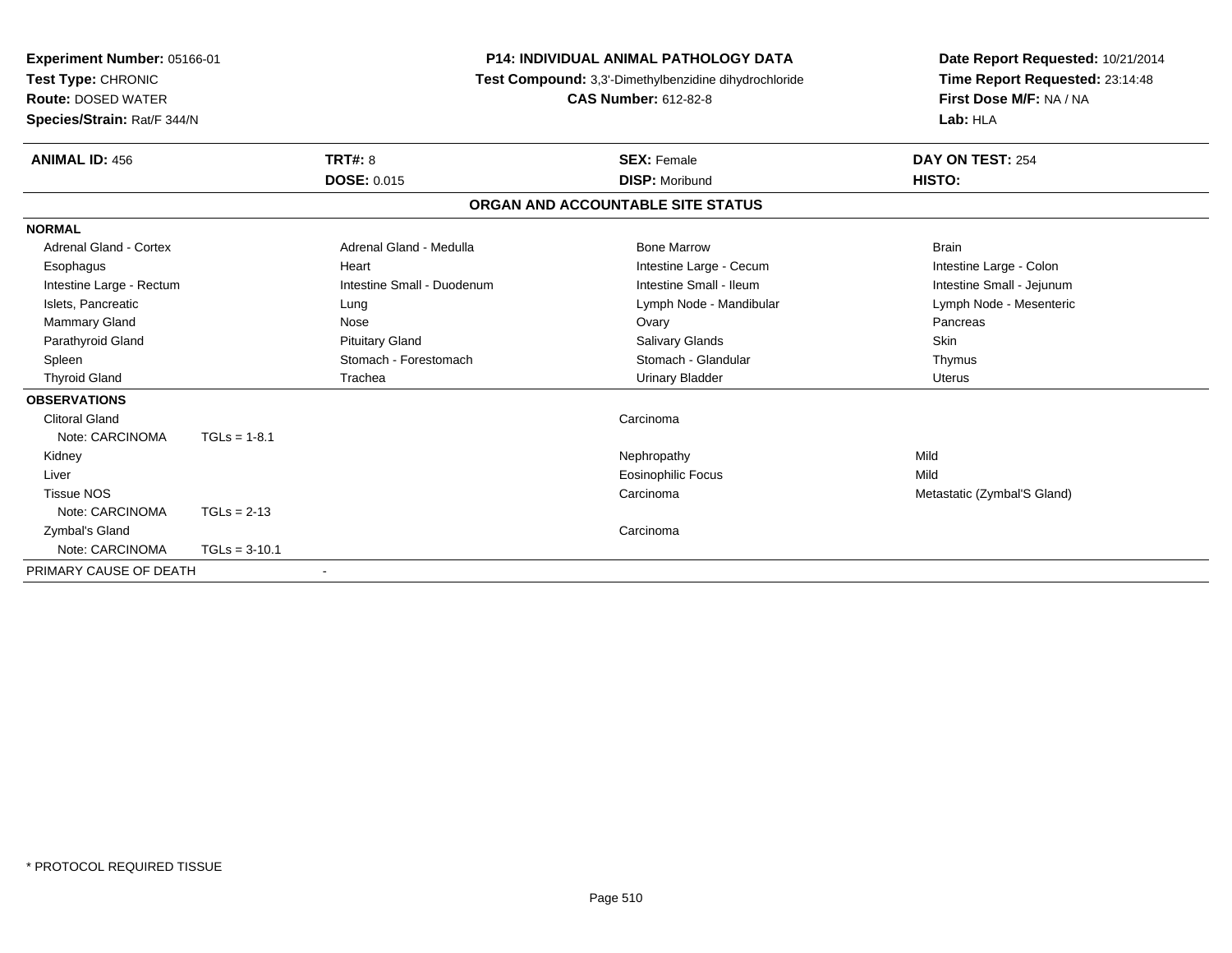**Experiment Number:** 05166-01
**Test Type:** CHRONIC
**Route:** DOSED WATER
**Species/Strain:** Rat/F 344/N

**P14: INDIVIDUAL ANIMAL PATHOLOGY DATA**
**Test Compound:** 3,3'-Dimethylbenzidine dihydrochloride
**CAS Number:** 612-82-8

**Date Report Requested:** 10/21/2014
**Time Report Requested:** 23:14:48
**First Dose M/F:** NA / NA
**Lab:** HLA

| **ANIMAL ID:** 456 | **TRT#:** 8 | **SEX:** Female | **DAY ON TEST:** 254 |
|---|---|---|---|
| | **DOSE:** 0.015 | **DISP:** Moribund | **HISTO:** |

## ORGAN AND ACCOUNTABLE SITE STATUS

**NORMAL**

| | | | |
|---|---|---|---|
| Adrenal Gland - Cortex | Adrenal Gland - Medulla | Bone Marrow | Brain |
| Esophagus | Heart | Intestine Large - Cecum | Intestine Large - Colon |
| Intestine Large - Rectum | Intestine Small - Duodenum | Intestine Small - Ileum | Intestine Small - Jejunum |
| Islets, Pancreatic | Lung | Lymph Node - Mandibular | Lymph Node - Mesenteric |
| Mammary Gland | Nose | Ovary | Pancreas |
| Parathyroid Gland | Pituitary Gland | Salivary Glands | Skin |
| Spleen | Stomach - Forestomach | Stomach - Glandular | Thymus |
| Thyroid Gland | Trachea | Urinary Bladder | Uterus |

**OBSERVATIONS**

| | | | |
|---|---|---|---|
| Clitoral Gland | | Carcinoma | |
| Note: CARCINOMA | TGLs = 1-8.1 | | |
| Kidney | | Nephropathy | Mild |
| Liver | | Eosinophilic Focus | Mild |
| Tissue NOS | | Carcinoma | Metastatic (Zymbal'S Gland) |
| Note: CARCINOMA | TGLs = 2-13 | | |
| Zymbal's Gland | | Carcinoma | |
| Note: CARCINOMA | TGLs = 3-10.1 | | |

PRIMARY CAUSE OF DEATH -

* PROTOCOL REQUIRED TISSUE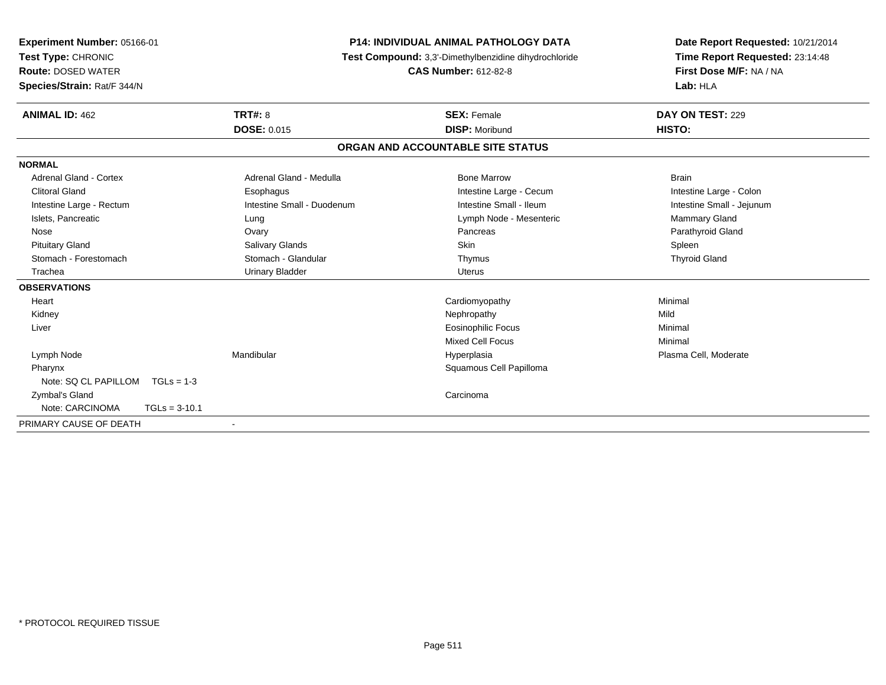**Experiment Number:** 05166-01
**Test Type:** CHRONIC
**Route:** DOSED WATER
**Species/Strain:** Rat/F 344/N

**P14: INDIVIDUAL ANIMAL PATHOLOGY DATA**
**Test Compound:** 3,3'-Dimethylbenzidine dihydrochloride
**CAS Number:** 612-82-8

**Date Report Requested:** 10/21/2014
**Time Report Requested:** 23:14:48
**First Dose M/F:** NA / NA
**Lab:** HLA

| **ANIMAL ID:** 462 | **TRT#:** 8 | **SEX:** Female | **DAY ON TEST:** 229 |
|---|---|---|---|
| | **DOSE:** 0.015 | **DISP:** Moribund | **HISTO:** |

## ORGAN AND ACCOUNTABLE SITE STATUS

**NORMAL**

| | | | |
|---|---|---|---|
| Adrenal Gland - Cortex | Adrenal Gland - Medulla | Bone Marrow | Brain |
| Clitoral Gland | Esophagus | Intestine Large - Cecum | Intestine Large - Colon |
| Intestine Large - Rectum | Intestine Small - Duodenum | Intestine Small - Ileum | Intestine Small - Jejunum |
| Islets, Pancreatic | Lung | Lymph Node - Mesenteric | Mammary Gland |
| Nose | Ovary | Pancreas | Parathyroid Gland |
| Pituitary Gland | Salivary Glands | Skin | Spleen |
| Stomach - Forestomach | Stomach - Glandular | Thymus | Thyroid Gland |
| Trachea | Urinary Bladder | Uterus | |

**OBSERVATIONS**

| | | | |
|---|---|---|---|
| Heart | | Cardiomyopathy | Minimal |
| Kidney | | Nephropathy | Mild |
| Liver | | Eosinophilic Focus | Minimal |
| | | Mixed Cell Focus | Minimal |
| Lymph Node | Mandibular | Hyperplasia | Plasma Cell, Moderate |
| Pharynx | | Squamous Cell Papilloma | |
| Note: SQ CL PAPILLOM TGLs = 1-3 | | | |
| Zymbal's Gland | | Carcinoma | |
| Note: CARCINOMA TGLs = 3-10.1 | | | |

PRIMARY CAUSE OF DEATH -

\* PROTOCOL REQUIRED TISSUE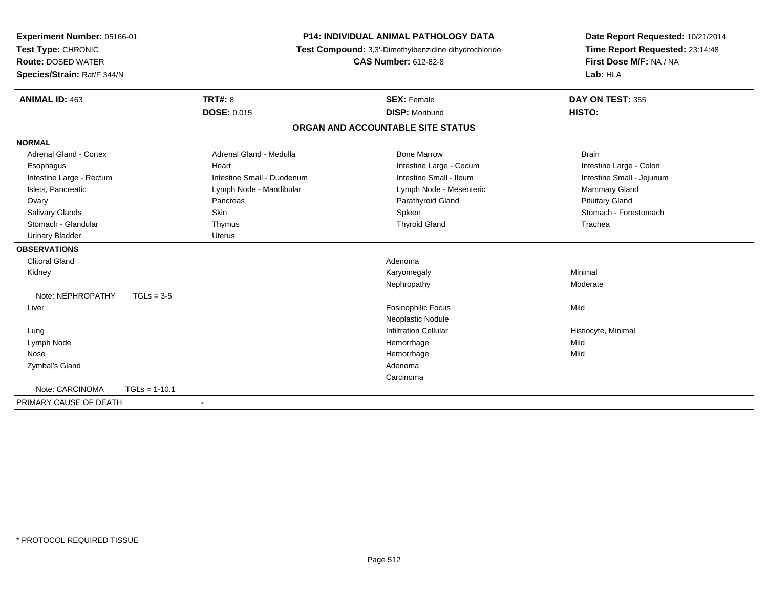**Experiment Number:** 05166-01
**Test Type:** CHRONIC
**Route:** DOSED WATER
**Species/Strain:** Rat/F 344/N

**P14: INDIVIDUAL ANIMAL PATHOLOGY DATA**
**Test Compound:** 3,3'-Dimethylbenzidine dihydrochloride
**CAS Number:** 612-82-8

**Date Report Requested:** 10/21/2014
**Time Report Requested:** 23:14:48
**First Dose M/F:** NA / NA
**Lab:** HLA

| **ANIMAL ID:** 463 | **TRT#:** 8 | **SEX:** Female | **DAY ON TEST:** 355 |
|---|---|---|---|
| | **DOSE:** 0.015 | **DISP:** Moribund | **HISTO:** |

## ORGAN AND ACCOUNTABLE SITE STATUS

**NORMAL**

| | | | |
|---|---|---|---|
| Adrenal Gland - Cortex | Adrenal Gland - Medulla | Bone Marrow | Brain |
| Esophagus | Heart | Intestine Large - Cecum | Intestine Large - Colon |
| Intestine Large - Rectum | Intestine Small - Duodenum | Intestine Small - Ileum | Intestine Small - Jejunum |
| Islets, Pancreatic | Lymph Node - Mandibular | Lymph Node - Mesenteric | Mammary Gland |
| Ovary | Pancreas | Parathyroid Gland | Pituitary Gland |
| Salivary Glands | Skin | Spleen | Stomach - Forestomach |
| Stomach - Glandular | Thymus | Thyroid Gland | Trachea |
| Urinary Bladder | Uterus | | |

**OBSERVATIONS**

| | | |
|---|---|---|
| Clitoral Gland | Adenoma | |
| Kidney | Karyomegaly | Minimal |
| | Nephropathy | Moderate |
| Note: NEPHROPATHY TGLs = 3-5 | | |
| Liver | Eosinophilic Focus | Mild |
| | Neoplastic Nodule | |
| Lung | Infiltration Cellular | Histiocyte, Minimal |
| Lymph Node | Hemorrhage | Mild |
| Nose | Hemorrhage | Mild |
| Zymbal's Gland | Adenoma | |
| | Carcinoma | |
| Note: CARCINOMA TGLs = 1-10.1 | | |

PRIMARY CAUSE OF DEATH -

\* PROTOCOL REQUIRED TISSUE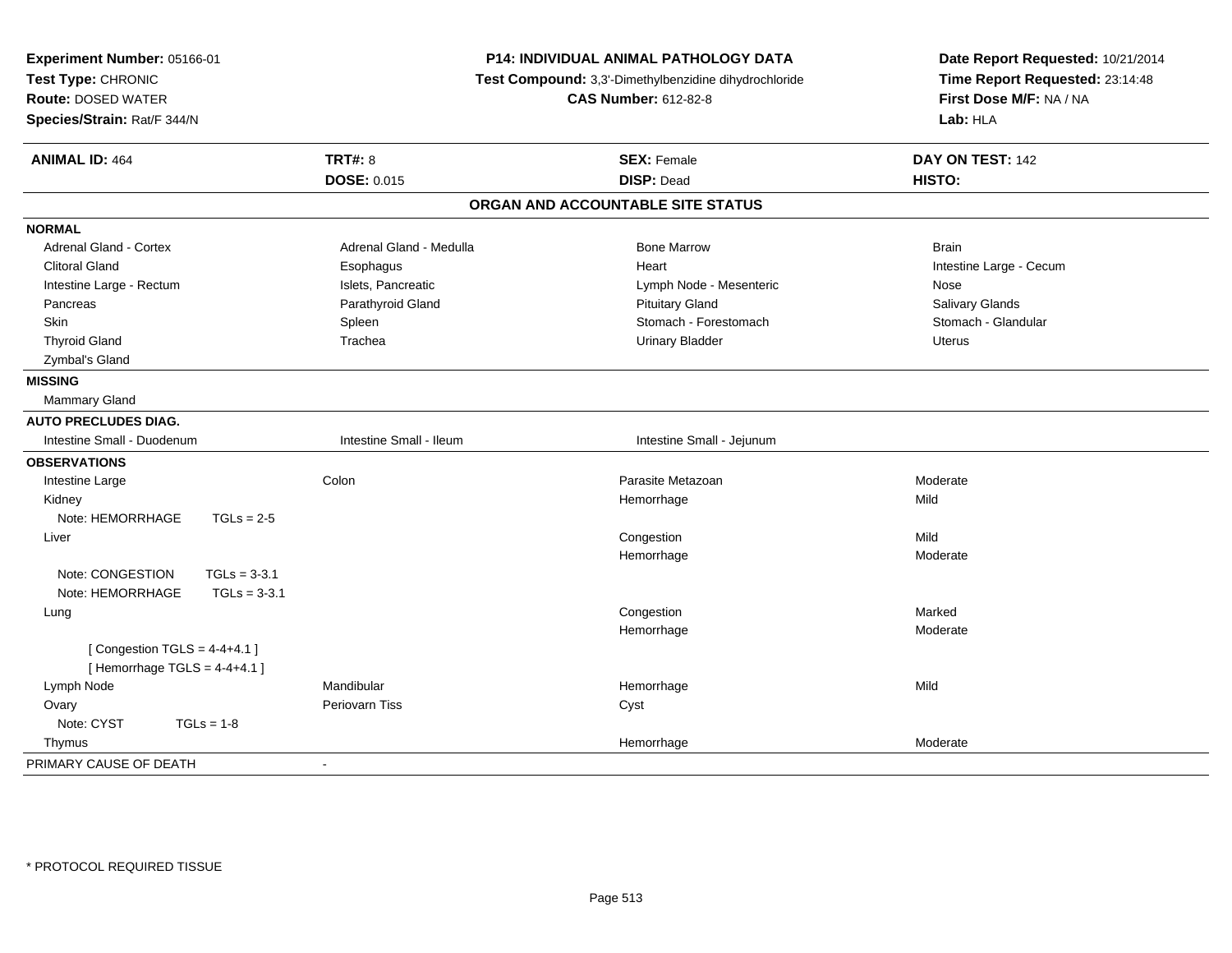**Experiment Number:** 05166-01
**Test Type:** CHRONIC
**Route:** DOSED WATER
**Species/Strain:** Rat/F 344/N

**P14: INDIVIDUAL ANIMAL PATHOLOGY DATA**
**Test Compound:** 3,3'-Dimethylbenzidine dihydrochloride
**CAS Number:** 612-82-8

**Date Report Requested:** 10/21/2014
**Time Report Requested:** 23:14:48
**First Dose M/F:** NA / NA
**Lab:** HLA

| **ANIMAL ID:** 464 | **TRT#:** 8 | **SEX:** Female | **DAY ON TEST:** 142 |
|---|---|---|---|
| | **DOSE:** 0.015 | **DISP:** Dead | **HISTO:** |

## ORGAN AND ACCOUNTABLE SITE STATUS

**NORMAL**

| | | | |
|---|---|---|---|
| Adrenal Gland - Cortex | Adrenal Gland - Medulla | Bone Marrow | Brain |
| Clitoral Gland | Esophagus | Heart | Intestine Large - Cecum |
| Intestine Large - Rectum | Islets, Pancreatic | Lymph Node - Mesenteric | Nose |
| Pancreas | Parathyroid Gland | Pituitary Gland | Salivary Glands |
| Skin | Spleen | Stomach - Forestomach | Stomach - Glandular |
| Thyroid Gland | Trachea | Urinary Bladder | Uterus |
| Zymbal's Gland | | | |

**MISSING**

Mammary Gland

**AUTO PRECLUDES DIAG.**

| | | |
|---|---|---|
| Intestine Small - Duodenum | Intestine Small - Ileum | Intestine Small - Jejunum |

**OBSERVATIONS**

| | | | |
|---|---|---|---|
| Intestine Large | Colon | Parasite Metazoan | Moderate |
| Kidney | | Hemorrhage | Mild |
| Note: HEMORRHAGE TGLs = 2-5 | | | |
| Liver | | Congestion | Mild |
| | | Hemorrhage | Moderate |
| Note: CONGESTION TGLs = 3-3.1 | | | |
| Note: HEMORRHAGE TGLs = 3-3.1 | | | |
| Lung | | Congestion | Marked |
| | | Hemorrhage | Moderate |
| [ Congestion TGLS = 4-4+4.1 ] | | | |
| [ Hemorrhage TGLS = 4-4+4.1 ] | | | |
| Lymph Node | Mandibular | Hemorrhage | Mild |
| Ovary | Periovarn Tiss | Cyst | |
| Note: CYST TGLs = 1-8 | | | |
| Thymus | | Hemorrhage | Moderate |

PRIMARY CAUSE OF DEATH -

* PROTOCOL REQUIRED TISSUE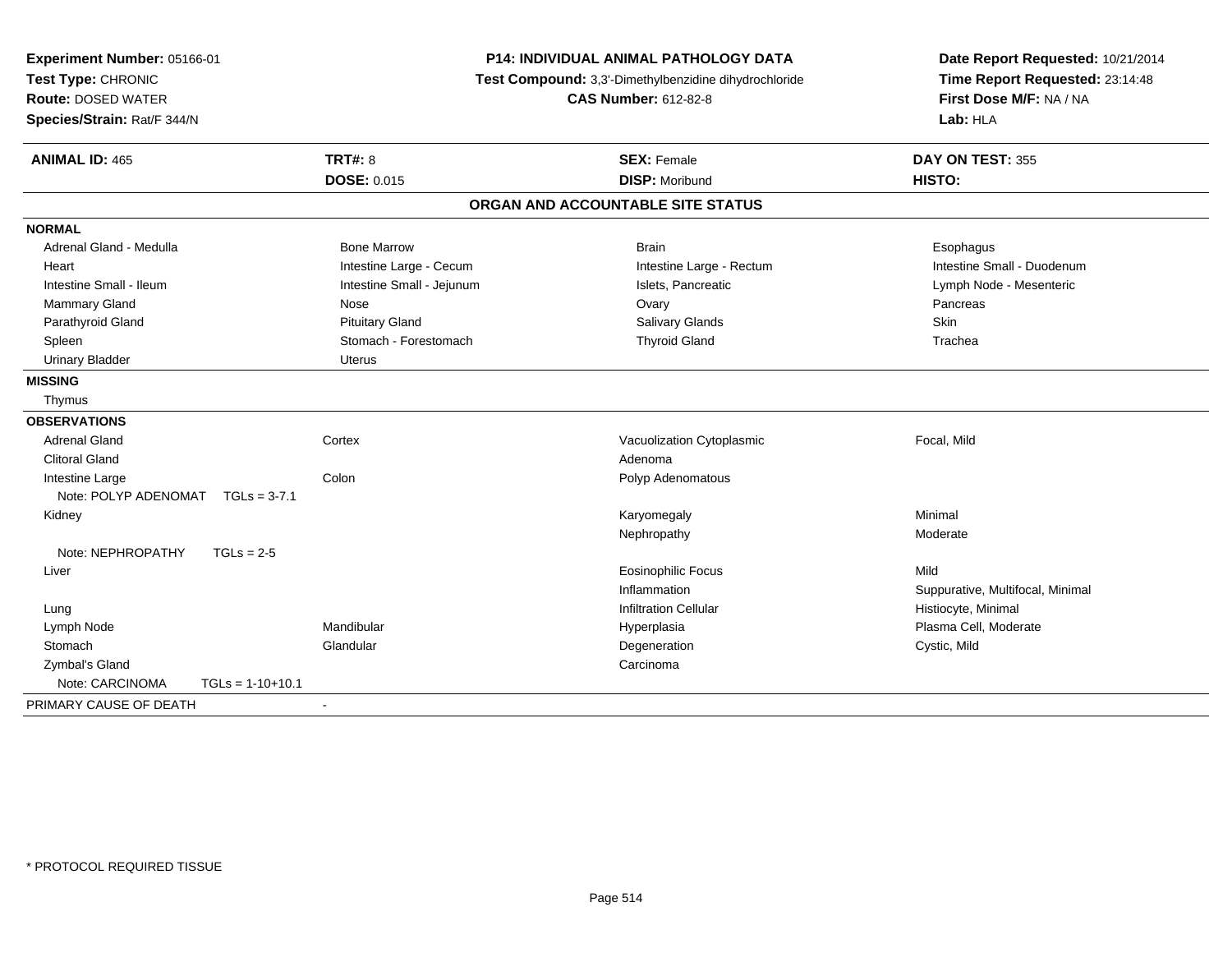**Experiment Number:** 05166-01
**Test Type:** CHRONIC
**Route:** DOSED WATER
**Species/Strain:** Rat/F 344/N

**P14: INDIVIDUAL ANIMAL PATHOLOGY DATA**
**Test Compound:** 3,3'-Dimethylbenzidine dihydrochloride
**CAS Number:** 612-82-8

**Date Report Requested:** 10/21/2014
**Time Report Requested:** 23:14:48
**First Dose M/F:** NA / NA
**Lab:** HLA

| **ANIMAL ID:** 465 | **TRT#:** 8 | **SEX:** Female | **DAY ON TEST:** 355 |
|---|---|---|---|
| | **DOSE:** 0.015 | **DISP:** Moribund | **HISTO:** |

## ORGAN AND ACCOUNTABLE SITE STATUS

**NORMAL**

| | | | |
|---|---|---|---|
| Adrenal Gland - Medulla | Bone Marrow | Brain | Esophagus |
| Heart | Intestine Large - Cecum | Intestine Large - Rectum | Intestine Small - Duodenum |
| Intestine Small - Ileum | Intestine Small - Jejunum | Islets, Pancreatic | Lymph Node - Mesenteric |
| Mammary Gland | Nose | Ovary | Pancreas |
| Parathyroid Gland | Pituitary Gland | Salivary Glands | Skin |
| Spleen | Stomach - Forestomach | Thyroid Gland | Trachea |
| Urinary Bladder | Uterus | | |

**MISSING**

Thymus

**OBSERVATIONS**

| | | | |
|---|---|---|---|
| Adrenal Gland | Cortex | Vacuolization Cytoplasmic | Focal, Mild |
| Clitoral Gland | | Adenoma | |
| Intestine Large | Colon | Polyp Adenomatous | |
| Note: POLYP ADENOMAT TGLs = 3-7.1 | | | |
| Kidney | | Karyomegaly | Minimal |
| | | Nephropathy | Moderate |
| Note: NEPHROPATHY TGLs = 2-5 | | | |
| Liver | | Eosinophilic Focus | Mild |
| | | Inflammation | Suppurative, Multifocal, Minimal |
| Lung | | Infiltration Cellular | Histiocyte, Minimal |
| Lymph Node | Mandibular | Hyperplasia | Plasma Cell, Moderate |
| Stomach | Glandular | Degeneration | Cystic, Mild |
| Zymbal's Gland | | Carcinoma | |
| Note: CARCINOMA TGLs = 1-10+10.1 | | | |

PRIMARY CAUSE OF DEATH -

* PROTOCOL REQUIRED TISSUE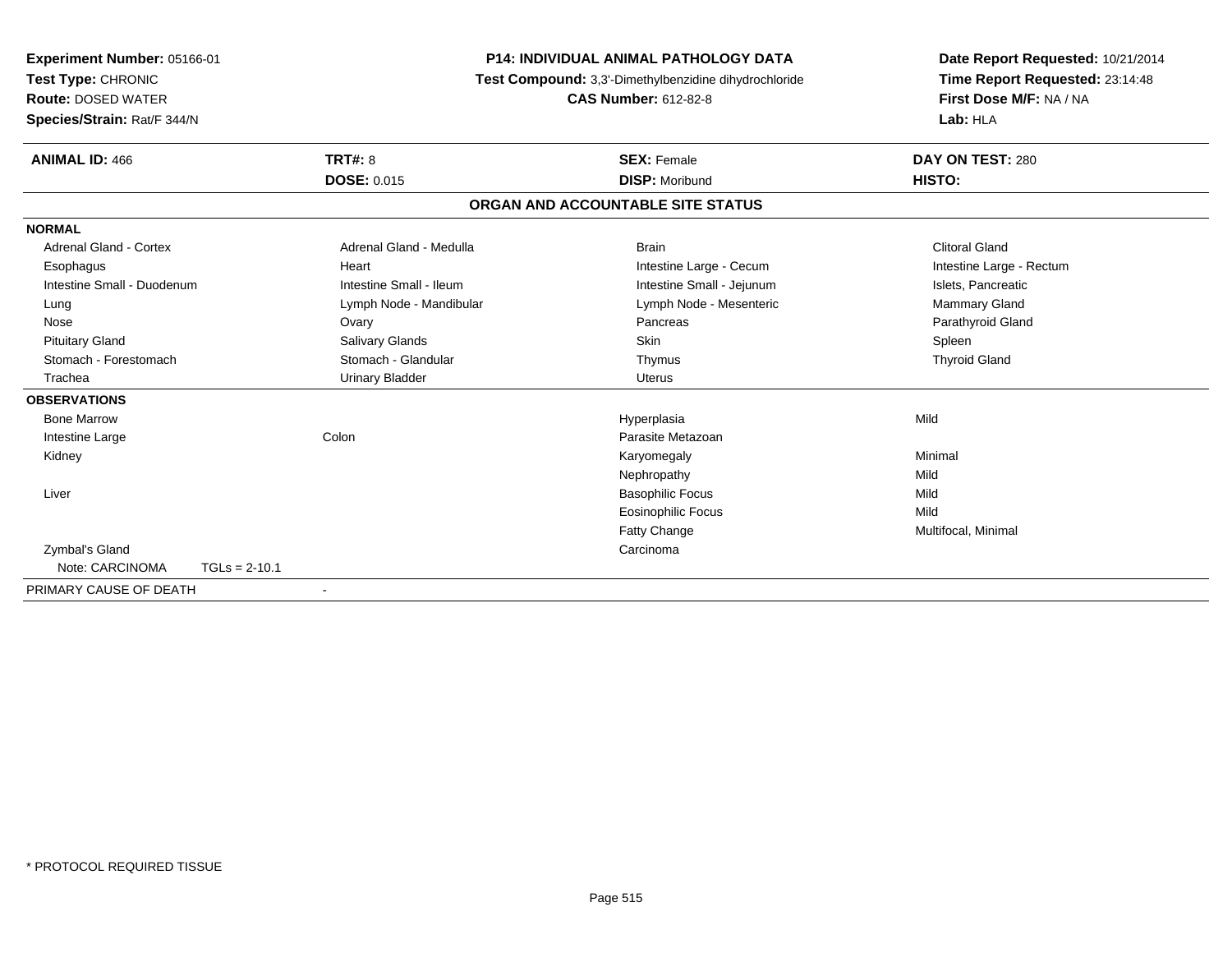**Experiment Number:** 05166-01
**Test Type:** CHRONIC
**Route:** DOSED WATER
**Species/Strain:** Rat/F 344/N

**P14: INDIVIDUAL ANIMAL PATHOLOGY DATA**
**Test Compound:** 3,3'-Dimethylbenzidine dihydrochloride
**CAS Number:** 612-82-8

**Date Report Requested:** 10/21/2014
**Time Report Requested:** 23:14:48
**First Dose M/F:** NA / NA
**Lab:** HLA

| **ANIMAL ID:** 466 | **TRT#:** 8 | **SEX:** Female | **DAY ON TEST:** 280 |
|---|---|---|---|
| | **DOSE:** 0.015 | **DISP:** Moribund | **HISTO:** |

## ORGAN AND ACCOUNTABLE SITE STATUS

**NORMAL**

| | | | |
|---|---|---|---|
| Adrenal Gland - Cortex | Adrenal Gland - Medulla | Brain | Clitoral Gland |
| Esophagus | Heart | Intestine Large - Cecum | Intestine Large - Rectum |
| Intestine Small - Duodenum | Intestine Small - Ileum | Intestine Small - Jejunum | Islets, Pancreatic |
| Lung | Lymph Node - Mandibular | Lymph Node - Mesenteric | Mammary Gland |
| Nose | Ovary | Pancreas | Parathyroid Gland |
| Pituitary Gland | Salivary Glands | Skin | Spleen |
| Stomach - Forestomach | Stomach - Glandular | Thymus | Thyroid Gland |
| Trachea | Urinary Bladder | Uterus | |

**OBSERVATIONS**

| | | | |
|---|---|---|---|
| Bone Marrow | | Hyperplasia | Mild |
| Intestine Large | Colon | Parasite Metazoan | |
| Kidney | | Karyomegaly | Minimal |
| | | Nephropathy | Mild |
| Liver | | Basophilic Focus | Mild |
| | | Eosinophilic Focus | Mild |
| | | Fatty Change | Multifocal, Minimal |
| Zymbal's Gland | | Carcinoma | |
| Note: CARCINOMA TGLs = 2-10.1 | | | |

PRIMARY CAUSE OF DEATH -

* PROTOCOL REQUIRED TISSUE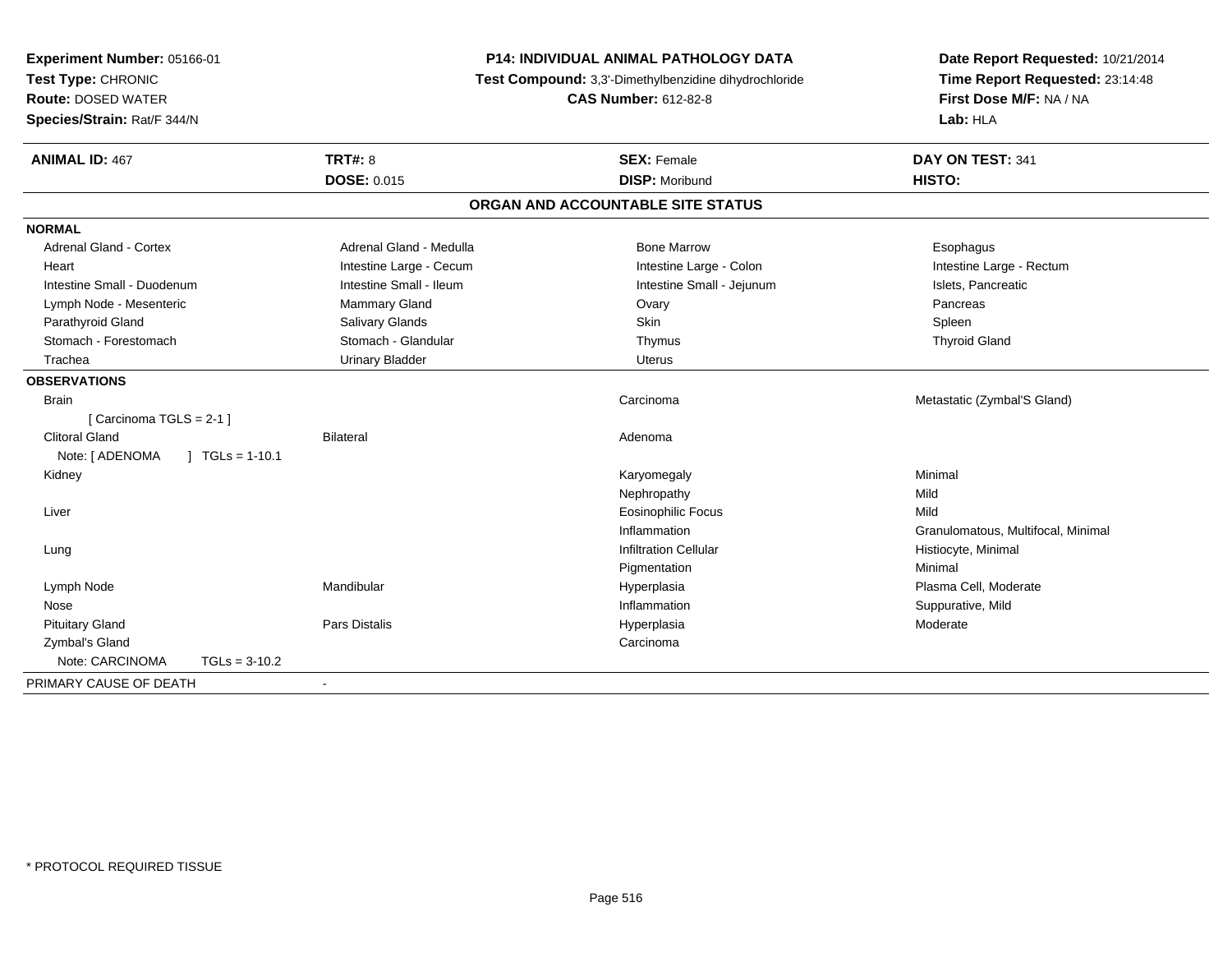**Experiment Number:** 05166-01
**Test Type:** CHRONIC
**Route:** DOSED WATER
**Species/Strain:** Rat/F 344/N

**P14: INDIVIDUAL ANIMAL PATHOLOGY DATA**
**Test Compound:** 3,3'-Dimethylbenzidine dihydrochloride
**CAS Number:** 612-82-8

**Date Report Requested:** 10/21/2014
**Time Report Requested:** 23:14:48
**First Dose M/F:** NA / NA
**Lab:** HLA

| **ANIMAL ID:** 467 | **TRT#:** 8 | **SEX:** Female | **DAY ON TEST:** 341 |
|---|---|---|---|
| | **DOSE:** 0.015 | **DISP:** Moribund | **HISTO:** |

## ORGAN AND ACCOUNTABLE SITE STATUS

**NORMAL**

| | | | |
|---|---|---|---|
| Adrenal Gland - Cortex | Adrenal Gland - Medulla | Bone Marrow | Esophagus |
| Heart | Intestine Large - Cecum | Intestine Large - Colon | Intestine Large - Rectum |
| Intestine Small - Duodenum | Intestine Small - Ileum | Intestine Small - Jejunum | Islets, Pancreatic |
| Lymph Node - Mesenteric | Mammary Gland | Ovary | Pancreas |
| Parathyroid Gland | Salivary Glands | Skin | Spleen |
| Stomach - Forestomach | Stomach - Glandular | Thymus | Thyroid Gland |
| Trachea | Urinary Bladder | Uterus | |

**OBSERVATIONS**

| | | | |
|---|---|---|---|
| Brain | | Carcinoma | Metastatic (Zymbal'S Gland) |
| [ Carcinoma TGLS = 2-1 ] | | | |
| Clitoral Gland | Bilateral | Adenoma | |
| Note: [ ADENOMA ] TGLs = 1-10.1 | | | |
| Kidney | | Karyomegaly | Minimal |
| | | Nephropathy | Mild |
| Liver | | Eosinophilic Focus | Mild |
| | | Inflammation | Granulomatous, Multifocal, Minimal |
| Lung | | Infiltration Cellular | Histiocyte, Minimal |
| | | Pigmentation | Minimal |
| Lymph Node | Mandibular | Hyperplasia | Plasma Cell, Moderate |
| Nose | | Inflammation | Suppurative, Mild |
| Pituitary Gland | Pars Distalis | Hyperplasia | Moderate |
| Zymbal's Gland | | Carcinoma | |
| Note: CARCINOMA TGLs = 3-10.2 | | | |

PRIMARY CAUSE OF DEATH -

* PROTOCOL REQUIRED TISSUE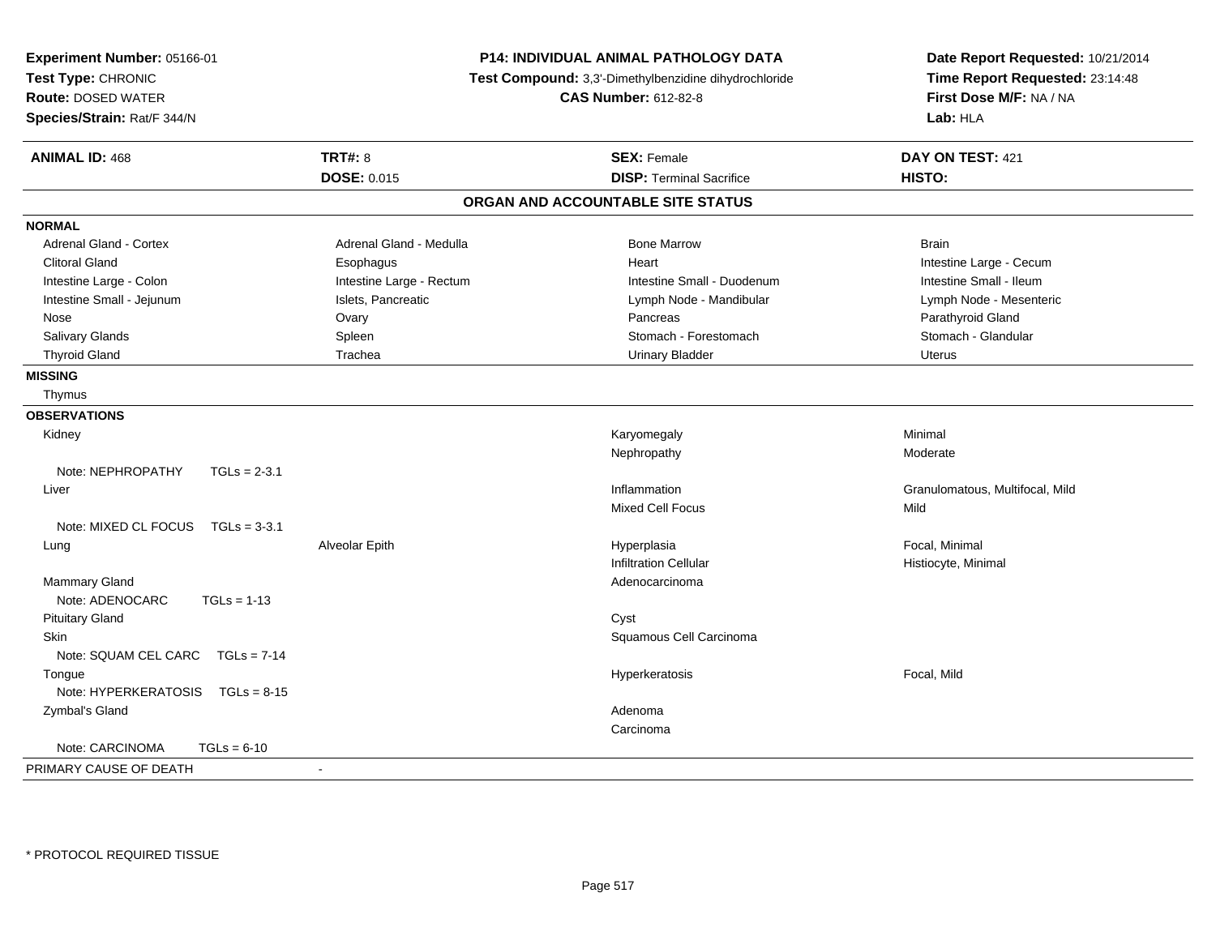**Experiment Number:** 05166-01
**Test Type:** CHRONIC
**Route:** DOSED WATER
**Species/Strain:** Rat/F 344/N

**P14: INDIVIDUAL ANIMAL PATHOLOGY DATA**
**Test Compound:** 3,3'-Dimethylbenzidine dihydrochloride
**CAS Number:** 612-82-8

**Date Report Requested:** 10/21/2014
**Time Report Requested:** 23:14:48
**First Dose M/F:** NA / NA
**Lab:** HLA

| **ANIMAL ID:** 468 | **TRT#:** 8 | **SEX:** Female | **DAY ON TEST:** 421 |
|---|---|---|---|
| | **DOSE:** 0.015 | **DISP:** Terminal Sacrifice | **HISTO:** |

## ORGAN AND ACCOUNTABLE SITE STATUS

**NORMAL**

| | | | |
|---|---|---|---|
| Adrenal Gland - Cortex | Adrenal Gland - Medulla | Bone Marrow | Brain |
| Clitoral Gland | Esophagus | Heart | Intestine Large - Cecum |
| Intestine Large - Colon | Intestine Large - Rectum | Intestine Small - Duodenum | Intestine Small - Ileum |
| Intestine Small - Jejunum | Islets, Pancreatic | Lymph Node - Mandibular | Lymph Node - Mesenteric |
| Nose | Ovary | Pancreas | Parathyroid Gland |
| Salivary Glands | Spleen | Stomach - Forestomach | Stomach - Glandular |
| Thyroid Gland | Trachea | Urinary Bladder | Uterus |

**MISSING**

Thymus

**OBSERVATIONS**

| | | | |
|---|---|---|---|
| Kidney | | Karyomegaly | Minimal |
| | | Nephropathy | Moderate |
| Note: NEPHROPATHY TGLs = 2-3.1 | | | |
| Liver | | Inflammation | Granulomatous, Multifocal, Mild |
| | | Mixed Cell Focus | Mild |
| Note: MIXED CL FOCUS TGLs = 3-3.1 | | | |
| Lung | Alveolar Epith | Hyperplasia | Focal, Minimal |
| | | Infiltration Cellular | Histiocyte, Minimal |
| Mammary Gland | | Adenocarcinoma | |
| Note: ADENOCARC TGLs = 1-13 | | | |
| Pituitary Gland | | Cyst | |
| Skin | | Squamous Cell Carcinoma | |
| Note: SQUAM CEL CARC TGLs = 7-14 | | | |
| Tongue | | Hyperkeratosis | Focal, Mild |
| Note: HYPERKERATOSIS TGLs = 8-15 | | | |
| Zymbal's Gland | | Adenoma | |
| | | Carcinoma | |
| Note: CARCINOMA TGLs = 6-10 | | | |

PRIMARY CAUSE OF DEATH -

\* PROTOCOL REQUIRED TISSUE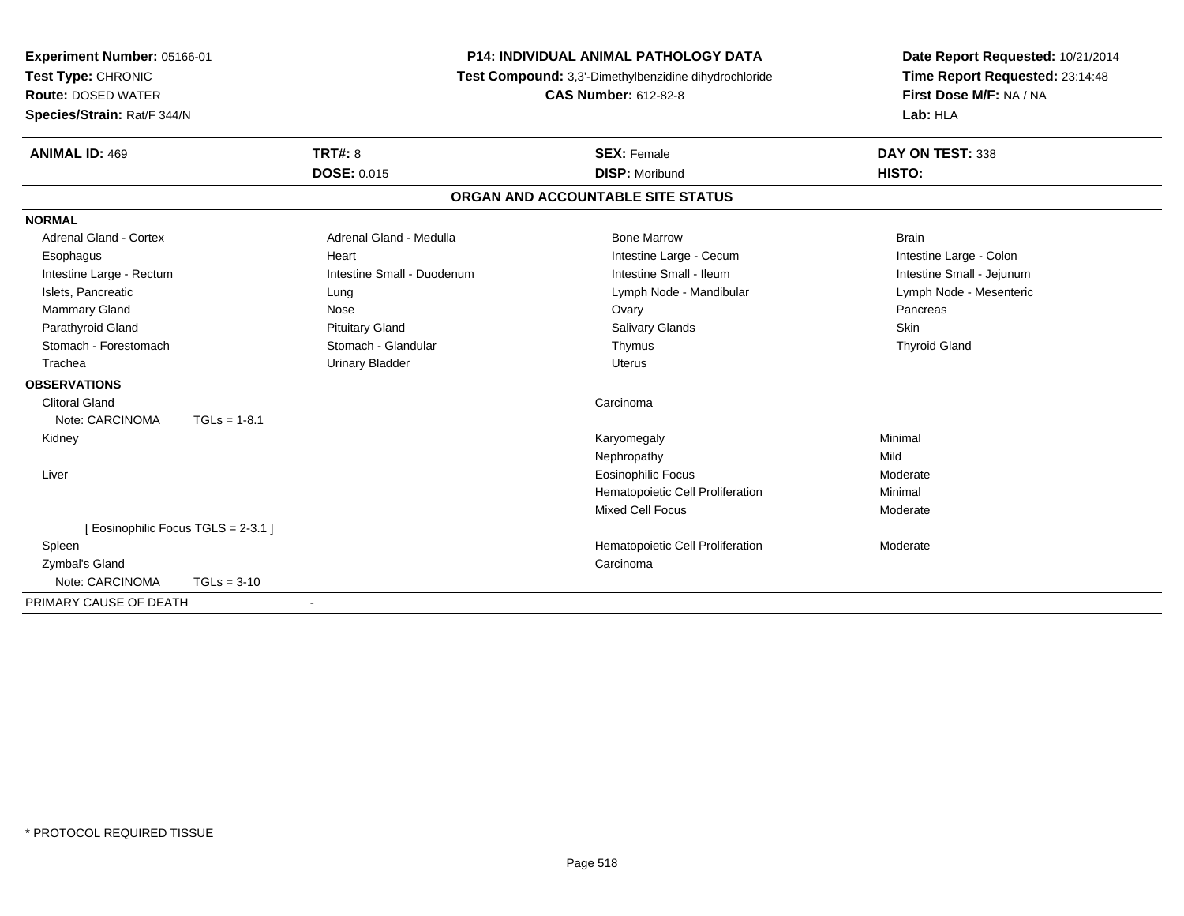**Experiment Number:** 05166-01
**Test Type:** CHRONIC
**Route:** DOSED WATER
**Species/Strain:** Rat/F 344/N

**P14: INDIVIDUAL ANIMAL PATHOLOGY DATA**
**Test Compound:** 3,3'-Dimethylbenzidine dihydrochloride
**CAS Number:** 612-82-8

**Date Report Requested:** 10/21/2014
**Time Report Requested:** 23:14:48
**First Dose M/F:** NA / NA
**Lab:** HLA

| **ANIMAL ID:** 469 | **TRT#:** 8 | **SEX:** Female | **DAY ON TEST:** 338 |
|---|---|---|---|
| | **DOSE:** 0.015 | **DISP:** Moribund | **HISTO:** |

**ORGAN AND ACCOUNTABLE SITE STATUS**

**NORMAL**

| | | | |
|---|---|---|---|
| Adrenal Gland - Cortex | Adrenal Gland - Medulla | Bone Marrow | Brain |
| Esophagus | Heart | Intestine Large - Cecum | Intestine Large - Colon |
| Intestine Large - Rectum | Intestine Small - Duodenum | Intestine Small - Ileum | Intestine Small - Jejunum |
| Islets, Pancreatic | Lung | Lymph Node - Mandibular | Lymph Node - Mesenteric |
| Mammary Gland | Nose | Ovary | Pancreas |
| Parathyroid Gland | Pituitary Gland | Salivary Glands | Skin |
| Stomach - Forestomach | Stomach - Glandular | Thymus | Thyroid Gland |
| Trachea | Urinary Bladder | Uterus | |

**OBSERVATIONS**

| | | |
|---|---|---|
| Clitoral Gland | Carcinoma | |
| Note: CARCINOMA TGLs = 1-8.1 | | |
| Kidney | Karyomegaly | Minimal |
| | Nephropathy | Mild |
| Liver | Eosinophilic Focus | Moderate |
| | Hematopoietic Cell Proliferation | Minimal |
| | Mixed Cell Focus | Moderate |
| [ Eosinophilic Focus TGLS = 2-3.1 ] | | |
| Spleen | Hematopoietic Cell Proliferation | Moderate |
| Zymbal's Gland | Carcinoma | |
| Note: CARCINOMA TGLs = 3-10 | | |

PRIMARY CAUSE OF DEATH -

* PROTOCOL REQUIRED TISSUE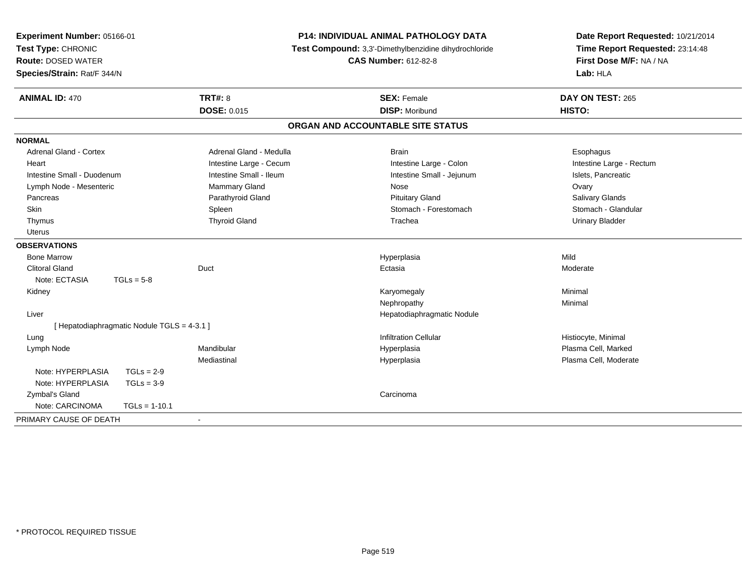**Experiment Number:** 05166-01
**Test Type:** CHRONIC
**Route:** DOSED WATER
**Species/Strain:** Rat/F 344/N

**P14: INDIVIDUAL ANIMAL PATHOLOGY DATA**
**Test Compound:** 3,3'-Dimethylbenzidine dihydrochloride
**CAS Number:** 612-82-8

**Date Report Requested:** 10/21/2014
**Time Report Requested:** 23:14:48
**First Dose M/F:** NA / NA
**Lab:** HLA

| **ANIMAL ID:** 470 | **TRT#:** 8 | **SEX:** Female | **DAY ON TEST:** 265 |
|---|---|---|---|
| | **DOSE:** 0.015 | **DISP:** Moribund | **HISTO:** |

## ORGAN AND ACCOUNTABLE SITE STATUS

**NORMAL**

| | | | |
|---|---|---|---|
| Adrenal Gland - Cortex | Adrenal Gland - Medulla | Brain | Esophagus |
| Heart | Intestine Large - Cecum | Intestine Large - Colon | Intestine Large - Rectum |
| Intestine Small - Duodenum | Intestine Small - Ileum | Intestine Small - Jejunum | Islets, Pancreatic |
| Lymph Node - Mesenteric | Mammary Gland | Nose | Ovary |
| Pancreas | Parathyroid Gland | Pituitary Gland | Salivary Glands |
| Skin | Spleen | Stomach - Forestomach | Stomach - Glandular |
| Thymus | Thyroid Gland | Trachea | Urinary Bladder |
| Uterus | | | |

**OBSERVATIONS**

| | | | |
|---|---|---|---|
| Bone Marrow | | Hyperplasia | Mild |
| Clitoral Gland | Duct | Ectasia | Moderate |
| Note: ECTASIA TGLs = 5-8 | | | |
| Kidney | | Karyomegaly | Minimal |
| | | Nephropathy | Minimal |
| Liver | | Hepatodiaphragmatic Nodule | |
| [ Hepatodiaphragmatic Nodule TGLS = 4-3.1 ] | | | |
| Lung | | Infiltration Cellular | Histiocyte, Minimal |
| Lymph Node | Mandibular | Hyperplasia | Plasma Cell, Marked |
| | Mediastinal | Hyperplasia | Plasma Cell, Moderate |
| Note: HYPERPLASIA TGLs = 2-9 | | | |
| Note: HYPERPLASIA TGLs = 3-9 | | | |
| Zymbal's Gland | | Carcinoma | |
| Note: CARCINOMA TGLs = 1-10.1 | | | |

PRIMARY CAUSE OF DEATH -

* PROTOCOL REQUIRED TISSUE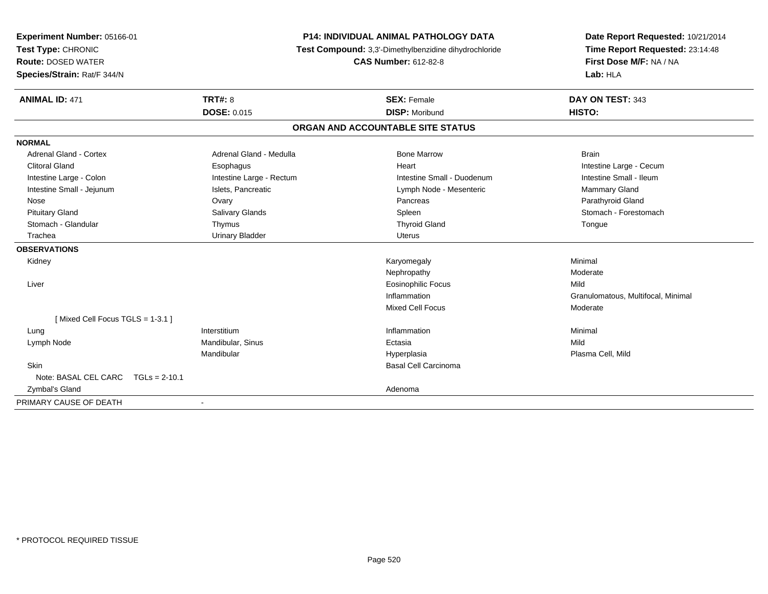**Experiment Number:** 05166-01
**Test Type:** CHRONIC
**Route:** DOSED WATER
**Species/Strain:** Rat/F 344/N

**P14: INDIVIDUAL ANIMAL PATHOLOGY DATA**
**Test Compound:** 3,3'-Dimethylbenzidine dihydrochloride
**CAS Number:** 612-82-8

**Date Report Requested:** 10/21/2014
**Time Report Requested:** 23:14:48
**First Dose M/F:** NA / NA
**Lab:** HLA

| **ANIMAL ID:** 471 | **TRT#:** 8 | **SEX:** Female | **DAY ON TEST:** 343 |
|---|---|---|---|
| | **DOSE:** 0.015 | **DISP:** Moribund | **HISTO:** |

## ORGAN AND ACCOUNTABLE SITE STATUS

**NORMAL**

| | | | |
|---|---|---|---|
| Adrenal Gland - Cortex | Adrenal Gland - Medulla | Bone Marrow | Brain |
| Clitoral Gland | Esophagus | Heart | Intestine Large - Cecum |
| Intestine Large - Colon | Intestine Large - Rectum | Intestine Small - Duodenum | Intestine Small - Ileum |
| Intestine Small - Jejunum | Islets, Pancreatic | Lymph Node - Mesenteric | Mammary Gland |
| Nose | Ovary | Pancreas | Parathyroid Gland |
| Pituitary Gland | Salivary Glands | Spleen | Stomach - Forestomach |
| Stomach - Glandular | Thymus | Thyroid Gland | Tongue |
| Trachea | Urinary Bladder | Uterus | |

**OBSERVATIONS**

| | | | |
|---|---|---|---|
| Kidney | | Karyomegaly | Minimal |
| | | Nephropathy | Moderate |
| Liver | | Eosinophilic Focus | Mild |
| | | Inflammation | Granulomatous, Multifocal, Minimal |
| | | Mixed Cell Focus | Moderate |
| [ Mixed Cell Focus TGLS = 1-3.1 ] | | | |
| Lung | Interstitium | Inflammation | Minimal |
| Lymph Node | Mandibular, Sinus | Ectasia | Mild |
| | Mandibular | Hyperplasia | Plasma Cell, Mild |
| Skin | | Basal Cell Carcinoma | |
| Note: BASAL CEL CARC TGLs = 2-10.1 | | | |
| Zymbal's Gland | | Adenoma | |

PRIMARY CAUSE OF DEATH -

\* PROTOCOL REQUIRED TISSUE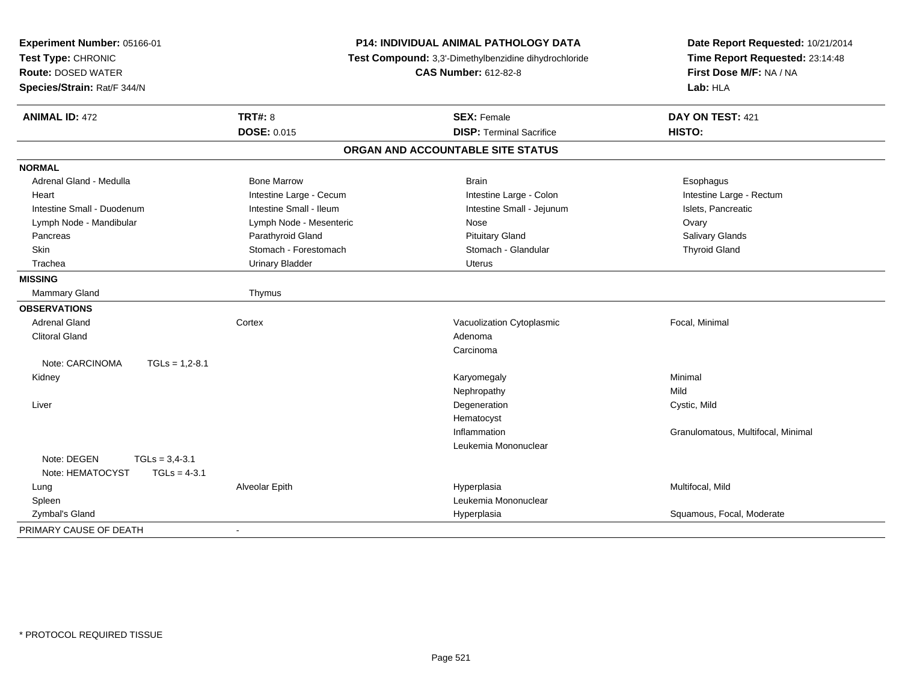**Experiment Number:** 05166-01
**Test Type:** CHRONIC
**Route:** DOSED WATER
**Species/Strain:** Rat/F 344/N

**P14: INDIVIDUAL ANIMAL PATHOLOGY DATA**
**Test Compound:** 3,3'-Dimethylbenzidine dihydrochloride
**CAS Number:** 612-82-8

**Date Report Requested:** 10/21/2014
**Time Report Requested:** 23:14:48
**First Dose M/F:** NA / NA
**Lab:** HLA

| **ANIMAL ID:** 472 | **TRT#:** 8 | **SEX:** Female | **DAY ON TEST:** 421 |
|---|---|---|---|
| | **DOSE:** 0.015 | **DISP:** Terminal Sacrifice | **HISTO:** |

## ORGAN AND ACCOUNTABLE SITE STATUS

| | | | |
|---|---|---|---|
| **NORMAL** | | | |
| Adrenal Gland - Medulla | Bone Marrow | Brain | Esophagus |
| Heart | Intestine Large - Cecum | Intestine Large - Colon | Intestine Large - Rectum |
| Intestine Small - Duodenum | Intestine Small - Ileum | Intestine Small - Jejunum | Islets, Pancreatic |
| Lymph Node - Mandibular | Lymph Node - Mesenteric | Nose | Ovary |
| Pancreas | Parathyroid Gland | Pituitary Gland | Salivary Glands |
| Skin | Stomach - Forestomach | Stomach - Glandular | Thyroid Gland |
| Trachea | Urinary Bladder | Uterus | |
| **MISSING** | | | |
| Mammary Gland | Thymus | | |
| **OBSERVATIONS** | | | |
| Adrenal Gland | Cortex | Vacuolization Cytoplasmic | Focal, Minimal |
| Clitoral Gland | | Adenoma | |
| | | Carcinoma | |
| Note: CARCINOMA TGLs = 1,2-8.1 | | | |
| Kidney | | Karyomegaly | Minimal |
| | | Nephropathy | Mild |
| Liver | | Degeneration | Cystic, Mild |
| | | Hematocyst | |
| | | Inflammation | Granulomatous, Multifocal, Minimal |
| | | Leukemia Mononuclear | |
| Note: DEGEN TGLs = 3,4-3.1 | | | |
| Note: HEMATOCYST TGLs = 4-3.1 | | | |
| Lung | Alveolar Epith | Hyperplasia | Multifocal, Mild |
| Spleen | | Leukemia Mononuclear | |
| Zymbal's Gland | | Hyperplasia | Squamous, Focal, Moderate |
| PRIMARY CAUSE OF DEATH | - | | |

* PROTOCOL REQUIRED TISSUE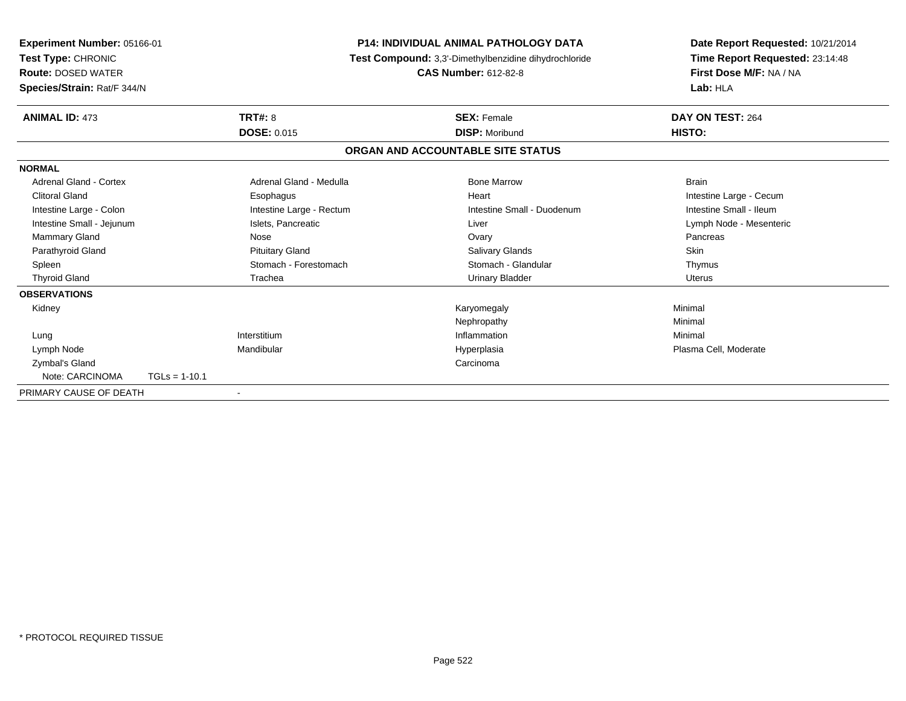**Experiment Number:** 05166-01
**Test Type:** CHRONIC
**Route:** DOSED WATER
**Species/Strain:** Rat/F 344/N

**P14: INDIVIDUAL ANIMAL PATHOLOGY DATA**
**Test Compound:** 3,3'-Dimethylbenzidine dihydrochloride
**CAS Number:** 612-82-8

**Date Report Requested:** 10/21/2014
**Time Report Requested:** 23:14:48
**First Dose M/F:** NA / NA
**Lab:** HLA

| **ANIMAL ID:** 473 | **TRT#:** 8 | **SEX:** Female | **DAY ON TEST:** 264 |
|---|---|---|---|
| | **DOSE:** 0.015 | **DISP:** Moribund | **HISTO:** |

## ORGAN AND ACCOUNTABLE SITE STATUS

**NORMAL**

| | | | |
|---|---|---|---|
| Adrenal Gland - Cortex | Adrenal Gland - Medulla | Bone Marrow | Brain |
| Clitoral Gland | Esophagus | Heart | Intestine Large - Cecum |
| Intestine Large - Colon | Intestine Large - Rectum | Intestine Small - Duodenum | Intestine Small - Ileum |
| Intestine Small - Jejunum | Islets, Pancreatic | Liver | Lymph Node - Mesenteric |
| Mammary Gland | Nose | Ovary | Pancreas |
| Parathyroid Gland | Pituitary Gland | Salivary Glands | Skin |
| Spleen | Stomach - Forestomach | Stomach - Glandular | Thymus |
| Thyroid Gland | Trachea | Urinary Bladder | Uterus |

**OBSERVATIONS**

| | | | |
|---|---|---|---|
| Kidney | | Karyomegaly | Minimal |
| | | Nephropathy | Minimal |
| Lung | Interstitium | Inflammation | Minimal |
| Lymph Node | Mandibular | Hyperplasia | Plasma Cell, Moderate |
| Zymbal's Gland | | Carcinoma | |
| Note: CARCINOMA TGLs = 1-10.1 | | | |

PRIMARY CAUSE OF DEATH -

\* PROTOCOL REQUIRED TISSUE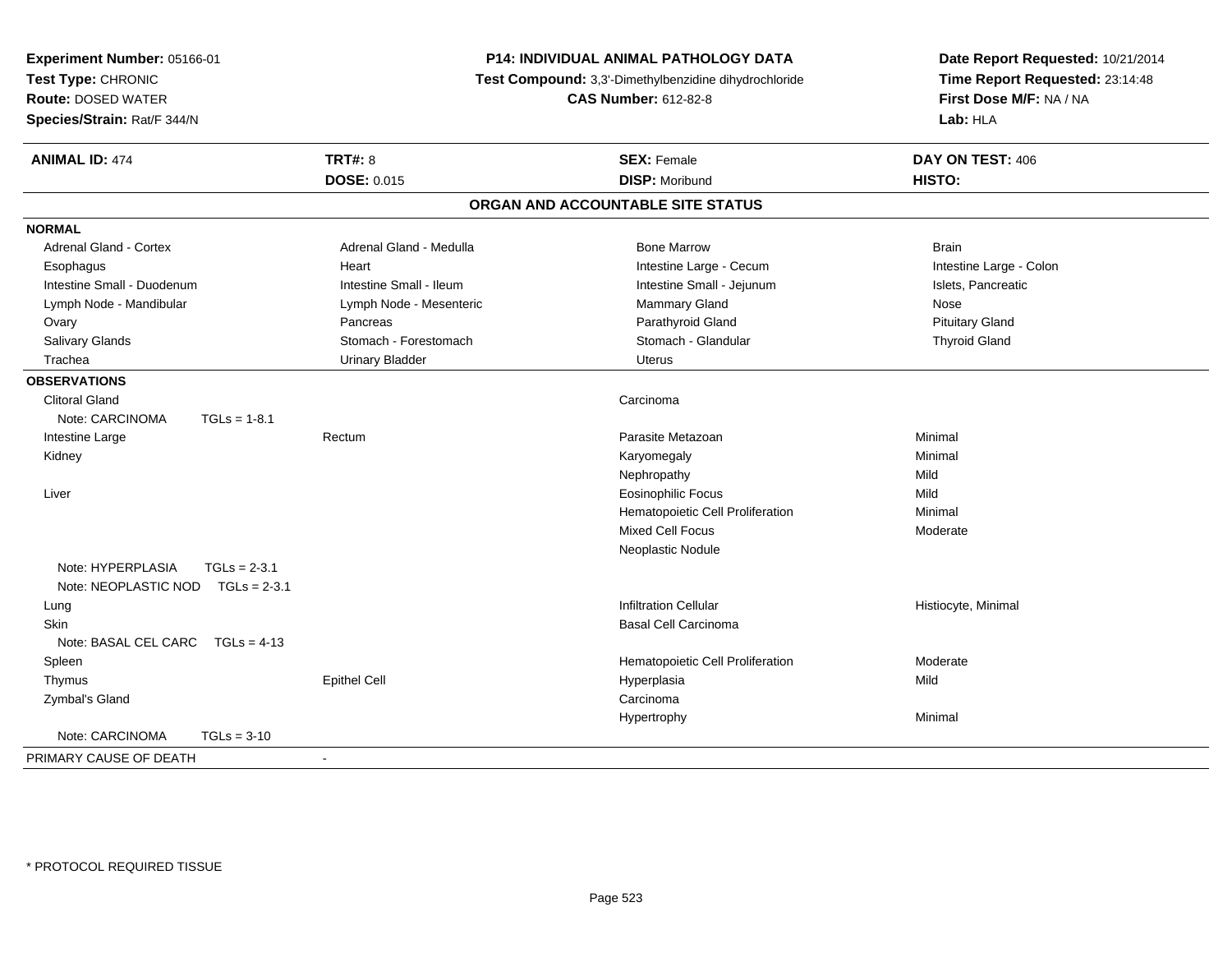**Experiment Number:** 05166-01
**Test Type:** CHRONIC
**Route:** DOSED WATER
**Species/Strain:** Rat/F 344/N

**P14: INDIVIDUAL ANIMAL PATHOLOGY DATA**
**Test Compound:** 3,3'-Dimethylbenzidine dihydrochloride
**CAS Number:** 612-82-8

**Date Report Requested:** 10/21/2014
**Time Report Requested:** 23:14:48
**First Dose M/F:** NA / NA
**Lab:** HLA

| **ANIMAL ID:** 474 | **TRT#:** 8 | **SEX:** Female | **DAY ON TEST:** 406 |
|---|---|---|---|
| | **DOSE:** 0.015 | **DISP:** Moribund | **HISTO:** |

## ORGAN AND ACCOUNTABLE SITE STATUS

**NORMAL**

| | | | |
|---|---|---|---|
| Adrenal Gland - Cortex | Adrenal Gland - Medulla | Bone Marrow | Brain |
| Esophagus | Heart | Intestine Large - Cecum | Intestine Large - Colon |
| Intestine Small - Duodenum | Intestine Small - Ileum | Intestine Small - Jejunum | Islets, Pancreatic |
| Lymph Node - Mandibular | Lymph Node - Mesenteric | Mammary Gland | Nose |
| Ovary | Pancreas | Parathyroid Gland | Pituitary Gland |
| Salivary Glands | Stomach - Forestomach | Stomach - Glandular | Thyroid Gland |
| Trachea | Urinary Bladder | Uterus | |

**OBSERVATIONS**

| | | | |
|---|---|---|---|
| Clitoral Gland | | Carcinoma | |
| Note: CARCINOMA TGLs = 1-8.1 | | | |
| Intestine Large | Rectum | Parasite Metazoan | Minimal |
| Kidney | | Karyomegaly | Minimal |
| | | Nephropathy | Mild |
| Liver | | Eosinophilic Focus | Mild |
| | | Hematopoietic Cell Proliferation | Minimal |
| | | Mixed Cell Focus | Moderate |
| | | Neoplastic Nodule | |
| Note: HYPERPLASIA TGLs = 2-3.1 | | | |
| Note: NEOPLASTIC NOD TGLs = 2-3.1 | | | |
| Lung | | Infiltration Cellular | Histiocyte, Minimal |
| Skin | | Basal Cell Carcinoma | |
| Note: BASAL CEL CARC TGLs = 4-13 | | | |
| Spleen | | Hematopoietic Cell Proliferation | Moderate |
| Thymus | Epithel Cell | Hyperplasia | Mild |
| Zymbal's Gland | | Carcinoma | |
| | | Hypertrophy | Minimal |
| Note: CARCINOMA TGLs = 3-10 | | | |

PRIMARY CAUSE OF DEATH -

\* PROTOCOL REQUIRED TISSUE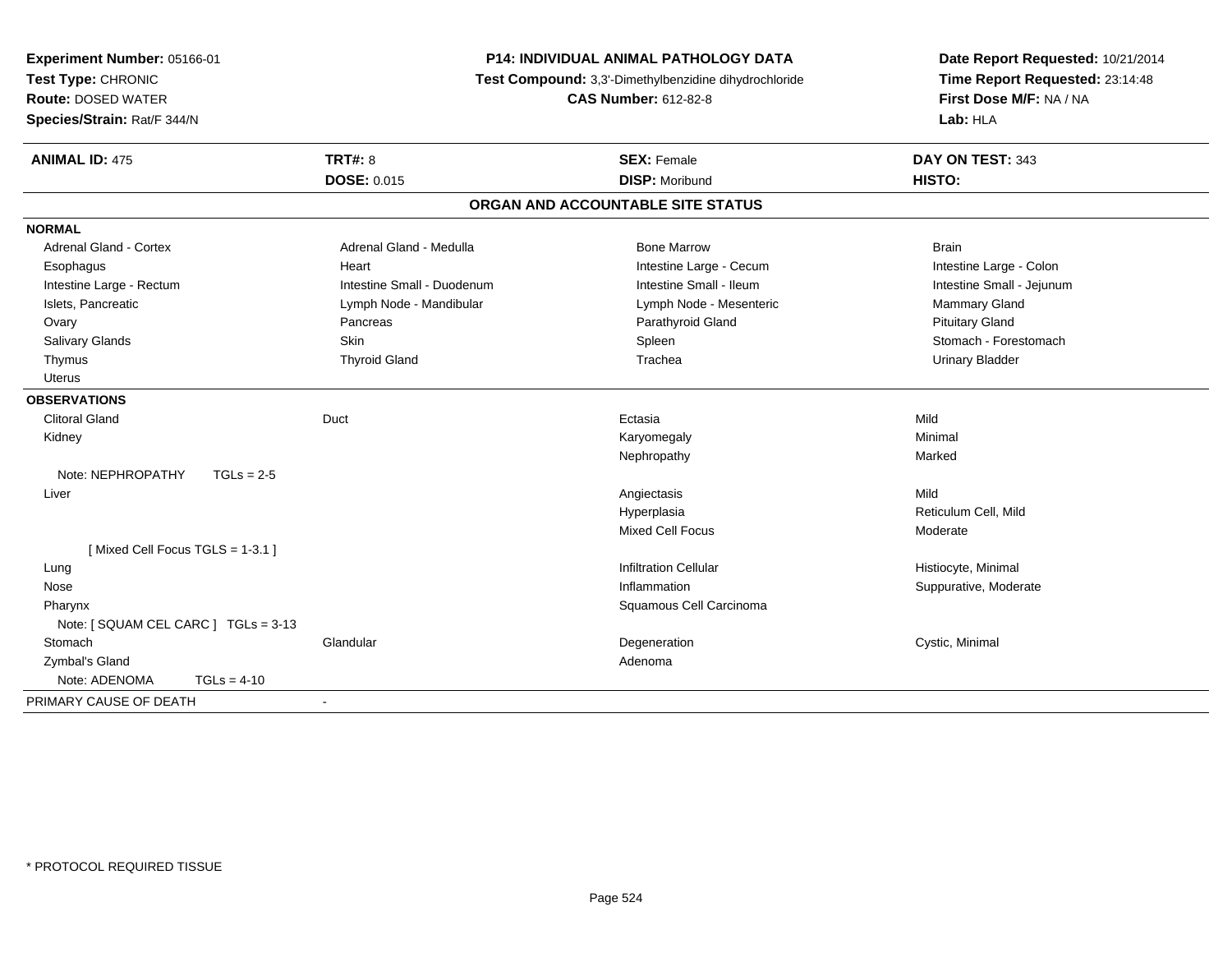**Experiment Number:** 05166-01
**Test Type:** CHRONIC
**Route:** DOSED WATER
**Species/Strain:** Rat/F 344/N

**P14: INDIVIDUAL ANIMAL PATHOLOGY DATA**
**Test Compound:** 3,3'-Dimethylbenzidine dihydrochloride
**CAS Number:** 612-82-8

**Date Report Requested:** 10/21/2014
**Time Report Requested:** 23:14:48
**First Dose M/F:** NA / NA
**Lab:** HLA

| **ANIMAL ID:** 475 | **TRT#:** 8 | **SEX:** Female | **DAY ON TEST:** 343 |
|---|---|---|---|
| | **DOSE:** 0.015 | **DISP:** Moribund | **HISTO:** |

## ORGAN AND ACCOUNTABLE SITE STATUS

**NORMAL**

| | | | |
|---|---|---|---|
| Adrenal Gland - Cortex | Adrenal Gland - Medulla | Bone Marrow | Brain |
| Esophagus | Heart | Intestine Large - Cecum | Intestine Large - Colon |
| Intestine Large - Rectum | Intestine Small - Duodenum | Intestine Small - Ileum | Intestine Small - Jejunum |
| Islets, Pancreatic | Lymph Node - Mandibular | Lymph Node - Mesenteric | Mammary Gland |
| Ovary | Pancreas | Parathyroid Gland | Pituitary Gland |
| Salivary Glands | Skin | Spleen | Stomach - Forestomach |
| Thymus | Thyroid Gland | Trachea | Urinary Bladder |
| Uterus | | | |

**OBSERVATIONS**

| | | | |
|---|---|---|---|
| Clitoral Gland | Duct | Ectasia | Mild |
| Kidney | | Karyomegaly | Minimal |
| | | Nephropathy | Marked |
| Note: NEPHROPATHY TGLs = 2-5 | | | |
| Liver | | Angiectasis | Mild |
| | | Hyperplasia | Reticulum Cell, Mild |
| | | Mixed Cell Focus | Moderate |
| [ Mixed Cell Focus TGLS = 1-3.1 ] | | | |
| Lung | | Infiltration Cellular | Histiocyte, Minimal |
| Nose | | Inflammation | Suppurative, Moderate |
| Pharynx | | Squamous Cell Carcinoma | |
| Note: [ SQUAM CEL CARC ] TGLs = 3-13 | | | |
| Stomach | Glandular | Degeneration | Cystic, Minimal |
| Zymbal's Gland | | Adenoma | |
| Note: ADENOMA TGLs = 4-10 | | | |

PRIMARY CAUSE OF DEATH -

* PROTOCOL REQUIRED TISSUE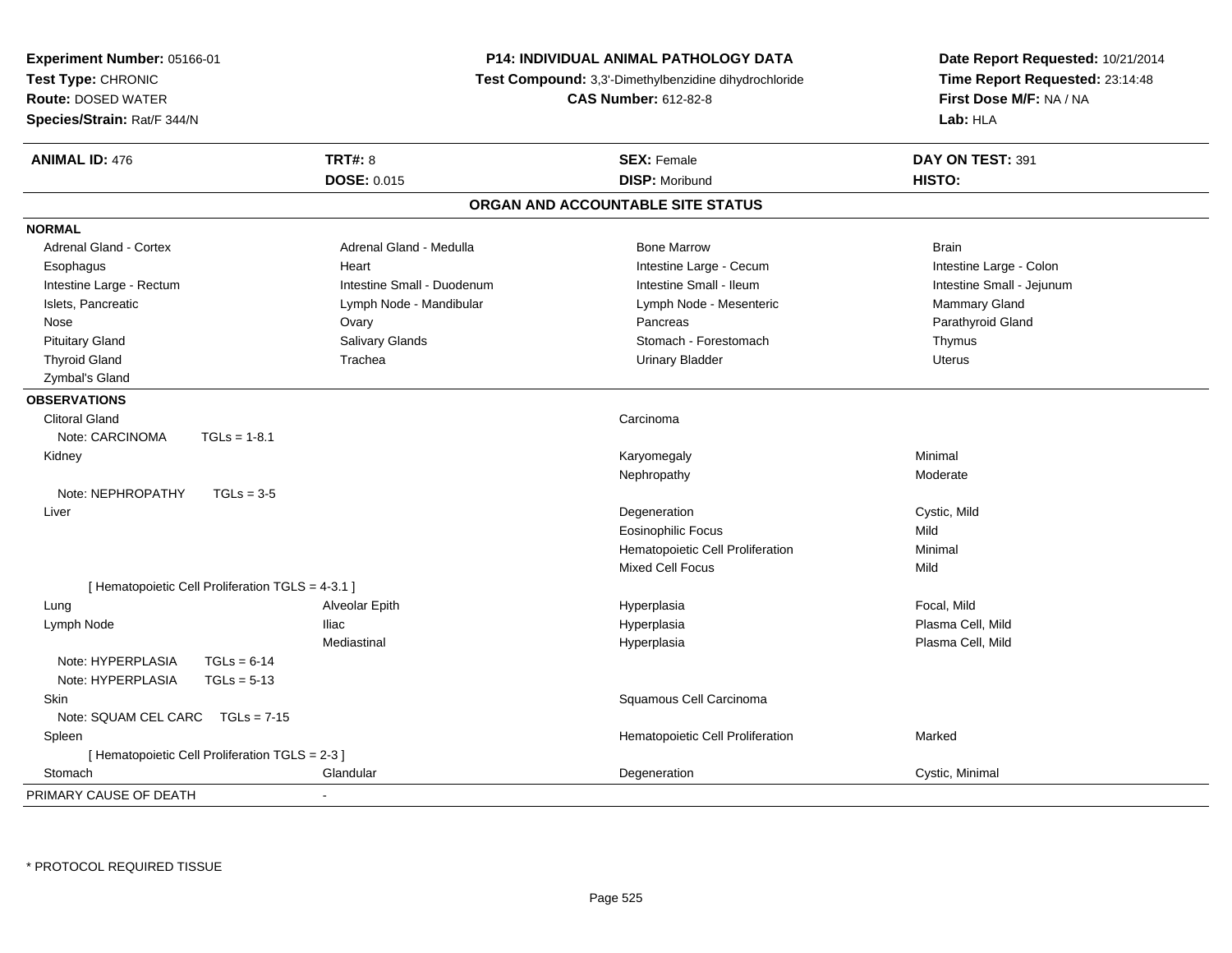**Experiment Number:** 05166-01
**Test Type:** CHRONIC
**Route:** DOSED WATER
**Species/Strain:** Rat/F 344/N

**P14: INDIVIDUAL ANIMAL PATHOLOGY DATA**
**Test Compound:** 3,3'-Dimethylbenzidine dihydrochloride
**CAS Number:** 612-82-8

**Date Report Requested:** 10/21/2014
**Time Report Requested:** 23:14:48
**First Dose M/F:** NA / NA
**Lab:** HLA

| **ANIMAL ID:** 476 | **TRT#:** 8 | **SEX:** Female | **DAY ON TEST:** 391 |
|---|---|---|---|
| | **DOSE:** 0.015 | **DISP:** Moribund | **HISTO:** |

## ORGAN AND ACCOUNTABLE SITE STATUS

**NORMAL**

| | | | |
|---|---|---|---|
| Adrenal Gland - Cortex | Adrenal Gland - Medulla | Bone Marrow | Brain |
| Esophagus | Heart | Intestine Large - Cecum | Intestine Large - Colon |
| Intestine Large - Rectum | Intestine Small - Duodenum | Intestine Small - Ileum | Intestine Small - Jejunum |
| Islets, Pancreatic | Lymph Node - Mandibular | Lymph Node - Mesenteric | Mammary Gland |
| Nose | Ovary | Pancreas | Parathyroid Gland |
| Pituitary Gland | Salivary Glands | Stomach - Forestomach | Thymus |
| Thyroid Gland | Trachea | Urinary Bladder | Uterus |
| Zymbal's Gland | | | |

**OBSERVATIONS**

| | | | |
|---|---|---|---|
| Clitoral Gland | | Carcinoma | |
| Note: CARCINOMA TGLs = 1-8.1 | | | |
| Kidney | | Karyomegaly | Minimal |
| | | Nephropathy | Moderate |
| Note: NEPHROPATHY TGLs = 3-5 | | | |
| Liver | | Degeneration | Cystic, Mild |
| | | Eosinophilic Focus | Mild |
| | | Hematopoietic Cell Proliferation | Minimal |
| | | Mixed Cell Focus | Mild |
| [ Hematopoietic Cell Proliferation TGLS = 4-3.1 ] | | | |
| Lung | Alveolar Epith | Hyperplasia | Focal, Mild |
| Lymph Node | Iliac | Hyperplasia | Plasma Cell, Mild |
| | Mediastinal | Hyperplasia | Plasma Cell, Mild |
| Note: HYPERPLASIA TGLs = 6-14 | | | |
| Note: HYPERPLASIA TGLs = 5-13 | | | |
| Skin | | Squamous Cell Carcinoma | |
| Note: SQUAM CEL CARC TGLs = 7-15 | | | |
| Spleen | | Hematopoietic Cell Proliferation | Marked |
| [ Hematopoietic Cell Proliferation TGLS = 2-3 ] | | | |
| Stomach | Glandular | Degeneration | Cystic, Minimal |

PRIMARY CAUSE OF DEATH -

* PROTOCOL REQUIRED TISSUE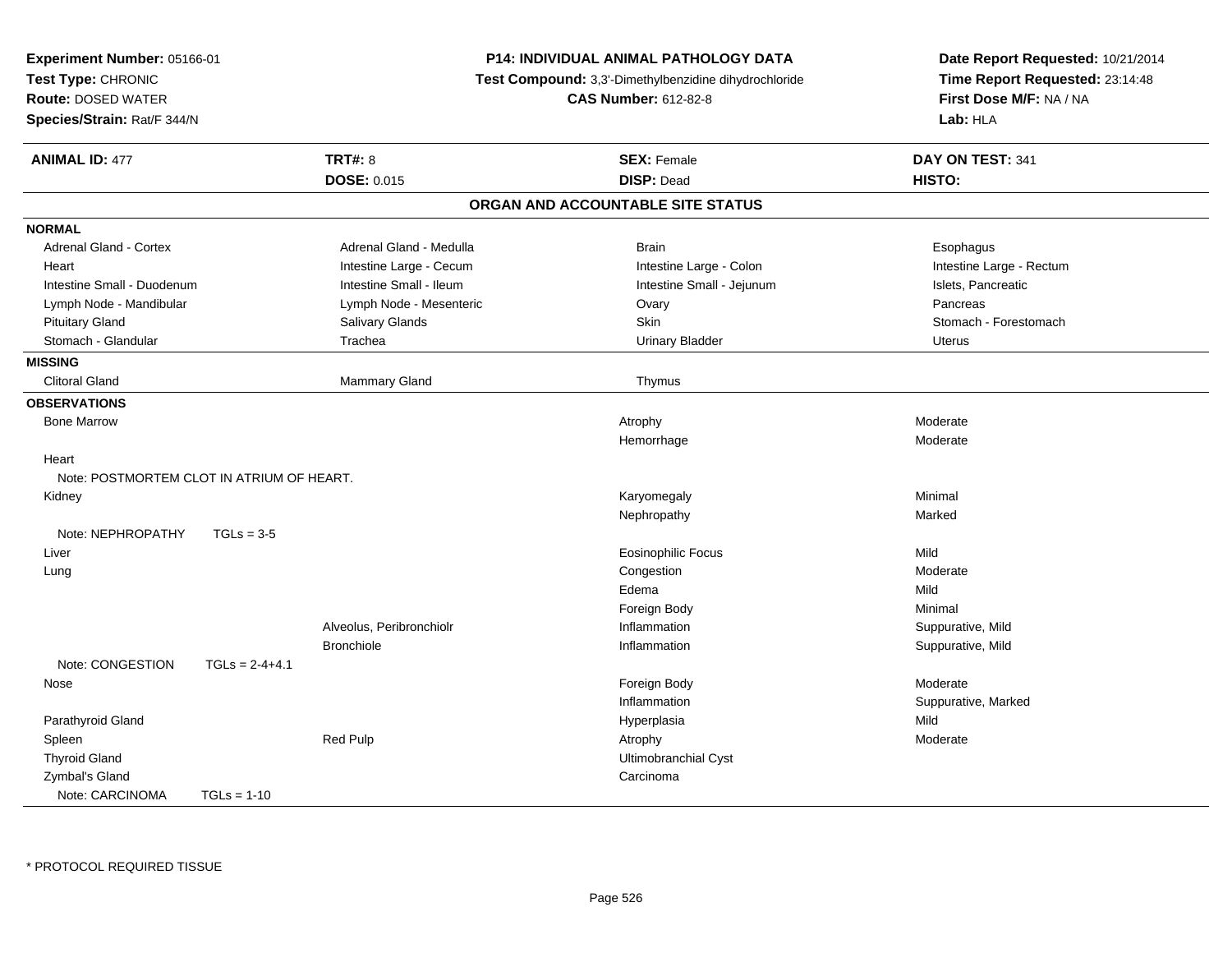**Experiment Number:** 05166-01
**Test Type:** CHRONIC
**Route:** DOSED WATER
**Species/Strain:** Rat/F 344/N

**P14: INDIVIDUAL ANIMAL PATHOLOGY DATA**
**Test Compound:** 3,3'-Dimethylbenzidine dihydrochloride
**CAS Number:** 612-82-8

**Date Report Requested:** 10/21/2014
**Time Report Requested:** 23:14:48
**First Dose M/F:** NA / NA
**Lab:** HLA

| **ANIMAL ID:** 477 | **TRT#:** 8 | **SEX:** Female | **DAY ON TEST:** 341 |
|---|---|---|---|
| | **DOSE:** 0.015 | **DISP:** Dead | **HISTO:** |

## ORGAN AND ACCOUNTABLE SITE STATUS

**NORMAL**

| | | | |
|---|---|---|---|
| Adrenal Gland - Cortex | Adrenal Gland - Medulla | Brain | Esophagus |
| Heart | Intestine Large - Cecum | Intestine Large - Colon | Intestine Large - Rectum |
| Intestine Small - Duodenum | Intestine Small - Ileum | Intestine Small - Jejunum | Islets, Pancreatic |
| Lymph Node - Mandibular | Lymph Node - Mesenteric | Ovary | Pancreas |
| Pituitary Gland | Salivary Glands | Skin | Stomach - Forestomach |
| Stomach - Glandular | Trachea | Urinary Bladder | Uterus |

**MISSING**

| | | |
|---|---|---|
| Clitoral Gland | Mammary Gland | Thymus |

**OBSERVATIONS**

| Organ | Site | Observation | Severity |
|---|---|---|---|
| Bone Marrow | | Atrophy | Moderate |
| | | Hemorrhage | Moderate |
| Heart | | | |
| Note: POSTMORTEM CLOT IN ATRIUM OF HEART. | | | |
| Kidney | | Karyomegaly | Minimal |
| | | Nephropathy | Marked |
| Note: NEPHROPATHY TGLs = 3-5 | | | |
| Liver | | Eosinophilic Focus | Mild |
| Lung | | Congestion | Moderate |
| | | Edema | Mild |
| | | Foreign Body | Minimal |
| | Alveolus, Peribronchiolr | Inflammation | Suppurative, Mild |
| | Bronchiole | Inflammation | Suppurative, Mild |
| Note: CONGESTION TGLs = 2-4+4.1 | | | |
| Nose | | Foreign Body | Moderate |
| | | Inflammation | Suppurative, Marked |
| Parathyroid Gland | | Hyperplasia | Mild |
| Spleen | Red Pulp | Atrophy | Moderate |
| Thyroid Gland | | Ultimobranchial Cyst | |
| Zymbal's Gland | | Carcinoma | |
| Note: CARCINOMA TGLs = 1-10 | | | |

\* PROTOCOL REQUIRED TISSUE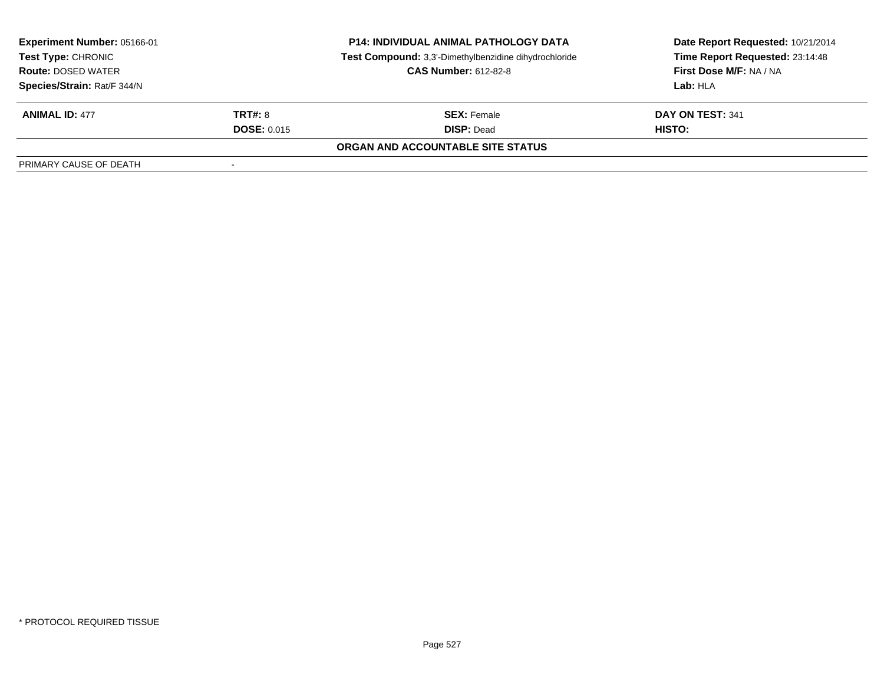**Experiment Number:** 05166-01
**Test Type:** CHRONIC
**Route:** DOSED WATER
**Species/Strain:** Rat/F 344/N

**P14: INDIVIDUAL ANIMAL PATHOLOGY DATA**
**Test Compound:** 3,3'-Dimethylbenzidine dihydrochloride
**CAS Number:** 612-82-8

**Date Report Requested:** 10/21/2014
**Time Report Requested:** 23:14:48
**First Dose M/F:** NA / NA
**Lab:** HLA

| **ANIMAL ID:** 477 | **TRT#:** 8 | **SEX:** Female | **DAY ON TEST:** 341 |
|---|---|---|---|
| | **DOSE:** 0.015 | **DISP:** Dead | **HISTO:** |

**ORGAN AND ACCOUNTABLE SITE STATUS**

| | |
|---|---|
| PRIMARY CAUSE OF DEATH | - |

* PROTOCOL REQUIRED TISSUE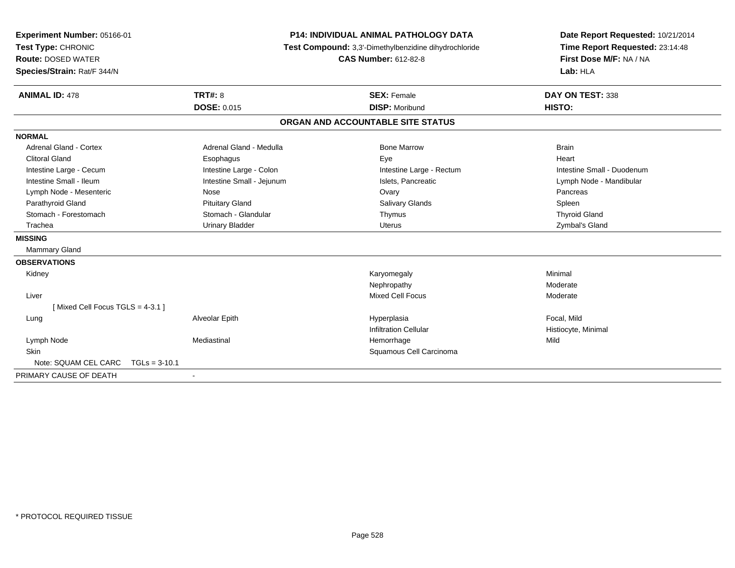**Experiment Number:** 05166-01
**Test Type:** CHRONIC
**Route:** DOSED WATER
**Species/Strain:** Rat/F 344/N

**P14: INDIVIDUAL ANIMAL PATHOLOGY DATA**
**Test Compound:** 3,3'-Dimethylbenzidine dihydrochloride
**CAS Number:** 612-82-8

**Date Report Requested:** 10/21/2014
**Time Report Requested:** 23:14:48
**First Dose M/F:** NA / NA
**Lab:** HLA

| **ANIMAL ID:** 478 | **TRT#:** 8 | **SEX:** Female | **DAY ON TEST:** 338 |
|---|---|---|---|
| | **DOSE:** 0.015 | **DISP:** Moribund | **HISTO:** |

**ORGAN AND ACCOUNTABLE SITE STATUS**

**NORMAL**

| | | | |
|---|---|---|---|
| Adrenal Gland - Cortex | Adrenal Gland - Medulla | Bone Marrow | Brain |
| Clitoral Gland | Esophagus | Eye | Heart |
| Intestine Large - Cecum | Intestine Large - Colon | Intestine Large - Rectum | Intestine Small - Duodenum |
| Intestine Small - Ileum | Intestine Small - Jejunum | Islets, Pancreatic | Lymph Node - Mandibular |
| Lymph Node - Mesenteric | Nose | Ovary | Pancreas |
| Parathyroid Gland | Pituitary Gland | Salivary Glands | Spleen |
| Stomach - Forestomach | Stomach - Glandular | Thymus | Thyroid Gland |
| Trachea | Urinary Bladder | Uterus | Zymbal's Gland |

**MISSING**

Mammary Gland

**OBSERVATIONS**

| | | | |
|---|---|---|---|
| Kidney | | Karyomegaly | Minimal |
| | | Nephropathy | Moderate |
| Liver | | Mixed Cell Focus | Moderate |
| [ Mixed Cell Focus TGLS = 4-3.1 ] | | | |
| Lung | Alveolar Epith | Hyperplasia | Focal, Mild |
| | | Infiltration Cellular | Histiocyte, Minimal |
| Lymph Node | Mediastinal | Hemorrhage | Mild |
| Skin | | Squamous Cell Carcinoma | |
| Note: SQUAM CEL CARC TGLs = 3-10.1 | | | |

PRIMARY CAUSE OF DEATH -

* PROTOCOL REQUIRED TISSUE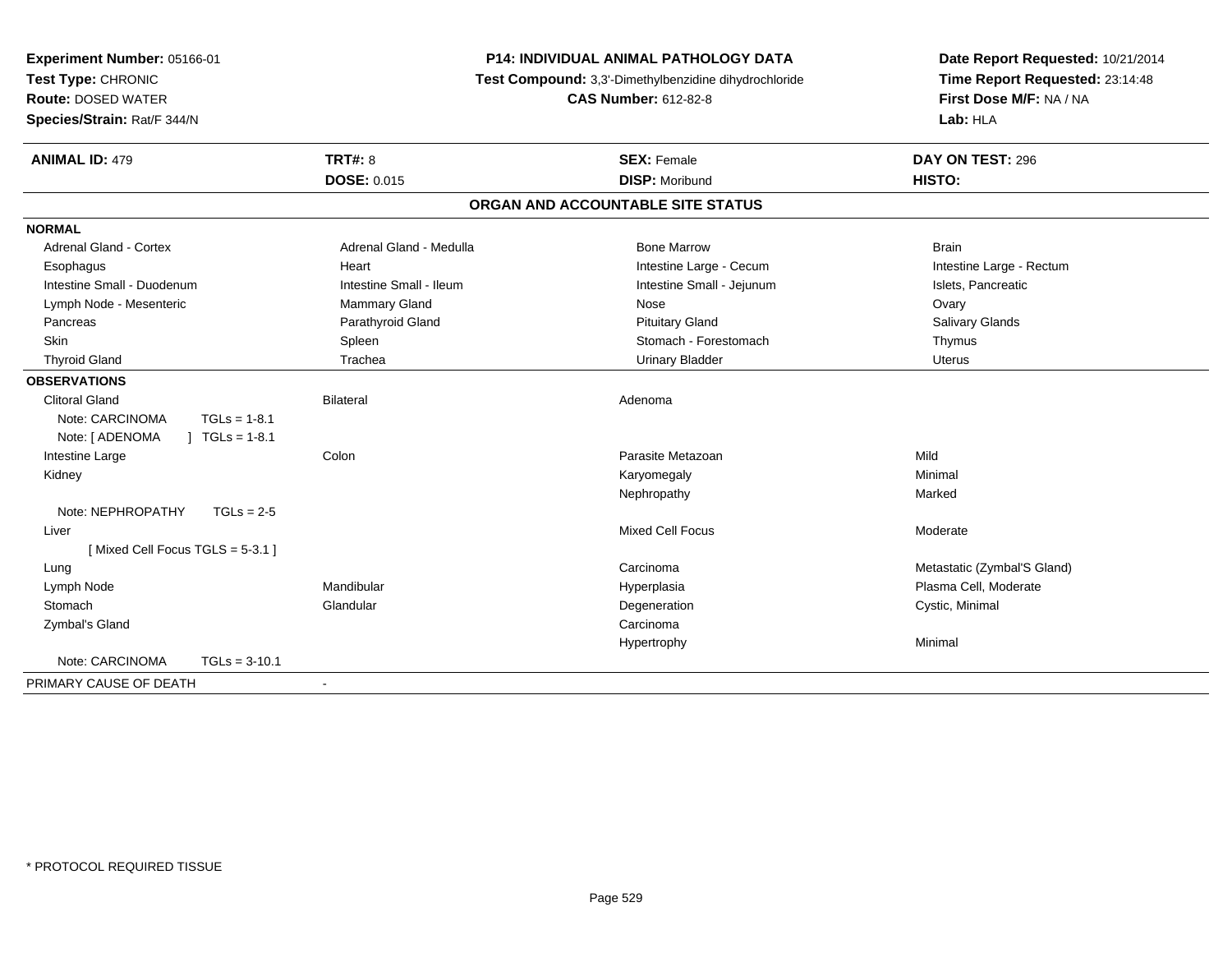**Experiment Number:** 05166-01
**Test Type:** CHRONIC
**Route:** DOSED WATER
**Species/Strain:** Rat/F 344/N

**P14: INDIVIDUAL ANIMAL PATHOLOGY DATA**
**Test Compound:** 3,3'-Dimethylbenzidine dihydrochloride
**CAS Number:** 612-82-8

**Date Report Requested:** 10/21/2014
**Time Report Requested:** 23:14:48
**First Dose M/F:** NA / NA
**Lab:** HLA

| **ANIMAL ID:** 479 | **TRT#:** 8 | **SEX:** Female | **DAY ON TEST:** 296 |
|---|---|---|---|
| | **DOSE:** 0.015 | **DISP:** Moribund | **HISTO:** |

**ORGAN AND ACCOUNTABLE SITE STATUS**

| | | | |
|---|---|---|---|
| **NORMAL** | | | |
| Adrenal Gland - Cortex | Adrenal Gland - Medulla | Bone Marrow | Brain |
| Esophagus | Heart | Intestine Large - Cecum | Intestine Large - Rectum |
| Intestine Small - Duodenum | Intestine Small - Ileum | Intestine Small - Jejunum | Islets, Pancreatic |
| Lymph Node - Mesenteric | Mammary Gland | Nose | Ovary |
| Pancreas | Parathyroid Gland | Pituitary Gland | Salivary Glands |
| Skin | Spleen | Stomach - Forestomach | Thymus |
| Thyroid Gland | Trachea | Urinary Bladder | Uterus |
| **OBSERVATIONS** | | | |
| Clitoral Gland | Bilateral | Adenoma | |
| Note: CARCINOMA TGLs = 1-8.1 | | | |
| Note: [ ADENOMA ] TGLs = 1-8.1 | | | |
| Intestine Large | Colon | Parasite Metazoan | Mild |
| Kidney | | Karyomegaly | Minimal |
| | | Nephropathy | Marked |
| Note: NEPHROPATHY TGLs = 2-5 | | | |
| Liver | | Mixed Cell Focus | Moderate |
| [ Mixed Cell Focus TGLS = 5-3.1 ] | | | |
| Lung | | Carcinoma | Metastatic (Zymbal'S Gland) |
| Lymph Node | Mandibular | Hyperplasia | Plasma Cell, Moderate |
| Stomach | Glandular | Degeneration | Cystic, Minimal |
| Zymbal's Gland | | Carcinoma | |
| | | Hypertrophy | Minimal |
| Note: CARCINOMA TGLs = 3-10.1 | | | |
| PRIMARY CAUSE OF DEATH | - | | |

* PROTOCOL REQUIRED TISSUE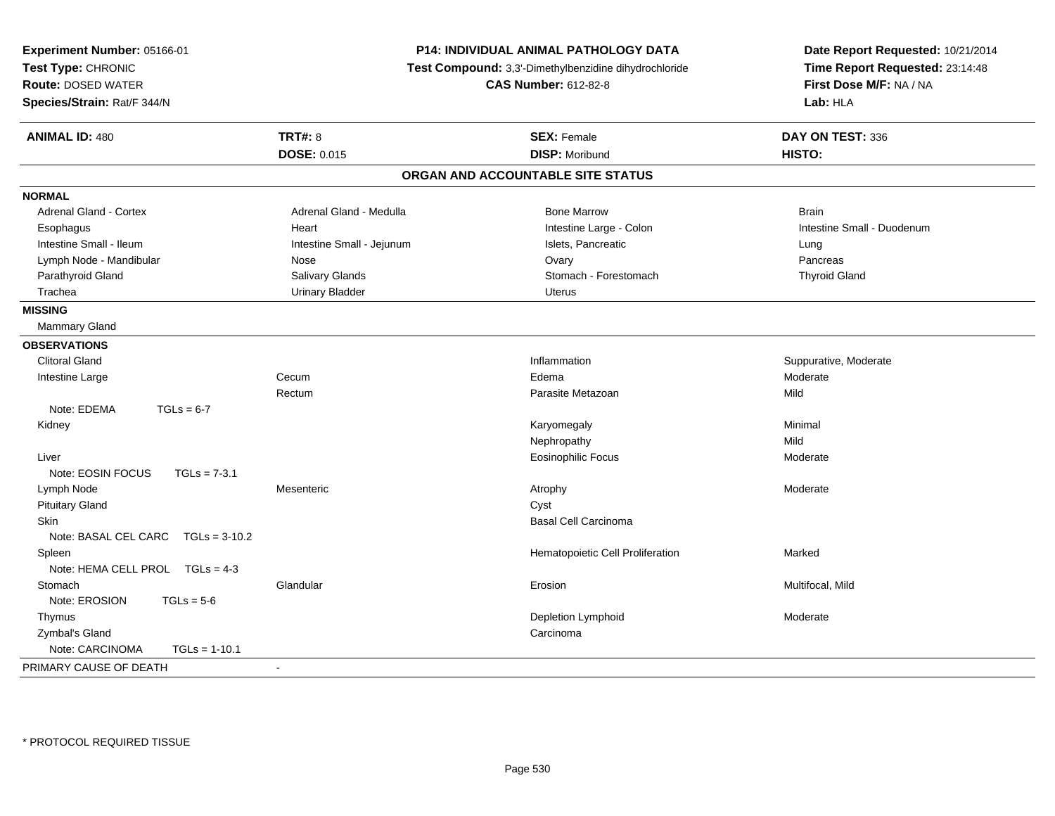**Experiment Number:** 05166-01
**Test Type:** CHRONIC
**Route:** DOSED WATER
**Species/Strain:** Rat/F 344/N

**P14: INDIVIDUAL ANIMAL PATHOLOGY DATA**
**Test Compound:** 3,3'-Dimethylbenzidine dihydrochloride
**CAS Number:** 612-82-8

**Date Report Requested:** 10/21/2014
**Time Report Requested:** 23:14:48
**First Dose M/F:** NA / NA
**Lab:** HLA

| **ANIMAL ID:** 480 | **TRT#:** 8 | **SEX:** Female | **DAY ON TEST:** 336 |
|---|---|---|---|
| | **DOSE:** 0.015 | **DISP:** Moribund | **HISTO:** |

## ORGAN AND ACCOUNTABLE SITE STATUS

**NORMAL**

| | | | |
|---|---|---|---|
| Adrenal Gland - Cortex | Adrenal Gland - Medulla | Bone Marrow | Brain |
| Esophagus | Heart | Intestine Large - Colon | Intestine Small - Duodenum |
| Intestine Small - Ileum | Intestine Small - Jejunum | Islets, Pancreatic | Lung |
| Lymph Node - Mandibular | Nose | Ovary | Pancreas |
| Parathyroid Gland | Salivary Glands | Stomach - Forestomach | Thyroid Gland |
| Trachea | Urinary Bladder | Uterus | |

**MISSING**

Mammary Gland

**OBSERVATIONS**

| | | | |
|---|---|---|---|
| Clitoral Gland | | Inflammation | Suppurative, Moderate |
| Intestine Large | Cecum | Edema | Moderate |
| | Rectum | Parasite Metazoan | Mild |
| Note: EDEMA TGLs = 6-7 | | | |
| Kidney | | Karyomegaly | Minimal |
| | | Nephropathy | Mild |
| Liver | | Eosinophilic Focus | Moderate |
| Note: EOSIN FOCUS TGLs = 7-3.1 | | | |
| Lymph Node | Mesenteric | Atrophy | Moderate |
| Pituitary Gland | | Cyst | |
| Skin | | Basal Cell Carcinoma | |
| Note: BASAL CEL CARC TGLs = 3-10.2 | | | |
| Spleen | | Hematopoietic Cell Proliferation | Marked |
| Note: HEMA CELL PROL TGLs = 4-3 | | | |
| Stomach | Glandular | Erosion | Multifocal, Mild |
| Note: EROSION TGLs = 5-6 | | | |
| Thymus | | Depletion Lymphoid | Moderate |
| Zymbal's Gland | | Carcinoma | |
| Note: CARCINOMA TGLs = 1-10.1 | | | |

PRIMARY CAUSE OF DEATH -

* PROTOCOL REQUIRED TISSUE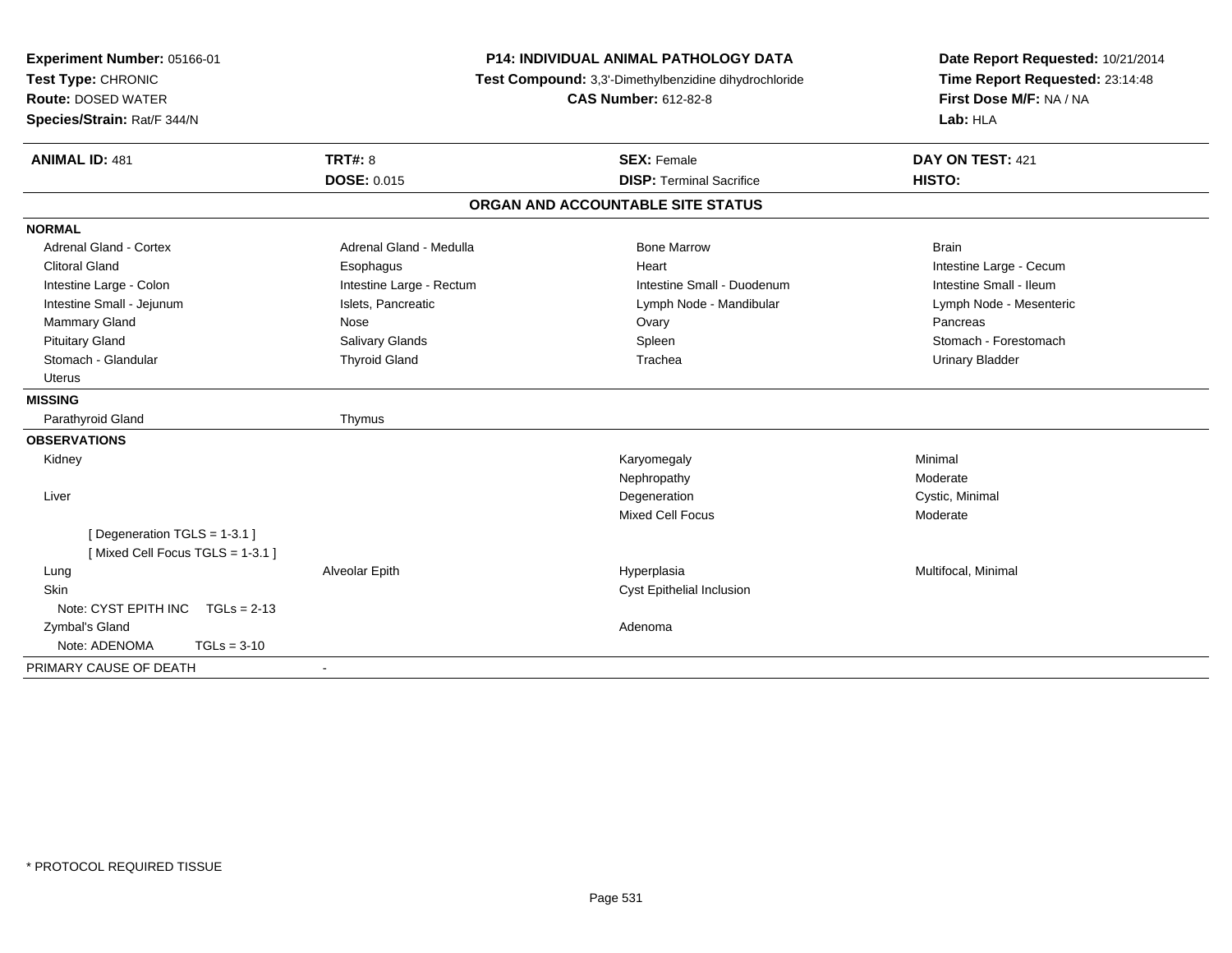**Experiment Number:** 05166-01
**Test Type:** CHRONIC
**Route:** DOSED WATER
**Species/Strain:** Rat/F 344/N

**P14: INDIVIDUAL ANIMAL PATHOLOGY DATA**
**Test Compound:** 3,3'-Dimethylbenzidine dihydrochloride
**CAS Number:** 612-82-8

**Date Report Requested:** 10/21/2014
**Time Report Requested:** 23:14:48
**First Dose M/F:** NA / NA
**Lab:** HLA

| **ANIMAL ID:** 481 | **TRT#:** 8 | **SEX:** Female | **DAY ON TEST:** 421 |
|---|---|---|---|
| | **DOSE:** 0.015 | **DISP:** Terminal Sacrifice | **HISTO:** |

## ORGAN AND ACCOUNTABLE SITE STATUS

**NORMAL**

| | | | |
|---|---|---|---|
| Adrenal Gland - Cortex | Adrenal Gland - Medulla | Bone Marrow | Brain |
| Clitoral Gland | Esophagus | Heart | Intestine Large - Cecum |
| Intestine Large - Colon | Intestine Large - Rectum | Intestine Small - Duodenum | Intestine Small - Ileum |
| Intestine Small - Jejunum | Islets, Pancreatic | Lymph Node - Mandibular | Lymph Node - Mesenteric |
| Mammary Gland | Nose | Ovary | Pancreas |
| Pituitary Gland | Salivary Glands | Spleen | Stomach - Forestomach |
| Stomach - Glandular | Thyroid Gland | Trachea | Urinary Bladder |
| Uterus | | | |

**MISSING**

| | |
|---|---|
| Parathyroid Gland | Thymus |

**OBSERVATIONS**

| | | | |
|---|---|---|---|
| Kidney | | Karyomegaly | Minimal |
| | | Nephropathy | Moderate |
| Liver | | Degeneration | Cystic, Minimal |
| | | Mixed Cell Focus | Moderate |
| [ Degeneration TGLS = 1-3.1 ] | | | |
| [ Mixed Cell Focus TGLS = 1-3.1 ] | | | |
| Lung | Alveolar Epith | Hyperplasia | Multifocal, Minimal |
| Skin | | Cyst Epithelial Inclusion | |
| Note: CYST EPITH INC TGLs = 2-13 | | | |
| Zymbal's Gland | | Adenoma | |
| Note: ADENOMA TGLs = 3-10 | | | |

PRIMARY CAUSE OF DEATH -

\* PROTOCOL REQUIRED TISSUE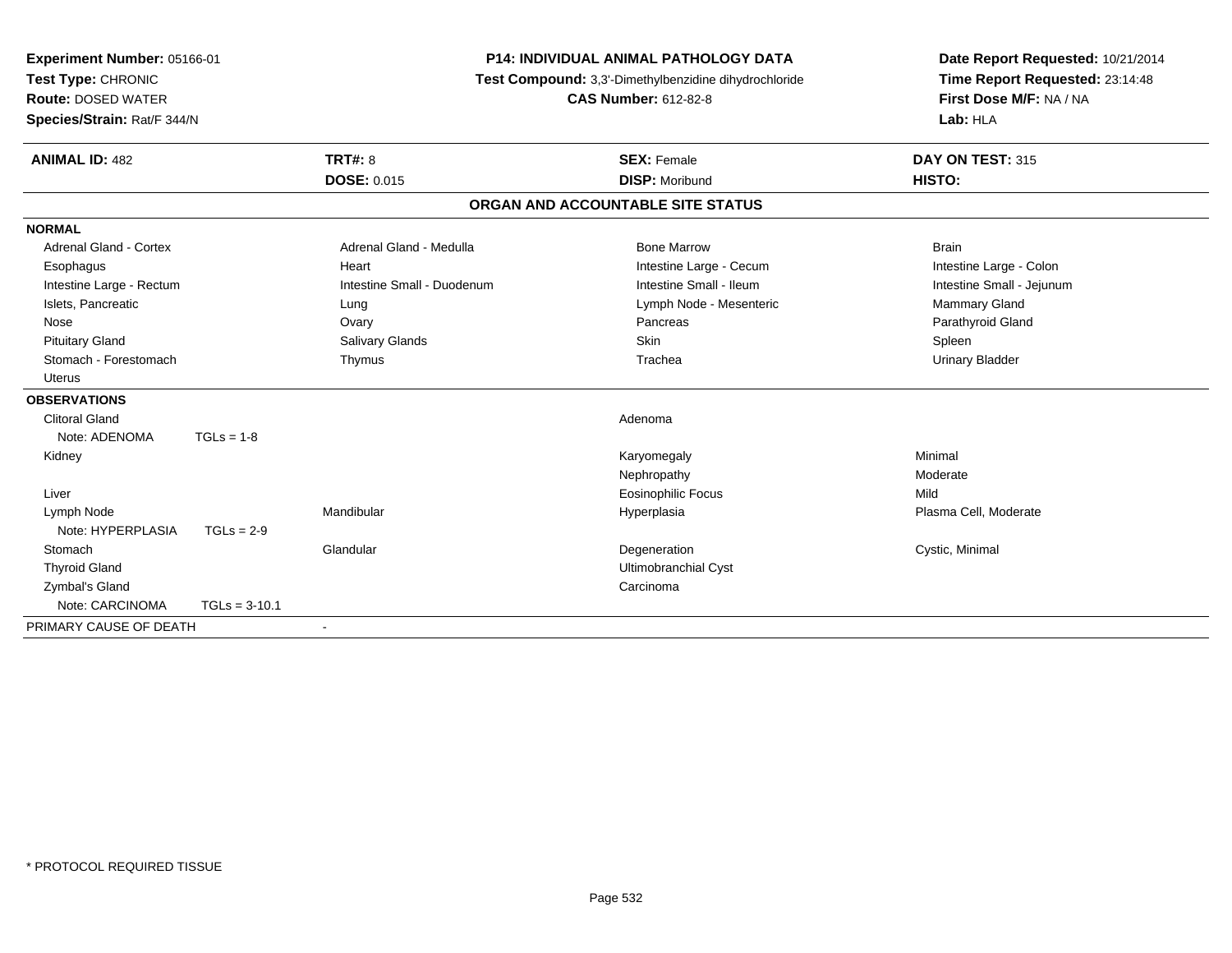**Experiment Number:** 05166-01
**Test Type:** CHRONIC
**Route:** DOSED WATER
**Species/Strain:** Rat/F 344/N

**P14: INDIVIDUAL ANIMAL PATHOLOGY DATA**
**Test Compound:** 3,3'-Dimethylbenzidine dihydrochloride
**CAS Number:** 612-82-8

**Date Report Requested:** 10/21/2014
**Time Report Requested:** 23:14:48
**First Dose M/F:** NA / NA
**Lab:** HLA

| **ANIMAL ID:** 482 | **TRT#:** 8 | **SEX:** Female | **DAY ON TEST:** 315 |
|---|---|---|---|
| | **DOSE:** 0.015 | **DISP:** Moribund | **HISTO:** |

## ORGAN AND ACCOUNTABLE SITE STATUS

**NORMAL**

| | | | |
|---|---|---|---|
| Adrenal Gland - Cortex | Adrenal Gland - Medulla | Bone Marrow | Brain |
| Esophagus | Heart | Intestine Large - Cecum | Intestine Large - Colon |
| Intestine Large - Rectum | Intestine Small - Duodenum | Intestine Small - Ileum | Intestine Small - Jejunum |
| Islets, Pancreatic | Lung | Lymph Node - Mesenteric | Mammary Gland |
| Nose | Ovary | Pancreas | Parathyroid Gland |
| Pituitary Gland | Salivary Glands | Skin | Spleen |
| Stomach - Forestomach | Thymus | Trachea | Urinary Bladder |
| Uterus | | | |

**OBSERVATIONS**

| | | | |
|---|---|---|---|
| Clitoral Gland | | Adenoma | |
| Note: ADENOMA TGLs = 1-8 | | | |
| Kidney | | Karyomegaly | Minimal |
| | | Nephropathy | Moderate |
| Liver | | Eosinophilic Focus | Mild |
| Lymph Node | Mandibular | Hyperplasia | Plasma Cell, Moderate |
| Note: HYPERPLASIA TGLs = 2-9 | | | |
| Stomach | Glandular | Degeneration | Cystic, Minimal |
| Thyroid Gland | | Ultimobranchial Cyst | |
| Zymbal's Gland | | Carcinoma | |
| Note: CARCINOMA TGLs = 3-10.1 | | | |

PRIMARY CAUSE OF DEATH -

* PROTOCOL REQUIRED TISSUE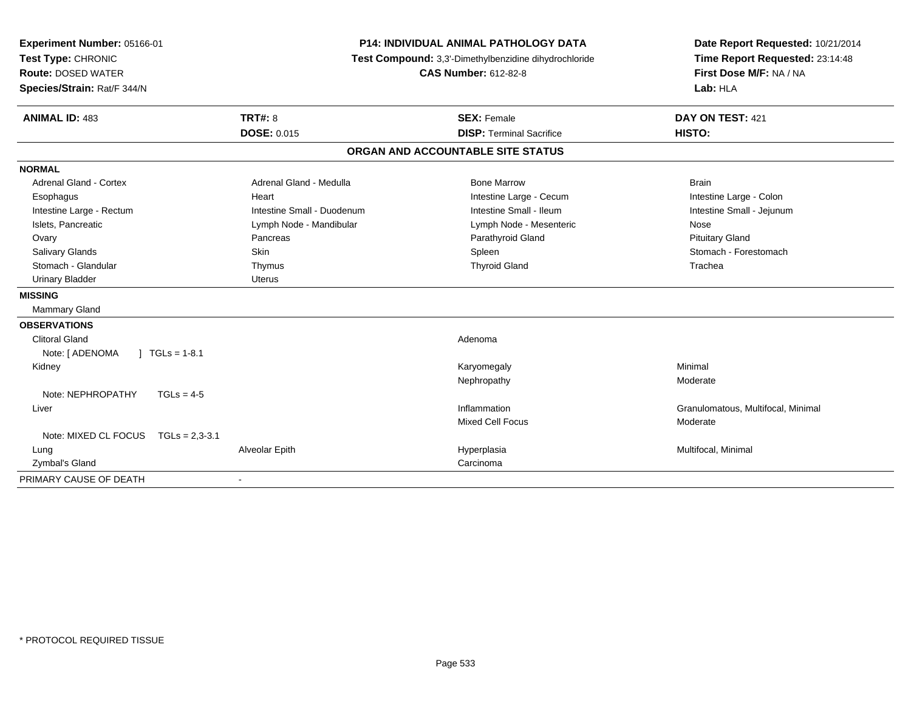**Experiment Number:** 05166-01
**Test Type:** CHRONIC
**Route:** DOSED WATER
**Species/Strain:** Rat/F 344/N

**P14: INDIVIDUAL ANIMAL PATHOLOGY DATA**
**Test Compound:** 3,3'-Dimethylbenzidine dihydrochloride
**CAS Number:** 612-82-8

**Date Report Requested:** 10/21/2014
**Time Report Requested:** 23:14:48
**First Dose M/F:** NA / NA
**Lab:** HLA

| **ANIMAL ID:** 483 | **TRT#:** 8 | **SEX:** Female | **DAY ON TEST:** 421 |
|---|---|---|---|
| | **DOSE:** 0.015 | **DISP:** Terminal Sacrifice | **HISTO:** |

## ORGAN AND ACCOUNTABLE SITE STATUS

| | | | |
|---|---|---|---|
| **NORMAL** | | | |
| Adrenal Gland - Cortex | Adrenal Gland - Medulla | Bone Marrow | Brain |
| Esophagus | Heart | Intestine Large - Cecum | Intestine Large - Colon |
| Intestine Large - Rectum | Intestine Small - Duodenum | Intestine Small - Ileum | Intestine Small - Jejunum |
| Islets, Pancreatic | Lymph Node - Mandibular | Lymph Node - Mesenteric | Nose |
| Ovary | Pancreas | Parathyroid Gland | Pituitary Gland |
| Salivary Glands | Skin | Spleen | Stomach - Forestomach |
| Stomach - Glandular | Thymus | Thyroid Gland | Trachea |
| Urinary Bladder | Uterus | | |
| **MISSING** | | | |
| Mammary Gland | | | |
| **OBSERVATIONS** | | | |
| Clitoral Gland | | Adenoma | |
| Note: [ ADENOMA ] TGLs = 1-8.1 | | | |
| Kidney | | Karyomegaly | Minimal |
| | | Nephropathy | Moderate |
| Note: NEPHROPATHY TGLs = 4-5 | | | |
| Liver | | Inflammation | Granulomatous, Multifocal, Minimal |
| | | Mixed Cell Focus | Moderate |
| Note: MIXED CL FOCUS TGLs = 2,3-3.1 | | | |
| Lung | Alveolar Epith | Hyperplasia | Multifocal, Minimal |
| Zymbal's Gland | | Carcinoma | |
| PRIMARY CAUSE OF DEATH | - | | |

\* PROTOCOL REQUIRED TISSUE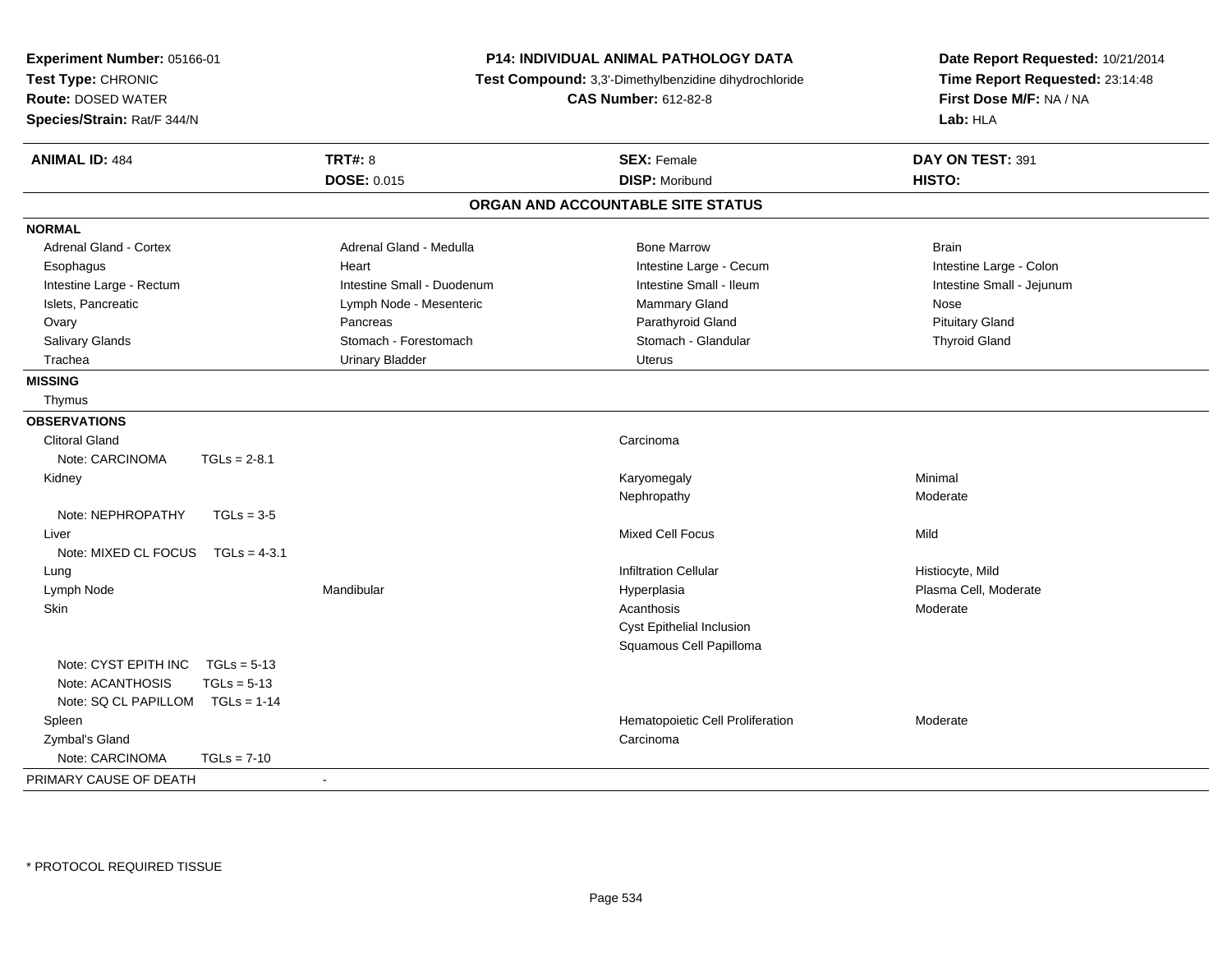**Experiment Number:** 05166-01
**Test Type:** CHRONIC
**Route:** DOSED WATER
**Species/Strain:** Rat/F 344/N

**P14: INDIVIDUAL ANIMAL PATHOLOGY DATA**
**Test Compound:** 3,3'-Dimethylbenzidine dihydrochloride
**CAS Number:** 612-82-8

**Date Report Requested:** 10/21/2014
**Time Report Requested:** 23:14:48
**First Dose M/F:** NA / NA
**Lab:** HLA

| **ANIMAL ID:** 484 | **TRT#:** 8 | **SEX:** Female | **DAY ON TEST:** 391 |
|---|---|---|---|
| | **DOSE:** 0.015 | **DISP:** Moribund | **HISTO:** |

## ORGAN AND ACCOUNTABLE SITE STATUS

**NORMAL**

| | | | |
|---|---|---|---|
| Adrenal Gland - Cortex | Adrenal Gland - Medulla | Bone Marrow | Brain |
| Esophagus | Heart | Intestine Large - Cecum | Intestine Large - Colon |
| Intestine Large - Rectum | Intestine Small - Duodenum | Intestine Small - Ileum | Intestine Small - Jejunum |
| Islets, Pancreatic | Lymph Node - Mesenteric | Mammary Gland | Nose |
| Ovary | Pancreas | Parathyroid Gland | Pituitary Gland |
| Salivary Glands | Stomach - Forestomach | Stomach - Glandular | Thyroid Gland |
| Trachea | Urinary Bladder | Uterus | |

**MISSING**

Thymus

**OBSERVATIONS**

| | | | |
|---|---|---|---|
| Clitoral Gland | | Carcinoma | |
| Note: CARCINOMA TGLs = 2-8.1 | | | |
| Kidney | | Karyomegaly | Minimal |
| | | Nephropathy | Moderate |
| Note: NEPHROPATHY TGLs = 3-5 | | | |
| Liver | | Mixed Cell Focus | Mild |
| Note: MIXED CL FOCUS TGLs = 4-3.1 | | | |
| Lung | | Infiltration Cellular | Histiocyte, Mild |
| Lymph Node | Mandibular | Hyperplasia | Plasma Cell, Moderate |
| Skin | | Acanthosis | Moderate |
| | | Cyst Epithelial Inclusion | |
| | | Squamous Cell Papilloma | |
| Note: CYST EPITH INC TGLs = 5-13 | | | |
| Note: ACANTHOSIS TGLs = 5-13 | | | |
| Note: SQ CL PAPILLOM TGLs = 1-14 | | | |
| Spleen | | Hematopoietic Cell Proliferation | Moderate |
| Zymbal's Gland | | Carcinoma | |
| Note: CARCINOMA TGLs = 7-10 | | | |

PRIMARY CAUSE OF DEATH -

* PROTOCOL REQUIRED TISSUE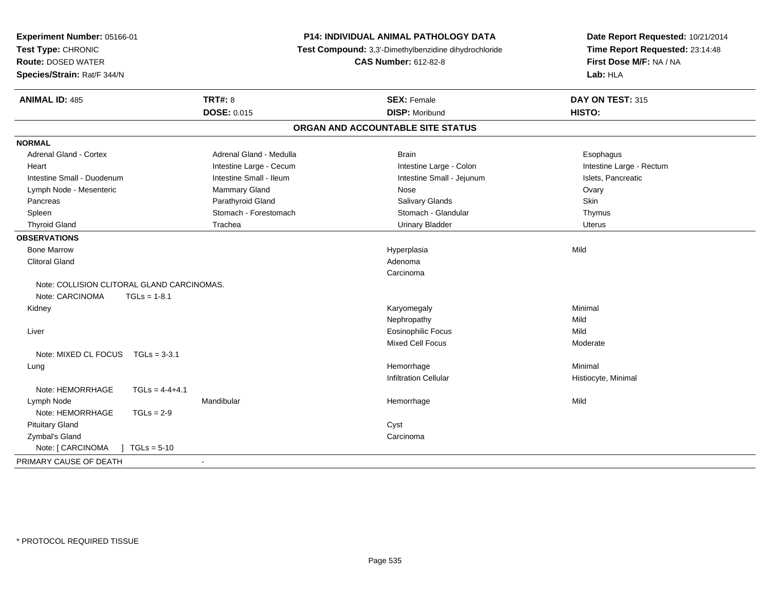**Experiment Number:** 05166-01
**Test Type:** CHRONIC
**Route:** DOSED WATER
**Species/Strain:** Rat/F 344/N

**P14: INDIVIDUAL ANIMAL PATHOLOGY DATA**
**Test Compound:** 3,3'-Dimethylbenzidine dihydrochloride
**CAS Number:** 612-82-8

**Date Report Requested:** 10/21/2014
**Time Report Requested:** 23:14:48
**First Dose M/F:** NA / NA
**Lab:** HLA

| **ANIMAL ID:** 485 | **TRT#:** 8 | **SEX:** Female | **DAY ON TEST:** 315 |
|---|---|---|---|
| | **DOSE:** 0.015 | **DISP:** Moribund | **HISTO:** |

## ORGAN AND ACCOUNTABLE SITE STATUS

**NORMAL**

| | | | |
|---|---|---|---|
| Adrenal Gland - Cortex | Adrenal Gland - Medulla | Brain | Esophagus |
| Heart | Intestine Large - Cecum | Intestine Large - Colon | Intestine Large - Rectum |
| Intestine Small - Duodenum | Intestine Small - Ileum | Intestine Small - Jejunum | Islets, Pancreatic |
| Lymph Node - Mesenteric | Mammary Gland | Nose | Ovary |
| Pancreas | Parathyroid Gland | Salivary Glands | Skin |
| Spleen | Stomach - Forestomach | Stomach - Glandular | Thymus |
| Thyroid Gland | Trachea | Urinary Bladder | Uterus |

**OBSERVATIONS**

| | | | |
|---|---|---|---|
| Bone Marrow | | Hyperplasia | Mild |
| Clitoral Gland | | Adenoma | |
| | | Carcinoma | |
| Note: COLLISION CLITORAL GLAND CARCINOMAS. | | | |
| Note: CARCINOMA TGLs = 1-8.1 | | | |
| Kidney | | Karyomegaly | Minimal |
| | | Nephropathy | Mild |
| Liver | | Eosinophilic Focus | Mild |
| | | Mixed Cell Focus | Moderate |
| Note: MIXED CL FOCUS TGLs = 3-3.1 | | | |
| Lung | | Hemorrhage | Minimal |
| | | Infiltration Cellular | Histiocyte, Minimal |
| Note: HEMORRHAGE TGLs = 4-4+4.1 | | | |
| Lymph Node | Mandibular | Hemorrhage | Mild |
| Note: HEMORRHAGE TGLs = 2-9 | | | |
| Pituitary Gland | | Cyst | |
| Zymbal's Gland | | Carcinoma | |
| Note: [ CARCINOMA ] TGLs = 5-10 | | | |

PRIMARY CAUSE OF DEATH -

\* PROTOCOL REQUIRED TISSUE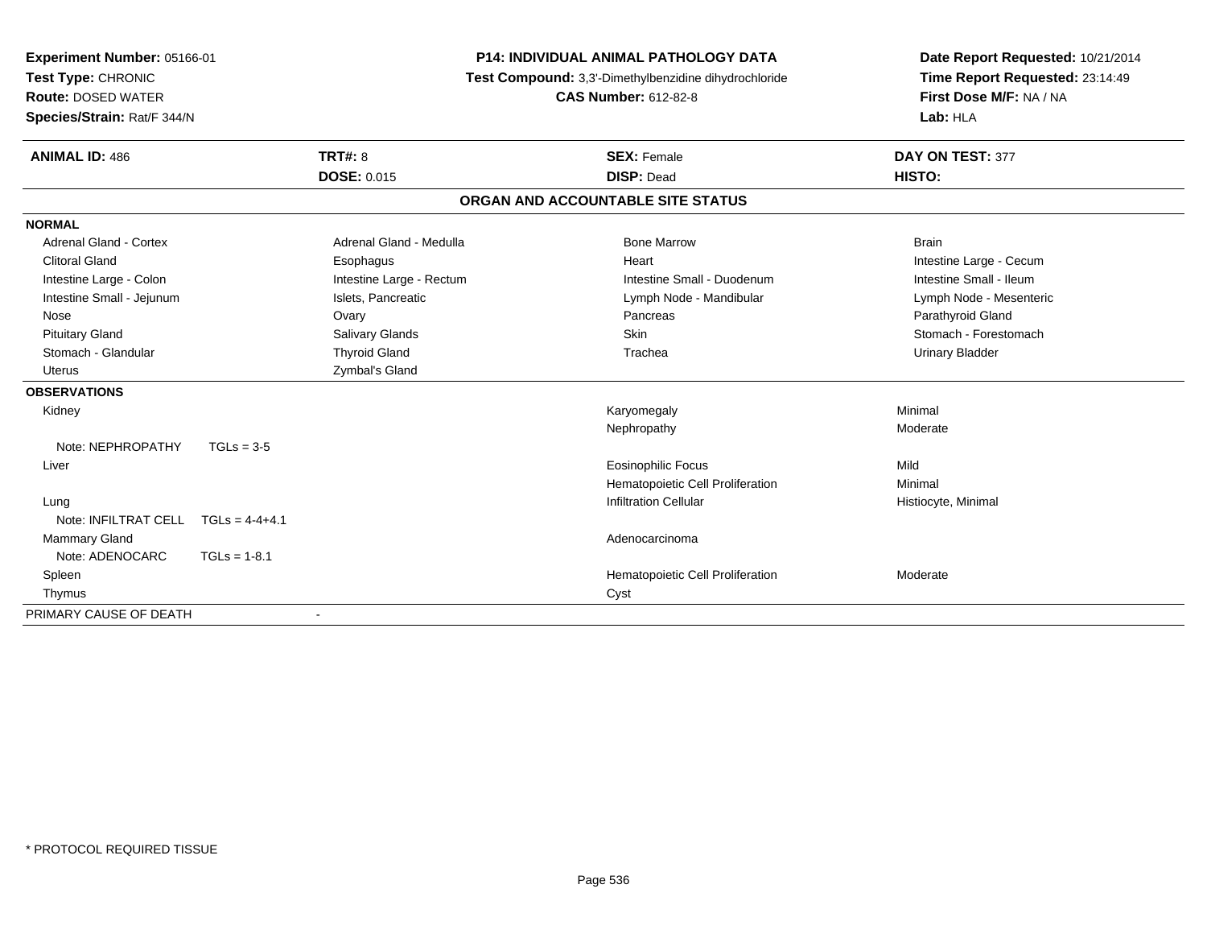**Experiment Number:** 05166-01
**Test Type:** CHRONIC
**Route:** DOSED WATER
**Species/Strain:** Rat/F 344/N

**P14: INDIVIDUAL ANIMAL PATHOLOGY DATA**
**Test Compound:** 3,3'-Dimethylbenzidine dihydrochloride
**CAS Number:** 612-82-8

**Date Report Requested:** 10/21/2014
**Time Report Requested:** 23:14:49
**First Dose M/F:** NA / NA
**Lab:** HLA

| **ANIMAL ID:** 486 | **TRT#:** 8 | **SEX:** Female | **DAY ON TEST:** 377 |
|---|---|---|---|
| | **DOSE:** 0.015 | **DISP:** Dead | **HISTO:** |

## ORGAN AND ACCOUNTABLE SITE STATUS

**NORMAL**

| | | | |
|---|---|---|---|
| Adrenal Gland - Cortex | Adrenal Gland - Medulla | Bone Marrow | Brain |
| Clitoral Gland | Esophagus | Heart | Intestine Large - Cecum |
| Intestine Large - Colon | Intestine Large - Rectum | Intestine Small - Duodenum | Intestine Small - Ileum |
| Intestine Small - Jejunum | Islets, Pancreatic | Lymph Node - Mandibular | Lymph Node - Mesenteric |
| Nose | Ovary | Pancreas | Parathyroid Gland |
| Pituitary Gland | Salivary Glands | Skin | Stomach - Forestomach |
| Stomach - Glandular | Thyroid Gland | Trachea | Urinary Bladder |
| Uterus | Zymbal's Gland | | |

**OBSERVATIONS**

| Organ | Observation | Severity |
|---|---|---|
| Kidney | Karyomegaly | Minimal |
| | Nephropathy | Moderate |
| Note: NEPHROPATHY TGLs = 3-5 | | |
| Liver | Eosinophilic Focus | Mild |
| | Hematopoietic Cell Proliferation | Minimal |
| Lung | Infiltration Cellular | Histiocyte, Minimal |
| Note: INFILTRAT CELL TGLs = 4-4+4.1 | | |
| Mammary Gland | Adenocarcinoma | |
| Note: ADENOCARC TGLs = 1-8.1 | | |
| Spleen | Hematopoietic Cell Proliferation | Moderate |
| Thymus | Cyst | |

PRIMARY CAUSE OF DEATH -

\* PROTOCOL REQUIRED TISSUE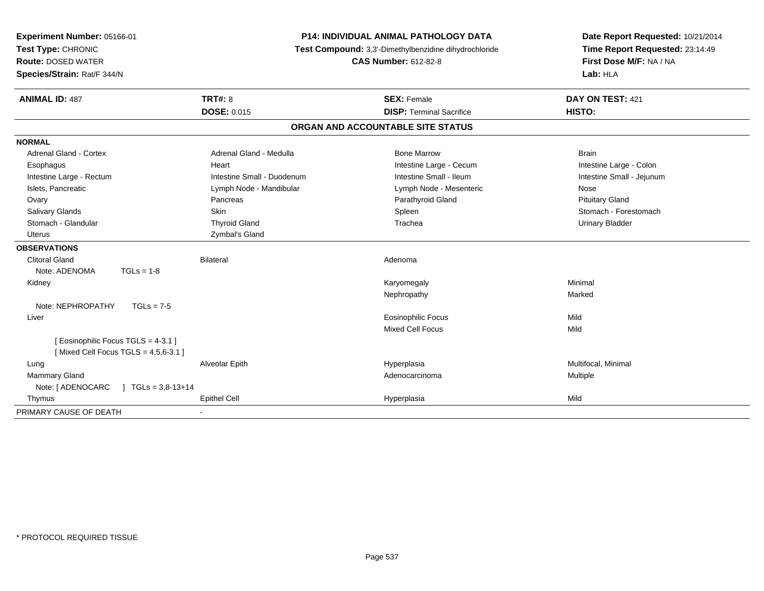**Experiment Number:** 05166-01
**Test Type:** CHRONIC
**Route:** DOSED WATER
**Species/Strain:** Rat/F 344/N

**P14: INDIVIDUAL ANIMAL PATHOLOGY DATA**
**Test Compound:** 3,3'-Dimethylbenzidine dihydrochloride
**CAS Number:** 612-82-8

**Date Report Requested:** 10/21/2014
**Time Report Requested:** 23:14:49
**First Dose M/F:** NA / NA
**Lab:** HLA

| **ANIMAL ID:** 487 | **TRT#:** 8 | **SEX:** Female | **DAY ON TEST:** 421 |
|---|---|---|---|
| | **DOSE:** 0.015 | **DISP:** Terminal Sacrifice | **HISTO:** |

## ORGAN AND ACCOUNTABLE SITE STATUS

**NORMAL**

| | | | |
|---|---|---|---|
| Adrenal Gland - Cortex | Adrenal Gland - Medulla | Bone Marrow | Brain |
| Esophagus | Heart | Intestine Large - Cecum | Intestine Large - Colon |
| Intestine Large - Rectum | Intestine Small - Duodenum | Intestine Small - Ileum | Intestine Small - Jejunum |
| Islets, Pancreatic | Lymph Node - Mandibular | Lymph Node - Mesenteric | Nose |
| Ovary | Pancreas | Parathyroid Gland | Pituitary Gland |
| Salivary Glands | Skin | Spleen | Stomach - Forestomach |
| Stomach - Glandular | Thyroid Gland | Trachea | Urinary Bladder |
| Uterus | Zymbal's Gland | | |

**OBSERVATIONS**

| | | | |
|---|---|---|---|
| Clitoral Gland | Bilateral | Adenoma | |
| Note: ADENOMA TGLs = 1-8 | | | |
| Kidney | | Karyomegaly | Minimal |
| | | Nephropathy | Marked |
| Note: NEPHROPATHY TGLs = 7-5 | | | |
| Liver | | Eosinophilic Focus | Mild |
| | | Mixed Cell Focus | Mild |
| [ Eosinophilic Focus TGLS = 4-3.1 ] | | | |
| [ Mixed Cell Focus TGLS = 4,5,6-3.1 ] | | | |
| Lung | Alveolar Epith | Hyperplasia | Multifocal, Minimal |
| Mammary Gland | | Adenocarcinoma | Multiple |
| Note: [ ADENOCARC ] TGLs = 3,8-13+14 | | | |
| Thymus | Epithel Cell | Hyperplasia | Mild |

PRIMARY CAUSE OF DEATH -

\* PROTOCOL REQUIRED TISSUE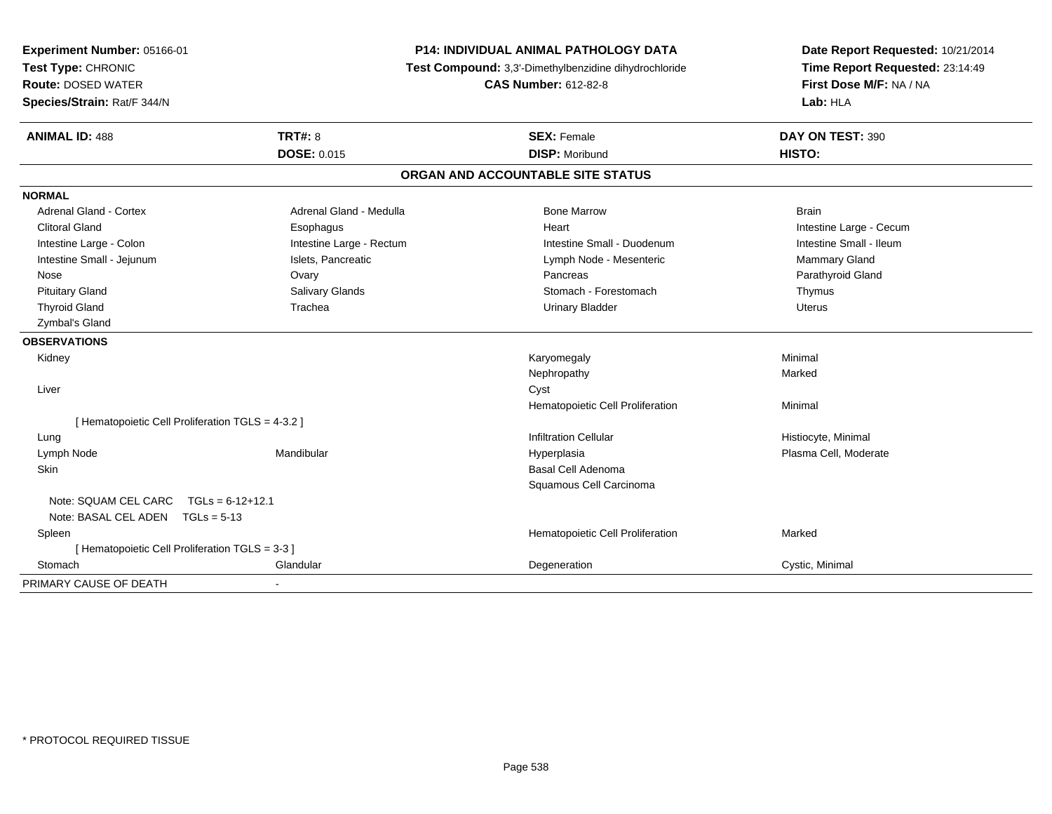**Experiment Number:** 05166-01
**Test Type:** CHRONIC
**Route:** DOSED WATER
**Species/Strain:** Rat/F 344/N

**P14: INDIVIDUAL ANIMAL PATHOLOGY DATA**
**Test Compound:** 3,3'-Dimethylbenzidine dihydrochloride
**CAS Number:** 612-82-8

**Date Report Requested:** 10/21/2014
**Time Report Requested:** 23:14:49
**First Dose M/F:** NA / NA
**Lab:** HLA

| **ANIMAL ID:** 488 | **TRT#:** 8 | **SEX:** Female | **DAY ON TEST:** 390 |
|---|---|---|---|
| | **DOSE:** 0.015 | **DISP:** Moribund | **HISTO:** |

## ORGAN AND ACCOUNTABLE SITE STATUS

| | | | |
|---|---|---|---|
| **NORMAL** | | | |
| Adrenal Gland - Cortex | Adrenal Gland - Medulla | Bone Marrow | Brain |
| Clitoral Gland | Esophagus | Heart | Intestine Large - Cecum |
| Intestine Large - Colon | Intestine Large - Rectum | Intestine Small - Duodenum | Intestine Small - Ileum |
| Intestine Small - Jejunum | Islets, Pancreatic | Lymph Node - Mesenteric | Mammary Gland |
| Nose | Ovary | Pancreas | Parathyroid Gland |
| Pituitary Gland | Salivary Glands | Stomach - Forestomach | Thymus |
| Thyroid Gland | Trachea | Urinary Bladder | Uterus |
| Zymbal's Gland | | | |
| **OBSERVATIONS** | | | |
| Kidney | | Karyomegaly | Minimal |
| | | Nephropathy | Marked |
| Liver | | Cyst | |
| | | Hematopoietic Cell Proliferation | Minimal |
| [ Hematopoietic Cell Proliferation TGLS = 4-3.2 ] | | | |
| Lung | | Infiltration Cellular | Histiocyte, Minimal |
| Lymph Node | Mandibular | Hyperplasia | Plasma Cell, Moderate |
| Skin | | Basal Cell Adenoma | |
| | | Squamous Cell Carcinoma | |
| Note: SQUAM CEL CARC TGLs = 6-12+12.1 | | | |
| Note: BASAL CEL ADEN TGLs = 5-13 | | | |
| Spleen | | Hematopoietic Cell Proliferation | Marked |
| [ Hematopoietic Cell Proliferation TGLS = 3-3 ] | | | |
| Stomach | Glandular | Degeneration | Cystic, Minimal |
| PRIMARY CAUSE OF DEATH | - | | |

* PROTOCOL REQUIRED TISSUE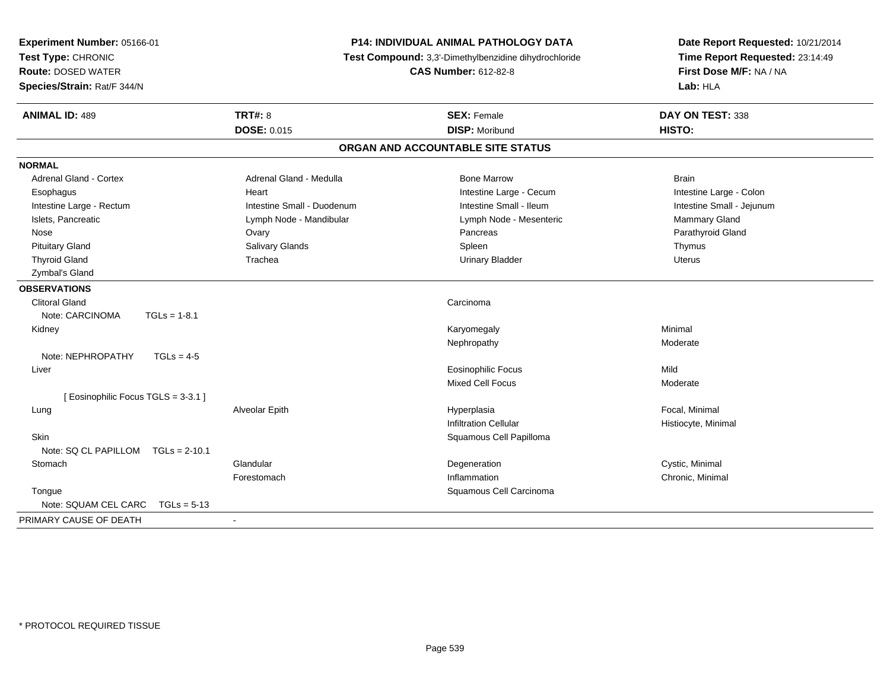**Experiment Number:** 05166-01
**Test Type:** CHRONIC
**Route:** DOSED WATER
**Species/Strain:** Rat/F 344/N

**P14: INDIVIDUAL ANIMAL PATHOLOGY DATA**
**Test Compound:** 3,3'-Dimethylbenzidine dihydrochloride
**CAS Number:** 612-82-8

**Date Report Requested:** 10/21/2014
**Time Report Requested:** 23:14:49
**First Dose M/F:** NA / NA
**Lab:** HLA

| **ANIMAL ID:** 489 | **TRT#:** 8 | **SEX:** Female | **DAY ON TEST:** 338 |
|---|---|---|---|
| | **DOSE:** 0.015 | **DISP:** Moribund | **HISTO:** |

## ORGAN AND ACCOUNTABLE SITE STATUS

**NORMAL**

| | | | |
|---|---|---|---|
| Adrenal Gland - Cortex | Adrenal Gland - Medulla | Bone Marrow | Brain |
| Esophagus | Heart | Intestine Large - Cecum | Intestine Large - Colon |
| Intestine Large - Rectum | Intestine Small - Duodenum | Intestine Small - Ileum | Intestine Small - Jejunum |
| Islets, Pancreatic | Lymph Node - Mandibular | Lymph Node - Mesenteric | Mammary Gland |
| Nose | Ovary | Pancreas | Parathyroid Gland |
| Pituitary Gland | Salivary Glands | Spleen | Thymus |
| Thyroid Gland | Trachea | Urinary Bladder | Uterus |
| Zymbal's Gland | | | |

**OBSERVATIONS**

| | | | |
|---|---|---|---|
| Clitoral Gland | | Carcinoma | |
| Note: CARCINOMA TGLs = 1-8.1 | | | |
| Kidney | | Karyomegaly | Minimal |
| | | Nephropathy | Moderate |
| Note: NEPHROPATHY TGLs = 4-5 | | | |
| Liver | | Eosinophilic Focus | Mild |
| | | Mixed Cell Focus | Moderate |
| [ Eosinophilic Focus TGLS = 3-3.1 ] | | | |
| Lung | Alveolar Epith | Hyperplasia | Focal, Minimal |
| | | Infiltration Cellular | Histiocyte, Minimal |
| Skin | | Squamous Cell Papilloma | |
| Note: SQ CL PAPILLOM TGLs = 2-10.1 | | | |
| Stomach | Glandular | Degeneration | Cystic, Minimal |
| | Forestomach | Inflammation | Chronic, Minimal |
| Tongue | | Squamous Cell Carcinoma | |
| Note: SQUAM CEL CARC TGLs = 5-13 | | | |

| | |
|---|---|
| PRIMARY CAUSE OF DEATH | - |

* PROTOCOL REQUIRED TISSUE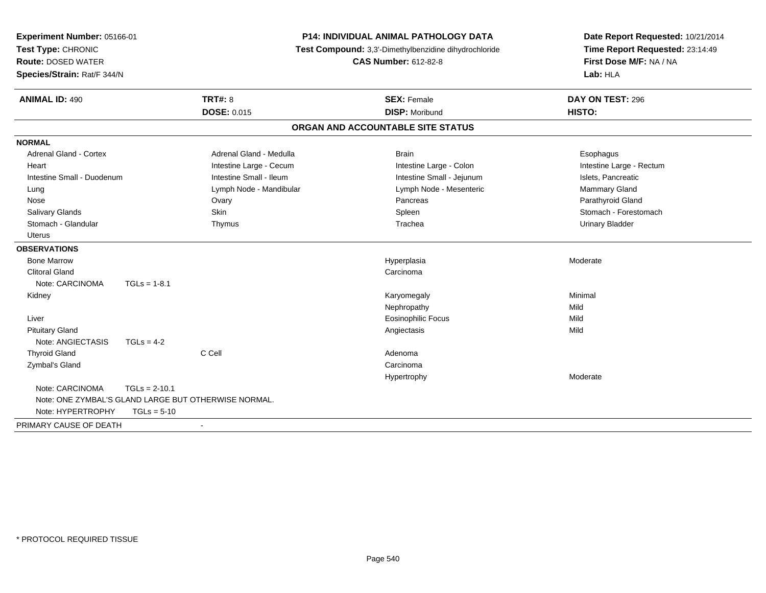**Experiment Number:** 05166-01
**Test Type:** CHRONIC
**Route:** DOSED WATER
**Species/Strain:** Rat/F 344/N

**P14: INDIVIDUAL ANIMAL PATHOLOGY DATA**
**Test Compound:** 3,3'-Dimethylbenzidine dihydrochloride
**CAS Number:** 612-82-8

**Date Report Requested:** 10/21/2014
**Time Report Requested:** 23:14:49
**First Dose M/F:** NA / NA
**Lab:** HLA

| **ANIMAL ID:** 490 | **TRT#:** 8 | **SEX:** Female | **DAY ON TEST:** 296 |
|---|---|---|---|
| | **DOSE:** 0.015 | **DISP:** Moribund | **HISTO:** |

## ORGAN AND ACCOUNTABLE SITE STATUS

**NORMAL**

| | | | |
|---|---|---|---|
| Adrenal Gland - Cortex | Adrenal Gland - Medulla | Brain | Esophagus |
| Heart | Intestine Large - Cecum | Intestine Large - Colon | Intestine Large - Rectum |
| Intestine Small - Duodenum | Intestine Small - Ileum | Intestine Small - Jejunum | Islets, Pancreatic |
| Lung | Lymph Node - Mandibular | Lymph Node - Mesenteric | Mammary Gland |
| Nose | Ovary | Pancreas | Parathyroid Gland |
| Salivary Glands | Skin | Spleen | Stomach - Forestomach |
| Stomach - Glandular | Thymus | Trachea | Urinary Bladder |
| Uterus | | | |

**OBSERVATIONS**

| Organ | Site | Observation | Severity |
|---|---|---|---|
| Bone Marrow | | Hyperplasia | Moderate |
| Clitoral Gland | | Carcinoma | |
| Note: CARCINOMA TGLs = 1-8.1 | | | |
| Kidney | | Karyomegaly | Minimal |
| | | Nephropathy | Mild |
| Liver | | Eosinophilic Focus | Mild |
| Pituitary Gland | | Angiectasis | Mild |
| Note: ANGIECTASIS TGLs = 4-2 | | | |
| Thyroid Gland | C Cell | Adenoma | |
| Zymbal's Gland | | Carcinoma | |
| | | Hypertrophy | Moderate |
| Note: CARCINOMA TGLs = 2-10.1 | | | |
| Note: ONE ZYMBAL'S GLAND LARGE BUT OTHERWISE NORMAL. | | | |
| Note: HYPERTROPHY TGLs = 5-10 | | | |

PRIMARY CAUSE OF DEATH -

* PROTOCOL REQUIRED TISSUE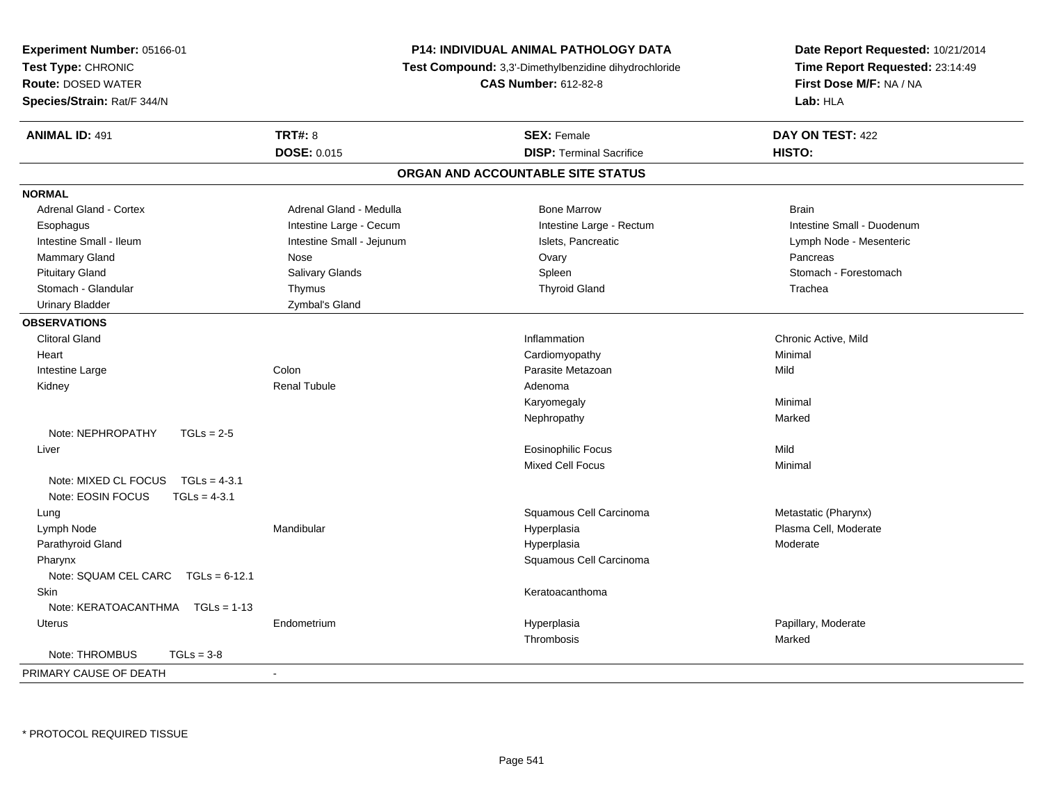**Experiment Number:** 05166-01
**Test Type:** CHRONIC
**Route:** DOSED WATER
**Species/Strain:** Rat/F 344/N

**P14: INDIVIDUAL ANIMAL PATHOLOGY DATA**
**Test Compound:** 3,3'-Dimethylbenzidine dihydrochloride
**CAS Number:** 612-82-8

**Date Report Requested:** 10/21/2014
**Time Report Requested:** 23:14:49
**First Dose M/F:** NA / NA
**Lab:** HLA

| **ANIMAL ID:** 491 | **TRT#:** 8 | **SEX:** Female | **DAY ON TEST:** 422 |
|---|---|---|---|
| | **DOSE:** 0.015 | **DISP:** Terminal Sacrifice | **HISTO:** |

## ORGAN AND ACCOUNTABLE SITE STATUS

**NORMAL**

| | | | |
|---|---|---|---|
| Adrenal Gland - Cortex | Adrenal Gland - Medulla | Bone Marrow | Brain |
| Esophagus | Intestine Large - Cecum | Intestine Large - Rectum | Intestine Small - Duodenum |
| Intestine Small - Ileum | Intestine Small - Jejunum | Islets, Pancreatic | Lymph Node - Mesenteric |
| Mammary Gland | Nose | Ovary | Pancreas |
| Pituitary Gland | Salivary Glands | Spleen | Stomach - Forestomach |
| Stomach - Glandular | Thymus | Thyroid Gland | Trachea |
| Urinary Bladder | Zymbal's Gland | | |

**OBSERVATIONS**

| | | | |
|---|---|---|---|
| Clitoral Gland | | Inflammation | Chronic Active, Mild |
| Heart | | Cardiomyopathy | Minimal |
| Intestine Large | Colon | Parasite Metazoan | Mild |
| Kidney | Renal Tubule | Adenoma | |
| | | Karyomegaly | Minimal |
| | | Nephropathy | Marked |
| Note: NEPHROPATHY TGLs = 2-5 | | | |
| Liver | | Eosinophilic Focus | Mild |
| | | Mixed Cell Focus | Minimal |
| Note: MIXED CL FOCUS TGLs = 4-3.1 | | | |
| Note: EOSIN FOCUS TGLs = 4-3.1 | | | |
| Lung | | Squamous Cell Carcinoma | Metastatic (Pharynx) |
| Lymph Node | Mandibular | Hyperplasia | Plasma Cell, Moderate |
| Parathyroid Gland | | Hyperplasia | Moderate |
| Pharynx | | Squamous Cell Carcinoma | |
| Note: SQUAM CEL CARC TGLs = 6-12.1 | | | |
| Skin | | Keratoacanthoma | |
| Note: KERATOACANTHMA TGLs = 1-13 | | | |
| Uterus | Endometrium | Hyperplasia | Papillary, Moderate |
| | | Thrombosis | Marked |
| Note: THROMBUS TGLs = 3-8 | | | |

PRIMARY CAUSE OF DEATH -

* PROTOCOL REQUIRED TISSUE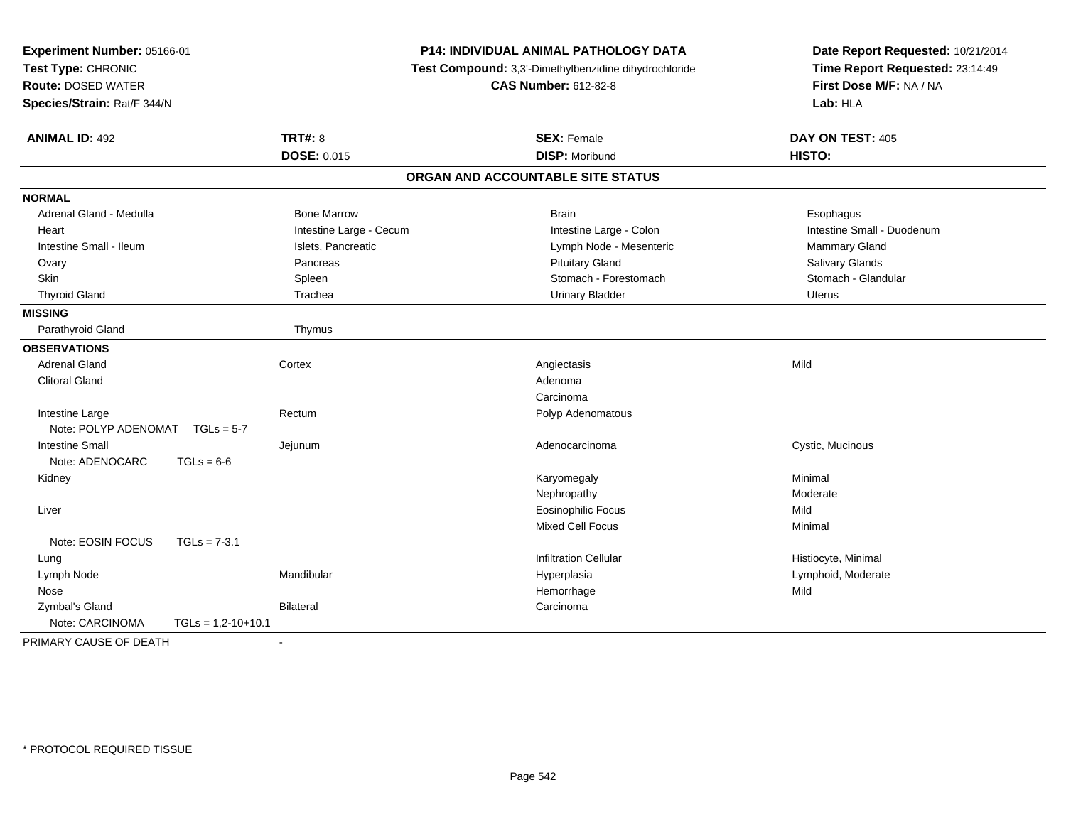**Experiment Number:** 05166-01
**Test Type:** CHRONIC
**Route:** DOSED WATER
**Species/Strain:** Rat/F 344/N

**P14: INDIVIDUAL ANIMAL PATHOLOGY DATA**
**Test Compound:** 3,3'-Dimethylbenzidine dihydrochloride
**CAS Number:** 612-82-8

**Date Report Requested:** 10/21/2014
**Time Report Requested:** 23:14:49
**First Dose M/F:** NA / NA
**Lab:** HLA

| **ANIMAL ID:** 492 | **TRT#:** 8 | **SEX:** Female | **DAY ON TEST:** 405 |
|---|---|---|---|
| | **DOSE:** 0.015 | **DISP:** Moribund | **HISTO:** |

## ORGAN AND ACCOUNTABLE SITE STATUS

| | | | |
|---|---|---|---|
| **NORMAL** | | | |
| Adrenal Gland - Medulla | Bone Marrow | Brain | Esophagus |
| Heart | Intestine Large - Cecum | Intestine Large - Colon | Intestine Small - Duodenum |
| Intestine Small - Ileum | Islets, Pancreatic | Lymph Node - Mesenteric | Mammary Gland |
| Ovary | Pancreas | Pituitary Gland | Salivary Glands |
| Skin | Spleen | Stomach - Forestomach | Stomach - Glandular |
| Thyroid Gland | Trachea | Urinary Bladder | Uterus |
| **MISSING** | | | |
| Parathyroid Gland | Thymus | | |
| **OBSERVATIONS** | | | |
| Adrenal Gland | Cortex | Angiectasis | Mild |
| Clitoral Gland | | Adenoma | |
| | | Carcinoma | |
| Intestine Large | Rectum | Polyp Adenomatous | |
| Note: POLYP ADENOMAT TGLs = 5-7 | | | |
| Intestine Small | Jejunum | Adenocarcinoma | Cystic, Mucinous |
| Note: ADENOCARC TGLs = 6-6 | | | |
| Kidney | | Karyomegaly | Minimal |
| | | Nephropathy | Moderate |
| Liver | | Eosinophilic Focus | Mild |
| | | Mixed Cell Focus | Minimal |
| Note: EOSIN FOCUS TGLs = 7-3.1 | | | |
| Lung | | Infiltration Cellular | Histiocyte, Minimal |
| Lymph Node | Mandibular | Hyperplasia | Lymphoid, Moderate |
| Nose | | Hemorrhage | Mild |
| Zymbal's Gland | Bilateral | Carcinoma | |
| Note: CARCINOMA TGLs = 1,2-10+10.1 | | | |
| PRIMARY CAUSE OF DEATH | - | | |

* PROTOCOL REQUIRED TISSUE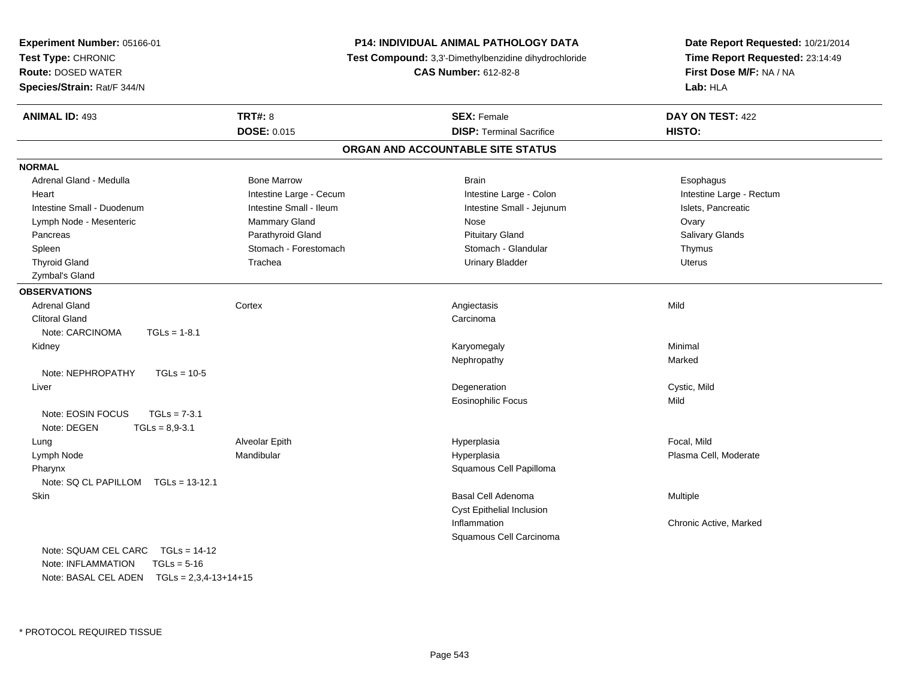**Experiment Number:** 05166-01
**Test Type:** CHRONIC
**Route:** DOSED WATER
**Species/Strain:** Rat/F 344/N

**P14: INDIVIDUAL ANIMAL PATHOLOGY DATA**
**Test Compound:** 3,3'-Dimethylbenzidine dihydrochloride
**CAS Number:** 612-82-8

**Date Report Requested:** 10/21/2014
**Time Report Requested:** 23:14:49
**First Dose M/F:** NA / NA
**Lab:** HLA

| **ANIMAL ID:** 493 | **TRT#:** 8 | **SEX:** Female | **DAY ON TEST:** 422 |
|---|---|---|---|
| | **DOSE:** 0.015 | **DISP:** Terminal Sacrifice | **HISTO:** |

## ORGAN AND ACCOUNTABLE SITE STATUS

### NORMAL

| | | | |
|---|---|---|---|
| Adrenal Gland - Medulla | Bone Marrow | Brain | Esophagus |
| Heart | Intestine Large - Cecum | Intestine Large - Colon | Intestine Large - Rectum |
| Intestine Small - Duodenum | Intestine Small - Ileum | Intestine Small - Jejunum | Islets, Pancreatic |
| Lymph Node - Mesenteric | Mammary Gland | Nose | Ovary |
| Pancreas | Parathyroid Gland | Pituitary Gland | Salivary Glands |
| Spleen | Stomach - Forestomach | Stomach - Glandular | Thymus |
| Thyroid Gland | Trachea | Urinary Bladder | Uterus |
| Zymbal's Gland | | | |

### OBSERVATIONS

| | | | |
|---|---|---|---|
| Adrenal Gland | Cortex | Angiectasis | Mild |
| Clitoral Gland | | Carcinoma | |
| Note: CARCINOMA TGLs = 1-8.1 | | | |
| Kidney | | Karyomegaly | Minimal |
| | | Nephropathy | Marked |
| Note: NEPHROPATHY TGLs = 10-5 | | | |
| Liver | | Degeneration | Cystic, Mild |
| | | Eosinophilic Focus | Mild |
| Note: EOSIN FOCUS TGLs = 7-3.1 | | | |
| Note: DEGEN TGLs = 8,9-3.1 | | | |
| Lung | Alveolar Epith | Hyperplasia | Focal, Mild |
| Lymph Node | Mandibular | Hyperplasia | Plasma Cell, Moderate |
| Pharynx | | Squamous Cell Papilloma | |
| Note: SQ CL PAPILLOM TGLs = 13-12.1 | | | |
| Skin | | Basal Cell Adenoma | Multiple |
| | | Cyst Epithelial Inclusion | |
| | | Inflammation | Chronic Active, Marked |
| | | Squamous Cell Carcinoma | |
| Note: SQUAM CEL CARC TGLs = 14-12 | | | |
| Note: INFLAMMATION TGLs = 5-16 | | | |
| Note: BASAL CEL ADEN TGLs = 2,3,4-13+14+15 | | | |

* PROTOCOL REQUIRED TISSUE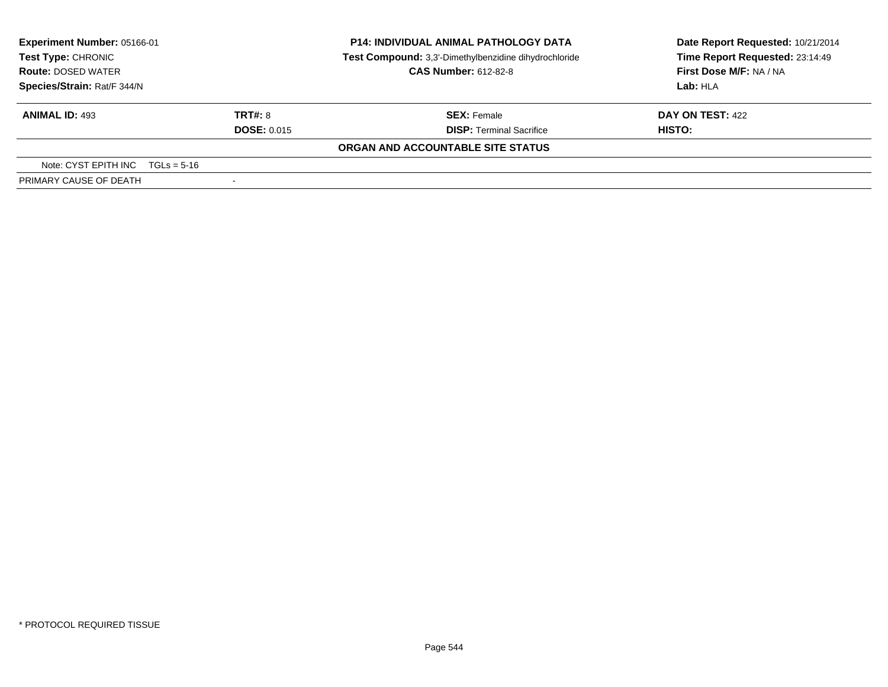**Experiment Number:** 05166-01
**Test Type:** CHRONIC
**Route:** DOSED WATER
**Species/Strain:** Rat/F 344/N

**P14: INDIVIDUAL ANIMAL PATHOLOGY DATA**
**Test Compound:** 3,3'-Dimethylbenzidine dihydrochloride
**CAS Number:** 612-82-8

**Date Report Requested:** 10/21/2014
**Time Report Requested:** 23:14:49
**First Dose M/F:** NA / NA
**Lab:** HLA

| **ANIMAL ID:** 493 | **TRT#:** 8 | **SEX:** Female | **DAY ON TEST:** 422 |
|---|---|---|---|
| | **DOSE:** 0.015 | **DISP:** Terminal Sacrifice | **HISTO:** |

**ORGAN AND ACCOUNTABLE SITE STATUS**

| | |
|---|---|
| Note: CYST EPITH INC TGLs = 5-16 | |
| PRIMARY CAUSE OF DEATH | - |

\* PROTOCOL REQUIRED TISSUE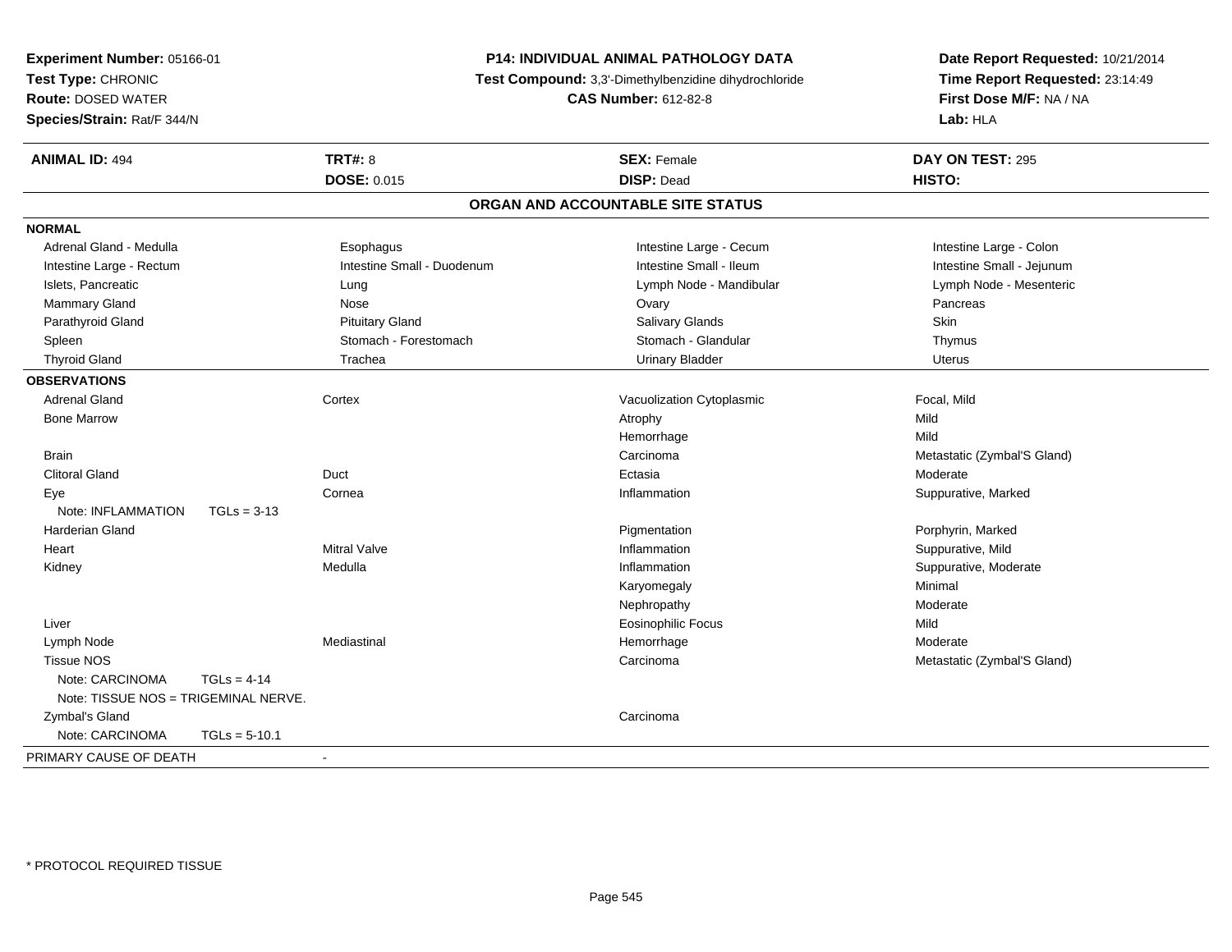**Experiment Number:** 05166-01
**Test Type:** CHRONIC
**Route:** DOSED WATER
**Species/Strain:** Rat/F 344/N

**P14: INDIVIDUAL ANIMAL PATHOLOGY DATA**
**Test Compound:** 3,3'-Dimethylbenzidine dihydrochloride
**CAS Number:** 612-82-8

**Date Report Requested:** 10/21/2014
**Time Report Requested:** 23:14:49
**First Dose M/F:** NA / NA
**Lab:** HLA

| **ANIMAL ID:** 494 | **TRT#:** 8 | **SEX:** Female | **DAY ON TEST:** 295 |
|---|---|---|---|
| | **DOSE:** 0.015 | **DISP:** Dead | **HISTO:** |

## ORGAN AND ACCOUNTABLE SITE STATUS

**NORMAL**

| | | | |
|---|---|---|---|
| Adrenal Gland - Medulla | Esophagus | Intestine Large - Cecum | Intestine Large - Colon |
| Intestine Large - Rectum | Intestine Small - Duodenum | Intestine Small - Ileum | Intestine Small - Jejunum |
| Islets, Pancreatic | Lung | Lymph Node - Mandibular | Lymph Node - Mesenteric |
| Mammary Gland | Nose | Ovary | Pancreas |
| Parathyroid Gland | Pituitary Gland | Salivary Glands | Skin |
| Spleen | Stomach - Forestomach | Stomach - Glandular | Thymus |
| Thyroid Gland | Trachea | Urinary Bladder | Uterus |

**OBSERVATIONS**

| | | | |
|---|---|---|---|
| Adrenal Gland | Cortex | Vacuolization Cytoplasmic | Focal, Mild |
| Bone Marrow | | Atrophy | Mild |
| | | Hemorrhage | Mild |
| Brain | | Carcinoma | Metastatic (Zymbal'S Gland) |
| Clitoral Gland | Duct | Ectasia | Moderate |
| Eye | Cornea | Inflammation | Suppurative, Marked |
| Note: INFLAMMATION TGLs = 3-13 | | | |
| Harderian Gland | | Pigmentation | Porphyrin, Marked |
| Heart | Mitral Valve | Inflammation | Suppurative, Mild |
| Kidney | Medulla | Inflammation | Suppurative, Moderate |
| | | Karyomegaly | Minimal |
| | | Nephropathy | Moderate |
| Liver | | Eosinophilic Focus | Mild |
| Lymph Node | Mediastinal | Hemorrhage | Moderate |
| Tissue NOS | | Carcinoma | Metastatic (Zymbal'S Gland) |
| Note: CARCINOMA TGLs = 4-14 | | | |
| Note: TISSUE NOS = TRIGEMINAL NERVE. | | | |
| Zymbal's Gland | | Carcinoma | |
| Note: CARCINOMA TGLs = 5-10.1 | | | |

PRIMARY CAUSE OF DEATH -

* PROTOCOL REQUIRED TISSUE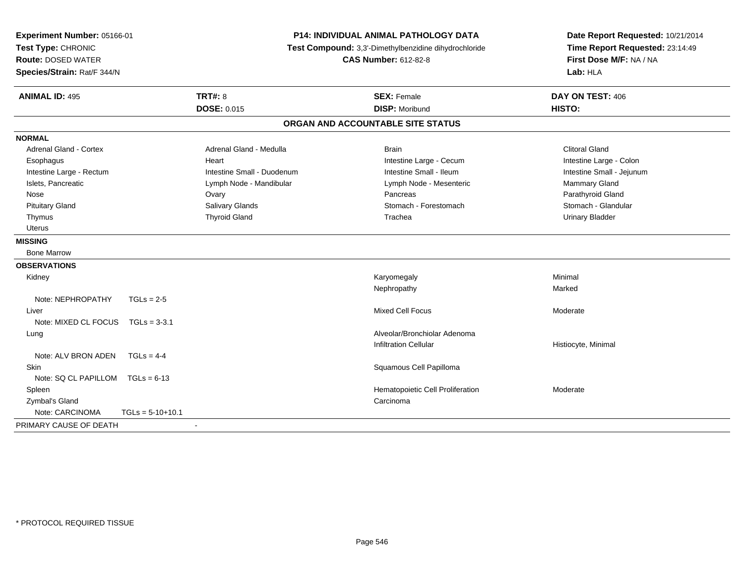**Experiment Number:** 05166-01
**Test Type:** CHRONIC
**Route:** DOSED WATER
**Species/Strain:** Rat/F 344/N

**P14: INDIVIDUAL ANIMAL PATHOLOGY DATA**
**Test Compound:** 3,3'-Dimethylbenzidine dihydrochloride
**CAS Number:** 612-82-8

**Date Report Requested:** 10/21/2014
**Time Report Requested:** 23:14:49
**First Dose M/F:** NA / NA
**Lab:** HLA

| **ANIMAL ID:** 495 | **TRT#:** 8 | **SEX:** Female | **DAY ON TEST:** 406 |
|---|---|---|---|
| | **DOSE:** 0.015 | **DISP:** Moribund | **HISTO:** |

## ORGAN AND ACCOUNTABLE SITE STATUS

**NORMAL**

| | | | |
|---|---|---|---|
| Adrenal Gland - Cortex | Adrenal Gland - Medulla | Brain | Clitoral Gland |
| Esophagus | Heart | Intestine Large - Cecum | Intestine Large - Colon |
| Intestine Large - Rectum | Intestine Small - Duodenum | Intestine Small - Ileum | Intestine Small - Jejunum |
| Islets, Pancreatic | Lymph Node - Mandibular | Lymph Node - Mesenteric | Mammary Gland |
| Nose | Ovary | Pancreas | Parathyroid Gland |
| Pituitary Gland | Salivary Glands | Stomach - Forestomach | Stomach - Glandular |
| Thymus | Thyroid Gland | Trachea | Urinary Bladder |
| Uterus | | | |

**MISSING**

Bone Marrow

**OBSERVATIONS**

| Organ | | Observation | Severity |
|---|---|---|---|
| Kidney | | Karyomegaly | Minimal |
| | | Nephropathy | Marked |
| Note: NEPHROPATHY | TGLs = 2-5 | | |
| Liver | | Mixed Cell Focus | Moderate |
| Note: MIXED CL FOCUS | TGLs = 3-3.1 | | |
| Lung | | Alveolar/Bronchiolar Adenoma | |
| | | Infiltration Cellular | Histiocyte, Minimal |
| Note: ALV BRON ADEN | TGLs = 4-4 | | |
| Skin | | Squamous Cell Papilloma | |
| Note: SQ CL PAPILLOM | TGLs = 6-13 | | |
| Spleen | | Hematopoietic Cell Proliferation | Moderate |
| Zymbal's Gland | | Carcinoma | |
| Note: CARCINOMA | TGLs = 5-10+10.1 | | |

PRIMARY CAUSE OF DEATH -

* PROTOCOL REQUIRED TISSUE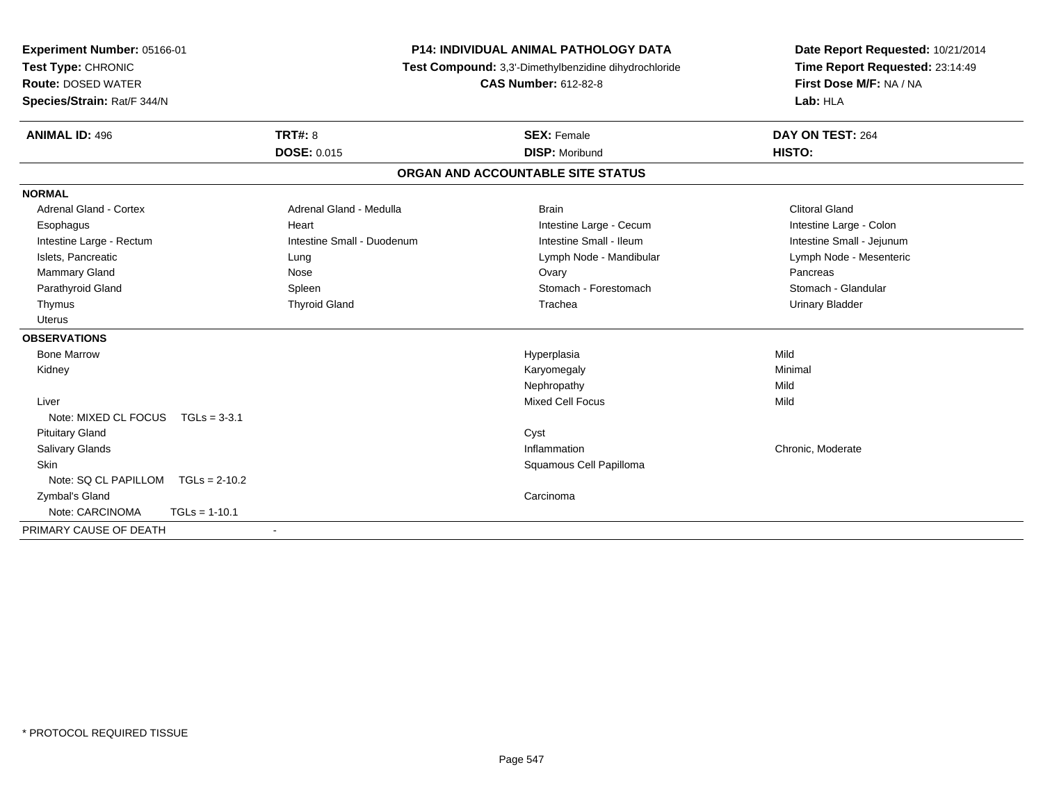**Experiment Number:** 05166-01
**Test Type:** CHRONIC
**Route:** DOSED WATER
**Species/Strain:** Rat/F 344/N

**P14: INDIVIDUAL ANIMAL PATHOLOGY DATA**
**Test Compound:** 3,3'-Dimethylbenzidine dihydrochloride
**CAS Number:** 612-82-8

**Date Report Requested:** 10/21/2014
**Time Report Requested:** 23:14:49
**First Dose M/F:** NA / NA
**Lab:** HLA

| **ANIMAL ID:** 496 | **TRT#:** 8 | **SEX:** Female | **DAY ON TEST:** 264 |
|---|---|---|---|
| | **DOSE:** 0.015 | **DISP:** Moribund | **HISTO:** |

## ORGAN AND ACCOUNTABLE SITE STATUS

**NORMAL**

| | | | |
|---|---|---|---|
| Adrenal Gland - Cortex | Adrenal Gland - Medulla | Brain | Clitoral Gland |
| Esophagus | Heart | Intestine Large - Cecum | Intestine Large - Colon |
| Intestine Large - Rectum | Intestine Small - Duodenum | Intestine Small - Ileum | Intestine Small - Jejunum |
| Islets, Pancreatic | Lung | Lymph Node - Mandibular | Lymph Node - Mesenteric |
| Mammary Gland | Nose | Ovary | Pancreas |
| Parathyroid Gland | Spleen | Stomach - Forestomach | Stomach - Glandular |
| Thymus | Thyroid Gland | Trachea | Urinary Bladder |
| Uterus | | | |

**OBSERVATIONS**

| Organ | Observation | Severity |
|---|---|---|
| Bone Marrow | Hyperplasia | Mild |
| Kidney | Karyomegaly | Minimal |
| | Nephropathy | Mild |
| Liver | Mixed Cell Focus | Mild |
| Note: MIXED CL FOCUS TGLs = 3-3.1 | | |
| Pituitary Gland | Cyst | |
| Salivary Glands | Inflammation | Chronic, Moderate |
| Skin | Squamous Cell Papilloma | |
| Note: SQ CL PAPILLOM TGLs = 2-10.2 | | |
| Zymbal's Gland | Carcinoma | |
| Note: CARCINOMA TGLs = 1-10.1 | | |

PRIMARY CAUSE OF DEATH -

\* PROTOCOL REQUIRED TISSUE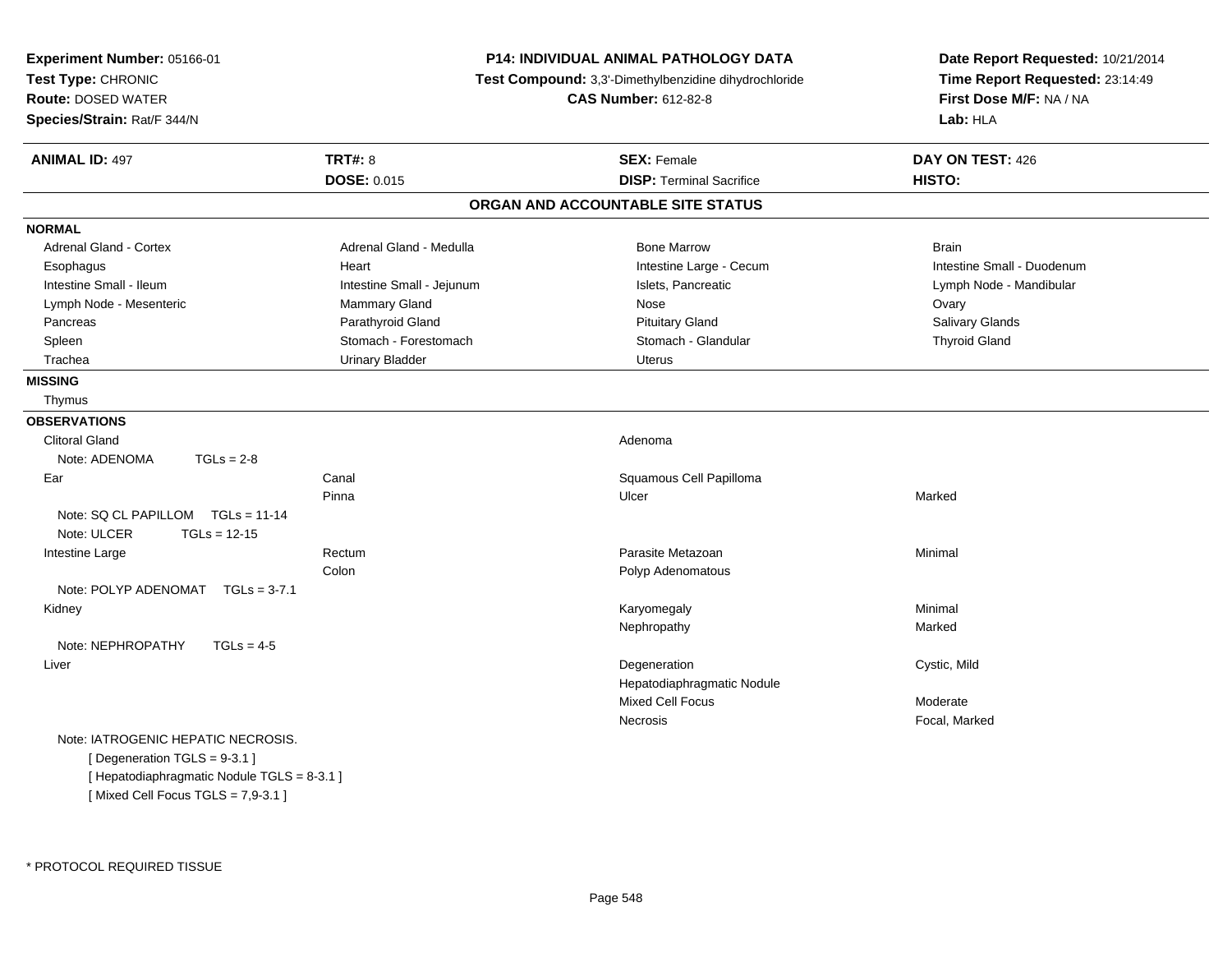**Experiment Number:** 05166-01
**Test Type:** CHRONIC
**Route:** DOSED WATER
**Species/Strain:** Rat/F 344/N

**P14: INDIVIDUAL ANIMAL PATHOLOGY DATA**
**Test Compound:** 3,3'-Dimethylbenzidine dihydrochloride
**CAS Number:** 612-82-8

**Date Report Requested:** 10/21/2014
**Time Report Requested:** 23:14:49
**First Dose M/F:** NA / NA
**Lab:** HLA

| **ANIMAL ID:** 497 | **TRT#:** 8 | **SEX:** Female | **DAY ON TEST:** 426 |
|---|---|---|---|
| | **DOSE:** 0.015 | **DISP:** Terminal Sacrifice | **HISTO:** |

## ORGAN AND ACCOUNTABLE SITE STATUS

**NORMAL**

| | | | |
|---|---|---|---|
| Adrenal Gland - Cortex | Adrenal Gland - Medulla | Bone Marrow | Brain |
| Esophagus | Heart | Intestine Large - Cecum | Intestine Small - Duodenum |
| Intestine Small - Ileum | Intestine Small - Jejunum | Islets, Pancreatic | Lymph Node - Mandibular |
| Lymph Node - Mesenteric | Mammary Gland | Nose | Ovary |
| Pancreas | Parathyroid Gland | Pituitary Gland | Salivary Glands |
| Spleen | Stomach - Forestomach | Stomach - Glandular | Thyroid Gland |
| Trachea | Urinary Bladder | Uterus | |

**MISSING**

Thymus

**OBSERVATIONS**

| | | | |
|---|---|---|---|
| Clitoral Gland | | Adenoma | |
| Note: ADENOMA TGLs = 2-8 | | | |
| Ear | Canal | Squamous Cell Papilloma | |
| | Pinna | Ulcer | Marked |
| Note: SQ CL PAPILLOM TGLs = 11-14 | | | |
| Note: ULCER TGLs = 12-15 | | | |
| Intestine Large | Rectum | Parasite Metazoan | Minimal |
| | Colon | Polyp Adenomatous | |
| Note: POLYP ADENOMAT TGLs = 3-7.1 | | | |
| Kidney | | Karyomegaly | Minimal |
| | | Nephropathy | Marked |
| Note: NEPHROPATHY TGLs = 4-5 | | | |
| Liver | | Degeneration | Cystic, Mild |
| | | Hepatodiaphragmatic Nodule | |
| | | Mixed Cell Focus | Moderate |
| | | Necrosis | Focal, Marked |

Note: IATROGENIC HEPATIC NECROSIS.
[ Degeneration TGLS = 9-3.1 ]
[ Hepatodiaphragmatic Nodule TGLS = 8-3.1 ]
[ Mixed Cell Focus TGLS = 7,9-3.1 ]

* PROTOCOL REQUIRED TISSUE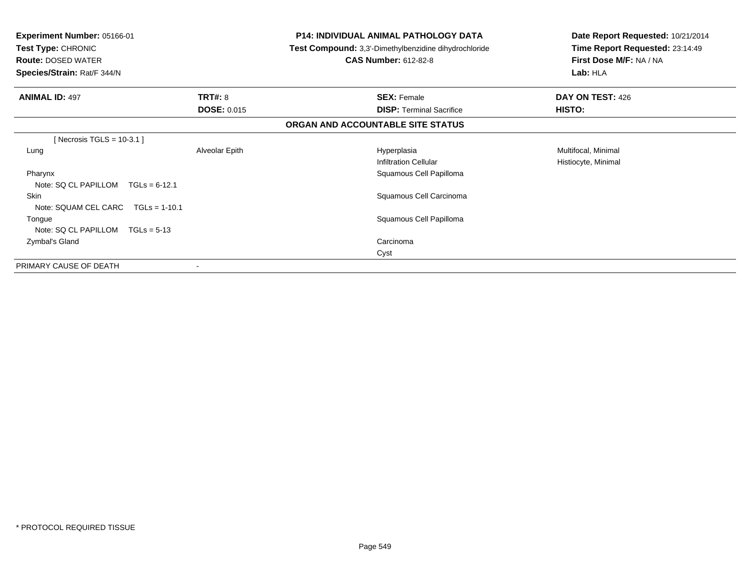**Experiment Number:** 05166-01
**Test Type:** CHRONIC
**Route:** DOSED WATER
**Species/Strain:** Rat/F 344/N

**P14: INDIVIDUAL ANIMAL PATHOLOGY DATA**
**Test Compound:** 3,3'-Dimethylbenzidine dihydrochloride
**CAS Number:** 612-82-8

**Date Report Requested:** 10/21/2014
**Time Report Requested:** 23:14:49
**First Dose M/F:** NA / NA
**Lab:** HLA

| **ANIMAL ID:** 497 | **TRT#:** 8 | **SEX:** Female | **DAY ON TEST:** 426 |
|---|---|---|---|
| | **DOSE:** 0.015 | **DISP:** Terminal Sacrifice | **HISTO:** |

**ORGAN AND ACCOUNTABLE SITE STATUS**

| | | | |
|---|---|---|---|
| [ Necrosis TGLS = 10-3.1 ] | | | |
| Lung | Alveolar Epith | Hyperplasia | Multifocal, Minimal |
| | | Infiltration Cellular | Histiocyte, Minimal |
| Pharynx | | Squamous Cell Papilloma | |
| Note: SQ CL PAPILLOM TGLs = 6-12.1 | | | |
| Skin | | Squamous Cell Carcinoma | |
| Note: SQUAM CEL CARC TGLs = 1-10.1 | | | |
| Tongue | | Squamous Cell Papilloma | |
| Note: SQ CL PAPILLOM TGLs = 5-13 | | | |
| Zymbal's Gland | | Carcinoma | |
| | | Cyst | |
| PRIMARY CAUSE OF DEATH | - | | |

* PROTOCOL REQUIRED TISSUE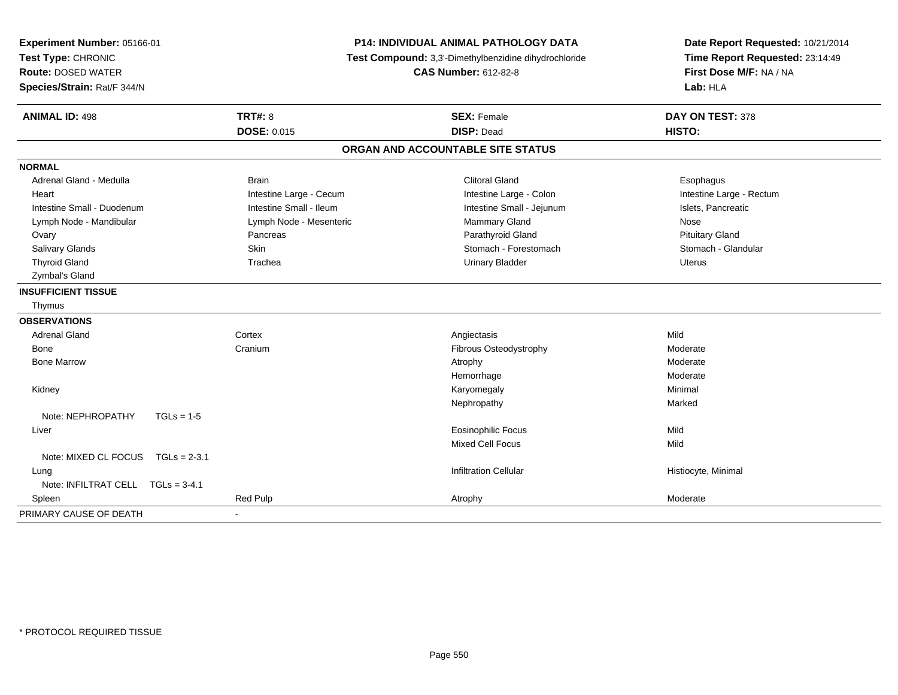**Experiment Number:** 05166-01
**Test Type:** CHRONIC
**Route:** DOSED WATER
**Species/Strain:** Rat/F 344/N

**P14: INDIVIDUAL ANIMAL PATHOLOGY DATA**
**Test Compound:** 3,3'-Dimethylbenzidine dihydrochloride
**CAS Number:** 612-82-8

**Date Report Requested:** 10/21/2014
**Time Report Requested:** 23:14:49
**First Dose M/F:** NA / NA
**Lab:** HLA

| **ANIMAL ID:** 498 | **TRT#:** 8 | **SEX:** Female | **DAY ON TEST:** 378 |
|---|---|---|---|
| | **DOSE:** 0.015 | **DISP:** Dead | **HISTO:** |

## ORGAN AND ACCOUNTABLE SITE STATUS

**NORMAL**

| | | | |
|---|---|---|---|
| Adrenal Gland - Medulla | Brain | Clitoral Gland | Esophagus |
| Heart | Intestine Large - Cecum | Intestine Large - Colon | Intestine Large - Rectum |
| Intestine Small - Duodenum | Intestine Small - Ileum | Intestine Small - Jejunum | Islets, Pancreatic |
| Lymph Node - Mandibular | Lymph Node - Mesenteric | Mammary Gland | Nose |
| Ovary | Pancreas | Parathyroid Gland | Pituitary Gland |
| Salivary Glands | Skin | Stomach - Forestomach | Stomach - Glandular |
| Thyroid Gland | Trachea | Urinary Bladder | Uterus |
| Zymbal's Gland | | | |

**INSUFFICIENT TISSUE**

Thymus

**OBSERVATIONS**

| | | | |
|---|---|---|---|
| Adrenal Gland | Cortex | Angiectasis | Mild |
| Bone | Cranium | Fibrous Osteodystrophy | Moderate |
| Bone Marrow | | Atrophy | Moderate |
| | | Hemorrhage | Moderate |
| Kidney | | Karyomegaly | Minimal |
| | | Nephropathy | Marked |
| Note: NEPHROPATHY TGLs = 1-5 | | | |
| Liver | | Eosinophilic Focus | Mild |
| | | Mixed Cell Focus | Mild |
| Note: MIXED CL FOCUS TGLs = 2-3.1 | | | |
| Lung | | Infiltration Cellular | Histiocyte, Minimal |
| Note: INFILTRAT CELL TGLs = 3-4.1 | | | |
| Spleen | Red Pulp | Atrophy | Moderate |

PRIMARY CAUSE OF DEATH -

\* PROTOCOL REQUIRED TISSUE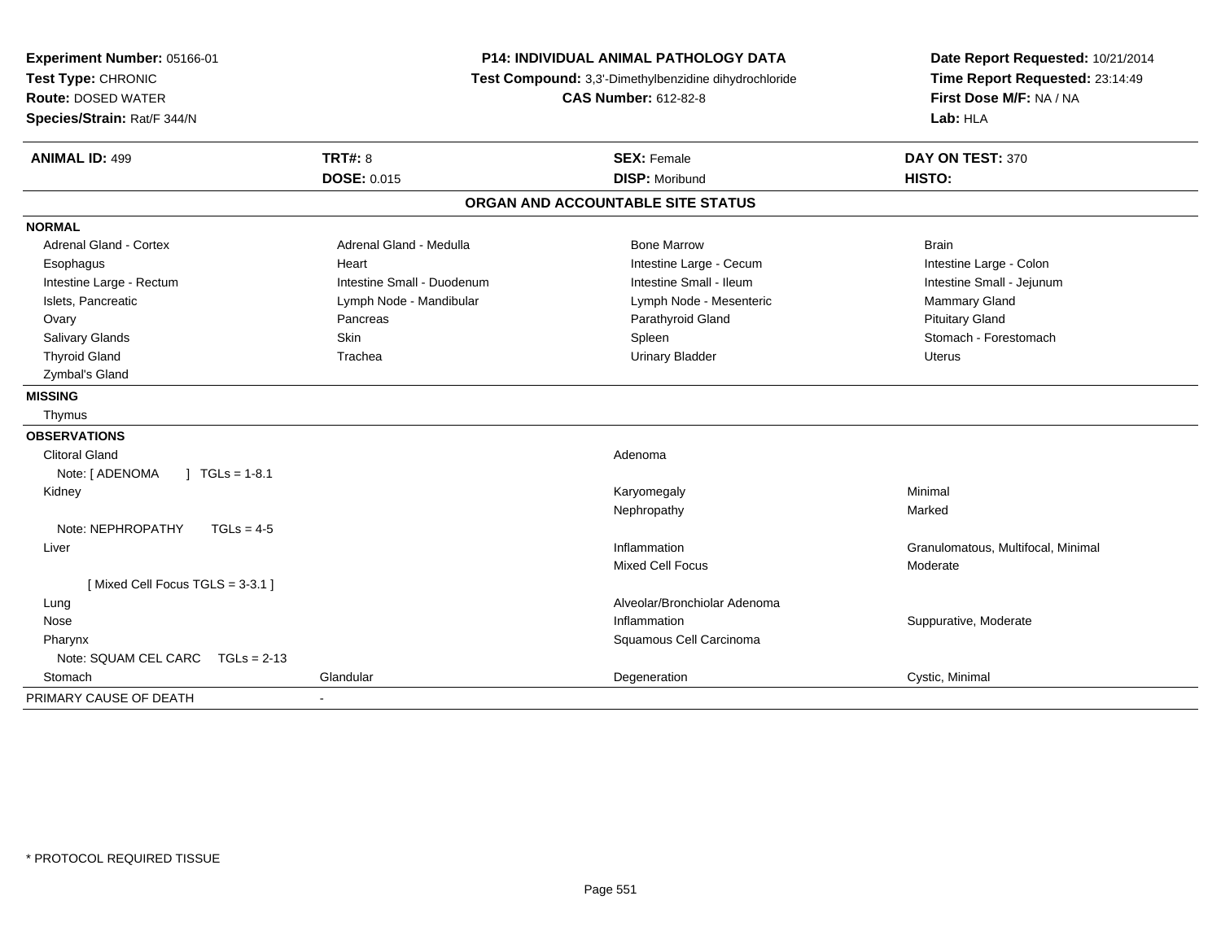**Experiment Number:** 05166-01
**Test Type:** CHRONIC
**Route:** DOSED WATER
**Species/Strain:** Rat/F 344/N

**P14: INDIVIDUAL ANIMAL PATHOLOGY DATA**
**Test Compound:** 3,3'-Dimethylbenzidine dihydrochloride
**CAS Number:** 612-82-8

**Date Report Requested:** 10/21/2014
**Time Report Requested:** 23:14:49
**First Dose M/F:** NA / NA
**Lab:** HLA

| **ANIMAL ID:** 499 | **TRT#:** 8 | **SEX:** Female | **DAY ON TEST:** 370 |
|---|---|---|---|
| | **DOSE:** 0.015 | **DISP:** Moribund | **HISTO:** |

## ORGAN AND ACCOUNTABLE SITE STATUS

**NORMAL**

| | | | |
|---|---|---|---|
| Adrenal Gland - Cortex | Adrenal Gland - Medulla | Bone Marrow | Brain |
| Esophagus | Heart | Intestine Large - Cecum | Intestine Large - Colon |
| Intestine Large - Rectum | Intestine Small - Duodenum | Intestine Small - Ileum | Intestine Small - Jejunum |
| Islets, Pancreatic | Lymph Node - Mandibular | Lymph Node - Mesenteric | Mammary Gland |
| Ovary | Pancreas | Parathyroid Gland | Pituitary Gland |
| Salivary Glands | Skin | Spleen | Stomach - Forestomach |
| Thyroid Gland | Trachea | Urinary Bladder | Uterus |
| Zymbal's Gland | | | |

**MISSING**

Thymus

**OBSERVATIONS**

| | | | |
|---|---|---|---|
| Clitoral Gland | | Adenoma | |
| Note: [ ADENOMA ] TGLs = 1-8.1 | | | |
| Kidney | | Karyomegaly | Minimal |
| | | Nephropathy | Marked |
| Note: NEPHROPATHY TGLs = 4-5 | | | |
| Liver | | Inflammation | Granulomatous, Multifocal, Minimal |
| | | Mixed Cell Focus | Moderate |
| [ Mixed Cell Focus TGLS = 3-3.1 ] | | | |
| Lung | | Alveolar/Bronchiolar Adenoma | |
| Nose | | Inflammation | Suppurative, Moderate |
| Pharynx | | Squamous Cell Carcinoma | |
| Note: SQUAM CEL CARC TGLs = 2-13 | | | |
| Stomach | Glandular | Degeneration | Cystic, Minimal |

PRIMARY CAUSE OF DEATH -

* PROTOCOL REQUIRED TISSUE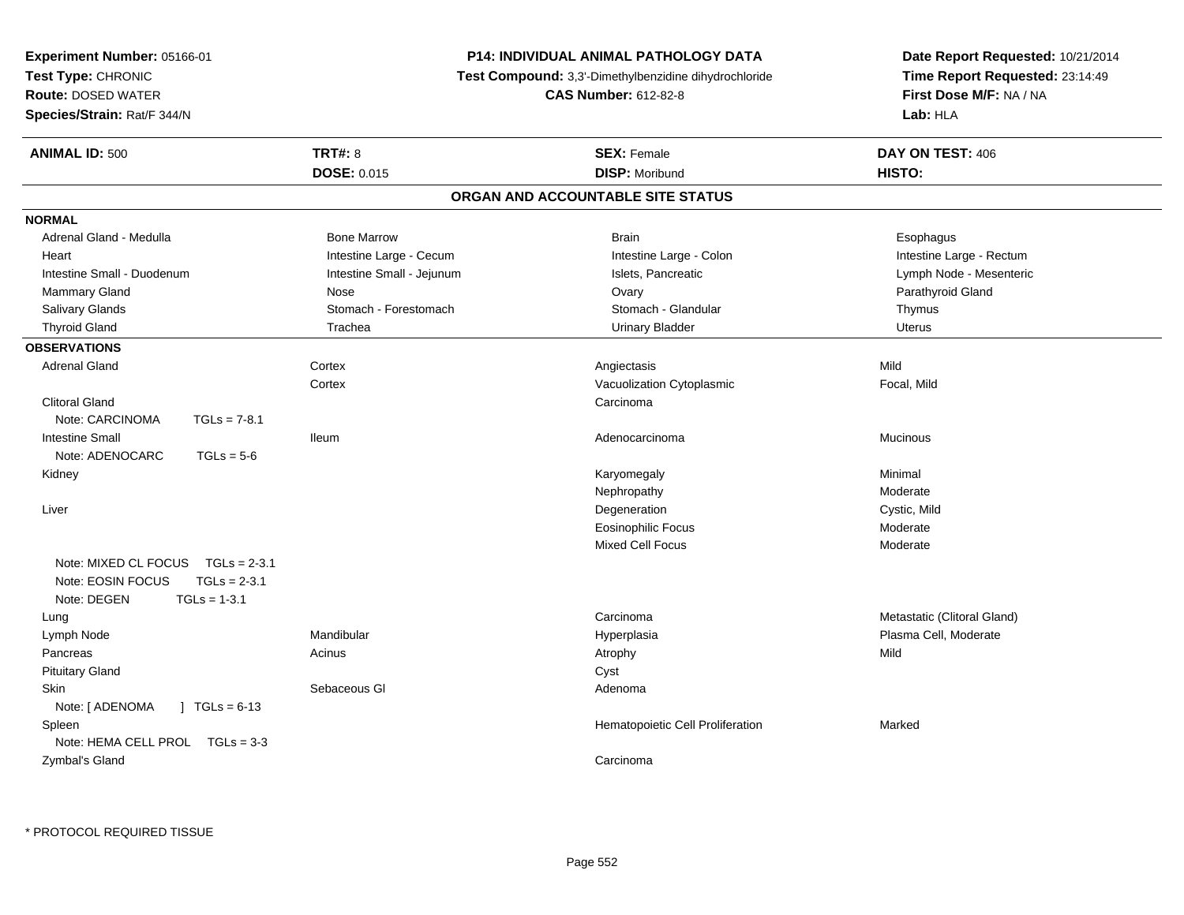**Experiment Number:** 05166-01
**Test Type:** CHRONIC
**Route:** DOSED WATER
**Species/Strain:** Rat/F 344/N

**P14: INDIVIDUAL ANIMAL PATHOLOGY DATA**
**Test Compound:** 3,3'-Dimethylbenzidine dihydrochloride
**CAS Number:** 612-82-8

**Date Report Requested:** 10/21/2014
**Time Report Requested:** 23:14:49
**First Dose M/F:** NA / NA
**Lab:** HLA

| **ANIMAL ID:** 500 | **TRT#:** 8 | **SEX:** Female | **DAY ON TEST:** 406 |
|---|---|---|---|
| | **DOSE:** 0.015 | **DISP:** Moribund | **HISTO:** |

## ORGAN AND ACCOUNTABLE SITE STATUS

**NORMAL**

| | | | |
|---|---|---|---|
| Adrenal Gland - Medulla | Bone Marrow | Brain | Esophagus |
| Heart | Intestine Large - Cecum | Intestine Large - Colon | Intestine Large - Rectum |
| Intestine Small - Duodenum | Intestine Small - Jejunum | Islets, Pancreatic | Lymph Node - Mesenteric |
| Mammary Gland | Nose | Ovary | Parathyroid Gland |
| Salivary Glands | Stomach - Forestomach | Stomach - Glandular | Thymus |
| Thyroid Gland | Trachea | Urinary Bladder | Uterus |

**OBSERVATIONS**

| | | | |
|---|---|---|---|
| Adrenal Gland | Cortex | Angiectasis | Mild |
| | Cortex | Vacuolization Cytoplasmic | Focal, Mild |
| Clitoral Gland | | Carcinoma | |
| Note: CARCINOMA TGLs = 7-8.1 | | | |
| Intestine Small | Ileum | Adenocarcinoma | Mucinous |
| Note: ADENOCARC TGLs = 5-6 | | | |
| Kidney | | Karyomegaly | Minimal |
| | | Nephropathy | Moderate |
| Liver | | Degeneration | Cystic, Mild |
| | | Eosinophilic Focus | Moderate |
| | | Mixed Cell Focus | Moderate |
| Note: MIXED CL FOCUS TGLs = 2-3.1 | | | |
| Note: EOSIN FOCUS TGLs = 2-3.1 | | | |
| Note: DEGEN TGLs = 1-3.1 | | | |
| Lung | | Carcinoma | Metastatic (Clitoral Gland) |
| Lymph Node | Mandibular | Hyperplasia | Plasma Cell, Moderate |
| Pancreas | Acinus | Atrophy | Mild |
| Pituitary Gland | | Cyst | |
| Skin | Sebaceous Gl | Adenoma | |
| Note: [ ADENOMA ] TGLs = 6-13 | | | |
| Spleen | | Hematopoietic Cell Proliferation | Marked |
| Note: HEMA CELL PROL TGLs = 3-3 | | | |
| Zymbal's Gland | | Carcinoma | |

* PROTOCOL REQUIRED TISSUE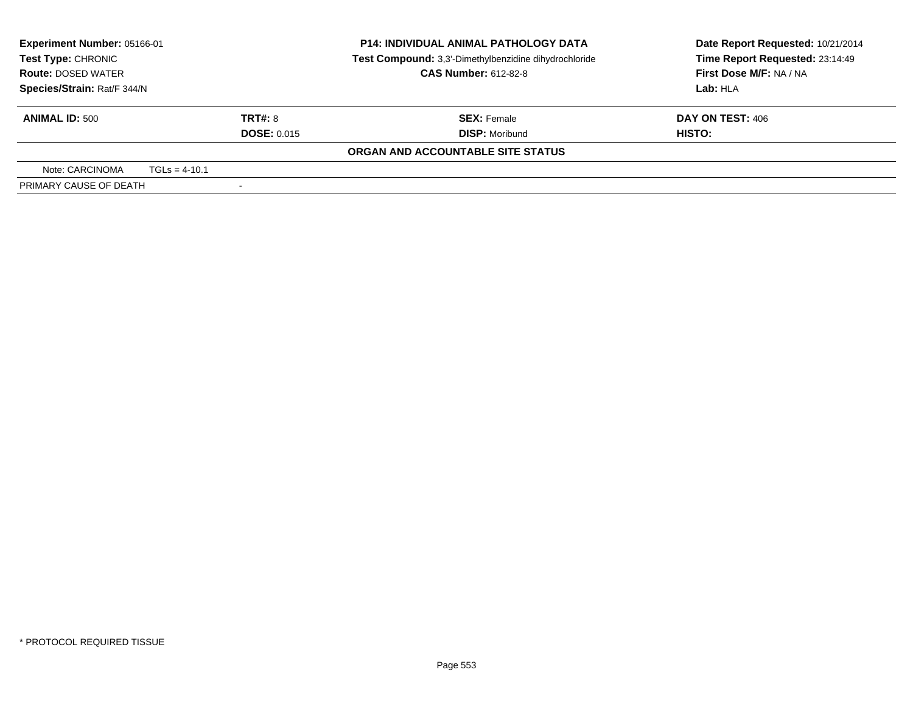**Experiment Number:** 05166-01
**Test Type:** CHRONIC
**Route:** DOSED WATER
**Species/Strain:** Rat/F 344/N

**P14: INDIVIDUAL ANIMAL PATHOLOGY DATA**
**Test Compound:** 3,3'-Dimethylbenzidine dihydrochloride
**CAS Number:** 612-82-8

**Date Report Requested:** 10/21/2014
**Time Report Requested:** 23:14:49
**First Dose M/F:** NA / NA
**Lab:** HLA

| **ANIMAL ID:** 500 | **TRT#:** 8 | **SEX:** Female | **DAY ON TEST:** 406 |
|---|---|---|---|
| | **DOSE:** 0.015 | **DISP:** Moribund | **HISTO:** |

**ORGAN AND ACCOUNTABLE SITE STATUS**

| Note: CARCINOMA | TGLs = 4-10.1 |
|---|---|
| PRIMARY CAUSE OF DEATH | - |

\* PROTOCOL REQUIRED TISSUE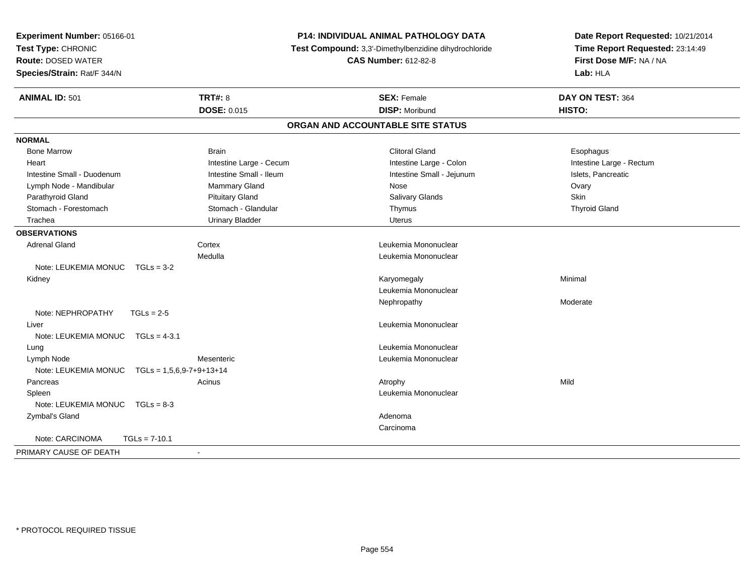**Experiment Number:** 05166-01
**Test Type:** CHRONIC
**Route:** DOSED WATER
**Species/Strain:** Rat/F 344/N

**P14: INDIVIDUAL ANIMAL PATHOLOGY DATA**
**Test Compound:** 3,3'-Dimethylbenzidine dihydrochloride
**CAS Number:** 612-82-8

**Date Report Requested:** 10/21/2014
**Time Report Requested:** 23:14:49
**First Dose M/F:** NA / NA
**Lab:** HLA

| **ANIMAL ID:** 501 | **TRT#:** 8 | **SEX:** Female | **DAY ON TEST:** 364 |
|---|---|---|---|
| | **DOSE:** 0.015 | **DISP:** Moribund | **HISTO:** |

## ORGAN AND ACCOUNTABLE SITE STATUS

**NORMAL**

| | | | |
|---|---|---|---|
| Bone Marrow | Brain | Clitoral Gland | Esophagus |
| Heart | Intestine Large - Cecum | Intestine Large - Colon | Intestine Large - Rectum |
| Intestine Small - Duodenum | Intestine Small - Ileum | Intestine Small - Jejunum | Islets, Pancreatic |
| Lymph Node - Mandibular | Mammary Gland | Nose | Ovary |
| Parathyroid Gland | Pituitary Gland | Salivary Glands | Skin |
| Stomach - Forestomach | Stomach - Glandular | Thymus | Thyroid Gland |
| Trachea | Urinary Bladder | Uterus | |

**OBSERVATIONS**

| | | | |
|---|---|---|---|
| Adrenal Gland | Cortex | Leukemia Mononuclear | |
| | Medulla | Leukemia Mononuclear | |
| Note: LEUKEMIA MONUC TGLs = 3-2 | | | |
| Kidney | | Karyomegaly | Minimal |
| | | Leukemia Mononuclear | |
| | | Nephropathy | Moderate |
| Note: NEPHROPATHY TGLs = 2-5 | | | |
| Liver | | Leukemia Mononuclear | |
| Note: LEUKEMIA MONUC TGLs = 4-3.1 | | | |
| Lung | | Leukemia Mononuclear | |
| Lymph Node | Mesenteric | Leukemia Mononuclear | |
| Note: LEUKEMIA MONUC TGLs = 1,5,6,9-7+9+13+14 | | | |
| Pancreas | Acinus | Atrophy | Mild |
| Spleen | | Leukemia Mononuclear | |
| Note: LEUKEMIA MONUC TGLs = 8-3 | | | |
| Zymbal's Gland | | Adenoma | |
| | | Carcinoma | |
| Note: CARCINOMA TGLs = 7-10.1 | | | |

PRIMARY CAUSE OF DEATH -

\* PROTOCOL REQUIRED TISSUE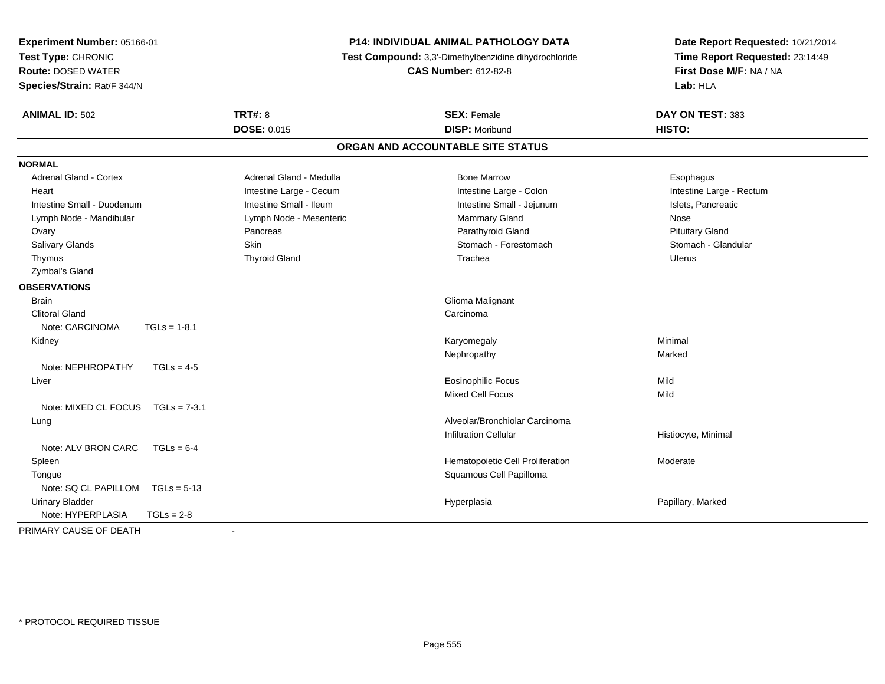**Experiment Number:** 05166-01
**Test Type:** CHRONIC
**Route:** DOSED WATER
**Species/Strain:** Rat/F 344/N

**P14: INDIVIDUAL ANIMAL PATHOLOGY DATA**
**Test Compound:** 3,3'-Dimethylbenzidine dihydrochloride
**CAS Number:** 612-82-8

**Date Report Requested:** 10/21/2014
**Time Report Requested:** 23:14:49
**First Dose M/F:** NA / NA
**Lab:** HLA

| **ANIMAL ID:** 502 | **TRT#:** 8 | **SEX:** Female | **DAY ON TEST:** 383 |
|---|---|---|---|
| | **DOSE:** 0.015 | **DISP:** Moribund | **HISTO:** |

## ORGAN AND ACCOUNTABLE SITE STATUS

**NORMAL**

| | | | |
|---|---|---|---|
| Adrenal Gland - Cortex | Adrenal Gland - Medulla | Bone Marrow | Esophagus |
| Heart | Intestine Large - Cecum | Intestine Large - Colon | Intestine Large - Rectum |
| Intestine Small - Duodenum | Intestine Small - Ileum | Intestine Small - Jejunum | Islets, Pancreatic |
| Lymph Node - Mandibular | Lymph Node - Mesenteric | Mammary Gland | Nose |
| Ovary | Pancreas | Parathyroid Gland | Pituitary Gland |
| Salivary Glands | Skin | Stomach - Forestomach | Stomach - Glandular |
| Thymus | Thyroid Gland | Trachea | Uterus |
| Zymbal's Gland | | | |

**OBSERVATIONS**

| Organ | Observation | Severity |
|---|---|---|
| Brain | Glioma Malignant | |
| Clitoral Gland | Carcinoma | |
| Note: CARCINOMA TGLs = 1-8.1 | | |
| Kidney | Karyomegaly | Minimal |
| | Nephropathy | Marked |
| Note: NEPHROPATHY TGLs = 4-5 | | |
| Liver | Eosinophilic Focus | Mild |
| | Mixed Cell Focus | Mild |
| Note: MIXED CL FOCUS TGLs = 7-3.1 | | |
| Lung | Alveolar/Bronchiolar Carcinoma | |
| | Infiltration Cellular | Histiocyte, Minimal |
| Note: ALV BRON CARC TGLs = 6-4 | | |
| Spleen | Hematopoietic Cell Proliferation | Moderate |
| Tongue | Squamous Cell Papilloma | |
| Note: SQ CL PAPILLOM TGLs = 5-13 | | |
| Urinary Bladder | Hyperplasia | Papillary, Marked |
| Note: HYPERPLASIA TGLs = 2-8 | | |

PRIMARY CAUSE OF DEATH -

\* PROTOCOL REQUIRED TISSUE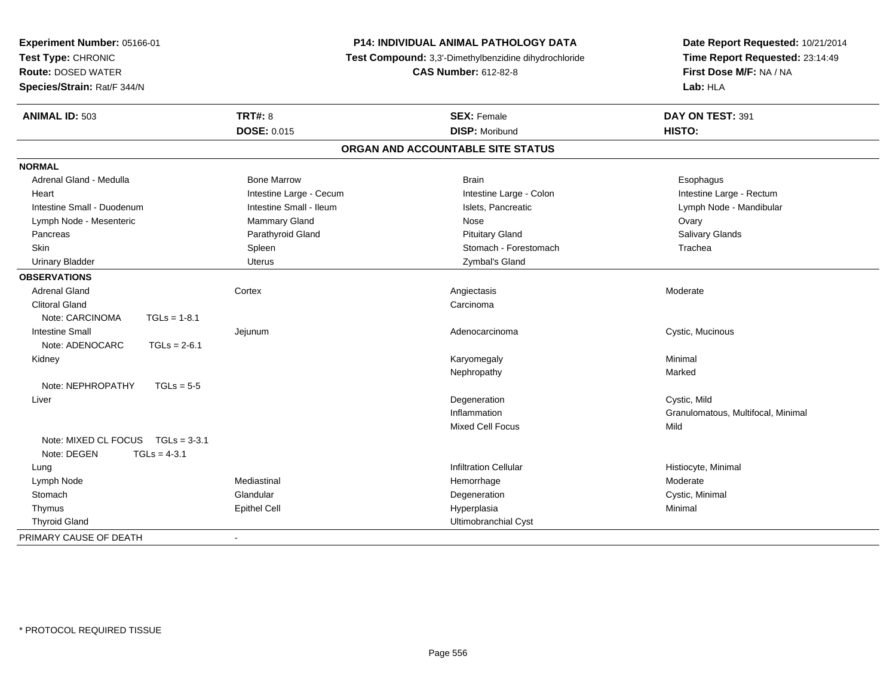**Experiment Number:** 05166-01
**Test Type:** CHRONIC
**Route:** DOSED WATER
**Species/Strain:** Rat/F 344/N

**P14: INDIVIDUAL ANIMAL PATHOLOGY DATA**
**Test Compound:** 3,3'-Dimethylbenzidine dihydrochloride
**CAS Number:** 612-82-8

**Date Report Requested:** 10/21/2014
**Time Report Requested:** 23:14:49
**First Dose M/F:** NA / NA
**Lab:** HLA

| **ANIMAL ID:** 503 | **TRT#:** 8 | **SEX:** Female | **DAY ON TEST:** 391 |
|---|---|---|---|
| | **DOSE:** 0.015 | **DISP:** Moribund | **HISTO:** |

## ORGAN AND ACCOUNTABLE SITE STATUS

**NORMAL**

| | | | |
|---|---|---|---|
| Adrenal Gland - Medulla | Bone Marrow | Brain | Esophagus |
| Heart | Intestine Large - Cecum | Intestine Large - Colon | Intestine Large - Rectum |
| Intestine Small - Duodenum | Intestine Small - Ileum | Islets, Pancreatic | Lymph Node - Mandibular |
| Lymph Node - Mesenteric | Mammary Gland | Nose | Ovary |
| Pancreas | Parathyroid Gland | Pituitary Gland | Salivary Glands |
| Skin | Spleen | Stomach - Forestomach | Trachea |
| Urinary Bladder | Uterus | Zymbal's Gland | |

**OBSERVATIONS**

| | | | |
|---|---|---|---|
| Adrenal Gland | Cortex | Angiectasis | Moderate |
| Clitoral Gland | | Carcinoma | |
| Note: CARCINOMA TGLs = 1-8.1 | | | |
| Intestine Small | Jejunum | Adenocarcinoma | Cystic, Mucinous |
| Note: ADENOCARC TGLs = 2-6.1 | | | |
| Kidney | | Karyomegaly | Minimal |
| | | Nephropathy | Marked |
| Note: NEPHROPATHY TGLs = 5-5 | | | |
| Liver | | Degeneration | Cystic, Mild |
| | | Inflammation | Granulomatous, Multifocal, Minimal |
| | | Mixed Cell Focus | Mild |
| Note: MIXED CL FOCUS TGLs = 3-3.1 | | | |
| Note: DEGEN TGLs = 4-3.1 | | | |
| Lung | | Infiltration Cellular | Histiocyte, Minimal |
| Lymph Node | Mediastinal | Hemorrhage | Moderate |
| Stomach | Glandular | Degeneration | Cystic, Minimal |
| Thymus | Epithel Cell | Hyperplasia | Minimal |
| Thyroid Gland | | Ultimobranchial Cyst | |

PRIMARY CAUSE OF DEATH -

* PROTOCOL REQUIRED TISSUE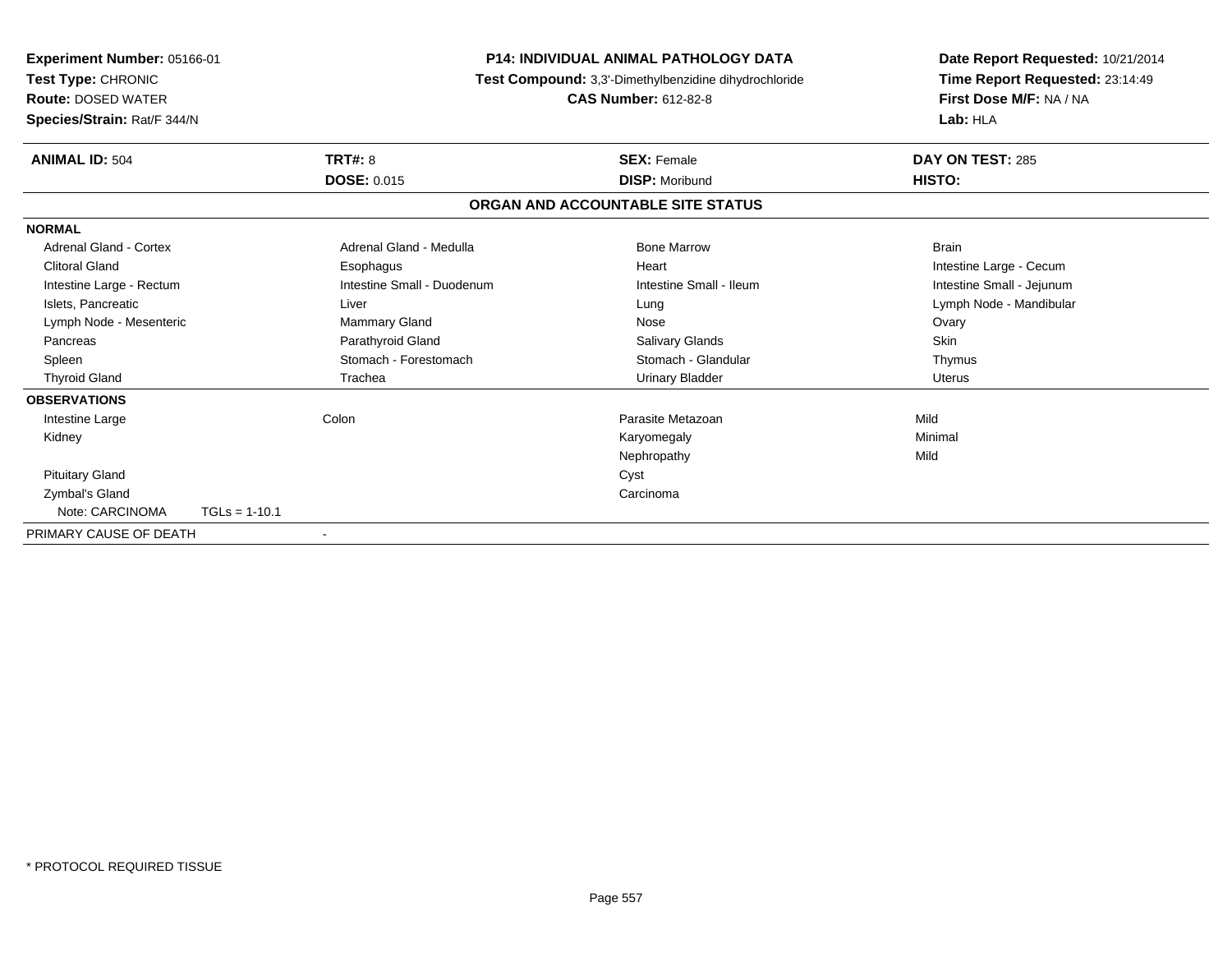**Experiment Number:** 05166-01
**Test Type:** CHRONIC
**Route:** DOSED WATER
**Species/Strain:** Rat/F 344/N

**P14: INDIVIDUAL ANIMAL PATHOLOGY DATA**
**Test Compound:** 3,3'-Dimethylbenzidine dihydrochloride
**CAS Number:** 612-82-8

**Date Report Requested:** 10/21/2014
**Time Report Requested:** 23:14:49
**First Dose M/F:** NA / NA
**Lab:** HLA

| **ANIMAL ID:** 504 | **TRT#:** 8 | **SEX:** Female | **DAY ON TEST:** 285 |
|---|---|---|---|
| | **DOSE:** 0.015 | **DISP:** Moribund | **HISTO:** |

## ORGAN AND ACCOUNTABLE SITE STATUS

**NORMAL**

| | | | |
|---|---|---|---|
| Adrenal Gland - Cortex | Adrenal Gland - Medulla | Bone Marrow | Brain |
| Clitoral Gland | Esophagus | Heart | Intestine Large - Cecum |
| Intestine Large - Rectum | Intestine Small - Duodenum | Intestine Small - Ileum | Intestine Small - Jejunum |
| Islets, Pancreatic | Liver | Lung | Lymph Node - Mandibular |
| Lymph Node - Mesenteric | Mammary Gland | Nose | Ovary |
| Pancreas | Parathyroid Gland | Salivary Glands | Skin |
| Spleen | Stomach - Forestomach | Stomach - Glandular | Thymus |
| Thyroid Gland | Trachea | Urinary Bladder | Uterus |

**OBSERVATIONS**

| | | | |
|---|---|---|---|
| Intestine Large | Colon | Parasite Metazoan | Mild |
| Kidney | | Karyomegaly | Minimal |
| | | Nephropathy | Mild |
| Pituitary Gland | | Cyst | |
| Zymbal's Gland | | Carcinoma | |
| Note: CARCINOMA TGLs = 1-10.1 | | | |

PRIMARY CAUSE OF DEATH -

\* PROTOCOL REQUIRED TISSUE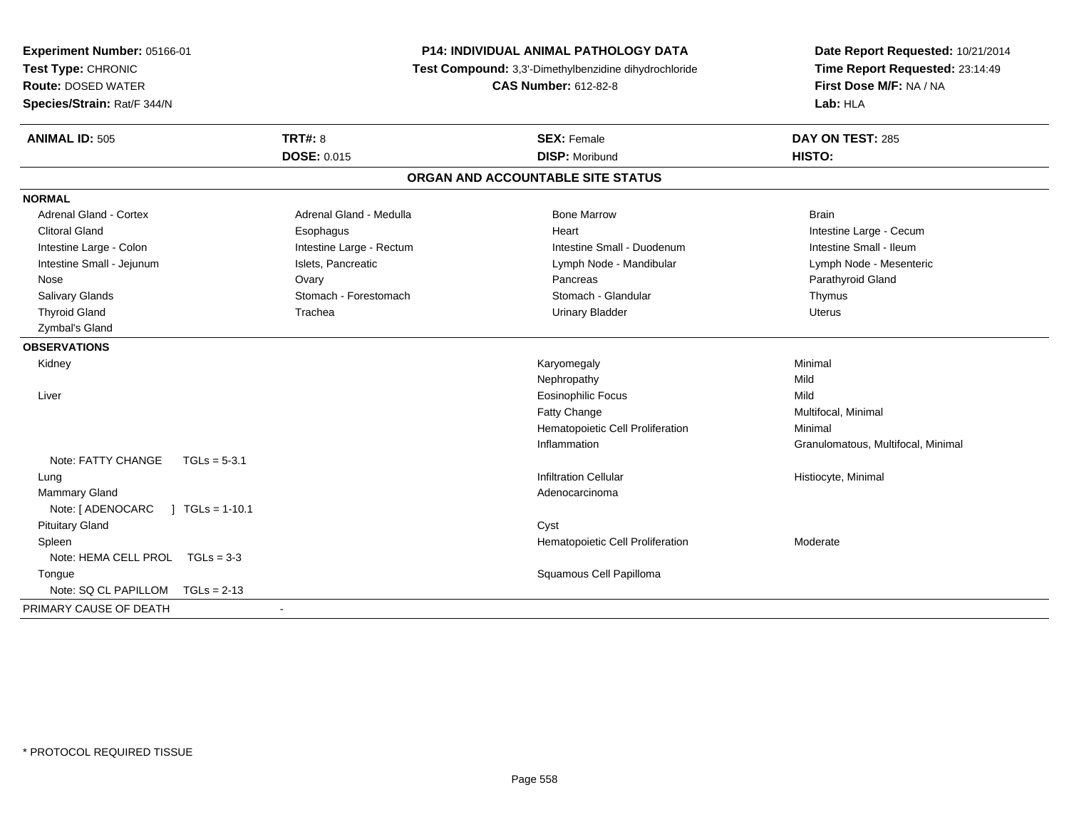**Experiment Number:** 05166-01
**Test Type:** CHRONIC
**Route:** DOSED WATER
**Species/Strain:** Rat/F 344/N

**P14: INDIVIDUAL ANIMAL PATHOLOGY DATA**
**Test Compound:** 3,3'-Dimethylbenzidine dihydrochloride
**CAS Number:** 612-82-8

**Date Report Requested:** 10/21/2014
**Time Report Requested:** 23:14:49
**First Dose M/F:** NA / NA
**Lab:** HLA

| **ANIMAL ID:** 505 | **TRT#:** 8 | **SEX:** Female | **DAY ON TEST:** 285 |
|---|---|---|---|
| | **DOSE:** 0.015 | **DISP:** Moribund | **HISTO:** |

## ORGAN AND ACCOUNTABLE SITE STATUS

**NORMAL**

| | | | |
|---|---|---|---|
| Adrenal Gland - Cortex | Adrenal Gland - Medulla | Bone Marrow | Brain |
| Clitoral Gland | Esophagus | Heart | Intestine Large - Cecum |
| Intestine Large - Colon | Intestine Large - Rectum | Intestine Small - Duodenum | Intestine Small - Ileum |
| Intestine Small - Jejunum | Islets, Pancreatic | Lymph Node - Mandibular | Lymph Node - Mesenteric |
| Nose | Ovary | Pancreas | Parathyroid Gland |
| Salivary Glands | Stomach - Forestomach | Stomach - Glandular | Thymus |
| Thyroid Gland | Trachea | Urinary Bladder | Uterus |
| Zymbal's Gland | | | |

**OBSERVATIONS**

| Organ | Observation | Severity |
|---|---|---|
| Kidney | Karyomegaly | Minimal |
| | Nephropathy | Mild |
| Liver | Eosinophilic Focus | Mild |
| | Fatty Change | Multifocal, Minimal |
| | Hematopoietic Cell Proliferation | Minimal |
| | Inflammation | Granulomatous, Multifocal, Minimal |
| Note: FATTY CHANGE TGLs = 5-3.1 | | |
| Lung | Infiltration Cellular | Histiocyte, Minimal |
| Mammary Gland | Adenocarcinoma | |
| Note: [ ADENOCARC ] TGLs = 1-10.1 | | |
| Pituitary Gland | Cyst | |
| Spleen | Hematopoietic Cell Proliferation | Moderate |
| Note: HEMA CELL PROL TGLs = 3-3 | | |
| Tongue | Squamous Cell Papilloma | |
| Note: SQ CL PAPILLOM TGLs = 2-13 | | |

PRIMARY CAUSE OF DEATH -

\* PROTOCOL REQUIRED TISSUE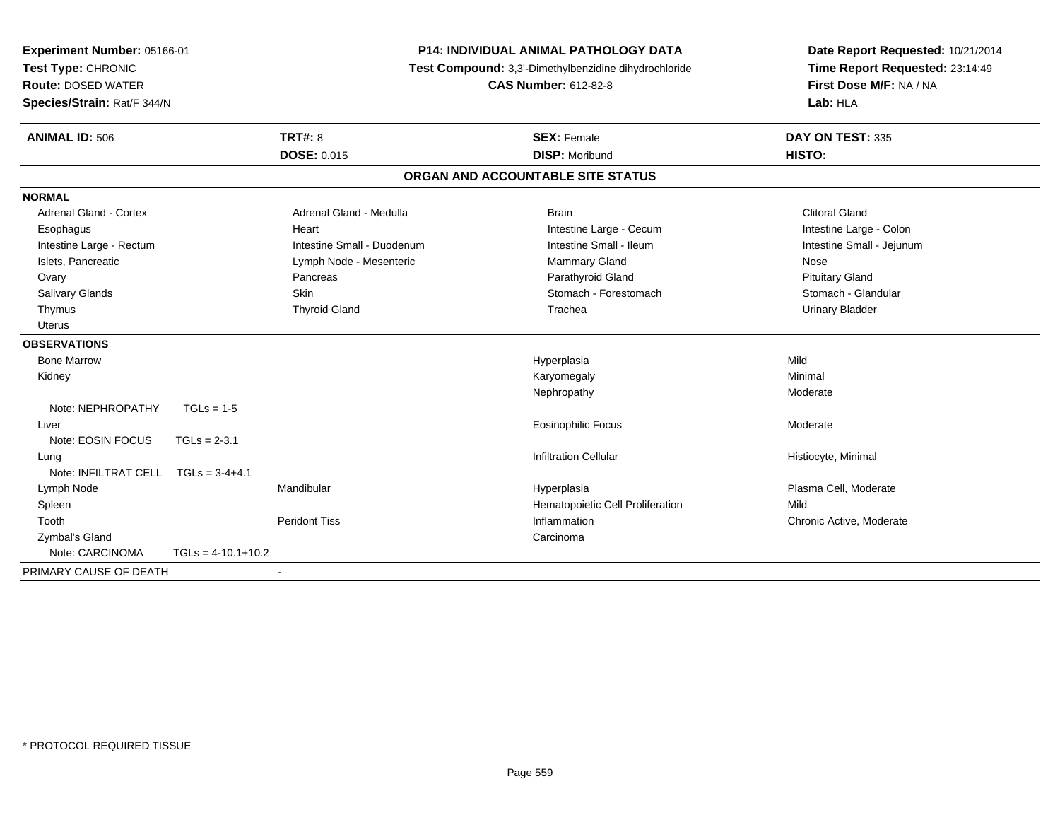**Experiment Number:** 05166-01
**Test Type:** CHRONIC
**Route:** DOSED WATER
**Species/Strain:** Rat/F 344/N

**P14: INDIVIDUAL ANIMAL PATHOLOGY DATA**
**Test Compound:** 3,3'-Dimethylbenzidine dihydrochloride
**CAS Number:** 612-82-8

**Date Report Requested:** 10/21/2014
**Time Report Requested:** 23:14:49
**First Dose M/F:** NA / NA
**Lab:** HLA

| **ANIMAL ID:** 506 | **TRT#:** 8 | **SEX:** Female | **DAY ON TEST:** 335 |
|---|---|---|---|
| | **DOSE:** 0.015 | **DISP:** Moribund | **HISTO:** |

## ORGAN AND ACCOUNTABLE SITE STATUS

**NORMAL**

| | | | |
|---|---|---|---|
| Adrenal Gland - Cortex | Adrenal Gland - Medulla | Brain | Clitoral Gland |
| Esophagus | Heart | Intestine Large - Cecum | Intestine Large - Colon |
| Intestine Large - Rectum | Intestine Small - Duodenum | Intestine Small - Ileum | Intestine Small - Jejunum |
| Islets, Pancreatic | Lymph Node - Mesenteric | Mammary Gland | Nose |
| Ovary | Pancreas | Parathyroid Gland | Pituitary Gland |
| Salivary Glands | Skin | Stomach - Forestomach | Stomach - Glandular |
| Thymus | Thyroid Gland | Trachea | Urinary Bladder |
| Uterus | | | |

**OBSERVATIONS**

| | | | |
|---|---|---|---|
| Bone Marrow | | Hyperplasia | Mild |
| Kidney | | Karyomegaly | Minimal |
| | | Nephropathy | Moderate |
| Note: NEPHROPATHY TGLs = 1-5 | | | |
| Liver | | Eosinophilic Focus | Moderate |
| Note: EOSIN FOCUS TGLs = 2-3.1 | | | |
| Lung | | Infiltration Cellular | Histiocyte, Minimal |
| Note: INFILTRAT CELL TGLs = 3-4+4.1 | | | |
| Lymph Node | Mandibular | Hyperplasia | Plasma Cell, Moderate |
| Spleen | | Hematopoietic Cell Proliferation | Mild |
| Tooth | Peridont Tiss | Inflammation | Chronic Active, Moderate |
| Zymbal's Gland | | Carcinoma | |
| Note: CARCINOMA TGLs = 4-10.1+10.2 | | | |

PRIMARY CAUSE OF DEATH -

\* PROTOCOL REQUIRED TISSUE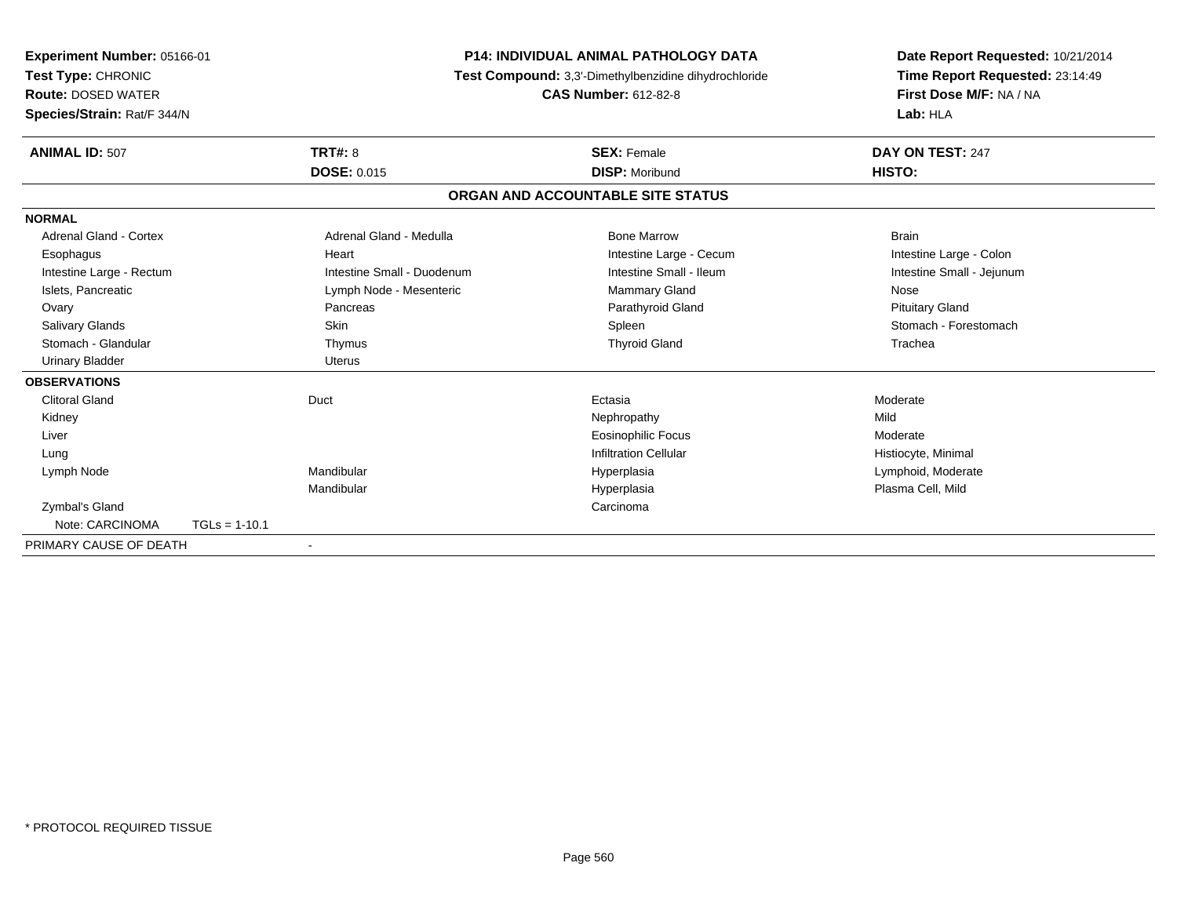**Experiment Number:** 05166-01
**Test Type:** CHRONIC
**Route:** DOSED WATER
**Species/Strain:** Rat/F 344/N

**P14: INDIVIDUAL ANIMAL PATHOLOGY DATA**
**Test Compound:** 3,3'-Dimethylbenzidine dihydrochloride
**CAS Number:** 612-82-8

**Date Report Requested:** 10/21/2014
**Time Report Requested:** 23:14:49
**First Dose M/F:** NA / NA
**Lab:** HLA

| **ANIMAL ID:** 507 | **TRT#:** 8 | **SEX:** Female | **DAY ON TEST:** 247 |
|---|---|---|---|
| | **DOSE:** 0.015 | **DISP:** Moribund | **HISTO:** |

## ORGAN AND ACCOUNTABLE SITE STATUS

**NORMAL**

| | | | |
|---|---|---|---|
| Adrenal Gland - Cortex | Adrenal Gland - Medulla | Bone Marrow | Brain |
| Esophagus | Heart | Intestine Large - Cecum | Intestine Large - Colon |
| Intestine Large - Rectum | Intestine Small - Duodenum | Intestine Small - Ileum | Intestine Small - Jejunum |
| Islets, Pancreatic | Lymph Node - Mesenteric | Mammary Gland | Nose |
| Ovary | Pancreas | Parathyroid Gland | Pituitary Gland |
| Salivary Glands | Skin | Spleen | Stomach - Forestomach |
| Stomach - Glandular | Thymus | Thyroid Gland | Trachea |
| Urinary Bladder | Uterus | | |

**OBSERVATIONS**

| | | | |
|---|---|---|---|
| Clitoral Gland | Duct | Ectasia | Moderate |
| Kidney | | Nephropathy | Mild |
| Liver | | Eosinophilic Focus | Moderate |
| Lung | | Infiltration Cellular | Histiocyte, Minimal |
| Lymph Node | Mandibular | Hyperplasia | Lymphoid, Moderate |
| | Mandibular | Hyperplasia | Plasma Cell, Mild |
| Zymbal's Gland | | Carcinoma | |
| Note: CARCINOMA TGLs = 1-10.1 | | | |

PRIMARY CAUSE OF DEATH -

* PROTOCOL REQUIRED TISSUE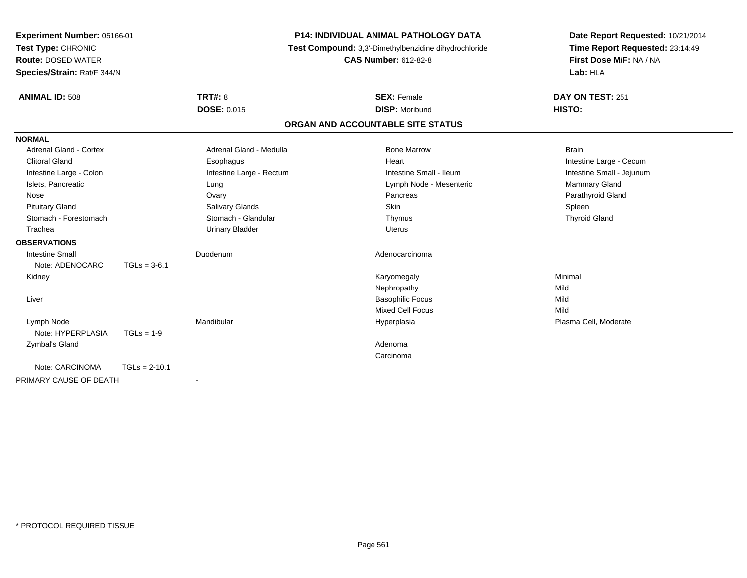**Experiment Number:** 05166-01
**Test Type:** CHRONIC
**Route:** DOSED WATER
**Species/Strain:** Rat/F 344/N

**P14: INDIVIDUAL ANIMAL PATHOLOGY DATA**
**Test Compound:** 3,3'-Dimethylbenzidine dihydrochloride
**CAS Number:** 612-82-8

**Date Report Requested:** 10/21/2014
**Time Report Requested:** 23:14:49
**First Dose M/F:** NA / NA
**Lab:** HLA

| **ANIMAL ID:** 508 | **TRT#:** 8 | **SEX:** Female | **DAY ON TEST:** 251 |
|---|---|---|---|
| | **DOSE:** 0.015 | **DISP:** Moribund | **HISTO:** |

## ORGAN AND ACCOUNTABLE SITE STATUS

**NORMAL**

| | | | |
|---|---|---|---|
| Adrenal Gland - Cortex | Adrenal Gland - Medulla | Bone Marrow | Brain |
| Clitoral Gland | Esophagus | Heart | Intestine Large - Cecum |
| Intestine Large - Colon | Intestine Large - Rectum | Intestine Small - Ileum | Intestine Small - Jejunum |
| Islets, Pancreatic | Lung | Lymph Node - Mesenteric | Mammary Gland |
| Nose | Ovary | Pancreas | Parathyroid Gland |
| Pituitary Gland | Salivary Glands | Skin | Spleen |
| Stomach - Forestomach | Stomach - Glandular | Thymus | Thyroid Gland |
| Trachea | Urinary Bladder | Uterus | |

**OBSERVATIONS**

| | | | |
|---|---|---|---|
| Intestine Small | Duodenum | Adenocarcinoma | |
| Note: ADENOCARC TGLs = 3-6.1 | | | |
| Kidney | | Karyomegaly | Minimal |
| | | Nephropathy | Mild |
| Liver | | Basophilic Focus | Mild |
| | | Mixed Cell Focus | Mild |
| Lymph Node | Mandibular | Hyperplasia | Plasma Cell, Moderate |
| Note: HYPERPLASIA TGLs = 1-9 | | | |
| Zymbal's Gland | | Adenoma | |
| | | Carcinoma | |
| Note: CARCINOMA TGLs = 2-10.1 | | | |

PRIMARY CAUSE OF DEATH -

\* PROTOCOL REQUIRED TISSUE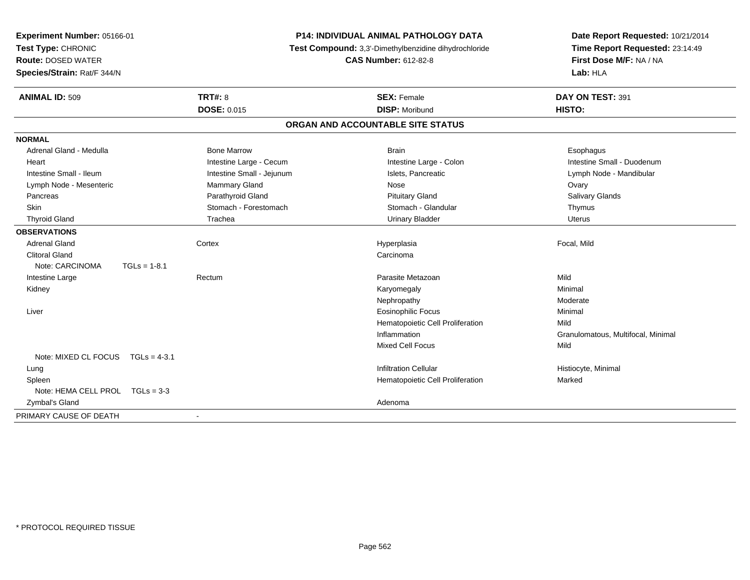**Experiment Number:** 05166-01
**Test Type:** CHRONIC
**Route:** DOSED WATER
**Species/Strain:** Rat/F 344/N

**P14: INDIVIDUAL ANIMAL PATHOLOGY DATA**
**Test Compound:** 3,3'-Dimethylbenzidine dihydrochloride
**CAS Number:** 612-82-8

**Date Report Requested:** 10/21/2014
**Time Report Requested:** 23:14:49
**First Dose M/F:** NA / NA
**Lab:** HLA

| **ANIMAL ID:** 509 | **TRT#:** 8 | **SEX:** Female | **DAY ON TEST:** 391 |
|---|---|---|---|
| | **DOSE:** 0.015 | **DISP:** Moribund | **HISTO:** |

## ORGAN AND ACCOUNTABLE SITE STATUS

**NORMAL**

| | | | |
|---|---|---|---|
| Adrenal Gland - Medulla | Bone Marrow | Brain | Esophagus |
| Heart | Intestine Large - Cecum | Intestine Large - Colon | Intestine Small - Duodenum |
| Intestine Small - Ileum | Intestine Small - Jejunum | Islets, Pancreatic | Lymph Node - Mandibular |
| Lymph Node - Mesenteric | Mammary Gland | Nose | Ovary |
| Pancreas | Parathyroid Gland | Pituitary Gland | Salivary Glands |
| Skin | Stomach - Forestomach | Stomach - Glandular | Thymus |
| Thyroid Gland | Trachea | Urinary Bladder | Uterus |

**OBSERVATIONS**

| | | | |
|---|---|---|---|
| Adrenal Gland | Cortex | Hyperplasia | Focal, Mild |
| Clitoral Gland | | Carcinoma | |
| Note: CARCINOMA TGLs = 1-8.1 | | | |
| Intestine Large | Rectum | Parasite Metazoan | Mild |
| Kidney | | Karyomegaly | Minimal |
| | | Nephropathy | Moderate |
| Liver | | Eosinophilic Focus | Minimal |
| | | Hematopoietic Cell Proliferation | Mild |
| | | Inflammation | Granulomatous, Multifocal, Minimal |
| | | Mixed Cell Focus | Mild |
| Note: MIXED CL FOCUS TGLs = 4-3.1 | | | |
| Lung | | Infiltration Cellular | Histiocyte, Minimal |
| Spleen | | Hematopoietic Cell Proliferation | Marked |
| Note: HEMA CELL PROL TGLs = 3-3 | | | |
| Zymbal's Gland | | Adenoma | |

PRIMARY CAUSE OF DEATH -

\* PROTOCOL REQUIRED TISSUE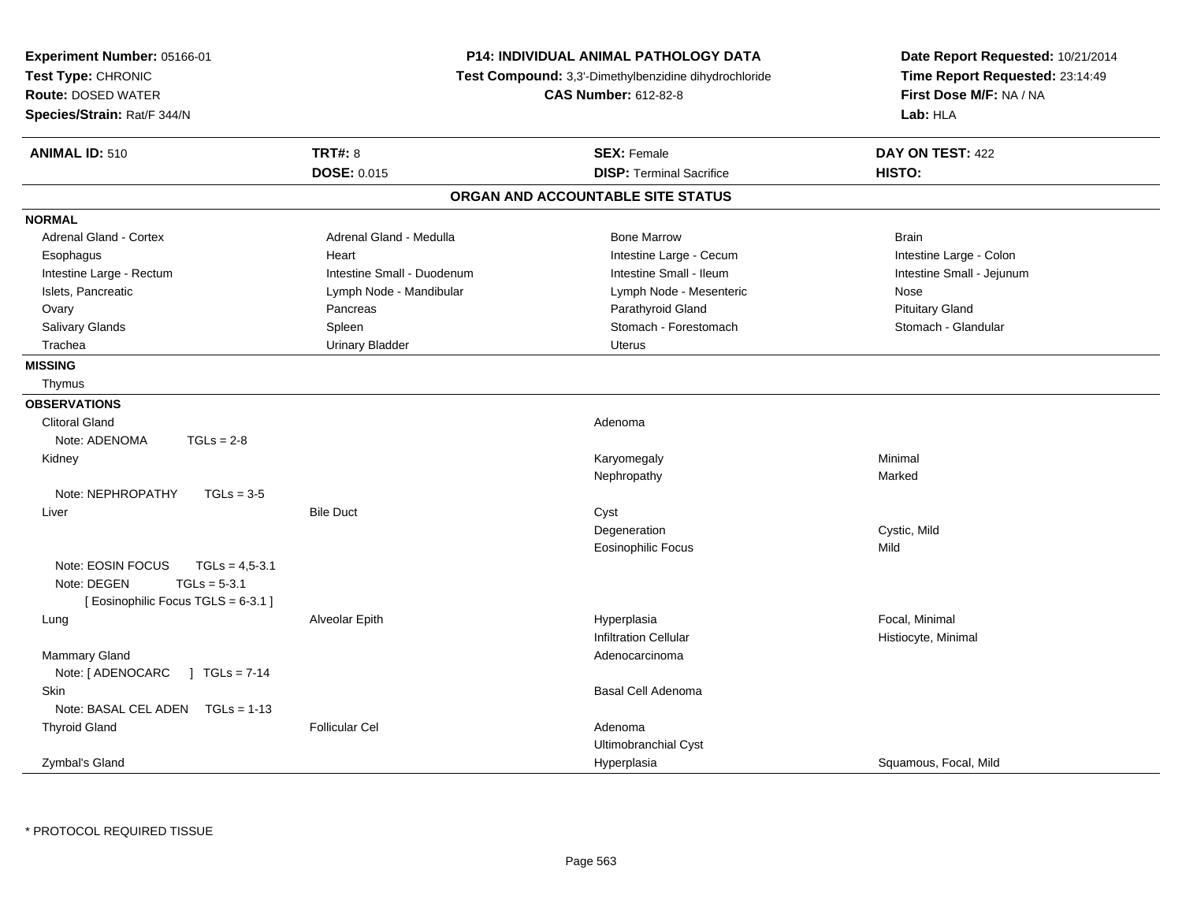**Experiment Number:** 05166-01
**Test Type:** CHRONIC
**Route:** DOSED WATER
**Species/Strain:** Rat/F 344/N

**P14: INDIVIDUAL ANIMAL PATHOLOGY DATA**
**Test Compound:** 3,3'-Dimethylbenzidine dihydrochloride
**CAS Number:** 612-82-8

**Date Report Requested:** 10/21/2014
**Time Report Requested:** 23:14:49
**First Dose M/F:** NA / NA
**Lab:** HLA

| **ANIMAL ID:** 510 | **TRT#:** 8 | **SEX:** Female | **DAY ON TEST:** 422 |
|---|---|---|---|
| | **DOSE:** 0.015 | **DISP:** Terminal Sacrifice | **HISTO:** |

## ORGAN AND ACCOUNTABLE SITE STATUS

**NORMAL**

| | | | |
|---|---|---|---|
| Adrenal Gland - Cortex | Adrenal Gland - Medulla | Bone Marrow | Brain |
| Esophagus | Heart | Intestine Large - Cecum | Intestine Large - Colon |
| Intestine Large - Rectum | Intestine Small - Duodenum | Intestine Small - Ileum | Intestine Small - Jejunum |
| Islets, Pancreatic | Lymph Node - Mandibular | Lymph Node - Mesenteric | Nose |
| Ovary | Pancreas | Parathyroid Gland | Pituitary Gland |
| Salivary Glands | Spleen | Stomach - Forestomach | Stomach - Glandular |
| Trachea | Urinary Bladder | Uterus | |

**MISSING**

Thymus

**OBSERVATIONS**

| | | | |
|---|---|---|---|
| Clitoral Gland | | Adenoma | |
| Note: ADENOMA TGLs = 2-8 | | | |
| Kidney | | Karyomegaly | Minimal |
| | | Nephropathy | Marked |
| Note: NEPHROPATHY TGLs = 3-5 | | | |
| Liver | Bile Duct | Cyst | |
| | | Degeneration | Cystic, Mild |
| | | Eosinophilic Focus | Mild |
| Note: EOSIN FOCUS TGLs = 4,5-3.1 | | | |
| Note: DEGEN TGLs = 5-3.1 | | | |
| [ Eosinophilic Focus TGLS = 6-3.1 ] | | | |
| Lung | Alveolar Epith | Hyperplasia | Focal, Minimal |
| | | Infiltration Cellular | Histiocyte, Minimal |
| Mammary Gland | | Adenocarcinoma | |
| Note: [ ADENOCARC ] TGLs = 7-14 | | | |
| Skin | | Basal Cell Adenoma | |
| Note: BASAL CEL ADEN TGLs = 1-13 | | | |
| Thyroid Gland | Follicular Cel | Adenoma | |
| | | Ultimobranchial Cyst | |
| Zymbal's Gland | | Hyperplasia | Squamous, Focal, Mild |

* PROTOCOL REQUIRED TISSUE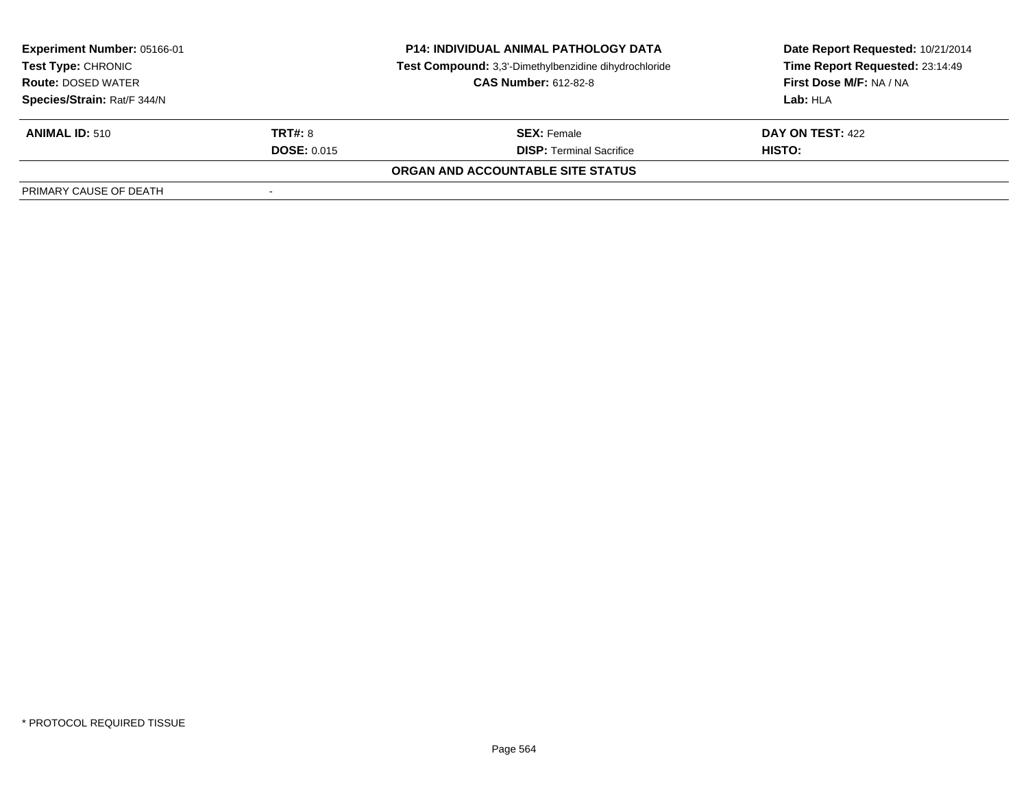**Experiment Number:** 05166-01
**Test Type:** CHRONIC
**Route:** DOSED WATER
**Species/Strain:** Rat/F 344/N

**P14: INDIVIDUAL ANIMAL PATHOLOGY DATA**
**Test Compound:** 3,3'-Dimethylbenzidine dihydrochloride
**CAS Number:** 612-82-8

**Date Report Requested:** 10/21/2014
**Time Report Requested:** 23:14:49
**First Dose M/F:** NA / NA
**Lab:** HLA

| **ANIMAL ID:** 510 | **TRT#:** 8 | **SEX:** Female | **DAY ON TEST:** 422 |
|---|---|---|---|
| | **DOSE:** 0.015 | **DISP:** Terminal Sacrifice | **HISTO:** |

**ORGAN AND ACCOUNTABLE SITE STATUS**

| PRIMARY CAUSE OF DEATH | - |
|---|---|

* PROTOCOL REQUIRED TISSUE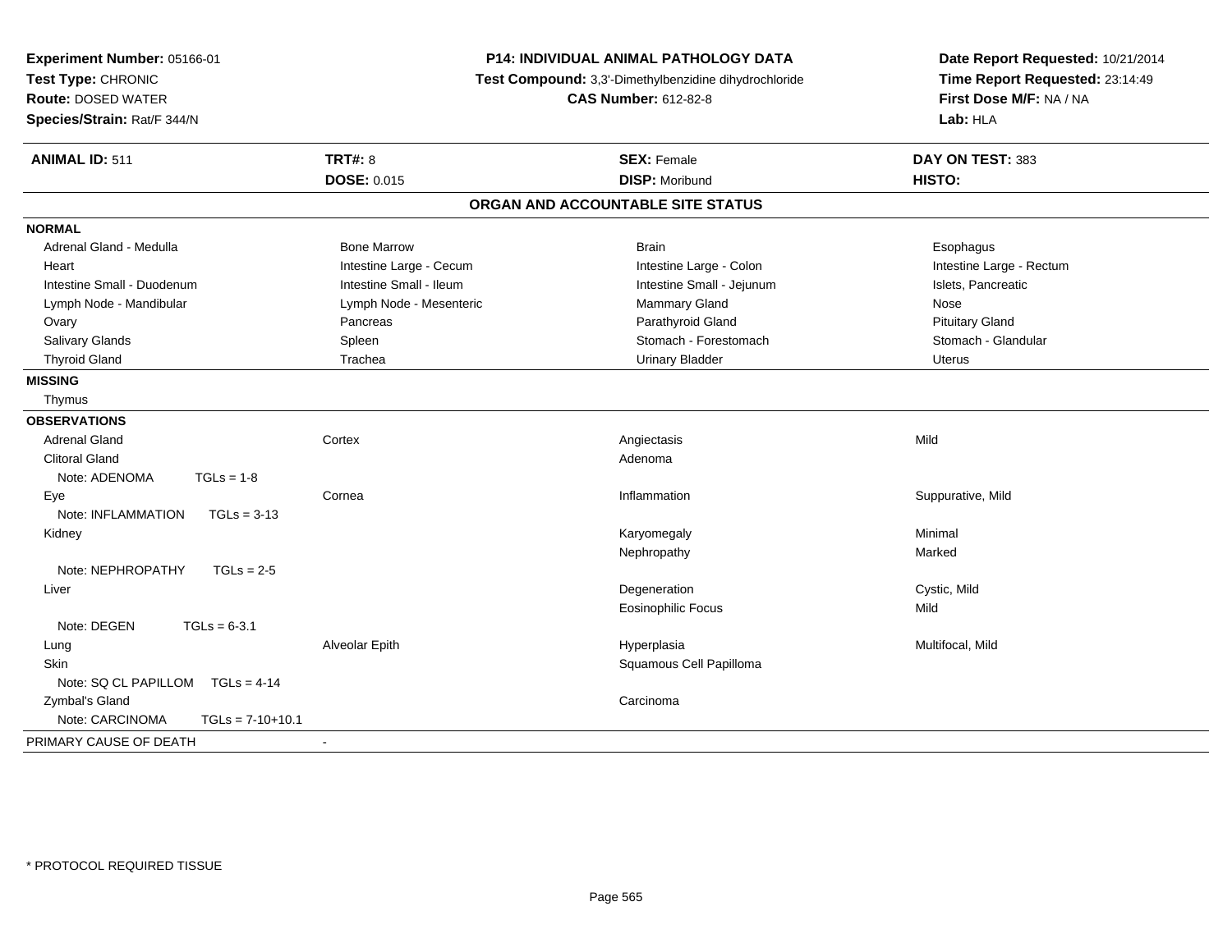**Experiment Number:** 05166-01
**Test Type:** CHRONIC
**Route:** DOSED WATER
**Species/Strain:** Rat/F 344/N

**P14: INDIVIDUAL ANIMAL PATHOLOGY DATA**
**Test Compound:** 3,3'-Dimethylbenzidine dihydrochloride
**CAS Number:** 612-82-8

**Date Report Requested:** 10/21/2014
**Time Report Requested:** 23:14:49
**First Dose M/F:** NA / NA
**Lab:** HLA

| **ANIMAL ID:** 511 | **TRT#:** 8 | **SEX:** Female | **DAY ON TEST:** 383 |
|---|---|---|---|
| | **DOSE:** 0.015 | **DISP:** Moribund | **HISTO:** |

## ORGAN AND ACCOUNTABLE SITE STATUS

**NORMAL**

| | | | |
|---|---|---|---|
| Adrenal Gland - Medulla | Bone Marrow | Brain | Esophagus |
| Heart | Intestine Large - Cecum | Intestine Large - Colon | Intestine Large - Rectum |
| Intestine Small - Duodenum | Intestine Small - Ileum | Intestine Small - Jejunum | Islets, Pancreatic |
| Lymph Node - Mandibular | Lymph Node - Mesenteric | Mammary Gland | Nose |
| Ovary | Pancreas | Parathyroid Gland | Pituitary Gland |
| Salivary Glands | Spleen | Stomach - Forestomach | Stomach - Glandular |
| Thyroid Gland | Trachea | Urinary Bladder | Uterus |

**MISSING**

Thymus

**OBSERVATIONS**

| | | | |
|---|---|---|---|
| Adrenal Gland | Cortex | Angiectasis | Mild |
| Clitoral Gland | | Adenoma | |
| Note: ADENOMA TGLs = 1-8 | | | |
| Eye | Cornea | Inflammation | Suppurative, Mild |
| Note: INFLAMMATION TGLs = 3-13 | | | |
| Kidney | | Karyomegaly | Minimal |
| | | Nephropathy | Marked |
| Note: NEPHROPATHY TGLs = 2-5 | | | |
| Liver | | Degeneration | Cystic, Mild |
| | | Eosinophilic Focus | Mild |
| Note: DEGEN TGLs = 6-3.1 | | | |
| Lung | Alveolar Epith | Hyperplasia | Multifocal, Mild |
| Skin | | Squamous Cell Papilloma | |
| Note: SQ CL PAPILLOM TGLs = 4-14 | | | |
| Zymbal's Gland | | Carcinoma | |
| Note: CARCINOMA TGLs = 7-10+10.1 | | | |

PRIMARY CAUSE OF DEATH -

* PROTOCOL REQUIRED TISSUE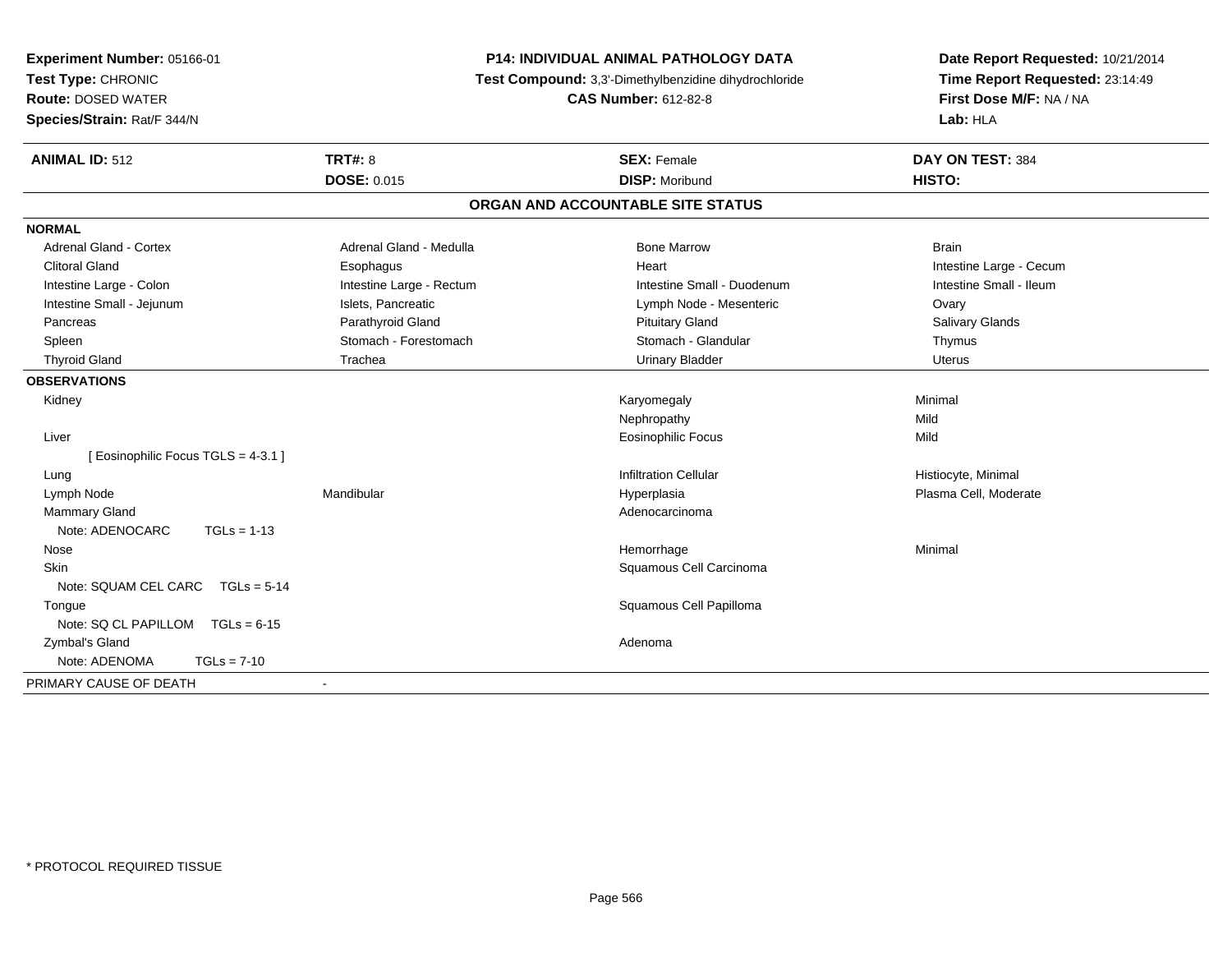**Experiment Number:** 05166-01
**Test Type:** CHRONIC
**Route:** DOSED WATER
**Species/Strain:** Rat/F 344/N

**P14: INDIVIDUAL ANIMAL PATHOLOGY DATA**
**Test Compound:** 3,3'-Dimethylbenzidine dihydrochloride
**CAS Number:** 612-82-8

**Date Report Requested:** 10/21/2014
**Time Report Requested:** 23:14:49
**First Dose M/F:** NA / NA
**Lab:** HLA

| **ANIMAL ID:** 512 | **TRT#:** 8 | **SEX:** Female | **DAY ON TEST:** 384 |
|---|---|---|---|
| | **DOSE:** 0.015 | **DISP:** Moribund | **HISTO:** |

## ORGAN AND ACCOUNTABLE SITE STATUS

**NORMAL**

| | | | |
|---|---|---|---|
| Adrenal Gland - Cortex | Adrenal Gland - Medulla | Bone Marrow | Brain |
| Clitoral Gland | Esophagus | Heart | Intestine Large - Cecum |
| Intestine Large - Colon | Intestine Large - Rectum | Intestine Small - Duodenum | Intestine Small - Ileum |
| Intestine Small - Jejunum | Islets, Pancreatic | Lymph Node - Mesenteric | Ovary |
| Pancreas | Parathyroid Gland | Pituitary Gland | Salivary Glands |
| Spleen | Stomach - Forestomach | Stomach - Glandular | Thymus |
| Thyroid Gland | Trachea | Urinary Bladder | Uterus |

**OBSERVATIONS**

| | | | |
|---|---|---|---|
| Kidney | | Karyomegaly | Minimal |
| | | Nephropathy | Mild |
| Liver | | Eosinophilic Focus | Mild |
| [ Eosinophilic Focus TGLS = 4-3.1 ] | | | |
| Lung | | Infiltration Cellular | Histiocyte, Minimal |
| Lymph Node | Mandibular | Hyperplasia | Plasma Cell, Moderate |
| Mammary Gland | | Adenocarcinoma | |
| Note: ADENOCARC TGLs = 1-13 | | | |
| Nose | | Hemorrhage | Minimal |
| Skin | | Squamous Cell Carcinoma | |
| Note: SQUAM CEL CARC TGLs = 5-14 | | | |
| Tongue | | Squamous Cell Papilloma | |
| Note: SQ CL PAPILLOM TGLs = 6-15 | | | |
| Zymbal's Gland | | Adenoma | |
| Note: ADENOMA TGLs = 7-10 | | | |

PRIMARY CAUSE OF DEATH -

* PROTOCOL REQUIRED TISSUE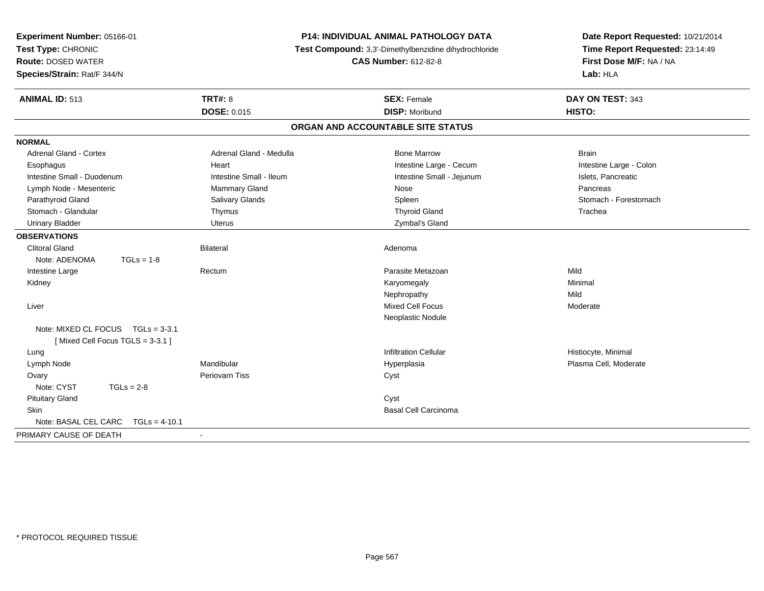**Experiment Number:** 05166-01
**Test Type:** CHRONIC
**Route:** DOSED WATER
**Species/Strain:** Rat/F 344/N

**P14: INDIVIDUAL ANIMAL PATHOLOGY DATA**
**Test Compound:** 3,3'-Dimethylbenzidine dihydrochloride
**CAS Number:** 612-82-8

**Date Report Requested:** 10/21/2014
**Time Report Requested:** 23:14:49
**First Dose M/F:** NA / NA
**Lab:** HLA

| **ANIMAL ID:** 513 | **TRT#:** 8 | **SEX:** Female | **DAY ON TEST:** 343 |
|---|---|---|---|
| | **DOSE:** 0.015 | **DISP:** Moribund | **HISTO:** |

## ORGAN AND ACCOUNTABLE SITE STATUS

**NORMAL**

| | | | |
|---|---|---|---|
| Adrenal Gland - Cortex | Adrenal Gland - Medulla | Bone Marrow | Brain |
| Esophagus | Heart | Intestine Large - Cecum | Intestine Large - Colon |
| Intestine Small - Duodenum | Intestine Small - Ileum | Intestine Small - Jejunum | Islets, Pancreatic |
| Lymph Node - Mesenteric | Mammary Gland | Nose | Pancreas |
| Parathyroid Gland | Salivary Glands | Spleen | Stomach - Forestomach |
| Stomach - Glandular | Thymus | Thyroid Gland | Trachea |
| Urinary Bladder | Uterus | Zymbal's Gland | |

**OBSERVATIONS**

| | | | |
|---|---|---|---|
| Clitoral Gland | Bilateral | Adenoma | |
| Note: ADENOMA TGLs = 1-8 | | | |
| Intestine Large | Rectum | Parasite Metazoan | Mild |
| Kidney | | Karyomegaly | Minimal |
| | | Nephropathy | Mild |
| Liver | | Mixed Cell Focus | Moderate |
| | | Neoplastic Nodule | |
| Note: MIXED CL FOCUS TGLs = 3-3.1 [ Mixed Cell Focus TGLS = 3-3.1 ] | | | |
| Lung | | Infiltration Cellular | Histiocyte, Minimal |
| Lymph Node | Mandibular | Hyperplasia | Plasma Cell, Moderate |
| Ovary | Periovarn Tiss | Cyst | |
| Note: CYST TGLs = 2-8 | | | |
| Pituitary Gland | | Cyst | |
| Skin | | Basal Cell Carcinoma | |
| Note: BASAL CEL CARC TGLs = 4-10.1 | | | |

PRIMARY CAUSE OF DEATH -

* PROTOCOL REQUIRED TISSUE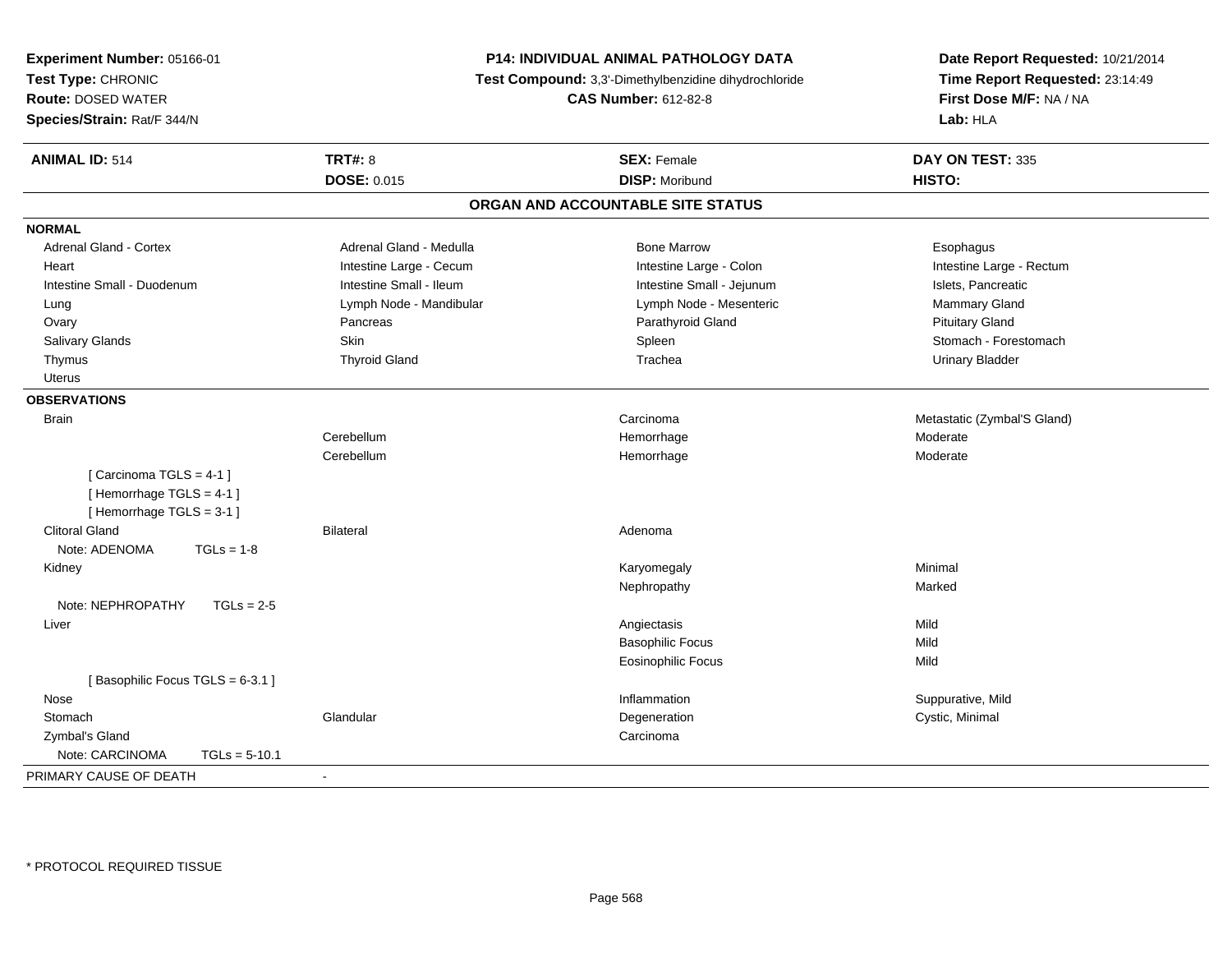**Experiment Number:** 05166-01
**Test Type:** CHRONIC
**Route:** DOSED WATER
**Species/Strain:** Rat/F 344/N

**P14: INDIVIDUAL ANIMAL PATHOLOGY DATA**
**Test Compound:** 3,3'-Dimethylbenzidine dihydrochloride
**CAS Number:** 612-82-8

**Date Report Requested:** 10/21/2014
**Time Report Requested:** 23:14:49
**First Dose M/F:** NA / NA
**Lab:** HLA

| **ANIMAL ID:** 514 | **TRT#:** 8 | **SEX:** Female | **DAY ON TEST:** 335 |
|---|---|---|---|
| | **DOSE:** 0.015 | **DISP:** Moribund | **HISTO:** |

## ORGAN AND ACCOUNTABLE SITE STATUS

**NORMAL**

| | | | |
|---|---|---|---|
| Adrenal Gland - Cortex | Adrenal Gland - Medulla | Bone Marrow | Esophagus |
| Heart | Intestine Large - Cecum | Intestine Large - Colon | Intestine Large - Rectum |
| Intestine Small - Duodenum | Intestine Small - Ileum | Intestine Small - Jejunum | Islets, Pancreatic |
| Lung | Lymph Node - Mandibular | Lymph Node - Mesenteric | Mammary Gland |
| Ovary | Pancreas | Parathyroid Gland | Pituitary Gland |
| Salivary Glands | Skin | Spleen | Stomach - Forestomach |
| Thymus | Thyroid Gland | Trachea | Urinary Bladder |
| Uterus | | | |

**OBSERVATIONS**

| | | | |
|---|---|---|---|
| Brain | | Carcinoma | Metastatic (Zymbal'S Gland) |
| | Cerebellum | Hemorrhage | Moderate |
| | Cerebellum | Hemorrhage | Moderate |
| [ Carcinoma TGLS = 4-1 ] | | | |
| [ Hemorrhage TGLS = 4-1 ] | | | |
| [ Hemorrhage TGLS = 3-1 ] | | | |
| Clitoral Gland | Bilateral | Adenoma | |
| Note: ADENOMA TGLs = 1-8 | | | |
| Kidney | | Karyomegaly | Minimal |
| | | Nephropathy | Marked |
| Note: NEPHROPATHY TGLs = 2-5 | | | |
| Liver | | Angiectasis | Mild |
| | | Basophilic Focus | Mild |
| | | Eosinophilic Focus | Mild |
| [ Basophilic Focus TGLS = 6-3.1 ] | | | |
| Nose | | Inflammation | Suppurative, Mild |
| Stomach | Glandular | Degeneration | Cystic, Minimal |
| Zymbal's Gland | | Carcinoma | |
| Note: CARCINOMA TGLs = 5-10.1 | | | |

PRIMARY CAUSE OF DEATH -

\* PROTOCOL REQUIRED TISSUE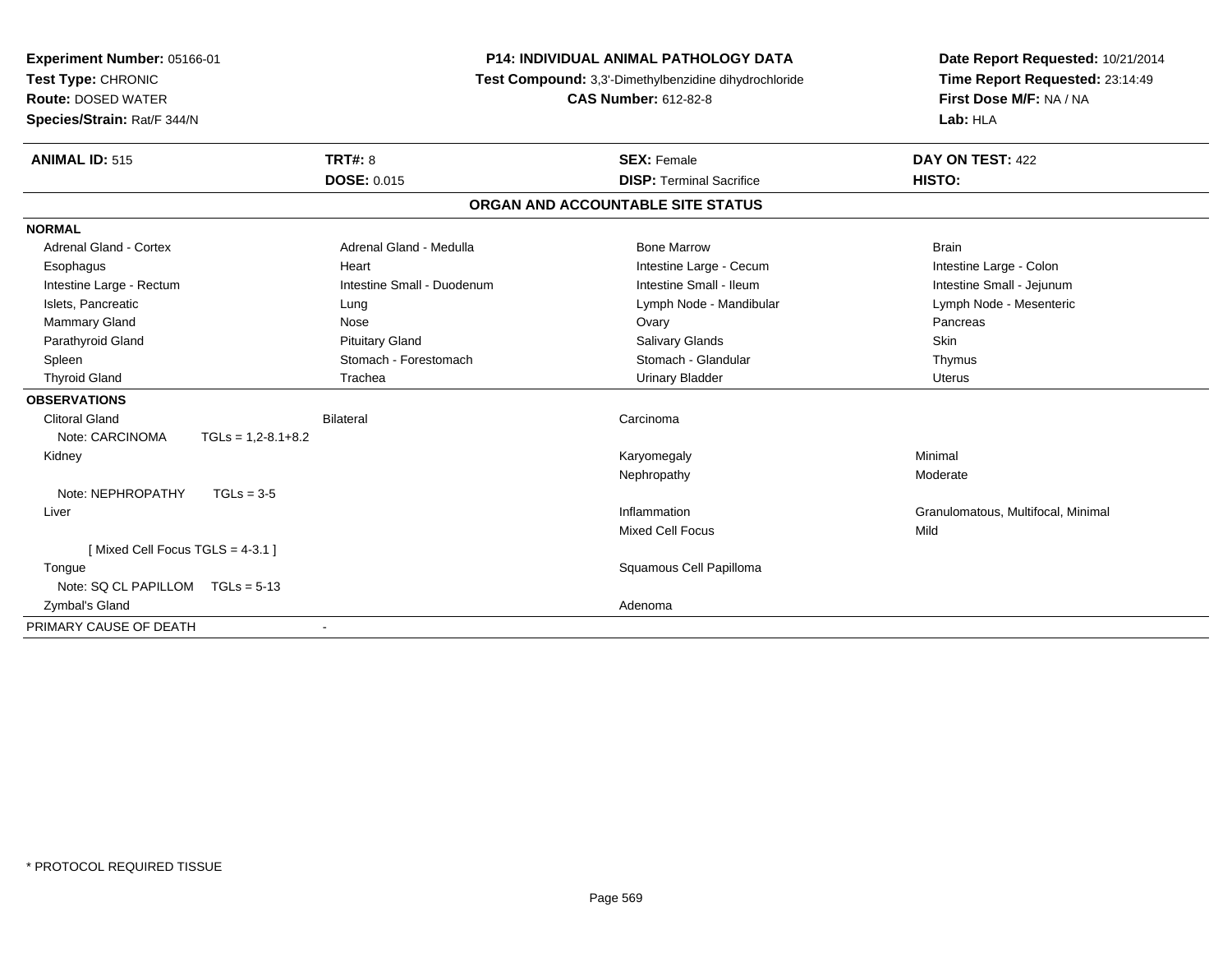**Experiment Number:** 05166-01
**Test Type:** CHRONIC
**Route:** DOSED WATER
**Species/Strain:** Rat/F 344/N

**P14: INDIVIDUAL ANIMAL PATHOLOGY DATA**
**Test Compound:** 3,3'-Dimethylbenzidine dihydrochloride
**CAS Number:** 612-82-8

**Date Report Requested:** 10/21/2014
**Time Report Requested:** 23:14:49
**First Dose M/F:** NA / NA
**Lab:** HLA

| **ANIMAL ID:** 515 | **TRT#:** 8 | **SEX:** Female | **DAY ON TEST:** 422 |
|---|---|---|---|
| | **DOSE:** 0.015 | **DISP:** Terminal Sacrifice | **HISTO:** |

## ORGAN AND ACCOUNTABLE SITE STATUS

**NORMAL**

| | | | |
|---|---|---|---|
| Adrenal Gland - Cortex | Adrenal Gland - Medulla | Bone Marrow | Brain |
| Esophagus | Heart | Intestine Large - Cecum | Intestine Large - Colon |
| Intestine Large - Rectum | Intestine Small - Duodenum | Intestine Small - Ileum | Intestine Small - Jejunum |
| Islets, Pancreatic | Lung | Lymph Node - Mandibular | Lymph Node - Mesenteric |
| Mammary Gland | Nose | Ovary | Pancreas |
| Parathyroid Gland | Pituitary Gland | Salivary Glands | Skin |
| Spleen | Stomach - Forestomach | Stomach - Glandular | Thymus |
| Thyroid Gland | Trachea | Urinary Bladder | Uterus |

**OBSERVATIONS**

| | | | |
|---|---|---|---|
| Clitoral Gland | Bilateral | Carcinoma | |
| Note: CARCINOMA TGLs = 1,2-8.1+8.2 | | | |
| Kidney | | Karyomegaly | Minimal |
| | | Nephropathy | Moderate |
| Note: NEPHROPATHY TGLs = 3-5 | | | |
| Liver | | Inflammation | Granulomatous, Multifocal, Minimal |
| | | Mixed Cell Focus | Mild |
| [ Mixed Cell Focus TGLS = 4-3.1 ] | | | |
| Tongue | | Squamous Cell Papilloma | |
| Note: SQ CL PAPILLOM TGLs = 5-13 | | | |
| Zymbal's Gland | | Adenoma | |

PRIMARY CAUSE OF DEATH -

* PROTOCOL REQUIRED TISSUE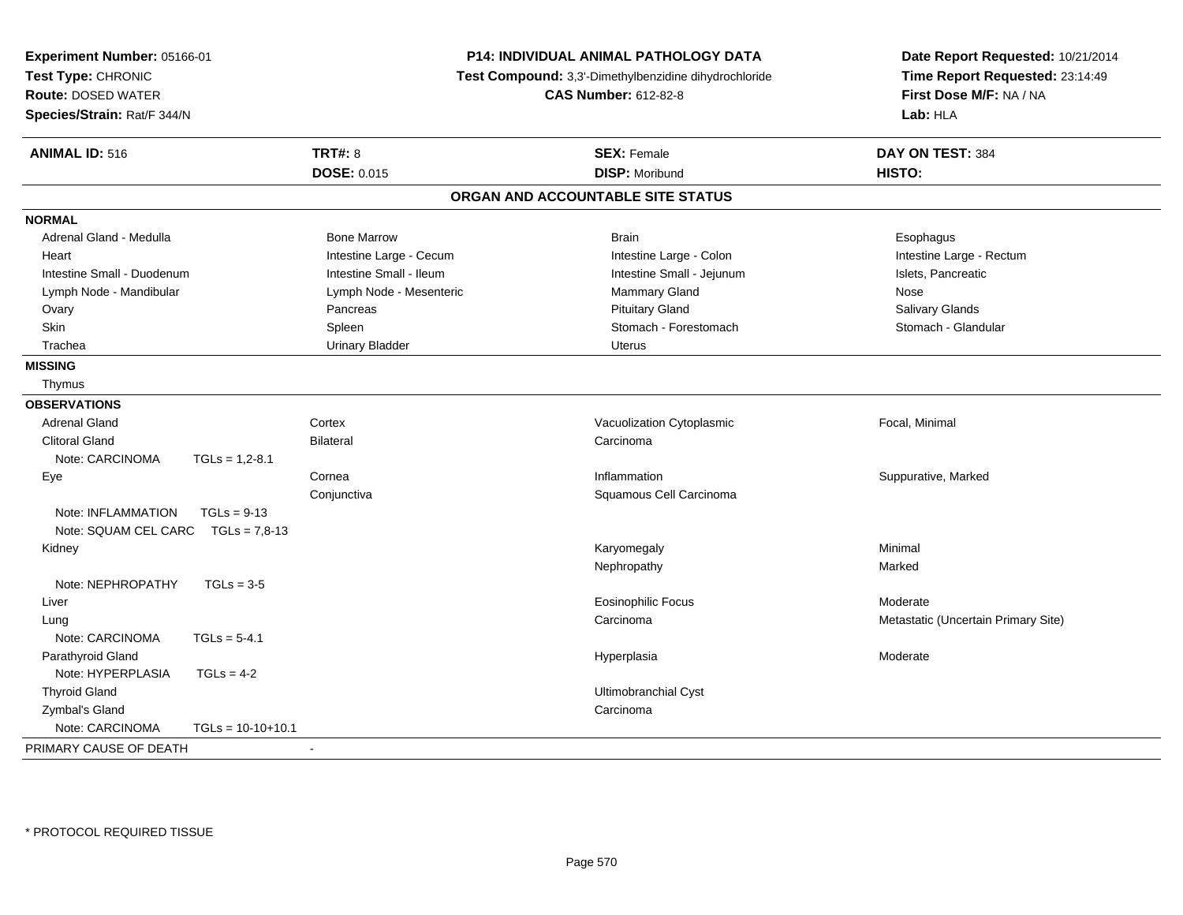**Experiment Number:** 05166-01
**Test Type:** CHRONIC
**Route:** DOSED WATER
**Species/Strain:** Rat/F 344/N

**P14: INDIVIDUAL ANIMAL PATHOLOGY DATA**
**Test Compound:** 3,3'-Dimethylbenzidine dihydrochloride
**CAS Number:** 612-82-8

**Date Report Requested:** 10/21/2014
**Time Report Requested:** 23:14:49
**First Dose M/F:** NA / NA
**Lab:** HLA

| **ANIMAL ID:** 516 | **TRT#:** 8 | **SEX:** Female | **DAY ON TEST:** 384 |
|---|---|---|---|
| | **DOSE:** 0.015 | **DISP:** Moribund | **HISTO:** |

## ORGAN AND ACCOUNTABLE SITE STATUS

**NORMAL**

| | | | |
|---|---|---|---|
| Adrenal Gland - Medulla | Bone Marrow | Brain | Esophagus |
| Heart | Intestine Large - Cecum | Intestine Large - Colon | Intestine Large - Rectum |
| Intestine Small - Duodenum | Intestine Small - Ileum | Intestine Small - Jejunum | Islets, Pancreatic |
| Lymph Node - Mandibular | Lymph Node - Mesenteric | Mammary Gland | Nose |
| Ovary | Pancreas | Pituitary Gland | Salivary Glands |
| Skin | Spleen | Stomach - Forestomach | Stomach - Glandular |
| Trachea | Urinary Bladder | Uterus | |

**MISSING**

Thymus

**OBSERVATIONS**

| | | | |
|---|---|---|---|
| Adrenal Gland | Cortex | Vacuolization Cytoplasmic | Focal, Minimal |
| Clitoral Gland | Bilateral | Carcinoma | |
| Note: CARCINOMA TGLs = 1,2-8.1 | | | |
| Eye | Cornea | Inflammation | Suppurative, Marked |
| | Conjunctiva | Squamous Cell Carcinoma | |
| Note: INFLAMMATION TGLs = 9-13 | | | |
| Note: SQUAM CEL CARC TGLs = 7,8-13 | | | |
| Kidney | | Karyomegaly | Minimal |
| | | Nephropathy | Marked |
| Note: NEPHROPATHY TGLs = 3-5 | | | |
| Liver | | Eosinophilic Focus | Moderate |
| Lung | | Carcinoma | Metastatic (Uncertain Primary Site) |
| Note: CARCINOMA TGLs = 5-4.1 | | | |
| Parathyroid Gland | | Hyperplasia | Moderate |
| Note: HYPERPLASIA TGLs = 4-2 | | | |
| Thyroid Gland | | Ultimobranchial Cyst | |
| Zymbal's Gland | | Carcinoma | |
| Note: CARCINOMA TGLs = 10-10+10.1 | | | |

PRIMARY CAUSE OF DEATH -

* PROTOCOL REQUIRED TISSUE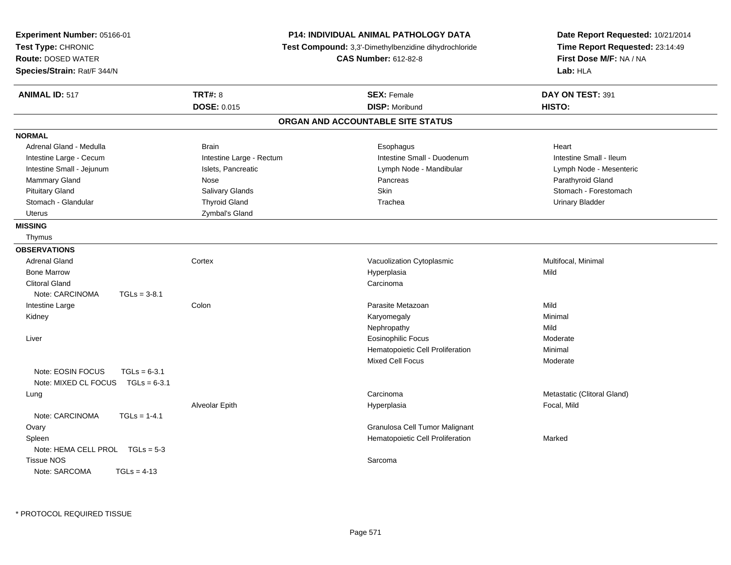**Experiment Number:** 05166-01
**Test Type:** CHRONIC
**Route:** DOSED WATER
**Species/Strain:** Rat/F 344/N

**P14: INDIVIDUAL ANIMAL PATHOLOGY DATA**
**Test Compound:** 3,3'-Dimethylbenzidine dihydrochloride
**CAS Number:** 612-82-8

**Date Report Requested:** 10/21/2014
**Time Report Requested:** 23:14:49
**First Dose M/F:** NA / NA
**Lab:** HLA

| **ANIMAL ID:** 517 | **TRT#:** 8 | **SEX:** Female | **DAY ON TEST:** 391 |
|---|---|---|---|
| | **DOSE:** 0.015 | **DISP:** Moribund | **HISTO:** |

## ORGAN AND ACCOUNTABLE SITE STATUS

**NORMAL**

| | | | |
|---|---|---|---|
| Adrenal Gland - Medulla | Brain | Esophagus | Heart |
| Intestine Large - Cecum | Intestine Large - Rectum | Intestine Small - Duodenum | Intestine Small - Ileum |
| Intestine Small - Jejunum | Islets, Pancreatic | Lymph Node - Mandibular | Lymph Node - Mesenteric |
| Mammary Gland | Nose | Pancreas | Parathyroid Gland |
| Pituitary Gland | Salivary Glands | Skin | Stomach - Forestomach |
| Stomach - Glandular | Thyroid Gland | Trachea | Urinary Bladder |
| Uterus | Zymbal's Gland | | |

**MISSING**

Thymus

**OBSERVATIONS**

| | | | |
|---|---|---|---|
| Adrenal Gland | Cortex | Vacuolization Cytoplasmic | Multifocal, Minimal |
| Bone Marrow | | Hyperplasia | Mild |
| Clitoral Gland | | Carcinoma | |
| Note: CARCINOMA TGLs = 3-8.1 | | | |
| Intestine Large | Colon | Parasite Metazoan | Mild |
| Kidney | | Karyomegaly | Minimal |
| | | Nephropathy | Mild |
| Liver | | Eosinophilic Focus | Moderate |
| | | Hematopoietic Cell Proliferation | Minimal |
| | | Mixed Cell Focus | Moderate |
| Note: EOSIN FOCUS TGLs = 6-3.1 | | | |
| Note: MIXED CL FOCUS TGLs = 6-3.1 | | | |
| Lung | | Carcinoma | Metastatic (Clitoral Gland) |
| | Alveolar Epith | Hyperplasia | Focal, Mild |
| Note: CARCINOMA TGLs = 1-4.1 | | | |
| Ovary | | Granulosa Cell Tumor Malignant | |
| Spleen | | Hematopoietic Cell Proliferation | Marked |
| Note: HEMA CELL PROL TGLs = 5-3 | | | |
| Tissue NOS | | Sarcoma | |
| Note: SARCOMA TGLs = 4-13 | | | |

* PROTOCOL REQUIRED TISSUE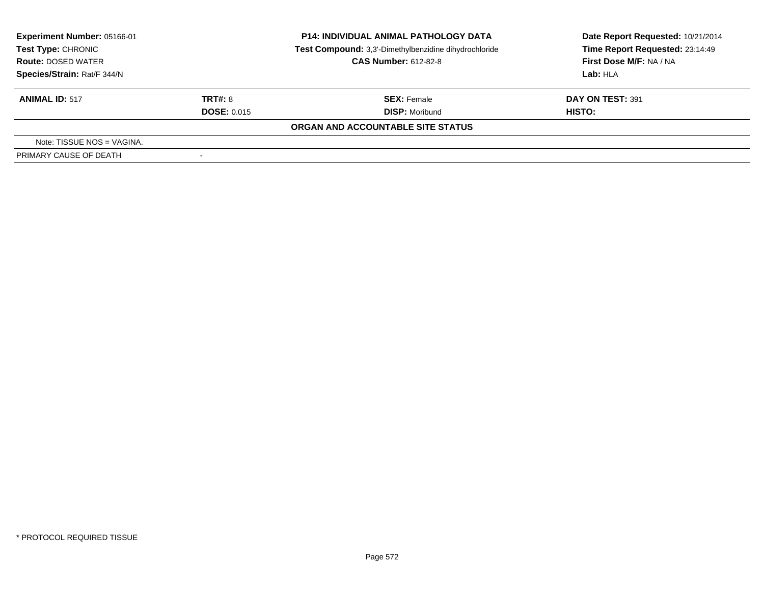**Experiment Number:** 05166-01
**Test Type:** CHRONIC
**Route:** DOSED WATER
**Species/Strain:** Rat/F 344/N

**P14: INDIVIDUAL ANIMAL PATHOLOGY DATA**
**Test Compound:** 3,3'-Dimethylbenzidine dihydrochloride
**CAS Number:** 612-82-8

**Date Report Requested:** 10/21/2014
**Time Report Requested:** 23:14:49
**First Dose M/F:** NA / NA
**Lab:** HLA

| **ANIMAL ID:** 517 | **TRT#:** 8 | **SEX:** Female | **DAY ON TEST:** 391 |
|---|---|---|---|
| | **DOSE:** 0.015 | **DISP:** Moribund | **HISTO:** |

**ORGAN AND ACCOUNTABLE SITE STATUS**

Note: TISSUE NOS = VAGINA.

| PRIMARY CAUSE OF DEATH | - |
|---|---|

* PROTOCOL REQUIRED TISSUE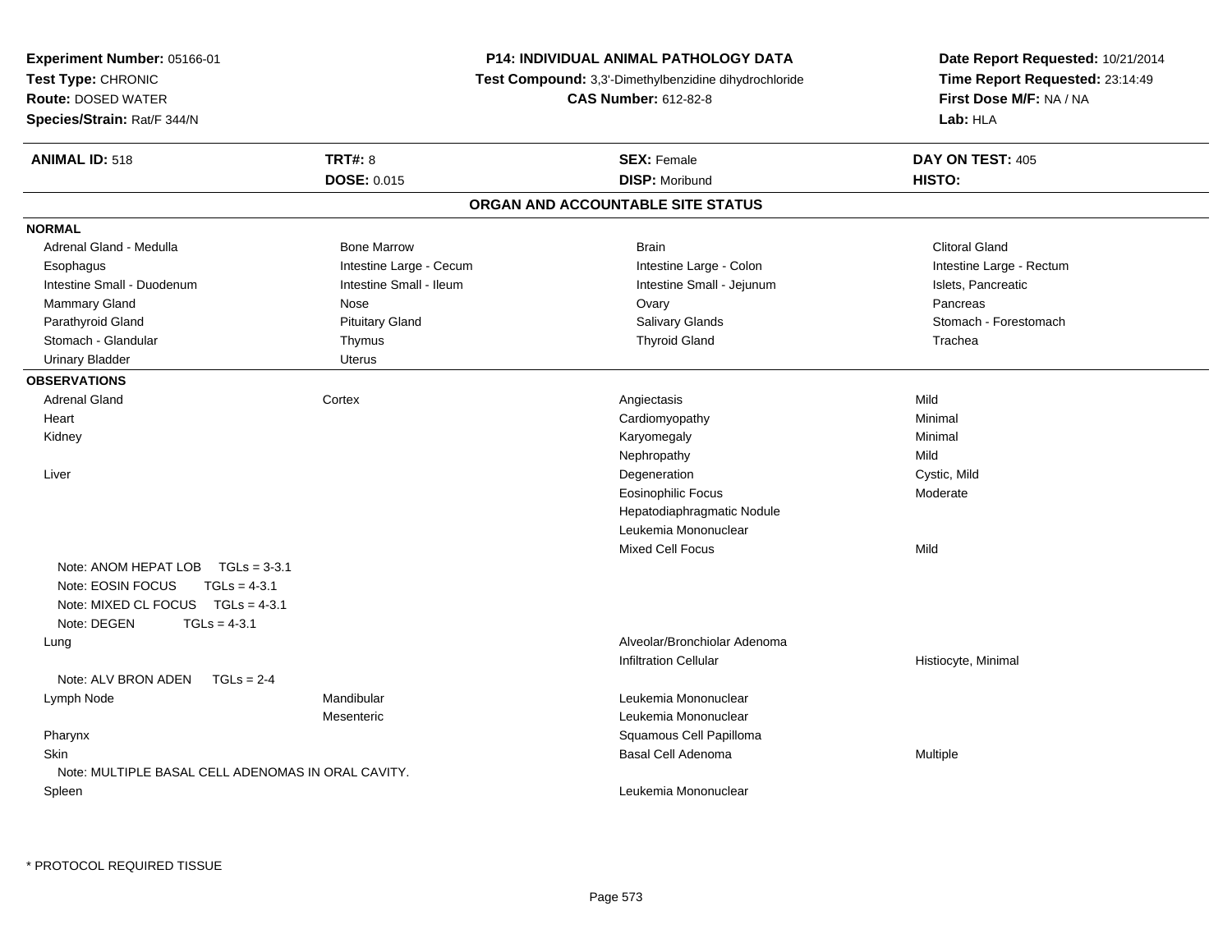**Experiment Number:** 05166-01
**Test Type:** CHRONIC
**Route:** DOSED WATER
**Species/Strain:** Rat/F 344/N

**P14: INDIVIDUAL ANIMAL PATHOLOGY DATA**
**Test Compound:** 3,3'-Dimethylbenzidine dihydrochloride
**CAS Number:** 612-82-8

**Date Report Requested:** 10/21/2014
**Time Report Requested:** 23:14:49
**First Dose M/F:** NA / NA
**Lab:** HLA

| **ANIMAL ID:** 518 | **TRT#:** 8 | **SEX:** Female | **DAY ON TEST:** 405 |
|---|---|---|---|
| | **DOSE:** 0.015 | **DISP:** Moribund | **HISTO:** |

## ORGAN AND ACCOUNTABLE SITE STATUS

**NORMAL**

| | | | |
|---|---|---|---|
| Adrenal Gland - Medulla | Bone Marrow | Brain | Clitoral Gland |
| Esophagus | Intestine Large - Cecum | Intestine Large - Colon | Intestine Large - Rectum |
| Intestine Small - Duodenum | Intestine Small - Ileum | Intestine Small - Jejunum | Islets, Pancreatic |
| Mammary Gland | Nose | Ovary | Pancreas |
| Parathyroid Gland | Pituitary Gland | Salivary Glands | Stomach - Forestomach |
| Stomach - Glandular | Thymus | Thyroid Gland | Trachea |
| Urinary Bladder | Uterus | | |

**OBSERVATIONS**

| Organ | Site | Observation | Severity |
|---|---|---|---|
| Adrenal Gland | Cortex | Angiectasis | Mild |
| Heart | | Cardiomyopathy | Minimal |
| Kidney | | Karyomegaly | Minimal |
| | | Nephropathy | Mild |
| Liver | | Degeneration | Cystic, Mild |
| | | Eosinophilic Focus | Moderate |
| | | Hepatodiaphragmatic Nodule | |
| | | Leukemia Mononuclear | |
| | | Mixed Cell Focus | Mild |
| Note: ANOM HEPAT LOB TGLs = 3-3.1 | | | |
| Note: EOSIN FOCUS TGLs = 4-3.1 | | | |
| Note: MIXED CL FOCUS TGLs = 4-3.1 | | | |
| Note: DEGEN TGLs = 4-3.1 | | | |
| Lung | | Alveolar/Bronchiolar Adenoma | |
| | | Infiltration Cellular | Histiocyte, Minimal |
| Note: ALV BRON ADEN TGLs = 2-4 | | | |
| Lymph Node | Mandibular | Leukemia Mononuclear | |
| | Mesenteric | Leukemia Mononuclear | |
| Pharynx | | Squamous Cell Papilloma | |
| Skin | | Basal Cell Adenoma | Multiple |
| Note: MULTIPLE BASAL CELL ADENOMAS IN ORAL CAVITY. | | | |
| Spleen | | Leukemia Mononuclear | |

* PROTOCOL REQUIRED TISSUE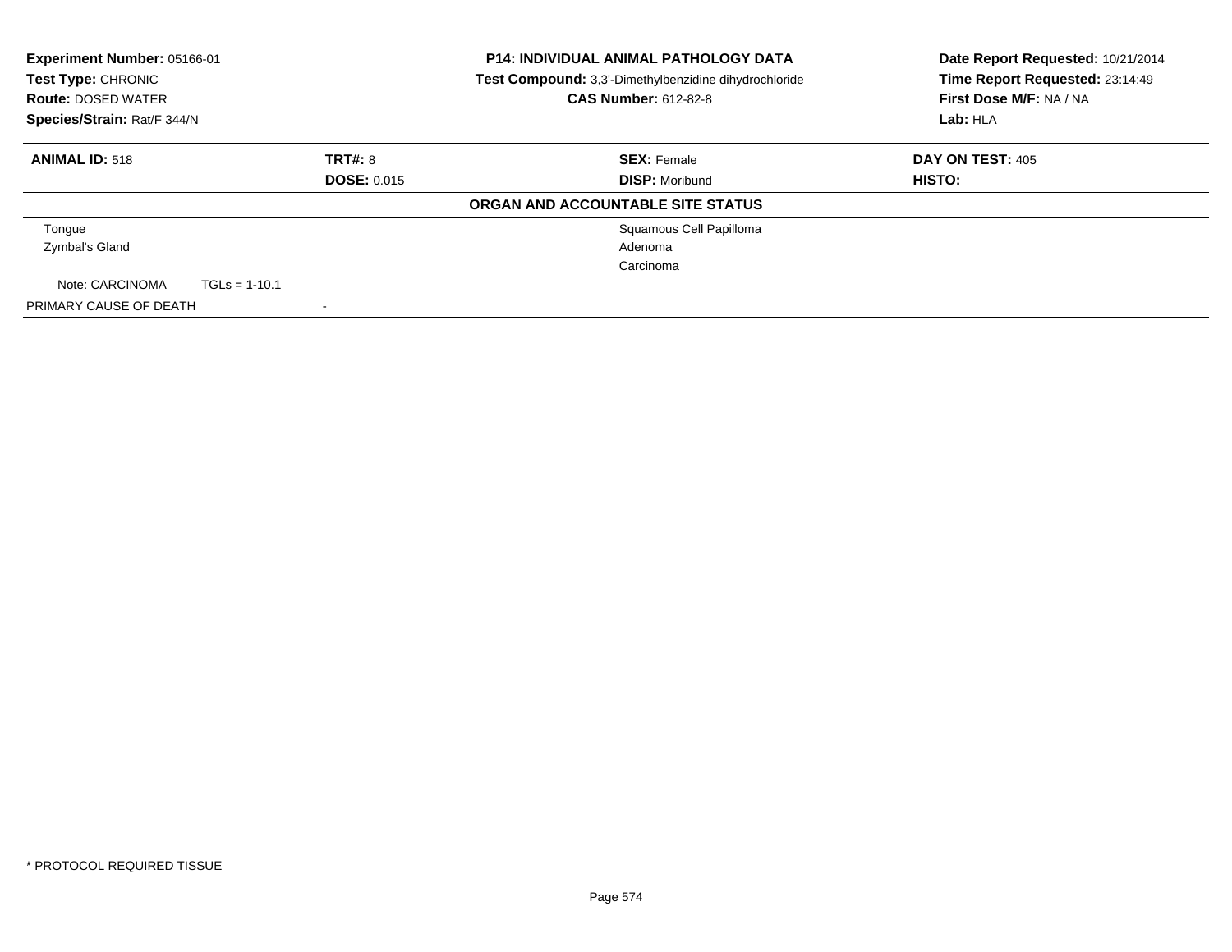**Experiment Number:** 05166-01
**Test Type:** CHRONIC
**Route:** DOSED WATER
**Species/Strain:** Rat/F 344/N

**P14: INDIVIDUAL ANIMAL PATHOLOGY DATA**
**Test Compound:** 3,3'-Dimethylbenzidine dihydrochloride
**CAS Number:** 612-82-8

**Date Report Requested:** 10/21/2014
**Time Report Requested:** 23:14:49
**First Dose M/F:** NA / NA
**Lab:** HLA

| **ANIMAL ID:** 518 | **TRT#:** 8 | **SEX:** Female | **DAY ON TEST:** 405 |
|---|---|---|---|
| | **DOSE:** 0.015 | **DISP:** Moribund | **HISTO:** |

**ORGAN AND ACCOUNTABLE SITE STATUS**

| Organ | Status |
|---|---|
| Tongue | Squamous Cell Papilloma |
| Zymbal's Gland | Adenoma |
| | Carcinoma |
| Note: CARCINOMA TGLs = 1-10.1 | |
| PRIMARY CAUSE OF DEATH | - |

\* PROTOCOL REQUIRED TISSUE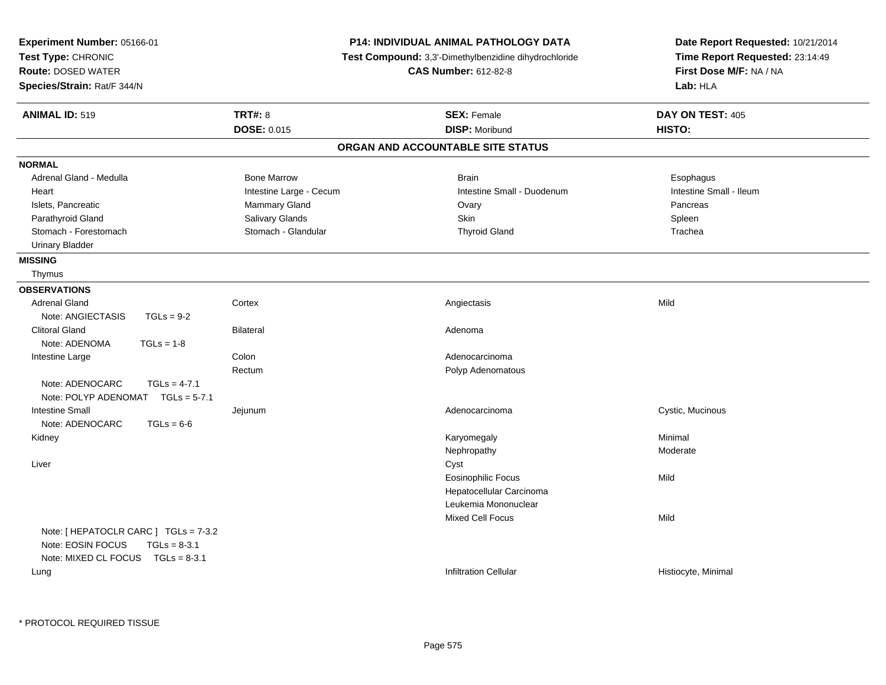**Experiment Number:** 05166-01
**Test Type:** CHRONIC
**Route:** DOSED WATER
**Species/Strain:** Rat/F 344/N

**P14: INDIVIDUAL ANIMAL PATHOLOGY DATA**
**Test Compound:** 3,3'-Dimethylbenzidine dihydrochloride
**CAS Number:** 612-82-8

**Date Report Requested:** 10/21/2014
**Time Report Requested:** 23:14:49
**First Dose M/F:** NA / NA
**Lab:** HLA

| **ANIMAL ID:** 519 | **TRT#:** 8 | **SEX:** Female | **DAY ON TEST:** 405 |
|---|---|---|---|
| | **DOSE:** 0.015 | **DISP:** Moribund | **HISTO:** |

## ORGAN AND ACCOUNTABLE SITE STATUS

**NORMAL**

| | | | |
|---|---|---|---|
| Adrenal Gland - Medulla | Bone Marrow | Brain | Esophagus |
| Heart | Intestine Large - Cecum | Intestine Small - Duodenum | Intestine Small - Ileum |
| Islets, Pancreatic | Mammary Gland | Ovary | Pancreas |
| Parathyroid Gland | Salivary Glands | Skin | Spleen |
| Stomach - Forestomach | Stomach - Glandular | Thyroid Gland | Trachea |
| Urinary Bladder | | | |

**MISSING**

Thymus

**OBSERVATIONS**

| | | | |
|---|---|---|---|
| Adrenal Gland | Cortex | Angiectasis | Mild |
| Note: ANGIECTASIS TGLs = 9-2 | | | |
| Clitoral Gland | Bilateral | Adenoma | |
| Note: ADENOMA TGLs = 1-8 | | | |
| Intestine Large | Colon | Adenocarcinoma | |
| | Rectum | Polyp Adenomatous | |
| Note: ADENOCARC TGLs = 4-7.1 | | | |
| Note: POLYP ADENOMAT TGLs = 5-7.1 | | | |
| Intestine Small | Jejunum | Adenocarcinoma | Cystic, Mucinous |
| Note: ADENOCARC TGLs = 6-6 | | | |
| Kidney | | Karyomegaly | Minimal |
| | | Nephropathy | Moderate |
| Liver | | Cyst | |
| | | Eosinophilic Focus | Mild |
| | | Hepatocellular Carcinoma | |
| | | Leukemia Mononuclear | |
| | | Mixed Cell Focus | Mild |
| Note: [ HEPATOCLR CARC ] TGLs = 7-3.2 | | | |
| Note: EOSIN FOCUS TGLs = 8-3.1 | | | |
| Note: MIXED CL FOCUS TGLs = 8-3.1 | | | |
| Lung | | Infiltration Cellular | Histiocyte, Minimal |

* PROTOCOL REQUIRED TISSUE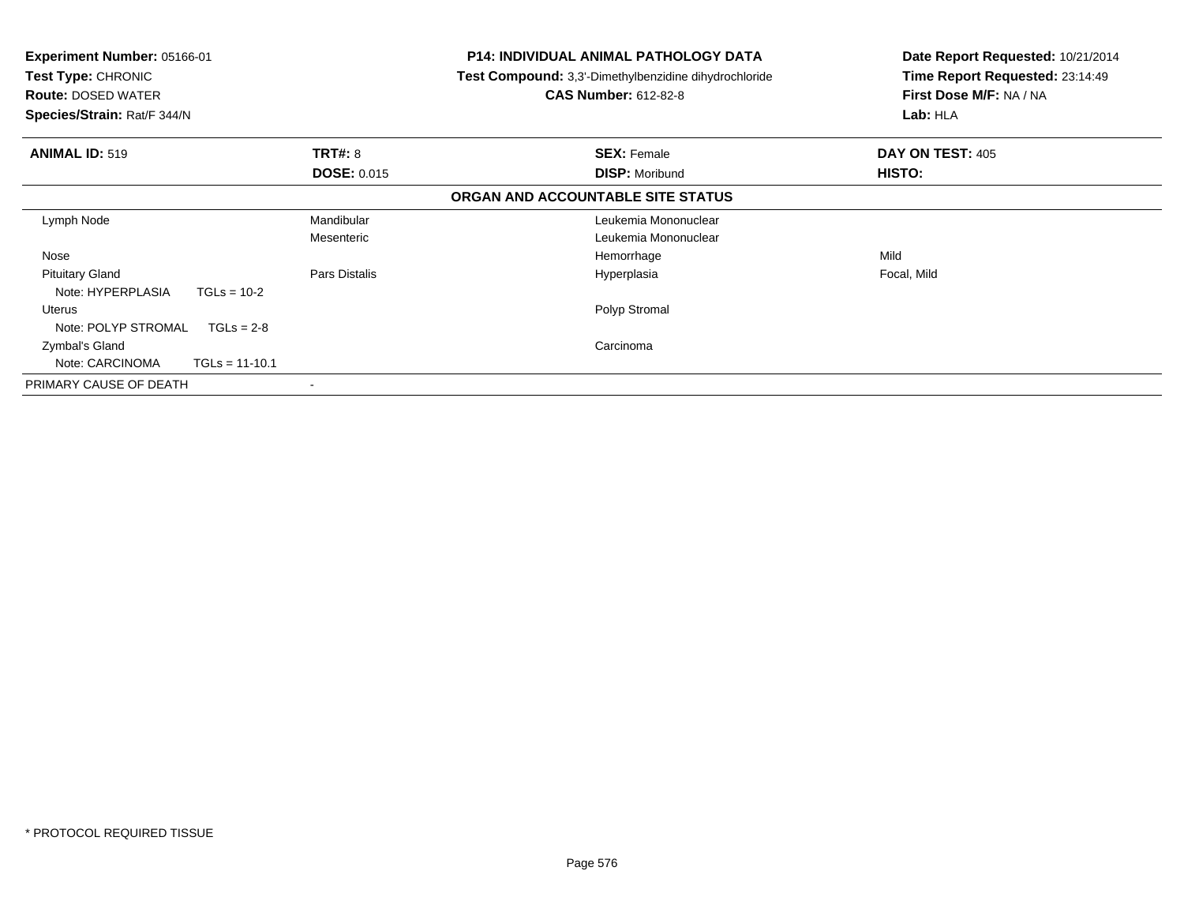**Experiment Number:** 05166-01
**Test Type:** CHRONIC
**Route:** DOSED WATER
**Species/Strain:** Rat/F 344/N

**P14: INDIVIDUAL ANIMAL PATHOLOGY DATA**
**Test Compound:** 3,3'-Dimethylbenzidine dihydrochloride
**CAS Number:** 612-82-8

**Date Report Requested:** 10/21/2014
**Time Report Requested:** 23:14:49
**First Dose M/F:** NA / NA
**Lab:** HLA

| **ANIMAL ID:** 519 | **TRT#:** 8 | **SEX:** Female | **DAY ON TEST:** 405 |
|---|---|---|---|
| | **DOSE:** 0.015 | **DISP:** Moribund | **HISTO:** |

## ORGAN AND ACCOUNTABLE SITE STATUS

| | | | |
|---|---|---|---|
| Lymph Node | Mandibular | Leukemia Mononuclear | |
| | Mesenteric | Leukemia Mononuclear | |
| Nose | | Hemorrhage | Mild |
| Pituitary Gland | Pars Distalis | Hyperplasia | Focal, Mild |
| Note: HYPERPLASIA TGLs = 10-2 | | | |
| Uterus | | Polyp Stromal | |
| Note: POLYP STROMAL TGLs = 2-8 | | | |
| Zymbal's Gland | | Carcinoma | |
| Note: CARCINOMA TGLs = 11-10.1 | | | |
| PRIMARY CAUSE OF DEATH | - | | |

* PROTOCOL REQUIRED TISSUE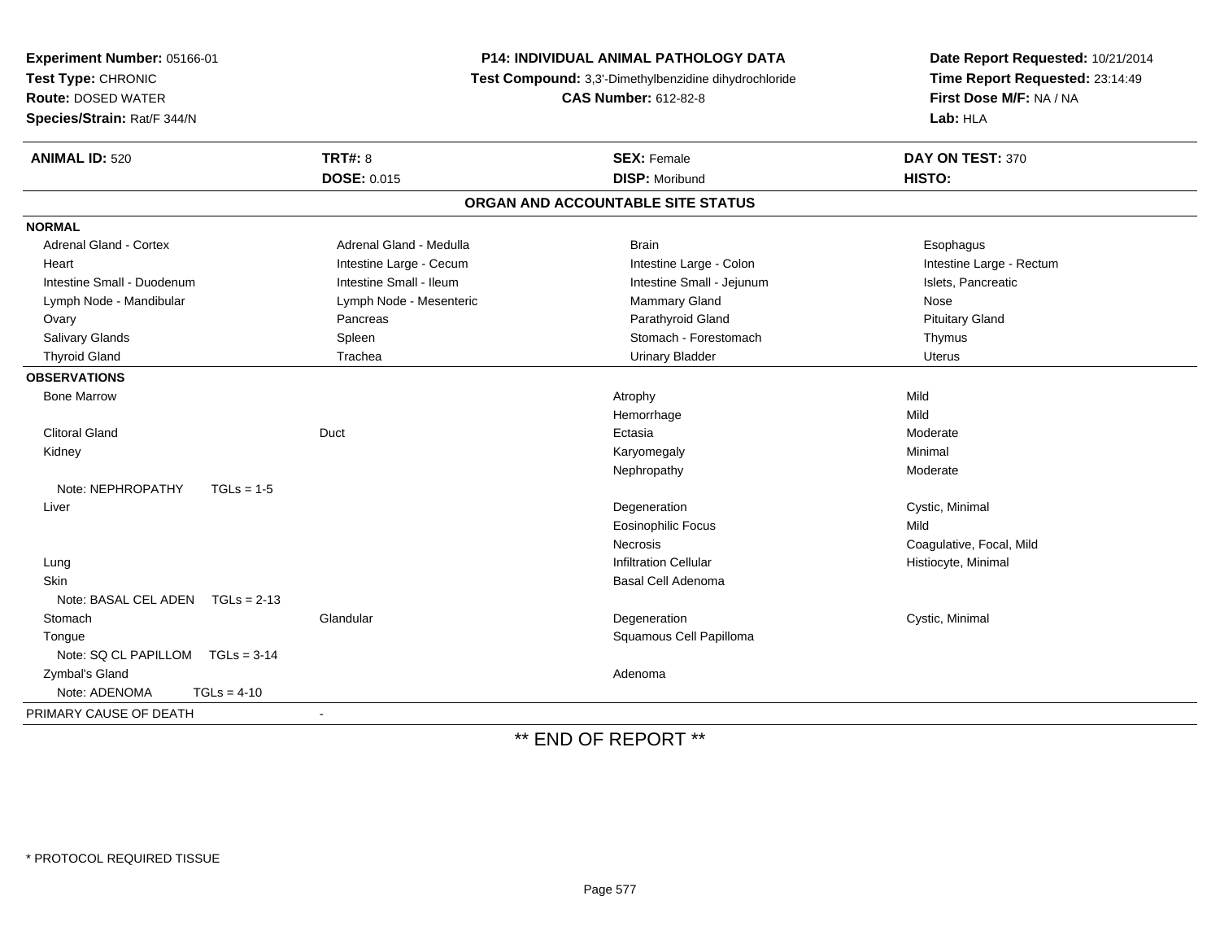**Experiment Number:** 05166-01
**Test Type:** CHRONIC
**Route:** DOSED WATER
**Species/Strain:** Rat/F 344/N

**P14: INDIVIDUAL ANIMAL PATHOLOGY DATA**
**Test Compound:** 3,3'-Dimethylbenzidine dihydrochloride
**CAS Number:** 612-82-8

**Date Report Requested:** 10/21/2014
**Time Report Requested:** 23:14:49
**First Dose M/F:** NA / NA
**Lab:** HLA

| **ANIMAL ID:** 520 | **TRT#:** 8 | **SEX:** Female | **DAY ON TEST:** 370 |
|---|---|---|---|
| | **DOSE:** 0.015 | **DISP:** Moribund | **HISTO:** |

## ORGAN AND ACCOUNTABLE SITE STATUS

**NORMAL**

| | | | |
|---|---|---|---|
| Adrenal Gland - Cortex | Adrenal Gland - Medulla | Brain | Esophagus |
| Heart | Intestine Large - Cecum | Intestine Large - Colon | Intestine Large - Rectum |
| Intestine Small - Duodenum | Intestine Small - Ileum | Intestine Small - Jejunum | Islets, Pancreatic |
| Lymph Node - Mandibular | Lymph Node - Mesenteric | Mammary Gland | Nose |
| Ovary | Pancreas | Parathyroid Gland | Pituitary Gland |
| Salivary Glands | Spleen | Stomach - Forestomach | Thymus |
| Thyroid Gland | Trachea | Urinary Bladder | Uterus |

**OBSERVATIONS**

| | | | |
|---|---|---|---|
| Bone Marrow | | Atrophy | Mild |
| | | Hemorrhage | Mild |
| Clitoral Gland | Duct | Ectasia | Moderate |
| Kidney | | Karyomegaly | Minimal |
| | | Nephropathy | Moderate |
| Note: NEPHROPATHY TGLs = 1-5 | | | |
| Liver | | Degeneration | Cystic, Minimal |
| | | Eosinophilic Focus | Mild |
| | | Necrosis | Coagulative, Focal, Mild |
| Lung | | Infiltration Cellular | Histiocyte, Minimal |
| Skin | | Basal Cell Adenoma | |
| Note: BASAL CEL ADEN TGLs = 2-13 | | | |
| Stomach | Glandular | Degeneration | Cystic, Minimal |
| Tongue | | Squamous Cell Papilloma | |
| Note: SQ CL PAPILLOM TGLs = 3-14 | | | |
| Zymbal's Gland | | Adenoma | |
| Note: ADENOMA TGLs = 4-10 | | | |

PRIMARY CAUSE OF DEATH -

** END OF REPORT **

* PROTOCOL REQUIRED TISSUE